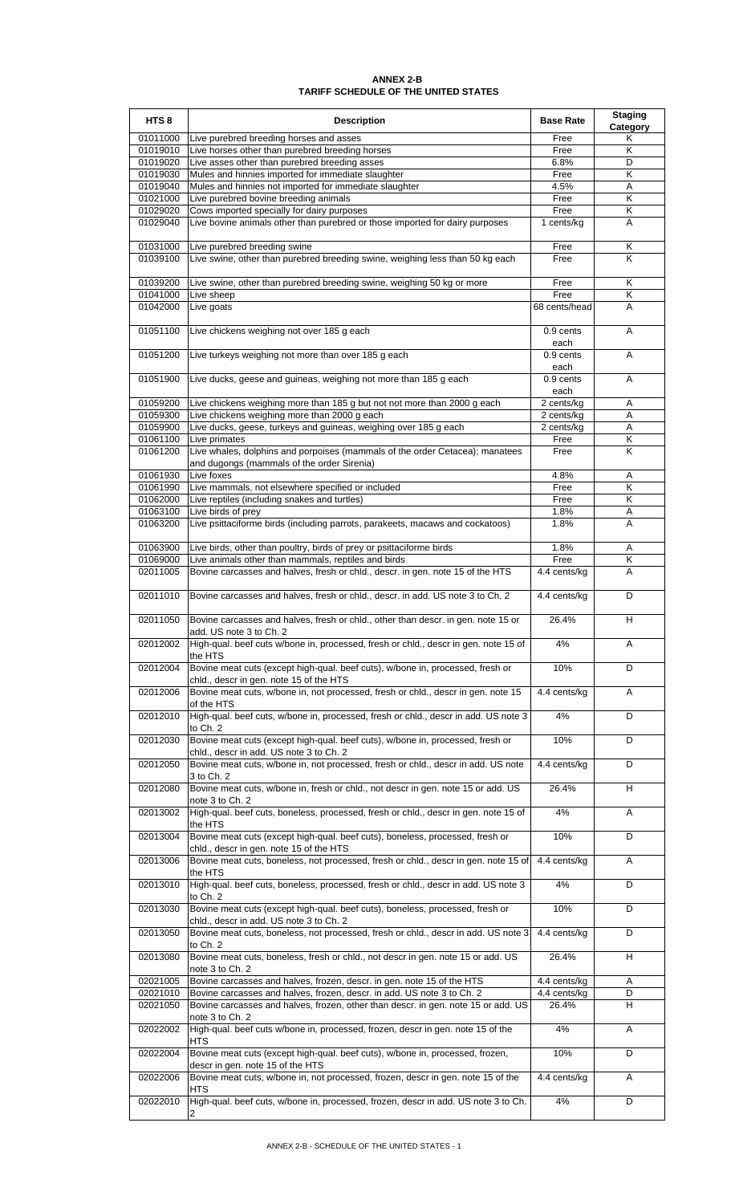# ANNEX 2-B
## TARIFF SCHEDULE OF THE UNITED STATES

| HTS 8 | Description | Base Rate | Staging Category |
|---|---|---|---|
| 01011000 | Live purebred breeding horses and asses | Free | K |
| 01019010 | Live horses other than purebred breeding horses | Free | K |
| 01019020 | Live asses other than purebred breeding asses | 6.8% | D |
| 01019030 | Mules and hinnies imported for immediate slaughter | Free | K |
| 01019040 | Mules and hinnies not imported for immediate slaughter | 4.5% | A |
| 01021000 | Live purebred bovine breeding animals | Free | K |
| 01029020 | Cows imported specially for dairy purposes | Free | K |
| 01029040 | Live bovine animals other than purebred or those imported for dairy purposes | 1 cents/kg | A |
| 01031000 | Live purebred breeding swine | Free | K |
| 01039100 | Live swine, other than purebred breeding swine, weighing less than 50 kg each | Free | K |
| 01039200 | Live swine, other than purebred breeding swine, weighing 50 kg or more | Free | K |
| 01041000 | Live sheep | Free | K |
| 01042000 | Live goats | 68 cents/head | A |
| 01051100 | Live chickens weighing not over 185 g each | 0.9 cents each | A |
| 01051200 | Live turkeys weighing not more than over 185 g each | 0.9 cents each | A |
| 01051900 | Live ducks, geese and guineas, weighing not more than 185 g each | 0.9 cents each | A |
| 01059200 | Live chickens weighing more than 185 g but not not more than 2000 g each | 2 cents/kg | A |
| 01059300 | Live chickens weighing more than 2000 g each | 2 cents/kg | A |
| 01059900 | Live ducks, geese, turkeys and guineas, weighing over 185 g each | 2 cents/kg | A |
| 01061100 | Live primates | Free | K |
| 01061200 | Live whales, dolphins and porpoises (mammals of the order Cetacea); manatees and dugongs (mammals of the order Sirenia) | Free | K |
| 01061930 | Live foxes | 4.8% | A |
| 01061990 | Live mammals, not elsewhere specified or included | Free | K |
| 01062000 | Live reptiles (including snakes and turtles) | Free | K |
| 01063100 | Live birds of prey | 1.8% | A |
| 01063200 | Live psittaciforme birds (including parrots, parakeets, macaws and cockatoos) | 1.8% | A |
| 01063900 | Live birds, other than poultry, birds of prey or psittaciforme birds | 1.8% | A |
| 01069000 | Live animals other than mammals, reptiles and birds | Free | K |
| 02011005 | Bovine carcasses and halves, fresh or chld., descr. in gen. note 15 of the HTS | 4.4 cents/kg | A |
| 02011010 | Bovine carcasses and halves, fresh or chld., descr. in add. US note 3 to Ch. 2 | 4.4 cents/kg | D |
| 02011050 | Bovine carcasses and halves, fresh or chld., other than descr. in gen. note 15 or add. US note 3 to Ch. 2 | 26.4% | H |
| 02012002 | High-qual. beef cuts w/bone in, processed, fresh or chld., descr in gen. note 15 of the HTS | 4% | A |
| 02012004 | Bovine meat cuts (except high-qual. beef cuts), w/bone in, processed, fresh or chld., descr in gen. note 15 of the HTS | 10% | D |
| 02012006 | Bovine meat cuts, w/bone in, not processed, fresh or chld., descr in gen. note 15 of the HTS | 4.4 cents/kg | A |
| 02012010 | High-qual. beef cuts, w/bone in, processed, fresh or chld., descr in add. US note 3 to Ch. 2 | 4% | D |
| 02012030 | Bovine meat cuts (except high-qual. beef cuts), w/bone in, processed, fresh or chld., descr in add. US note 3 to Ch. 2 | 10% | D |
| 02012050 | Bovine meat cuts, w/bone in, not processed, fresh or chld., descr in add. US note 3 to Ch. 2 | 4.4 cents/kg | D |
| 02012080 | Bovine meat cuts, w/bone in, fresh or chld., not descr in gen. note 15 or add. US note 3 to Ch. 2 | 26.4% | H |
| 02013002 | High-qual. beef cuts, boneless, processed, fresh or chld., descr in gen. note 15 of the HTS | 4% | A |
| 02013004 | Bovine meat cuts (except high-qual. beef cuts), boneless, processed, fresh or chld., descr in gen. note 15 of the HTS | 10% | D |
| 02013006 | Bovine meat cuts, boneless, not processed, fresh or chld., descr in gen. note 15 of the HTS | 4.4 cents/kg | A |
| 02013010 | High-qual. beef cuts, boneless, processed, fresh or chld., descr in add. US note 3 to Ch. 2 | 4% | D |
| 02013030 | Bovine meat cuts (except high-qual. beef cuts), boneless, processed, fresh or chld., descr in add. US note 3 to Ch. 2 | 10% | D |
| 02013050 | Bovine meat cuts, boneless, not processed, fresh or chld., descr in add. US note 3 to Ch. 2 | 4.4 cents/kg | D |
| 02013080 | Bovine meat cuts, boneless, fresh or chld., not descr in gen. note 15 or add. US note 3 to Ch. 2 | 26.4% | H |
| 02021005 | Bovine carcasses and halves, frozen, descr. in gen. note 15 of the HTS | 4.4 cents/kg | A |
| 02021010 | Bovine carcasses and halves, frozen, descr. in add. US note 3 to Ch. 2 | 4.4 cents/kg | D |
| 02021050 | Bovine carcasses and halves, frozen, other than descr. in gen. note 15 or add. US note 3 to Ch. 2 | 26.4% | H |
| 02022002 | High-qual. beef cuts w/bone in, processed, frozen, descr in gen. note 15 of the HTS | 4% | A |
| 02022004 | Bovine meat cuts (except high-qual. beef cuts), w/bone in, processed, frozen, descr in gen. note 15 of the HTS | 10% | D |
| 02022006 | Bovine meat cuts, w/bone in, not processed, frozen, descr in gen. note 15 of the HTS | 4.4 cents/kg | A |
| 02022010 | High-qual. beef cuts, w/bone in, processed, frozen, descr in add. US note 3 to Ch. 2 | 4% | D |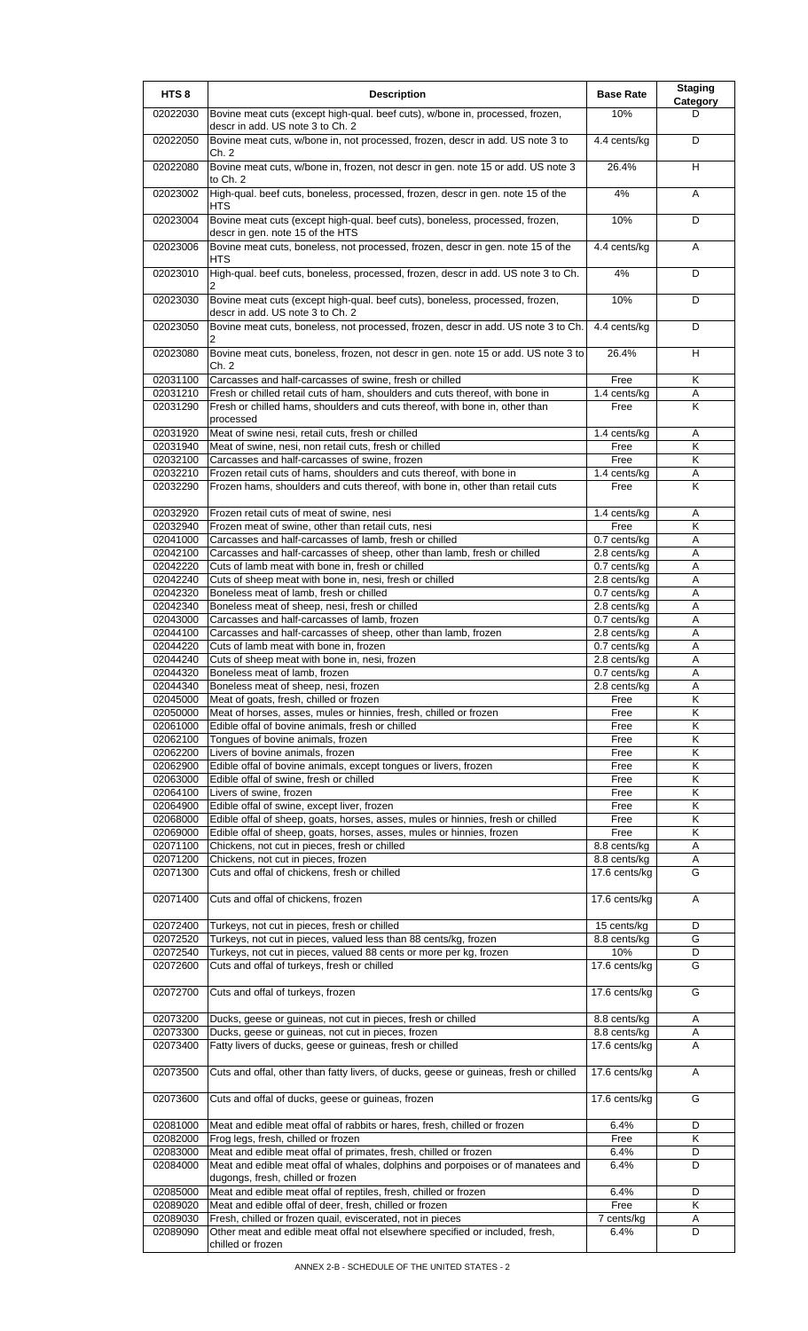| HTS 8 | Description | Base Rate | Staging Category |
|---|---|---|---|
| 02022030 | Bovine meat cuts (except high-qual. beef cuts), w/bone in, processed, frozen, descr in add. US note 3 to Ch. 2 | 10% | D |
| 02022050 | Bovine meat cuts, w/bone in, not processed, frozen, descr in add. US note 3 to Ch. 2 | 4.4 cents/kg | D |
| 02022080 | Bovine meat cuts, w/bone in, frozen, not descr in gen. note 15 or add. US note 3 to Ch. 2 | 26.4% | H |
| 02023002 | High-qual. beef cuts, boneless, processed, frozen, descr in gen. note 15 of the HTS | 4% | A |
| 02023004 | Bovine meat cuts (except high-qual. beef cuts), boneless, processed, frozen, descr in gen. note 15 of the HTS | 10% | D |
| 02023006 | Bovine meat cuts, boneless, not processed, frozen, descr in gen. note 15 of the HTS | 4.4 cents/kg | A |
| 02023010 | High-qual. beef cuts, boneless, processed, frozen, descr in add. US note 3 to Ch. 2 | 4% | D |
| 02023030 | Bovine meat cuts (except high-qual. beef cuts), boneless, processed, frozen, descr in add. US note 3 to Ch. 2 | 10% | D |
| 02023050 | Bovine meat cuts, boneless, not processed, frozen, descr in add. US note 3 to Ch. 2 | 4.4 cents/kg | D |
| 02023080 | Bovine meat cuts, boneless, frozen, not descr in gen. note 15 or add. US note 3 to Ch. 2 | 26.4% | H |
| 02031100 | Carcasses and half-carcasses of swine, fresh or chilled | Free | K |
| 02031210 | Fresh or chilled retail cuts of ham, shoulders and cuts thereof, with bone in | 1.4 cents/kg | A |
| 02031290 | Fresh or chilled hams, shoulders and cuts thereof, with bone in, other than processed | Free | K |
| 02031920 | Meat of swine nesi, retail cuts, fresh or chilled | 1.4 cents/kg | A |
| 02031940 | Meat of swine, nesi, non retail cuts, fresh or chilled | Free | K |
| 02032100 | Carcasses and half-carcasses of swine, frozen | Free | K |
| 02032210 | Frozen retail cuts of hams, shoulders and cuts thereof, with bone in | 1.4 cents/kg | A |
| 02032290 | Frozen hams, shoulders and cuts thereof, with bone in, other than retail cuts | Free | K |
| 02032920 | Frozen retail cuts of meat of swine, nesi | 1.4 cents/kg | A |
| 02032940 | Frozen meat of swine, other than retail cuts, nesi | Free | K |
| 02041000 | Carcasses and half-carcasses of lamb, fresh or chilled | 0.7 cents/kg | A |
| 02042100 | Carcasses and half-carcasses of sheep, other than lamb, fresh or chilled | 2.8 cents/kg | A |
| 02042220 | Cuts of lamb meat with bone in, fresh or chilled | 0.7 cents/kg | A |
| 02042240 | Cuts of sheep meat with bone in, nesi, fresh or chilled | 2.8 cents/kg | A |
| 02042320 | Boneless meat of lamb, fresh or chilled | 0.7 cents/kg | A |
| 02042340 | Boneless meat of sheep, nesi, fresh or chilled | 2.8 cents/kg | A |
| 02043000 | Carcasses and half-carcasses of lamb, frozen | 0.7 cents/kg | A |
| 02044100 | Carcasses and half-carcasses of sheep, other than lamb, frozen | 2.8 cents/kg | A |
| 02044220 | Cuts of lamb meat with bone in, frozen | 0.7 cents/kg | A |
| 02044240 | Cuts of sheep meat with bone in, nesi, frozen | 2.8 cents/kg | A |
| 02044320 | Boneless meat of lamb, frozen | 0.7 cents/kg | A |
| 02044340 | Boneless meat of sheep, nesi, frozen | 2.8 cents/kg | A |
| 02045000 | Meat of goats, fresh, chilled or frozen | Free | K |
| 02050000 | Meat of horses, asses, mules or hinnies, fresh, chilled or frozen | Free | K |
| 02061000 | Edible offal of bovine animals, fresh or chilled | Free | K |
| 02062100 | Tongues of bovine animals, frozen | Free | K |
| 02062200 | Livers of bovine animals, frozen | Free | K |
| 02062900 | Edible offal of bovine animals, except tongues or livers, frozen | Free | K |
| 02063000 | Edible offal of swine, fresh or chilled | Free | K |
| 02064100 | Livers of swine, frozen | Free | K |
| 02064900 | Edible offal of swine, except liver, frozen | Free | K |
| 02068000 | Edible offal of sheep, goats, horses, asses, mules or hinnies, fresh or chilled | Free | K |
| 02069000 | Edible offal of sheep, goats, horses, asses, mules or hinnies, frozen | Free | K |
| 02071100 | Chickens, not cut in pieces, fresh or chilled | 8.8 cents/kg | A |
| 02071200 | Chickens, not cut in pieces, frozen | 8.8 cents/kg | A |
| 02071300 | Cuts and offal of chickens, fresh or chilled | 17.6 cents/kg | G |
| 02071400 | Cuts and offal of chickens, frozen | 17.6 cents/kg | A |
| 02072400 | Turkeys, not cut in pieces, fresh or chilled | 15 cents/kg | D |
| 02072520 | Turkeys, not cut in pieces, valued less than 88 cents/kg, frozen | 8.8 cents/kg | G |
| 02072540 | Turkeys, not cut in pieces, valued 88 cents or more per kg, frozen | 10% | D |
| 02072600 | Cuts and offal of turkeys, fresh or chilled | 17.6 cents/kg | G |
| 02072700 | Cuts and offal of turkeys, frozen | 17.6 cents/kg | G |
| 02073200 | Ducks, geese or guineas, not cut in pieces, fresh or chilled | 8.8 cents/kg | A |
| 02073300 | Ducks, geese or guineas, not cut in pieces, frozen | 8.8 cents/kg | A |
| 02073400 | Fatty livers of ducks, geese or guineas, fresh or chilled | 17.6 cents/kg | A |
| 02073500 | Cuts and offal, other than fatty livers, of ducks, geese or guineas, fresh or chilled | 17.6 cents/kg | A |
| 02073600 | Cuts and offal of ducks, geese or guineas, frozen | 17.6 cents/kg | G |
| 02081000 | Meat and edible meat offal of rabbits or hares, fresh, chilled or frozen | 6.4% | D |
| 02082000 | Frog legs, fresh, chilled or frozen | Free | K |
| 02083000 | Meat and edible meat offal of primates, fresh, chilled or frozen | 6.4% | D |
| 02084000 | Meat and edible meat offal of whales, dolphins and porpoises or of manatees and dugongs, fresh, chilled or frozen | 6.4% | D |
| 02085000 | Meat and edible meat offal of reptiles, fresh, chilled or frozen | 6.4% | D |
| 02089020 | Meat and edible offal of deer, fresh, chilled or frozen | Free | K |
| 02089030 | Fresh, chilled or frozen quail, eviscerated, not in pieces | 7 cents/kg | A |
| 02089090 | Other meat and edible meat offal not elsewhere specified or included, fresh, chilled or frozen | 6.4% | D |

ANNEX 2-B - SCHEDULE OF THE UNITED STATES - 2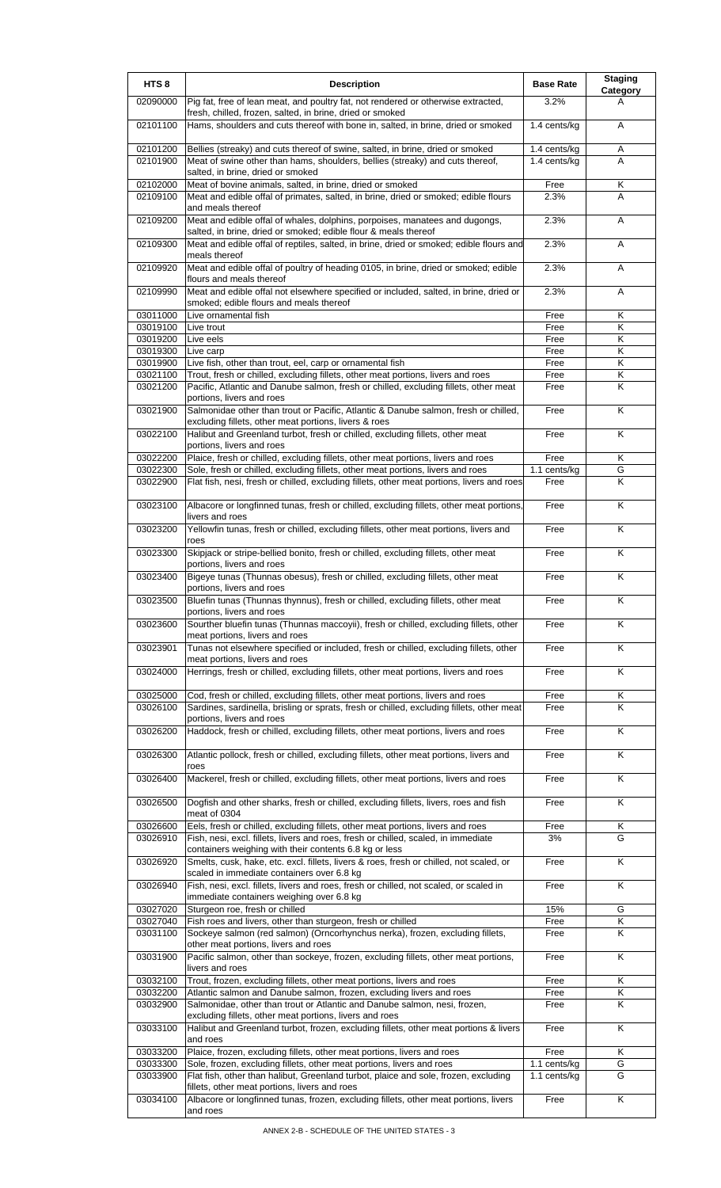| HTS 8 | Description | Base Rate | Staging Category |
|---|---|---|---|
| 02090000 | Pig fat, free of lean meat, and poultry fat, not rendered or otherwise extracted, fresh, chilled, frozen, salted, in brine, dried or smoked | 3.2% | A |
| 02101100 | Hams, shoulders and cuts thereof with bone in, salted, in brine, dried or smoked | 1.4 cents/kg | A |
| 02101200 | Bellies (streaky) and cuts thereof of swine, salted, in brine, dried or smoked | 1.4 cents/kg | A |
| 02101900 | Meat of swine other than hams, shoulders, bellies (streaky) and cuts thereof, salted, in brine, dried or smoked | 1.4 cents/kg | A |
| 02102000 | Meat of bovine animals, salted, in brine, dried or smoked | Free | K |
| 02109100 | Meat and edible offal of primates, salted, in brine, dried or smoked; edible flours and meals thereof | 2.3% | A |
| 02109200 | Meat and edible offal of whales, dolphins, porpoises, manatees and dugongs, salted, in brine, dried or smoked; edible flour & meals thereof | 2.3% | A |
| 02109300 | Meat and edible offal of reptiles, salted, in brine, dried or smoked; edible flours and meals thereof | 2.3% | A |
| 02109920 | Meat and edible offal of poultry of heading 0105, in brine, dried or smoked; edible flours and meals thereof | 2.3% | A |
| 02109990 | Meat and edible offal not elsewhere specified or included, salted, in brine, dried or smoked; edible flours and meals thereof | 2.3% | A |
| 03011000 | Live ornamental fish | Free | K |
| 03019100 | Live trout | Free | K |
| 03019200 | Live eels | Free | K |
| 03019300 | Live carp | Free | K |
| 03019900 | Live fish, other than trout, eel, carp or ornamental fish | Free | K |
| 03021100 | Trout, fresh or chilled, excluding fillets, other meat portions, livers and roes | Free | K |
| 03021200 | Pacific, Atlantic and Danube salmon, fresh or chilled, excluding fillets, other meat portions, livers and roes | Free | K |
| 03021900 | Salmonidae other than trout or Pacific, Atlantic & Danube salmon, fresh or chilled, excluding fillets, other meat portions, livers & roes | Free | K |
| 03022100 | Halibut and Greenland turbot, fresh or chilled, excluding fillets, other meat portions, livers and roes | Free | K |
| 03022200 | Plaice, fresh or chilled, excluding fillets, other meat portions, livers and roes | Free | K |
| 03022300 | Sole, fresh or chilled, excluding fillets, other meat portions, livers and roes | 1.1 cents/kg | G |
| 03022900 | Flat fish, nesi, fresh or chilled, excluding fillets, other meat portions, livers and roes | Free | K |
| 03023100 | Albacore or longfinned tunas, fresh or chilled, excluding fillets, other meat portions, livers and roes | Free | K |
| 03023200 | Yellowfin tunas, fresh or chilled, excluding fillets, other meat portions, livers and roes | Free | K |
| 03023300 | Skipjack or stripe-bellied bonito, fresh or chilled, excluding fillets, other meat portions, livers and roes | Free | K |
| 03023400 | Bigeye tunas (Thunnas obesus), fresh or chilled, excluding fillets, other meat portions, livers and roes | Free | K |
| 03023500 | Bluefin tunas (Thunnas thynnus), fresh or chilled, excluding fillets, other meat portions, livers and roes | Free | K |
| 03023600 | Sourther bluefin tunas (Thunnas maccoyii), fresh or chilled, excluding fillets, other meat portions, livers and roes | Free | K |
| 03023901 | Tunas not elsewhere specified or included, fresh or chilled, excluding fillets, other meat portions, livers and roes | Free | K |
| 03024000 | Herrings, fresh or chilled, excluding fillets, other meat portions, livers and roes | Free | K |
| 03025000 | Cod, fresh or chilled, excluding fillets, other meat portions, livers and roes | Free | K |
| 03026100 | Sardines, sardinella, brisling or sprats, fresh or chilled, excluding fillets, other meat portions, livers and roes | Free | K |
| 03026200 | Haddock, fresh or chilled, excluding fillets, other meat portions, livers and roes | Free | K |
| 03026300 | Atlantic pollock, fresh or chilled, excluding fillets, other meat portions, livers and roes | Free | K |
| 03026400 | Mackerel, fresh or chilled, excluding fillets, other meat portions, livers and roes | Free | K |
| 03026500 | Dogfish and other sharks, fresh or chilled, excluding fillets, livers, roes and fish meat of 0304 | Free | K |
| 03026600 | Eels, fresh or chilled, excluding fillets, other meat portions, livers and roes | Free | K |
| 03026910 | Fish, nesi, excl. fillets, livers and roes, fresh or chilled, scaled, in immediate containers weighing with their contents 6.8 kg or less | 3% | G |
| 03026920 | Smelts, cusk, hake, etc. excl. fillets, livers & roes, fresh or chilled, not scaled, or scaled in immediate containers over 6.8 kg | Free | K |
| 03026940 | Fish, nesi, excl. fillets, livers and roes, fresh or chilled, not scaled, or scaled in immediate containers weighing over 6.8 kg | Free | K |
| 03027020 | Sturgeon roe, fresh or chilled | 15% | G |
| 03027040 | Fish roes and livers, other than sturgeon, fresh or chilled | Free | K |
| 03031100 | Sockeye salmon (red salmon) (Orncorhynchus nerka), frozen, excluding fillets, other meat portions, livers and roes | Free | K |
| 03031900 | Pacific salmon, other than sockeye, frozen, excluding fillets, other meat portions, livers and roes | Free | K |
| 03032100 | Trout, frozen, excluding fillets, other meat portions, livers and roes | Free | K |
| 03032200 | Atlantic salmon and Danube salmon, frozen, excluding livers and roes | Free | K |
| 03032900 | Salmonidae, other than trout or Atlantic and Danube salmon, nesi, frozen, excluding fillets, other meat portions, livers and roes | Free | K |
| 03033100 | Halibut and Greenland turbot, frozen, excluding fillets, other meat portions & livers and roes | Free | K |
| 03033200 | Plaice, frozen, excluding fillets, other meat portions, livers and roes | Free | K |
| 03033300 | Sole, frozen, excluding fillets, other meat portions, livers and roes | 1.1 cents/kg | G |
| 03033900 | Flat fish, other than halibut, Greenland turbot, plaice and sole, frozen, excluding fillets, other meat portions, livers and roes | 1.1 cents/kg | G |
| 03034100 | Albacore or longfinned tunas, frozen, excluding fillets, other meat portions, livers and roes | Free | K |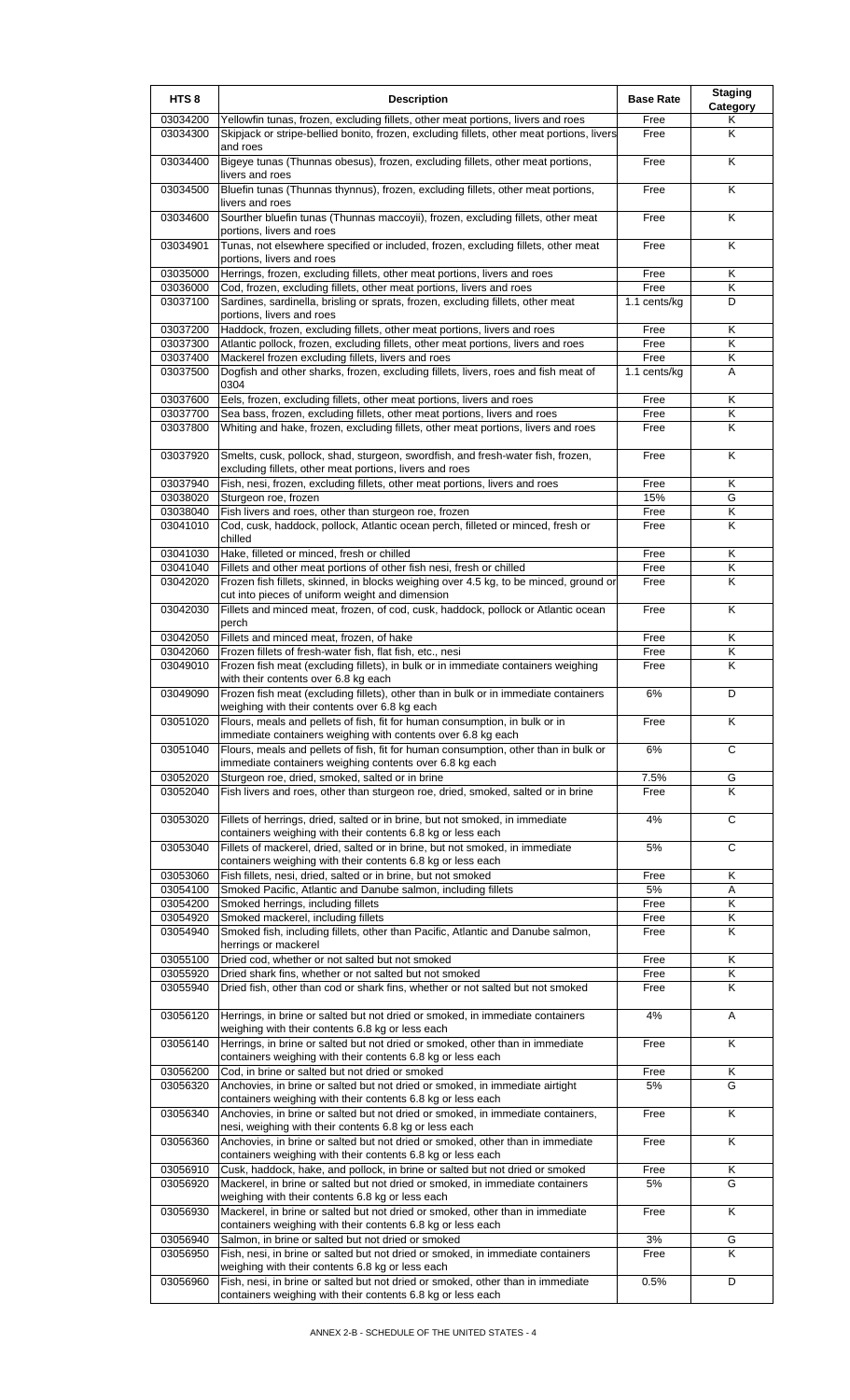| HTS 8 | Description | Base Rate | Staging Category |
|---|---|---|---|
| 03034200 | Yellowfin tunas, frozen, excluding fillets, other meat portions, livers and roes | Free | K |
| 03034300 | Skipjack or stripe-bellied bonito, frozen, excluding fillets, other meat portions, livers and roes | Free | K |
| 03034400 | Bigeye tunas (Thunnas obesus), frozen, excluding fillets, other meat portions, livers and roes | Free | K |
| 03034500 | Bluefin tunas (Thunnas thynnus), frozen, excluding fillets, other meat portions, livers and roes | Free | K |
| 03034600 | Sourther bluefin tunas (Thunnas maccoyii), frozen, excluding fillets, other meat portions, livers and roes | Free | K |
| 03034901 | Tunas, not elsewhere specified or included, frozen, excluding fillets, other meat portions, livers and roes | Free | K |
| 03035000 | Herrings, frozen, excluding fillets, other meat portions, livers and roes | Free | K |
| 03036000 | Cod, frozen, excluding fillets, other meat portions, livers and roes | Free | K |
| 03037100 | Sardines, sardinella, brisling or sprats, frozen, excluding fillets, other meat portions, livers and roes | 1.1 cents/kg | D |
| 03037200 | Haddock, frozen, excluding fillets, other meat portions, livers and roes | Free | K |
| 03037300 | Atlantic pollock, frozen, excluding fillets, other meat portions, livers and roes | Free | K |
| 03037400 | Mackerel frozen excluding fillets, livers and roes | Free | K |
| 03037500 | Dogfish and other sharks, frozen, excluding fillets, livers, roes and fish meat of 0304 | 1.1 cents/kg | A |
| 03037600 | Eels, frozen, excluding fillets, other meat portions, livers and roes | Free | K |
| 03037700 | Sea bass, frozen, excluding fillets, other meat portions, livers and roes | Free | K |
| 03037800 | Whiting and hake, frozen, excluding fillets, other meat portions, livers and roes | Free | K |
| 03037920 | Smelts, cusk, pollock, shad, sturgeon, swordfish, and fresh-water fish, frozen, excluding fillets, other meat portions, livers and roes | Free | K |
| 03037940 | Fish, nesi, frozen, excluding fillets, other meat portions, livers and roes | Free | K |
| 03038020 | Sturgeon roe, frozen | 15% | G |
| 03038040 | Fish livers and roes, other than sturgeon roe, frozen | Free | K |
| 03041010 | Cod, cusk, haddock, pollock, Atlantic ocean perch, filleted or minced, fresh or chilled | Free | K |
| 03041030 | Hake, filleted or minced, fresh or chilled | Free | K |
| 03041040 | Fillets and other meat portions of other fish nesi, fresh or chilled | Free | K |
| 03042020 | Frozen fish fillets, skinned, in blocks weighing over 4.5 kg, to be minced, ground or cut into pieces of uniform weight and dimension | Free | K |
| 03042030 | Fillets and minced meat, frozen, of cod, cusk, haddock, pollock or Atlantic ocean perch | Free | K |
| 03042050 | Fillets and minced meat, frozen, of hake | Free | K |
| 03042060 | Frozen fillets of fresh-water fish, flat fish, etc., nesi | Free | K |
| 03049010 | Frozen fish meat (excluding fillets), in bulk or in immediate containers weighing with their contents over 6.8 kg each | Free | K |
| 03049090 | Frozen fish meat (excluding fillets), other than in bulk or in immediate containers weighing with their contents over 6.8 kg each | 6% | D |
| 03051020 | Flours, meals and pellets of fish, fit for human consumption, in bulk or in immediate containers weighing with contents over 6.8 kg each | Free | K |
| 03051040 | Flours, meals and pellets of fish, fit for human consumption, other than in bulk or immediate containers weighing contents over 6.8 kg each | 6% | C |
| 03052020 | Sturgeon roe, dried, smoked, salted or in brine | 7.5% | G |
| 03052040 | Fish livers and roes, other than sturgeon roe, dried, smoked, salted or in brine | Free | K |
| 03053020 | Fillets of herrings, dried, salted or in brine, but not smoked, in immediate containers weighing with their contents 6.8 kg or less each | 4% | C |
| 03053040 | Fillets of mackerel, dried, salted or in brine, but not smoked, in immediate containers weighing with their contents 6.8 kg or less each | 5% | C |
| 03053060 | Fish fillets, nesi, dried, salted or in brine, but not smoked | Free | K |
| 03054100 | Smoked Pacific, Atlantic and Danube salmon, including fillets | 5% | A |
| 03054200 | Smoked herrings, including fillets | Free | K |
| 03054920 | Smoked mackerel, including fillets | Free | K |
| 03054940 | Smoked fish, including fillets, other than Pacific, Atlantic and Danube salmon, herrings or mackerel | Free | K |
| 03055100 | Dried cod, whether or not salted but not smoked | Free | K |
| 03055920 | Dried shark fins, whether or not salted but not smoked | Free | K |
| 03055940 | Dried fish, other than cod or shark fins, whether or not salted but not smoked | Free | K |
| 03056120 | Herrings, in brine or salted but not dried or smoked, in immediate containers weighing with their contents 6.8 kg or less each | 4% | A |
| 03056140 | Herrings, in brine or salted but not dried or smoked, other than in immediate containers weighing with their contents 6.8 kg or less each | Free | K |
| 03056200 | Cod, in brine or salted but not dried or smoked | Free | K |
| 03056320 | Anchovies, in brine or salted but not dried or smoked, in immediate airtight containers weighing with their contents 6.8 kg or less each | 5% | G |
| 03056340 | Anchovies, in brine or salted but not dried or smoked, in immediate containers, nesi, weighing with their contents 6.8 kg or less each | Free | K |
| 03056360 | Anchovies, in brine or salted but not dried or smoked, other than in immediate containers weighing with their contents 6.8 kg or less each | Free | K |
| 03056910 | Cusk, haddock, hake, and pollock, in brine or salted but not dried or smoked | Free | K |
| 03056920 | Mackerel, in brine or salted but not dried or smoked, in immediate containers weighing with their contents 6.8 kg or less each | 5% | G |
| 03056930 | Mackerel, in brine or salted but not dried or smoked, other than in immediate containers weighing with their contents 6.8 kg or less each | Free | K |
| 03056940 | Salmon, in brine or salted but not dried or smoked | 3% | G |
| 03056950 | Fish, nesi, in brine or salted but not dried or smoked, in immediate containers weighing with their contents 6.8 kg or less each | Free | K |
| 03056960 | Fish, nesi, in brine or salted but not dried or smoked, other than in immediate containers weighing with their contents 6.8 kg or less each | 0.5% | D |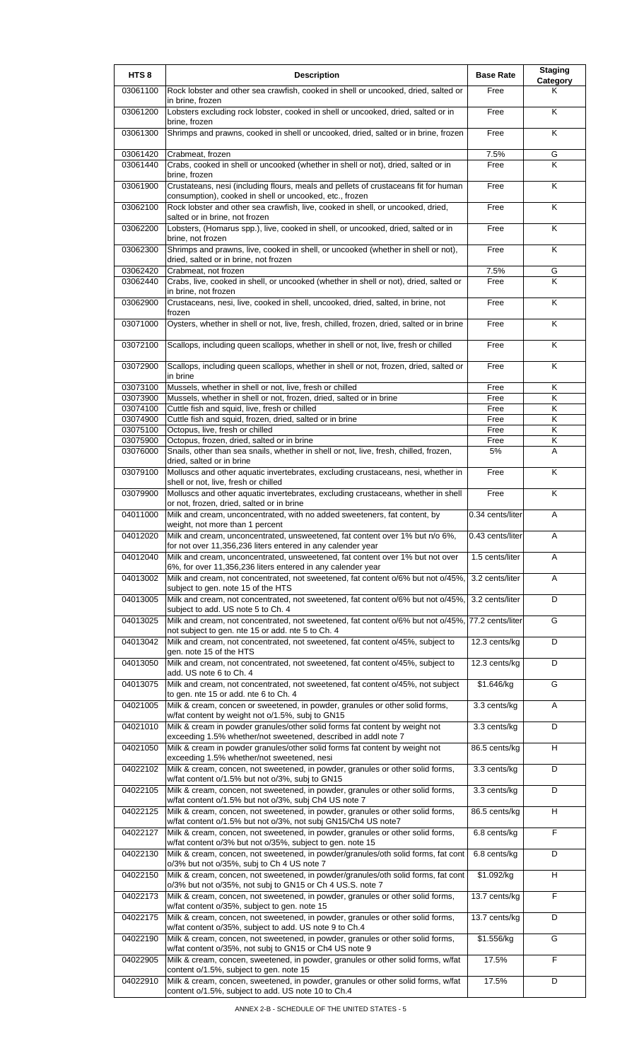| HTS 8 | Description | Base Rate | Staging Category |
|---|---|---|---|
| 03061100 | Rock lobster and other sea crawfish, cooked in shell or uncooked, dried, salted or in brine, frozen | Free | K |
| 03061200 | Lobsters excluding rock lobster, cooked in shell or uncooked, dried, salted or in brine, frozen | Free | K |
| 03061300 | Shrimps and prawns, cooked in shell or uncooked, dried, salted or in brine, frozen | Free | K |
| 03061420 | Crabmeat, frozen | 7.5% | G |
| 03061440 | Crabs, cooked in shell or uncooked (whether in shell or not), dried, salted or in brine, frozen | Free | K |
| 03061900 | Crustateans, nesi (including flours, meals and pellets of crustaceans fit for human consumption), cooked in shell or uncooked, etc., frozen | Free | K |
| 03062100 | Rock lobster and other sea crawfish, live, cooked in shell, or uncooked, dried, salted or in brine, not frozen | Free | K |
| 03062200 | Lobsters, (Homarus spp.), live, cooked in shell, or uncooked, dried, salted or in brine, not frozen | Free | K |
| 03062300 | Shrimps and prawns, live, cooked in shell, or uncooked (whether in shell or not), dried, salted or in brine, not frozen | Free | K |
| 03062420 | Crabmeat, not frozen | 7.5% | G |
| 03062440 | Crabs, live, cooked in shell, or uncooked (whether in shell or not), dried, salted or in brine, not frozen | Free | K |
| 03062900 | Crustaceans, nesi, live, cooked in shell, uncooked, dried, salted, in brine, not frozen | Free | K |
| 03071000 | Oysters, whether in shell or not, live, fresh, chilled, frozen, dried, salted or in brine | Free | K |
| 03072100 | Scallops, including queen scallops, whether in shell or not, live, fresh or chilled | Free | K |
| 03072900 | Scallops, including queen scallops, whether in shell or not, frozen, dried, salted or in brine | Free | K |
| 03073100 | Mussels, whether in shell or not, live, fresh or chilled | Free | K |
| 03073900 | Mussels, whether in shell or not, frozen, dried, salted or in brine | Free | K |
| 03074100 | Cuttle fish and squid, live, fresh or chilled | Free | K |
| 03074900 | Cuttle fish and squid, frozen, dried, salted or in brine | Free | K |
| 03075100 | Octopus, live, fresh or chilled | Free | K |
| 03075900 | Octopus, frozen, dried, salted or in brine | Free | K |
| 03076000 | Snails, other than sea snails, whether in shell or not, live, fresh, chilled, frozen, dried, salted or in brine | 5% | A |
| 03079100 | Molluscs and other aquatic invertebrates, excluding crustaceans, nesi, whether in shell or not, live, fresh or chilled | Free | K |
| 03079900 | Molluscs and other aquatic invertebrates, excluding crustaceans, whether in shell or not, frozen, dried, salted or in brine | Free | K |
| 04011000 | Milk and cream, unconcentrated, with no added sweeteners, fat content, by weight, not more than 1 percent | 0.34 cents/liter | A |
| 04012020 | Milk and cream, unconcentrated, unsweetened, fat content over 1% but n/o 6%, for not over 11,356,236 liters entered in any calender year | 0.43 cents/liter | A |
| 04012040 | Milk and cream, unconcentrated, unsweetened, fat content over 1% but not over 6%, for over 11,356,236 liters entered in any calender year | 1.5 cents/liter | A |
| 04013002 | Milk and cream, not concentrated, not sweetened, fat content o/6% but not o/45%, subject to gen. note 15 of the HTS | 3.2 cents/liter | A |
| 04013005 | Milk and cream, not concentrated, not sweetened, fat content o/6% but not o/45%, subject to add. US note 5 to Ch. 4 | 3.2 cents/liter | D |
| 04013025 | Milk and cream, not concentrated, not sweetened, fat content o/6% but not o/45%, not subject to gen. nte 15 or add. nte 5 to Ch. 4 | 77.2 cents/liter | G |
| 04013042 | Milk and cream, not concentrated, not sweetened, fat content o/45%, subject to gen. note 15 of the HTS | 12.3 cents/kg | D |
| 04013050 | Milk and cream, not concentrated, not sweetened, fat content o/45%, subject to add. US note 6 to Ch. 4 | 12.3 cents/kg | D |
| 04013075 | Milk and cream, not concentrated, not sweetened, fat content o/45%, not subject to gen. nte 15 or add. nte 6 to Ch. 4 | $1.646/kg | G |
| 04021005 | Milk & cream, concen or sweetened, in powder, granules or other solid forms, w/fat content by weight no o/1.5%, subj to GN15 | 3.3 cents/kg | A |
| 04021010 | Milk & cream in powder granules/other solid forms fat content by weight not exceeding 1.5% whether/not sweetened, described in addl note 7 | 3.3 cents/kg | D |
| 04021050 | Milk & cream in powder granules/other solid forms fat content by weight not exceeding 1.5% whether/not sweetened, nesi | 86.5 cents/kg | H |
| 04022102 | Milk & cream, concen, not sweetened, in powder, granules or other solid forms, w/fat content o/1.5% but not o/3%, subj to GN15 | 3.3 cents/kg | D |
| 04022105 | Milk & cream, concen, not sweetened, in powder, granules or other solid forms, w/fat content o/1.5% but not o/3%, subj Ch4 US note 7 | 3.3 cents/kg | D |
| 04022125 | Milk & cream, concen, not sweetened, in powder, granules or other solid forms, w/fat content o/1.5% but not o/3%, not subj GN15/Ch4 US note7 | 86.5 cents/kg | H |
| 04022127 | Milk & cream, concen, not sweetened, in powder, granules or other solid forms, w/fat content o/3% but not o/35%, subject to gen. note 15 | 6.8 cents/kg | F |
| 04022130 | Milk & cream, concen, not sweetened, in powder/granules/oth solid forms, fat cont o/3% but not o/35%, subj to Ch 4 US note 7 | 6.8 cents/kg | D |
| 04022150 | Milk & cream, concen, not sweetened, in powder/granules/oth solid forms, fat cont o/3% but not o/35%, not subj to GN15 or Ch 4 US.S. note 7 | $1.092/kg | H |
| 04022173 | Milk & cream, concen, not sweetened, in powder, granules or other solid forms, w/fat content o/35%, subject to gen. note 15 | 13.7 cents/kg | F |
| 04022175 | Milk & cream, concen, not sweetened, in powder, granules or other solid forms, w/fat content o/35%, subject to add. US note 9 to Ch.4 | 13.7 cents/kg | D |
| 04022190 | Milk & cream, concen, not sweetened, in powder, granules or other solid forms, w/fat content o/35%, not subj to GN15 or Ch4 US note 9 | $1.556/kg | G |
| 04022905 | Milk & cream, concen, sweetened, in powder, granules or other solid forms, w/fat content o/1.5%, subject to gen. note 15 | 17.5% | F |
| 04022910 | Milk & cream, concen, sweetened, in powder, granules or other solid forms, w/fat content o/1.5%, subject to add. US note 10 to Ch.4 | 17.5% | D |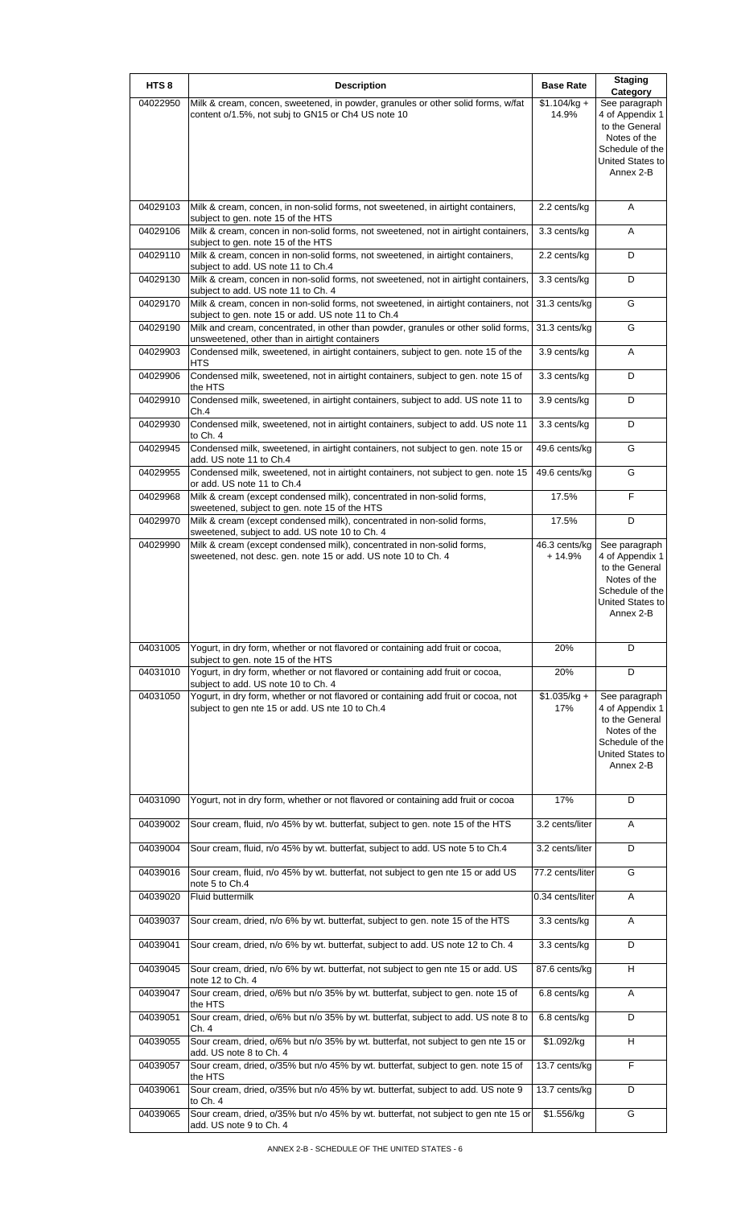| HTS 8 | Description | Base Rate | Staging Category |
|---|---|---|---|
| 04022950 | Milk & cream, concen, sweetened, in powder, granules or other solid forms, w/fat content o/1.5%, not subj to GN15 or Ch4 US note 10 | $1.104/kg + 14.9% | See paragraph 4 of Appendix 1 to the General Notes of the Schedule of the United States to Annex 2-B |
| 04029103 | Milk & cream, concen, in non-solid forms, not sweetened, in airtight containers, subject to gen. note 15 of the HTS | 2.2 cents/kg | A |
| 04029106 | Milk & cream, concen in non-solid forms, not sweetened, not in airtight containers, subject to gen. note 15 of the HTS | 3.3 cents/kg | A |
| 04029110 | Milk & cream, concen in non-solid forms, not sweetened, in airtight containers, subject to add. US note 11 to Ch.4 | 2.2 cents/kg | D |
| 04029130 | Milk & cream, concen in non-solid forms, not sweetened, not in airtight containers, subject to add. US note 11 to Ch. 4 | 3.3 cents/kg | D |
| 04029170 | Milk & cream, concen in non-solid forms, not sweetened, in airtight containers, not subject to gen. note 15 or add. US note 11 to Ch.4 | 31.3 cents/kg | G |
| 04029190 | Milk and cream, concentrated, in other than powder, granules or other solid forms, unsweetened, other than in airtight containers | 31.3 cents/kg | G |
| 04029903 | Condensed milk, sweetened, in airtight containers, subject to gen. note 15 of the HTS | 3.9 cents/kg | A |
| 04029906 | Condensed milk, sweetened, not in airtight containers, subject to gen. note 15 of the HTS | 3.3 cents/kg | D |
| 04029910 | Condensed milk, sweetened, in airtight containers, subject to add. US note 11 to Ch.4 | 3.9 cents/kg | D |
| 04029930 | Condensed milk, sweetened, not in airtight containers, subject to add. US note 11 to Ch. 4 | 3.3 cents/kg | D |
| 04029945 | Condensed milk, sweetened, in airtight containers, not subject to gen. note 15 or add. US note 11 to Ch.4 | 49.6 cents/kg | G |
| 04029955 | Condensed milk, sweetened, not in airtight containers, not subject to gen. note 15 or add. US note 11 to Ch.4 | 49.6 cents/kg | G |
| 04029968 | Milk & cream (except condensed milk), concentrated in non-solid forms, sweetened, subject to gen. note 15 of the HTS | 17.5% | F |
| 04029970 | Milk & cream (except condensed milk), concentrated in non-solid forms, sweetened, subject to add. US note 10 to Ch. 4 | 17.5% | D |
| 04029990 | Milk & cream (except condensed milk), concentrated in non-solid forms, sweetened, not desc. gen. note 15 or add. US note 10 to Ch. 4 | 46.3 cents/kg + 14.9% | See paragraph 4 of Appendix 1 to the General Notes of the Schedule of the United States to Annex 2-B |
| 04031005 | Yogurt, in dry form, whether or not flavored or containing add fruit or cocoa, subject to gen. note 15 of the HTS | 20% | D |
| 04031010 | Yogurt, in dry form, whether or not flavored or containing add fruit or cocoa, subject to add. US note 10 to Ch. 4 | 20% | D |
| 04031050 | Yogurt, in dry form, whether or not flavored or containing add fruit or cocoa, not subject to gen nte 15 or add. US nte 10 to Ch.4 | $1.035/kg + 17% | See paragraph 4 of Appendix 1 to the General Notes of the Schedule of the United States to Annex 2-B |
| 04031090 | Yogurt, not in dry form, whether or not flavored or containing add fruit or cocoa | 17% | D |
| 04039002 | Sour cream, fluid, n/o 45% by wt. butterfat, subject to gen. note 15 of the HTS | 3.2 cents/liter | A |
| 04039004 | Sour cream, fluid, n/o 45% by wt. butterfat, subject to add. US note 5 to Ch.4 | 3.2 cents/liter | D |
| 04039016 | Sour cream, fluid, n/o 45% by wt. butterfat, not subject to gen nte 15 or add US note 5 to Ch.4 | 77.2 cents/liter | G |
| 04039020 | Fluid buttermilk | 0.34 cents/liter | A |
| 04039037 | Sour cream, dried, n/o 6% by wt. butterfat, subject to gen. note 15 of the HTS | 3.3 cents/kg | A |
| 04039041 | Sour cream, dried, n/o 6% by wt. butterfat, subject to add. US note 12 to Ch. 4 | 3.3 cents/kg | D |
| 04039045 | Sour cream, dried, n/o 6% by wt. butterfat, not subject to gen nte 15 or add. US note 12 to Ch. 4 | 87.6 cents/kg | H |
| 04039047 | Sour cream, dried, o/6% but n/o 35% by wt. butterfat, subject to gen. note 15 of the HTS | 6.8 cents/kg | A |
| 04039051 | Sour cream, dried, o/6% but n/o 35% by wt. butterfat, subject to add. US note 8 to Ch. 4 | 6.8 cents/kg | D |
| 04039055 | Sour cream, dried, o/6% but n/o 35% by wt. butterfat, not subject to gen nte 15 or add. US note 8 to Ch. 4 | $1.092/kg | H |
| 04039057 | Sour cream, dried, o/35% but n/o 45% by wt. butterfat, subject to gen. note 15 of the HTS | 13.7 cents/kg | F |
| 04039061 | Sour cream, dried, o/35% but n/o 45% by wt. butterfat, subject to add. US note 9 to Ch. 4 | 13.7 cents/kg | D |
| 04039065 | Sour cream, dried, o/35% but n/o 45% by wt. butterfat, not subject to gen nte 15 or add. US note 9 to Ch. 4 | $1.556/kg | G |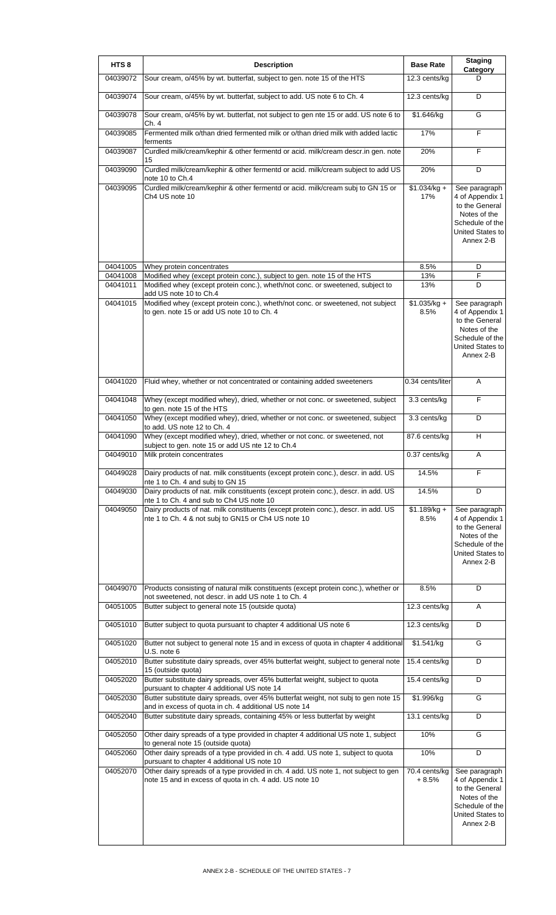| HTS 8 | Description | Base Rate | Staging Category |
|---|---|---|---|
| 04039072 | Sour cream, o/45% by wt. butterfat, subject to gen. note 15 of the HTS | 12.3 cents/kg | D |
| 04039074 | Sour cream, o/45% by wt. butterfat, subject to add. US note 6 to Ch. 4 | 12.3 cents/kg | D |
| 04039078 | Sour cream, o/45% by wt. butterfat, not subject to gen nte 15 or add. US note 6 to Ch. 4 | $1.646/kg | G |
| 04039085 | Fermented milk o/than dried fermented milk or o/than dried milk with added lactic ferments | 17% | F |
| 04039087 | Curdled milk/cream/kephir & other fermentd or acid. milk/cream descr.in gen. note 15 | 20% | F |
| 04039090 | Curdled milk/cream/kephir & other fermentd or acid. milk/cream subject to add US note 10 to Ch.4 | 20% | D |
| 04039095 | Curdled milk/cream/kephir & other fermentd or acid. milk/cream subj to GN 15 or Ch4 US note 10 | $1.034/kg + 17% | See paragraph 4 of Appendix 1 to the General Notes of the Schedule of the United States to Annex 2-B |
| 04041005 | Whey protein concentrates | 8.5% | D |
| 04041008 | Modified whey (except protein conc.), subject to gen. note 15 of the HTS | 13% | F |
| 04041011 | Modified whey (except protein conc.), wheth/not conc. or sweetened, subject to add US note 10 to Ch.4 | 13% | D |
| 04041015 | Modified whey (except protein conc.), wheth/not conc. or sweetened, not subject to gen. note 15 or add US note 10 to Ch. 4 | $1.035/kg + 8.5% | See paragraph 4 of Appendix 1 to the General Notes of the Schedule of the United States to Annex 2-B |
| 04041020 | Fluid whey, whether or not concentrated or containing added sweeteners | 0.34 cents/liter | A |
| 04041048 | Whey (except modified whey), dried, whether or not conc. or sweetened, subject to gen. note 15 of the HTS | 3.3 cents/kg | F |
| 04041050 | Whey (except modified whey), dried, whether or not conc. or sweetened, subject to add. US note 12 to Ch. 4 | 3.3 cents/kg | D |
| 04041090 | Whey (except modified whey), dried, whether or not conc. or sweetened, not subject to gen. note 15 or add US nte 12 to Ch.4 | 87.6 cents/kg | H |
| 04049010 | Milk protein concentrates | 0.37 cents/kg | A |
| 04049028 | Dairy products of nat. milk constituents (except protein conc.), descr. in add. US nte 1 to Ch. 4 and subj to GN 15 | 14.5% | F |
| 04049030 | Dairy products of nat. milk constituents (except protein conc.), descr. in add. US nte 1 to Ch. 4 and sub to Ch4 US note 10 | 14.5% | D |
| 04049050 | Dairy products of nat. milk constituents (except protein conc.), descr. in add. US nte 1 to Ch. 4 & not subj to GN15 or Ch4 US note 10 | $1.189/kg + 8.5% | See paragraph 4 of Appendix 1 to the General Notes of the Schedule of the United States to Annex 2-B |
| 04049070 | Products consisting of natural milk constituents (except protein conc.), whether or not sweetened, not descr. in add US note 1 to Ch. 4 | 8.5% | D |
| 04051005 | Butter subject to general note 15 (outside quota) | 12.3 cents/kg | A |
| 04051010 | Butter subject to quota pursuant to chapter 4 additional US note 6 | 12.3 cents/kg | D |
| 04051020 | Butter not subject to general note 15 and in excess of quota in chapter 4 additional U.S. note 6 | $1.541/kg | G |
| 04052010 | Butter substitute dairy spreads, over 45% butterfat weight, subject to general note 15 (outside quota) | 15.4 cents/kg | D |
| 04052020 | Butter substitute dairy spreads, over 45% butterfat weight, subject to quota pursuant to chapter 4 additional US note 14 | 15.4 cents/kg | D |
| 04052030 | Butter substitute dairy spreads, over 45% butterfat weight, not subj to gen note 15 and in excess of quota in ch. 4 additional US note 14 | $1.996/kg | G |
| 04052040 | Butter substitute dairy spreads, containing 45% or less butterfat by weight | 13.1 cents/kg | D |
| 04052050 | Other dairy spreads of a type provided in chapter 4 additional US note 1, subject to general note 15 (outside quota) | 10% | G |
| 04052060 | Other dairy spreads of a type provided in ch. 4 add. US note 1, subject to quota pursuant to chapter 4 additional US note 10 | 10% | D |
| 04052070 | Other dairy spreads of a type provided in ch. 4 add. US note 1, not subject to gen note 15 and in excess of quota in ch. 4 add. US note 10 | 70.4 cents/kg + 8.5% | See paragraph 4 of Appendix 1 to the General Notes of the Schedule of the United States to Annex 2-B |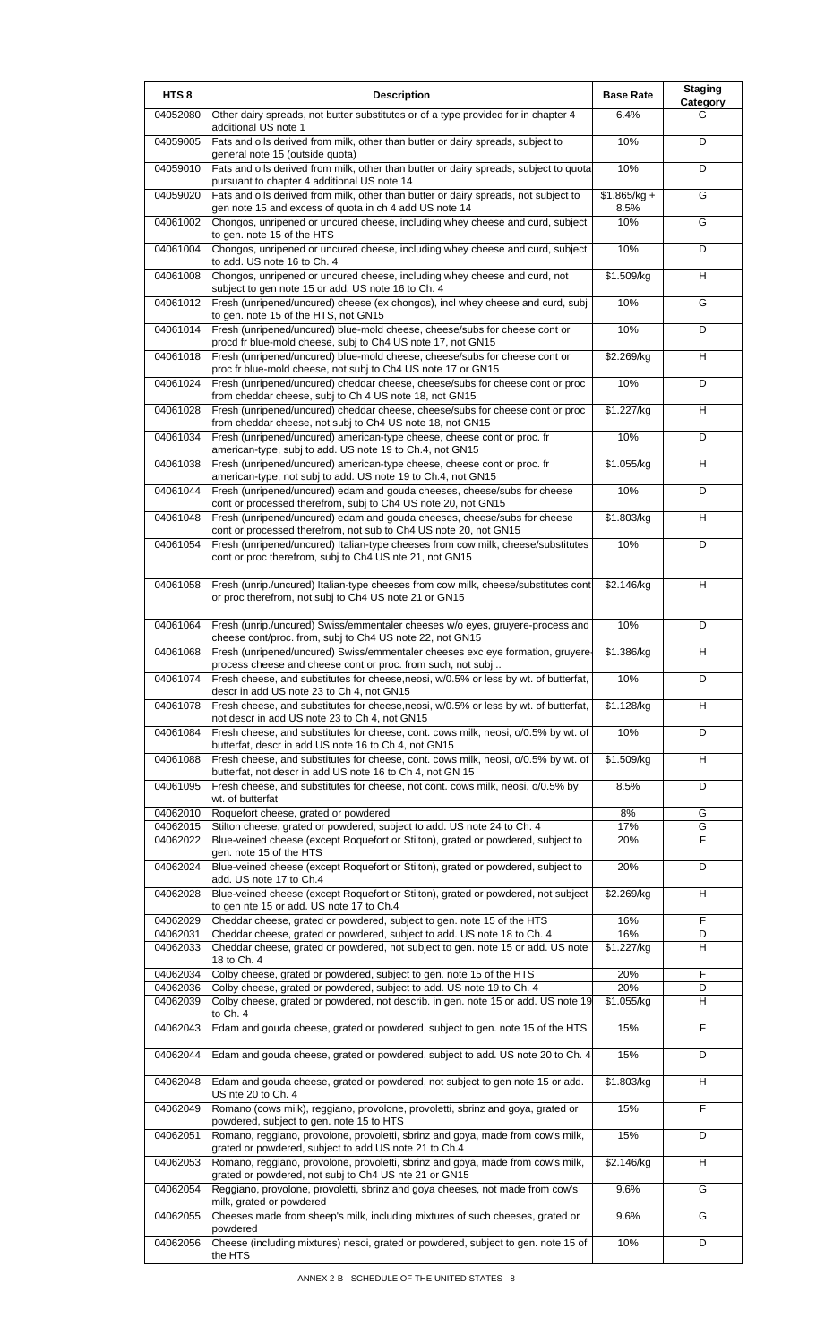| HTS 8 | Description | Base Rate | Staging Category |
|---|---|---|---|
| 04052080 | Other dairy spreads, not butter substitutes or of a type provided for in chapter 4 additional US note 1 | 6.4% | G |
| 04059005 | Fats and oils derived from milk, other than butter or dairy spreads, subject to general note 15 (outside quota) | 10% | D |
| 04059010 | Fats and oils derived from milk, other than butter or dairy spreads, subject to quota pursuant to chapter 4 additional US note 14 | 10% | D |
| 04059020 | Fats and oils derived from milk, other than butter or dairy spreads, not subject to gen note 15 and excess of quota in ch 4 add US note 14 | $1.865/kg + 8.5% | G |
| 04061002 | Chongos, unripened or uncured cheese, including whey cheese and curd, subject to gen. note 15 of the HTS | 10% | G |
| 04061004 | Chongos, unripened or uncured cheese, including whey cheese and curd, subject to add. US note 16 to Ch. 4 | 10% | D |
| 04061008 | Chongos, unripened or uncured cheese, including whey cheese and curd, not subject to gen note 15 or add. US note 16 to Ch. 4 | $1.509/kg | H |
| 04061012 | Fresh (unripened/uncured) cheese (ex chongos), incl whey cheese and curd, subj to gen. note 15 of the HTS, not GN15 | 10% | G |
| 04061014 | Fresh (unripened/uncured) blue-mold cheese, cheese/subs for cheese cont or procd fr blue-mold cheese, subj to Ch4 US note 17, not GN15 | 10% | D |
| 04061018 | Fresh (unripened/uncured) blue-mold cheese, cheese/subs for cheese cont or proc fr blue-mold cheese, not subj to Ch4 US note 17 or GN15 | $2.269/kg | H |
| 04061024 | Fresh (unripened/uncured) cheddar cheese, cheese/subs for cheese cont or proc from cheddar cheese, subj to Ch 4 US note 18, not GN15 | 10% | D |
| 04061028 | Fresh (unripened/uncured) cheddar cheese, cheese/subs for cheese cont or proc from cheddar cheese, not subj to Ch4 US note 18, not GN15 | $1.227/kg | H |
| 04061034 | Fresh (unripened/uncured) american-type cheese, cheese cont or proc. fr american-type, subj to add. US note 19 to Ch.4, not GN15 | 10% | D |
| 04061038 | Fresh (unripened/uncured) american-type cheese, cheese cont or proc. fr american-type, not subj to add. US note 19 to Ch.4, not GN15 | $1.055/kg | H |
| 04061044 | Fresh (unripened/uncured) edam and gouda cheeses, cheese/subs for cheese cont or processed therefrom, subj to Ch4 US note 20, not GN15 | 10% | D |
| 04061048 | Fresh (unripened/uncured) edam and gouda cheeses, cheese/subs for cheese cont or processed therefrom, not sub to Ch4 US note 20, not GN15 | $1.803/kg | H |
| 04061054 | Fresh (unripened/uncured) Italian-type cheeses from cow milk, cheese/substitutes cont or proc therefrom, subj to Ch4 US nte 21, not GN15 | 10% | D |
| 04061058 | Fresh (unrip./uncured) Italian-type cheeses from cow milk, cheese/substitutes cont or proc therefrom, not subj to Ch4 US note 21 or GN15 | $2.146/kg | H |
| 04061064 | Fresh (unrip./uncured) Swiss/emmentaler cheeses w/o eyes, gruyere-process and cheese cont/proc. from, subj to Ch4 US note 22, not GN15 | 10% | D |
| 04061068 | Fresh (unripened/uncured) Swiss/emmentaler cheeses exc eye formation, gruyere-process cheese and cheese cont or proc. from such, not subj .. | $1.386/kg | H |
| 04061074 | Fresh cheese, and substitutes for cheese,neosi, w/0.5% or less by wt. of butterfat, descr in add US note 23 to Ch 4, not GN15 | 10% | D |
| 04061078 | Fresh cheese, and substitutes for cheese,neosi, w/0.5% or less by wt. of butterfat, not descr in add US note 23 to Ch 4, not GN15 | $1.128/kg | H |
| 04061084 | Fresh cheese, and substitutes for cheese, cont. cows milk, neosi, o/0.5% by wt. of butterfat, descr in add US note 16 to Ch 4, not GN15 | 10% | D |
| 04061088 | Fresh cheese, and substitutes for cheese, cont. cows milk, neosi, o/0.5% by wt. of butterfat, not descr in add US note 16 to Ch 4, not GN 15 | $1.509/kg | H |
| 04061095 | Fresh cheese, and substitutes for cheese, not cont. cows milk, neosi, o/0.5% by wt. of butterfat | 8.5% | D |
| 04062010 | Roquefort cheese, grated or powdered | 8% | G |
| 04062015 | Stilton cheese, grated or powdered, subject to add. US note 24 to Ch. 4 | 17% | G |
| 04062022 | Blue-veined cheese (except Roquefort or Stilton), grated or powdered, subject to gen. note 15 of the HTS | 20% | F |
| 04062024 | Blue-veined cheese (except Roquefort or Stilton), grated or powdered, subject to add. US note 17 to Ch.4 | 20% | D |
| 04062028 | Blue-veined cheese (except Roquefort or Stilton), grated or powdered, not subject to gen nte 15 or add. US note 17 to Ch.4 | $2.269/kg | H |
| 04062029 | Cheddar cheese, grated or powdered, subject to gen. note 15 of the HTS | 16% | F |
| 04062031 | Cheddar cheese, grated or powdered, subject to add. US note 18 to Ch. 4 | 16% | D |
| 04062033 | Cheddar cheese, grated or powdered, not subject to gen. note 15 or add. US note 18 to Ch. 4 | $1.227/kg | H |
| 04062034 | Colby cheese, grated or powdered, subject to gen. note 15 of the HTS | 20% | F |
| 04062036 | Colby cheese, grated or powdered, subject to add. US note 19 to Ch. 4 | 20% | D |
| 04062039 | Colby cheese, grated or powdered, not describ. in gen. note 15 or add. US note 19 to Ch. 4 | $1.055/kg | H |
| 04062043 | Edam and gouda cheese, grated or powdered, subject to gen. note 15 of the HTS | 15% | F |
| 04062044 | Edam and gouda cheese, grated or powdered, subject to add. US note 20 to Ch. 4 | 15% | D |
| 04062048 | Edam and gouda cheese, grated or powdered, not subject to gen note 15 or add. US nte 20 to Ch. 4 | $1.803/kg | H |
| 04062049 | Romano (cows milk), reggiano, provolone, provoletti, sbrinz and goya, grated or powdered, subject to gen. note 15 to HTS | 15% | F |
| 04062051 | Romano, reggiano, provolone, provoletti, sbrinz and goya, made from cow's milk, grated or powdered, subject to add US note 21 to Ch.4 | 15% | D |
| 04062053 | Romano, reggiano, provolone, provoletti, sbrinz and goya, made from cow's milk, grated or powdered, not subj to Ch4 US nte 21 or GN15 | $2.146/kg | H |
| 04062054 | Reggiano, provolone, provoletti, sbrinz and goya cheeses, not made from cow's milk, grated or powdered | 9.6% | G |
| 04062055 | Cheeses made from sheep's milk, including mixtures of such cheeses, grated or powdered | 9.6% | G |
| 04062056 | Cheese (including mixtures) nesoi, grated or powdered, subject to gen. note 15 of the HTS | 10% | D |

ANNEX 2-B - SCHEDULE OF THE UNITED STATES - 8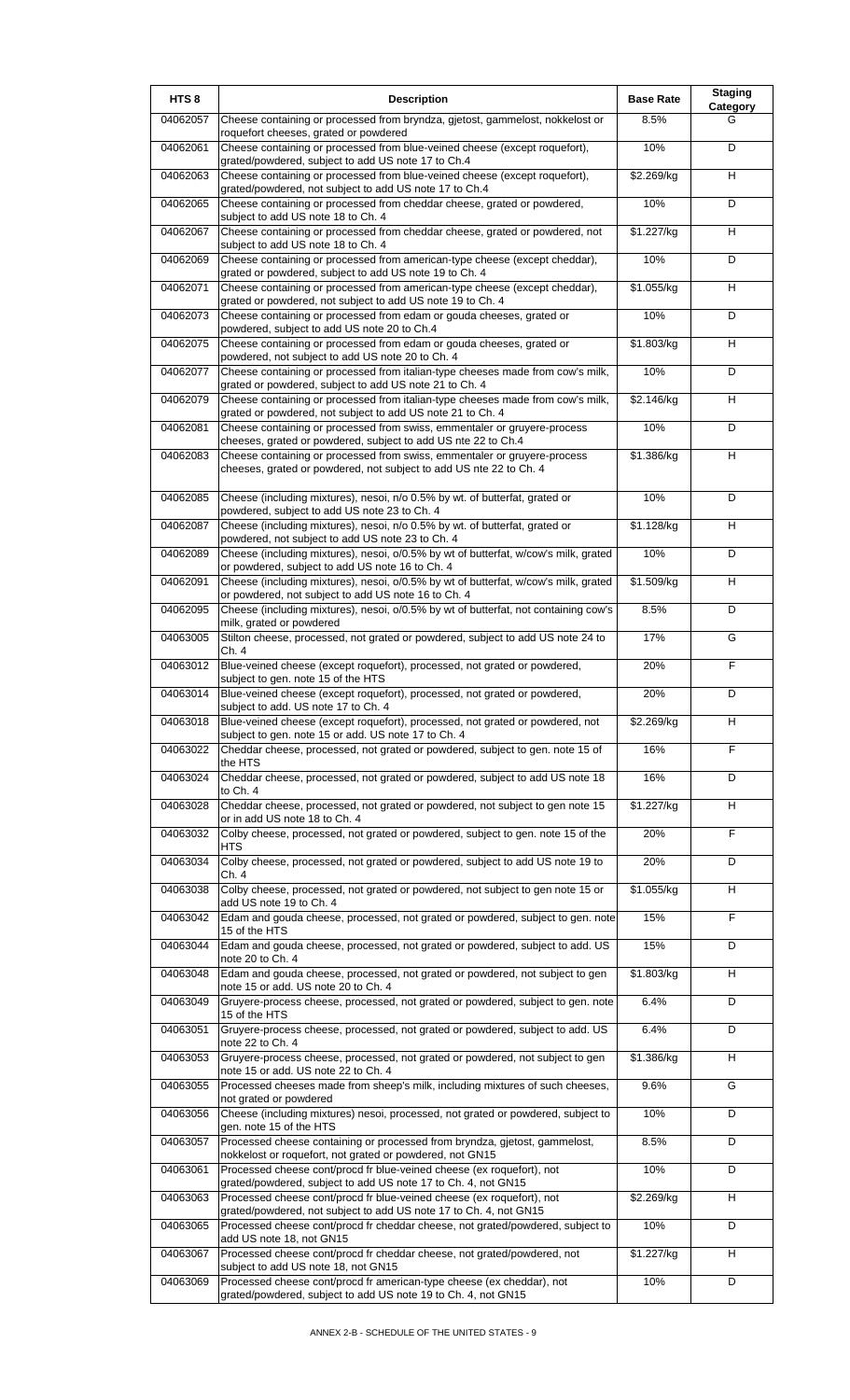| HTS 8 | Description | Base Rate | Staging Category |
|---|---|---|---|
| 04062057 | Cheese containing or processed from bryndza, gjetost, gammelost, nokkelost or roquefort cheeses, grated or powdered | 8.5% | G |
| 04062061 | Cheese containing or processed from blue-veined cheese (except roquefort), grated/powdered, subject to add US note 17 to Ch.4 | 10% | D |
| 04062063 | Cheese containing or processed from blue-veined cheese (except roquefort), grated/powdered, not subject to add US note 17 to Ch.4 | $2.269/kg | H |
| 04062065 | Cheese containing or processed from cheddar cheese, grated or powdered, subject to add US note 18 to Ch. 4 | 10% | D |
| 04062067 | Cheese containing or processed from cheddar cheese, grated or powdered, not subject to add US note 18 to Ch. 4 | $1.227/kg | H |
| 04062069 | Cheese containing or processed from american-type cheese (except cheddar), grated or powdered, subject to add US note 19 to Ch. 4 | 10% | D |
| 04062071 | Cheese containing or processed from american-type cheese (except cheddar), grated or powdered, not subject to add US note 19 to Ch. 4 | $1.055/kg | H |
| 04062073 | Cheese containing or processed from edam or gouda cheeses, grated or powdered, subject to add US note 20 to Ch.4 | 10% | D |
| 04062075 | Cheese containing or processed from edam or gouda cheeses, grated or powdered, not subject to add US note 20 to Ch. 4 | $1.803/kg | H |
| 04062077 | Cheese containing or processed from italian-type cheeses made from cow's milk, grated or powdered, subject to add US note 21 to Ch. 4 | 10% | D |
| 04062079 | Cheese containing or processed from italian-type cheeses made from cow's milk, grated or powdered, not subject to add US note 21 to Ch. 4 | $2.146/kg | H |
| 04062081 | Cheese containing or processed from swiss, emmentaler or gruyere-process cheeses, grated or powdered, subject to add US note 22 to Ch.4 | 10% | D |
| 04062083 | Cheese containing or processed from swiss, emmentaler or gruyere-process cheeses, grated or powdered, not subject to add US nte 22 to Ch. 4 | $1.386/kg | H |
| 04062085 | Cheese (including mixtures), nesoi, n/o 0.5% by wt. of butterfat, grated or powdered, subject to add US note 23 to Ch. 4 | 10% | D |
| 04062087 | Cheese (including mixtures), nesoi, n/o 0.5% by wt. of butterfat, grated or powdered, not subject to add US note 23 to Ch. 4 | $1.128/kg | H |
| 04062089 | Cheese (including mixtures), nesoi, o/0.5% by wt of butterfat, w/cow's milk, grated or powdered, subject to add US note 16 to Ch. 4 | 10% | D |
| 04062091 | Cheese (including mixtures), nesoi, o/0.5% by wt of butterfat, w/cow's milk, grated or powdered, not subject to add US note 16 to Ch. 4 | $1.509/kg | H |
| 04062095 | Cheese (including mixtures), nesoi, o/0.5% by wt of butterfat, not containing cow's milk, grated or powdered | 8.5% | D |
| 04063005 | Stilton cheese, processed, not grated or powdered, subject to add US note 24 to Ch. 4 | 17% | G |
| 04063012 | Blue-veined cheese (except roquefort), processed, not grated or powdered, subject to gen. note 15 of the HTS | 20% | F |
| 04063014 | Blue-veined cheese (except roquefort), processed, not grated or powdered, subject to add. US note 17 to Ch. 4 | 20% | D |
| 04063018 | Blue-veined cheese (except roquefort), processed, not grated or powdered, not subject to gen. note 15 or add. US note 17 to Ch. 4 | $2.269/kg | H |
| 04063022 | Cheddar cheese, processed, not grated or powdered, subject to gen. note 15 of the HTS | 16% | F |
| 04063024 | Cheddar cheese, processed, not grated or powdered, subject to add US note 18 to Ch. 4 | 16% | D |
| 04063028 | Cheddar cheese, processed, not grated or powdered, not subject to gen note 15 or in add US note 18 to Ch. 4 | $1.227/kg | H |
| 04063032 | Colby cheese, processed, not grated or powdered, subject to gen. note 15 of the HTS | 20% | F |
| 04063034 | Colby cheese, processed, not grated or powdered, subject to add US note 19 to Ch. 4 | 20% | D |
| 04063038 | Colby cheese, processed, not grated or powdered, not subject to gen note 15 or add US note 19 to Ch. 4 | $1.055/kg | H |
| 04063042 | Edam and gouda cheese, processed, not grated or powdered, subject to gen. note 15 of the HTS | 15% | F |
| 04063044 | Edam and gouda cheese, processed, not grated or powdered, subject to add. US note 20 to Ch. 4 | 15% | D |
| 04063048 | Edam and gouda cheese, processed, not grated or powdered, not subject to gen note 15 or add. US note 20 to Ch. 4 | $1.803/kg | H |
| 04063049 | Gruyere-process cheese, processed, not grated or powdered, subject to gen. note 15 of the HTS | 6.4% | D |
| 04063051 | Gruyere-process cheese, processed, not grated or powdered, subject to add. US note 22 to Ch. 4 | 6.4% | D |
| 04063053 | Gruyere-process cheese, processed, not grated or powdered, not subject to gen note 15 or add. US note 22 to Ch. 4 | $1.386/kg | H |
| 04063055 | Processed cheeses made from sheep's milk, including mixtures of such cheeses, not grated or powdered | 9.6% | G |
| 04063056 | Cheese (including mixtures) nesoi, processed, not grated or powdered, subject to gen. note 15 of the HTS | 10% | D |
| 04063057 | Processed cheese containing or processed from bryndza, gjetost, gammelost, nokkelost or roquefort, not grated or powdered, not GN15 | 8.5% | D |
| 04063061 | Processed cheese cont/procd fr blue-veined cheese (ex roquefort), not grated/powdered, subject to add US note 17 to Ch. 4, not GN15 | 10% | D |
| 04063063 | Processed cheese cont/procd fr blue-veined cheese (ex roquefort), not grated/powdered, not subject to add US note 17 to Ch. 4, not GN15 | $2.269/kg | H |
| 04063065 | Processed cheese cont/procd fr cheddar cheese, not grated/powdered, subject to add US note 18, not GN15 | 10% | D |
| 04063067 | Processed cheese cont/procd fr cheddar cheese, not grated/powdered, not subject to add US note 18, not GN15 | $1.227/kg | H |
| 04063069 | Processed cheese cont/procd fr american-type cheese (ex cheddar), not grated/powdered, subject to add US note 19 to Ch. 4, not GN15 | 10% | D |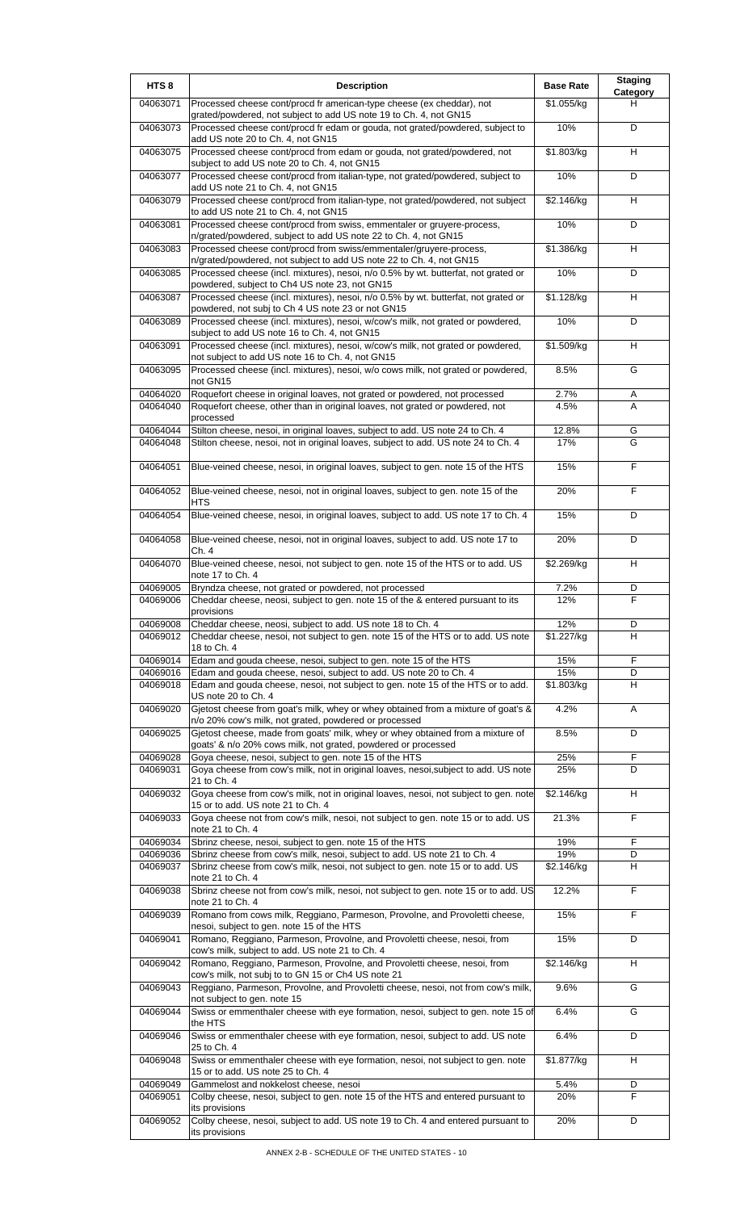| HTS 8 | Description | Base Rate | Staging Category |
|---|---|---|---|
| 04063071 | Processed cheese cont/procd fr american-type cheese (ex cheddar), not grated/powdered, not subject to add US note 19 to Ch. 4, not GN15 | $1.055/kg | H |
| 04063073 | Processed cheese cont/procd fr edam or gouda, not grated/powdered, subject to add US note 20 to Ch. 4, not GN15 | 10% | D |
| 04063075 | Processed cheese cont/procd from edam or gouda, not grated/powdered, not subject to add US note 20 to Ch. 4, not GN15 | $1.803/kg | H |
| 04063077 | Processed cheese cont/procd from italian-type, not grated/powdered, subject to add US note 21 to Ch. 4, not GN15 | 10% | D |
| 04063079 | Processed cheese cont/procd from italian-type, not grated/powdered, not subject to add US note 21 to Ch. 4, not GN15 | $2.146/kg | H |
| 04063081 | Processed cheese cont/procd from swiss, emmentaler or gruyere-process, n/grated/powdered, subject to add US note 22 to Ch. 4, not GN15 | 10% | D |
| 04063083 | Processed cheese cont/procd from swiss/emmentaler/gruyere-process, n/grated/powdered, not subject to add US note 22 to Ch. 4, not GN15 | $1.386/kg | H |
| 04063085 | Processed cheese (incl. mixtures), nesoi, n/o 0.5% by wt. butterfat, not grated or powdered, subject to Ch4 US note 23, not GN15 | 10% | D |
| 04063087 | Processed cheese (incl. mixtures), nesoi, n/o 0.5% by wt. butterfat, not grated or powdered, not subj to Ch 4 US note 23 or not GN15 | $1.128/kg | H |
| 04063089 | Processed cheese (incl. mixtures), nesoi, w/cow's milk, not grated or powdered, subject to add US note 16 to Ch. 4, not GN15 | 10% | D |
| 04063091 | Processed cheese (incl. mixtures), nesoi, w/cow's milk, not grated or powdered, not subject to add US note 16 to Ch. 4, not GN15 | $1.509/kg | H |
| 04063095 | Processed cheese (incl. mixtures), nesoi, w/o cows milk, not grated or powdered, not GN15 | 8.5% | G |
| 04064020 | Roquefort cheese in original loaves, not grated or powdered, not processed | 2.7% | A |
| 04064040 | Roquefort cheese, other than in original loaves, not grated or powdered, not processed | 4.5% | A |
| 04064044 | Stilton cheese, nesoi, in original loaves, subject to add. US note 24 to Ch. 4 | 12.8% | G |
| 04064048 | Stilton cheese, nesoi, not in original loaves, subject to add. US note 24 to Ch. 4 | 17% | G |
| 04064051 | Blue-veined cheese, nesoi, in original loaves, subject to gen. note 15 of the HTS | 15% | F |
| 04064052 | Blue-veined cheese, nesoi, not in original loaves, subject to gen. note 15 of the HTS | 20% | F |
| 04064054 | Blue-veined cheese, nesoi, in original loaves, subject to add. US note 17 to Ch. 4 | 15% | D |
| 04064058 | Blue-veined cheese, nesoi, not in original loaves, subject to add. US note 17 to Ch. 4 | 20% | D |
| 04064070 | Blue-veined cheese, nesoi, not subject to gen. note 15 of the HTS or to add. US note 17 to Ch. 4 | $2.269/kg | H |
| 04069005 | Bryndza cheese, not grated or powdered, not processed | 7.2% | D |
| 04069006 | Cheddar cheese, neosi, subject to gen. note 15 of the & entered pursuant to its provisions | 12% | F |
| 04069008 | Cheddar cheese, neosi, subject to add. US note 18 to Ch. 4 | 12% | D |
| 04069012 | Cheddar cheese, nesoi, not subject to gen. note 15 of the HTS or to add. US note 18 to Ch. 4 | $1.227/kg | H |
| 04069014 | Edam and gouda cheese, nesoi, subject to gen. note 15 of the HTS | 15% | F |
| 04069016 | Edam and gouda cheese, nesoi, subject to add. US note 20 to Ch. 4 | 15% | D |
| 04069018 | Edam and gouda cheese, nesoi, not subject to gen. note 15 of the HTS or to add. US note 20 to Ch. 4 | $1.803/kg | H |
| 04069020 | Gjetost cheese from goat's milk, whey or whey obtained from a mixture of goat's & n/o 20% cow's milk, not grated, powdered or processed | 4.2% | A |
| 04069025 | Gjetost cheese, made from goats' milk, whey or whey obtained from a mixture of goats' & n/o 20% cows milk, not grated, powdered or processed | 8.5% | D |
| 04069028 | Goya cheese, nesoi, subject to gen. note 15 of the HTS | 25% | F |
| 04069031 | Goya cheese from cow's milk, not in original loaves, nesoi,subject to add. US note 21 to Ch. 4 | 25% | D |
| 04069032 | Goya cheese from cow's milk, not in original loaves, nesoi, not subject to gen. note 15 or to add. US note 21 to Ch. 4 | $2.146/kg | H |
| 04069033 | Goya cheese not from cow's milk, nesoi, not subject to gen. note 15 or to add. US note 21 to Ch. 4 | 21.3% | F |
| 04069034 | Sbrinz cheese, nesoi, subject to gen. note 15 of the HTS | 19% | F |
| 04069036 | Sbrinz cheese from cow's milk, nesoi, subject to add. US note 21 to Ch. 4 | 19% | D |
| 04069037 | Sbrinz cheese from cow's milk, nesoi, not subject to gen. note 15 or to add. US note 21 to Ch. 4 | $2.146/kg | H |
| 04069038 | Sbrinz cheese not from cow's milk, nesoi, not subject to gen. note 15 or to add. US note 21 to Ch. 4 | 12.2% | F |
| 04069039 | Romano from cows milk, Reggiano, Parmeson, Provolne, and Provoletti cheese, nesoi, subject to gen. note 15 of the HTS | 15% | F |
| 04069041 | Romano, Reggiano, Parmeson, Provolne, and Provoletti cheese, nesoi, from cow's milk, subject to add. US note 21 to Ch. 4 | 15% | D |
| 04069042 | Romano, Reggiano, Parmeson, Provolne, and Provoletti cheese, nesoi, from cow's milk, not subj to GN 15 or Ch4 US note 21 | $2.146/kg | H |
| 04069043 | Reggiano, Parmeson, Provolne, and Provoletti cheese, nesoi, not from cow's milk, not subject to gen. note 15 | 9.6% | G |
| 04069044 | Swiss or emmenthaler cheese with eye formation, nesoi, subject to gen. note 15 of the HTS | 6.4% | G |
| 04069046 | Swiss or emmenthaler cheese with eye formation, nesoi, subject to add. US note 25 to Ch. 4 | 6.4% | D |
| 04069048 | Swiss or emmenthaler cheese with eye formation, nesoi, not subject to gen. note 15 or to add. US note 25 to Ch. 4 | $1.877/kg | H |
| 04069049 | Gammelost and nokkelost cheese, nesoi | 5.4% | D |
| 04069051 | Colby cheese, nesoi, subject to gen. note 15 of the HTS and entered pursuant to its provisions | 20% | F |
| 04069052 | Colby cheese, nesoi, subject to add. US note 19 to Ch. 4 and entered pursuant to its provisions | 20% | D |

ANNEX 2-B - SCHEDULE OF THE UNITED STATES - 10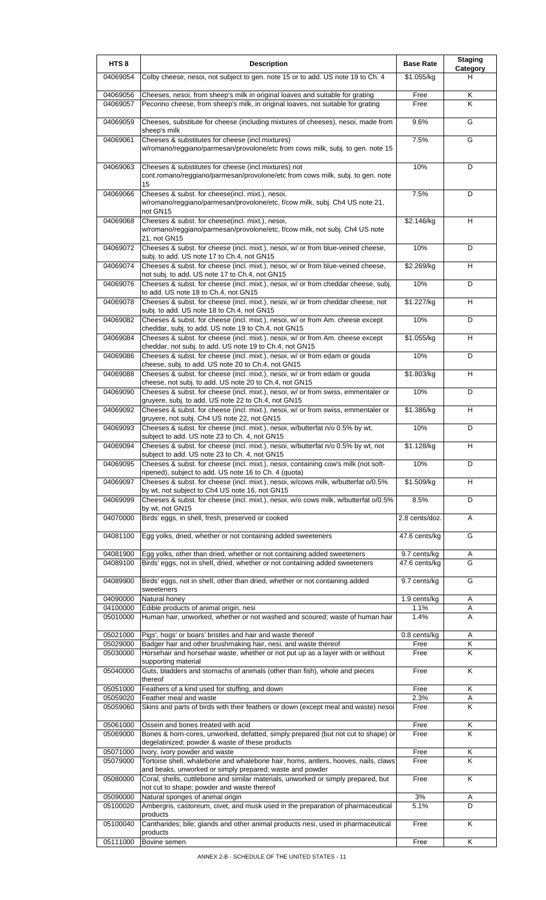| HTS 8 | Description | Base Rate | Staging Category |
|---|---|---|---|
| 04069054 | Colby cheese, nesoi, not subject to gen. note 15 or to add. US note 19 to Ch. 4 | $1.055/kg | H |
| 04069056 | Cheeses, nesoi, from sheep's milk in original loaves and suitable for grating | Free | K |
| 04069057 | Pecorino cheese, from sheep's milk, in original loaves, not suitable for grating | Free | K |
| 04069059 | Cheeses, substitute for cheese (including mixtures of cheeses), nesoi, made from sheep's milk | 9.6% | G |
| 04069061 | Cheeses & substitutes for cheese (incl.mixtures) w/romano/reggiano/parmesan/provolone/etc from cows milk, subj. to gen. note 15 | 7.5% | G |
| 04069063 | Cheeses & substitutes for cheese (incl.mixtures) not cont.romano/reggiano/parmesan/provolone/etc from cows milk, subj. to gen. note 15 | 10% | D |
| 04069066 | Cheeses & subst. for cheese(incl. mixt.), nesoi, w/romano/reggiano/parmesan/provolone/etc, f/cow milk, subj. Ch4 US note 21, not GN15 | 7.5% | D |
| 04069068 | Cheeses & subst. for cheese(incl. mixt.), nesoi, w/romano/reggiano/parmesan/provolone/etc, f/cow milk, not subj. Ch4 US note 21, not GN15 | $2.146/kg | H |
| 04069072 | Cheeses & subst. for cheese (incl. mixt.), nesoi, w/ or from blue-veined cheese, subj. to add. US note 17 to Ch.4, not GN15 | 10% | D |
| 04069074 | Cheeses & subst. for cheese (incl. mixt.), nesoi, w/ or from blue-veined cheese, not subj. to add. US note 17 to Ch.4, not GN15 | $2.269/kg | H |
| 04069076 | Cheeses & subst. for cheese (incl. mixt.), nesoi, w/ or from cheddar cheese, subj. to add. US note 18 to Ch.4, not GN15 | 10% | D |
| 04069078 | Cheeses & subst. for cheese (incl. mixt.), nesoi, w/ or from cheddar cheese, not subj. to add. US note 18 to Ch.4, not GN15 | $1.227/kg | H |
| 04069082 | Cheeses & subst. for cheese (incl. mixt.), nesoi, w/ or from Am. cheese except cheddar, subj. to add. US note 19 to Ch.4, not GN15 | 10% | D |
| 04069084 | Cheeses & subst. for cheese (incl. mixt.), nesoi, w/ or from Am. cheese except cheddar, not subj. to add. US note 19 to Ch.4, not GN15 | $1.055/kg | H |
| 04069086 | Cheeses & subst. for cheese (incl. mixt.), nesoi, w/ or from edam or gouda cheese, subj. to add. US note 20 to Ch.4, not GN15 | 10% | D |
| 04069088 | Cheeses & subst. for cheese (incl. mixt.), nesoi, w/ or from edam or gouda cheese, not subj. to add. US note 20 to Ch.4, not GN15 | $1.803/kg | H |
| 04069090 | Cheeses & subst. for cheese (incl. mixt.), nesoi, w/ or from swiss, emmentaler or gruyere, subj. to add. US note 22 to Ch.4, not GN15 | 10% | D |
| 04069092 | Cheeses & subst. for cheese (incl. mixt.), nesoi, w/ or from swiss, emmentaler or gruyere, not subj. Ch4 US note 22, not GN15 | $1.386/kg | H |
| 04069093 | Cheeses & subst. for cheese (incl. mixt.), nesoi, w/butterfat n/o 0.5% by wt, subject to add. US note 23 to Ch. 4, not GN15 | 10% | D |
| 04069094 | Cheeses & subst. for cheese (incl. mixt.), nesoi, w/butterfat n/o 0.5% by wt, not subject to add. US note 23 to Ch. 4, not GN15 | $1.128/kg | H |
| 04069095 | Cheeses & subst. for cheese (incl. mixt.), nesoi, containing cow's milk (not soft-ripened), subject to add. US note 16 to Ch. 4 (quota) | 10% | D |
| 04069097 | Cheeses & subst. for cheese (incl. mixt.), nesoi, w/cows milk, w/butterfat o/0.5% by wt, not subject to Ch4 US note 16, not GN15 | $1.509/kg | H |
| 04069099 | Cheeses & subst. for cheese (incl. mixt.), nesoi, w/o cows milk, w/butterfat o/0.5% by wt, not GN15 | 8.5% | D |
| 04070000 | Birds' eggs, in shell, fresh, preserved or cooked | 2.8 cents/doz. | A |
| 04081100 | Egg yolks, dried, whether or not containing added sweeteners | 47.6 cents/kg | G |
| 04081900 | Egg yolks, other than dried, whether or not containing added sweeteners | 9.7 cents/kg | A |
| 04089100 | Birds' eggs, not in shell, dried, whether or not containing added sweeteners | 47.6 cents/kg | G |
| 04089900 | Birds' eggs, not in shell, other than dried, whether or not containing added sweeteners | 9.7 cents/kg | G |
| 04090000 | Natural honey | 1.9 cents/kg | A |
| 04100000 | Edible products of animal origin, nesi | 1.1% | A |
| 05010000 | Human hair, unworked, whether or not washed and scoured; waste of human hair | 1.4% | A |
| 05021000 | Pigs', hogs' or boars' bristles and hair and waste thereof | 0.8 cents/kg | A |
| 05029000 | Badger hair and other brushmaking hair, nesi, and waste thereof | Free | K |
| 05030000 | Horsehair and horsehair waste, whether or not put up as a layer with or without supporting material | Free | K |
| 05040000 | Guts, bladders and stomachs of animals (other than fish), whole and pieces thereof | Free | K |
| 05051000 | Feathers of a kind used for stuffing, and down | Free | K |
| 05059020 | Feather meal and waste | 2.3% | A |
| 05059060 | Skins and parts of birds with their feathers or down (except meal and waste) nesoi | Free | K |
| 05061000 | Ossein and bones treated with acid | Free | K |
| 05069000 | Bones & horn-cores, unworked, defatted, simply prepared (but not cut to shape) or degelatinized; powder & waste of these products | Free | K |
| 05071000 | Ivory, ivory powder and waste | Free | K |
| 05079000 | Tortoise shell, whalebone and whalebone hair, horns, antlers, hooves, nails, claws and beaks, unworked or simply prepared; waste and powder | Free | K |
| 05080000 | Coral, shells, cuttlebone and similar materials, unworked or simply prepared, but not cut to shape; powder and waste thereof | Free | K |
| 05090000 | Natural sponges of animal origin | 3% | A |
| 05100020 | Ambergris, castoreum, civet, and musk used in the preparation of pharmaceutical products | 5.1% | D |
| 05100040 | Cantharides; bile; glands and other animal products nesi, used in pharmaceutical products | Free | K |
| 05111000 | Bovine semen | Free | K |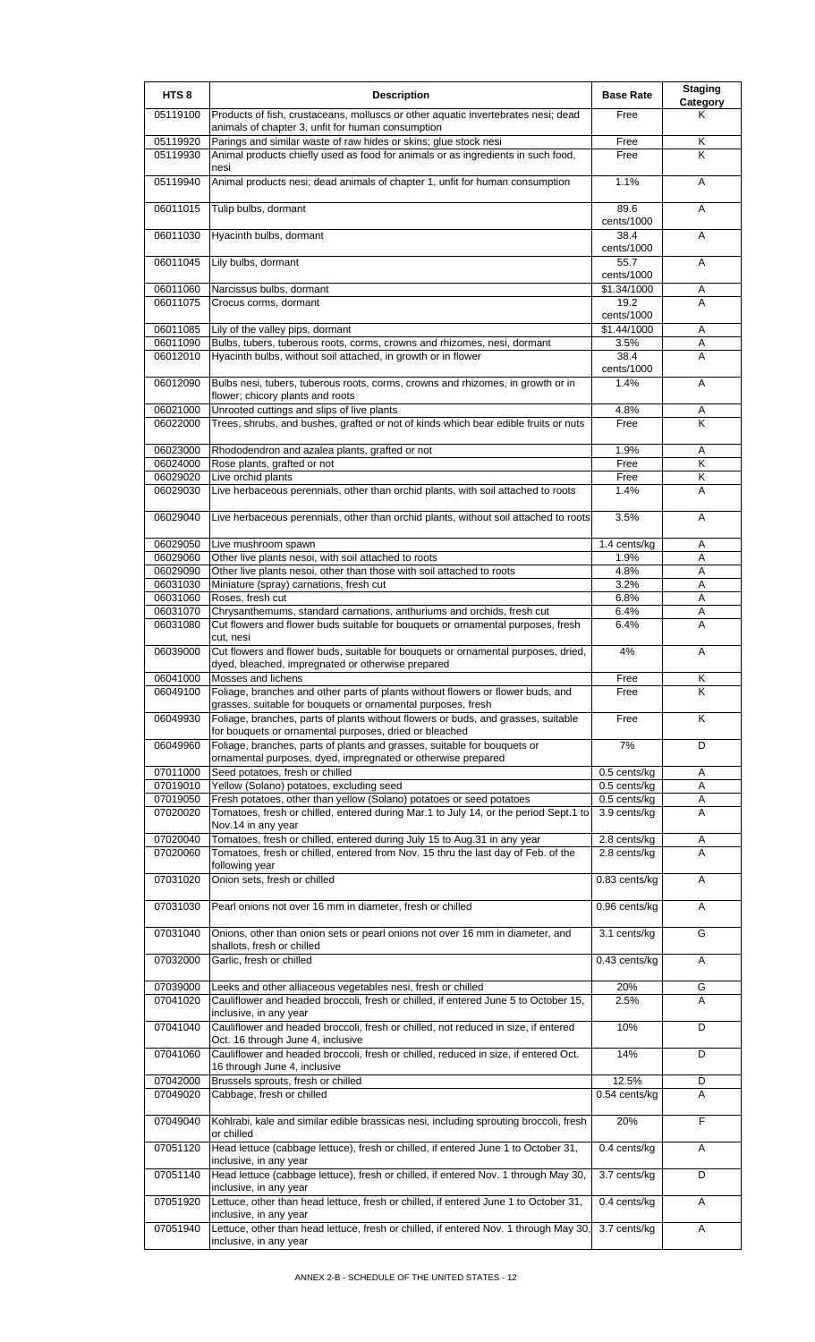| HTS 8 | Description | Base Rate | Staging Category |
|---|---|---|---|
| 05119100 | Products of fish, crustaceans, molluscs or other aquatic invertebrates nesi; dead animals of chapter 3, unfit for human consumption | Free | K |
| 05119920 | Parings and similar waste of raw hides or skins; glue stock nesi | Free | K |
| 05119930 | Animal products chiefly used as food for animals or as ingredients in such food, nesi | Free | K |
| 05119940 | Animal products nesi; dead animals of chapter 1, unfit for human consumption | 1.1% | A |
| 06011015 | Tulip bulbs, dormant | 89.6 cents/1000 | A |
| 06011030 | Hyacinth bulbs, dormant | 38.4 cents/1000 | A |
| 06011045 | Lily bulbs, dormant | 55.7 cents/1000 | A |
| 06011060 | Narcissus bulbs, dormant | $1.34/1000 | A |
| 06011075 | Crocus corms, dormant | 19.2 cents/1000 | A |
| 06011085 | Lily of the valley pips, dormant | $1.44/1000 | A |
| 06011090 | Bulbs, tubers, tuberous roots, corms, crowns and rhizomes, nesi, dormant | 3.5% | A |
| 06012010 | Hyacinth bulbs, without soil attached, in growth or in flower | 38.4 cents/1000 | A |
| 06012090 | Bulbs nesi, tubers, tuberous roots, corms, crowns and rhizomes, in growth or in flower; chicory plants and roots | 1.4% | A |
| 06021000 | Unrooted cuttings and slips of live plants | 4.8% | A |
| 06022000 | Trees, shrubs, and bushes, grafted or not of kinds which bear edible fruits or nuts | Free | K |
| 06023000 | Rhododendron and azalea plants, grafted or not | 1.9% | A |
| 06024000 | Rose plants, grafted or not | Free | K |
| 06029020 | Live orchid plants | Free | K |
| 06029030 | Live herbaceous perennials, other than orchid plants, with soil attached to roots | 1.4% | A |
| 06029040 | Live herbaceous perennials, other than orchid plants, without soil attached to roots | 3.5% | A |
| 06029050 | Live mushroom spawn | 1.4 cents/kg | A |
| 06029060 | Other live plants nesoi, with soil attached to roots | 1.9% | A |
| 06029090 | Other live plants nesoi, other than those with soil attached to roots | 4.8% | A |
| 06031030 | Miniature (spray) carnations, fresh cut | 3.2% | A |
| 06031060 | Roses, fresh cut | 6.8% | A |
| 06031070 | Chrysanthemums, standard carnations, anthuriums and orchids, fresh cut | 6.4% | A |
| 06031080 | Cut flowers and flower buds suitable for bouquets or ornamental purposes, fresh cut, nesi | 6.4% | A |
| 06039000 | Cut flowers and flower buds, suitable for bouquets or ornamental purposes, dried, dyed, bleached, impregnated or otherwise prepared | 4% | A |
| 06041000 | Mosses and lichens | Free | K |
| 06049100 | Foliage, branches and other parts of plants without flowers or flower buds, and grasses, suitable for bouquets or ornamental purposes, fresh | Free | K |
| 06049930 | Foliage, branches, parts of plants without flowers or buds, and grasses, suitable for bouquets or ornamental purposes, dried or bleached | Free | K |
| 06049960 | Foliage, branches, parts of plants and grasses, suitable for bouquets or ornamental purposes, dyed, impregnated or otherwise prepared | 7% | D |
| 07011000 | Seed potatoes, fresh or chilled | 0.5 cents/kg | A |
| 07019010 | Yellow (Solano) potatoes, excluding seed | 0.5 cents/kg | A |
| 07019050 | Fresh potatoes, other than yellow (Solano) potatoes or seed potatoes | 0.5 cents/kg | A |
| 07020020 | Tomatoes, fresh or chilled, entered during Mar.1 to July 14, or the period Sept.1 to Nov.14 in any year | 3.9 cents/kg | A |
| 07020040 | Tomatoes, fresh or chilled, entered during July 15 to Aug.31 in any year | 2.8 cents/kg | A |
| 07020060 | Tomatoes, fresh or chilled, entered from Nov. 15 thru the last day of Feb. of the following year | 2.8 cents/kg | A |
| 07031020 | Onion sets, fresh or chilled | 0.83 cents/kg | A |
| 07031030 | Pearl onions not over 16 mm in diameter, fresh or chilled | 0.96 cents/kg | A |
| 07031040 | Onions, other than onion sets or pearl onions not over 16 mm in diameter, and shallots, fresh or chilled | 3.1 cents/kg | G |
| 07032000 | Garlic, fresh or chilled | 0.43 cents/kg | A |
| 07039000 | Leeks and other alliaceous vegetables nesi, fresh or chilled | 20% | G |
| 07041020 | Cauliflower and headed broccoli, fresh or chilled, if entered June 5 to October 15, inclusive, in any year | 2.5% | A |
| 07041040 | Cauliflower and headed broccoli, fresh or chilled, not reduced in size, if entered Oct. 16 through June 4, inclusive | 10% | D |
| 07041060 | Cauliflower and headed broccoli, fresh or chilled, reduced in size, if entered Oct. 16 through June 4, inclusive | 14% | D |
| 07042000 | Brussels sprouts, fresh or chilled | 12.5% | D |
| 07049020 | Cabbage, fresh or chilled | 0.54 cents/kg | A |
| 07049040 | Kohlrabi, kale and similar edible brassicas nesi, including sprouting broccoli, fresh or chilled | 20% | F |
| 07051120 | Head lettuce (cabbage lettuce), fresh or chilled, if entered June 1 to October 31, inclusive, in any year | 0.4 cents/kg | A |
| 07051140 | Head lettuce (cabbage lettuce), fresh or chilled, if entered Nov. 1 through May 30, inclusive, in any year | 3.7 cents/kg | D |
| 07051920 | Lettuce, other than head lettuce, fresh or chilled, if entered June 1 to October 31, inclusive, in any year | 0.4 cents/kg | A |
| 07051940 | Lettuce, other than head lettuce, fresh or chilled, if entered Nov. 1 through May 30, inclusive, in any year | 3.7 cents/kg | A |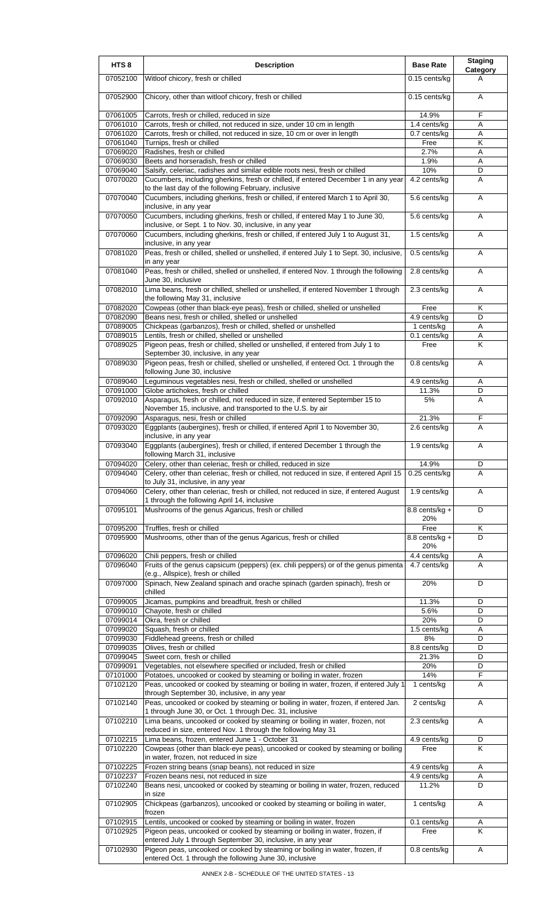| HTS 8 | Description | Base Rate | Staging Category |
|---|---|---|---|
| 07052100 | Witloof chicory, fresh or chilled | 0.15 cents/kg | A |
| 07052900 | Chicory, other than witloof chicory, fresh or chilled | 0.15 cents/kg | A |
| 07061005 | Carrots, fresh or chilled, reduced in size | 14.9% | F |
| 07061010 | Carrots, fresh or chilled, not reduced in size, under 10 cm in length | 1.4 cents/kg | A |
| 07061020 | Carrots, fresh or chilled, not reduced in size, 10 cm or over in length | 0.7 cents/kg | A |
| 07061040 | Turnips, fresh or chilled | Free | K |
| 07069020 | Radishes, fresh or chilled | 2.7% | A |
| 07069030 | Beets and horseradish, fresh or chilled | 1.9% | A |
| 07069040 | Salsify, celeriac, radishes and similar edible roots nesi, fresh or chilled | 10% | D |
| 07070020 | Cucumbers, including gherkins, fresh or chilled, if entered December 1 in any year to the last day of the following February, inclusive | 4.2 cents/kg | A |
| 07070040 | Cucumbers, including gherkins, fresh or chilled, if entered March 1 to April 30, inclusive, in any year | 5.6 cents/kg | A |
| 07070050 | Cucumbers, including gherkins, fresh or chilled, if entered May 1 to June 30, inclusive, or Sept. 1 to Nov. 30, inclusive, in any year | 5.6 cents/kg | A |
| 07070060 | Cucumbers, including gherkins, fresh or chilled, if entered July 1 to August 31, inclusive, in any year | 1.5 cents/kg | A |
| 07081020 | Peas, fresh or chilled, shelled or unshelled, if entered July 1 to Sept. 30, inclusive, in any year | 0.5 cents/kg | A |
| 07081040 | Peas, fresh or chilled, shelled or unshelled, if entered Nov. 1 through the following June 30, inclusive | 2.8 cents/kg | A |
| 07082010 | Lima beans, fresh or chilled, shelled or unshelled, if entered November 1 through the following May 31, inclusive | 2.3 cents/kg | A |
| 07082020 | Cowpeas (other than black-eye peas), fresh or chilled, shelled or unshelled | Free | K |
| 07082090 | Beans nesi, fresh or chilled, shelled or unshelled | 4.9 cents/kg | D |
| 07089005 | Chickpeas (garbanzos), fresh or chilled, shelled or unshelled | 1 cents/kg | A |
| 07089015 | Lentils, fresh or chilled, shelled or unshelled | 0.1 cents/kg | A |
| 07089025 | Pigeon peas, fresh or chilled, shelled or unshelled, if entered from July 1 to September 30, inclusive, in any year | Free | K |
| 07089030 | Pigeon peas, fresh or chilled, shelled or unshelled, if entered Oct. 1 through the following June 30, inclusive | 0.8 cents/kg | A |
| 07089040 | Leguminous vegetables nesi, fresh or chilled, shelled or unshelled | 4.9 cents/kg | A |
| 07091000 | Globe artichokes, fresh or chilled | 11.3% | D |
| 07092010 | Asparagus, fresh or chilled, not reduced in size, if entered September 15 to November 15, inclusive, and transported to the U.S. by air | 5% | A |
| 07092090 | Asparagus, nesi, fresh or chilled | 21.3% | F |
| 07093020 | Eggplants (aubergines), fresh or chilled, if entered April 1 to November 30, inclusive, in any year | 2.6 cents/kg | A |
| 07093040 | Eggplants (aubergines), fresh or chilled, if entered December 1 through the following March 31, inclusive | 1.9 cents/kg | A |
| 07094020 | Celery, other than celeriac, fresh or chilled, reduced in size | 14.9% | D |
| 07094040 | Celery, other than celeriac, fresh or chilled, not reduced in size, if entered April 15 to July 31, inclusive, in any year | 0.25 cents/kg | A |
| 07094060 | Celery, other than celeriac, fresh or chilled, not reduced in size, if entered August 1 through the following April 14, inclusive | 1.9 cents/kg | A |
| 07095101 | Mushrooms of the genus Agaricus, fresh or chilled | 8.8 cents/kg + 20% | D |
| 07095200 | Truffles, fresh or chilled | Free | K |
| 07095900 | Mushrooms, other than of the genus Agaricus, fresh or chilled | 8.8 cents/kg + 20% | D |
| 07096020 | Chili peppers, fresh or chilled | 4.4 cents/kg | A |
| 07096040 | Fruits of the genus capsicum (peppers) (ex. chili peppers) or of the genus pimenta (e.g., Allspice), fresh or chilled | 4.7 cents/kg | A |
| 07097000 | Spinach, New Zealand spinach and orache spinach (garden spinach), fresh or chilled | 20% | D |
| 07099005 | Jicamas, pumpkins and breadfruit, fresh or chilled | 11.3% | D |
| 07099010 | Chayote, fresh or chilled | 5.6% | D |
| 07099014 | Okra, fresh or chilled | 20% | D |
| 07099020 | Squash, fresh or chilled | 1.5 cents/kg | A |
| 07099030 | Fiddlehead greens, fresh or chilled | 8% | D |
| 07099035 | Olives, fresh or chilled | 8.8 cents/kg | D |
| 07099045 | Sweet corn, fresh or chilled | 21.3% | D |
| 07099091 | Vegetables, not elsewhere specified or included, fresh or chilled | 20% | D |
| 07101000 | Potatoes, uncooked or cooked by steaming or boiling in water, frozen | 14% | F |
| 07102120 | Peas, uncooked or cooked by steaming or boiling in water, frozen, if entered July 1 through September 30, inclusive, in any year | 1 cents/kg | A |
| 07102140 | Peas, uncooked or cooked by steaming or boiling in water, frozen, if entered Jan. 1 through June 30, or Oct. 1 through Dec. 31, inclusive | 2 cents/kg | A |
| 07102210 | Lima beans, uncooked or cooked by steaming or boiling in water, frozen, not reduced in size, entered Nov. 1 through the following May 31 | 2.3 cents/kg | A |
| 07102215 | Lima beans, frozen, entered June 1 - October 31 | 4.9 cents/kg | D |
| 07102220 | Cowpeas (other than black-eye peas), uncooked or cooked by steaming or boiling in water, frozen, not reduced in size | Free | K |
| 07102225 | Frozen string beans (snap beans), not reduced in size | 4.9 cents/kg | A |
| 07102237 | Frozen beans nesi, not reduced in size | 4.9 cents/kg | A |
| 07102240 | Beans nesi, uncooked or cooked by steaming or boiling in water, frozen, reduced in size | 11.2% | D |
| 07102905 | Chickpeas (garbanzos), uncooked or cooked by steaming or boiling in water, frozen | 1 cents/kg | A |
| 07102915 | Lentils, uncooked or cooked by steaming or boiling in water, frozen | 0.1 cents/kg | A |
| 07102925 | Pigeon peas, uncooked or cooked by steaming or boiling in water, frozen, if entered July 1 through September 30, inclusive, in any year | Free | K |
| 07102930 | Pigeon peas, uncooked or cooked by steaming or boiling in water, frozen, if entered Oct. 1 through the following June 30, inclusive | 0.8 cents/kg | A |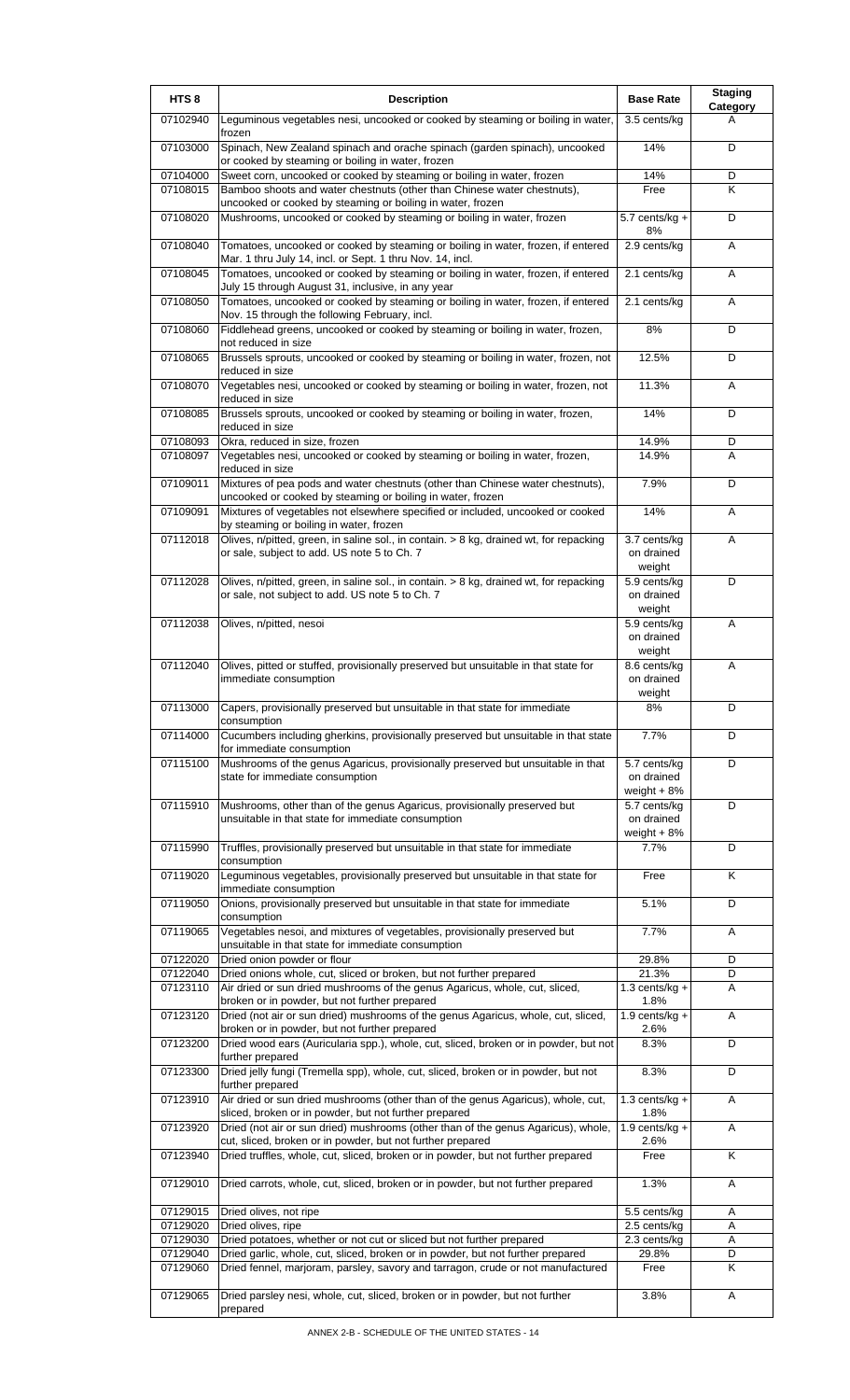| HTS 8 | Description | Base Rate | Staging Category |
|---|---|---|---|
| 07102940 | Leguminous vegetables nesi, uncooked or cooked by steaming or boiling in water, frozen | 3.5 cents/kg | A |
| 07103000 | Spinach, New Zealand spinach and orache spinach (garden spinach), uncooked or cooked by steaming or boiling in water, frozen | 14% | D |
| 07104000 | Sweet corn, uncooked or cooked by steaming or boiling in water, frozen | 14% | D |
| 07108015 | Bamboo shoots and water chestnuts (other than Chinese water chestnuts), uncooked or cooked by steaming or boiling in water, frozen | Free | K |
| 07108020 | Mushrooms, uncooked or cooked by steaming or boiling in water, frozen | 5.7 cents/kg + 8% | D |
| 07108040 | Tomatoes, uncooked or cooked by steaming or boiling in water, frozen, if entered Mar. 1 thru July 14, incl. or Sept. 1 thru Nov. 14, incl. | 2.9 cents/kg | A |
| 07108045 | Tomatoes, uncooked or cooked by steaming or boiling in water, frozen, if entered July 15 through August 31, inclusive, in any year | 2.1 cents/kg | A |
| 07108050 | Tomatoes, uncooked or cooked by steaming or boiling in water, frozen, if entered Nov. 15 through the following February, incl. | 2.1 cents/kg | A |
| 07108060 | Fiddlehead greens, uncooked or cooked by steaming or boiling in water, frozen, not reduced in size | 8% | D |
| 07108065 | Brussels sprouts, uncooked or cooked by steaming or boiling in water, frozen, not reduced in size | 12.5% | D |
| 07108070 | Vegetables nesi, uncooked or cooked by steaming or boiling in water, frozen, not reduced in size | 11.3% | A |
| 07108085 | Brussels sprouts, uncooked or cooked by steaming or boiling in water, frozen, reduced in size | 14% | D |
| 07108093 | Okra, reduced in size, frozen | 14.9% | D |
| 07108097 | Vegetables nesi, uncooked or cooked by steaming or boiling in water, frozen, reduced in size | 14.9% | A |
| 07109011 | Mixtures of pea pods and water chestnuts (other than Chinese water chestnuts), uncooked or cooked by steaming or boiling in water, frozen | 7.9% | D |
| 07109091 | Mixtures of vegetables not elsewhere specified or included, uncooked or cooked by steaming or boiling in water, frozen | 14% | A |
| 07112018 | Olives, n/pitted, green, in saline sol., in contain. > 8 kg, drained wt, for repacking or sale, subject to add. US note 5 to Ch. 7 | 3.7 cents/kg on drained weight | A |
| 07112028 | Olives, n/pitted, green, in saline sol., in contain. > 8 kg, drained wt, for repacking or sale, not subject to add. US note 5 to Ch. 7 | 5.9 cents/kg on drained weight | D |
| 07112038 | Olives, n/pitted, nesoi | 5.9 cents/kg on drained weight | A |
| 07112040 | Olives, pitted or stuffed, provisionally preserved but unsuitable in that state for immediate consumption | 8.6 cents/kg on drained weight | A |
| 07113000 | Capers, provisionally preserved but unsuitable in that state for immediate consumption | 8% | D |
| 07114000 | Cucumbers including gherkins, provisionally preserved but unsuitable in that state for immediate consumption | 7.7% | D |
| 07115100 | Mushrooms of the genus Agaricus, provisionally preserved but unsuitable in that state for immediate consumption | 5.7 cents/kg on drained weight + 8% | D |
| 07115910 | Mushrooms, other than of the genus Agaricus, provisionally preserved but unsuitable in that state for immediate consumption | 5.7 cents/kg on drained weight + 8% | D |
| 07115990 | Truffles, provisionally preserved but unsuitable in that state for immediate consumption | 7.7% | D |
| 07119020 | Leguminous vegetables, provisionally preserved but unsuitable in that state for immediate consumption | Free | K |
| 07119050 | Onions, provisionally preserved but unsuitable in that state for immediate consumption | 5.1% | D |
| 07119065 | Vegetables nesoi, and mixtures of vegetables, provisionally preserved but unsuitable in that state for immediate consumption | 7.7% | A |
| 07122020 | Dried onion powder or flour | 29.8% | D |
| 07122040 | Dried onions whole, cut, sliced or broken, but not further prepared | 21.3% | D |
| 07123110 | Air dried or sun dried mushrooms of the genus Agaricus, whole, cut, sliced, broken or in powder, but not further prepared | 1.3 cents/kg + 1.8% | A |
| 07123120 | Dried (not air or sun dried) mushrooms of the genus Agaricus, whole, cut, sliced, broken or in powder, but not further prepared | 1.9 cents/kg + 2.6% | A |
| 07123200 | Dried wood ears (Auricularia spp.), whole, cut, sliced, broken or in powder, but not further prepared | 8.3% | D |
| 07123300 | Dried jelly fungi (Tremella spp), whole, cut, sliced, broken or in powder, but not further prepared | 8.3% | D |
| 07123910 | Air dried or sun dried mushrooms (other than of the genus Agaricus), whole, cut, sliced, broken or in powder, but not further prepared | 1.3 cents/kg + 1.8% | A |
| 07123920 | Dried (not air or sun dried) mushrooms (other than of the genus Agaricus), whole, cut, sliced, broken or in powder, but not further prepared | 1.9 cents/kg + 2.6% | A |
| 07123940 | Dried truffles, whole, cut, sliced, broken or in powder, but not further prepared | Free | K |
| 07129010 | Dried carrots, whole, cut, sliced, broken or in powder, but not further prepared | 1.3% | A |
| 07129015 | Dried olives, not ripe | 5.5 cents/kg | A |
| 07129020 | Dried olives, ripe | 2.5 cents/kg | A |
| 07129030 | Dried potatoes, whether or not cut or sliced but not further prepared | 2.3 cents/kg | A |
| 07129040 | Dried garlic, whole, cut, sliced, broken or in powder, but not further prepared | 29.8% | D |
| 07129060 | Dried fennel, marjoram, parsley, savory and tarragon, crude or not manufactured | Free | K |
| 07129065 | Dried parsley nesi, whole, cut, sliced, broken or in powder, but not further prepared | 3.8% | A |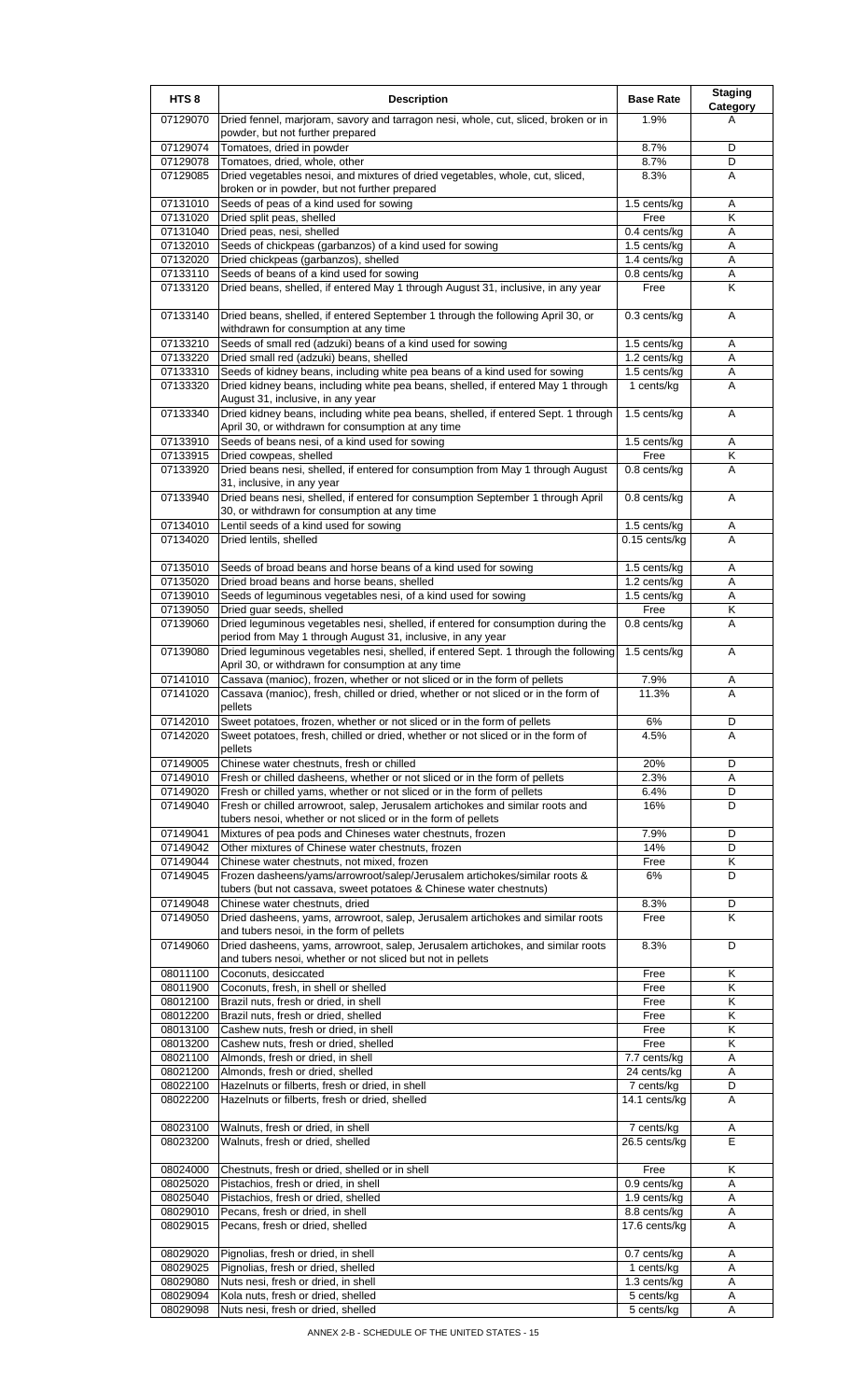| HTS 8 | Description | Base Rate | Staging Category |
|---|---|---|---|
| 07129070 | Dried fennel, marjoram, savory and tarragon nesi, whole, cut, sliced, broken or in powder, but not further prepared | 1.9% | A |
| 07129074 | Tomatoes, dried in powder | 8.7% | D |
| 07129078 | Tomatoes, dried, whole, other | 8.7% | D |
| 07129085 | Dried vegetables nesoi, and mixtures of dried vegetables, whole, cut, sliced, broken or in powder, but not further prepared | 8.3% | A |
| 07131010 | Seeds of peas of a kind used for sowing | 1.5 cents/kg | A |
| 07131020 | Dried split peas, shelled | Free | K |
| 07131040 | Dried peas, nesi, shelled | 0.4 cents/kg | A |
| 07132010 | Seeds of chickpeas (garbanzos) of a kind used for sowing | 1.5 cents/kg | A |
| 07132020 | Dried chickpeas (garbanzos), shelled | 1.4 cents/kg | A |
| 07133110 | Seeds of beans of a kind used for sowing | 0.8 cents/kg | A |
| 07133120 | Dried beans, shelled, if entered May 1 through August 31, inclusive, in any year | Free | K |
| 07133140 | Dried beans, shelled, if entered September 1 through the following April 30, or withdrawn for consumption at any time | 0.3 cents/kg | A |
| 07133210 | Seeds of small red (adzuki) beans of a kind used for sowing | 1.5 cents/kg | A |
| 07133220 | Dried small red (adzuki) beans, shelled | 1.2 cents/kg | A |
| 07133310 | Seeds of kidney beans, including white pea beans of a kind used for sowing | 1.5 cents/kg | A |
| 07133320 | Dried kidney beans, including white pea beans, shelled, if entered May 1 through August 31, inclusive, in any year | 1 cents/kg | A |
| 07133340 | Dried kidney beans, including white pea beans, shelled, if entered Sept. 1 through April 30, or withdrawn for consumption at any time | 1.5 cents/kg | A |
| 07133910 | Seeds of beans nesi, of a kind used for sowing | 1.5 cents/kg | A |
| 07133915 | Dried cowpeas, shelled | Free | K |
| 07133920 | Dried beans nesi, shelled, if entered for consumption from May 1 through August 31, inclusive, in any year | 0.8 cents/kg | A |
| 07133940 | Dried beans nesi, shelled, if entered for consumption September 1 through April 30, or withdrawn for consumption at any time | 0.8 cents/kg | A |
| 07134010 | Lentil seeds of a kind used for sowing | 1.5 cents/kg | A |
| 07134020 | Dried lentils, shelled | 0.15 cents/kg | A |
| 07135010 | Seeds of broad beans and horse beans of a kind used for sowing | 1.5 cents/kg | A |
| 07135020 | Dried broad beans and horse beans, shelled | 1.2 cents/kg | A |
| 07139010 | Seeds of leguminous vegetables nesi, of a kind used for sowing | 1.5 cents/kg | A |
| 07139050 | Dried guar seeds, shelled | Free | K |
| 07139060 | Dried leguminous vegetables nesi, shelled, if entered for consumption during the period from May 1 through August 31, inclusive, in any year | 0.8 cents/kg | A |
| 07139080 | Dried leguminous vegetables nesi, shelled, if entered Sept. 1 through the following April 30, or withdrawn for consumption at any time | 1.5 cents/kg | A |
| 07141010 | Cassava (manioc), frozen, whether or not sliced or in the form of pellets | 7.9% | A |
| 07141020 | Cassava (manioc), fresh, chilled or dried, whether or not sliced or in the form of pellets | 11.3% | A |
| 07142010 | Sweet potatoes, frozen, whether or not sliced or in the form of pellets | 6% | D |
| 07142020 | Sweet potatoes, fresh, chilled or dried, whether or not sliced or in the form of pellets | 4.5% | A |
| 07149005 | Chinese water chestnuts, fresh or chilled | 20% | D |
| 07149010 | Fresh or chilled dasheens, whether or not sliced or in the form of pellets | 2.3% | A |
| 07149020 | Fresh or chilled yams, whether or not sliced or in the form of pellets | 6.4% | D |
| 07149040 | Fresh or chilled arrowroot, salep, Jerusalem artichokes and similar roots and tubers nesoi, whether or not sliced or in the form of pellets | 16% | D |
| 07149041 | Mixtures of pea pods and Chineses water chestnuts, frozen | 7.9% | D |
| 07149042 | Other mixtures of Chinese water chestnuts, frozen | 14% | D |
| 07149044 | Chinese water chestnuts, not mixed, frozen | Free | K |
| 07149045 | Frozen dasheens/yams/arrowroot/salep/Jerusalem artichokes/similar roots & tubers (but not cassava, sweet potatoes & Chinese water chestnuts) | 6% | D |
| 07149048 | Chinese water chestnuts, dried | 8.3% | D |
| 07149050 | Dried dasheens, yams, arrowroot, salep, Jerusalem artichokes and similar roots and tubers nesoi, in the form of pellets | Free | K |
| 07149060 | Dried dasheens, yams, arrowroot, salep, Jerusalem artichokes, and similar roots and tubers nesoi, whether or not sliced but not in pellets | 8.3% | D |
| 08011100 | Coconuts, desiccated | Free | K |
| 08011900 | Coconuts, fresh, in shell or shelled | Free | K |
| 08012100 | Brazil nuts, fresh or dried, in shell | Free | K |
| 08012200 | Brazil nuts, fresh or dried, shelled | Free | K |
| 08013100 | Cashew nuts, fresh or dried, in shell | Free | K |
| 08013200 | Cashew nuts, fresh or dried, shelled | Free | K |
| 08021100 | Almonds, fresh or dried, in shell | 7.7 cents/kg | A |
| 08021200 | Almonds, fresh or dried, shelled | 24 cents/kg | A |
| 08022100 | Hazelnuts or filberts, fresh or dried, in shell | 7 cents/kg | D |
| 08022200 | Hazelnuts or filberts, fresh or dried, shelled | 14.1 cents/kg | A |
| 08023100 | Walnuts, fresh or dried, in shell | 7 cents/kg | A |
| 08023200 | Walnuts, fresh or dried, shelled | 26.5 cents/kg | E |
| 08024000 | Chestnuts, fresh or dried, shelled or in shell | Free | K |
| 08025020 | Pistachios, fresh or dried, in shell | 0.9 cents/kg | A |
| 08025040 | Pistachios, fresh or dried, shelled | 1.9 cents/kg | A |
| 08029010 | Pecans, fresh or dried, in shell | 8.8 cents/kg | A |
| 08029015 | Pecans, fresh or dried, shelled | 17.6 cents/kg | A |
| 08029020 | Pignolias, fresh or dried, in shell | 0.7 cents/kg | A |
| 08029025 | Pignolias, fresh or dried, shelled | 1 cents/kg | A |
| 08029080 | Nuts nesi, fresh or dried, in shell | 1.3 cents/kg | A |
| 08029094 | Kola nuts, fresh or dried, shelled | 5 cents/kg | A |
| 08029098 | Nuts nesi, fresh or dried, shelled | 5 cents/kg | A |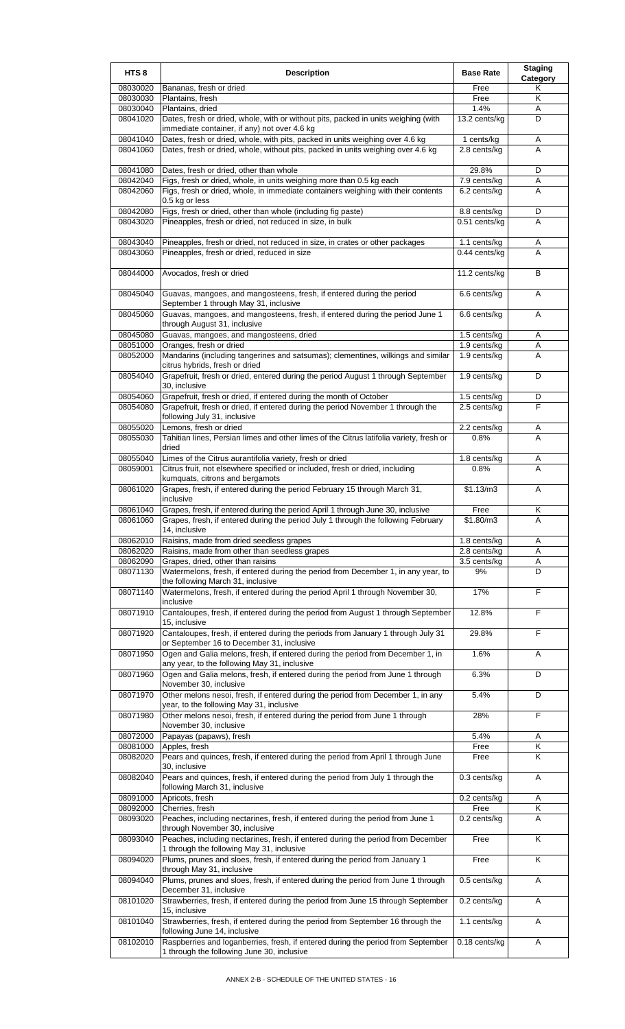| HTS 8 | Description | Base Rate | Staging Category |
|---|---|---|---|
| 08030020 | Bananas, fresh or dried | Free | K |
| 08030030 | Plantains, fresh | Free | K |
| 08030040 | Plantains, dried | 1.4% | A |
| 08041020 | Dates, fresh or dried, whole, with or without pits, packed in units weighing (with immediate container, if any) not over 4.6 kg | 13.2 cents/kg | D |
| 08041040 | Dates, fresh or dried, whole, with pits, packed in units weighing over 4.6 kg | 1 cents/kg | A |
| 08041060 | Dates, fresh or dried, whole, without pits, packed in units weighing over 4.6 kg | 2.8 cents/kg | A |
| 08041080 | Dates, fresh or dried, other than whole | 29.8% | D |
| 08042040 | Figs, fresh or dried, whole, in units weighing more than 0.5 kg each | 7.9 cents/kg | A |
| 08042060 | Figs, fresh or dried, whole, in immediate containers weighing with their contents 0.5 kg or less | 6.2 cents/kg | A |
| 08042080 | Figs, fresh or dried, other than whole (including fig paste) | 8.8 cents/kg | D |
| 08043020 | Pineapples, fresh or dried, not reduced in size, in bulk | 0.51 cents/kg | A |
| 08043040 | Pineapples, fresh or dried, not reduced in size, in crates or other packages | 1.1 cents/kg | A |
| 08043060 | Pineapples, fresh or dried, reduced in size | 0.44 cents/kg | A |
| 08044000 | Avocados, fresh or dried | 11.2 cents/kg | B |
| 08045040 | Guavas, mangoes, and mangosteens, fresh, if entered during the period September 1 through May 31, inclusive | 6.6 cents/kg | A |
| 08045060 | Guavas, mangoes, and mangosteens, fresh, if entered during the period June 1 through August 31, inclusive | 6.6 cents/kg | A |
| 08045080 | Guavas, mangoes, and mangosteens, dried | 1.5 cents/kg | A |
| 08051000 | Oranges, fresh or dried | 1.9 cents/kg | A |
| 08052000 | Mandarins (including tangerines and satsumas); clementines, wilkings and similar citrus hybrids, fresh or dried | 1.9 cents/kg | A |
| 08054040 | Grapefruit, fresh or dried, entered during the period August 1 through September 30, inclusive | 1.9 cents/kg | D |
| 08054060 | Grapefruit, fresh or dried, if entered during the month of October | 1.5 cents/kg | D |
| 08054080 | Grapefruit, fresh or dried, if entered during the period November 1 through the following July 31, inclusive | 2.5 cents/kg | F |
| 08055020 | Lemons, fresh or dried | 2.2 cents/kg | A |
| 08055030 | Tahitian lines, Persian limes and other limes of the Citrus latifolia variety, fresh or dried | 0.8% | A |
| 08055040 | Limes of the Citrus aurantifolia variety, fresh or dried | 1.8 cents/kg | A |
| 08059001 | Citrus fruit, not elsewhere specified or included, fresh or dried, including kumquats, citrons and bergamots | 0.8% | A |
| 08061020 | Grapes, fresh, if entered during the period February 15 through March 31, inclusive | $1.13/m3 | A |
| 08061040 | Grapes, fresh, if entered during the period April 1 through June 30, inclusive | Free | K |
| 08061060 | Grapes, fresh, if entered during the period July 1 through the following February 14, inclusive | $1.80/m3 | A |
| 08062010 | Raisins, made from dried seedless grapes | 1.8 cents/kg | A |
| 08062020 | Raisins, made from other than seedless grapes | 2.8 cents/kg | A |
| 08062090 | Grapes, dried, other than raisins | 3.5 cents/kg | A |
| 08071130 | Watermelons, fresh, if entered during the period from December 1, in any year, to the following March 31, inclusive | 9% | D |
| 08071140 | Watermelons, fresh, if entered during the period April 1 through November 30, inclusive | 17% | F |
| 08071910 | Cantaloupes, fresh, if entered during the period from August 1 through September 15, inclusive | 12.8% | F |
| 08071920 | Cantaloupes, fresh, if entered during the periods from January 1 through July 31 or September 16 to December 31, inclusive | 29.8% | F |
| 08071950 | Ogen and Galia melons, fresh, if entered during the period from December 1, in any year, to the following May 31, inclusive | 1.6% | A |
| 08071960 | Ogen and Galia melons, fresh, if entered during the period from June 1 through November 30, inclusive | 6.3% | D |
| 08071970 | Other melons nesoi, fresh, if entered during the period from December 1, in any year, to the following May 31, inclusive | 5.4% | D |
| 08071980 | Other melons nesoi, fresh, if entered during the period from June 1 through November 30, inclusive | 28% | F |
| 08072000 | Papayas (papaws), fresh | 5.4% | A |
| 08081000 | Apples, fresh | Free | K |
| 08082020 | Pears and quinces, fresh, if entered during the period from April 1 through June 30, inclusive | Free | K |
| 08082040 | Pears and quinces, fresh, if entered during the period from July 1 through the following March 31, inclusive | 0.3 cents/kg | A |
| 08091000 | Apricots, fresh | 0.2 cents/kg | A |
| 08092000 | Cherries, fresh | Free | K |
| 08093020 | Peaches, including nectarines, fresh, if entered during the period from June 1 through November 30, inclusive | 0.2 cents/kg | A |
| 08093040 | Peaches, including nectarines, fresh, if entered during the period from December 1 through the following May 31, inclusive | Free | K |
| 08094020 | Plums, prunes and sloes, fresh, if entered during the period from January 1 through May 31, inclusive | Free | K |
| 08094040 | Plums, prunes and sloes, fresh, if entered during the period from June 1 through December 31, inclusive | 0.5 cents/kg | A |
| 08101020 | Strawberries, fresh, if entered during the period from June 15 through September 15, inclusive | 0.2 cents/kg | A |
| 08101040 | Strawberries, fresh, if entered during the period from September 16 through the following June 14, inclusive | 1.1 cents/kg | A |
| 08102010 | Raspberries and loganberries, fresh, if entered during the period from September 1 through the following June 30, inclusive | 0.18 cents/kg | A |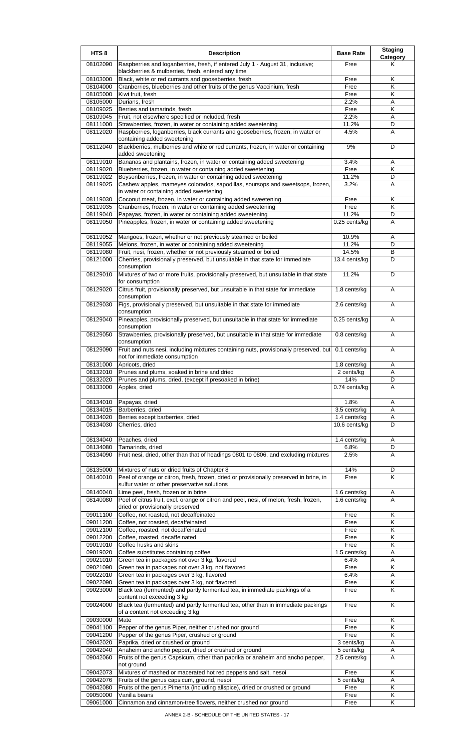| HTS 8 | Description | Base Rate | Staging Category |
|---|---|---|---|
| 08102090 | Raspberries and loganberries, fresh, if entered July 1 - August 31, inclusive; blackberries & mulberries, fresh, entered any time | Free | K |
| 08103000 | Black, white or red currants and gooseberries, fresh | Free | K |
| 08104000 | Cranberries, blueberries and other fruits of the genus Vaccinium, fresh | Free | K |
| 08105000 | Kiwi fruit, fresh | Free | K |
| 08106000 | Durians, fresh | 2.2% | A |
| 08109025 | Berries and tamarinds, fresh | Free | K |
| 08109045 | Fruit, not elsewhere specified or included, fresh | 2.2% | A |
| 08111000 | Strawberries, frozen, in water or containing added sweetening | 11.2% | D |
| 08112020 | Raspberries, loganberries, black currants and gooseberries, frozen, in water or containing added sweetening | 4.5% | A |
| 08112040 | Blackberries, mulberries and white or red currants, frozen, in water or containing added sweetening | 9% | D |
| 08119010 | Bananas and plantains, frozen, in water or containing added sweetening | 3.4% | A |
| 08119020 | Blueberries, frozen, in water or containing added sweetening | Free | K |
| 08119022 | Boysenberries, frozen, in water or containing added sweetening | 11.2% | D |
| 08119025 | Cashew apples, mameyes colorados, sapodillas, soursops and sweetsops, frozen, in water or containing added sweetening | 3.2% | A |
| 08119030 | Coconut meat, frozen, in water or containing added sweetening | Free | K |
| 08119035 | Cranberries, frozen, in water or containing added sweetening | Free | K |
| 08119040 | Papayas, frozen, in water or containing added sweetening | 11.2% | D |
| 08119050 | Pineapples, frozen, in water or containing added sweetening | 0.25 cents/kg | A |
| 08119052 | Mangoes, frozen, whether or not previously steamed or boiled | 10.9% | A |
| 08119055 | Melons, frozen, in water or containing added sweetening | 11.2% | D |
| 08119080 | Fruit, nesi, frozen, whether or not previously steamed or boiled | 14.5% | B |
| 08121000 | Cherries, provisionally preserved, but unsuitable in that state for immediate consumption | 13.4 cents/kg | D |
| 08129010 | Mixtures of two or more fruits, provisionally preserved, but unsuitable in that state for consumption | 11.2% | D |
| 08129020 | Citrus fruit, provisionally preserved, but unsuitable in that state for immediate consumption | 1.8 cents/kg | A |
| 08129030 | Figs, provisionally preserved, but unsuitable in that state for immediate consumption | 2.6 cents/kg | A |
| 08129040 | Pineapples, provisionally preserved, but unsuitable in that state for immediate consumption | 0.25 cents/kg | A |
| 08129050 | Strawberries, provisionally preserved, but unsuitable in that state for immediate consumption | 0.8 cents/kg | A |
| 08129090 | Fruit and nuts nesi, including mixtures containing nuts, provisionally preserved, but not for immediate consumption | 0.1 cents/kg | A |
| 08131000 | Apricots, dried | 1.8 cents/kg | A |
| 08132010 | Prunes and plums, soaked in brine and dried | 2 cents/kg | A |
| 08132020 | Prunes and plums, dried, (except if presoaked in brine) | 14% | D |
| 08133000 | Apples, dried | 0.74 cents/kg | A |
| 08134010 | Papayas, dried | 1.8% | A |
| 08134015 | Barberries, dried | 3.5 cents/kg | A |
| 08134020 | Berries except barberries, dried | 1.4 cents/kg | A |
| 08134030 | Cherries, dried | 10.6 cents/kg | D |
| 08134040 | Peaches, dried | 1.4 cents/kg | A |
| 08134080 | Tamarinds, dried | 6.8% | D |
| 08134090 | Fruit nesi, dried, other than that of headings 0801 to 0806, and excluding mixtures | 2.5% | A |
| 08135000 | Mixtures of nuts or dried fruits of Chapter 8 | 14% | D |
| 08140010 | Peel of orange or citron, fresh, frozen, dried or provisionally preserved in brine, in sulfur water or other preservative solutions | Free | K |
| 08140040 | Lime peel, fresh, frozen or in brine | 1.6 cents/kg | A |
| 08140080 | Peel of citrus fruit, excl. orange or citron and peel, nesi, of melon, fresh, frozen, dried or provisionally preserved | 1.6 cents/kg | A |
| 09011100 | Coffee, not roasted, not decaffeinated | Free | K |
| 09011200 | Coffee, not roasted, decaffeinated | Free | K |
| 09012100 | Coffee, roasted, not decaffeinated | Free | K |
| 09012200 | Coffee, roasted, decaffeinated | Free | K |
| 09019010 | Coffee husks and skins | Free | K |
| 09019020 | Coffee substitutes containing coffee | 1.5 cents/kg | A |
| 09021010 | Green tea in packages not over 3 kg, flavored | 6.4% | A |
| 09021090 | Green tea in packages not over 3 kg, not flavored | Free | K |
| 09022010 | Green tea in packages over 3 kg, flavored | 6.4% | A |
| 09022090 | Green tea in packages over 3 kg, not flavored | Free | K |
| 09023000 | Black tea (fermented) and partly fermented tea, in immediate packings of a content not exceeding 3 kg | Free | K |
| 09024000 | Black tea (fermented) and partly fermented tea, other than in immediate packings of a content not exceeding 3 kg | Free | K |
| 09030000 | Mate | Free | K |
| 09041100 | Pepper of the genus Piper, neither crushed nor ground | Free | K |
| 09041200 | Pepper of the genus Piper, crushed or ground | Free | K |
| 09042020 | Paprika, dried or crushed or ground | 3 cents/kg | A |
| 09042040 | Anaheim and ancho pepper, dried or crushed or ground | 5 cents/kg | A |
| 09042060 | Fruits of the genus Capsicum, other than paprika or anaheim and ancho pepper, not ground | 2.5 cents/kg | A |
| 09042073 | Mixtures of mashed or macerated hot red peppers and salt, nesoi | Free | K |
| 09042076 | Fruits of the genus capsicum, ground, nesoi | 5 cents/kg | A |
| 09042080 | Fruits of the genus Pimenta (including allspice), dried or crushed or ground | Free | K |
| 09050000 | Vanilla beans | Free | K |
| 09061000 | Cinnamon and cinnamon-tree flowers, neither crushed nor ground | Free | K |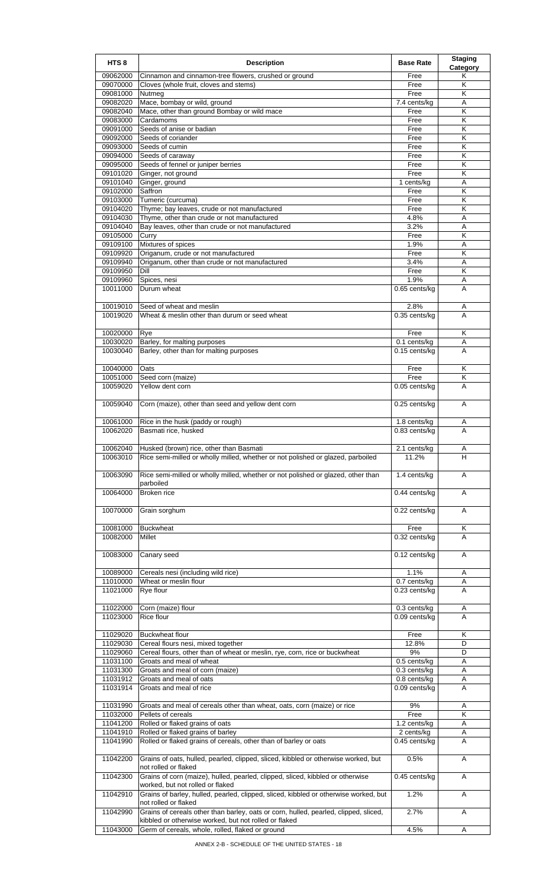| HTS 8 | Description | Base Rate | Staging Category |
|---|---|---|---|
| 09062000 | Cinnamon and cinnamon-tree flowers, crushed or ground | Free | K |
| 09070000 | Cloves (whole fruit, cloves and stems) | Free | K |
| 09081000 | Nutmeg | Free | K |
| 09082020 | Mace, bombay or wild, ground | 7.4 cents/kg | A |
| 09082040 | Mace, other than ground Bombay or wild mace | Free | K |
| 09083000 | Cardamoms | Free | K |
| 09091000 | Seeds of anise or badian | Free | K |
| 09092000 | Seeds of coriander | Free | K |
| 09093000 | Seeds of cumin | Free | K |
| 09094000 | Seeds of caraway | Free | K |
| 09095000 | Seeds of fennel or juniper berries | Free | K |
| 09101020 | Ginger, not ground | Free | K |
| 09101040 | Ginger, ground | 1 cents/kg | A |
| 09102000 | Saffron | Free | K |
| 09103000 | Tumeric (curcuma) | Free | K |
| 09104020 | Thyme; bay leaves, crude or not manufactured | Free | K |
| 09104030 | Thyme, other than crude or not manufactured | 4.8% | A |
| 09104040 | Bay leaves, other than crude or not manufactured | 3.2% | A |
| 09105000 | Curry | Free | K |
| 09109100 | Mixtures of spices | 1.9% | A |
| 09109920 | Origanum, crude or not manufactured | Free | K |
| 09109940 | Origanum, other than crude or not manufactured | 3.4% | A |
| 09109950 | Dill | Free | K |
| 09109960 | Spices, nesi | 1.9% | A |
| 10011000 | Durum wheat | 0.65 cents/kg | A |
| 10019010 | Seed of wheat and meslin | 2.8% | A |
| 10019020 | Wheat & meslin other than durum or seed wheat | 0.35 cents/kg | A |
| 10020000 | Rye | Free | K |
| 10030020 | Barley, for malting purposes | 0.1 cents/kg | A |
| 10030040 | Barley, other than for malting purposes | 0.15 cents/kg | A |
| 10040000 | Oats | Free | K |
| 10051000 | Seed corn (maize) | Free | K |
| 10059020 | Yellow dent corn | 0.05 cents/kg | A |
| 10059040 | Corn (maize), other than seed and yellow dent corn | 0.25 cents/kg | A |
| 10061000 | Rice in the husk (paddy or rough) | 1.8 cents/kg | A |
| 10062020 | Basmati rice, husked | 0.83 cents/kg | A |
| 10062040 | Husked (brown) rice, other than Basmati | 2.1 cents/kg | A |
| 10063010 | Rice semi-milled or wholly milled, whether or not polished or glazed, parboiled | 11.2% | H |
| 10063090 | Rice semi-milled or wholly milled, whether or not polished or glazed, other than parboiled | 1.4 cents/kg | A |
| 10064000 | Broken rice | 0.44 cents/kg | A |
| 10070000 | Grain sorghum | 0.22 cents/kg | A |
| 10081000 | Buckwheat | Free | K |
| 10082000 | Millet | 0.32 cents/kg | A |
| 10083000 | Canary seed | 0.12 cents/kg | A |
| 10089000 | Cereals nesi (including wild rice) | 1.1% | A |
| 11010000 | Wheat or meslin flour | 0.7 cents/kg | A |
| 11021000 | Rye flour | 0.23 cents/kg | A |
| 11022000 | Corn (maize) flour | 0.3 cents/kg | A |
| 11023000 | Rice flour | 0.09 cents/kg | A |
| 11029020 | Buckwheat flour | Free | K |
| 11029030 | Cereal flours nesi, mixed together | 12.8% | D |
| 11029060 | Cereal flours, other than of wheat or meslin, rye, corn, rice or buckwheat | 9% | D |
| 11031100 | Groats and meal of wheat | 0.5 cents/kg | A |
| 11031300 | Groats and meal of corn (maize) | 0.3 cents/kg | A |
| 11031912 | Groats and meal of oats | 0.8 cents/kg | A |
| 11031914 | Groats and meal of rice | 0.09 cents/kg | A |
| 11031990 | Groats and meal of cereals other than wheat, oats, corn (maize) or rice | 9% | A |
| 11032000 | Pellets of cereals | Free | K |
| 11041200 | Rolled or flaked grains of oats | 1.2 cents/kg | A |
| 11041910 | Rolled or flaked grains of barley | 2 cents/kg | A |
| 11041990 | Rolled or flaked grains of cereals, other than of barley or oats | 0.45 cents/kg | A |
| 11042200 | Grains of oats, hulled, pearled, clipped, sliced, kibbled or otherwise worked, but not rolled or flaked | 0.5% | A |
| 11042300 | Grains of corn (maize), hulled, pearled, clipped, sliced, kibbled or otherwise worked, but not rolled or flaked | 0.45 cents/kg | A |
| 11042910 | Grains of barley, hulled, pearled, clipped, sliced, kibbled or otherwise worked, but not rolled or flaked | 1.2% | A |
| 11042990 | Grains of cereals other than barley, oats or corn, hulled, pearled, clipped, sliced, kibbled or otherwise worked, but not rolled or flaked | 2.7% | A |
| 11043000 | Germ of cereals, whole, rolled, flaked or ground | 4.5% | A |

ANNEX 2-B - SCHEDULE OF THE UNITED STATES - 18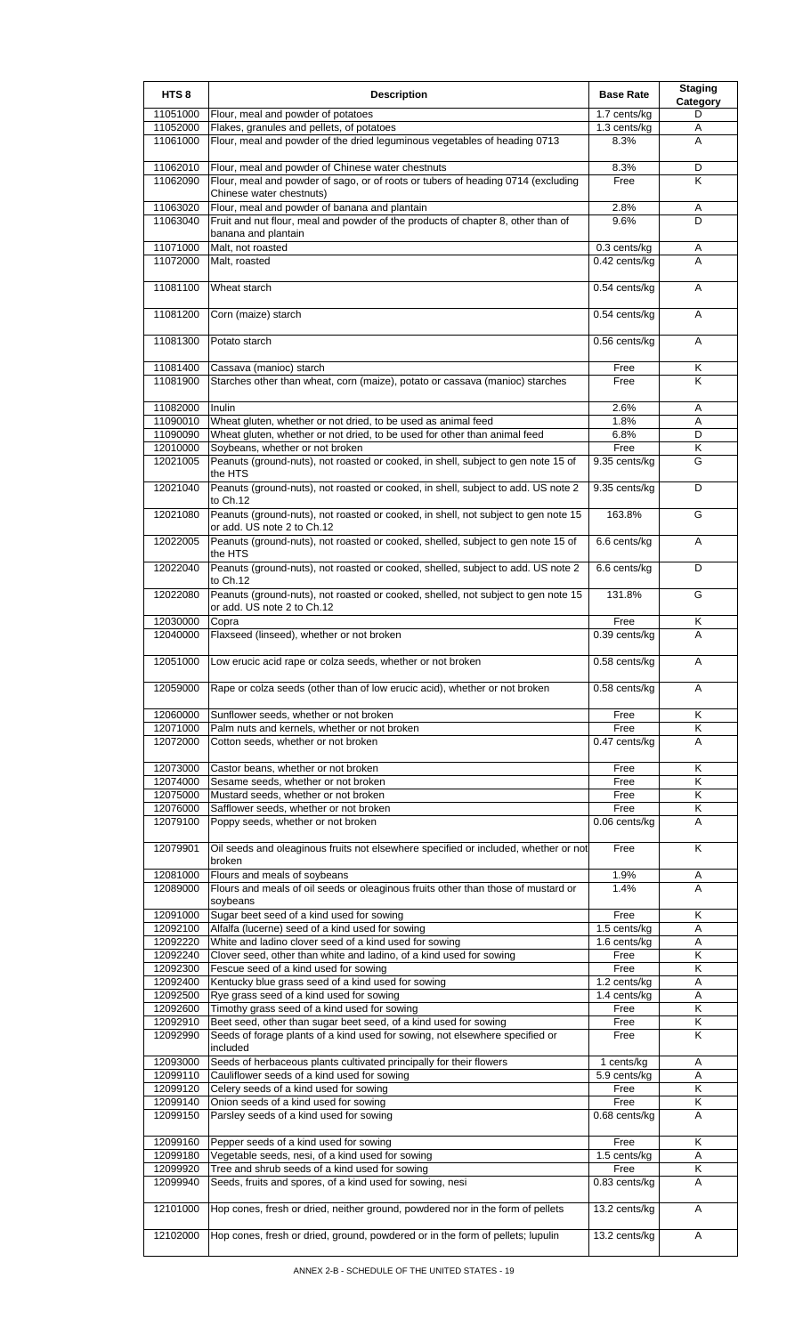| HTS 8 | Description | Base Rate | Staging Category |
|---|---|---|---|
| 11051000 | Flour, meal and powder of potatoes | 1.7 cents/kg | D |
| 11052000 | Flakes, granules and pellets, of potatoes | 1.3 cents/kg | A |
| 11061000 | Flour, meal and powder of the dried leguminous vegetables of heading 0713 | 8.3% | A |
| 11062010 | Flour, meal and powder of Chinese water chestnuts | 8.3% | D |
| 11062090 | Flour, meal and powder of sago, or of roots or tubers of heading 0714 (excluding Chinese water chestnuts) | Free | K |
| 11063020 | Flour, meal and powder of banana and plantain | 2.8% | A |
| 11063040 | Fruit and nut flour, meal and powder of the products of chapter 8, other than of banana and plantain | 9.6% | D |
| 11071000 | Malt, not roasted | 0.3 cents/kg | A |
| 11072000 | Malt, roasted | 0.42 cents/kg | A |
| 11081100 | Wheat starch | 0.54 cents/kg | A |
| 11081200 | Corn (maize) starch | 0.54 cents/kg | A |
| 11081300 | Potato starch | 0.56 cents/kg | A |
| 11081400 | Cassava (manioc) starch | Free | K |
| 11081900 | Starches other than wheat, corn (maize), potato or cassava (manioc) starches | Free | K |
| 11082000 | Inulin | 2.6% | A |
| 11090010 | Wheat gluten, whether or not dried, to be used as animal feed | 1.8% | A |
| 11090090 | Wheat gluten, whether or not dried, to be used for other than animal feed | 6.8% | D |
| 12010000 | Soybeans, whether or not broken | Free | K |
| 12021005 | Peanuts (ground-nuts), not roasted or cooked, in shell, subject to gen note 15 of the HTS | 9.35 cents/kg | G |
| 12021040 | Peanuts (ground-nuts), not roasted or cooked, in shell, subject to add. US note 2 to Ch.12 | 9.35 cents/kg | D |
| 12021080 | Peanuts (ground-nuts), not roasted or cooked, in shell, not subject to gen note 15 or add. US note 2 to Ch.12 | 163.8% | G |
| 12022005 | Peanuts (ground-nuts), not roasted or cooked, shelled, subject to gen note 15 of the HTS | 6.6 cents/kg | A |
| 12022040 | Peanuts (ground-nuts), not roasted or cooked, shelled, subject to add. US note 2 to Ch.12 | 6.6 cents/kg | D |
| 12022080 | Peanuts (ground-nuts), not roasted or cooked, shelled, not subject to gen note 15 or add. US note 2 to Ch.12 | 131.8% | G |
| 12030000 | Copra | Free | K |
| 12040000 | Flaxseed (linseed), whether or not broken | 0.39 cents/kg | A |
| 12051000 | Low erucic acid rape or colza seeds, whether or not broken | 0.58 cents/kg | A |
| 12059000 | Rape or colza seeds (other than of low erucic acid), whether or not broken | 0.58 cents/kg | A |
| 12060000 | Sunflower seeds, whether or not broken | Free | K |
| 12071000 | Palm nuts and kernels, whether or not broken | Free | K |
| 12072000 | Cotton seeds, whether or not broken | 0.47 cents/kg | A |
| 12073000 | Castor beans, whether or not broken | Free | K |
| 12074000 | Sesame seeds, whether or not broken | Free | K |
| 12075000 | Mustard seeds, whether or not broken | Free | K |
| 12076000 | Safflower seeds, whether or not broken | Free | K |
| 12079100 | Poppy seeds, whether or not broken | 0.06 cents/kg | A |
| 12079901 | Oil seeds and oleaginous fruits not elsewhere specified or included, whether or not broken | Free | K |
| 12081000 | Flours and meals of soybeans | 1.9% | A |
| 12089000 | Flours and meals of oil seeds or oleaginous fruits other than those of mustard or soybeans | 1.4% | A |
| 12091000 | Sugar beet seed of a kind used for sowing | Free | K |
| 12092100 | Alfalfa (lucerne) seed of a kind used for sowing | 1.5 cents/kg | A |
| 12092220 | White and ladino clover seed of a kind used for sowing | 1.6 cents/kg | A |
| 12092240 | Clover seed, other than white and ladino, of a kind used for sowing | Free | K |
| 12092300 | Fescue seed of a kind used for sowing | Free | K |
| 12092400 | Kentucky blue grass seed of a kind used for sowing | 1.2 cents/kg | A |
| 12092500 | Rye grass seed of a kind used for sowing | 1.4 cents/kg | A |
| 12092600 | Timothy grass seed of a kind used for sowing | Free | K |
| 12092910 | Beet seed, other than sugar beet seed, of a kind used for sowing | Free | K |
| 12092990 | Seeds of forage plants of a kind used for sowing, not elsewhere specified or included | Free | K |
| 12093000 | Seeds of herbaceous plants cultivated principally for their flowers | 1 cents/kg | A |
| 12099110 | Cauliflower seeds of a kind used for sowing | 5.9 cents/kg | A |
| 12099120 | Celery seeds of a kind used for sowing | Free | K |
| 12099140 | Onion seeds of a kind used for sowing | Free | K |
| 12099150 | Parsley seeds of a kind used for sowing | 0.68 cents/kg | A |
| 12099160 | Pepper seeds of a kind used for sowing | Free | K |
| 12099180 | Vegetable seeds, nesi, of a kind used for sowing | 1.5 cents/kg | A |
| 12099920 | Tree and shrub seeds of a kind used for sowing | Free | K |
| 12099940 | Seeds, fruits and spores, of a kind used for sowing, nesi | 0.83 cents/kg | A |
| 12101000 | Hop cones, fresh or dried, neither ground, powdered nor in the form of pellets | 13.2 cents/kg | A |
| 12102000 | Hop cones, fresh or dried, ground, powdered or in the form of pellets; lupulin | 13.2 cents/kg | A |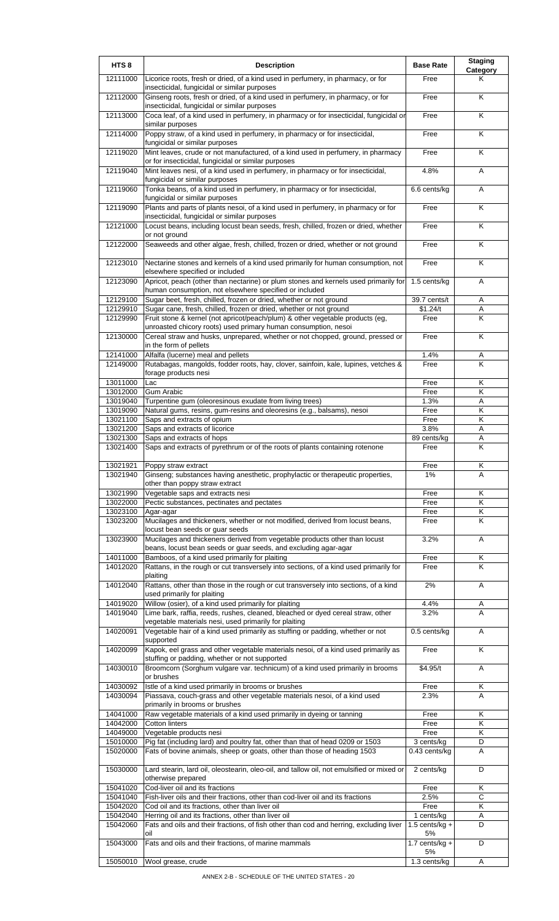| HTS 8 | Description | Base Rate | Staging Category |
|---|---|---|---|
| 12111000 | Licorice roots, fresh or dried, of a kind used in perfumery, in pharmacy, or for insecticidal, fungicidal or similar purposes | Free | K |
| 12112000 | Ginseng roots, fresh or dried, of a kind used in perfumery, in pharmacy, or for insecticidal, fungicidal or similar purposes | Free | K |
| 12113000 | Coca leaf, of a kind used in perfumery, in pharmacy or for insecticidal, fungicidal or similar purposes | Free | K |
| 12114000 | Poppy straw, of a kind used in perfumery, in pharmacy or for insecticidal, fungicidal or similar purposes | Free | K |
| 12119020 | Mint leaves, crude or not manufactured, of a kind used in perfumery, in pharmacy or for insecticidal, fungicidal or similar purposes | Free | K |
| 12119040 | Mint leaves nesi, of a kind used in perfumery, in pharmacy or for insecticidal, fungicidal or similar purposes | 4.8% | A |
| 12119060 | Tonka beans, of a kind used in perfumery, in pharmacy or for insecticidal, fungicidal or similar purposes | 6.6 cents/kg | A |
| 12119090 | Plants and parts of plants nesoi, of a kind used in perfumery, in pharmacy or for insecticidal, fungicidal or similar purposes | Free | K |
| 12121000 | Locust beans, including locust bean seeds, fresh, chilled, frozen or dried, whether or not ground | Free | K |
| 12122000 | Seaweeds and other algae, fresh, chilled, frozen or dried, whether or not ground | Free | K |
| 12123010 | Nectarine stones and kernels of a kind used primarily for human consumption, not elsewhere specified or included | Free | K |
| 12123090 | Apricot, peach (other than nectarine) or plum stones and kernels used primarily for human consumption, not elsewhere specified or included | 1.5 cents/kg | A |
| 12129100 | Sugar beet, fresh, chilled, frozen or dried, whether or not ground | 39.7 cents/t | A |
| 12129910 | Sugar cane, fresh, chilled, frozen or dried, whether or not ground | $1.24/t | A |
| 12129990 | Fruit stone & kernel (not apricot/peach/plum) & other vegetable products (eg, unroasted chicory roots) used primarily human consumption, nesoi | Free | K |
| 12130000 | Cereal straw and husks, unprepared, whether or not chopped, ground, pressed or in the form of pellets | Free | K |
| 12141000 | Alfalfa (lucerne) meal and pellets | 1.4% | A |
| 12149000 | Rutabagas, mangolds, fodder roots, hay, clover, sainfoin, kale, lupines, vetches & forage products nesi | Free | K |
| 13011000 | Lac | Free | K |
| 13012000 | Gum Arabic | Free | K |
| 13019040 | Turpentine gum (oleoresinous exudate from living trees) | 1.3% | A |
| 13019090 | Natural gums, resins, gum-resins and oleoresins (e.g., balsams), nesoi | Free | K |
| 13021100 | Saps and extracts of opium | Free | K |
| 13021200 | Saps and extracts of licorice | 3.8% | A |
| 13021300 | Saps and extracts of hops | 89 cents/kg | A |
| 13021400 | Saps and extracts of pyrethrum or of the roots of plants containing rotenone | Free | K |
| 13021921 | Poppy straw extract | Free | K |
| 13021940 | Ginseng; substances having anesthetic, prophylactic or therapeutic properties, other than poppy straw extract | 1% | A |
| 13021990 | Vegetable saps and extracts nesi | Free | K |
| 13022000 | Pectic substances, pectinates and pectates | Free | K |
| 13023100 | Agar-agar | Free | K |
| 13023200 | Mucilages and thickeners, whether or not modified, derived from locust beans, locust bean seeds or guar seeds | Free | K |
| 13023900 | Mucilages and thickeners derived from vegetable products other than locust beans, locust bean seeds or guar seeds, and excluding agar-agar | 3.2% | A |
| 14011000 | Bamboos, of a kind used primarily for plaiting | Free | K |
| 14012020 | Rattans, in the rough or cut transversely into sections, of a kind used primarily for plaiting | Free | K |
| 14012040 | Rattans, other than those in the rough or cut transversely into sections, of a kind used primarily for plaiting | 2% | A |
| 14019020 | Willow (osier), of a kind used primarily for plaiting | 4.4% | A |
| 14019040 | Lime bark, raffia, reeds, rushes, cleaned, bleached or dyed cereal straw, other vegetable materials nesi, used primarily for plaiting | 3.2% | A |
| 14020091 | Vegetable hair of a kind used primarily as stuffing or padding, whether or not supported | 0.5 cents/kg | A |
| 14020099 | Kapok, eel grass and other vegetable materials nesoi, of a kind used primarily as stuffing or padding, whether or not supported | Free | K |
| 14030010 | Broomcorn (Sorghum vulgare var. technicum) of a kind used primarily in brooms or brushes | $4.95/t | A |
| 14030092 | Istle of a kind used primarily in brooms or brushes | Free | K |
| 14030094 | Piassava, couch-grass and other vegetable materials nesoi, of a kind used primarily in brooms or brushes | 2.3% | A |
| 14041000 | Raw vegetable materials of a kind used primarily in dyeing or tanning | Free | K |
| 14042000 | Cotton linters | Free | K |
| 14049000 | Vegetable products nesi | Free | K |
| 15010000 | Pig fat (including lard) and poultry fat, other than that of head 0209 or 1503 | 3 cents/kg | D |
| 15020000 | Fats of bovine animals, sheep or goats, other than those of heading 1503 | 0.43 cents/kg | A |
| 15030000 | Lard stearin, lard oil, oleostearin, oleo-oil, and tallow oil, not emulsified or mixed or otherwise prepared | 2 cents/kg | D |
| 15041020 | Cod-liver oil and its fractions | Free | K |
| 15041040 | Fish-liver oils and their fractions, other than cod-liver oil and its fractions | 2.5% | C |
| 15042020 | Cod oil and its fractions, other than liver oil | Free | K |
| 15042040 | Herring oil and its fractions, other than liver oil | 1 cents/kg | A |
| 15042060 | Fats and oils and their fractions, of fish other than cod and herring, excluding liver oil | 1.5 cents/kg + 5% | D |
| 15043000 | Fats and oils and their fractions, of marine mammals | 1.7 cents/kg + 5% | D |
| 15050010 | Wool grease, crude | 1.3 cents/kg | A |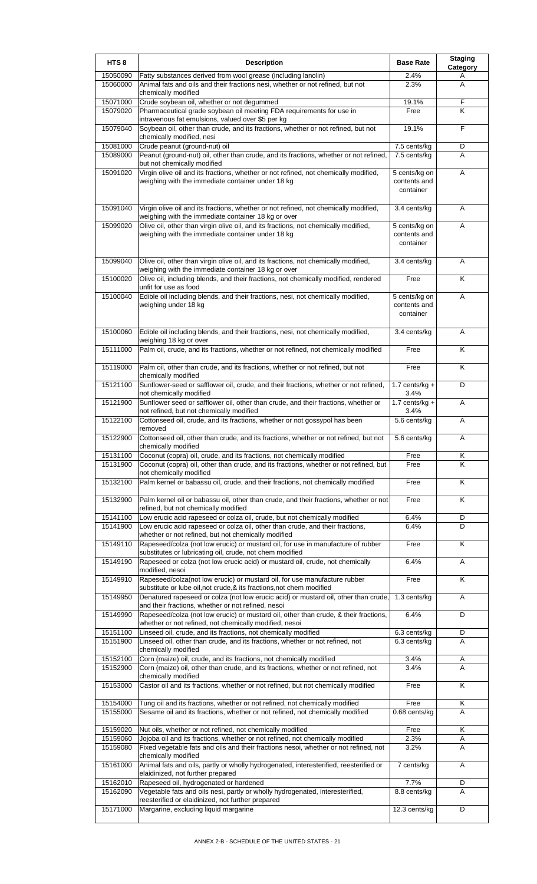| HTS 8 | Description | Base Rate | Staging Category |
|---|---|---|---|
| 15050090 | Fatty substances derived from wool grease (including lanolin) | 2.4% | A |
| 15060000 | Animal fats and oils and their fractions nesi, whether or not refined, but not chemically modified | 2.3% | A |
| 15071000 | Crude soybean oil, whether or not degummed | 19.1% | F |
| 15079020 | Pharmaceutical grade soybean oil meeting FDA requirements for use in intravenous fat emulsions, valued over $5 per kg | Free | K |
| 15079040 | Soybean oil, other than crude, and its fractions, whether or not refined, but not chemically modified, nesi | 19.1% | F |
| 15081000 | Crude peanut (ground-nut) oil | 7.5 cents/kg | D |
| 15089000 | Peanut (ground-nut) oil, other than crude, and its fractions, whether or not refined, but not chemically modified | 7.5 cents/kg | A |
| 15091020 | Virgin olive oil and its fractions, whether or not refined, not chemically modified, weighing with the immediate container under 18 kg | 5 cents/kg on contents and container | A |
| 15091040 | Virgin olive oil and its fractions, whether or not refined, not chemically modified, weighing with the immediate container 18 kg or over | 3.4 cents/kg | A |
| 15099020 | Olive oil, other than virgin olive oil, and its fractions, not chemically modified, weighing with the immediate container under 18 kg | 5 cents/kg on contents and container | A |
| 15099040 | Olive oil, other than virgin olive oil, and its fractions, not chemically modified, weighing with the immediate container 18 kg or over | 3.4 cents/kg | A |
| 15100020 | Olive oil, including blends, and their fractions, not chemically modified, rendered unfit for use as food | Free | K |
| 15100040 | Edible oil including blends, and their fractions, nesi, not chemically modified, weighing under 18 kg | 5 cents/kg on contents and container | A |
| 15100060 | Edible oil including blends, and their fractions, nesi, not chemically modified, weighing 18 kg or over | 3.4 cents/kg | A |
| 15111000 | Palm oil, crude, and its fractions, whether or not refined, not chemically modified | Free | K |
| 15119000 | Palm oil, other than crude, and its fractions, whether or not refined, but not chemically modified | Free | K |
| 15121100 | Sunflower-seed or safflower oil, crude, and their fractions, whether or not refined, not chemically modified | 1.7 cents/kg + 3.4% | D |
| 15121900 | Sunflower seed or safflower oil, other than crude, and their fractions, whether or not refined, but not chemically modified | 1.7 cents/kg + 3.4% | A |
| 15122100 | Cottonseed oil, crude, and its fractions, whether or not gossypol has been removed | 5.6 cents/kg | A |
| 15122900 | Cottonseed oil, other than crude, and its fractions, whether or not refined, but not chemically modified | 5.6 cents/kg | A |
| 15131100 | Coconut (copra) oil, crude, and its fractions, not chemically modified | Free | K |
| 15131900 | Coconut (copra) oil, other than crude, and its fractions, whether or not refined, but not chemically modified | Free | K |
| 15132100 | Palm kernel or babassu oil, crude, and their fractions, not chemically modified | Free | K |
| 15132900 | Palm kernel oil or babassu oil, other than crude, and their fractions, whether or not refined, but not chemically modified | Free | K |
| 15141100 | Low erucic acid rapeseed or colza oil, crude, but not chemically modified | 6.4% | D |
| 15141900 | Low erucic acid rapeseed or colza oil, other than crude, and their fractions, whether or not refined, but not chemically modified | 6.4% | D |
| 15149110 | Rapeseed/colza (not low erucic) or mustard oil, for use in manufacture of rubber substitutes or lubricating oil, crude, not chem modified | Free | K |
| 15149190 | Rapeseed or colza (not low erucic acid) or mustard oil, crude, not chemically modified, nesoi | 6.4% | A |
| 15149910 | Rapeseed/colza(not low erucic) or mustard oil, for use manufacture rubber substitute or lube oil,not crude,& its fractions,not chem modified | Free | K |
| 15149950 | Denatured rapeseed or colza (not low erucic acid) or mustard oil, other than crude, and their fractions, whether or not refined, nesoi | 1.3 cents/kg | A |
| 15149990 | Rapeseed/colza (not low erucic) or mustard oil, other than crude, & their fractions, whether or not refined, not chemically modified, nesoi | 6.4% | D |
| 15151100 | Linseed oil, crude, and its fractions, not chemically modified | 6.3 cents/kg | D |
| 15151900 | Linseed oil, other than crude, and its fractions, whether or not refined, not chemically modified | 6.3 cents/kg | A |
| 15152100 | Corn (maize) oil, crude, and its fractions, not chemically modified | 3.4% | A |
| 15152900 | Corn (maize) oil, other than crude, and its fractions, whether or not refined, not chemically modified | 3.4% | A |
| 15153000 | Castor oil and its fractions, whether or not refined, but not chemically modified | Free | K |
| 15154000 | Tung oil and its fractions, whether or not refined, not chemically modified | Free | K |
| 15155000 | Sesame oil and its fractions, whether or not refined, not chemically modified | 0.68 cents/kg | A |
| 15159020 | Nut oils, whether or not refined, not chemically modified | Free | K |
| 15159060 | Jojoba oil and its fractions, whether or not refined, not chemically modified | 2.3% | A |
| 15159080 | Fixed vegetable fats and oils and their fractions nesoi, whether or not refined, not chemically modified | 3.2% | A |
| 15161000 | Animal fats and oils, partly or wholly hydrogenated, interesterified, reesterified or elaidinized, not further prepared | 7 cents/kg | A |
| 15162010 | Rapeseed oil, hydrogenated or hardened | 7.7% | D |
| 15162090 | Vegetable fats and oils nesi, partly or wholly hydrogenated, interesterified, reesterified or elaidinized, not further prepared | 8.8 cents/kg | A |
| 15171000 | Margarine, excluding liquid margarine | 12.3 cents/kg | D |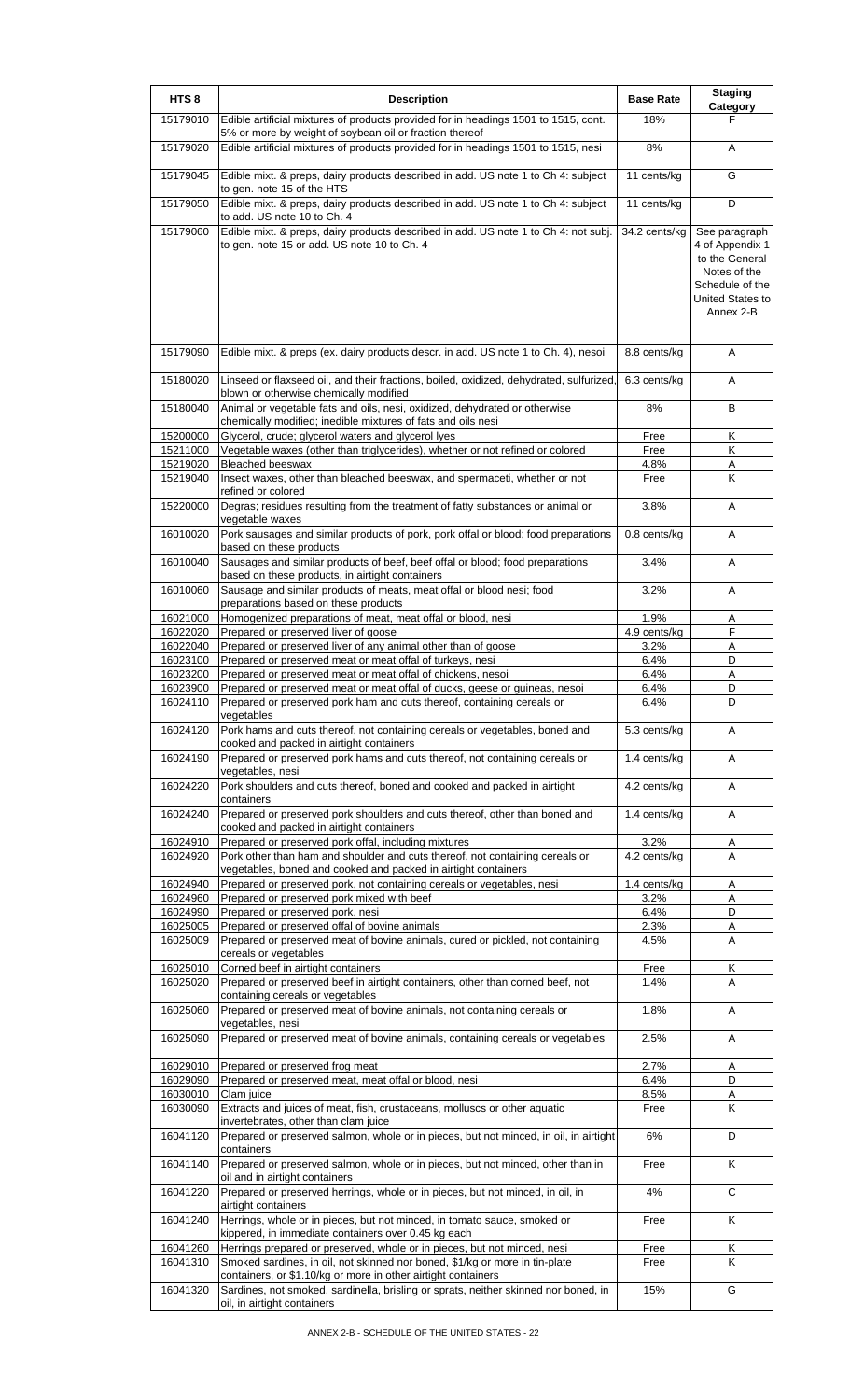| HTS 8 | Description | Base Rate | Staging Category |
|---|---|---|---|
| 15179010 | Edible artificial mixtures of products provided for in headings 1501 to 1515, cont. 5% or more by weight of soybean oil or fraction thereof | 18% | F |
| 15179020 | Edible artificial mixtures of products provided for in headings 1501 to 1515, nesi | 8% | A |
| 15179045 | Edible mixt. & preps, dairy products described in add. US note 1 to Ch 4: subject to gen. note 15 of the HTS | 11 cents/kg | G |
| 15179050 | Edible mixt. & preps, dairy products described in add. US note 1 to Ch 4: subject to add. US note 10 to Ch. 4 | 11 cents/kg | D |
| 15179060 | Edible mixt. & preps, dairy products described in add. US note 1 to Ch 4: not subj. to gen. note 15 or add. US note 10 to Ch. 4 | 34.2 cents/kg | See paragraph 4 of Appendix 1 to the General Notes of the Schedule of the United States to Annex 2-B |
| 15179090 | Edible mixt. & preps (ex. dairy products descr. in add. US note 1 to Ch. 4), nesoi | 8.8 cents/kg | A |
| 15180020 | Linseed or flaxseed oil, and their fractions, boiled, oxidized, dehydrated, sulfurized, blown or otherwise chemically modified | 6.3 cents/kg | A |
| 15180040 | Animal or vegetable fats and oils, nesi, oxidized, dehydrated or otherwise chemically modified; inedible mixtures of fats and oils nesi | 8% | B |
| 15200000 | Glycerol, crude; glycerol waters and glycerol lyes | Free | K |
| 15211000 | Vegetable waxes (other than triglycerides), whether or not refined or colored | Free | K |
| 15219020 | Bleached beeswax | 4.8% | A |
| 15219040 | Insect waxes, other than bleached beeswax, and spermaceti, whether or not refined or colored | Free | K |
| 15220000 | Degras; residues resulting from the treatment of fatty substances or animal or vegetable waxes | 3.8% | A |
| 16010020 | Pork sausages and similar products of pork, pork offal or blood; food preparations based on these products | 0.8 cents/kg | A |
| 16010040 | Sausages and similar products of beef, beef offal or blood; food preparations based on these products, in airtight containers | 3.4% | A |
| 16010060 | Sausage and similar products of meats, meat offal or blood nesi; food preparations based on these products | 3.2% | A |
| 16021000 | Homogenized preparations of meat, meat offal or blood, nesi | 1.9% | A |
| 16022020 | Prepared or preserved liver of goose | 4.9 cents/kg | F |
| 16022040 | Prepared or preserved liver of any animal other than of goose | 3.2% | A |
| 16023100 | Prepared or preserved meat or meat offal of turkeys, nesi | 6.4% | D |
| 16023200 | Prepared or preserved meat or meat offal of chickens, nesoi | 6.4% | A |
| 16023900 | Prepared or preserved meat or meat offal of ducks, geese or guineas, nesoi | 6.4% | D |
| 16024110 | Prepared or preserved pork ham and cuts thereof, containing cereals or vegetables | 6.4% | D |
| 16024120 | Pork hams and cuts thereof, not containing cereals or vegetables, boned and cooked and packed in airtight containers | 5.3 cents/kg | A |
| 16024190 | Prepared or preserved pork hams and cuts thereof, not containing cereals or vegetables, nesi | 1.4 cents/kg | A |
| 16024220 | Pork shoulders and cuts thereof, boned and cooked and packed in airtight containers | 4.2 cents/kg | A |
| 16024240 | Prepared or preserved pork shoulders and cuts thereof, other than boned and cooked and packed in airtight containers | 1.4 cents/kg | A |
| 16024910 | Prepared or preserved pork offal, including mixtures | 3.2% | A |
| 16024920 | Pork other than ham and shoulder and cuts thereof, not containing cereals or vegetables, boned and cooked and packed in airtight containers | 4.2 cents/kg | A |
| 16024940 | Prepared or preserved pork, not containing cereals or vegetables, nesi | 1.4 cents/kg | A |
| 16024960 | Prepared or preserved pork mixed with beef | 3.2% | A |
| 16024990 | Prepared or preserved pork, nesi | 6.4% | D |
| 16025005 | Prepared or preserved offal of bovine animals | 2.3% | A |
| 16025009 | Prepared or preserved meat of bovine animals, cured or pickled, not containing cereals or vegetables | 4.5% | A |
| 16025010 | Corned beef in airtight containers | Free | K |
| 16025020 | Prepared or preserved beef in airtight containers, other than corned beef, not containing cereals or vegetables | 1.4% | A |
| 16025060 | Prepared or preserved meat of bovine animals, not containing cereals or vegetables, nesi | 1.8% | A |
| 16025090 | Prepared or preserved meat of bovine animals, containing cereals or vegetables | 2.5% | A |
| 16029010 | Prepared or preserved frog meat | 2.7% | A |
| 16029090 | Prepared or preserved meat, meat offal or blood, nesi | 6.4% | D |
| 16030010 | Clam juice | 8.5% | A |
| 16030090 | Extracts and juices of meat, fish, crustaceans, molluscs or other aquatic invertebrates, other than clam juice | Free | K |
| 16041120 | Prepared or preserved salmon, whole or in pieces, but not minced, in oil, in airtight containers | 6% | D |
| 16041140 | Prepared or preserved salmon, whole or in pieces, but not minced, other than in oil and in airtight containers | Free | K |
| 16041220 | Prepared or preserved herrings, whole or in pieces, but not minced, in oil, in airtight containers | 4% | C |
| 16041240 | Herrings, whole or in pieces, but not minced, in tomato sauce, smoked or kippered, in immediate containers over 0.45 kg each | Free | K |
| 16041260 | Herrings prepared or preserved, whole or in pieces, but not minced, nesi | Free | K |
| 16041310 | Smoked sardines, in oil, not skinned nor boned, $1/kg or more in tin-plate containers, or $1.10/kg or more in other airtight containers | Free | K |
| 16041320 | Sardines, not smoked, sardinella, brisling or sprats, neither skinned nor boned, in oil, in airtight containers | 15% | G |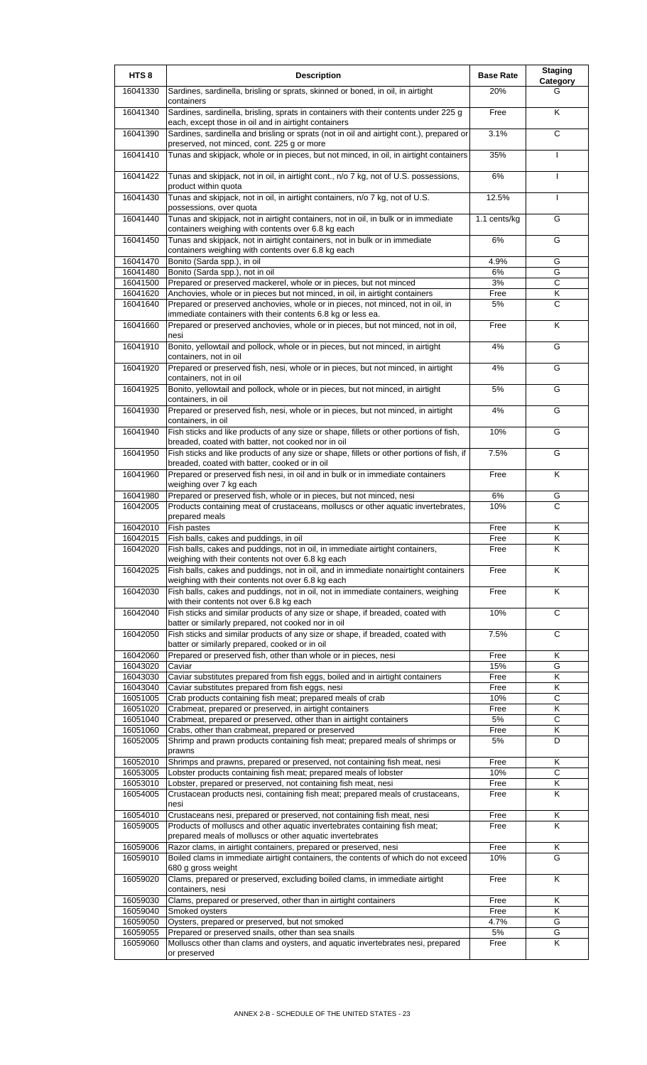| HTS 8 | Description | Base Rate | Staging Category |
|---|---|---|---|
| 16041330 | Sardines, sardinella, brisling or sprats, skinned or boned, in oil, in airtight containers | 20% | G |
| 16041340 | Sardines, sardinella, brisling, sprats in containers with their contents under 225 g each, except those in oil and in airtight containers | Free | K |
| 16041390 | Sardines, sardinella and brisling or sprats (not in oil and airtight cont.), prepared or preserved, not minced, cont. 225 g or more | 3.1% | C |
| 16041410 | Tunas and skipjack, whole or in pieces, but not minced, in oil, in airtight containers | 35% | I |
| 16041422 | Tunas and skipjack, not in oil, in airtight cont., n/o 7 kg, not of U.S. possessions, product within quota | 6% | I |
| 16041430 | Tunas and skipjack, not in oil, in airtight containers, n/o 7 kg, not of U.S. possessions, over quota | 12.5% | I |
| 16041440 | Tunas and skipjack, not in airtight containers, not in oil, in bulk or in immediate containers weighing with contents over 6.8 kg each | 1.1 cents/kg | G |
| 16041450 | Tunas and skipjack, not in airtight containers, not in bulk or in immediate containers weighing with contents over 6.8 kg each | 6% | G |
| 16041470 | Bonito (Sarda spp.), in oil | 4.9% | G |
| 16041480 | Bonito (Sarda spp.), not in oil | 6% | G |
| 16041500 | Prepared or preserved mackerel, whole or in pieces, but not minced | 3% | C |
| 16041620 | Anchovies, whole or in pieces but not minced, in oil, in airtight containers | Free | K |
| 16041640 | Prepared or preserved anchovies, whole or in pieces, but not minced, not in oil, in immediate containers with their contents 6.8 kg or less ea. | 5% | C |
| 16041660 | Prepared or preserved anchovies, whole or in pieces, but not minced, not in oil, nesi | Free | K |
| 16041910 | Bonito, yellowtail and pollock, whole or in pieces, but not minced, in airtight containers, not in oil | 4% | G |
| 16041920 | Prepared or preserved fish, nesi, whole or in pieces, but not minced, in airtight containers, not in oil | 4% | G |
| 16041925 | Bonito, yellowtail and pollock, whole or in pieces, but not minced, in airtight containers, in oil | 5% | G |
| 16041930 | Prepared or preserved fish, nesi, whole or in pieces, but not minced, in airtight containers, in oil | 4% | G |
| 16041940 | Fish sticks and like products of any size or shape, fillets or other portions of fish, breaded, coated with batter, not cooked nor in oil | 10% | G |
| 16041950 | Fish sticks and like products of any size or shape, fillets or other portions of fish, if breaded, coated with batter, cooked or in oil | 7.5% | G |
| 16041960 | Prepared or preserved fish nesi, in oil and in bulk or in immediate containers weighing over 7 kg each | Free | K |
| 16041980 | Prepared or preserved fish, whole or in pieces, but not minced, nesi | 6% | G |
| 16042005 | Products containing meat of crustaceans, molluscs or other aquatic invertebrates, prepared meals | 10% | C |
| 16042010 | Fish pastes | Free | K |
| 16042015 | Fish balls, cakes and puddings, in oil | Free | K |
| 16042020 | Fish balls, cakes and puddings, not in oil, in immediate airtight containers, weighing with their contents not over 6.8 kg each | Free | K |
| 16042025 | Fish balls, cakes and puddings, not in oil, and in immediate nonairtight containers weighing with their contents not over 6.8 kg each | Free | K |
| 16042030 | Fish balls, cakes and puddings, not in oil, not in immediate containers, weighing with their contents not over 6.8 kg each | Free | K |
| 16042040 | Fish sticks and similar products of any size or shape, if breaded, coated with batter or similarly prepared, not cooked nor in oil | 10% | C |
| 16042050 | Fish sticks and similar products of any size or shape, if breaded, coated with batter or similarly prepared, cooked or in oil | 7.5% | C |
| 16042060 | Prepared or preserved fish, other than whole or in pieces, nesi | Free | K |
| 16043020 | Caviar | 15% | G |
| 16043030 | Caviar substitutes prepared from fish eggs, boiled and in airtight containers | Free | K |
| 16043040 | Caviar substitutes prepared from fish eggs, nesi | Free | K |
| 16051005 | Crab products containing fish meat; prepared meals of crab | 10% | C |
| 16051020 | Crabmeat, prepared or preserved, in airtight containers | Free | K |
| 16051040 | Crabmeat, prepared or preserved, other than in airtight containers | 5% | C |
| 16051060 | Crabs, other than crabmeat, prepared or preserved | Free | K |
| 16052005 | Shrimp and prawn products containing fish meat; prepared meals of shrimps or prawns | 5% | D |
| 16052010 | Shrimps and prawns, prepared or preserved, not containing fish meat, nesi | Free | K |
| 16053005 | Lobster products containing fish meat; prepared meals of lobster | 10% | C |
| 16053010 | Lobster, prepared or preserved, not containing fish meat, nesi | Free | K |
| 16054005 | Crustacean products nesi, containing fish meat; prepared meals of crustaceans, nesi | Free | K |
| 16054010 | Crustaceans nesi, prepared or preserved, not containing fish meat, nesi | Free | K |
| 16059005 | Products of molluscs and other aquatic invertebrates containing fish meat; prepared meals of molluscs or other aquatic invertebrates | Free | K |
| 16059006 | Razor clams, in airtight containers, prepared or preserved, nesi | Free | K |
| 16059010 | Boiled clams in immediate airtight containers, the contents of which do not exceed 680 g gross weight | 10% | G |
| 16059020 | Clams, prepared or preserved, excluding boiled clams, in immediate airtight containers, nesi | Free | K |
| 16059030 | Clams, prepared or preserved, other than in airtight containers | Free | K |
| 16059040 | Smoked oysters | Free | K |
| 16059050 | Oysters, prepared or preserved, but not smoked | 4.7% | G |
| 16059055 | Prepared or preserved snails, other than sea snails | 5% | G |
| 16059060 | Molluscs other than clams and oysters, and aquatic invertebrates nesi, prepared or preserved | Free | K |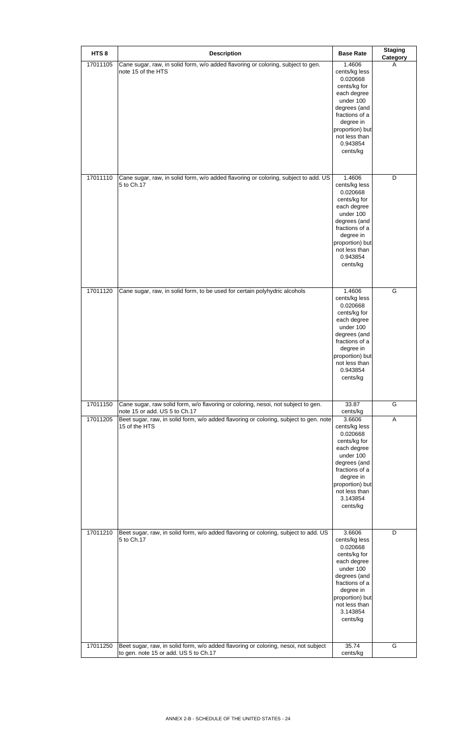| HTS 8 | Description | Base Rate | Staging Category |
| --- | --- | --- | --- |
| 17011105 | Cane sugar, raw, in solid form, w/o added flavoring or coloring, subject to gen. note 15 of the HTS | 1.4606 cents/kg less 0.020668 cents/kg for each degree under 100 degrees (and fractions of a degree in proportion) but not less than 0.943854 cents/kg | A |
| 17011110 | Cane sugar, raw, in solid form, w/o added flavoring or coloring, subject to add. US 5 to Ch.17 | 1.4606 cents/kg less 0.020668 cents/kg for each degree under 100 degrees (and fractions of a degree in proportion) but not less than 0.943854 cents/kg | D |
| 17011120 | Cane sugar, raw, in solid form, to be used for certain polyhydric alcohols | 1.4606 cents/kg less 0.020668 cents/kg for each degree under 100 degrees (and fractions of a degree in proportion) but not less than 0.943854 cents/kg | G |
| 17011150 | Cane sugar, raw solid form, w/o flavoring or coloring, nesoi, not subject to gen. note 15 or add. US 5 to Ch.17 | 33.87 cents/kg | G |
| 17011205 | Beet sugar, raw, in solid form, w/o added flavoring or coloring, subject to gen. note 15 of the HTS | 3.6606 cents/kg less 0.020668 cents/kg for each degree under 100 degrees (and fractions of a degree in proportion) but not less than 3.143854 cents/kg | A |
| 17011210 | Beet sugar, raw, in solid form, w/o added flavoring or coloring, subject to add. US 5 to Ch.17 | 3.6606 cents/kg less 0.020668 cents/kg for each degree under 100 degrees (and fractions of a degree in proportion) but not less than 3.143854 cents/kg | D |
| 17011250 | Beet sugar, raw, in solid form, w/o added flavoring or coloring, nesoi, not subject to gen. note 15 or add. US 5 to Ch.17 | 35.74 cents/kg | G |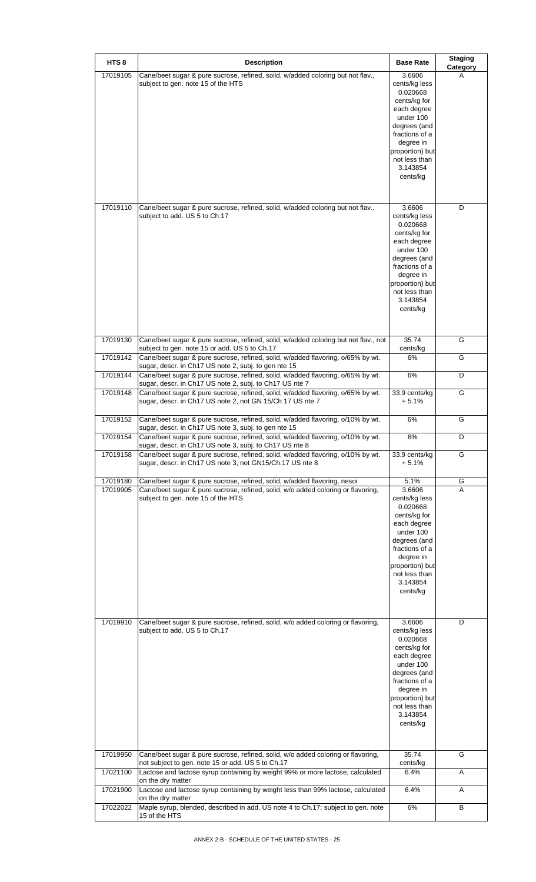| HTS 8 | Description | Base Rate | Staging Category |
| --- | --- | --- | --- |
| 17019105 | Cane/beet sugar & pure sucrose, refined, solid, w/added coloring but not flav., subject to gen. note 15 of the HTS | 3.6606 cents/kg less 0.020668 cents/kg for each degree under 100 degrees (and fractions of a degree in proportion) but not less than 3.143854 cents/kg | A |
| 17019110 | Cane/beet sugar & pure sucrose, refined, solid, w/added coloring but not flav., subject to add. US 5 to Ch.17 | 3.6606 cents/kg less 0.020668 cents/kg for each degree under 100 degrees (and fractions of a degree in proportion) but not less than 3.143854 cents/kg | D |
| 17019130 | Cane/beet sugar & pure sucrose, refined, solid, w/added coloring but not flav., not subject to gen. note 15 or add. US 5 to Ch.17 | 35.74 cents/kg | G |
| 17019142 | Cane/beet sugar & pure sucrose, refined, solid, w/added flavoring, o/65% by wt. sugar, descr. in Ch17 US note 2, subj. to gen nte 15 | 6% | G |
| 17019144 | Cane/beet sugar & pure sucrose, refined, solid, w/added flavoring, o/65% by wt. sugar, descr. in Ch17 US note 2, subj. to Ch17 US nte 7 | 6% | D |
| 17019148 | Cane/beet sugar & pure sucrose, refined, solid, w/added flavoring, o/65% by wt. sugar, descr. in Ch17 US note 2, not GN 15/Ch 17 US nte 7 | 33.9 cents/kg + 5.1% | G |
| 17019152 | Cane/beet sugar & pure sucrose, refined, solid, w/added flavoring, o/10% by wt. sugar, descr. in Ch17 US note 3, subj. to gen nte 15 | 6% | G |
| 17019154 | Cane/beet sugar & pure sucrose, refined, solid, w/added flavoring, o/10% by wt. sugar, descr. in Ch17 US note 3, subj. to Ch17 US nte 8 | 6% | D |
| 17019158 | Cane/beet sugar & pure sucrose, refined, solid, w/added flavoring, o/10% by wt. sugar, descr. in Ch17 US note 3, not GN15/Ch.17 US nte 8 | 33.9 cents/kg + 5.1% | G |
| 17019180 | Cane/beet sugar & pure sucrose, refined, solid, w/added flavoring, nesoi | 5.1% | G |
| 17019905 | Cane/beet sugar & pure sucrose, refined, solid, w/o added coloring or flavoring, subject to gen. note 15 of the HTS | 3.6606 cents/kg less 0.020668 cents/kg for each degree under 100 degrees (and fractions of a degree in proportion) but not less than 3.143854 cents/kg | A |
| 17019910 | Cane/beet sugar & pure sucrose, refined, solid, w/o added coloring or flavoring, subject to add. US 5 to Ch.17 | 3.6606 cents/kg less 0.020668 cents/kg for each degree under 100 degrees (and fractions of a degree in proportion) but not less than 3.143854 cents/kg | D |
| 17019950 | Cane/beet sugar & pure sucrose, refined, solid, w/o added coloring or flavoring, not subject to gen. note 15 or add. US 5 to Ch.17 | 35.74 cents/kg | G |
| 17021100 | Lactose and lactose syrup containing by weight 99% or more lactose, calculated on the dry matter | 6.4% | A |
| 17021900 | Lactose and lactose syrup containing by weight less than 99% lactose, calculated on the dry matter | 6.4% | A |
| 17022022 | Maple syrup, blended, described in add. US note 4 to Ch.17: subject to gen. note 15 of the HTS | 6% | B |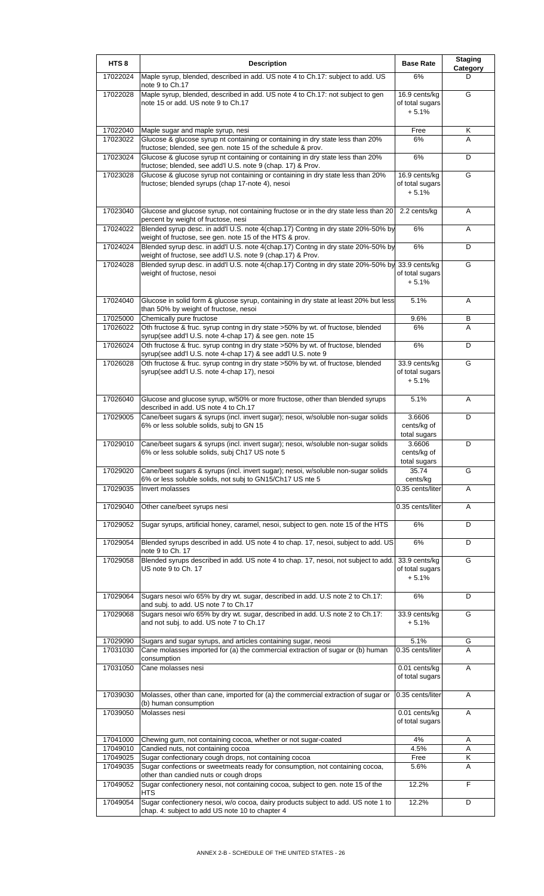| HTS 8 | Description | Base Rate | Staging Category |
|---|---|---|---|
| 17022024 | Maple syrup, blended, described in add. US note 4 to Ch.17: subject to add. US note 9 to Ch.17 | 6% | D |
| 17022028 | Maple syrup, blended, described in add. US note 4 to Ch.17: not subject to gen note 15 or add. US note 9 to Ch.17 | 16.9 cents/kg of total sugars + 5.1% | G |
| 17022040 | Maple sugar and maple syrup, nesi | Free | K |
| 17023022 | Glucose & glucose syrup nt containing or containing in dry state less than 20% fructose; blended, see gen. note 15 of the schedule & prov. | 6% | A |
| 17023024 | Glucose & glucose syrup nt containing or containing in dry state less than 20% fructose; blended, see add'l U.S. note 9 (chap. 17) & Prov. | 6% | D |
| 17023028 | Glucose & glucose syrup not containing or containing in dry state less than 20% fructose; blended syrups (chap 17-note 4), nesoi | 16.9 cents/kg of total sugars + 5.1% | G |
| 17023040 | Glucose and glucose syrup, not containing fructose or in the dry state less than 20 percent by weight of fructose, nesi | 2.2 cents/kg | A |
| 17024022 | Blended syrup desc. in add'l U.S. note 4(chap.17) Contng in dry state 20%-50% by weight of fructose, see gen. note 15 of the HTS & prov. | 6% | A |
| 17024024 | Blended syrup desc. in add'l U.S. note 4(chap.17) Contng in dry state 20%-50% by weight of fructose, see add'l U.S. note 9 (chap.17) & Prov. | 6% | D |
| 17024028 | Blended syrup desc. in add'l U.S. note 4(chap.17) Contng in dry state 20%-50% by weight of fructose, nesoi | 33.9 cents/kg of total sugars + 5.1% | G |
| 17024040 | Glucose in solid form & glucose syrup, containing in dry state at least 20% but less than 50% by weight of fructose, nesoi | 5.1% | A |
| 17025000 | Chemically pure fructose | 9.6% | B |
| 17026022 | Oth fructose & fruc. syrup contng in dry state >50% by wt. of fructose, blended syrup(see add'l U.S. note 4-chap 17) & see gen. note 15 | 6% | A |
| 17026024 | Oth fructose & fruc. syrup contng in dry state >50% by wt. of fructose, blended syrup(see add'l U.S. note 4-chap 17) & see add'l U.S. note 9 | 6% | D |
| 17026028 | Oth fructose & fruc. syrup contng in dry state >50% by wt. of fructose, blended syrup(see add'l U.S. note 4-chap 17), nesoi | 33.9 cents/kg of total sugars + 5.1% | G |
| 17026040 | Glucose and glucose syrup, w/50% or more fructose, other than blended syrups described in add. US note 4 to Ch.17 | 5.1% | A |
| 17029005 | Cane/beet sugars & syrups (incl. invert sugar); nesoi, w/soluble non-sugar solids 6% or less soluble solids, subj to GN 15 | 3.6606 cents/kg of total sugars | D |
| 17029010 | Cane/beet sugars & syrups (incl. invert sugar); nesoi, w/soluble non-sugar solids 6% or less soluble solids, subj Ch17 US note 5 | 3.6606 cents/kg of total sugars | D |
| 17029020 | Cane/beet sugars & syrups (incl. invert sugar); nesoi, w/soluble non-sugar solids 6% or less soluble solids, not subj to GN15/Ch17 US nte 5 | 35.74 cents/kg | G |
| 17029035 | Invert molasses | 0.35 cents/liter | A |
| 17029040 | Other cane/beet syrups nesi | 0.35 cents/liter | A |
| 17029052 | Sugar syrups, artificial honey, caramel, nesoi, subject to gen. note 15 of the HTS | 6% | D |
| 17029054 | Blended syrups described in add. US note 4 to chap. 17, nesoi, subject to add. US note 9 to Ch. 17 | 6% | D |
| 17029058 | Blended syrups described in add. US note 4 to chap. 17, nesoi, not subject to add. US note 9 to Ch. 17 | 33.9 cents/kg of total sugars + 5.1% | G |
| 17029064 | Sugars nesoi w/o 65% by dry wt. sugar, described in add. U.S note 2 to Ch.17: and subj. to add. US note 7 to Ch.17 | 6% | D |
| 17029068 | Sugars nesoi w/o 65% by dry wt. sugar, described in add. U.S note 2 to Ch.17: and not subj. to add. US note 7 to Ch.17 | 33.9 cents/kg + 5.1% | G |
| 17029090 | Sugars and sugar syrups, and articles containing sugar, neosi | 5.1% | G |
| 17031030 | Cane molasses imported for (a) the commercial extraction of sugar or (b) human consumption | 0.35 cents/liter | A |
| 17031050 | Cane molasses nesi | 0.01 cents/kg of total sugars | A |
| 17039030 | Molasses, other than cane, imported for (a) the commercial extraction of sugar or (b) human consumption | 0.35 cents/liter | A |
| 17039050 | Molasses nesi | 0.01 cents/kg of total sugars | A |
| 17041000 | Chewing gum, not containing cocoa, whether or not sugar-coated | 4% | A |
| 17049010 | Candied nuts, not containing cocoa | 4.5% | A |
| 17049025 | Sugar confectionary cough drops, not containing cocoa | Free | K |
| 17049035 | Sugar confections or sweetmeats ready for consumption, not containing cocoa, other than candied nuts or cough drops | 5.6% | A |
| 17049052 | Sugar confectionery nesoi, not containing cocoa, subject to gen. note 15 of the HTS | 12.2% | F |
| 17049054 | Sugar confectionery nesoi, w/o cocoa, dairy products subject to add. US note 1 to chap. 4: subject to add US note 10 to chapter 4 | 12.2% | D |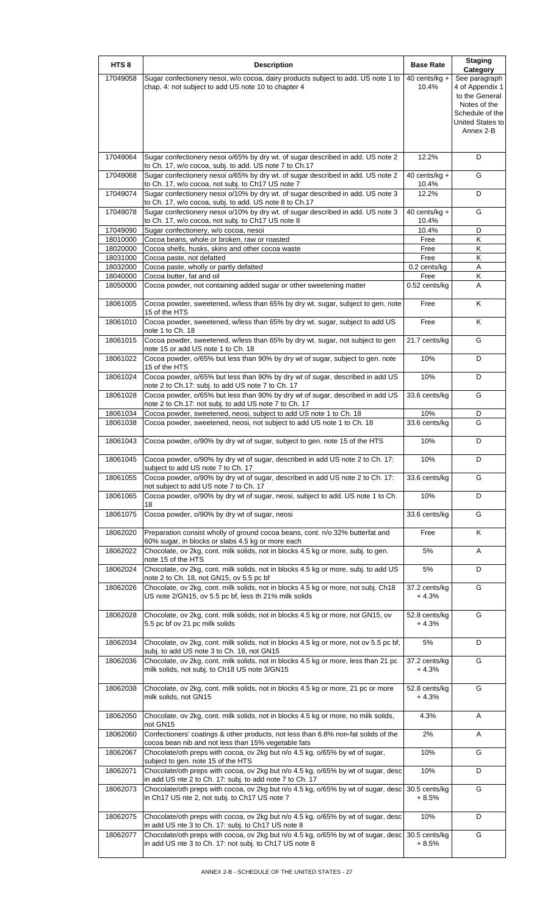| HTS 8 | Description | Base Rate | Staging Category |
| --- | --- | --- | --- |
| 17049058 | Sugar confectionery nesoi, w/o cocoa, dairy products subject to add. US note 1 to chap. 4: not subject to add US note 10 to chapter 4 | 40 cents/kg + 10.4% | See paragraph 4 of Appendix 1 to the General Notes of the Schedule of the United States to Annex 2-B |
| 17049064 | Sugar confectionery nesoi o/65% by dry wt. of sugar described in add. US note 2 to Ch. 17, w/o cocoa, subj. to add. US note 7 to Ch.17 | 12.2% | D |
| 17049068 | Sugar confectionery nesoi o/65% by dry wt. of sugar described in add. US note 2 to Ch. 17, w/o cocoa, not subj. to Ch17 US note 7 | 40 cents/kg + 10.4% | G |
| 17049074 | Sugar confectionery nesoi o/10% by dry wt. of sugar described in add. US note 3 to Ch. 17, w/o cocoa, subj. to add. US note 8 to Ch.17 | 12.2% | D |
| 17049078 | Sugar confectionery nesoi o/10% by dry wt. of sugar described in add. US note 3 to Ch. 17, w/o cocoa, not subj. to Ch17 US note 8 | 40 cents/kg + 10.4% | G |
| 17049090 | Sugar confectionery, w/o cocoa, nesoi | 10.4% | D |
| 18010000 | Cocoa beans, whole or broken, raw or roasted | Free | K |
| 18020000 | Cocoa shells, husks, skins and other cocoa waste | Free | K |
| 18031000 | Cocoa paste, not defatted | Free | K |
| 18032000 | Cocoa paste, wholly or partly defatted | 0.2 cents/kg | A |
| 18040000 | Cocoa butter, fat and oil | Free | K |
| 18050000 | Cocoa powder, not containing added sugar or other sweetening matter | 0.52 cents/kg | A |
| 18061005 | Cocoa powder, sweetened, w/less than 65% by dry wt. sugar, subject to gen. note 15 of the HTS | Free | K |
| 18061010 | Cocoa powder, sweetened, w/less than 65% by dry wt. sugar, subject to add US note 1 to Ch. 18 | Free | K |
| 18061015 | Cocoa powder, sweetened, w/less than 65% by dry wt. sugar, not subject to gen note 15 or add US note 1 to Ch. 18 | 21.7 cents/kg | G |
| 18061022 | Cocoa powder, o/65% but less than 90% by dry wt of sugar, subject to gen. note 15 of the HTS | 10% | D |
| 18061024 | Cocoa powder, o/65% but less than 90% by dry wt of sugar, described in add US note 2 to Ch.17: subj. to add US note 7 to Ch. 17 | 10% | D |
| 18061028 | Cocoa powder, o/65% but less than 90% by dry wt of sugar, described in add US note 2 to Ch.17: not subj. to add US note 7 to Ch. 17 | 33.6 cents/kg | G |
| 18061034 | Cocoa powder, sweetened, neosi, subject to add US note 1 to Ch. 18 | 10% | D |
| 18061038 | Cocoa powder, sweetened, neosi, not subject to add US note 1 to Ch. 18 | 33.6 cents/kg | G |
| 18061043 | Cocoa powder, o/90% by dry wt of sugar, subject to gen. note 15 of the HTS | 10% | D |
| 18061045 | Cocoa powder, o/90% by dry wt of sugar, described in add US note 2 to Ch. 17: subject to add US note 7 to Ch. 17 | 10% | D |
| 18061055 | Cocoa powder, o/90% by dry wt of sugar, described in add US note 2 to Ch. 17: not subject to add US note 7 to Ch. 17 | 33.6 cents/kg | G |
| 18061065 | Cocoa powder, o/90% by dry wt of sugar, neosi, subject to add. US note 1 to Ch. 18 | 10% | D |
| 18061075 | Cocoa powder, o/90% by dry wt of sugar, neosi | 33.6 cents/kg | G |
| 18062020 | Preparation consist wholly of ground cocoa beans, cont. n/o 32% butterfat and 60% sugar, in blocks or slabs 4.5 kg or more each | Free | K |
| 18062022 | Chocolate, ov 2kg, cont. milk solids, not in blocks 4.5 kg or more, subj. to gen. note 15 of the HTS | 5% | A |
| 18062024 | Chocolate, ov 2kg, cont. milk solids, not in blocks 4.5 kg or more, subj. to add US note 2 to Ch. 18, not GN15, ov 5.5 pc bf | 5% | D |
| 18062026 | Chocolate, ov 2kg, cont. milk solids, not in blocks 4.5 kg or more, not subj. Ch18 US note 2/GN15, ov 5.5 pc bf, less th 21% milk solids | 37.2 cents/kg + 4.3% | G |
| 18062028 | Chocolate, ov 2kg, cont. milk solids, not in blocks 4.5 kg or more, not GN15, ov 5.5 pc bf ov 21 pc milk solids | 52.8 cents/kg + 4.3% | G |
| 18062034 | Chocolate, ov 2kg, cont. milk solids, not in blocks 4.5 kg or more, not ov 5.5 pc bf, subj. to add US note 3 to Ch. 18, not GN15 | 5% | D |
| 18062036 | Chocolate, ov 2kg, cont. milk solids, not in blocks 4.5 kg or more, less than 21 pc milk solids, not subj. to Ch18 US note 3/GN15 | 37.2 cents/kg + 4.3% | G |
| 18062038 | Chocolate, ov 2kg, cont. milk solids, not in blocks 4.5 kg or more, 21 pc or more milk solids, not GN15 | 52.8 cents/kg + 4.3% | G |
| 18062050 | Chocolate, ov 2kg, cont. milk solids, not in blocks 4.5 kg or more, no milk solids, not GN15 | 4.3% | A |
| 18062060 | Confectioners' coatings & other products, not less than 6.8% non-fat solids of the cocoa bean nib and not less than 15% vegetable fats | 2% | A |
| 18062067 | Chocolate/oth preps with cocoa, ov 2kg but n/o 4.5 kg, o/65% by wt of sugar, subject to gen. note 15 of the HTS | 10% | G |
| 18062071 | Chocolate/oth preps with cocoa, ov 2kg but n/o 4.5 kg, o/65% by wt of sugar, desc in add US nte 2 to Ch. 17: subj. to add note 7 to Ch. 17 | 10% | D |
| 18062073 | Chocolate/oth preps with cocoa, ov 2kg but n/o 4.5 kg, o/65% by wt of sugar, desc in Ch17 US nte 2, not subj. to Ch17 US note 7 | 30.5 cents/kg + 8.5% | G |
| 18062075 | Chocolate/oth preps with cocoa, ov 2kg but n/o 4.5 kg, o/65% by wt of sugar, desc in add US nte 3 to Ch. 17: subj. to Ch17 US note 8 | 10% | D |
| 18062077 | Chocolate/oth preps with cocoa, ov 2kg but n/o 4.5 kg, o/65% by wt of sugar, desc in add US nte 3 to Ch. 17: not subj. to Ch17 US note 8 | 30.5 cents/kg + 8.5% | G |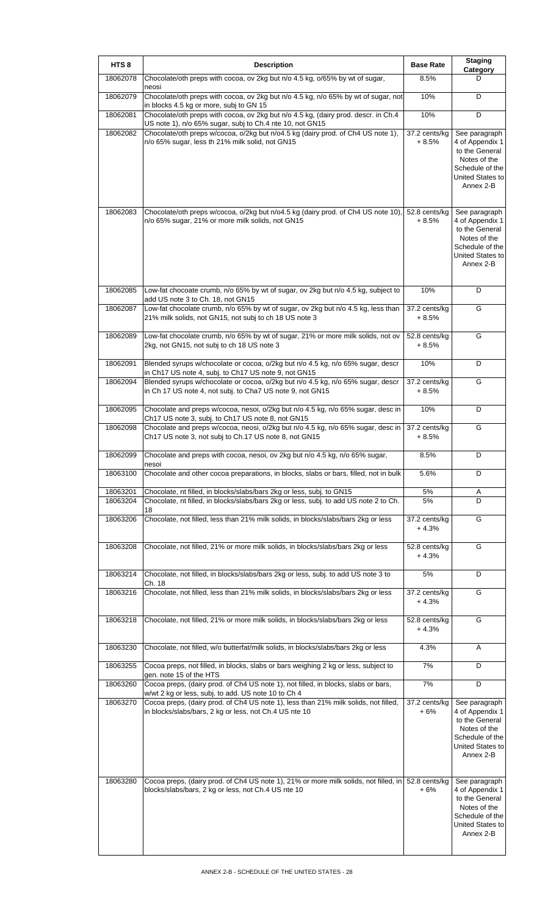| HTS 8 | Description | Base Rate | Staging Category |
| --- | --- | --- | --- |
| 18062078 | Chocolate/oth preps with cocoa, ov 2kg but n/o 4.5 kg, o/65% by wt of sugar, neosi | 8.5% | D |
| 18062079 | Chocolate/oth preps with cocoa, ov 2kg but n/o 4.5 kg, n/o 65% by wt of sugar, not in blocks 4.5 kg or more, subj to GN 15 | 10% | D |
| 18062081 | Chocolate/oth preps with cocoa, ov 2kg but n/o 4.5 kg, (dairy prod. descr. in Ch.4 US note 1), n/o 65% sugar, subj to Ch.4 nte 10, not GN15 | 10% | D |
| 18062082 | Chocolate/oth preps w/cocoa, o/2kg but n/o4.5 kg (dairy prod. of Ch4 US note 1), n/o 65% sugar, less th 21% milk solid, not GN15 | 37.2 cents/kg + 8.5% | See paragraph 4 of Appendix 1 to the General Notes of the Schedule of the United States to Annex 2-B |
| 18062083 | Chocolate/oth preps w/cocoa, o/2kg but n/o4.5 kg (dairy prod. of Ch4 US note 10), n/o 65% sugar, 21% or more milk solids, not GN15 | 52.8 cents/kg + 8.5% | See paragraph 4 of Appendix 1 to the General Notes of the Schedule of the United States to Annex 2-B |
| 18062085 | Low-fat chocoate crumb, n/o 65% by wt of sugar, ov 2kg but n/o 4.5 kg, subject to add US note 3 to Ch. 18, not GN15 | 10% | D |
| 18062087 | Low-fat chocolate crumb, n/o 65% by wt of sugar, ov 2kg but n/o 4.5 kg, less than 21% milk solids, not GN15, not subj to ch 18 US note 3 | 37.2 cents/kg + 8.5% | G |
| 18062089 | Low-fat chocolate crumb, n/o 65% by wt of sugar, 21% or more milk solids, not ov 2kg, not GN15, not subj to ch 18 US note 3 | 52.8 cents/kg + 8.5% | G |
| 18062091 | Blended syrups w/chocolate or cocoa, o/2kg but n/o 4.5 kg, n/o 65% sugar, descr in Ch17 US note 4, subj. to Ch17 US note 9, not GN15 | 10% | D |
| 18062094 | Blended syrups w/chocolate or cocoa, o/2kg but n/o 4.5 kg, n/o 65% sugar, descr in Ch 17 US note 4, not subj. to Cha7 US note 9, not GN15 | 37.2 cents/kg + 8.5% | G |
| 18062095 | Chocolate and preps w/cocoa, nesoi, o/2kg but n/o 4.5 kg, n/o 65% sugar, desc in Ch17 US note 3, subj. to Ch17 US note 8, not GN15 | 10% | D |
| 18062098 | Chocolate and preps w/cocoa, neosi, o/2kg but n/o 4.5 kg, n/o 65% sugar, desc in Ch17 US note 3, not subj to Ch.17 US note 8, not GN15 | 37.2 cents/kg + 8.5% | G |
| 18062099 | Chocolate and preps with cocoa, nesoi, ov 2kg but n/o 4.5 kg, n/o 65% sugar, nesoi | 8.5% | D |
| 18063100 | Chocolate and other cocoa preparations, in blocks, slabs or bars, filled, not in bulk | 5.6% | D |
| 18063201 | Chocolate, nt filled, in blocks/slabs/bars 2kg or less, subj. to GN15 | 5% | A |
| 18063204 | Chocolate, nt filled, in blocks/slabs/bars 2kg or less, subj. to add US note 2 to Ch. 18 | 5% | D |
| 18063206 | Chocolate, not filled, less than 21% milk solids, in blocks/slabs/bars 2kg or less | 37.2 cents/kg + 4.3% | G |
| 18063208 | Chocolate, not filled, 21% or more milk solids, in blocks/slabs/bars 2kg or less | 52.8 cents/kg + 4.3% | G |
| 18063214 | Chocolate, not filled, in blocks/slabs/bars 2kg or less, subj. to add US note 3 to Ch. 18 | 5% | D |
| 18063216 | Chocolate, not filled, less than 21% milk solids, in blocks/slabs/bars 2kg or less | 37.2 cents/kg + 4.3% | G |
| 18063218 | Chocolate, not filled, 21% or more milk solids, in blocks/slabs/bars 2kg or less | 52.8 cents/kg + 4.3% | G |
| 18063230 | Chocolate, not filled, w/o butterfat/milk solids, in blocks/slabs/bars 2kg or less | 4.3% | A |
| 18063255 | Cocoa preps, not filled, in blocks, slabs or bars weighing 2 kg or less, subject to gen. note 15 of the HTS | 7% | D |
| 18063260 | Cocoa preps, (dairy prod. of Ch4 US note 1), not filled, in blocks, slabs or bars, w/wt 2 kg or less, subj. to add. US note 10 to Ch 4 | 7% | D |
| 18063270 | Cocoa preps, (dairy prod. of Ch4 US note 1), less than 21% milk solids, not filled, in blocks/slabs/bars, 2 kg or less, not Ch.4 US nte 10 | 37.2 cents/kg + 6% | See paragraph 4 of Appendix 1 to the General Notes of the Schedule of the United States to Annex 2-B |
| 18063280 | Cocoa preps, (dairy prod. of Ch4 US note 1), 21% or more milk solids, not filled, in blocks/slabs/bars, 2 kg or less, not Ch.4 US nte 10 | 52.8 cents/kg + 6% | See paragraph 4 of Appendix 1 to the General Notes of the Schedule of the United States to Annex 2-B |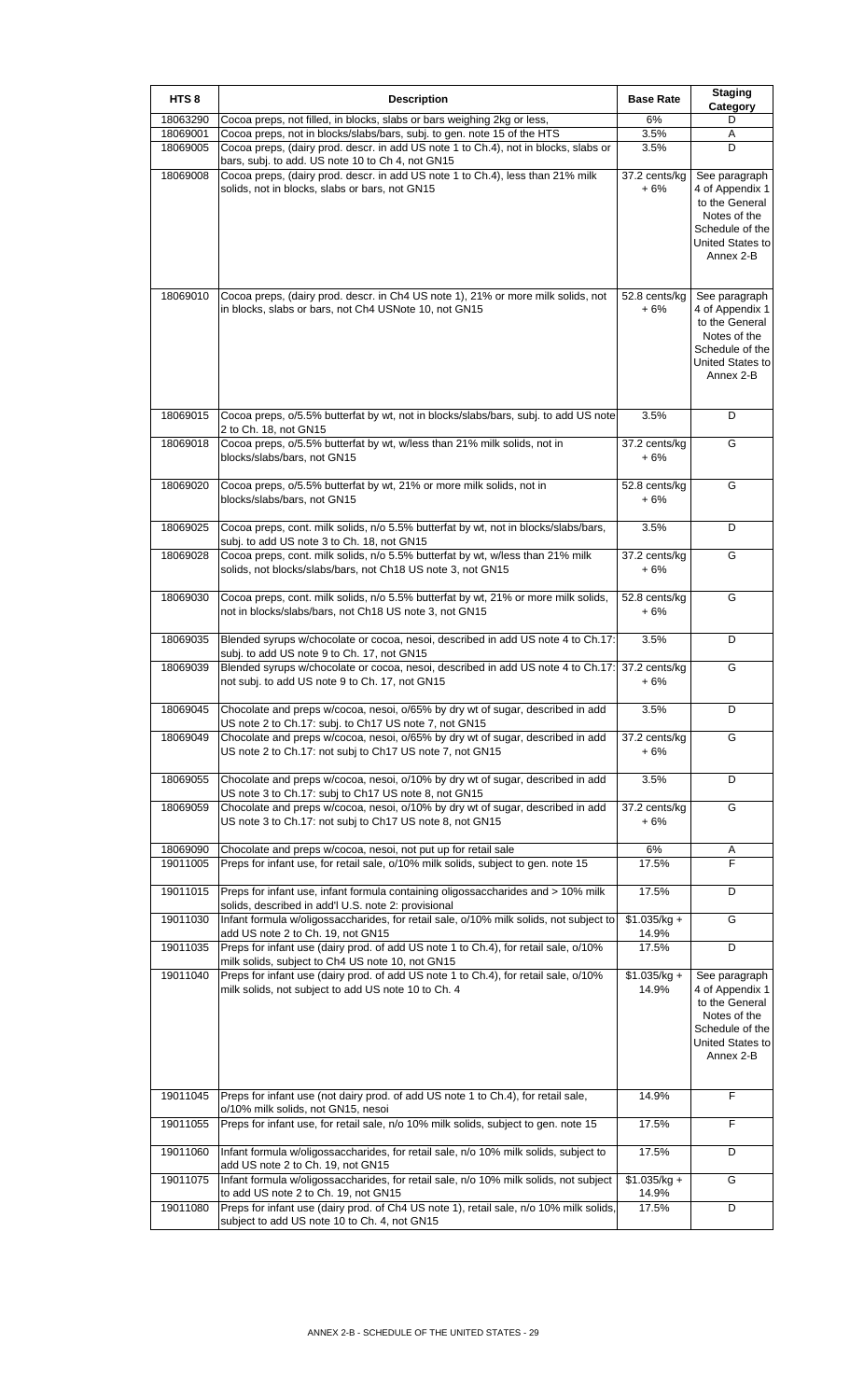| HTS 8 | Description | Base Rate | Staging Category |
|---|---|---|---|
| 18063290 | Cocoa preps, not filled, in blocks, slabs or bars weighing 2kg or less, | 6% | D |
| 18069001 | Cocoa preps, not in blocks/slabs/bars, subj. to gen. note 15 of the HTS | 3.5% | A |
| 18069005 | Cocoa preps, (dairy prod. descr. in add US note 1 to Ch.4), not in blocks, slabs or bars, subj. to add. US note 10 to Ch 4, not GN15 | 3.5% | D |
| 18069008 | Cocoa preps, (dairy prod. descr. in add US note 1 to Ch.4), less than 21% milk solids, not in blocks, slabs or bars, not GN15 | 37.2 cents/kg + 6% | See paragraph 4 of Appendix 1 to the General Notes of the Schedule of the United States to Annex 2-B |
| 18069010 | Cocoa preps, (dairy prod. descr. in Ch4 US note 1), 21% or more milk solids, not in blocks, slabs or bars, not Ch4 USNote 10, not GN15 | 52.8 cents/kg + 6% | See paragraph 4 of Appendix 1 to the General Notes of the Schedule of the United States to Annex 2-B |
| 18069015 | Cocoa preps, o/5.5% butterfat by wt, not in blocks/slabs/bars, subj. to add US note 2 to Ch. 18, not GN15 | 3.5% | D |
| 18069018 | Cocoa preps, o/5.5% butterfat by wt, w/less than 21% milk solids, not in blocks/slabs/bars, not GN15 | 37.2 cents/kg + 6% | G |
| 18069020 | Cocoa preps, o/5.5% butterfat by wt, 21% or more milk solids, not in blocks/slabs/bars, not GN15 | 52.8 cents/kg + 6% | G |
| 18069025 | Cocoa preps, cont. milk solids, n/o 5.5% butterfat by wt, not in blocks/slabs/bars, subj. to add US note 3 to Ch. 18, not GN15 | 3.5% | D |
| 18069028 | Cocoa preps, cont. milk solids, n/o 5.5% butterfat by wt, w/less than 21% milk solids, not blocks/slabs/bars, not Ch18 US note 3, not GN15 | 37.2 cents/kg + 6% | G |
| 18069030 | Cocoa preps, cont. milk solids, n/o 5.5% butterfat by wt, 21% or more milk solids, not in blocks/slabs/bars, not Ch18 US note 3, not GN15 | 52.8 cents/kg + 6% | G |
| 18069035 | Blended syrups w/chocolate or cocoa, nesoi, described in add US note 4 to Ch.17: subj. to add US note 9 to Ch. 17, not GN15 | 3.5% | D |
| 18069039 | Blended syrups w/chocolate or cocoa, nesoi, described in add US note 4 to Ch.17: not subj. to add US note 9 to Ch. 17, not GN15 | 37.2 cents/kg + 6% | G |
| 18069045 | Chocolate and preps w/cocoa, nesoi, o/65% by dry wt of sugar, described in add US note 2 to Ch.17: subj. to Ch17 US note 7, not GN15 | 3.5% | D |
| 18069049 | Chocolate and preps w/cocoa, nesoi, o/65% by dry wt of sugar, described in add US note 2 to Ch.17: not subj to Ch17 US note 7, not GN15 | 37.2 cents/kg + 6% | G |
| 18069055 | Chocolate and preps w/cocoa, nesoi, o/10% by dry wt of sugar, described in add US note 3 to Ch.17: subj to Ch17 US note 8, not GN15 | 3.5% | D |
| 18069059 | Chocolate and preps w/cocoa, nesoi, o/10% by dry wt of sugar, described in add US note 3 to Ch.17: not subj to Ch17 US note 8, not GN15 | 37.2 cents/kg + 6% | G |
| 18069090 | Chocolate and preps w/cocoa, nesoi, not put up for retail sale | 6% | A |
| 19011005 | Preps for infant use, for retail sale, o/10% milk solids, subject to gen. note 15 | 17.5% | F |
| 19011015 | Preps for infant use, infant formula containing oligossaccharides and > 10% milk solids, described in add'l U.S. note 2: provisional | 17.5% | D |
| 19011030 | Infant formula w/oligossaccharides, for retail sale, o/10% milk solids, not subject to add US note 2 to Ch. 19, not GN15 | $1.035/kg + 14.9% | G |
| 19011035 | Preps for infant use (dairy prod. of add US note 1 to Ch.4), for retail sale, o/10% milk solids, subject to Ch4 US note 10, not GN15 | 17.5% | D |
| 19011040 | Preps for infant use (dairy prod. of add US note 1 to Ch.4), for retail sale, o/10% milk solids, not subject to add US note 10 to Ch. 4 | $1.035/kg + 14.9% | See paragraph 4 of Appendix 1 to the General Notes of the Schedule of the United States to Annex 2-B |
| 19011045 | Preps for infant use (not dairy prod. of add US note 1 to Ch.4), for retail sale, o/10% milk solids, not GN15, nesoi | 14.9% | F |
| 19011055 | Preps for infant use, for retail sale, n/o 10% milk solids, subject to gen. note 15 | 17.5% | F |
| 19011060 | Infant formula w/oligossaccharides, for retail sale, n/o 10% milk solids, subject to add US note 2 to Ch. 19, not GN15 | 17.5% | D |
| 19011075 | Infant formula w/oligossaccharides, for retail sale, n/o 10% milk solids, not subject to add US note 2 to Ch. 19, not GN15 | $1.035/kg + 14.9% | G |
| 19011080 | Preps for infant use (dairy prod. of Ch4 US note 1), retail sale, n/o 10% milk solids, subject to add US note 10 to Ch. 4, not GN15 | 17.5% | D |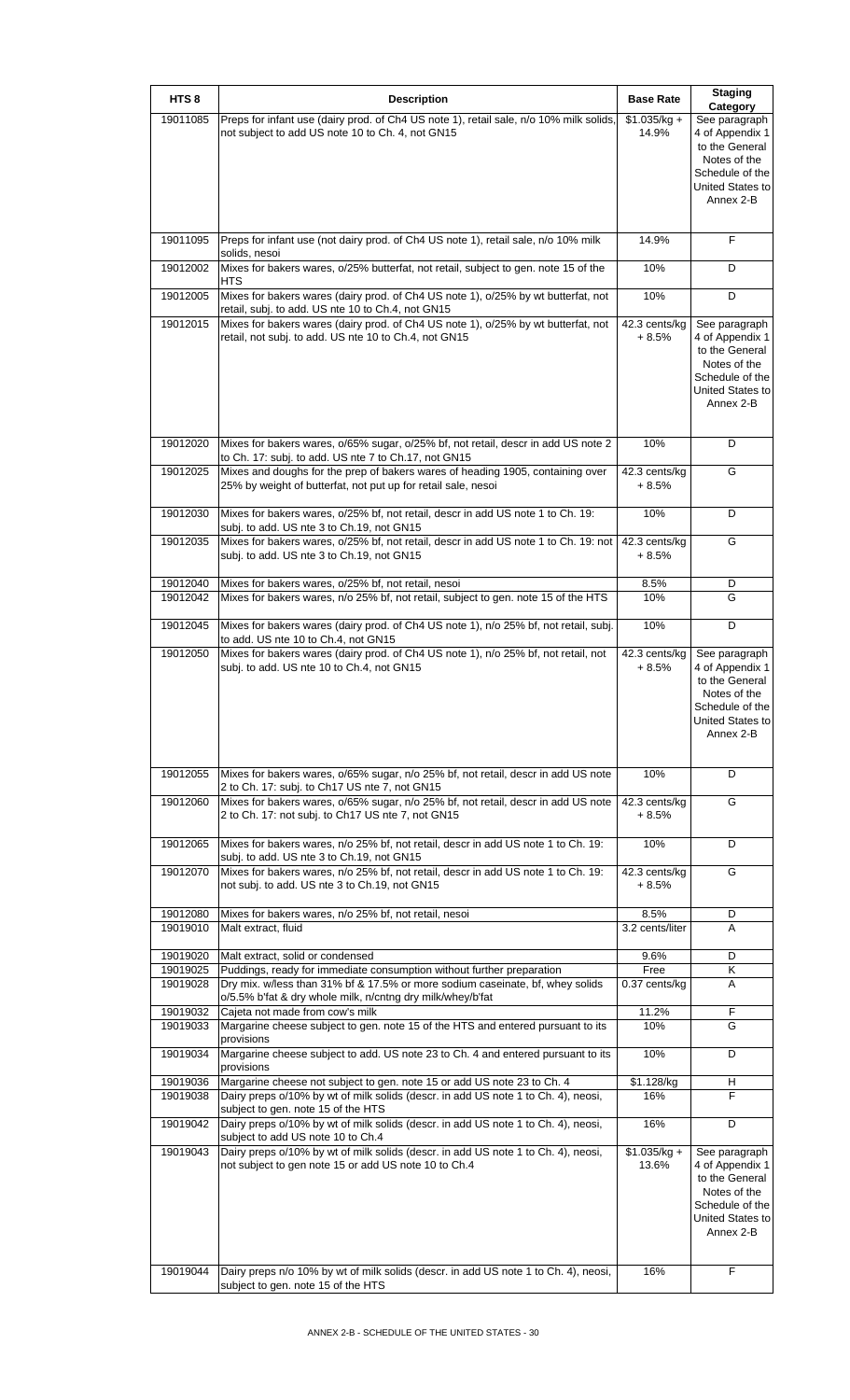| HTS 8 | Description | Base Rate | Staging Category |
|---|---|---|---|
| 19011085 | Preps for infant use (dairy prod. of Ch4 US note 1), retail sale, n/o 10% milk solids, not subject to add US note 10 to Ch. 4, not GN15 | $1.035/kg + 14.9% | See paragraph 4 of Appendix 1 to the General Notes of the Schedule of the United States to Annex 2-B |
| 19011095 | Preps for infant use (not dairy prod. of Ch4 US note 1), retail sale, n/o 10% milk solids, nesoi | 14.9% | F |
| 19012002 | Mixes for bakers wares, o/25% butterfat, not retail, subject to gen. note 15 of the HTS | 10% | D |
| 19012005 | Mixes for bakers wares (dairy prod. of Ch4 US note 1), o/25% by wt butterfat, not retail, subj. to add. US nte 10 to Ch.4, not GN15 | 10% | D |
| 19012015 | Mixes for bakers wares (dairy prod. of Ch4 US note 1), o/25% by wt butterfat, not retail, not subj. to add. US nte 10 to Ch.4, not GN15 | 42.3 cents/kg + 8.5% | See paragraph 4 of Appendix 1 to the General Notes of the Schedule of the United States to Annex 2-B |
| 19012020 | Mixes for bakers wares, o/65% sugar, o/25% bf, not retail, descr in add US note 2 to Ch. 17: subj. to add. US nte 7 to Ch.17, not GN15 | 10% | D |
| 19012025 | Mixes and doughs for the prep of bakers wares of heading 1905, containing over 25% by weight of butterfat, not put up for retail sale, nesoi | 42.3 cents/kg + 8.5% | G |
| 19012030 | Mixes for bakers wares, o/25% bf, not retail, descr in add US note 1 to Ch. 19: subj. to add. US nte 3 to Ch.19, not GN15 | 10% | D |
| 19012035 | Mixes for bakers wares, o/25% bf, not retail, descr in add US note 1 to Ch. 19: not subj. to add. US nte 3 to Ch.19, not GN15 | 42.3 cents/kg + 8.5% | G |
| 19012040 | Mixes for bakers wares, o/25% bf, not retail, nesoi | 8.5% | D |
| 19012042 | Mixes for bakers wares, n/o 25% bf, not retail, subject to gen. note 15 of the HTS | 10% | G |
| 19012045 | Mixes for bakers wares (dairy prod. of Ch4 US note 1), n/o 25% bf, not retail, subj. to add. US nte 10 to Ch.4, not GN15 | 10% | D |
| 19012050 | Mixes for bakers wares (dairy prod. of Ch4 US note 1), n/o 25% bf, not retail, not subj. to add. US nte 10 to Ch.4, not GN15 | 42.3 cents/kg + 8.5% | See paragraph 4 of Appendix 1 to the General Notes of the Schedule of the United States to Annex 2-B |
| 19012055 | Mixes for bakers wares, o/65% sugar, n/o 25% bf, not retail, descr in add US note 2 to Ch. 17: subj. to Ch17 US nte 7, not GN15 | 10% | D |
| 19012060 | Mixes for bakers wares, o/65% sugar, n/o 25% bf, not retail, descr in add US note 2 to Ch. 17: not subj. to Ch17 US nte 7, not GN15 | 42.3 cents/kg + 8.5% | G |
| 19012065 | Mixes for bakers wares, n/o 25% bf, not retail, descr in add US note 1 to Ch. 19: subj. to add. US nte 3 to Ch.19, not GN15 | 10% | D |
| 19012070 | Mixes for bakers wares, n/o 25% bf, not retail, descr in add US note 1 to Ch. 19: not subj. to add. US nte 3 to Ch.19, not GN15 | 42.3 cents/kg + 8.5% | G |
| 19012080 | Mixes for bakers wares, n/o 25% bf, not retail, nesoi | 8.5% | D |
| 19019010 | Malt extract, fluid | 3.2 cents/liter | A |
| 19019020 | Malt extract, solid or condensed | 9.6% | D |
| 19019025 | Puddings, ready for immediate consumption without further preparation | Free | K |
| 19019028 | Dry mix. w/less than 31% bf & 17.5% or more sodium caseinate, bf, whey solids o/5.5% b'fat & dry whole milk, n/cntng dry milk/whey/b'fat | 0.37 cents/kg | A |
| 19019032 | Cajeta not made from cow's milk | 11.2% | F |
| 19019033 | Margarine cheese subject to gen. note 15 of the HTS and entered pursuant to its provisions | 10% | G |
| 19019034 | Margarine cheese subject to add. US note 23 to Ch. 4 and entered pursuant to its provisions | 10% | D |
| 19019036 | Margarine cheese not subject to gen. note 15 or add US note 23 to Ch. 4 | $1.128/kg | H |
| 19019038 | Dairy preps o/10% by wt of milk solids (descr. in add US note 1 to Ch. 4), neosi, subject to gen. note 15 of the HTS | 16% | F |
| 19019042 | Dairy preps o/10% by wt of milk solids (descr. in add US note 1 to Ch. 4), neosi, subject to add US note 10 to Ch.4 | 16% | D |
| 19019043 | Dairy preps o/10% by wt of milk solids (descr. in add US note 1 to Ch. 4), neosi, not subject to gen note 15 or add US note 10 to Ch.4 | $1.035/kg + 13.6% | See paragraph 4 of Appendix 1 to the General Notes of the Schedule of the United States to Annex 2-B |
| 19019044 | Dairy preps n/o 10% by wt of milk solids (descr. in add US note 1 to Ch. 4), neosi, subject to gen. note 15 of the HTS | 16% | F |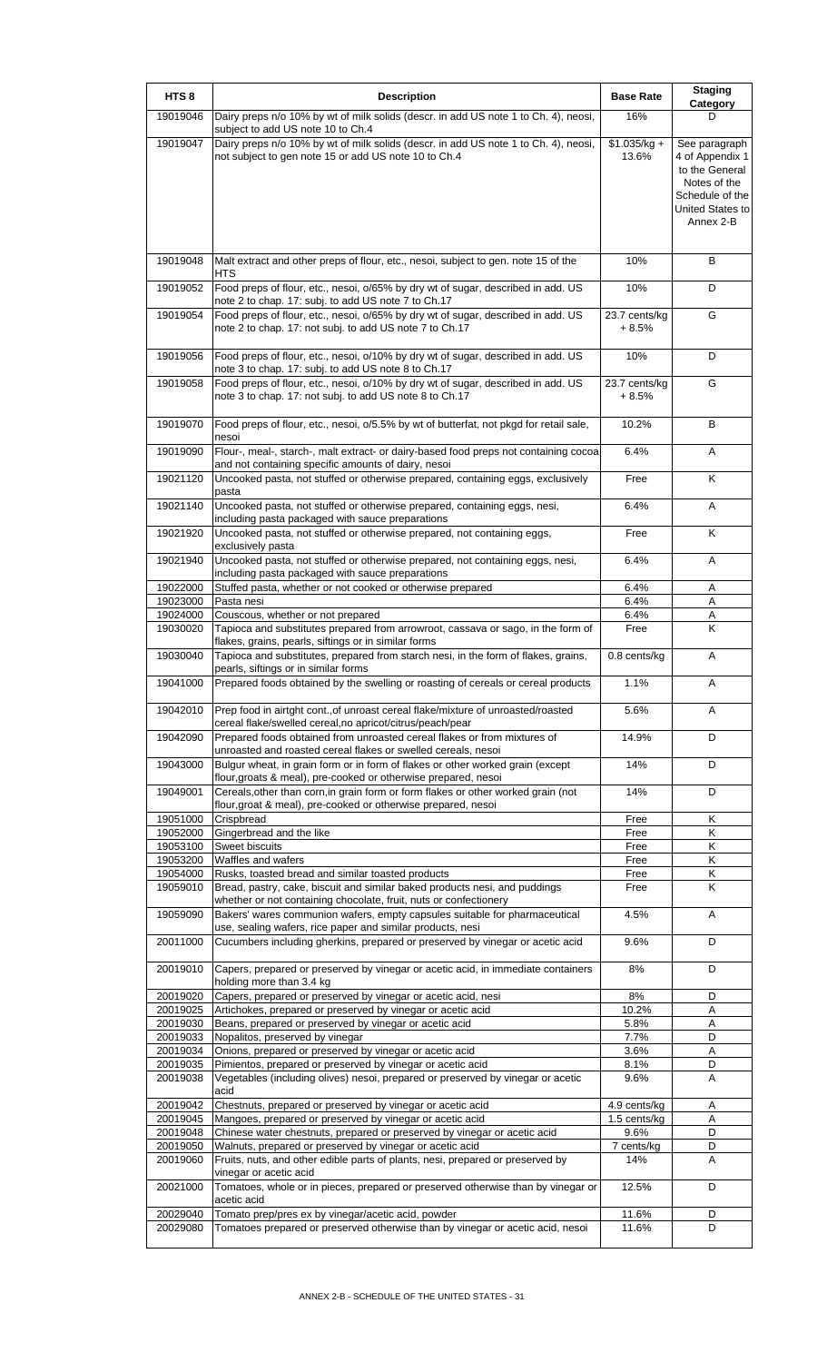| HTS 8 | Description | Base Rate | Staging Category |
|---|---|---|---|
| 19019046 | Dairy preps n/o 10% by wt of milk solids (descr. in add US note 1 to Ch. 4), neosi, subject to add US note 10 to Ch.4 | 16% | D |
| 19019047 | Dairy preps n/o 10% by wt of milk solids (descr. in add US note 1 to Ch. 4), neosi, not subject to gen note 15 or add US note 10 to Ch.4 | $1.035/kg + 13.6% | See paragraph 4 of Appendix 1 to the General Notes of the Schedule of the United States to Annex 2-B |
| 19019048 | Malt extract and other preps of flour, etc., nesoi, subject to gen. note 15 of the HTS | 10% | B |
| 19019052 | Food preps of flour, etc., nesoi, o/65% by dry wt of sugar, described in add. US note 2 to chap. 17: subj. to add US note 7 to Ch.17 | 10% | D |
| 19019054 | Food preps of flour, etc., nesoi, o/65% by dry wt of sugar, described in add. US note 2 to chap. 17: not subj. to add US note 7 to Ch.17 | 23.7 cents/kg + 8.5% | G |
| 19019056 | Food preps of flour, etc., nesoi, o/10% by dry wt of sugar, described in add. US note 3 to chap. 17: subj. to add US note 8 to Ch.17 | 10% | D |
| 19019058 | Food preps of flour, etc., nesoi, o/10% by dry wt of sugar, described in add. US note 3 to chap. 17: not subj. to add US note 8 to Ch.17 | 23.7 cents/kg + 8.5% | G |
| 19019070 | Food preps of flour, etc., nesoi, o/5.5% by wt of butterfat, not pkgd for retail sale, nesoi | 10.2% | B |
| 19019090 | Flour-, meal-, starch-, malt extract- or dairy-based food preps not containing cocoa and not containing specific amounts of dairy, nesoi | 6.4% | A |
| 19021120 | Uncooked pasta, not stuffed or otherwise prepared, containing eggs, exclusively pasta | Free | K |
| 19021140 | Uncooked pasta, not stuffed or otherwise prepared, containing eggs, nesi, including pasta packaged with sauce preparations | 6.4% | A |
| 19021920 | Uncooked pasta, not stuffed or otherwise prepared, not containing eggs, exclusively pasta | Free | K |
| 19021940 | Uncooked pasta, not stuffed or otherwise prepared, not containing eggs, nesi, including pasta packaged with sauce preparations | 6.4% | A |
| 19022000 | Stuffed pasta, whether or not cooked or otherwise prepared | 6.4% | A |
| 19023000 | Pasta nesi | 6.4% | A |
| 19024000 | Couscous, whether or not prepared | 6.4% | A |
| 19030020 | Tapioca and substitutes prepared from arrowroot, cassava or sago, in the form of flakes, grains, pearls, siftings or in similar forms | Free | K |
| 19030040 | Tapioca and substitutes, prepared from starch nesi, in the form of flakes, grains, pearls, siftings or in similar forms | 0.8 cents/kg | A |
| 19041000 | Prepared foods obtained by the swelling or roasting of cereals or cereal products | 1.1% | A |
| 19042010 | Prep food in airtght cont.,of unroast cereal flake/mixture of unroasted/roasted cereal flake/swelled cereal,no apricot/citrus/peach/pear | 5.6% | A |
| 19042090 | Prepared foods obtained from unroasted cereal flakes or from mixtures of unroasted and roasted cereal flakes or swelled cereals, nesoi | 14.9% | D |
| 19043000 | Bulgur wheat, in grain form or in form of flakes or other worked grain (except flour,groats & meal), pre-cooked or otherwise prepared, nesoi | 14% | D |
| 19049001 | Cereals,other than corn,in grain form or form flakes or other worked grain (not flour,groat & meal), pre-cooked or otherwise prepared, nesoi | 14% | D |
| 19051000 | Crispbread | Free | K |
| 19052000 | Gingerbread and the like | Free | K |
| 19053100 | Sweet biscuits | Free | K |
| 19053200 | Waffles and wafers | Free | K |
| 19054000 | Rusks, toasted bread and similar toasted products | Free | K |
| 19059010 | Bread, pastry, cake, biscuit and similar baked products nesi, and puddings whether or not containing chocolate, fruit, nuts or confectionery | Free | K |
| 19059090 | Bakers' wares communion wafers, empty capsules suitable for pharmaceutical use, sealing wafers, rice paper and similar products, nesi | 4.5% | A |
| 20011000 | Cucumbers including gherkins, prepared or preserved by vinegar or acetic acid | 9.6% | D |
| 20019010 | Capers, prepared or preserved by vinegar or acetic acid, in immediate containers holding more than 3.4 kg | 8% | D |
| 20019020 | Capers, prepared or preserved by vinegar or acetic acid, nesi | 8% | D |
| 20019025 | Artichokes, prepared or preserved by vinegar or acetic acid | 10.2% | A |
| 20019030 | Beans, prepared or preserved by vinegar or acetic acid | 5.8% | A |
| 20019033 | Nopalitos, preserved by vinegar | 7.7% | D |
| 20019034 | Onions, prepared or preserved by vinegar or acetic acid | 3.6% | A |
| 20019035 | Pimientos, prepared or preserved by vinegar or acetic acid | 8.1% | D |
| 20019038 | Vegetables (including olives) nesoi, prepared or preserved by vinegar or acetic acid | 9.6% | A |
| 20019042 | Chestnuts, prepared or preserved by vinegar or acetic acid | 4.9 cents/kg | A |
| 20019045 | Mangoes, prepared or preserved by vinegar or acetic acid | 1.5 cents/kg | A |
| 20019048 | Chinese water chestnuts, prepared or preserved by vinegar or acetic acid | 9.6% | D |
| 20019050 | Walnuts, prepared or preserved by vinegar or acetic acid | 7 cents/kg | D |
| 20019060 | Fruits, nuts, and other edible parts of plants, nesi, prepared or preserved by vinegar or acetic acid | 14% | A |
| 20021000 | Tomatoes, whole or in pieces, prepared or preserved otherwise than by vinegar or acetic acid | 12.5% | D |
| 20029040 | Tomato prep/pres ex by vinegar/acetic acid, powder | 11.6% | D |
| 20029080 | Tomatoes prepared or preserved otherwise than by vinegar or acetic acid, nesoi | 11.6% | D |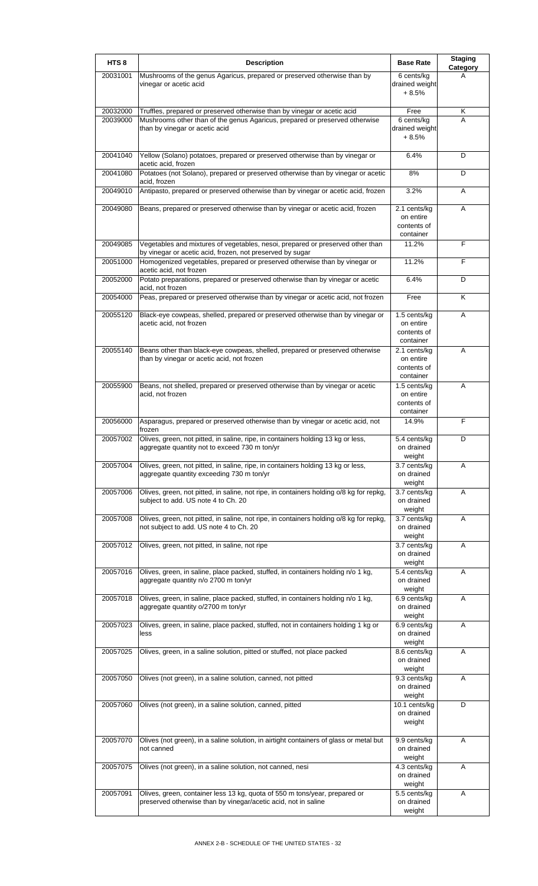| HTS 8 | Description | Base Rate | Staging Category |
|---|---|---|---|
| 20031001 | Mushrooms of the genus Agaricus, prepared or preserved otherwise than by vinegar or acetic acid | 6 cents/kg drained weight + 8.5% | A |
| 20032000 | Truffles, prepared or preserved otherwise than by vinegar or acetic acid | Free | K |
| 20039000 | Mushrooms other than of the genus Agaricus, prepared or preserved otherwise than by vinegar or acetic acid | 6 cents/kg drained weight + 8.5% | A |
| 20041040 | Yellow (Solano) potatoes, prepared or preserved otherwise than by vinegar or acetic acid, frozen | 6.4% | D |
| 20041080 | Potatoes (not Solano), prepared or preserved otherwise than by vinegar or acetic acid, frozen | 8% | D |
| 20049010 | Antipasto, prepared or preserved otherwise than by vinegar or acetic acid, frozen | 3.2% | A |
| 20049080 | Beans, prepared or preserved otherwise than by vinegar or acetic acid, frozen | 2.1 cents/kg on entire contents of container | A |
| 20049085 | Vegetables and mixtures of vegetables, nesoi, prepared or preserved other than by vinegar or acetic acid, frozen, not preserved by sugar | 11.2% | F |
| 20051000 | Homogenized vegetables, prepared or preserved otherwise than by vinegar or acetic acid, not frozen | 11.2% | F |
| 20052000 | Potato preparations, prepared or preserved otherwise than by vinegar or acetic acid, not frozen | 6.4% | D |
| 20054000 | Peas, prepared or preserved otherwise than by vinegar or acetic acid, not frozen | Free | K |
| 20055120 | Black-eye cowpeas, shelled, prepared or preserved otherwise than by vinegar or acetic acid, not frozen | 1.5 cents/kg on entire contents of container | A |
| 20055140 | Beans other than black-eye cowpeas, shelled, prepared or preserved otherwise than by vinegar or acetic acid, not frozen | 2.1 cents/kg on entire contents of container | A |
| 20055900 | Beans, not shelled, prepared or preserved otherwise than by vinegar or acetic acid, not frozen | 1.5 cents/kg on entire contents of container | A |
| 20056000 | Asparagus, prepared or preserved otherwise than by vinegar or acetic acid, not frozen | 14.9% | F |
| 20057002 | Olives, green, not pitted, in saline, ripe, in containers holding 13 kg or less, aggregate quantity not to exceed 730 m ton/yr | 5.4 cents/kg on drained weight | D |
| 20057004 | Olives, green, not pitted, in saline, ripe, in containers holding 13 kg or less, aggregate quantity exceeding 730 m ton/yr | 3.7 cents/kg on drained weight | A |
| 20057006 | Olives, green, not pitted, in saline, not ripe, in containers holding o/8 kg for repkg, subject to add. US note 4 to Ch. 20 | 3.7 cents/kg on drained weight | A |
| 20057008 | Olives, green, not pitted, in saline, not ripe, in containers holding o/8 kg for repkg, not subject to add. US note 4 to Ch. 20 | 3.7 cents/kg on drained weight | A |
| 20057012 | Olives, green, not pitted, in saline, not ripe | 3.7 cents/kg on drained weight | A |
| 20057016 | Olives, green, in saline, place packed, stuffed, in containers holding n/o 1 kg, aggregate quantity n/o 2700 m ton/yr | 5.4 cents/kg on drained weight | A |
| 20057018 | Olives, green, in saline, place packed, stuffed, in containers holding n/o 1 kg, aggregate quantity o/2700 m ton/yr | 6.9 cents/kg on drained weight | A |
| 20057023 | Olives, green, in saline, place packed, stuffed, not in containers holding 1 kg or less | 6.9 cents/kg on drained weight | A |
| 20057025 | Olives, green, in a saline solution, pitted or stuffed, not place packed | 8.6 cents/kg on drained weight | A |
| 20057050 | Olives (not green), in a saline solution, canned, not pitted | 9.3 cents/kg on drained weight | A |
| 20057060 | Olives (not green), in a saline solution, canned, pitted | 10.1 cents/kg on drained weight | D |
| 20057070 | Olives (not green), in a saline solution, in airtight containers of glass or metal but not canned | 9.9 cents/kg on drained weight | A |
| 20057075 | Olives (not green), in a saline solution, not canned, nesi | 4.3 cents/kg on drained weight | A |
| 20057091 | Olives, green, container less 13 kg, quota of 550 m tons/year, prepared or preserved otherwise than by vinegar/acetic acid, not in saline | 5.5 cents/kg on drained weight | A |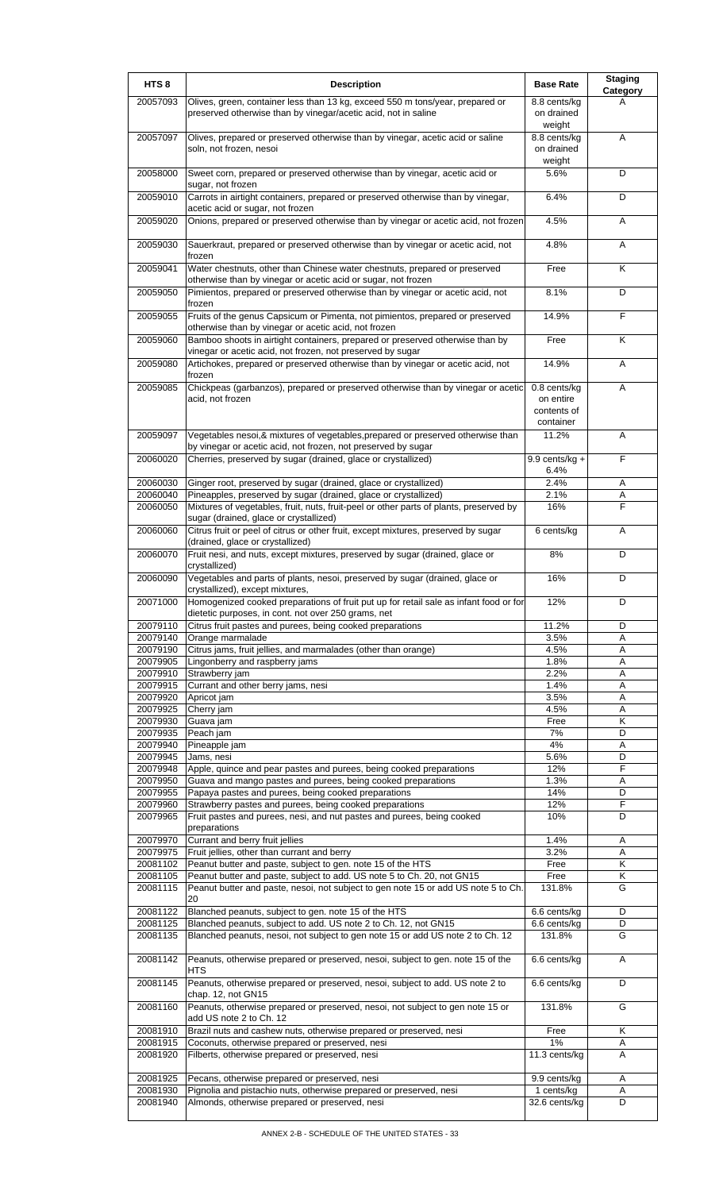| HTS 8 | Description | Base Rate | Staging Category |
| --- | --- | --- | --- |
| 20057093 | Olives, green, container less than 13 kg, exceed 550 m tons/year, prepared or preserved otherwise than by vinegar/acetic acid, not in saline | 8.8 cents/kg on drained weight | A |
| 20057097 | Olives, prepared or preserved otherwise than by vinegar, acetic acid or saline soln, not frozen, nesoi | 8.8 cents/kg on drained weight | A |
| 20058000 | Sweet corn, prepared or preserved otherwise than by vinegar, acetic acid or sugar, not frozen | 5.6% | D |
| 20059010 | Carrots in airtight containers, prepared or preserved otherwise than by vinegar, acetic acid or sugar, not frozen | 6.4% | D |
| 20059020 | Onions, prepared or preserved otherwise than by vinegar or acetic acid, not frozen | 4.5% | A |
| 20059030 | Sauerkraut, prepared or preserved otherwise than by vinegar or acetic acid, not frozen | 4.8% | A |
| 20059041 | Water chestnuts, other than Chinese water chestnuts, prepared or preserved otherwise than by vinegar or acetic acid or sugar, not frozen | Free | K |
| 20059050 | Pimientos, prepared or preserved otherwise than by vinegar or acetic acid, not frozen | 8.1% | D |
| 20059055 | Fruits of the genus Capsicum or Pimenta, not pimientos, prepared or preserved otherwise than by vinegar or acetic acid, not frozen | 14.9% | F |
| 20059060 | Bamboo shoots in airtight containers, prepared or preserved otherwise than by vinegar or acetic acid, not frozen, not preserved by sugar | Free | K |
| 20059080 | Artichokes, prepared or preserved otherwise than by vinegar or acetic acid, not frozen | 14.9% | A |
| 20059085 | Chickpeas (garbanzos), prepared or preserved otherwise than by vinegar or acetic acid, not frozen | 0.8 cents/kg on entire contents of container | A |
| 20059097 | Vegetables nesoi,& mixtures of vegetables,prepared or preserved otherwise than by vinegar or acetic acid, not frozen, not preserved by sugar | 11.2% | A |
| 20060020 | Cherries, preserved by sugar (drained, glace or crystallized) | 9.9 cents/kg + 6.4% | F |
| 20060030 | Ginger root, preserved by sugar (drained, glace or crystallized) | 2.4% | A |
| 20060040 | Pineapples, preserved by sugar (drained, glace or crystallized) | 2.1% | A |
| 20060050 | Mixtures of vegetables, fruit, nuts, fruit-peel or other parts of plants, preserved by sugar (drained, glace or crystallized) | 16% | F |
| 20060060 | Citrus fruit or peel of citrus or other fruit, except mixtures, preserved by sugar (drained, glace or crystallized) | 6 cents/kg | A |
| 20060070 | Fruit nesi, and nuts, except mixtures, preserved by sugar (drained, glace or crystallized) | 8% | D |
| 20060090 | Vegetables and parts of plants, nesoi, preserved by sugar (drained, glace or crystallized), except mixtures, | 16% | D |
| 20071000 | Homogenized cooked preparations of fruit put up for retail sale as infant food or for dietetic purposes, in cont. not over 250 grams, net | 12% | D |
| 20079110 | Citrus fruit pastes and purees, being cooked preparations | 11.2% | D |
| 20079140 | Orange marmalade | 3.5% | A |
| 20079190 | Citrus jams, fruit jellies, and marmalades (other than orange) | 4.5% | A |
| 20079905 | Lingonberry and raspberry jams | 1.8% | A |
| 20079910 | Strawberry jam | 2.2% | A |
| 20079915 | Currant and other berry jams, nesi | 1.4% | A |
| 20079920 | Apricot jam | 3.5% | A |
| 20079925 | Cherry jam | 4.5% | A |
| 20079930 | Guava jam | Free | K |
| 20079935 | Peach jam | 7% | D |
| 20079940 | Pineapple jam | 4% | A |
| 20079945 | Jams, nesi | 5.6% | D |
| 20079948 | Apple, quince and pear pastes and purees, being cooked preparations | 12% | F |
| 20079950 | Guava and mango pastes and purees, being cooked preparations | 1.3% | A |
| 20079955 | Papaya pastes and purees, being cooked preparations | 14% | D |
| 20079960 | Strawberry pastes and purees, being cooked preparations | 12% | F |
| 20079965 | Fruit pastes and purees, nesi, and nut pastes and purees, being cooked preparations | 10% | D |
| 20079970 | Currant and berry fruit jellies | 1.4% | A |
| 20079975 | Fruit jellies, other than currant and berry | 3.2% | A |
| 20081102 | Peanut butter and paste, subject to gen. note 15 of the HTS | Free | K |
| 20081105 | Peanut butter and paste, subject to add. US note 5 to Ch. 20, not GN15 | Free | K |
| 20081115 | Peanut butter and paste, nesoi, not subject to gen note 15 or add US note 5 to Ch. 20 | 131.8% | G |
| 20081122 | Blanched peanuts, subject to gen. note 15 of the HTS | 6.6 cents/kg | D |
| 20081125 | Blanched peanuts, subject to add. US note 2 to Ch. 12, not GN15 | 6.6 cents/kg | D |
| 20081135 | Blanched peanuts, nesoi, not subject to gen note 15 or add US note 2 to Ch. 12 | 131.8% | G |
| 20081142 | Peanuts, otherwise prepared or preserved, nesoi, subject to gen. note 15 of the HTS | 6.6 cents/kg | A |
| 20081145 | Peanuts, otherwise prepared or preserved, nesoi, subject to add. US note 2 to chap. 12, not GN15 | 6.6 cents/kg | D |
| 20081160 | Peanuts, otherwise prepared or preserved, nesoi, not subject to gen note 15 or add US note 2 to Ch. 12 | 131.8% | G |
| 20081910 | Brazil nuts and cashew nuts, otherwise prepared or preserved, nesi | Free | K |
| 20081915 | Coconuts, otherwise prepared or preserved, nesi | 1% | A |
| 20081920 | Filberts, otherwise prepared or preserved, nesi | 11.3 cents/kg | A |
| 20081925 | Pecans, otherwise prepared or preserved, nesi | 9.9 cents/kg | A |
| 20081930 | Pignolia and pistachio nuts, otherwise prepared or preserved, nesi | 1 cents/kg | A |
| 20081940 | Almonds, otherwise prepared or preserved, nesi | 32.6 cents/kg | D |

ANNEX 2-B - SCHEDULE OF THE UNITED STATES - 33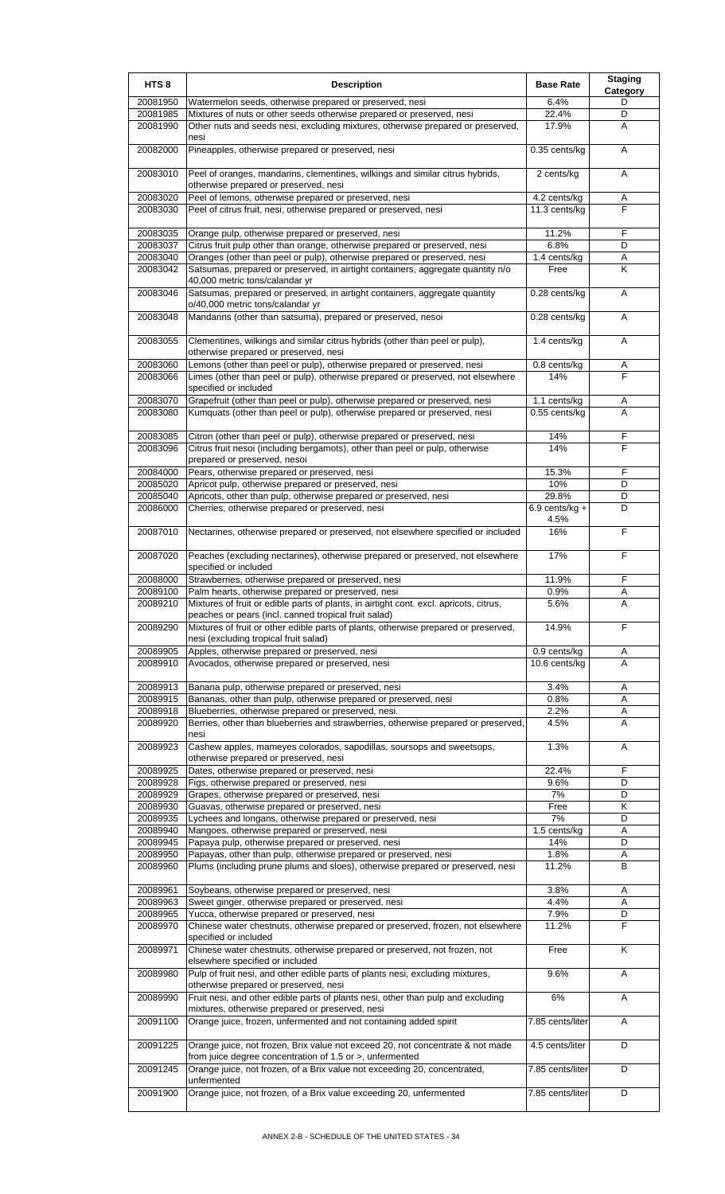| HTS 8 | Description | Base Rate | Staging Category |
|---|---|---|---|
| 20081950 | Watermelon seeds, otherwise prepared or preserved, nesi | 6.4% | D |
| 20081985 | Mixtures of nuts or other seeds otherwise prepared or preserved, nesi | 22.4% | D |
| 20081990 | Other nuts and seeds nesi, excluding mixtures, otherwise prepared or preserved, nesi | 17.9% | A |
| 20082000 | Pineapples, otherwise prepared or preserved, nesi | 0.35 cents/kg | A |
| 20083010 | Peel of oranges, mandarins, clementines, wilkings and similar citrus hybrids, otherwise prepared or preserved, nesi | 2 cents/kg | A |
| 20083020 | Peel of lemons, otherwise prepared or preserved, nesi | 4.2 cents/kg | A |
| 20083030 | Peel of citrus fruit, nesi, otherwise prepared or preserved, nesi | 11.3 cents/kg | F |
| 20083035 | Orange pulp, otherwise prepared or preserved, nesi | 11.2% | F |
| 20083037 | Citrus fruit pulp other than orange, otherwise prepared or preserved, nesi | 6.8% | D |
| 20083040 | Oranges (other than peel or pulp), otherwise prepared or preserved, nesi | 1.4 cents/kg | A |
| 20083042 | Satsumas, prepared or preserved, in airtight containers, aggregate quantity n/o 40,000 metric tons/calendar yr | Free | K |
| 20083046 | Satsumas, prepared or preserved, in airtight containers, aggregate quantity o/40,000 metric tons/calendar yr | 0.28 cents/kg | A |
| 20083048 | Mandarins (other than satsuma), prepared or preserved, nesoi | 0.28 cents/kg | A |
| 20083055 | Clementines, wilkings and similar citrus hybrids (other than peel or pulp), otherwise prepared or preserved, nesi | 1.4 cents/kg | A |
| 20083060 | Lemons (other than peel or pulp), otherwise prepared or preserved, nesi | 0.8 cents/kg | A |
| 20083066 | Limes (other than peel or pulp), otherwise prepared or preserved, not elsewhere specified or included | 14% | F |
| 20083070 | Grapefruit (other than peel or pulp), otherwise prepared or preserved, nesi | 1.1 cents/kg | A |
| 20083080 | Kumquats (other than peel or pulp), otherwise prepared or preserved, nesi | 0.55 cents/kg | A |
| 20083085 | Citron (other than peel or pulp), otherwise prepared or preserved, nesi | 14% | F |
| 20083096 | Citrus fruit nesoi (including bergamots), other than peel or pulp, otherwise prepared or preserved, nesoi | 14% | F |
| 20084000 | Pears, otherwise prepared or preserved, nesi | 15.3% | F |
| 20085020 | Apricot pulp, otherwise prepared or preserved, nesi | 10% | D |
| 20085040 | Apricots, other than pulp, otherwise prepared or preserved, nesi | 29.8% | D |
| 20086000 | Cherries, otherwise prepared or preserved, nesi | 6.9 cents/kg + 4.5% | D |
| 20087010 | Nectarines, otherwise prepared or preserved, not elsewhere specified or included | 16% | F |
| 20087020 | Peaches (excluding nectarines), otherwise prepared or preserved, not elsewhere specified or included | 17% | F |
| 20088000 | Strawberries, otherwise prepared or preserved, nesi | 11.9% | F |
| 20089100 | Palm hearts, otherwise prepared or preserved, nesi | 0.9% | A |
| 20089210 | Mixtures of fruit or edible parts of plants, in airtight cont. excl. apricots, citrus, peaches or pears (incl. canned tropical fruit salad) | 5.6% | A |
| 20089290 | Mixtures of fruit or other edible parts of plants, otherwise prepared or preserved, nesi (excluding tropical fruit salad) | 14.9% | F |
| 20089905 | Apples, otherwise prepared or preserved, nesi | 0.9 cents/kg | A |
| 20089910 | Avocados, otherwise prepared or preserved, nesi | 10.6 cents/kg | A |
| 20089913 | Banana pulp, otherwise prepared or preserved, nesi | 3.4% | A |
| 20089915 | Bananas, other than pulp, otherwise prepared or preserved, nesi | 0.8% | A |
| 20089918 | Blueberries, otherwise prepared or preserved, nesi. | 2.2% | A |
| 20089920 | Berries, other than blueberries and strawberries, otherwise prepared or preserved, nesi | 4.5% | A |
| 20089923 | Cashew apples, mameyes colorados, sapodillas, soursops and sweetsops, otherwise prepared or preserved, nesi | 1.3% | A |
| 20089925 | Dates, otherwise prepared or preserved, nesi | 22.4% | F |
| 20089928 | Figs, otherwise prepared or preserved, nesi | 9.6% | D |
| 20089929 | Grapes, otherwise prepared or preserved, nesi | 7% | D |
| 20089930 | Guavas, otherwise prepared or preserved, nesi | Free | K |
| 20089935 | Lychees and longans, otherwise prepared or preserved, nesi | 7% | D |
| 20089940 | Mangoes, otherwise prepared or preserved, nesi | 1.5 cents/kg | A |
| 20089945 | Papaya pulp, otherwise prepared or preserved, nesi | 14% | D |
| 20089950 | Papayas, other than pulp, otherwise prepared or preserved, nesi | 1.8% | A |
| 20089960 | Plums (including prune plums and sloes), otherwise prepared or preserved, nesi | 11.2% | B |
| 20089961 | Soybeans, otherwise prepared or preserved, nesi | 3.8% | A |
| 20089963 | Sweet ginger, otherwise prepared or preserved, nesi | 4.4% | A |
| 20089965 | Yucca, otherwise prepared or preserved, nesi | 7.9% | D |
| 20089970 | Chinese water chestnuts, otherwise prepared or preserved, frozen, not elsewhere specified or included | 11.2% | F |
| 20089971 | Chinese water chestnuts, otherwise prepared or preserved, not frozen, not elsewhere specified or included | Free | K |
| 20089980 | Pulp of fruit nesi, and other edible parts of plants nesi, excluding mixtures, otherwise prepared or preserved, nesi | 9.6% | A |
| 20089990 | Fruit nesi, and other edible parts of plants nesi, other than pulp and excluding mixtures, otherwise prepared or preserved, nesi | 6% | A |
| 20091100 | Orange juice, frozen, unfermented and not containing added spirit | 7.85 cents/liter | A |
| 20091225 | Orange juice, not frozen, Brix value not exceed 20, not concentrate & not made from juice degree concentration of 1.5 or >, unfermented | 4.5 cents/liter | D |
| 20091245 | Orange juice, not frozen, of a Brix value not exceeding 20, concentrated, unfermented | 7.85 cents/liter | D |
| 20091900 | Orange juice, not frozen, of a Brix value exceeding 20, unfermented | 7.85 cents/liter | D |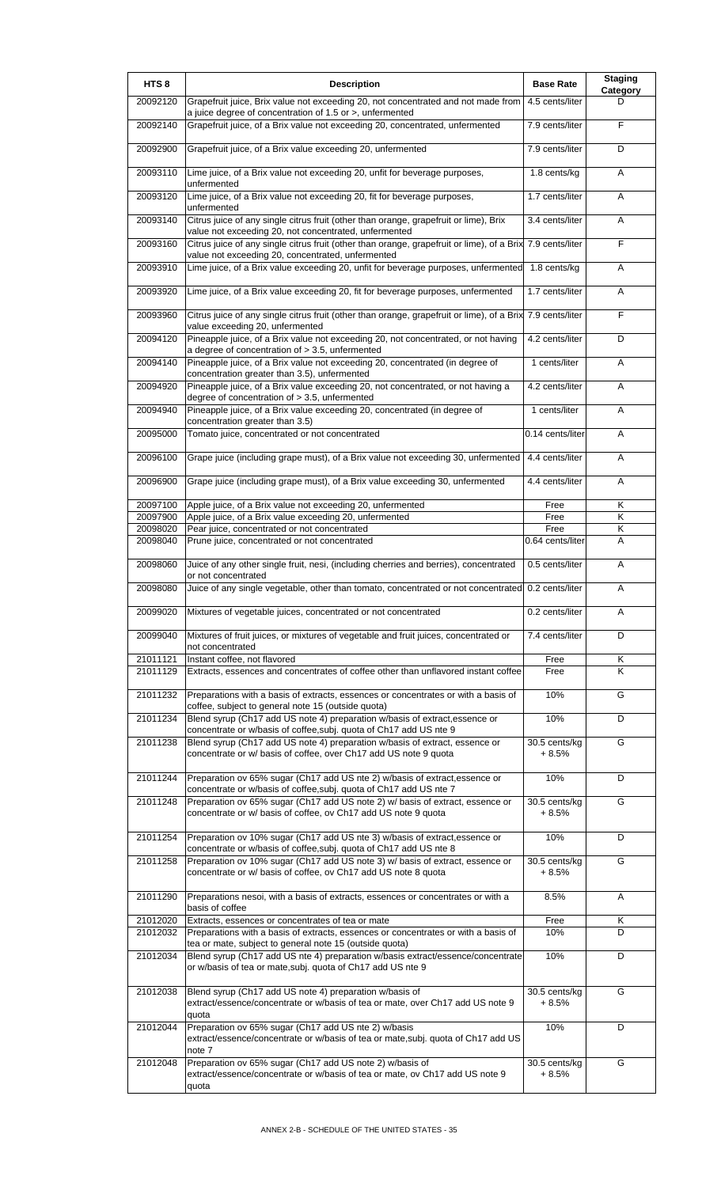| HTS 8 | Description | Base Rate | Staging Category |
|---|---|---|---|
| 20092120 | Grapefruit juice, Brix value not exceeding 20, not concentrated and not made from a juice degree of concentration of 1.5 or >, unfermented | 4.5 cents/liter | D |
| 20092140 | Grapefruit juice, of a Brix value not exceeding 20, concentrated, unfermented | 7.9 cents/liter | F |
| 20092900 | Grapefruit juice, of a Brix value exceeding 20, unfermented | 7.9 cents/liter | D |
| 20093110 | Lime juice, of a Brix value not exceeding 20, unfit for beverage purposes, unfermented | 1.8 cents/kg | A |
| 20093120 | Lime juice, of a Brix value not exceeding 20, fit for beverage purposes, unfermented | 1.7 cents/liter | A |
| 20093140 | Citrus juice of any single citrus fruit (other than orange, grapefruit or lime), Brix value not exceeding 20, not concentrated, unfermented | 3.4 cents/liter | A |
| 20093160 | Citrus juice of any single citrus fruit (other than orange, grapefruit or lime), of a Brix value not exceeding 20, concentrated, unfermented | 7.9 cents/liter | F |
| 20093910 | Lime juice, of a Brix value exceeding 20, unfit for beverage purposes, unfermented | 1.8 cents/kg | A |
| 20093920 | Lime juice, of a Brix value exceeding 20, fit for beverage purposes, unfermented | 1.7 cents/liter | A |
| 20093960 | Citrus juice of any single citrus fruit (other than orange, grapefruit or lime), of a Brix value exceeding 20, unfermented | 7.9 cents/liter | F |
| 20094120 | Pineapple juice, of a Brix value not exceeding 20, not concentrated, or not having a degree of concentration of > 3.5, unfermented | 4.2 cents/liter | D |
| 20094140 | Pineapple juice, of a Brix value not exceeding 20, concentrated (in degree of concentration greater than 3.5), unfermented | 1 cents/liter | A |
| 20094920 | Pineapple juice, of a Brix value exceeding 20, not concentrated, or not having a degree of concentration of > 3.5, unfermented | 4.2 cents/liter | A |
| 20094940 | Pineapple juice, of a Brix value exceeding 20, concentrated (in degree of concentration greater than 3.5) | 1 cents/liter | A |
| 20095000 | Tomato juice, concentrated or not concentrated | 0.14 cents/liter | A |
| 20096100 | Grape juice (including grape must), of a Brix value not exceeding 30, unfermented | 4.4 cents/liter | A |
| 20096900 | Grape juice (including grape must), of a Brix value exceeding 30, unfermented | 4.4 cents/liter | A |
| 20097100 | Apple juice, of a Brix value not exceeding 20, unfermented | Free | K |
| 20097900 | Apple juice, of a Brix value exceeding 20, unfermented | Free | K |
| 20098020 | Pear juice, concentrated or not concentrated | Free | K |
| 20098040 | Prune juice, concentrated or not concentrated | 0.64 cents/liter | A |
| 20098060 | Juice of any other single fruit, nesi, (including cherries and berries), concentrated or not concentrated | 0.5 cents/liter | A |
| 20098080 | Juice of any single vegetable, other than tomato, concentrated or not concentrated | 0.2 cents/liter | A |
| 20099020 | Mixtures of vegetable juices, concentrated or not concentrated | 0.2 cents/liter | A |
| 20099040 | Mixtures of fruit juices, or mixtures of vegetable and fruit juices, concentrated or not concentrated | 7.4 cents/liter | D |
| 21011121 | Instant coffee, not flavored | Free | K |
| 21011129 | Extracts, essences and concentrates of coffee other than unflavored instant coffee | Free | K |
| 21011232 | Preparations with a basis of extracts, essences or concentrates or with a basis of coffee, subject to general note 15 (outside quota) | 10% | G |
| 21011234 | Blend syrup (Ch17 add US note 4) preparation w/basis of extract,essence or concentrate or w/basis of coffee,subj. quota of Ch17 add US nte 9 | 10% | D |
| 21011238 | Blend syrup (Ch17 add US note 4) preparation w/basis of extract, essence or concentrate or w/ basis of coffee, over Ch17 add US note 9 quota | 30.5 cents/kg + 8.5% | G |
| 21011244 | Preparation ov 65% sugar (Ch17 add US nte 2) w/basis of extract,essence or concentrate or w/basis of coffee,subj. quota of Ch17 add US nte 7 | 10% | D |
| 21011248 | Preparation ov 65% sugar (Ch17 add US note 2) w/ basis of extract, essence or concentrate or w/ basis of coffee, ov Ch17 add US note 9 quota | 30.5 cents/kg + 8.5% | G |
| 21011254 | Preparation ov 10% sugar (Ch17 add US nte 3) w/basis of extract,essence or concentrate or w/basis of coffee,subj. quota of Ch17 add US nte 8 | 10% | D |
| 21011258 | Preparation ov 10% sugar (Ch17 add US note 3) w/ basis of extract, essence or concentrate or w/ basis of coffee, ov Ch17 add US note 8 quota | 30.5 cents/kg + 8.5% | G |
| 21011290 | Preparations nesoi, with a basis of extracts, essences or concentrates or with a basis of coffee | 8.5% | A |
| 21012020 | Extracts, essences or concentrates of tea or mate | Free | K |
| 21012032 | Preparations with a basis of extracts, essences or concentrates or with a basis of tea or mate, subject to general note 15 (outside quota) | 10% | D |
| 21012034 | Blend syrup (Ch17 add US nte 4) preparation w/basis extract/essence/concentrate or w/basis of tea or mate,subj. quota of Ch17 add US nte 9 | 10% | D |
| 21012038 | Blend syrup (Ch17 add US note 4) preparation w/basis of extract/essence/concentrate or w/basis of tea or mate, over Ch17 add US note 9 quota | 30.5 cents/kg + 8.5% | G |
| 21012044 | Preparation ov 65% sugar (Ch17 add US nte 2) w/basis extract/essence/concentrate or w/basis of tea or mate,subj. quota of Ch17 add US note 7 | 10% | D |
| 21012048 | Preparation ov 65% sugar (Ch17 add US note 2) w/basis of extract/essence/concentrate or w/basis of tea or mate, ov Ch17 add US note 9 quota | 30.5 cents/kg + 8.5% | G |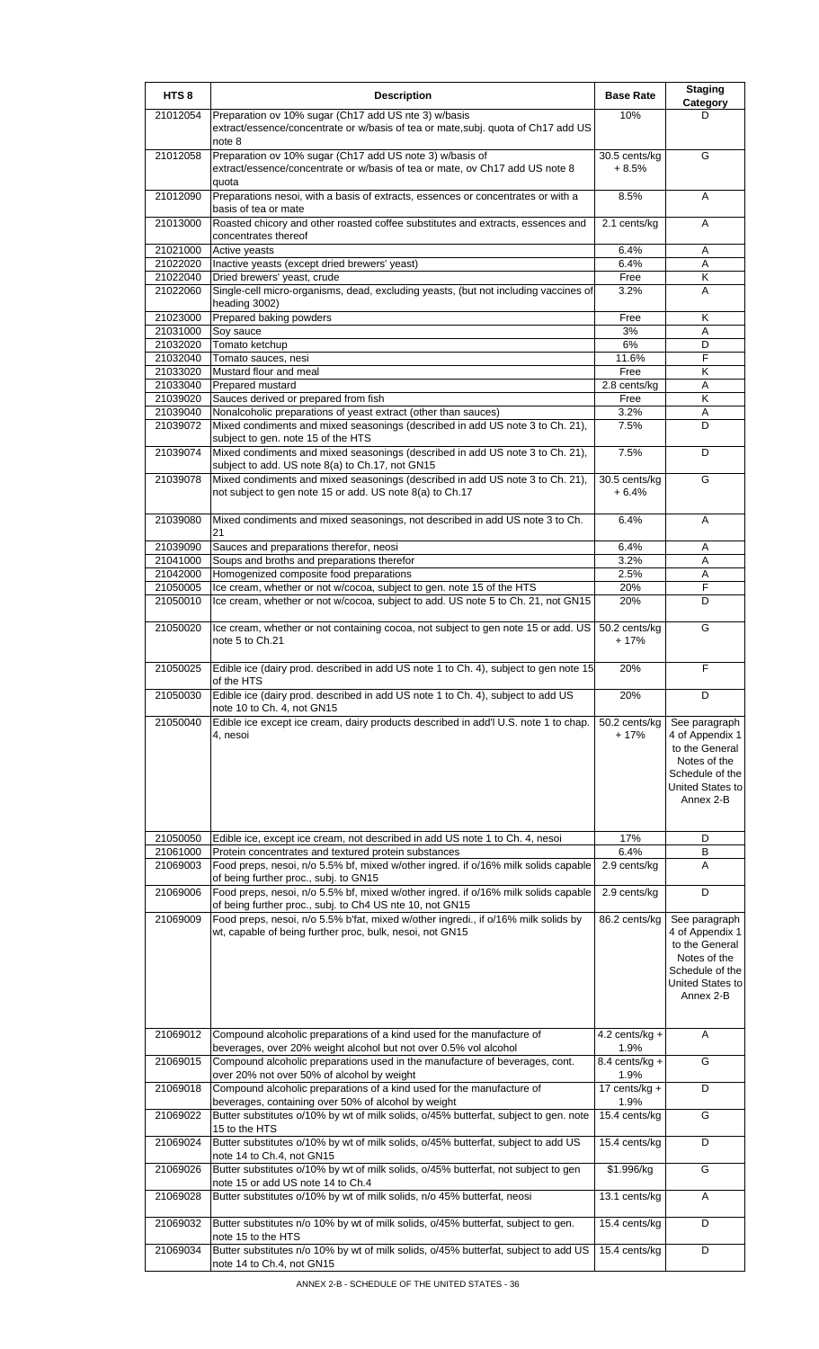| HTS 8 | Description | Base Rate | Staging Category |
|---|---|---|---|
| 21012054 | Preparation ov 10% sugar (Ch17 add US nte 3) w/basis extract/essence/concentrate or w/basis of tea or mate,subj. quota of Ch17 add US note 8 | 10% | D |
| 21012058 | Preparation ov 10% sugar (Ch17 add US note 3) w/basis of extract/essence/concentrate or w/basis of tea or mate, ov Ch17 add US note 8 quota | 30.5 cents/kg + 8.5% | G |
| 21012090 | Preparations nesoi, with a basis of extracts, essences or concentrates or with a basis of tea or mate | 8.5% | A |
| 21013000 | Roasted chicory and other roasted coffee substitutes and extracts, essences and concentrates thereof | 2.1 cents/kg | A |
| 21021000 | Active yeasts | 6.4% | A |
| 21022020 | Inactive yeasts (except dried brewers' yeast) | 6.4% | A |
| 21022040 | Dried brewers' yeast, crude | Free | K |
| 21022060 | Single-cell micro-organisms, dead, excluding yeasts, (but not including vaccines of heading 3002) | 3.2% | A |
| 21023000 | Prepared baking powders | Free | K |
| 21031000 | Soy sauce | 3% | A |
| 21032020 | Tomato ketchup | 6% | D |
| 21032040 | Tomato sauces, nesi | 11.6% | F |
| 21033020 | Mustard flour and meal | Free | K |
| 21033040 | Prepared mustard | 2.8 cents/kg | A |
| 21039020 | Sauces derived or prepared from fish | Free | K |
| 21039040 | Nonalcoholic preparations of yeast extract (other than sauces) | 3.2% | A |
| 21039072 | Mixed condiments and mixed seasonings (described in add US note 3 to Ch. 21), subject to gen. note 15 of the HTS | 7.5% | D |
| 21039074 | Mixed condiments and mixed seasonings (described in add US note 3 to Ch. 21), subject to add. US note 8(a) to Ch.17, not GN15 | 7.5% | D |
| 21039078 | Mixed condiments and mixed seasonings (described in add US note 3 to Ch. 21), not subject to gen note 15 or add. US note 8(a) to Ch.17 | 30.5 cents/kg + 6.4% | G |
| 21039080 | Mixed condiments and mixed seasonings, not described in add US note 3 to Ch. 21 | 6.4% | A |
| 21039090 | Sauces and preparations therefor, neosi | 6.4% | A |
| 21041000 | Soups and broths and preparations therefor | 3.2% | A |
| 21042000 | Homogenized composite food preparations | 2.5% | A |
| 21050005 | Ice cream, whether or not w/cocoa, subject to gen. note 15 of the HTS | 20% | F |
| 21050010 | Ice cream, whether or not w/cocoa, subject to add. US note 5 to Ch. 21, not GN15 | 20% | D |
| 21050020 | Ice cream, whether or not containing cocoa, not subject to gen note 15 or add. US note 5 to Ch.21 | 50.2 cents/kg + 17% | G |
| 21050025 | Edible ice (dairy prod. described in add US note 1 to Ch. 4), subject to gen note 15 of the HTS | 20% | F |
| 21050030 | Edible ice (dairy prod. described in add US note 1 to Ch. 4), subject to add US note 10 to Ch. 4, not GN15 | 20% | D |
| 21050040 | Edible ice except ice cream, dairy products described in add'l U.S. note 1 to chap. 4, nesoi | 50.2 cents/kg + 17% | See paragraph 4 of Appendix 1 to the General Notes of the Schedule of the United States to Annex 2-B |
| 21050050 | Edible ice, except ice cream, not described in add US note 1 to Ch. 4, nesoi | 17% | D |
| 21061000 | Protein concentrates and textured protein substances | 6.4% | B |
| 21069003 | Food preps, nesoi, n/o 5.5% bf, mixed w/other ingred. if o/16% milk solids capable of being further proc., subj. to GN15 | 2.9 cents/kg | A |
| 21069006 | Food preps, nesoi, n/o 5.5% bf, mixed w/other ingred. if o/16% milk solids capable of being further proc., subj. to Ch4 US nte 10, not GN15 | 2.9 cents/kg | D |
| 21069009 | Food preps, nesoi, n/o 5.5% b'fat, mixed w/other ingredi., if o/16% milk solids by wt, capable of being further proc, bulk, nesoi, not GN15 | 86.2 cents/kg | See paragraph 4 of Appendix 1 to the General Notes of the Schedule of the United States to Annex 2-B |
| 21069012 | Compound alcoholic preparations of a kind used for the manufacture of beverages, over 20% weight alcohol but not over 0.5% vol alcohol | 4.2 cents/kg + 1.9% | A |
| 21069015 | Compound alcoholic preparations used in the manufacture of beverages, cont. over 20% not over 50% of alcohol by weight | 8.4 cents/kg + 1.9% | G |
| 21069018 | Compound alcoholic preparations of a kind used for the manufacture of beverages, containing over 50% of alcohol by weight | 17 cents/kg + 1.9% | D |
| 21069022 | Butter substitutes o/10% by wt of milk solids, o/45% butterfat, subject to gen. note 15 to the HTS | 15.4 cents/kg | G |
| 21069024 | Butter substitutes o/10% by wt of milk solids, o/45% butterfat, subject to add US note 14 to Ch.4, not GN15 | 15.4 cents/kg | D |
| 21069026 | Butter substitutes o/10% by wt of milk solids, o/45% butterfat, not subject to gen note 15 or add US note 14 to Ch.4 | $1.996/kg | G |
| 21069028 | Butter substitutes o/10% by wt of milk solids, n/o 45% butterfat, neosi | 13.1 cents/kg | A |
| 21069032 | Butter substitutes n/o 10% by wt of milk solids, o/45% butterfat, subject to gen. note 15 to the HTS | 15.4 cents/kg | D |
| 21069034 | Butter substitutes n/o 10% by wt of milk solids, o/45% butterfat, subject to add US note 14 to Ch.4, not GN15 | 15.4 cents/kg | D |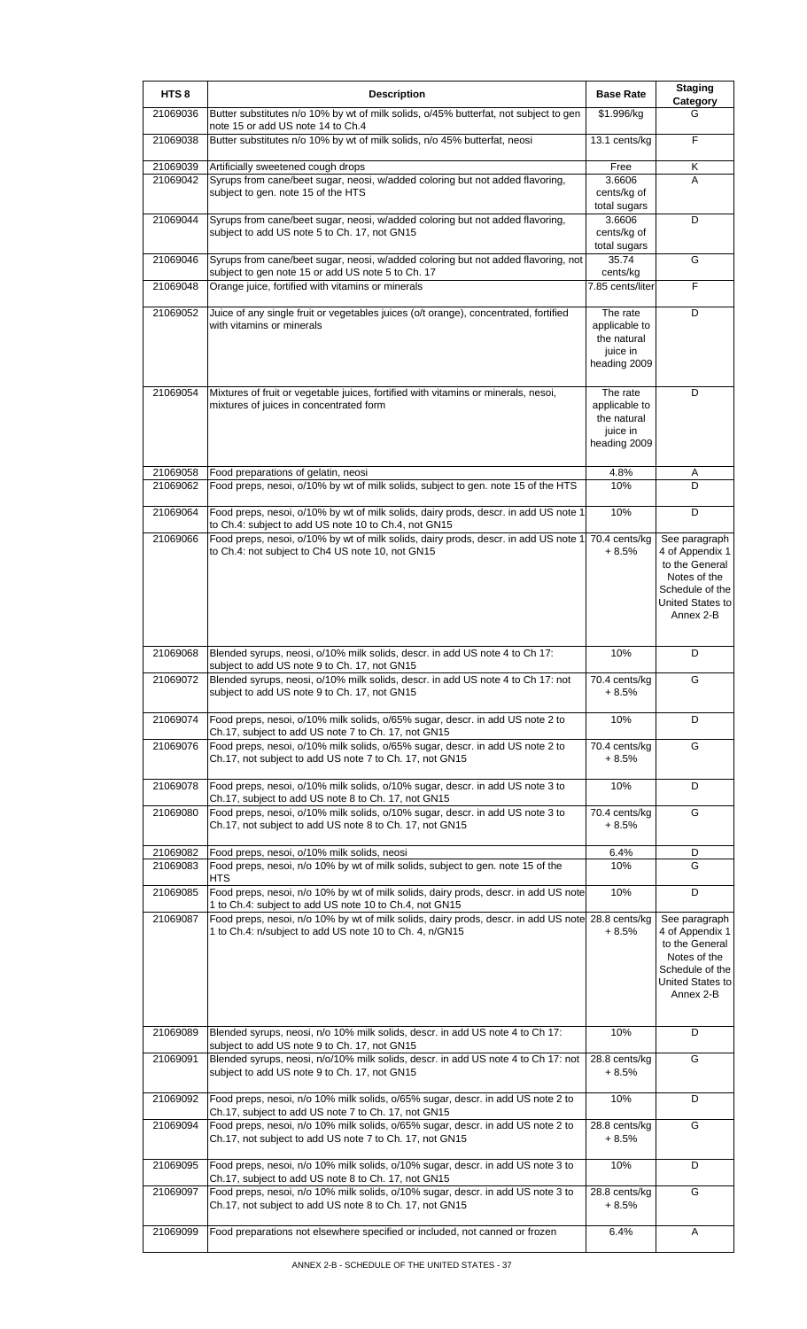| HTS 8 | Description | Base Rate | Staging Category |
|---|---|---|---|
| 21069036 | Butter substitutes n/o 10% by wt of milk solids, o/45% butterfat, not subject to gen note 15 or add US note 14 to Ch.4 | $1.996/kg | G |
| 21069038 | Butter substitutes n/o 10% by wt of milk solids, n/o 45% butterfat, neosi | 13.1 cents/kg | F |
| 21069039 | Artificially sweetened cough drops | Free | K |
| 21069042 | Syrups from cane/beet sugar, neosi, w/added coloring but not added flavoring, subject to gen. note 15 of the HTS | 3.6606 cents/kg of total sugars | A |
| 21069044 | Syrups from cane/beet sugar, neosi, w/added coloring but not added flavoring, subject to add US note 5 to Ch. 17, not GN15 | 3.6606 cents/kg of total sugars | D |
| 21069046 | Syrups from cane/beet sugar, neosi, w/added coloring but not added flavoring, not subject to gen note 15 or add US note 5 to Ch. 17 | 35.74 cents/kg | G |
| 21069048 | Orange juice, fortified with vitamins or minerals | 7.85 cents/liter | F |
| 21069052 | Juice of any single fruit or vegetables juices (o/t orange), concentrated, fortified with vitamins or minerals | The rate applicable to the natural juice in heading 2009 | D |
| 21069054 | Mixtures of fruit or vegetable juices, fortified with vitamins or minerals, nesoi, mixtures of juices in concentrated form | The rate applicable to the natural juice in heading 2009 | D |
| 21069058 | Food preparations of gelatin, neosi | 4.8% | A |
| 21069062 | Food preps, nesoi, o/10% by wt of milk solids, subject to gen. note 15 of the HTS | 10% | D |
| 21069064 | Food preps, nesoi, o/10% by wt of milk solids, dairy prods, descr. in add US note 1 to Ch.4: subject to add US note 10 to Ch.4, not GN15 | 10% | D |
| 21069066 | Food preps, nesoi, o/10% by wt of milk solids, dairy prods, descr. in add US note 1 to Ch.4: not subject to Ch4 US note 10, not GN15 | 70.4 cents/kg + 8.5% | See paragraph 4 of Appendix 1 to the General Notes of the Schedule of the United States to Annex 2-B |
| 21069068 | Blended syrups, neosi, o/10% milk solids, descr. in add US note 4 to Ch 17: subject to add US note 9 to Ch. 17, not GN15 | 10% | D |
| 21069072 | Blended syrups, neosi, o/10% milk solids, descr. in add US note 4 to Ch 17: not subject to add US note 9 to Ch. 17, not GN15 | 70.4 cents/kg + 8.5% | G |
| 21069074 | Food preps, nesoi, o/10% milk solids, o/65% sugar, descr. in add US note 2 to Ch.17, subject to add US note 7 to Ch. 17, not GN15 | 10% | D |
| 21069076 | Food preps, nesoi, o/10% milk solids, o/65% sugar, descr. in add US note 2 to Ch.17, not subject to add US note 7 to Ch. 17, not GN15 | 70.4 cents/kg + 8.5% | G |
| 21069078 | Food preps, nesoi, o/10% milk solids, o/10% sugar, descr. in add US note 3 to Ch.17, subject to add US note 8 to Ch. 17, not GN15 | 10% | D |
| 21069080 | Food preps, nesoi, o/10% milk solids, o/10% sugar, descr. in add US note 3 to Ch.17, not subject to add US note 8 to Ch. 17, not GN15 | 70.4 cents/kg + 8.5% | G |
| 21069082 | Food preps, nesoi, o/10% milk solids, neosi | 6.4% | D |
| 21069083 | Food preps, nesoi, n/o 10% by wt of milk solids, subject to gen. note 15 of the HTS | 10% | G |
| 21069085 | Food preps, nesoi, n/o 10% by wt of milk solids, dairy prods, descr. in add US note 1 to Ch.4: subject to add US note 10 to Ch.4, not GN15 | 10% | D |
| 21069087 | Food preps, nesoi, n/o 10% by wt of milk solids, dairy prods, descr. in add US note 1 to Ch.4: n/subject to add US note 10 to Ch. 4, n/GN15 | 28.8 cents/kg + 8.5% | See paragraph 4 of Appendix 1 to the General Notes of the Schedule of the United States to Annex 2-B |
| 21069089 | Blended syrups, neosi, n/o 10% milk solids, descr. in add US note 4 to Ch 17: subject to add US note 9 to Ch. 17, not GN15 | 10% | D |
| 21069091 | Blended syrups, neosi, n/o/10% milk solids, descr. in add US note 4 to Ch 17: not subject to add US note 9 to Ch. 17, not GN15 | 28.8 cents/kg + 8.5% | G |
| 21069092 | Food preps, nesoi, n/o 10% milk solids, o/65% sugar, descr. in add US note 2 to Ch.17, subject to add US note 7 to Ch. 17, not GN15 | 10% | D |
| 21069094 | Food preps, nesoi, n/o 10% milk solids, o/65% sugar, descr. in add US note 2 to Ch.17, not subject to add US note 7 to Ch. 17, not GN15 | 28.8 cents/kg + 8.5% | G |
| 21069095 | Food preps, nesoi, n/o 10% milk solids, o/10% sugar, descr. in add US note 3 to Ch.17, subject to add US note 8 to Ch. 17, not GN15 | 10% | D |
| 21069097 | Food preps, nesoi, n/o 10% milk solids, o/10% sugar, descr. in add US note 3 to Ch.17, not subject to add US note 8 to Ch. 17, not GN15 | 28.8 cents/kg + 8.5% | G |
| 21069099 | Food preparations not elsewhere specified or included, not canned or frozen | 6.4% | A |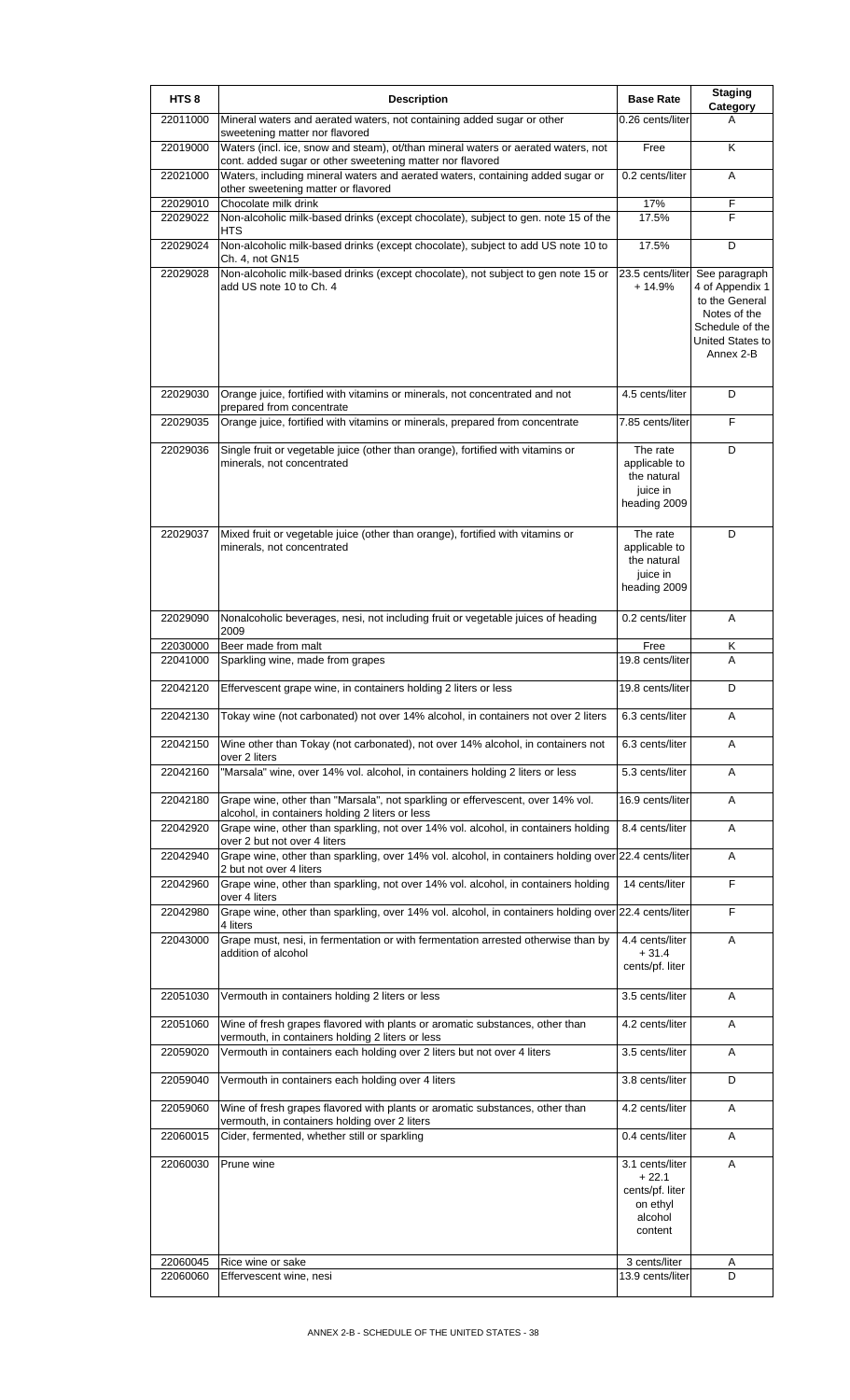| HTS 8 | Description | Base Rate | Staging Category |
|---|---|---|---|
| 22011000 | Mineral waters and aerated waters, not containing added sugar or other sweetening matter nor flavored | 0.26 cents/liter | A |
| 22019000 | Waters (incl. ice, snow and steam), ot/than mineral waters or aerated waters, not cont. added sugar or other sweetening matter nor flavored | Free | K |
| 22021000 | Waters, including mineral waters and aerated waters, containing added sugar or other sweetening matter or flavored | 0.2 cents/liter | A |
| 22029010 | Chocolate milk drink | 17% | F |
| 22029022 | Non-alcoholic milk-based drinks (except chocolate), subject to gen. note 15 of the HTS | 17.5% | F |
| 22029024 | Non-alcoholic milk-based drinks (except chocolate), subject to add US note 10 to Ch. 4, not GN15 | 17.5% | D |
| 22029028 | Non-alcoholic milk-based drinks (except chocolate), not subject to gen note 15 or add US note 10 to Ch. 4 | 23.5 cents/liter + 14.9% | See paragraph 4 of Appendix 1 to the General Notes of the Schedule of the United States to Annex 2-B |
| 22029030 | Orange juice, fortified with vitamins or minerals, not concentrated and not prepared from concentrate | 4.5 cents/liter | D |
| 22029035 | Orange juice, fortified with vitamins or minerals, prepared from concentrate | 7.85 cents/liter | F |
| 22029036 | Single fruit or vegetable juice (other than orange), fortified with vitamins or minerals, not concentrated | The rate applicable to the natural juice in heading 2009 | D |
| 22029037 | Mixed fruit or vegetable juice (other than orange), fortified with vitamins or minerals, not concentrated | The rate applicable to the natural juice in heading 2009 | D |
| 22029090 | Nonalcoholic beverages, nesi, not including fruit or vegetable juices of heading 2009 | 0.2 cents/liter | A |
| 22030000 | Beer made from malt | Free | K |
| 22041000 | Sparkling wine, made from grapes | 19.8 cents/liter | A |
| 22042120 | Effervescent grape wine, in containers holding 2 liters or less | 19.8 cents/liter | D |
| 22042130 | Tokay wine (not carbonated) not over 14% alcohol, in containers not over 2 liters | 6.3 cents/liter | A |
| 22042150 | Wine other than Tokay (not carbonated), not over 14% alcohol, in containers not over 2 liters | 6.3 cents/liter | A |
| 22042160 | "Marsala" wine, over 14% vol. alcohol, in containers holding 2 liters or less | 5.3 cents/liter | A |
| 22042180 | Grape wine, other than "Marsala", not sparkling or effervescent, over 14% vol. alcohol, in containers holding 2 liters or less | 16.9 cents/liter | A |
| 22042920 | Grape wine, other than sparkling, not over 14% vol. alcohol, in containers holding over 2 but not over 4 liters | 8.4 cents/liter | A |
| 22042940 | Grape wine, other than sparkling, over 14% vol. alcohol, in containers holding over 2 but not over 4 liters | 22.4 cents/liter | A |
| 22042960 | Grape wine, other than sparkling, not over 14% vol. alcohol, in containers holding over 4 liters | 14 cents/liter | F |
| 22042980 | Grape wine, other than sparkling, over 14% vol. alcohol, in containers holding over 4 liters | 22.4 cents/liter | F |
| 22043000 | Grape must, nesi, in fermentation or with fermentation arrested otherwise than by addition of alcohol | 4.4 cents/liter + 31.4 cents/pf. liter | A |
| 22051030 | Vermouth in containers holding 2 liters or less | 3.5 cents/liter | A |
| 22051060 | Wine of fresh grapes flavored with plants or aromatic substances, other than vermouth, in containers holding 2 liters or less | 4.2 cents/liter | A |
| 22059020 | Vermouth in containers each holding over 2 liters but not over 4 liters | 3.5 cents/liter | A |
| 22059040 | Vermouth in containers each holding over 4 liters | 3.8 cents/liter | D |
| 22059060 | Wine of fresh grapes flavored with plants or aromatic substances, other than vermouth, in containers holding over 2 liters | 4.2 cents/liter | A |
| 22060015 | Cider, fermented, whether still or sparkling | 0.4 cents/liter | A |
| 22060030 | Prune wine | 3.1 cents/liter + 22.1 cents/pf. liter on ethyl alcohol content | A |
| 22060045 | Rice wine or sake | 3 cents/liter | A |
| 22060060 | Effervescent wine, nesi | 13.9 cents/liter | D |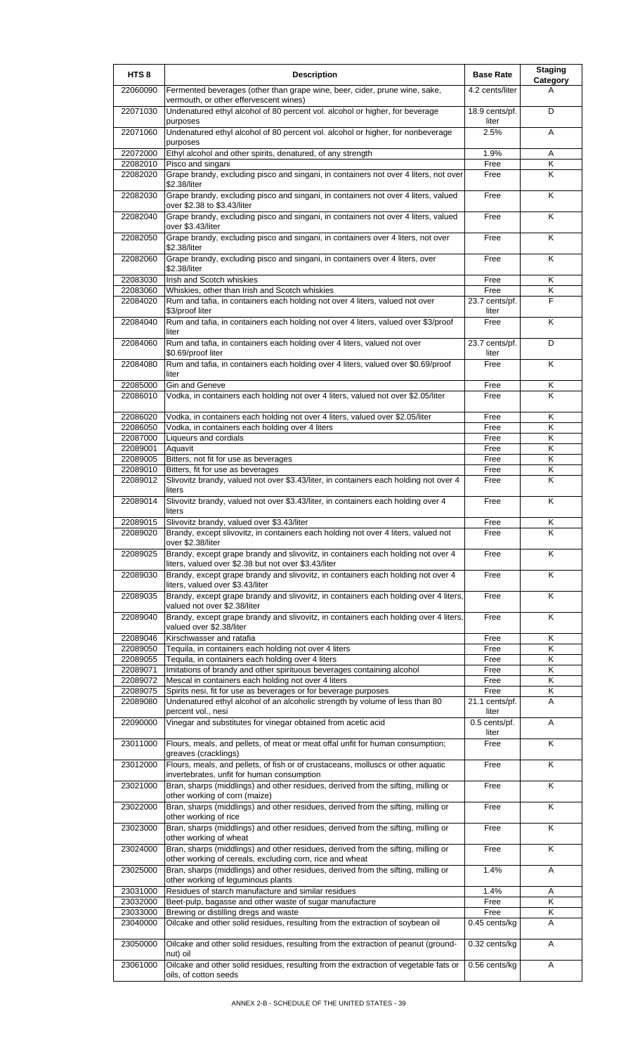| HTS 8 | Description | Base Rate | Staging Category |
|---|---|---|---|
| 22060090 | Fermented beverages (other than grape wine, beer, cider, prune wine, sake, vermouth, or other effervescent wines) | 4.2 cents/liter | A |
| 22071030 | Undenatured ethyl alcohol of 80 percent vol. alcohol or higher, for beverage purposes | 18.9 cents/pf. liter | D |
| 22071060 | Undenatured ethyl alcohol of 80 percent vol. alcohol or higher, for nonbeverage purposes | 2.5% | A |
| 22072000 | Ethyl alcohol and other spirits, denatured, of any strength | 1.9% | A |
| 22082010 | Pisco and singani | Free | K |
| 22082020 | Grape brandy, excluding pisco and singani, in containers not over 4 liters, not over $2.38/liter | Free | K |
| 22082030 | Grape brandy, excluding pisco and singani, in containers not over 4 liters, valued over $2.38 to $3.43/liter | Free | K |
| 22082040 | Grape brandy, excluding pisco and singani, in containers not over 4 liters, valued over $3.43/liter | Free | K |
| 22082050 | Grape brandy, excluding pisco and singani, in containers over 4 liters, not over $2.38/liter | Free | K |
| 22082060 | Grape brandy, excluding pisco and singani, in containers over 4 liters, over $2.38/liter | Free | K |
| 22083030 | Irish and Scotch whiskies | Free | K |
| 22083060 | Whiskies, other than Irish and Scotch whiskies | Free | K |
| 22084020 | Rum and tafia, in containers each holding not over 4 liters, valued not over $3/proof liter | 23.7 cents/pf. liter | F |
| 22084040 | Rum and tafia, in containers each holding not over 4 liters, valued over $3/proof liter | Free | K |
| 22084060 | Rum and tafia, in containers each holding over 4 liters, valued not over $0.69/proof liter | 23.7 cents/pf. liter | D |
| 22084080 | Rum and tafia, in containers each holding over 4 liters, valued over $0.69/proof liter | Free | K |
| 22085000 | Gin and Geneve | Free | K |
| 22086010 | Vodka, in containers each holding not over 4 liters, valued not over $2.05/liter | Free | K |
| 22086020 | Vodka, in containers each holding not over 4 liters, valued over $2.05/liter | Free | K |
| 22086050 | Vodka, in containers each holding over 4 liters | Free | K |
| 22087000 | Liqueurs and cordials | Free | K |
| 22089001 | Aquavit | Free | K |
| 22089005 | Bitters, not fit for use as beverages | Free | K |
| 22089010 | Bitters, fit for use as beverages | Free | K |
| 22089012 | Slivovitz brandy, valued not over $3.43/liter, in containers each holding not over 4 liters | Free | K |
| 22089014 | Slivovitz brandy, valued not over $3.43/liter, in containers each holding over 4 liters | Free | K |
| 22089015 | Slivovitz brandy, valued over $3.43/liter | Free | K |
| 22089020 | Brandy, except slivovitz, in containers each holding not over 4 liters, valued not over $2.38/liter | Free | K |
| 22089025 | Brandy, except grape brandy and slivovitz, in containers each holding not over 4 liters, valued over $2.38 but not over $3.43/liter | Free | K |
| 22089030 | Brandy, except grape brandy and slivovitz, in containers each holding not over 4 liters, valued over $3.43/liter | Free | K |
| 22089035 | Brandy, except grape brandy and slivovitz, in containers each holding over 4 liters, valued not over $2.38/liter | Free | K |
| 22089040 | Brandy, except grape brandy and slivovitz, in containers each holding over 4 liters, valued over $2.38/liter | Free | K |
| 22089046 | Kirschwasser and ratafia | Free | K |
| 22089050 | Tequila, in containers each holding not over 4 liters | Free | K |
| 22089055 | Tequila, in containers each holding over 4 liters | Free | K |
| 22089071 | Imitations of brandy and other spirituous beverages containing alcohol | Free | K |
| 22089072 | Mescal in containers each holding not over 4 liters | Free | K |
| 22089075 | Spirits nesi, fit for use as beverages or for beverage purposes | Free | K |
| 22089080 | Undenatured ethyl alcohol of an alcoholic strength by volume of less than 80 percent vol., nesi | 21.1 cents/pf. liter | A |
| 22090000 | Vinegar and substitutes for vinegar obtained from acetic acid | 0.5 cents/pf. liter | A |
| 23011000 | Flours, meals, and pellets, of meat or meat offal unfit for human consumption; greaves (cracklings) | Free | K |
| 23012000 | Flours, meals, and pellets, of fish or of crustaceans, molluscs or other aquatic invertebrates, unfit for human consumption | Free | K |
| 23021000 | Bran, sharps (middlings) and other residues, derived from the sifting, milling or other working of corn (maize) | Free | K |
| 23022000 | Bran, sharps (middlings) and other residues, derived from the sifting, milling or other working of rice | Free | K |
| 23023000 | Bran, sharps (middlings) and other residues, derived from the sifting, milling or other working of wheat | Free | K |
| 23024000 | Bran, sharps (middlings) and other residues, derived from the sifting, milling or other working of cereals, excluding corn, rice and wheat | Free | K |
| 23025000 | Bran, sharps (middlings) and other residues, derived from the sifting, milling or other working of leguminous plants | 1.4% | A |
| 23031000 | Residues of starch manufacture and similar residues | 1.4% | A |
| 23032000 | Beet-pulp, bagasse and other waste of sugar manufacture | Free | K |
| 23033000 | Brewing or distilling dregs and waste | Free | K |
| 23040000 | Oilcake and other solid residues, resulting from the extraction of soybean oil | 0.45 cents/kg | A |
| 23050000 | Oilcake and other solid residues, resulting from the extraction of peanut (ground-nut) oil | 0.32 cents/kg | A |
| 23061000 | Oilcake and other solid residues, resulting from the extraction of vegetable fats or oils, of cotton seeds | 0.56 cents/kg | A |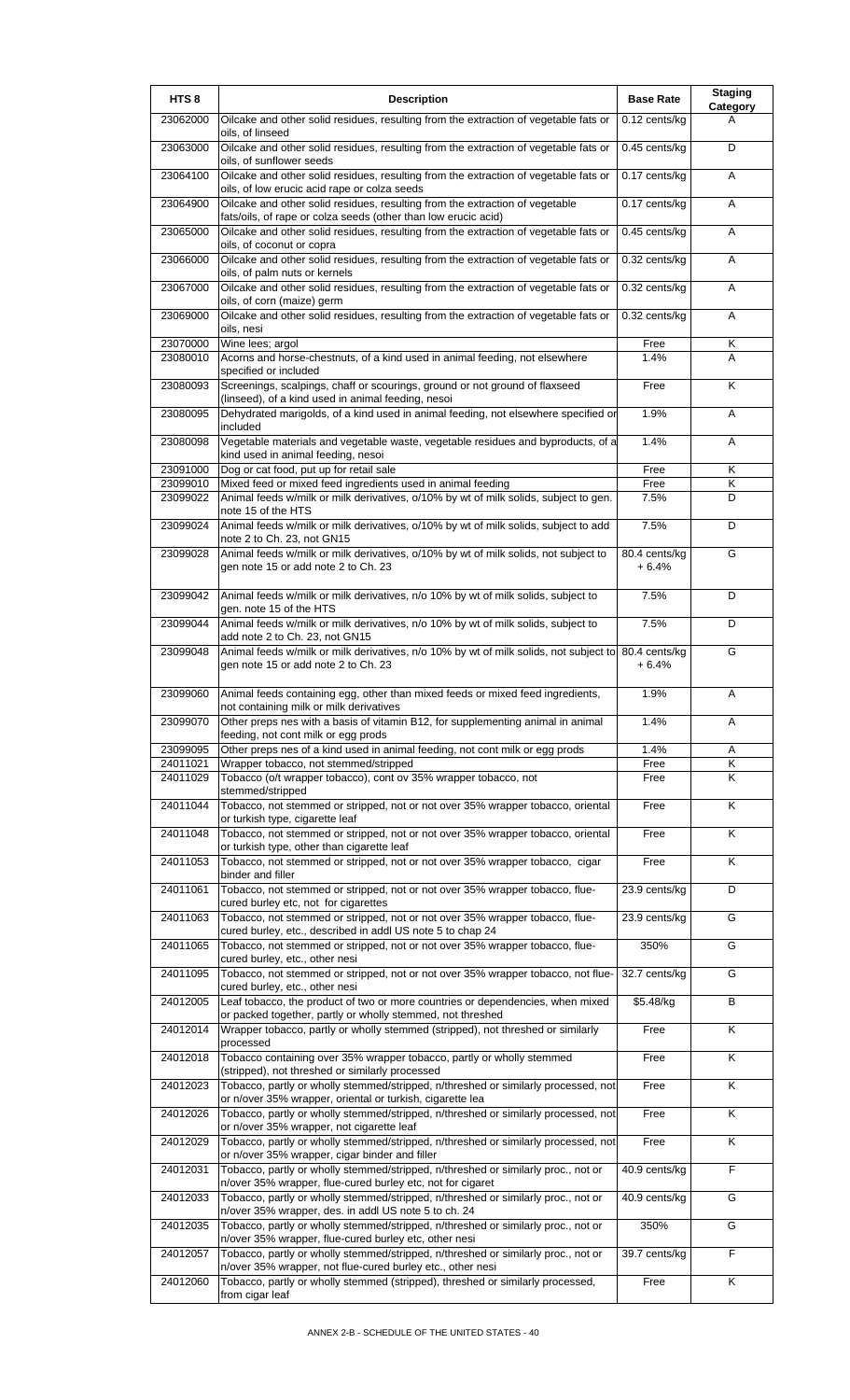| HTS 8 | Description | Base Rate | Staging Category |
| --- | --- | --- | --- |
| 23062000 | Oilcake and other solid residues, resulting from the extraction of vegetable fats or oils, of linseed | 0.12 cents/kg | A |
| 23063000 | Oilcake and other solid residues, resulting from the extraction of vegetable fats or oils, of sunflower seeds | 0.45 cents/kg | D |
| 23064100 | Oilcake and other solid residues, resulting from the extraction of vegetable fats or oils, of low erucic acid rape or colza seeds | 0.17 cents/kg | A |
| 23064900 | Oilcake and other solid residues, resulting from the extraction of vegetable fats/oils, of rape or colza seeds (other than low erucic acid) | 0.17 cents/kg | A |
| 23065000 | Oilcake and other solid residues, resulting from the extraction of vegetable fats or oils, of coconut or copra | 0.45 cents/kg | A |
| 23066000 | Oilcake and other solid residues, resulting from the extraction of vegetable fats or oils, of palm nuts or kernels | 0.32 cents/kg | A |
| 23067000 | Oilcake and other solid residues, resulting from the extraction of vegetable fats or oils, of corn (maize) germ | 0.32 cents/kg | A |
| 23069000 | Oilcake and other solid residues, resulting from the extraction of vegetable fats or oils, nesi | 0.32 cents/kg | A |
| 23070000 | Wine lees; argol | Free | K |
| 23080010 | Acorns and horse-chestnuts, of a kind used in animal feeding, not elsewhere specified or included | 1.4% | A |
| 23080093 | Screenings, scalpings, chaff or scourings, ground or not ground of flaxseed (linseed), of a kind used in animal feeding, nesoi | Free | K |
| 23080095 | Dehydrated marigolds, of a kind used in animal feeding, not elsewhere specified or included | 1.9% | A |
| 23080098 | Vegetable materials and vegetable waste, vegetable residues and byproducts, of a kind used in animal feeding, nesoi | 1.4% | A |
| 23091000 | Dog or cat food, put up for retail sale | Free | K |
| 23099010 | Mixed feed or mixed feed ingredients used in animal feeding | Free | K |
| 23099022 | Animal feeds w/milk or milk derivatives, o/10% by wt of milk solids, subject to gen. note 15 of the HTS | 7.5% | D |
| 23099024 | Animal feeds w/milk or milk derivatives, o/10% by wt of milk solids, subject to add note 2 to Ch. 23, not GN15 | 7.5% | D |
| 23099028 | Animal feeds w/milk or milk derivatives, o/10% by wt of milk solids, not subject to gen note 15 or add note 2 to Ch. 23 | 80.4 cents/kg + 6.4% | G |
| 23099042 | Animal feeds w/milk or milk derivatives, n/o 10% by wt of milk solids, subject to gen. note 15 of the HTS | 7.5% | D |
| 23099044 | Animal feeds w/milk or milk derivatives, n/o 10% by wt of milk solids, subject to add note 2 to Ch. 23, not GN15 | 7.5% | D |
| 23099048 | Animal feeds w/milk or milk derivatives, n/o 10% by wt of milk solids, not subject to gen note 15 or add note 2 to Ch. 23 | 80.4 cents/kg + 6.4% | G |
| 23099060 | Animal feeds containing egg, other than mixed feeds or mixed feed ingredients, not containing milk or milk derivatives | 1.9% | A |
| 23099070 | Other preps nes with a basis of vitamin B12, for supplementing animal in animal feeding, not cont milk or egg prods | 1.4% | A |
| 23099095 | Other preps nes of a kind used in animal feeding, not cont milk or egg prods | 1.4% | A |
| 24011021 | Wrapper tobacco, not stemmed/stripped | Free | K |
| 24011029 | Tobacco (o/t wrapper tobacco), cont ov 35% wrapper tobacco, not stemmed/stripped | Free | K |
| 24011044 | Tobacco, not stemmed or stripped, not or not over 35% wrapper tobacco, oriental or turkish type, cigarette leaf | Free | K |
| 24011048 | Tobacco, not stemmed or stripped, not or not over 35% wrapper tobacco, oriental or turkish type, other than cigarette leaf | Free | K |
| 24011053 | Tobacco, not stemmed or stripped, not or not over 35% wrapper tobacco, cigar binder and filler | Free | K |
| 24011061 | Tobacco, not stemmed or stripped, not or not over 35% wrapper tobacco, flue-cured burley etc, not for cigarettes | 23.9 cents/kg | D |
| 24011063 | Tobacco, not stemmed or stripped, not or not over 35% wrapper tobacco, flue-cured burley, etc., described in addl US note 5 to chap 24 | 23.9 cents/kg | G |
| 24011065 | Tobacco, not stemmed or stripped, not or not over 35% wrapper tobacco, flue-cured burley, etc., other nesi | 350% | G |
| 24011095 | Tobacco, not stemmed or stripped, not or not over 35% wrapper tobacco, not flue-cured burley, etc., other nesi | 32.7 cents/kg | G |
| 24012005 | Leaf tobacco, the product of two or more countries or dependencies, when mixed or packed together, partly or wholly stemmed, not threshed | $5.48/kg | B |
| 24012014 | Wrapper tobacco, partly or wholly stemmed (stripped), not threshed or similarly processed | Free | K |
| 24012018 | Tobacco containing over 35% wrapper tobacco, partly or wholly stemmed (stripped), not threshed or similarly processed | Free | K |
| 24012023 | Tobacco, partly or wholly stemmed/stripped, n/threshed or similarly processed, not or n/over 35% wrapper, oriental or turkish, cigarette lea | Free | K |
| 24012026 | Tobacco, partly or wholly stemmed/stripped, n/threshed or similarly processed, not or n/over 35% wrapper, not cigarette leaf | Free | K |
| 24012029 | Tobacco, partly or wholly stemmed/stripped, n/threshed or similarly processed, not or n/over 35% wrapper, cigar binder and filler | Free | K |
| 24012031 | Tobacco, partly or wholly stemmed/stripped, n/threshed or similarly proc., not or n/over 35% wrapper, flue-cured burley etc, not for cigaret | 40.9 cents/kg | F |
| 24012033 | Tobacco, partly or wholly stemmed/stripped, n/threshed or similarly proc., not or n/over 35% wrapper, des. in addl US note 5 to ch. 24 | 40.9 cents/kg | G |
| 24012035 | Tobacco, partly or wholly stemmed/stripped, n/threshed or similarly proc., not or n/over 35% wrapper, flue-cured burley etc, other nesi | 350% | G |
| 24012057 | Tobacco, partly or wholly stemmed/stripped, n/threshed or similarly proc., not or n/over 35% wrapper, not flue-cured burley etc., other nesi | 39.7 cents/kg | F |
| 24012060 | Tobacco, partly or wholly stemmed (stripped), threshed or similarly processed, from cigar leaf | Free | K |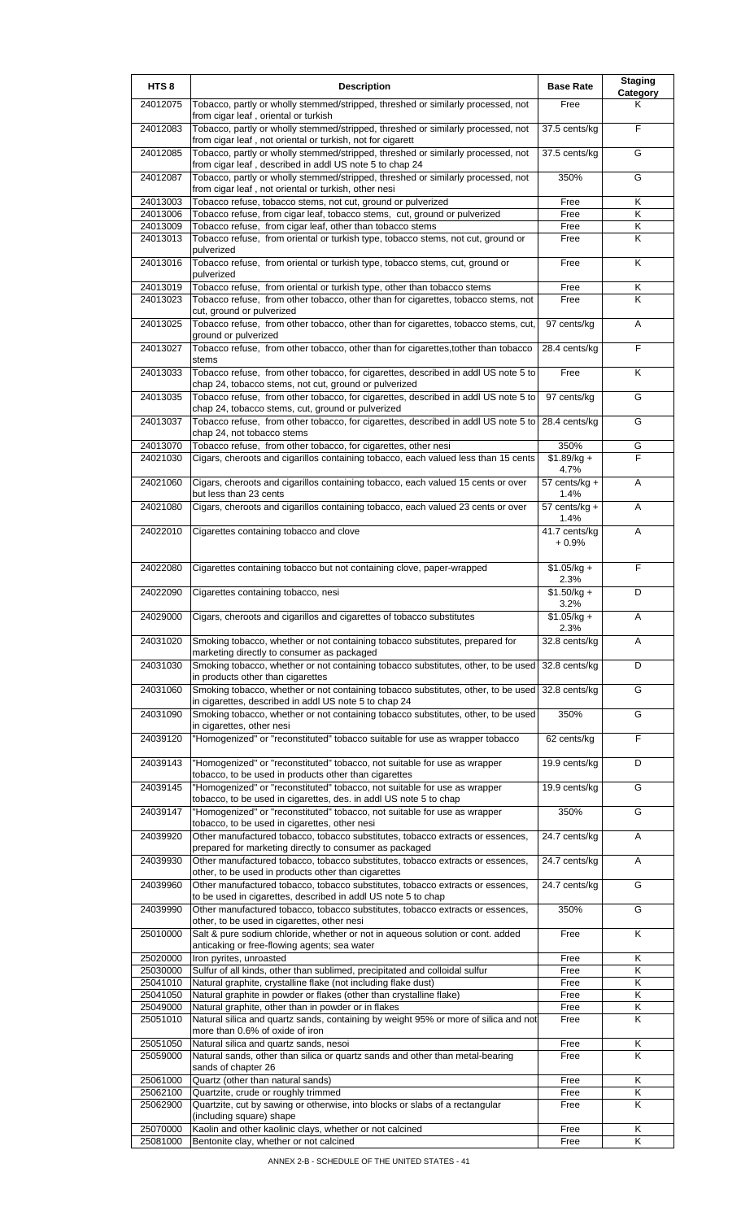| HTS 8 | Description | Base Rate | Staging Category |
|---|---|---|---|
| 24012075 | Tobacco, partly or wholly stemmed/stripped, threshed or similarly processed, not from cigar leaf , oriental or turkish | Free | K |
| 24012083 | Tobacco, partly or wholly stemmed/stripped, threshed or similarly processed, not from cigar leaf , not oriental or turkish, not for cigarett | 37.5 cents/kg | F |
| 24012085 | Tobacco, partly or wholly stemmed/stripped, threshed or similarly processed, not from cigar leaf , described in addl US note 5 to chap 24 | 37.5 cents/kg | G |
| 24012087 | Tobacco, partly or wholly stemmed/stripped, threshed or similarly processed, not from cigar leaf , not oriental or turkish, other nesi | 350% | G |
| 24013003 | Tobacco refuse, tobacco stems, not cut, ground or pulverized | Free | K |
| 24013006 | Tobacco refuse, from cigar leaf, tobacco stems, cut, ground or pulverized | Free | K |
| 24013009 | Tobacco refuse, from cigar leaf, other than tobacco stems | Free | K |
| 24013013 | Tobacco refuse, from oriental or turkish type, tobacco stems, not cut, ground or pulverized | Free | K |
| 24013016 | Tobacco refuse, from oriental or turkish type, tobacco stems, cut, ground or pulverized | Free | K |
| 24013019 | Tobacco refuse, from oriental or turkish type, other than tobacco stems | Free | K |
| 24013023 | Tobacco refuse, from other tobacco, other than for cigarettes, tobacco stems, not cut, ground or pulverized | Free | K |
| 24013025 | Tobacco refuse, from other tobacco, other than for cigarettes, tobacco stems, cut, ground or pulverized | 97 cents/kg | A |
| 24013027 | Tobacco refuse, from other tobacco, other than for cigarettes,tother than tobacco stems | 28.4 cents/kg | F |
| 24013033 | Tobacco refuse, from other tobacco, for cigarettes, described in addl US note 5 to chap 24, tobacco stems, not cut, ground or pulverized | Free | K |
| 24013035 | Tobacco refuse, from other tobacco, for cigarettes, described in addl US note 5 to chap 24, tobacco stems, cut, ground or pulverized | 97 cents/kg | G |
| 24013037 | Tobacco refuse, from other tobacco, for cigarettes, described in addl US note 5 to chap 24, not tobacco stems | 28.4 cents/kg | G |
| 24013070 | Tobacco refuse, from other tobacco, for cigarettes, other nesi | 350% | G |
| 24021030 | Cigars, cheroots and cigarillos containing tobacco, each valued less than 15 cents | $1.89/kg + 4.7% | F |
| 24021060 | Cigars, cheroots and cigarillos containing tobacco, each valued 15 cents or over but less than 23 cents | 57 cents/kg + 1.4% | A |
| 24021080 | Cigars, cheroots and cigarillos containing tobacco, each valued 23 cents or over | 57 cents/kg + 1.4% | A |
| 24022010 | Cigarettes containing tobacco and clove | 41.7 cents/kg + 0.9% | A |
| 24022080 | Cigarettes containing tobacco but not containing clove, paper-wrapped | $1.05/kg + 2.3% | F |
| 24022090 | Cigarettes containing tobacco, nesi | $1.50/kg + 3.2% | D |
| 24029000 | Cigars, cheroots and cigarillos and cigarettes of tobacco substitutes | $1.05/kg + 2.3% | A |
| 24031020 | Smoking tobacco, whether or not containing tobacco substitutes, prepared for marketing directly to consumer as packaged | 32.8 cents/kg | A |
| 24031030 | Smoking tobacco, whether or not containing tobacco substitutes, other, to be used in products other than cigarettes | 32.8 cents/kg | D |
| 24031060 | Smoking tobacco, whether or not containing tobacco substitutes, other, to be used in cigarettes, described in addl US note 5 to chap 24 | 32.8 cents/kg | G |
| 24031090 | Smoking tobacco, whether or not containing tobacco substitutes, other, to be used in cigarettes, other nesi | 350% | G |
| 24039120 | "Homogenized" or "reconstituted" tobacco suitable for use as wrapper tobacco | 62 cents/kg | F |
| 24039143 | "Homogenized" or "reconstituted" tobacco, not suitable for use as wrapper tobacco, to be used in products other than cigarettes | 19.9 cents/kg | D |
| 24039145 | "Homogenized" or "reconstituted" tobacco, not suitable for use as wrapper tobacco, to be used in cigarettes, des. in addl US note 5 to chap | 19.9 cents/kg | G |
| 24039147 | "Homogenized" or "reconstituted" tobacco, not suitable for use as wrapper tobacco, to be used in cigarettes, other nesi | 350% | G |
| 24039920 | Other manufactured tobacco, tobacco substitutes, tobacco extracts or essences, prepared for marketing directly to consumer as packaged | 24.7 cents/kg | A |
| 24039930 | Other manufactured tobacco, tobacco substitutes, tobacco extracts or essences, other, to be used in products other than cigarettes | 24.7 cents/kg | A |
| 24039960 | Other manufactured tobacco, tobacco substitutes, tobacco extracts or essences, to be used in cigarettes, described in addl US note 5 to chap | 24.7 cents/kg | G |
| 24039990 | Other manufactured tobacco, tobacco substitutes, tobacco extracts or essences, other, to be used in cigarettes, other nesi | 350% | G |
| 25010000 | Salt & pure sodium chloride, whether or not in aqueous solution or cont. added anticaking or free-flowing agents; sea water | Free | K |
| 25020000 | Iron pyrites, unroasted | Free | K |
| 25030000 | Sulfur of all kinds, other than sublimed, precipitated and colloidal sulfur | Free | K |
| 25041010 | Natural graphite, crystalline flake (not including flake dust) | Free | K |
| 25041050 | Natural graphite in powder or flakes (other than crystalline flake) | Free | K |
| 25049000 | Natural graphite, other than in powder or in flakes | Free | K |
| 25051010 | Natural silica and quartz sands, containing by weight 95% or more of silica and not more than 0.6% of oxide of iron | Free | K |
| 25051050 | Natural silica and quartz sands, nesoi | Free | K |
| 25059000 | Natural sands, other than silica or quartz sands and other than metal-bearing sands of chapter 26 | Free | K |
| 25061000 | Quartz (other than natural sands) | Free | K |
| 25062100 | Quartzite, crude or roughly trimmed | Free | K |
| 25062900 | Quartzite, cut by sawing or otherwise, into blocks or slabs of a rectangular (including square) shape | Free | K |
| 25070000 | Kaolin and other kaolinic clays, whether or not calcined | Free | K |
| 25081000 | Bentonite clay, whether or not calcined | Free | K |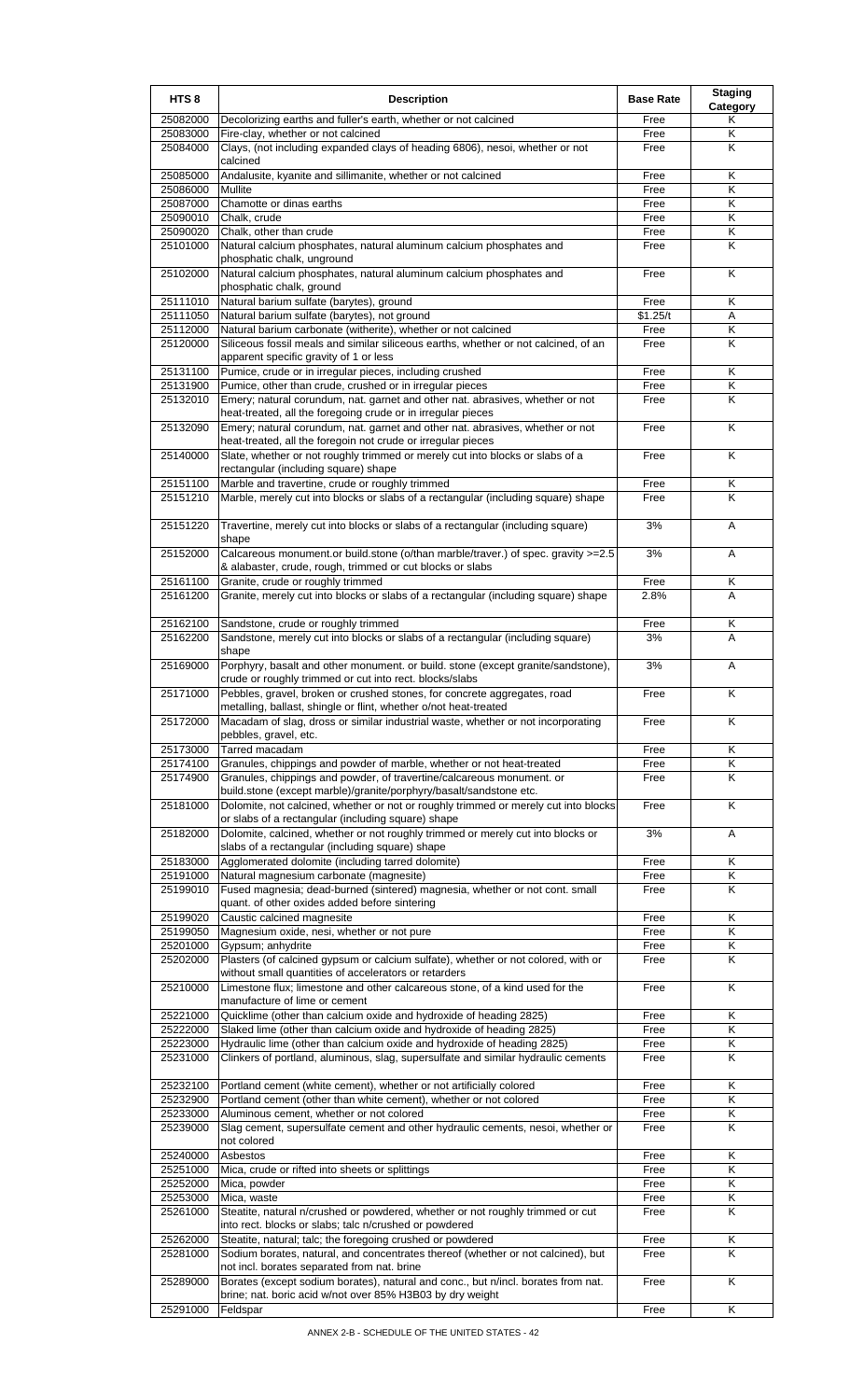| HTS 8 | Description | Base Rate | Staging Category |
|---|---|---|---|
| 25082000 | Decolorizing earths and fuller's earth, whether or not calcined | Free | K |
| 25083000 | Fire-clay, whether or not calcined | Free | K |
| 25084000 | Clays, (not including expanded clays of heading 6806), nesoi, whether or not calcined | Free | K |
| 25085000 | Andalusite, kyanite and sillimanite, whether or not calcined | Free | K |
| 25086000 | Mullite | Free | K |
| 25087000 | Chamotte or dinas earths | Free | K |
| 25090010 | Chalk, crude | Free | K |
| 25090020 | Chalk, other than crude | Free | K |
| 25101000 | Natural calcium phosphates, natural aluminum calcium phosphates and phosphatic chalk, unground | Free | K |
| 25102000 | Natural calcium phosphates, natural aluminum calcium phosphates and phosphatic chalk, ground | Free | K |
| 25111010 | Natural barium sulfate (barytes), ground | Free | K |
| 25111050 | Natural barium sulfate (barytes), not ground | $1.25/t | A |
| 25112000 | Natural barium carbonate (witherite), whether or not calcined | Free | K |
| 25120000 | Siliceous fossil meals and similar siliceous earths, whether or not calcined, of an apparent specific gravity of 1 or less | Free | K |
| 25131100 | Pumice, crude or in irregular pieces, including crushed | Free | K |
| 25131900 | Pumice, other than crude, crushed or in irregular pieces | Free | K |
| 25132010 | Emery; natural corundum, nat. garnet and other nat. abrasives, whether or not heat-treated, all the foregoing crude or in irregular pieces | Free | K |
| 25132090 | Emery; natural corundum, nat. garnet and other nat. abrasives, whether or not heat-treated, all the foregoin not crude or irregular pieces | Free | K |
| 25140000 | Slate, whether or not roughly trimmed or merely cut into blocks or slabs of a rectangular (including square) shape | Free | K |
| 25151100 | Marble and travertine, crude or roughly trimmed | Free | K |
| 25151210 | Marble, merely cut into blocks or slabs of a rectangular (including square) shape | Free | K |
| 25151220 | Travertine, merely cut into blocks or slabs of a rectangular (including square) shape | 3% | A |
| 25152000 | Calcareous monument.or build.stone (o/than marble/traver.) of spec. gravity >=2.5 & alabaster, crude, rough, trimmed or cut blocks or slabs | 3% | A |
| 25161100 | Granite, crude or roughly trimmed | Free | K |
| 25161200 | Granite, merely cut into blocks or slabs of a rectangular (including square) shape | 2.8% | A |
| 25162100 | Sandstone, crude or roughly trimmed | Free | K |
| 25162200 | Sandstone, merely cut into blocks or slabs of a rectangular (including square) shape | 3% | A |
| 25169000 | Porphyry, basalt and other monument. or build. stone (except granite/sandstone), crude or roughly trimmed or cut into rect. blocks/slabs | 3% | A |
| 25171000 | Pebbles, gravel, broken or crushed stones, for concrete aggregates, road metalling, ballast, shingle or flint, whether o/not heat-treated | Free | K |
| 25172000 | Macadam of slag, dross or similar industrial waste, whether or not incorporating pebbles, gravel, etc. | Free | K |
| 25173000 | Tarred macadam | Free | K |
| 25174100 | Granules, chippings and powder of marble, whether or not heat-treated | Free | K |
| 25174900 | Granules, chippings and powder, of travertine/calcareous monument. or build.stone (except marble)/granite/porphyry/basalt/sandstone etc. | Free | K |
| 25181000 | Dolomite, not calcined, whether or not or roughly trimmed or merely cut into blocks or slabs of a rectangular (including square) shape | Free | K |
| 25182000 | Dolomite, calcined, whether or not roughly trimmed or merely cut into blocks or slabs of a rectangular (including square) shape | 3% | A |
| 25183000 | Agglomerated dolomite (including tarred dolomite) | Free | K |
| 25191000 | Natural magnesium carbonate (magnesite) | Free | K |
| 25199010 | Fused magnesia; dead-burned (sintered) magnesia, whether or not cont. small quant. of other oxides added before sintering | Free | K |
| 25199020 | Caustic calcined magnesite | Free | K |
| 25199050 | Magnesium oxide, nesi, whether or not pure | Free | K |
| 25201000 | Gypsum; anhydrite | Free | K |
| 25202000 | Plasters (of calcined gypsum or calcium sulfate), whether or not colored, with or without small quantities of accelerators or retarders | Free | K |
| 25210000 | Limestone flux; limestone and other calcareous stone, of a kind used for the manufacture of lime or cement | Free | K |
| 25221000 | Quicklime (other than calcium oxide and hydroxide of heading 2825) | Free | K |
| 25222000 | Slaked lime (other than calcium oxide and hydroxide of heading 2825) | Free | K |
| 25223000 | Hydraulic lime (other than calcium oxide and hydroxide of heading 2825) | Free | K |
| 25231000 | Clinkers of portland, aluminous, slag, supersulfate and similar hydraulic cements | Free | K |
| 25232100 | Portland cement (white cement), whether or not artificially colored | Free | K |
| 25232900 | Portland cement (other than white cement), whether or not colored | Free | K |
| 25233000 | Aluminous cement, whether or not colored | Free | K |
| 25239000 | Slag cement, supersulfate cement and other hydraulic cements, nesoi, whether or not colored | Free | K |
| 25240000 | Asbestos | Free | K |
| 25251000 | Mica, crude or rifted into sheets or splittings | Free | K |
| 25252000 | Mica, powder | Free | K |
| 25253000 | Mica, waste | Free | K |
| 25261000 | Steatite, natural n/crushed or powdered, whether or not roughly trimmed or cut into rect. blocks or slabs; talc n/crushed or powdered | Free | K |
| 25262000 | Steatite, natural; talc; the foregoing crushed or powdered | Free | K |
| 25281000 | Sodium borates, natural, and concentrates thereof (whether or not calcined), but not incl. borates separated from nat. brine | Free | K |
| 25289000 | Borates (except sodium borates), natural and conc., but n/incl. borates from nat. brine; nat. boric acid w/not over 85% H3B03 by dry weight | Free | K |
| 25291000 | Feldspar | Free | K |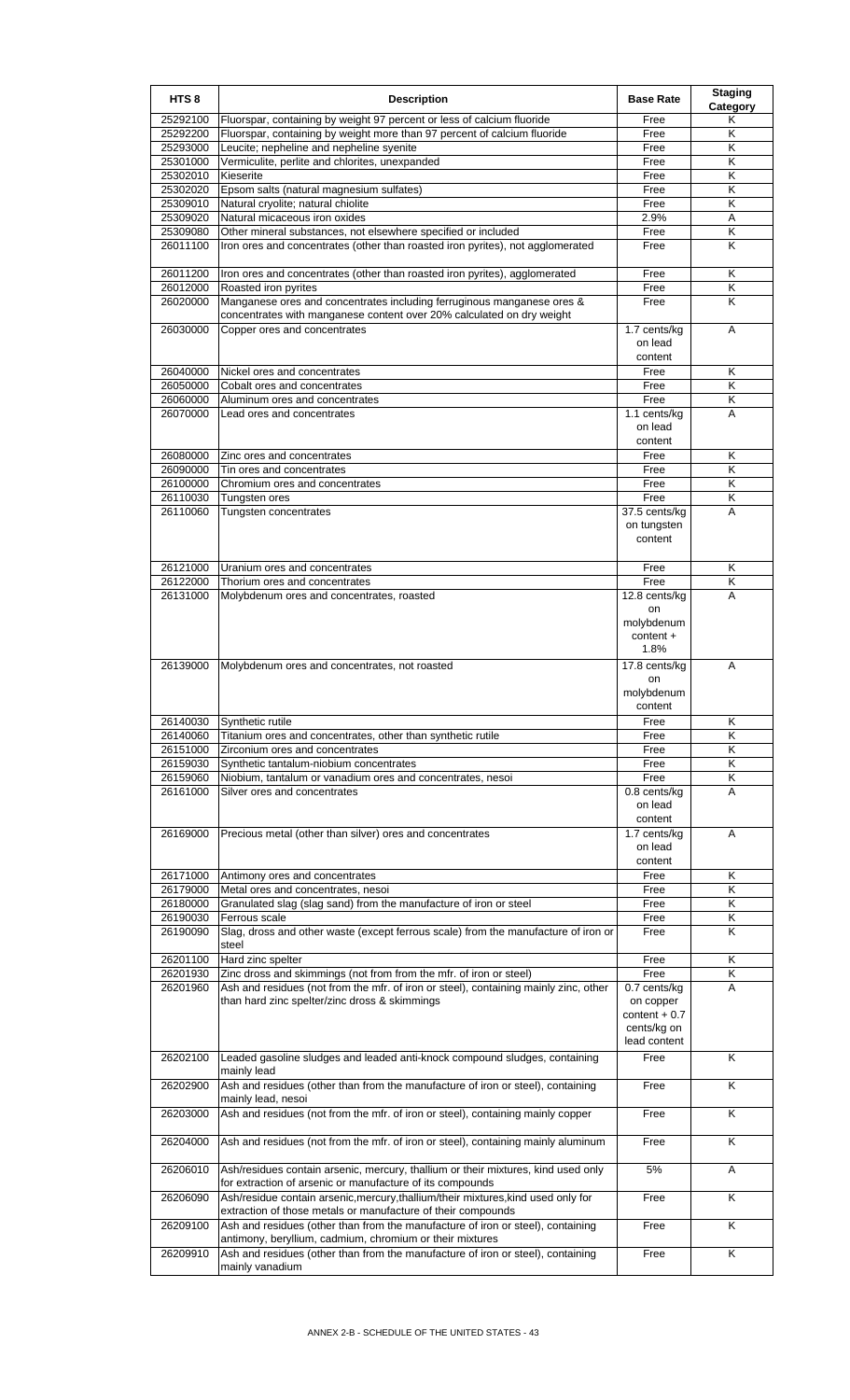| HTS 8 | Description | Base Rate | Staging Category |
|---|---|---|---|
| 25292100 | Fluorspar, containing by weight 97 percent or less of calcium fluoride | Free | K |
| 25292200 | Fluorspar, containing by weight more than 97 percent of calcium fluoride | Free | K |
| 25293000 | Leucite; nepheline and nepheline syenite | Free | K |
| 25301000 | Vermiculite, perlite and chlorites, unexpanded | Free | K |
| 25302010 | Kieserite | Free | K |
| 25302020 | Epsom salts (natural magnesium sulfates) | Free | K |
| 25309010 | Natural cryolite; natural chiolite | Free | K |
| 25309020 | Natural micaceous iron oxides | 2.9% | A |
| 25309080 | Other mineral substances, not elsewhere specified or included | Free | K |
| 26011100 | Iron ores and concentrates (other than roasted iron pyrites), not agglomerated | Free | K |
| 26011200 | Iron ores and concentrates (other than roasted iron pyrites), agglomerated | Free | K |
| 26012000 | Roasted iron pyrites | Free | K |
| 26020000 | Manganese ores and concentrates including ferruginous manganese ores & concentrates with manganese content over 20% calculated on dry weight | Free | K |
| 26030000 | Copper ores and concentrates | 1.7 cents/kg on lead content | A |
| 26040000 | Nickel ores and concentrates | Free | K |
| 26050000 | Cobalt ores and concentrates | Free | K |
| 26060000 | Aluminum ores and concentrates | Free | K |
| 26070000 | Lead ores and concentrates | 1.1 cents/kg on lead content | A |
| 26080000 | Zinc ores and concentrates | Free | K |
| 26090000 | Tin ores and concentrates | Free | K |
| 26100000 | Chromium ores and concentrates | Free | K |
| 26110030 | Tungsten ores | Free | K |
| 26110060 | Tungsten concentrates | 37.5 cents/kg on tungsten content | A |
| 26121000 | Uranium ores and concentrates | Free | K |
| 26122000 | Thorium ores and concentrates | Free | K |
| 26131000 | Molybdenum ores and concentrates, roasted | 12.8 cents/kg on molybdenum content + 1.8% | A |
| 26139000 | Molybdenum ores and concentrates, not roasted | 17.8 cents/kg on molybdenum content | A |
| 26140030 | Synthetic rutile | Free | K |
| 26140060 | Titanium ores and concentrates, other than synthetic rutile | Free | K |
| 26151000 | Zirconium ores and concentrates | Free | K |
| 26159030 | Synthetic tantalum-niobium concentrates | Free | K |
| 26159060 | Niobium, tantalum or vanadium ores and concentrates, nesoi | Free | K |
| 26161000 | Silver ores and concentrates | 0.8 cents/kg on lead content | A |
| 26169000 | Precious metal (other than silver) ores and concentrates | 1.7 cents/kg on lead content | A |
| 26171000 | Antimony ores and concentrates | Free | K |
| 26179000 | Metal ores and concentrates, nesoi | Free | K |
| 26180000 | Granulated slag (slag sand) from the manufacture of iron or steel | Free | K |
| 26190030 | Ferrous scale | Free | K |
| 26190090 | Slag, dross and other waste (except ferrous scale) from the manufacture of iron or steel | Free | K |
| 26201100 | Hard zinc spelter | Free | K |
| 26201930 | Zinc dross and skimmings (not from from the mfr. of iron or steel) | Free | K |
| 26201960 | Ash and residues (not from the mfr. of iron or steel), containing mainly zinc, other than hard zinc spelter/zinc dross & skimmings | 0.7 cents/kg on copper content + 0.7 cents/kg on lead content | A |
| 26202100 | Leaded gasoline sludges and leaded anti-knock compound sludges, containing mainly lead | Free | K |
| 26202900 | Ash and residues (other than from the manufacture of iron or steel), containing mainly lead, nesoi | Free | K |
| 26203000 | Ash and residues (not from the mfr. of iron or steel), containing mainly copper | Free | K |
| 26204000 | Ash and residues (not from the mfr. of iron or steel), containing mainly aluminum | Free | K |
| 26206010 | Ash/residues contain arsenic, mercury, thallium or their mixtures, kind used only for extraction of arsenic or manufacture of its compounds | 5% | A |
| 26206090 | Ash/residue contain arsenic,mercury,thallium/their mixtures,kind used only for extraction of those metals or manufacture of their compounds | Free | K |
| 26209100 | Ash and residues (other than from the manufacture of iron or steel), containing antimony, beryllium, cadmium, chromium or their mixtures | Free | K |
| 26209910 | Ash and residues (other than from the manufacture of iron or steel), containing mainly vanadium | Free | K |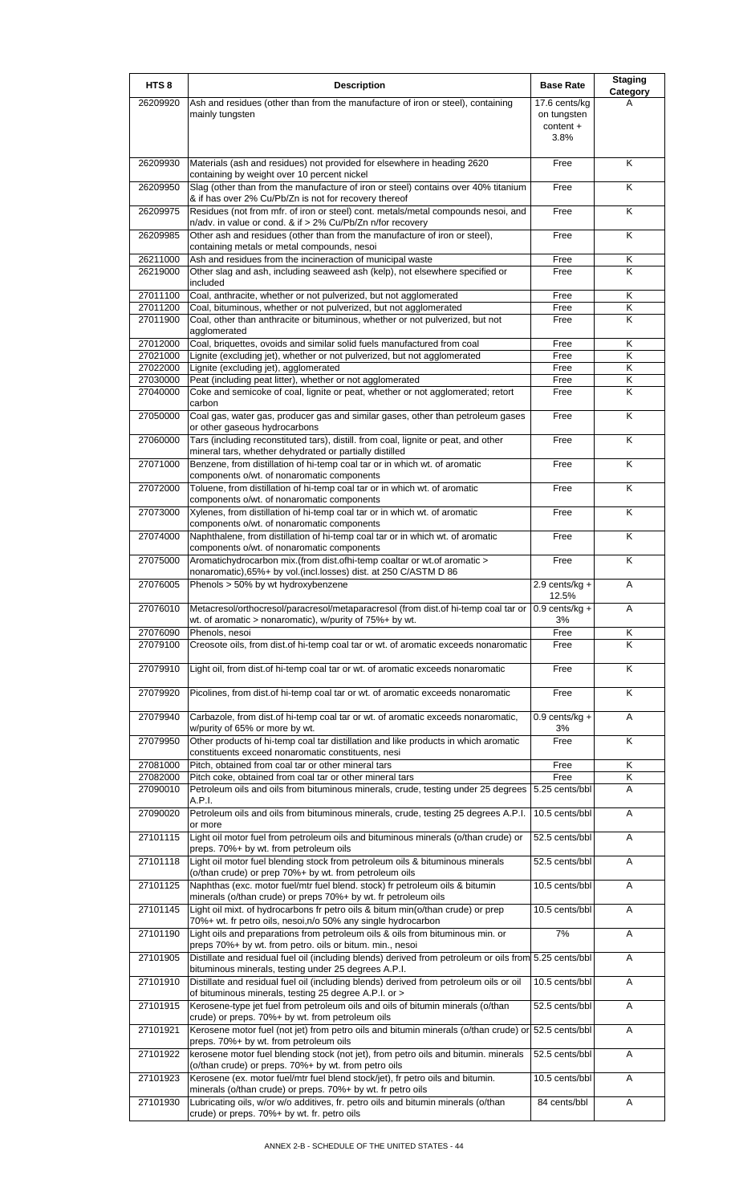| HTS 8 | Description | Base Rate | Staging Category |
| --- | --- | --- | --- |
| 26209920 | Ash and residues (other than from the manufacture of iron or steel), containing mainly tungsten | 17.6 cents/kg on tungsten content + 3.8% | A |
| 26209930 | Materials (ash and residues) not provided for elsewhere in heading 2620 containing by weight over 10 percent nickel | Free | K |
| 26209950 | Slag (other than from the manufacture of iron or steel) contains over 40% titanium & if has over 2% Cu/Pb/Zn is not for recovery thereof | Free | K |
| 26209975 | Residues (not from mfr. of iron or steel) cont. metals/metal compounds nesoi, and n/adv. in value or cond. & if > 2% Cu/Pb/Zn n/for recovery | Free | K |
| 26209985 | Other ash and residues (other than from the manufacture of iron or steel), containing metals or metal compounds, nesoi | Free | K |
| 26211000 | Ash and residues from the incineraction of municipal waste | Free | K |
| 26219000 | Other slag and ash, including seaweed ash (kelp), not elsewhere specified or included | Free | K |
| 27011100 | Coal, anthracite, whether or not pulverized, but not agglomerated | Free | K |
| 27011200 | Coal, bituminous, whether or not pulverized, but not agglomerated | Free | K |
| 27011900 | Coal, other than anthracite or bituminous, whether or not pulverized, but not agglomerated | Free | K |
| 27012000 | Coal, briquettes, ovoids and similar solid fuels manufactured from coal | Free | K |
| 27021000 | Lignite (excluding jet), whether or not pulverized, but not agglomerated | Free | K |
| 27022000 | Lignite (excluding jet), agglomerated | Free | K |
| 27030000 | Peat (including peat litter), whether or not agglomerated | Free | K |
| 27040000 | Coke and semicoke of coal, lignite or peat, whether or not agglomerated; retort carbon | Free | K |
| 27050000 | Coal gas, water gas, producer gas and similar gases, other than petroleum gases or other gaseous hydrocarbons | Free | K |
| 27060000 | Tars (including reconstituted tars), distill. from coal, lignite or peat, and other mineral tars, whether dehydrated or partially distilled | Free | K |
| 27071000 | Benzene, from distillation of hi-temp coal tar or in which wt. of aromatic components o/wt. of nonaromatic components | Free | K |
| 27072000 | Toluene, from distillation of hi-temp coal tar or in which wt. of aromatic components o/wt. of nonaromatic components | Free | K |
| 27073000 | Xylenes, from distillation of hi-temp coal tar or in which wt. of aromatic components o/wt. of nonaromatic components | Free | K |
| 27074000 | Naphthalene, from distillation of hi-temp coal tar or in which wt. of aromatic components o/wt. of nonaromatic components | Free | K |
| 27075000 | Aromatichydrocarbon mix.(from dist.ofhi-temp coaltar or wt.of aromatic > nonaromatic),65%+ by vol.(incl.losses) dist. at 250 C/ASTM D 86 | Free | K |
| 27076005 | Phenols > 50% by wt hydroxybenzene | 2.9 cents/kg + 12.5% | A |
| 27076010 | Metacresol/orthocresol/paracresol/metaparacresol (from dist.of hi-temp coal tar or wt. of aromatic > nonaromatic), w/purity of 75%+ by wt. | 0.9 cents/kg + 3% | A |
| 27076090 | Phenols, nesoi | Free | K |
| 27079100 | Creosote oils, from dist.of hi-temp coal tar or wt. of aromatic exceeds nonaromatic | Free | K |
| 27079910 | Light oil, from dist.of hi-temp coal tar or wt. of aromatic exceeds nonaromatic | Free | K |
| 27079920 | Picolines, from dist.of hi-temp coal tar or wt. of aromatic exceeds nonaromatic | Free | K |
| 27079940 | Carbazole, from dist.of hi-temp coal tar or wt. of aromatic exceeds nonaromatic, w/purity of 65% or more by wt. | 0.9 cents/kg + 3% | A |
| 27079950 | Other products of hi-temp coal tar distillation and like products in which aromatic constituents exceed nonaromatic constituents, nesi | Free | K |
| 27081000 | Pitch, obtained from coal tar or other mineral tars | Free | K |
| 27082000 | Pitch coke, obtained from coal tar or other mineral tars | Free | K |
| 27090010 | Petroleum oils and oils from bituminous minerals, crude, testing under 25 degrees A.P.I. | 5.25 cents/bbl | A |
| 27090020 | Petroleum oils and oils from bituminous minerals, crude, testing 25 degrees A.P.I. or more | 10.5 cents/bbl | A |
| 27101115 | Light oil motor fuel from petroleum oils and bituminous minerals (o/than crude) or preps. 70%+ by wt. from petroleum oils | 52.5 cents/bbl | A |
| 27101118 | Light oil motor fuel blending stock from petroleum oils & bituminous minerals (o/than crude) or prep 70%+ by wt. from petroleum oils | 52.5 cents/bbl | A |
| 27101125 | Naphthas (exc. motor fuel/mtr fuel blend. stock) fr petroleum oils & bitumin minerals (o/than crude) or preps 70%+ by wt. fr petroleum oils | 10.5 cents/bbl | A |
| 27101145 | Light oil mixt. of hydrocarbons fr petro oils & bitum min(o/than crude) or prep 70%+ wt. fr petro oils, nesoi,n/o 50% any single hydrocarbon | 10.5 cents/bbl | A |
| 27101190 | Light oils and preparations from petroleum oils & oils from bituminous min. or preps 70%+ by wt. from petro. oils or bitum. min., nesoi | 7% | A |
| 27101905 | Distillate and residual fuel oil (including blends) derived from petroleum or oils from bituminous minerals, testing under 25 degrees A.P.I. | 5.25 cents/bbl | A |
| 27101910 | Distillate and residual fuel oil (including blends) derived from petroleum oils or oil of bituminous minerals, testing 25 degree A.P.I. or > | 10.5 cents/bbl | A |
| 27101915 | Kerosene-type jet fuel from petroleum oils and oils of bitumin minerals (o/than crude) or preps. 70%+ by wt. from petroleum oils | 52.5 cents/bbl | A |
| 27101921 | Kerosene motor fuel (not jet) from petro oils and bitumin minerals (o/than crude) or preps. 70%+ by wt. from petroleum oils | 52.5 cents/bbl | A |
| 27101922 | kerosene motor fuel blending stock (not jet), from petro oils and bitumin. minerals (o/than crude) or preps. 70%+ by wt. from petro oils | 52.5 cents/bbl | A |
| 27101923 | Kerosene (ex. motor fuel/mtr fuel blend stock/jet), fr petro oils and bitumin. minerals (o/than crude) or preps. 70%+ by wt. fr petro oils | 10.5 cents/bbl | A |
| 27101930 | Lubricating oils, w/or w/o additives, fr. petro oils and bitumin minerals (o/than crude) or preps. 70%+ by wt. fr. petro oils | 84 cents/bbl | A |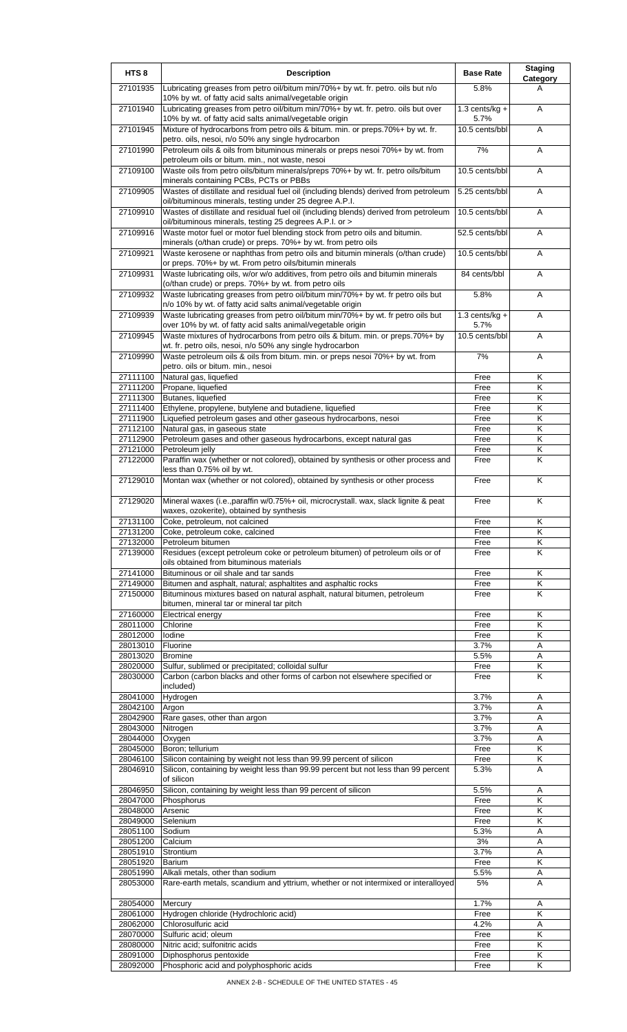| HTS 8 | Description | Base Rate | Staging Category |
|---|---|---|---|
| 27101935 | Lubricating greases from petro oil/bitum min/70%+ by wt. fr. petro. oils but n/o 10% by wt. of fatty acid salts animal/vegetable origin | 5.8% | A |
| 27101940 | Lubricating greases from petro oil/bitum min/70%+ by wt. fr. petro. oils but over 10% by wt. of fatty acid salts animal/vegetable origin | 1.3 cents/kg + 5.7% | A |
| 27101945 | Mixture of hydrocarbons from petro oils & bitum. min. or preps.70%+ by wt. fr. petro. oils, nesoi, n/o 50% any single hydrocarbon | 10.5 cents/bbl | A |
| 27101990 | Petroleum oils & oils from bituminous minerals or preps nesoi 70%+ by wt. from petroleum oils or bitum. min., not waste, nesoi | 7% | A |
| 27109100 | Waste oils from petro oils/bitum minerals/preps 70%+ by wt. fr. petro oils/bitum minerals containing PCBs, PCTs or PBBs | 10.5 cents/bbl | A |
| 27109905 | Wastes of distillate and residual fuel oil (including blends) derived from petroleum oil/bituminous minerals, testing under 25 degree A.P.I. | 5.25 cents/bbl | A |
| 27109910 | Wastes of distillate and residual fuel oil (including blends) derived from petroleum oil/bituminous minerals, testing 25 degrees A.P.I. or > | 10.5 cents/bbl | A |
| 27109916 | Waste motor fuel or motor fuel blending stock from petro oils and bitumin. minerals (o/than crude) or preps. 70%+ by wt. from petro oils | 52.5 cents/bbl | A |
| 27109921 | Waste kerosene or naphthas from petro oils and bitumin minerals (o/than crude) or preps. 70%+ by wt. From petro oils/bitumin minerals | 10.5 cents/bbl | A |
| 27109931 | Waste lubricating oils, w/or w/o additives, from petro oils and bitumin minerals (o/than crude) or preps. 70%+ by wt. from petro oils | 84 cents/bbl | A |
| 27109932 | Waste lubricating greases from petro oil/bitum min/70%+ by wt. fr petro oils but n/o 10% by wt. of fatty acid salts animal/vegetable origin | 5.8% | A |
| 27109939 | Waste lubricating greases from petro oil/bitum min/70%+ by wt. fr petro oils but over 10% by wt. of fatty acid salts animal/vegetable origin | 1.3 cents/kg + 5.7% | A |
| 27109945 | Waste mixtures of hydrocarbons from petro oils & bitum. min. or preps.70%+ by wt. fr. petro oils, nesoi, n/o 50% any single hydrocarbon | 10.5 cents/bbl | A |
| 27109990 | Waste petroleum oils & oils from bitum. min. or preps nesoi 70%+ by wt. from petro. oils or bitum. min., nesoi | 7% | A |
| 27111100 | Natural gas, liquefied | Free | K |
| 27111200 | Propane, liquefied | Free | K |
| 27111300 | Butanes, liquefied | Free | K |
| 27111400 | Ethylene, propylene, butylene and butadiene, liquefied | Free | K |
| 27111900 | Liquefied petroleum gases and other gaseous hydrocarbons, nesoi | Free | K |
| 27112100 | Natural gas, in gaseous state | Free | K |
| 27112900 | Petroleum gases and other gaseous hydrocarbons, except natural gas | Free | K |
| 27121000 | Petroleum jelly | Free | K |
| 27122000 | Paraffin wax (whether or not colored), obtained by synthesis or other process and less than 0.75% oil by wt. | Free | K |
| 27129010 | Montan wax (whether or not colored), obtained by synthesis or other process | Free | K |
| 27129020 | Mineral waxes (i.e.,paraffin w/0.75%+ oil, microcrystall. wax, slack lignite & peat waxes, ozokerite), obtained by synthesis | Free | K |
| 27131100 | Coke, petroleum, not calcined | Free | K |
| 27131200 | Coke, petroleum coke, calcined | Free | K |
| 27132000 | Petroleum bitumen | Free | K |
| 27139000 | Residues (except petroleum coke or petroleum bitumen) of petroleum oils or of oils obtained from bituminous materials | Free | K |
| 27141000 | Bituminous or oil shale and tar sands | Free | K |
| 27149000 | Bitumen and asphalt, natural; asphaltites and asphaltic rocks | Free | K |
| 27150000 | Bituminous mixtures based on natural asphalt, natural bitumen, petroleum bitumen, mineral tar or mineral tar pitch | Free | K |
| 27160000 | Electrical energy | Free | K |
| 28011000 | Chlorine | Free | K |
| 28012000 | Iodine | Free | K |
| 28013010 | Fluorine | 3.7% | A |
| 28013020 | Bromine | 5.5% | A |
| 28020000 | Sulfur, sublimed or precipitated; colloidal sulfur | Free | K |
| 28030000 | Carbon (carbon blacks and other forms of carbon not elsewhere specified or included) | Free | K |
| 28041000 | Hydrogen | 3.7% | A |
| 28042100 | Argon | 3.7% | A |
| 28042900 | Rare gases, other than argon | 3.7% | A |
| 28043000 | Nitrogen | 3.7% | A |
| 28044000 | Oxygen | 3.7% | A |
| 28045000 | Boron; tellurium | Free | K |
| 28046100 | Silicon containing by weight not less than 99.99 percent of silicon | Free | K |
| 28046910 | Silicon, containing by weight less than 99.99 percent but not less than 99 percent of silicon | 5.3% | A |
| 28046950 | Silicon, containing by weight less than 99 percent of silicon | 5.5% | A |
| 28047000 | Phosphorus | Free | K |
| 28048000 | Arsenic | Free | K |
| 28049000 | Selenium | Free | K |
| 28051100 | Sodium | 5.3% | A |
| 28051200 | Calcium | 3% | A |
| 28051910 | Strontium | 3.7% | A |
| 28051920 | Barium | Free | K |
| 28051990 | Alkali metals, other than sodium | 5.5% | A |
| 28053000 | Rare-earth metals, scandium and yttrium, whether or not intermixed or interalloyed | 5% | A |
| 28054000 | Mercury | 1.7% | A |
| 28061000 | Hydrogen chloride (Hydrochloric acid) | Free | K |
| 28062000 | Chlorosulfuric acid | 4.2% | A |
| 28070000 | Sulfuric acid; oleum | Free | K |
| 28080000 | Nitric acid; sulfonitric acids | Free | K |
| 28091000 | Diphosphorus pentoxide | Free | K |
| 28092000 | Phosphoric acid and polyphosphoric acids | Free | K |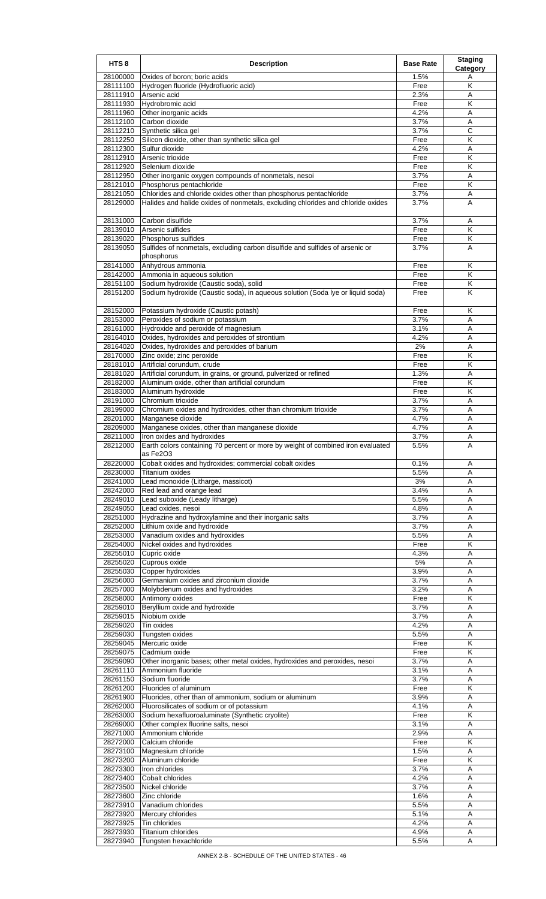| HTS 8 | Description | Base Rate | Staging Category |
|---|---|---|---|
| 28100000 | Oxides of boron; boric acids | 1.5% | A |
| 28111100 | Hydrogen fluoride (Hydrofluoric acid) | Free | K |
| 28111910 | Arsenic acid | 2.3% | A |
| 28111930 | Hydrobromic acid | Free | K |
| 28111960 | Other inorganic acids | 4.2% | A |
| 28112100 | Carbon dioxide | 3.7% | A |
| 28112210 | Synthetic silica gel | 3.7% | C |
| 28112250 | Silicon dioxide, other than synthetic silica gel | Free | K |
| 28112300 | Sulfur dioxide | 4.2% | A |
| 28112910 | Arsenic trioxide | Free | K |
| 28112920 | Selenium dioxide | Free | K |
| 28112950 | Other inorganic oxygen compounds of nonmetals, nesoi | 3.7% | A |
| 28121010 | Phosphorus pentachloride | Free | K |
| 28121050 | Chlorides and chloride oxides other than phosphorus pentachloride | 3.7% | A |
| 28129000 | Halides and halide oxides of nonmetals, excluding chlorides and chloride oxides | 3.7% | A |
| 28131000 | Carbon disulfide | 3.7% | A |
| 28139010 | Arsenic sulfides | Free | K |
| 28139020 | Phosphorus sulfides | Free | K |
| 28139050 | Sulfides of nonmetals, excluding carbon disulfide and sulfides of arsenic or phosphorus | 3.7% | A |
| 28141000 | Anhydrous ammonia | Free | K |
| 28142000 | Ammonia in aqueous solution | Free | K |
| 28151100 | Sodium hydroxide (Caustic soda), solid | Free | K |
| 28151200 | Sodium hydroxide (Caustic soda), in aqueous solution (Soda lye or liquid soda) | Free | K |
| 28152000 | Potassium hydroxide (Caustic potash) | Free | K |
| 28153000 | Peroxides of sodium or potassium | 3.7% | A |
| 28161000 | Hydroxide and peroxide of magnesium | 3.1% | A |
| 28164010 | Oxides, hydroxides and peroxides of strontium | 4.2% | A |
| 28164020 | Oxides, hydroxides and peroxides of barium | 2% | A |
| 28170000 | Zinc oxide; zinc peroxide | Free | K |
| 28181010 | Artificial corundum, crude | Free | K |
| 28181020 | Artificial corundum, in grains, or ground, pulverized or refined | 1.3% | A |
| 28182000 | Aluminum oxide, other than artificial corundum | Free | K |
| 28183000 | Aluminum hydroxide | Free | K |
| 28191000 | Chromium trioxide | 3.7% | A |
| 28199000 | Chromium oxides and hydroxides, other than chromium trioxide | 3.7% | A |
| 28201000 | Manganese dioxide | 4.7% | A |
| 28209000 | Manganese oxides, other than manganese dioxide | 4.7% | A |
| 28211000 | Iron oxides and hydroxides | 3.7% | A |
| 28212000 | Earth colors containing 70 percent or more by weight of combined iron evaluated as $Fe_2O_3$ | 5.5% | A |
| 28220000 | Cobalt oxides and hydroxides; commercial cobalt oxides | 0.1% | A |
| 28230000 | Titanium oxides | 5.5% | A |
| 28241000 | Lead monoxide (Litharge, massicot) | 3% | A |
| 28242000 | Red lead and orange lead | 3.4% | A |
| 28249010 | Lead suboxide (Leady litharge) | 5.5% | A |
| 28249050 | Lead oxides, nesoi | 4.8% | A |
| 28251000 | Hydrazine and hydroxylamine and their inorganic salts | 3.7% | A |
| 28252000 | Lithium oxide and hydroxide | 3.7% | A |
| 28253000 | Vanadium oxides and hydroxides | 5.5% | A |
| 28254000 | Nickel oxides and hydroxides | Free | K |
| 28255010 | Cupric oxide | 4.3% | A |
| 28255020 | Cuprous oxide | 5% | A |
| 28255030 | Copper hydroxides | 3.9% | A |
| 28256000 | Germanium oxides and zirconium dioxide | 3.7% | A |
| 28257000 | Molybdenum oxides and hydroxides | 3.2% | A |
| 28258000 | Antimony oxides | Free | K |
| 28259010 | Beryllium oxide and hydroxide | 3.7% | A |
| 28259015 | Niobium oxide | 3.7% | A |
| 28259020 | Tin oxides | 4.2% | A |
| 28259030 | Tungsten oxides | 5.5% | A |
| 28259045 | Mercuric oxide | Free | K |
| 28259075 | Cadmium oxide | Free | K |
| 28259090 | Other inorganic bases; other metal oxides, hydroxides and peroxides, nesoi | 3.7% | A |
| 28261110 | Ammonium fluoride | 3.1% | A |
| 28261150 | Sodium fluoride | 3.7% | A |
| 28261200 | Fluorides of aluminum | Free | K |
| 28261900 | Fluorides, other than of ammonium, sodium or aluminum | 3.9% | A |
| 28262000 | Fluorosilicates of sodium or of potassium | 4.1% | A |
| 28263000 | Sodium hexafluoroaluminate (Synthetic cryolite) | Free | K |
| 28269000 | Other complex fluorine salts, nesoi | 3.1% | A |
| 28271000 | Ammonium chloride | 2.9% | A |
| 28272000 | Calcium chloride | Free | K |
| 28273100 | Magnesium chloride | 1.5% | A |
| 28273200 | Aluminum chloride | Free | K |
| 28273300 | Iron chlorides | 3.7% | A |
| 28273400 | Cobalt chlorides | 4.2% | A |
| 28273500 | Nickel chloride | 3.7% | A |
| 28273600 | Zinc chloride | 1.6% | A |
| 28273910 | Vanadium chlorides | 5.5% | A |
| 28273920 | Mercury chlorides | 5.1% | A |
| 28273925 | Tin chlorides | 4.2% | A |
| 28273930 | Titanium chlorides | 4.9% | A |
| 28273940 | Tungsten hexachloride | 5.5% | A |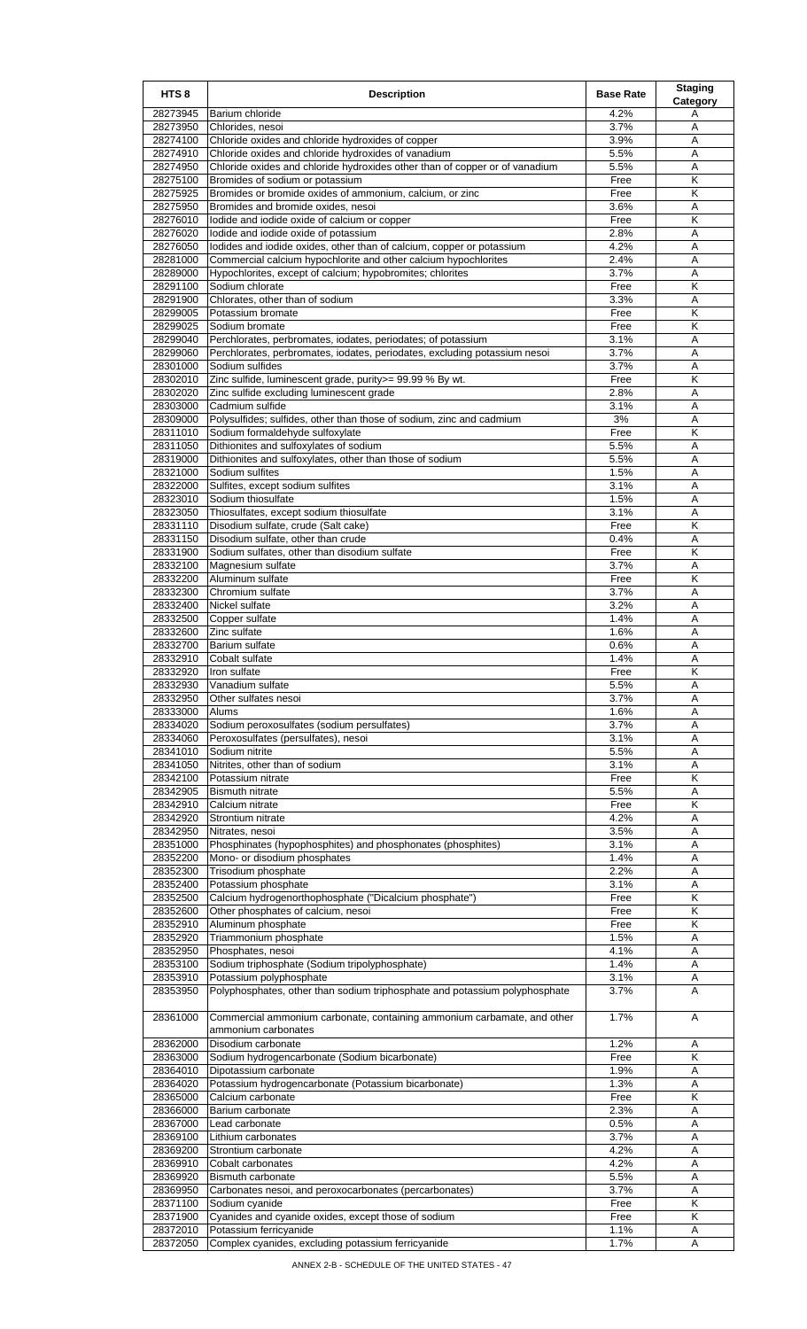| HTS 8 | Description | Base Rate | Staging Category |
|---|---|---|---|
| 28273945 | Barium chloride | 4.2% | A |
| 28273950 | Chlorides, nesoi | 3.7% | A |
| 28274100 | Chloride oxides and chloride hydroxides of copper | 3.9% | A |
| 28274910 | Chloride oxides and chloride hydroxides of vanadium | 5.5% | A |
| 28274950 | Chloride oxides and chloride hydroxides other than of copper or of vanadium | 5.5% | A |
| 28275100 | Bromides of sodium or potassium | Free | K |
| 28275925 | Bromides or bromide oxides of ammonium, calcium, or zinc | Free | K |
| 28275950 | Bromides and bromide oxides, nesoi | 3.6% | A |
| 28276010 | Iodide and iodide oxide of calcium or copper | Free | K |
| 28276020 | Iodide and iodide oxide of potassium | 2.8% | A |
| 28276050 | Iodides and iodide oxides, other than of calcium, copper or potassium | 4.2% | A |
| 28281000 | Commercial calcium hypochlorite and other calcium hypochlorites | 2.4% | A |
| 28289000 | Hypochlorites, except of calcium; hypobromites; chlorites | 3.7% | A |
| 28291100 | Sodium chlorate | Free | K |
| 28291900 | Chlorates, other than of sodium | 3.3% | A |
| 28299005 | Potassium bromate | Free | K |
| 28299025 | Sodium bromate | Free | K |
| 28299040 | Perchlorates, perbromates, iodates, periodates; of potassium | 3.1% | A |
| 28299060 | Perchlorates, perbromates, iodates, periodates, excluding potassium nesoi | 3.7% | A |
| 28301000 | Sodium sulfides | 3.7% | A |
| 28302010 | Zinc sulfide, luminescent grade, purity>= 99.99 % By wt. | Free | K |
| 28302020 | Zinc sulfide excluding luminescent grade | 2.8% | A |
| 28303000 | Cadmium sulfide | 3.1% | A |
| 28309000 | Polysulfides; sulfides, other than those of sodium, zinc and cadmium | 3% | A |
| 28311010 | Sodium formaldehyde sulfoxylate | Free | K |
| 28311050 | Dithionites and sulfoxylates of sodium | 5.5% | A |
| 28319000 | Dithionites and sulfoxylates, other than those of sodium | 5.5% | A |
| 28321000 | Sodium sulfites | 1.5% | A |
| 28322000 | Sulfites, except sodium sulfites | 3.1% | A |
| 28323010 | Sodium thiosulfate | 1.5% | A |
| 28323050 | Thiosulfates, except sodium thiosulfate | 3.1% | A |
| 28331110 | Disodium sulfate, crude (Salt cake) | Free | K |
| 28331150 | Disodium sulfate, other than crude | 0.4% | A |
| 28331900 | Sodium sulfates, other than disodium sulfate | Free | K |
| 28332100 | Magnesium sulfate | 3.7% | A |
| 28332200 | Aluminum sulfate | Free | K |
| 28332300 | Chromium sulfate | 3.7% | A |
| 28332400 | Nickel sulfate | 3.2% | A |
| 28332500 | Copper sulfate | 1.4% | A |
| 28332600 | Zinc sulfate | 1.6% | A |
| 28332700 | Barium sulfate | 0.6% | A |
| 28332910 | Cobalt sulfate | 1.4% | A |
| 28332920 | Iron sulfate | Free | K |
| 28332930 | Vanadium sulfate | 5.5% | A |
| 28332950 | Other sulfates nesoi | 3.7% | A |
| 28333000 | Alums | 1.6% | A |
| 28334020 | Sodium peroxosulfates (sodium persulfates) | 3.7% | A |
| 28334060 | Peroxosulfates (persulfates), nesoi | 3.1% | A |
| 28341010 | Sodium nitrite | 5.5% | A |
| 28341050 | Nitrites, other than of sodium | 3.1% | A |
| 28342100 | Potassium nitrate | Free | K |
| 28342905 | Bismuth nitrate | 5.5% | A |
| 28342910 | Calcium nitrate | Free | K |
| 28342920 | Strontium nitrate | 4.2% | A |
| 28342950 | Nitrates, nesoi | 3.5% | A |
| 28351000 | Phosphinates (hypophosphites) and phosphonates (phosphites) | 3.1% | A |
| 28352200 | Mono- or disodium phosphates | 1.4% | A |
| 28352300 | Trisodium phosphate | 2.2% | A |
| 28352400 | Potassium phosphate | 3.1% | A |
| 28352500 | Calcium hydrogenorthophosphate ("Dicalcium phosphate") | Free | K |
| 28352600 | Other phosphates of calcium, nesoi | Free | K |
| 28352910 | Aluminum phosphate | Free | K |
| 28352920 | Triammonium phosphate | 1.5% | A |
| 28352950 | Phosphates, nesoi | 4.1% | A |
| 28353100 | Sodium triphosphate (Sodium tripolyphosphate) | 1.4% | A |
| 28353910 | Potassium polyphosphate | 3.1% | A |
| 28353950 | Polyphosphates, other than sodium triphosphate and potassium polyphosphate | 3.7% | A |
| 28361000 | Commercial ammonium carbonate, containing ammonium carbamate, and other ammonium carbonates | 1.7% | A |
| 28362000 | Disodium carbonate | 1.2% | A |
| 28363000 | Sodium hydrogencarbonate (Sodium bicarbonate) | Free | K |
| 28364010 | Dipotassium carbonate | 1.9% | A |
| 28364020 | Potassium hydrogencarbonate (Potassium bicarbonate) | 1.3% | A |
| 28365000 | Calcium carbonate | Free | K |
| 28366000 | Barium carbonate | 2.3% | A |
| 28367000 | Lead carbonate | 0.5% | A |
| 28369100 | Lithium carbonates | 3.7% | A |
| 28369200 | Strontium carbonate | 4.2% | A |
| 28369910 | Cobalt carbonates | 4.2% | A |
| 28369920 | Bismuth carbonate | 5.5% | A |
| 28369950 | Carbonates nesoi, and peroxocarbonates (percarbonates) | 3.7% | A |
| 28371100 | Sodium cyanide | Free | K |
| 28371900 | Cyanides and cyanide oxides, except those of sodium | Free | K |
| 28372010 | Potassium ferricyanide | 1.1% | A |
| 28372050 | Complex cyanides, excluding potassium ferricyanide | 1.7% | A |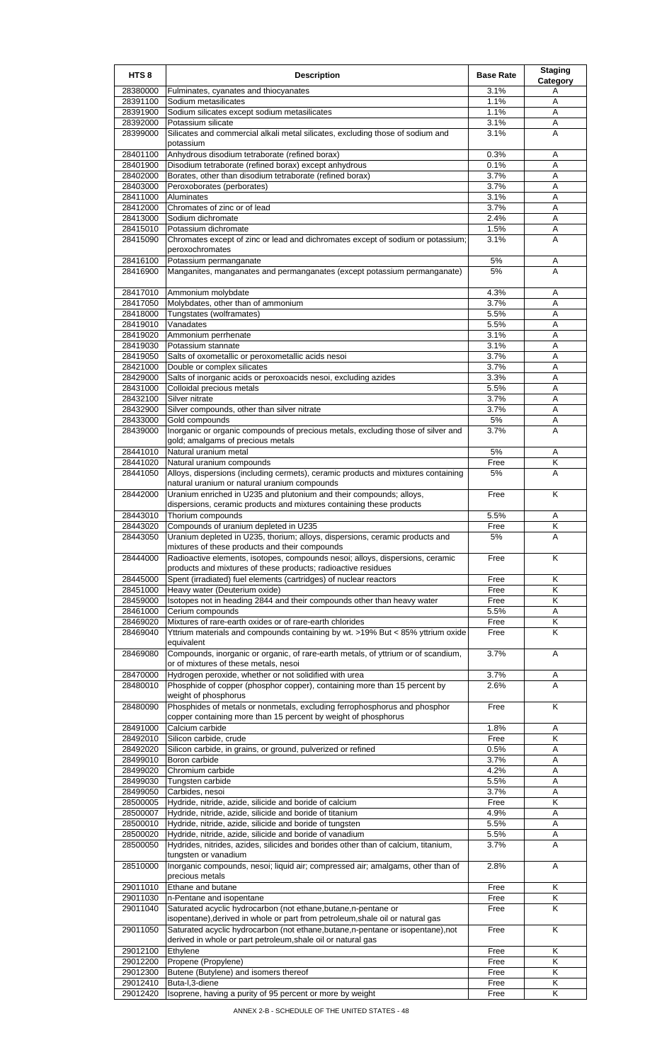| HTS 8 | Description | Base Rate | Staging Category |
|---|---|---|---|
| 28380000 | Fulminates, cyanates and thiocyanates | 3.1% | A |
| 28391100 | Sodium metasilicates | 1.1% | A |
| 28391900 | Sodium silicates except sodium metasilicates | 1.1% | A |
| 28392000 | Potassium silicate | 3.1% | A |
| 28399000 | Silicates and commercial alkali metal silicates, excluding those of sodium and potassium | 3.1% | A |
| 28401100 | Anhydrous disodium tetraborate (refined borax) | 0.3% | A |
| 28401900 | Disodium tetraborate (refined borax) except anhydrous | 0.1% | A |
| 28402000 | Borates, other than disodium tetraborate (refined borax) | 3.7% | A |
| 28403000 | Peroxoborates (perborates) | 3.7% | A |
| 28411000 | Aluminates | 3.1% | A |
| 28412000 | Chromates of zinc or of lead | 3.7% | A |
| 28413000 | Sodium dichromate | 2.4% | A |
| 28415010 | Potassium dichromate | 1.5% | A |
| 28415090 | Chromates except of zinc or lead and dichromates except of sodium or potassium; peroxochromates | 3.1% | A |
| 28416100 | Potassium permanganate | 5% | A |
| 28416900 | Manganites, manganates and permanganates (except potassium permanganate) | 5% | A |
| 28417010 | Ammonium molybdate | 4.3% | A |
| 28417050 | Molybdates, other than of ammonium | 3.7% | A |
| 28418000 | Tungstates (wolframates) | 5.5% | A |
| 28419010 | Vanadates | 5.5% | A |
| 28419020 | Ammonium perrhenate | 3.1% | A |
| 28419030 | Potassium stannate | 3.1% | A |
| 28419050 | Salts of oxometallic or peroxometallic acids nesoi | 3.7% | A |
| 28421000 | Double or complex silicates | 3.7% | A |
| 28429000 | Salts of inorganic acids or peroxoacids nesoi, excluding azides | 3.3% | A |
| 28431000 | Colloidal precious metals | 5.5% | A |
| 28432100 | Silver nitrate | 3.7% | A |
| 28432900 | Silver compounds, other than silver nitrate | 3.7% | A |
| 28433000 | Gold compounds | 5% | A |
| 28439000 | Inorganic or organic compounds of precious metals, excluding those of silver and gold; amalgams of precious metals | 3.7% | A |
| 28441010 | Natural uranium metal | 5% | A |
| 28441020 | Natural uranium compounds | Free | K |
| 28441050 | Alloys, dispersions (including cermets), ceramic products and mixtures containing natural uranium or natural uranium compounds | 5% | A |
| 28442000 | Uranium enriched in U235 and plutonium and their compounds; alloys, dispersions, ceramic products and mixtures containing these products | Free | K |
| 28443010 | Thorium compounds | 5.5% | A |
| 28443020 | Compounds of uranium depleted in U235 | Free | K |
| 28443050 | Uranium depleted in U235, thorium; alloys, dispersions, ceramic products and mixtures of these products and their compounds | 5% | A |
| 28444000 | Radioactive elements, isotopes, compounds nesoi; alloys, dispersions, ceramic products and mixtures of these products; radioactive residues | Free | K |
| 28445000 | Spent (irradiated) fuel elements (cartridges) of nuclear reactors | Free | K |
| 28451000 | Heavy water (Deuterium oxide) | Free | K |
| 28459000 | Isotopes not in heading 2844 and their compounds other than heavy water | Free | K |
| 28461000 | Cerium compounds | 5.5% | A |
| 28469020 | Mixtures of rare-earth oxides or of rare-earth chlorides | Free | K |
| 28469040 | Yttrium materials and compounds containing by wt. >19% But < 85% yttrium oxide equivalent | Free | K |
| 28469080 | Compounds, inorganic or organic, of rare-earth metals, of yttrium or of scandium, or of mixtures of these metals, nesoi | 3.7% | A |
| 28470000 | Hydrogen peroxide, whether or not solidified with urea | 3.7% | A |
| 28480010 | Phosphide of copper (phosphor copper), containing more than 15 percent by weight of phosphorus | 2.6% | A |
| 28480090 | Phosphides of metals or nonmetals, excluding ferrophosphorus and phosphor copper containing more than 15 percent by weight of phosphorus | Free | K |
| 28491000 | Calcium carbide | 1.8% | A |
| 28492010 | Silicon carbide, crude | Free | K |
| 28492020 | Silicon carbide, in grains, or ground, pulverized or refined | 0.5% | A |
| 28499010 | Boron carbide | 3.7% | A |
| 28499020 | Chromium carbide | 4.2% | A |
| 28499030 | Tungsten carbide | 5.5% | A |
| 28499050 | Carbides, nesoi | 3.7% | A |
| 28500005 | Hydride, nitride, azide, silicide and boride of calcium | Free | K |
| 28500007 | Hydride, nitride, azide, silicide and boride of titanium | 4.9% | A |
| 28500010 | Hydride, nitride, azide, silicide and boride of tungsten | 5.5% | A |
| 28500020 | Hydride, nitride, azide, silicide and boride of vanadium | 5.5% | A |
| 28500050 | Hydrides, nitrides, azides, silicides and borides other than of calcium, titanium, tungsten or vanadium | 3.7% | A |
| 28510000 | Inorganic compounds, nesoi; liquid air; compressed air; amalgams, other than of precious metals | 2.8% | A |
| 29011010 | Ethane and butane | Free | K |
| 29011030 | n-Pentane and isopentane | Free | K |
| 29011040 | Saturated acyclic hydrocarbon (not ethane,butane,n-pentane or isopentane),derived in whole or part from petroleum,shale oil or natural gas | Free | K |
| 29011050 | Saturated acyclic hydrocarbon (not ethane,butane,n-pentane or isopentane),not derived in whole or part petroleum,shale oil or natural gas | Free | K |
| 29012100 | Ethylene | Free | K |
| 29012200 | Propene (Propylene) | Free | K |
| 29012300 | Butene (Butylene) and isomers thereof | Free | K |
| 29012410 | Buta-l,3-diene | Free | K |
| 29012420 | Isoprene, having a purity of 95 percent or more by weight | Free | K |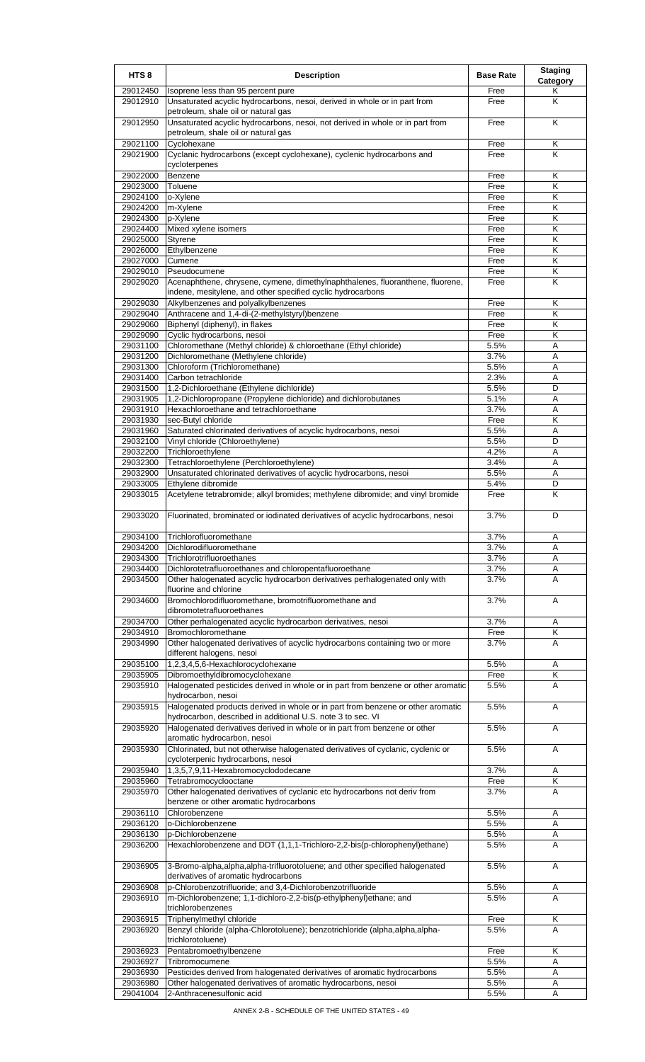| HTS 8 | Description | Base Rate | Staging Category |
|---|---|---|---|
| 29012450 | Isoprene less than 95 percent pure | Free | K |
| 29012910 | Unsaturated acyclic hydrocarbons, nesoi, derived in whole or in part from petroleum, shale oil or natural gas | Free | K |
| 29012950 | Unsaturated acyclic hydrocarbons, nesoi, not derived in whole or in part from petroleum, shale oil or natural gas | Free | K |
| 29021100 | Cyclohexane | Free | K |
| 29021900 | Cyclanic hydrocarbons (except cyclohexane), cyclenic hydrocarbons and cycloterpenes | Free | K |
| 29022000 | Benzene | Free | K |
| 29023000 | Toluene | Free | K |
| 29024100 | o-Xylene | Free | K |
| 29024200 | m-Xylene | Free | K |
| 29024300 | p-Xylene | Free | K |
| 29024400 | Mixed xylene isomers | Free | K |
| 29025000 | Styrene | Free | K |
| 29026000 | Ethylbenzene | Free | K |
| 29027000 | Cumene | Free | K |
| 29029010 | Pseudocumene | Free | K |
| 29029020 | Acenaphthene, chrysene, cymene, dimethylnaphthalenes, fluoranthene, fluorene, indene, mesitylene, and other specified cyclic hydrocarbons | Free | K |
| 29029030 | Alkylbenzenes and polyalkylbenzenes | Free | K |
| 29029040 | Anthracene and 1,4-di-(2-methylstyryl)benzene | Free | K |
| 29029060 | Biphenyl (diphenyl), in flakes | Free | K |
| 29029090 | Cyclic hydrocarbons, nesoi | Free | K |
| 29031100 | Chloromethane (Methyl chloride) & chloroethane (Ethyl chloride) | 5.5% | A |
| 29031200 | Dichloromethane (Methylene chloride) | 3.7% | A |
| 29031300 | Chloroform (Trichloromethane) | 5.5% | A |
| 29031400 | Carbon tetrachloride | 2.3% | A |
| 29031500 | 1,2-Dichloroethane (Ethylene dichloride) | 5.5% | D |
| 29031905 | 1,2-Dichloropropane (Propylene dichloride) and dichlorobutanes | 5.1% | A |
| 29031910 | Hexachloroethane and tetrachloroethane | 3.7% | A |
| 29031930 | sec-Butyl chloride | Free | K |
| 29031960 | Saturated chlorinated derivatives of acyclic hydrocarbons, nesoi | 5.5% | A |
| 29032100 | Vinyl chloride (Chloroethylene) | 5.5% | D |
| 29032200 | Trichloroethylene | 4.2% | A |
| 29032300 | Tetrachloroethylene (Perchloroethylene) | 3.4% | A |
| 29032900 | Unsaturated chlorinated derivatives of acyclic hydrocarbons, nesoi | 5.5% | A |
| 29033005 | Ethylene dibromide | 5.4% | D |
| 29033015 | Acetylene tetrabromide; alkyl bromides; methylene dibromide; and vinyl bromide | Free | K |
| 29033020 | Fluorinated, brominated or iodinated derivatives of acyclic hydrocarbons, nesoi | 3.7% | D |
| 29034100 | Trichlorofluoromethane | 3.7% | A |
| 29034200 | Dichlorodifluoromethane | 3.7% | A |
| 29034300 | Trichlorotrifluoroethanes | 3.7% | A |
| 29034400 | Dichlorotetrafluoroethanes and chloropentafluoroethane | 3.7% | A |
| 29034500 | Other halogenated acyclic hydrocarbon derivatives perhalogenated only with fluorine and chlorine | 3.7% | A |
| 29034600 | Bromochlorodifluoromethane, bromotrifluoromethane and dibromotetrafluoroethanes | 3.7% | A |
| 29034700 | Other perhalogenated acyclic hydrocarbon derivatives, nesoi | 3.7% | A |
| 29034910 | Bromochloromethane | Free | K |
| 29034990 | Other halogenated derivatives of acyclic hydrocarbons containing two or more different halogens, nesoi | 3.7% | A |
| 29035100 | 1,2,3,4,5,6-Hexachlorocyclohexane | 5.5% | A |
| 29035905 | Dibromoethyldibromocyclohexane | Free | K |
| 29035910 | Halogenated pesticides derived in whole or in part from benzene or other aromatic hydrocarbon, nesoi | 5.5% | A |
| 29035915 | Halogenated products derived in whole or in part from benzene or other aromatic hydrocarbon, described in additional U.S. note 3 to sec. VI | 5.5% | A |
| 29035920 | Halogenated derivatives derived in whole or in part from benzene or other aromatic hydrocarbon, nesoi | 5.5% | A |
| 29035930 | Chlorinated, but not otherwise halogenated derivatives of cyclanic, cyclenic or cycloterpenic hydrocarbons, nesoi | 5.5% | A |
| 29035940 | 1,3,5,7,9,11-Hexabromocyclododecane | 3.7% | A |
| 29035960 | Tetrabromocyclooctane | Free | K |
| 29035970 | Other halogenated derivatives of cyclanic etc hydrocarbons not deriv from benzene or other aromatic hydrocarbons | 3.7% | A |
| 29036110 | Chlorobenzene | 5.5% | A |
| 29036120 | o-Dichlorobenzene | 5.5% | A |
| 29036130 | p-Dichlorobenzene | 5.5% | A |
| 29036200 | Hexachlorobenzene and DDT (1,1,1-Trichloro-2,2-bis(p-chlorophenyl)ethane) | 5.5% | A |
| 29036905 | 3-Bromo-alpha,alpha,alpha-trifluorotoluene; and other specified halogenated derivatives of aromatic hydrocarbons | 5.5% | A |
| 29036908 | p-Chlorobenzotrifluoride; and 3,4-Dichlorobenzotrifluoride | 5.5% | A |
| 29036910 | m-Dichlorobenzene; 1,1-dichloro-2,2-bis(p-ethylphenyl)ethane; and trichlorobenzenes | 5.5% | A |
| 29036915 | Triphenylmethyl chloride | Free | K |
| 29036920 | Benzyl chloride (alpha-Chlorotoluene); benzotrichloride (alpha,alpha,alpha-trichlorotoluene) | 5.5% | A |
| 29036923 | Pentabromoethylbenzene | Free | K |
| 29036927 | Tribromocumene | 5.5% | A |
| 29036930 | Pesticides derived from halogenated derivatives of aromatic hydrocarbons | 5.5% | A |
| 29036980 | Other halogenated derivatives of aromatic hydrocarbons, nesoi | 5.5% | A |
| 29041004 | 2-Anthracenesulfonic acid | 5.5% | A |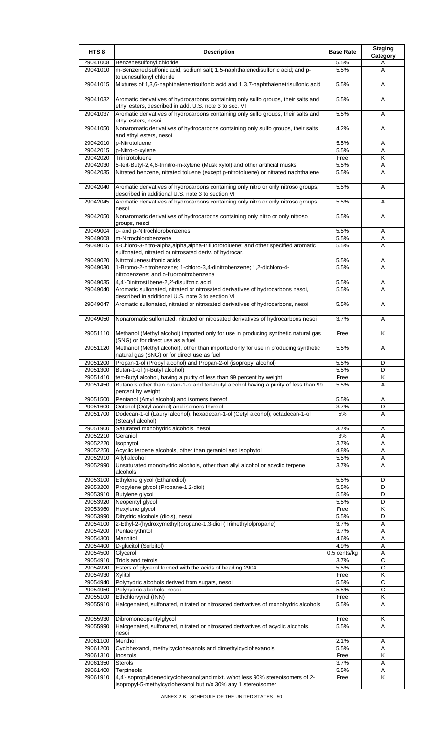| HTS 8 | Description | Base Rate | Staging Category |
|---|---|---|---|
| 29041008 | Benzenesulfonyl chloride | 5.5% | A |
| 29041010 | m-Benzenedisulfonic acid, sodium salt; 1,5-naphthalenedisulfonic acid; and p-toluenesulfonyl chloride | 5.5% | A |
| 29041015 | Mixtures of 1,3,6-naphthalenetrisulfonic acid and 1,3,7-naphthalenetrisulfonic acid | 5.5% | A |
| 29041032 | Aromatic derivatives of hydrocarbons containing only sulfo groups, their salts and ethyl esters, described in add. U.S. note 3 to sec. VI | 5.5% | A |
| 29041037 | Aromatic derivatives of hydrocarbons containing only sulfo groups, their salts and ethyl esters, nesoi | 5.5% | A |
| 29041050 | Nonaromatic derivatives of hydrocarbons containing only sulfo groups, their salts and ethyl esters, nesoi | 4.2% | A |
| 29042010 | p-Nitrotoluene | 5.5% | A |
| 29042015 | p-Nitro-o-xylene | 5.5% | A |
| 29042020 | Trinitrotoluene | Free | K |
| 29042030 | 5-tert-Butyl-2,4,6-trinitro-m-xylene (Musk xylol) and other artificial musks | 5.5% | A |
| 29042035 | Nitrated benzene, nitrated toluene (except p-nitrotoluene) or nitrated naphthalene | 5.5% | A |
| 29042040 | Aromatic derivatives of hydrocarbons containing only nitro or only nitroso groups, described in additional U.S. note 3 to section VI | 5.5% | A |
| 29042045 | Aromatic derivatives of hydrocarbons containing only nitro or only nitroso groups, nesoi | 5.5% | A |
| 29042050 | Nonaromatic derivatives of hydrocarbons containing only nitro or only nitroso groups, nesoi | 5.5% | A |
| 29049004 | o- and p-Nitrochlorobenzenes | 5.5% | A |
| 29049008 | m-Nitrochlorobenzene | 5.5% | A |
| 29049015 | 4-Chloro-3-nitro-alpha,alpha,alpha-trifluorotoluene; and other specified aromatic sulfonated, nitrated or nitrosated deriv. of hydrocar. | 5.5% | A |
| 29049020 | Nitrotoluenesulfonic acids | 5.5% | A |
| 29049030 | 1-Bromo-2-nitrobenzene; 1-chloro-3,4-dinitrobenzene; 1,2-dichloro-4-nitrobenzene; and o-fluoronitrobenzene | 5.5% | A |
| 29049035 | 4,4'-Dinitrostilbene-2,2'-disulfonic acid | 5.5% | A |
| 29049040 | Aromatic sulfonated, nitrated or nitrosated derivatives of hydrocarbons nesoi, described in additional U.S. note 3 to section VI | 5.5% | A |
| 29049047 | Aromatic sulfonated, nitrated or nitrosated derivatives of hydrocarbons, nesoi | 5.5% | A |
| 29049050 | Nonaromatic sulfonated, nitrated or nitrosated derivatives of hydrocarbons nesoi | 3.7% | A |
| 29051110 | Methanol (Methyl alcohol) imported only for use in producing synthetic natural gas (SNG) or for direct use as a fuel | Free | K |
| 29051120 | Methanol (Methyl alcohol), other than imported only for use in producing synthetic natural gas (SNG) or for direct use as fuel | 5.5% | A |
| 29051200 | Propan-1-ol (Propyl alcohol) and Propan-2-ol (isopropyl alcohol) | 5.5% | D |
| 29051300 | Butan-1-ol (n-Butyl alcohol) | 5.5% | D |
| 29051410 | tert-Butyl alcohol, having a purity of less than 99 percent by weight | Free | K |
| 29051450 | Butanols other than butan-1-ol and tert-butyl alcohol having a purity of less than 99 percent by weight | 5.5% | A |
| 29051500 | Pentanol (Amyl alcohol) and isomers thereof | 5.5% | A |
| 29051600 | Octanol (Octyl acohol) and isomers thereof | 3.7% | D |
| 29051700 | Dodecan-1-ol (Lauryl alcohol); hexadecan-1-ol (Cetyl alcohol); octadecan-1-ol (Stearyl alcohol) | 5% | A |
| 29051900 | Saturated monohydric alcohols, nesoi | 3.7% | A |
| 29052210 | Geraniol | 3% | A |
| 29052220 | Isophytol | 3.7% | A |
| 29052250 | Acyclic terpene alcohols, other than geraniol and isophytol | 4.8% | A |
| 29052910 | Allyl alcohol | 5.5% | A |
| 29052990 | Unsaturated monohydric alcohols, other than allyl alcohol or acyclic terpene alcohols | 3.7% | A |
| 29053100 | Ethylene glycol (Ethanediol) | 5.5% | D |
| 29053200 | Propylene glycol (Propane-1,2-diol) | 5.5% | D |
| 29053910 | Butylene glycol | 5.5% | D |
| 29053920 | Neopentyl glycol | 5.5% | D |
| 29053960 | Hexylene glycol | Free | K |
| 29053990 | Dihydric alcohols (diols), nesoi | 5.5% | D |
| 29054100 | 2-Ethyl-2-(hydroxymethyl)propane-1,3-diol (Trimethylolpropane) | 3.7% | A |
| 29054200 | Pentaerythritol | 3.7% | A |
| 29054300 | Mannitol | 4.6% | A |
| 29054400 | D-glucitol (Sorbitol) | 4.9% | A |
| 29054500 | Glycerol | 0.5 cents/kg | A |
| 29054910 | Triols and tetrols | 3.7% | C |
| 29054920 | Esters of glycerol formed with the acids of heading 2904 | 5.5% | C |
| 29054930 | Xylitol | Free | K |
| 29054940 | Polyhydric alcohols derived from sugars, nesoi | 5.5% | C |
| 29054950 | Polyhydric alcohols, nesoi | 5.5% | C |
| 29055100 | Ethchlorvynol (INN) | Free | K |
| 29055910 | Halogenated, sulfonated, nitrated or nitrosated derivatives of monohydric alcohols | 5.5% | A |
| 29055930 | Dibromoneopentylglycol | Free | K |
| 29055990 | Halogenated, sulfonated, nitrated or nitrosated derivatives of acyclic alcohols, nesoi | 5.5% | A |
| 29061100 | Menthol | 2.1% | A |
| 29061200 | Cyclohexanol, methylcyclohexanols and dimethylcyclohexanols | 5.5% | A |
| 29061310 | Inositols | Free | K |
| 29061350 | Sterols | 3.7% | A |
| 29061400 | Terpineols | 5.5% | A |
| 29061910 | 4,4'-Isopropylidenedicyclohexanol;and mixt. w/not less 90% stereoisomers of 2-isopropyl-5-methylcyclohexanol but n/o 30% any 1 stereoisomer | Free | K |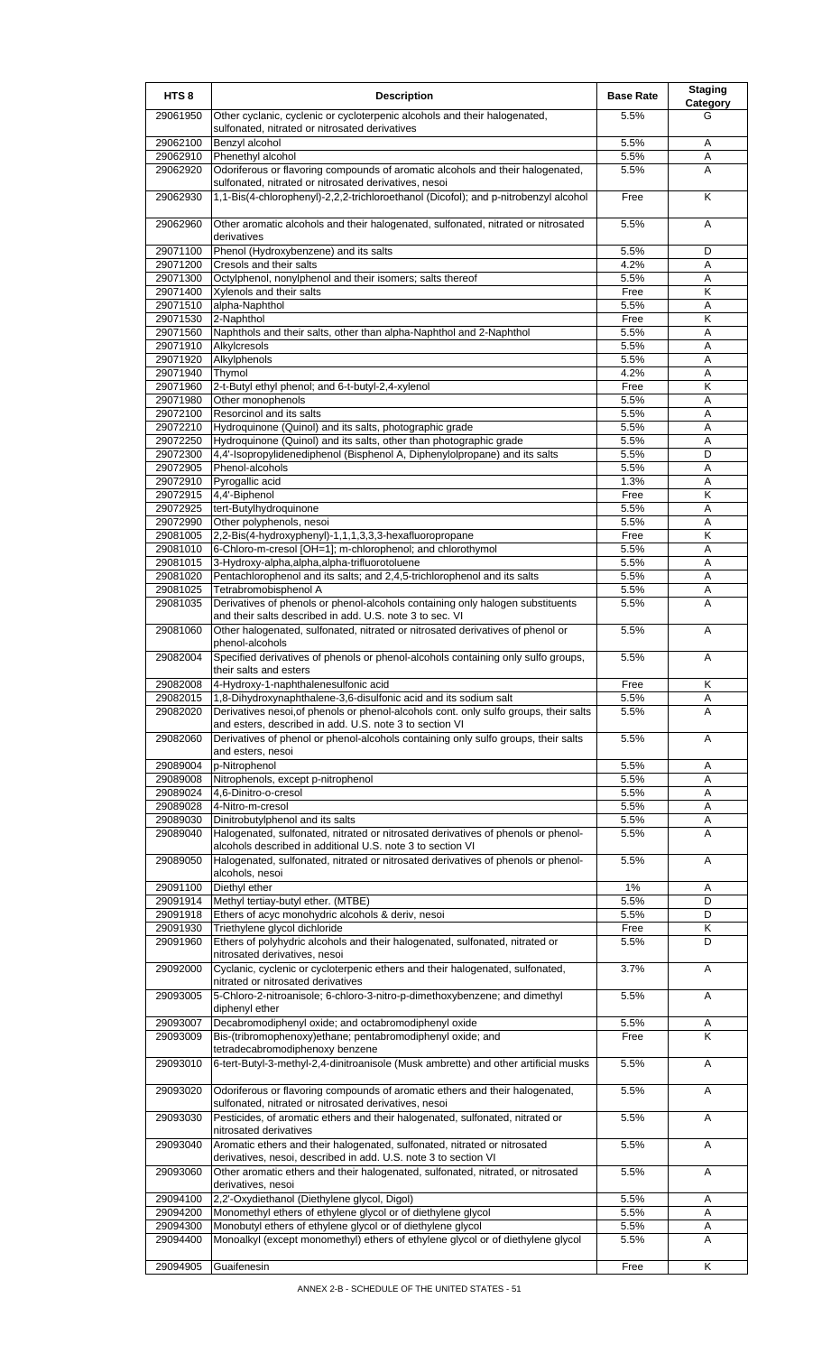| HTS 8 | Description | Base Rate | Staging Category |
|---|---|---|---|
| 29061950 | Other cyclanic, cyclenic or cycloterpenic alcohols and their halogenated, sulfonated, nitrated or nitrosated derivatives | 5.5% | G |
| 29062100 | Benzyl alcohol | 5.5% | A |
| 29062910 | Phenethyl alcohol | 5.5% | A |
| 29062920 | Odoriferous or flavoring compounds of aromatic alcohols and their halogenated, sulfonated, nitrated or nitrosated derivatives, nesoi | 5.5% | A |
| 29062930 | 1,1-Bis(4-chlorophenyl)-2,2,2-trichloroethanol (Dicofol); and p-nitrobenzyl alcohol | Free | K |
| 29062960 | Other aromatic alcohols and their halogenated, sulfonated, nitrated or nitrosated derivatives | 5.5% | A |
| 29071100 | Phenol (Hydroxybenzene) and its salts | 5.5% | D |
| 29071200 | Cresols and their salts | 4.2% | A |
| 29071300 | Octylphenol, nonylphenol and their isomers; salts thereof | 5.5% | A |
| 29071400 | Xylenols and their salts | Free | K |
| 29071510 | alpha-Naphthol | 5.5% | A |
| 29071530 | 2-Naphthol | Free | K |
| 29071560 | Naphthols and their salts, other than alpha-Naphthol and 2-Naphthol | 5.5% | A |
| 29071910 | Alkylcresols | 5.5% | A |
| 29071920 | Alkylphenols | 5.5% | A |
| 29071940 | Thymol | 4.2% | A |
| 29071960 | 2-t-Butyl ethyl phenol; and 6-t-butyl-2,4-xylenol | Free | K |
| 29071980 | Other monophenols | 5.5% | A |
| 29072100 | Resorcinol and its salts | 5.5% | A |
| 29072210 | Hydroquinone (Quinol) and its salts, photographic grade | 5.5% | A |
| 29072250 | Hydroquinone (Quinol) and its salts, other than photographic grade | 5.5% | A |
| 29072300 | 4,4'-Isopropylidenediphenol (Bisphenol A, Diphenylolpropane) and its salts | 5.5% | D |
| 29072905 | Phenol-alcohols | 5.5% | A |
| 29072910 | Pyrogallic acid | 1.3% | A |
| 29072915 | 4,4'-Biphenol | Free | K |
| 29072925 | tert-Butylhydroquinone | 5.5% | A |
| 29072990 | Other polyphenols, nesoi | 5.5% | A |
| 29081005 | 2,2-Bis(4-hydroxyphenyl)-1,1,1,3,3,3-hexafluoropropane | Free | K |
| 29081010 | 6-Chloro-m-cresol [OH=1]; m-chlorophenol; and chlorothymol | 5.5% | A |
| 29081015 | 3-Hydroxy-alpha,alpha,alpha-trifluorotoluene | 5.5% | A |
| 29081020 | Pentachlorophenol and its salts; and 2,4,5-trichlorophenol and its salts | 5.5% | A |
| 29081025 | Tetrabromobisphenol A | 5.5% | A |
| 29081035 | Derivatives of phenols or phenol-alcohols containing only halogen substituents and their salts described in add. U.S. note 3 to sec. VI | 5.5% | A |
| 29081060 | Other halogenated, sulfonated, nitrated or nitrosated derivatives of phenol or phenol-alcohols | 5.5% | A |
| 29082004 | Specified derivatives of phenols or phenol-alcohols containing only sulfo groups, their salts and esters | 5.5% | A |
| 29082008 | 4-Hydroxy-1-naphthalenesulfonic acid | Free | K |
| 29082015 | 1,8-Dihydroxynaphthalene-3,6-disulfonic acid and its sodium salt | 5.5% | A |
| 29082020 | Derivatives nesoi,of phenols or phenol-alcohols cont. only sulfo groups, their salts and esters, described in add. U.S. note 3 to section VI | 5.5% | A |
| 29082060 | Derivatives of phenol or phenol-alcohols containing only sulfo groups, their salts and esters, nesoi | 5.5% | A |
| 29089004 | p-Nitrophenol | 5.5% | A |
| 29089008 | Nitrophenols, except p-nitrophenol | 5.5% | A |
| 29089024 | 4,6-Dinitro-o-cresol | 5.5% | A |
| 29089028 | 4-Nitro-m-cresol | 5.5% | A |
| 29089030 | Dinitrobutylphenol and its salts | 5.5% | A |
| 29089040 | Halogenated, sulfonated, nitrated or nitrosated derivatives of phenols or phenol-alcohols described in additional U.S. note 3 to section VI | 5.5% | A |
| 29089050 | Halogenated, sulfonated, nitrated or nitrosated derivatives of phenols or phenol-alcohols, nesoi | 5.5% | A |
| 29091100 | Diethyl ether | 1% | A |
| 29091914 | Methyl tertiay-butyl ether. (MTBE) | 5.5% | D |
| 29091918 | Ethers of acyc monohydric alcohols & deriv, nesoi | 5.5% | D |
| 29091930 | Triethylene glycol dichloride | Free | K |
| 29091960 | Ethers of polyhydric alcohols and their halogenated, sulfonated, nitrated or nitrosated derivatives, nesoi | 5.5% | D |
| 29092000 | Cyclanic, cyclenic or cycloterpenic ethers and their halogenated, sulfonated, nitrated or nitrosated derivatives | 3.7% | A |
| 29093005 | 5-Chloro-2-nitroanisole; 6-chloro-3-nitro-p-dimethoxybenzene; and dimethyl diphenyl ether | 5.5% | A |
| 29093007 | Decabromodiphenyl oxide; and octabromodiphenyl oxide | 5.5% | A |
| 29093009 | Bis-(tribromophenoxy)ethane; pentabromodiphenyl oxide; and tetradecabromodiphenoxy benzene | Free | K |
| 29093010 | 6-tert-Butyl-3-methyl-2,4-dinitroanisole (Musk ambrette) and other artificial musks | 5.5% | A |
| 29093020 | Odoriferous or flavoring compounds of aromatic ethers and their halogenated, sulfonated, nitrated or nitrosated derivatives, nesoi | 5.5% | A |
| 29093030 | Pesticides, of aromatic ethers and their halogenated, sulfonated, nitrated or nitrosated derivatives | 5.5% | A |
| 29093040 | Aromatic ethers and their halogenated, sulfonated, nitrated or nitrosated derivatives, nesoi, described in add. U.S. note 3 to section VI | 5.5% | A |
| 29093060 | Other aromatic ethers and their halogenated, sulfonated, nitrated, or nitrosated derivatives, nesoi | 5.5% | A |
| 29094100 | 2,2'-Oxydiethanol (Diethylene glycol, Digol) | 5.5% | A |
| 29094200 | Monomethyl ethers of ethylene glycol or of diethylene glycol | 5.5% | A |
| 29094300 | Monobutyl ethers of ethylene glycol or of diethylene glycol | 5.5% | A |
| 29094400 | Monoalkyl (except monomethyl) ethers of ethylene glycol or of diethylene glycol | 5.5% | A |
| 29094905 | Guaifenesin | Free | K |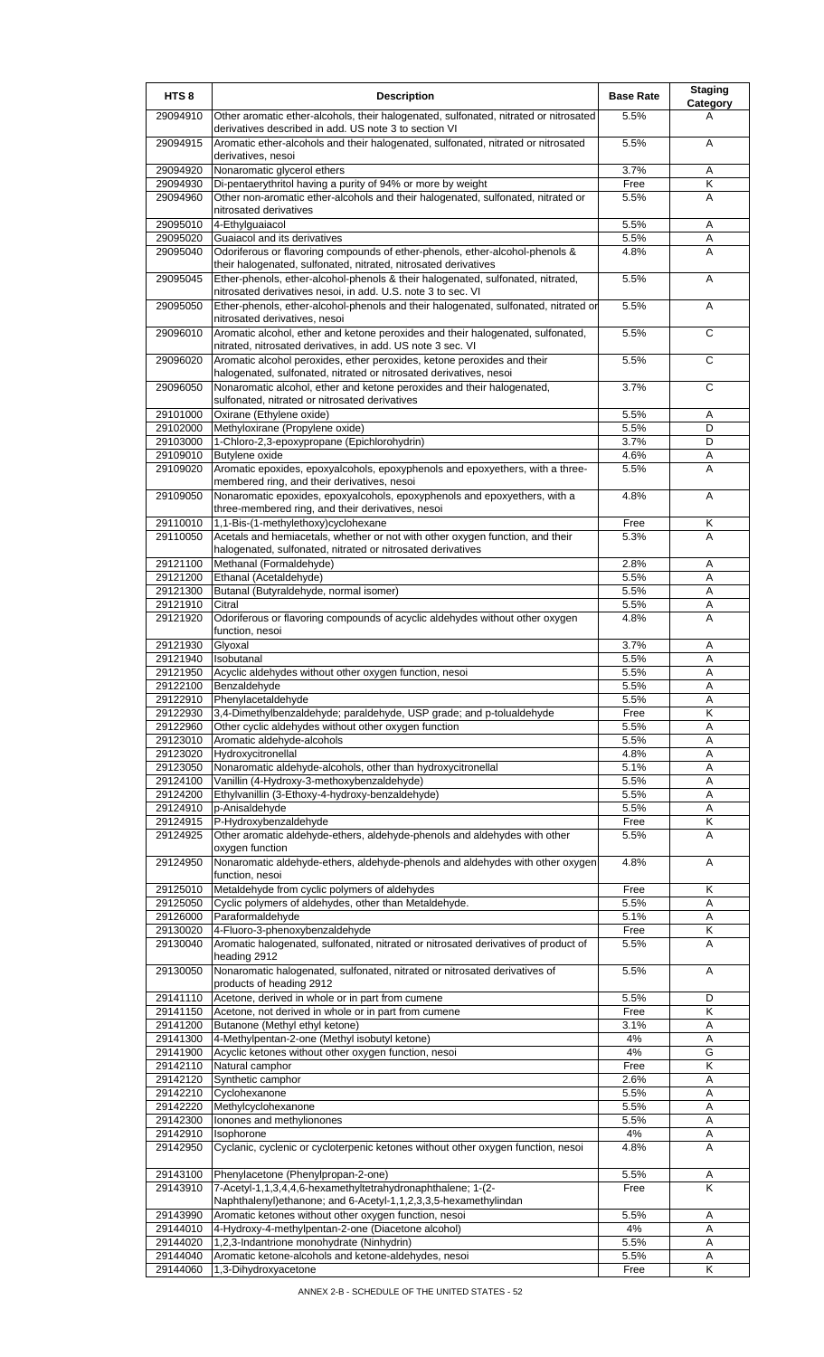| HTS 8 | Description | Base Rate | Staging Category |
|---|---|---|---|
| 29094910 | Other aromatic ether-alcohols, their halogenated, sulfonated, nitrated or nitrosated derivatives described in add. US note 3 to section VI | 5.5% | A |
| 29094915 | Aromatic ether-alcohols and their halogenated, sulfonated, nitrated or nitrosated derivatives, nesoi | 5.5% | A |
| 29094920 | Nonaromatic glycerol ethers | 3.7% | A |
| 29094930 | Di-pentaerythritol having a purity of 94% or more by weight | Free | K |
| 29094960 | Other non-aromatic ether-alcohols and their halogenated, sulfonated, nitrated or nitrosated derivatives | 5.5% | A |
| 29095010 | 4-Ethylguaiacol | 5.5% | A |
| 29095020 | Guaiacol and its derivatives | 5.5% | A |
| 29095040 | Odoriferous or flavoring compounds of ether-phenols, ether-alcohol-phenols & their halogenated, sulfonated, nitrated, nitrosated derivatives | 4.8% | A |
| 29095045 | Ether-phenols, ether-alcohol-phenols & their halogenated, sulfonated, nitrated, nitrosated derivatives nesoi, in add. U.S. note 3 to sec. VI | 5.5% | A |
| 29095050 | Ether-phenols, ether-alcohol-phenols and their halogenated, sulfonated, nitrated or nitrosated derivatives, nesoi | 5.5% | A |
| 29096010 | Aromatic alcohol, ether and ketone peroxides and their halogenated, sulfonated, nitrated, nitrosated derivatives, in add. US note 3 sec. VI | 5.5% | C |
| 29096020 | Aromatic alcohol peroxides, ether peroxides, ketone peroxides and their halogenated, sulfonated, nitrated or nitrosated derivatives, nesoi | 5.5% | C |
| 29096050 | Nonaromatic alcohol, ether and ketone peroxides and their halogenated, sulfonated, nitrated or nitrosated derivatives | 3.7% | C |
| 29101000 | Oxirane (Ethylene oxide) | 5.5% | A |
| 29102000 | Methyloxirane (Propylene oxide) | 5.5% | D |
| 29103000 | 1-Chloro-2,3-epoxypropane (Epichlorohydrin) | 3.7% | D |
| 29109010 | Butylene oxide | 4.6% | A |
| 29109020 | Aromatic epoxides, epoxyalcohols, epoxyphenols and epoxyethers, with a three-membered ring, and their derivatives, nesoi | 5.5% | A |
| 29109050 | Nonaromatic epoxides, epoxyalcohols, epoxyphenols and epoxyethers, with a three-membered ring, and their derivatives, nesoi | 4.8% | A |
| 29110010 | 1,1-Bis-(1-methylethoxy)cyclohexane | Free | K |
| 29110050 | Acetals and hemiacetals, whether or not with other oxygen function, and their halogenated, sulfonated, nitrated or nitrosated derivatives | 5.3% | A |
| 29121100 | Methanal (Formaldehyde) | 2.8% | A |
| 29121200 | Ethanal (Acetaldehyde) | 5.5% | A |
| 29121300 | Butanal (Butyraldehyde, normal isomer) | 5.5% | A |
| 29121910 | Citral | 5.5% | A |
| 29121920 | Odoriferous or flavoring compounds of acyclic aldehydes without other oxygen function, nesoi | 4.8% | A |
| 29121930 | Glyoxal | 3.7% | A |
| 29121940 | Isobutanal | 5.5% | A |
| 29121950 | Acyclic aldehydes without other oxygen function, nesoi | 5.5% | A |
| 29122100 | Benzaldehyde | 5.5% | A |
| 29122910 | Phenylacetaldehyde | 5.5% | A |
| 29122930 | 3,4-Dimethylbenzaldehyde; paraldehyde, USP grade; and p-tolualdehyde | Free | K |
| 29122960 | Other cyclic aldehydes without other oxygen function | 5.5% | A |
| 29123010 | Aromatic aldehyde-alcohols | 5.5% | A |
| 29123020 | Hydroxycitronellal | 4.8% | A |
| 29123050 | Nonaromatic aldehyde-alcohols, other than hydroxycitronellal | 5.1% | A |
| 29124100 | Vanillin (4-Hydroxy-3-methoxybenzaldehyde) | 5.5% | A |
| 29124200 | Ethylvanillin (3-Ethoxy-4-hydroxy-benzaldehyde) | 5.5% | A |
| 29124910 | p-Anisaldehyde | 5.5% | A |
| 29124915 | P-Hydroxybenzaldehyde | Free | K |
| 29124925 | Other aromatic aldehyde-ethers, aldehyde-phenols and aldehydes with other oxygen function | 5.5% | A |
| 29124950 | Nonaromatic aldehyde-ethers, aldehyde-phenols and aldehydes with other oxygen function, nesoi | 4.8% | A |
| 29125010 | Metaldehyde from cyclic polymers of aldehydes | Free | K |
| 29125050 | Cyclic polymers of aldehydes, other than Metaldehyde. | 5.5% | A |
| 29126000 | Paraformaldehyde | 5.1% | A |
| 29130020 | 4-Fluoro-3-phenoxybenzaldehyde | Free | K |
| 29130040 | Aromatic halogenated, sulfonated, nitrated or nitrosated derivatives of product of heading 2912 | 5.5% | A |
| 29130050 | Nonaromatic halogenated, sulfonated, nitrated or nitrosated derivatives of products of heading 2912 | 5.5% | A |
| 29141110 | Acetone, derived in whole or in part from cumene | 5.5% | D |
| 29141150 | Acetone, not derived in whole or in part from cumene | Free | K |
| 29141200 | Butanone (Methyl ethyl ketone) | 3.1% | A |
| 29141300 | 4-Methylpentan-2-one (Methyl isobutyl ketone) | 4% | A |
| 29141900 | Acyclic ketones without other oxygen function, nesoi | 4% | G |
| 29142110 | Natural camphor | Free | K |
| 29142120 | Synthetic camphor | 2.6% | A |
| 29142210 | Cyclohexanone | 5.5% | A |
| 29142220 | Methylcyclohexanone | 5.5% | A |
| 29142300 | Ionones and methylionones | 5.5% | A |
| 29142910 | Isophorone | 4% | A |
| 29142950 | Cyclanic, cyclenic or cycloterpenic ketones without other oxygen function, nesoi | 4.8% | A |
| 29143100 | Phenylacetone (Phenylpropan-2-one) | 5.5% | A |
| 29143910 | 7-Acetyl-1,1,3,4,4,6-hexamethyltetrahydronaphthalene; 1-(2-Naphthalenyl)ethanone; and 6-Acetyl-1,1,2,3,3,5-hexamethylindan | Free | K |
| 29143990 | Aromatic ketones without other oxygen function, nesoi | 5.5% | A |
| 29144010 | 4-Hydroxy-4-methylpentan-2-one (Diacetone alcohol) | 4% | A |
| 29144020 | 1,2,3-Indantrione monohydrate (Ninhydrin) | 5.5% | A |
| 29144040 | Aromatic ketone-alcohols and ketone-aldehydes, nesoi | 5.5% | A |
| 29144060 | 1,3-Dihydroxyacetone | Free | K |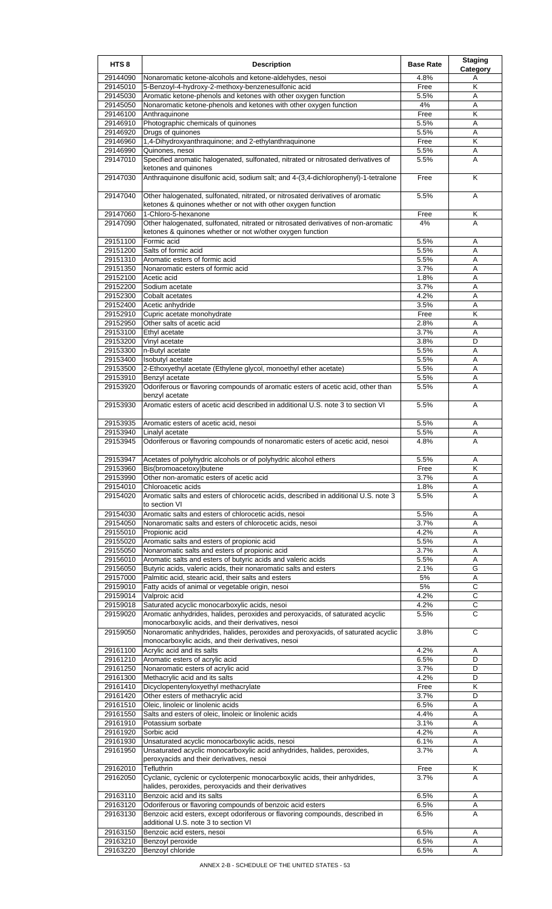| HTS 8 | Description | Base Rate | Staging Category |
|---|---|---|---|
| 29144090 | Nonaromatic ketone-alcohols and ketone-aldehydes, nesoi | 4.8% | A |
| 29145010 | 5-Benzoyl-4-hydroxy-2-methoxy-benzenesulfonic acid | Free | K |
| 29145030 | Aromatic ketone-phenols and ketones with other oxygen function | 5.5% | A |
| 29145050 | Nonaromatic ketone-phenols and ketones with other oxygen function | 4% | A |
| 29146100 | Anthraquinone | Free | K |
| 29146910 | Photographic chemicals of quinones | 5.5% | A |
| 29146920 | Drugs of quinones | 5.5% | A |
| 29146960 | 1,4-Dihydroxyanthraquinone; and 2-ethylanthraquinone | Free | K |
| 29146990 | Quinones, nesoi | 5.5% | A |
| 29147010 | Specified aromatic halogenated, sulfonated, nitrated or nitrosated derivatives of ketones and quinones | 5.5% | A |
| 29147030 | Anthraquinone disulfonic acid, sodium salt; and 4-(3,4-dichlorophenyl)-1-tetralone | Free | K |
| 29147040 | Other halogenated, sulfonated, nitrated, or nitrosated derivatives of aromatic ketones & quinones whether or not with other oxygen function | 5.5% | A |
| 29147060 | 1-Chloro-5-hexanone | Free | K |
| 29147090 | Other halogenated, sulfonated, nitrated or nitrosated derivatives of non-aromatic ketones & quinones whether or not w/other oxygen function | 4% | A |
| 29151100 | Formic acid | 5.5% | A |
| 29151200 | Salts of formic acid | 5.5% | A |
| 29151310 | Aromatic esters of formic acid | 5.5% | A |
| 29151350 | Nonaromatic esters of formic acid | 3.7% | A |
| 29152100 | Acetic acid | 1.8% | A |
| 29152200 | Sodium acetate | 3.7% | A |
| 29152300 | Cobalt acetates | 4.2% | A |
| 29152400 | Acetic anhydride | 3.5% | A |
| 29152910 | Cupric acetate monohydrate | Free | K |
| 29152950 | Other salts of acetic acid | 2.8% | A |
| 29153100 | Ethyl acetate | 3.7% | A |
| 29153200 | Vinyl acetate | 3.8% | D |
| 29153300 | n-Butyl acetate | 5.5% | A |
| 29153400 | Isobutyl acetate | 5.5% | A |
| 29153500 | 2-Ethoxyethyl acetate (Ethylene glycol, monoethyl ether acetate) | 5.5% | A |
| 29153910 | Benzyl acetate | 5.5% | A |
| 29153920 | Odoriferous or flavoring compounds of aromatic esters of acetic acid, other than benzyl acetate | 5.5% | A |
| 29153930 | Aromatic esters of acetic acid described in additional U.S. note 3 to section VI | 5.5% | A |
| 29153935 | Aromatic esters of acetic acid, nesoi | 5.5% | A |
| 29153940 | Linalyl acetate | 5.5% | A |
| 29153945 | Odoriferous or flavoring compounds of nonaromatic esters of acetic acid, nesoi | 4.8% | A |
| 29153947 | Acetates of polyhydric alcohols or of polyhydric alcohol ethers | 5.5% | A |
| 29153960 | Bis(bromoacetoxy)butene | Free | K |
| 29153990 | Other non-aromatic esters of acetic acid | 3.7% | A |
| 29154010 | Chloroacetic acids | 1.8% | A |
| 29154020 | Aromatic salts and esters of chlorocetic acids, described in additional U.S. note 3 to section VI | 5.5% | A |
| 29154030 | Aromatic salts and esters of chlorocetic acids, nesoi | 5.5% | A |
| 29154050 | Nonaromatic salts and esters of chlorocetic acids, nesoi | 3.7% | A |
| 29155010 | Propionic acid | 4.2% | A |
| 29155020 | Aromatic salts and esters of propionic acid | 5.5% | A |
| 29155050 | Nonaromatic salts and esters of propionic acid | 3.7% | A |
| 29156010 | Aromatic salts and esters of butyric acids and valeric acids | 5.5% | A |
| 29156050 | Butyric acids, valeric acids, their nonaromatic salts and esters | 2.1% | G |
| 29157000 | Palmitic acid, stearic acid, their salts and esters | 5% | A |
| 29159010 | Fatty acids of animal or vegetable origin, nesoi | 5% | C |
| 29159014 | Valproic acid | 4.2% | C |
| 29159018 | Saturated acyclic monocarboxylic acids, nesoi | 4.2% | C |
| 29159020 | Aromatic anhydrides, halides, peroxides and peroxyacids, of saturated acyclic monocarboxylic acids, and their derivatives, nesoi | 5.5% | C |
| 29159050 | Nonaromatic anhydrides, halides, peroxides and peroxyacids, of saturated acyclic monocarboxylic acids, and their derivatives, nesoi | 3.8% | C |
| 29161100 | Acrylic acid and its salts | 4.2% | A |
| 29161210 | Aromatic esters of acrylic acid | 6.5% | D |
| 29161250 | Nonaromatic esters of acrylic acid | 3.7% | D |
| 29161300 | Methacrylic acid and its salts | 4.2% | D |
| 29161410 | Dicyclopentenyloxyethyl methacrylate | Free | K |
| 29161420 | Other esters of methacrylic acid | 3.7% | D |
| 29161510 | Oleic, linoleic or linolenic acids | 6.5% | A |
| 29161550 | Salts and esters of oleic, linoleic or linolenic acids | 4.4% | A |
| 29161910 | Potassium sorbate | 3.1% | A |
| 29161920 | Sorbic acid | 4.2% | A |
| 29161930 | Unsaturated acyclic monocarboxylic acids, nesoi | 6.1% | A |
| 29161950 | Unsaturated acyclic monocarboxylic acid anhydrides, halides, peroxides, peroxyacids and their derivatives, nesoi | 3.7% | A |
| 29162010 | Tefluthrin | Free | K |
| 29162050 | Cyclanic, cyclenic or cycloterpenic monocarboxylic acids, their anhydrides, halides, peroxides, peroxyacids and their derivatives | 3.7% | A |
| 29163110 | Benzoic acid and its salts | 6.5% | A |
| 29163120 | Odoriferous or flavoring compounds of benzoic acid esters | 6.5% | A |
| 29163130 | Benzoic acid esters, except odoriferous or flavoring compounds, described in additional U.S. note 3 to section VI | 6.5% | A |
| 29163150 | Benzoic acid esters, nesoi | 6.5% | A |
| 29163210 | Benzoyl peroxide | 6.5% | A |
| 29163220 | Benzoyl chloride | 6.5% | A |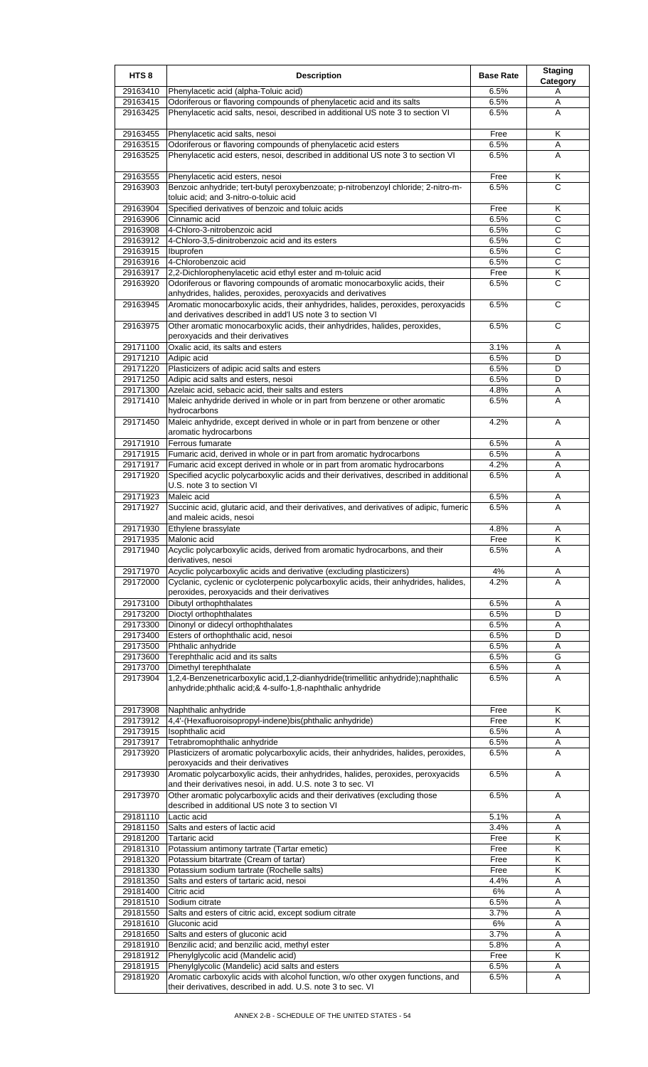| HTS 8 | Description | Base Rate | Staging Category |
|---|---|---|---|
| 29163410 | Phenylacetic acid (alpha-Toluic acid) | 6.5% | A |
| 29163415 | Odoriferous or flavoring compounds of phenylacetic acid and its salts | 6.5% | A |
| 29163425 | Phenylacetic acid salts, nesoi, described in additional US note 3 to section VI | 6.5% | A |
| 29163455 | Phenylacetic acid salts, nesoi | Free | K |
| 29163515 | Odoriferous or flavoring compounds of phenylacetic acid esters | 6.5% | A |
| 29163525 | Phenylacetic acid esters, nesoi, described in additional US note 3 to section VI | 6.5% | A |
| 29163555 | Phenylacetic acid esters, nesoi | Free | K |
| 29163903 | Benzoic anhydride; tert-butyl peroxybenzoate; p-nitrobenzoyl chloride; 2-nitro-m-toluic acid; and 3-nitro-o-toluic acid | 6.5% | C |
| 29163904 | Specified derivatives of benzoic and toluic acids | Free | K |
| 29163906 | Cinnamic acid | 6.5% | C |
| 29163908 | 4-Chloro-3-nitrobenzoic acid | 6.5% | C |
| 29163912 | 4-Chloro-3,5-dinitrobenzoic acid and its esters | 6.5% | C |
| 29163915 | Ibuprofen | 6.5% | C |
| 29163916 | 4-Chlorobenzoic acid | 6.5% | C |
| 29163917 | 2,2-Dichlorophenylacetic acid ethyl ester and m-toluic acid | Free | K |
| 29163920 | Odoriferous or flavoring compounds of aromatic monocarboxylic acids, their anhydrides, halides, peroxides, peroxyacids and derivatives | 6.5% | C |
| 29163945 | Aromatic monocarboxylic acids, their anhydrides, halides, peroxides, peroxyacids and derivatives described in add'l US note 3 to section VI | 6.5% | C |
| 29163975 | Other aromatic monocarboxylic acids, their anhydrides, halides, peroxides, peroxyacids and their derivatives | 6.5% | C |
| 29171100 | Oxalic acid, its salts and esters | 3.1% | A |
| 29171210 | Adipic acid | 6.5% | D |
| 29171220 | Plasticizers of adipic acid salts and esters | 6.5% | D |
| 29171250 | Adipic acid salts and esters, nesoi | 6.5% | D |
| 29171300 | Azelaic acid, sebacic acid, their salts and esters | 4.8% | A |
| 29171410 | Maleic anhydride derived in whole or in part from benzene or other aromatic hydrocarbons | 6.5% | A |
| 29171450 | Maleic anhydride, except derived in whole or in part from benzene or other aromatic hydrocarbons | 4.2% | A |
| 29171910 | Ferrous fumarate | 6.5% | A |
| 29171915 | Fumaric acid, derived in whole or in part from aromatic hydrocarbons | 6.5% | A |
| 29171917 | Fumaric acid except derived in whole or in part from aromatic hydrocarbons | 4.2% | A |
| 29171920 | Specified acyclic polycarboxylic acids and their derivatives, described in additional U.S. note 3 to section VI | 6.5% | A |
| 29171923 | Maleic acid | 6.5% | A |
| 29171927 | Succinic acid, glutaric acid, and their derivatives, and derivatives of adipic, fumeric and maleic acids, nesoi | 6.5% | A |
| 29171930 | Ethylene brassylate | 4.8% | A |
| 29171935 | Malonic acid | Free | K |
| 29171940 | Acyclic polycarboxylic acids, derived from aromatic hydrocarbons, and their derivatives, nesoi | 6.5% | A |
| 29171970 | Acyclic polycarboxylic acids and derivative (excluding plasticizers) | 4% | A |
| 29172000 | Cyclanic, cyclenic or cycloterpenic polycarboxylic acids, their anhydrides, halides, peroxides, peroxyacids and their derivatives | 4.2% | A |
| 29173100 | Dibutyl orthophthalates | 6.5% | A |
| 29173200 | Dioctyl orthophthalates | 6.5% | D |
| 29173300 | Dinonyl or didecyl orthophthalates | 6.5% | A |
| 29173400 | Esters of orthophthalic acid, nesoi | 6.5% | D |
| 29173500 | Phthalic anhydride | 6.5% | A |
| 29173600 | Terephthalic acid and its salts | 6.5% | G |
| 29173700 | Dimethyl terephthalate | 6.5% | A |
| 29173904 | 1,2,4-Benzenetricarboxylic acid,1,2-dianhydride(trimellitic anhydride);naphthalic anhydride;phthalic acid;& 4-sulfo-1,8-naphthalic anhydride | 6.5% | A |
| 29173908 | Naphthalic anhydride | Free | K |
| 29173912 | 4,4'-(Hexafluoroisopropyl-indene)bis(phthalic anhydride) | Free | K |
| 29173915 | Isophthalic acid | 6.5% | A |
| 29173917 | Tetrabromophthalic anhydride | 6.5% | A |
| 29173920 | Plasticizers of aromatic polycarboxylic acids, their anhydrides, halides, peroxides, peroxyacids and their derivatives | 6.5% | A |
| 29173930 | Aromatic polycarboxylic acids, their anhydrides, halides, peroxides, peroxyacids and their derivatives nesoi, in add. U.S. note 3 to sec. VI | 6.5% | A |
| 29173970 | Other aromatic polycarboxylic acids and their derivatives (excluding those described in additional US note 3 to section VI | 6.5% | A |
| 29181110 | Lactic acid | 5.1% | A |
| 29181150 | Salts and esters of lactic acid | 3.4% | A |
| 29181200 | Tartaric acid | Free | K |
| 29181310 | Potassium antimony tartrate (Tartar emetic) | Free | K |
| 29181320 | Potassium bitartrate (Cream of tartar) | Free | K |
| 29181330 | Potassium sodium tartrate (Rochelle salts) | Free | K |
| 29181350 | Salts and esters of tartaric acid, nesoi | 4.4% | A |
| 29181400 | Citric acid | 6% | A |
| 29181510 | Sodium citrate | 6.5% | A |
| 29181550 | Salts and esters of citric acid, except sodium citrate | 3.7% | A |
| 29181610 | Gluconic acid | 6% | A |
| 29181650 | Salts and esters of gluconic acid | 3.7% | A |
| 29181910 | Benzilic acid; and benzilic acid, methyl ester | 5.8% | A |
| 29181912 | Phenylglycolic acid (Mandelic acid) | Free | K |
| 29181915 | Phenylglycolic (Mandelic) acid salts and esters | 6.5% | A |
| 29181920 | Aromatic carboxylic acids with alcohol function, w/o other oxygen functions, and their derivatives, described in add. U.S. note 3 to sec. VI | 6.5% | A |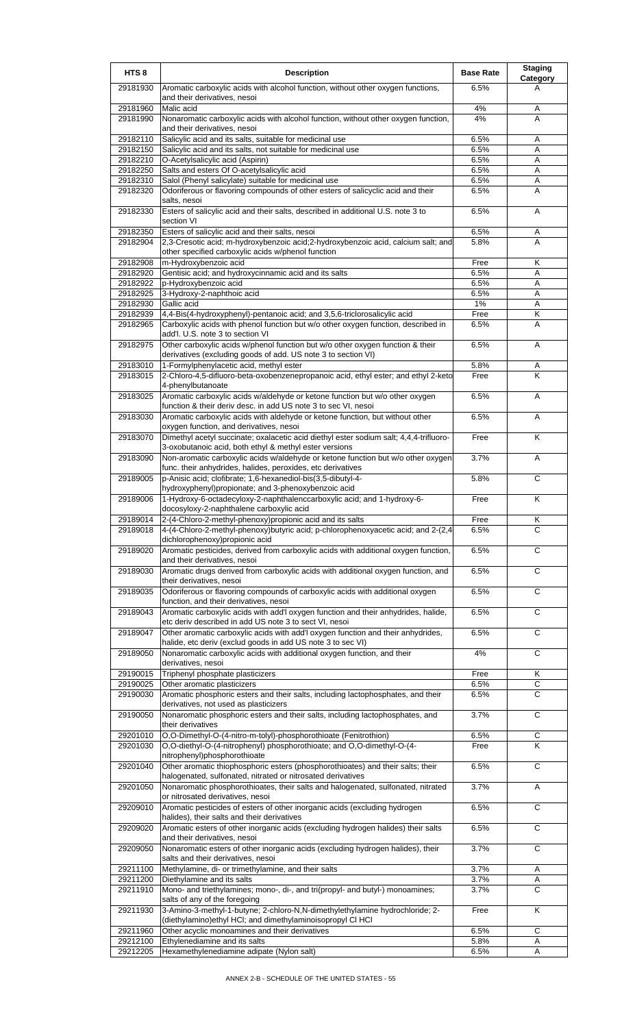| HTS 8 | Description | Base Rate | Staging Category |
|---|---|---|---|
| 29181930 | Aromatic carboxylic acids with alcohol function, without other oxygen functions, and their derivatives, nesoi | 6.5% | A |
| 29181960 | Malic acid | 4% | A |
| 29181990 | Nonaromatic carboxylic acids with alcohol function, without other oxygen function, and their derivatives, nesoi | 4% | A |
| 29182110 | Salicylic acid and its salts, suitable for medicinal use | 6.5% | A |
| 29182150 | Salicylic acid and its salts, not suitable for medicinal use | 6.5% | A |
| 29182210 | O-Acetylsalicylic acid (Aspirin) | 6.5% | A |
| 29182250 | Salts and esters Of O-acetylsalicylic acid | 6.5% | A |
| 29182310 | Salol (Phenyl salicylate) suitable for medicinal use | 6.5% | A |
| 29182320 | Odoriferous or flavoring compounds of other esters of salicylic acid and their salts, nesoi | 6.5% | A |
| 29182330 | Esters of salicylic acid and their salts, described in additional U.S. note 3 to section VI | 6.5% | A |
| 29182350 | Esters of salicylic acid and their salts, nesoi | 6.5% | A |
| 29182904 | 2,3-Cresotic acid; m-hydroxybenzoic acid;2-hydroxybenzoic acid, calcium salt; and other specified carboxylic acids w/phenol function | 5.8% | A |
| 29182908 | m-Hydroxybenzoic acid | Free | K |
| 29182920 | Gentisic acid; and hydroxycinnamic acid and its salts | 6.5% | A |
| 29182922 | p-Hydroxybenzoic acid | 6.5% | A |
| 29182925 | 3-Hydroxy-2-naphthoic acid | 6.5% | A |
| 29182930 | Gallic acid | 1% | A |
| 29182939 | 4,4-Bis(4-hydroxyphenyl)-pentanoic acid; and 3,5,6-triclorosalicylic acid | Free | K |
| 29182965 | Carboxylic acids with phenol function but w/o other oxygen function, described in add'l. U.S. note 3 to section VI | 6.5% | A |
| 29182975 | Other carboxylic acids w/phenol function but w/o other oxygen function & their derivatives (excluding goods of add. US note 3 to section VI) | 6.5% | A |
| 29183010 | 1-Formylphenylacetic acid, methyl ester | 5.8% | A |
| 29183015 | 2-Chloro-4,5-difluoro-beta-oxobenzenepropanoic acid, ethyl ester; and ethyl 2-keto 4-phenylbutanoate | Free | K |
| 29183025 | Aromatic carboxylic acids w/aldehyde or ketone function but w/o other oxygen function & their deriv desc. in add US note 3 to sec VI, nesoi | 6.5% | A |
| 29183030 | Aromatic carboxylic acids with aldehyde or ketone function, but without other oxygen function, and derivatives, nesoi | 6.5% | A |
| 29183070 | Dimethyl acetyl succinate; oxalacetic acid diethyl ester sodium salt; 4,4,4-trifluoro-3-oxobutanoic acid, both ethyl & methyl ester versions | Free | K |
| 29183090 | Non-aromatic carboxylic acids w/aldehyde or ketone function but w/o other oxygen func. their anhydrides, halides, peroxides, etc derivatives | 3.7% | A |
| 29189005 | p-Anisic acid; clofibrate; 1,6-hexanediol-bis(3,5-dibutyl-4-hydroxyphenyl)propionate; and 3-phenoxybenzoic acid | 5.8% | C |
| 29189006 | 1-Hydroxy-6-octadecyloxy-2-naphthalenccarboxylic acid; and 1-hydroxy-6-docosyloxy-2-naphthalene carboxylic acid | Free | K |
| 29189014 | 2-(4-Chloro-2-methyl-phenoxy)propionic acid and its salts | Free | K |
| 29189018 | 4-(4-Chloro-2-methyl-phenoxy)butyric acid; p-chlorophenoxyacetic acid; and 2-(2,4 dichlorophenoxy)propionic acid | 6.5% | C |
| 29189020 | Aromatic pesticides, derived from carboxylic acids with additional oxygen function, and their derivatives, nesoi | 6.5% | C |
| 29189030 | Aromatic drugs derived from carboxylic acids with additional oxygen function, and their derivatives, nesoi | 6.5% | C |
| 29189035 | Odoriferous or flavoring compounds of carboxylic acids with additional oxygen function, and their derivatives, nesoi | 6.5% | C |
| 29189043 | Aromatic carboxylic acids with add'l oxygen function and their anhydrides, halide, etc deriv described in add US note 3 to sect VI, nesoi | 6.5% | C |
| 29189047 | Other aromatic carboxylic acids with add'l oxygen function and their anhydrides, halide, etc deriv (exclud goods in add US note 3 to sec VI) | 6.5% | C |
| 29189050 | Nonaromatic carboxylic acids with additional oxygen function, and their derivatives, nesoi | 4% | C |
| 29190015 | Triphenyl phosphate plasticizers | Free | K |
| 29190025 | Other aromatic plasticizers | 6.5% | C |
| 29190030 | Aromatic phosphoric esters and their salts, including lactophosphates, and their derivatives, not used as plasticizers | 6.5% | C |
| 29190050 | Nonaromatic phosphoric esters and their salts, including lactophosphates, and their derivatives | 3.7% | C |
| 29201010 | O,O-Dimethyl-O-(4-nitro-m-tolyl)-phosphorothioate (Fenitrothion) | 6.5% | C |
| 29201030 | O,O-diethyl-O-(4-nitrophenyl) phosphorothioate; and O,O-dimethyl-O-(4-nitrophenyl)phosphorothioate | Free | K |
| 29201040 | Other aromatic thiophosphoric esters (phosphorothioates) and their salts; their halogenated, sulfonated, nitrated or nitrosated derivatives | 6.5% | C |
| 29201050 | Nonaromatic phosphorothioates, their salts and halogenated, sulfonated, nitrated or nitrosated derivatives, nesoi | 3.7% | A |
| 29209010 | Aromatic pesticides of esters of other inorganic acids (excluding hydrogen halides), their salts and their derivatives | 6.5% | C |
| 29209020 | Aromatic esters of other inorganic acids (excluding hydrogen halides) their salts and their derivatives, nesoi | 6.5% | C |
| 29209050 | Nonaromatic esters of other inorganic acids (excluding hydrogen halides), their salts and their derivatives, nesoi | 3.7% | C |
| 29211100 | Methylamine, di- or trimethylamine, and their salts | 3.7% | A |
| 29211200 | Diethylamine and its salts | 3.7% | A |
| 29211910 | Mono- and triethylamines; mono-, di-, and tri(propyl- and butyl-) monoamines; salts of any of the foregoing | 3.7% | C |
| 29211930 | 3-Amino-3-methyl-1-butyne; 2-chloro-N,N-dimethylethylamine hydrochloride; 2-(diethylamino)ethyl HCl; and dimethylaminoisopropyl Cl HCl | Free | K |
| 29211960 | Other acyclic monoamines and their derivatives | 6.5% | C |
| 29212100 | Ethylenediamine and its salts | 5.8% | A |
| 29212205 | Hexamethylenediamine adipate (Nylon salt) | 6.5% | A |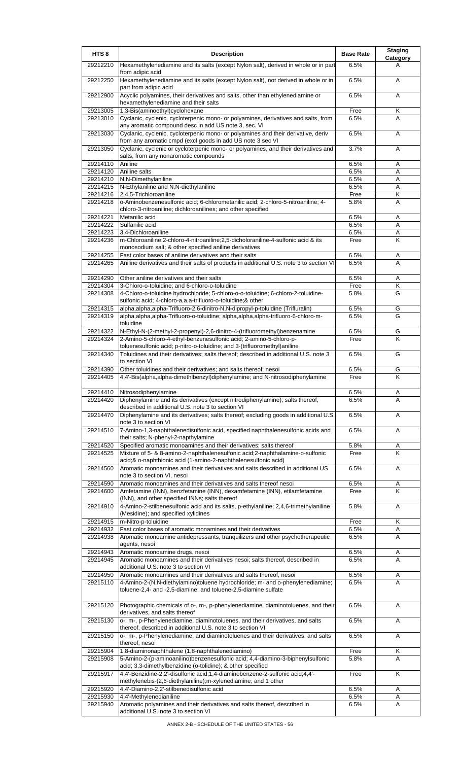| HTS 8 | Description | Base Rate | Staging Category |
|---|---|---|---|
| 29212210 | Hexamethylenediamine and its salts (except Nylon salt), derived in whole or in part from adipic acid | 6.5% | A |
| 29212250 | Hexamethylenediamine and its salts (except Nylon salt), not derived in whole or in part from adipic acid | 6.5% | A |
| 29212900 | Acyclic polyamines, their derivatives and salts, other than ethylenediamine or hexamethylenediamine and their salts | 6.5% | A |
| 29213005 | 1,3-Bis(aminoethyl)cyclohexane | Free | K |
| 29213010 | Cyclanic, cyclenic, cycloterpenic mono- or polyamines, derivatives and salts, from any aromatic compound desc in add US note 3, sec. VI | 6.5% | A |
| 29213030 | Cyclanic, cyclenic, cycloterpenic mono- or polyamines and their derivative, deriv from any aromatic cmpd (excl goods in add US note 3 sec VI | 6.5% | A |
| 29213050 | Cyclanic, cyclenic or cycloterpenic mono- or polyamines, and their derivatives and salts, from any nonaromatic compounds | 3.7% | A |
| 29214110 | Aniline | 6.5% | A |
| 29214120 | Aniline salts | 6.5% | A |
| 29214210 | N,N-Dimethylaniline | 6.5% | A |
| 29214215 | N-Ethylaniline and N,N-diethylaniline | 6.5% | A |
| 29214216 | 2,4,5-Trichloroaniline | Free | K |
| 29214218 | o-Aminobenzenesulfonic acid; 6-chlorometanilic acid; 2-chloro-5-nitroaniline; 4-chloro-3-nitroaniline; dichloroanilines; and other specified | 5.8% | A |
| 29214221 | Metanilic acid | 6.5% | A |
| 29214222 | Sulfanilic acid | 6.5% | A |
| 29214223 | 3,4-Dichloroaniline | 6.5% | A |
| 29214236 | m-Chloroaniline;2-chloro-4-nitroaniline;2,5-dicholoraniline-4-sulfonic acid & its monosodium salt; & other specified aniline derivatives | Free | K |
| 29214255 | Fast color bases of aniline derivatives and their salts | 6.5% | A |
| 29214265 | Aniline derivatives and their salts of products in additional U.S. note 3 to section VI | 6.5% | A |
| 29214290 | Other aniline derivatives and their salts | 6.5% | A |
| 29214304 | 3-Chloro-o-toluidine; and 6-chloro-o-toluidine | Free | K |
| 29214308 | 4-Chloro-o-toluidine hydrochloride; 5-chloro-o-o-toluidine; 6-chloro-2-toluidine-sulfonic acid; 4-chloro-a,a,a-trifluoro-o-toluidine;& other | 5.8% | G |
| 29214315 | alpha,alpha,alpha-Trifluoro-2,6-dinitro-N,N-dipropyl-p-toluidine (Trifluralin) | 6.5% | G |
| 29214319 | alpha,alpha,alpha-Trifluoro-o-toluidine; alpha,alpha,alpha-trifluoro-6-chloro-m-toluidine | 6.5% | G |
| 29214322 | N-Ethyl-N-(2-methyl-2-propenyl)-2,6-dinitro-4-(trifluoromethyl)benzenamine | 6.5% | G |
| 29214324 | 2-Amino-5-chloro-4-ethyl-benzenesulfonic acid; 2-amino-5-chloro-p-toluenesulfonic acid; p-nitro-o-toluidine; and 3-(trifluoromethyl)aniline | Free | K |
| 29214340 | Toluidines and their derivatives; salts thereof; described in additional U.S. note 3 to section VI | 6.5% | G |
| 29214390 | Other toluidines and their derivatives; and salts thereof, nesoi | 6.5% | G |
| 29214405 | 4,4'-Bis(alpha,alpha-dimethlbenzyl)diphenylamine; and N-nitrosodiphenylamine | Free | K |
| 29214410 | Nitrosodiphenylamine | 6.5% | A |
| 29214420 | Diphenylamine and its derivatives (except nitrodiphenylamine); salts thereof, described in additional U.S. note 3 to section VI | 6.5% | A |
| 29214470 | Diphenylamine and its derivatives; salts thereof; excluding goods in additional U.S. note 3 to section VI | 6.5% | A |
| 29214510 | 7-Amino-1,3-naphthalenedisulfonic acid, specified naphthalenesulfonic acids and their salts; N-phenyl-2-napthylamine | 6.5% | A |
| 29214520 | Specified aromatic monoamines and their derivatives; salts thereof | 5.8% | A |
| 29214525 | Mixture of 5- & 8-amino-2-naphthalenesulfonic acid;2-naphthalamine-o-sulfonic acid;& o-naphthionic acid (1-amino-2-naphthalenesulfonic acid) | Free | K |
| 29214560 | Aromatic monoamines and their derivatives and salts described in additional US note 3 to section VI, nesoi | 6.5% | A |
| 29214590 | Aromatic monoamines and their derivatives and salts thereof nesoi | 6.5% | A |
| 29214600 | Amfetamine (INN), benzfetamine (INN), dexamfetamine (INN), etilamfetamine (INN), and other specified INNs; salts thereof | Free | K |
| 29214910 | 4-Amino-2-stilbenesulfonic acid and its salts, p-ethylaniline; 2,4,6-trimethylaniline (Mesidine); and specified xylidines | 5.8% | A |
| 29214915 | m-Nitro-p-toluidine | Free | K |
| 29214932 | Fast color bases of aromatic monamines and their derivatives | 6.5% | A |
| 29214938 | Aromatic monoamine antidepressants, tranquilizers and other psychotherapeutic agents, nesoi | 6.5% | A |
| 29214943 | Aromatic monoamine drugs, nesoi | 6.5% | A |
| 29214945 | Aromatic monoamines and their derivatives nesoi; salts thereof, described in additional U.S. note 3 to section VI | 6.5% | A |
| 29214950 | Aromatic monoamines and their derivatives and salts thereof, nesoi | 6.5% | A |
| 29215110 | 4-Amino-2-(N,N-diethylamino)toluene hydrochloride; m- and o-phenylenediamine; toluene-2,4- and -2,5-diamine; and toluene-2,5-diamine sulfate | 6.5% | A |
| 29215120 | Photographic chemicals of o-, m-, p-phenylenediamine, diaminotoluenes, and their derivatives, and salts thereof | 6.5% | A |
| 29215130 | o-, m-, p-Phenylenediamine, diaminotoluenes, and their derivatives, and salts thereof, described in additional U.S. note 3 to section VI | 6.5% | A |
| 29215150 | o-, m-, p-Phenylenediamine, and diaminotoluenes and their derivatives, and salts thereof, nesoi | 6.5% | A |
| 29215904 | 1,8-diaminonaphthalene (1,8-naphthalenediamino) | Free | K |
| 29215908 | 5-Amino-2-(p-aminoanilino)benzenesulfonic acid; 4,4-diamino-3-biphenylsulfonic acid; 3,3-dimethylbenzidine (o-tolidine); & other specified | 5.8% | A |
| 29215917 | 4,4'-Benzidine-2,2'-disulfonic acid;1,4-diaminobenzene-2-sulfonic acid;4,4'-methylenebis-(2,6-diethylaniline);m-xylenediamine; and 1 other | Free | K |
| 29215920 | 4,4'-Diamino-2,2'-stilbenedisulfonic acid | 6.5% | A |
| 29215930 | 4,4'-Methylenedianiline | 6.5% | A |
| 29215940 | Aromatic polyamines and their derivatives and salts thereof, described in additional U.S. note 3 to section VI | 6.5% | A |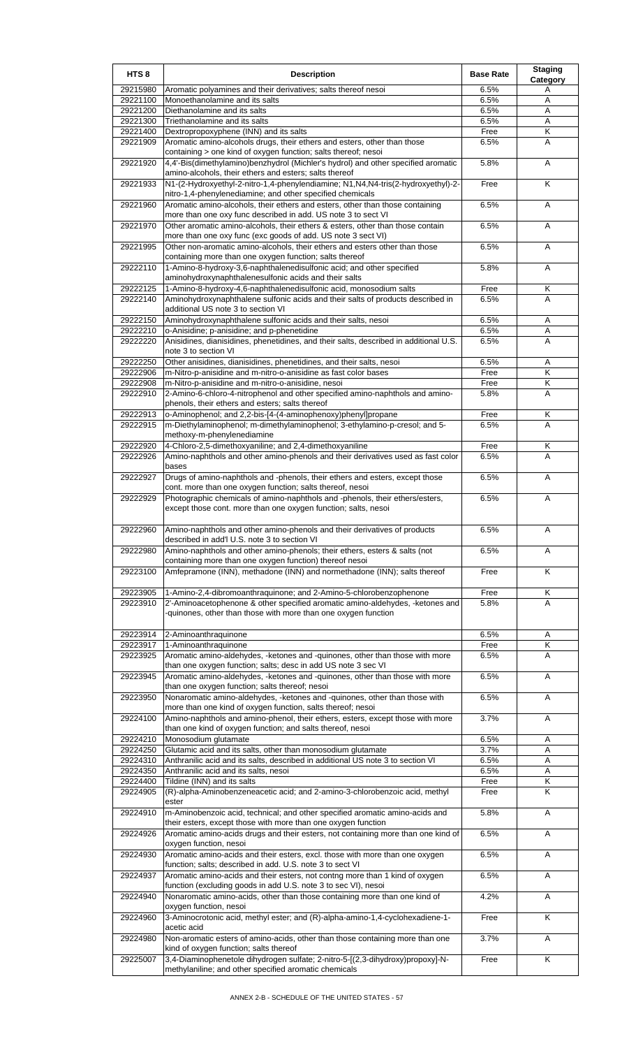| HTS 8 | Description | Base Rate | Staging Category |
|---|---|---|---|
| 29215980 | Aromatic polyamines and their derivatives; salts thereof nesoi | 6.5% | A |
| 29221100 | Monoethanolamine and its salts | 6.5% | A |
| 29221200 | Diethanolamine and its salts | 6.5% | A |
| 29221300 | Triethanolamine and its salts | 6.5% | A |
| 29221400 | Dextropropoxyphene (INN) and its salts | Free | K |
| 29221909 | Aromatic amino-alcohols drugs, their ethers and esters, other than those containing > one kind of oxygen function; salts thereof; nesoi | 6.5% | A |
| 29221920 | 4,4'-Bis(dimethylamino)benzhydrol (Michler's hydrol) and other specified aromatic amino-alcohols, their ethers and esters; salts thereof | 5.8% | A |
| 29221933 | N1-(2-Hydroxyethyl-2-nitro-1,4-phenylendiamine; N1,N4,N4-tris(2-hydroxyethyl)-2-nitro-1,4-phenylenediamine; and other specified chemicals | Free | K |
| 29221960 | Aromatic amino-alcohols, their ethers and esters, other than those containing more than one oxy func described in add. US note 3 to sect VI | 6.5% | A |
| 29221970 | Other aromatic amino-alcohols, their ethers & esters, other than those contain more than one oxy func (exc goods of add. US note 3 sect VI) | 6.5% | A |
| 29221995 | Other non-aromatic amino-alcohols, their ethers and esters other than those containing more than one oxygen function; salts thereof | 6.5% | A |
| 29222110 | 1-Amino-8-hydroxy-3,6-naphthalenedisulfonic acid; and other specified aminohydroxynaphthalenesulfonic acids and their salts | 5.8% | A |
| 29222125 | 1-Amino-8-hydroxy-4,6-naphthalenedisulfonic acid, monosodium salts | Free | K |
| 29222140 | Aminohydroxynaphthalene sulfonic acids and their salts of products described in additional US note 3 to section VI | 6.5% | A |
| 29222150 | Aminohydroxynaphthalene sulfonic acids and their salts, nesoi | 6.5% | A |
| 29222210 | o-Anisidine; p-anisidine; and p-phenetidine | 6.5% | A |
| 29222220 | Anisidines, dianisidines, phenetidines, and their salts, described in additional U.S. note 3 to section VI | 6.5% | A |
| 29222250 | Other anisidines, dianisidines, phenetidines, and their salts, nesoi | 6.5% | A |
| 29222906 | m-Nitro-p-anisidine and m-nitro-o-anisidine as fast color bases | Free | K |
| 29222908 | m-Nitro-p-anisidine and m-nitro-o-anisidine, nesoi | Free | K |
| 29222910 | 2-Amino-6-chloro-4-nitrophenol and other specified amino-naphthols and amino-phenols, their ethers and esters; salts thereof | 5.8% | A |
| 29222913 | o-Aminophenol; and 2,2-bis-[4-(4-aminophenoxy)phenyl]propane | Free | K |
| 29222915 | m-Diethylaminophenol; m-dimethylaminophenol; 3-ethylamino-p-cresol; and 5-methoxy-m-phenylenediamine | 6.5% | A |
| 29222920 | 4-Chloro-2,5-dimethoxyaniline; and 2,4-dimethoxyaniline | Free | K |
| 29222926 | Amino-naphthols and other amino-phenols and their derivatives used as fast color bases | 6.5% | A |
| 29222927 | Drugs of amino-naphthols and -phenols, their ethers and esters, except those cont. more than one oxygen function; salts thereof, nesoi | 6.5% | A |
| 29222929 | Photographic chemicals of amino-naphthols and -phenols, their ethers/esters, except those cont. more than one oxygen function; salts, nesoi | 6.5% | A |
| 29222960 | Amino-naphthols and other amino-phenols and their derivatives of products described in add'l U.S. note 3 to section VI | 6.5% | A |
| 29222980 | Amino-naphthols and other amino-phenols; their ethers, esters & salts (not containing more than one oxygen function) thereof nesoi | 6.5% | A |
| 29223100 | Amfepramone (INN), methadone (INN) and normethadone (INN); salts thereof | Free | K |
| 29223905 | 1-Amino-2,4-dibromoanthraquinone; and 2-Amino-5-chlorobenzophenone | Free | K |
| 29223910 | 2'-Aminoacetophenone & other specified aromatic amino-aldehydes, -ketones and -quinones, other than those with more than one oxygen function | 5.8% | A |
| 29223914 | 2-Aminoanthraquinone | 6.5% | A |
| 29223917 | 1-Aminoanthraquinone | Free | K |
| 29223925 | Aromatic amino-aldehydes, -ketones and -quinones, other than those with more than one oxygen function; salts; desc in add US note 3 sec VI | 6.5% | A |
| 29223945 | Aromatic amino-aldehydes, -ketones and -quinones, other than those with more than one oxygen function; salts thereof; nesoi | 6.5% | A |
| 29223950 | Nonaromatic amino-aldehydes, -ketones and -quinones, other than those with more than one kind of oxygen function, salts thereof; nesoi | 6.5% | A |
| 29224100 | Amino-naphthols and amino-phenol, their ethers, esters, except those with more than one kind of oxygen function; and salts thereof, nesoi | 3.7% | A |
| 29224210 | Monosodium glutamate | 6.5% | A |
| 29224250 | Glutamic acid and its salts, other than monosodium glutamate | 3.7% | A |
| 29224310 | Anthranilic acid and its salts, described in additional US note 3 to section VI | 6.5% | A |
| 29224350 | Anthranilic acid and its salts, nesoi | 6.5% | A |
| 29224400 | Tildine (INN) and its salts | Free | K |
| 29224905 | (R)-alpha-Aminobenzeneacetic acid; and 2-amino-3-chlorobenzoic acid, methyl ester | Free | K |
| 29224910 | m-Aminobenzoic acid, technical; and other specified aromatic amino-acids and their esters, except those with more than one oxygen function | 5.8% | A |
| 29224926 | Aromatic amino-acids drugs and their esters, not containing more than one kind of oxygen function, nesoi | 6.5% | A |
| 29224930 | Aromatic amino-acids and their esters, excl. those with more than one oxygen function; salts; described in add. U.S. note 3 to sect VI | 6.5% | A |
| 29224937 | Aromatic amino-acids and their esters, not contng more than 1 kind of oxygen function (excluding goods in add U.S. note 3 to sec VI), nesoi | 6.5% | A |
| 29224940 | Nonaromatic amino-acids, other than those containing more than one kind of oxygen function, nesoi | 4.2% | A |
| 29224960 | 3-Aminocrotonic acid, methyl ester; and (R)-alpha-amino-1,4-cyclohexadiene-1-acetic acid | Free | K |
| 29224980 | Non-aromatic esters of amino-acids, other than those containing more than one kind of oxygen function; salts thereof | 3.7% | A |
| 29225007 | 3,4-Diaminophenetole dihydrogen sulfate; 2-nitro-5-[(2,3-dihydroxy)propoxy]-N-methylaniline; and other specified aromatic chemicals | Free | K |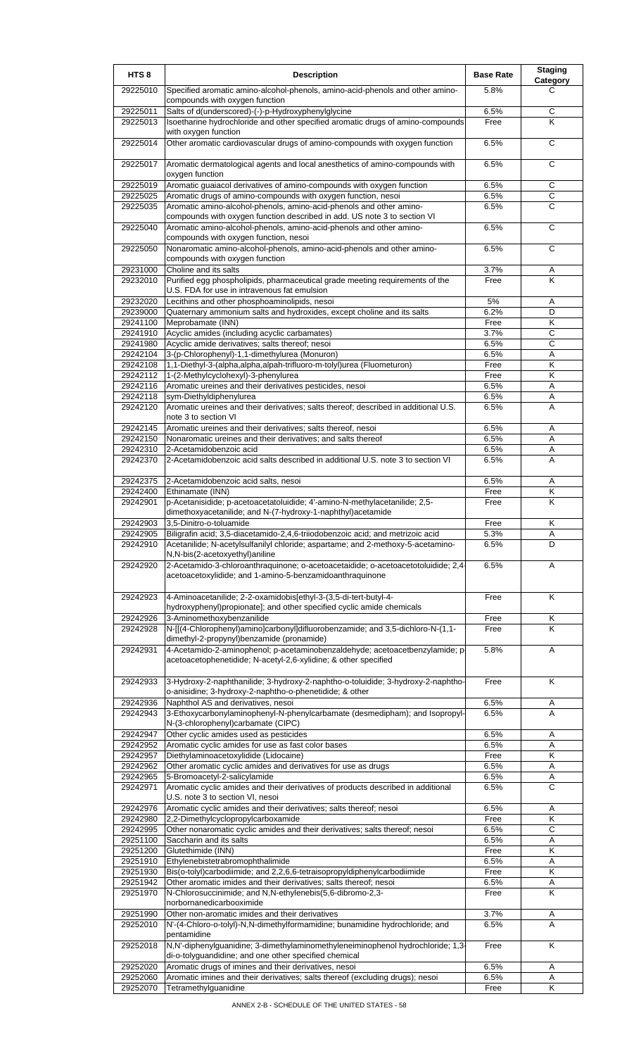| HTS 8 | Description | Base Rate | Staging Category |
|---|---|---|---|
| 29225010 | Specified aromatic amino-alcohol-phenols, amino-acid-phenols and other amino-compounds with oxygen function | 5.8% | C |
| 29225011 | Salts of d(underscored)-(-)-p-Hydroxyphenylglycine | 6.5% | C |
| 29225013 | Isoetharine hydrochloride and other specified aromatic drugs of amino-compounds with oxygen function | Free | K |
| 29225014 | Other aromatic cardiovascular drugs of amino-compounds with oxygen function | 6.5% | C |
| 29225017 | Aromatic dermatological agents and local anesthetics of amino-compounds with oxygen function | 6.5% | C |
| 29225019 | Aromatic guaiacol derivatives of amino-compounds with oxygen function | 6.5% | C |
| 29225025 | Aromatic drugs of amino-compounds with oxygen function, nesoi | 6.5% | C |
| 29225035 | Aromatic amino-alcohol-phenols, amino-acid-phenols and other amino-compounds with oxygen function described in add. US note 3 to section VI | 6.5% | C |
| 29225040 | Aromatic amino-alcohol-phenols, amino-acid-phenols and other amino-compounds with oxygen function, nesoi | 6.5% | C |
| 29225050 | Nonaromatic amino-alcohol-phenols, amino-acid-phenols and other amino-compounds with oxygen function | 6.5% | C |
| 29231000 | Choline and its salts | 3.7% | A |
| 29232010 | Purified egg phospholipids, pharmaceutical grade meeting requirements of the U.S. FDA for use in intravenous fat emulsion | Free | K |
| 29232020 | Lecithins and other phosphoaminolipids, nesoi | 5% | A |
| 29239000 | Quaternary ammonium salts and hydroxides, except choline and its salts | 6.2% | D |
| 29241100 | Meprobamate (INN) | Free | K |
| 29241910 | Acyclic amides (including acyclic carbamates) | 3.7% | C |
| 29241980 | Acyclic amide derivatives; salts thereof; nesoi | 6.5% | C |
| 29242104 | 3-(p-Chlorophenyl)-1,1-dimethylurea (Monuron) | 6.5% | A |
| 29242108 | 1,1-Diethyl-3-(alpha,alpha,alpah-trifluoro-m-tolyl)urea (Fluometuron) | Free | K |
| 29242112 | 1-(2-Methylcyclohexyl)-3-phenylurea | Free | K |
| 29242116 | Aromatic ureines and their derivatives pesticides, nesoi | 6.5% | A |
| 29242118 | sym-Diethyldiphenylurea | 6.5% | A |
| 29242120 | Aromatic ureines and their derivatives; salts thereof; described in additional U.S. note 3 to section VI | 6.5% | A |
| 29242145 | Aromatic ureines and their derivatives; salts thereof, nesoi | 6.5% | A |
| 29242150 | Nonaromatic ureines and their derivatives; and salts thereof | 6.5% | A |
| 29242310 | 2-Acetamidobenzoic acid | 6.5% | A |
| 29242370 | 2-Acetamidobenzoic acid salts described in additional U.S. note 3 to section VI | 6.5% | A |
| 29242375 | 2-Acetamidobenzoic acid salts, nesoi | 6.5% | A |
| 29242400 | Ethinamate (INN) | Free | K |
| 29242901 | p-Acetanisidide; p-acetoacetatoluidide; 4'-amino-N-methylacetanilide; 2,5-dimethoxyacetanilide; and N-(7-hydroxy-1-naphthyl)acetamide | Free | K |
| 29242903 | 3,5-Dinitro-o-toluamide | Free | K |
| 29242905 | Biligrafin acid; 3,5-diacetamido-2,4,6-triiodobenzoic acid; and metrizoic acid | 5.3% | A |
| 29242910 | Acetanilide; N-acetylsulfanilyl chloride; aspartame; and 2-methoxy-5-acetamino-N,N-bis(2-acetoxyethyl)aniline | 6.5% | D |
| 29242920 | 2-Acetamido-3-chloroanthraquinone; o-acetoacetaidide; o-acetoacetotoluidide; 2,4-acetoacetoxylidide; and 1-amino-5-benzamidoanthraquinone | 6.5% | A |
| 29242923 | 4-Aminoacetanilide; 2-2-oxamidobis[ethyl-3-(3,5-di-tert-butyl-4-hydroxyphenyl)propionate]; and other specified cyclic amide chemicals | Free | K |
| 29242926 | 3-Aminomethoxybenzanilide | Free | K |
| 29242928 | N-[[(4-Chlorophenyl)amino]carbonyl]difluorobenzamide; and 3,5-dichloro-N-(1,1-dimethyl-2-propynyl)benzamide (pronamide) | Free | K |
| 29242931 | 4-Acetamido-2-aminophenol; p-acetaminobenzaldehyde; acetoacetbenzylamide; p-acetoacetophenetidide; N-acetyl-2,6-xylidine; & other specified | 5.8% | A |
| 29242933 | 3-Hydroxy-2-naphthanilide; 3-hydroxy-2-naphtho-o-toluidide; 3-hydroxy-2-naphtho-o-anisidine; 3-hydroxy-2-naphtho-o-phenetidide; & other | Free | K |
| 29242936 | Naphthol AS and derivatives, nesoi | 6.5% | A |
| 29242943 | 3-Ethoxycarbonylaminophenyl-N-phenylcarbamate (desmedipham); and Isopropyl-N-(3-chlorophenyl)carbamate (CIPC) | 6.5% | A |
| 29242947 | Other cyclic amides used as pesticides | 6.5% | A |
| 29242952 | Aromatic cyclic amides for use as fast color bases | 6.5% | A |
| 29242957 | Diethylaminoacetoxylidide (Lidocaine) | Free | K |
| 29242962 | Other aromatic cyclic amides and derivatives for use as drugs | 6.5% | A |
| 29242965 | 5-Bromoacetyl-2-salicylamide | 6.5% | A |
| 29242971 | Aromatic cyclic amides and their derivatives of products described in additional U.S. note 3 to section VI, nesoi | 6.5% | C |
| 29242976 | Aromatic cyclic amides and their derivatives; salts thereof; nesoi | 6.5% | A |
| 29242980 | 2,2-Dimethylcyclopropylcarboxamide | Free | K |
| 29242995 | Other nonaromatic cyclic amides and their derivatives; salts thereof; nesoi | 6.5% | C |
| 29251100 | Saccharin and its salts | 6.5% | A |
| 29251200 | Glutethimide (INN) | Free | K |
| 29251910 | Ethylenebistetrabromophthalimide | 6.5% | A |
| 29251930 | Bis(o-tolyl)carbodiimide; and 2,2,6,6-tetraisopropyldiphenylcarbodiimide | Free | K |
| 29251942 | Other aromatic imides and their derivatives; salts thereof; nesoi | 6.5% | A |
| 29251970 | N-Chlorosuccinimide; and N,N-ethylenebis(5,6-dibromo-2,3-norbornanedicarbooximide | Free | K |
| 29251990 | Other non-aromatic imides and their derivatives | 3.7% | A |
| 29252010 | N'-(4-Chloro-o-tolyl)-N,N-dimethylformamidine; bunamidine hydrochloride; and pentamidine | 6.5% | A |
| 29252018 | N,N'-diphenylguanidine; 3-dimethylaminomethyleneiminophenol hydrochloride; 1,3-di-o-tolyguandidine; and one other specified chemical | Free | K |
| 29252020 | Aromatic drugs of imines and their derivatives, nesoi | 6.5% | A |
| 29252060 | Aromatic imines and their derivatives; salts thereof (excluding drugs); nesoi | 6.5% | A |
| 29252070 | Tetramethylguanidine | Free | K |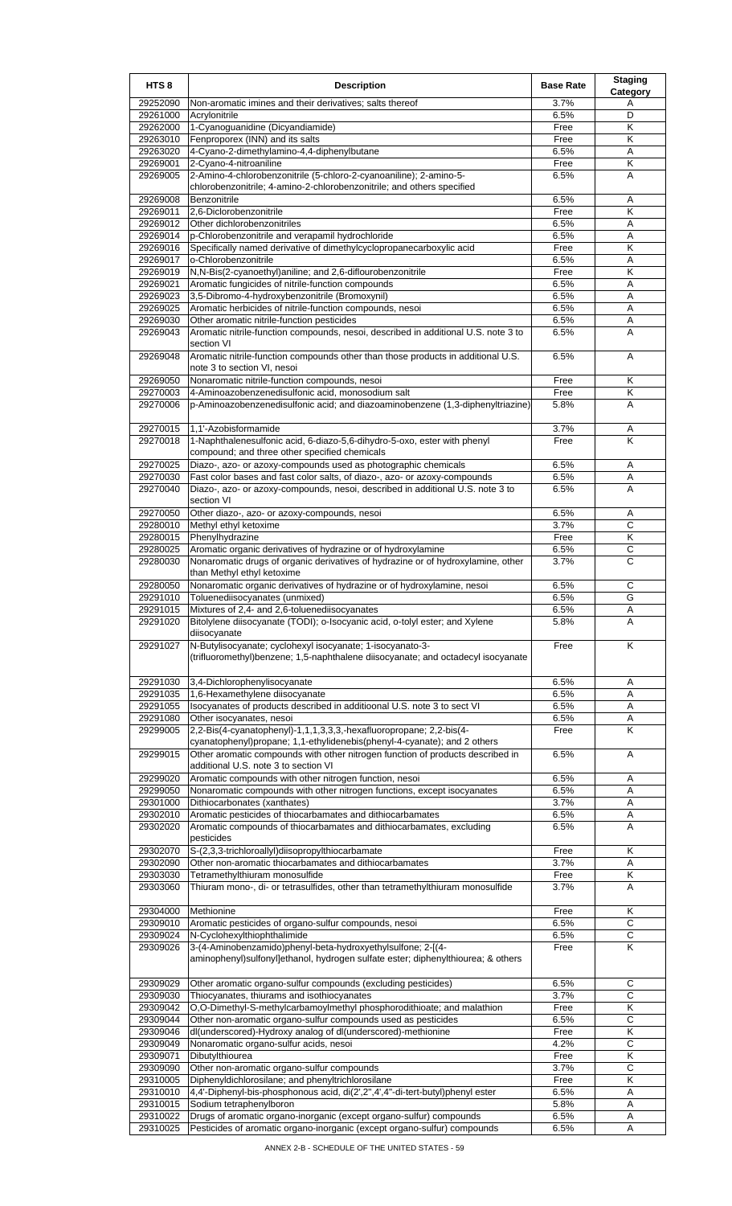| HTS 8 | Description | Base Rate | Staging Category |
|---|---|---|---|
| 29252090 | Non-aromatic imines and their derivatives; salts thereof | 3.7% | A |
| 29261000 | Acrylonitrile | 6.5% | D |
| 29262000 | 1-Cyanoguanidine (Dicyandiamide) | Free | K |
| 29263010 | Fenproporex (INN) and its salts | Free | K |
| 29263020 | 4-Cyano-2-dimethylamino-4,4-diphenylbutane | 6.5% | A |
| 29269001 | 2-Cyano-4-nitroaniline | Free | K |
| 29269005 | 2-Amino-4-chlorobenzonitrile (5-chloro-2-cyanoaniline); 2-amino-5-chlorobenzonitrile; 4-amino-2-chlorobenzonitrile; and others specified | 6.5% | A |
| 29269008 | Benzonitrile | 6.5% | A |
| 29269011 | 2,6-Diclorobenzonitrile | Free | K |
| 29269012 | Other dichlorobenzonitriles | 6.5% | A |
| 29269014 | p-Chlorobenzonitrile and verapamil hydrochloride | 6.5% | A |
| 29269016 | Specifically named derivative of dimethylcyclopropanecarboxylic acid | Free | K |
| 29269017 | o-Chlorobenzonitrile | 6.5% | A |
| 29269019 | N,N-Bis(2-cyanoethyl)aniline; and 2,6-diflourobenzonitrile | Free | K |
| 29269021 | Aromatic fungicides of nitrile-function compounds | 6.5% | A |
| 29269023 | 3,5-Dibromo-4-hydroxybenzonitrile (Bromoxynil) | 6.5% | A |
| 29269025 | Aromatic herbicides of nitrile-function compounds, nesoi | 6.5% | A |
| 29269030 | Other aromatic nitrile-function pesticides | 6.5% | A |
| 29269043 | Aromatic nitrile-function compounds, nesoi, described in additional U.S. note 3 to section VI | 6.5% | A |
| 29269048 | Aromatic nitrile-function compounds other than those products in additional U.S. note 3 to section VI, nesoi | 6.5% | A |
| 29269050 | Nonaromatic nitrile-function compounds, nesoi | Free | K |
| 29270003 | 4-Aminoazobenzenedisulfonic acid, monosodium salt | Free | K |
| 29270006 | p-Aminoazobenzenedisulfonic acid; and diazoaminobenzene (1,3-diphenyltriazine) | 5.8% | A |
| 29270015 | 1,1'-Azobisformamide | 3.7% | A |
| 29270018 | 1-Naphthalenesulfonic acid, 6-diazo-5,6-dihydro-5-oxo, ester with phenyl compound; and three other specified chemicals | Free | K |
| 29270025 | Diazo-, azo- or azoxy-compounds used as photographic chemicals | 6.5% | A |
| 29270030 | Fast color bases and fast color salts, of diazo-, azo- or azoxy-compounds | 6.5% | A |
| 29270040 | Diazo-, azo- or azoxy-compounds, nesoi, described in additional U.S. note 3 to section VI | 6.5% | A |
| 29270050 | Other diazo-, azo- or azoxy-compounds, nesoi | 6.5% | A |
| 29280010 | Methyl ethyl ketoxime | 3.7% | C |
| 29280015 | Phenylhydrazine | Free | K |
| 29280025 | Aromatic organic derivatives of hydrazine or of hydroxylamine | 6.5% | C |
| 29280030 | Nonaromatic drugs of organic derivatives of hydrazine or of hydroxylamine, other than Methyl ethyl ketoxime | 3.7% | C |
| 29280050 | Nonaromatic organic derivatives of hydrazine or of hydroxylamine, nesoi | 6.5% | C |
| 29291010 | Toluenediisocyanates (unmixed) | 6.5% | G |
| 29291015 | Mixtures of 2,4- and 2,6-toluenediisocyanates | 6.5% | A |
| 29291020 | Bitolylene diisocyanate (TODI); o-Isocyanic acid, o-tolyl ester; and Xylene diisocyanate | 5.8% | A |
| 29291027 | N-Butylisocyanate; cyclohexyl isocyanate; 1-isocyanato-3-(trifluoromethyl)benzene; 1,5-naphthalene diisocyanate; and octadecyl isocyanate | Free | K |
| 29291030 | 3,4-Dichlorophenylisocyanate | 6.5% | A |
| 29291035 | 1,6-Hexamethylene diisocyanate | 6.5% | A |
| 29291055 | Isocyanates of products described in additioonal U.S. note 3 to sect VI | 6.5% | A |
| 29291080 | Other isocyanates, nesoi | 6.5% | A |
| 29299005 | 2,2-Bis(4-cyanatophenyl)-1,1,1,3,3,3,-hexafluoropropane; 2,2-bis(4-cyanatophenyl)propane; 1,1-ethylidenebis(phenyl-4-cyanate); and 2 others | Free | K |
| 29299015 | Other aromatic compounds with other nitrogen function of products described in additional U.S. note 3 to section VI | 6.5% | A |
| 29299020 | Aromatic compounds with other nitrogen function, nesoi | 6.5% | A |
| 29299050 | Nonaromatic compounds with other nitrogen functions, except isocyanates | 6.5% | A |
| 29301000 | Dithiocarbonates (xanthates) | 3.7% | A |
| 29302010 | Aromatic pesticides of thiocarbamates and dithiocarbamates | 6.5% | A |
| 29302020 | Aromatic compounds of thiocarbamates and dithiocarbamates, excluding pesticides | 6.5% | A |
| 29302070 | S-(2,3,3-trichloroallyl)diisopropylthiocarbamate | Free | K |
| 29302090 | Other non-aromatic thiocarbamates and dithiocarbamates | 3.7% | A |
| 29303030 | Tetramethylthiuram monosulfide | Free | K |
| 29303060 | Thiuram mono-, di- or tetrasulfides, other than tetramethylthiuram monosulfide | 3.7% | A |
| 29304000 | Methionine | Free | K |
| 29309010 | Aromatic pesticides of organo-sulfur compounds, nesoi | 6.5% | C |
| 29309024 | N-Cyclohexylthiophthalimide | 6.5% | C |
| 29309026 | 3-(4-Aminobenzamido)phenyl-beta-hydroxyethylsulfone; 2-[(4-aminophenyl)sulfonyl]ethanol, hydrogen sulfate ester; diphenylthiourea; & others | Free | K |
| 29309029 | Other aromatic organo-sulfur compounds (excluding pesticides) | 6.5% | C |
| 29309030 | Thiocyanates, thiurams and isothiocyanates | 3.7% | C |
| 29309042 | O,O-Dimethyl-S-methylcarbamoylmethyl phosphorodithioate; and malathion | Free | K |
| 29309044 | Other non-aromatic organo-sulfur compounds used as pesticides | 6.5% | C |
| 29309046 | dl(underscored)-Hydroxy analog of dl(underscored)-methionine | Free | K |
| 29309049 | Nonaromatic organo-sulfur acids, nesoi | 4.2% | C |
| 29309071 | Dibutylthiourea | Free | K |
| 29309090 | Other non-aromatic organo-sulfur compounds | 3.7% | C |
| 29310005 | Diphenyldichlorosilane; and phenyltrichlorosilane | Free | K |
| 29310010 | 4,4'-Diphenyl-bis-phosphonous acid, di(2',2",4',4"-di-tert-butyl)phenyl ester | 6.5% | A |
| 29310015 | Sodium tetraphenylboron | 5.8% | A |
| 29310022 | Drugs of aromatic organo-inorganic (except organo-sulfur) compounds | 6.5% | A |
| 29310025 | Pesticides of aromatic organo-inorganic (except organo-sulfur) compounds | 6.5% | A |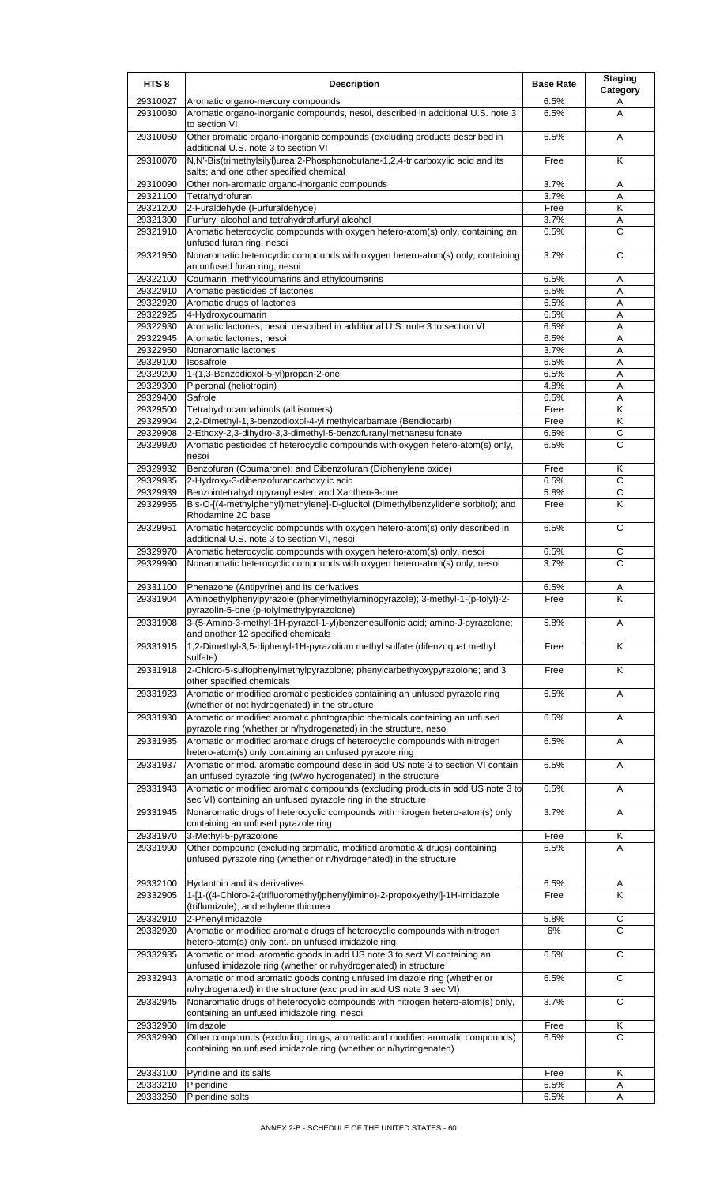| HTS 8 | Description | Base Rate | Staging Category |
|---|---|---|---|
| 29310027 | Aromatic organo-mercury compounds | 6.5% | A |
| 29310030 | Aromatic organo-inorganic compounds, nesoi, described in additional U.S. note 3 to section VI | 6.5% | A |
| 29310060 | Other aromatic organo-inorganic compounds (excluding products described in additional U.S. note 3 to section VI | 6.5% | A |
| 29310070 | N,N'-Bis(trimethylsilyl)urea;2-Phosphonobutane-1,2,4-tricarboxylic acid and its salts; and one other specified chemical | Free | K |
| 29310090 | Other non-aromatic organo-inorganic compounds | 3.7% | A |
| 29321100 | Tetrahydrofuran | 3.7% | A |
| 29321200 | 2-Furaldehyde (Furfuraldehyde) | Free | K |
| 29321300 | Furfuryl alcohol and tetrahydrofurfuryl alcohol | 3.7% | A |
| 29321910 | Aromatic heterocyclic compounds with oxygen hetero-atom(s) only, containing an unfused furan ring, nesoi | 6.5% | C |
| 29321950 | Nonaromatic heterocyclic compounds with oxygen hetero-atom(s) only, containing an unfused furan ring, nesoi | 3.7% | C |
| 29322100 | Coumarin, methylcoumarins and ethylcoumarins | 6.5% | A |
| 29322910 | Aromatic pesticides of lactones | 6.5% | A |
| 29322920 | Aromatic drugs of lactones | 6.5% | A |
| 29322925 | 4-Hydroxycoumarin | 6.5% | A |
| 29322930 | Aromatic lactones, nesoi, described in additional U.S. note 3 to section VI | 6.5% | A |
| 29322945 | Aromatic lactones, nesoi | 6.5% | A |
| 29322950 | Nonaromatic lactones | 3.7% | A |
| 29329100 | Isosafrole | 6.5% | A |
| 29329200 | 1-(1,3-Benzodioxol-5-yl)propan-2-one | 6.5% | A |
| 29329300 | Piperonal (heliotropin) | 4.8% | A |
| 29329400 | Safrole | 6.5% | A |
| 29329500 | Tetrahydrocannabinols (all isomers) | Free | K |
| 29329904 | 2,2-Dimethyl-1,3-benzodioxol-4-yl methylcarbamate (Bendiocarb) | Free | K |
| 29329908 | 2-Ethoxy-2,3-dihydro-3,3-dimethyl-5-benzofuranylmethanesulfonate | 6.5% | C |
| 29329920 | Aromatic pesticides of heterocyclic compounds with oxygen hetero-atom(s) only, nesoi | 6.5% | C |
| 29329932 | Benzofuran (Coumarone); and Dibenzofuran (Diphenylene oxide) | Free | K |
| 29329935 | 2-Hydroxy-3-dibenzofurancarboxylic acid | 6.5% | C |
| 29329939 | Benzointetrahydropyranyl ester; and Xanthen-9-one | 5.8% | C |
| 29329955 | Bis-O-[(4-methylphenyl)methylene]-D-glucitol (Dimethylbenzylidene sorbitol); and Rhodamine 2C base | Free | K |
| 29329961 | Aromatic heterocyclic compounds with oxygen hetero-atom(s) only described in additional U.S. note 3 to section VI, nesoi | 6.5% | C |
| 29329970 | Aromatic heterocyclic compounds with oxygen hetero-atom(s) only, nesoi | 6.5% | C |
| 29329990 | Nonaromatic heterocyclic compounds with oxygen hetero-atom(s) only, nesoi | 3.7% | C |
| 29331100 | Phenazone (Antipyrine) and its derivatives | 6.5% | A |
| 29331904 | Aminoethylphenylpyrazole (phenylmethylaminopyrazole); 3-methyl-1-(p-tolyl)-2-pyrazolin-5-one (p-tolylmethylpyrazolone) | Free | K |
| 29331908 | 3-(5-Amino-3-methyl-1H-pyrazol-1-yl)benzenesulfonic acid; amino-J-pyrazolone; and another 12 specified chemicals | 5.8% | A |
| 29331915 | 1,2-Dimethyl-3,5-diphenyl-1H-pyrazolium methyl sulfate (difenzoquat methyl sulfate) | Free | K |
| 29331918 | 2-Chloro-5-sulfophenylmethylpyrazolone; phenylcarbethyoxypyrazolone; and 3 other specified chemicals | Free | K |
| 29331923 | Aromatic or modified aromatic pesticides containing an unfused pyrazole ring (whether or not hydrogenated) in the structure | 6.5% | A |
| 29331930 | Aromatic or modified aromatic photographic chemicals containing an unfused pyrazole ring (whether or n/hydrogenated) in the structure, nesoi | 6.5% | A |
| 29331935 | Aromatic or modified aromatic drugs of heterocyclic compounds with nitrogen hetero-atom(s) only containing an unfused pyrazole ring | 6.5% | A |
| 29331937 | Aromatic or mod. aromatic compound desc in add US note 3 to section VI contain an unfused pyrazole ring (w/wo hydrogenated) in the structure | 6.5% | A |
| 29331943 | Aromatic or modified aromatic compounds (excluding products in add US note 3 to sec VI) containing an unfused pyrazole ring in the structure | 6.5% | A |
| 29331945 | Nonaromatic drugs of heterocyclic compounds with nitrogen hetero-atom(s) only containing an unfused pyrazole ring | 3.7% | A |
| 29331970 | 3-Methyl-5-pyrazolone | Free | K |
| 29331990 | Other compound (excluding aromatic, modified aromatic & drugs) containing unfused pyrazole ring (whether or n/hydrogenated) in the structure | 6.5% | A |
| 29332100 | Hydantoin and its derivatives | 6.5% | A |
| 29332905 | 1-[1-((4-Chloro-2-(trifluoromethyl)phenyl)imino)-2-propoxyethyl]-1H-imidazole (triflumizole); and ethylene thiourea | Free | K |
| 29332910 | 2-Phenylimidazole | 5.8% | C |
| 29332920 | Aromatic or modified aromatic drugs of heterocyclic compounds with nitrogen hetero-atom(s) only cont. an unfused imidazole ring | 6% | C |
| 29332935 | Aromatic or mod. aromatic goods in add US note 3 to sect VI containing an unfused imidazole ring (whether or n/hydrogenated) in structure | 6.5% | C |
| 29332943 | Aromatic or mod aromatic goods contng unfused imidazole ring (whether or n/hydrogenated) in the structure (exc prod in add US note 3 sec VI) | 6.5% | C |
| 29332945 | Nonaromatic drugs of heterocyclic compounds with nitrogen hetero-atom(s) only, containing an unfused imidazole ring, nesoi | 3.7% | C |
| 29332960 | Imidazole | Free | K |
| 29332990 | Other compounds (excluding drugs, aromatic and modified aromatic compounds) containing an unfused imidazole ring (whether or n/hydrogenated) | 6.5% | C |
| 29333100 | Pyridine and its salts | Free | K |
| 29333210 | Piperidine | 6.5% | A |
| 29333250 | Piperidine salts | 6.5% | A |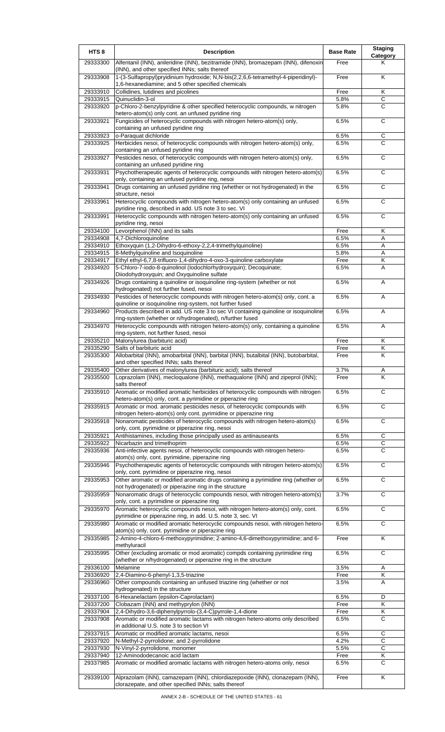| HTS 8 | Description | Base Rate | Staging Category |
|---|---|---|---|
| 29333300 | Alfentanil (INN), anileridine (INN), bezitramide (INN), bromazepam (INN), difenoxin (INN), and other specified INNs; salts thereof | Free | K |
| 29333908 | 1-(3-Sulfapropyl)pryidinium hydroxide; N,N-bis(2,2,6,6-tetramethyl-4-piperidinyl)-1,6-hexanediamine; and 5 other specified chemicals | Free | K |
| 29333910 | Collidines, lutidines and picolines | Free | K |
| 29333915 | Quinuclidin-3-ol | 5.8% | C |
| 29333920 | p-Chloro-2-benzylpyridine & other specified heterocyclic compounds, w nitrogen hetero-atom(s) only cont. an unfused pyridine ring | 5.8% | C |
| 29333921 | Fungicides of heterocyclic compounds with nitrogen hetero-atom(s) only, containing an unfused pyridine ring | 6.5% | C |
| 29333923 | o-Paraquat dichloride | 6.5% | C |
| 29333925 | Herbicides nesoi, of heterocyclic compounds with nitrogen hetero-atom(s) only, containing an unfused pyridine ring | 6.5% | C |
| 29333927 | Pesticides nesoi, of heterocyclic compounds with nitrogen hetero-atom(s) only, containing an unfused pyridine ring | 6.5% | C |
| 29333931 | Psychotherapeutic agents of heterocyclic compounds with nitrogen hetero-atom(s) only, containing an unfused pyridine ring, nesoi | 6.5% | C |
| 29333941 | Drugs containing an unfused pyridine ring (whether or not hydrogenated) in the structure, nesoi | 6.5% | C |
| 29333961 | Heterocyclic compounds with nitrogen hetero-atom(s) only containing an unfused pyridine ring, described in add. US note 3 to sec. VI | 6.5% | C |
| 29333991 | Heterocyclic compounds with nitrogen hetero-atom(s) only containing an unfused pyridine ring, nesoi | 6.5% | C |
| 29334100 | Levorphenol (INN) and its salts | Free | K |
| 29334908 | 4,7-Dichloroquinoline | 6.5% | A |
| 29334910 | Ethoxyquin (1,2-Dihydro-6-ethoxy-2,2,4-trimethylquinoline) | 6.5% | A |
| 29334915 | 8-Methylquinoline and Isoquinoline | 5.8% | A |
| 29334917 | Ethyl ethyl-6,7,8-trifluoro-1,4-dihydro-4-oxo-3-quinoline carboxylate | Free | K |
| 29334920 | 5-Chloro-7-iodo-8-quinolinol (Iodochlorhydroxyquin); Decoquinate; Diiodohydroxyquin; and Oxyquinoline sulfate | 6.5% | A |
| 29334926 | Drugs containing a quinoline or isoquinoline ring-system (whether or not hydrogenated) not further fused, nesoi | 6.5% | A |
| 29334930 | Pesticides of heterocyclic compounds with nitrogen hetero-atom(s) only, cont. a quinoline or isoquinoline ring-system, not further fused | 6.5% | A |
| 29334960 | Products described in add. US note 3 to sec VI containing quinoline or isoquinoline ring-system (whether or n/hydrogenated), n/further fused | 6.5% | A |
| 29334970 | Heterocyclic compounds with nitrogen hetero-atom(s) only, containing a quinoline ring-system, not further fused, nesoi | 6.5% | A |
| 29335210 | Malonylurea (barbituric acid) | Free | K |
| 29335290 | Salts of barbituric acid | Free | K |
| 29335300 | Allobarbital (INN), amobarbital (INN), barbital (INN), butalbital (INN), butobarbital, and other specified INNs; salts thereof | Free | K |
| 29335400 | Other derivatives of malonylurea (barbituric acid); salts thereof | 3.7% | A |
| 29335500 | Loprazolam (INN), mecloqualone (INN), methaqualone (INN) and zipeprol (INN); salts thereof | Free | K |
| 29335910 | Aromatic or modified aromatic herbicides of heterocyclic compounds with nitrogen hetero-atom(s) only, cont. a pyrimidine or piperazine ring | 6.5% | C |
| 29335915 | Aromatic or mod. aromatic pesticides nesoi, of heterocyclic compounds with nitrogen hetero-atom(s) only cont. pyrimidine or piperazine ring | 6.5% | C |
| 29335918 | Nonaromatic pesticides of heterocyclic compounds with nitrogen hetero-atom(s) only, cont. pyrimidine or piperazine ring, nesoi | 6.5% | C |
| 29335921 | Antihistamines, including those principally used as antinauseants | 6.5% | C |
| 29335922 | Nicarbazin and trimethoprim | 6.5% | C |
| 29335936 | Anti-infective agents nesoi, of heterocyclic compounds with nitrogen hetero-atom(s) only, cont. pyrimidine, piperazine ring | 6.5% | C |
| 29335946 | Psychotherapeutic agents of heterocyclic compounds with nitrogen hetero-atom(s) only, cont. pyrimidine or piperazine ring, nesoi | 6.5% | C |
| 29335953 | Other aromatic or modified aromatic drugs containing a pyrimidine ring (whether or not hydrogenated) or piperazine ring in the structure | 6.5% | C |
| 29335959 | Nonaromatic drugs of heterocyclic compounds nesoi, with nitrogen hetero-atom(s) only, cont. a pyrimidine or piperazine ring | 3.7% | C |
| 29335970 | Aromatic heterocyclic compounds nesoi, with nitrogen hetero-atom(s) only, cont. pyrimidine or piperazine ring, in add. U.S. note 3, sec. VI | 6.5% | C |
| 29335980 | Aromatic or modified aromatic heterocyclic compounds nesoi, with nitrogen hetero-atom(s) only, cont. pyrimidine or piperazine ring | 6.5% | C |
| 29335985 | 2-Amino-4-chloro-6-methoxypyrimidine; 2-amino-4,6-dimethoxypyrimidine; and 6-methyluracil | Free | K |
| 29335995 | Other (excluding aromatic or mod aromatic) compds containing pyrimidine ring (whether or n/hydrogenated) or piperazine ring in the structure | 6.5% | C |
| 29336100 | Melamine | 3.5% | A |
| 29336920 | 2,4-Diamino-6-phenyl-1,3,5-triazine | Free | K |
| 29336960 | Other compounds containing an unfused triazine ring (whether or not hydrogenated) in the structure | 3.5% | A |
| 29337100 | 6-Hexanelactam (epsilon-Caprolactam) | 6.5% | D |
| 29337200 | Clobazam (INN) and methyprylon (INN) | Free | K |
| 29337904 | 2,4-Dihydro-3,6-diphenylpyrrolo-(3,4-C)pyrrole-1,4-dione | Free | K |
| 29337908 | Aromatic or modified aromatic lactams with nitrogen hetero-atoms only described in additional U.S. note 3 to section VI | 6.5% | C |
| 29337915 | Aromatic or modified aromatic lactams, nesoi | 6.5% | C |
| 29337920 | N-Methyl-2-pyrrolidone; and 2-pyrrolidone | 4.2% | C |
| 29337930 | N-Vinyl-2-pyrrolidone, monomer | 5.5% | C |
| 29337940 | 12-Aminododecanoic acid lactam | Free | K |
| 29337985 | Aromatic or modified aromatic lactams with nitrogen hetero-atoms only, nesoi | 6.5% | C |
| 29339100 | Alprazolam (INN), camazepam (INN), chlordiazepoxide (INN), clonazepam (INN), clorazepate, and other specified INNs; salts thereof | Free | K |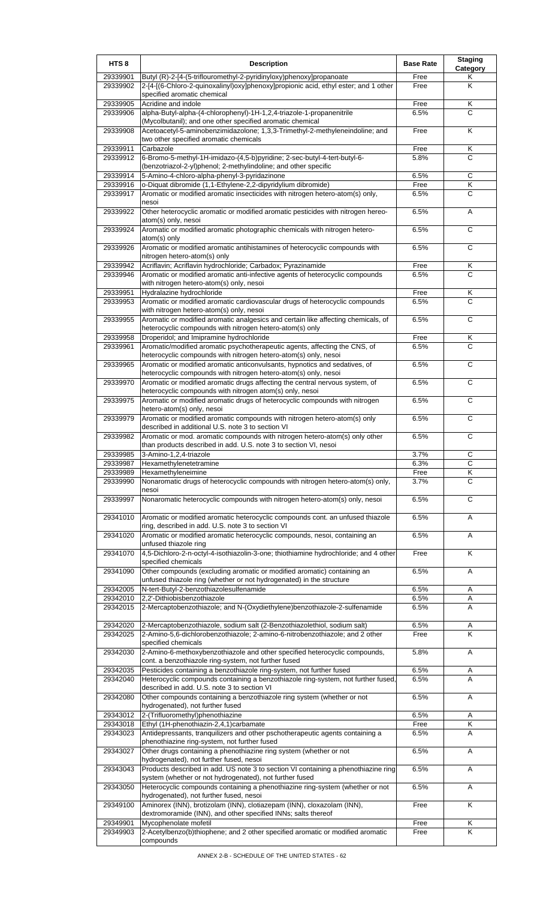| HTS 8 | Description | Base Rate | Staging Category |
|---|---|---|---|
| 29339901 | Butyl (R)-2-[4-(5-triflouromethyl-2-pyridinyloxy)phenoxy]propanoate | Free | K |
| 29339902 | 2-[4-[(6-Chloro-2-quinoxalinyl)oxy]phenoxy]propionic acid, ethyl ester; and 1 other specified aromatic chemical | Free | K |
| 29339905 | Acridine and indole | Free | K |
| 29339906 | alpha-Butyl-alpha-(4-chlorophenyl)-1H-1,2,4-triazole-1-propanenitrile (Mycolbutanil); and one other specified aromatic chemical | 6.5% | C |
| 29339908 | Acetoacetyl-5-aminobenzimidazolone; 1,3,3-Trimethyl-2-methyleneindoline; and two other specified aromatic chemicals | Free | K |
| 29339911 | Carbazole | Free | K |
| 29339912 | 6-Bromo-5-methyl-1H-imidazo-(4,5-b)pyridine; 2-sec-butyl-4-tert-butyl-6-(benzotriazol-2-yl)phenol; 2-methylindoline; and other specific | 5.8% | C |
| 29339914 | 5-Amino-4-chloro-alpha-phenyl-3-pyridazinone | 6.5% | C |
| 29339916 | o-Diquat dibromide (1,1-Ethylene-2,2-dipyridylium dibromide) | Free | K |
| 29339917 | Aromatic or modified aromatic insecticides with nitrogen hetero-atom(s) only, nesoi | 6.5% | C |
| 29339922 | Other heterocyclic aromatic or modified aromatic pesticides with nitrogen hereo-atom(s) only, nesoi | 6.5% | A |
| 29339924 | Aromatic or modified aromatic photographic chemicals with nitrogen hetero-atom(s) only | 6.5% | C |
| 29339926 | Aromatic or modified aromatic antihistamines of heterocyclic compounds with nitrogen hetero-atom(s) only | 6.5% | C |
| 29339942 | Acriflavin; Acriflavin hydrochloride; Carbadox; Pyrazinamide | Free | K |
| 29339946 | Aromatic or modified aromatic anti-infective agents of heterocyclic compounds with nitrogen hetero-atom(s) only, nesoi | 6.5% | C |
| 29339951 | Hydralazine hydrochloride | Free | K |
| 29339953 | Aromatic or modified aromatic cardiovascular drugs of heterocyclic compounds with nitrogen hetero-atom(s) only, nesoi | 6.5% | C |
| 29339955 | Aromatic or modified aromatic analgesics and certain like affecting chemicals, of heterocyclic compounds with nitrogen hetero-atom(s) only | 6.5% | C |
| 29339958 | Droperidol; and Imipramine hydrochloride | Free | K |
| 29339961 | Aromatic/modified aromatic psychotherapeutic agents, affecting the CNS, of heterocyclic compounds with nitrogen hetero-atom(s) only, nesoi | 6.5% | C |
| 29339965 | Aromatic or modified aromatic anticonvulsants, hypnotics and sedatives, of heterocyclic compounds with nitrogen hetero-atom(s) only, nesoi | 6.5% | C |
| 29339970 | Aromatic or modified aromatic drugs affecting the central nervous system, of heterocyclic compounds with nitrogen atom(s) only, nesoi | 6.5% | C |
| 29339975 | Aromatic or modified aromatic drugs of heterocyclic compounds with nitrogen hetero-atom(s) only, nesoi | 6.5% | C |
| 29339979 | Aromatic or modified aromatic compounds with nitrogen hetero-atom(s) only described in additional U.S. note 3 to section VI | 6.5% | C |
| 29339982 | Aromatic or mod. aromatic compounds with nitrogen hetero-atom(s) only other than products described in add. U.S. note 3 to section VI, nesoi | 6.5% | C |
| 29339985 | 3-Amino-1,2,4-triazole | 3.7% | C |
| 29339987 | Hexamethylenetetramine | 6.3% | C |
| 29339989 | Hexamethyleneimine | Free | K |
| 29339990 | Nonaromatic drugs of heterocyclic compounds with nitrogen hetero-atom(s) only, nesoi | 3.7% | C |
| 29339997 | Nonaromatic heterocyclic compounds with nitrogen hetero-atom(s) only, nesoi | 6.5% | C |
| 29341010 | Aromatic or modified aromatic heterocyclic compounds cont. an unfused thiazole ring, described in add. U.S. note 3 to section VI | 6.5% | A |
| 29341020 | Aromatic or modified aromatic heterocyclic compounds, nesoi, containing an unfused thiazole ring | 6.5% | A |
| 29341070 | 4,5-Dichloro-2-n-octyl-4-isothiazolin-3-one; thiothiamine hydrochloride; and 4 other specified chemicals | Free | K |
| 29341090 | Other compounds (excluding aromatic or modified aromatic) containing an unfused thiazole ring (whether or not hydrogenated) in the structure | 6.5% | A |
| 29342005 | N-tert-Butyl-2-benzothiazolesulfenamide | 6.5% | A |
| 29342010 | 2,2'-Dithiobisbenzothiazole | 6.5% | A |
| 29342015 | 2-Mercaptobenzothiazole; and N-(Oxydiethylene)benzothiazole-2-sulfenamide | 6.5% | A |
| 29342020 | 2-Mercaptobenzothiazole, sodium salt (2-Benzothiazolethiol, sodium salt) | 6.5% | A |
| 29342025 | 2-Amino-5,6-dichlorobenzothiazole; 2-amino-6-nitrobenzothiazole; and 2 other specified chemicals | Free | K |
| 29342030 | 2-Amino-6-methoxybenzothiazole and other specified heterocyclic compounds, cont. a benzothiazole ring-system, not further fused | 5.8% | A |
| 29342035 | Pesticides containing a benzothiazole ring-system, not further fused | 6.5% | A |
| 29342040 | Heterocyclic compounds containing a benzothiazole ring-system, not further fused, described in add. U.S. note 3 to section VI | 6.5% | A |
| 29342080 | Other compounds containing a benzothiazole ring system (whether or not hydrogenated), not further fused | 6.5% | A |
| 29343012 | 2-(Trifluoromethyl)phenothiazine | 6.5% | A |
| 29343018 | Ethyl (1H-phenothiazin-2,4,1)carbamate | Free | K |
| 29343023 | Antidepressants, tranquilizers and other pschotherapeutic agents containing a phenothiazine ring-system, not further fused | 6.5% | A |
| 29343027 | Other drugs containing a phenothiazine ring system (whether or not hydrogenated), not further fused, nesoi | 6.5% | A |
| 29343043 | Products described in add. US note 3 to section VI containing a phenothiazine ring system (whether or not hydrogenated), not further fused | 6.5% | A |
| 29343050 | Heterocyclic compounds containing a phenothiazine ring-system (whether or not hydrogenated), not further fused, nesoi | 6.5% | A |
| 29349100 | Aminorex (INN), brotizolam (INN), clotiazepam (INN), cloxazolam (INN), dextromoramide (INN), and other specified INNs; salts thereof | Free | K |
| 29349901 | Mycophenolate mofetil | Free | K |
| 29349903 | 2-Acetylbenzo(b)thiophene; and 2 other specified aromatic or modified aromatic compounds | Free | K |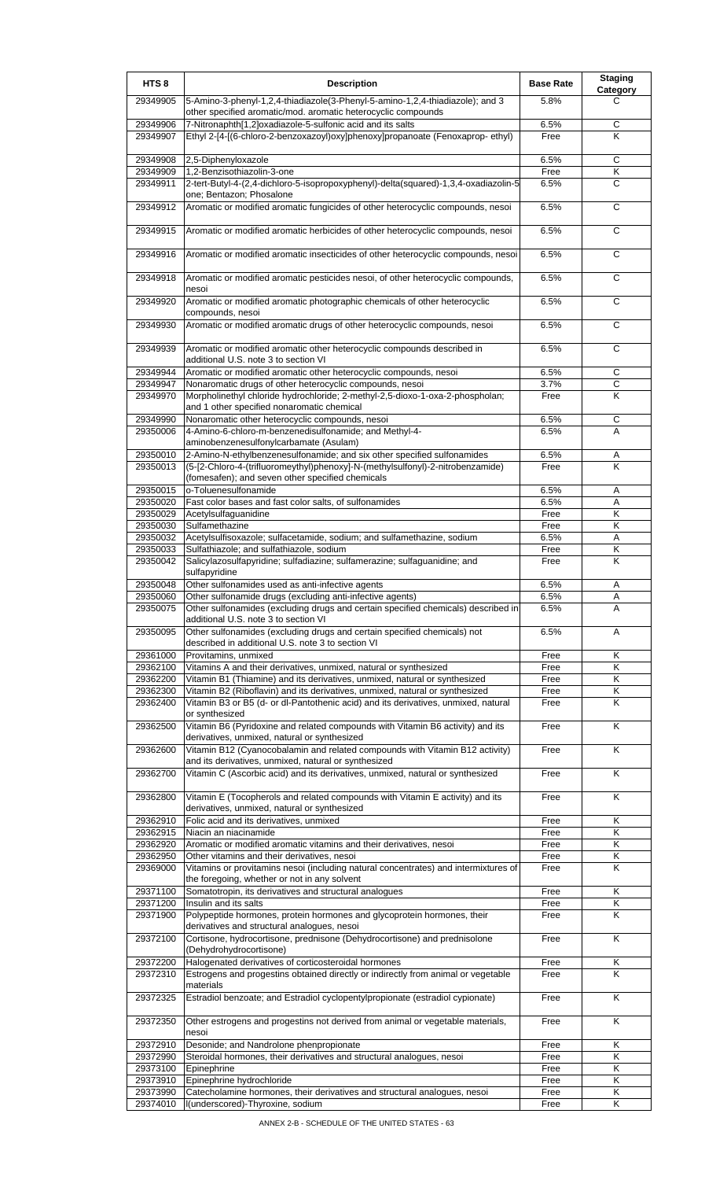| HTS 8 | Description | Base Rate | Staging Category |
|---|---|---|---|
| 29349905 | 5-Amino-3-phenyl-1,2,4-thiadiazole(3-Phenyl-5-amino-1,2,4-thiadiazole); and 3 other specified aromatic/mod. aromatic heterocyclic compounds | 5.8% | C |
| 29349906 | 7-Nitronaphth[1,2]oxadiazole-5-sulfonic acid and its salts | 6.5% | C |
| 29349907 | Ethyl 2-[4-[(6-chloro-2-benzoxazoyl)oxy]phenoxy]propanoate (Fenoxaprop- ethyl) | Free | K |
| 29349908 | 2,5-Diphenyloxazole | 6.5% | C |
| 29349909 | 1,2-Benzisothiazolin-3-one | Free | K |
| 29349911 | 2-tert-Butyl-4-(2,4-dichloro-5-isopropoxyphenyl)-delta(squared)-1,3,4-oxadiazolin-5 one; Bentazon; Phosalone | 6.5% | C |
| 29349912 | Aromatic or modified aromatic fungicides of other heterocyclic compounds, nesoi | 6.5% | C |
| 29349915 | Aromatic or modified aromatic herbicides of other heterocyclic compounds, nesoi | 6.5% | C |
| 29349916 | Aromatic or modified aromatic insecticides of other heterocyclic compounds, nesoi | 6.5% | C |
| 29349918 | Aromatic or modified aromatic pesticides nesoi, of other heterocyclic compounds, nesoi | 6.5% | C |
| 29349920 | Aromatic or modified aromatic photographic chemicals of other heterocyclic compounds, nesoi | 6.5% | C |
| 29349930 | Aromatic or modified aromatic drugs of other heterocyclic compounds, nesoi | 6.5% | C |
| 29349939 | Aromatic or modified aromatic other heterocyclic compounds described in additional U.S. note 3 to section VI | 6.5% | C |
| 29349944 | Aromatic or modified aromatic other heterocyclic compounds, nesoi | 6.5% | C |
| 29349947 | Nonaromatic drugs of other heterocyclic compounds, nesoi | 3.7% | C |
| 29349970 | Morpholinethyl chloride hydrochloride; 2-methyl-2,5-dioxo-1-oxa-2-phospholan; and 1 other specified nonaromatic chemical | Free | K |
| 29349990 | Nonaromatic other heterocyclic compounds, nesoi | 6.5% | C |
| 29350006 | 4-Amino-6-chloro-m-benzenedisulfonamide; and Methyl-4-aminobenzenesulfonylcarbamate (Asulam) | 6.5% | A |
| 29350010 | 2-Amino-N-ethylbenzenesulfonamide; and six other specified sulfonamides | 6.5% | A |
| 29350013 | (5-[2-Chloro-4-(trifluoromeythyl)phenoxy]-N-(methylsulfonyl)-2-nitrobenzamide) (fomesafen); and seven other specified chemicals | Free | K |
| 29350015 | o-Toluenesulfonamide | 6.5% | A |
| 29350020 | Fast color bases and fast color salts, of sulfonamides | 6.5% | A |
| 29350029 | Acetylsulfaguanidine | Free | K |
| 29350030 | Sulfamethazine | Free | K |
| 29350032 | Acetylsulfisoxazole; sulfacetamide, sodium; and sulfamethazine, sodium | 6.5% | A |
| 29350033 | Sulfathiazole; and sulfathiazole, sodium | Free | K |
| 29350042 | Salicylazosulfapyridine; sulfadiazine; sulfamerazine; sulfaguanidine; and sulfapyridine | Free | K |
| 29350048 | Other sulfonamides used as anti-infective agents | 6.5% | A |
| 29350060 | Other sulfonamide drugs (excluding anti-infective agents) | 6.5% | A |
| 29350075 | Other sulfonamides (excluding drugs and certain specified chemicals) described in additional U.S. note 3 to section VI | 6.5% | A |
| 29350095 | Other sulfonamides (excluding drugs and certain specified chemicals) not described in additional U.S. note 3 to section VI | 6.5% | A |
| 29361000 | Provitamins, unmixed | Free | K |
| 29362100 | Vitamins A and their derivatives, unmixed, natural or synthesized | Free | K |
| 29362200 | Vitamin B1 (Thiamine) and its derivatives, unmixed, natural or synthesized | Free | K |
| 29362300 | Vitamin B2 (Riboflavin) and its derivatives, unmixed, natural or synthesized | Free | K |
| 29362400 | Vitamin B3 or B5 (d- or dl-Pantothenic acid) and its derivatives, unmixed, natural or synthesized | Free | K |
| 29362500 | Vitamin B6 (Pyridoxine and related compounds with Vitamin B6 activity) and its derivatives, unmixed, natural or synthesized | Free | K |
| 29362600 | Vitamin B12 (Cyanocobalamin and related compounds with Vitamin B12 activity) and its derivatives, unmixed, natural or synthesized | Free | K |
| 29362700 | Vitamin C (Ascorbic acid) and its derivatives, unmixed, natural or synthesized | Free | K |
| 29362800 | Vitamin E (Tocopherols and related compounds with Vitamin E activity) and its derivatives, unmixed, natural or synthesized | Free | K |
| 29362910 | Folic acid and its derivatives, unmixed | Free | K |
| 29362915 | Niacin an niacinamide | Free | K |
| 29362920 | Aromatic or modified aromatic vitamins and their derivatives, nesoi | Free | K |
| 29362950 | Other vitamins and their derivatives, nesoi | Free | K |
| 29369000 | Vitamins or provitamins nesoi (including natural concentrates) and intermixtures of the foregoing, whether or not in any solvent | Free | K |
| 29371100 | Somatotropin, its derivatives and structural analogues | Free | K |
| 29371200 | Insulin and its salts | Free | K |
| 29371900 | Polypeptide hormones, protein hormones and glycoprotein hormones, their derivatives and structural analogues, nesoi | Free | K |
| 29372100 | Cortisone, hydrocortisone, prednisone (Dehydrocortisone) and prednisolone (Dehydrohydrocortisone) | Free | K |
| 29372200 | Halogenated derivatives of corticosteroidal hormones | Free | K |
| 29372310 | Estrogens and progestins obtained directly or indirectly from animal or vegetable materials | Free | K |
| 29372325 | Estradiol benzoate; and Estradiol cyclopentylpropionate (estradiol cypionate) | Free | K |
| 29372350 | Other estrogens and progestins not derived from animal or vegetable materials, nesoi | Free | K |
| 29372910 | Desonide; and Nandrolone phenpropionate | Free | K |
| 29372990 | Steroidal hormones, their derivatives and structural analogues, nesoi | Free | K |
| 29373100 | Epinephrine | Free | K |
| 29373910 | Epinephrine hydrochloride | Free | K |
| 29373990 | Catecholamine hormones, their derivatives and structural analogues, nesoi | Free | K |
| 29374010 | l(underscored)-Thyroxine, sodium | Free | K |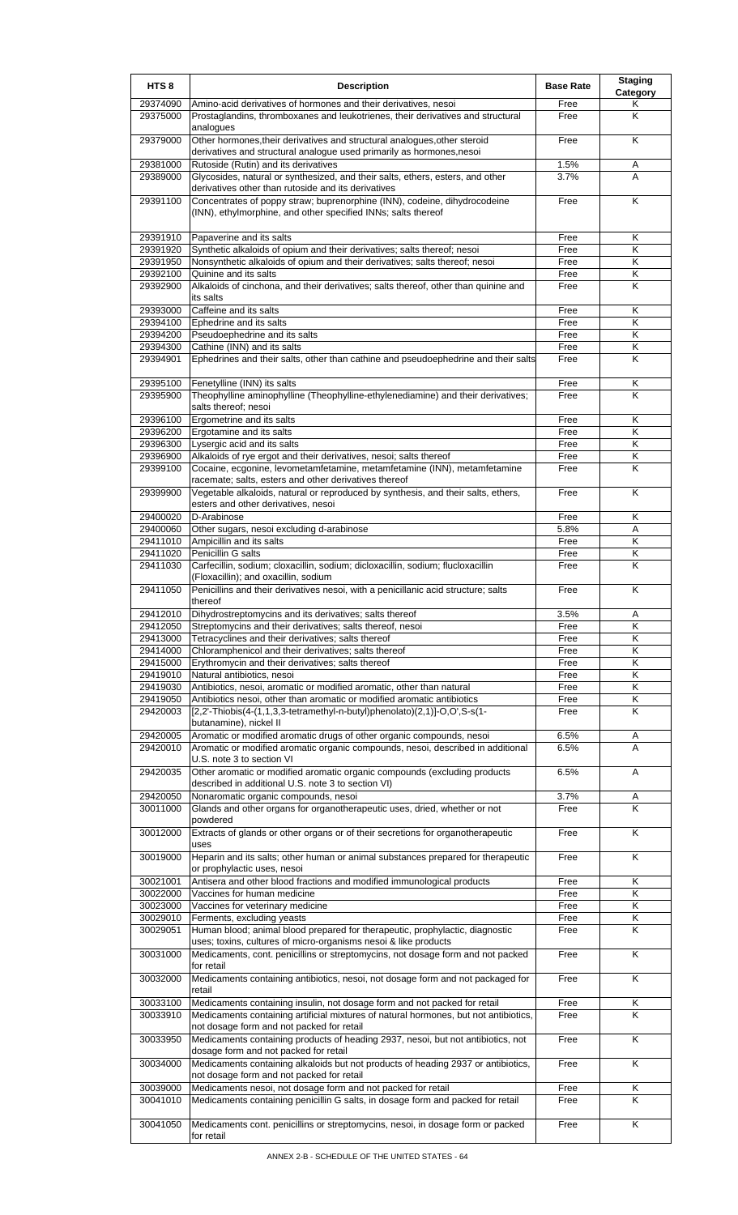| HTS 8 | Description | Base Rate | Staging Category |
|---|---|---|---|
| 29374090 | Amino-acid derivatives of hormones and their derivatives, nesoi | Free | K |
| 29375000 | Prostaglandins, thromboxanes and leukotrienes, their derivatives and structural analogues | Free | K |
| 29379000 | Other hormones,their derivatives and structural analogues,other steroid derivatives and structural analogue used primarily as hormones,nesoi | Free | K |
| 29381000 | Rutoside (Rutin) and its derivatives | 1.5% | A |
| 29389000 | Glycosides, natural or synthesized, and their salts, ethers, esters, and other derivatives other than rutoside and its derivatives | 3.7% | A |
| 29391100 | Concentrates of poppy straw; buprenorphine (INN), codeine, dihydrocodeine (INN), ethylmorphine, and other specified INNs; salts thereof | Free | K |
| 29391910 | Papaverine and its salts | Free | K |
| 29391920 | Synthetic alkaloids of opium and their derivatives; salts thereof; nesoi | Free | K |
| 29391950 | Nonsynthetic alkaloids of opium and their derivatives; salts thereof; nesoi | Free | K |
| 29392100 | Quinine and its salts | Free | K |
| 29392900 | Alkaloids of cinchona, and their derivatives; salts thereof, other than quinine and its salts | Free | K |
| 29393000 | Caffeine and its salts | Free | K |
| 29394100 | Ephedrine and its salts | Free | K |
| 29394200 | Pseudoephedrine and its salts | Free | K |
| 29394300 | Cathine (INN) and its salts | Free | K |
| 29394901 | Ephedrines and their salts, other than cathine and pseudoephedrine and their salts | Free | K |
| 29395100 | Fenetylline (INN) its salts | Free | K |
| 29395900 | Theophylline aminophylline (Theophylline-ethylenediamine) and their derivatives; salts thereof; nesoi | Free | K |
| 29396100 | Ergometrine and its salts | Free | K |
| 29396200 | Ergotamine and its salts | Free | K |
| 29396300 | Lysergic acid and its salts | Free | K |
| 29396900 | Alkaloids of rye ergot and their derivatives, nesoi; salts thereof | Free | K |
| 29399100 | Cocaine, ecgonine, levometamfetamine, metamfetamine (INN), metamfetamine racemate; salts, esters and other derivatives thereof | Free | K |
| 29399900 | Vegetable alkaloids, natural or reproduced by synthesis, and their salts, ethers, esters and other derivatives, nesoi | Free | K |
| 29400020 | D-Arabinose | Free | K |
| 29400060 | Other sugars, nesoi excluding d-arabinose | 5.8% | A |
| 29411010 | Ampicillin and its salts | Free | K |
| 29411020 | Penicillin G salts | Free | K |
| 29411030 | Carfecillin, sodium; cloxacillin, sodium; dicloxacillin, sodium; flucloxacillin (Floxacillin); and oxacillin, sodium | Free | K |
| 29411050 | Penicillins and their derivatives nesoi, with a penicillanic acid structure; salts thereof | Free | K |
| 29412010 | Dihydrostreptomycins and its derivatives; salts thereof | 3.5% | A |
| 29412050 | Streptomycins and their derivatives; salts thereof, nesoi | Free | K |
| 29413000 | Tetracyclines and their derivatives; salts thereof | Free | K |
| 29414000 | Chloramphenicol and their derivatives; salts thereof | Free | K |
| 29415000 | Erythromycin and their derivatives; salts thereof | Free | K |
| 29419010 | Natural antibiotics, nesoi | Free | K |
| 29419030 | Antibiotics, nesoi, aromatic or modified aromatic, other than natural | Free | K |
| 29419050 | Antibiotics nesoi, other than aromatic or modified aromatic antibiotics | Free | K |
| 29420003 | [2,2'-Thiobis(4-(1,1,3,3-tetramethyl-n-butyl)phenolato)(2,1)]-O,O',S-s(1-butanamine), nickel II | Free | K |
| 29420005 | Aromatic or modified aromatic drugs of other organic compounds, nesoi | 6.5% | A |
| 29420010 | Aromatic or modified aromatic organic compounds, nesoi, described in additional U.S. note 3 to section VI | 6.5% | A |
| 29420035 | Other aromatic or modified aromatic organic compounds (excluding products described in additional U.S. note 3 to section VI) | 6.5% | A |
| 29420050 | Nonaromatic organic compounds, nesoi | 3.7% | A |
| 30011000 | Glands and other organs for organotherapeutic uses, dried, whether or not powdered | Free | K |
| 30012000 | Extracts of glands or other organs or of their secretions for organotherapeutic uses | Free | K |
| 30019000 | Heparin and its salts; other human or animal substances prepared for therapeutic or prophylactic uses, nesoi | Free | K |
| 30021001 | Antisera and other blood fractions and modified immunological products | Free | K |
| 30022000 | Vaccines for human medicine | Free | K |
| 30023000 | Vaccines for veterinary medicine | Free | K |
| 30029010 | Ferments, excluding yeasts | Free | K |
| 30029051 | Human blood; animal blood prepared for therapeutic, prophylactic, diagnostic uses; toxins, cultures of micro-organisms nesoi & like products | Free | K |
| 30031000 | Medicaments, cont. penicillins or streptomycins, not dosage form and not packed for retail | Free | K |
| 30032000 | Medicaments containing antibiotics, nesoi, not dosage form and not packaged for retail | Free | K |
| 30033100 | Medicaments containing insulin, not dosage form and not packed for retail | Free | K |
| 30033910 | Medicaments containing artificial mixtures of natural hormones, but not antibiotics, not dosage form and not packed for retail | Free | K |
| 30033950 | Medicaments containing products of heading 2937, nesoi, but not antibiotics, not dosage form and not packed for retail | Free | K |
| 30034000 | Medicaments containing alkaloids but not products of heading 2937 or antibiotics, not dosage form and not packed for retail | Free | K |
| 30039000 | Medicaments nesoi, not dosage form and not packed for retail | Free | K |
| 30041010 | Medicaments containing penicillin G salts, in dosage form and packed for retail | Free | K |
| 30041050 | Medicaments cont. penicillins or streptomycins, nesoi, in dosage form or packed for retail | Free | K |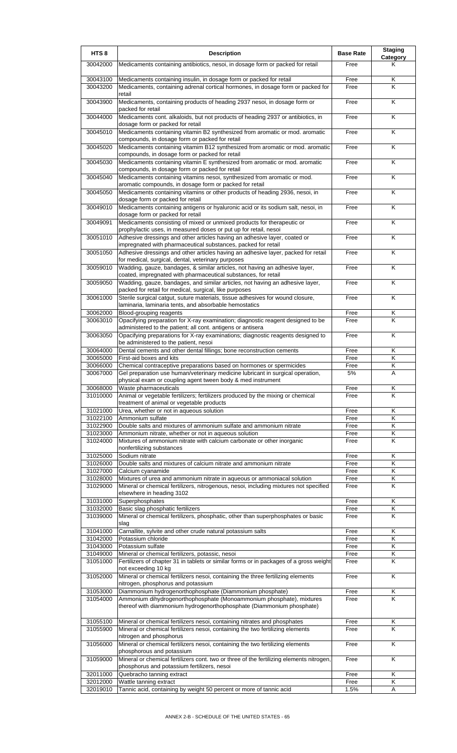| HTS 8 | Description | Base Rate | Staging Category |
|---|---|---|---|
| 30042000 | Medicaments containing antibiotics, nesoi, in dosage form or packed for retail | Free | K |
| 30043100 | Medicaments containing insulin, in dosage form or packed for retail | Free | K |
| 30043200 | Medicaments, containing adrenal cortical hormones, in dosage form or packed for retail | Free | K |
| 30043900 | Medicaments, containing products of heading 2937 nesoi, in dosage form or packed for retail | Free | K |
| 30044000 | Medicaments cont. alkaloids, but not products of heading 2937 or antibiotics, in dosage form or packed for retail | Free | K |
| 30045010 | Medicaments containing vitamin B2 synthesized from aromatic or mod. aromatic compounds, in dosage form or packed for retail | Free | K |
| 30045020 | Medicaments containing vitamim B12 synthesized from aromatic or mod. aromatic compounds, in dosage form or packed for retail | Free | K |
| 30045030 | Medicaments containing vitamin E synthesized from aromatic or mod. aromatic compounds, in dosage form or packed for retail | Free | K |
| 30045040 | Medicaments containing vitamins nesoi, synthesized from aromatic or mod. aromatic compounds, in dosage form or packed for retail | Free | K |
| 30045050 | Medicaments containing vitamins or other products of heading 2936, nesoi, in dosage form or packed for retail | Free | K |
| 30049010 | Medicaments containing antigens or hyaluronic acid or its sodium salt, nesoi, in dosage form or packed for retail | Free | K |
| 30049091 | Medicaments consisting of mixed or unmixed products for therapeutic or prophylactic uses, in measured doses or put up for retail, nesoi | Free | K |
| 30051010 | Adhesive dressings and other articles having an adhesive layer, coated or impregnated with pharmaceutical substances, packed for retail | Free | K |
| 30051050 | Adhesive dressings and other articles having an adhesive layer, packed for retail for medical, surgical, dental, veterinary purposes | Free | K |
| 30059010 | Wadding, gauze, bandages, & similar articles, not having an adhesive layer, coated, impregnated with pharmaceutical substances, for retail | Free | K |
| 30059050 | Wadding, gauze, bandages, and similar articles, not having an adhesive layer, packed for retail for medical, surgical, like purposes | Free | K |
| 30061000 | Sterile surgical catgut, suture materials, tissue adhesives for wound closure, laminaria, laminaria tents, and absorbable hemostatics | Free | K |
| 30062000 | Blood-grouping reagents | Free | K |
| 30063010 | Opacifying preparation for X-ray examination; diagnostic reagent designed to be administered to the patient; all cont. antigens or antisera | Free | K |
| 30063050 | Opacifying preparations for X-ray examinations; diagnostic reagents designed to be administered to the patient, nesoi | Free | K |
| 30064000 | Dental cements and other dental fillings; bone reconstruction cements | Free | K |
| 30065000 | First-aid boxes and kits | Free | K |
| 30066000 | Chemical contraceptive preparations based on hormones or spermicides | Free | K |
| 30067000 | Gel preparation use human/veterinary medicine lubricant in surgical operation, physical exam or coupling agent tween body & med instrument | 5% | A |
| 30068000 | Waste pharmaceuticals | Free | K |
| 31010000 | Animal or vegetable fertilizers; fertilizers produced by the mixing or chemical treatment of animal or vegetable products | Free | K |
| 31021000 | Urea, whether or not in aqueous solution | Free | K |
| 31022100 | Ammonium sulfate | Free | K |
| 31022900 | Double salts and mixtures of ammonium sulfate and ammonium nitrate | Free | K |
| 31023000 | Ammonium nitrate, whether or not in aqueous solution | Free | K |
| 31024000 | Mixtures of ammonium nitrate with calcium carbonate or other inorganic nonfertilizing substances | Free | K |
| 31025000 | Sodium nitrate | Free | K |
| 31026000 | Double salts and mixtures of calcium nitrate and ammonium nitrate | Free | K |
| 31027000 | Calcium cyanamide | Free | K |
| 31028000 | Mixtures of urea and ammonium nitrate in aqueous or ammoniacal solution | Free | K |
| 31029000 | Mineral or chemical fertilizers, nitrogenous, nesoi, including mixtures not specified elsewhere in heading 3102 | Free | K |
| 31031000 | Superphosphates | Free | K |
| 31032000 | Basic slag phosphatic fertilizers | Free | K |
| 31039000 | Mineral or chemical fertilizers, phosphatic, other than superphosphates or basic slag | Free | K |
| 31041000 | Carnallite, sylvite and other crude natural potassium salts | Free | K |
| 31042000 | Potassium chloride | Free | K |
| 31043000 | Potassium sulfate | Free | K |
| 31049000 | Mineral or chemical fertilizers, potassic, nesoi | Free | K |
| 31051000 | Fertilizers of chapter 31 in tablets or similar forms or in packages of a gross weight not exceeding 10 kg | Free | K |
| 31052000 | Mineral or chemical fertilizers nesoi, containing the three fertilizing elements nitrogen, phosphorus and potassium | Free | K |
| 31053000 | Diammonium hydrogenorthophosphate (Diammonium phosphate) | Free | K |
| 31054000 | Ammonium dihydrogenorthophosphate (Monoammonium phosphate), mixtures thereof with diammonium hydrogenorthophosphate (Diammonium phosphate) | Free | K |
| 31055100 | Mineral or chemical fertilizers nesoi, containing nitrates and phosphates | Free | K |
| 31055900 | Mineral or chemical fertilizers nesoi, containing the two fertilizing elements nitrogen and phosphorus | Free | K |
| 31056000 | Mineral or chemical fertilizers nesoi, containing the two fertilizing elements phosphorous and potassium | Free | K |
| 31059000 | Mineral or chemical fertilizers cont. two or three of the fertilizing elements nitrogen, phosphorus and potassium fertilizers, nesoi | Free | K |
| 32011000 | Quebracho tanning extract | Free | K |
| 32012000 | Wattle tanning extract | Free | K |
| 32019010 | Tannic acid, containing by weight 50 percent or more of tannic acid | 1.5% | A |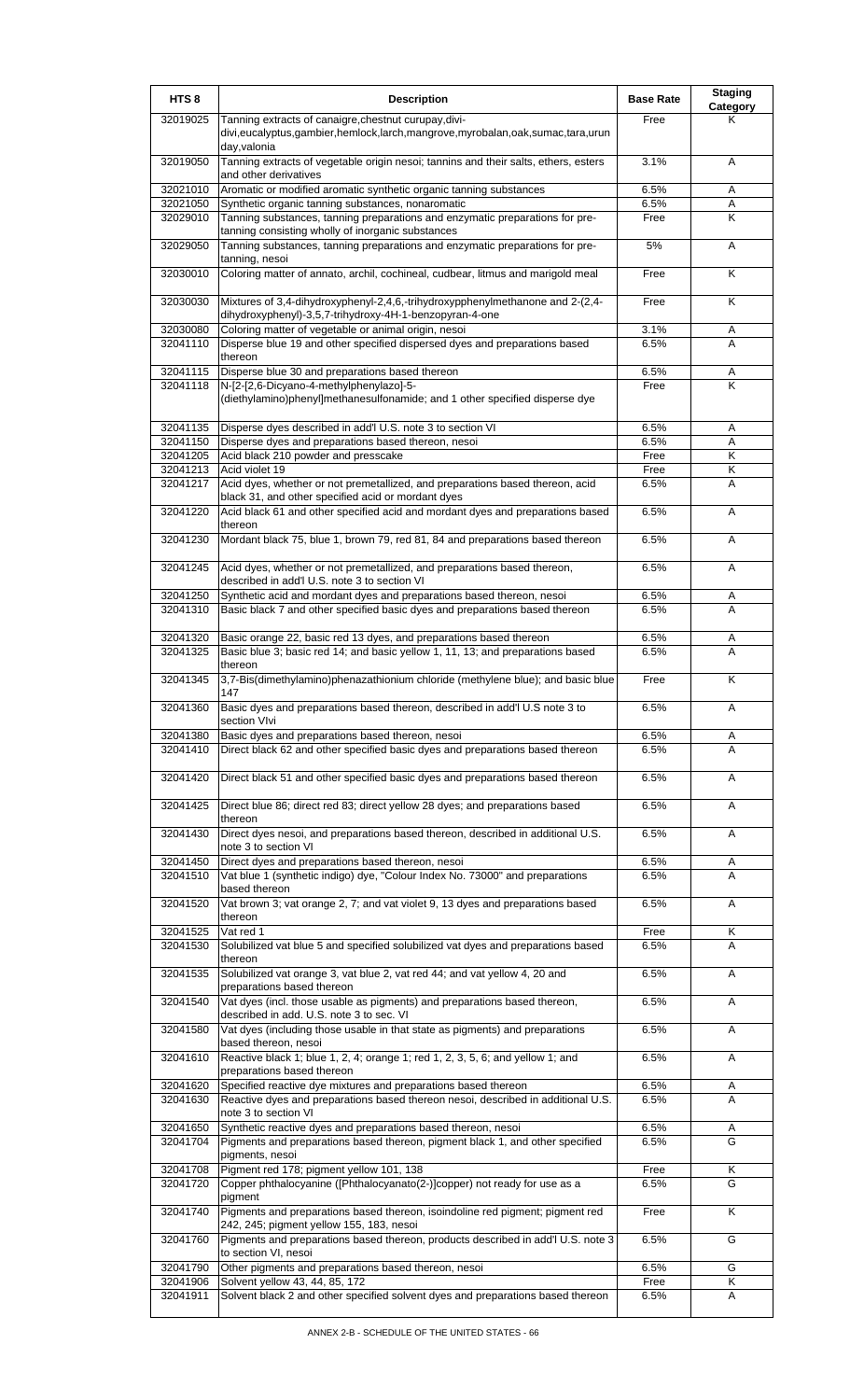| HTS 8 | Description | Base Rate | Staging Category |
|---|---|---|---|
| 32019025 | Tanning extracts of canaigre,chestnut curupay,divi-divi,eucalyptus,gambier,hemlock,larch,mangrove,myrobalan,oak,sumac,tara,urunday,valonia | Free | K |
| 32019050 | Tanning extracts of vegetable origin nesoi; tannins and their salts, ethers, esters and other derivatives | 3.1% | A |
| 32021010 | Aromatic or modified aromatic synthetic organic tanning substances | 6.5% | A |
| 32021050 | Synthetic organic tanning substances, nonaromatic | 6.5% | A |
| 32029010 | Tanning substances, tanning preparations and enzymatic preparations for pre-tanning consisting wholly of inorganic substances | Free | K |
| 32029050 | Tanning substances, tanning preparations and enzymatic preparations for pre-tanning, nesoi | 5% | A |
| 32030010 | Coloring matter of annato, archil, cochineal, cudbear, litmus and marigold meal | Free | K |
| 32030030 | Mixtures of 3,4-dihydroxyphenyl-2,4,6,-trihydroxypphenylmethanone and 2-(2,4-dihydroxyphenyl)-3,5,7-trihydroxy-4H-1-benzopyran-4-one | Free | K |
| 32030080 | Coloring matter of vegetable or animal origin, nesoi | 3.1% | A |
| 32041110 | Disperse blue 19 and other specified dispersed dyes and preparations based thereon | 6.5% | A |
| 32041115 | Disperse blue 30 and preparations based thereon | 6.5% | A |
| 32041118 | N-[2-[2,6-Dicyano-4-methylphenylazo]-5-(diethylamino)phenyl]methanesulfonamide; and 1 other specified disperse dye | Free | K |
| 32041135 | Disperse dyes described in add'l U.S. note 3 to section VI | 6.5% | A |
| 32041150 | Disperse dyes and preparations based thereon, nesoi | 6.5% | A |
| 32041205 | Acid black 210 powder and presscake | Free | K |
| 32041213 | Acid violet 19 | Free | K |
| 32041217 | Acid dyes, whether or not premetallized, and preparations based thereon, acid black 31, and other specified acid or mordant dyes | 6.5% | A |
| 32041220 | Acid black 61 and other specified acid and mordant dyes and preparations based thereon | 6.5% | A |
| 32041230 | Mordant black 75, blue 1, brown 79, red 81, 84 and preparations based thereon | 6.5% | A |
| 32041245 | Acid dyes, whether or not premetallized, and preparations based thereon, described in add'l U.S. note 3 to section VI | 6.5% | A |
| 32041250 | Synthetic acid and mordant dyes and preparations based thereon, nesoi | 6.5% | A |
| 32041310 | Basic black 7 and other specified basic dyes and preparations based thereon | 6.5% | A |
| 32041320 | Basic orange 22, basic red 13 dyes, and preparations based thereon | 6.5% | A |
| 32041325 | Basic blue 3; basic red 14; and basic yellow 1, 11, 13; and preparations based thereon | 6.5% | A |
| 32041345 | 3,7-Bis(dimethylamino)phenazathionium chloride (methylene blue); and basic blue 147 | Free | K |
| 32041360 | Basic dyes and preparations based thereon, described in add'l U.S note 3 to section VIvi | 6.5% | A |
| 32041380 | Basic dyes and preparations based thereon, nesoi | 6.5% | A |
| 32041410 | Direct black 62 and other specified basic dyes and preparations based thereon | 6.5% | A |
| 32041420 | Direct black 51 and other specified basic dyes and preparations based thereon | 6.5% | A |
| 32041425 | Direct blue 86; direct red 83; direct yellow 28 dyes; and preparations based thereon | 6.5% | A |
| 32041430 | Direct dyes nesoi, and preparations based thereon, described in additional U.S. note 3 to section VI | 6.5% | A |
| 32041450 | Direct dyes and preparations based thereon, nesoi | 6.5% | A |
| 32041510 | Vat blue 1 (synthetic indigo) dye, "Colour Index No. 73000" and preparations based thereon | 6.5% | A |
| 32041520 | Vat brown 3; vat orange 2, 7; and vat violet 9, 13 dyes and preparations based thereon | 6.5% | A |
| 32041525 | Vat red 1 | Free | K |
| 32041530 | Solubilized vat blue 5 and specified solubilized vat dyes and preparations based thereon | 6.5% | A |
| 32041535 | Solubilized vat orange 3, vat blue 2, vat red 44; and vat yellow 4, 20 and preparations based thereon | 6.5% | A |
| 32041540 | Vat dyes (incl. those usable as pigments) and preparations based thereon, described in add. U.S. note 3 to sec. VI | 6.5% | A |
| 32041580 | Vat dyes (including those usable in that state as pigments) and preparations based thereon, nesoi | 6.5% | A |
| 32041610 | Reactive black 1; blue 1, 2, 4; orange 1; red 1, 2, 3, 5, 6; and yellow 1; and preparations based thereon | 6.5% | A |
| 32041620 | Specified reactive dye mixtures and preparations based thereon | 6.5% | A |
| 32041630 | Reactive dyes and preparations based thereon nesoi, described in additional U.S. note 3 to section VI | 6.5% | A |
| 32041650 | Synthetic reactive dyes and preparations based thereon, nesoi | 6.5% | A |
| 32041704 | Pigments and preparations based thereon, pigment black 1, and other specified pigments, nesoi | 6.5% | G |
| 32041708 | Pigment red 178; pigment yellow 101, 138 | Free | K |
| 32041720 | Copper phthalocyanine ([Phthalocyanato(2-)]copper) not ready for use as a pigment | 6.5% | G |
| 32041740 | Pigments and preparations based thereon, isoindoline red pigment; pigment red 242, 245; pigment yellow 155, 183, nesoi | Free | K |
| 32041760 | Pigments and preparations based thereon, products described in add'l U.S. note 3 to section VI, nesoi | 6.5% | G |
| 32041790 | Other pigments and preparations based thereon, nesoi | 6.5% | G |
| 32041906 | Solvent yellow 43, 44, 85, 172 | Free | K |
| 32041911 | Solvent black 2 and other specified solvent dyes and preparations based thereon | 6.5% | A |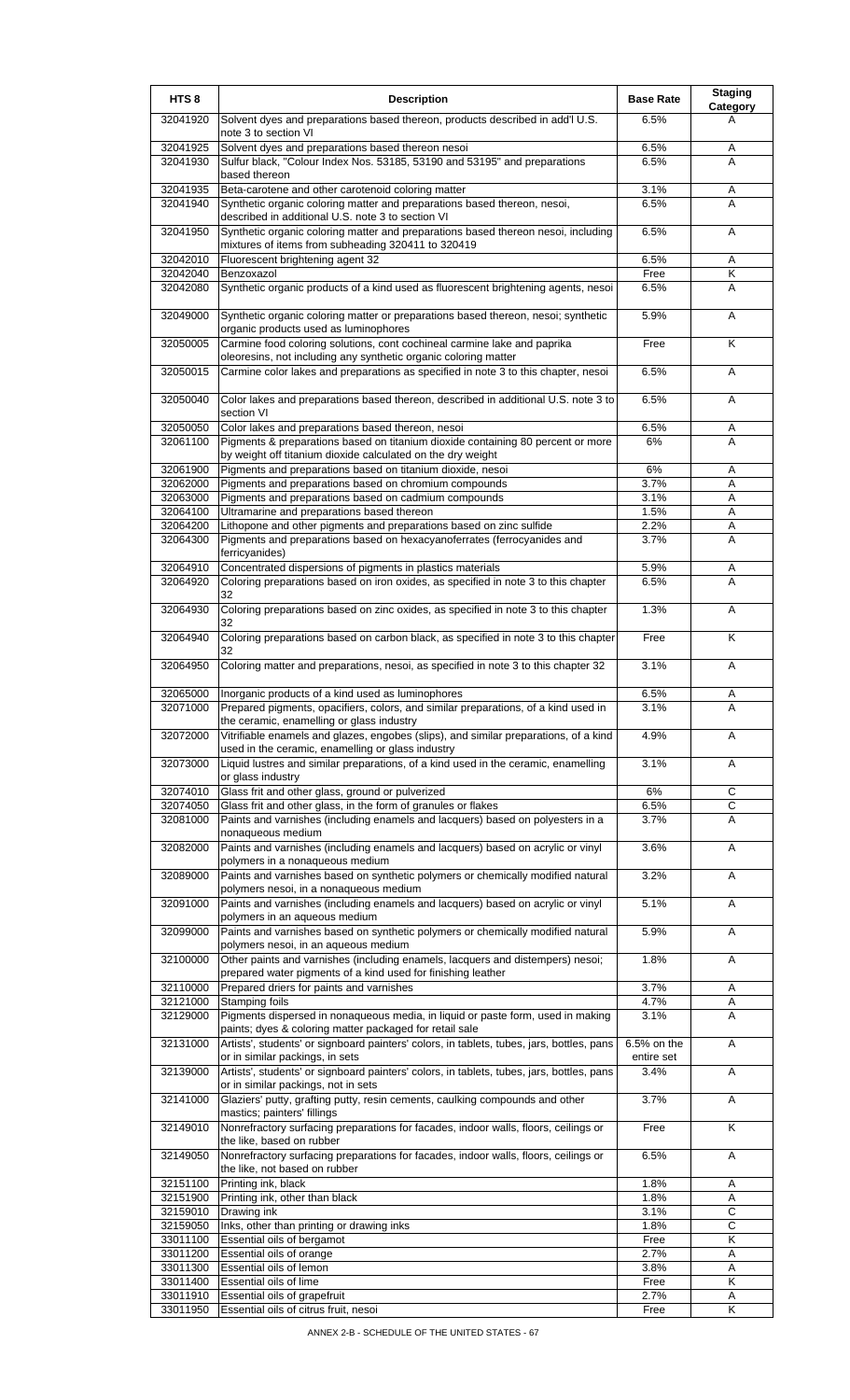| HTS 8 | Description | Base Rate | Staging Category |
|---|---|---|---|
| 32041920 | Solvent dyes and preparations based thereon, products described in add'l U.S. note 3 to section VI | 6.5% | A |
| 32041925 | Solvent dyes and preparations based thereon nesoi | 6.5% | A |
| 32041930 | Sulfur black, "Colour Index Nos. 53185, 53190 and 53195" and preparations based thereon | 6.5% | A |
| 32041935 | Beta-carotene and other carotenoid coloring matter | 3.1% | A |
| 32041940 | Synthetic organic coloring matter and preparations based thereon, nesoi, described in additional U.S. note 3 to section VI | 6.5% | A |
| 32041950 | Synthetic organic coloring matter and preparations based thereon nesoi, including mixtures of items from subheading 320411 to 320419 | 6.5% | A |
| 32042010 | Fluorescent brightening agent 32 | 6.5% | A |
| 32042040 | Benzoxazol | Free | K |
| 32042080 | Synthetic organic products of a kind used as fluorescent brightening agents, nesoi | 6.5% | A |
| 32049000 | Synthetic organic coloring matter or preparations based thereon, nesoi; synthetic organic products used as luminophores | 5.9% | A |
| 32050005 | Carmine food coloring solutions, cont cochineal carmine lake and paprika oleoresins, not including any synthetic organic coloring matter | Free | K |
| 32050015 | Carmine color lakes and preparations as specified in note 3 to this chapter, nesoi | 6.5% | A |
| 32050040 | Color lakes and preparations based thereon, described in additional U.S. note 3 to section VI | 6.5% | A |
| 32050050 | Color lakes and preparations based thereon, nesoi | 6.5% | A |
| 32061100 | Pigments & preparations based on titanium dioxide containing 80 percent or more by weight off titanium dioxide calculated on the dry weight | 6% | A |
| 32061900 | Pigments and preparations based on titanium dioxide, nesoi | 6% | A |
| 32062000 | Pigments and preparations based on chromium compounds | 3.7% | A |
| 32063000 | Pigments and preparations based on cadmium compounds | 3.1% | A |
| 32064100 | Ultramarine and preparations based thereon | 1.5% | A |
| 32064200 | Lithopone and other pigments and preparations based on zinc sulfide | 2.2% | A |
| 32064300 | Pigments and preparations based on hexacyanoferrates (ferrocyanides and ferricyanides) | 3.7% | A |
| 32064910 | Concentrated dispersions of pigments in plastics materials | 5.9% | A |
| 32064920 | Coloring preparations based on iron oxides, as specified in note 3 to this chapter 32 | 6.5% | A |
| 32064930 | Coloring preparations based on zinc oxides, as specified in note 3 to this chapter 32 | 1.3% | A |
| 32064940 | Coloring preparations based on carbon black, as specified in note 3 to this chapter 32 | Free | K |
| 32064950 | Coloring matter and preparations, nesoi, as specified in note 3 to this chapter 32 | 3.1% | A |
| 32065000 | Inorganic products of a kind used as luminophores | 6.5% | A |
| 32071000 | Prepared pigments, opacifiers, colors, and similar preparations, of a kind used in the ceramic, enamelling or glass industry | 3.1% | A |
| 32072000 | Vitrifiable enamels and glazes, engobes (slips), and similar preparations, of a kind used in the ceramic, enamelling or glass industry | 4.9% | A |
| 32073000 | Liquid lustres and similar preparations, of a kind used in the ceramic, enamelling or glass industry | 3.1% | A |
| 32074010 | Glass frit and other glass, ground or pulverized | 6% | C |
| 32074050 | Glass frit and other glass, in the form of granules or flakes | 6.5% | C |
| 32081000 | Paints and varnishes (including enamels and lacquers) based on polyesters in a nonaqueous medium | 3.7% | A |
| 32082000 | Paints and varnishes (including enamels and lacquers) based on acrylic or vinyl polymers in a nonaqueous medium | 3.6% | A |
| 32089000 | Paints and varnishes based on synthetic polymers or chemically modified natural polymers nesoi, in a nonaqueous medium | 3.2% | A |
| 32091000 | Paints and varnishes (including enamels and lacquers) based on acrylic or vinyl polymers in an aqueous medium | 5.1% | A |
| 32099000 | Paints and varnishes based on synthetic polymers or chemically modified natural polymers nesoi, in an aqueous medium | 5.9% | A |
| 32100000 | Other paints and varnishes (including enamels, lacquers and distempers) nesoi; prepared water pigments of a kind used for finishing leather | 1.8% | A |
| 32110000 | Prepared driers for paints and varnishes | 3.7% | A |
| 32121000 | Stamping foils | 4.7% | A |
| 32129000 | Pigments dispersed in nonaqueous media, in liquid or paste form, used in making paints; dyes & coloring matter packaged for retail sale | 3.1% | A |
| 32131000 | Artists', students' or signboard painters' colors, in tablets, tubes, jars, bottles, pans or in similar packings, in sets | 6.5% on the entire set | A |
| 32139000 | Artists', students' or signboard painters' colors, in tablets, tubes, jars, bottles, pans or in similar packings, not in sets | 3.4% | A |
| 32141000 | Glaziers' putty, grafting putty, resin cements, caulking compounds and other mastics; painters' fillings | 3.7% | A |
| 32149010 | Nonrefractory surfacing preparations for facades, indoor walls, floors, ceilings or the like, based on rubber | Free | K |
| 32149050 | Nonrefractory surfacing preparations for facades, indoor walls, floors, ceilings or the like, not based on rubber | 6.5% | A |
| 32151100 | Printing ink, black | 1.8% | A |
| 32151900 | Printing ink, other than black | 1.8% | A |
| 32159010 | Drawing ink | 3.1% | C |
| 32159050 | Inks, other than printing or drawing inks | 1.8% | C |
| 33011100 | Essential oils of bergamot | Free | K |
| 33011200 | Essential oils of orange | 2.7% | A |
| 33011300 | Essential oils of lemon | 3.8% | A |
| 33011400 | Essential oils of lime | Free | K |
| 33011910 | Essential oils of grapefruit | 2.7% | A |
| 33011950 | Essential oils of citrus fruit, nesoi | Free | K |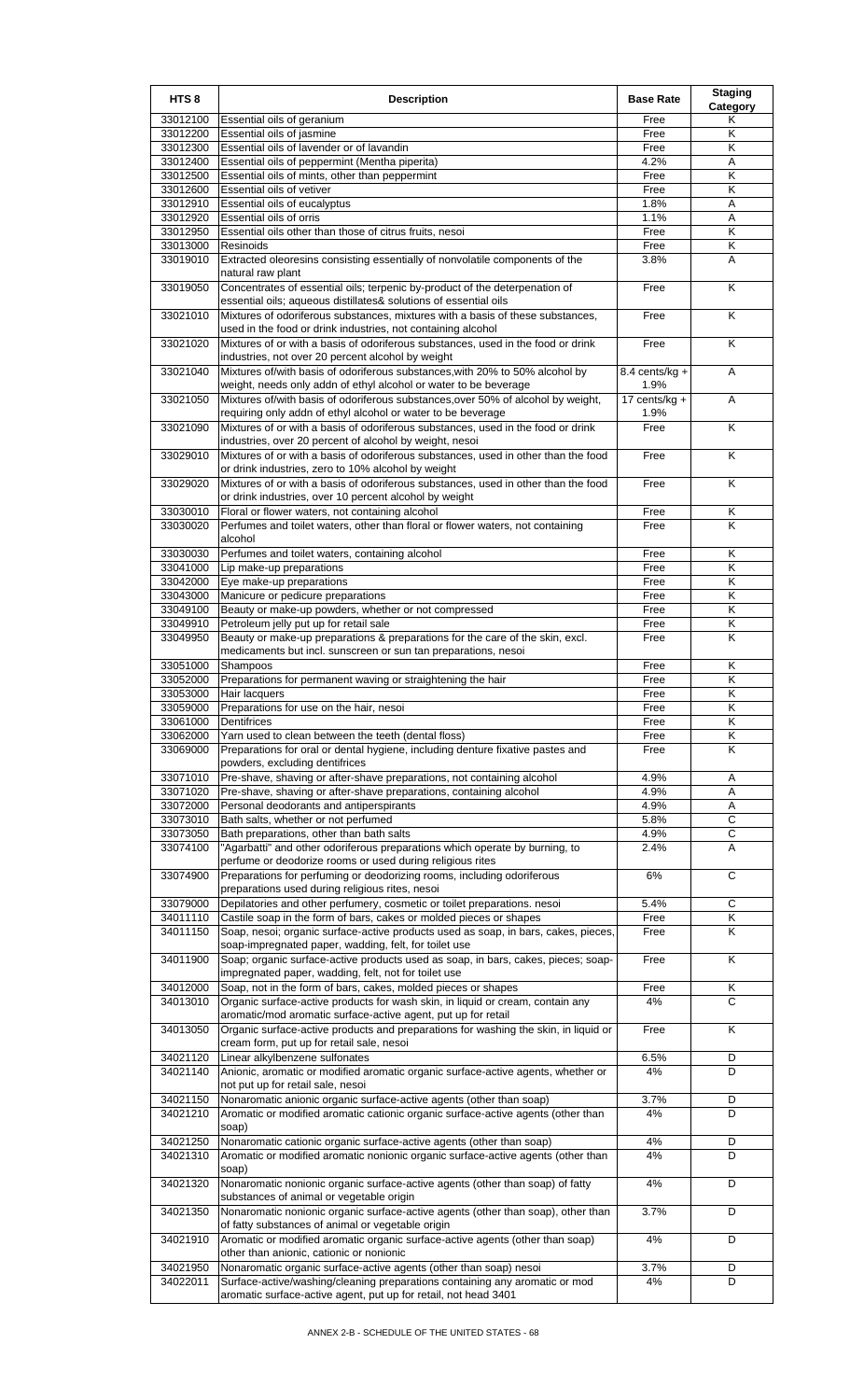| HTS 8 | Description | Base Rate | Staging Category |
|---|---|---|---|
| 33012100 | Essential oils of geranium | Free | K |
| 33012200 | Essential oils of jasmine | Free | K |
| 33012300 | Essential oils of lavender or of lavandin | Free | K |
| 33012400 | Essential oils of peppermint (Mentha piperita) | 4.2% | A |
| 33012500 | Essential oils of mints, other than peppermint | Free | K |
| 33012600 | Essential oils of vetiver | Free | K |
| 33012910 | Essential oils of eucalyptus | 1.8% | A |
| 33012920 | Essential oils of orris | 1.1% | A |
| 33012950 | Essential oils other than those of citrus fruits, nesoi | Free | K |
| 33013000 | Resinoids | Free | K |
| 33019010 | Extracted oleoresins consisting essentially of nonvolatile components of the natural raw plant | 3.8% | A |
| 33019050 | Concentrates of essential oils; terpenic by-product of the deterpenation of essential oils; aqueous distillates& solutions of essential oils | Free | K |
| 33021010 | Mixtures of odoriferous substances, mixtures with a basis of these substances, used in the food or drink industries, not containing alcohol | Free | K |
| 33021020 | Mixtures of or with a basis of odoriferous substances, used in the food or drink industries, not over 20 percent alcohol by weight | Free | K |
| 33021040 | Mixtures of/with basis of odoriferous substances,with 20% to 50% alcohol by weight, needs only addn of ethyl alcohol or water to be beverage | 8.4 cents/kg + 1.9% | A |
| 33021050 | Mixtures of/with basis of odoriferous substances,over 50% of alcohol by weight, requiring only addn of ethyl alcohol or water to be beverage | 17 cents/kg + 1.9% | A |
| 33021090 | Mixtures of or with a basis of odoriferous substances, used in the food or drink industries, over 20 percent of alcohol by weight, nesoi | Free | K |
| 33029010 | Mixtures of or with a basis of odoriferous substances, used in other than the food or drink industries, zero to 10% alcohol by weight | Free | K |
| 33029020 | Mixtures of or with a basis of odoriferous substances, used in other than the food or drink industries, over 10 percent alcohol by weight | Free | K |
| 33030010 | Floral or flower waters, not containing alcohol | Free | K |
| 33030020 | Perfumes and toilet waters, other than floral or flower waters, not containing alcohol | Free | K |
| 33030030 | Perfumes and toilet waters, containing alcohol | Free | K |
| 33041000 | Lip make-up preparations | Free | K |
| 33042000 | Eye make-up preparations | Free | K |
| 33043000 | Manicure or pedicure preparations | Free | K |
| 33049100 | Beauty or make-up powders, whether or not compressed | Free | K |
| 33049910 | Petroleum jelly put up for retail sale | Free | K |
| 33049950 | Beauty or make-up preparations & preparations for the care of the skin, excl. medicaments but incl. sunscreen or sun tan preparations, nesoi | Free | K |
| 33051000 | Shampoos | Free | K |
| 33052000 | Preparations for permanent waving or straightening the hair | Free | K |
| 33053000 | Hair lacquers | Free | K |
| 33059000 | Preparations for use on the hair, nesoi | Free | K |
| 33061000 | Dentifrices | Free | K |
| 33062000 | Yarn used to clean between the teeth (dental floss) | Free | K |
| 33069000 | Preparations for oral or dental hygiene, including denture fixative pastes and powders, excluding dentifrices | Free | K |
| 33071010 | Pre-shave, shaving or after-shave preparations, not containing alcohol | 4.9% | A |
| 33071020 | Pre-shave, shaving or after-shave preparations, containing alcohol | 4.9% | A |
| 33072000 | Personal deodorants and antiperspirants | 4.9% | A |
| 33073010 | Bath salts, whether or not perfumed | 5.8% | C |
| 33073050 | Bath preparations, other than bath salts | 4.9% | C |
| 33074100 | "Agarbatti" and other odoriferous preparations which operate by burning, to perfume or deodorize rooms or used during religious rites | 2.4% | A |
| 33074900 | Preparations for perfuming or deodorizing rooms, including odoriferous preparations used during religious rites, nesoi | 6% | C |
| 33079000 | Depilatories and other perfumery, cosmetic or toilet preparations. nesoi | 5.4% | C |
| 34011110 | Castile soap in the form of bars, cakes or molded pieces or shapes | Free | K |
| 34011150 | Soap, nesoi; organic surface-active products used as soap, in bars, cakes, pieces, soap-impregnated paper, wadding, felt, for toilet use | Free | K |
| 34011900 | Soap; organic surface-active products used as soap, in bars, cakes, pieces; soap-impregnated paper, wadding, felt, not for toilet use | Free | K |
| 34012000 | Soap, not in the form of bars, cakes, molded pieces or shapes | Free | K |
| 34013010 | Organic surface-active products for wash skin, in liquid or cream, contain any aromatic/mod aromatic surface-active agent, put up for retail | 4% | C |
| 34013050 | Organic surface-active products and preparations for washing the skin, in liquid or cream form, put up for retail sale, nesoi | Free | K |
| 34021120 | Linear alkylbenzene sulfonates | 6.5% | D |
| 34021140 | Anionic, aromatic or modified aromatic organic surface-active agents, whether or not put up for retail sale, nesoi | 4% | D |
| 34021150 | Nonaromatic anionic organic surface-active agents (other than soap) | 3.7% | D |
| 34021210 | Aromatic or modified aromatic cationic organic surface-active agents (other than soap) | 4% | D |
| 34021250 | Nonaromatic cationic organic surface-active agents (other than soap) | 4% | D |
| 34021310 | Aromatic or modified aromatic nonionic organic surface-active agents (other than soap) | 4% | D |
| 34021320 | Nonaromatic nonionic organic surface-active agents (other than soap) of fatty substances of animal or vegetable origin | 4% | D |
| 34021350 | Nonaromatic nonionic organic surface-active agents (other than soap), other than of fatty substances of animal or vegetable origin | 3.7% | D |
| 34021910 | Aromatic or modified aromatic organic surface-active agents (other than soap) other than anionic, cationic or nonionic | 4% | D |
| 34021950 | Nonaromatic organic surface-active agents (other than soap) nesoi | 3.7% | D |
| 34022011 | Surface-active/washing/cleaning preparations containing any aromatic or mod aromatic surface-active agent, put up for retail, not head 3401 | 4% | D |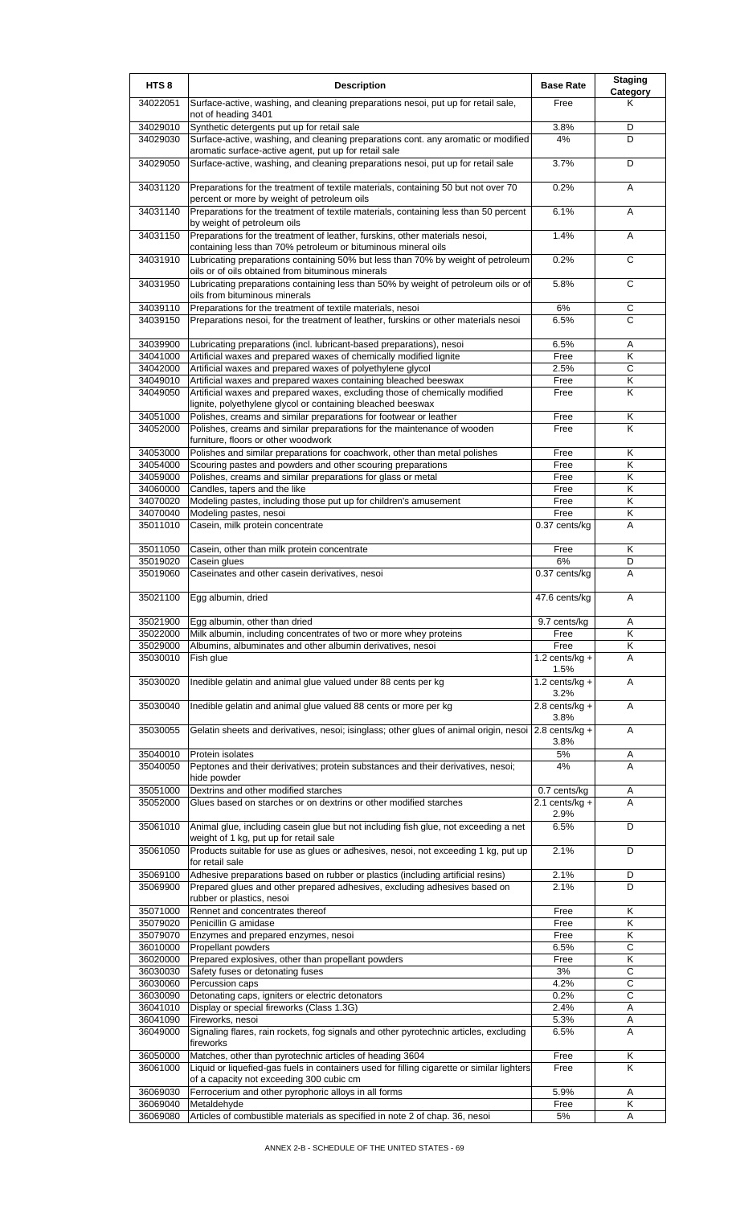| HTS 8 | Description | Base Rate | Staging Category |
|---|---|---|---|
| 34022051 | Surface-active, washing, and cleaning preparations nesoi, put up for retail sale, not of heading 3401 | Free | K |
| 34029010 | Synthetic detergents put up for retail sale | 3.8% | D |
| 34029030 | Surface-active, washing, and cleaning preparations cont. any aromatic or modified aromatic surface-active agent, put up for retail sale | 4% | D |
| 34029050 | Surface-active, washing, and cleaning preparations nesoi, put up for retail sale | 3.7% | D |
| 34031120 | Preparations for the treatment of textile materials, containing 50 but not over 70 percent or more by weight of petroleum oils | 0.2% | A |
| 34031140 | Preparations for the treatment of textile materials, containing less than 50 percent by weight of petroleum oils | 6.1% | A |
| 34031150 | Preparations for the treatment of leather, furskins, other materials nesoi, containing less than 70% petroleum or bituminous mineral oils | 1.4% | A |
| 34031910 | Lubricating preparations containing 50% but less than 70% by weight of petroleum oils or of oils obtained from bituminous minerals | 0.2% | C |
| 34031950 | Lubricating preparations containing less than 50% by weight of petroleum oils or of oils from bituminous minerals | 5.8% | C |
| 34039110 | Preparations for the treatment of textile materials, nesoi | 6% | C |
| 34039150 | Preparations nesoi, for the treatment of leather, furskins or other materials nesoi | 6.5% | C |
| 34039900 | Lubricating preparations (incl. lubricant-based preparations), nesoi | 6.5% | A |
| 34041000 | Artificial waxes and prepared waxes of chemically modified lignite | Free | K |
| 34042000 | Artificial waxes and prepared waxes of polyethylene glycol | 2.5% | C |
| 34049010 | Artificial waxes and prepared waxes containing bleached beeswax | Free | K |
| 34049050 | Artificial waxes and prepared waxes, excluding those of chemically modified lignite, polyethylene glycol or containing bleached beeswax | Free | K |
| 34051000 | Polishes, creams and similar preparations for footwear or leather | Free | K |
| 34052000 | Polishes, creams and similar preparations for the maintenance of wooden furniture, floors or other woodwork | Free | K |
| 34053000 | Polishes and similar preparations for coachwork, other than metal polishes | Free | K |
| 34054000 | Scouring pastes and powders and other scouring preparations | Free | K |
| 34059000 | Polishes, creams and similar preparations for glass or metal | Free | K |
| 34060000 | Candles, tapers and the like | Free | K |
| 34070020 | Modeling pastes, including those put up for children's amusement | Free | K |
| 34070040 | Modeling pastes, nesoi | Free | K |
| 35011010 | Casein, milk protein concentrate | 0.37 cents/kg | A |
| 35011050 | Casein, other than milk protein concentrate | Free | K |
| 35019020 | Casein glues | 6% | D |
| 35019060 | Caseinates and other casein derivatives, nesoi | 0.37 cents/kg | A |
| 35021100 | Egg albumin, dried | 47.6 cents/kg | A |
| 35021900 | Egg albumin, other than dried | 9.7 cents/kg | A |
| 35022000 | Milk albumin, including concentrates of two or more whey proteins | Free | K |
| 35029000 | Albumins, albuminates and other albumin derivatives, nesoi | Free | K |
| 35030010 | Fish glue | 1.2 cents/kg + 1.5% | A |
| 35030020 | Inedible gelatin and animal glue valued under 88 cents per kg | 1.2 cents/kg + 3.2% | A |
| 35030040 | Inedible gelatin and animal glue valued 88 cents or more per kg | 2.8 cents/kg + 3.8% | A |
| 35030055 | Gelatin sheets and derivatives, nesoi; isinglass; other glues of animal origin, nesoi | 2.8 cents/kg + 3.8% | A |
| 35040010 | Protein isolates | 5% | A |
| 35040050 | Peptones and their derivatives; protein substances and their derivatives, nesoi; hide powder | 4% | A |
| 35051000 | Dextrins and other modified starches | 0.7 cents/kg | A |
| 35052000 | Glues based on starches or on dextrins or other modified starches | 2.1 cents/kg + 2.9% | A |
| 35061010 | Animal glue, including casein glue but not including fish glue, not exceeding a net weight of 1 kg, put up for retail sale | 6.5% | D |
| 35061050 | Products suitable for use as glues or adhesives, nesoi, not exceeding 1 kg, put up for retail sale | 2.1% | D |
| 35069100 | Adhesive preparations based on rubber or plastics (including artificial resins) | 2.1% | D |
| 35069900 | Prepared glues and other prepared adhesives, excluding adhesives based on rubber or plastics, nesoi | 2.1% | D |
| 35071000 | Rennet and concentrates thereof | Free | K |
| 35079020 | Penicillin G amidase | Free | K |
| 35079070 | Enzymes and prepared enzymes, nesoi | Free | K |
| 36010000 | Propellant powders | 6.5% | C |
| 36020000 | Prepared explosives, other than propellant powders | Free | K |
| 36030030 | Safety fuses or detonating fuses | 3% | C |
| 36030060 | Percussion caps | 4.2% | C |
| 36030090 | Detonating caps, igniters or electric detonators | 0.2% | C |
| 36041010 | Display or special fireworks (Class 1.3G) | 2.4% | A |
| 36041090 | Fireworks, nesoi | 5.3% | A |
| 36049000 | Signaling flares, rain rockets, fog signals and other pyrotechnic articles, excluding fireworks | 6.5% | A |
| 36050000 | Matches, other than pyrotechnic articles of heading 3604 | Free | K |
| 36061000 | Liquid or liquefied-gas fuels in containers used for filling cigarette or similar lighters of a capacity not exceeding 300 cubic cm | Free | K |
| 36069030 | Ferrocerium and other pyrophoric alloys in all forms | 5.9% | A |
| 36069040 | Metaldehyde | Free | K |
| 36069080 | Articles of combustible materials as specified in note 2 of chap. 36, nesoi | 5% | A |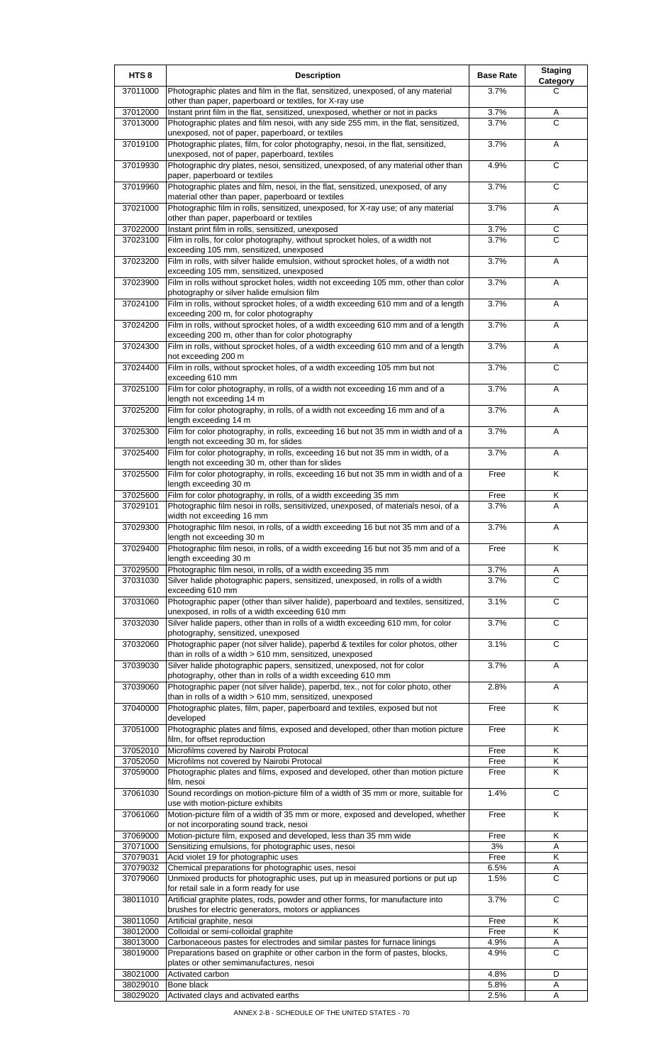| HTS 8 | Description | Base Rate | Staging Category |
|---|---|---|---|
| 37011000 | Photographic plates and film in the flat, sensitized, unexposed, of any material other than paper, paperboard or textiles, for X-ray use | 3.7% | C |
| 37012000 | Instant print film in the flat, sensitized, unexposed, whether or not in packs | 3.7% | A |
| 37013000 | Photographic plates and film nesoi, with any side 255 mm, in the flat, sensitized, unexposed, not of paper, paperboard, or textiles | 3.7% | C |
| 37019100 | Photographic plates, film, for color photography, nesoi, in the flat, sensitized, unexposed, not of paper, paperboard, textiles | 3.7% | A |
| 37019930 | Photographic dry plates, nesoi, sensitized, unexposed, of any material other than paper, paperboard or textiles | 4.9% | C |
| 37019960 | Photographic plates and film, nesoi, in the flat, sensitized, unexposed, of any material other than paper, paperboard or textiles | 3.7% | C |
| 37021000 | Photographic film in rolls, sensitized, unexposed, for X-ray use; of any material other than paper, paperboard or textiles | 3.7% | A |
| 37022000 | Instant print film in rolls, sensitized, unexposed | 3.7% | C |
| 37023100 | Film in rolls, for color photography, without sprocket holes, of a width not exceeding 105 mm, sensitized, unexposed | 3.7% | C |
| 37023200 | Film in rolls, with silver halide emulsion, without sprocket holes, of a width not exceeding 105 mm, sensitized, unexposed | 3.7% | A |
| 37023900 | Film in rolls without sprocket holes, width not exceeding 105 mm, other than color photography or silver halide emulsion film | 3.7% | A |
| 37024100 | Film in rolls, without sprocket holes, of a width exceeding 610 mm and of a length exceeding 200 m, for color photography | 3.7% | A |
| 37024200 | Film in rolls, without sprocket holes, of a width exceeding 610 mm and of a length exceeding 200 m, other than for color photography | 3.7% | A |
| 37024300 | Film in rolls, without sprocket holes, of a width exceeding 610 mm and of a length not exceeding 200 m | 3.7% | A |
| 37024400 | Film in rolls, without sprocket holes, of a width exceeding 105 mm but not exceeding 610 mm | 3.7% | C |
| 37025100 | Film for color photography, in rolls, of a width not exceeding 16 mm and of a length not exceeding 14 m | 3.7% | A |
| 37025200 | Film for color photography, in rolls, of a width not exceeding 16 mm and of a length exceeding 14 m | 3.7% | A |
| 37025300 | Film for color photography, in rolls, exceeding 16 but not 35 mm in width and of a length not exceeding 30 m, for slides | 3.7% | A |
| 37025400 | Film for color photography, in rolls, exceeding 16 but not 35 mm in width, of a length not exceeding 30 m, other than for slides | 3.7% | A |
| 37025500 | Film for color photography, in rolls, exceeding 16 but not 35 mm in width and of a length exceeding 30 m | Free | K |
| 37025600 | Film for color photography, in rolls, of a width exceeding 35 mm | Free | K |
| 37029101 | Photographic film nesoi in rolls, sensitivized, unexposed, of materials nesoi, of a width not exceeding 16 mm | 3.7% | A |
| 37029300 | Photographic film nesoi, in rolls, of a width exceeding 16 but not 35 mm and of a length not exceeding 30 m | 3.7% | A |
| 37029400 | Photographic film nesoi, in rolls, of a width exceeding 16 but not 35 mm and of a length exceeding 30 m | Free | K |
| 37029500 | Photographic film nesoi, in rolls, of a width exceeding 35 mm | 3.7% | A |
| 37031030 | Silver halide photographic papers, sensitized, unexposed, in rolls of a width exceeding 610 mm | 3.7% | C |
| 37031060 | Photographic paper (other than silver halide), paperboard and textiles, sensitized, unexposed, in rolls of a width exceeding 610 mm | 3.1% | C |
| 37032030 | Silver halide papers, other than in rolls of a width exceeding 610 mm, for color photography, sensitized, unexposed | 3.7% | C |
| 37032060 | Photographic paper (not silver halide), paperbd & textiles for color photos, other than in rolls of a width > 610 mm, sensitized, unexposed | 3.1% | C |
| 37039030 | Silver halide photographic papers, sensitized, unexposed, not for color photography, other than in rolls of a width exceeding 610 mm | 3.7% | A |
| 37039060 | Photographic paper (not silver halide), paperbd, tex., not for color photo, other than in rolls of a width > 610 mm, sensitized, unexposed | 2.8% | A |
| 37040000 | Photographic plates, film, paper, paperboard and textiles, exposed but not developed | Free | K |
| 37051000 | Photographic plates and films, exposed and developed, other than motion picture film, for offset reproduction | Free | K |
| 37052010 | Microfilms covered by Nairobi Protocal | Free | K |
| 37052050 | Microfilms not covered by Nairobi Protocal | Free | K |
| 37059000 | Photographic plates and films, exposed and developed, other than motion picture film, nesoi | Free | K |
| 37061030 | Sound recordings on motion-picture film of a width of 35 mm or more, suitable for use with motion-picture exhibits | 1.4% | C |
| 37061060 | Motion-picture film of a width of 35 mm or more, exposed and developed, whether or not incorporating sound track, nesoi | Free | K |
| 37069000 | Motion-picture film, exposed and developed, less than 35 mm wide | Free | K |
| 37071000 | Sensitizing emulsions, for photographic uses, nesoi | 3% | A |
| 37079031 | Acid violet 19 for photographic uses | Free | K |
| 37079032 | Chemical preparations for photographic uses, nesoi | 6.5% | A |
| 37079060 | Unmixed products for photographic uses, put up in measured portions or put up for retail sale in a form ready for use | 1.5% | C |
| 38011010 | Artificial graphite plates, rods, powder and other forms, for manufacture into brushes for electric generators, motors or appliances | 3.7% | C |
| 38011050 | Artificial graphite, nesoi | Free | K |
| 38012000 | Colloidal or semi-colloidal graphite | Free | K |
| 38013000 | Carbonaceous pastes for electrodes and similar pastes for furnace linings | 4.9% | A |
| 38019000 | Preparations based on graphite or other carbon in the form of pastes, blocks, plates or other semimanufactures, nesoi | 4.9% | C |
| 38021000 | Activated carbon | 4.8% | D |
| 38029010 | Bone black | 5.8% | A |
| 38029020 | Activated clays and activated earths | 2.5% | A |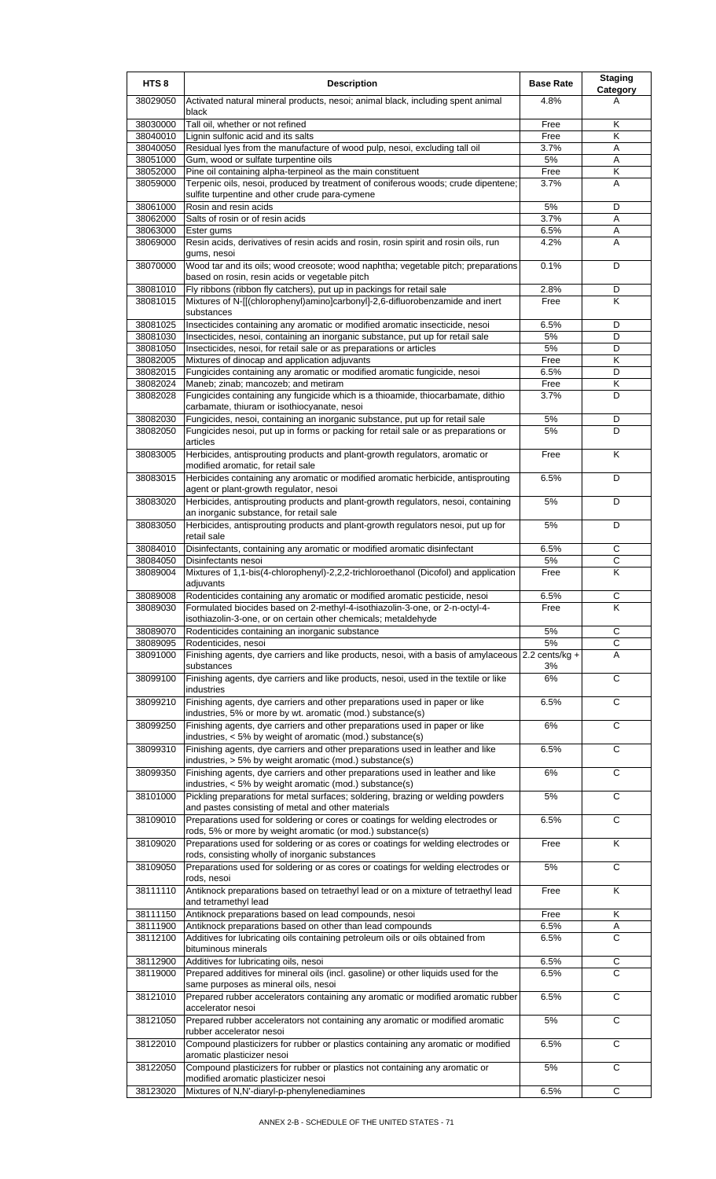| HTS 8 | Description | Base Rate | Staging Category |
|---|---|---|---|
| 38029050 | Activated natural mineral products, nesoi; animal black, including spent animal black | 4.8% | A |
| 38030000 | Tall oil, whether or not refined | Free | K |
| 38040010 | Lignin sulfonic acid and its salts | Free | K |
| 38040050 | Residual lyes from the manufacture of wood pulp, nesoi, excluding tall oil | 3.7% | A |
| 38051000 | Gum, wood or sulfate turpentine oils | 5% | A |
| 38052000 | Pine oil containing alpha-terpineol as the main constituent | Free | K |
| 38059000 | Terpenic oils, nesoi, produced by treatment of coniferous woods; crude dipentene; sulfite turpentine and other crude para-cymene | 3.7% | A |
| 38061000 | Rosin and resin acids | 5% | D |
| 38062000 | Salts of rosin or of resin acids | 3.7% | A |
| 38063000 | Ester gums | 6.5% | A |
| 38069000 | Resin acids, derivatives of resin acids and rosin, rosin spirit and rosin oils, run gums, nesoi | 4.2% | A |
| 38070000 | Wood tar and its oils; wood creosote; wood naphtha; vegetable pitch; preparations based on rosin, resin acids or vegetable pitch | 0.1% | D |
| 38081010 | Fly ribbons (ribbon fly catchers), put up in packings for retail sale | 2.8% | D |
| 38081015 | Mixtures of N-[[(chlorophenyl)amino]carbonyl]-2,6-difluorobenzamide and inert substances | Free | K |
| 38081025 | Insecticides containing any aromatic or modified aromatic insecticide, nesoi | 6.5% | D |
| 38081030 | Insecticides, nesoi, containing an inorganic substance, put up for retail sale | 5% | D |
| 38081050 | Insecticides, nesoi, for retail sale or as preparations or articles | 5% | D |
| 38082005 | Mixtures of dinocap and application adjuvants | Free | K |
| 38082015 | Fungicides containing any aromatic or modified aromatic fungicide, nesoi | 6.5% | D |
| 38082024 | Maneb; zinab; mancozeb; and metiram | Free | K |
| 38082028 | Fungicides containing any fungicide which is a thioamide, thiocarbamate, dithio carbamate, thiuram or isothiocyanate, nesoi | 3.7% | D |
| 38082030 | Fungicides, nesoi, containing an inorganic substance, put up for retail sale | 5% | D |
| 38082050 | Fungicides nesoi, put up in forms or packing for retail sale or as preparations or articles | 5% | D |
| 38083005 | Herbicides, antisprouting products and plant-growth regulators, aromatic or modified aromatic, for retail sale | Free | K |
| 38083015 | Herbicides containing any aromatic or modified aromatic herbicide, antisprouting agent or plant-growth regulator, nesoi | 6.5% | D |
| 38083020 | Herbicides, antisprouting products and plant-growth regulators, nesoi, containing an inorganic substance, for retail sale | 5% | D |
| 38083050 | Herbicides, antisprouting products and plant-growth regulators nesoi, put up for retail sale | 5% | D |
| 38084010 | Disinfectants, containing any aromatic or modified aromatic disinfectant | 6.5% | C |
| 38084050 | Disinfectants nesoi | 5% | C |
| 38089004 | Mixtures of 1,1-bis(4-chlorophenyl)-2,2,2-trichloroethanol (Dicofol) and application adjuvants | Free | K |
| 38089008 | Rodenticides containing any aromatic or modified aromatic pesticide, nesoi | 6.5% | C |
| 38089030 | Formulated biocides based on 2-methyl-4-isothiazolin-3-one, or 2-n-octyl-4-isothiazolin-3-one, or on certain other chemicals; metaldehyde | Free | K |
| 38089070 | Rodenticides containing an inorganic substance | 5% | C |
| 38089095 | Rodenticides, nesoi | 5% | C |
| 38091000 | Finishing agents, dye carriers and like products, nesoi, with a basis of amylaceous substances | 2.2 cents/kg + 3% | A |
| 38099100 | Finishing agents, dye carriers and like products, nesoi, used in the textile or like industries | 6% | C |
| 38099210 | Finishing agents, dye carriers and other preparations used in paper or like industries, 5% or more by wt. aromatic (mod.) substance(s) | 6.5% | C |
| 38099250 | Finishing agents, dye carriers and other preparations used in paper or like industries, < 5% by weight of aromatic (mod.) substance(s) | 6% | C |
| 38099310 | Finishing agents, dye carriers and other preparations used in leather and like industries, > 5% by weight aromatic (mod.) substance(s) | 6.5% | C |
| 38099350 | Finishing agents, dye carriers and other preparations used in leather and like industries, < 5% by weight aromatic (mod.) substance(s) | 6% | C |
| 38101000 | Pickling preparations for metal surfaces; soldering, brazing or welding powders and pastes consisting of metal and other materials | 5% | C |
| 38109010 | Preparations used for soldering or cores or coatings for welding electrodes or rods, 5% or more by weight aromatic (or mod.) substance(s) | 6.5% | C |
| 38109020 | Preparations used for soldering or as cores or coatings for welding electrodes or rods, consisting wholly of inorganic substances | Free | K |
| 38109050 | Preparations used for soldering or as cores or coatings for welding electrodes or rods, nesoi | 5% | C |
| 38111110 | Antiknock preparations based on tetraethyl lead or on a mixture of tetraethyl lead and tetramethyl lead | Free | K |
| 38111150 | Antiknock preparations based on lead compounds, nesoi | Free | K |
| 38111900 | Antiknock preparations based on other than lead compounds | 6.5% | A |
| 38112100 | Additives for lubricating oils containing petroleum oils or oils obtained from bituminous minerals | 6.5% | C |
| 38112900 | Additives for lubricating oils, nesoi | 6.5% | C |
| 38119000 | Prepared additives for mineral oils (incl. gasoline) or other liquids used for the same purposes as mineral oils, nesoi | 6.5% | C |
| 38121010 | Prepared rubber accelerators containing any aromatic or modified aromatic rubber accelerator nesoi | 6.5% | C |
| 38121050 | Prepared rubber accelerators not containing any aromatic or modified aromatic rubber accelerator nesoi | 5% | C |
| 38122010 | Compound plasticizers for rubber or plastics containing any aromatic or modified aromatic plasticizer nesoi | 6.5% | C |
| 38122050 | Compound plasticizers for rubber or plastics not containing any aromatic or modified aromatic plasticizer nesoi | 5% | C |
| 38123020 | Mixtures of N,N'-diaryl-p-phenylenediamines | 6.5% | C |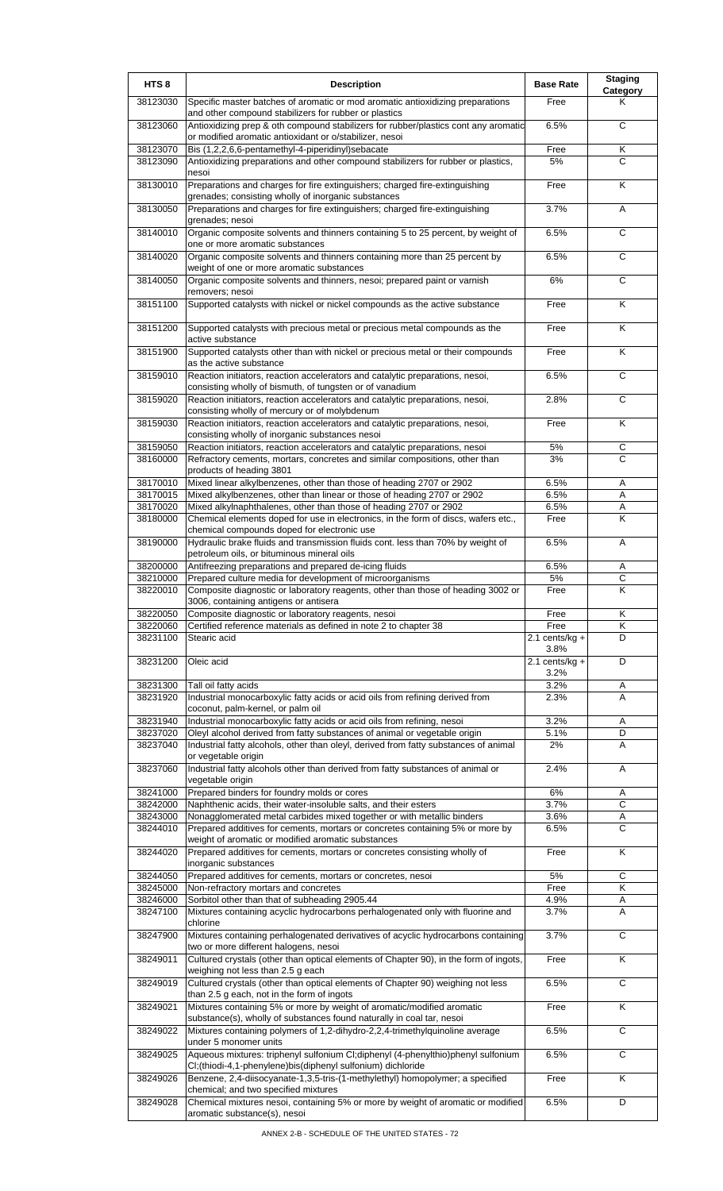| HTS 8 | Description | Base Rate | Staging Category |
|---|---|---|---|
| 38123030 | Specific master batches of aromatic or mod aromatic antioxidizing preparations and other compound stabilizers for rubber or plastics | Free | K |
| 38123060 | Antioxidizing prep & oth compound stabilizers for rubber/plastics cont any aromatic or modified aromatic antioxidant or o/stabilizer, nesoi | 6.5% | C |
| 38123070 | Bis (1,2,2,6,6-pentamethyl-4-piperidinyl)sebacate | Free | K |
| 38123090 | Antioxidizing preparations and other compound stabilizers for rubber or plastics, nesoi | 5% | C |
| 38130010 | Preparations and charges for fire extinguishers; charged fire-extinguishing grenades; consisting wholly of inorganic substances | Free | K |
| 38130050 | Preparations and charges for fire extinguishers; charged fire-extinguishing grenades; nesoi | 3.7% | A |
| 38140010 | Organic composite solvents and thinners containing 5 to 25 percent, by weight of one or more aromatic substances | 6.5% | C |
| 38140020 | Organic composite solvents and thinners containing more than 25 percent by weight of one or more aromatic substances | 6.5% | C |
| 38140050 | Organic composite solvents and thinners, nesoi; prepared paint or varnish removers; nesoi | 6% | C |
| 38151100 | Supported catalysts with nickel or nickel compounds as the active substance | Free | K |
| 38151200 | Supported catalysts with precious metal or precious metal compounds as the active substance | Free | K |
| 38151900 | Supported catalysts other than with nickel or precious metal or their compounds as the active substance | Free | K |
| 38159010 | Reaction initiators, reaction accelerators and catalytic preparations, nesoi, consisting wholly of bismuth, of tungsten or of vanadium | 6.5% | C |
| 38159020 | Reaction initiators, reaction accelerators and catalytic preparations, nesoi, consisting wholly of mercury or of molybdenum | 2.8% | C |
| 38159030 | Reaction initiators, reaction accelerators and catalytic preparations, nesoi, consisting wholly of inorganic substances nesoi | Free | K |
| 38159050 | Reaction initiators, reaction accelerators and catalytic preparations, nesoi | 5% | C |
| 38160000 | Refractory cements, mortars, concretes and similar compositions, other than products of heading 3801 | 3% | C |
| 38170010 | Mixed linear alkylbenzenes, other than those of heading 2707 or 2902 | 6.5% | A |
| 38170015 | Mixed alkylbenzenes, other than linear or those of heading 2707 or 2902 | 6.5% | A |
| 38170020 | Mixed alkylnaphthalenes, other than those of heading 2707 or 2902 | 6.5% | A |
| 38180000 | Chemical elements doped for use in electronics, in the form of discs, wafers etc., chemical compounds doped for electronic use | Free | K |
| 38190000 | Hydraulic brake fluids and transmission fluids cont. less than 70% by weight of petroleum oils, or bituminous mineral oils | 6.5% | A |
| 38200000 | Antifreezing preparations and prepared de-icing fluids | 6.5% | A |
| 38210000 | Prepared culture media for development of microorganisms | 5% | C |
| 38220010 | Composite diagnostic or laboratory reagents, other than those of heading 3002 or 3006, containing antigens or antisera | Free | K |
| 38220050 | Composite diagnostic or laboratory reagents, nesoi | Free | K |
| 38220060 | Certified reference materials as defined in note 2 to chapter 38 | Free | K |
| 38231100 | Stearic acid | 2.1 cents/kg + 3.8% | D |
| 38231200 | Oleic acid | 2.1 cents/kg + 3.2% | D |
| 38231300 | Tall oil fatty acids | 3.2% | A |
| 38231920 | Industrial monocarboxylic fatty acids or acid oils from refining derived from coconut, palm-kernel, or palm oil | 2.3% | A |
| 38231940 | Industrial monocarboxylic fatty acids or acid oils from refining, nesoi | 3.2% | A |
| 38237020 | Oleyl alcohol derived from fatty substances of animal or vegetable origin | 5.1% | D |
| 38237040 | Industrial fatty alcohols, other than oleyl, derived from fatty substances of animal or vegetable origin | 2% | A |
| 38237060 | Industrial fatty alcohols other than derived from fatty substances of animal or vegetable origin | 2.4% | A |
| 38241000 | Prepared binders for foundry molds or cores | 6% | A |
| 38242000 | Naphthenic acids, their water-insoluble salts, and their esters | 3.7% | C |
| 38243000 | Nonagglomerated metal carbides mixed together or with metallic binders | 3.6% | A |
| 38244010 | Prepared additives for cements, mortars or concretes containing 5% or more by weight of aromatic or modified aromatic substances | 6.5% | C |
| 38244020 | Prepared additives for cements, mortars or concretes consisting wholly of inorganic substances | Free | K |
| 38244050 | Prepared additives for cements, mortars or concretes, nesoi | 5% | C |
| 38245000 | Non-refractory mortars and concretes | Free | K |
| 38246000 | Sorbitol other than that of subheading 2905.44 | 4.9% | A |
| 38247100 | Mixtures containing acyclic hydrocarbons perhalogenated only with fluorine and chlorine | 3.7% | A |
| 38247900 | Mixtures containing perhalogenated derivatives of acyclic hydrocarbons containing two or more different halogens, nesoi | 3.7% | C |
| 38249011 | Cultured crystals (other than optical elements of Chapter 90), in the form of ingots, weighing not less than 2.5 g each | Free | K |
| 38249019 | Cultured crystals (other than optical elements of Chapter 90) weighing not less than 2.5 g each, not in the form of ingots | 6.5% | C |
| 38249021 | Mixtures containing 5% or more by weight of aromatic/modified aromatic substance(s), wholly of substances found naturally in coal tar, nesoi | Free | K |
| 38249022 | Mixtures containing polymers of 1,2-dihydro-2,2,4-trimethylquinoline average under 5 monomer units | 6.5% | C |
| 38249025 | Aqueous mixtures: triphenyl sulfonium Cl;diphenyl (4-phenylthio)phenyl sulfonium Cl;(thiodi-4,1-phenylene)bis(diphenyl sulfonium) dichloride | 6.5% | C |
| 38249026 | Benzene, 2,4-diisocyanate-1,3,5-tris-(1-methylethyl) homopolymer; a specified chemical; and two specified mixtures | Free | K |
| 38249028 | Chemical mixtures nesoi, containing 5% or more by weight of aromatic or modified aromatic substance(s), nesoi | 6.5% | D |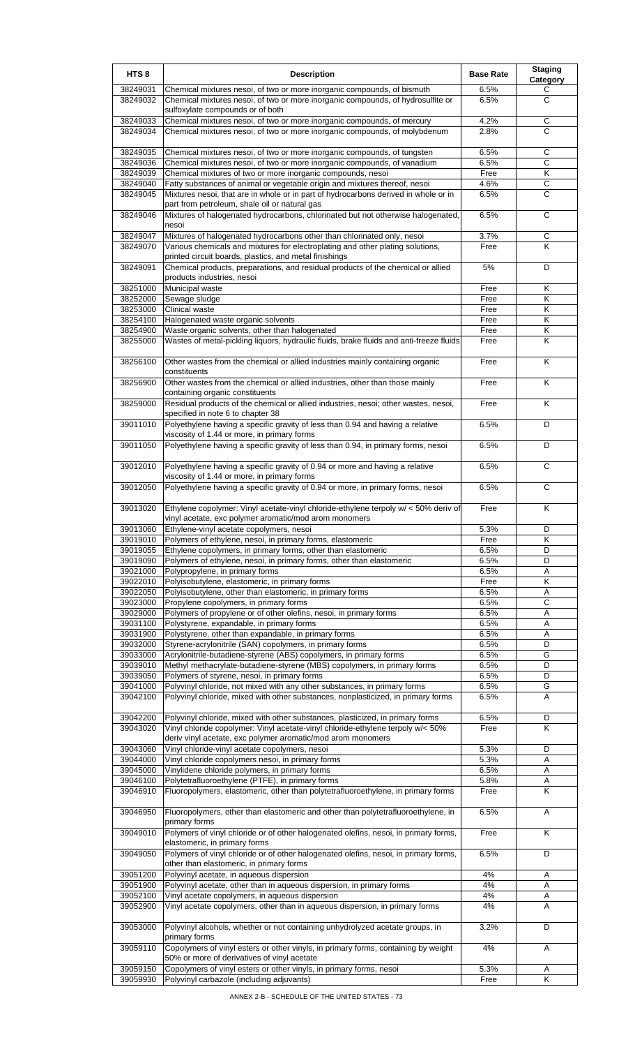| HTS 8 | Description | Base Rate | Staging Category |
|---|---|---|---|
| 38249031 | Chemical mixtures nesoi, of two or more inorganic compounds, of bismuth | 6.5% | C |
| 38249032 | Chemical mixtures nesoi, of two or more inorganic compounds, of hydrosulfite or sulfoxylate compounds or of both | 6.5% | C |
| 38249033 | Chemical mixtures nesoi, of two or more inorganic compounds, of mercury | 4.2% | C |
| 38249034 | Chemical mixtures nesoi, of two or more inorganic compounds, of molybdenum | 2.8% | C |
| 38249035 | Chemical mixtures nesoi, of two or more inorganic compounds, of tungsten | 6.5% | C |
| 38249036 | Chemical mixtures nesoi, of two or more inorganic compounds, of vanadium | 6.5% | C |
| 38249039 | Chemical mixtures of two or more inorganic compounds, nesoi | Free | K |
| 38249040 | Fatty substances of animal or vegetable origin and mixtures thereof, nesoi | 4.6% | C |
| 38249045 | Mixtures nesoi, that are in whole or in part of hydrocarbons derived in whole or in part from petroleum, shale oil or natural gas | 6.5% | C |
| 38249046 | Mixtures of halogenated hydrocarbons, chlorinated but not otherwise halogenated, nesoi | 6.5% | C |
| 38249047 | Mixtures of halogenated hydrocarbons other than chlorinated only, nesoi | 3.7% | C |
| 38249070 | Various chemicals and mixtures for electroplating and other plating solutions, printed circuit boards, plastics, and metal finishings | Free | K |
| 38249091 | Chemical products, preparations, and residual products of the chemical or allied products industries, nesoi | 5% | D |
| 38251000 | Municipal waste | Free | K |
| 38252000 | Sewage sludge | Free | K |
| 38253000 | Clinical waste | Free | K |
| 38254100 | Halogenated waste organic solvents | Free | K |
| 38254900 | Waste organic solvents, other than halogenated | Free | K |
| 38255000 | Wastes of metal-pickling liquors, hydraulic fluids, brake fluids and anti-freeze fluids | Free | K |
| 38256100 | Other wastes from the chemical or allied industries mainly containing organic constituents | Free | K |
| 38256900 | Other wastes from the chemical or allied industries, other than those mainly containing organic constituents | Free | K |
| 38259000 | Residual products of the chemical or allied industries, nesoi; other wastes, nesoi, specified in note 6 to chapter 38 | Free | K |
| 39011010 | Polyethylene having a specific gravity of less than 0.94 and having a relative viscosity of 1.44 or more, in primary forms | 6.5% | D |
| 39011050 | Polyethylene having a specific gravity of less than 0.94, in primary forms, nesoi | 6.5% | D |
| 39012010 | Polyethylene having a specific gravity of 0.94 or more and having a relative viscosity of 1.44 or more, in primary forms | 6.5% | C |
| 39012050 | Polyethylene having a specific gravity of 0.94 or more, in primary forms, nesoi | 6.5% | C |
| 39013020 | Ethylene copolymer: Vinyl acetate-vinyl chloride-ethylene terpoly w/ < 50% deriv of vinyl acetate, exc polymer aromatic/mod arom monomers | Free | K |
| 39013060 | Ethylene-vinyl acetate copolymers, nesoi | 5.3% | D |
| 39019010 | Polymers of ethylene, nesoi, in primary forms, elastomeric | Free | K |
| 39019055 | Ethylene copolymers, in primary forms, other than elastomeric | 6.5% | D |
| 39019090 | Polymers of ethylene, nesoi, in primary forms, other than elastomeric | 6.5% | D |
| 39021000 | Polypropylene, in primary forms | 6.5% | A |
| 39022010 | Polyisobutylene, elastomeric, in primary forms | Free | K |
| 39022050 | Polyisobutylene, other than elastomeric, in primary forms | 6.5% | A |
| 39023000 | Propylene copolymers, in primary forms | 6.5% | C |
| 39029000 | Polymers of propylene or of other olefins, nesoi, in primary forms | 6.5% | A |
| 39031100 | Polystyrene, expandable, in primary forms | 6.5% | A |
| 39031900 | Polystyrene, other than expandable, in primary forms | 6.5% | A |
| 39032000 | Styrene-acrylonitrile (SAN) copolymers, in primary forms | 6.5% | D |
| 39033000 | Acrylonitrile-butadiene-styrene (ABS) copolymers, in primary forms | 6.5% | G |
| 39039010 | Methyl methacrylate-butadiene-styrene (MBS) copolymers, in primary forms | 6.5% | D |
| 39039050 | Polymers of styrene, nesoi, in primary forms | 6.5% | D |
| 39041000 | Polyvinyl chloride, not mixed with any other substances, in primary forms | 6.5% | G |
| 39042100 | Polyvinyl chloride, mixed with other substances, nonplasticized, in primary forms | 6.5% | A |
| 39042200 | Polyvinyl chloride, mixed with other substances, plasticized, in primary forms | 6.5% | D |
| 39043020 | Vinyl chloride copolymer: Vinyl acetate-vinyl chloride-ethylene terpoly w/< 50% deriv vinyl acetate, exc polymer aromatic/mod arom monomers | Free | K |
| 39043060 | Vinyl chloride-vinyl acetate copolymers, nesoi | 5.3% | D |
| 39044000 | Vinyl chloride copolymers nesoi, in primary forms | 5.3% | A |
| 39045000 | Vinylidene chloride polymers, in primary forms | 6.5% | A |
| 39046100 | Polytetrafluoroethylene (PTFE), in primary forms | 5.8% | A |
| 39046910 | Fluoropolymers, elastomeric, other than polytetrafluoroethylene, in primary forms | Free | K |
| 39046950 | Fluoropolymers, other than elastomeric and other than polytetrafluoroethylene, in primary forms | 6.5% | A |
| 39049010 | Polymers of vinyl chloride or of other halogenated olefins, nesoi, in primary forms, elastomeric, in primary forms | Free | K |
| 39049050 | Polymers of vinyl chloride or of other halogenated olefins, nesoi, in primary forms, other than elastomeric, in primary forms | 6.5% | D |
| 39051200 | Polyvinyl acetate, in aqueous dispersion | 4% | A |
| 39051900 | Polyvinyl acetate, other than in aqueous dispersion, in primary forms | 4% | A |
| 39052100 | Vinyl acetate copolymers, in aqueous dispersion | 4% | A |
| 39052900 | Vinyl acetate copolymers, other than in aqueous dispersion, in primary forms | 4% | A |
| 39053000 | Polyvinyl alcohols, whether or not containing unhydrolyzed acetate groups, in primary forms | 3.2% | D |
| 39059110 | Copolymers of vinyl esters or other vinyls, in primary forms, containing by weight 50% or more of derivatives of vinyl acetate | 4% | A |
| 39059150 | Copolymers of vinyl esters or other vinyls, in primary forms, nesoi | 5.3% | A |
| 39059930 | Polyvinyl carbazole (including adjuvants) | Free | K |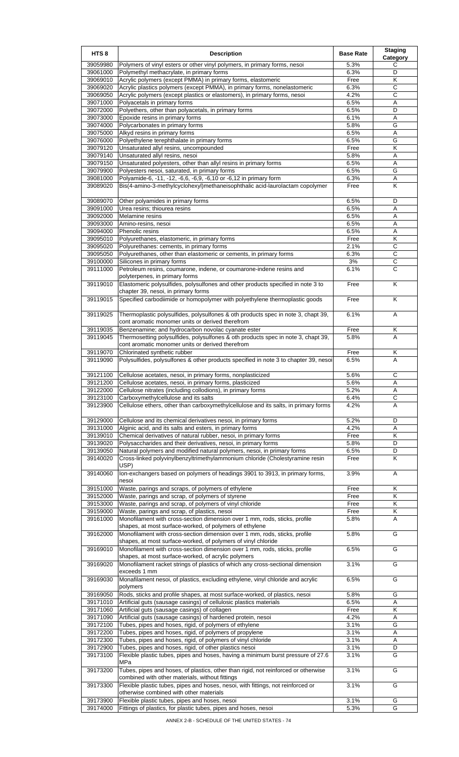| HTS 8 | Description | Base Rate | Staging Category |
|---|---|---|---|
| 39059980 | Polymers of vinyl esters or other vinyl polymers, in primary forms, nesoi | 5.3% | C |
| 39061000 | Polymethyl methacrylate, in primary forms | 6.3% | D |
| 39069010 | Acrylic polymers (except PMMA) in primary forms, elastomeric | Free | K |
| 39069020 | Acrylic plastics polymers (except PMMA), in primary forms, nonelastomeric | 6.3% | C |
| 39069050 | Acrylic polymers (except plastics or elastomers), in primary forms, nesoi | 4.2% | C |
| 39071000 | Polyacetals in primary forms | 6.5% | A |
| 39072000 | Polyethers, other than polyacetals, in primary forms | 6.5% | D |
| 39073000 | Epoxide resins in primary forms | 6.1% | A |
| 39074000 | Polycarbonates in primary forms | 5.8% | G |
| 39075000 | Alkyd resins in primary forms | 6.5% | A |
| 39076000 | Polyethylene terephthalate in primary forms | 6.5% | G |
| 39079120 | Unsaturated allyl resins, uncompounded | Free | K |
| 39079140 | Unsaturated allyl resins, nesoi | 5.8% | A |
| 39079150 | Unsaturated polyesters, other than allyl resins in primary forms | 6.5% | A |
| 39079900 | Polyesters nesoi, saturated, in primary forms | 6.5% | G |
| 39081000 | Polyamide-6, -11, -12, -6,6, -6,9, -6,10 or -6,12 in primary form | 6.3% | A |
| 39089020 | Bis(4-amino-3-methylcyclohexyl)methaneisophthalic acid-laurolactam copolymer | Free | K |
| 39089070 | Other polyamides in primary forms | 6.5% | D |
| 39091000 | Urea resins; thiourea resins | 6.5% | A |
| 39092000 | Melamine resins | 6.5% | A |
| 39093000 | Amino-resins, nesoi | 6.5% | A |
| 39094000 | Phenolic resins | 6.5% | A |
| 39095010 | Polyurethanes, elastomeric, in primary forms | Free | K |
| 39095020 | Polyurethanes: cements, in primary forms | 2.1% | C |
| 39095050 | Polyurethanes, other than elastomeric or cements, in primary forms | 6.3% | C |
| 39100000 | Silicones in primary forms | 3% | C |
| 39111000 | Petroleum resins, coumarone, indene, or coumarone-indene resins and polyterpenes, in primary forms | 6.1% | C |
| 39119010 | Elastomeric polysulfides, polysulfones and other products specified in note 3 to chapter 39, nesoi, in primary forms | Free | K |
| 39119015 | Specified carbodiimide or homopolymer with polyethylene thermoplastic goods | Free | K |
| 39119025 | Thermoplastic polysulfides, polysulfones & oth products spec in note 3, chapt 39, cont aromatic monomer units or derived therefrom | 6.1% | A |
| 39119035 | Benzenamine; and hydrocarbon novolac cyanate ester | Free | K |
| 39119045 | Thermosetting polysulfides, polysulfones & oth products spec in note 3, chapt 39, cont aromatic monomer units or derived therefrom | 5.8% | A |
| 39119070 | Chlorinated synthetic rubber | Free | K |
| 39119090 | Polysulfides, polysulfones & other products specified in note 3 to chapter 39, nesoi | 6.5% | A |
| 39121100 | Cellulose acetates, nesoi, in primary forms, nonplasticized | 5.6% | C |
| 39121200 | Cellulose acetates, nesoi, in primary forms, plasticized | 5.6% | A |
| 39122000 | Cellulose nitrates (including collodions), in primary forms | 5.2% | A |
| 39123100 | Carboxymethylcellulose and its salts | 6.4% | C |
| 39123900 | Cellulose ethers, other than carboxymethylcellulose and its salts, in primary forms | 4.2% | A |
| 39129000 | Cellulose and its chemical derivatives nesoi, in primary forms | 5.2% | D |
| 39131000 | Alginic acid, and its salts and esters, in primary forms | 4.2% | A |
| 39139010 | Chemical derivatives of natural rubber, nesoi, in primary forms | Free | K |
| 39139020 | Polysaccharides and their derivatives, nesoi, in primary forms | 5.8% | D |
| 39139050 | Natural polymers and modified natural polymers, nesoi, in primary forms | 6.5% | D |
| 39140020 | Cross-linked polyvinylbenzyltrimethylammonium chloride (Cholestyramine resin USP) | Free | K |
| 39140060 | Ion-exchangers based on polymers of headings 3901 to 3913, in primary forms, nesoi | 3.9% | A |
| 39151000 | Waste, parings and scraps, of polymers of ethylene | Free | K |
| 39152000 | Waste, parings and scraps, of polymers of styrene | Free | K |
| 39153000 | Waste, parings and scrap, of polymers of vinyl chloride | Free | K |
| 39159000 | Waste, parings and scrap, of plastics, nesoi | Free | K |
| 39161000 | Monofilament with cross-section dimension over 1 mm, rods, sticks, profile shapes, at most surface-worked, of polymers of ethylene | 5.8% | A |
| 39162000 | Monofilament with cross-section dimension over 1 mm, rods, sticks, profile shapes, at most surface-worked, of polymers of vinyl chloride | 5.8% | G |
| 39169010 | Monofilament with cross-section dimension over 1 mm, rods, sticks, profile shapes, at most surface-worked, of acrylic polymers | 6.5% | G |
| 39169020 | Monofilament racket strings of plastics of which any cross-sectional dimension exceeds 1 mm | 3.1% | G |
| 39169030 | Monafilament nesoi, of plastics, excluding ethylene, vinyl chloride and acrylic polymers | 6.5% | G |
| 39169050 | Rods, sticks and profile shapes, at most surface-worked, of plastics, nesoi | 5.8% | G |
| 39171010 | Artificial guts (sausage casings) of cellulosic plastics materials | 6.5% | A |
| 39171060 | Artificial guts (sausage casings) of collagen | Free | K |
| 39171090 | Artificial guts (sausage casings) of hardened protein, nesoi | 4.2% | A |
| 39172100 | Tubes, pipes and hoses, rigid, of polymers of ethylene | 3.1% | G |
| 39172200 | Tubes, pipes and hoses, rigid, of polymers of propylene | 3.1% | A |
| 39172300 | Tubes, pipes and hoses, rigid, of polymers of vinyl chloride | 3.1% | A |
| 39172900 | Tubes, pipes and hoses, rigid, of other plastics nesoi | 3.1% | D |
| 39173100 | Flexible plastic tubes, pipes and hoses, having a minimum burst pressure of 27.6 MPa | 3.1% | G |
| 39173200 | Tubes, pipes and hoses, of plastics, other than rigid, not reinforced or otherwise combined with other materials, without fittings | 3.1% | G |
| 39173300 | Flexible plastic tubes, pipes and hoses, nesoi, with fittings, not reinforced or otherwise combined with other materials | 3.1% | G |
| 39173900 | Flexible plastic tubes, pipes and hoses, nesoi | 3.1% | G |
| 39174000 | Fittings of plastics, for plastic tubes, pipes and hoses, nesoi | 5.3% | G |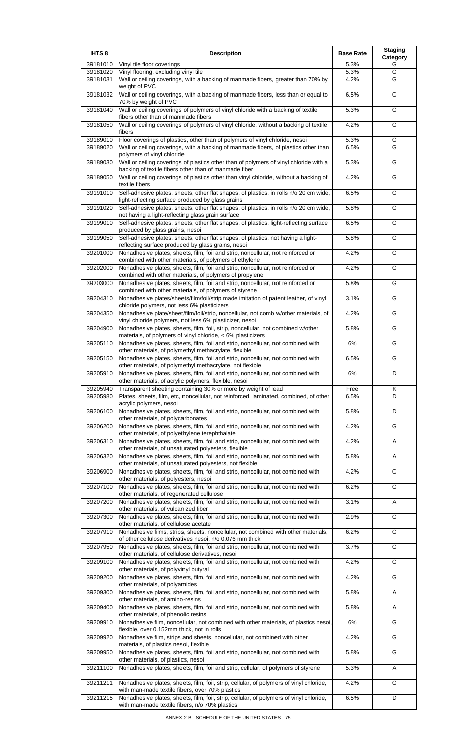| HTS 8 | Description | Base Rate | Staging Category |
|---|---|---|---|
| 39181010 | Vinyl tile floor coverings | 5.3% | G |
| 39181020 | Vinyl flooring, excluding vinyl tile | 5.3% | G |
| 39181031 | Wall or ceiling coverings, with a backing of manmade fibers, greater than 70% by weight of PVC | 4.2% | G |
| 39181032 | Wall or ceiling coverings, with a backing of manmade fibers, less than or equal to 70% by weight of PVC | 6.5% | G |
| 39181040 | Wall or ceiling coverings of polymers of vinyl chloride with a backing of textile fibers other than of manmade fibers | 5.3% | G |
| 39181050 | Wall or ceiling coverings of polymers of vinyl chloride, without a backing of textile fibers | 4.2% | G |
| 39189010 | Floor coverings of plastics, other than of polymers of vinyl chloride, nesoi | 5.3% | G |
| 39189020 | Wall or ceiling coverings, with a backing of manmade fibers, of plastics other than polymers of vinyl chloride | 6.5% | G |
| 39189030 | Wall or ceiling coverings of plastics other than of polymers of vinyl chloride with a backing of textile fibers other than of manmade fiber | 5.3% | G |
| 39189050 | Wall or ceiling coverings of plastics other than vinyl chloride, without a backing of textile fibers | 4.2% | G |
| 39191010 | Self-adhesive plates, sheets, other flat shapes, of plastics, in rolls n/o 20 cm wide, light-reflecting surface produced by glass grains | 6.5% | G |
| 39191020 | Self-adhesive plates, sheets, other flat shapes, of plastics, in rolls n/o 20 cm wide, not having a light-reflecting glass grain surface | 5.8% | G |
| 39199010 | Self-adhesive plates, sheets, other flat shapes, of plastics, light-reflecting surface produced by glass grains, nesoi | 6.5% | G |
| 39199050 | Self-adhesive plates, sheets, other flat shapes, of plastics, not having a light-reflecting surface produced by glass grains, nesoi | 5.8% | G |
| 39201000 | Nonadhesive plates, sheets, film, foil and strip, noncellular, not reinforced or combined with other materials, of polymers of ethylene | 4.2% | G |
| 39202000 | Nonadhesive plates, sheets, film, foil and strip, noncellular, not reinforced or combined with other materials, of polymers of propylene | 4.2% | G |
| 39203000 | Nonadhesive plates, sheets, film, foil and strip, noncellular, not reinforced or combined with other materials, of polymers of styrene | 5.8% | G |
| 39204310 | Nonadhesive plates/sheets/film/foil/strip made imitation of patent leather, of vinyl chloride polymers, not less 6% plasticizers | 3.1% | G |
| 39204350 | Nonadhesive plate/sheet/film/foil/strip, noncellular, not comb w/other materials, of vinyl chloride polymers, not less 6% plasticizer, nesoi | 4.2% | G |
| 39204900 | Nonadhesive plates, sheets, film, foil, strip, noncellular, not combined w/other materials, of polymers of vinyl chloride, < 6% plasticizers | 5.8% | G |
| 39205110 | Nonadhesive plates, sheets, film, foil and strip, noncellular, not combined with other materials, of polymethyl methacrylate, flexible | 6% | G |
| 39205150 | Nonadhesive plates, sheets, film, foil and strip, noncellular, not combined with other materials, of polymethyl methacrylate, not flexible | 6.5% | G |
| 39205910 | Nonadhesive plates, sheets, film, foil and strip, noncellular, not combined with other materials, of acrylic polymers, flexible, nesoi | 6% | D |
| 39205940 | Transparent sheeting containing 30% or more by weight of lead | Free | K |
| 39205980 | Plates, sheets, film, etc, noncellular, not reinforced, laminated, combined, of other acrylic polymers, nesoi | 6.5% | D |
| 39206100 | Nonadhesive plates, sheets, film, foil and strip, noncellular, not combined with other materials, of polycarbonates | 5.8% | D |
| 39206200 | Nonadhesive plates, sheets, film, foil and strip, noncellular, not combined with other materials, of polyethylene terephthalate | 4.2% | G |
| 39206310 | Nonadhesive plates, sheets, film, foil and strip, noncellular, not combined with other materials, of unsaturated polyesters, flexible | 4.2% | A |
| 39206320 | Nonadhesive plates, sheets, film, foil and strip, noncellular, not combined with other materials, of unsaturated polyesters, not flexible | 5.8% | A |
| 39206900 | Nonadhesive plates, sheets, film, foil and strip, noncellular, not combined with other materials, of polyesters, nesoi | 4.2% | G |
| 39207100 | Nonadhesive plates, sheets, film, foil and strip, noncellular, not combined with other materials, of regenerated cellulose | 6.2% | G |
| 39207200 | Nonadhesive plates, sheets, film, foil and strip, noncellular, not combined with other materials, of vulcanized fiber | 3.1% | A |
| 39207300 | Nonadhesive plates, sheets, film, foil and strip, noncellular, not combined with other materials, of cellulose acetate | 2.9% | G |
| 39207910 | Nonadhesive films, strips, sheets, noncellular, not combined with other materials, of other cellulose derivatives nesoi, n/o 0.076 mm thick | 6.2% | G |
| 39207950 | Nonadhesive plates, sheets, film, foil and strip, noncellular, not combined with other materials, of cellulose derivatives, nesoi | 3.7% | G |
| 39209100 | Nonadhesive plates, sheets, film, foil and strip, noncellular, not combined with other materials, of polyvinyl butyral | 4.2% | G |
| 39209200 | Nonadhesive plates, sheets, film, foil and strip, noncellular, not combined with other materials, of polyamides | 4.2% | G |
| 39209300 | Nonadhesive plates, sheets, film, foil and strip, noncellular, not combined with other materials, of amino-resins | 5.8% | A |
| 39209400 | Nonadhesive plates, sheets, film, foil and strip, noncellular, not combined with other materials, of phenolic resins | 5.8% | A |
| 39209910 | Nonadhesive film, noncellular, not combined with other materials, of plastics nesoi, flexible, over 0.152mm thick, not in rolls | 6% | G |
| 39209920 | Nonadhesive film, strips and sheets, noncellular, not combined with other materials, of plastics nesoi, flexible | 4.2% | G |
| 39209950 | Nonadhesive plates, sheets, film, foil and strip, noncellular, not combined with other materials, of plastics, nesoi | 5.8% | G |
| 39211100 | Nonadhesive plates, sheets, film, foil and strip, cellular, of polymers of styrene | 5.3% | A |
| 39211211 | Nonadhesive plates, sheets, film, foil, strip, cellular, of polymers of vinyl chloride, with man-made textile fibers, over 70% plastics | 4.2% | G |
| 39211215 | Nonadhesive plates, sheets, film, foil, strip, cellular, of polymers of vinyl chloride, with man-made textile fibers, n/o 70% plastics | 6.5% | D |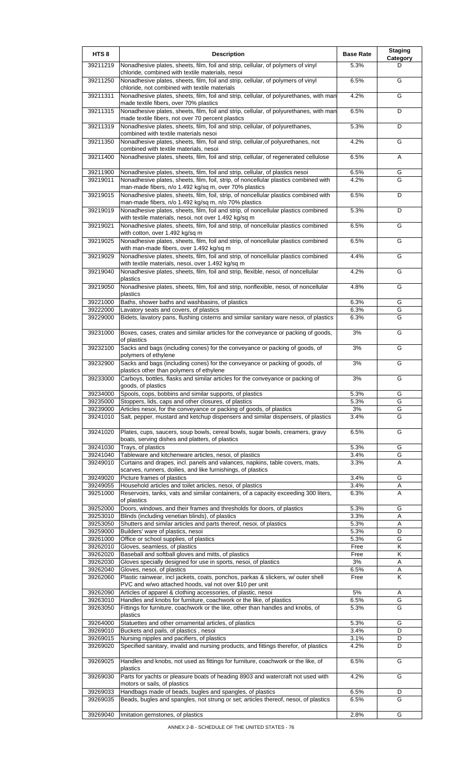| HTS 8 | Description | Base Rate | Staging Category |
|---|---|---|---|
| 39211219 | Nonadhesive plates, sheets, film, foil and strip, cellular, of polymers of vinyl chloride, combined with textile materials, nesoi | 5.3% | D |
| 39211250 | Nonadhesive plates, sheets, film, foil and strip, cellular, of polymers of vinyl chloride, not combined with textile materials | 6.5% | G |
| 39211311 | Nonadhesive plates, sheets, film, foil and strip, cellular, of polyurethanes, with man made textile fibers, over 70% plastics | 4.2% | G |
| 39211315 | Nonadhesive plates, sheets, film, foil and strip, cellular, of polyurethanes, with man made textile fibers, not over 70 percent plastics | 6.5% | D |
| 39211319 | Nonadhesive plates, sheets, film, foil and strip, cellular, of polyurethanes, combined with textile materials nesoi | 5.3% | D |
| 39211350 | Nonadhesive plates, sheets, film, foil and strip, cellular,of polyurethanes, not combined with textile materials, nesoi | 4.2% | G |
| 39211400 | Nonadhesive plates, sheets, film, foil and strip, cellular, of regenerated cellulose | 6.5% | A |
| 39211900 | Nonadhesive plates, sheets, film, foil and strip, cellular, of plastics nesoi | 6.5% | G |
| 39219011 | Nonadhesive plates, sheets, film, foil, strip, of noncellular plastics combined with man-made fibers, n/o 1.492 kg/sq m, over 70% plastics | 4.2% | G |
| 39219015 | Nonadhesive plates, sheets, film, foil, strip, of noncellular plastics combined with man-made fibers, n/o 1.492 kg/sq m, n/o 70% plastics | 6.5% | D |
| 39219019 | Nonadhesive plates, sheets, film, foil and strip, of noncellular plastics combined with textile materials, nesoi, not over 1.492 kg/sq m | 5.3% | D |
| 39219021 | Nonadhesive plates, sheets, film, foil and strip, of noncellular plastics combined with cotton, over 1.492 kg/sq m | 6.5% | G |
| 39219025 | Nonadhesive plates, sheets, film, foil and strip, of noncellular plastics combined with man-made fibers, over 1.492 kg/sq m | 6.5% | G |
| 39219029 | Nonadhesive plates, sheets, film, foil and strip, of noncellular plastics combined with textile materials, nesoi, over 1.492 kg/sq m | 4.4% | G |
| 39219040 | Nonadhesive plates, sheets, film, foil and strip, flexible, nesoi, of noncellular plastics | 4.2% | G |
| 39219050 | Nonadhesive plates, sheets, film, foil and strip, nonflexible, nesoi, of noncellular plastics | 4.8% | G |
| 39221000 | Baths, shower baths and washbasins, of plastics | 6.3% | G |
| 39222000 | Lavatory seats and covers, of plastics | 6.3% | G |
| 39229000 | Bidets, lavatory pans, flushing cisterns and similar sanitary ware nesoi, of plastics | 6.3% | G |
| 39231000 | Boxes, cases, crates and similar articles for the conveyance or packing of goods, of plastics | 3% | G |
| 39232100 | Sacks and bags (including cones) for the conveyance or packing of goods, of polymers of ethylene | 3% | G |
| 39232900 | Sacks and bags (including cones) for the conveyance or packing of goods, of plastics other than polymers of ethylene | 3% | G |
| 39233000 | Carboys, bottles, flasks and similar articles for the conveyance or packing of goods, of plastics | 3% | G |
| 39234000 | Spools, cops, bobbins and similar supports, of plastics | 5.3% | G |
| 39235000 | Stoppers, lids, caps and other closures, of plastics | 5.3% | G |
| 39239000 | Articles nesoi, for the conveyance or packing of goods, of plastics | 3% | G |
| 39241010 | Salt, pepper, mustard and ketchup dispensers and similar dispensers, of plastics | 3.4% | G |
| 39241020 | Plates, cups, saucers, soup bowls, cereal bowls, sugar bowls, creamers, gravy boats, serving dishes and platters, of plastics | 6.5% | G |
| 39241030 | Trays, of plastics | 5.3% | G |
| 39241040 | Tableware and kitchenware articles, nesoi, of plastics | 3.4% | G |
| 39249010 | Curtains and drapes, incl. panels and valances, napkins, table covers, mats, scarves, runners, doilies, and like furnishings, of plastics | 3.3% | A |
| 39249020 | Picture frames of plastics | 3.4% | G |
| 39249055 | Household articles and toilet articles, nesoi, of plastics | 3.4% | A |
| 39251000 | Reservoirs, tanks, vats and similar containers, of a capacity exceeding 300 liters, of plastics | 6.3% | A |
| 39252000 | Doors, windows, and their frames and thresholds for doors, of plastics | 5.3% | G |
| 39253010 | Blinds (including venetian blinds), of plastics | 3.3% | A |
| 39253050 | Shutters and similar articles and parts thereof, nesoi, of plastics | 5.3% | A |
| 39259000 | Builders' ware of plastics, nesoi | 5.3% | D |
| 39261000 | Office or school supplies, of plastics | 5.3% | G |
| 39262010 | Gloves, seamless, of plastics | Free | K |
| 39262020 | Baseball and softball gloves and mitts, of plastics | Free | K |
| 39262030 | Gloves specially designed for use in sports, nesoi, of plastics | 3% | A |
| 39262040 | Gloves, nesoi, of plastics | 6.5% | A |
| 39262060 | Plastic rainwear, incl jackets, coats, ponchos, parkas & slickers, w/ outer shell PVC and w/wo attached hoods, val not over $10 per unit | Free | K |
| 39262090 | Articles of apparel & clothing accessories, of plastic, nesoi | 5% | A |
| 39263010 | Handles and knobs for furniture, coachwork or the like, of plastics | 6.5% | G |
| 39263050 | Fittings for furniture, coachwork or the like, other than handles and knobs, of plastics | 5.3% | G |
| 39264000 | Statuettes and other ornamental articles, of plastics | 5.3% | G |
| 39269010 | Buckets and pails, of plastics , nesoi | 3.4% | D |
| 39269015 | Nursing nipples and pacifiers, of plastics | 3.1% | D |
| 39269020 | Specified sanitary, invalid and nursing products, and fittings therefor, of plastics | 4.2% | D |
| 39269025 | Handles and knobs, not used as fittings for furniture, coachwork or the like, of plastics | 6.5% | G |
| 39269030 | Parts for yachts or pleasure boats of heading 8903 and watercraft not used with motors or sails, of plastics | 4.2% | G |
| 39269033 | Handbags made of beads, bugles and spangles, of plastics | 6.5% | D |
| 39269035 | Beads, bugles and spangles, not strung or set; articles thereof, nesoi, of plastics | 6.5% | G |
| 39269040 | Imitation gemstones, of plastics | 2.8% | G |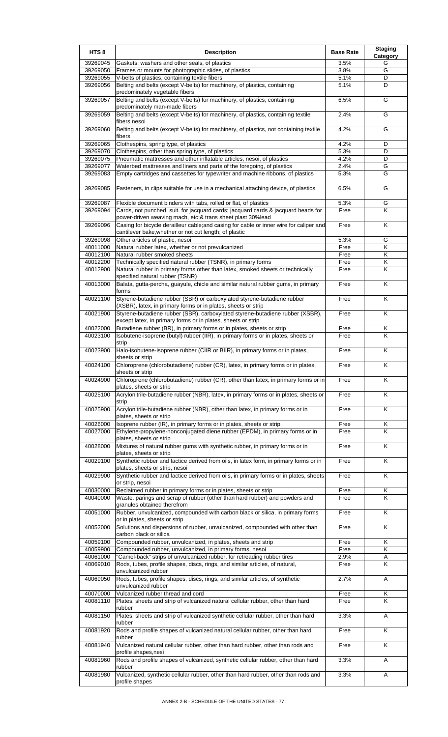| HTS 8 | Description | Base Rate | Staging Category |
|---|---|---|---|
| 39269045 | Gaskets, washers and other seals, of plastics | 3.5% | G |
| 39269050 | Frames or mounts for photographic slides, of plastics | 3.8% | G |
| 39269055 | V-belts of plastics, containing textile fibers | 5.1% | D |
| 39269056 | Belting and belts (except V-belts) for machinery, of plastics, containing predominately vegetable fibers | 5.1% | D |
| 39269057 | Belting and belts (except V-belts) for machinery, of plastics, containing predominately man-made fibers | 6.5% | G |
| 39269059 | Belting and belts (except V-belts) for machinery, of plastics, containing textile fibers nesoi | 2.4% | G |
| 39269060 | Belting and belts (except V-belts) for machinery, of plastics, not containing textile fibers | 4.2% | G |
| 39269065 | Clothespins, spring type, of plastics | 4.2% | D |
| 39269070 | Clothespins, other than spring type, of plastics | 5.3% | D |
| 39269075 | Pneumatic mattresses and other inflatable articles, nesoi, of plastics | 4.2% | D |
| 39269077 | Waterbed mattresses and liners and parts of the foregoing, of plastics | 2.4% | G |
| 39269083 | Empty cartridges and cassettes for typewriter and machine ribbons, of plastics | 5.3% | G |
| 39269085 | Fasteners, in clips suitable for use in a mechanical attaching device, of plastics | 6.5% | G |
| 39269087 | Flexible document binders with tabs, rolled or flat, of plastics | 5.3% | G |
| 39269094 | Cards, not punched, suit. for jacquard cards; jacquard cards & jacquard heads for power-driven weaving mach, etc;& trans sheet plast 30%lead | Free | K |
| 39269096 | Casing for bicycle derailleur cable;and casing for cable or inner wire for caliper and cantilever bake,whether or not cut length; of plastic | Free | K |
| 39269098 | Other articles of plastic, nesoi | 5.3% | G |
| 40011000 | Natural rubber latex, whether or not prevulcanized | Free | K |
| 40012100 | Natural rubber smoked sheets | Free | K |
| 40012200 | Technically specified natural rubber (TSNR), in primary forms | Free | K |
| 40012900 | Natural rubber in primary forms other than latex, smoked sheets or technically specified natural rubber (TSNR) | Free | K |
| 40013000 | Balata, gutta-percha, guayule, chicle and similar natural rubber gums, in primary forms | Free | K |
| 40021100 | Styrene-butadiene rubber (SBR) or carboxylated styrene-butadiene rubber (XSBR), latex, in primary forms or in plates, sheets or strip | Free | K |
| 40021900 | Styrene-butadiene rubber (SBR), carboxylated styrene-butadiene rubber (XSBR), except latex, in primary forms or in plates, sheets or strip | Free | K |
| 40022000 | Butadiene rubber (BR), in primary forms or in plates, sheets or strip | Free | K |
| 40023100 | Isobutene-isoprene (butyl) rubber (IIR), in primary forms or in plates, sheets or strip | Free | K |
| 40023900 | Halo-isobutene-isoprene rubber (CIIR or BIIR), in primary forms or in plates, sheets or strip | Free | K |
| 40024100 | Chloroprene (chlorobutadiene) rubber (CR), latex, in primary forms or in plates, sheets or strip | Free | K |
| 40024900 | Chloroprene (chlorobutadiene) rubber (CR), other than latex, in primary forms or in plates, sheets or strip | Free | K |
| 40025100 | Acrylonitrile-butadiene rubber (NBR), latex, in primary forms or in plates, sheets or strip | Free | K |
| 40025900 | Acrylonitrile-butadiene rubber (NBR), other than latex, in primary forms or in plates, sheets or strip | Free | K |
| 40026000 | Isoprene rubber (IR), in primary forms or in plates, sheets or strip | Free | K |
| 40027000 | Ethylene-propylene-nonconjugated diene rubber (EPDM), in primary forms or in plates, sheets or strip | Free | K |
| 40028000 | Mixtures of natural rubber gums with synthetic rubber, in primary forms or in plates, sheets or strip | Free | K |
| 40029100 | Synthetic rubber and factice derived from oils, in latex form, in primary forms or in plates, sheets or strip, nesoi | Free | K |
| 40029900 | Synthetic rubber and factice derived from oils, in primary forms or in plates, sheets or strip, nesoi | Free | K |
| 40030000 | Reclaimed rubber in primary forms or in plates, sheets or strip | Free | K |
| 40040000 | Waste, parings and scrap of rubber (other than hard rubber) and powders and granules obtained therefrom | Free | K |
| 40051000 | Rubber, unvulcanized, compounded with carbon black or silica, in primary forms or in plates, sheets or strip | Free | K |
| 40052000 | Solutions and dispersions of rubber, unvulcanized, compounded with other than carbon black or silica | Free | K |
| 40059100 | Compounded rubber, unvulcanized, in plates, sheets and strip | Free | K |
| 40059900 | Compounded rubber, unvulcanized, in primary forms, nesoi | Free | K |
| 40061000 | "Camel-back" strips of unvulcanized rubber, for retreading rubber tires | 2.9% | A |
| 40069010 | Rods, tubes, profile shapes, discs, rings, and similar articles, of natural, unvulcanized rubber | Free | K |
| 40069050 | Rods, tubes, profile shapes, discs, rings, and similar articles, of synthetic unvulcanized rubber | 2.7% | A |
| 40070000 | Vulcanized rubber thread and cord | Free | K |
| 40081110 | Plates, sheets and strip of vulcanized natural cellular rubber, other than hard rubber | Free | K |
| 40081150 | Plates, sheets and strip of vulcanized synthetic cellular rubber, other than hard rubber | 3.3% | A |
| 40081920 | Rods and profile shapes of vulcanized natural cellular rubber, other than hard rubber | Free | K |
| 40081940 | Vulcanized natural cellular rubber, other than hard rubber, other than rods and profile shapes,nesi | Free | K |
| 40081960 | Rods and profile shapes of vulcanized, synthetic cellular rubber, other than hard rubber | 3.3% | A |
| 40081980 | Vulcanized, synthetic cellular rubber, other than hard rubber, other than rods and profile shapes | 3.3% | A |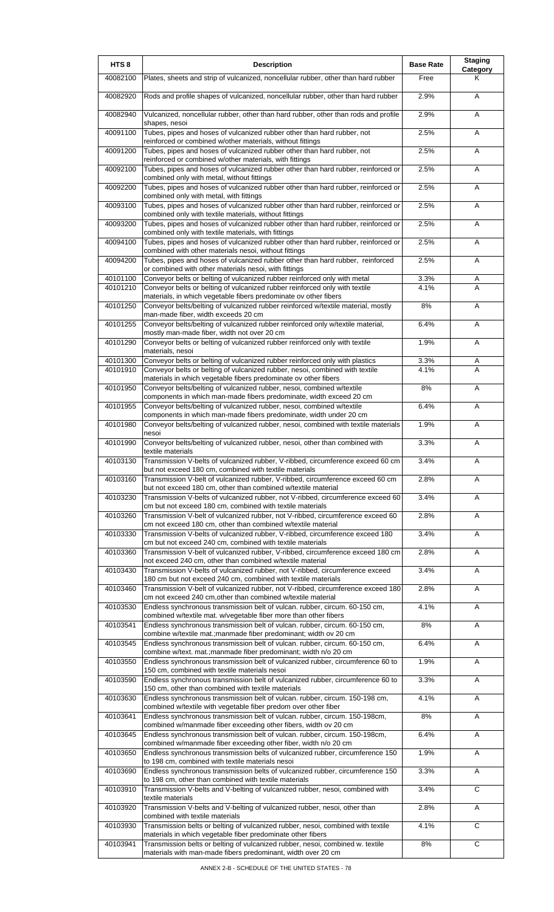| HTS 8 | Description | Base Rate | Staging Category |
|---|---|---|---|
| 40082100 | Plates, sheets and strip of vulcanized, noncellular rubber, other than hard rubber | Free | K |
| 40082920 | Rods and profile shapes of vulcanized, noncellular rubber, other than hard rubber | 2.9% | A |
| 40082940 | Vulcanized, noncellular rubber, other than hard rubber, other than rods and profile shapes, nesoi | 2.9% | A |
| 40091100 | Tubes, pipes and hoses of vulcanized rubber other than hard rubber, not reinforced or combined w/other materials, without fittings | 2.5% | A |
| 40091200 | Tubes, pipes and hoses of vulcanized rubber other than hard rubber, not reinforced or combined w/other materials, with fittings | 2.5% | A |
| 40092100 | Tubes, pipes and hoses of vulcanized rubber other than hard rubber, reinforced or combined only with metal, without fittings | 2.5% | A |
| 40092200 | Tubes, pipes and hoses of vulcanized rubber other than hard rubber, reinforced or combined only with metal, with fittings | 2.5% | A |
| 40093100 | Tubes, pipes and hoses of vulcanized rubber other than hard rubber, reinforced or combined only with textile materials, without fittings | 2.5% | A |
| 40093200 | Tubes, pipes and hoses of vulcanized rubber other than hard rubber, reinforced or combined only with textile materials, with fittings | 2.5% | A |
| 40094100 | Tubes, pipes and hoses of vulcanized rubber other than hard rubber, reinforced or combined with other materials nesoi, without fittings | 2.5% | A |
| 40094200 | Tubes, pipes and hoses of vulcanized rubber other than hard rubber, reinforced or combined with other materials nesoi, with fittings | 2.5% | A |
| 40101100 | Conveyor belts or belting of vulcanized rubber reinforced only with metal | 3.3% | A |
| 40101210 | Conveyor belts or belting of vulcanized rubber reinforced only with textile materials, in which vegetable fibers predominate ov other fibers | 4.1% | A |
| 40101250 | Conveyor belts/belting of vulcanized rubber reinforced w/textile material, mostly man-made fiber, width exceeds 20 cm | 8% | A |
| 40101255 | Conveyor belts/belting of vulcanized rubber reinforced only w/textile material, mostly man-made fiber, width not over 20 cm | 6.4% | A |
| 40101290 | Conveyor belts or belting of vulcanized rubber reinforced only with textile materials, nesoi | 1.9% | A |
| 40101300 | Conveyor belts or belting of vulcanized rubber reinforced only with plastics | 3.3% | A |
| 40101910 | Conveyor belts or belting of vulcanized rubber, nesoi, combined with textile materials in which vegetable fibers predominate ov other fibers | 4.1% | A |
| 40101950 | Conveyor belts/belting of vulcanized rubber, nesoi, combined w/textile components in which man-made fibers predominate, width exceed 20 cm | 8% | A |
| 40101955 | Conveyor belts/belting of vulcanized rubber, nesoi, combined w/textile components in which man-made fibers predominate, width under 20 cm | 6.4% | A |
| 40101980 | Conveyor belts/belting of vulcanized rubber, nesoi, combined with textile materials nesoi | 1.9% | A |
| 40101990 | Conveyor belts/belting of vulcanized rubber, nesoi, other than combined with textile materials | 3.3% | A |
| 40103130 | Transmission V-belts of vulcanized rubber, V-ribbed, circumference exceed 60 cm but not exceed 180 cm, combined with textile materials | 3.4% | A |
| 40103160 | Transmission V-belt of vulcanized rubber, V-ribbed, circumference exceed 60 cm but not exceed 180 cm, other than combined w/textile material | 2.8% | A |
| 40103230 | Transmission V-belts of vulcanized rubber, not V-ribbed, circumference exceed 60 cm but not exceed 180 cm, combined with textile materials | 3.4% | A |
| 40103260 | Transmission V-belt of vulcanized rubber, not V-ribbed, circumference exceed 60 cm not exceed 180 cm, other than combined w/textile material | 2.8% | A |
| 40103330 | Transmission V-belts of vulcanized rubber, V-ribbed, circumference exceed 180 cm but not exceed 240 cm, combined with textile materials | 3.4% | A |
| 40103360 | Transmission V-belt of vulcanized rubber, V-ribbed, circumference exceed 180 cm not exceed 240 cm, other than combined w/textile material | 2.8% | A |
| 40103430 | Transmission V-belts of vulcanized rubber, not V-ribbed, circumference exceed 180 cm but not exceed 240 cm, combined with textile materials | 3.4% | A |
| 40103460 | Transmission V-belt of vulcanized rubber, not V-ribbed, circumference exceed 180 cm not exceed 240 cm,other than combined w/textile material | 2.8% | A |
| 40103530 | Endless synchronous transmission belt of vulcan. rubber, circum. 60-150 cm, combined w/textile mat. w/vegetable fiber more than other fibers | 4.1% | A |
| 40103541 | Endless synchronous transmission belt of vulcan. rubber, circum. 60-150 cm, combine w/textile mat.;manmade fiber predominant; width ov 20 cm | 8% | A |
| 40103545 | Endless synchronous transmission belt of vulcan. rubber, circum. 60-150 cm, combine w/text. mat.;manmade fiber predominant; width n/o 20 cm | 6.4% | A |
| 40103550 | Endless synchronous transmission belt of vulcanized rubber, circumference 60 to 150 cm, combined with textile materials nesoi | 1.9% | A |
| 40103590 | Endless synchronous transmission belt of vulcanized rubber, circumference 60 to 150 cm, other than combined with textile materials | 3.3% | A |
| 40103630 | Endless synchronous transmission belt of vulcan. rubber, circum. 150-198 cm, combined w/textile with vegetable fiber predom over other fiber | 4.1% | A |
| 40103641 | Endless synchronous transmission belt of vulcan. rubber, circum. 150-198cm, combined w/manmade fiber exceeding other fibers, width ov 20 cm | 8% | A |
| 40103645 | Endless synchronous transmission belt of vulcan. rubber, circum. 150-198cm, combined w/manmade fiber exceeding other fiber, width n/o 20 cm | 6.4% | A |
| 40103650 | Endless synchronous transmission belts of vulcanized rubber, circumference 150 to 198 cm, combined with textile materials nesoi | 1.9% | A |
| 40103690 | Endless synchronous transmission belts of vulcanized rubber, circumference 150 to 198 cm, other than combined with textile materials | 3.3% | A |
| 40103910 | Transmission V-belts and V-belting of vulcanized rubber, nesoi, combined with textile materials | 3.4% | C |
| 40103920 | Transmission V-belts and V-belting of vulcanized rubber, nesoi, other than combined with textile materials | 2.8% | A |
| 40103930 | Transmission belts or belting of vulcanized rubber, nesoi, combined with textile materials in which vegetable fiber predominate other fibers | 4.1% | C |
| 40103941 | Transmission belts or belting of vulcanized rubber, nesoi, combined w. textile materials with man-made fibers predominant, width over 20 cm | 8% | C |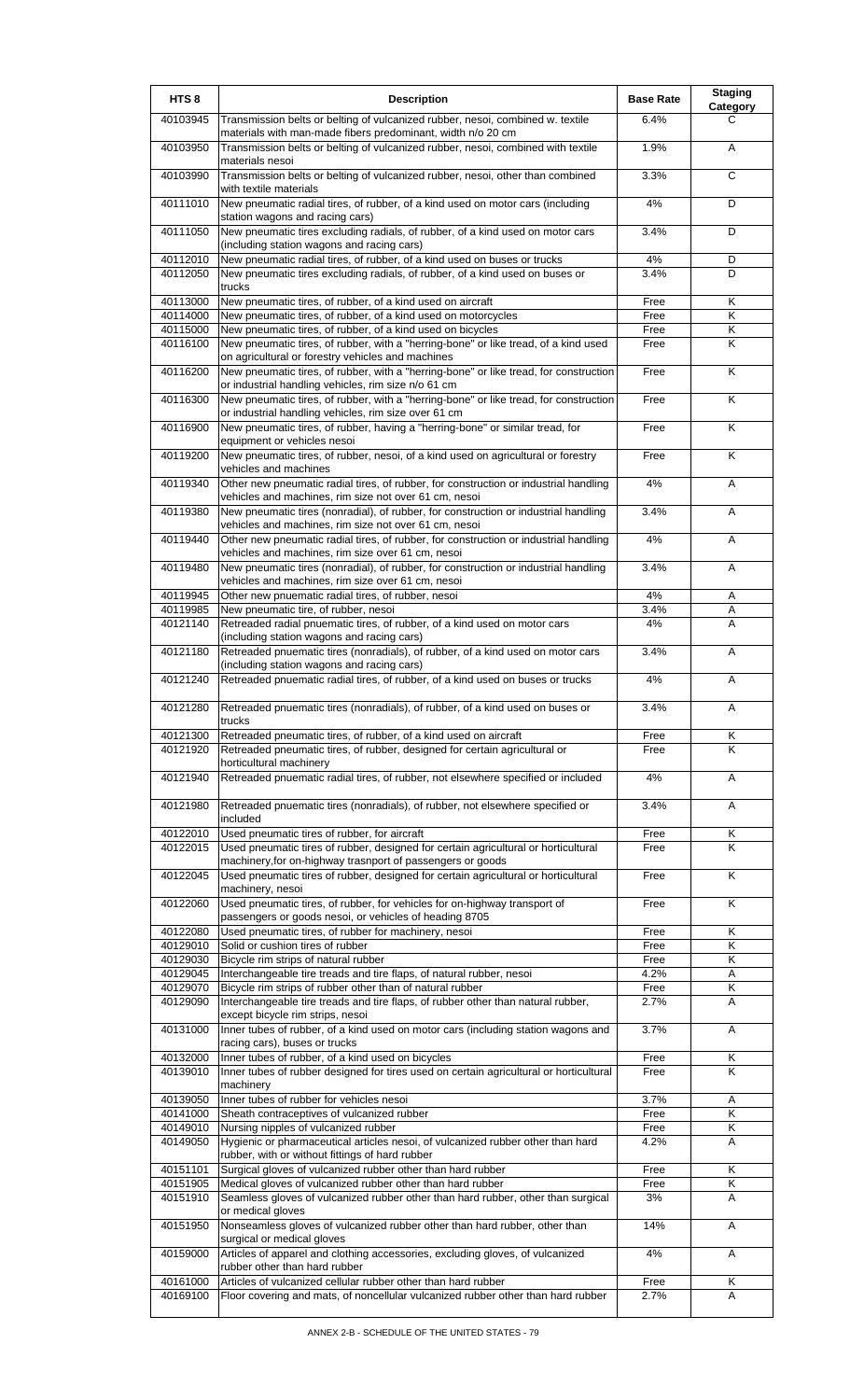| HTS 8 | Description | Base Rate | Staging Category |
|---|---|---|---|
| 40103945 | Transmission belts or belting of vulcanized rubber, nesoi, combined w. textile materials with man-made fibers predominant, width n/o 20 cm | 6.4% | C |
| 40103950 | Transmission belts or belting of vulcanized rubber, nesoi, combined with textile materials nesoi | 1.9% | A |
| 40103990 | Transmission belts or belting of vulcanized rubber, nesoi, other than combined with textile materials | 3.3% | C |
| 40111010 | New pneumatic radial tires, of rubber, of a kind used on motor cars (including station wagons and racing cars) | 4% | D |
| 40111050 | New pneumatic tires excluding radials, of rubber, of a kind used on motor cars (including station wagons and racing cars) | 3.4% | D |
| 40112010 | New pneumatic radial tires, of rubber, of a kind used on buses or trucks | 4% | D |
| 40112050 | New pneumatic tires excluding radials, of rubber, of a kind used on buses or trucks | 3.4% | D |
| 40113000 | New pneumatic tires, of rubber, of a kind used on aircraft | Free | K |
| 40114000 | New pneumatic tires, of rubber, of a kind used on motorcycles | Free | K |
| 40115000 | New pneumatic tires, of rubber, of a kind used on bicycles | Free | K |
| 40116100 | New pneumatic tires, of rubber, with a "herring-bone" or like tread, of a kind used on agricultural or forestry vehicles and machines | Free | K |
| 40116200 | New pneumatic tires, of rubber, with a "herring-bone" or like tread, for construction or industrial handling vehicles, rim size n/o 61 cm | Free | K |
| 40116300 | New pneumatic tires, of rubber, with a "herring-bone" or like tread, for construction or industrial handling vehicles, rim size over 61 cm | Free | K |
| 40116900 | New pneumatic tires, of rubber, having a "herring-bone" or similar tread, for equipment or vehicles nesoi | Free | K |
| 40119200 | New pneumatic tires, of rubber, nesoi, of a kind used on agricultural or forestry vehicles and machines | Free | K |
| 40119340 | Other new pneumatic radial tires, of rubber, for construction or industrial handling vehicles and machines, rim size not over 61 cm, nesoi | 4% | A |
| 40119380 | New pneumatic tires (nonradial), of rubber, for construction or industrial handling vehicles and machines, rim size not over 61 cm, nesoi | 3.4% | A |
| 40119440 | Other new pneumatic radial tires, of rubber, for construction or industrial handling vehicles and machines, rim size over 61 cm, nesoi | 4% | A |
| 40119480 | New pneumatic tires (nonradial), of rubber, for construction or industrial handling vehicles and machines, rim size over 61 cm, nesoi | 3.4% | A |
| 40119945 | Other new pnuematic radial tires, of rubber, nesoi | 4% | A |
| 40119985 | New pneumatic tire, of rubber, nesoi | 3.4% | A |
| 40121140 | Retreaded radial pnuematic tires, of rubber, of a kind used on motor cars (including station wagons and racing cars) | 4% | A |
| 40121180 | Retreaded pnuematic tires (nonradials), of rubber, of a kind used on motor cars (including station wagons and racing cars) | 3.4% | A |
| 40121240 | Retreaded pnuematic radial tires, of rubber, of a kind used on buses or trucks | 4% | A |
| 40121280 | Retreaded pnuematic tires (nonradials), of rubber, of a kind used on buses or trucks | 3.4% | A |
| 40121300 | Retreaded pneumatic tires, of rubber, of a kind used on aircraft | Free | K |
| 40121920 | Retreaded pneumatic tires, of rubber, designed for certain agricultural or horticultural machinery | Free | K |
| 40121940 | Retreaded pnuematic radial tires, of rubber, not elsewhere specified or included | 4% | A |
| 40121980 | Retreaded pnuematic tires (nonradials), of rubber, not elsewhere specified or included | 3.4% | A |
| 40122010 | Used pneumatic tires of rubber, for aircraft | Free | K |
| 40122015 | Used pneumatic tires of rubber, designed for certain agricultural or horticultural machinery,for on-highway trasnport of passengers or goods | Free | K |
| 40122045 | Used pneumatic tires of rubber, designed for certain agricultural or horticultural machinery, nesoi | Free | K |
| 40122060 | Used pneumatic tires, of rubber, for vehicles for on-highway transport of passengers or goods nesoi, or vehicles of heading 8705 | Free | K |
| 40122080 | Used pneumatic tires, of rubber for machinery, nesoi | Free | K |
| 40129010 | Solid or cushion tires of rubber | Free | K |
| 40129030 | Bicycle rim strips of natural rubber | Free | K |
| 40129045 | Interchangeable tire treads and tire flaps, of natural rubber, nesoi | 4.2% | A |
| 40129070 | Bicycle rim strips of rubber other than of natural rubber | Free | K |
| 40129090 | Interchangeable tire treads and tire flaps, of rubber other than natural rubber, except bicycle rim strips, nesoi | 2.7% | A |
| 40131000 | Inner tubes of rubber, of a kind used on motor cars (including station wagons and racing cars), buses or trucks | 3.7% | A |
| 40132000 | Inner tubes of rubber, of a kind used on bicycles | Free | K |
| 40139010 | Inner tubes of rubber designed for tires used on certain agricultural or horticultural machinery | Free | K |
| 40139050 | Inner tubes of rubber for vehicles nesoi | 3.7% | A |
| 40141000 | Sheath contraceptives of vulcanized rubber | Free | K |
| 40149010 | Nursing nipples of vulcanized rubber | Free | K |
| 40149050 | Hygienic or pharmaceutical articles nesoi, of vulcanized rubber other than hard rubber, with or without fittings of hard rubber | 4.2% | A |
| 40151101 | Surgical gloves of vulcanized rubber other than hard rubber | Free | K |
| 40151905 | Medical gloves of vulcanized rubber other than hard rubber | Free | K |
| 40151910 | Seamless gloves of vulcanized rubber other than hard rubber, other than surgical or medical gloves | 3% | A |
| 40151950 | Nonseamless gloves of vulcanized rubber other than hard rubber, other than surgical or medical gloves | 14% | A |
| 40159000 | Articles of apparel and clothing accessories, excluding gloves, of vulcanized rubber other than hard rubber | 4% | A |
| 40161000 | Articles of vulcanized cellular rubber other than hard rubber | Free | K |
| 40169100 | Floor covering and mats, of noncellular vulcanized rubber other than hard rubber | 2.7% | A |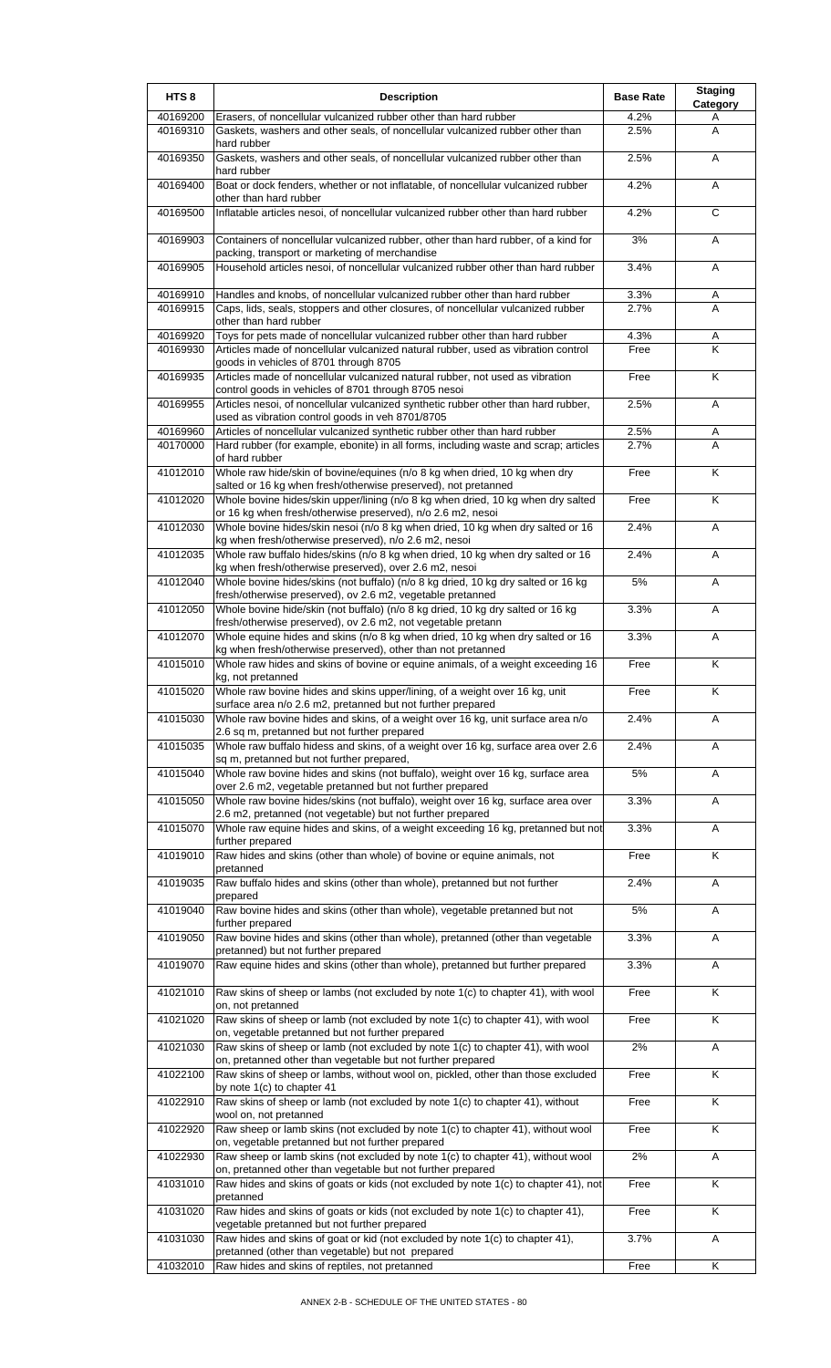| HTS 8 | Description | Base Rate | Staging Category |
|---|---|---|---|
| 40169200 | Erasers, of noncellular vulcanized rubber other than hard rubber | 4.2% | A |
| 40169310 | Gaskets, washers and other seals, of noncellular vulcanized rubber other than hard rubber | 2.5% | A |
| 40169350 | Gaskets, washers and other seals, of noncellular vulcanized rubber other than hard rubber | 2.5% | A |
| 40169400 | Boat or dock fenders, whether or not inflatable, of noncellular vulcanized rubber other than hard rubber | 4.2% | A |
| 40169500 | Inflatable articles nesoi, of noncellular vulcanized rubber other than hard rubber | 4.2% | C |
| 40169903 | Containers of noncellular vulcanized rubber, other than hard rubber, of a kind for packing, transport or marketing of merchandise | 3% | A |
| 40169905 | Household articles nesoi, of noncellular vulcanized rubber other than hard rubber | 3.4% | A |
| 40169910 | Handles and knobs, of noncellular vulcanized rubber other than hard rubber | 3.3% | A |
| 40169915 | Caps, lids, seals, stoppers and other closures, of noncellular vulcanized rubber other than hard rubber | 2.7% | A |
| 40169920 | Toys for pets made of noncellular vulcanized rubber other than hard rubber | 4.3% | A |
| 40169930 | Articles made of noncellular vulcanized natural rubber, used as vibration control goods in vehicles of 8701 through 8705 | Free | K |
| 40169935 | Articles made of noncellular vulcanized natural rubber, not used as vibration control goods in vehicles of 8701 through 8705 nesoi | Free | K |
| 40169955 | Articles nesoi, of noncellular vulcanized synthetic rubber other than hard rubber, used as vibration control goods in veh 8701/8705 | 2.5% | A |
| 40169960 | Articles of noncellular vulcanized synthetic rubber other than hard rubber | 2.5% | A |
| 40170000 | Hard rubber (for example, ebonite) in all forms, including waste and scrap; articles of hard rubber | 2.7% | A |
| 41012010 | Whole raw hide/skin of bovine/equines (n/o 8 kg when dried, 10 kg when dry salted or 16 kg when fresh/otherwise preserved), not pretanned | Free | K |
| 41012020 | Whole bovine hides/skin upper/lining (n/o 8 kg when dried, 10 kg when dry salted or 16 kg when fresh/otherwise preserved), n/o 2.6 m2, nesoi | Free | K |
| 41012030 | Whole bovine hides/skin nesoi (n/o 8 kg when dried, 10 kg when dry salted or 16 kg when fresh/otherwise preserved), n/o 2.6 m2, nesoi | 2.4% | A |
| 41012035 | Whole raw buffalo hides/skins (n/o 8 kg when dried, 10 kg when dry salted or 16 kg when fresh/otherwise preserved), over 2.6 m2, nesoi | 2.4% | A |
| 41012040 | Whole bovine hides/skins (not buffalo) (n/o 8 kg dried, 10 kg dry salted or 16 kg fresh/otherwise preserved), ov 2.6 m2, vegetable pretanned | 5% | A |
| 41012050 | Whole bovine hide/skin (not buffalo) (n/o 8 kg dried, 10 kg dry salted or 16 kg fresh/otherwise preserved), ov 2.6 m2, not vegetable pretann | 3.3% | A |
| 41012070 | Whole equine hides and skins (n/o 8 kg when dried, 10 kg when dry salted or 16 kg when fresh/otherwise preserved), other than not pretanned | 3.3% | A |
| 41015010 | Whole raw hides and skins of bovine or equine animals, of a weight exceeding 16 kg, not pretanned | Free | K |
| 41015020 | Whole raw bovine hides and skins upper/lining, of a weight over 16 kg, unit surface area n/o 2.6 m2, pretanned but not further prepared | Free | K |
| 41015030 | Whole raw bovine hides and skins, of a weight over 16 kg, unit surface area n/o 2.6 sq m, pretanned but not further prepared | 2.4% | A |
| 41015035 | Whole raw buffalo hidess and skins, of a weight over 16 kg, surface area over 2.6 sq m, pretanned but not further prepared, | 2.4% | A |
| 41015040 | Whole raw bovine hides and skins (not buffalo), weight over 16 kg, surface area over 2.6 m2, vegetable pretanned but not further prepared | 5% | A |
| 41015050 | Whole raw bovine hides/skins (not buffalo), weight over 16 kg, surface area over 2.6 m2, pretanned (not vegetable) but not further prepared | 3.3% | A |
| 41015070 | Whole raw equine hides and skins, of a weight exceeding 16 kg, pretanned but not further prepared | 3.3% | A |
| 41019010 | Raw hides and skins (other than whole) of bovine or equine animals, not pretanned | Free | K |
| 41019035 | Raw buffalo hides and skins (other than whole), pretanned but not further prepared | 2.4% | A |
| 41019040 | Raw bovine hides and skins (other than whole), vegetable pretanned but not further prepared | 5% | A |
| 41019050 | Raw bovine hides and skins (other than whole), pretanned (other than vegetable pretanned) but not further prepared | 3.3% | A |
| 41019070 | Raw equine hides and skins (other than whole), pretanned but further prepared | 3.3% | A |
| 41021010 | Raw skins of sheep or lambs (not excluded by note 1(c) to chapter 41), with wool on, not pretanned | Free | K |
| 41021020 | Raw skins of sheep or lamb (not excluded by note 1(c) to chapter 41), with wool on, vegetable pretanned but not further prepared | Free | K |
| 41021030 | Raw skins of sheep or lamb (not excluded by note 1(c) to chapter 41), with wool on, pretanned other than vegetable but not further prepared | 2% | A |
| 41022100 | Raw skins of sheep or lambs, without wool on, pickled, other than those excluded by note 1(c) to chapter 41 | Free | K |
| 41022910 | Raw skins of sheep or lamb (not excluded by note 1(c) to chapter 41), without wool on, not pretanned | Free | K |
| 41022920 | Raw sheep or lamb skins (not excluded by note 1(c) to chapter 41), without wool on, vegetable pretanned but not further prepared | Free | K |
| 41022930 | Raw sheep or lamb skins (not excluded by note 1(c) to chapter 41), without wool on, pretanned other than vegetable but not further prepared | 2% | A |
| 41031010 | Raw hides and skins of goats or kids (not excluded by note 1(c) to chapter 41), not pretanned | Free | K |
| 41031020 | Raw hides and skins of goats or kids (not excluded by note 1(c) to chapter 41), vegetable pretanned but not further prepared | Free | K |
| 41031030 | Raw hides and skins of goat or kid (not excluded by note 1(c) to chapter 41), pretanned (other than vegetable) but not prepared | 3.7% | A |
| 41032010 | Raw hides and skins of reptiles, not pretanned | Free | K |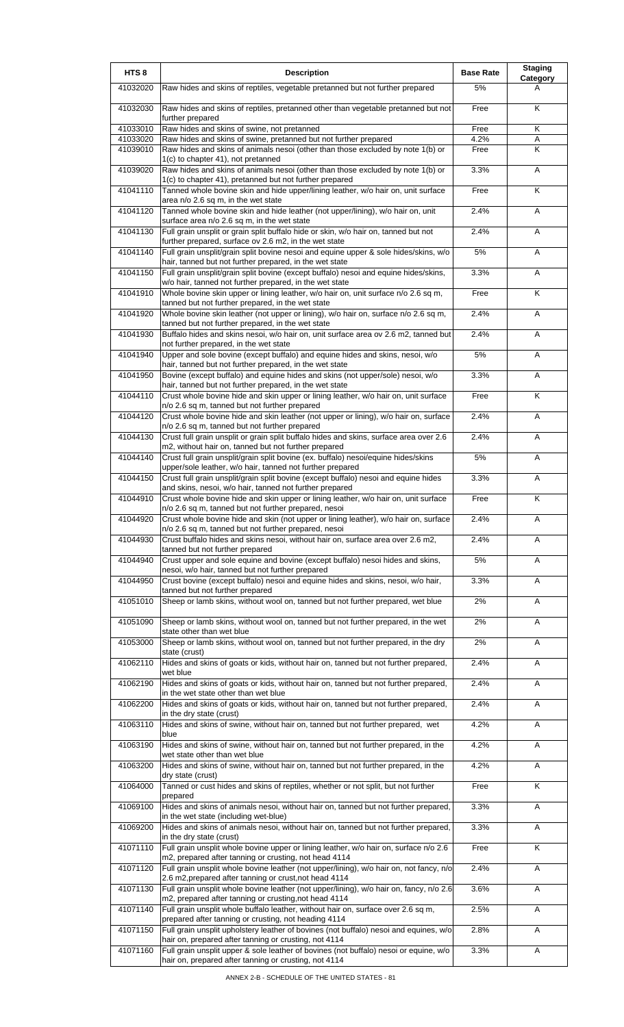| HTS 8 | Description | Base Rate | Staging Category |
|---|---|---|---|
| 41032020 | Raw hides and skins of reptiles, vegetable pretanned but not further prepared | 5% | A |
| 41032030 | Raw hides and skins of reptiles, pretanned other than vegetable pretanned but not further prepared | Free | K |
| 41033010 | Raw hides and skins of swine, not pretanned | Free | K |
| 41033020 | Raw hides and skins of swine, pretanned but not further prepared | 4.2% | A |
| 41039010 | Raw hides and skins of animals nesoi (other than those excluded by note 1(b) or 1(c) to chapter 41), not pretanned | Free | K |
| 41039020 | Raw hides and skins of animals nesoi (other than those excluded by note 1(b) or 1(c) to chapter 41), pretanned but not further prepared | 3.3% | A |
| 41041110 | Tanned whole bovine skin and hide upper/lining leather, w/o hair on, unit surface area n/o 2.6 sq m, in the wet state | Free | K |
| 41041120 | Tanned whole bovine skin and hide leather (not upper/lining), w/o hair on, unit surface area n/o 2.6 sq m, in the wet state | 2.4% | A |
| 41041130 | Full grain unsplit or grain split buffalo hide or skin, w/o hair on, tanned but not further prepared, surface ov 2.6 m2, in the wet state | 2.4% | A |
| 41041140 | Full grain unsplit/grain split bovine nesoi and equine upper & sole hides/skins, w/o hair, tanned but not further prepared, in the wet state | 5% | A |
| 41041150 | Full grain unsplit/grain split bovine (except buffalo) nesoi and equine hides/skins, w/o hair, tanned but not further prepared, in the wet state | 3.3% | A |
| 41041910 | Whole bovine skin upper or lining leather, w/o hair on, unit surface n/o 2.6 sq m, tanned but not further prepared, in the wet state | Free | K |
| 41041920 | Whole bovine skin leather (not upper or lining), w/o hair on, surface n/o 2.6 sq m, tanned but not further prepared, in the wet state | 2.4% | A |
| 41041930 | Buffalo hides and skins nesoi, w/o hair on, unit surface area ov 2.6 m2, tanned but not further prepared, in the wet state | 2.4% | A |
| 41041940 | Upper and sole bovine (except buffalo) and equine hides and skins, nesoi, w/o hair, tanned but not further prepared, in the wet state | 5% | A |
| 41041950 | Bovine (except buffalo) and equine hides and skins (not upper/sole) nesoi, w/o hair, tanned but not further prepared, in the wet state | 3.3% | A |
| 41044110 | Crust whole bovine hide and skin upper or lining leather, w/o hair on, unit surface n/o 2.6 sq m, tanned but not further prepared | Free | K |
| 41044120 | Crust whole bovine hide and skin leather (not upper or lining), w/o hair on, surface n/o 2.6 sq m, tanned but not further prepared | 2.4% | A |
| 41044130 | Crust full grain unsplit or grain split buffalo hides and skins, surface area over 2.6 m2, without hair on, tanned but not further prepared | 2.4% | A |
| 41044140 | Crust full grain unsplit/grain split bovine (ex. buffalo) nesoi/equine hides/skins upper/sole leather, w/o hair, tanned but not further prepared | 5% | A |
| 41044150 | Crust full grain unsplit/grain split bovine (except buffalo) nesoi and equine hides and skins, nesoi, w/o hair, tanned but not further prepared | 3.3% | A |
| 41044910 | Crust whole bovine hide and skin upper or lining leather, w/o hair on, unit surface n/o 2.6 sq m, tanned but not further prepared, nesoi | Free | K |
| 41044920 | Crust whole bovine hide and skin (not upper or lining leather), w/o hair on, surface n/o 2.6 sq m, tanned but not further prepared, nesoi | 2.4% | A |
| 41044930 | Crust buffalo hides and skins nesoi, without hair on, surface area over 2.6 m2, tanned but not further prepared | 2.4% | A |
| 41044940 | Crust upper and sole equine and bovine (except buffalo) nesoi hides and skins, nesoi, w/o hair, tanned but not further prepared | 5% | A |
| 41044950 | Crust bovine (except buffalo) nesoi and equine hides and skins, nesoi, w/o hair, tanned but not further prepared | 3.3% | A |
| 41051010 | Sheep or lamb skins, without wool on, tanned but not further prepared, wet blue | 2% | A |
| 41051090 | Sheep or lamb skins, without wool on, tanned but not further prepared, in the wet state other than wet blue | 2% | A |
| 41053000 | Sheep or lamb skins, without wool on, tanned but not further prepared, in the dry state (crust) | 2% | A |
| 41062110 | Hides and skins of goats or kids, without hair on, tanned but not further prepared, wet blue | 2.4% | A |
| 41062190 | Hides and skins of goats or kids, without hair on, tanned but not further prepared, in the wet state other than wet blue | 2.4% | A |
| 41062200 | Hides and skins of goats or kids, without hair on, tanned but not further prepared, in the dry state (crust) | 2.4% | A |
| 41063110 | Hides and skins of swine, without hair on, tanned but not further prepared, wet blue | 4.2% | A |
| 41063190 | Hides and skins of swine, without hair on, tanned but not further prepared, in the wet state other than wet blue | 4.2% | A |
| 41063200 | Hides and skins of swine, without hair on, tanned but not further prepared, in the dry state (crust) | 4.2% | A |
| 41064000 | Tanned or cust hides and skins of reptiles, whether or not split, but not further prepared | Free | K |
| 41069100 | Hides and skins of animals nesoi, without hair on, tanned but not further prepared, in the wet state (including wet-blue) | 3.3% | A |
| 41069200 | Hides and skins of animals nesoi, without hair on, tanned but not further prepared, in the dry state (crust) | 3.3% | A |
| 41071110 | Full grain unsplit whole bovine upper or lining leather, w/o hair on, surface n/o 2.6 m2, prepared after tanning or crusting, not head 4114 | Free | K |
| 41071120 | Full grain unsplit whole bovine leather (not upper/lining), w/o hair on, not fancy, n/o 2.6 m2,prepared after tanning or crust,not head 4114 | 2.4% | A |
| 41071130 | Full grain unsplit whole bovine leather (not upper/lining), w/o hair on, fancy, n/o 2.6 m2, prepared after tanning or crusting,not head 4114 | 3.6% | A |
| 41071140 | Full grain unsplit whole buffalo leather, without hair on, surface over 2.6 sq m, prepared after tanning or crusting, not heading 4114 | 2.5% | A |
| 41071150 | Full grain unsplit upholstery leather of bovines (not buffalo) nesoi and equines, w/o hair on, prepared after tanning or crusting, not 4114 | 2.8% | A |
| 41071160 | Full grain unsplit upper & sole leather of bovines (not buffalo) nesoi or equine, w/o hair on, prepared after tanning or crusting, not 4114 | 3.3% | A |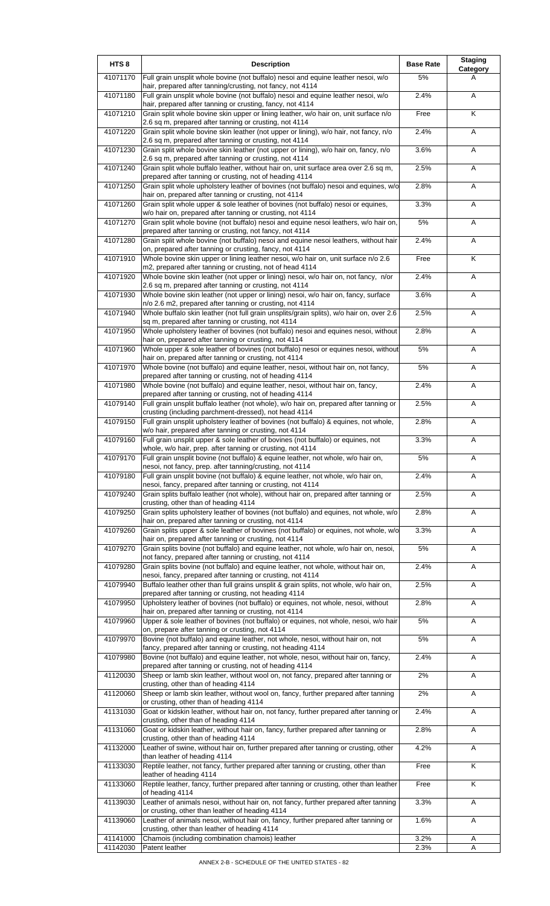| HTS 8 | Description | Base Rate | Staging Category |
|---|---|---|---|
| 41071170 | Full grain unsplit whole bovine (not buffalo) nesoi and equine leather nesoi, w/o hair, prepared after tanning/crusting, not fancy, not 4114 | 5% | A |
| 41071180 | Full grain unsplit whole bovine (not buffalo) nesoi and equine leather nesoi, w/o hair, prepared after tanning or crusting, fancy, not 4114 | 2.4% | A |
| 41071210 | Grain split whole bovine skin upper or lining leather, w/o hair on, unit surface n/o 2.6 sq m, prepared after tanning or crusting, not 4114 | Free | K |
| 41071220 | Grain split whole bovine skin leather (not upper or lining), w/o hair, not fancy, n/o 2.6 sq m, prepared after tanning or crusting, not 4114 | 2.4% | A |
| 41071230 | Grain split whole bovine skin leather (not upper or lining), w/o hair on, fancy, n/o 2.6 sq m, prepared after tanning or crusting, not 4114 | 3.6% | A |
| 41071240 | Grain split whole buffalo leather, without hair on, unit surface area over 2.6 sq m, prepared after tanning or crusting, not of heading 4114 | 2.5% | A |
| 41071250 | Grain split whole upholstery leather of bovines (not buffalo) nesoi and equines, w/o hair on, prepared after tanning or crusting, not 4114 | 2.8% | A |
| 41071260 | Grain split whole upper & sole leather of bovines (not buffalo) nesoi or equines, w/o hair on, prepared after tanning or crusting, not 4114 | 3.3% | A |
| 41071270 | Grain split whole bovine (not buffalo) nesoi and equine nesoi leathers, w/o hair on, prepared after tanning or crusting, not fancy, not 4114 | 5% | A |
| 41071280 | Grain split whole bovine (not buffalo) nesoi and equine nesoi leathers, without hair on, prepared after tanning or crusting, fancy, not 4114 | 2.4% | A |
| 41071910 | Whole bovine skin upper or lining leather nesoi, w/o hair on, unit surface n/o 2.6 m2, prepared after tanning or crusting, not of head 4114 | Free | K |
| 41071920 | Whole bovine skin leather (not upper or lining) nesoi, w/o hair on, not fancy, n/or 2.6 sq m, prepared after tanning or crusting, not 4114 | 2.4% | A |
| 41071930 | Whole bovine skin leather (not upper or lining) nesoi, w/o hair on, fancy, surface n/o 2.6 m2, prepared after tanning or crusting, not 4114 | 3.6% | A |
| 41071940 | Whole buffalo skin leather (not full grain unsplits/grain splits), w/o hair on, over 2.6 sq m, prepared after tanning or crusting, not 4114 | 2.5% | A |
| 41071950 | Whole upholstery leather of bovines (not buffalo) nesoi and equines nesoi, without hair on, prepared after tanning or crusting, not 4114 | 2.8% | A |
| 41071960 | Whole upper & sole leather of bovines (not buffalo) nesoi or equines nesoi, without hair on, prepared after tanning or crusting, not 4114 | 5% | A |
| 41071970 | Whole bovine (not buffalo) and equine leather, nesoi, without hair on, not fancy, prepared after tanning or crusting, not of heading 4114 | 5% | A |
| 41071980 | Whole bovine (not buffalo) and equine leather, nesoi, without hair on, fancy, prepared after tanning or crusting, not of heading 4114 | 2.4% | A |
| 41079140 | Full grain unsplit buffalo leather (not whole), w/o hair on, prepared after tanning or crusting (including parchment-dressed), not head 4114 | 2.5% | A |
| 41079150 | Full grain unsplit upholstery leather of bovines (not buffalo) & equines, not whole, w/o hair, prepared after tanning or crusting, not 4114 | 2.8% | A |
| 41079160 | Full grain unsplit upper & sole leather of bovines (not buffalo) or equines, not whole, w/o hair, prep. after tanning or crusting, not 4114 | 3.3% | A |
| 41079170 | Full grain unsplit bovine (not buffalo) & equine leather, not whole, w/o hair on, nesoi, not fancy, prep. after tanning/crusting, not 4114 | 5% | A |
| 41079180 | Full grain unsplit bovine (not buffalo) & equine leather, not whole, w/o hair on, nesoi, fancy, prepared after tanning or crusting, not 4114 | 2.4% | A |
| 41079240 | Grain splits buffalo leather (not whole), without hair on, prepared after tanning or crusting, other than of heading 4114 | 2.5% | A |
| 41079250 | Grain splits upholstery leather of bovines (not buffalo) and equines, not whole, w/o hair on, prepared after tanning or crusting, not 4114 | 2.8% | A |
| 41079260 | Grain splits upper & sole leather of bovines (not buffalo) or equines, not whole, w/o hair on, prepared after tanning or crusting, not 4114 | 3.3% | A |
| 41079270 | Grain splits bovine (not buffalo) and equine leather, not whole, w/o hair on, nesoi, not fancy, prepared after tanning or crusting, not 4114 | 5% | A |
| 41079280 | Grain splits bovine (not buffalo) and equine leather, not whole, without hair on, nesoi, fancy, prepared after tanning or crusting, not 4114 | 2.4% | A |
| 41079940 | Buffalo leather other than full grains unsplit & grain splits, not whole, w/o hair on, prepared after tanning or crusting, not heading 4114 | 2.5% | A |
| 41079950 | Upholstery leather of bovines (not buffalo) or equines, not whole, nesoi, without hair on, prepared after tanning or crusting, not 4114 | 2.8% | A |
| 41079960 | Upper & sole leather of bovines (not buffalo) or equines, not whole, nesoi, w/o hair on, prepare after tanning or crusting, not 4114 | 5% | A |
| 41079970 | Bovine (not buffalo) and equine leather, not whole, nesoi, without hair on, not fancy, prepared after tanning or crusting, not heading 4114 | 5% | A |
| 41079980 | Bovine (not buffalo) and equine leather, not whole, nesoi, without hair on, fancy, prepared after tanning or crusting, not of heading 4114 | 2.4% | A |
| 41120030 | Sheep or lamb skin leather, without wool on, not fancy, prepared after tanning or crusting, other than of heading 4114 | 2% | A |
| 41120060 | Sheep or lamb skin leather, without wool on, fancy, further prepared after tanning or crusting, other than of heading 4114 | 2% | A |
| 41131030 | Goat or kidskin leather, without hair on, not fancy, further prepared after tanning or crusting, other than of heading 4114 | 2.4% | A |
| 41131060 | Goat or kidskin leather, without hair on, fancy, further prepared after tanning or crusting, other than of heading 4114 | 2.8% | A |
| 41132000 | Leather of swine, without hair on, further prepared after tanning or crusting, other than leather of heading 4114 | 4.2% | A |
| 41133030 | Reptile leather, not fancy, further prepared after tanning or crusting, other than leather of heading 4114 | Free | K |
| 41133060 | Reptile leather, fancy, further prepared after tanning or crusting, other than leather of heading 4114 | Free | K |
| 41139030 | Leather of animals nesoi, without hair on, not fancy, further prepared after tanning or crusting, other than leather of heading 4114 | 3.3% | A |
| 41139060 | Leather of animals nesoi, without hair on, fancy, further prepared after tanning or crusting, other than leather of heading 4114 | 1.6% | A |
| 41141000 | Chamois (including combination chamois) leather | 3.2% | A |
| 41142030 | Patent leather | 2.3% | A |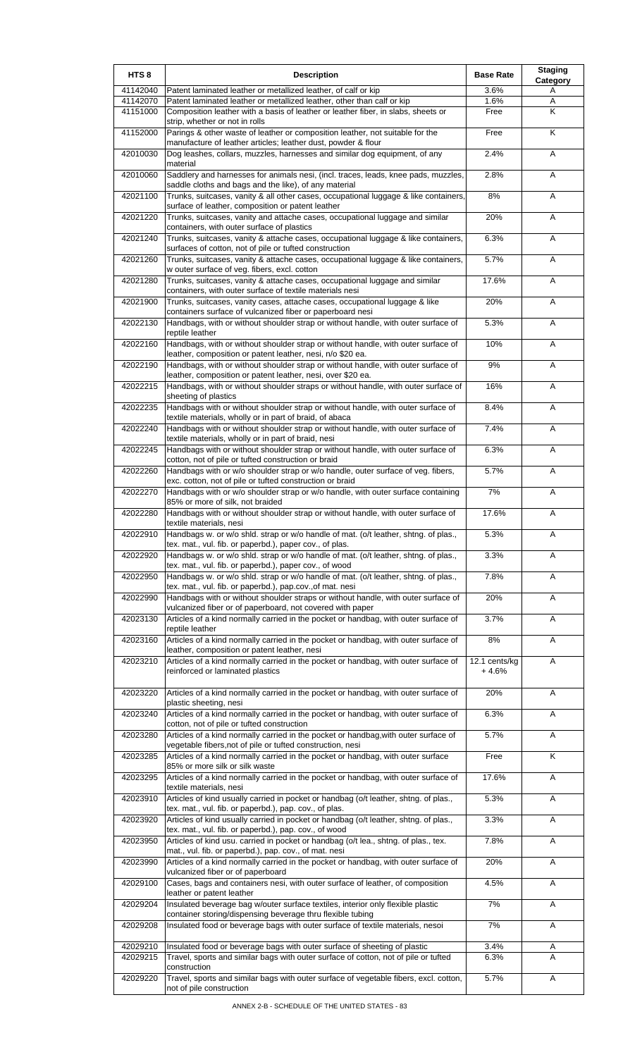| HTS 8 | Description | Base Rate | Staging Category |
| --- | --- | --- | --- |
| 41142040 | Patent laminated leather or metallized leather, of calf or kip | 3.6% | A |
| 41142070 | Patent laminated leather or metallized leather, other than calf or kip | 1.6% | A |
| 41151000 | Composition leather with a basis of leather or leather fiber, in slabs, sheets or strip, whether or not in rolls | Free | K |
| 41152000 | Parings & other waste of leather or composition leather, not suitable for the manufacture of leather articles; leather dust, powder & flour | Free | K |
| 42010030 | Dog leashes, collars, muzzles, harnesses and similar dog equipment, of any material | 2.4% | A |
| 42010060 | Saddlery and harnesses for animals nesi, (incl. traces, leads, knee pads, muzzles, saddle cloths and bags and the like), of any material | 2.8% | A |
| 42021100 | Trunks, suitcases, vanity & all other cases, occupational luggage & like containers, surface of leather, composition or patent leather | 8% | A |
| 42021220 | Trunks, suitcases, vanity and attache cases, occupational luggage and similar containers, with outer surface of plastics | 20% | A |
| 42021240 | Trunks, suitcases, vanity & attache cases, occupational luggage & like containers, surfaces of cotton, not of pile or tufted construction | 6.3% | A |
| 42021260 | Trunks, suitcases, vanity & attache cases, occupational luggage & like containers, w outer surface of veg. fibers, excl. cotton | 5.7% | A |
| 42021280 | Trunks, suitcases, vanity & attache cases, occupational luggage and similar containers, with outer surface of textile materials nesi | 17.6% | A |
| 42021900 | Trunks, suitcases, vanity cases, attache cases, occupational luggage & like containers surface of vulcanized fiber or paperboard nesi | 20% | A |
| 42022130 | Handbags, with or without shoulder strap or without handle, with outer surface of reptile leather | 5.3% | A |
| 42022160 | Handbags, with or without shoulder strap or without handle, with outer surface of leather, composition or patent leather, nesi, n/o $20 ea. | 10% | A |
| 42022190 | Handbags, with or without shoulder strap or without handle, with outer surface of leather, composition or patent leather, nesi, over $20 ea. | 9% | A |
| 42022215 | Handbags, with or without shoulder straps or without handle, with outer surface of sheeting of plastics | 16% | A |
| 42022235 | Handbags with or without shoulder strap or without handle, with outer surface of textile materials, wholly or in part of braid, of abaca | 8.4% | A |
| 42022240 | Handbags with or without shoulder strap or without handle, with outer surface of textile materials, wholly or in part of braid, nesi | 7.4% | A |
| 42022245 | Handbags with or without shoulder strap or without handle, with outer surface of cotton, not of pile or tufted construction or braid | 6.3% | A |
| 42022260 | Handbags with or w/o shoulder strap or w/o handle, outer surface of veg. fibers, exc. cotton, not of pile or tufted construction or braid | 5.7% | A |
| 42022270 | Handbags with or w/o shoulder strap or w/o handle, with outer surface containing 85% or more of silk, not braided | 7% | A |
| 42022280 | Handbags with or without shoulder strap or without handle, with outer surface of textile materials, nesi | 17.6% | A |
| 42022910 | Handbags w. or w/o shld. strap or w/o handle of mat. (o/t leather, shtng. of plas., tex. mat., vul. fib. or paperbd.), paper cov., of plas. | 5.3% | A |
| 42022920 | Handbags w. or w/o shld. strap or w/o handle of mat. (o/t leather, shtng. of plas., tex. mat., vul. fib. or paperbd.), paper cov., of wood | 3.3% | A |
| 42022950 | Handbags w. or w/o shld. strap or w/o handle of mat. (o/t leather, shtng. of plas., tex. mat., vul. fib. or paperbd.), pap.cov.,of mat. nesi | 7.8% | A |
| 42022990 | Handbags with or without shoulder straps or without handle, with outer surface of vulcanized fiber or of paperboard, not covered with paper | 20% | A |
| 42023130 | Articles of a kind normally carried in the pocket or handbag, with outer surface of reptile leather | 3.7% | A |
| 42023160 | Articles of a kind normally carried in the pocket or handbag, with outer surface of leather, composition or patent leather, nesi | 8% | A |
| 42023210 | Articles of a kind normally carried in the pocket or handbag, with outer surface of reinforced or laminated plastics | 12.1 cents/kg + 4.6% | A |
| 42023220 | Articles of a kind normally carried in the pocket or handbag, with outer surface of plastic sheeting, nesi | 20% | A |
| 42023240 | Articles of a kind normally carried in the pocket or handbag, with outer surface of cotton, not of pile or tufted construction | 6.3% | A |
| 42023280 | Articles of a kind normally carried in the pocket or handbag,with outer surface of vegetable fibers,not of pile or tufted construction, nesi | 5.7% | A |
| 42023285 | Articles of a kind normally carried in the pocket or handbag, with outer surface 85% or more silk or silk waste | Free | K |
| 42023295 | Articles of a kind normally carried in the pocket or handbag, with outer surface of textile materials, nesi | 17.6% | A |
| 42023910 | Articles of kind usually carried in pocket or handbag (o/t leather, shtng. of plas., tex. mat., vul. fib. or paperbd.), pap. cov., of plas. | 5.3% | A |
| 42023920 | Articles of kind usually carried in pocket or handbag (o/t leather, shtng. of plas., tex. mat., vul. fib. or paperbd.), pap. cov., of wood | 3.3% | A |
| 42023950 | Articles of kind usu. carried in pocket or handbag (o/t lea., shtng. of plas., tex. mat., vul. fib. or paperbd.), pap. cov., of mat. nesi | 7.8% | A |
| 42023990 | Articles of a kind normally carried in the pocket or handbag, with outer surface of vulcanized fiber or of paperboard | 20% | A |
| 42029100 | Cases, bags and containers nesi, with outer surface of leather, of composition leather or patent leather | 4.5% | A |
| 42029204 | Insulated beverage bag w/outer surface textiles, interior only flexible plastic container storing/dispensing beverage thru flexible tubing | 7% | A |
| 42029208 | Insulated food or beverage bags with outer surface of textile materials, nesoi | 7% | A |
| 42029210 | Insulated food or beverage bags with outer surface of sheeting of plastic | 3.4% | A |
| 42029215 | Travel, sports and similar bags with outer surface of cotton, not of pile or tufted construction | 6.3% | A |
| 42029220 | Travel, sports and similar bags with outer surface of vegetable fibers, excl. cotton, not of pile construction | 5.7% | A |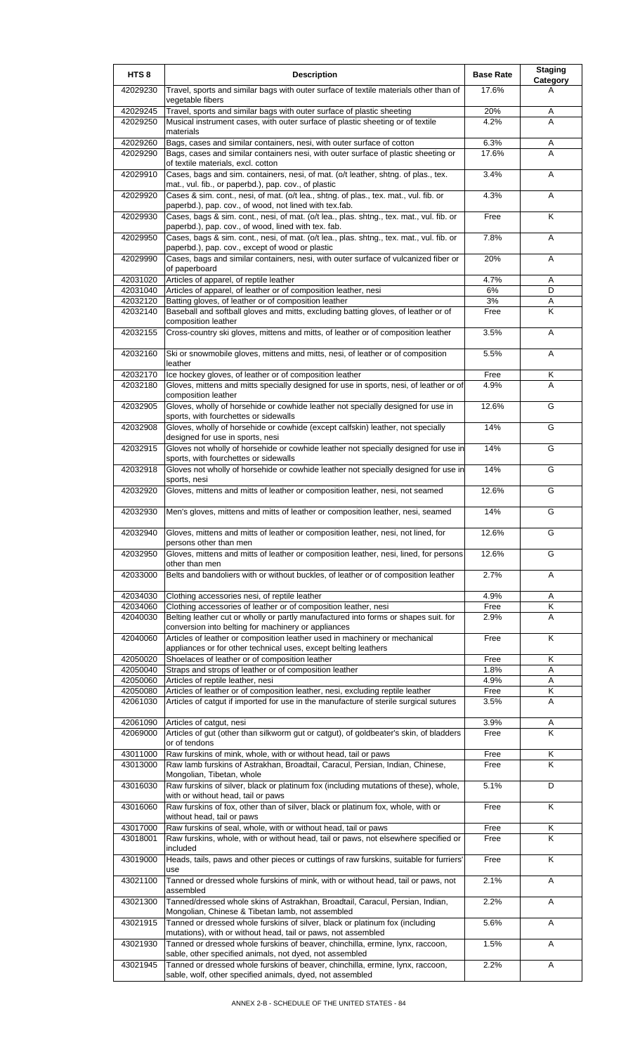| HTS 8 | Description | Base Rate | Staging Category |
|---|---|---|---|
| 42029230 | Travel, sports and similar bags with outer surface of textile materials other than of vegetable fibers | 17.6% | A |
| 42029245 | Travel, sports and similar bags with outer surface of plastic sheeting | 20% | A |
| 42029250 | Musical instrument cases, with outer surface of plastic sheeting or of textile materials | 4.2% | A |
| 42029260 | Bags, cases and similar containers, nesi, with outer surface of cotton | 6.3% | A |
| 42029290 | Bags, cases and similar containers nesi, with outer surface of plastic sheeting or of textile materials, excl. cotton | 17.6% | A |
| 42029910 | Cases, bags and sim. containers, nesi, of mat. (o/t leather, shtng. of plas., tex. mat., vul. fib., or paperbd.), pap. cov., of plastic | 3.4% | A |
| 42029920 | Cases & sim. cont., nesi, of mat. (o/t lea., shtng. of plas., tex. mat., vul. fib. or paperbd.), pap. cov., of wood, not lined with tex.fab. | 4.3% | A |
| 42029930 | Cases, bags & sim. cont., nesi, of mat. (o/t lea., plas. shtng., tex. mat., vul. fib. or paperbd.), pap. cov., of wood, lined with tex. fab. | Free | K |
| 42029950 | Cases, bags & sim. cont., nesi, of mat. (o/t lea., plas. shtng., tex. mat., vul. fib. or paperbd.), pap. cov., except of wood or plastic | 7.8% | A |
| 42029990 | Cases, bags and similar containers, nesi, with outer surface of vulcanized fiber or of paperboard | 20% | A |
| 42031020 | Articles of apparel, of reptile leather | 4.7% | A |
| 42031040 | Articles of apparel, of leather or of composition leather, nesi | 6% | D |
| 42032120 | Batting gloves, of leather or of composition leather | 3% | A |
| 42032140 | Baseball and softball gloves and mitts, excluding batting gloves, of leather or of composition leather | Free | K |
| 42032155 | Cross-country ski gloves, mittens and mitts, of leather or of composition leather | 3.5% | A |
| 42032160 | Ski or snowmobile gloves, mittens and mitts, nesi, of leather or of composition leather | 5.5% | A |
| 42032170 | Ice hockey gloves, of leather or of composition leather | Free | K |
| 42032180 | Gloves, mittens and mitts specially designed for use in sports, nesi, of leather or of composition leather | 4.9% | A |
| 42032905 | Gloves, wholly of horsehide or cowhide leather not specially designed for use in sports, with fourchettes or sidewalls | 12.6% | G |
| 42032908 | Gloves, wholly of horsehide or cowhide (except calfskin) leather, not specially designed for use in sports, nesi | 14% | G |
| 42032915 | Gloves not wholly of horsehide or cowhide leather not specially designed for use in sports, with fourchettes or sidewalls | 14% | G |
| 42032918 | Gloves not wholly of horsehide or cowhide leather not specially designed for use in sports, nesi | 14% | G |
| 42032920 | Gloves, mittens and mitts of leather or composition leather, nesi, not seamed | 12.6% | G |
| 42032930 | Men's gloves, mittens and mitts of leather or composition leather, nesi, seamed | 14% | G |
| 42032940 | Gloves, mittens and mitts of leather or composition leather, nesi, not lined, for persons other than men | 12.6% | G |
| 42032950 | Gloves, mittens and mitts of leather or composition leather, nesi, lined, for persons other than men | 12.6% | G |
| 42033000 | Belts and bandoliers with or without buckles, of leather or of composition leather | 2.7% | A |
| 42034030 | Clothing accessories nesi, of reptile leather | 4.9% | A |
| 42034060 | Clothing accessories of leather or of composition leather, nesi | Free | K |
| 42040030 | Belting leather cut or wholly or partly manufactured into forms or shapes suit. for conversion into belting for machinery or appliances | 2.9% | A |
| 42040060 | Articles of leather or composition leather used in machinery or mechanical appliances or for other technical uses, except belting leathers | Free | K |
| 42050020 | Shoelaces of leather or of composition leather | Free | K |
| 42050040 | Straps and strops of leather or of composition leather | 1.8% | A |
| 42050060 | Articles of reptile leather, nesi | 4.9% | A |
| 42050080 | Articles of leather or of composition leather, nesi, excluding reptile leather | Free | K |
| 42061030 | Articles of catgut if imported for use in the manufacture of sterile surgical sutures | 3.5% | A |
| 42061090 | Articles of catgut, nesi | 3.9% | A |
| 42069000 | Articles of gut (other than silkworm gut or catgut), of goldbeater's skin, of bladders or of tendons | Free | K |
| 43011000 | Raw furskins of mink, whole, with or without head, tail or paws | Free | K |
| 43013000 | Raw lamb furskins of Astrakhan, Broadtail, Caracul, Persian, Indian, Chinese, Mongolian, Tibetan, whole | Free | K |
| 43016030 | Raw furskins of silver, black or platinum fox (including mutations of these), whole, with or without head, tail or paws | 5.1% | D |
| 43016060 | Raw furskins of fox, other than of silver, black or platinum fox, whole, with or without head, tail or paws | Free | K |
| 43017000 | Raw furskins of seal, whole, with or without head, tail or paws | Free | K |
| 43018001 | Raw furskins, whole, with or without head, tail or paws, not elsewhere specified or included | Free | K |
| 43019000 | Heads, tails, paws and other pieces or cuttings of raw furskins, suitable for furriers' use | Free | K |
| 43021100 | Tanned or dressed whole furskins of mink, with or without head, tail or paws, not assembled | 2.1% | A |
| 43021300 | Tanned/dressed whole skins of Astrakhan, Broadtail, Caracul, Persian, Indian, Mongolian, Chinese & Tibetan lamb, not assembled | 2.2% | A |
| 43021915 | Tanned or dressed whole furskins of silver, black or platinum fox (including mutations), with or without head, tail or paws, not assembled | 5.6% | A |
| 43021930 | Tanned or dressed whole furskins of beaver, chinchilla, ermine, lynx, raccoon, sable, other specified animals, not dyed, not assembled | 1.5% | A |
| 43021945 | Tanned or dressed whole furskins of beaver, chinchilla, ermine, lynx, raccoon, sable, wolf, other specified animals, dyed, not assembled | 2.2% | A |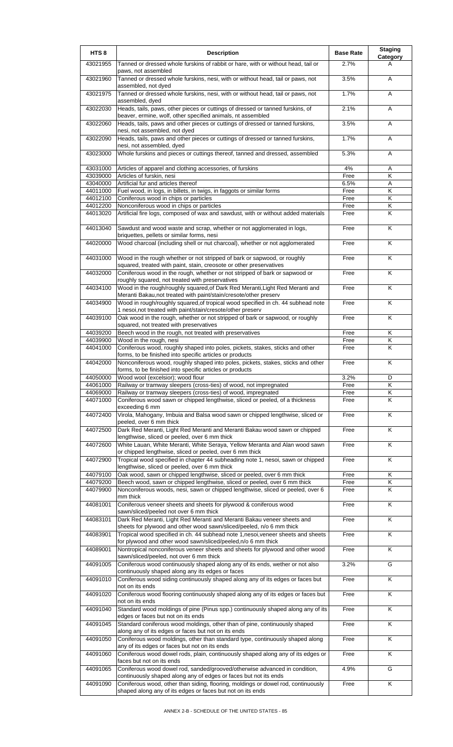| HTS 8 | Description | Base Rate | Staging Category |
|---|---|---|---|
| 43021955 | Tanned or dressed whole furskins of rabbit or hare, with or without head, tail or paws, not assembled | 2.7% | A |
| 43021960 | Tanned or dressed whole furskins, nesi, with or without head, tail or paws, not assembled, not dyed | 3.5% | A |
| 43021975 | Tanned or dressed whole furskins, nesi, with or without head, tail or paws, not assembled, dyed | 1.7% | A |
| 43022030 | Heads, tails, paws, other pieces or cuttings of dressed or tanned furskins, of beaver, ermine, wolf, other specified animals, nt assembled | 2.1% | A |
| 43022060 | Heads, tails, paws and other pieces or cuttings of dressed or tanned furskins, nesi, not assembled, not dyed | 3.5% | A |
| 43022090 | Heads, tails, paws and other pieces or cuttings of dressed or tanned furskins, nesi, not assembled, dyed | 1.7% | A |
| 43023000 | Whole furskins and pieces or cuttings thereof, tanned and dressed, assembled | 5.3% | A |
| 43031000 | Articles of apparel and clothing accessories, of furskins | 4% | A |
| 43039000 | Articles of furskin, nesi | Free | K |
| 43040000 | Artificial fur and articles thereof | 6.5% | A |
| 44011000 | Fuel wood, in logs, in billets, in twigs, in faggots or similar forms | Free | K |
| 44012100 | Coniferous wood in chips or particles | Free | K |
| 44012200 | Nonconiferous wood in chips or particles | Free | K |
| 44013020 | Artificial fire logs, composed of wax and sawdust, with or without added materials | Free | K |
| 44013040 | Sawdust and wood waste and scrap, whether or not agglomerated in logs, briquettes, pellets or similar forms, nesi | Free | K |
| 44020000 | Wood charcoal (including shell or nut charcoal), whether or not agglomerated | Free | K |
| 44031000 | Wood in the rough whether or not stripped of bark or sapwood, or roughly squared, treated with paint, stain, creosote or other preservatives | Free | K |
| 44032000 | Coniferous wood in the rough, whether or not stripped of bark or sapwood or roughly squared, not treated with preservatives | Free | K |
| 44034100 | Wood in the rough/roughly squared,of Dark Red Meranti,Light Red Meranti and Meranti Bakau,not treated with paint/stain/cresote/other preserv | Free | K |
| 44034900 | Wood in rough/roughly squared,of tropical wood specified in ch. 44 subhead note 1 nesoi,not treated with paint/stain/cresote/other preserv | Free | K |
| 44039100 | Oak wood in the rough, whether or not stripped of bark or sapwood, or roughly squared, not treated with preservatives | Free | K |
| 44039200 | Beech wood in the rough, not treated with preservatives | Free | K |
| 44039900 | Wood in the rough, nesi | Free | K |
| 44041000 | Coniferous wood, roughly shaped into poles, pickets, stakes, sticks and other forms, to be finished into specific articles or products | Free | K |
| 44042000 | Nonconiferous wood, roughly shaped into poles, pickets, stakes, sticks and other forms, to be finished into specific articles or products | Free | K |
| 44050000 | Wood wool (excelsior); wood flour | 3.2% | D |
| 44061000 | Railway or tramway sleepers (cross-ties) of wood, not impregnated | Free | K |
| 44069000 | Railway or tramway sleepers (cross-ties) of wood, impregnated | Free | K |
| 44071000 | Coniferous wood sawn or chipped lengthwise, sliced or peeled, of a thickness exceeding 6 mm | Free | K |
| 44072400 | Virola, Mahogany, Imbuia and Balsa wood sawn or chipped lengthwise, sliced or peeled, over 6 mm thick | Free | K |
| 44072500 | Dark Red Meranti, Light Red Meranti and Meranti Bakau wood sawn or chipped lengthwise, sliced or peeled, over 6 mm thick | Free | K |
| 44072600 | White Lauan, White Meranti, White Seraya, Yellow Meranta and Alan wood sawn or chipped lengthwise, sliced or peeled, over 6 mm thick | Free | K |
| 44072900 | Tropical wood specified in chapter 44 subheading note 1, nesoi, sawn or chipped lengthwise, sliced or peeled, over 6 mm thick | Free | K |
| 44079100 | Oak wood, sawn or chipped lengthwise, sliced or peeled, over 6 mm thick | Free | K |
| 44079200 | Beech wood, sawn or chipped lengthwise, sliced or peeled, over 6 mm thick | Free | K |
| 44079900 | Nonconiferous woods, nesi, sawn or chipped lengthwise, sliced or peeled, over 6 mm thick | Free | K |
| 44081001 | Coniferous veneer sheets and sheets for plywood & coniferous wood sawn/sliced/peeled not over 6 mm thick | Free | K |
| 44083101 | Dark Red Meranti, Light Red Meranti and Meranti Bakau veneer sheets and sheets for plywood and other wood sawn/sliced/peeled, n/o 6 mm thick | Free | K |
| 44083901 | Tropical wood specified in ch. 44 subhead note 1,nesoi,veneer sheets and sheets for plywood and other wood sawn/sliced/peeled,n/o 6 mm thick | Free | K |
| 44089001 | Nontropical nonconiferous veneer sheets and sheets for plywood and other wood sawn/sliced/peeled, not over 6 mm thick | Free | K |
| 44091005 | Coniferous wood continuously shaped along any of its ends, wether or not also continuously shaped along any its edges or faces | 3.2% | G |
| 44091010 | Coniferous wood siding continuously shaped along any of its edges or faces but not on its ends | Free | K |
| 44091020 | Coniferous wood flooring continuously shaped along any of its edges or faces but not on its ends | Free | K |
| 44091040 | Standard wood moldings of pine (Pinus spp.) continuously shaped along any of its edges or faces but not on its ends | Free | K |
| 44091045 | Standard coniferous wood moldings, other than of pine, continuously shaped along any of its edges or faces but not on its ends | Free | K |
| 44091050 | Coniferous wood moldings, other than standard type, continuously shaped along any of its edges or faces but not on its ends | Free | K |
| 44091060 | Coniferous wood dowel rods, plain, continuously shaped along any of its edges or faces but not on its ends | Free | K |
| 44091065 | Coniferous wood dowel rod, sanded/grooved/otherwise advanced in condition, continuously shaped along any of edges or faces but not its ends | 4.9% | G |
| 44091090 | Coniferous wood, other than siding, flooring, moldings or dowel rod, continuously shaped along any of its edges or faces but not on its ends | Free | K |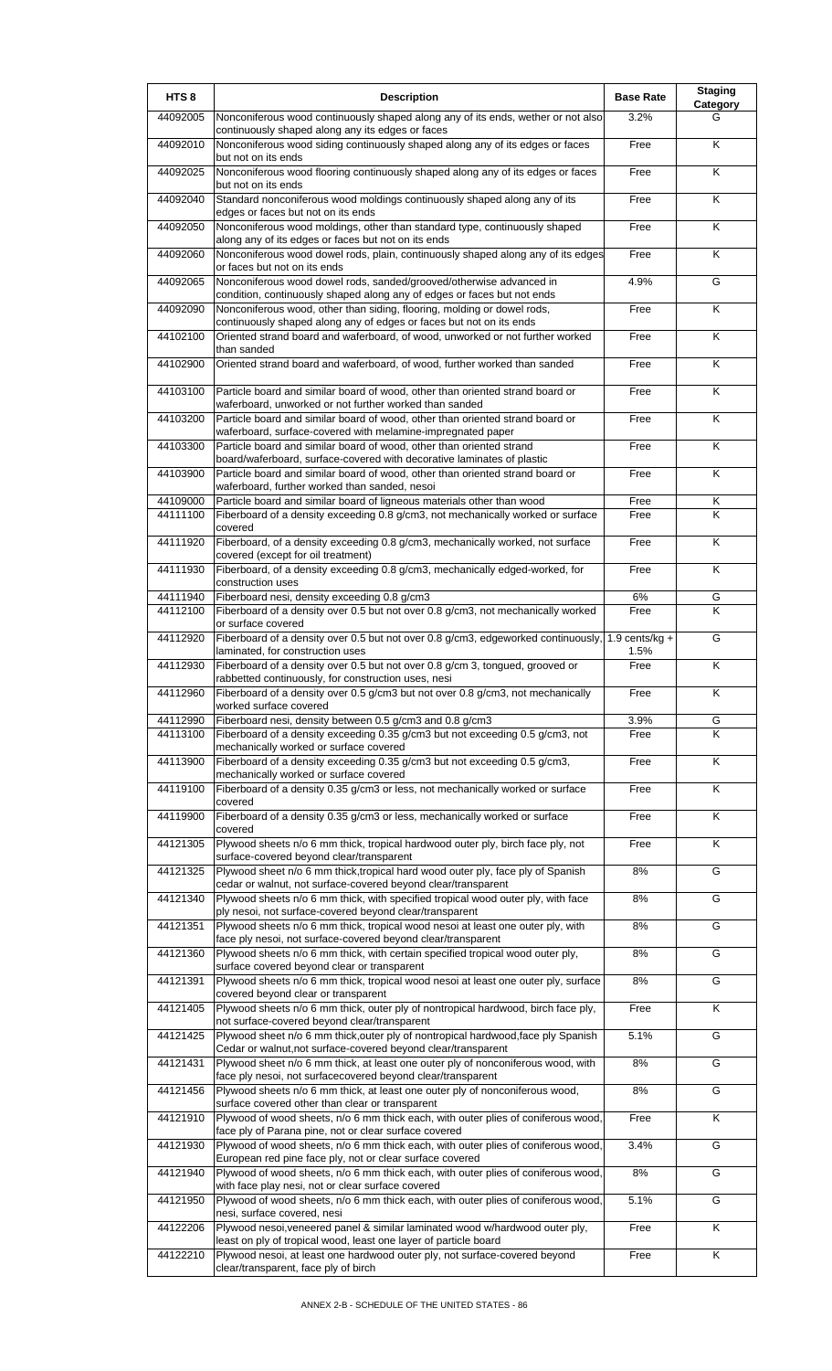| HTS 8 | Description | Base Rate | Staging Category |
|---|---|---|---|
| 44092005 | Nonconiferous wood continuously shaped along any of its ends, wether or not also continuously shaped along any its edges or faces | 3.2% | G |
| 44092010 | Nonconiferous wood siding continuously shaped along any of its edges or faces but not on its ends | Free | K |
| 44092025 | Nonconiferous wood flooring continuously shaped along any of its edges or faces but not on its ends | Free | K |
| 44092040 | Standard nonconiferous wood moldings continuously shaped along any of its edges or faces but not on its ends | Free | K |
| 44092050 | Nonconiferous wood moldings, other than standard type, continuously shaped along any of its edges or faces but not on its ends | Free | K |
| 44092060 | Nonconiferous wood dowel rods, plain, continuously shaped along any of its edges or faces but not on its ends | Free | K |
| 44092065 | Nonconiferous wood dowel rods, sanded/grooved/otherwise advanced in condition, continuously shaped along any of edges or faces but not ends | 4.9% | G |
| 44092090 | Nonconiferous wood, other than siding, flooring, molding or dowel rods, continuously shaped along any of edges or faces but not on its ends | Free | K |
| 44102100 | Oriented strand board and waferboard, of wood, unworked or not further worked than sanded | Free | K |
| 44102900 | Oriented strand board and waferboard, of wood, further worked than sanded | Free | K |
| 44103100 | Particle board and similar board of wood, other than oriented strand board or waferboard, unworked or not further worked than sanded | Free | K |
| 44103200 | Particle board and similar board of wood, other than oriented strand board or waferboard, surface-covered with melamine-impregnated paper | Free | K |
| 44103300 | Particle board and similar board of wood, other than oriented strand board/waferboard, surface-covered with decorative laminates of plastic | Free | K |
| 44103900 | Particle board and similar board of wood, other than oriented strand board or waferboard, further worked than sanded, nesoi | Free | K |
| 44109000 | Particle board and similar board of ligneous materials other than wood | Free | K |
| 44111100 | Fiberboard of a density exceeding 0.8 g/cm3, not mechanically worked or surface covered | Free | K |
| 44111920 | Fiberboard, of a density exceeding 0.8 g/cm3, mechanically worked, not surface covered (except for oil treatment) | Free | K |
| 44111930 | Fiberboard, of a density exceeding 0.8 g/cm3, mechanically edged-worked, for construction uses | Free | K |
| 44111940 | Fiberboard nesi, density exceeding 0.8 g/cm3 | 6% | G |
| 44112100 | Fiberboard of a density over 0.5 but not over 0.8 g/cm3, not mechanically worked or surface covered | Free | K |
| 44112920 | Fiberboard of a density over 0.5 but not over 0.8 g/cm3, edgeworked continuously, laminated, for construction uses | 1.9 cents/kg + 1.5% | G |
| 44112930 | Fiberboard of a density over 0.5 but not over 0.8 g/cm 3, tongued, grooved or rabbetted continuously, for construction uses, nesi | Free | K |
| 44112960 | Fiberboard of a density over 0.5 g/cm3 but not over 0.8 g/cm3, not mechanically worked surface covered | Free | K |
| 44112990 | Fiberboard nesi, density between 0.5 g/cm3 and 0.8 g/cm3 | 3.9% | G |
| 44113100 | Fiberboard of a density exceeding 0.35 g/cm3 but not exceeding 0.5 g/cm3, not mechanically worked or surface covered | Free | K |
| 44113900 | Fiberboard of a density exceeding 0.35 g/cm3 but not exceeding 0.5 g/cm3, mechanically worked or surface covered | Free | K |
| 44119100 | Fiberboard of a density 0.35 g/cm3 or less, not mechanically worked or surface covered | Free | K |
| 44119900 | Fiberboard of a density 0.35 g/cm3 or less, mechanically worked or surface covered | Free | K |
| 44121305 | Plywood sheets n/o 6 mm thick, tropical hardwood outer ply, birch face ply, not surface-covered beyond clear/transparent | Free | K |
| 44121325 | Plywood sheet n/o 6 mm thick,tropical hard wood outer ply, face ply of Spanish cedar or walnut, not surface-covered beyond clear/transparent | 8% | G |
| 44121340 | Plywood sheets n/o 6 mm thick, with specified tropical wood outer ply, with face ply nesoi, not surface-covered beyond clear/transparent | 8% | G |
| 44121351 | Plywood sheets n/o 6 mm thick, tropical wood nesoi at least one outer ply, with face ply nesoi, not surface-covered beyond clear/transparent | 8% | G |
| 44121360 | Plywood sheets n/o 6 mm thick, with certain specified tropical wood outer ply, surface covered beyond clear or transparent | 8% | G |
| 44121391 | Plywood sheets n/o 6 mm thick, tropical wood nesoi at least one outer ply, surface covered beyond clear or transparent | 8% | G |
| 44121405 | Plywood sheets n/o 6 mm thick, outer ply of nontropical hardwood, birch face ply, not surface-covered beyond clear/transparent | Free | K |
| 44121425 | Plywood sheet n/o 6 mm thick,outer ply of nontropical hardwood,face ply Spanish Cedar or walnut,not surface-covered beyond clear/transparent | 5.1% | G |
| 44121431 | Plywood sheet n/o 6 mm thick, at least one outer ply of nonconiferous wood, with face ply nesoi, not surfacecovered beyond clear/transparent | 8% | G |
| 44121456 | Plywood sheets n/o 6 mm thick, at least one outer ply of nonconiferous wood, surface covered other than clear or transparent | 8% | G |
| 44121910 | Plywood of wood sheets, n/o 6 mm thick each, with outer plies of coniferous wood, face ply of Parana pine, not or clear surface covered | Free | K |
| 44121930 | Plywood of wood sheets, n/o 6 mm thick each, with outer plies of coniferous wood, European red pine face ply, not or clear surface covered | 3.4% | G |
| 44121940 | Plywood of wood sheets, n/o 6 mm thick each, with outer plies of coniferous wood, with face play nesi, not or clear surface covered | 8% | G |
| 44121950 | Plywood of wood sheets, n/o 6 mm thick each, with outer plies of coniferous wood, nesi, surface covered, nesi | 5.1% | G |
| 44122206 | Plywood nesoi,veneered panel & similar laminated wood w/hardwood outer ply, least on ply of tropical wood, least one layer of particle board | Free | K |
| 44122210 | Plywood nesoi, at least one hardwood outer ply, not surface-covered beyond clear/transparent, face ply of birch | Free | K |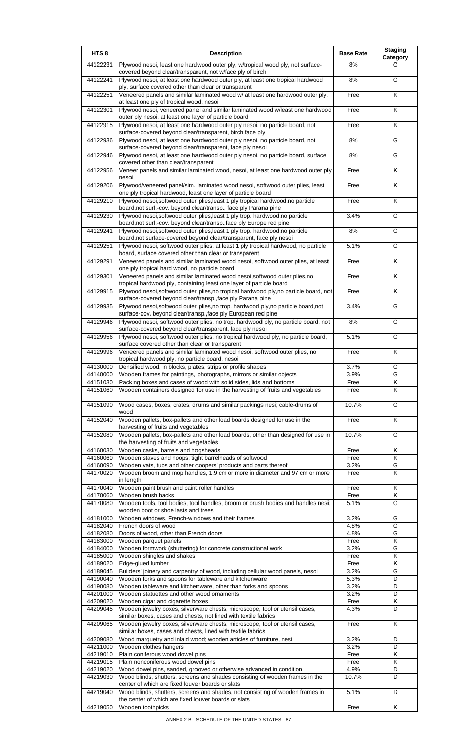| HTS 8 | Description | Base Rate | Staging Category |
|---|---|---|---|
| 44122231 | Plywood nesoi, least one hardwood outer ply, w/tropical wood ply, not surface-covered beyond clear/transparent, not w/face ply of birch | 8% | G |
| 44122241 | Plywood nesoi, at least one hardwood outer ply, at least one tropical hardwood ply, surface covered other than clear or transparent | 8% | G |
| 44122251 | Veneered panels and similar laminated wood w/ at least one hardwood outer ply, at least one ply of tropical wood, nesoi | Free | K |
| 44122301 | Plywood nesoi, veneered panel and similar laminated wood w/least one hardwood outer ply nesoi, at least one layer of particle board | Free | K |
| 44122915 | Plywood nesoi, at least one hardwood outer ply nesoi, no particle board, not surface-covered beyond clear/transparent, birch face ply | Free | K |
| 44122936 | Plywood nesoi, at least one hardwood outer ply nesoi, no particle board, not surface-covered beyond clear/transparent, face ply nesoi | 8% | G |
| 44122946 | Plywood nesoi, at least one hardwood outer ply nesoi, no particle board, surface covered other than clear/transparent | 8% | G |
| 44122956 | Veneer panels and similar laminated wood, nesoi, at least one hardwood outer ply nesoi | Free | K |
| 44129206 | Plywood/veneered panel/sim. laminated wood nesoi, softwood outer plies, least one ply tropical hardwood, least one layer of particle board | Free | K |
| 44129210 | Plywood nesoi,softwood outer plies,least 1 ply tropical hardwood,no particle board,not surf.-cov. beyond clear/transp., face ply Parana pine | Free | K |
| 44129230 | Plywood nesoi,softwood outer plies,least 1 ply trop. hardwood,no particle board,not surf.-cov. beyond clear/transp.,face ply Europe red pine | 3.4% | G |
| 44129241 | Plywood nesoi,softwood outer plies,least 1 ply trop. hardwood,no particle board,not surface-covered beyond clear/transparent, face ply nesoi | 8% | G |
| 44129251 | Plywood nesoi, softwood outer plies, at least 1 ply tropical hardwood, no particle board, surface covered other than clear or transparent | 5.1% | G |
| 44129291 | Veneered panels and similar laminated wood nesoi, softwood outer plies, at least one ply tropical hard wood, no particle board | Free | K |
| 44129301 | Veneered panels and similar laminated wood nesoi,softwood outer plies,no tropical hardwood ply, containing least one layer of particle board | Free | K |
| 44129915 | Plywood nesoi,softwood outer plies,no tropical hardwood ply,no particle board, not surface-covered beyond clear/transp.,face ply Parana pine | Free | K |
| 44129935 | Plywood nesoi,softwood outer plies,no trop. hardwood ply,no particle board,not surface-cov. beyond clear/transp.,face ply European red pine | 3.4% | G |
| 44129946 | Plywood nesoi, softwood outer plies, no trop. hardwood ply, no particle board, not surface-covered beyond clear/transparent, face ply nesoi | 8% | G |
| 44129956 | Plywood nesoi, softwood outer plies, no tropical hardwood ply, no particle board, surface covered other than clear or transparent | 5.1% | G |
| 44129996 | Veneered panels and similar laminated wood nesoi, softwood outer plies, no tropical hardwood ply, no particle board, nesoi | Free | K |
| 44130000 | Densified wood, in blocks, plates, strips or profile shapes | 3.7% | G |
| 44140000 | Wooden frames for paintings, photographs, mirrors or similar objects | 3.9% | G |
| 44151030 | Packing boxes and cases of wood with solid sides, lids and bottoms | Free | K |
| 44151060 | Wooden containers designed for use in the harvesting of fruits and vegetables | Free | K |
| 44151090 | Wood cases, boxes, crates, drums and similar packings nesi; cable-drums of wood | 10.7% | G |
| 44152040 | Wooden pallets, box-pallets and other load boards designed for use in the harvesting of fruits and vegetables | Free | K |
| 44152080 | Wooden pallets, box-pallets and other load boards, other than designed for use in the harvesting of fruits and vegetables | 10.7% | G |
| 44160030 | Wooden casks, barrels and hogsheads | Free | K |
| 44160060 | Wooden staves and hoops; tight barrelheads of softwood | Free | K |
| 44160090 | Wooden vats, tubs and other coopers' products and parts thereof | 3.2% | G |
| 44170020 | Wooden broom and mop handles, 1.9 cm or more in diameter and 97 cm or more in length | Free | K |
| 44170040 | Wooden paint brush and paint roller handles | Free | K |
| 44170060 | Wooden brush backs | Free | K |
| 44170080 | Wooden tools, tool bodies, tool handles, broom or brush bodies and handles nesi; wooden boot or shoe lasts and trees | 5.1% | G |
| 44181000 | Wooden windows, French-windows and their frames | 3.2% | G |
| 44182040 | French doors of wood | 4.8% | G |
| 44182080 | Doors of wood, other than French doors | 4.8% | G |
| 44183000 | Wooden parquet panels | Free | K |
| 44184000 | Wooden formwork (shuttering) for concrete constructional work | 3.2% | G |
| 44185000 | Wooden shingles and shakes | Free | K |
| 44189020 | Edge-glued lumber | Free | K |
| 44189045 | Builders' joinery and carpentry of wood, including cellular wood panels, nesoi | 3.2% | G |
| 44190040 | Wooden forks and spoons for tableware and kitchenware | 5.3% | D |
| 44190080 | Wooden tableware and kitchenware, other than forks and spoons | 3.2% | D |
| 44201000 | Wooden statuettes and other wood ornaments | 3.2% | D |
| 44209020 | Wooden cigar and cigarette boxes | Free | K |
| 44209045 | Wooden jewelry boxes, silverware chests, microscope, tool or utensil cases, similar boxes, cases and chests, not lined with textile fabrics | 4.3% | D |
| 44209065 | Wooden jewelry boxes, silverware chests, microscope, tool or utensil cases, similar boxes, cases and chests, lined with textile fabrics | Free | K |
| 44209080 | Wood marquetry and inlaid wood; wooden articles of furniture, nesi | 3.2% | D |
| 44211000 | Wooden clothes hangers | 3.2% | D |
| 44219010 | Plain coniferous wood dowel pins | Free | K |
| 44219015 | Plain nonconiferous wood dowel pins | Free | K |
| 44219020 | Wood dowel pins, sanded, grooved or otherwise advanced in condition | 4.9% | D |
| 44219030 | Wood blinds, shutters, screens and shades consisting of wooden frames in the center of which are fixed louver boards or slats | 10.7% | D |
| 44219040 | Wood blinds, shutters, screens and shades, not consisting of wooden frames in the center of which are fixed louver boards or slats | 5.1% | D |
| 44219050 | Wooden toothpicks | Free | K |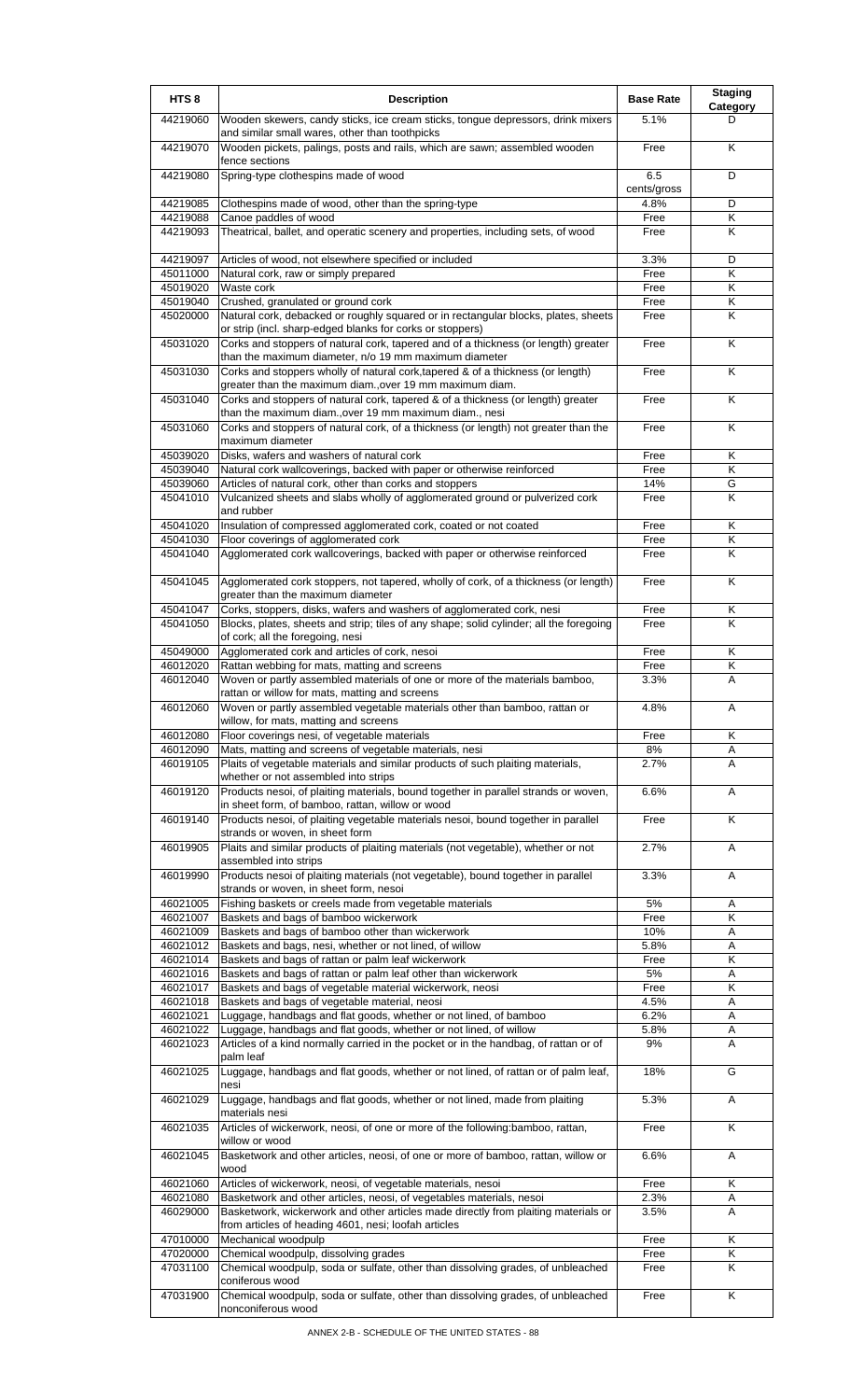| HTS 8 | Description | Base Rate | Staging Category |
|---|---|---|---|
| 44219060 | Wooden skewers, candy sticks, ice cream sticks, tongue depressors, drink mixers and similar small wares, other than toothpicks | 5.1% | D |
| 44219070 | Wooden pickets, palings, posts and rails, which are sawn; assembled wooden fence sections | Free | K |
| 44219080 | Spring-type clothespins made of wood | 6.5 cents/gross | D |
| 44219085 | Clothespins made of wood, other than the spring-type | 4.8% | D |
| 44219088 | Canoe paddles of wood | Free | K |
| 44219093 | Theatrical, ballet, and operatic scenery and properties, including sets, of wood | Free | K |
| 44219097 | Articles of wood, not elsewhere specified or included | 3.3% | D |
| 45011000 | Natural cork, raw or simply prepared | Free | K |
| 45019020 | Waste cork | Free | K |
| 45019040 | Crushed, granulated or ground cork | Free | K |
| 45020000 | Natural cork, debacked or roughly squared or in rectangular blocks, plates, sheets or strip (incl. sharp-edged blanks for corks or stoppers) | Free | K |
| 45031020 | Corks and stoppers of natural cork, tapered and of a thickness (or length) greater than the maximum diameter, n/o 19 mm maximum diameter | Free | K |
| 45031030 | Corks and stoppers wholly of natural cork,tapered & of a thickness (or length) greater than the maximum diam.,over 19 mm maximum diam. | Free | K |
| 45031040 | Corks and stoppers of natural cork, tapered & of a thickness (or length) greater than the maximum diam.,over 19 mm maximum diam., nesi | Free | K |
| 45031060 | Corks and stoppers of natural cork, of a thickness (or length) not greater than the maximum diameter | Free | K |
| 45039020 | Disks, wafers and washers of natural cork | Free | K |
| 45039040 | Natural cork wallcoverings, backed with paper or otherwise reinforced | Free | K |
| 45039060 | Articles of natural cork, other than corks and stoppers | 14% | G |
| 45041010 | Vulcanized sheets and slabs wholly of agglomerated ground or pulverized cork and rubber | Free | K |
| 45041020 | Insulation of compressed agglomerated cork, coated or not coated | Free | K |
| 45041030 | Floor coverings of agglomerated cork | Free | K |
| 45041040 | Agglomerated cork wallcoverings, backed with paper or otherwise reinforced | Free | K |
| 45041045 | Agglomerated cork stoppers, not tapered, wholly of cork, of a thickness (or length) greater than the maximum diameter | Free | K |
| 45041047 | Corks, stoppers, disks, wafers and washers of agglomerated cork, nesi | Free | K |
| 45041050 | Blocks, plates, sheets and strip; tiles of any shape; solid cylinder; all the foregoing of cork; all the foregoing, nesi | Free | K |
| 45049000 | Agglomerated cork and articles of cork, nesoi | Free | K |
| 46012020 | Rattan webbing for mats, matting and screens | Free | K |
| 46012040 | Woven or partly assembled materials of one or more of the materials bamboo, rattan or willow for mats, matting and screens | 3.3% | A |
| 46012060 | Woven or partly assembled vegetable materials other than bamboo, rattan or willow, for mats, matting and screens | 4.8% | A |
| 46012080 | Floor coverings nesi, of vegetable materials | Free | K |
| 46012090 | Mats, matting and screens of vegetable materials, nesi | 8% | A |
| 46019105 | Plaits of vegetable materials and similar products of such plaiting materials, whether or not assembled into strips | 2.7% | A |
| 46019120 | Products nesoi, of plaiting materials, bound together in parallel strands or woven, in sheet form, of bamboo, rattan, willow or wood | 6.6% | A |
| 46019140 | Products nesoi, of plaiting vegetable materials nesoi, bound together in parallel strands or woven, in sheet form | Free | K |
| 46019905 | Plaits and similar products of plaiting materials (not vegetable), whether or not assembled into strips | 2.7% | A |
| 46019990 | Products nesoi of plaiting materials (not vegetable), bound together in parallel strands or woven, in sheet form, nesoi | 3.3% | A |
| 46021005 | Fishing baskets or creels made from vegetable materials | 5% | A |
| 46021007 | Baskets and bags of bamboo wickerwork | Free | K |
| 46021009 | Baskets and bags of bamboo other than wickerwork | 10% | A |
| 46021012 | Baskets and bags, nesi, whether or not lined, of willow | 5.8% | A |
| 46021014 | Baskets and bags of rattan or palm leaf wickerwork | Free | K |
| 46021016 | Baskets and bags of rattan or palm leaf other than wickerwork | 5% | A |
| 46021017 | Baskets and bags of vegetable material wickerwork, neosi | Free | K |
| 46021018 | Baskets and bags of vegetable material, neosi | 4.5% | A |
| 46021021 | Luggage, handbags and flat goods, whether or not lined, of bamboo | 6.2% | A |
| 46021022 | Luggage, handbags and flat goods, whether or not lined, of willow | 5.8% | A |
| 46021023 | Articles of a kind normally carried in the pocket or in the handbag, of rattan or of palm leaf | 9% | A |
| 46021025 | Luggage, handbags and flat goods, whether or not lined, of rattan or of palm leaf, nesi | 18% | G |
| 46021029 | Luggage, handbags and flat goods, whether or not lined, made from plaiting materials nesi | 5.3% | A |
| 46021035 | Articles of wickerwork, neosi, of one or more of the following:bamboo, rattan, willow or wood | Free | K |
| 46021045 | Basketwork and other articles, neosi, of one or more of bamboo, rattan, willow or wood | 6.6% | A |
| 46021060 | Articles of wickerwork, neosi, of vegetable materials, nesoi | Free | K |
| 46021080 | Basketwork and other articles, neosi, of vegetables materials, nesoi | 2.3% | A |
| 46029000 | Basketwork, wickerwork and other articles made directly from plaiting materials or from articles of heading 4601, nesi; loofah articles | 3.5% | A |
| 47010000 | Mechanical woodpulp | Free | K |
| 47020000 | Chemical woodpulp, dissolving grades | Free | K |
| 47031100 | Chemical woodpulp, soda or sulfate, other than dissolving grades, of unbleached coniferous wood | Free | K |
| 47031900 | Chemical woodpulp, soda or sulfate, other than dissolving grades, of unbleached nonconiferous wood | Free | K |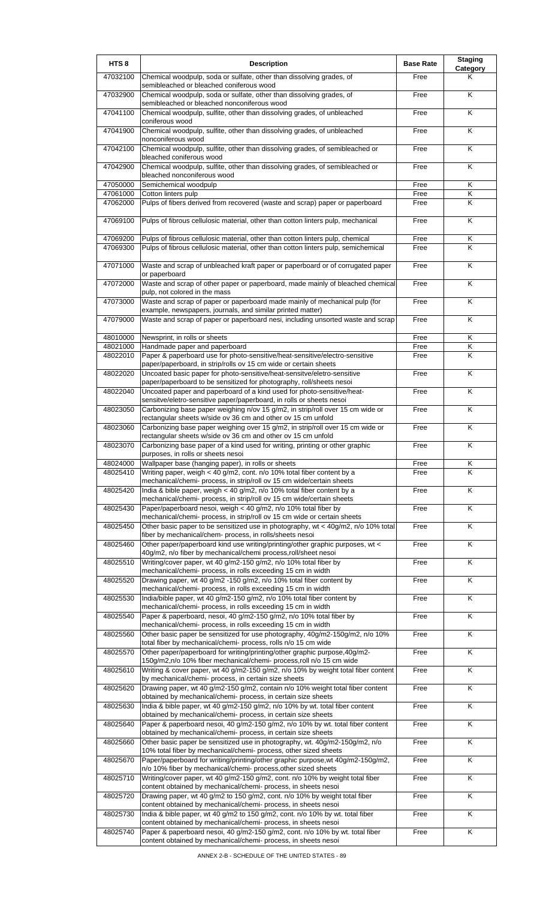| HTS 8 | Description | Base Rate | Staging Category |
|---|---|---|---|
| 47032100 | Chemical woodpulp, soda or sulfate, other than dissolving grades, of semibleached or bleached coniferous wood | Free | K |
| 47032900 | Chemical woodpulp, soda or sulfate, other than dissolving grades, of semibleached or bleached nonconiferous wood | Free | K |
| 47041100 | Chemical woodpulp, sulfite, other than dissolving grades, of unbleached coniferous wood | Free | K |
| 47041900 | Chemical woodpulp, sulfite, other than dissolving grades, of unbleached nonconiferous wood | Free | K |
| 47042100 | Chemical woodpulp, sulfite, other than dissolving grades, of semibleached or bleached coniferous wood | Free | K |
| 47042900 | Chemical woodpulp, sulfite, other than dissolving grades, of semibleached or bleached nonconiferous wood | Free | K |
| 47050000 | Semichemical woodpulp | Free | K |
| 47061000 | Cotton linters pulp | Free | K |
| 47062000 | Pulps of fibers derived from recovered (waste and scrap) paper or paperboard | Free | K |
| 47069100 | Pulps of fibrous cellulosic material, other than cotton linters pulp, mechanical | Free | K |
| 47069200 | Pulps of fibrous cellulosic material, other than cotton linters pulp, chemical | Free | K |
| 47069300 | Pulps of fibrous cellulosic material, other than cotton linters pulp, semichemical | Free | K |
| 47071000 | Waste and scrap of unbleached kraft paper or paperboard or of corrugated paper or paperboard | Free | K |
| 47072000 | Waste and scrap of other paper or paperboard, made mainly of bleached chemical pulp, not colored in the mass | Free | K |
| 47073000 | Waste and scrap of paper or paperboard made mainly of mechanical pulp (for example, newspapers, journals, and similar printed matter) | Free | K |
| 47079000 | Waste and scrap of paper or paperboard nesi, including unsorted waste and scrap | Free | K |
| 48010000 | Newsprint, in rolls or sheets | Free | K |
| 48021000 | Handmade paper and paperboard | Free | K |
| 48022010 | Paper & paperboard use for photo-sensitive/heat-sensitive/electro-sensitive paper/paperboard, in strip/rolls ov 15 cm wide or certain sheets | Free | K |
| 48022020 | Uncoated basic paper for photo-sensitive/heat-sensitve/eletro-sensitive paper/paperboard to be sensitized for photography, roll/sheets nesoi | Free | K |
| 48022040 | Uncoated paper and paperboard of a kind used for photo-sensitive/heat-sensitve/eletro-sensitive paper/paperboard, in rolls or sheets nesoi | Free | K |
| 48023050 | Carbonizing base paper weighing n/ov 15 g/m2, in strip/roll over 15 cm wide or rectangular sheets w/side ov 36 cm and other ov 15 cm unfold | Free | K |
| 48023060 | Carbonizing base paper weighing over 15 g/m2, in strip/roll over 15 cm wide or rectangular sheets w/side ov 36 cm and other ov 15 cm unfold | Free | K |
| 48023070 | Carbonizing base paper of a kind used for writing, printing or other graphic purposes, in rolls or sheets nesoi | Free | K |
| 48024000 | Wallpaper base (hanging paper), in rolls or sheets | Free | K |
| 48025410 | Writing paper, weigh < 40 g/m2, cont. n/o 10% total fiber content by a mechanical/chemi- process, in strip/roll ov 15 cm wide/certain sheets | Free | K |
| 48025420 | India & bible paper, weigh < 40 g/m2, n/o 10% total fiber content by a mechanical/chemi- process, in strip/roll ov 15 cm wide/certain sheets | Free | K |
| 48025430 | Paper/paperboard nesoi, weigh < 40 g/m2, n/o 10% total fiber by mechanical/chemi- process, in strip/roll ov 15 cm wide or certain sheets | Free | K |
| 48025450 | Other basic paper to be sensitized use in photography, wt < 40g/m2, n/o 10% total fiber by mechanical/chem- process, in rolls/sheets nesoi | Free | K |
| 48025460 | Other paper/paperboard kind use writing/printing/other graphic purposes, wt < 40g/m2, n/o fiber by mechanical/chemi process,roll/sheet nesoi | Free | K |
| 48025510 | Writing/cover paper, wt 40 g/m2-150 g/m2, n/o 10% total fiber by mechanical/chemi- process, in rolls exceeding 15 cm in width | Free | K |
| 48025520 | Drawing paper, wt 40 g/m2 -150 g/m2, n/o 10% total fiber content by mechanical/chemi- process, in rolls exceeding 15 cm in width | Free | K |
| 48025530 | India/bible paper, wt 40 g/m2-150 g/m2, n/o 10% total fiber content by mechanical/chemi- process, in rolls exceeding 15 cm in width | Free | K |
| 48025540 | Paper & paperboard, nesoi, 40 g/m2-150 g/m2, n/o 10% total fiber by mechanical/chemi- process, in rolls exceeding 15 cm in width | Free | K |
| 48025560 | Other basic paper be sensitized for use photography, 40g/m2-150g/m2, n/o 10% total fiber by mechanical/chemi- process, rolls n/o 15 cm wide | Free | K |
| 48025570 | Other paper/paperboard for writing/printing/other graphic purpose,40g/m2-150g/m2,n/o 10% fiber mechanical/chemi- process,roll n/o 15 cm wide | Free | K |
| 48025610 | Writing & cover paper, wt 40 g/m2-150 g/m2, n/o 10% by weight total fiber content by mechanical/chemi- process, in certain size sheets | Free | K |
| 48025620 | Drawing paper, wt 40 g/m2-150 g/m2, contain n/o 10% weight total fiber content obtained by mechanical/chemi- process, in certain size sheets | Free | K |
| 48025630 | India & bible paper, wt 40 g/m2-150 g/m2, n/o 10% by wt. total fiber content obtained by mechanical/chemi- process, in certain size sheets | Free | K |
| 48025640 | Paper & paperboard nesoi, 40 g/m2-150 g/m2, n/o 10% by wt. total fiber content obtained by mechanical/chemi- process, in certain size sheets | Free | K |
| 48025660 | Other basic paper be sensitized use in photography, wt. 40g/m2-150g/m2, n/o 10% total fiber by mechanical/chemi- process, other sized sheets | Free | K |
| 48025670 | Paper/paperboard for writing/printing/other graphic purpose,wt 40g/m2-150g/m2, n/o 10% fiber by mechanical/chemi- process,other sized sheets | Free | K |
| 48025710 | Writing/cover paper, wt 40 g/m2-150 g/m2, cont. n/o 10% by weight total fiber content obtained by mechanical/chemi- process, in sheets nesoi | Free | K |
| 48025720 | Drawing paper, wt 40 g/m2 to 150 g/m2, cont. n/o 10% by weight total fiber content obtained by mechanical/chemi- process, in sheets nesoi | Free | K |
| 48025730 | India & bible paper, wt 40 g/m2 to 150 g/m2, cont. n/o 10% by wt. total fiber content obtained by mechanical/chemi- process, in sheets nesoi | Free | K |
| 48025740 | Paper & paperboard nesoi, 40 g/m2-150 g/m2, cont. n/o 10% by wt. total fiber content obtained by mechanical/chemi- process, in sheets nesoi | Free | K |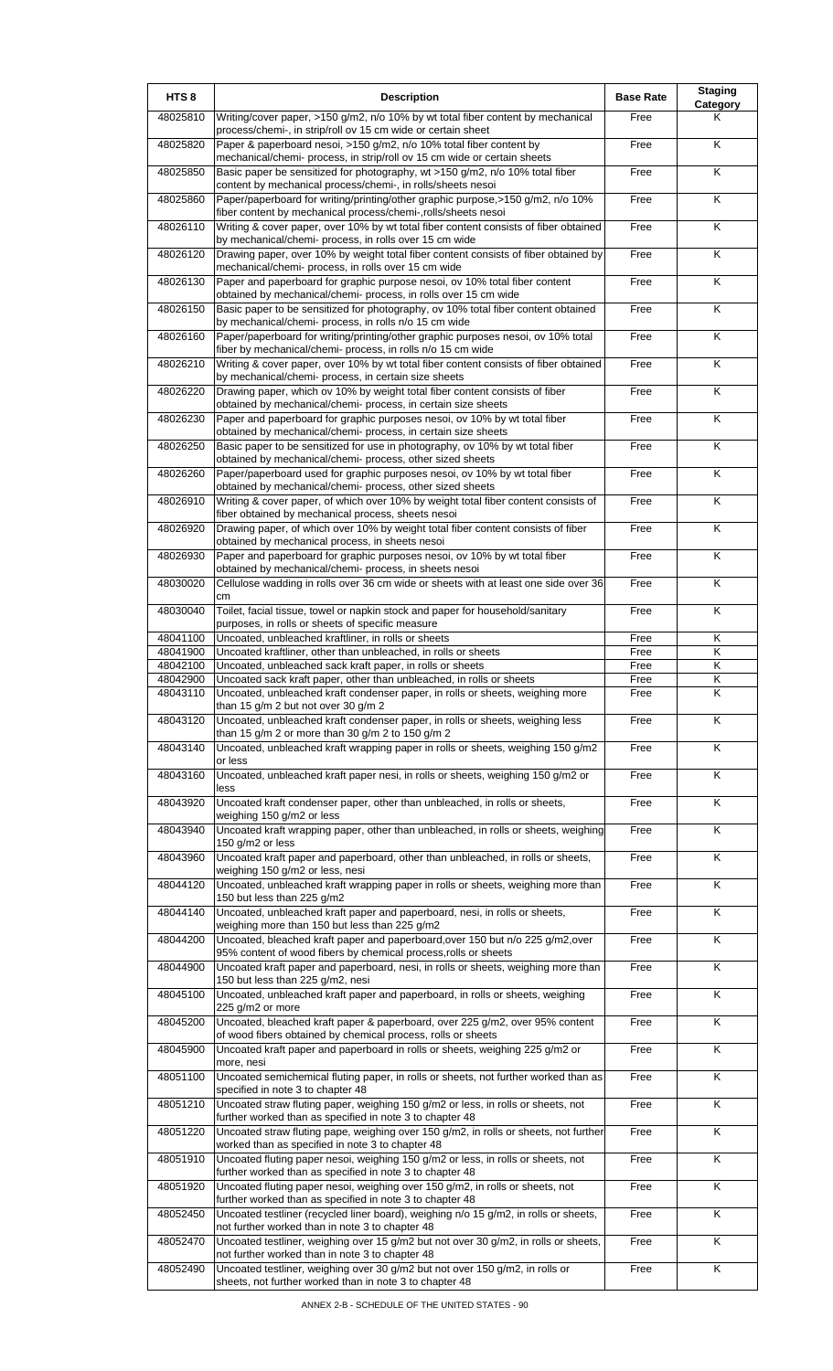| HTS 8 | Description | Base Rate | Staging Category |
|---|---|---|---|
| 48025810 | Writing/cover paper, >150 g/m2, n/o 10% by wt total fiber content by mechanical process/chemi-, in strip/roll ov 15 cm wide or certain sheet | Free | K |
| 48025820 | Paper & paperboard nesoi, >150 g/m2, n/o 10% total fiber content by mechanical/chemi- process, in strip/roll ov 15 cm wide or certain sheets | Free | K |
| 48025850 | Basic paper be sensitized for photography, wt >150 g/m2, n/o 10% total fiber content by mechanical process/chemi-, in rolls/sheets nesoi | Free | K |
| 48025860 | Paper/paperboard for writing/printing/other graphic purpose,>150 g/m2, n/o 10% fiber content by mechanical process/chemi-,rolls/sheets nesoi | Free | K |
| 48026110 | Writing & cover paper, over 10% by wt total fiber content consists of fiber obtained by mechanical/chemi- process, in rolls over 15 cm wide | Free | K |
| 48026120 | Drawing paper, over 10% by weight total fiber content consists of fiber obtained by mechanical/chemi- process, in rolls over 15 cm wide | Free | K |
| 48026130 | Paper and paperboard for graphic purpose nesoi, ov 10% total fiber content obtained by mechanical/chemi- process, in rolls over 15 cm wide | Free | K |
| 48026150 | Basic paper to be sensitized for photography, ov 10% total fiber content obtained by mechanical/chemi- process, in rolls n/o 15 cm wide | Free | K |
| 48026160 | Paper/paperboard for writing/printing/other graphic purposes nesoi, ov 10% total fiber by mechanical/chemi- process, in rolls n/o 15 cm wide | Free | K |
| 48026210 | Writing & cover paper, over 10% by wt total fiber content consists of fiber obtained by mechanical/chemi- process, in certain size sheets | Free | K |
| 48026220 | Drawing paper, which ov 10% by weight total fiber content consists of fiber obtained by mechanical/chemi- process, in certain size sheets | Free | K |
| 48026230 | Paper and paperboard for graphic purposes nesoi, ov 10% by wt total fiber obtained by mechanical/chemi- process, in certain size sheets | Free | K |
| 48026250 | Basic paper to be sensitized for use in photography, ov 10% by wt total fiber obtained by mechanical/chemi- process, other sized sheets | Free | K |
| 48026260 | Paper/paperboard used for graphic purposes nesoi, ov 10% by wt total fiber obtained by mechanical/chemi- process, other sized sheets | Free | K |
| 48026910 | Writing & cover paper, of which over 10% by weight total fiber content consists of fiber obtained by mechanical process, sheets nesoi | Free | K |
| 48026920 | Drawing paper, of which over 10% by weight total fiber content consists of fiber obtained by mechanical process, in sheets nesoi | Free | K |
| 48026930 | Paper and paperboard for graphic purposes nesoi, ov 10% by wt total fiber obtained by mechanical/chemi- process, in sheets nesoi | Free | K |
| 48030020 | Cellulose wadding in rolls over 36 cm wide or sheets with at least one side over 36 cm | Free | K |
| 48030040 | Toilet, facial tissue, towel or napkin stock and paper for household/sanitary purposes, in rolls or sheets of specific measure | Free | K |
| 48041100 | Uncoated, unbleached kraftliner, in rolls or sheets | Free | K |
| 48041900 | Uncoated kraftliner, other than unbleached, in rolls or sheets | Free | K |
| 48042100 | Uncoated, unbleached sack kraft paper, in rolls or sheets | Free | K |
| 48042900 | Uncoated sack kraft paper, other than unbleached, in rolls or sheets | Free | K |
| 48043110 | Uncoated, unbleached kraft condenser paper, in rolls or sheets, weighing more than 15 g/m 2 but not over 30 g/m 2 | Free | K |
| 48043120 | Uncoated, unbleached kraft condenser paper, in rolls or sheets, weighing less than 15 g/m 2 or more than 30 g/m 2 to 150 g/m 2 | Free | K |
| 48043140 | Uncoated, unbleached kraft wrapping paper in rolls or sheets, weighing 150 g/m2 or less | Free | K |
| 48043160 | Uncoated, unbleached kraft paper nesi, in rolls or sheets, weighing 150 g/m2 or less | Free | K |
| 48043920 | Uncoated kraft condenser paper, other than unbleached, in rolls or sheets, weighing 150 g/m2 or less | Free | K |
| 48043940 | Uncoated kraft wrapping paper, other than unbleached, in rolls or sheets, weighing 150 g/m2 or less | Free | K |
| 48043960 | Uncoated kraft paper and paperboard, other than unbleached, in rolls or sheets, weighing 150 g/m2 or less, nesi | Free | K |
| 48044120 | Uncoated, unbleached kraft wrapping paper in rolls or sheets, weighing more than 150 but less than 225 g/m2 | Free | K |
| 48044140 | Uncoated, unbleached kraft paper and paperboard, nesi, in rolls or sheets, weighing more than 150 but less than 225 g/m2 | Free | K |
| 48044200 | Uncoated, bleached kraft paper and paperboard,over 150 but n/o 225 g/m2,over 95% content of wood fibers by chemical process,rolls or sheets | Free | K |
| 48044900 | Uncoated kraft paper and paperboard, nesi, in rolls or sheets, weighing more than 150 but less than 225 g/m2, nesi | Free | K |
| 48045100 | Uncoated, unbleached kraft paper and paperboard, in rolls or sheets, weighing 225 g/m2 or more | Free | K |
| 48045200 | Uncoated, bleached kraft paper & paperboard, over 225 g/m2, over 95% content of wood fibers obtained by chemical process, rolls or sheets | Free | K |
| 48045900 | Uncoated kraft paper and paperboard in rolls or sheets, weighing 225 g/m2 or more, nesi | Free | K |
| 48051100 | Uncoated semichemical fluting paper, in rolls or sheets, not further worked than as specified in note 3 to chapter 48 | Free | K |
| 48051210 | Uncoated straw fluting paper, weighing 150 g/m2 or less, in rolls or sheets, not further worked than as specified in note 3 to chapter 48 | Free | K |
| 48051220 | Uncoated straw fluting pape, weighing over 150 g/m2, in rolls or sheets, not further worked than as specified in note 3 to chapter 48 | Free | K |
| 48051910 | Uncoated fluting paper nesoi, weighing 150 g/m2 or less, in rolls or sheets, not further worked than as specified in note 3 to chapter 48 | Free | K |
| 48051920 | Uncoated fluting paper nesoi, weighing over 150 g/m2, in rolls or sheets, not further worked than as specified in note 3 to chapter 48 | Free | K |
| 48052450 | Uncoated testliner (recycled liner board), weighing n/o 15 g/m2, in rolls or sheets, not further worked than in note 3 to chapter 48 | Free | K |
| 48052470 | Uncoated testliner, weighing over 15 g/m2 but not over 30 g/m2, in rolls or sheets, not further worked than in note 3 to chapter 48 | Free | K |
| 48052490 | Uncoated testliner, weighing over 30 g/m2 but not over 150 g/m2, in rolls or sheets, not further worked than in note 3 to chapter 48 | Free | K |

ANNEX 2-B - SCHEDULE OF THE UNITED STATES - 90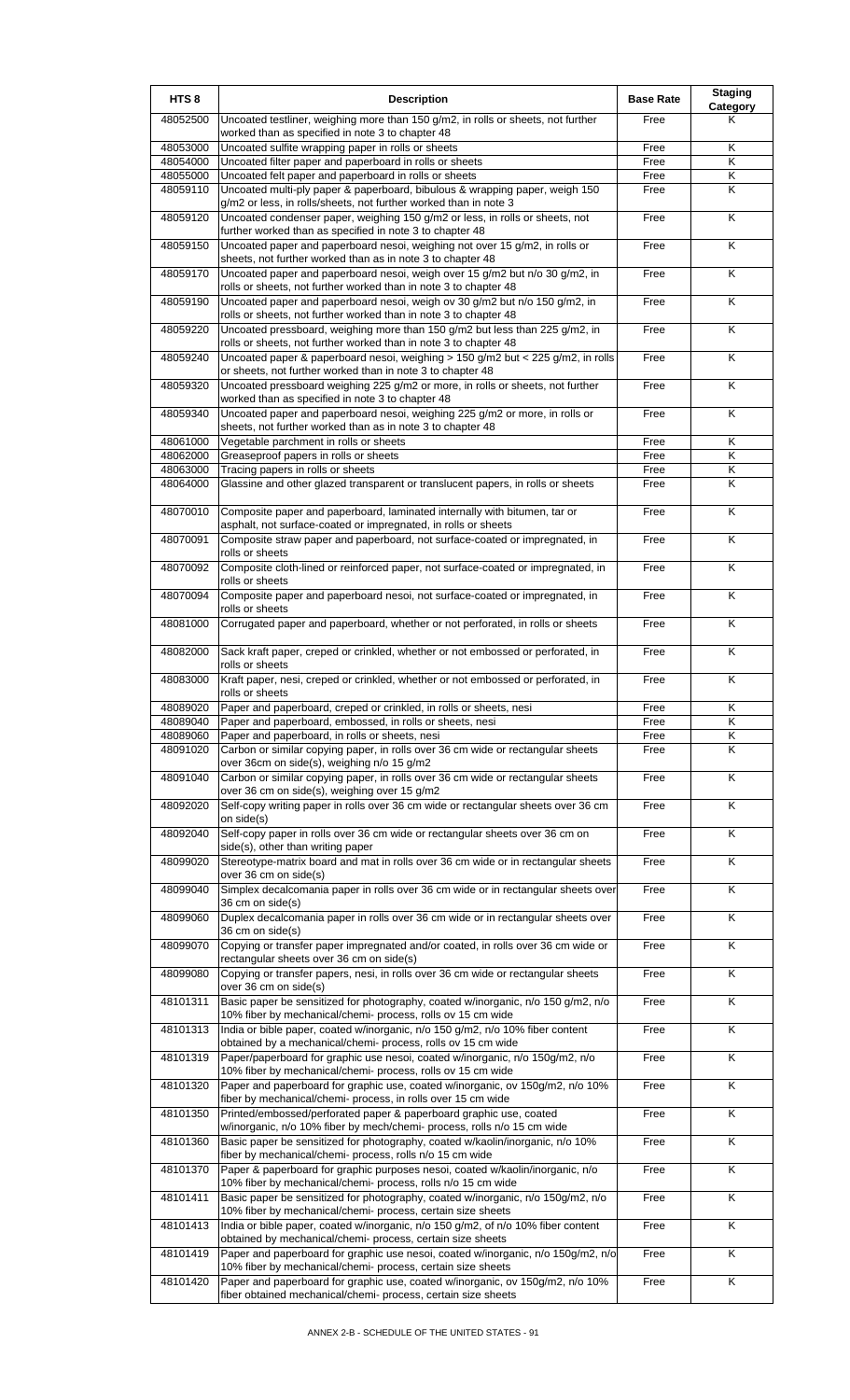| HTS 8 | Description | Base Rate | Staging Category |
|---|---|---|---|
| 48052500 | Uncoated testliner, weighing more than 150 g/m2, in rolls or sheets, not further worked than as specified in note 3 to chapter 48 | Free | K |
| 48053000 | Uncoated sulfite wrapping paper in rolls or sheets | Free | K |
| 48054000 | Uncoated filter paper and paperboard in rolls or sheets | Free | K |
| 48055000 | Uncoated felt paper and paperboard in rolls or sheets | Free | K |
| 48059110 | Uncoated multi-ply paper & paperboard, bibulous & wrapping paper, weigh 150 g/m2 or less, in rolls/sheets, not further worked than in note 3 | Free | K |
| 48059120 | Uncoated condenser paper, weighing 150 g/m2 or less, in rolls or sheets, not further worked than as specified in note 3 to chapter 48 | Free | K |
| 48059150 | Uncoated paper and paperboard nesoi, weighing not over 15 g/m2, in rolls or sheets, not further worked than as in note 3 to chapter 48 | Free | K |
| 48059170 | Uncoated paper and paperboard nesoi, weigh over 15 g/m2 but n/o 30 g/m2, in rolls or sheets, not further worked than in note 3 to chapter 48 | Free | K |
| 48059190 | Uncoated paper and paperboard nesoi, weigh ov 30 g/m2 but n/o 150 g/m2, in rolls or sheets, not further worked than in note 3 to chapter 48 | Free | K |
| 48059220 | Uncoated pressboard, weighing more than 150 g/m2 but less than 225 g/m2, in rolls or sheets, not further worked than in note 3 to chapter 48 | Free | K |
| 48059240 | Uncoated paper & paperboard nesoi, weighing > 150 g/m2 but < 225 g/m2, in rolls or sheets, not further worked than in note 3 to chapter 48 | Free | K |
| 48059320 | Uncoated pressboard weighing 225 g/m2 or more, in rolls or sheets, not further worked than as specified in note 3 to chapter 48 | Free | K |
| 48059340 | Uncoated paper and paperboard nesoi, weighing 225 g/m2 or more, in rolls or sheets, not further worked than as in note 3 to chapter 48 | Free | K |
| 48061000 | Vegetable parchment in rolls or sheets | Free | K |
| 48062000 | Greaseproof papers in rolls or sheets | Free | K |
| 48063000 | Tracing papers in rolls or sheets | Free | K |
| 48064000 | Glassine and other glazed transparent or translucent papers, in rolls or sheets | Free | K |
| 48070010 | Composite paper and paperboard, laminated internally with bitumen, tar or asphalt, not surface-coated or impregnated, in rolls or sheets | Free | K |
| 48070091 | Composite straw paper and paperboard, not surface-coated or impregnated, in rolls or sheets | Free | K |
| 48070092 | Composite cloth-lined or reinforced paper, not surface-coated or impregnated, in rolls or sheets | Free | K |
| 48070094 | Composite paper and paperboard nesoi, not surface-coated or impregnated, in rolls or sheets | Free | K |
| 48081000 | Corrugated paper and paperboard, whether or not perforated, in rolls or sheets | Free | K |
| 48082000 | Sack kraft paper, creped or crinkled, whether or not embossed or perforated, in rolls or sheets | Free | K |
| 48083000 | Kraft paper, nesi, creped or crinkled, whether or not embossed or perforated, in rolls or sheets | Free | K |
| 48089020 | Paper and paperboard, creped or crinkled, in rolls or sheets, nesi | Free | K |
| 48089040 | Paper and paperboard, embossed, in rolls or sheets, nesi | Free | K |
| 48089060 | Paper and paperboard, in rolls or sheets, nesi | Free | K |
| 48091020 | Carbon or similar copying paper, in rolls over 36 cm wide or rectangular sheets over 36cm on side(s), weighing n/o 15 g/m2 | Free | K |
| 48091040 | Carbon or similar copying paper, in rolls over 36 cm wide or rectangular sheets over 36 cm on side(s), weighing over 15 g/m2 | Free | K |
| 48092020 | Self-copy writing paper in rolls over 36 cm wide or rectangular sheets over 36 cm on side(s) | Free | K |
| 48092040 | Self-copy paper in rolls over 36 cm wide or rectangular sheets over 36 cm on side(s), other than writing paper | Free | K |
| 48099020 | Stereotype-matrix board and mat in rolls over 36 cm wide or in rectangular sheets over 36 cm on side(s) | Free | K |
| 48099040 | Simplex decalcomania paper in rolls over 36 cm wide or in rectangular sheets over 36 cm on side(s) | Free | K |
| 48099060 | Duplex decalcomania paper in rolls over 36 cm wide or in rectangular sheets over 36 cm on side(s) | Free | K |
| 48099070 | Copying or transfer paper impregnated and/or coated, in rolls over 36 cm wide or rectangular sheets over 36 cm on side(s) | Free | K |
| 48099080 | Copying or transfer papers, nesi, in rolls over 36 cm wide or rectangular sheets over 36 cm on side(s) | Free | K |
| 48101311 | Basic paper be sensitized for photography, coated w/inorganic, n/o 150 g/m2, n/o 10% fiber by mechanical/chemi- process, rolls ov 15 cm wide | Free | K |
| 48101313 | India or bible paper, coated w/inorganic, n/o 150 g/m2, n/o 10% fiber content obtained by a mechanical/chemi- process, rolls ov 15 cm wide | Free | K |
| 48101319 | Paper/paperboard for graphic use nesoi, coated w/inorganic, n/o 150g/m2, n/o 10% fiber by mechanical/chemi- process, rolls ov 15 cm wide | Free | K |
| 48101320 | Paper and paperboard for graphic use, coated w/inorganic, ov 150g/m2, n/o 10% fiber by mechanical/chemi- process, in rolls over 15 cm wide | Free | K |
| 48101350 | Printed/embossed/perforated paper & paperboard graphic use, coated w/inorganic, n/o 10% fiber by mech/chemi- process, rolls n/o 15 cm wide | Free | K |
| 48101360 | Basic paper be sensitized for photography, coated w/kaolin/inorganic, n/o 10% fiber by mechanical/chemi- process, rolls n/o 15 cm wide | Free | K |
| 48101370 | Paper & paperboard for graphic purposes nesoi, coated w/kaolin/inorganic, n/o 10% fiber by mechanical/chemi- process, rolls n/o 15 cm wide | Free | K |
| 48101411 | Basic paper be sensitized for photography, coated w/inorganic, n/o 150g/m2, n/o 10% fiber by mechanical/chemi- process, certain size sheets | Free | K |
| 48101413 | India or bible paper, coated w/inorganic, n/o 150 g/m2, of n/o 10% fiber content obtained by mechanical/chemi- process, certain size sheets | Free | K |
| 48101419 | Paper and paperboard for graphic use nesoi, coated w/inorganic, n/o 150g/m2, n/o 10% fiber by mechanical/chemi- process, certain size sheets | Free | K |
| 48101420 | Paper and paperboard for graphic use, coated w/inorganic, ov 150g/m2, n/o 10% fiber obtained mechanical/chemi- process, certain size sheets | Free | K |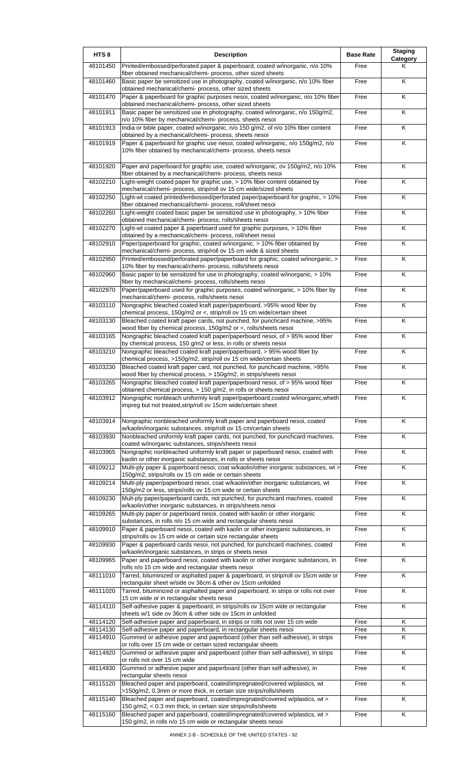| HTS 8 | Description | Base Rate | Staging Category |
|---|---|---|---|
| 48101450 | Printed/embossed/perforated paper & paperboard, coated w/inorganic, n/o 10% fiber obtained mechanical/chemi- process, other sized sheets | Free | K |
| 48101460 | Basic paper be sensitized use in photography, coated w/inorganic, n/o 10% fiber obtained mechanical/chemi- process, other sized sheets | Free | K |
| 48101470 | Paper & paperboard for graphic purposes nesoi, coated w/inorganic, n/o 10% fiber obtained mechanical/chemi- process, other sized sheets | Free | K |
| 48101911 | Basic paper be sensitized use in photography, coated w/inorganic, n/o 150g/m2, n/o 10% fiber by mechanical/chemi- process, sheets nesoi | Free | K |
| 48101913 | India or bible paper, coated w/inorganic, n/o 150 g/m2, of n/o 10% fiber content obtained by a mechanical/chemi- process, sheets nesoi | Free | K |
| 48101919 | Paper & paperboard for graphic use nesoi, coated w/inorganic, n/o 150g/m2, n/o 10% fiber obtained by mechanical/chemi- process, sheets nesoi | Free | K |
| 48101920 | Paper and paperboard for graphic use, coated w/inorganic, ov 150g/m2, n/o 10% fiber obtained by a mechanical/chemi- process, sheets nesoi | Free | K |
| 48102210 | Light-weight coated paper for graphic use, > 10% fiber content obtained by mechanical/chemi- process, strip/roll ov 15 cm wide/sized sheets | Free | K |
| 48102250 | Light-wt coated printed/embossed/perforated paper/paperboard for graphic, > 10% fiber obtained mechanical/chemi- process, roll/sheet nesoi | Free | K |
| 48102260 | Light-weight coated basic paper be sensitized use in photography, > 10% fiber obtained mechanical/chemi- process, rolls/sheets nesoi | Free | K |
| 48102270 | Light-wt coated paper & paperboard used for graphic purposes, > 10% fiber obtained by a mechanical/chemi- process, roll/sheet nesoi | Free | K |
| 48102910 | Paper/paperboard for graphic, coated w/inorganic, > 10% fiber obtained by mechanical/chemi- process, strip/roll ov 15 cm wide & sized sheets | Free | K |
| 48102950 | Printed/embossed/perforated paper/paperboard for graphic, coated w/inorganic, > 10% fiber by mechanical/chemi- process, rolls/sheets nesoi | Free | K |
| 48102960 | Basic paper to be sensitized for use in photography, coated w/inorganic, > 10% fiber by mechanical/chemi- process, rolls/sheets nesoi | Free | K |
| 48102970 | Paper/paperboard used for graphic purposes, coated w/inorganic, > 10% fiber by mechanical/chemi- process, rolls/sheets nesoi | Free | K |
| 48103110 | Nongraphic bleached coated kraft paper/paperboard, >95% wood fiber by chemical process, 150g/m2 or <, strip/roll ov 15 cm wide/certain sheet | Free | K |
| 48103130 | Bleached coated kraft paper cards, not punched, for punchcard machine, >95% wood fiber by chemical process, 150g/m2 or <, rolls/sheets nesoi | Free | K |
| 48103165 | Nongraphic bleached coated kraft paper/paperboard nesoi, of > 95% wood fiber by chemical process, 150 g/m2 or less, in rolls or sheets nesoi | Free | K |
| 48103210 | Nongraphic bleached coated kraft paper/paperboard, > 95% wood fiber by chemical process, >150g/m2, strip/roll ov 15 cm wide/certain sheets | Free | K |
| 48103230 | Bleached coated kraft paper card, not punched, for punchcard machine, >95% wood fiber by chemical process, > 150g/m2, in strips/sheets nesoi | Free | K |
| 48103265 | Nongraphic bleached coated kraft paper/paperboard nesoi, of > 95% wood fiber obtained chemical process, > 150 g/m2, in rolls or sheets nesoi | Free | K |
| 48103912 | Nongraphic nonbleach uniformly kraft paper/paperboard,coated w/inorganic,wheth impreg but not treated,strip/roll ov 15cm wide/certain sheet | Free | K |
| 48103914 | Nongraphic nonbleached uniformly kraft paper and paperboard nesoi, coated w/kaolin/inorganic substances, strip/roll ov 15 cm/certain sheets | Free | K |
| 48103930 | Nonbleached uniformly kraft paper cards, not punched, for punchcard machines, coated w/inorganic substances, strips/sheets nesoi | Free | K |
| 48103965 | Nongraphic nonbleached uniformly kraft paper or paperboard nesoi, coated with kaolin or other inorganic substances, in rolls or sheets nesoi | Free | K |
| 48109212 | Multi-ply paper & paperboard nesoi, coat w/kaolin/other inorganic substances, wt > 150g/m2, strips/rolls ov 15 cm wide or certain sheets | Free | K |
| 48109214 | Multi-ply paper/paperboard nesoi, coat w/kaolin/other inorganic substances, wt 150g/m2 or less, strips/rolls ov 15 cm wide or certain sheets | Free | K |
| 48109230 | Mult-ply paper/paperboard cards, not punched, for punchcard machines, coated w/kaolin/other inorganic substances, in strips/sheets nesoi | Free | K |
| 48109265 | Multi-ply paper or paperboard nesoi, coated with kaolin or other inorganic substances, in rolls n/o 15 cm wide and rectangular sheets nesoi | Free | K |
| 48109910 | Paper & paperboard nesoi, coated with kaolin or other inorganic substances, in strips/rolls ov 15 cm wide or certain size rectangular sheets | Free | K |
| 48109930 | Paper & paperboard cards nesoi, not punched, for punchcard machines, coated w/kaolin/inorganic substances, in strips or sheets nesoi | Free | K |
| 48109965 | Paper and paperboard nesoi, coated with kaolin or other inorganic substances, in rolls n/o 15 cm wide and rectangular sheets nesoi | Free | K |
| 48111010 | Tarred, bituminized or asphalted paper & paperboard, in strip/roll ov 15cm wide or rectangular sheet w/side ov 36cm & other ov 15cm unfolded | Free | K |
| 48111020 | Tarred, bituminized or asphalted paper and paperboard, in strips or rolls not over 15 cm wide or in rectangular sheets nesoi | Free | K |
| 48114110 | Self-adhesive paper & paperboard, in strips/rolls ov 15cm wide or rectangular sheets w/1 side ov 36cm & other side ov 15cm in unfolded | Free | K |
| 48114120 | Self-adhesive paper and paperboard, in strips or rolls not over 15 cm wide | Free | K |
| 48114130 | Self-adhesive paper and paperboard, in rectangular sheets nesoi | Free | K |
| 48114910 | Gummed or adhesive paper and paperboard (other than self-adhesive), in strips or rolls over 15 cm wide or certain sized rectangular sheets | Free | K |
| 48114920 | Gummed or adhesive paper and paperboard (other than self-adhesive), in strips or rolls not over 15 cm wide | Free | K |
| 48114930 | Gummed or adhesive paper and paperboard (other than self-adhesive), in rectangular sheets nesoi | Free | K |
| 48115120 | Bleached paper and paperboard, coated/impregnated/covered w/plastics, wt >150g/m2, 0.3mm or more thick, in certain size strips/rolls/sheets | Free | K |
| 48115140 | Bleached paper and paperboard, coated/impregnated/covered w/plastics, wt > 150 g/m2, < 0.3 mm thick, in certain size strips/rolls/sheets | Free | K |
| 48115160 | Bleached paper and paperboard, coated/impregnated/covered w/plastics, wt > 150 g/m2, in rolls n/o 15 cm wide or rectangular sheets nesoi | Free | K |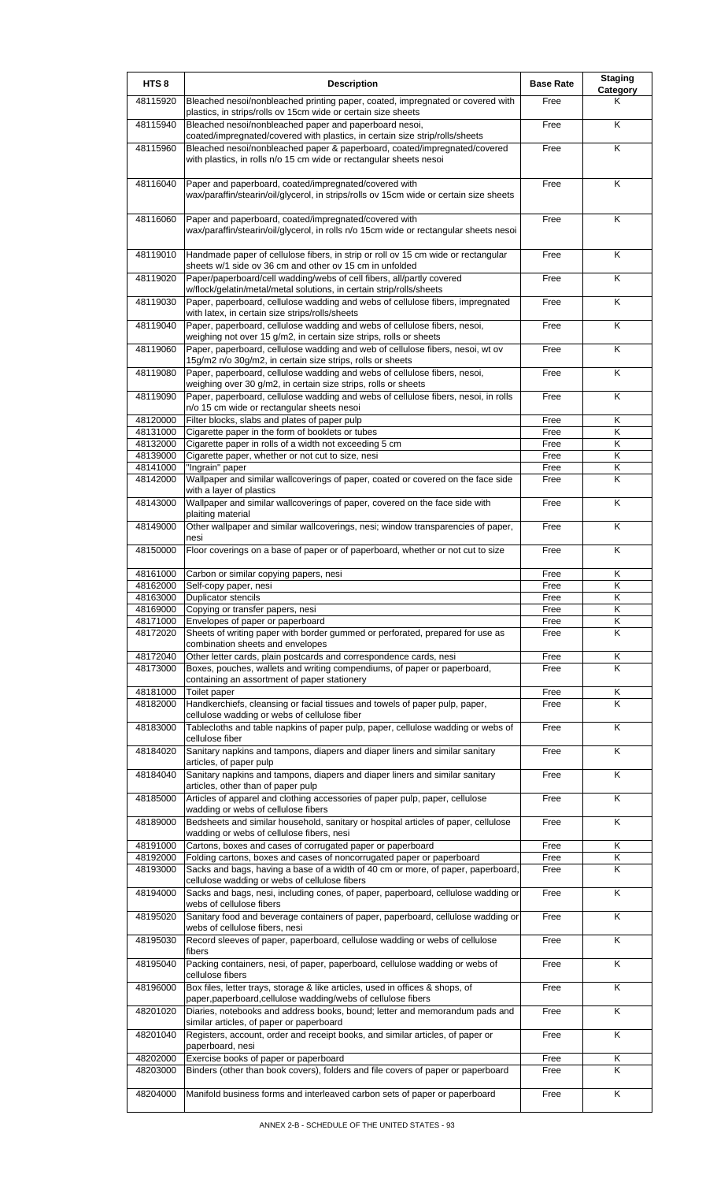| HTS 8 | Description | Base Rate | Staging Category |
|---|---|---|---|
| 48115920 | Bleached nesoi/nonbleached printing paper, coated, impregnated or covered with plastics, in strips/rolls ov 15cm wide or certain size sheets | Free | K |
| 48115940 | Bleached nesoi/nonbleached paper and paperboard nesoi, coated/impregnated/covered with plastics, in certain size strip/rolls/sheets | Free | K |
| 48115960 | Bleached nesoi/nonbleached paper & paperboard, coated/impregnated/covered with plastics, in rolls n/o 15 cm wide or rectangular sheets nesoi | Free | K |
| 48116040 | Paper and paperboard, coated/impregnated/covered with wax/paraffin/stearin/oil/glycerol, in strips/rolls ov 15cm wide or certain size sheets | Free | K |
| 48116060 | Paper and paperboard, coated/impregnated/covered with wax/paraffin/stearin/oil/glycerol, in rolls n/o 15cm wide or rectangular sheets nesoi | Free | K |
| 48119010 | Handmade paper of cellulose fibers, in strip or roll ov 15 cm wide or rectangular sheets w/1 side ov 36 cm and other ov 15 cm in unfolded | Free | K |
| 48119020 | Paper/paperboard/cell wadding/webs of cell fibers, all/partly covered w/flock/gelatin/metal/metal solutions, in certain strip/rolls/sheets | Free | K |
| 48119030 | Paper, paperboard, cellulose wadding and webs of cellulose fibers, impregnated with latex, in certain size strips/rolls/sheets | Free | K |
| 48119040 | Paper, paperboard, cellulose wadding and webs of cellulose fibers, nesoi, weighing not over 15 g/m2, in certain size strips, rolls or sheets | Free | K |
| 48119060 | Paper, paperboard, cellulose wadding and web of cellulose fibers, nesoi, wt ov 15g/m2 n/o 30g/m2, in certain size strips, rolls or sheets | Free | K |
| 48119080 | Paper, paperboard, cellulose wadding and webs of cellulose fibers, nesoi, weighing over 30 g/m2, in certain size strips, rolls or sheets | Free | K |
| 48119090 | Paper, paperboard, cellulose wadding and webs of cellulose fibers, nesoi, in rolls n/o 15 cm wide or rectangular sheets nesoi | Free | K |
| 48120000 | Filter blocks, slabs and plates of paper pulp | Free | K |
| 48131000 | Cigarette paper in the form of booklets or tubes | Free | K |
| 48132000 | Cigarette paper in rolls of a width not exceeding 5 cm | Free | K |
| 48139000 | Cigarette paper, whether or not cut to size, nesi | Free | K |
| 48141000 | "Ingrain" paper | Free | K |
| 48142000 | Wallpaper and similar wallcoverings of paper, coated or covered on the face side with a layer of plastics | Free | K |
| 48143000 | Wallpaper and similar wallcoverings of paper, covered on the face side with plaiting material | Free | K |
| 48149000 | Other wallpaper and similar wallcoverings, nesi; window transparencies of paper, nesi | Free | K |
| 48150000 | Floor coverings on a base of paper or of paperboard, whether or not cut to size | Free | K |
| 48161000 | Carbon or similar copying papers, nesi | Free | K |
| 48162000 | Self-copy paper, nesi | Free | K |
| 48163000 | Duplicator stencils | Free | K |
| 48169000 | Copying or transfer papers, nesi | Free | K |
| 48171000 | Envelopes of paper or paperboard | Free | K |
| 48172020 | Sheets of writing paper with border gummed or perforated, prepared for use as combination sheets and envelopes | Free | K |
| 48172040 | Other letter cards, plain postcards and correspondence cards, nesi | Free | K |
| 48173000 | Boxes, pouches, wallets and writing compendiums, of paper or paperboard, containing an assortment of paper stationery | Free | K |
| 48181000 | Toilet paper | Free | K |
| 48182000 | Handkerchiefs, cleansing or facial tissues and towels of paper pulp, paper, cellulose wadding or webs of cellulose fiber | Free | K |
| 48183000 | Tablecloths and table napkins of paper pulp, paper, cellulose wadding or webs of cellulose fiber | Free | K |
| 48184020 | Sanitary napkins and tampons, diapers and diaper liners and similar sanitary articles, of paper pulp | Free | K |
| 48184040 | Sanitary napkins and tampons, diapers and diaper liners and similar sanitary articles, other than of paper pulp | Free | K |
| 48185000 | Articles of apparel and clothing accessories of paper pulp, paper, cellulose wadding or webs of cellulose fibers | Free | K |
| 48189000 | Bedsheets and similar household, sanitary or hospital articles of paper, cellulose wadding or webs of cellulose fibers, nesi | Free | K |
| 48191000 | Cartons, boxes and cases of corrugated paper or paperboard | Free | K |
| 48192000 | Folding cartons, boxes and cases of noncorrugated paper or paperboard | Free | K |
| 48193000 | Sacks and bags, having a base of a width of 40 cm or more, of paper, paperboard, cellulose wadding or webs of cellulose fibers | Free | K |
| 48194000 | Sacks and bags, nesi, including cones, of paper, paperboard, cellulose wadding or webs of cellulose fibers | Free | K |
| 48195020 | Sanitary food and beverage containers of paper, paperboard, cellulose wadding or webs of cellulose fibers, nesi | Free | K |
| 48195030 | Record sleeves of paper, paperboard, cellulose wadding or webs of cellulose fibers | Free | K |
| 48195040 | Packing containers, nesi, of paper, paperboard, cellulose wadding or webs of cellulose fibers | Free | K |
| 48196000 | Box files, letter trays, storage & like articles, used in offices & shops, of paper,paperboard,cellulose wadding/webs of cellulose fibers | Free | K |
| 48201020 | Diaries, notebooks and address books, bound; letter and memorandum pads and similar articles, of paper or paperboard | Free | K |
| 48201040 | Registers, account, order and receipt books, and similar articles, of paper or paperboard, nesi | Free | K |
| 48202000 | Exercise books of paper or paperboard | Free | K |
| 48203000 | Binders (other than book covers), folders and file covers of paper or paperboard | Free | K |
| 48204000 | Manifold business forms and interleaved carbon sets of paper or paperboard | Free | K |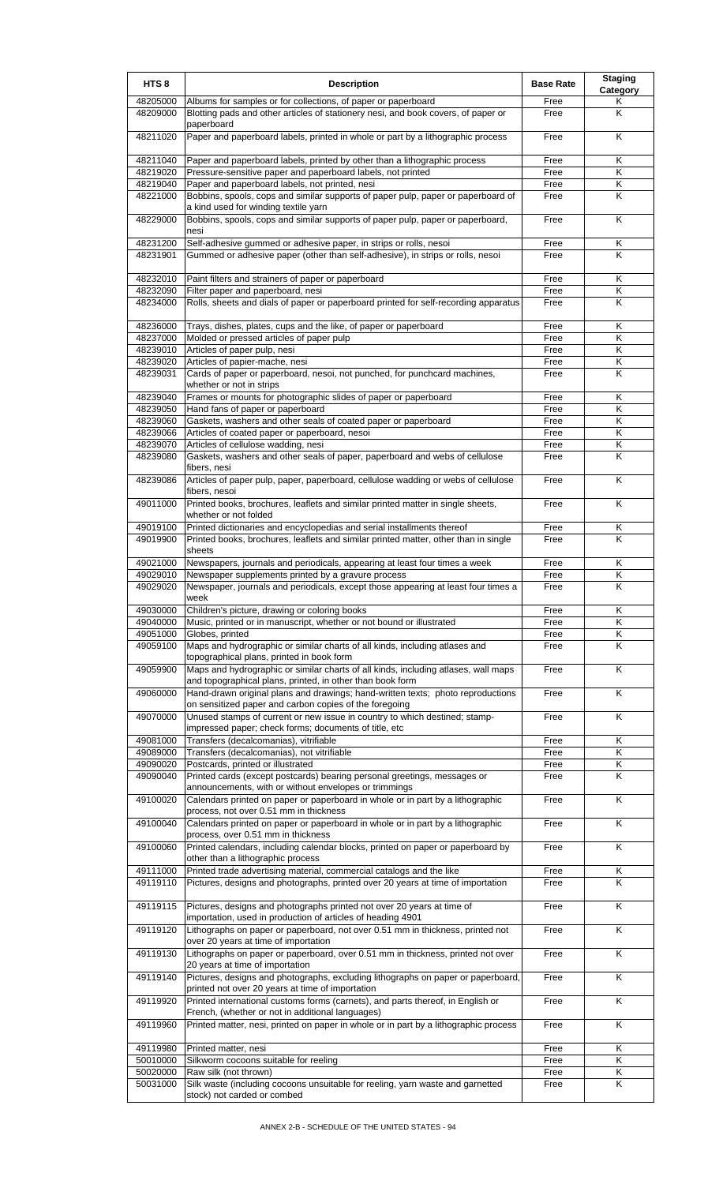| HTS 8 | Description | Base Rate | Staging Category |
|---|---|---|---|
| 48205000 | Albums for samples or for collections, of paper or paperboard | Free | K |
| 48209000 | Blotting pads and other articles of stationery nesi, and book covers, of paper or paperboard | Free | K |
| 48211020 | Paper and paperboard labels, printed in whole or part by a lithographic process | Free | K |
| 48211040 | Paper and paperboard labels, printed by other than a lithographic process | Free | K |
| 48219020 | Pressure-sensitive paper and paperboard labels, not printed | Free | K |
| 48219040 | Paper and paperboard labels, not printed, nesi | Free | K |
| 48221000 | Bobbins, spools, cops and similar supports of paper pulp, paper or paperboard of a kind used for winding textile yarn | Free | K |
| 48229000 | Bobbins, spools, cops and similar supports of paper pulp, paper or paperboard, nesi | Free | K |
| 48231200 | Self-adhesive gummed or adhesive paper, in strips or rolls, nesoi | Free | K |
| 48231901 | Gummed or adhesive paper (other than self-adhesive), in strips or rolls, nesoi | Free | K |
| 48232010 | Paint filters and strainers of paper or paperboard | Free | K |
| 48232090 | Filter paper and paperboard, nesi | Free | K |
| 48234000 | Rolls, sheets and dials of paper or paperboard printed for self-recording apparatus | Free | K |
| 48236000 | Trays, dishes, plates, cups and the like, of paper or paperboard | Free | K |
| 48237000 | Molded or pressed articles of paper pulp | Free | K |
| 48239010 | Articles of paper pulp, nesi | Free | K |
| 48239020 | Articles of papier-mache, nesi | Free | K |
| 48239031 | Cards of paper or paperboard, nesoi, not punched, for punchcard machines, whether or not in strips | Free | K |
| 48239040 | Frames or mounts for photographic slides of paper or paperboard | Free | K |
| 48239050 | Hand fans of paper or paperboard | Free | K |
| 48239060 | Gaskets, washers and other seals of coated paper or paperboard | Free | K |
| 48239066 | Articles of coated paper or paperboard, nesoi | Free | K |
| 48239070 | Articles of cellulose wadding, nesi | Free | K |
| 48239080 | Gaskets, washers and other seals of paper, paperboard and webs of cellulose fibers, nesi | Free | K |
| 48239086 | Articles of paper pulp, paper, paperboard, cellulose wadding or webs of cellulose fibers, nesoi | Free | K |
| 49011000 | Printed books, brochures, leaflets and similar printed matter in single sheets, whether or not folded | Free | K |
| 49019100 | Printed dictionaries and encyclopedias and serial installments thereof | Free | K |
| 49019900 | Printed books, brochures, leaflets and similar printed matter, other than in single sheets | Free | K |
| 49021000 | Newspapers, journals and periodicals, appearing at least four times a week | Free | K |
| 49029010 | Newspaper supplements printed by a gravure process | Free | K |
| 49029020 | Newspaper, journals and periodicals, except those appearing at least four times a week | Free | K |
| 49030000 | Children's picture, drawing or coloring books | Free | K |
| 49040000 | Music, printed or in manuscript, whether or not bound or illustrated | Free | K |
| 49051000 | Globes, printed | Free | K |
| 49059100 | Maps and hydrographic or similar charts of all kinds, including atlases and topographical plans, printed in book form | Free | K |
| 49059900 | Maps and hydrographic or similar charts of all kinds, including atlases, wall maps and topographical plans, printed, in other than book form | Free | K |
| 49060000 | Hand-drawn original plans and drawings; hand-written texts; photo reproductions on sensitized paper and carbon copies of the foregoing | Free | K |
| 49070000 | Unused stamps of current or new issue in country to which destined; stamp-impressed paper; check forms; documents of title, etc | Free | K |
| 49081000 | Transfers (decalcomanias), vitrifiable | Free | K |
| 49089000 | Transfers (decalcomanias), not vitrifiable | Free | K |
| 49090020 | Postcards, printed or illustrated | Free | K |
| 49090040 | Printed cards (except postcards) bearing personal greetings, messages or announcements, with or without envelopes or trimmings | Free | K |
| 49100020 | Calendars printed on paper or paperboard in whole or in part by a lithographic process, not over 0.51 mm in thickness | Free | K |
| 49100040 | Calendars printed on paper or paperboard in whole or in part by a lithographic process, over 0.51 mm in thickness | Free | K |
| 49100060 | Printed calendars, including calendar blocks, printed on paper or paperboard by other than a lithographic process | Free | K |
| 49111000 | Printed trade advertising material, commercial catalogs and the like | Free | K |
| 49119110 | Pictures, designs and photographs, printed over 20 years at time of importation | Free | K |
| 49119115 | Pictures, designs and photographs printed not over 20 years at time of importation, used in production of articles of heading 4901 | Free | K |
| 49119120 | Lithographs on paper or paperboard, not over 0.51 mm in thickness, printed not over 20 years at time of importation | Free | K |
| 49119130 | Lithographs on paper or paperboard, over 0.51 mm in thickness, printed not over 20 years at time of importation | Free | K |
| 49119140 | Pictures, designs and photographs, excluding lithographs on paper or paperboard, printed not over 20 years at time of importation | Free | K |
| 49119920 | Printed international customs forms (carnets), and parts thereof, in English or French, (whether or not in additional languages) | Free | K |
| 49119960 | Printed matter, nesi, printed on paper in whole or in part by a lithographic process | Free | K |
| 49119980 | Printed matter, nesi | Free | K |
| 50010000 | Silkworm cocoons suitable for reeling | Free | K |
| 50020000 | Raw silk (not thrown) | Free | K |
| 50031000 | Silk waste (including cocoons unsuitable for reeling, yarn waste and garnetted stock) not carded or combed | Free | K |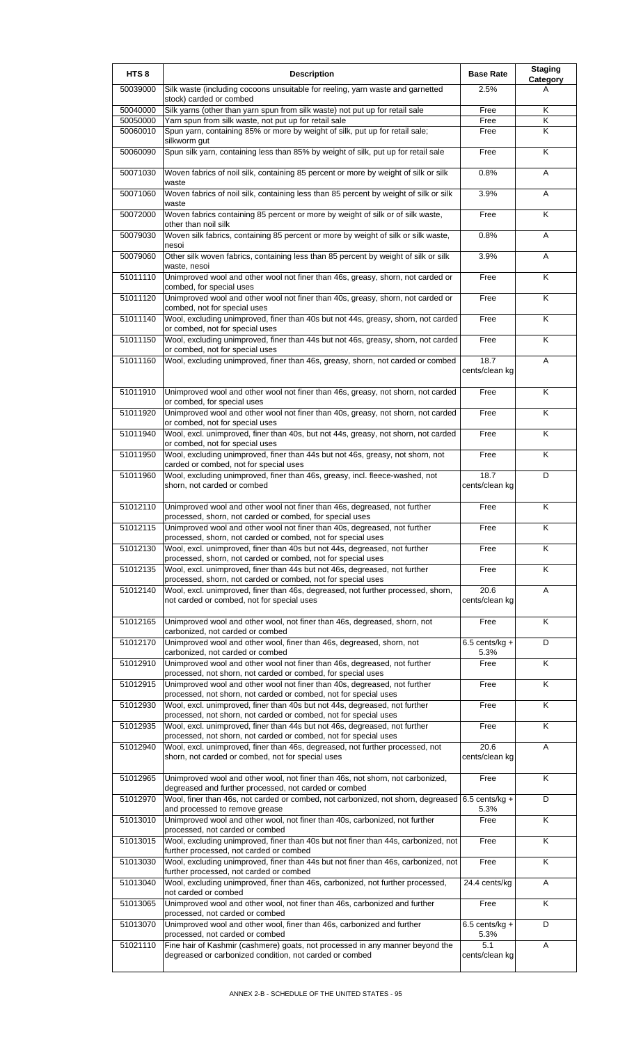| HTS 8 | Description | Base Rate | Staging Category |
|---|---|---|---|
| 50039000 | Silk waste (including cocoons unsuitable for reeling, yarn waste and garnetted stock) carded or combed | 2.5% | A |
| 50040000 | Silk yarns (other than yarn spun from silk waste) not put up for retail sale | Free | K |
| 50050000 | Yarn spun from silk waste, not put up for retail sale | Free | K |
| 50060010 | Spun yarn, containing 85% or more by weight of silk, put up for retail sale; silkworm gut | Free | K |
| 50060090 | Spun silk yarn, containing less than 85% by weight of silk, put up for retail sale | Free | K |
| 50071030 | Woven fabrics of noil silk, containing 85 percent or more by weight of silk or silk waste | 0.8% | A |
| 50071060 | Woven fabrics of noil silk, containing less than 85 percent by weight of silk or silk waste | 3.9% | A |
| 50072000 | Woven fabrics containing 85 percent or more by weight of silk or of silk waste, other than noil silk | Free | K |
| 50079030 | Woven silk fabrics, containing 85 percent or more by weight of silk or silk waste, nesoi | 0.8% | A |
| 50079060 | Other silk woven fabrics, containing less than 85 percent by weight of silk or silk waste, nesoi | 3.9% | A |
| 51011110 | Unimproved wool and other wool not finer than 46s, greasy, shorn, not carded or combed, for special uses | Free | K |
| 51011120 | Unimproved wool and other wool not finer than 40s, greasy, shorn, not carded or combed, not for special uses | Free | K |
| 51011140 | Wool, excluding unimproved, finer than 40s but not 44s, greasy, shorn, not carded or combed, not for special uses | Free | K |
| 51011150 | Wool, excluding unimproved, finer than 44s but not 46s, greasy, shorn, not carded or combed, not for special uses | Free | K |
| 51011160 | Wool, excluding unimproved, finer than 46s, greasy, shorn, not carded or combed | 18.7 cents/clean kg | A |
| 51011910 | Unimproved wool and other wool not finer than 46s, greasy, not shorn, not carded or combed, for special uses | Free | K |
| 51011920 | Unimproved wool and other wool not finer than 40s, greasy, not shorn, not carded or combed, not for special uses | Free | K |
| 51011940 | Wool, excl. unimproved, finer than 40s, but not 44s, greasy, not shorn, not carded or combed, not for special uses | Free | K |
| 51011950 | Wool, excluding unimproved, finer than 44s but not 46s, greasy, not shorn, not carded or combed, not for special uses | Free | K |
| 51011960 | Wool, excluding unimproved, finer than 46s, greasy, incl. fleece-washed, not shorn, not carded or combed | 18.7 cents/clean kg | D |
| 51012110 | Unimproved wool and other wool not finer than 46s, degreased, not further processed, shorn, not carded or combed, for special uses | Free | K |
| 51012115 | Unimproved wool and other wool not finer than 40s, degreased, not further processed, shorn, not carded or combed, not for special uses | Free | K |
| 51012130 | Wool, excl. unimproved, finer than 40s but not 44s, degreased, not further processed, shorn, not carded or combed, not for special uses | Free | K |
| 51012135 | Wool, excl. unimproved, finer than 44s but not 46s, degreased, not further processed, shorn, not carded or combed, not for special uses | Free | K |
| 51012140 | Wool, excl. unimproved, finer than 46s, degreased, not further processed, shorn, not carded or combed, not for special uses | 20.6 cents/clean kg | A |
| 51012165 | Unimproved wool and other wool, not finer than 46s, degreased, shorn, not carbonized, not carded or combed | Free | K |
| 51012170 | Unimproved wool and other wool, finer than 46s, degreased, shorn, not carbonized, not carded or combed | 6.5 cents/kg + 5.3% | D |
| 51012910 | Unimproved wool and other wool not finer than 46s, degreased, not further processed, not shorn, not carded or combed, for special uses | Free | K |
| 51012915 | Unimproved wool and other wool not finer than 40s, degreased, not further processed, not shorn, not carded or combed, not for special uses | Free | K |
| 51012930 | Wool, excl. unimproved, finer than 40s but not 44s, degreased, not further processed, not shorn, not carded or combed, not for special uses | Free | K |
| 51012935 | Wool, excl. unimproved, finer than 44s but not 46s, degreased, not further processed, not shorn, not carded or combed, not for special uses | Free | K |
| 51012940 | Wool, excl. unimproved, finer than 46s, degreased, not further processed, not shorn, not carded or combed, not for special uses | 20.6 cents/clean kg | A |
| 51012965 | Unimproved wool and other wool, not finer than 46s, not shorn, not carbonized, degreased and further processed, not carded or combed | Free | K |
| 51012970 | Wool, finer than 46s, not carded or combed, not carbonized, not shorn, degreased and processed to remove grease | 6.5 cents/kg + 5.3% | D |
| 51013010 | Unimproved wool and other wool, not finer than 40s, carbonized, not further processed, not carded or combed | Free | K |
| 51013015 | Wool, excluding unimproved, finer than 40s but not finer than 44s, carbonized, not further processed, not carded or combed | Free | K |
| 51013030 | Wool, excluding unimproved, finer than 44s but not finer than 46s, carbonized, not further processed, not carded or combed | Free | K |
| 51013040 | Wool, excluding unimproved, finer than 46s, carbonized, not further processed, not carded or combed | 24.4 cents/kg | A |
| 51013065 | Unimproved wool and other wool, not finer than 46s, carbonized and further processed, not carded or combed | Free | K |
| 51013070 | Unimproved wool and other wool, finer than 46s, carbonized and further processed, not carded or combed | 6.5 cents/kg + 5.3% | D |
| 51021110 | Fine hair of Kashmir (cashmere) goats, not processed in any manner beyond the degreased or carbonized condition, not carded or combed | 5.1 cents/clean kg | A |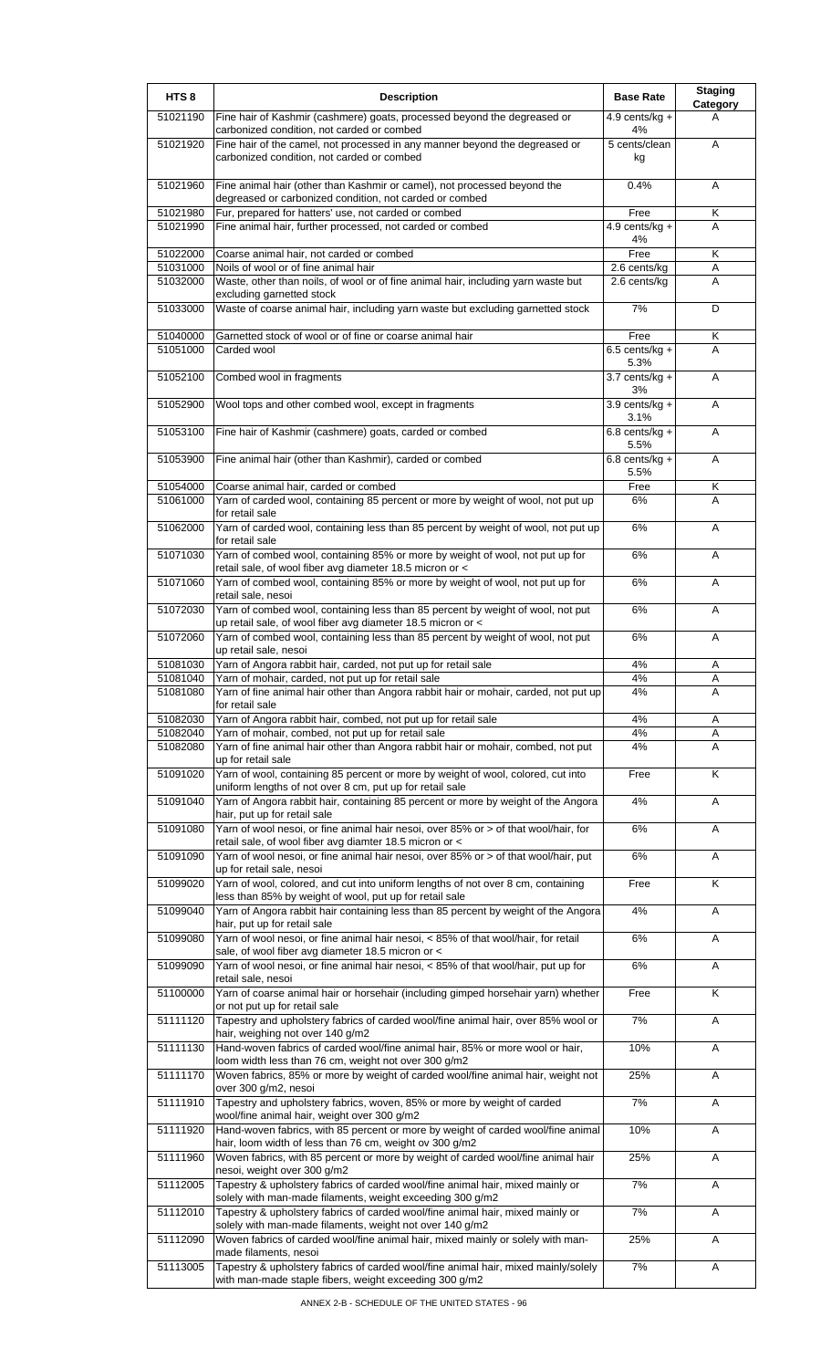| HTS 8 | Description | Base Rate | Staging Category |
|---|---|---|---|
| 51021190 | Fine hair of Kashmir (cashmere) goats, processed beyond the degreased or carbonized condition, not carded or combed | 4.9 cents/kg + 4% | A |
| 51021920 | Fine hair of the camel, not processed in any manner beyond the degreased or carbonized condition, not carded or combed | 5 cents/clean kg | A |
| 51021960 | Fine animal hair (other than Kashmir or camel), not processed beyond the degreased or carbonized condition, not carded or combed | 0.4% | A |
| 51021980 | Fur, prepared for hatters' use, not carded or combed | Free | K |
| 51021990 | Fine animal hair, further processed, not carded or combed | 4.9 cents/kg + 4% | A |
| 51022000 | Coarse animal hair, not carded or combed | Free | K |
| 51031000 | Noils of wool or of fine animal hair | 2.6 cents/kg | A |
| 51032000 | Waste, other than noils, of wool or of fine animal hair, including yarn waste but excluding garnetted stock | 2.6 cents/kg | A |
| 51033000 | Waste of coarse animal hair, including yarn waste but excluding garnetted stock | 7% | D |
| 51040000 | Garnetted stock of wool or of fine or coarse animal hair | Free | K |
| 51051000 | Carded wool | 6.5 cents/kg + 5.3% | A |
| 51052100 | Combed wool in fragments | 3.7 cents/kg + 3% | A |
| 51052900 | Wool tops and other combed wool, except in fragments | 3.9 cents/kg + 3.1% | A |
| 51053100 | Fine hair of Kashmir (cashmere) goats, carded or combed | 6.8 cents/kg + 5.5% | A |
| 51053900 | Fine animal hair (other than Kashmir), carded or combed | 6.8 cents/kg + 5.5% | A |
| 51054000 | Coarse animal hair, carded or combed | Free | K |
| 51061000 | Yarn of carded wool, containing 85 percent or more by weight of wool, not put up for retail sale | 6% | A |
| 51062000 | Yarn of carded wool, containing less than 85 percent by weight of wool, not put up for retail sale | 6% | A |
| 51071030 | Yarn of combed wool, containing 85% or more by weight of wool, not put up for retail sale, of wool fiber avg diameter 18.5 micron or < | 6% | A |
| 51071060 | Yarn of combed wool, containing 85% or more by weight of wool, not put up for retail sale, nesoi | 6% | A |
| 51072030 | Yarn of combed wool, containing less than 85 percent by weight of wool, not put up retail sale, of wool fiber avg diameter 18.5 micron or < | 6% | A |
| 51072060 | Yarn of combed wool, containing less than 85 percent by weight of wool, not put up retail sale, nesoi | 6% | A |
| 51081030 | Yarn of Angora rabbit hair, carded, not put up for retail sale | 4% | A |
| 51081040 | Yarn of mohair, carded, not put up for retail sale | 4% | A |
| 51081080 | Yarn of fine animal hair other than Angora rabbit hair or mohair, carded, not put up for retail sale | 4% | A |
| 51082030 | Yarn of Angora rabbit hair, combed, not put up for retail sale | 4% | A |
| 51082040 | Yarn of mohair, combed, not put up for retail sale | 4% | A |
| 51082080 | Yarn of fine animal hair other than Angora rabbit hair or mohair, combed, not put up for retail sale | 4% | A |
| 51091020 | Yarn of wool, containing 85 percent or more by weight of wool, colored, cut into uniform lengths of not over 8 cm, put up for retail sale | Free | K |
| 51091040 | Yarn of Angora rabbit hair, containing 85 percent or more by weight of the Angora hair, put up for retail sale | 4% | A |
| 51091080 | Yarn of wool nesoi, or fine animal hair nesoi, over 85% or > of that wool/hair, for retail sale, of wool fiber avg diamter 18.5 micron or < | 6% | A |
| 51091090 | Yarn of wool nesoi, or fine animal hair nesoi, over 85% or > of that wool/hair, put up for retail sale, nesoi | 6% | A |
| 51099020 | Yarn of wool, colored, and cut into uniform lengths of not over 8 cm, containing less than 85% by weight of wool, put up for retail sale | Free | K |
| 51099040 | Yarn of Angora rabbit hair containing less than 85 percent by weight of the Angora hair, put up for retail sale | 4% | A |
| 51099080 | Yarn of wool nesoi, or fine animal hair nesoi, < 85% of that wool/hair, for retail sale, of wool fiber avg diameter 18.5 micron or < | 6% | A |
| 51099090 | Yarn of wool nesoi, or fine animal hair nesoi, < 85% of that wool/hair, put up for retail sale, nesoi | 6% | A |
| 51100000 | Yarn of coarse animal hair or horsehair (including gimped horsehair yarn) whether or not put up for retail sale | Free | K |
| 51111120 | Tapestry and upholstery fabrics of carded wool/fine animal hair, over 85% wool or hair, weighing not over 140 g/m2 | 7% | A |
| 51111130 | Hand-woven fabrics of carded wool/fine animal hair, 85% or more wool or hair, loom width less than 76 cm, weight not over 300 g/m2 | 10% | A |
| 51111170 | Woven fabrics, 85% or more by weight of carded wool/fine animal hair, weight not over 300 g/m2, nesoi | 25% | A |
| 51111910 | Tapestry and upholstery fabrics, woven, 85% or more by weight of carded wool/fine animal hair, weight over 300 g/m2 | 7% | A |
| 51111920 | Hand-woven fabrics, with 85 percent or more by weight of carded wool/fine animal hair, loom width of less than 76 cm, weight ov 300 g/m2 | 10% | A |
| 51111960 | Woven fabrics, with 85 percent or more by weight of carded wool/fine animal hair nesoi, weight over 300 g/m2 | 25% | A |
| 51112005 | Tapestry & upholstery fabrics of carded wool/fine animal hair, mixed mainly or solely with man-made filaments, weight exceeding 300 g/m2 | 7% | A |
| 51112010 | Tapestry & upholstery fabrics of carded wool/fine animal hair, mixed mainly or solely with man-made filaments, weight not over 140 g/m2 | 7% | A |
| 51112090 | Woven fabrics of carded wool/fine animal hair, mixed mainly or solely with man-made filaments, nesoi | 25% | A |
| 51113005 | Tapestry & upholstery fabrics of carded wool/fine animal hair, mixed mainly/solely with man-made staple fibers, weight exceeding 300 g/m2 | 7% | A |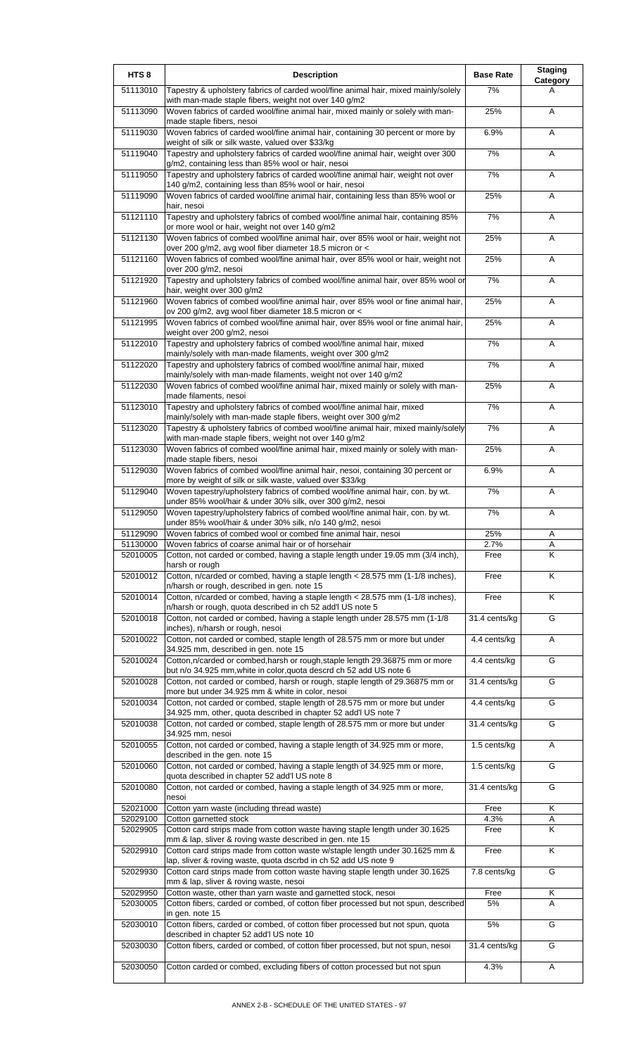| HTS 8 | Description | Base Rate | Staging Category |
|---|---|---|---|
| 51113010 | Tapestry & upholstery fabrics of carded wool/fine animal hair, mixed mainly/solely with man-made staple fibers, weight not over 140 g/m2 | 7% | A |
| 51113090 | Woven fabrics of carded wool/fine animal hair, mixed mainly or solely with man-made staple fibers, nesoi | 25% | A |
| 51119030 | Woven fabrics of carded wool/fine animal hair, containing 30 percent or more by weight of silk or silk waste, valued over $33/kg | 6.9% | A |
| 51119040 | Tapestry and upholstery fabrics of carded wool/fine animal hair, weight over 300 g/m2, containing less than 85% wool or hair, nesoi | 7% | A |
| 51119050 | Tapestry and upholstery fabrics of carded wool/fine animal hair, weight not over 140 g/m2, containing less than 85% wool or hair, nesoi | 7% | A |
| 51119090 | Woven fabrics of carded wool/fine animal hair, containing less than 85% wool or hair, nesoi | 25% | A |
| 51121110 | Tapestry and upholstery fabrics of combed wool/fine animal hair, containing 85% or more wool or hair, weight not over 140 g/m2 | 7% | A |
| 51121130 | Woven fabrics of combed wool/fine animal hair, over 85% wool or hair, weight not over 200 g/m2, avg wool fiber diameter 18.5 micron or < | 25% | A |
| 51121160 | Woven fabrics of combed wool/fine animal hair, over 85% wool or hair, weight not over 200 g/m2, nesoi | 25% | A |
| 51121920 | Tapestry and upholstery fabrics of combed wool/fine animal hair, over 85% wool or hair, weight over 300 g/m2 | 7% | A |
| 51121960 | Woven fabrics of combed wool/fine animal hair, over 85% wool or fine animal hair, ov 200 g/m2, avg wool fiber diameter 18.5 micron or < | 25% | A |
| 51121995 | Woven fabrics of combed wool/fine animal hair, over 85% wool or fine animal hair, weight over 200 g/m2, nesoi | 25% | A |
| 51122010 | Tapestry and upholstery fabrics of combed wool/fine animal hair, mixed mainly/solely with man-made filaments, weight over 300 g/m2 | 7% | A |
| 51122020 | Tapestry and upholstery fabrics of combed wool/fine animal hair, mixed mainly/solely with man-made filaments, weight not over 140 g/m2 | 7% | A |
| 51122030 | Woven fabrics of combed wool/fine animal hair, mixed mainly or solely with man-made filaments, nesoi | 25% | A |
| 51123010 | Tapestry and upholstery fabrics of combed wool/fine animal hair, mixed mainly/solely with man-made staple fibers, weight over 300 g/m2 | 7% | A |
| 51123020 | Tapestry & upholstery fabrics of combed wool/fine animal hair, mixed mainly/solely with man-made staple fibers, weight not over 140 g/m2 | 7% | A |
| 51123030 | Woven fabrics of combed wool/fine animal hair, mixed mainly or solely with man-made staple fibers, nesoi | 25% | A |
| 51129030 | Woven fabrics of combed wool/fine animal hair, nesoi, containing 30 percent or more by weight of silk or silk waste, valued over $33/kg | 6.9% | A |
| 51129040 | Woven tapestry/upholstery fabrics of combed wool/fine animal hair, con. by wt. under 85% wool/hair & under 30% silk, over 300 g/m2, nesoi | 7% | A |
| 51129050 | Woven tapestry/upholstery fabrics of combed wool/fine animal hair, con. by wt. under 85% wool/hair & under 30% silk, n/o 140 g/m2, nesoi | 7% | A |
| 51129090 | Woven fabrics of combed wool or combed fine animal hair, nesoi | 25% | A |
| 51130000 | Woven fabrics of coarse animal hair or of horsehair | 2.7% | A |
| 52010005 | Cotton, not carded or combed, having a staple length under 19.05 mm (3/4 inch), harsh or rough | Free | K |
| 52010012 | Cotton, n/carded or combed, having a staple length < 28.575 mm (1-1/8 inches), n/harsh or rough, described in gen. note 15 | Free | K |
| 52010014 | Cotton, n/carded or combed, having a staple length < 28.575 mm (1-1/8 inches), n/harsh or rough, quota described in ch 52 add'l US note 5 | Free | K |
| 52010018 | Cotton, not carded or combed, having a staple length under 28.575 mm (1-1/8 inches), n/harsh or rough, nesoi | 31.4 cents/kg | G |
| 52010022 | Cotton, not carded or combed, staple length of 28.575 mm or more but under 34.925 mm, described in gen. note 15 | 4.4 cents/kg | A |
| 52010024 | Cotton,n/carded or combed,harsh or rough,staple length 29.36875 mm or more but n/o 34.925 mm,white in color,quota descrd ch 52 add US note 6 | 4.4 cents/kg | G |
| 52010028 | Cotton, not carded or combed, harsh or rough, staple length of 29.36875 mm or more but under 34.925 mm & white in color, nesoi | 31.4 cents/kg | G |
| 52010034 | Cotton, not carded or combed, staple length of 28.575 mm or more but under 34.925 mm, other, quota described in chapter 52 add'l US note 7 | 4.4 cents/kg | G |
| 52010038 | Cotton, not carded or combed, staple length of 28.575 mm or more but under 34.925 mm, nesoi | 31.4 cents/kg | G |
| 52010055 | Cotton, not carded or combed, having a staple length of 34.925 mm or more, described in the gen. note 15 | 1.5 cents/kg | A |
| 52010060 | Cotton, not carded or combed, having a staple length of 34.925 mm or more, quota described in chapter 52 add'l US note 8 | 1.5 cents/kg | G |
| 52010080 | Cotton, not carded or combed, having a staple length of 34.925 mm or more, nesoi | 31.4 cents/kg | G |
| 52021000 | Cotton yarn waste (including thread waste) | Free | K |
| 52029100 | Cotton garnetted stock | 4.3% | A |
| 52029905 | Cotton card strips made from cotton waste having staple length under 30.1625 mm & lap, sliver & roving waste described in gen. nte 15 | Free | K |
| 52029910 | Cotton card strips made from cotton waste w/staple length under 30.1625 mm & lap, sliver & roving waste, quota dscrbd in ch 52 add US note 9 | Free | K |
| 52029930 | Cotton card strips made from cotton waste having staple length under 30.1625 mm & lap, sliver & roving waste, nesoi | 7.8 cents/kg | G |
| 52029950 | Cotton waste, other than yarn waste and garnetted stock, nesoi | Free | K |
| 52030005 | Cotton fibers, carded or combed, of cotton fiber processed but not spun, described in gen. note 15 | 5% | A |
| 52030010 | Cotton fibers, carded or combed, of cotton fiber processed but not spun, quota described in chapter 52 add'l US note 10 | 5% | G |
| 52030030 | Cotton fibers, carded or combed, of cotton fiber processed, but not spun, nesoi | 31.4 cents/kg | G |
| 52030050 | Cotton carded or combed, excluding fibers of cotton processed but not spun | 4.3% | A |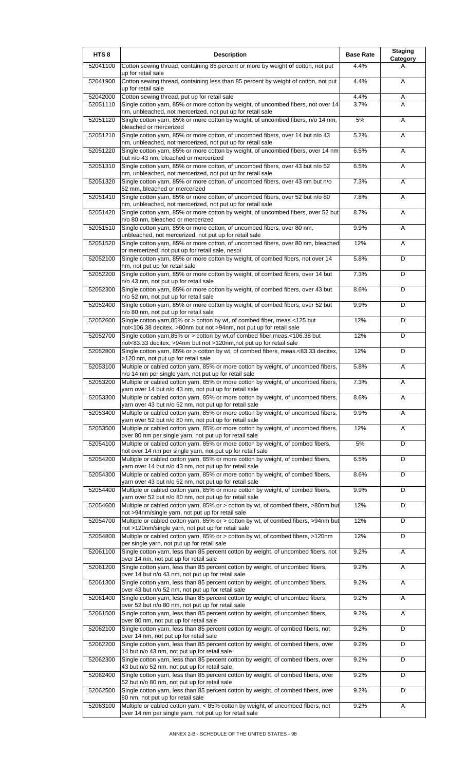| HTS 8 | Description | Base Rate | Staging Category |
|---|---|---|---|
| 52041100 | Cotton sewing thread, containing 85 percent or more by weight of cotton, not put up for retail sale | 4.4% | A |
| 52041900 | Cotton sewing thread, containing less than 85 percent by weight of cotton, not put up for retail sale | 4.4% | A |
| 52042000 | Cotton sewing thread, put up for retail sale | 4.4% | A |
| 52051110 | Single cotton yarn, 85% or more cotton by weight, of uncombed fibers, not over 14 nm, unbleached, not mercerized, not put up for retail sale | 3.7% | A |
| 52051120 | Single cotton yarn, 85% or more cotton by weight, of uncombed fibers, n/o 14 nm, bleached or mercerized | 5% | A |
| 52051210 | Single cotton yarn, 85% or more cotton, of uncombed fibers, over 14 but n/o 43 nm, unbleached, not mercerized, not put up for retail sale | 5.2% | A |
| 52051220 | Single cotton yarn, 85% or more cotton by weight, of uncombed fibers, over 14 nm but n/o 43 nm, bleached or mercerized | 6.5% | A |
| 52051310 | Single cotton yarn, 85% or more cotton, of uncombed fibers, over 43 but n/o 52 nm, unbleached, not mercerized, not put up for retail sale | 6.5% | A |
| 52051320 | Single cotton yarn, 85% or more cotton, of uncombed fibers, over 43 nm but n/o 52 mm, bleached or mercerized | 7.3% | A |
| 52051410 | Single cotton yarn, 85% or more cotton, of uncombed fibers, over 52 but n/o 80 nm, unbleached, not mercerized, not put up for retail sale | 7.8% | A |
| 52051420 | Single cotton yarn, 85% or more cotton by weight, of uncombed fibers, over 52 but n/o 80 nm, bleached or mercerized | 8.7% | A |
| 52051510 | Single cotton yarn, 85% or more cotton, of uncombed fibers, over 80 nm, unbleached, not mercerized, not put up for retail sale | 9.9% | A |
| 52051520 | Single cotton yarn, 85% or more cotton, of uncombed fibers, over 80 nm, bleached or mercerized, not put up for retail sale, nesoi | 12% | A |
| 52052100 | Single cotton yarn, 85% or more cotton by weight, of combed fibers, not over 14 nm, not put up for retail sale | 5.8% | D |
| 52052200 | Single cotton yarn, 85% or more cotton by weight, of combed fibers, over 14 but n/o 43 nm, not put up for retail sale | 7.3% | D |
| 52052300 | Single cotton yarn, 85% or more cotton by weight, of combed fibers, over 43 but n/o 52 nm, not put up for retail sale | 8.6% | D |
| 52052400 | Single cotton yarn, 85% or more cotton by weight, of combed fibers, over 52 but n/o 80 nm, not put up for retail sale | 9.9% | D |
| 52052600 | Single cotton yarn,85% or > cotton by wt, of combed fiber, meas.<125 but not<106.38 decitex, >80nm but not >94nm, not put up for retail sale | 12% | D |
| 52052700 | Single cotton yarn,85% or > cotton by wt,of combed fiber,meas.<106.38 but not<83.33 decitex, >94nm but not >120nm,not put up for retail sale | 12% | D |
| 52052800 | Single cotton yarn, 85% or > cotton by wt, of combed fibers, meas.<83.33 decitex, >120 nm, not put up for retail sale | 12% | D |
| 52053100 | Multiple or cabled cotton yarn, 85% or more cotton by weight, of uncombed fibers, n/o 14 nm per single yarn, not put up for retail sale | 5.8% | A |
| 52053200 | Multiple or cabled cotton yarn, 85% or more cotton by weight, of uncombed fibers, yarn over 14 but n/o 43 nm, not put up for retail sale | 7.3% | A |
| 52053300 | Multiple or cabled cotton yarn, 85% or more cotton by weight, of uncombed fibers, yarn over 43 but n/o 52 nm, not put up for retail sale | 8.6% | A |
| 52053400 | Multiple or cabled cotton yarn, 85% or more cotton by weight, of uncombed fibers, yarn over 52 but n/o 80 nm, not put up for retail sale | 9.9% | A |
| 52053500 | Multiple or cabled cotton yarn, 85% or more cotton by weight, of uncombed fibers, over 80 nm per single yarn, not put up for retail sale | 12% | A |
| 52054100 | Multiple or cabled cotton yarn, 85% or more cotton by weight, of combed fibers, not over 14 nm per single yarn, not put up for retail sale | 5% | D |
| 52054200 | Multiple or cabled cotton yarn, 85% or more cotton by weight, of combed fibers, yarn over 14 but n/o 43 nm, not put up for retail sale | 6.5% | D |
| 52054300 | Multiple or cabled cotton yarn, 85% or more cotton by weight, of combed fibers, yarn over 43 but n/o 52 nm, not put up for retail sale | 8.6% | D |
| 52054400 | Multiple or cabled cotton yarn, 85% or more cotton by weight, of combed fibers, yarn over 52 but n/o 80 nm, not put up for retail sale | 9.9% | D |
| 52054600 | Multiple or cabled cotton yarn, 85% or > cotton by wt, of combed fibers, >80nm but not >94nm/single yarn, not put up for retail sale | 12% | D |
| 52054700 | Multiple or cabled cotton yarn, 85% or > cotton by wt, of combed fibers, >94nm but not >120nm/single yarn, not put up for retail sale | 12% | D |
| 52054800 | Multiple or cabled cotton yarn, 85% or > cotton by wt, of combed fibers, >120nm per single yarn, not put up for retail sale | 12% | D |
| 52061100 | Single cotton yarn, less than 85 percent cotton by weight, of uncombed fibers, not over 14 nm, not put up for retail sale | 9.2% | A |
| 52061200 | Single cotton yarn, less than 85 percent cotton by weight, of uncombed fibers, over 14 but n/o 43 nm, not put up for retail sale | 9.2% | A |
| 52061300 | Single cotton yarn, less than 85 percent cotton by weight, of uncombed fibers, over 43 but n/o 52 nm, not put up for retail sale | 9.2% | A |
| 52061400 | Single cotton yarn, less than 85 percent cotton by weight, of uncombed fibers, over 52 but n/o 80 nm, not put up for retail sale | 9.2% | A |
| 52061500 | Single cotton yarn, less than 85 percent cotton by weight, of uncombed fibers, over 80 nm, not put up for retail sale | 9.2% | A |
| 52062100 | Single cotton yarn, less than 85 percent cotton by weight, of combed fibers, not over 14 nm, not put up for retail sale | 9.2% | D |
| 52062200 | Single cotton yarn, less than 85 percent cotton by weight, of combed fibers, over 14 but n/o 43 nm, not put up for retail sale | 9.2% | D |
| 52062300 | Single cotton yarn, less than 85 percent cotton by weight, of combed fibers, over 43 but n/o 52 nm, not put up for retail sale | 9.2% | D |
| 52062400 | Single cotton yarn, less than 85 percent cotton by weight, of combed fibers, over 52 but n/o 80 nm, not put up for retail sale | 9.2% | D |
| 52062500 | Single cotton yarn, less than 85 percent cotton by weight, of combed fibers, over 80 nm, not put up for retail sale | 9.2% | D |
| 52063100 | Multiple or cabled cotton yarn, < 85% cotton by weight, of uncombed fibers, not over 14 nm per single yarn, not put up for retail sale | 9.2% | A |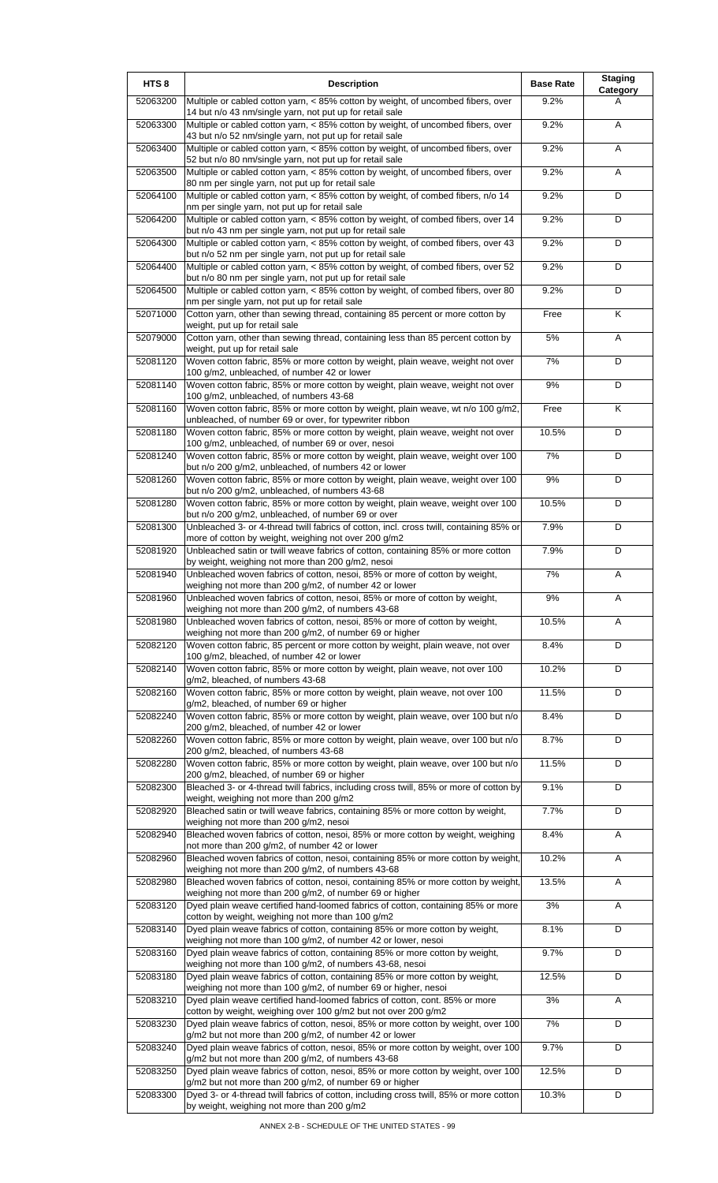| HTS 8 | Description | Base Rate | Staging Category |
|---|---|---|---|
| 52063200 | Multiple or cabled cotton yarn, < 85% cotton by weight, of uncombed fibers, over 14 but n/o 43 nm/single yarn, not put up for retail sale | 9.2% | A |
| 52063300 | Multiple or cabled cotton yarn, < 85% cotton by weight, of uncombed fibers, over 43 but n/o 52 nm/single yarn, not put up for retail sale | 9.2% | A |
| 52063400 | Multiple or cabled cotton yarn, < 85% cotton by weight, of uncombed fibers, over 52 but n/o 80 nm/single yarn, not put up for retail sale | 9.2% | A |
| 52063500 | Multiple or cabled cotton yarn, < 85% cotton by weight, of uncombed fibers, over 80 nm per single yarn, not put up for retail sale | 9.2% | A |
| 52064100 | Multiple or cabled cotton yarn, < 85% cotton by weight, of combed fibers, n/o 14 nm per single yarn, not put up for retail sale | 9.2% | D |
| 52064200 | Multiple or cabled cotton yarn, < 85% cotton by weight, of combed fibers, over 14 but n/o 43 nm per single yarn, not put up for retail sale | 9.2% | D |
| 52064300 | Multiple or cabled cotton yarn, < 85% cotton by weight, of combed fibers, over 43 but n/o 52 nm per single yarn, not put up for retail sale | 9.2% | D |
| 52064400 | Multiple or cabled cotton yarn, < 85% cotton by weight, of combed fibers, over 52 but n/o 80 nm per single yarn, not put up for retail sale | 9.2% | D |
| 52064500 | Multiple or cabled cotton yarn, < 85% cotton by weight, of combed fibers, over 80 nm per single yarn, not put up for retail sale | 9.2% | D |
| 52071000 | Cotton yarn, other than sewing thread, containing 85 percent or more cotton by weight, put up for retail sale | Free | K |
| 52079000 | Cotton yarn, other than sewing thread, containing less than 85 percent cotton by weight, put up for retail sale | 5% | A |
| 52081120 | Woven cotton fabric, 85% or more cotton by weight, plain weave, weight not over 100 g/m2, unbleached, of number 42 or lower | 7% | D |
| 52081140 | Woven cotton fabric, 85% or more cotton by weight, plain weave, weight not over 100 g/m2, unbleached, of numbers 43-68 | 9% | D |
| 52081160 | Woven cotton fabric, 85% or more cotton by weight, plain weave, wt n/o 100 g/m2, unbleached, of number 69 or over, for typewriter ribbon | Free | K |
| 52081180 | Woven cotton fabric, 85% or more cotton by weight, plain weave, weight not over 100 g/m2, unbleached, of number 69 or over, nesoi | 10.5% | D |
| 52081240 | Woven cotton fabric, 85% or more cotton by weight, plain weave, weight over 100 but n/o 200 g/m2, unbleached, of numbers 42 or lower | 7% | D |
| 52081260 | Woven cotton fabric, 85% or more cotton by weight, plain weave, weight over 100 but n/o 200 g/m2, unbleached, of numbers 43-68 | 9% | D |
| 52081280 | Woven cotton fabric, 85% or more cotton by weight, plain weave, weight over 100 but n/o 200 g/m2, unbleached, of number 69 or over | 10.5% | D |
| 52081300 | Unbleached 3- or 4-thread twill fabrics of cotton, incl. cross twill, containing 85% or more of cotton by weight, weighing not over 200 g/m2 | 7.9% | D |
| 52081920 | Unbleached satin or twill weave fabrics of cotton, containing 85% or more cotton by weight, weighing not more than 200 g/m2, nesoi | 7.9% | D |
| 52081940 | Unbleached woven fabrics of cotton, nesoi, 85% or more of cotton by weight, weighing not more than 200 g/m2, of number 42 or lower | 7% | A |
| 52081960 | Unbleached woven fabrics of cotton, nesoi, 85% or more of cotton by weight, weighing not more than 200 g/m2, of numbers 43-68 | 9% | A |
| 52081980 | Unbleached woven fabrics of cotton, nesoi, 85% or more of cotton by weight, weighing not more than 200 g/m2, of number 69 or higher | 10.5% | A |
| 52082120 | Woven cotton fabric, 85 percent or more cotton by weight, plain weave, not over 100 g/m2, bleached, of number 42 or lower | 8.4% | D |
| 52082140 | Woven cotton fabric, 85% or more cotton by weight, plain weave, not over 100 g/m2, bleached, of numbers 43-68 | 10.2% | D |
| 52082160 | Woven cotton fabric, 85% or more cotton by weight, plain weave, not over 100 g/m2, bleached, of number 69 or higher | 11.5% | D |
| 52082240 | Woven cotton fabric, 85% or more cotton by weight, plain weave, over 100 but n/o 200 g/m2, bleached, of number 42 or lower | 8.4% | D |
| 52082260 | Woven cotton fabric, 85% or more cotton by weight, plain weave, over 100 but n/o 200 g/m2, bleached, of numbers 43-68 | 8.7% | D |
| 52082280 | Woven cotton fabric, 85% or more cotton by weight, plain weave, over 100 but n/o 200 g/m2, bleached, of number 69 or higher | 11.5% | D |
| 52082300 | Bleached 3- or 4-thread twill fabrics, including cross twill, 85% or more of cotton by weight, weighing not more than 200 g/m2 | 9.1% | D |
| 52082920 | Bleached satin or twill weave fabrics, containing 85% or more cotton by weight, weighing not more than 200 g/m2, nesoi | 7.7% | D |
| 52082940 | Bleached woven fabrics of cotton, nesoi, 85% or more cotton by weight, weighing not more than 200 g/m2, of number 42 or lower | 8.4% | A |
| 52082960 | Bleached woven fabrics of cotton, nesoi, containing 85% or more cotton by weight, weighing not more than 200 g/m2, of numbers 43-68 | 10.2% | A |
| 52082980 | Bleached woven fabrics of cotton, nesoi, containing 85% or more cotton by weight, weighing not more than 200 g/m2, of number 69 or higher | 13.5% | A |
| 52083120 | Dyed plain weave certified hand-loomed fabrics of cotton, containing 85% or more cotton by weight, weighing not more than 100 g/m2 | 3% | A |
| 52083140 | Dyed plain weave fabrics of cotton, containing 85% or more cotton by weight, weighing not more than 100 g/m2, of number 42 or lower, nesoi | 8.1% | D |
| 52083160 | Dyed plain weave fabrics of cotton, containing 85% or more cotton by weight, weighing not more than 100 g/m2, of numbers 43-68, nesoi | 9.7% | D |
| 52083180 | Dyed plain weave fabrics of cotton, containing 85% or more cotton by weight, weighing not more than 100 g/m2, of number 69 or higher, nesoi | 12.5% | D |
| 52083210 | Dyed plain weave certified hand-loomed fabrics of cotton, cont. 85% or more cotton by weight, weighing over 100 g/m2 but not over 200 g/m2 | 3% | A |
| 52083230 | Dyed plain weave fabrics of cotton, nesoi, 85% or more cotton by weight, over 100 g/m2 but not more than 200 g/m2, of number 42 or lower | 7% | D |
| 52083240 | Dyed plain weave fabrics of cotton, nesoi, 85% or more cotton by weight, over 100 g/m2 but not more than 200 g/m2, of numbers 43-68 | 9.7% | D |
| 52083250 | Dyed plain weave fabrics of cotton, nesoi, 85% or more cotton by weight, over 100 g/m2 but not more than 200 g/m2, of number 69 or higher | 12.5% | D |
| 52083300 | Dyed 3- or 4-thread twill fabrics of cotton, including cross twill, 85% or more cotton by weight, weighing not more than 200 g/m2 | 10.3% | D |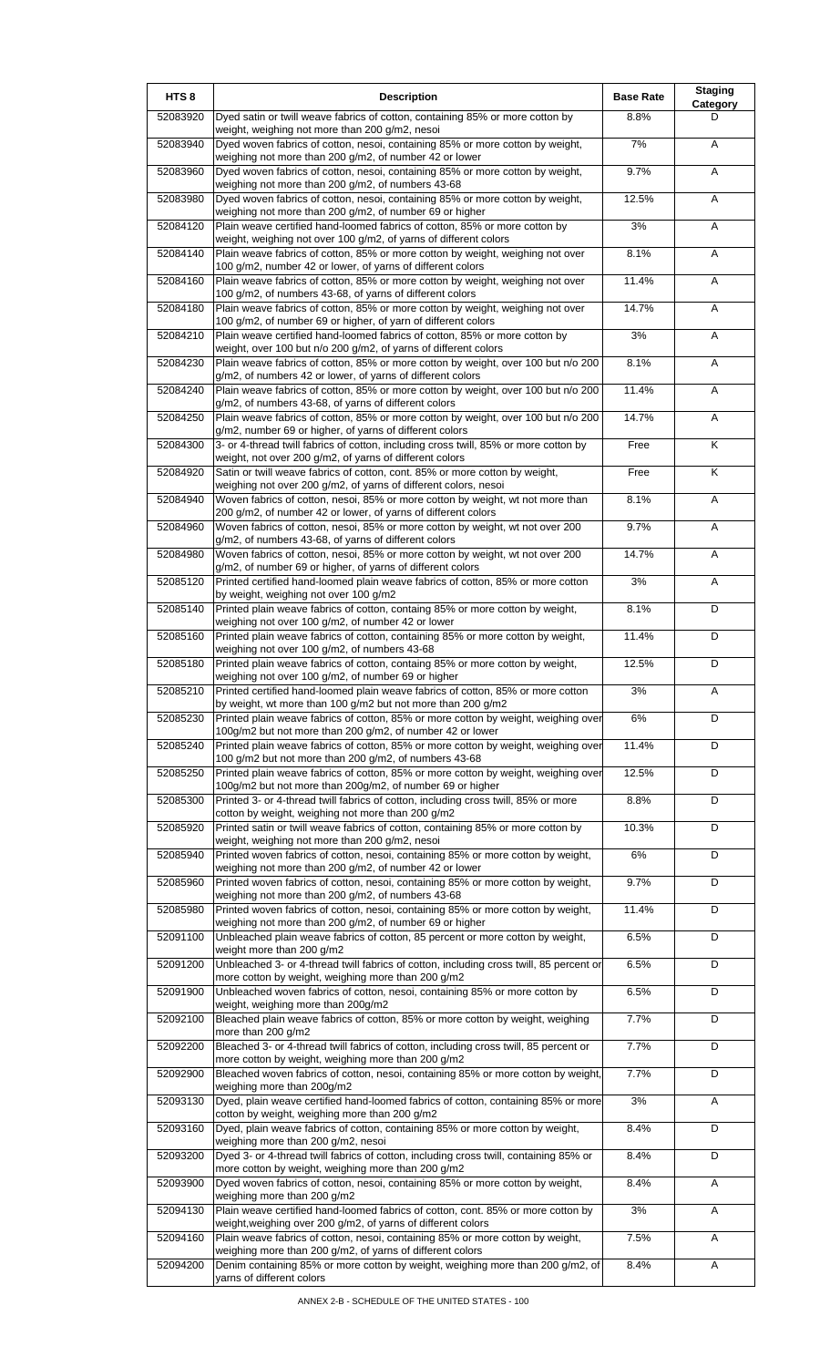| HTS 8 | Description | Base Rate | Staging Category |
|---|---|---|---|
| 52083920 | Dyed satin or twill weave fabrics of cotton, containing 85% or more cotton by weight, weighing not more than 200 g/m2, nesoi | 8.8% | D |
| 52083940 | Dyed woven fabrics of cotton, nesoi, containing 85% or more cotton by weight, weighing not more than 200 g/m2, of number 42 or lower | 7% | A |
| 52083960 | Dyed woven fabrics of cotton, nesoi, containing 85% or more cotton by weight, weighing not more than 200 g/m2, of numbers 43-68 | 9.7% | A |
| 52083980 | Dyed woven fabrics of cotton, nesoi, containing 85% or more cotton by weight, weighing not more than 200 g/m2, of number 69 or higher | 12.5% | A |
| 52084120 | Plain weave certified hand-loomed fabrics of cotton, 85% or more cotton by weight, weighing not over 100 g/m2, of yarns of different colors | 3% | A |
| 52084140 | Plain weave fabrics of cotton, 85% or more cotton by weight, weighing not over 100 g/m2, number 42 or lower, of yarns of different colors | 8.1% | A |
| 52084160 | Plain weave fabrics of cotton, 85% or more cotton by weight, weighing not over 100 g/m2, of numbers 43-68, of yarns of different colors | 11.4% | A |
| 52084180 | Plain weave fabrics of cotton, 85% or more cotton by weight, weighing not over 100 g/m2, of number 69 or higher, of yarn of different colors | 14.7% | A |
| 52084210 | Plain weave certified hand-loomed fabrics of cotton, 85% or more cotton by weight, over 100 but n/o 200 g/m2, of yarns of different colors | 3% | A |
| 52084230 | Plain weave fabrics of cotton, 85% or more cotton by weight, over 100 but n/o 200 g/m2, of numbers 42 or lower, of yarns of different colors | 8.1% | A |
| 52084240 | Plain weave fabrics of cotton, 85% or more cotton by weight, over 100 but n/o 200 g/m2, of numbers 43-68, of yarns of different colors | 11.4% | A |
| 52084250 | Plain weave fabrics of cotton, 85% or more cotton by weight, over 100 but n/o 200 g/m2, number 69 or higher, of yarns of different colors | 14.7% | A |
| 52084300 | 3- or 4-thread twill fabrics of cotton, including cross twill, 85% or more cotton by weight, not over 200 g/m2, of yarns of different colors | Free | K |
| 52084920 | Satin or twill weave fabrics of cotton, cont. 85% or more cotton by weight, weighing not over 200 g/m2, of yarns of different colors, nesoi | Free | K |
| 52084940 | Woven fabrics of cotton, nesoi, 85% or more cotton by weight, wt not more than 200 g/m2, of number 42 or lower, of yarns of different colors | 8.1% | A |
| 52084960 | Woven fabrics of cotton, nesoi, 85% or more cotton by weight, wt not over 200 g/m2, of numbers 43-68, of yarns of different colors | 9.7% | A |
| 52084980 | Woven fabrics of cotton, nesoi, 85% or more cotton by weight, wt not over 200 g/m2, of number 69 or higher, of yarns of different colors | 14.7% | A |
| 52085120 | Printed certified hand-loomed plain weave fabrics of cotton, 85% or more cotton by weight, weighing not over 100 g/m2 | 3% | A |
| 52085140 | Printed plain weave fabrics of cotton, containg 85% or more cotton by weight, weighing not over 100 g/m2, of number 42 or lower | 8.1% | D |
| 52085160 | Printed plain weave fabrics of cotton, containing 85% or more cotton by weight, weighing not over 100 g/m2, of numbers 43-68 | 11.4% | D |
| 52085180 | Printed plain weave fabrics of cotton, containg 85% or more cotton by weight, weighing not over 100 g/m2, of number 69 or higher | 12.5% | D |
| 52085210 | Printed certified hand-loomed plain weave fabrics of cotton, 85% or more cotton by weight, wt more than 100 g/m2 but not more than 200 g/m2 | 3% | A |
| 52085230 | Printed plain weave fabrics of cotton, 85% or more cotton by weight, weighing over 100g/m2 but not more than 200 g/m2, of number 42 or lower | 6% | D |
| 52085240 | Printed plain weave fabrics of cotton, 85% or more cotton by weight, weighing over 100 g/m2 but not more than 200 g/m2, of numbers 43-68 | 11.4% | D |
| 52085250 | Printed plain weave fabrics of cotton, 85% or more cotton by weight, weighing over 100g/m2 but not more than 200g/m2, of number 69 or higher | 12.5% | D |
| 52085300 | Printed 3- or 4-thread twill fabrics of cotton, including cross twill, 85% or more cotton by weight, weighing not more than 200 g/m2 | 8.8% | D |
| 52085920 | Printed satin or twill weave fabrics of cotton, containing 85% or more cotton by weight, weighing not more than 200 g/m2, nesoi | 10.3% | D |
| 52085940 | Printed woven fabrics of cotton, nesoi, containing 85% or more cotton by weight, weighing not more than 200 g/m2, of number 42 or lower | 6% | D |
| 52085960 | Printed woven fabrics of cotton, nesoi, containing 85% or more cotton by weight, weighing not more than 200 g/m2, of numbers 43-68 | 9.7% | D |
| 52085980 | Printed woven fabrics of cotton, nesoi, containing 85% or more cotton by weight, weighing not more than 200 g/m2, of number 69 or higher | 11.4% | D |
| 52091100 | Unbleached plain weave fabrics of cotton, 85 percent or more cotton by weight, weight more than 200 g/m2 | 6.5% | D |
| 52091200 | Unbleached 3- or 4-thread twill fabrics of cotton, including cross twill, 85 percent or more cotton by weight, weighing more than 200 g/m2 | 6.5% | D |
| 52091900 | Unbleached woven fabrics of cotton, nesoi, containing 85% or more cotton by weight, weighing more than 200g/m2 | 6.5% | D |
| 52092100 | Bleached plain weave fabrics of cotton, 85% or more cotton by weight, weighing more than 200 g/m2 | 7.7% | D |
| 52092200 | Bleached 3- or 4-thread twill fabrics of cotton, including cross twill, 85 percent or more cotton by weight, weighing more than 200 g/m2 | 7.7% | D |
| 52092900 | Bleached woven fabrics of cotton, nesoi, containing 85% or more cotton by weight, weighing more than 200g/m2 | 7.7% | D |
| 52093130 | Dyed, plain weave certified hand-loomed fabrics of cotton, containing 85% or more cotton by weight, weighing more than 200 g/m2 | 3% | A |
| 52093160 | Dyed, plain weave fabrics of cotton, containing 85% or more cotton by weight, weighing more than 200 g/m2, nesoi | 8.4% | D |
| 52093200 | Dyed 3- or 4-thread twill fabrics of cotton, including cross twill, containing 85% or more cotton by weight, weighing more than 200 g/m2 | 8.4% | D |
| 52093900 | Dyed woven fabrics of cotton, nesoi, containing 85% or more cotton by weight, weighing more than 200 g/m2 | 8.4% | A |
| 52094130 | Plain weave certified hand-loomed fabrics of cotton, cont. 85% or more cotton by weight,weighing over 200 g/m2, of yarns of different colors | 3% | A |
| 52094160 | Plain weave fabrics of cotton, nesoi, containing 85% or more cotton by weight, weighing more than 200 g/m2, of yarns of different colors | 7.5% | A |
| 52094200 | Denim containing 85% or more cotton by weight, weighing more than 200 g/m2, of yarns of different colors | 8.4% | A |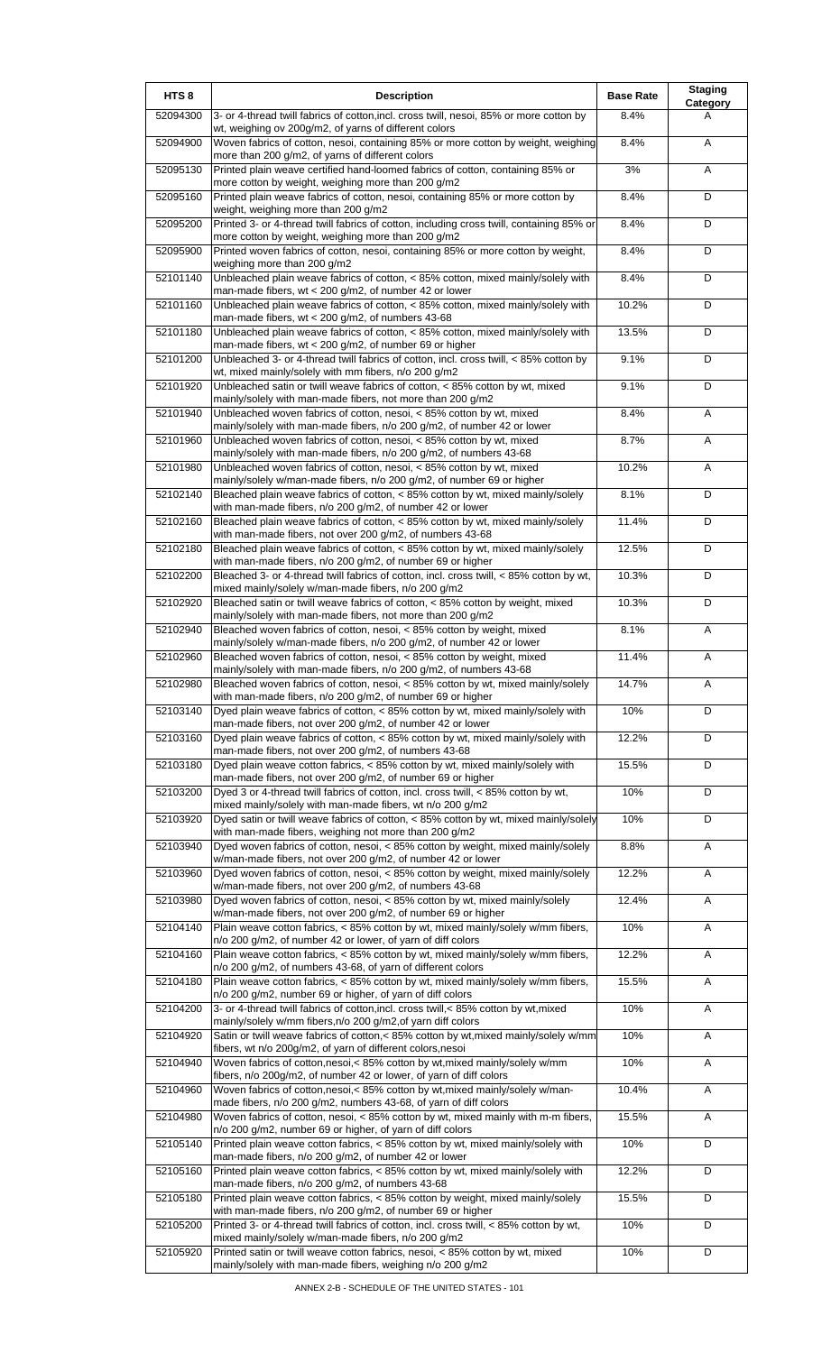| HTS 8 | Description | Base Rate | Staging Category |
| --- | --- | --- | --- |
| 52094300 | 3- or 4-thread twill fabrics of cotton,incl. cross twill, nesoi, 85% or more cotton by wt, weighing ov 200g/m2, of yarns of different colors | 8.4% | A |
| 52094900 | Woven fabrics of cotton, nesoi, containing 85% or more cotton by weight, weighing more than 200 g/m2, of yarns of different colors | 8.4% | A |
| 52095130 | Printed plain weave certified hand-loomed fabrics of cotton, containing 85% or more cotton by weight, weighing more than 200 g/m2 | 3% | A |
| 52095160 | Printed plain weave fabrics of cotton, nesoi, containing 85% or more cotton by weight, weighing more than 200 g/m2 | 8.4% | D |
| 52095200 | Printed 3- or 4-thread twill fabrics of cotton, including cross twill, containing 85% or more cotton by weight, weighing more than 200 g/m2 | 8.4% | D |
| 52095900 | Printed woven fabrics of cotton, nesoi, containing 85% or more cotton by weight, weighing more than 200 g/m2 | 8.4% | D |
| 52101140 | Unbleached plain weave fabrics of cotton, < 85% cotton, mixed mainly/solely with man-made fibers, wt < 200 g/m2, of number 42 or lower | 8.4% | D |
| 52101160 | Unbleached plain weave fabrics of cotton, < 85% cotton, mixed mainly/solely with man-made fibers, wt < 200 g/m2, of numbers 43-68 | 10.2% | D |
| 52101180 | Unbleached plain weave fabrics of cotton, < 85% cotton, mixed mainly/solely with man-made fibers, wt < 200 g/m2, of number 69 or higher | 13.5% | D |
| 52101200 | Unbleached 3- or 4-thread twill fabrics of cotton, incl. cross twill, < 85% cotton by wt, mixed mainly/solely with mm fibers, n/o 200 g/m2 | 9.1% | D |
| 52101920 | Unbleached satin or twill weave fabrics of cotton, < 85% cotton by wt, mixed mainly/solely with man-made fibers, not more than 200 g/m2 | 9.1% | D |
| 52101940 | Unbleached woven fabrics of cotton, nesoi, < 85% cotton by wt, mixed mainly/solely with man-made fibers, n/o 200 g/m2, of number 42 or lower | 8.4% | A |
| 52101960 | Unbleached woven fabrics of cotton, nesoi, < 85% cotton by wt, mixed mainly/solely with man-made fibers, n/o 200 g/m2, of numbers 43-68 | 8.7% | A |
| 52101980 | Unbleached woven fabrics of cotton, nesoi, < 85% cotton by wt, mixed mainly/solely w/man-made fibers, n/o 200 g/m2, of number 69 or higher | 10.2% | A |
| 52102140 | Bleached plain weave fabrics of cotton, < 85% cotton by wt, mixed mainly/solely with man-made fibers, n/o 200 g/m2, of number 42 or lower | 8.1% | D |
| 52102160 | Bleached plain weave fabrics of cotton, < 85% cotton by wt, mixed mainly/solely with man-made fibers, not over 200 g/m2, of numbers 43-68 | 11.4% | D |
| 52102180 | Bleached plain weave fabrics of cotton, < 85% cotton by wt, mixed mainly/solely with man-made fibers, n/o 200 g/m2, of number 69 or higher | 12.5% | D |
| 52102200 | Bleached 3- or 4-thread twill fabrics of cotton, incl. cross twill, < 85% cotton by wt, mixed mainly/solely w/man-made fibers, n/o 200 g/m2 | 10.3% | D |
| 52102920 | Bleached satin or twill weave fabrics of cotton, < 85% cotton by weight, mixed mainly/solely with man-made fibers, not more than 200 g/m2 | 10.3% | D |
| 52102940 | Bleached woven fabrics of cotton, nesoi, < 85% cotton by weight, mixed mainly/solely w/man-made fibers, n/o 200 g/m2, of number 42 or lower | 8.1% | A |
| 52102960 | Bleached woven fabrics of cotton, nesoi, < 85% cotton by weight, mixed mainly/solely with man-made fibers, n/o 200 g/m2, of numbers 43-68 | 11.4% | A |
| 52102980 | Bleached woven fabrics of cotton, nesoi, < 85% cotton by wt, mixed mainly/solely with man-made fibers, n/o 200 g/m2, of number 69 or higher | 14.7% | A |
| 52103140 | Dyed plain weave fabrics of cotton, < 85% cotton by wt, mixed mainly/solely with man-made fibers, not over 200 g/m2, of number 42 or lower | 10% | D |
| 52103160 | Dyed plain weave fabrics of cotton, < 85% cotton by wt, mixed mainly/solely with man-made fibers, not over 200 g/m2, of numbers 43-68 | 12.2% | D |
| 52103180 | Dyed plain weave cotton fabrics, < 85% cotton by wt, mixed mainly/solely with man-made fibers, not over 200 g/m2, of number 69 or higher | 15.5% | D |
| 52103200 | Dyed 3 or 4-thread twill fabrics of cotton, incl. cross twill, < 85% cotton by wt, mixed mainly/solely with man-made fibers, wt n/o 200 g/m2 | 10% | D |
| 52103920 | Dyed satin or twill weave fabrics of cotton, < 85% cotton by wt, mixed mainly/solely with man-made fibers, weighing not more than 200 g/m2 | 10% | D |
| 52103940 | Dyed woven fabrics of cotton, nesoi, < 85% cotton by weight, mixed mainly/solely w/man-made fibers, not over 200 g/m2, of number 42 or lower | 8.8% | A |
| 52103960 | Dyed woven fabrics of cotton, nesoi, < 85% cotton by weight, mixed mainly/solely w/man-made fibers, not over 200 g/m2, of numbers 43-68 | 12.2% | A |
| 52103980 | Dyed woven fabrics of cotton, nesoi, < 85% cotton by wt, mixed mainly/solely w/man-made fibers, not over 200 g/m2, of number 69 or higher | 12.4% | A |
| 52104140 | Plain weave cotton fabrics, < 85% cotton by wt, mixed mainly/solely w/mm fibers, n/o 200 g/m2, of number 42 or lower, of yarn of diff colors | 10% | A |
| 52104160 | Plain weave cotton fabrics, < 85% cotton by wt, mixed mainly/solely w/mm fibers, n/o 200 g/m2, of numbers 43-68, of yarn of different colors | 12.2% | A |
| 52104180 | Plain weave cotton fabrics, < 85% cotton by wt, mixed mainly/solely w/mm fibers, n/o 200 g/m2, number 69 or higher, of yarn of diff colors | 15.5% | A |
| 52104200 | 3- or 4-thread twill fabrics of cotton,incl. cross twill,< 85% cotton by wt,mixed mainly/solely w/mm fibers,n/o 200 g/m2,of yarn diff colors | 10% | A |
| 52104920 | Satin or twill weave fabrics of cotton,< 85% cotton by wt,mixed mainly/solely w/mm fibers, wt n/o 200g/m2, of yarn of different colors,nesoi | 10% | A |
| 52104940 | Woven fabrics of cotton,nesoi,< 85% cotton by wt,mixed mainly/solely w/mm fibers, n/o 200g/m2, of number 42 or lower, of yarn of diff colors | 10% | A |
| 52104960 | Woven fabrics of cotton,nesoi,< 85% cotton by wt,mixed mainly/solely w/man-made fibers, n/o 200 g/m2, numbers 43-68, of yarn of diff colors | 10.4% | A |
| 52104980 | Woven fabrics of cotton, nesoi, < 85% cotton by wt, mixed mainly with m-m fibers, n/o 200 g/m2, number 69 or higher, of yarn of diff colors | 15.5% | A |
| 52105140 | Printed plain weave cotton fabrics, < 85% cotton by wt, mixed mainly/solely with man-made fibers, n/o 200 g/m2, of number 42 or lower | 10% | D |
| 52105160 | Printed plain weave cotton fabrics, < 85% cotton by wt, mixed mainly/solely with man-made fibers, n/o 200 g/m2, of numbers 43-68 | 12.2% | D |
| 52105180 | Printed plain weave cotton fabrics, < 85% cotton by weight, mixed mainly/solely with man-made fibers, n/o 200 g/m2, of number 69 or higher | 15.5% | D |
| 52105200 | Printed 3- or 4-thread twill fabrics of cotton, incl. cross twill, < 85% cotton by wt, mixed mainly/solely w/man-made fibers, n/o 200 g/m2 | 10% | D |
| 52105920 | Printed satin or twill weave cotton fabrics, nesoi, < 85% cotton by wt, mixed mainly/solely with man-made fibers, weighing n/o 200 g/m2 | 10% | D |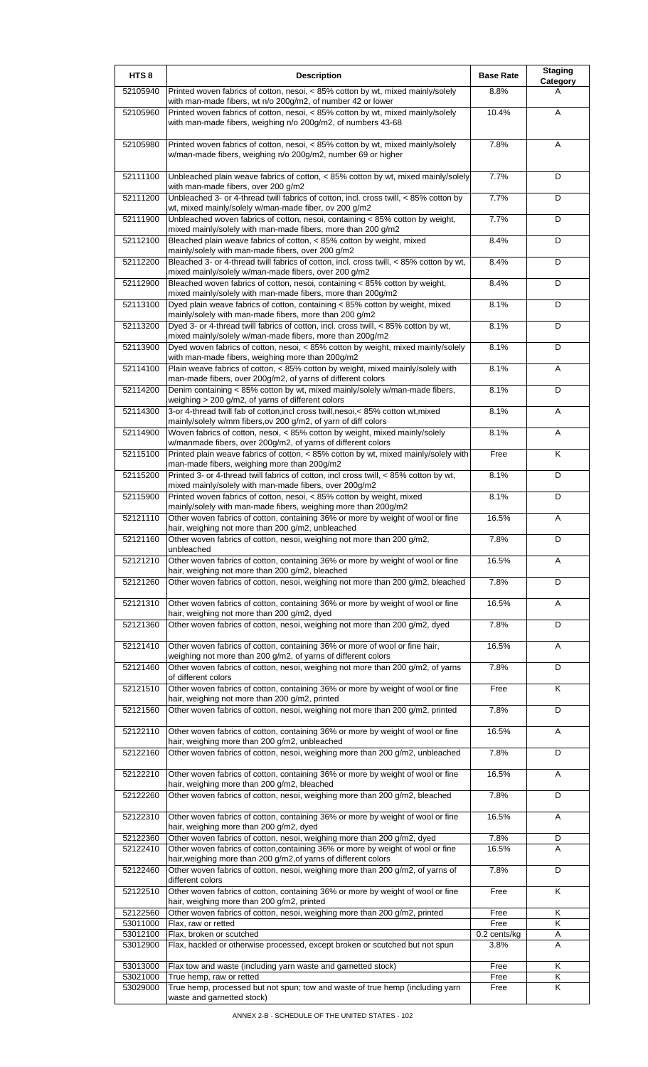| HTS 8 | Description | Base Rate | Staging Category |
|---|---|---|---|
| 52105940 | Printed woven fabrics of cotton, nesoi, < 85% cotton by wt, mixed mainly/solely with man-made fibers, wt n/o 200g/m2, of number 42 or lower | 8.8% | A |
| 52105960 | Printed woven fabrics of cotton, nesoi, < 85% cotton by wt, mixed mainly/solely with man-made fibers, weighing n/o 200g/m2, of numbers 43-68 | 10.4% | A |
| 52105980 | Printed woven fabrics of cotton, nesoi, < 85% cotton by wt, mixed mainly/solely w/man-made fibers, weighing n/o 200g/m2, number 69 or higher | 7.8% | A |
| 52111100 | Unbleached plain weave fabrics of cotton, < 85% cotton by wt, mixed mainly/solely with man-made fibers, over 200 g/m2 | 7.7% | D |
| 52111200 | Unbleached 3- or 4-thread twill fabrics of cotton, incl. cross twill, < 85% cotton by wt, mixed mainly/solely w/man-made fiber, ov 200 g/m2 | 7.7% | D |
| 52111900 | Unbleached woven fabrics of cotton, nesoi, containing < 85% cotton by weight, mixed mainly/solely with man-made fibers, more than 200 g/m2 | 7.7% | D |
| 52112100 | Bleached plain weave fabrics of cotton, < 85% cotton by weight, mixed mainly/solely with man-made fibers, over 200 g/m2 | 8.4% | D |
| 52112200 | Bleached 3- or 4-thread twill fabrics of cotton, incl. cross twill, < 85% cotton by wt, mixed mainly/solely w/man-made fibers, over 200 g/m2 | 8.4% | D |
| 52112900 | Bleached woven fabrics of cotton, nesoi, containing < 85% cotton by weight, mixed mainly/solely with man-made fibers, more than 200g/m2 | 8.4% | D |
| 52113100 | Dyed plain weave fabrics of cotton, containing < 85% cotton by weight, mixed mainly/solely with man-made fibers, more than 200 g/m2 | 8.1% | D |
| 52113200 | Dyed 3- or 4-thread twill fabrics of cotton, incl. cross twill, < 85% cotton by wt, mixed mainly/solely w/man-made fibers, more than 200g/m2 | 8.1% | D |
| 52113900 | Dyed woven fabrics of cotton, nesoi, < 85% cotton by weight, mixed mainly/solely with man-made fibers, weighing more than 200g/m2 | 8.1% | D |
| 52114100 | Plain weave fabrics of cotton, < 85% cotton by weight, mixed mainly/solely with man-made fibers, over 200g/m2, of yarns of different colors | 8.1% | A |
| 52114200 | Denim containing < 85% cotton by wt, mixed mainly/solely w/man-made fibers, weighing > 200 g/m2, of yarns of different colors | 8.1% | D |
| 52114300 | 3-or 4-thread twill fab of cotton,incl cross twill,nesoi,< 85% cotton wt,mixed mainly/solely w/mm fibers,ov 200 g/m2, of yarn of diff colors | 8.1% | A |
| 52114900 | Woven fabrics of cotton, nesoi, < 85% cotton by weight, mixed mainly/solely w/manmade fibers, over 200g/m2, of yarns of different colors | 8.1% | A |
| 52115100 | Printed plain weave fabrics of cotton, < 85% cotton by wt, mixed mainly/solely with man-made fibers, weighing more than 200g/m2 | Free | K |
| 52115200 | Printed 3- or 4-thread twill fabrics of cotton, incl cross twill, < 85% cotton by wt, mixed mainly/solely with man-made fibers, over 200g/m2 | 8.1% | D |
| 52115900 | Printed woven fabrics of cotton, nesoi, < 85% cotton by weight, mixed mainly/solely with man-made fibers, weighing more than 200g/m2 | 8.1% | D |
| 52121110 | Other woven fabrics of cotton, containing 36% or more by weight of wool or fine hair, weighing not more than 200 g/m2, unbleached | 16.5% | A |
| 52121160 | Other woven fabrics of cotton, nesoi, weighing not more than 200 g/m2, unbleached | 7.8% | D |
| 52121210 | Other woven fabrics of cotton, containing 36% or more by weight of wool or fine hair, weighing not more than 200 g/m2, bleached | 16.5% | A |
| 52121260 | Other woven fabrics of cotton, nesoi, weighing not more than 200 g/m2, bleached | 7.8% | D |
| 52121310 | Other woven fabrics of cotton, containing 36% or more by weight of wool or fine hair, weighing not more than 200 g/m2, dyed | 16.5% | A |
| 52121360 | Other woven fabrics of cotton, nesoi, weighing not more than 200 g/m2, dyed | 7.8% | D |
| 52121410 | Other woven fabrics of cotton, containing 36% or more of wool or fine hair, weighing not more than 200 g/m2, of yarns of different colors | 16.5% | A |
| 52121460 | Other woven fabrics of cotton, nesoi, weighing not more than 200 g/m2, of yarns of different colors | 7.8% | D |
| 52121510 | Other woven fabrics of cotton, containing 36% or more by weight of wool or fine hair, weighing not more than 200 g/m2, printed | Free | K |
| 52121560 | Other woven fabrics of cotton, nesoi, weighing not more than 200 g/m2, printed | 7.8% | D |
| 52122110 | Other woven fabrics of cotton, containing 36% or more by weight of wool or fine hair, weighing more than 200 g/m2, unbleached | 16.5% | A |
| 52122160 | Other woven fabrics of cotton, nesoi, weighing more than 200 g/m2, unbleached | 7.8% | D |
| 52122210 | Other woven fabrics of cotton, containing 36% or more by weight of wool or fine hair, weighing more than 200 g/m2, bleached | 16.5% | A |
| 52122260 | Other woven fabrics of cotton, nesoi, weighing more than 200 g/m2, bleached | 7.8% | D |
| 52122310 | Other woven fabrics of cotton, containing 36% or more by weight of wool or fine hair, weighing more than 200 g/m2, dyed | 16.5% | A |
| 52122360 | Other woven fabrics of cotton, nesoi, weighing more than 200 g/m2, dyed | 7.8% | D |
| 52122410 | Other woven fabrics of cotton,containing 36% or more by weight of wool or fine hair,weighing more than 200 g/m2,of yarns of different colors | 16.5% | A |
| 52122460 | Other woven fabrics of cotton, nesoi, weighing more than 200 g/m2, of yarns of different colors | 7.8% | D |
| 52122510 | Other woven fabrics of cotton, containing 36% or more by weight of wool or fine hair, weighing more than 200 g/m2, printed | Free | K |
| 52122560 | Other woven fabrics of cotton, nesoi, weighing more than 200 g/m2, printed | Free | K |
| 53011000 | Flax, raw or retted | Free | K |
| 53012100 | Flax, broken or scutched | 0.2 cents/kg | A |
| 53012900 | Flax, hackled or otherwise processed, except broken or scutched but not spun | 3.8% | A |
| 53013000 | Flax tow and waste (including yarn waste and garnetted stock) | Free | K |
| 53021000 | True hemp, raw or retted | Free | K |
| 53029000 | True hemp, processed but not spun; tow and waste of true hemp (including yarn waste and garnetted stock) | Free | K |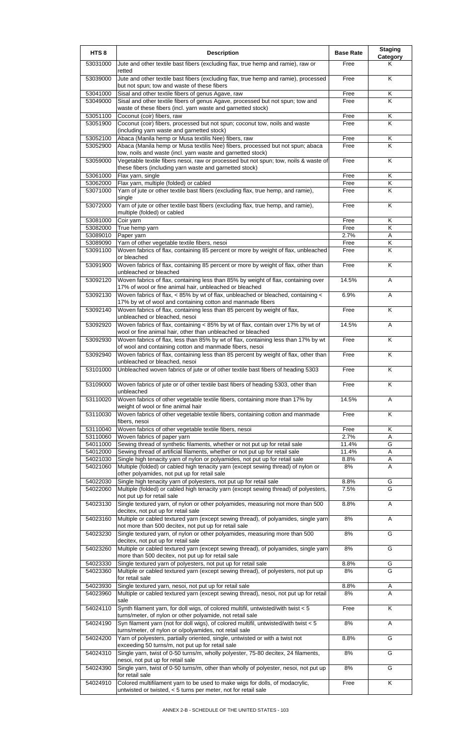| HTS 8 | Description | Base Rate | Staging Category |
|---|---|---|---|
| 53031000 | Jute and other textile bast fibers (excluding flax, true hemp and ramie), raw or retted | Free | K |
| 53039000 | Jute and other textile bast fibers (excluding flax, true hemp and ramie), processed but not spun; tow and waste of these fibers | Free | K |
| 53041000 | Sisal and other textile fibers of genus Agave, raw | Free | K |
| 53049000 | Sisal and other textile fibers of genus Agave, processed but not spun; tow and waste of these fibers (incl. yarn waste and garnetted stock) | Free | K |
| 53051100 | Coconut (coir) fibers, raw | Free | K |
| 53051900 | Coconut (coir) fibers, processed but not spun; coconut tow, noils and waste (including yarn waste and garnetted stock) | Free | K |
| 53052100 | Abaca (Manila hemp or Musa textilis Nee) fibers, raw | Free | K |
| 53052900 | Abaca (Manila hemp or Musa textilis Nee) fibers, processed but not spun; abaca tow, noils and waste (incl. yarn waste and garnetted stock) | Free | K |
| 53059000 | Vegetable textile fibers nesoi, raw or processed but not spun; tow, noils & waste of these fibers (including yarn waste and garnetted stock) | Free | K |
| 53061000 | Flax yarn, single | Free | K |
| 53062000 | Flax yarn, multiple (folded) or cabled | Free | K |
| 53071000 | Yarn of jute or other textile bast fibers (excluding flax, true hemp, and ramie), single | Free | K |
| 53072000 | Yarn of jute or other textile bast fibers (excluding flax, true hemp, and ramie), multiple (folded) or cabled | Free | K |
| 53081000 | Coir yarn | Free | K |
| 53082000 | True hemp yarn | Free | K |
| 53089010 | Paper yarn | 2.7% | A |
| 53089090 | Yarn of other vegetable textile fibers, nesoi | Free | K |
| 53091100 | Woven fabrics of flax, containing 85 percent or more by weight of flax, unbleached or bleached | Free | K |
| 53091900 | Woven fabrics of flax, containing 85 percent or more by weight of flax, other than unbleached or bleached | Free | K |
| 53092120 | Woven fabrics of flax, containing less than 85% by weight of flax, containing over 17% of wool or fine animal hair, unbleached or bleached | 14.5% | A |
| 53092130 | Woven fabrics of flax, < 85% by wt of flax, unbleached or bleached, containing < 17% by wt of wool and containing cotton and manmade fibers | 6.9% | A |
| 53092140 | Woven fabrics of flax, containing less than 85 percent by weight of flax, unbleached or bleached, nesoi | Free | K |
| 53092920 | Woven fabrics of flax, containing < 85% by wt of flax, contain over 17% by wt of wool or fine animal hair, other than unbleached or bleached | 14.5% | A |
| 53092930 | Woven fabrics of flax, less than 85% by wt of flax, containing less than 17% by wt of wool and containing cotton and manmade fibers, nesoi | Free | K |
| 53092940 | Woven fabrics of flax, containing less than 85 percent by weight of flax, other than unbleached or bleached, nesoi | Free | K |
| 53101000 | Unbleached woven fabrics of jute or of other textile bast fibers of heading 5303 | Free | K |
| 53109000 | Woven fabrics of jute or of other textile bast fibers of heading 5303, other than unbleached | Free | K |
| 53110020 | Woven fabrics of other vegetable textile fibers, containing more than 17% by weight of wool or fine animal hair | 14.5% | A |
| 53110030 | Woven fabrics of other vegetable textile fibers, containing cotton and manmade fibers, nesoi | Free | K |
| 53110040 | Woven fabrics of other vegetable textile fibers, nesoi | Free | K |
| 53110060 | Woven fabrics of paper yarn | 2.7% | A |
| 54011000 | Sewing thread of synthetic filaments, whether or not put up for retail sale | 11.4% | G |
| 54012000 | Sewing thread of artificial filaments, whether or not put up for retail sale | 11.4% | A |
| 54021030 | Single high tenacity yarn of nylon or polyamides, not put up for retail sale | 8.8% | A |
| 54021060 | Multiple (folded) or cabled high tenacity yarn (except sewing thread) of nylon or other polyamides, not put up for retail sale | 8% | A |
| 54022030 | Single high tenacity yarn of polyesters, not put up for retail sale | 8.8% | G |
| 54022060 | Multiple (folded) or cabled high tenacity yarn (except sewing thread) of polyesters, not put up for retail sale | 7.5% | G |
| 54023130 | Single textured yarn, of nylon or other polyamides, measuring not more than 500 decitex, not put up for retail sale | 8.8% | A |
| 54023160 | Multiple or cabled textured yarn (except sewing thread), of polyamides, single yarn not more than 500 decitex, not put up for retail sale | 8% | A |
| 54023230 | Single textured yarn, of nylon or other polyamides, measuring more than 500 decitex, not put up for retail sale | 8% | G |
| 54023260 | Multiple or cabled textured yarn (except sewing thread), of polyamides, single yarn more than 500 decitex, not put up for retail sale | 8% | G |
| 54023330 | Single textured yarn of polyesters, not put up for retail sale | 8.8% | G |
| 54023360 | Multiple or cabled textured yarn (except sewing thread), of polyesters, not put up for retail sale | 8% | G |
| 54023930 | Single textured yarn, nesoi, not put up for retail sale | 8.8% | A |
| 54023960 | Multiple or cabled textured yarn (except sewing thread), nesoi, not put up for retail sale | 8% | A |
| 54024110 | Synth filament yarn, for doll wigs, of colored multifil, untwisted/with twist < 5 turns/meter, of nylon or other polyamide, not retail sale | Free | K |
| 54024190 | Syn filament yarn (not for doll wigs), of colored multifil, untwisted/with twist < 5 turns/meter, of nylon or o/polyamides, not retail sale | 8% | A |
| 54024200 | Yarn of polyesters, partially oriented, single, untwisted or with a twist not exceeding 50 turns/m, not put up for retail sale | 8.8% | G |
| 54024310 | Single yarn, twist of 0-50 turns/m, wholly polyester, 75-80 decitex, 24 filaments, nesoi, not put up for retail sale | 8% | G |
| 54024390 | Single yarn, twist of 0-50 turns/m, other than wholly of polyester, nesoi, not put up for retail sale | 8% | G |
| 54024910 | Colored multifilament yarn to be used to make wigs for dolls, of modacrylic, untwisted or twisted, < 5 turns per meter, not for retail sale | Free | K |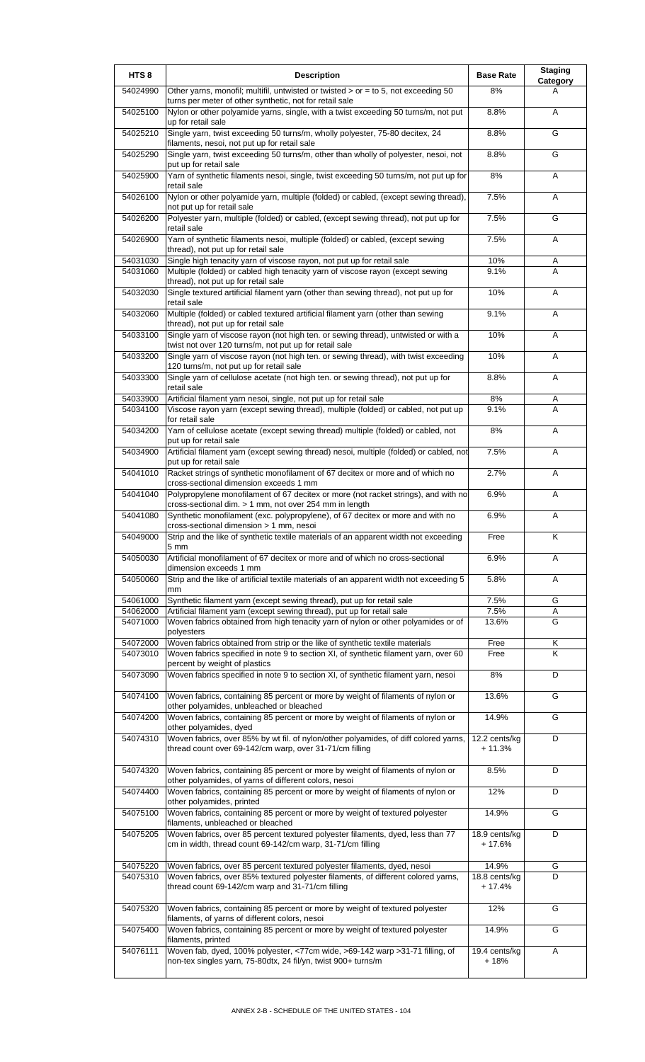| HTS 8 | Description | Base Rate | Staging Category |
|---|---|---|---|
| 54024990 | Other yarns, monofil; multifil, untwisted or twisted > or = to 5, not exceeding 50 turns per meter of other synthetic, not for retail sale | 8% | A |
| 54025100 | Nylon or other polyamide yarns, single, with a twist exceeding 50 turns/m, not put up for retail sale | 8.8% | A |
| 54025210 | Single yarn, twist exceeding 50 turns/m, wholly polyester, 75-80 decitex, 24 filaments, nesoi, not put up for retail sale | 8.8% | G |
| 54025290 | Single yarn, twist exceeding 50 turns/m, other than wholly of polyester, nesoi, not put up for retail sale | 8.8% | G |
| 54025900 | Yarn of synthetic filaments nesoi, single, twist exceeding 50 turns/m, not put up for retail sale | 8% | A |
| 54026100 | Nylon or other polyamide yarn, multiple (folded) or cabled, (except sewing thread), not put up for retail sale | 7.5% | A |
| 54026200 | Polyester yarn, multiple (folded) or cabled, (except sewing thread), not put up for retail sale | 7.5% | G |
| 54026900 | Yarn of synthetic filaments nesoi, multiple (folded) or cabled, (except sewing thread), not put up for retail sale | 7.5% | A |
| 54031030 | Single high tenacity yarn of viscose rayon, not put up for retail sale | 10% | A |
| 54031060 | Multiple (folded) or cabled high tenacity yarn of viscose rayon (except sewing thread), not put up for retail sale | 9.1% | A |
| 54032030 | Single textured artificial filament yarn (other than sewing thread), not put up for retail sale | 10% | A |
| 54032060 | Multiple (folded) or cabled textured artificial filament yarn (other than sewing thread), not put up for retail sale | 9.1% | A |
| 54033100 | Single yarn of viscose rayon (not high ten. or sewing thread), untwisted or with a twist not over 120 turns/m, not put up for retail sale | 10% | A |
| 54033200 | Single yarn of viscose rayon (not high ten. or sewing thread), with twist exceeding 120 turns/m, not put up for retail sale | 10% | A |
| 54033300 | Single yarn of cellulose acetate (not high ten. or sewing thread), not put up for retail sale | 8.8% | A |
| 54033900 | Artificial filament yarn nesoi, single, not put up for retail sale | 8% | A |
| 54034100 | Viscose rayon yarn (except sewing thread), multiple (folded) or cabled, not put up for retail sale | 9.1% | A |
| 54034200 | Yarn of cellulose acetate (except sewing thread) multiple (folded) or cabled, not put up for retail sale | 8% | A |
| 54034900 | Artificial filament yarn (except sewing thread) nesoi, multiple (folded) or cabled, not put up for retail sale | 7.5% | A |
| 54041010 | Racket strings of synthetic monofilament of 67 decitex or more and of which no cross-sectional dimension exceeds 1 mm | 2.7% | A |
| 54041040 | Polypropylene monofilament of 67 decitex or more (not racket strings), and with no cross-sectional dim. > 1 mm, not over 254 mm in length | 6.9% | A |
| 54041080 | Synthetic monofilament (exc. polypropylene), of 67 decitex or more and with no cross-sectional dimension > 1 mm, nesoi | 6.9% | A |
| 54049000 | Strip and the like of synthetic textile materials of an apparent width not exceeding 5 mm | Free | K |
| 54050030 | Artificial monofilament of 67 decitex or more and of which no cross-sectional dimension exceeds 1 mm | 6.9% | A |
| 54050060 | Strip and the like of artificial textile materials of an apparent width not exceeding 5 mm | 5.8% | A |
| 54061000 | Synthetic filament yarn (except sewing thread), put up for retail sale | 7.5% | G |
| 54062000 | Artificial filament yarn (except sewing thread), put up for retail sale | 7.5% | A |
| 54071000 | Woven fabrics obtained from high tenacity yarn of nylon or other polyamides or of polyesters | 13.6% | G |
| 54072000 | Woven fabrics obtained from strip or the like of synthetic textile materials | Free | K |
| 54073010 | Woven fabrics specified in note 9 to section XI, of synthetic filament yarn, over 60 percent by weight of plastics | Free | K |
| 54073090 | Woven fabrics specified in note 9 to section XI, of synthetic filament yarn, nesoi | 8% | D |
| 54074100 | Woven fabrics, containing 85 percent or more by weight of filaments of nylon or other polyamides, unbleached or bleached | 13.6% | G |
| 54074200 | Woven fabrics, containing 85 percent or more by weight of filaments of nylon or other polyamides, dyed | 14.9% | G |
| 54074310 | Woven fabrics, over 85% by wt fil. of nylon/other polyamides, of diff colored yarns, thread count over 69-142/cm warp, over 31-71/cm filling | 12.2 cents/kg + 11.3% | D |
| 54074320 | Woven fabrics, containing 85 percent or more by weight of filaments of nylon or other polyamides, of yarns of different colors, nesoi | 8.5% | D |
| 54074400 | Woven fabrics, containing 85 percent or more by weight of filaments of nylon or other polyamides, printed | 12% | D |
| 54075100 | Woven fabrics, containing 85 percent or more by weight of textured polyester filaments, unbleached or bleached | 14.9% | G |
| 54075205 | Woven fabrics, over 85 percent textured polyester filaments, dyed, less than 77 cm in width, thread count 69-142/cm warp, 31-71/cm filling | 18.9 cents/kg + 17.6% | D |
| 54075220 | Woven fabrics, over 85 percent textured polyester filaments, dyed, nesoi | 14.9% | G |
| 54075310 | Woven fabrics, over 85% textured polyester filaments, of different colored yarns, thread count 69-142/cm warp and 31-71/cm filling | 18.8 cents/kg + 17.4% | D |
| 54075320 | Woven fabrics, containing 85 percent or more by weight of textured polyester filaments, of yarns of different colors, nesoi | 12% | G |
| 54075400 | Woven fabrics, containing 85 percent or more by weight of textured polyester filaments, printed | 14.9% | G |
| 54076111 | Woven fab, dyed, 100% polyester, <77cm wide, >69-142 warp >31-71 filling, of non-tex singles yarn, 75-80dtx, 24 fil/yn, twist 900+ turns/m | 19.4 cents/kg + 18% | A |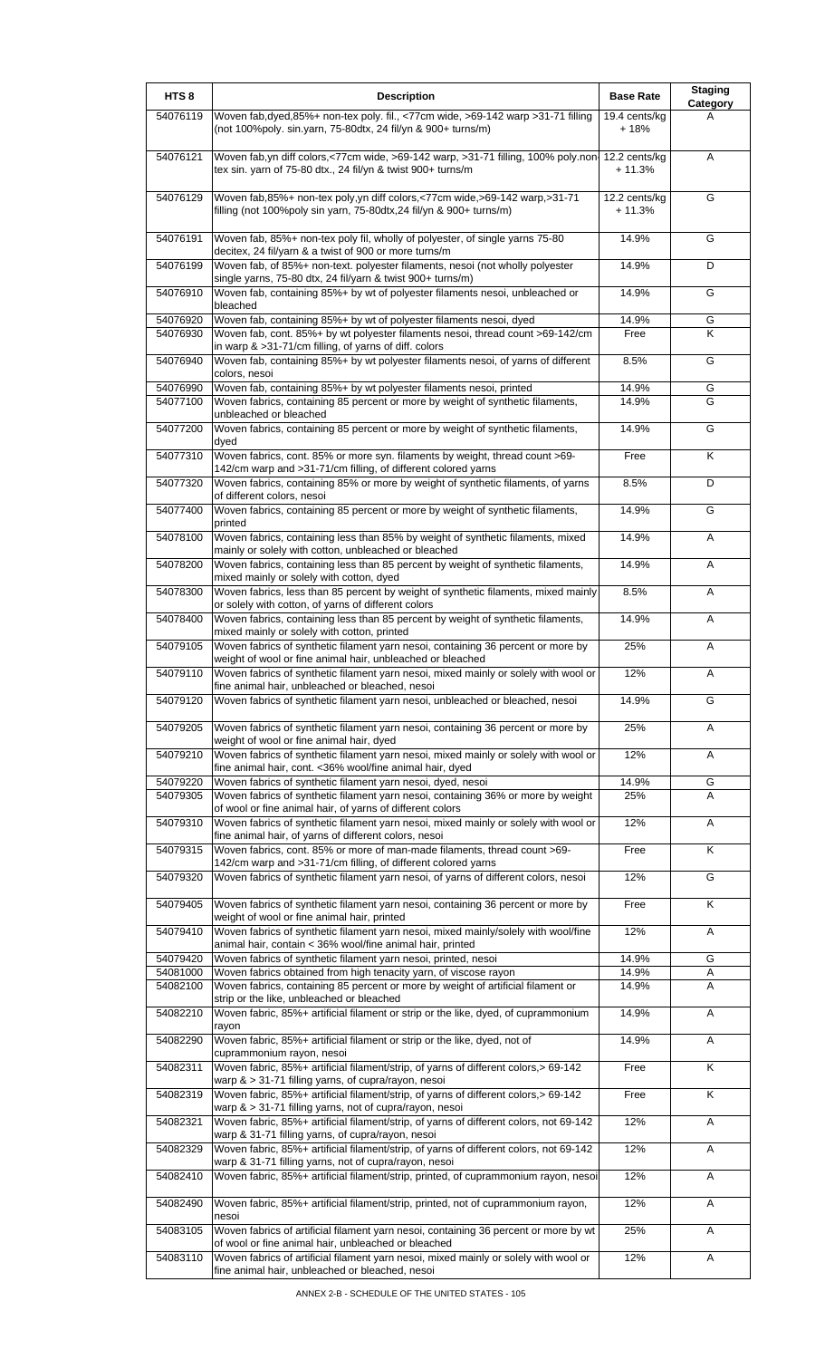| HTS 8 | Description | Base Rate | Staging Category |
|---|---|---|---|
| 54076119 | Woven fab,dyed,85%+ non-tex poly. fil., <77cm wide, >69-142 warp >31-71 filling (not 100%poly. sin.yarn, 75-80dtx, 24 fil/yn & 900+ turns/m) | 19.4 cents/kg + 18% | A |
| 54076121 | Woven fab,yn diff colors,<77cm wide, >69-142 warp, >31-71 filling, 100% poly.non-tex sin. yarn of 75-80 dtx., 24 fil/yn & twist 900+ turns/m | 12.2 cents/kg + 11.3% | A |
| 54076129 | Woven fab,85%+ non-tex poly,yn diff colors,<77cm wide,>69-142 warp,>31-71 filling (not 100%poly sin yarn, 75-80dtx,24 fil/yn & 900+ turns/m) | 12.2 cents/kg + 11.3% | G |
| 54076191 | Woven fab, 85%+ non-tex poly fil, wholly of polyester, of single yarns 75-80 decitex, 24 fil/yarn & a twist of 900 or more turns/m | 14.9% | G |
| 54076199 | Woven fab, of 85%+ non-text. polyester filaments, nesoi (not wholly polyester single yarns, 75-80 dtx, 24 fil/yarn & twist 900+ turns/m) | 14.9% | D |
| 54076910 | Woven fab, containing 85%+ by wt of polyester filaments nesoi, unbleached or bleached | 14.9% | G |
| 54076920 | Woven fab, containing 85%+ by wt of polyester filaments nesoi, dyed | 14.9% | G |
| 54076930 | Woven fab, cont. 85%+ by wt polyester filaments nesoi, thread count >69-142/cm in warp & >31-71/cm filling, of yarns of diff. colors | Free | K |
| 54076940 | Woven fab, containing 85%+ by wt polyester filaments nesoi, of yarns of different colors, nesoi | 8.5% | G |
| 54076990 | Woven fab, containing 85%+ by wt polyester filaments nesoi, printed | 14.9% | G |
| 54077100 | Woven fabrics, containing 85 percent or more by weight of synthetic filaments, unbleached or bleached | 14.9% | G |
| 54077200 | Woven fabrics, containing 85 percent or more by weight of synthetic filaments, dyed | 14.9% | G |
| 54077310 | Woven fabrics, cont. 85% or more syn. filaments by weight, thread count >69-142/cm warp and >31-71/cm filling, of different colored yarns | Free | K |
| 54077320 | Woven fabrics, containing 85% or more by weight of synthetic filaments, of yarns of different colors, nesoi | 8.5% | D |
| 54077400 | Woven fabrics, containing 85 percent or more by weight of synthetic filaments, printed | 14.9% | G |
| 54078100 | Woven fabrics, containing less than 85% by weight of synthetic filaments, mixed mainly or solely with cotton, unbleached or bleached | 14.9% | A |
| 54078200 | Woven fabrics, containing less than 85 percent by weight of synthetic filaments, mixed mainly or solely with cotton, dyed | 14.9% | A |
| 54078300 | Woven fabrics, less than 85 percent by weight of synthetic filaments, mixed mainly or solely with cotton, of yarns of different colors | 8.5% | A |
| 54078400 | Woven fabrics, containing less than 85 percent by weight of synthetic filaments, mixed mainly or solely with cotton, printed | 14.9% | A |
| 54079105 | Woven fabrics of synthetic filament yarn nesoi, containing 36 percent or more by weight of wool or fine animal hair, unbleached or bleached | 25% | A |
| 54079110 | Woven fabrics of synthetic filament yarn nesoi, mixed mainly or solely with wool or fine animal hair, unbleached or bleached, nesoi | 12% | A |
| 54079120 | Woven fabrics of synthetic filament yarn nesoi, unbleached or bleached, nesoi | 14.9% | G |
| 54079205 | Woven fabrics of synthetic filament yarn nesoi, containing 36 percent or more by weight of wool or fine animal hair, dyed | 25% | A |
| 54079210 | Woven fabrics of synthetic filament yarn nesoi, mixed mainly or solely with wool or fine animal hair, cont. <36% wool/fine animal hair, dyed | 12% | A |
| 54079220 | Woven fabrics of synthetic filament yarn nesoi, dyed, nesoi | 14.9% | G |
| 54079305 | Woven fabrics of synthetic filament yarn nesoi, containing 36% or more by weight of wool or fine animal hair, of yarns of different colors | 25% | A |
| 54079310 | Woven fabrics of synthetic filament yarn nesoi, mixed mainly or solely with wool or fine animal hair, of yarns of different colors, nesoi | 12% | A |
| 54079315 | Woven fabrics, cont. 85% or more of man-made filaments, thread count >69-142/cm warp and >31-71/cm filling, of different colored yarns | Free | K |
| 54079320 | Woven fabrics of synthetic filament yarn nesoi, of yarns of different colors, nesoi | 12% | G |
| 54079405 | Woven fabrics of synthetic filament yarn nesoi, containing 36 percent or more by weight of wool or fine animal hair, printed | Free | K |
| 54079410 | Woven fabrics of synthetic filament yarn nesoi, mixed mainly/solely with wool/fine animal hair, contain < 36% wool/fine animal hair, printed | 12% | A |
| 54079420 | Woven fabrics of synthetic filament yarn nesoi, printed, nesoi | 14.9% | G |
| 54081000 | Woven fabrics obtained from high tenacity yarn, of viscose rayon | 14.9% | A |
| 54082100 | Woven fabrics, containing 85 percent or more by weight of artificial filament or strip or the like, unbleached or bleached | 14.9% | A |
| 54082210 | Woven fabric, 85%+ artificial filament or strip or the like, dyed, of cuprammonium rayon | 14.9% | A |
| 54082290 | Woven fabric, 85%+ artificial filament or strip or the like, dyed, not of cuprammonium rayon, nesoi | 14.9% | A |
| 54082311 | Woven fabric, 85%+ artificial filament/strip, of yarns of different colors,> 69-142 warp & > 31-71 filling yarns, of cupra/rayon, nesoi | Free | K |
| 54082319 | Woven fabric, 85%+ artificial filament/strip, of yarns of different colors,> 69-142 warp & > 31-71 filling yarns, not of cupra/rayon, nesoi | Free | K |
| 54082321 | Woven fabric, 85%+ artificial filament/strip, of yarns of different colors, not 69-142 warp & 31-71 filling yarns, of cupra/rayon, nesoi | 12% | A |
| 54082329 | Woven fabric, 85%+ artificial filament/strip, of yarns of different colors, not 69-142 warp & 31-71 filling yarns, not of cupra/rayon, nesoi | 12% | A |
| 54082410 | Woven fabric, 85%+ artificial filament/strip, printed, of cuprammonium rayon, nesoi | 12% | A |
| 54082490 | Woven fabric, 85%+ artificial filament/strip, printed, not of cuprammonium rayon, nesoi | 12% | A |
| 54083105 | Woven fabrics of artificial filament yarn nesoi, containing 36 percent or more by wt of wool or fine animal hair, unbleached or bleached | 25% | A |
| 54083110 | Woven fabrics of artificial filament yarn nesoi, mixed mainly or solely with wool or fine animal hair, unbleached or bleached, nesoi | 12% | A |

ANNEX 2-B - SCHEDULE OF THE UNITED STATES - 105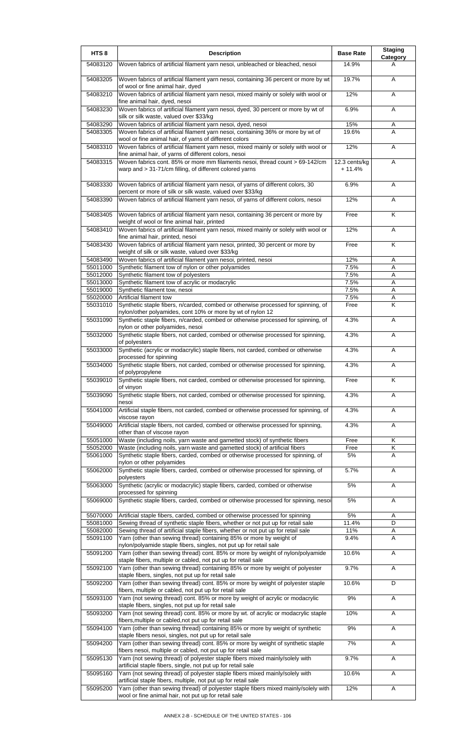| HTS 8 | Description | Base Rate | Staging Category |
|---|---|---|---|
| 54083120 | Woven fabrics of artificial filament yarn nesoi, unbleached or bleached, nesoi | 14.9% | A |
| 54083205 | Woven fabrics of artificial filament yarn nesoi, containing 36 percent or more by wt of wool or fine animal hair, dyed | 19.7% | A |
| 54083210 | Woven fabrics of artificial filament yarn nesoi, mixed mainly or solely with wool or fine animal hair, dyed, nesoi | 12% | A |
| 54083230 | Woven fabrics of artificial filament yarn nesoi, dyed, 30 percent or more by wt of silk or silk waste, valued over $33/kg | 6.9% | A |
| 54083290 | Woven fabrics of artificial filament yarn nesoi, dyed, nesoi | 15% | A |
| 54083305 | Woven fabrics of artificial filament yarn nesoi, containing 36% or more by wt of wool or fine animal hair, of yarns of different colors | 19.6% | A |
| 54083310 | Woven fabrics of artificial filament yarn nesoi, mixed mainly or solely with wool or fine animal hair, of yarns of different colors, nesoi | 12% | A |
| 54083315 | Woven fabrics cont. 85% or more mm filaments nesoi, thread count > 69-142/cm warp and > 31-71/cm filling, of different colored yarns | 12.3 cents/kg + 11.4% | A |
| 54083330 | Woven fabrics of artificial filament yarn nesoi, of yarns of different colors, 30 percent or more of silk or silk waste, valued over $33/kg | 6.9% | A |
| 54083390 | Woven fabrics of artificial filament yarn nesoi, of yarns of different colors, nesoi | 12% | A |
| 54083405 | Woven fabrics of artificial filament yarn nesoi, containing 36 percent or more by weight of wool or fine animal hair, printed | Free | K |
| 54083410 | Woven fabrics of artificial filament yarn nesoi, mixed mainly or solely with wool or fine animal hair, printed, nesoi | 12% | A |
| 54083430 | Woven fabrics of artificial filament yarn nesoi, printed, 30 percent or more by weight of silk or silk waste, valued over $33/kg | Free | K |
| 54083490 | Woven fabrics of artificial filament yarn nesoi, printed, nesoi | 12% | A |
| 55011000 | Synthetic filament tow of nylon or other polyamides | 7.5% | A |
| 55012000 | Synthetic filament tow of polyesters | 7.5% | A |
| 55013000 | Synthetic filament tow of acrylic or modacrylic | 7.5% | A |
| 55019000 | Synthetic filament tow, nesoi | 7.5% | A |
| 55020000 | Artificial filament tow | 7.5% | A |
| 55031010 | Synthetic staple fibers, n/carded, combed or otherwise processed for spinning, of nylon/other polyamides, cont 10% or more by wt of nylon 12 | Free | K |
| 55031090 | Synthetic staple fibers, n/carded, combed or otherwise processed for spinning, of nylon or other polyamides, nesoi | 4.3% | A |
| 55032000 | Synthetic staple fibers, not carded, combed or otherwise processed for spinning, of polyesters | 4.3% | A |
| 55033000 | Synthetic (acrylic or modacrylic) staple fibers, not carded, combed or otherwise processed for spinning | 4.3% | A |
| 55034000 | Synthetic staple fibers, not carded, combed or otherwise processed for spinning, of polypropylene | 4.3% | A |
| 55039010 | Synthetic staple fibers, not carded, combed or otherwise processed for spinning, of vinyon | Free | K |
| 55039090 | Synthetic staple fibers, not carded, combed or otherwise processed for spinning, nesoi | 4.3% | A |
| 55041000 | Artificial staple fibers, not carded, combed or otherwise processed for spinning, of viscose rayon | 4.3% | A |
| 55049000 | Artificial staple fibers, not carded, combed or otherwise processed for spinning, other than of viscose rayon | 4.3% | A |
| 55051000 | Waste (including noils, yarn waste and garnetted stock) of synthetic fibers | Free | K |
| 55052000 | Waste (including noils, yarn waste and garnetted stock) of artificial fibers | Free | K |
| 55061000 | Synthetic staple fibers, carded, combed or otherwise processed for spinning, of nylon or other polyamides | 5% | A |
| 55062000 | Synthetic staple fibers, carded, combed or otherwise processed for spinning, of polyesters | 5.7% | A |
| 55063000 | Synthetic (acrylic or modacrylic) staple fibers, carded, combed or otherwise processed for spinning | 5% | A |
| 55069000 | Synthetic staple fibers, carded, combed or otherwise processed for spinning, nesoi | 5% | A |
| 55070000 | Artificial staple fibers, carded, combed or otherwise processed for spinning | 5% | A |
| 55081000 | Sewing thread of synthetic staple fibers, whether or not put up for retail sale | 11.4% | D |
| 55082000 | Sewing thread of artificial staple fibers, whether or not put up for retail sale | 11% | A |
| 55091100 | Yarn (other than sewing thread) containing 85% or more by weight of nylon/polyamide staple fibers, singles, not put up for retail sale | 9.4% | A |
| 55091200 | Yarn (other than sewing thread) cont. 85% or more by weight of nylon/polyamide staple fibers, multiple or cabled, not put up for retail sale | 10.6% | A |
| 55092100 | Yarn (other than sewing thread) containing 85% or more by weight of polyester staple fibers, singles, not put up for retail sale | 9.7% | A |
| 55092200 | Yarn (other than sewing thread) cont. 85% or more by weight of polyester staple fibers, multiple or cabled, not put up for retail sale | 10.6% | D |
| 55093100 | Yarn (not sewing thread) cont. 85% or more by weight of acrylic or modacrylic staple fibers, singles, not put up for retail sale | 9% | A |
| 55093200 | Yarn (not sewing thread) cont. 85% or more by wt. of acrylic or modacrylic staple fibers,multiple or cabled,not put up for retail sale | 10% | A |
| 55094100 | Yarn (other than sewing thread) containing 85% or more by weight of synthetic staple fibers nesoi, singles, not put up for retail sale | 9% | A |
| 55094200 | Yarn (other than sewing thread) cont. 85% or more by weight of synthetic staple fibers nesoi, multiple or cabled, not put up for retail sale | 7% | A |
| 55095130 | Yarn (not sewing thread) of polyester staple fibers mixed mainly/solely with artificial staple fibers, single, not put up for retail sale | 9.7% | A |
| 55095160 | Yarn (not sewing thread) of polyester staple fibers mixed mainly/solely with artificial staple fibers, multiple, not put up for retail sale | 10.6% | A |
| 55095200 | Yarn (other than sewing thread) of polyester staple fibers mixed mainly/solely with wool or fine animal hair, not put up for retail sale | 12% | A |

ANNEX 2-B - SCHEDULE OF THE UNITED STATES - 106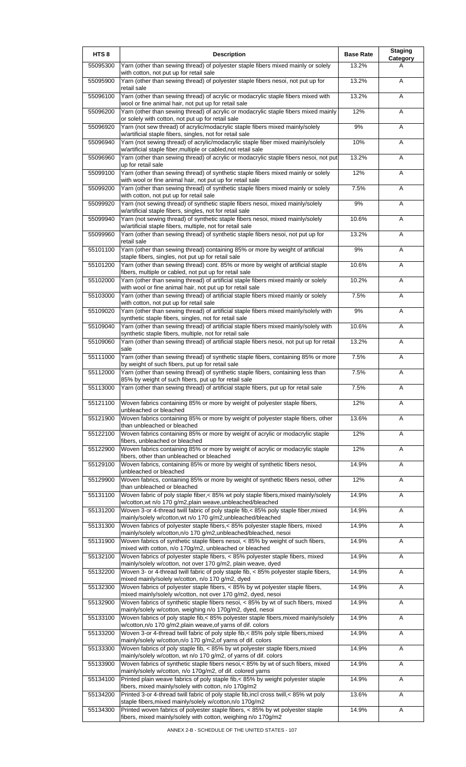| HTS 8 | Description | Base Rate | Staging Category |
|---|---|---|---|
| 55095300 | Yarn (other than sewing thread) of polyester staple fibers mixed mainly or solely with cotton, not put up for retail sale | 13.2% | A |
| 55095900 | Yarn (other than sewing thread) of polyester staple fibers nesoi, not put up for retail sale | 13.2% | A |
| 55096100 | Yarn (other than sewing thread) of acrylic or modacrylic staple fibers mixed with wool or fine animal hair, not put up for retail sale | 13.2% | A |
| 55096200 | Yarn (other than sewing thread) of acrylic or modacrylic staple fibers mixed mainly or solely with cotton, not put up for retail sale | 12% | A |
| 55096920 | Yarn (not sew thread) of acrylic/modacrylic staple fibers mixed mainly/solely w/artificial staple fibers, singles, not for retail sale | 9% | A |
| 55096940 | Yarn (not sewing thread) of acrylic/modacrylic staple fiber mixed mainly/solely w/artificial staple fiber,multiple or cabled,not retail sale | 10% | A |
| 55096960 | Yarn (other than sewing thread) of acrylic or modacrylic staple fibers nesoi, not put up for retail sale | 13.2% | A |
| 55099100 | Yarn (other than sewing thread) of synthetic staple fibers mixed mainly or solely with wool or fine animal hair, not put up for retail sale | 12% | A |
| 55099200 | Yarn (other than sewing thread) of synthetic staple fibers mixed mainly or solely with cotton, not put up for retail sale | 7.5% | A |
| 55099920 | Yarn (not sewing thread) of synthetic staple fibers nesoi, mixed mainly/solely w/artificial staple fibers, singles, not for retail sale | 9% | A |
| 55099940 | Yarn (not sewing thread) of synthetic staple fibers nesoi, mixed mainly/solely w/artificial staple fibers, multiple, not for retail sale | 10.6% | A |
| 55099960 | Yarn (other than sewing thread) of synthetic staple fibers nesoi, not put up for retail sale | 13.2% | A |
| 55101100 | Yarn (other than sewing thread) containing 85% or more by weight of artificial staple fibers, singles, not put up for retail sale | 9% | A |
| 55101200 | Yarn (other than sewing thread) cont. 85% or more by weight of artificial staple fibers, multiple or cabled, not put up for retail sale | 10.6% | A |
| 55102000 | Yarn (other than sewing thread) of artificial staple fibers mixed mainly or solely with wool or fine animal hair, not put up for retail sale | 10.2% | A |
| 55103000 | Yarn (other than sewing thread) of artificial staple fibers mixed mainly or solely with cotton, not put up for retail sale | 7.5% | A |
| 55109020 | Yarn (other than sewing thread) of artificial staple fibers mixed mainly/solely with synthetic staple fibers, singles, not for retail sale | 9% | A |
| 55109040 | Yarn (other than sewing thread) of artificial staple fibers mixed mainly/solely with synthetic staple fibers, multiple, not for retail sale | 10.6% | A |
| 55109060 | Yarn (other than sewing thread) of artificial staple fibers nesoi, not put up for retail sale | 13.2% | A |
| 55111000 | Yarn (other than sewing thread) of synthetic staple fibers, containing 85% or more by weight of such fibers, put up for retail sale | 7.5% | A |
| 55112000 | Yarn (other than sewing thread) of synthetic staple fibers, containing less than 85% by weight of such fibers, put up for retail sale | 7.5% | A |
| 55113000 | Yarn (other than sewing thread) of artificial staple fibers, put up for retail sale | 7.5% | A |
| 55121100 | Woven fabrics containing 85% or more by weight of polyester staple fibers, unbleached or bleached | 12% | A |
| 55121900 | Woven fabrics containing 85% or more by weight of polyester staple fibers, other than unbleached or bleached | 13.6% | A |
| 55122100 | Woven fabrics containing 85% or more by weight of acrylic or modacrylic staple fibers, unbleached or bleached | 12% | A |
| 55122900 | Woven fabrics containing 85% or more by weight of acrylic or modacrylic staple fibers, other than unbleached or bleached | 12% | A |
| 55129100 | Woven fabrics, containing 85% or more by weight of synthetic fibers nesoi, unbleached or bleached | 14.9% | A |
| 55129900 | Woven fabrics, containing 85% or more by weight of synthetic fibers nesoi, other than unbleached or bleached | 12% | A |
| 55131100 | Woven fabric of poly staple fiber,< 85% wt poly staple fibers,mixed mainly/solely w/cotton,wt n/o 170 g/m2,plain weave,unbleached/bleached | 14.9% | A |
| 55131200 | Woven 3-or 4-thread twill fabric of poly staple fib,< 85% poly staple fiber,mixed mainly/solely w/cotton,wt n/o 170 g/m2,unbleached/bleached | 14.9% | A |
| 55131300 | Woven fabrics of polyester staple fibers,< 85% polyester staple fibers, mixed mainly/solely w/cotton,n/o 170 g/m2,unbleached/bleached, nesoi | 14.9% | A |
| 55131900 | Woven fabrics of synthetic staple fibers nesoi, < 85% by weight of such fibers, mixed with cotton, n/o 170g/m2, unbleached or bleached | 14.9% | A |
| 55132100 | Woven fabrics of polyester staple fibers, < 85% polyester staple fibers, mixed mainly/solely w/cotton, not over 170 g/m2, plain weave, dyed | 14.9% | A |
| 55132200 | Woven 3- or 4-thread twill fabric of poly staple fib, < 85% polyester staple fibers, mixed mainly/solely w/cotton, n/o 170 g/m2, dyed | 14.9% | A |
| 55132300 | Woven fabrics of polyester staple fibers, < 85% by wt polyester staple fibers, mixed mainly/solely w/cotton, not over 170 g/m2, dyed, nesoi | 14.9% | A |
| 55132900 | Woven fabrics of synthetic staple fibers nesoi, < 85% by wt of such fibers, mixed mainly/solely w/cotton, weighing n/o 170g/m2, dyed, nesoi | 14.9% | A |
| 55133100 | Woven fabrics of poly staple fib,< 85% polyester staple fibers,mixed mainly/solely w/cotton,n/o 170 g/m2,plain weave,of yarns of dif. colors | 14.9% | A |
| 55133200 | Woven 3-or 4-thread twill fabric of poly staple fib,< 85% poly stple fibers,mixed mainly/solely w/cotton,n/o 170 g/m2,of yarns of dif. colors | 14.9% | A |
| 55133300 | Woven fabrics of poly staple fib, < 85% by wt polyester staple fibers,mixed mainly/solely w/cotton, wt n/o 170 g/m2, of yarns of dif. colors | 14.9% | A |
| 55133900 | Woven fabrics of synthetic staple fibers nesoi,< 85% by wt of such fibers, mixed mainly/solely w/cotton, n/o 170g/m2, of dif. colored yarns | 14.9% | A |
| 55134100 | Printed plain weave fabrics of poly staple fib,< 85% by weight polyester staple fibers, mixed mainly/solely with cotton, n/o 170g/m2 | 14.9% | A |
| 55134200 | Printed 3-or 4-thread twill fabric of poly staple fib,incl cross twill,< 85% wt poly staple fibers,mixed mainly/solely w/cotton,n/o 170g/m2 | 13.6% | A |
| 55134300 | Printed woven fabrics of polyester staple fibers, < 85% by wt polyester staple fibers, mixed mainly/solely with cotton, weighing n/o 170g/m2 | 14.9% | A |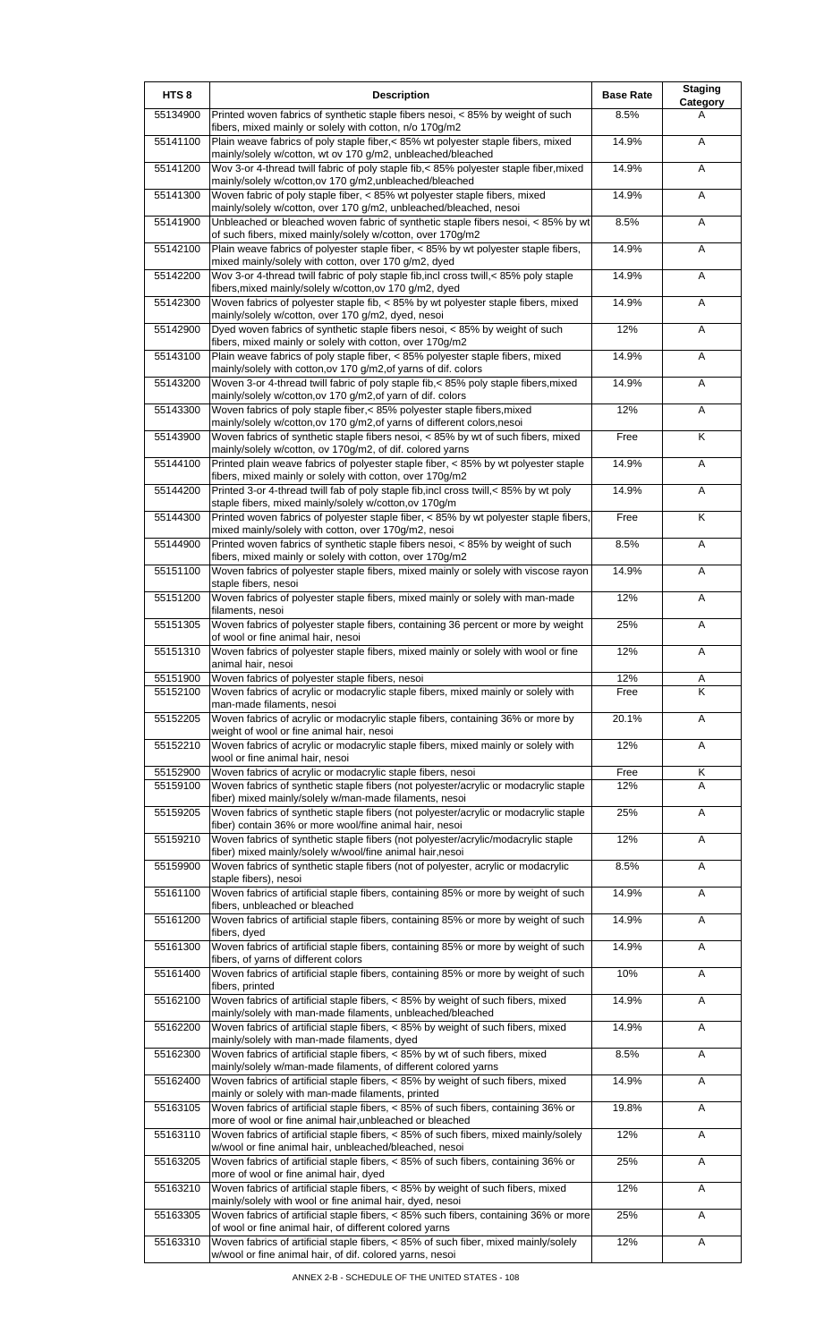| HTS 8 | Description | Base Rate | Staging Category |
|---|---|---|---|
| 55134900 | Printed woven fabrics of synthetic staple fibers nesoi, < 85% by weight of such fibers, mixed mainly or solely with cotton, n/o 170g/m2 | 8.5% | A |
| 55141100 | Plain weave fabrics of poly staple fiber,< 85% wt polyester staple fibers, mixed mainly/solely w/cotton, wt ov 170 g/m2, unbleached/bleached | 14.9% | A |
| 55141200 | Wov 3-or 4-thread twill fabric of poly staple fib,< 85% polyester staple fiber,mixed mainly/solely w/cotton,ov 170 g/m2,unbleached/bleached | 14.9% | A |
| 55141300 | Woven fabric of poly staple fiber, < 85% wt polyester staple fibers, mixed mainly/solely w/cotton, over 170 g/m2, unbleached/bleached, nesoi | 14.9% | A |
| 55141900 | Unbleached or bleached woven fabric of synthetic staple fibers nesoi, < 85% by wt of such fibers, mixed mainly/solely w/cotton, over 170g/m2 | 8.5% | A |
| 55142100 | Plain weave fabrics of polyester staple fiber, < 85% by wt polyester staple fibers, mixed mainly/solely with cotton, over 170 g/m2, dyed | 14.9% | A |
| 55142200 | Wov 3-or 4-thread twill fabric of poly staple fib,incl cross twill,< 85% poly staple fibers,mixed mainly/solely w/cotton,ov 170 g/m2, dyed | 14.9% | A |
| 55142300 | Woven fabrics of polyester staple fib, < 85% by wt polyester staple fibers, mixed mainly/solely w/cotton, over 170 g/m2, dyed, nesoi | 14.9% | A |
| 55142900 | Dyed woven fabrics of synthetic staple fibers nesoi, < 85% by weight of such fibers, mixed mainly or solely with cotton, over 170g/m2 | 12% | A |
| 55143100 | Plain weave fabrics of poly staple fiber, < 85% polyester staple fibers, mixed mainly/solely with cotton,ov 170 g/m2,of yarns of dif. colors | 14.9% | A |
| 55143200 | Woven 3-or 4-thread twill fabric of poly staple fib,< 85% poly staple fibers,mixed mainly/solely w/cotton,ov 170 g/m2,of yarn of dif. colors | 14.9% | A |
| 55143300 | Woven fabrics of poly staple fiber,< 85% polyester staple fibers,mixed mainly/solely w/cotton,ov 170 g/m2,of yarns of different colors,nesoi | 12% | A |
| 55143900 | Woven fabrics of synthetic staple fibers nesoi, < 85% by wt of such fibers, mixed mainly/solely w/cotton, ov 170g/m2, of dif. colored yarns | Free | K |
| 55144100 | Printed plain weave fabrics of polyester staple fiber, < 85% by wt polyester staple fibers, mixed mainly/solely with cotton, over 170g/m2 | 14.9% | A |
| 55144200 | Printed 3-or 4-thread twill fab of poly staple fib,incl cross twill,< 85% by wt poly staple fibers, mixed mainly/solely w/cotton,ov 170g/m | 14.9% | A |
| 55144300 | Printed woven fabrics of polyester staple fiber, < 85% by wt polyester staple fibers, mixed mainly/solely with cotton, over 170g/m2, nesoi | Free | K |
| 55144900 | Printed woven fabrics of synthetic staple fibers nesoi, < 85% by weight of such fibers, mixed mainly or solely with cotton, over 170g/m2 | 8.5% | A |
| 55151100 | Woven fabrics of polyester staple fibers, mixed mainly or solely with viscose rayon staple fibers, nesoi | 14.9% | A |
| 55151200 | Woven fabrics of polyester staple fibers, mixed mainly or solely with man-made filaments, nesoi | 12% | A |
| 55151305 | Woven fabrics of polyester staple fibers, containing 36 percent or more by weight of wool or fine animal hair, nesoi | 25% | A |
| 55151310 | Woven fabrics of polyester staple fibers, mixed mainly or solely with wool or fine animal hair, nesoi | 12% | A |
| 55151900 | Woven fabrics of polyester staple fibers, nesoi | 12% | A |
| 55152100 | Woven fabrics of acrylic or modacrylic staple fibers, mixed mainly or solely with man-made filaments, nesoi | Free | K |
| 55152205 | Woven fabrics of acrylic or modacrylic staple fibers, containing 36% or more by weight of wool or fine animal hair, nesoi | 20.1% | A |
| 55152210 | Woven fabrics of acrylic or modacrylic staple fibers, mixed mainly or solely with wool or fine animal hair, nesoi | 12% | A |
| 55152900 | Woven fabrics of acrylic or modacrylic staple fibers, nesoi | Free | K |
| 55159100 | Woven fabrics of synthetic staple fibers (not polyester/acrylic or modacrylic staple fiber) mixed mainly/solely w/man-made filaments, nesoi | 12% | A |
| 55159205 | Woven fabrics of synthetic staple fibers (not polyester/acrylic or modacrylic staple fiber) contain 36% or more wool/fine animal hair, nesoi | 25% | A |
| 55159210 | Woven fabrics of synthetic staple fibers (not polyester/acrylic/modacrylic staple fiber) mixed mainly/solely w/wool/fine animal hair,nesoi | 12% | A |
| 55159900 | Woven fabrics of synthetic staple fibers (not of polyester, acrylic or modacrylic staple fibers), nesoi | 8.5% | A |
| 55161100 | Woven fabrics of artificial staple fibers, containing 85% or more by weight of such fibers, unbleached or bleached | 14.9% | A |
| 55161200 | Woven fabrics of artificial staple fibers, containing 85% or more by weight of such fibers, dyed | 14.9% | A |
| 55161300 | Woven fabrics of artificial staple fibers, containing 85% or more by weight of such fibers, of yarns of different colors | 14.9% | A |
| 55161400 | Woven fabrics of artificial staple fibers, containing 85% or more by weight of such fibers, printed | 10% | A |
| 55162100 | Woven fabrics of artificial staple fibers, < 85% by weight of such fibers, mixed mainly/solely with man-made filaments, unbleached/bleached | 14.9% | A |
| 55162200 | Woven fabrics of artificial staple fibers, < 85% by weight of such fibers, mixed mainly/solely with man-made filaments, dyed | 14.9% | A |
| 55162300 | Woven fabrics of artificial staple fibers, < 85% by wt of such fibers, mixed mainly/solely w/man-made filaments, of different colored yarns | 8.5% | A |
| 55162400 | Woven fabrics of artificial staple fibers, < 85% by weight of such fibers, mixed mainly or solely with man-made filaments, printed | 14.9% | A |
| 55163105 | Woven fabrics of artificial staple fibers, < 85% of such fibers, containing 36% or more of wool or fine animal hair,unbleached or bleached | 19.8% | A |
| 55163110 | Woven fabrics of artificial staple fibers, < 85% of such fibers, mixed mainly/solely w/wool or fine animal hair, unbleached/bleached, nesoi | 12% | A |
| 55163205 | Woven fabrics of artificial staple fibers, < 85% of such fibers, containing 36% or more of wool or fine animal hair, dyed | 25% | A |
| 55163210 | Woven fabrics of artificial staple fibers, < 85% by weight of such fibers, mixed mainly/solely with wool or fine animal hair, dyed, nesoi | 12% | A |
| 55163305 | Woven fabrics of artificial staple fibers, < 85% such fibers, containing 36% or more of wool or fine animal hair, of different colored yarns | 25% | A |
| 55163310 | Woven fabrics of artificial staple fibers, < 85% of such fiber, mixed mainly/solely w/wool or fine animal hair, of dif. colored yarns, nesoi | 12% | A |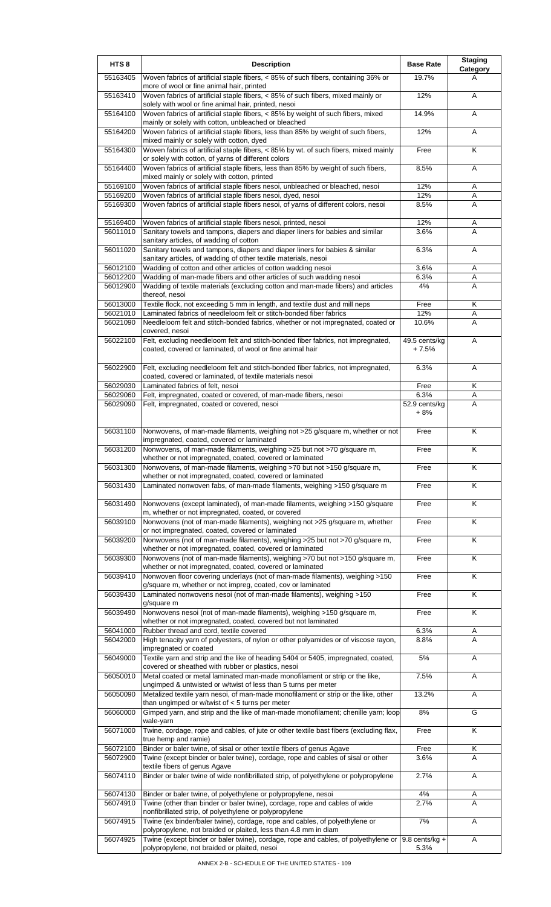| HTS 8 | Description | Base Rate | Staging Category |
|---|---|---|---|
| 55163405 | Woven fabrics of artificial staple fibers, < 85% of such fibers, containing 36% or more of wool or fine animal hair, printed | 19.7% | A |
| 55163410 | Woven fabrics of artificial staple fibers, < 85% of such fibers, mixed mainly or solely with wool or fine animal hair, printed, nesoi | 12% | A |
| 55164100 | Woven fabrics of artificial staple fibers, < 85% by weight of such fibers, mixed mainly or solely with cotton, unbleached or bleached | 14.9% | A |
| 55164200 | Woven fabrics of artificial staple fibers, less than 85% by weight of such fibers, mixed mainly or solely with cotton, dyed | 12% | A |
| 55164300 | Woven fabrics of artificial staple fibers, < 85% by wt. of such fibers, mixed mainly or solely with cotton, of yarns of different colors | Free | K |
| 55164400 | Woven fabrics of artificial staple fibers, less than 85% by weight of such fibers, mixed mainly or solely with cotton, printed | 8.5% | A |
| 55169100 | Woven fabrics of artificial staple fibers nesoi, unbleached or bleached, nesoi | 12% | A |
| 55169200 | Woven fabrics of artificial staple fibers nesoi, dyed, nesoi | 12% | A |
| 55169300 | Woven fabrics of artificial staple fibers nesoi, of yarns of different colors, nesoi | 8.5% | A |
| 55169400 | Woven fabrics of artificial staple fibers nesoi, printed, nesoi | 12% | A |
| 56011010 | Sanitary towels and tampons, diapers and diaper liners for babies and similar sanitary articles, of wadding of cotton | 3.6% | A |
| 56011020 | Sanitary towels and tampons, diapers and diaper liners for babies & similar sanitary articles, of wadding of other textile materials, nesoi | 6.3% | A |
| 56012100 | Wadding of cotton and other articles of cotton wadding nesoi | 3.6% | A |
| 56012200 | Wadding of man-made fibers and other articles of such wadding nesoi | 6.3% | A |
| 56012900 | Wadding of textile materials (excluding cotton and man-made fibers) and articles thereof, nesoi | 4% | A |
| 56013000 | Textile flock, not exceeding 5 mm in length, and textile dust and mill neps | Free | K |
| 56021010 | Laminated fabrics of needleloom felt or stitch-bonded fiber fabrics | 12% | A |
| 56021090 | Needleloom felt and stitch-bonded fabrics, whether or not impregnated, coated or covered, nesoi | 10.6% | A |
| 56022100 | Felt, excluding needleloom felt and stitch-bonded fiber fabrics, not impregnated, coated, covered or laminated, of wool or fine animal hair | 49.5 cents/kg + 7.5% | A |
| 56022900 | Felt, excluding needleloom felt and stitch-bonded fiber fabrics, not impregnated, coated, covered or laminated, of textile materials nesoi | 6.3% | A |
| 56029030 | Laminated fabrics of felt, nesoi | Free | K |
| 56029060 | Felt, impregnated, coated or covered, of man-made fibers, nesoi | 6.3% | A |
| 56029090 | Felt, impregnated, coated or covered, nesoi | 52.9 cents/kg + 8% | A |
| 56031100 | Nonwovens, of man-made filaments, weighing not >25 g/square m, whether or not impregnated, coated, covered or laminated | Free | K |
| 56031200 | Nonwovens, of man-made filaments, weighing >25 but not >70 g/square m, whether or not impregnated, coated, covered or laminated | Free | K |
| 56031300 | Nonwovens, of man-made filaments, weighing >70 but not >150 g/square m, whether or not impregnated, coated, covered or laminated | Free | K |
| 56031430 | Laminated nonwoven fabs, of man-made filaments, weighing >150 g/square m | Free | K |
| 56031490 | Nonwovens (except laminated), of man-made filaments, weighing >150 g/square m, whether or not impregnated, coated, or covered | Free | K |
| 56039100 | Nonwovens (not of man-made filaments), weighing not >25 g/square m, whether or not impregnated, coated, covered or laminated | Free | K |
| 56039200 | Nonwovens (not of man-made filaments), weighing >25 but not >70 g/square m, whether or not impregnated, coated, covered or laminated | Free | K |
| 56039300 | Nonwovens (not of man-made filaments), weighing >70 but not >150 g/square m, whether or not impregnated, coated, covered or laminated | Free | K |
| 56039410 | Nonwoven floor covering underlays (not of man-made filaments), weighing >150 g/square m, whether or not impreg, coated, cov or laminated | Free | K |
| 56039430 | Laminated nonwovens nesoi (not of man-made filaments), weighing >150 g/square m | Free | K |
| 56039490 | Nonwovens nesoi (not of man-made filaments), weighing >150 g/square m, whether or not impregnated, coated, covered but not laminated | Free | K |
| 56041000 | Rubber thread and cord, textile covered | 6.3% | A |
| 56042000 | High tenacity yarn of polyesters, of nylon or other polyamides or of viscose rayon, impregnated or coated | 8.8% | A |
| 56049000 | Textile yarn and strip and the like of heading 5404 or 5405, impregnated, coated, covered or sheathed with rubber or plastics, nesoi | 5% | A |
| 56050010 | Metal coated or metal laminated man-made monofilament or strip or the like, ungimped & untwisted or w/twist of less than 5 turns per meter | 7.5% | A |
| 56050090 | Metalized textile yarn nesoi, of man-made monofilament or strip or the like, other than ungimped or w/twist of < 5 turns per meter | 13.2% | A |
| 56060000 | Gimped yarn, and strip and the like of man-made monofilament; chenille yarn; loop wale-yarn | 8% | G |
| 56071000 | Twine, cordage, rope and cables, of jute or other textile bast fibers (excluding flax, true hemp and ramie) | Free | K |
| 56072100 | Binder or baler twine, of sisal or other textile fibers of genus Agave | Free | K |
| 56072900 | Twine (except binder or baler twine), cordage, rope and cables of sisal or other textile fibers of genus Agave | 3.6% | A |
| 56074110 | Binder or baler twine of wide nonfibrillated strip, of polyethylene or polypropylene | 2.7% | A |
| 56074130 | Binder or baler twine, of polyethylene or polypropylene, nesoi | 4% | A |
| 56074910 | Twine (other than binder or baler twine), cordage, rope and cables of wide nonfibrillated strip, of polyethylene or polypropylene | 2.7% | A |
| 56074915 | Twine (ex binder/baler twine), cordage, rope and cables, of polyethylene or polypropylene, not braided or plaited, less than 4.8 mm in diam | 7% | A |
| 56074925 | Twine (except binder or baler twine), cordage, rope and cables, of polyethylene or polypropylene, not braided or plaited, nesoi | 9.8 cents/kg + 5.3% | A |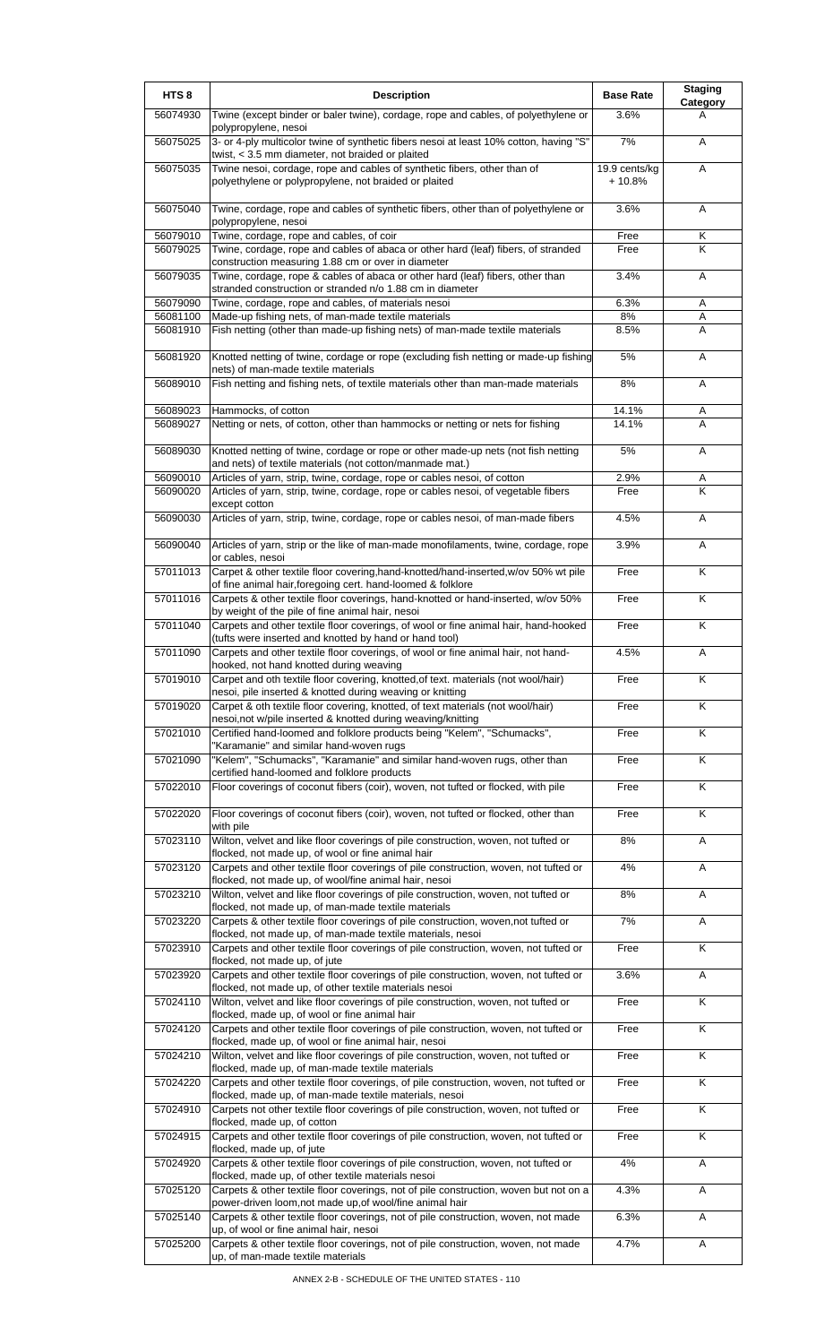| HTS 8 | Description | Base Rate | Staging Category |
|---|---|---|---|
| 56074930 | Twine (except binder or baler twine), cordage, rope and cables, of polyethylene or polypropylene, nesoi | 3.6% | A |
| 56075025 | 3- or 4-ply multicolor twine of synthetic fibers nesoi at least 10% cotton, having "S" twist, < 3.5 mm diameter, not braided or plaited | 7% | A |
| 56075035 | Twine nesoi, cordage, rope and cables of synthetic fibers, other than of polyethylene or polypropylene, not braided or plaited | 19.9 cents/kg + 10.8% | A |
| 56075040 | Twine, cordage, rope and cables of synthetic fibers, other than of polyethylene or polypropylene, nesoi | 3.6% | A |
| 56079010 | Twine, cordage, rope and cables, of coir | Free | K |
| 56079025 | Twine, cordage, rope and cables of abaca or other hard (leaf) fibers, of stranded construction measuring 1.88 cm or over in diameter | Free | K |
| 56079035 | Twine, cordage, rope & cables of abaca or other hard (leaf) fibers, other than stranded construction or stranded n/o 1.88 cm in diameter | 3.4% | A |
| 56079090 | Twine, cordage, rope and cables, of materials nesoi | 6.3% | A |
| 56081100 | Made-up fishing nets, of man-made textile materials | 8% | A |
| 56081910 | Fish netting (other than made-up fishing nets) of man-made textile materials | 8.5% | A |
| 56081920 | Knotted netting of twine, cordage or rope (excluding fish netting or made-up fishing nets) of man-made textile materials | 5% | A |
| 56089010 | Fish netting and fishing nets, of textile materials other than man-made materials | 8% | A |
| 56089023 | Hammocks, of cotton | 14.1% | A |
| 56089027 | Netting or nets, of cotton, other than hammocks or netting or nets for fishing | 14.1% | A |
| 56089030 | Knotted netting of twine, cordage or rope or other made-up nets (not fish netting and nets) of textile materials (not cotton/manmade mat.) | 5% | A |
| 56090010 | Articles of yarn, strip, twine, cordage, rope or cables nesoi, of cotton | 2.9% | A |
| 56090020 | Articles of yarn, strip, twine, cordage, rope or cables nesoi, of vegetable fibers except cotton | Free | K |
| 56090030 | Articles of yarn, strip, twine, cordage, rope or cables nesoi, of man-made fibers | 4.5% | A |
| 56090040 | Articles of yarn, strip or the like of man-made monofilaments, twine, cordage, rope or cables, nesoi | 3.9% | A |
| 57011013 | Carpet & other textile floor covering,hand-knotted/hand-inserted,w/ov 50% wt pile of fine animal hair,foregoing cert. hand-loomed & folklore | Free | K |
| 57011016 | Carpets & other textile floor coverings, hand-knotted or hand-inserted, w/ov 50% by weight of the pile of fine animal hair, nesoi | Free | K |
| 57011040 | Carpets and other textile floor coverings, of wool or fine animal hair, hand-hooked (tufts were inserted and knotted by hand or hand tool) | Free | K |
| 57011090 | Carpets and other textile floor coverings, of wool or fine animal hair, not hand-hooked, not hand knotted during weaving | 4.5% | A |
| 57019010 | Carpet and oth textile floor covering, knotted,of text. materials (not wool/hair) nesoi, pile inserted & knotted during weaving or knitting | Free | K |
| 57019020 | Carpet & oth textile floor covering, knotted, of text materials (not wool/hair) nesoi,not w/pile inserted & knotted during weaving/knitting | Free | K |
| 57021010 | Certified hand-loomed and folklore products being "Kelem", "Schumacks", "Karamanie" and similar hand-woven rugs | Free | K |
| 57021090 | "Kelem", "Schumacks", "Karamanie" and similar hand-woven rugs, other than certified hand-loomed and folklore products | Free | K |
| 57022010 | Floor coverings of coconut fibers (coir), woven, not tufted or flocked, with pile | Free | K |
| 57022020 | Floor coverings of coconut fibers (coir), woven, not tufted or flocked, other than with pile | Free | K |
| 57023110 | Wilton, velvet and like floor coverings of pile construction, woven, not tufted or flocked, not made up, of wool or fine animal hair | 8% | A |
| 57023120 | Carpets and other textile floor coverings of pile construction, woven, not tufted or flocked, not made up, of wool/fine animal hair, nesoi | 4% | A |
| 57023210 | Wilton, velvet and like floor coverings of pile construction, woven, not tufted or flocked, not made up, of man-made textile materials | 8% | A |
| 57023220 | Carpets & other textile floor coverings of pile construction, woven,not tufted or flocked, not made up, of man-made textile materials, nesoi | 7% | A |
| 57023910 | Carpets and other textile floor coverings of pile construction, woven, not tufted or flocked, not made up, of jute | Free | K |
| 57023920 | Carpets and other textile floor coverings of pile construction, woven, not tufted or flocked, not made up, of other textile materials nesoi | 3.6% | A |
| 57024110 | Wilton, velvet and like floor coverings of pile construction, woven, not tufted or flocked, made up, of wool or fine animal hair | Free | K |
| 57024120 | Carpets and other textile floor coverings of pile construction, woven, not tufted or flocked, made up, of wool or fine animal hair, nesoi | Free | K |
| 57024210 | Wilton, velvet and like floor coverings of pile construction, woven, not tufted or flocked, made up, of man-made textile materials | Free | K |
| 57024220 | Carpets and other textile floor coverings, of pile construction, woven, not tufted or flocked, made up, of man-made textile materials, nesoi | Free | K |
| 57024910 | Carpets not other textile floor coverings of pile construction, woven, not tufted or flocked, made up, of cotton | Free | K |
| 57024915 | Carpets and other textile floor coverings of pile construction, woven, not tufted or flocked, made up, of jute | Free | K |
| 57024920 | Carpets & other textile floor coverings of pile construction, woven, not tufted or flocked, made up, of other textile materials nesoi | 4% | A |
| 57025120 | Carpets & other textile floor coverings, not of pile construction, woven but not on a power-driven loom,not made up,of wool/fine animal hair | 4.3% | A |
| 57025140 | Carpets & other textile floor coverings, not of pile construction, woven, not made up, of wool or fine animal hair, nesoi | 6.3% | A |
| 57025200 | Carpets & other textile floor coverings, not of pile construction, woven, not made up, of man-made textile materials | 4.7% | A |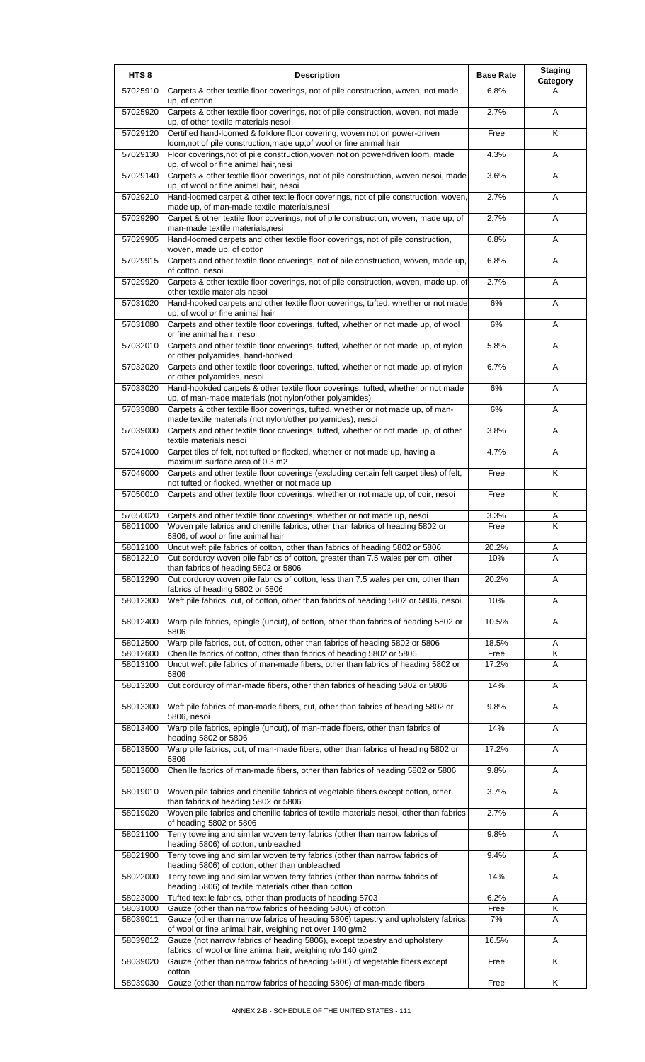| HTS 8 | Description | Base Rate | Staging Category |
|---|---|---|---|
| 57025910 | Carpets & other textile floor coverings, not of pile construction, woven, not made up, of cotton | 6.8% | A |
| 57025920 | Carpets & other textile floor coverings, not of pile construction, woven, not made up, of other textile materials nesoi | 2.7% | A |
| 57029120 | Certified hand-loomed & folklore floor covering, woven not on power-driven loom,not of pile construction,made up,of wool or fine animal hair | Free | K |
| 57029130 | Floor coverings,not of pile construction,woven not on power-driven loom, made up, of wool or fine animal hair,nesi | 4.3% | A |
| 57029140 | Carpets & other textile floor coverings, not of pile construction, woven nesoi, made up, of wool or fine animal hair, nesoi | 3.6% | A |
| 57029210 | Hand-loomed carpet & other textile floor coverings, not of pile construction, woven, made up, of man-made textile materials,nesi | 2.7% | A |
| 57029290 | Carpet & other textile floor coverings, not of pile construction, woven, made up, of man-made textile materials,nesi | 2.7% | A |
| 57029905 | Hand-loomed carpets and other textile floor coverings, not of pile construction, woven, made up, of cotton | 6.8% | A |
| 57029915 | Carpets and other textile floor coverings, not of pile construction, woven, made up, of cotton, nesoi | 6.8% | A |
| 57029920 | Carpets & other textile floor coverings, not of pile construction, woven, made up, of other textile materials nesoi | 2.7% | A |
| 57031020 | Hand-hooked carpets and other textile floor coverings, tufted, whether or not made up, of wool or fine animal hair | 6% | A |
| 57031080 | Carpets and other textile floor coverings, tufted, whether or not made up, of wool or fine animal hair, nesoi | 6% | A |
| 57032010 | Carpets and other textile floor coverings, tufted, whether or not made up, of nylon or other polyamides, hand-hooked | 5.8% | A |
| 57032020 | Carpets and other textile floor coverings, tufted, whether or not made up, of nylon or other polyamides, nesoi | 6.7% | A |
| 57033020 | Hand-hookded carpets & other textile floor coverings, tufted, whether or not made up, of man-made materials (not nylon/other polyamides) | 6% | A |
| 57033080 | Carpets & other textile floor coverings, tufted, whether or not made up, of man-made textile materials (not nylon/other polyamides), nesoi | 6% | A |
| 57039000 | Carpets and other textile floor coverings, tufted, whether or not made up, of other textile materials nesoi | 3.8% | A |
| 57041000 | Carpet tiles of felt, not tufted or flocked, whether or not made up, having a maximum surface area of 0.3 m2 | 4.7% | A |
| 57049000 | Carpets and other textile floor coverings (excluding certain felt carpet tiles) of felt, not tufted or flocked, whether or not made up | Free | K |
| 57050010 | Carpets and other textile floor coverings, whether or not made up, of coir, nesoi | Free | K |
| 57050020 | Carpets and other textile floor coverings, whether or not made up, nesoi | 3.3% | A |
| 58011000 | Woven pile fabrics and chenille fabrics, other than fabrics of heading 5802 or 5806, of wool or fine animal hair | Free | K |
| 58012100 | Uncut weft pile fabrics of cotton, other than fabrics of heading 5802 or 5806 | 20.2% | A |
| 58012210 | Cut corduroy woven pile fabrics of cotton, greater than 7.5 wales per cm, other than fabrics of heading 5802 or 5806 | 10% | A |
| 58012290 | Cut corduroy woven pile fabrics of cotton, less than 7.5 wales per cm, other than fabrics of heading 5802 or 5806 | 20.2% | A |
| 58012300 | Weft pile fabrics, cut, of cotton, other than fabrics of heading 5802 or 5806, nesoi | 10% | A |
| 58012400 | Warp pile fabrics, epingle (uncut), of cotton, other than fabrics of heading 5802 or 5806 | 10.5% | A |
| 58012500 | Warp pile fabrics, cut, of cotton, other than fabrics of heading 5802 or 5806 | 18.5% | A |
| 58012600 | Chenille fabrics of cotton, other than fabrics of heading 5802 or 5806 | Free | K |
| 58013100 | Uncut weft pile fabrics of man-made fibers, other than fabrics of heading 5802 or 5806 | 17.2% | A |
| 58013200 | Cut corduroy of man-made fibers, other than fabrics of heading 5802 or 5806 | 14% | A |
| 58013300 | Weft pile fabrics of man-made fibers, cut, other than fabrics of heading 5802 or 5806, nesoi | 9.8% | A |
| 58013400 | Warp pile fabrics, epingle (uncut), of man-made fibers, other than fabrics of heading 5802 or 5806 | 14% | A |
| 58013500 | Warp pile fabrics, cut, of man-made fibers, other than fabrics of heading 5802 or 5806 | 17.2% | A |
| 58013600 | Chenille fabrics of man-made fibers, other than fabrics of heading 5802 or 5806 | 9.8% | A |
| 58019010 | Woven pile fabrics and chenille fabrics of vegetable fibers except cotton, other than fabrics of heading 5802 or 5806 | 3.7% | A |
| 58019020 | Woven pile fabrics and chenille fabrics of textile materials nesoi, other than fabrics of heading 5802 or 5806 | 2.7% | A |
| 58021100 | Terry toweling and similar woven terry fabrics (other than narrow fabrics of heading 5806) of cotton, unbleached | 9.8% | A |
| 58021900 | Terry toweling and similar woven terry fabrics (other than narrow fabrics of heading 5806) of cotton, other than unbleached | 9.4% | A |
| 58022000 | Terry toweling and similar woven terry fabrics (other than narrow fabrics of heading 5806) of textile materials other than cotton | 14% | A |
| 58023000 | Tufted textile fabrics, other than products of heading 5703 | 6.2% | A |
| 58031000 | Gauze (other than narrow fabrics of heading 5806) of cotton | Free | K |
| 58039011 | Gauze (other than narrow fabrics of heading 5806) tapestry and upholstery fabrics, of wool or fine animal hair, weighing not over 140 g/m2 | 7% | A |
| 58039012 | Gauze (not narrow fabrics of heading 5806), except tapestry and upholstery fabrics, of wool or fine animal hair, weighing n/o 140 g/m2 | 16.5% | A |
| 58039020 | Gauze (other than narrow fabrics of heading 5806) of vegetable fibers except cotton | Free | K |
| 58039030 | Gauze (other than narrow fabrics of heading 5806) of man-made fibers | Free | K |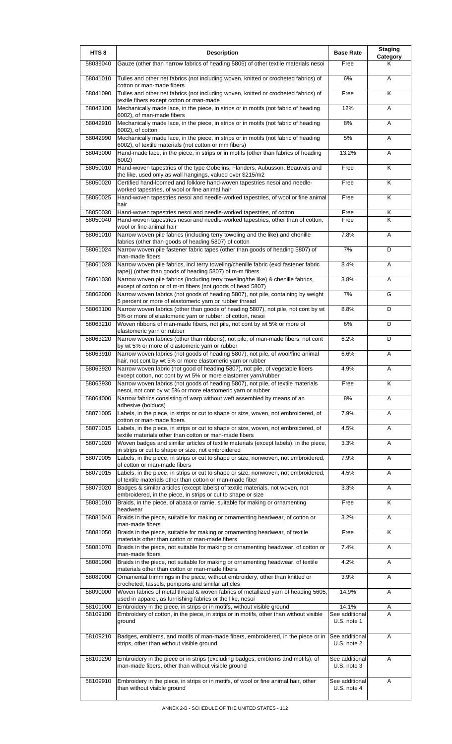| HTS 8 | Description | Base Rate | Staging Category |
|---|---|---|---|
| 58039040 | Gauze (other than narrow fabrics of heading 5806) of other textile materials nesoi | Free | K |
| 58041010 | Tulles and other net fabrics (not including woven, knitted or crocheted fabrics) of cotton or man-made fibers | 6% | A |
| 58041090 | Tulles and other net fabrics (not including woven, knitted or crocheted fabrics) of textile fibers except cotton or man-made | Free | K |
| 58042100 | Mechanically made lace, in the piece, in strips or in motifs (not fabric of heading 6002), of man-made fibers | 12% | A |
| 58042910 | Mechanically made lace, in the piece, in strips or in motifs (not fabric of heading 6002), of cotton | 8% | A |
| 58042990 | Mechanically made lace, in the piece, in strips or in motifs (not fabric of heading 6002), of textile materials (not cotton or mm fibers) | 5% | A |
| 58043000 | Hand-made lace, in the piece, in strips or in motifs (other than fabrics of heading 6002) | 13.2% | A |
| 58050010 | Hand-woven tapestries of the type Gobelins, Flanders, Aubusson, Beauvais and the like, used only as wall hangings, valued over $215/m2 | Free | K |
| 58050020 | Certified hand-loomed and folklore hand-woven tapestries nesoi and needle-worked tapestries, of wool or fine animal hair | Free | K |
| 58050025 | Hand-woven tapestries nesoi and needle-worked tapestries, of wool or fine animal hair | Free | K |
| 58050030 | Hand-woven tapestries nesoi and needle-worked tapestries, of cotton | Free | K |
| 58050040 | Hand-woven tapestries nesoi and needle-worked tapestries, other than of cotton, wool or fine animal hair | Free | K |
| 58061010 | Narrow woven pile fabrics (including terry toweling and the like) and chenille fabrics (other than goods of heading 5807) of cotton | 7.8% | A |
| 58061024 | Narrow woven pile fastener fabric tapes (other than goods of heading 5807) of man-made fibers | 7% | D |
| 58061028 | Narrow woven pile fabrics, incl terry toweling/chenille fabric (excl fastener fabric tape)) (other than goods of heading 5807) of m-m fibers | 8.4% | A |
| 58061030 | Narrow woven pile fabrics (including terry toweling/the like) & chenille fabrics, except of cotton or of m-m fibers (not goods of head 5807) | 3.8% | A |
| 58062000 | Narrow woven fabrics (not goods of heading 5807), not pile, containing by weight 5 percent or more of elastomeric yarn or rubber thread | 7% | G |
| 58063100 | Narrow woven fabrics (other than goods of heading 5807), not pile, not cont by wt 5% or more of elastomeric yarn or rubber, of cotton, nesoi | 8.8% | D |
| 58063210 | Woven ribbons of man-made fibers, not pile, not cont by wt 5% or more of elastomeric yarn or rubber | 6% | D |
| 58063220 | Narrow woven fabrics (other than ribbons), not pile, of man-made fibers, not cont by wt 5% or more of elastomeric yarn or rubber | 6.2% | D |
| 58063910 | Narrow woven fabrics (not goods of heading 5807), not pile, of wool/fine animal hair, not cont by wt 5% or more elastomeric yarn or rubber | 6.6% | A |
| 58063920 | Narrow woven fabric (not good of heading 5807), not pile, of vegetable fibers except cotton, not cont by wt 5% or more elastomer yarn/rubber | 4.9% | A |
| 58063930 | Narrow woven fabrics (not goods of heading 5807), not pile, of textile materials nesoi, not cont by wt 5% or more elastomeric yarn or rubber | Free | K |
| 58064000 | Narrow fabrics consisting of warp without weft assembled by means of an adhesive (bolducs) | 8% | A |
| 58071005 | Labels, in the piece, in strips or cut to shape or size, woven, not embroidered, of cotton or man-made fibers | 7.9% | A |
| 58071015 | Labels, in the piece, in strips or cut to shape or size, woven, not embroidered, of textile materials other than cotton or man-made fibers | 4.5% | A |
| 58071020 | Woven badges and similar articles of textile materials (except labels), in the piece, in strips or cut to shape or size, not embroidered | 3.3% | A |
| 58079005 | Labels, in the piece, in strips or cut to shape or size, nonwoven, not embroidered, of cotton or man-made fibers | 7.9% | A |
| 58079015 | Labels, in the piece, in strips or cut to shape or size, nonwoven, not embroidered, of textile materials other than cotton or man-made fiber | 4.5% | A |
| 58079020 | Badges & similar articles (except labels) of textile materials, not woven, not embroidered, in the piece, in strips or cut to shape or size | 3.3% | A |
| 58081010 | Braids, in the piece, of abaca or ramie, suitable for making or ornamenting headwear | Free | K |
| 58081040 | Braids in the piece, suitable for making or ornamenting headwear, of cotton or man-made fibers | 3.2% | A |
| 58081050 | Braids in the piece, suitable for making or ornamenting headwear, of textile materials other than cotton or man-made fibers | Free | K |
| 58081070 | Braids in the piece, not suitable for making or ornamenting headwear, of cotton or man-made fibers | 7.4% | A |
| 58081090 | Braids in the piece, not suitable for making or ornamenting headwear, of textile materials other than cotton or man-made fibers | 4.2% | A |
| 58089000 | Ornamental trimmings in the piece, without embroidery, other than knitted or crocheted; tassels, pompons and similar articles | 3.9% | A |
| 58090000 | Woven fabrics of metal thread & woven fabrics of metallized yarn of heading 5605, used in apparel, as furnishing fabrics or the like, nesoi | 14.9% | A |
| 58101000 | Embroidery in the piece, in strips or in motifs, without visible ground | 14.1% | A |
| 58109100 | Embroidery of cotton, in the piece, in strips or in motifs, other than without visible ground | See additional U.S. note 1 | A |
| 58109210 | Badges, emblems, and motifs of man-made fibers, embroidered, in the piece or in strips, other than without visible ground | See additional U.S. note 2 | A |
| 58109290 | Embroidery in the piece or in strips (excluding badges, emblems and motifs), of man-made fibers, other than without visible ground | See additional U.S. note 3 | A |
| 58109910 | Embroidery in the piece, in strips or in motifs, of wool or fine animal hair, other than without visible ground | See additional U.S. note 4 | A |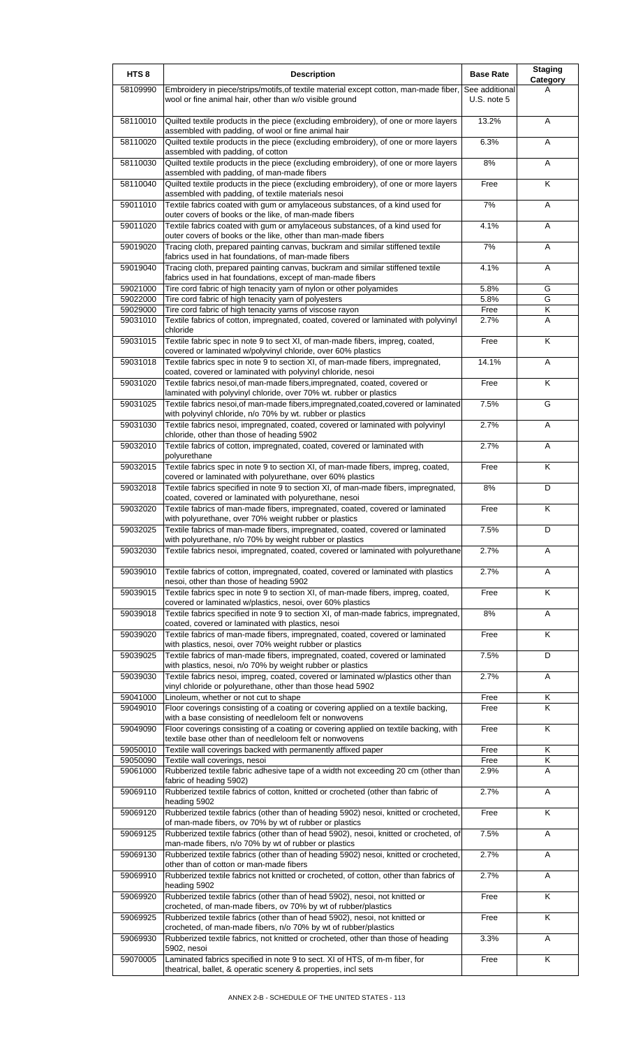| HTS 8 | Description | Base Rate | Staging Category |
|---|---|---|---|
| 58109990 | Embroidery in piece/strips/motifs,of textile material except cotton, man-made fiber, wool or fine animal hair, other than w/o visible ground | See additional U.S. note 5 | A |
| 58110010 | Quilted textile products in the piece (excluding embroidery), of one or more layers assembled with padding, of wool or fine animal hair | 13.2% | A |
| 58110020 | Quilted textile products in the piece (excluding embroidery), of one or more layers assembled with padding, of cotton | 6.3% | A |
| 58110030 | Quilted textile products in the piece (excluding embroidery), of one or more layers assembled with padding, of man-made fibers | 8% | A |
| 58110040 | Quilted textile products in the piece (excluding embroidery), of one or more layers assembled with padding, of textile materials nesoi | Free | K |
| 59011010 | Textile fabrics coated with gum or amylaceous substances, of a kind used for outer covers of books or the like, of man-made fibers | 7% | A |
| 59011020 | Textile fabrics coated with gum or amylaceous substances, of a kind used for outer covers of books or the like, other than man-made fibers | 4.1% | A |
| 59019020 | Tracing cloth, prepared painting canvas, buckram and similar stiffened textile fabrics used in hat foundations, of man-made fibers | 7% | A |
| 59019040 | Tracing cloth, prepared painting canvas, buckram and similar stiffened textile fabrics used in hat foundations, except of man-made fibers | 4.1% | A |
| 59021000 | Tire cord fabric of high tenacity yarn of nylon or other polyamides | 5.8% | G |
| 59022000 | Tire cord fabric of high tenacity yarn of polyesters | 5.8% | G |
| 59029000 | Tire cord fabric of high tenacity yarns of viscose rayon | Free | K |
| 59031010 | Textile fabrics of cotton, impregnated, coated, covered or laminated with polyvinyl chloride | 2.7% | A |
| 59031015 | Textile fabric spec in note 9 to sect XI, of man-made fibers, impreg, coated, covered or laminated w/polyvinyl chloride, over 60% plastics | Free | K |
| 59031018 | Textile fabrics spec in note 9 to section XI, of man-made fibers, impregnated, coated, covered or laminated with polyvinyl chloride, nesoi | 14.1% | A |
| 59031020 | Textile fabrics nesoi,of man-made fibers,impregnated, coated, covered or laminated with polyvinyl chloride, over 70% wt. rubber or plastics | Free | K |
| 59031025 | Textile fabrics nesoi,of man-made fibers,impregnated,coated,covered or laminated with polyvinyl chloride, n/o 70% by wt. rubber or plastics | 7.5% | G |
| 59031030 | Textile fabrics nesoi, impregnated, coated, covered or laminated with polyvinyl chloride, other than those of heading 5902 | 2.7% | A |
| 59032010 | Textile fabrics of cotton, impregnated, coated, covered or laminated with polyurethane | 2.7% | A |
| 59032015 | Textile fabrics spec in note 9 to section XI, of man-made fibers, impreg, coated, covered or laminated with polyurethane, over 60% plastics | Free | K |
| 59032018 | Textile fabrics specified in note 9 to section XI, of man-made fibers, impregnated, coated, covered or laminated with polyurethane, nesoi | 8% | D |
| 59032020 | Textile fabrics of man-made fibers, impregnated, coated, covered or laminated with polyurethane, over 70% weight rubber or plastics | Free | K |
| 59032025 | Textile fabrics of man-made fibers, impregnated, coated, covered or laminated with polyurethane, n/o 70% by weight rubber or plastics | 7.5% | D |
| 59032030 | Textile fabrics nesoi, impregnated, coated, covered or laminated with polyurethane | 2.7% | A |
| 59039010 | Textile fabrics of cotton, impregnated, coated, covered or laminated with plastics nesoi, other than those of heading 5902 | 2.7% | A |
| 59039015 | Textile fabrics spec in note 9 to section XI, of man-made fibers, impreg, coated, covered or laminated w/plastics, nesoi, over 60% plastics | Free | K |
| 59039018 | Textile fabrics specified in note 9 to section XI, of man-made fabrics, impregnated, coated, covered or laminated with plastics, nesoi | 8% | A |
| 59039020 | Textile fabrics of man-made fibers, impregnated, coated, covered or laminated with plastics, nesoi, over 70% weight rubber or plastics | Free | K |
| 59039025 | Textile fabrics of man-made fibers, impregnated, coated, covered or laminated with plastics, nesoi, n/o 70% by weight rubber or plastics | 7.5% | D |
| 59039030 | Textile fabrics nesoi, impreg, coated, covered or laminated w/plastics other than vinyl chloride or polyurethane, other than those head 5902 | 2.7% | A |
| 59041000 | Linoleum, whether or not cut to shape | Free | K |
| 59049010 | Floor coverings consisting of a coating or covering applied on a textile backing, with a base consisting of needleloom felt or nonwovens | Free | K |
| 59049090 | Floor coverings consisting of a coating or covering applied on textile backing, with textile base other than of needleloom felt or nonwovens | Free | K |
| 59050010 | Textile wall coverings backed with permanently affixed paper | Free | K |
| 59050090 | Textile wall coverings, nesoi | Free | K |
| 59061000 | Rubberized textile fabric adhesive tape of a width not exceeding 20 cm (other than fabric of heading 5902) | 2.9% | A |
| 59069110 | Rubberized textile fabrics of cotton, knitted or crocheted (other than fabric of heading 5902 | 2.7% | A |
| 59069120 | Rubberized textile fabrics (other than of heading 5902) nesoi, knitted or crocheted, of man-made fibers, ov 70% by wt of rubber or plastics | Free | K |
| 59069125 | Rubberized textile fabrics (other than of head 5902), nesoi, knitted or crocheted, of man-made fibers, n/o 70% by wt of rubber or plastics | 7.5% | A |
| 59069130 | Rubberized textile fabrics (other than of heading 5902) nesoi, knitted or crocheted, other than of cotton or man-made fibers | 2.7% | A |
| 59069910 | Rubberized textile fabrics not knitted or crocheted, of cotton, other than fabrics of heading 5902 | 2.7% | A |
| 59069920 | Rubberized textile fabrics (other than of head 5902), nesoi, not knitted or crocheted, of man-made fibers, ov 70% by wt of rubber/plastics | Free | K |
| 59069925 | Rubberized textile fabrics (other than of head 5902), nesoi, not knitted or crocheted, of man-made fibers, n/o 70% by wt of rubber/plastics | Free | K |
| 59069930 | Rubberized textile fabrics, not knitted or crocheted, other than those of heading 5902, nesoi | 3.3% | A |
| 59070005 | Laminated fabrics specified in note 9 to sect. XI of HTS, of m-m fiber, for theatrical, ballet, & operatic scenery & properties, incl sets | Free | K |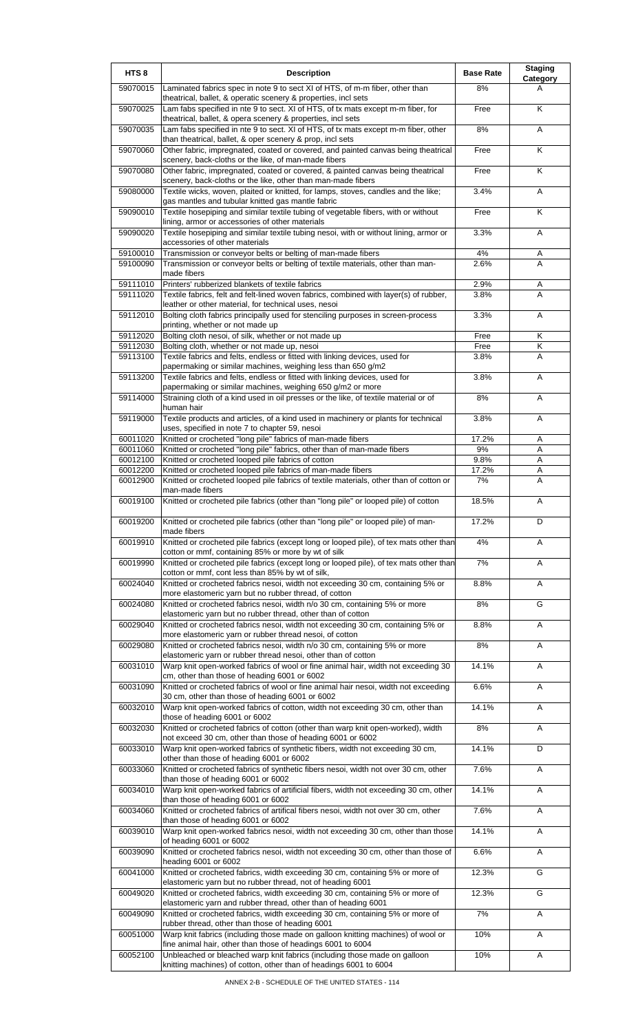| HTS 8 | Description | Base Rate | Staging Category |
|---|---|---|---|
| 59070015 | Laminated fabrics spec in note 9 to sect XI of HTS, of m-m fiber, other than theatrical, ballet, & operatic scenery & properties, incl sets | 8% | A |
| 59070025 | Lam fabs specified in nte 9 to sect. XI of HTS, of tx mats except m-m fiber, for theatrical, ballet, & opera scenery & properties, incl sets | Free | K |
| 59070035 | Lam fabs specified in nte 9 to sect. XI of HTS, of tx mats except m-m fiber, other than theatrical, ballet, & oper scenery & prop, incl sets | 8% | A |
| 59070060 | Other fabric, impregnated, coated or covered, and painted canvas being theatrical scenery, back-cloths or the like, of man-made fibers | Free | K |
| 59070080 | Other fabric, impregnated, coated or covered, & painted canvas being theatrical scenery, back-cloths or the like, other than man-made fibers | Free | K |
| 59080000 | Textile wicks, woven, plaited or knitted, for lamps, stoves, candles and the like; gas mantles and tubular knitted gas mantle fabric | 3.4% | A |
| 59090010 | Textile hosepiping and similar textile tubing of vegetable fibers, with or without lining, armor or accessories of other materials | Free | K |
| 59090020 | Textile hosepiping and similar textile tubing nesoi, with or without lining, armor or accessories of other materials | 3.3% | A |
| 59100010 | Transmission or conveyor belts or belting of man-made fibers | 4% | A |
| 59100090 | Transmission or conveyor belts or belting of textile materials, other than man-made fibers | 2.6% | A |
| 59111010 | Printers' rubberized blankets of textile fabrics | 2.9% | A |
| 59111020 | Textile fabrics, felt and felt-lined woven fabrics, combined with layer(s) of rubber, leather or other material, for technical uses, nesoi | 3.8% | A |
| 59112010 | Bolting cloth fabrics principally used for stenciling purposes in screen-process printing, whether or not made up | 3.3% | A |
| 59112020 | Bolting cloth nesoi, of silk, whether or not made up | Free | K |
| 59112030 | Bolting cloth, whether or not made up, nesoi | Free | K |
| 59113100 | Textile fabrics and felts, endless or fitted with linking devices, used for papermaking or similar machines, weighing less than 650 g/m2 | 3.8% | A |
| 59113200 | Textile fabrics and felts, endless or fitted with linking devices, used for papermaking or similar machines, weighing 650 g/m2 or more | 3.8% | A |
| 59114000 | Straining cloth of a kind used in oil presses or the like, of textile material or of human hair | 8% | A |
| 59119000 | Textile products and articles, of a kind used in machinery or plants for technical uses, specified in note 7 to chapter 59, nesoi | 3.8% | A |
| 60011020 | Knitted or crocheted "long pile" fabrics of man-made fibers | 17.2% | A |
| 60011060 | Knitted or crocheted "long pile" fabrics, other than of man-made fibers | 9% | A |
| 60012100 | Knitted or crocheted looped pile fabrics of cotton | 9.8% | A |
| 60012200 | Knitted or crocheted looped pile fabrics of man-made fibers | 17.2% | A |
| 60012900 | Knitted or crocheted looped pile fabrics of textile materials, other than of cotton or man-made fibers | 7% | A |
| 60019100 | Knitted or crocheted pile fabrics (other than "long pile" or looped pile) of cotton | 18.5% | A |
| 60019200 | Knitted or crocheted pile fabrics (other than "long pile" or looped pile) of man-made fibers | 17.2% | D |
| 60019910 | Knitted or crocheted pile fabrics (except long or looped pile), of tex mats other than cotton or mmf, containing 85% or more by wt of silk | 4% | A |
| 60019990 | Knitted or crocheted pile fabrics (except long or looped pile), of tex mats other than cotton or mmf, cont less than 85% by wt of silk, | 7% | A |
| 60024040 | Knitted or crocheted fabrics nesoi, width not exceeding 30 cm, containing 5% or more elastomeric yarn but no rubber thread, of cotton | 8.8% | A |
| 60024080 | Knitted or crocheted fabrics nesoi, width n/o 30 cm, containing 5% or more elastomeric yarn but no rubber thread, other than of cotton | 8% | G |
| 60029040 | Knitted or crocheted fabrics nesoi, width not exceeding 30 cm, containing 5% or more elastomeric yarn or rubber thread nesoi, of cotton | 8.8% | A |
| 60029080 | Knitted or crocheted fabrics nesoi, width n/o 30 cm, containing 5% or more elastomeric yarn or rubber thread nesoi, other than of cotton | 8% | A |
| 60031010 | Warp knit open-worked fabrics of wool or fine animal hair, width not exceeding 30 cm, other than those of heading 6001 or 6002 | 14.1% | A |
| 60031090 | Knitted or crocheted fabrics of wool or fine animal hair nesoi, width not exceeding 30 cm, other than those of heading 6001 or 6002 | 6.6% | A |
| 60032010 | Warp knit open-worked fabrics of cotton, width not exceeding 30 cm, other than those of heading 6001 or 6002 | 14.1% | A |
| 60032030 | Knitted or crocheted fabrics of cotton (other than warp knit open-worked), width not exceed 30 cm, other than those of heading 6001 or 6002 | 8% | A |
| 60033010 | Warp knit open-worked fabrics of synthetic fibers, width not exceeding 30 cm, other than those of heading 6001 or 6002 | 14.1% | D |
| 60033060 | Knitted or crocheted fabrics of synthetic fibers nesoi, width not over 30 cm, other than those of heading 6001 or 6002 | 7.6% | A |
| 60034010 | Warp knit open-worked fabrics of artificial fibers, width not exceeding 30 cm, other than those of heading 6001 or 6002 | 14.1% | A |
| 60034060 | Knitted or crocheted fabrics of artifical fibers nesoi, width not over 30 cm, other than those of heading 6001 or 6002 | 7.6% | A |
| 60039010 | Warp knit open-worked fabrics nesoi, width not exceeding 30 cm, other than those of heading 6001 or 6002 | 14.1% | A |
| 60039090 | Knitted or crocheted fabrics nesoi, width not exceeding 30 cm, other than those of heading 6001 or 6002 | 6.6% | A |
| 60041000 | Knitted or crocheted fabrics, width exceeding 30 cm, containing 5% or more of elastomeric yarn but no rubber thread, not of heading 6001 | 12.3% | G |
| 60049020 | Knitted or crocheted fabrics, width exceeding 30 cm, containing 5% or more of elastomeric yarn and rubber thread, other than of heading 6001 | 12.3% | G |
| 60049090 | Knitted or crocheted fabrics, width exceeding 30 cm, containing 5% or more of rubber thread, other than those of heading 6001 | 7% | A |
| 60051000 | Warp knit fabrics (including those made on galloon knitting machines) of wool or fine animal hair, other than those of headings 6001 to 6004 | 10% | A |
| 60052100 | Unbleached or bleached warp knit fabrics (including those made on galloon knitting machines) of cotton, other than of headings 6001 to 6004 | 10% | A |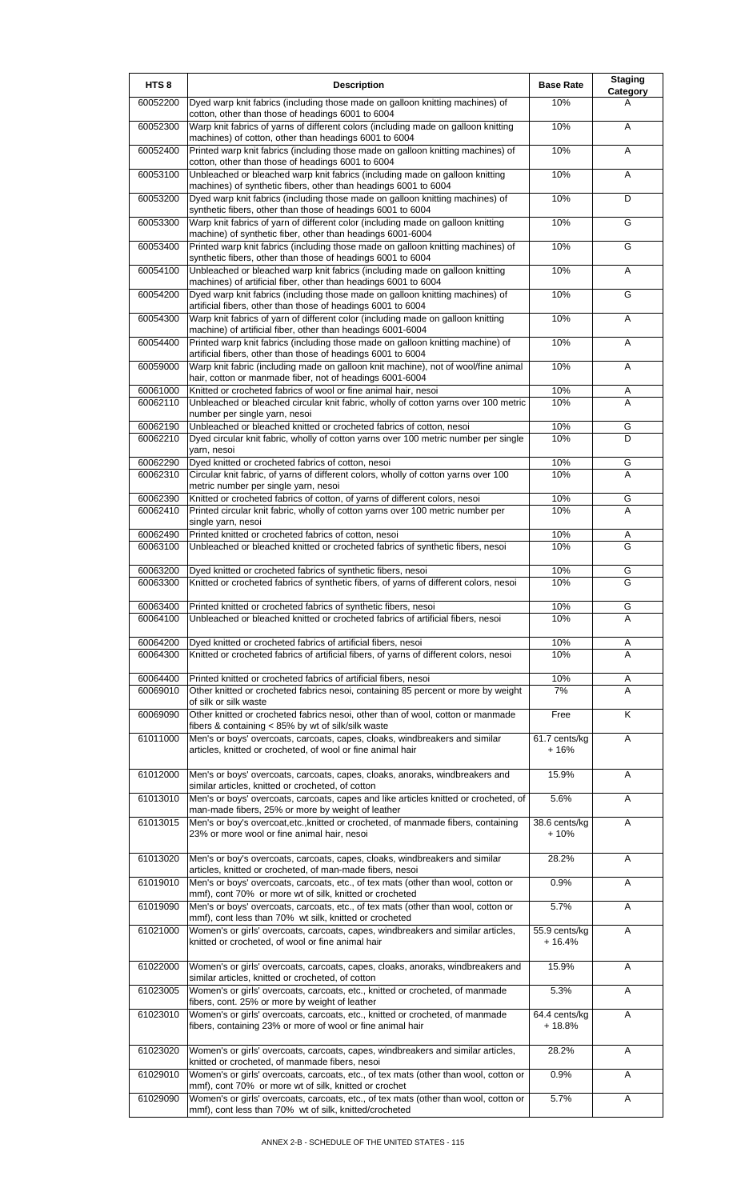| HTS 8 | Description | Base Rate | Staging Category |
|---|---|---|---|
| 60052200 | Dyed warp knit fabrics (including those made on galloon knitting machines) of cotton, other than those of headings 6001 to 6004 | 10% | A |
| 60052300 | Warp knit fabrics of yarns of different colors (including made on galloon knitting machines) of cotton, other than headings 6001 to 6004 | 10% | A |
| 60052400 | Printed warp knit fabrics (including those made on galloon knitting machines) of cotton, other than those of headings 6001 to 6004 | 10% | A |
| 60053100 | Unbleached or bleached warp knit fabrics (including made on galloon knitting machines) of synthetic fibers, other than headings 6001 to 6004 | 10% | A |
| 60053200 | Dyed warp knit fabrics (including those made on galloon knitting machines) of synthetic fibers, other than those of headings 6001 to 6004 | 10% | D |
| 60053300 | Warp knit fabrics of yarn of different color (including made on galloon knitting machine) of synthetic fiber, other than headings 6001-6004 | 10% | G |
| 60053400 | Printed warp knit fabrics (including those made on galloon knitting machines) of synthetic fibers, other than those of headings 6001 to 6004 | 10% | G |
| 60054100 | Unbleached or bleached warp knit fabrics (including made on galloon knitting machines) of artificial fiber, other than headings 6001 to 6004 | 10% | A |
| 60054200 | Dyed warp knit fabrics (including those made on galloon knitting machines) of artificial fibers, other than those of headings 6001 to 6004 | 10% | G |
| 60054300 | Warp knit fabrics of yarn of different color (including made on galloon knitting machine) of artificial fiber, other than headings 6001-6004 | 10% | A |
| 60054400 | Printed warp knit fabrics (including those made on galloon knitting machine) of artificial fibers, other than those of headings 6001 to 6004 | 10% | A |
| 60059000 | Warp knit fabric (including made on galloon knit machine), not of wool/fine animal hair, cotton or manmade fiber, not of headings 6001-6004 | 10% | A |
| 60061000 | Knitted or crocheted fabrics of wool or fine animal hair, nesoi | 10% | A |
| 60062110 | Unbleached or bleached circular knit fabric, wholly of cotton yarns over 100 metric number per single yarn, nesoi | 10% | A |
| 60062190 | Unbleached or bleached knitted or crocheted fabrics of cotton, nesoi | 10% | G |
| 60062210 | Dyed circular knit fabric, wholly of cotton yarns over 100 metric number per single yarn, nesoi | 10% | D |
| 60062290 | Dyed knitted or crocheted fabrics of cotton, nesoi | 10% | G |
| 60062310 | Circular knit fabric, of yarns of different colors, wholly of cotton yarns over 100 metric number per single yarn, nesoi | 10% | A |
| 60062390 | Knitted or crocheted fabrics of cotton, of yarns of different colors, nesoi | 10% | G |
| 60062410 | Printed circular knit fabric, wholly of cotton yarns over 100 metric number per single yarn, nesoi | 10% | A |
| 60062490 | Printed knitted or crocheted fabrics of cotton, nesoi | 10% | A |
| 60063100 | Unbleached or bleached knitted or crocheted fabrics of synthetic fibers, nesoi | 10% | G |
| 60063200 | Dyed knitted or crocheted fabrics of synthetic fibers, nesoi | 10% | G |
| 60063300 | Knitted or crocheted fabrics of synthetic fibers, of yarns of different colors, nesoi | 10% | G |
| 60063400 | Printed knitted or crocheted fabrics of synthetic fibers, nesoi | 10% | G |
| 60064100 | Unbleached or bleached knitted or crocheted fabrics of artificial fibers, nesoi | 10% | A |
| 60064200 | Dyed knitted or crocheted fabrics of artificial fibers, nesoi | 10% | A |
| 60064300 | Knitted or crocheted fabrics of artificial fibers, of yarns of different colors, nesoi | 10% | A |
| 60064400 | Printed knitted or crocheted fabrics of artificial fibers, nesoi | 10% | A |
| 60069010 | Other knitted or crocheted fabrics nesoi, containing 85 percent or more by weight of silk or silk waste | 7% | A |
| 60069090 | Other knitted or crocheted fabrics nesoi, other than of wool, cotton or manmade fibers & containing < 85% by wt of silk/silk waste | Free | K |
| 61011000 | Men's or boys' overcoats, carcoats, capes, cloaks, windbreakers and similar articles, knitted or crocheted, of wool or fine animal hair | 61.7 cents/kg + 16% | A |
| 61012000 | Men's or boys' overcoats, carcoats, capes, cloaks, anoraks, windbreakers and similar articles, knitted or crocheted, of cotton | 15.9% | A |
| 61013010 | Men's or boys' overcoats, carcoats, capes and like articles knitted or crocheted, of man-made fibers, 25% or more by weight of leather | 5.6% | A |
| 61013015 | Men's or boy's overcoat,etc.,knitted or crocheted, of manmade fibers, containing 23% or more wool or fine animal hair, nesoi | 38.6 cents/kg + 10% | A |
| 61013020 | Men's or boy's overcoats, carcoats, capes, cloaks, windbreakers and similar articles, knitted or crocheted, of man-made fibers, nesoi | 28.2% | A |
| 61019010 | Men's or boys' overcoats, carcoats, etc., of tex mats (other than wool, cotton or mmf), cont 70% or more wt of silk, knitted or crocheted | 0.9% | A |
| 61019090 | Men's or boys' overcoats, carcoats, etc., of tex mats (other than wool, cotton or mmf), cont less than 70% wt silk, knitted or crocheted | 5.7% | A |
| 61021000 | Women's or girls' overcoats, carcoats, capes, windbreakers and similar articles, knitted or crocheted, of wool or fine animal hair | 55.9 cents/kg + 16.4% | A |
| 61022000 | Women's or girls' overcoats, carcoats, capes, cloaks, anoraks, windbreakers and similar articles, knitted or crocheted, of cotton | 15.9% | A |
| 61023005 | Women's or girls' overcoats, carcoats, etc., knitted or crocheted, of manmade fibers, cont. 25% or more by weight of leather | 5.3% | A |
| 61023010 | Women's or girls' overcoats, carcoats, etc., knitted or crocheted, of manmade fibers, containing 23% or more of wool or fine animal hair | 64.4 cents/kg + 18.8% | A |
| 61023020 | Women's or girls' overcoats, carcoats, capes, windbreakers and similar articles, knitted or crocheted, of manmade fibers, nesoi | 28.2% | A |
| 61029010 | Women's or girls' overcoats, carcoats, etc., of tex mats (other than wool, cotton or mmf), cont 70% or more wt of silk, knitted or crochet | 0.9% | A |
| 61029090 | Women's or girls' overcoats, carcoats, etc., of tex mats (other than wool, cotton or mmf), cont less than 70% wt of silk, knitted/crocheted | 5.7% | A |

ANNEX 2-B - SCHEDULE OF THE UNITED STATES - 115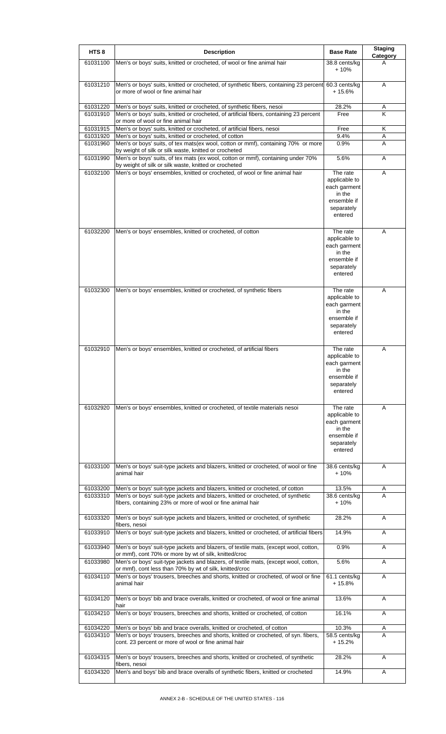| HTS 8 | Description | Base Rate | Staging Category |
|---|---|---|---|
| 61031100 | Men's or boys' suits, knitted or crocheted, of wool or fine animal hair | 38.8 cents/kg + 10% | A |
| 61031210 | Men's or boys' suits, knitted or crocheted, of synthetic fibers, containing 23 percent or more of wool or fine animal hair | 60.3 cents/kg + 15.6% | A |
| 61031220 | Men's or boys' suits, knitted or crocheted, of synthetic fibers, nesoi | 28.2% | A |
| 61031910 | Men's or boys' suits, knitted or crocheted, of artificial fibers, containing 23 percent or more of wool or fine animal hair | Free | K |
| 61031915 | Men's or boys' suits, knitted or crocheted, of artificial fibers, nesoi | Free | K |
| 61031920 | Men's or boys' suits, knitted or crocheted, of cotton | 9.4% | A |
| 61031960 | Men's or boys' suits, of tex mats(ex wool, cotton or mmf), containing 70% or more by weight of silk or silk waste, knitted or crocheted | 0.9% | A |
| 61031990 | Men's or boys' suits, of tex mats (ex wool, cotton or mmf), containing under 70% by weight of silk or silk waste, knitted or crocheted | 5.6% | A |
| 61032100 | Men's or boys' ensembles, knitted or crocheted, of wool or fine animal hair | The rate applicable to each garment in the ensemble if separately entered | A |
| 61032200 | Men's or boys' ensembles, knitted or crocheted, of cotton | The rate applicable to each garment in the ensemble if separately entered | A |
| 61032300 | Men's or boys' ensembles, knitted or crocheted, of synthetic fibers | The rate applicable to each garment in the ensemble if separately entered | A |
| 61032910 | Men's or boys' ensembles, knitted or crocheted, of artificial fibers | The rate applicable to each garment in the ensemble if separately entered | A |
| 61032920 | Men's or boys' ensembles, knitted or crocheted, of textile materials nesoi | The rate applicable to each garment in the ensemble if separately entered | A |
| 61033100 | Men's or boys' suit-type jackets and blazers, knitted or crocheted, of wool or fine animal hair | 38.6 cents/kg + 10% | A |
| 61033200 | Men's or boys' suit-type jackets and blazers, knitted or crocheted, of cotton | 13.5% | A |
| 61033310 | Men's or boys' suit-type jackets and blazers, knitted or crocheted, of synthetic fibers, containing 23% or more of wool or fine animal hair | 38.6 cents/kg + 10% | A |
| 61033320 | Men's or boys' suit-type jackets and blazers, knitted or crocheted, of synthetic fibers, nesoi | 28.2% | A |
| 61033910 | Men's or boys' suit-type jackets and blazers, knitted or crocheted, of artificial fibers | 14.9% | A |
| 61033940 | Men's or boys' suit-type jackets and blazers, of textile mats, (except wool, cotton, or mmf), cont 70% or more by wt of silk, knitted/croc | 0.9% | A |
| 61033980 | Men's or boys' suit-type jackets and blazers, of textile mats, (except wool, cotton, or mmf), cont less than 70% by wt of silk, knitted/croc | 5.6% | A |
| 61034110 | Men's or boys' trousers, breeches and shorts, knitted or crocheted, of wool or fine animal hair | 61.1 cents/kg + 15.8% | A |
| 61034120 | Men's or boys' bib and brace overalls, knitted or crocheted, of wool or fine animal hair | 13.6% | A |
| 61034210 | Men's or boys' trousers, breeches and shorts, knitted or crocheted, of cotton | 16.1% | A |
| 61034220 | Men's or boys' bib and brace overalls, knitted or crocheted, of cotton | 10.3% | A |
| 61034310 | Men's or boys' trousers, breeches and shorts, knitted or crocheted, of syn. fibers, cont. 23 percent or more of wool or fine animal hair | 58.5 cents/kg + 15.2% | A |
| 61034315 | Men's or boys' trousers, breeches and shorts, knitted or crocheted, of synthetic fibers, nesoi | 28.2% | A |
| 61034320 | Men's and boys' bib and brace overalls of synthetic fibers, knitted or crocheted | 14.9% | A |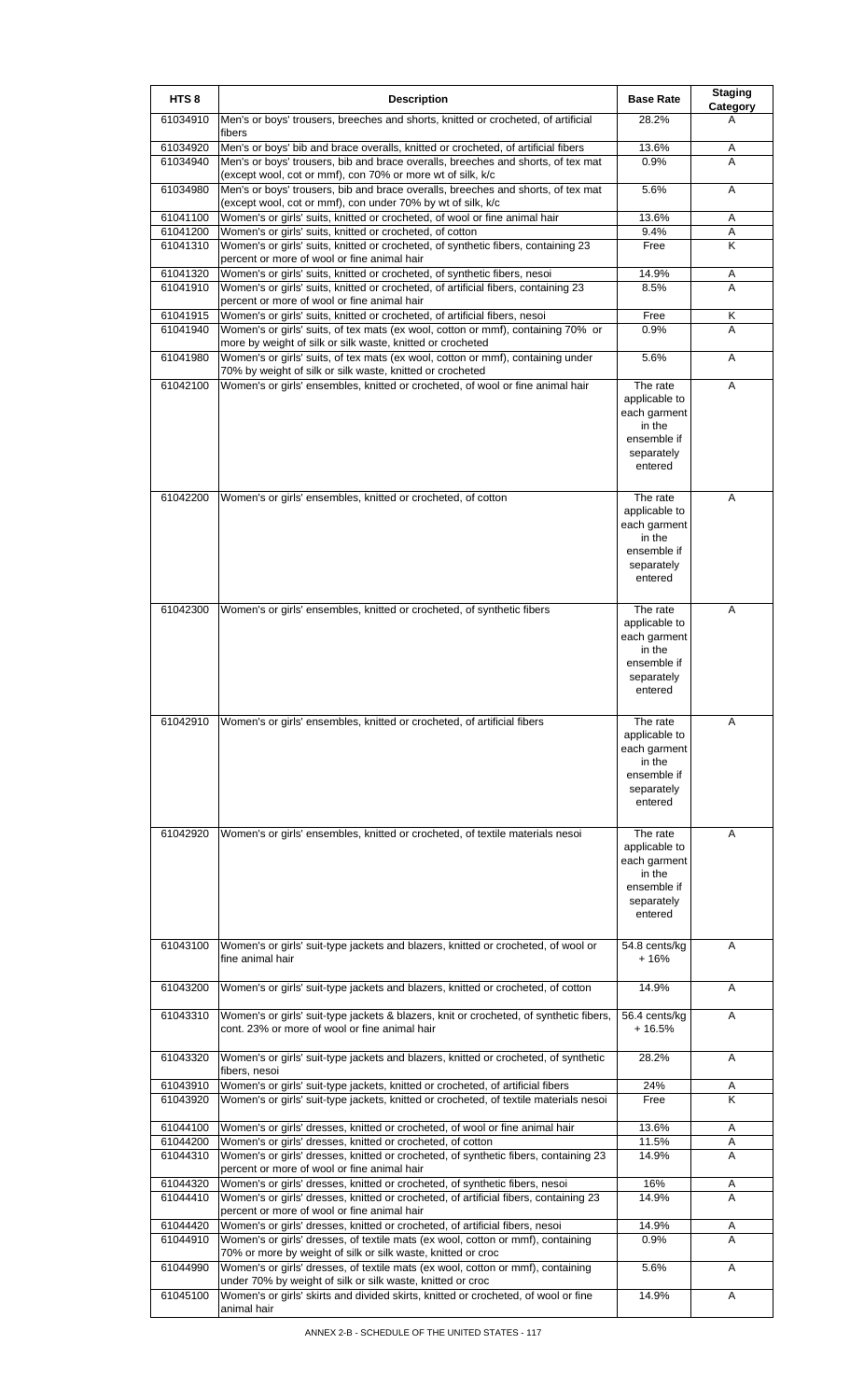| HTS 8 | Description | Base Rate | Staging Category |
|---|---|---|---|
| 61034910 | Men's or boys' trousers, breeches and shorts, knitted or crocheted, of artificial fibers | 28.2% | A |
| 61034920 | Men's or boys' bib and brace overalls, knitted or crocheted, of artificial fibers | 13.6% | A |
| 61034940 | Men's or boys' trousers, bib and brace overalls, breeches and shorts, of tex mat (except wool, cot or mmf), con 70% or more wt of silk, k/c | 0.9% | A |
| 61034980 | Men's or boys' trousers, bib and brace overalls, breeches and shorts, of tex mat (except wool, cot or mmf), con under 70% by wt of silk, k/c | 5.6% | A |
| 61041100 | Women's or girls' suits, knitted or crocheted, of wool or fine animal hair | 13.6% | A |
| 61041200 | Women's or girls' suits, knitted or crocheted, of cotton | 9.4% | A |
| 61041310 | Women's or girls' suits, knitted or crocheted, of synthetic fibers, containing 23 percent or more of wool or fine animal hair | Free | K |
| 61041320 | Women's or girls' suits, knitted or crocheted, of synthetic fibers, nesoi | 14.9% | A |
| 61041910 | Women's or girls' suits, knitted or crocheted, of artificial fibers, containing 23 percent or more of wool or fine animal hair | 8.5% | A |
| 61041915 | Women's or girls' suits, knitted or crocheted, of artificial fibers, nesoi | Free | K |
| 61041940 | Women's or girls' suits, of tex mats (ex wool, cotton or mmf), containing 70% or more by weight of silk or silk waste, knitted or crocheted | 0.9% | A |
| 61041980 | Women's or girls' suits, of tex mats (ex wool, cotton or mmf), containing under 70% by weight of silk or silk waste, knitted or crocheted | 5.6% | A |
| 61042100 | Women's or girls' ensembles, knitted or crocheted, of wool or fine animal hair | The rate applicable to each garment in the ensemble if separately entered | A |
| 61042200 | Women's or girls' ensembles, knitted or crocheted, of cotton | The rate applicable to each garment in the ensemble if separately entered | A |
| 61042300 | Women's or girls' ensembles, knitted or crocheted, of synthetic fibers | The rate applicable to each garment in the ensemble if separately entered | A |
| 61042910 | Women's or girls' ensembles, knitted or crocheted, of artificial fibers | The rate applicable to each garment in the ensemble if separately entered | A |
| 61042920 | Women's or girls' ensembles, knitted or crocheted, of textile materials nesoi | The rate applicable to each garment in the ensemble if separately entered | A |
| 61043100 | Women's or girls' suit-type jackets and blazers, knitted or crocheted, of wool or fine animal hair | 54.8 cents/kg + 16% | A |
| 61043200 | Women's or girls' suit-type jackets and blazers, knitted or crocheted, of cotton | 14.9% | A |
| 61043310 | Women's or girls' suit-type jackets & blazers, knit or crocheted, of synthetic fibers, cont. 23% or more of wool or fine animal hair | 56.4 cents/kg + 16.5% | A |
| 61043320 | Women's or girls' suit-type jackets and blazers, knitted or crocheted, of synthetic fibers, nesoi | 28.2% | A |
| 61043910 | Women's or girls' suit-type jackets, knitted or crocheted, of artificial fibers | 24% | A |
| 61043920 | Women's or girls' suit-type jackets, knitted or crocheted, of textile materials nesoi | Free | K |
| 61044100 | Women's or girls' dresses, knitted or crocheted, of wool or fine animal hair | 13.6% | A |
| 61044200 | Women's or girls' dresses, knitted or crocheted, of cotton | 11.5% | A |
| 61044310 | Women's or girls' dresses, knitted or crocheted, of synthetic fibers, containing 23 percent or more of wool or fine animal hair | 14.9% | A |
| 61044320 | Women's or girls' dresses, knitted or crocheted, of synthetic fibers, nesoi | 16% | A |
| 61044410 | Women's or girls' dresses, knitted or crocheted, of artificial fibers, containing 23 percent or more of wool or fine animal hair | 14.9% | A |
| 61044420 | Women's or girls' dresses, knitted or crocheted, of artificial fibers, nesoi | 14.9% | A |
| 61044910 | Women's or girls' dresses, of textile mats (ex wool, cotton or mmf), containing 70% or more by weight of silk or silk waste, knitted or croc | 0.9% | A |
| 61044990 | Women's or girls' dresses, of textile mats (ex wool, cotton or mmf), containing under 70% by weight of silk or silk waste, knitted or croc | 5.6% | A |
| 61045100 | Women's or girls' skirts and divided skirts, knitted or crocheted, of wool or fine animal hair | 14.9% | A |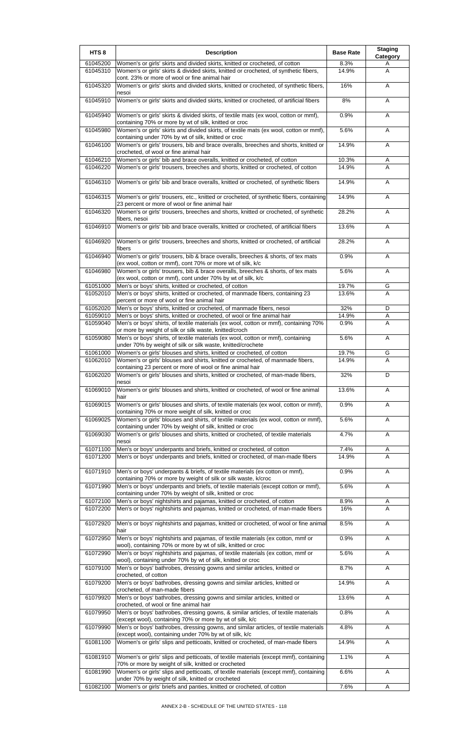| HTS 8 | Description | Base Rate | Staging Category |
|---|---|---|---|
| 61045200 | Women's or girls' skirts and divided skirts, knitted or crocheted, of cotton | 8.3% | A |
| 61045310 | Women's or girls' skirts & divided skirts, knitted or crocheted, of synthetic fibers, cont. 23% or more of wool or fine animal hair | 14.9% | A |
| 61045320 | Women's or girls' skirts and divided skirts, knitted or crocheted, of synthetic fibers, nesoi | 16% | A |
| 61045910 | Women's or girls' skirts and divided skirts, knitted or crocheted, of artificial fibers | 8% | A |
| 61045940 | Women's or girls' skirts & divided skirts, of textile mats (ex wool, cotton or mmf), containing 70% or more by wt of silk, knitted or croc | 0.9% | A |
| 61045980 | Women's or girls' skirts and divided skirts, of textile mats (ex wool, cotton or mmf), containing under 70% by wt of silk, knitted or croc | 5.6% | A |
| 61046100 | Women's or girls' trousers, bib and brace overalls, breeches and shorts, knitted or crocheted, of wool or fine animal hair | 14.9% | A |
| 61046210 | Women's or girls' bib and brace overalls, knitted or crocheted, of cotton | 10.3% | A |
| 61046220 | Women's or girls' trousers, breeches and shorts, knitted or crocheted, of cotton | 14.9% | A |
| 61046310 | Women's or girls' bib and brace overalls, knitted or crocheted, of synthetic fibers | 14.9% | A |
| 61046315 | Women's or girls' trousers, etc., knitted or crocheted, of synthetic fibers, containing 23 percent or more of wool or fine animal hair | 14.9% | A |
| 61046320 | Women's or girls' trousers, breeches and shorts, knitted or crocheted, of synthetic fibers, nesoi | 28.2% | A |
| 61046910 | Women's or girls' bib and brace overalls, knitted or crocheted, of artificial fibers | 13.6% | A |
| 61046920 | Women's or girls' trousers, breeches and shorts, knitted or crocheted, of artificial fibers | 28.2% | A |
| 61046940 | Women's or girls' trousers, bib & brace overalls, breeches & shorts, of tex mats (ex wool, cotton or mmf), cont 70% or more wt of silk, k/c | 0.9% | A |
| 61046980 | Women's or girls' trousers, bib & brace overalls, breeches & shorts, of tex mats (ex wool, cotton or mmf), cont under 70% by wt of silk, k/c | 5.6% | A |
| 61051000 | Men's or boys' shirts, knitted or crocheted, of cotton | 19.7% | G |
| 61052010 | Men's or boys' shirts, knitted or crocheted, of manmade fibers, containing 23 percent or more of wool or fine animal hair | 13.6% | A |
| 61052020 | Men's or boys' shirts, knitted or crocheted, of manmade fibers, nesoi | 32% | D |
| 61059010 | Men's or boys' shirts, knitted or crocheted, of wool or fine animal hair | 14.9% | A |
| 61059040 | Men's or boys' shirts, of textile materials (ex wool, cotton or mmf), containing 70% or more by weight of silk or silk waste, knitted/croch | 0.9% | A |
| 61059080 | Men's or boys' shirts, of textile materials (ex wool, cotton or mmf), containing under 70% by weight of silk or silk waste, knitted/crochete | 5.6% | A |
| 61061000 | Women's or girls' blouses and shirts, knitted or crocheted, of cotton | 19.7% | G |
| 61062010 | Women's or girls' blouses and shirts, knitted or crocheted, of manmade fibers, containing 23 percent or more of wool or fine animal hair | 14.9% | A |
| 61062020 | Women's or girls' blouses and shirts, knitted or crocheted, of man-made fibers, nesoi | 32% | D |
| 61069010 | Women's or girls' blouses and shirts, knitted or crocheted, of wool or fine animal hair | 13.6% | A |
| 61069015 | Women's or girls' blouses and shirts, of textile materials (ex wool, cotton or mmf), containing 70% or more weight of silk, knitted or croc | 0.9% | A |
| 61069025 | Women's or girls' blouses and shirts, of textile materials (ex wool, cotton or mmf), containing under 70% by weight of silk, knitted or croc | 5.6% | A |
| 61069030 | Women's or girls' blouses and shirts, knitted or crocheted, of textile materials nesoi | 4.7% | A |
| 61071100 | Men's or boys' underpants and briefs, knitted or crocheted, of cotton | 7.4% | A |
| 61071200 | Men's or boys' underpants and briefs, knitted or crocheted, of man-made fibers | 14.9% | A |
| 61071910 | Men's or boys' underpants & briefs, of textile materials (ex cotton or mmf), containing 70% or more by weight of silk or silk waste, k/croc | 0.9% | A |
| 61071990 | Men's or boys' underpants and briefs, of textile materials (except cotton or mmf), containing under 70% by weight of silk, knitted or croc | 5.6% | A |
| 61072100 | Men's or boys' nightshirts and pajamas, knitted or crocheted, of cotton | 8.9% | A |
| 61072200 | Men's or boys' nightshirts and pajamas, knitted or crocheted, of man-made fibers | 16% | A |
| 61072920 | Men's or boys' nightshirts and pajamas, knitted or crocheted, of wool or fine animal hair | 8.5% | A |
| 61072950 | Men's or boys' nightshirts and pajamas, of textile materials (ex cotton, mmf or wool), containing 70% or more by wt of silk, knitted or croc | 0.9% | A |
| 61072990 | Men's or boys' nightshirts and pajamas, of textile materials (ex cotton, mmf or wool), containing under 70% by wt of silk, knitted or croc | 5.6% | A |
| 61079100 | Men's or boys' bathrobes, dressing gowns and similar articles, knitted or crocheted, of cotton | 8.7% | A |
| 61079200 | Men's or boys' bathrobes, dressing gowns and similar articles, knitted or crocheted, of man-made fibers | 14.9% | A |
| 61079920 | Men's or boys' bathrobes, dressing gowns and similar articles, knitted or crocheted, of wool or fine animal hair | 13.6% | A |
| 61079950 | Men's or boys' bathrobes, dressing gowns, & similar articles, of textile materials (except wool), containing 70% or more by wt of silk, k/c | 0.8% | A |
| 61079990 | Men's or boys' bathrobes, dressing gowns, and similar articles, of textile materials (except wool), containing under 70% by wt of silk, k/c | 4.8% | A |
| 61081100 | Women's or girls' slips and petticoats, knitted or crocheted, of man-made fibers | 14.9% | A |
| 61081910 | Women's or girls' slips and petticoats, of textile materials (except mmf), containing 70% or more by weight of silk, knitted or crocheted | 1.1% | A |
| 61081990 | Women's or girls' slips and petticoats, of textile materials (except mmf), containing under 70% by weight of silk, knitted or crocheted | 6.6% | A |
| 61082100 | Women's or girls' briefs and panties, knitted or crocheted, of cotton | 7.6% | A |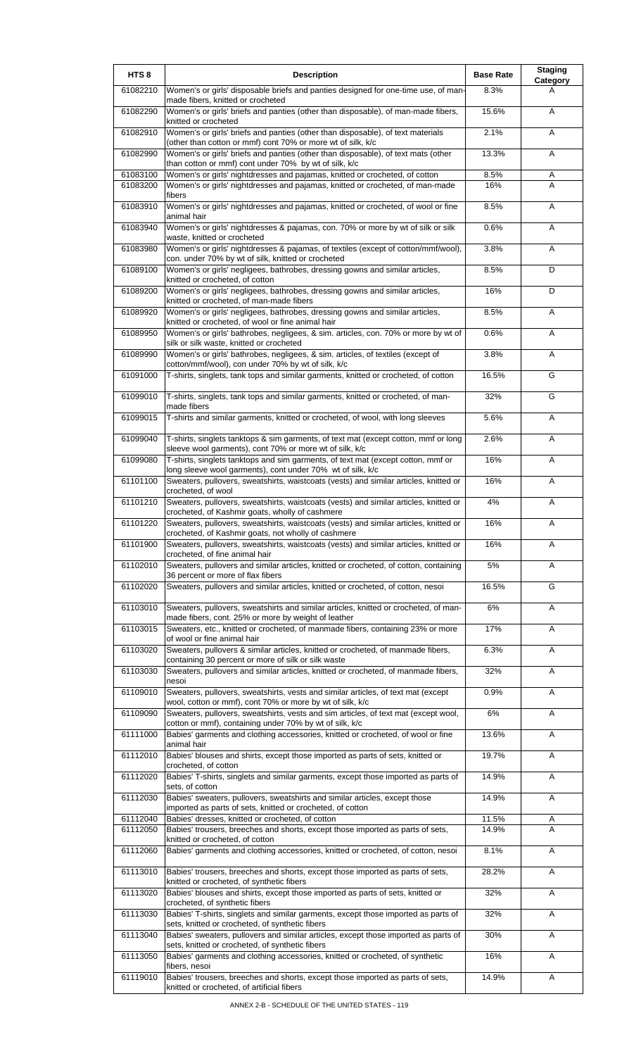| HTS 8 | Description | Base Rate | Staging Category |
| --- | --- | --- | --- |
| 61082210 | Women's or girls' disposable briefs and panties designed for one-time use, of man-made fibers, knitted or crocheted | 8.3% | A |
| 61082290 | Women's or girls' briefs and panties (other than disposable), of man-made fibers, knitted or crocheted | 15.6% | A |
| 61082910 | Women's or girls' briefs and panties (other than disposable), of text materials (other than cotton or mmf) cont 70% or more wt of silk, k/c | 2.1% | A |
| 61082990 | Women's or girls' briefs and panties (other than disposable), of text mats (other than cotton or mmf) cont under 70% by wt of silk, k/c | 13.3% | A |
| 61083100 | Women's or girls' nightdresses and pajamas, knitted or crocheted, of cotton | 8.5% | A |
| 61083200 | Women's or girls' nightdresses and pajamas, knitted or crocheted, of man-made fibers | 16% | A |
| 61083910 | Women's or girls' nightdresses and pajamas, knitted or crocheted, of wool or fine animal hair | 8.5% | A |
| 61083940 | Women's or girls' nightdresses & pajamas, con. 70% or more by wt of silk or silk waste, knitted or crocheted | 0.6% | A |
| 61083980 | Women's or girls' nightdresses & pajamas, of textiles (except of cotton/mmf/wool), con. under 70% by wt of silk, knitted or crocheted | 3.8% | A |
| 61089100 | Women's or girls' negligees, bathrobes, dressing gowns and similar articles, knitted or crocheted, of cotton | 8.5% | D |
| 61089200 | Women's or girls' negligees, bathrobes, dressing gowns and similar articles, knitted or crocheted, of man-made fibers | 16% | D |
| 61089920 | Women's or girls' negligees, bathrobes, dressing gowns and similar articles, knitted or crocheted, of wool or fine animal hair | 8.5% | A |
| 61089950 | Women's or girls' bathrobes, negligees, & sim. articles, con. 70% or more by wt of silk or silk waste, knitted or crocheted | 0.6% | A |
| 61089990 | Women's or girls' bathrobes, negligees, & sim. articles, of textiles (except of cotton/mmf/wool), con under 70% by wt of silk, k/c | 3.8% | A |
| 61091000 | T-shirts, singlets, tank tops and similar garments, knitted or crocheted, of cotton | 16.5% | G |
| 61099010 | T-shirts, singlets, tank tops and similar garments, knitted or crocheted, of man-made fibers | 32% | G |
| 61099015 | T-shirts and similar garments, knitted or crocheted, of wool, with long sleeves | 5.6% | A |
| 61099040 | T-shirts, singlets tanktops & sim garments, of text mat (except cotton, mmf or long sleeve wool garments), cont 70% or more wt of silk, k/c | 2.6% | A |
| 61099080 | T-shirts, singlets tanktops and sim garments, of text mat (except cotton, mmf or long sleeve wool garments), cont under 70% wt of silk, k/c | 16% | A |
| 61101100 | Sweaters, pullovers, sweatshirts, waistcoats (vests) and similar articles, knitted or crocheted, of wool | 16% | A |
| 61101210 | Sweaters, pullovers, sweatshirts, waistcoats (vests) and similar articles, knitted or crocheted, of Kashmir goats, wholly of cashmere | 4% | A |
| 61101220 | Sweaters, pullovers, sweatshirts, waistcoats (vests) and similar articles, knitted or crocheted, of Kashmir goats, not wholly of cashmere | 16% | A |
| 61101900 | Sweaters, pullovers, sweatshirts, waistcoats (vests) and similar articles, knitted or crocheted, of fine animal hair | 16% | A |
| 61102010 | Sweaters, pullovers and similar articles, knitted or crocheted, of cotton, containing 36 percent or more of flax fibers | 5% | A |
| 61102020 | Sweaters, pullovers and similar articles, knitted or crocheted, of cotton, nesoi | 16.5% | G |
| 61103010 | Sweaters, pullovers, sweatshirts and similar articles, knitted or crocheted, of man-made fibers, cont. 25% or more by weight of leather | 6% | A |
| 61103015 | Sweaters, etc., knitted or crocheted, of manmade fibers, containing 23% or more of wool or fine animal hair | 17% | A |
| 61103020 | Sweaters, pullovers & similar articles, knitted or crocheted, of manmade fibers, containing 30 percent or more of silk or silk waste | 6.3% | A |
| 61103030 | Sweaters, pullovers and similar articles, knitted or crocheted, of manmade fibers, nesoi | 32% | A |
| 61109010 | Sweaters, pullovers, sweatshirts, vests and similar articles, of text mat (except wool, cotton or mmf), cont 70% or more by wt of silk, k/c | 0.9% | A |
| 61109090 | Sweaters, pullovers, sweatshirts, vests and sim articles, of text mat (except wool, cotton or mmf), containing under 70% by wt of silk, k/c | 6% | A |
| 61111000 | Babies' garments and clothing accessories, knitted or crocheted, of wool or fine animal hair | 13.6% | A |
| 61112010 | Babies' blouses and shirts, except those imported as parts of sets, knitted or crocheted, of cotton | 19.7% | A |
| 61112020 | Babies' T-shirts, singlets and similar garments, except those imported as parts of sets, of cotton | 14.9% | A |
| 61112030 | Babies' sweaters, pullovers, sweatshirts and similar articles, except those imported as parts of sets, knitted or crocheted, of cotton | 14.9% | A |
| 61112040 | Babies' dresses, knitted or crocheted, of cotton | 11.5% | A |
| 61112050 | Babies' trousers, breeches and shorts, except those imported as parts of sets, knitted or crocheted, of cotton | 14.9% | A |
| 61112060 | Babies' garments and clothing accessories, knitted or crocheted, of cotton, nesoi | 8.1% | A |
| 61113010 | Babies' trousers, breeches and shorts, except those imported as parts of sets, knitted or crocheted, of synthetic fibers | 28.2% | A |
| 61113020 | Babies' blouses and shirts, except those imported as parts of sets, knitted or crocheted, of synthetic fibers | 32% | A |
| 61113030 | Babies' T-shirts, singlets and similar garments, except those imported as parts of sets, knitted or crocheted, of synthetic fibers | 32% | A |
| 61113040 | Babies' sweaters, pullovers and similar articles, except those imported as parts of sets, knitted or crocheted, of synthetic fibers | 30% | A |
| 61113050 | Babies' garments and clothing accessories, knitted or crocheted, of synthetic fibers, nesoi | 16% | A |
| 61119010 | Babies' trousers, breeches and shorts, except those imported as parts of sets, knitted or crocheted, of artificial fibers | 14.9% | A |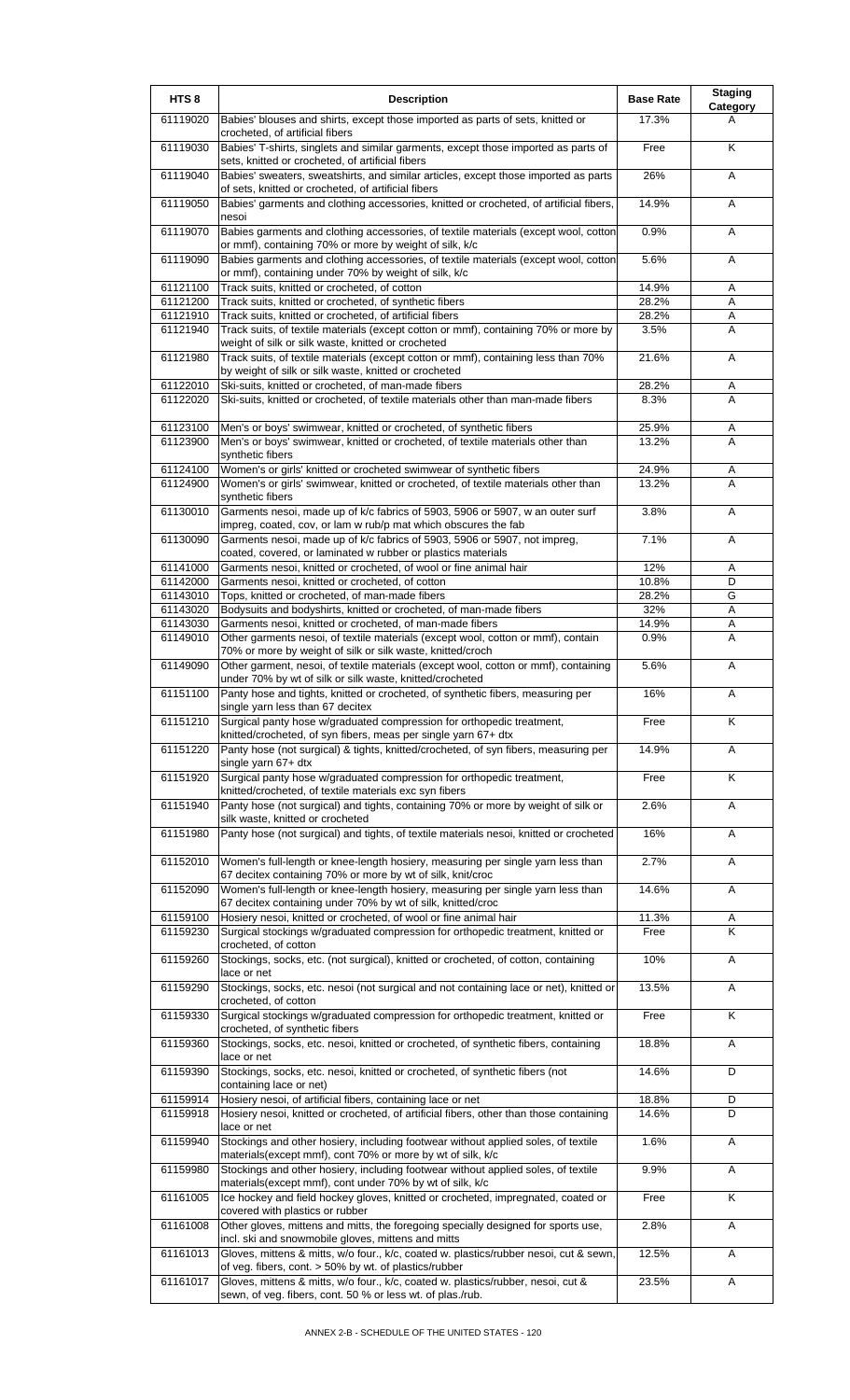| HTS 8 | Description | Base Rate | Staging Category |
| --- | --- | --- | --- |
| 61119020 | Babies' blouses and shirts, except those imported as parts of sets, knitted or crocheted, of artificial fibers | 17.3% | A |
| 61119030 | Babies' T-shirts, singlets and similar garments, except those imported as parts of sets, knitted or crocheted, of artificial fibers | Free | K |
| 61119040 | Babies' sweaters, sweatshirts, and similar articles, except those imported as parts of sets, knitted or crocheted, of artificial fibers | 26% | A |
| 61119050 | Babies' garments and clothing accessories, knitted or crocheted, of artificial fibers, nesoi | 14.9% | A |
| 61119070 | Babies garments and clothing accessories, of textile materials (except wool, cotton or mmf), containing 70% or more by weight of silk, k/c | 0.9% | A |
| 61119090 | Babies garments and clothing accessories, of textile materials (except wool, cotton or mmf), containing under 70% by weight of silk, k/c | 5.6% | A |
| 61121100 | Track suits, knitted or crocheted, of cotton | 14.9% | A |
| 61121200 | Track suits, knitted or crocheted, of synthetic fibers | 28.2% | A |
| 61121910 | Track suits, knitted or crocheted, of artificial fibers | 28.2% | A |
| 61121940 | Track suits, of textile materials (except cotton or mmf), containing 70% or more by weight of silk or silk waste, knitted or crocheted | 3.5% | A |
| 61121980 | Track suits, of textile materials (except cotton or mmf), containing less than 70% by weight of silk or silk waste, knitted or crocheted | 21.6% | A |
| 61122010 | Ski-suits, knitted or crocheted, of man-made fibers | 28.2% | A |
| 61122020 | Ski-suits, knitted or crocheted, of textile materials other than man-made fibers | 8.3% | A |
| 61123100 | Men's or boys' swimwear, knitted or crocheted, of synthetic fibers | 25.9% | A |
| 61123900 | Men's or boys' swimwear, knitted or crocheted, of textile materials other than synthetic fibers | 13.2% | A |
| 61124100 | Women's or girls' knitted or crocheted swimwear of synthetic fibers | 24.9% | A |
| 61124900 | Women's or girls' swimwear, knitted or crocheted, of textile materials other than synthetic fibers | 13.2% | A |
| 61130010 | Garments nesoi, made up of k/c fabrics of 5903, 5906 or 5907, w an outer surf impreg, coated, cov, or lam w rub/p mat which obscures the fab | 3.8% | A |
| 61130090 | Garments nesoi, made up of k/c fabrics of 5903, 5906 or 5907, not impreg, coated, covered, or laminated w rubber or plastics materials | 7.1% | A |
| 61141000 | Garments nesoi, knitted or crocheted, of wool or fine animal hair | 12% | A |
| 61142000 | Garments nesoi, knitted or crocheted, of cotton | 10.8% | D |
| 61143010 | Tops, knitted or crocheted, of man-made fibers | 28.2% | G |
| 61143020 | Bodysuits and bodyshirts, knitted or crocheted, of man-made fibers | 32% | A |
| 61143030 | Garments nesoi, knitted or crocheted, of man-made fibers | 14.9% | A |
| 61149010 | Other garments nesoi, of textile materials (except wool, cotton or mmf), contain 70% or more by weight of silk or silk waste, knitted/croch | 0.9% | A |
| 61149090 | Other garment, nesoi, of textile materials (except wool, cotton or mmf), containing under 70% by wt of silk or silk waste, knitted/crocheted | 5.6% | A |
| 61151100 | Panty hose and tights, knitted or crocheted, of synthetic fibers, measuring per single yarn less than 67 decitex | 16% | A |
| 61151210 | Surgical panty hose w/graduated compression for orthopedic treatment, knitted/crocheted, of syn fibers, meas per single yarn 67+ dtx | Free | K |
| 61151220 | Panty hose (not surgical) & tights, knitted/crocheted, of syn fibers, measuring per single yarn 67+ dtx | 14.9% | A |
| 61151920 | Surgical panty hose w/graduated compression for orthopedic treatment, knitted/crocheted, of textile materials exc syn fibers | Free | K |
| 61151940 | Panty hose (not surgical) and tights, containing 70% or more by weight of silk or silk waste, knitted or crocheted | 2.6% | A |
| 61151980 | Panty hose (not surgical) and tights, of textile materials nesoi, knitted or crocheted | 16% | A |
| 61152010 | Women's full-length or knee-length hosiery, measuring per single yarn less than 67 decitex containing 70% or more by wt of silk, knit/croc | 2.7% | A |
| 61152090 | Women's full-length or knee-length hosiery, measuring per single yarn less than 67 decitex containing under 70% by wt of silk, knitted/croc | 14.6% | A |
| 61159100 | Hosiery nesoi, knitted or crocheted, of wool or fine animal hair | 11.3% | A |
| 61159230 | Surgical stockings w/graduated compression for orthopedic treatment, knitted or crocheted, of cotton | Free | K |
| 61159260 | Stockings, socks, etc. (not surgical), knitted or crocheted, of cotton, containing lace or net | 10% | A |
| 61159290 | Stockings, socks, etc. nesoi (not surgical and not containing lace or net), knitted or crocheted, of cotton | 13.5% | A |
| 61159330 | Surgical stockings w/graduated compression for orthopedic treatment, knitted or crocheted, of synthetic fibers | Free | K |
| 61159360 | Stockings, socks, etc. nesoi, knitted or crocheted, of synthetic fibers, containing lace or net | 18.8% | A |
| 61159390 | Stockings, socks, etc. nesoi, knitted or crocheted, of synthetic fibers (not containing lace or net) | 14.6% | D |
| 61159914 | Hosiery nesoi, of artificial fibers, containing lace or net | 18.8% | D |
| 61159918 | Hosiery nesoi, knitted or crocheted, of artificial fibers, other than those containing lace or net | 14.6% | D |
| 61159940 | Stockings and other hosiery, including footwear without applied soles, of textile materials(except mmf), cont 70% or more by wt of silk, k/c | 1.6% | A |
| 61159980 | Stockings and other hosiery, including footwear without applied soles, of textile materials(except mmf), cont under 70% by wt of silk, k/c | 9.9% | A |
| 61161005 | Ice hockey and field hockey gloves, knitted or crocheted, impregnated, coated or covered with plastics or rubber | Free | K |
| 61161008 | Other gloves, mittens and mitts, the foregoing specially designed for sports use, incl. ski and snowmobile gloves, mittens and mitts | 2.8% | A |
| 61161013 | Gloves, mittens & mitts, w/o four., k/c, coated w. plastics/rubber nesoi, cut & sewn, of veg. fibers, cont. > 50% by wt. of plastics/rubber | 12.5% | A |
| 61161017 | Gloves, mittens & mitts, w/o four., k/c, coated w. plastics/rubber, nesoi, cut & sewn, of veg. fibers, cont. 50 % or less wt. of plas./rub. | 23.5% | A |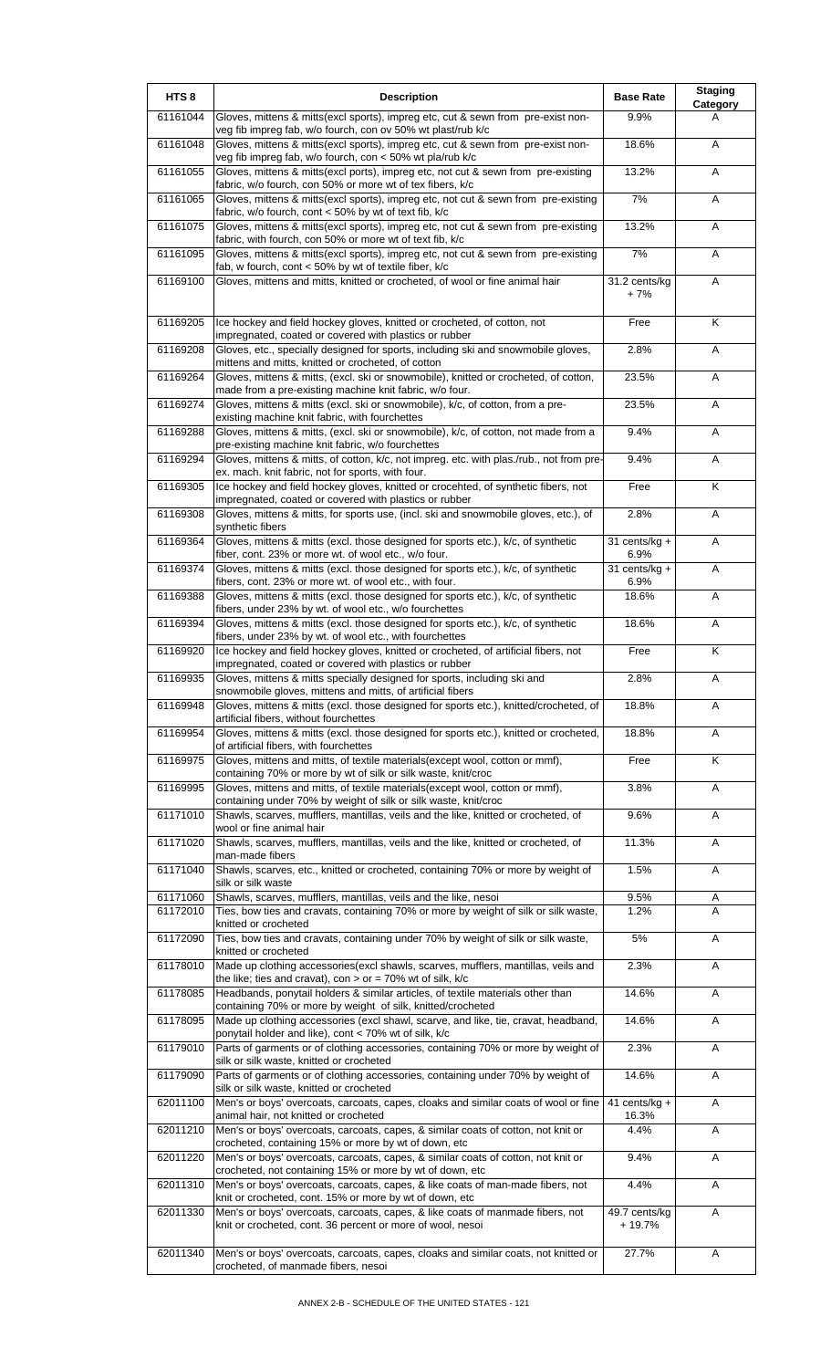| HTS 8 | Description | Base Rate | Staging Category |
| --- | --- | --- | --- |
| 61161044 | Gloves, mittens & mitts(excl sports), impreg etc, cut & sewn from pre-exist non-veg fib impreg fab, w/o fourch, con ov 50% wt plast/rub k/c | 9.9% | A |
| 61161048 | Gloves, mittens & mitts(excl sports), impreg etc, cut & sewn from pre-exist non-veg fib impreg fab, w/o fourch, con < 50% wt pla/rub k/c | 18.6% | A |
| 61161055 | Gloves, mittens & mitts(excl ports), impreg etc, not cut & sewn from pre-existing fabric, w/o fourch, con 50% or more wt of tex fibers, k/c | 13.2% | A |
| 61161065 | Gloves, mittens & mitts(excl sports), impreg etc, not cut & sewn from pre-existing fabric, w/o fourch, cont < 50% by wt of text fib, k/c | 7% | A |
| 61161075 | Gloves, mittens & mitts(excl sports), impreg etc, not cut & sewn from pre-existing fabric, with fourch, con 50% or more wt of text fib, k/c | 13.2% | A |
| 61161095 | Gloves, mittens & mitts(excl sports), impreg etc, not cut & sewn from pre-existing fab, w fourch, cont < 50% by wt of textile fiber, k/c | 7% | A |
| 61169100 | Gloves, mittens and mitts, knitted or crocheted, of wool or fine animal hair | 31.2 cents/kg + 7% | A |
| 61169205 | Ice hockey and field hockey gloves, knitted or crocheted, of cotton, not impregnated, coated or covered with plastics or rubber | Free | K |
| 61169208 | Gloves, etc., specially designed for sports, including ski and snowmobile gloves, mittens and mitts, knitted or crocheted, of cotton | 2.8% | A |
| 61169264 | Gloves, mittens & mitts, (excl. ski or snowmobile), knitted or crocheted, of cotton, made from a pre-existing machine knit fabric, w/o four. | 23.5% | A |
| 61169274 | Gloves, mittens & mitts (excl. ski or snowmobile), k/c, of cotton, from a pre-existing machine knit fabric, with fourchettes | 23.5% | A |
| 61169288 | Gloves, mittens & mitts, (excl. ski or snowmobile), k/c, of cotton, not made from a pre-existing machine knit fabric, w/o fourchettes | 9.4% | A |
| 61169294 | Gloves, mittens & mitts, of cotton, k/c, not impreg. etc. with plas./rub., not from pre-ex. mach. knit fabric, not for sports, with four. | 9.4% | A |
| 61169305 | Ice hockey and field hockey gloves, knitted or crocehted, of synthetic fibers, not impregnated, coated or covered with plastics or rubber | Free | K |
| 61169308 | Gloves, mittens & mitts, for sports use, (incl. ski and snowmobile gloves, etc.), of synthetic fibers | 2.8% | A |
| 61169364 | Gloves, mittens & mitts (excl. those designed for sports etc.), k/c, of synthetic fiber, cont. 23% or more wt. of wool etc., w/o four. | 31 cents/kg + 6.9% | A |
| 61169374 | Gloves, mittens & mitts (excl. those designed for sports etc.), k/c, of synthetic fibers, cont. 23% or more wt. of wool etc., with four. | 31 cents/kg + 6.9% | A |
| 61169388 | Gloves, mittens & mitts (excl. those designed for sports etc.), k/c, of synthetic fibers, under 23% by wt. of wool etc., w/o fourchettes | 18.6% | A |
| 61169394 | Gloves, mittens & mitts (excl. those designed for sports etc.), k/c, of synthetic fibers, under 23% by wt. of wool etc., with fourchettes | 18.6% | A |
| 61169920 | Ice hockey and field hockey gloves, knitted or crocheted, of artificial fibers, not impregnated, coated or covered with plastics or rubber | Free | K |
| 61169935 | Gloves, mittens & mitts specially designed for sports, including ski and snowmobile gloves, mittens and mitts, of artificial fibers | 2.8% | A |
| 61169948 | Gloves, mittens & mitts (excl. those designed for sports etc.), knitted/crocheted, of artificial fibers, without fourchettes | 18.8% | A |
| 61169954 | Gloves, mittens & mitts (excl. those designed for sports etc.), knitted or crocheted, of artificial fibers, with fourchettes | 18.8% | A |
| 61169975 | Gloves, mittens and mitts, of textile materials(except wool, cotton or mmf), containing 70% or more by wt of silk or silk waste, knit/croc | Free | K |
| 61169995 | Gloves, mittens and mitts, of textile materials(except wool, cotton or mmf), containing under 70% by weight of silk or silk waste, knit/croc | 3.8% | A |
| 61171010 | Shawls, scarves, mufflers, mantillas, veils and the like, knitted or crocheted, of wool or fine animal hair | 9.6% | A |
| 61171020 | Shawls, scarves, mufflers, mantillas, veils and the like, knitted or crocheted, of man-made fibers | 11.3% | A |
| 61171040 | Shawls, scarves, etc., knitted or crocheted, containing 70% or more by weight of silk or silk waste | 1.5% | A |
| 61171060 | Shawls, scarves, mufflers, mantillas, veils and the like, nesoi | 9.5% | A |
| 61172010 | Ties, bow ties and cravats, containing 70% or more by weight of silk or silk waste, knitted or crocheted | 1.2% | A |
| 61172090 | Ties, bow ties and cravats, containing under 70% by weight of silk or silk waste, knitted or crocheted | 5% | A |
| 61178010 | Made up clothing accessories(excl shawls, scarves, mufflers, mantillas, veils and the like; ties and cravat), con > or = 70% wt of silk, k/c | 2.3% | A |
| 61178085 | Headbands, ponytail holders & similar articles, of textile materials other than containing 70% or more by weight of silk, knitted/crocheted | 14.6% | A |
| 61178095 | Made up clothing accessories (excl shawl, scarve, and like, tie, cravat, headband, ponytail holder and like), cont < 70% wt of silk, k/c | 14.6% | A |
| 61179010 | Parts of garments or of clothing accessories, containing 70% or more by weight of silk or silk waste, knitted or crocheted | 2.3% | A |
| 61179090 | Parts of garments or of clothing accessories, containing under 70% by weight of silk or silk waste, knitted or crocheted | 14.6% | A |
| 62011100 | Men's or boys' overcoats, carcoats, capes, cloaks and similar coats of wool or fine animal hair, not knitted or crocheted | 41 cents/kg + 16.3% | A |
| 62011210 | Men's or boys' overcoats, carcoats, capes, & similar coats of cotton, not knit or crocheted, containing 15% or more by wt of down, etc | 4.4% | A |
| 62011220 | Men's or boys' overcoats, carcoats, capes, & similar coats of cotton, not knit or crocheted, not containing 15% or more by wt of down, etc | 9.4% | A |
| 62011310 | Men's or boys' overcoats, carcoats, capes, & like coats of man-made fibers, not knit or crocheted, cont. 15% or more by wt of down, etc | 4.4% | A |
| 62011330 | Men's or boys' overcoats, carcoats, capes, & like coats of manmade fibers, not knit or crocheted, cont. 36 percent or more of wool, nesoi | 49.7 cents/kg + 19.7% | A |
| 62011340 | Men's or boys' overcoats, carcoats, capes, cloaks and similar coats, not knitted or crocheted, of manmade fibers, nesoi | 27.7% | A |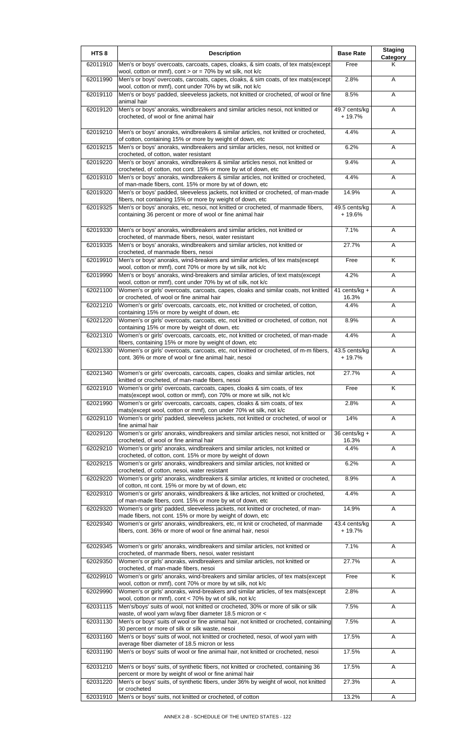| HTS 8 | Description | Base Rate | Staging Category |
| --- | --- | --- | --- |
| 62011910 | Men's or boys' overcoats, carcoats, capes, cloaks, & sim coats, of tex mats(except wool, cotton or mmf), cont > or = 70% by wt silk, not k/c | Free | K |
| 62011990 | Men's or boys' overcoats, carcoats, capes, cloaks, & sim coats, of tex mats(except wool, cotton or mmf), cont under 70% by wt silk, not k/c | 2.8% | A |
| 62019110 | Men's or boys' padded, sleeveless jackets, not knitted or crocheted, of wool or fine animal hair | 8.5% | A |
| 62019120 | Men's or boys' anoraks, windbreakers and similar articles nesoi, not knitted or crocheted, of wool or fine animal hair | 49.7 cents/kg + 19.7% | A |
| 62019210 | Men's or boys' anoraks, windbreakers & similar articles, not knitted or crocheted, of cotton, containing 15% or more by weight of down, etc | 4.4% | A |
| 62019215 | Men's or boys' anoraks, windbreakers and similar articles, nesoi, not knitted or crocheted, of cotton, water resistant | 6.2% | A |
| 62019220 | Men's or boys' anoraks, windbreakers & similar articles nesoi, not knitted or crocheted, of cotton, not cont. 15% or more by wt of down, etc | 9.4% | A |
| 62019310 | Men's or boys' anoraks, windbreakers & similar articles, not knitted or crocheted, of man-made fibers, cont. 15% or more by wt of down, etc | 4.4% | A |
| 62019320 | Men's or boys' padded, sleeveless jackets, not knitted or crocheted, of man-made fibers, not containing 15% or more by weight of down, etc | 14.9% | A |
| 62019325 | Men's or boys' anoraks, etc, nesoi, not knitted or crocheted, of manmade fibers, containing 36 percent or more of wool or fine animal hair | 49.5 cents/kg + 19.6% | A |
| 62019330 | Men's or boys' anoraks, windbreakers and similar articles, not knitted or crocheted, of manmade fibers, nesoi, water resistant | 7.1% | A |
| 62019335 | Men's or boys' anoraks, windbreakers and similar articles, not knitted or crocheted, of manmade fibers, nesoi | 27.7% | A |
| 62019910 | Men's or boys' anoraks, wind-breakers and similar articles, of tex mats(except wool, cotton or mmf), cont 70% or more by wt silk, not k/c | Free | K |
| 62019990 | Men's or boys' anoraks, wind-breakers and similar articles, of text mats(except wool, cotton or mmf), cont under 70% by wt silk, not k/c | 4.2% | A |
| 62021100 | Women's or girls' overcoats, carcoats, capes, cloaks and similar coats, not knitted or crocheted, of wool or fine animal hair | 41 cents/kg + 16.3% | A |
| 62021210 | Women's or girls' overcoats, carcoats, etc, not knitted or crocheted, of cotton, containing 15% or more by weight of down, etc | 4.4% | A |
| 62021220 | Women's or girls' overcoats, carcoats, etc, not knitted or crocheted, of cotton, not containing 15% or more by weight of down, etc | 8.9% | A |
| 62021310 | Women's or girls' overcoats, carcoats, etc, not knitted or crocheted, of man-made fibers, containing 15% or more by weight of down, etc | 4.4% | A |
| 62021330 | Women's or girls' overcoats, carcoats, etc, not knitted or crocheted, of m-m fibers, cont. 36% or more of wool or fine animal hair, nesoi | 43.5 cents/kg + 19.7% | A |
| 62021340 | Women's or girls' overcoats, carcoats, capes, cloaks and similar articles, not knitted or crocheted, of man-made fibers, nesoi | 27.7% | A |
| 62021910 | Women's or girls' overcoats, carcoats, capes, cloaks & sim coats, of tex mats(except wool, cotton or mmf), con 70% or more wt silk, not k/c | Free | K |
| 62021990 | Women's or girls' overcoats, carcoats, capes, cloaks & sim coats, of tex mats(except wool, cotton or mmf), con under 70% wt silk, not k/c | 2.8% | A |
| 62029110 | Women's or girls' padded, sleeveless jackets, not knitted or crocheted, of wool or fine animal hair | 14% | A |
| 62029120 | Women's or girls' anoraks, windbreakers and similar articles nesoi, not knitted or crocheted, of wool or fine animal hair | 36 cents/kg + 16.3% | A |
| 62029210 | Women's or girls' anoraks, windbreakers and similar articles, not knitted or crocheted, of cotton, cont. 15% or more by weight of down | 4.4% | A |
| 62029215 | Women's or girls' anoraks, windbreakers and similar articles, not knitted or crocheted, of cotton, nesoi, water resistant | 6.2% | A |
| 62029220 | Women's or girls' anoraks, windbreakers & similar articles, nt knitted or crocheted, of cotton, nt cont. 15% or more by wt of down, etc | 8.9% | A |
| 62029310 | Women's or girls' anoraks, windbreakers & like articles, not knitted or crocheted, of man-made fibers, cont. 15% or more by wt of down, etc | 4.4% | A |
| 62029320 | Women's or girls' padded, sleeveless jackets, not knitted or crocheted, of man-made fibers, not cont. 15% or more by weight of down, etc | 14.9% | A |
| 62029340 | Women's or girls' anoraks, windbreakers, etc, nt knit or crocheted, of manmade fibers, cont. 36% or more of wool or fine animal hair, nesoi | 43.4 cents/kg + 19.7% | A |
| 62029345 | Women's or girls' anoraks, windbreakers and similar articles, not knitted or crocheted, of manmade fibers, nesoi, water resistant | 7.1% | A |
| 62029350 | Women's or girls' anoraks, windbreakers and similar articles, not knitted or crocheted, of man-made fibers, nesoi | 27.7% | A |
| 62029910 | Women's or girls' anoraks, wind-breakers and similar articles, of tex mats(except wool, cotton or mmf), cont 70% or more by wt silk, not k/c | Free | K |
| 62029990 | Women's or girls' anoraks, wind-breakers and similar articles, of tex mats(except wool, cotton or mmf), cont < 70% by wt of silk, not k/c | 2.8% | A |
| 62031115 | Men's/boys' suits of wool, not knitted or crocheted, 30% or more of silk or silk waste, of wool yarn w/avg fiber diameter 18.5 micron or < | 7.5% | A |
| 62031130 | Men's or boys' suits of wool or fine animal hair, not knitted or crocheted, containing 30 percent or more of silk or silk waste, nesoi | 7.5% | A |
| 62031160 | Men's or boys' suits of wool, not knitted or crocheted, nesoi, of wool yarn with average fiber diameter of 18.5 micron or less | 17.5% | A |
| 62031190 | Men's or boys' suits of wool or fine animal hair, not knitted or crocheted, nesoi | 17.5% | A |
| 62031210 | Men's or boys' suits, of synthetic fibers, not knitted or crocheted, containing 36 percent or more by weight of wool or fine animal hair | 17.5% | A |
| 62031220 | Men's or boys' suits, of synthetic fibers, under 36% by weight of wool, not knitted or crocheted | 27.3% | A |
| 62031910 | Men's or boys' suits, not knitted or crocheted, of cotton | 13.2% | A |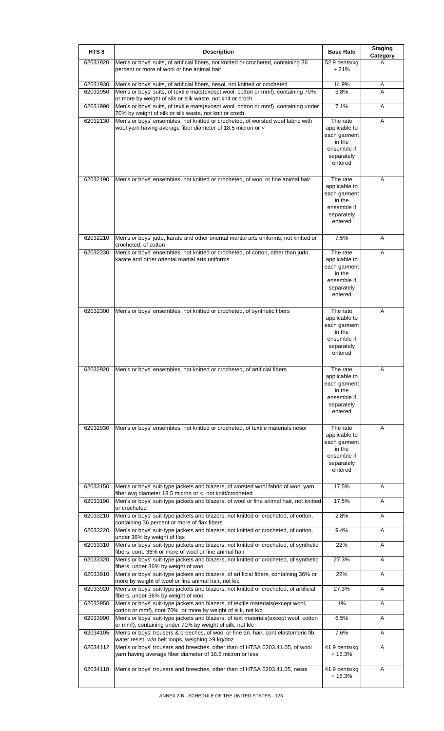| HTS 8 | Description | Base Rate | Staging Category |
|---|---|---|---|
| 62031920 | Men's or boys' suits, of artificial fibers, not knitted or crocheted, containing 36 percent or more of wool or fine animal hair | 52.9 cents/kg + 21% | A |
| 62031930 | Men's or boys' suits, of artificial fibers, nesoi, not knitted or crocheted | 14.9% | A |
| 62031950 | Men's or boys' suits, of textile mats(except wool, cotton or mmf), containing 70% or more by weight of silk or silk waste, not knit or croch | 3.8% | A |
| 62031990 | Men's or boys' suits, of textile mats(except wool, cotton or mmf), containing under 70% by weight of silk or silk waste, not knit or croch | 7.1% | A |
| 62032130 | Men's or boys' ensembles, not knitted or crocheted, of worsted wool fabric with wool yarn having average fiber diameter of 18.5 micron or < | The rate applicable to each garment in the ensemble if separately entered | A |
| 62032190 | Men's or boys' ensembles, not knitted or crocheted, of wool or fine animal hair | The rate applicable to each garment in the ensemble if separately entered | A |
| 62032210 | Men's or boys' judo, karate and other oriental martial arts uniforms, not knitted or crocheted, of cotton | 7.5% | A |
| 62032230 | Men's or boys' ensembles, not knitted or crocheted, of cotton, other than judo, karate and other oriental martial arts uniforms | The rate applicable to each garment in the ensemble if separately entered | A |
| 62032300 | Men's or boys' ensembles, not knitted or crocheted, of synthetic fibers | The rate applicable to each garment in the ensemble if separately entered | A |
| 62032920 | Men's or boys' ensembles, not knitted or crocheted, of artificial fibers | The rate applicable to each garment in the ensemble if separately entered | A |
| 62032930 | Men's or boys' ensembles, not knitted or crocheted, of textile materials nesoi | The rate applicable to each garment in the ensemble if separately entered | A |
| 62033150 | Men's or boys' suit-type jackets and blazers, of worsted wool fabric of wool yarn fiber avg diameter 18.5 micron or <, not knitt/crocheted | 17.5% | A |
| 62033190 | Men's or boys' suit-type jackets and blazers, of wool or fine animal hair, not knitted or crocheted | 17.5% | A |
| 62033210 | Men's or boys' suit-type jackets and blazers, not knitted or crocheted, of cotton, containing 36 percent or more of flax fibers | 2.8% | A |
| 62033220 | Men's or boys' suit-type jackets and blazers, not knitted or crocheted, of cotton, under 36% by weight of flax | 9.4% | A |
| 62033310 | Men's or boys' suit-type jackets and blazers, not knitted or crocheted, of synthetic fibers, cont. 36% or more of wool or fine animal hair | 22% | A |
| 62033320 | Men's or boys' suit-type jackets and blazers, not knitted or crocheted, of synthetic fibers, under 36% by weight of wool | 27.3% | A |
| 62033910 | Men's or boys' suit-type jackets and blazers, of artificial fibers, containing 36% or more by weight of wool or fine animal hair, not k/c | 22% | A |
| 62033920 | Men's or boys' suit-type jackets and blazers, not knitted or crocheted, of artificial fibers, under 36% by weight of wool | 27.3% | A |
| 62033950 | Men's or boys' suit-type jackets and blazers, of textile materials(except wool, cotton or mmf), cont 70% or more by weight of silk, not k/c | 1% | A |
| 62033990 | Men's or boys' suit-type jackets and blazers, of text materials(except wool, cotton or mmf), containing under 70% by weight of silk, not k/c | 6.5% | A |
| 62034105 | Men's or boys' trousers & breeches, of wool or fine an. hair, cont elastomeric fib, water resist, w/o belt loops, weighing >9 kg/doz | 7.6% | A |
| 62034112 | Men's or boys' trousers and breeches, other than of HTSA 6203.41.05, of wool yarn having average fiber diameter of 18.5 micron or less | 41.9 cents/kg + 16.3% | A |
| 62034118 | Men's or boys' trousers and breeches, other than of HTSA 6203.41.05, nesoi | 41.9 cents/kg + 16.3% | A |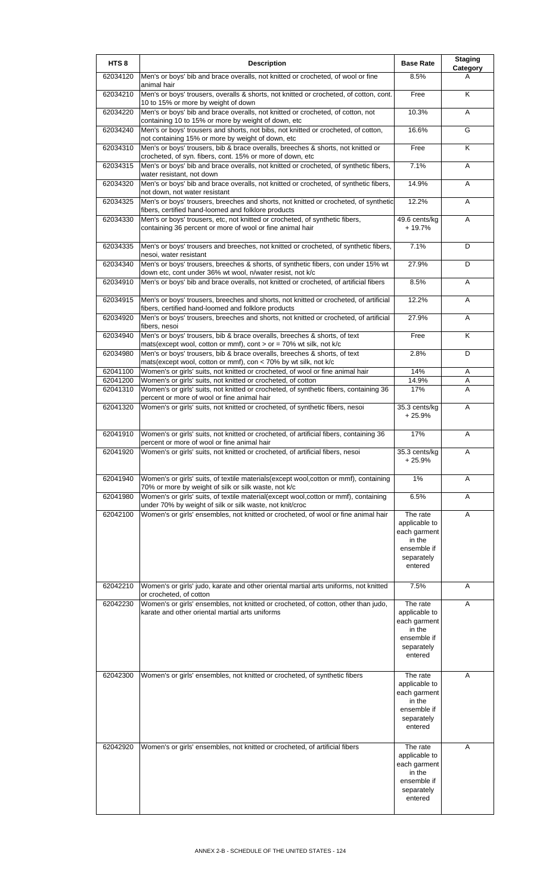| HTS 8 | Description | Base Rate | Staging Category |
|---|---|---|---|
| 62034120 | Men's or boys' bib and brace overalls, not knitted or crocheted, of wool or fine animal hair | 8.5% | A |
| 62034210 | Men's or boys' trousers, overalls & shorts, not knitted or crocheted, of cotton, cont. 10 to 15% or more by weight of down | Free | K |
| 62034220 | Men's or boys' bib and brace overalls, not knitted or crocheted, of cotton, not containing 10 to 15% or more by weight of down, etc | 10.3% | A |
| 62034240 | Men's or boys' trousers and shorts, not bibs, not knitted or crocheted, of cotton, not containing 15% or more by weight of down, etc | 16.6% | G |
| 62034310 | Men's or boys' trousers, bib & brace overalls, breeches & shorts, not knitted or crocheted, of syn. fibers, cont. 15% or more of down, etc | Free | K |
| 62034315 | Men's or boys' bib and brace overalls, not knitted or crocheted, of synthetic fibers, water resistant, not down | 7.1% | A |
| 62034320 | Men's or boys' bib and brace overalls, not knitted or crocheted, of synthetic fibers, not down, not water resistant | 14.9% | A |
| 62034325 | Men's or boys' trousers, breeches and shorts, not knitted or crocheted, of synthetic fibers, certified hand-loomed and folklore products | 12.2% | A |
| 62034330 | Men's or boys' trousers, etc, not knitted or crocheted, of synthetic fibers, containing 36 percent or more of wool or fine animal hair | 49.6 cents/kg + 19.7% | A |
| 62034335 | Men's or boys' trousers and breeches, not knitted or crocheted, of synthetic fibers, nesoi, water resistant | 7.1% | D |
| 62034340 | Men's or boys' trousers, breeches & shorts, of synthetic fibers, con under 15% wt down etc, cont under 36% wt wool, n/water resist, not k/c | 27.9% | D |
| 62034910 | Men's or boys' bib and brace overalls, not knitted or crocheted, of artificial fibers | 8.5% | A |
| 62034915 | Men's or boys' trousers, breeches and shorts, not knitted or crocheted, of artificial fibers, certified hand-loomed and folklore products | 12.2% | A |
| 62034920 | Men's or boys' trousers, breeches and shorts, not knitted or crocheted, of artificial fibers, nesoi | 27.9% | A |
| 62034940 | Men's or boys' trousers, bib & brace overalls, breeches & shorts, of text mats(except wool, cotton or mmf), cont > or = 70% wt silk, not k/c | Free | K |
| 62034980 | Men's or boys' trousers, bib & brace overalls, breeches & shorts, of text mats(except wool, cotton or mmf), con < 70% by wt silk, not k/c | 2.8% | D |
| 62041100 | Women's or girls' suits, not knitted or crocheted, of wool or fine animal hair | 14% | A |
| 62041200 | Women's or girls' suits, not knitted or crocheted, of cotton | 14.9% | A |
| 62041310 | Women's or girls' suits, not knitted or crocheted, of synthetic fibers, containing 36 percent or more of wool or fine animal hair | 17% | A |
| 62041320 | Women's or girls' suits, not knitted or crocheted, of synthetic fibers, nesoi | 35.3 cents/kg + 25.9% | A |
| 62041910 | Women's or girls' suits, not knitted or crocheted, of artificial fibers, containing 36 percent or more of wool or fine animal hair | 17% | A |
| 62041920 | Women's or girls' suits, not knitted or crocheted, of artificial fibers, nesoi | 35.3 cents/kg + 25.9% | A |
| 62041940 | Women's or girls' suits, of textile materials(except wool,cotton or mmf), containing 70% or more by weight of silk or silk waste, not k/c | 1% | A |
| 62041980 | Women's or girls' suits, of textile material(except wool,cotton or mmf), containing under 70% by weight of silk or silk waste, not knit/croc | 6.5% | A |
| 62042100 | Women's or girls' ensembles, not knitted or crocheted, of wool or fine animal hair | The rate applicable to each garment in the ensemble if separately entered | A |
| 62042210 | Women's or girls' judo, karate and other oriental martial arts uniforms, not knitted or crocheted, of cotton | 7.5% | A |
| 62042230 | Women's or girls' ensembles, not knitted or crocheted, of cotton, other than judo, karate and other oriental martial arts uniforms | The rate applicable to each garment in the ensemble if separately entered | A |
| 62042300 | Women's or girls' ensembles, not knitted or crocheted, of synthetic fibers | The rate applicable to each garment in the ensemble if separately entered | A |
| 62042920 | Women's or girls' ensembles, not knitted or crocheted, of artificial fibers | The rate applicable to each garment in the ensemble if separately entered | A |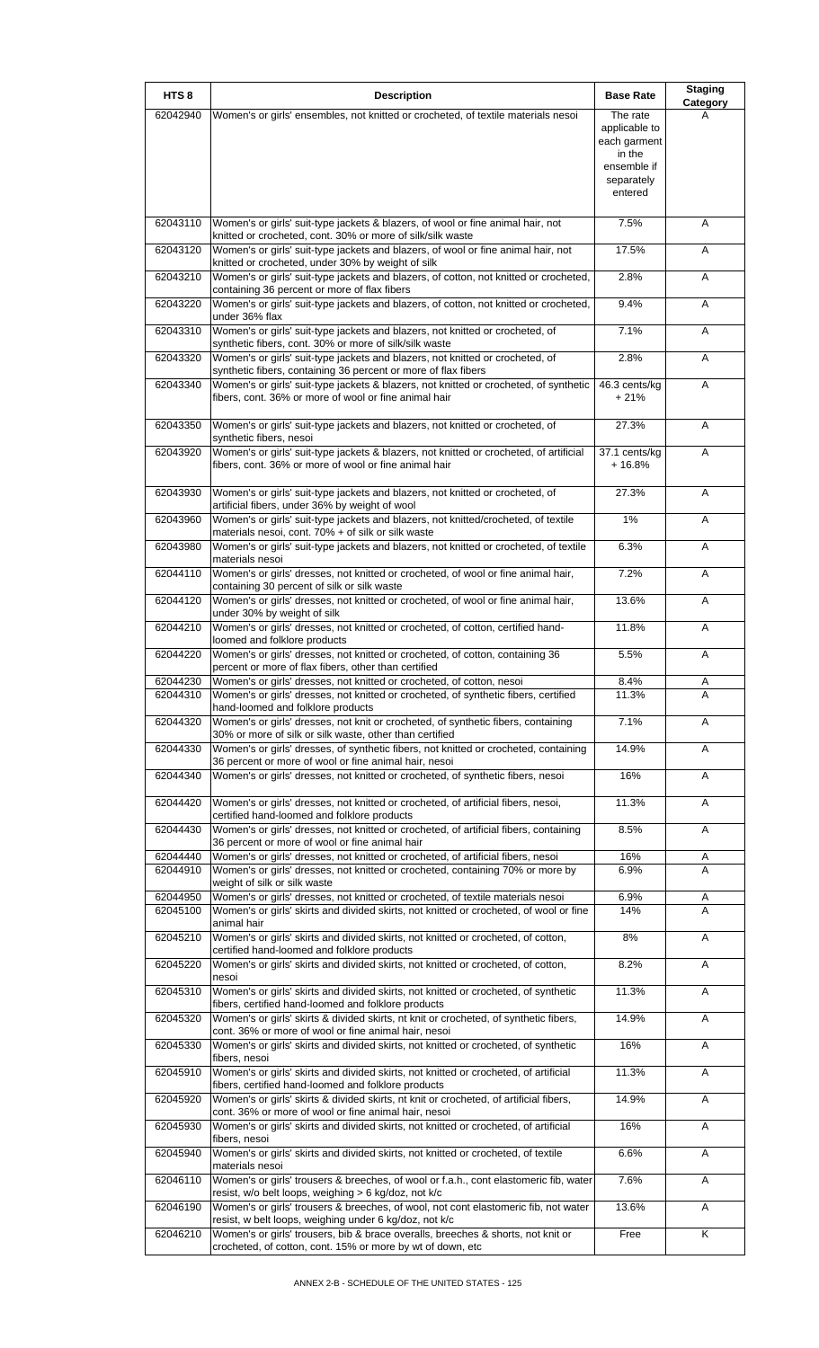| HTS 8 | Description | Base Rate | Staging Category |
|---|---|---|---|
| 62042940 | Women's or girls' ensembles, not knitted or crocheted, of textile materials nesoi | The rate applicable to each garment in the ensemble if separately entered | A |
| 62043110 | Women's or girls' suit-type jackets & blazers, of wool or fine animal hair, not knitted or crocheted, cont. 30% or more of silk/silk waste | 7.5% | A |
| 62043120 | Women's or girls' suit-type jackets and blazers, of wool or fine animal hair, not knitted or crocheted, under 30% by weight of silk | 17.5% | A |
| 62043210 | Women's or girls' suit-type jackets and blazers, of cotton, not knitted or crocheted, containing 36 percent or more of flax fibers | 2.8% | A |
| 62043220 | Women's or girls' suit-type jackets and blazers, of cotton, not knitted or crocheted, under 36% flax | 9.4% | A |
| 62043310 | Women's or girls' suit-type jackets and blazers, not knitted or crocheted, of synthetic fibers, cont. 30% or more of silk/silk waste | 7.1% | A |
| 62043320 | Women's or girls' suit-type jackets and blazers, not knitted or crocheted, of synthetic fibers, containing 36 percent or more of flax fibers | 2.8% | A |
| 62043340 | Women's or girls' suit-type jackets & blazers, not knitted or crocheted, of synthetic fibers, cont. 36% or more of wool or fine animal hair | 46.3 cents/kg + 21% | A |
| 62043350 | Women's or girls' suit-type jackets and blazers, not knitted or crocheted, of synthetic fibers, nesoi | 27.3% | A |
| 62043920 | Women's or girls' suit-type jackets & blazers, not knitted or crocheted, of artificial fibers, cont. 36% or more of wool or fine animal hair | 37.1 cents/kg + 16.8% | A |
| 62043930 | Women's or girls' suit-type jackets and blazers, not knitted or crocheted, of artificial fibers, under 36% by weight of wool | 27.3% | A |
| 62043960 | Women's or girls' suit-type jackets and blazers, not knitted/crocheted, of textile materials nesoi, cont. 70% + of silk or silk waste | 1% | A |
| 62043980 | Women's or girls' suit-type jackets and blazers, not knitted or crocheted, of textile materials nesoi | 6.3% | A |
| 62044110 | Women's or girls' dresses, not knitted or crocheted, of wool or fine animal hair, containing 30 percent of silk or silk waste | 7.2% | A |
| 62044120 | Women's or girls' dresses, not knitted or crocheted, of wool or fine animal hair, under 30% by weight of silk | 13.6% | A |
| 62044210 | Women's or girls' dresses, not knitted or crocheted, of cotton, certified hand-loomed and folklore products | 11.8% | A |
| 62044220 | Women's or girls' dresses, not knitted or crocheted, of cotton, containing 36 percent or more of flax fibers, other than certified | 5.5% | A |
| 62044230 | Women's or girls' dresses, not knitted or crocheted, of cotton, nesoi | 8.4% | A |
| 62044310 | Women's or girls' dresses, not knitted or crocheted, of synthetic fibers, certified hand-loomed and folklore products | 11.3% | A |
| 62044320 | Women's or girls' dresses, not knit or crocheted, of synthetic fibers, containing 30% or more of silk or silk waste, other than certified | 7.1% | A |
| 62044330 | Women's or girls' dresses, of synthetic fibers, not knitted or crocheted, containing 36 percent or more of wool or fine animal hair, nesoi | 14.9% | A |
| 62044340 | Women's or girls' dresses, not knitted or crocheted, of synthetic fibers, nesoi | 16% | A |
| 62044420 | Women's or girls' dresses, not knitted or crocheted, of artificial fibers, nesoi, certified hand-loomed and folklore products | 11.3% | A |
| 62044430 | Women's or girls' dresses, not knitted or crocheted, of artificial fibers, containing 36 percent or more of wool or fine animal hair | 8.5% | A |
| 62044440 | Women's or girls' dresses, not knitted or crocheted, of artificial fibers, nesoi | 16% | A |
| 62044910 | Women's or girls' dresses, not knitted or crocheted, containing 70% or more by weight of silk or silk waste | 6.9% | A |
| 62044950 | Women's or girls' dresses, not knitted or crocheted, of textile materials nesoi | 6.9% | A |
| 62045100 | Women's or girls' skirts and divided skirts, not knitted or crocheted, of wool or fine animal hair | 14% | A |
| 62045210 | Women's or girls' skirts and divided skirts, not knitted or crocheted, of cotton, certified hand-loomed and folklore products | 8% | A |
| 62045220 | Women's or girls' skirts and divided skirts, not knitted or crocheted, of cotton, nesoi | 8.2% | A |
| 62045310 | Women's or girls' skirts and divided skirts, not knitted or crocheted, of synthetic fibers, certified hand-loomed and folklore products | 11.3% | A |
| 62045320 | Women's or girls' skirts & divided skirts, nt knit or crocheted, of synthetic fibers, cont. 36% or more of wool or fine animal hair, nesoi | 14.9% | A |
| 62045330 | Women's or girls' skirts and divided skirts, not knitted or crocheted, of synthetic fibers, nesoi | 16% | A |
| 62045910 | Women's or girls' skirts and divided skirts, not knitted or crocheted, of artificial fibers, certified hand-loomed and folklore products | 11.3% | A |
| 62045920 | Women's or girls' skirts & divided skirts, nt knit or crocheted, of artificial fibers, cont. 36% or more of wool or fine animal hair, nesoi | 14.9% | A |
| 62045930 | Women's or girls' skirts and divided skirts, not knitted or crocheted, of artificial fibers, nesoi | 16% | A |
| 62045940 | Women's or girls' skirts and divided skirts, not knitted or crocheted, of textile materials nesoi | 6.6% | A |
| 62046110 | Women's or girls' trousers & breeches, of wool or f.a.h., cont elastomeric fib, water resist, w/o belt loops, weighing > 6 kg/doz, not k/c | 7.6% | A |
| 62046190 | Women's or girls' trousers & breeches, of wool, not cont elastomeric fib, not water resist, w belt loops, weighing under 6 kg/doz, not k/c | 13.6% | A |
| 62046210 | Women's or girls' trousers, bib & brace overalls, breeches & shorts, not knit or crocheted, of cotton, cont. 15% or more by wt of down, etc | Free | K |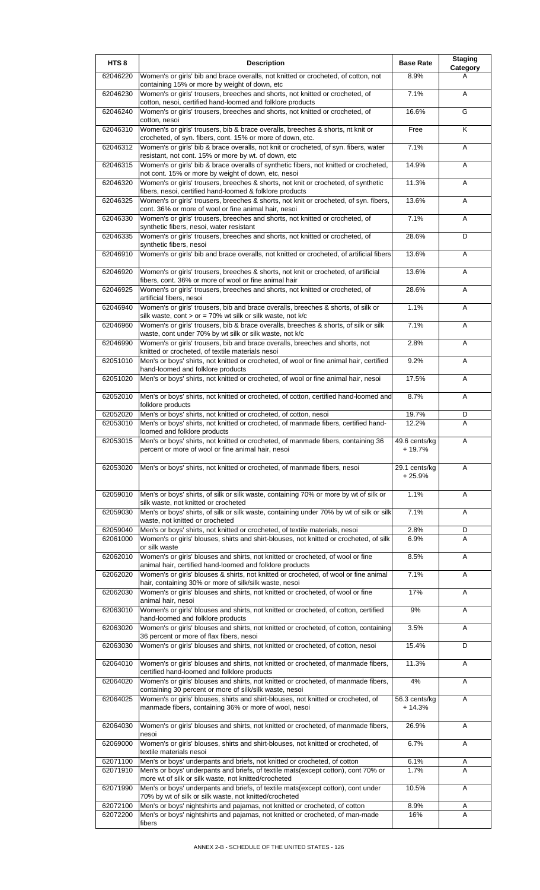| HTS 8 | Description | Base Rate | Staging Category |
|---|---|---|---|
| 62046220 | Women's or girls' bib and brace overalls, not knitted or crocheted, of cotton, not containing 15% or more by weight of down, etc | 8.9% | A |
| 62046230 | Women's or girls' trousers, breeches and shorts, not knitted or crocheted, of cotton, nesoi, certified hand-loomed and folklore products | 7.1% | A |
| 62046240 | Women's or girls' trousers, breeches and shorts, not knitted or crocheted, of cotton, nesoi | 16.6% | G |
| 62046310 | Women's or girls' trousers, bib & brace overalls, breeches & shorts, nt knit or crocheted, of syn. fibers, cont. 15% or more of down, etc. | Free | K |
| 62046312 | Women's or girls' bib & brace overalls, not knit or crocheted, of syn. fibers, water resistant, not cont. 15% or more by wt. of down, etc | 7.1% | A |
| 62046315 | Women's or girls' bib & brace overalls of synthetic fibers, not knitted or crocheted, not cont. 15% or more by weight of down, etc, nesoi | 14.9% | A |
| 62046320 | Women's or girls' trousers, breeches & shorts, not knit or crocheted, of synthetic fibers, nesoi, certified hand-loomed & folklore products | 11.3% | A |
| 62046325 | Women's or girls' trousers, breeches & shorts, not knit or crocheted, of syn. fibers, cont. 36% or more of wool or fine animal hair, nesoi | 13.6% | A |
| 62046330 | Women's or girls' trousers, breeches and shorts, not knitted or crocheted, of synthetic fibers, nesoi, water resistant | 7.1% | A |
| 62046335 | Women's or girls' trousers, breeches and shorts, not knitted or crocheted, of synthetic fibers, nesoi | 28.6% | D |
| 62046910 | Women's or girls' bib and brace overalls, not knitted or crocheted, of artificial fibers | 13.6% | A |
| 62046920 | Women's or girls' trousers, breeches & shorts, not knit or crocheted, of artificial fibers, cont. 36% or more of wool or fine animal hair | 13.6% | A |
| 62046925 | Women's or girls' trousers, breeches and shorts, not knitted or crocheted, of artificial fibers, nesoi | 28.6% | A |
| 62046940 | Women's or girls' trousers, bib and brace overalls, breeches & shorts, of silk or silk waste, cont > or = 70% wt silk or silk waste, not k/c | 1.1% | A |
| 62046960 | Women's or girls' trousers, bib & brace overalls, breeches & shorts, of silk or silk waste, cont under 70% by wt silk or silk waste, not k/c | 7.1% | A |
| 62046990 | Women's or girls' trousers, bib and brace overalls, breeches and shorts, not knitted or crocheted, of textile materials nesoi | 2.8% | A |
| 62051010 | Men's or boys' shirts, not knitted or crocheted, of wool or fine animal hair, certified hand-loomed and folklore products | 9.2% | A |
| 62051020 | Men's or boys' shirts, not knitted or crocheted, of wool or fine animal hair, nesoi | 17.5% | A |
| 62052010 | Men's or boys' shirts, not knitted or crocheted, of cotton, certified hand-loomed and folklore products | 8.7% | A |
| 62052020 | Men's or boys' shirts, not knitted or crocheted, of cotton, nesoi | 19.7% | D |
| 62053010 | Men's or boys' shirts, not knitted or crocheted, of manmade fibers, certified hand-loomed and folklore products | 12.2% | A |
| 62053015 | Men's or boys' shirts, not knitted or crocheted, of manmade fibers, containing 36 percent or more of wool or fine animal hair, nesoi | 49.6 cents/kg + 19.7% | A |
| 62053020 | Men's or boys' shirts, not knitted or crocheted, of manmade fibers, nesoi | 29.1 cents/kg + 25.9% | A |
| 62059010 | Men's or boys' shirts, of silk or silk waste, containing 70% or more by wt of silk or silk waste, not knitted or crocheted | 1.1% | A |
| 62059030 | Men's or boys' shirts, of silk or silk waste, containing under 70% by wt of silk or silk waste, not knitted or crocheted | 7.1% | A |
| 62059040 | Men's or boys' shirts, not knitted or crocheted, of textile materials, nesoi | 2.8% | D |
| 62061000 | Women's or girls' blouses, shirts and shirt-blouses, not knitted or crocheted, of silk or silk waste | 6.9% | A |
| 62062010 | Women's or girls' blouses and shirts, not knitted or crocheted, of wool or fine animal hair, certified hand-loomed and folklore products | 8.5% | A |
| 62062020 | Women's or girls' blouses & shirts, not knitted or crocheted, of wool or fine animal hair, containing 30% or more of silk/silk waste, nesoi | 7.1% | A |
| 62062030 | Women's or girls' blouses and shirts, not knitted or crocheted, of wool or fine animal hair, nesoi | 17% | A |
| 62063010 | Women's or girls' blouses and shirts, not knitted or crocheted, of cotton, certified hand-loomed and folklore products | 9% | A |
| 62063020 | Women's or girls' blouses and shirts, not knitted or crocheted, of cotton, containing 36 percent or more of flax fibers, nesoi | 3.5% | A |
| 62063030 | Women's or girls' blouses and shirts, not knitted or crocheted, of cotton, nesoi | 15.4% | D |
| 62064010 | Women's or girls' blouses and shirts, not knitted or crocheted, of manmade fibers, certified hand-loomed and folklore products | 11.3% | A |
| 62064020 | Women's or girls' blouses and shirts, not knitted or crocheted, of manmade fibers, containing 30 percent or more of silk/silk waste, nesoi | 4% | A |
| 62064025 | Women's or girls' blouses, shirts and shirt-blouses, not knitted or crocheted, of manmade fibers, containing 36% or more of wool, nesoi | 56.3 cents/kg + 14.3% | A |
| 62064030 | Women's or girls' blouses and shirts, not knitted or crocheted, of manmade fibers, nesoi | 26.9% | A |
| 62069000 | Women's or girls' blouses, shirts and shirt-blouses, not knitted or crocheted, of textile materials nesoi | 6.7% | A |
| 62071100 | Men's or boys' underpants and briefs, not knitted or crocheted, of cotton | 6.1% | A |
| 62071910 | Men's or boys' underpants and briefs, of textile mats(except cotton), cont 70% or more wt of silk or silk waste, not knitted/crocheted | 1.7% | A |
| 62071990 | Men's or boys' underpants and briefs, of textile mats(except cotton), cont under 70% by wt of silk or silk waste, not knitted/crocheted | 10.5% | A |
| 62072100 | Men's or boys' nightshirts and pajamas, not knitted or crocheted, of cotton | 8.9% | A |
| 62072200 | Men's or boys' nightshirts and pajamas, not knitted or crocheted, of man-made fibers | 16% | A |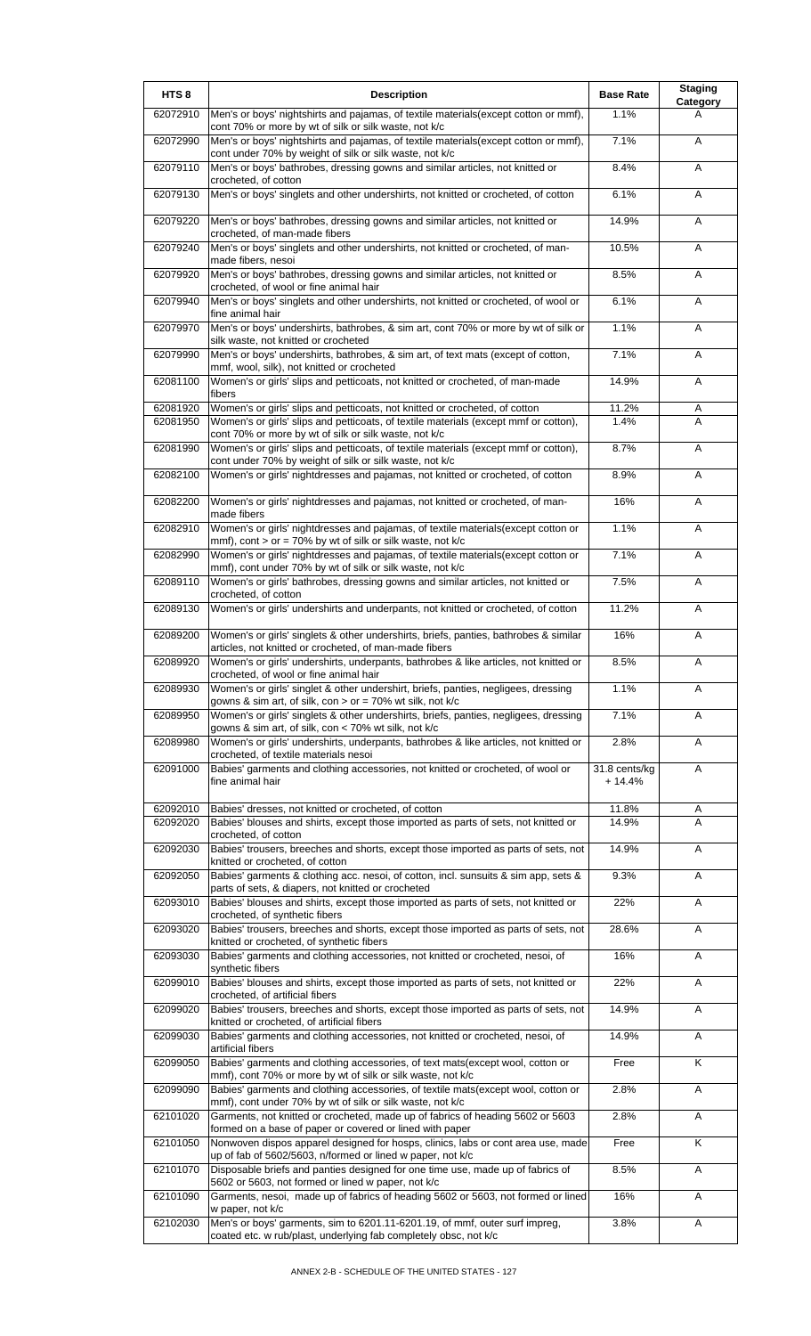| HTS 8 | Description | Base Rate | Staging Category |
|---|---|---|---|
| 62072910 | Men's or boys' nightshirts and pajamas, of textile materials(except cotton or mmf), cont 70% or more by wt of silk or silk waste, not k/c | 1.1% | A |
| 62072990 | Men's or boys' nightshirts and pajamas, of textile materials(except cotton or mmf), cont under 70% by weight of silk or silk waste, not k/c | 7.1% | A |
| 62079110 | Men's or boys' bathrobes, dressing gowns and similar articles, not knitted or crocheted, of cotton | 8.4% | A |
| 62079130 | Men's or boys' singlets and other undershirts, not knitted or crocheted, of cotton | 6.1% | A |
| 62079220 | Men's or boys' bathrobes, dressing gowns and similar articles, not knitted or crocheted, of man-made fibers | 14.9% | A |
| 62079240 | Men's or boys' singlets and other undershirts, not knitted or crocheted, of man-made fibers, nesoi | 10.5% | A |
| 62079920 | Men's or boys' bathrobes, dressing gowns and similar articles, not knitted or crocheted, of wool or fine animal hair | 8.5% | A |
| 62079940 | Men's or boys' singlets and other undershirts, not knitted or crocheted, of wool or fine animal hair | 6.1% | A |
| 62079970 | Men's or boys' undershirts, bathrobes, & sim art, cont 70% or more by wt of silk or silk waste, not knitted or crocheted | 1.1% | A |
| 62079990 | Men's or boys' undershirts, bathrobes, & sim art, of text mats (except of cotton, mmf, wool, silk), not knitted or crocheted | 7.1% | A |
| 62081100 | Women's or girls' slips and petticoats, not knitted or crocheted, of man-made fibers | 14.9% | A |
| 62081920 | Women's or girls' slips and petticoats, not knitted or crocheted, of cotton | 11.2% | A |
| 62081950 | Women's or girls' slips and petticoats, of textile materials (except mmf or cotton), cont 70% or more by wt of silk or silk waste, not k/c | 1.4% | A |
| 62081990 | Women's or girls' slips and petticoats, of textile materials (except mmf or cotton), cont under 70% by weight of silk or silk waste, not k/c | 8.7% | A |
| 62082100 | Women's or girls' nightdresses and pajamas, not knitted or crocheted, of cotton | 8.9% | A |
| 62082200 | Women's or girls' nightdresses and pajamas, not knitted or crocheted, of man-made fibers | 16% | A |
| 62082910 | Women's or girls' nightdresses and pajamas, of textile materials(except cotton or mmf), cont > or = 70% by wt of silk or silk waste, not k/c | 1.1% | A |
| 62082990 | Women's or girls' nightdresses and pajamas, of textile materials(except cotton or mmf), cont under 70% by wt of silk or silk waste, not k/c | 7.1% | A |
| 62089110 | Women's or girls' bathrobes, dressing gowns and similar articles, not knitted or crocheted, of cotton | 7.5% | A |
| 62089130 | Women's or girls' undershirts and underpants, not knitted or crocheted, of cotton | 11.2% | A |
| 62089200 | Women's or girls' singlets & other undershirts, briefs, panties, bathrobes & similar articles, not knitted or crocheted, of man-made fibers | 16% | A |
| 62089920 | Women's or girls' undershirts, underpants, bathrobes & like articles, not knitted or crocheted, of wool or fine animal hair | 8.5% | A |
| 62089930 | Women's or girls' singlet & other undershirt, briefs, panties, negligees, dressing gowns & sim art, of silk, con > or = 70% wt silk, not k/c | 1.1% | A |
| 62089950 | Women's or girls' singlets & other undershirts, briefs, panties, negligees, dressing gowns & sim art, of silk, con < 70% wt silk, not k/c | 7.1% | A |
| 62089980 | Women's or girls' undershirts, underpants, bathrobes & like articles, not knitted or crocheted, of textile materials nesoi | 2.8% | A |
| 62091000 | Babies' garments and clothing accessories, not knitted or crocheted, of wool or fine animal hair | 31.8 cents/kg + 14.4% | A |
| 62092010 | Babies' dresses, not knitted or crocheted, of cotton | 11.8% | A |
| 62092020 | Babies' blouses and shirts, except those imported as parts of sets, not knitted or crocheted, of cotton | 14.9% | A |
| 62092030 | Babies' trousers, breeches and shorts, except those imported as parts of sets, not knitted or crocheted, of cotton | 14.9% | A |
| 62092050 | Babies' garments & clothing acc. nesoi, of cotton, incl. sunsuits & sim app, sets & parts of sets, & diapers, not knitted or crocheted | 9.3% | A |
| 62093010 | Babies' blouses and shirts, except those imported as parts of sets, not knitted or crocheted, of synthetic fibers | 22% | A |
| 62093020 | Babies' trousers, breeches and shorts, except those imported as parts of sets, not knitted or crocheted, of synthetic fibers | 28.6% | A |
| 62093030 | Babies' garments and clothing accessories, not knitted or crocheted, nesoi, of synthetic fibers | 16% | A |
| 62099010 | Babies' blouses and shirts, except those imported as parts of sets, not knitted or crocheted, of artificial fibers | 22% | A |
| 62099020 | Babies' trousers, breeches and shorts, except those imported as parts of sets, not knitted or crocheted, of artificial fibers | 14.9% | A |
| 62099030 | Babies' garments and clothing accessories, not knitted or crocheted, nesoi, of artificial fibers | 14.9% | A |
| 62099050 | Babies' garments and clothing accessories, of text mats(except wool, cotton or mmf), cont 70% or more by wt of silk or silk waste, not k/c | Free | K |
| 62099090 | Babies' garments and clothing accessories, of textile mats(except wool, cotton or mmf), cont under 70% by wt of silk or silk waste, not k/c | 2.8% | A |
| 62101020 | Garments, not knitted or crocheted, made up of fabrics of heading 5602 or 5603 formed on a base of paper or covered or lined with paper | 2.8% | A |
| 62101050 | Nonwoven dispos apparel designed for hosps, clinics, labs or cont area use, made up of fab of 5602/5603, n/formed or lined w paper, not k/c | Free | K |
| 62101070 | Disposable briefs and panties designed for one time use, made up of fabrics of 5602 or 5603, not formed or lined w paper, not k/c | 8.5% | A |
| 62101090 | Garments, nesoi, made up of fabrics of heading 5602 or 5603, not formed or lined w paper, not k/c | 16% | A |
| 62102030 | Men's or boys' garments, sim to 6201.11-6201.19, of mmf, outer surf impreg, coated etc. w rub/plast, underlying fab completely obsc, not k/c | 3.8% | A |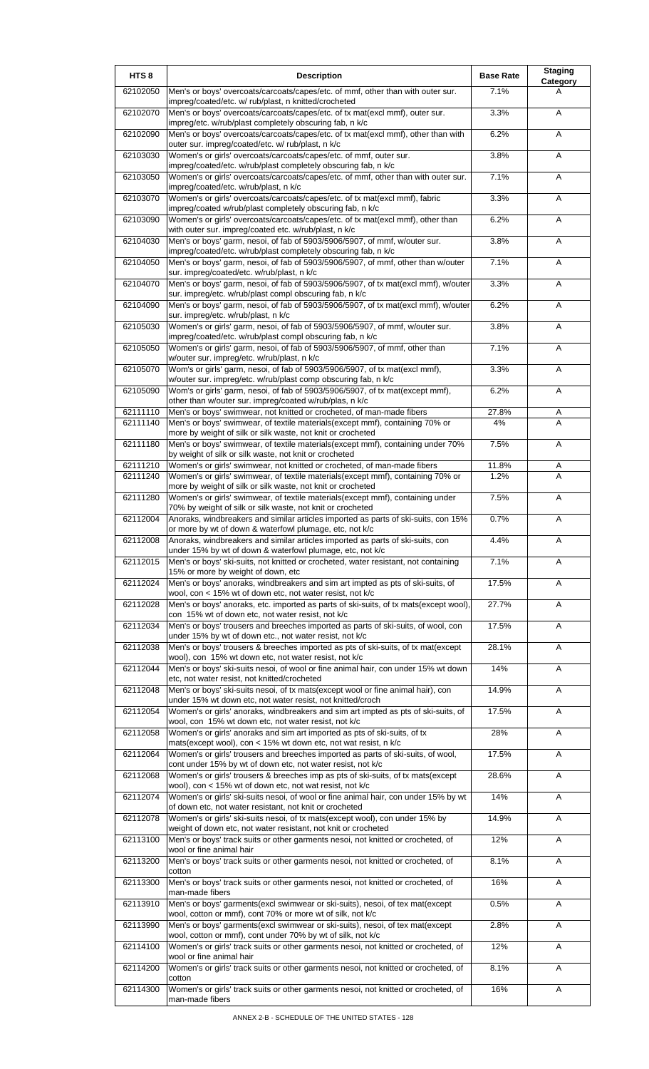| HTS 8 | Description | Base Rate | Staging Category |
|---|---|---|---|
| 62102050 | Men's or boys' overcoats/carcoats/capes/etc. of mmf, other than with outer sur. impreg/coated/etc. w/ rub/plast, n knitted/crocheted | 7.1% | A |
| 62102070 | Men's or boys' overcoats/carcoats/capes/etc. of tx mat(excl mmf), outer sur. impreg/etc. w/rub/plast completely obscuring fab, n k/c | 3.3% | A |
| 62102090 | Men's or boys' overcoats/carcoats/capes/etc. of tx mat(excl mmf), other than with outer sur. impreg/coated/etc. w/ rub/plast, n k/c | 6.2% | A |
| 62103030 | Women's or girls' overcoats/carcoats/capes/etc. of mmf, outer sur. impreg/coated/etc. w/rub/plast completely obscuring fab, n k/c | 3.8% | A |
| 62103050 | Women's or girls' overcoats/carcoats/capes/etc. of mmf, other than with outer sur. impreg/coated/etc. w/rub/plast, n k/c | 7.1% | A |
| 62103070 | Women's or girls' overcoats/carcoats/capes/etc. of tx mat(excl mmf), fabric impreg/coated w/rub/plast completely obscuring fab, n k/c | 3.3% | A |
| 62103090 | Women's or girls' overcoats/carcoats/capes/etc. of tx mat(excl mmf), other than with outer sur. impreg/coated etc. w/rub/plast, n k/c | 6.2% | A |
| 62104030 | Men's or boys' garm, nesoi, of fab of 5903/5906/5907, of mmf, w/outer sur. impreg/coated/etc. w/rub/plast completely obscuring fab, n k/c | 3.8% | A |
| 62104050 | Men's or boys' garm, nesoi, of fab of 5903/5906/5907, of mmf, other than w/outer sur. impreg/coated/etc. w/rub/plast, n k/c | 7.1% | A |
| 62104070 | Men's or boys' garm, nesoi, of fab of 5903/5906/5907, of tx mat(excl mmf), w/outer sur. impreg/etc. w/rub/plast compl obscuring fab, n k/c | 3.3% | A |
| 62104090 | Men's or boys' garm, nesoi, of fab of 5903/5906/5907, of tx mat(excl mmf), w/outer sur. impreg/etc. w/rub/plast, n k/c | 6.2% | A |
| 62105030 | Women's or girls' garm, nesoi, of fab of 5903/5906/5907, of mmf, w/outer sur. impreg/coated/etc. w/rub/plast compl obscuring fab, n k/c | 3.8% | A |
| 62105050 | Women's or girls' garm, nesoi, of fab of 5903/5906/5907, of mmf, other than w/outer sur. impreg/etc. w/rub/plast, n k/c | 7.1% | A |
| 62105070 | Wom's or girls' garm, nesoi, of fab of 5903/5906/5907, of tx mat(excl mmf), w/outer sur. impreg/etc. w/rub/plast comp obscuring fab, n k/c | 3.3% | A |
| 62105090 | Wom's or girls' garm, nesoi, of fab of 5903/5906/5907, of tx mat(except mmf), other than w/outer sur. impreg/coated w/rub/plas, n k/c | 6.2% | A |
| 62111110 | Men's or boys' swimwear, not knitted or crocheted, of man-made fibers | 27.8% | A |
| 62111140 | Men's or boys' swimwear, of textile materials(except mmf), containing 70% or more by weight of silk or silk waste, not knit or crocheted | 4% | A |
| 62111180 | Men's or boys' swimwear, of textile materials(except mmf), containing under 70% by weight of silk or silk waste, not knit or crocheted | 7.5% | A |
| 62111210 | Women's or girls' swimwear, not knitted or crocheted, of man-made fibers | 11.8% | A |
| 62111240 | Women's or girls' swimwear, of textile materials(except mmf), containing 70% or more by weight of silk or silk waste, not knit or crocheted | 1.2% | A |
| 62111280 | Women's or girls' swimwear, of textile materials(except mmf), containing under 70% by weight of silk or silk waste, not knit or crocheted | 7.5% | A |
| 62112004 | Anoraks, windbreakers and similar articles imported as parts of ski-suits, con 15% or more by wt of down & waterfowl plumage, etc, not k/c | 0.7% | A |
| 62112008 | Anoraks, windbreakers and similar articles imported as parts of ski-suits, con under 15% by wt of down & waterfowl plumage, etc, not k/c | 4.4% | A |
| 62112015 | Men's or boys' ski-suits, not knitted or crocheted, water resistant, not containing 15% or more by weight of down, etc | 7.1% | A |
| 62112024 | Men's or boys' anoraks, windbreakers and sim art impted as pts of ski-suits, of wool, con < 15% wt of down etc, not water resist, not k/c | 17.5% | A |
| 62112028 | Men's or boys' anoraks, etc. imported as parts of ski-suits, of tx mats(except wool), con 15% wt of down etc, not water resist, not k/c | 27.7% | A |
| 62112034 | Men's or boys' trousers and breeches imported as parts of ski-suits, of wool, con under 15% by wt of down etc., not water resist, not k/c | 17.5% | A |
| 62112038 | Men's or boys' trousers & breeches imported as pts of ski-suits, of tx mat(except wool), con 15% wt down etc, not water resist, not k/c | 28.1% | A |
| 62112044 | Men's or boys' ski-suits nesoi, of wool or fine animal hair, con under 15% wt down etc, not water resist, not knitted/crocheted | 14% | A |
| 62112048 | Men's or boys' ski-suits nesoi, of tx mats(except wool or fine animal hair), con under 15% wt down etc, not water resist, not knitted/croch | 14.9% | A |
| 62112054 | Women's or girls' anoraks, windbreakers and sim art impted as pts of ski-suits, of wool, con 15% wt down etc, not water resist, not k/c | 17.5% | A |
| 62112058 | Women's or girls' anoraks and sim art imported as pts of ski-suits, of tx mats(except wool), con < 15% wt down etc, not wat resist, n k/c | 28% | A |
| 62112064 | Women's or girls' trousers and breeches imported as parts of ski-suits, of wool, cont under 15% by wt of down etc, not water resist, not k/c | 17.5% | A |
| 62112068 | Women's or girls' trousers & breeches imp as pts of ski-suits, of tx mats(except wool), con < 15% wt of down etc, not wat resist, not k/c | 28.6% | A |
| 62112074 | Women's or girls' ski-suits nesoi, of wool or fine animal hair, con under 15% by wt of down etc, not water resistant, not knit or crocheted | 14% | A |
| 62112078 | Women's or girls' ski-suits nesoi, of tx mats(except wool), con under 15% by weight of down etc, not water resistant, not knit or crocheted | 14.9% | A |
| 62113100 | Men's or boys' track suits or other garments nesoi, not knitted or crocheted, of wool or fine animal hair | 12% | A |
| 62113200 | Men's or boys' track suits or other garments nesoi, not knitted or crocheted, of cotton | 8.1% | A |
| 62113300 | Men's or boys' track suits or other garments nesoi, not knitted or crocheted, of man-made fibers | 16% | A |
| 62113910 | Men's or boys' garments(excl swimwear or ski-suits), nesoi, of tex mat(except wool, cotton or mmf), cont 70% or more wt of silk, not k/c | 0.5% | A |
| 62113990 | Men's or boys' garments(excl swimwear or ski-suits), nesoi, of tex mat(except wool, cotton or mmf), cont under 70% by wt of silk, not k/c | 2.8% | A |
| 62114100 | Women's or girls' track suits or other garments nesoi, not knitted or crocheted, of wool or fine animal hair | 12% | A |
| 62114200 | Women's or girls' track suits or other garments nesoi, not knitted or crocheted, of cotton | 8.1% | A |
| 62114300 | Women's or girls' track suits or other garments nesoi, not knitted or crocheted, of man-made fibers | 16% | A |

ANNEX 2-B - SCHEDULE OF THE UNITED STATES - 128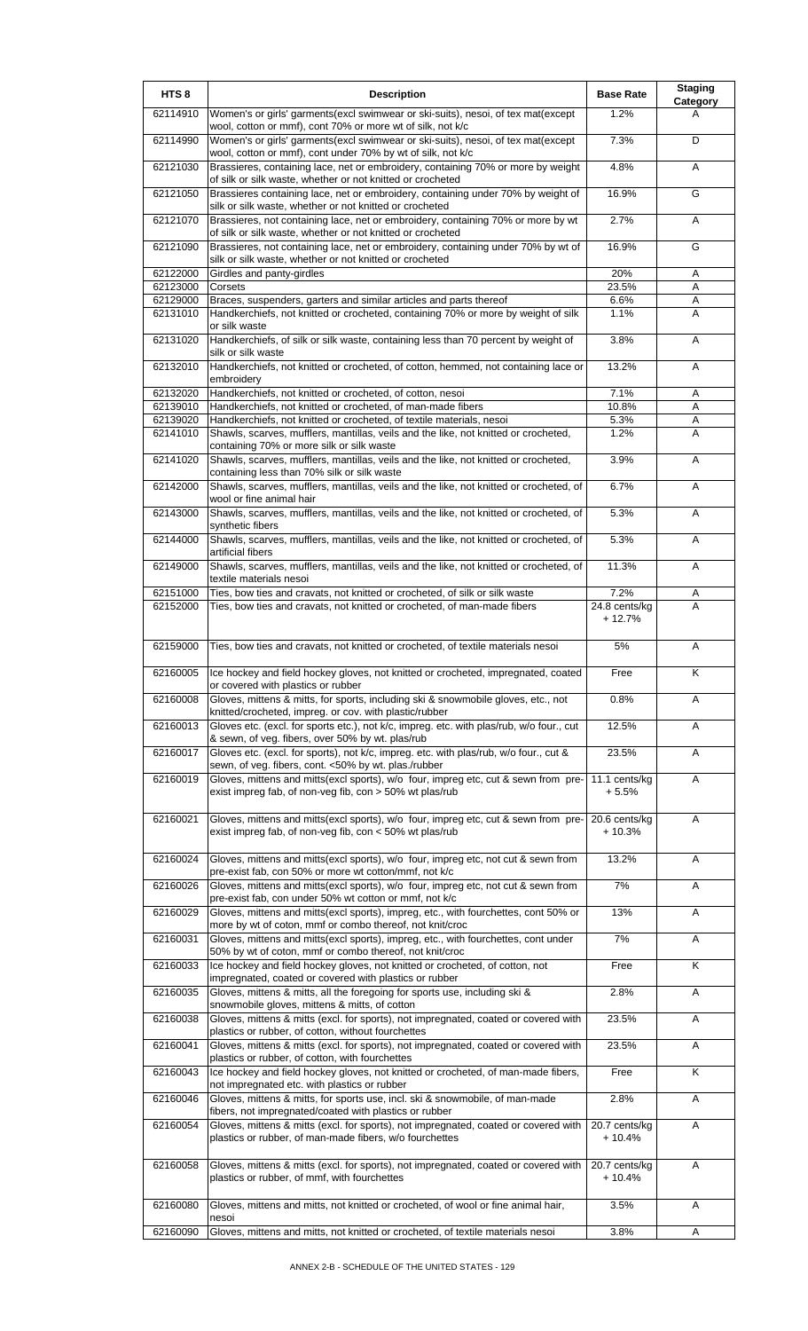| HTS 8 | Description | Base Rate | Staging Category |
|---|---|---|---|
| 62114910 | Women's or girls' garments(excl swimwear or ski-suits), nesoi, of tex mat(except wool, cotton or mmf), cont 70% or more wt of silk, not k/c | 1.2% | A |
| 62114990 | Women's or girls' garments(excl swimwear or ski-suits), nesoi, of tex mat(except wool, cotton or mmf), cont under 70% by wt of silk, not k/c | 7.3% | D |
| 62121030 | Brassieres, containing lace, net or embroidery, containing 70% or more by weight of silk or silk waste, whether or not knitted or crocheted | 4.8% | A |
| 62121050 | Brassieres containing lace, net or embroidery, containing under 70% by weight of silk or silk waste, whether or not knitted or crocheted | 16.9% | G |
| 62121070 | Brassieres, not containing lace, net or embroidery, containing 70% or more by wt of silk or silk waste, whether or not knitted or crocheted | 2.7% | A |
| 62121090 | Brassieres, not containing lace, net or embroidery, containing under 70% by wt of silk or silk waste, whether or not knitted or crocheted | 16.9% | G |
| 62122000 | Girdles and panty-girdles | 20% | A |
| 62123000 | Corsets | 23.5% | A |
| 62129000 | Braces, suspenders, garters and similar articles and parts thereof | 6.6% | A |
| 62131010 | Handkerchiefs, not knitted or crocheted, containing 70% or more by weight of silk or silk waste | 1.1% | A |
| 62131020 | Handkerchiefs, of silk or silk waste, containing less than 70 percent by weight of silk or silk waste | 3.8% | A |
| 62132010 | Handkerchiefs, not knitted or crocheted, of cotton, hemmed, not containing lace or embroidery | 13.2% | A |
| 62132020 | Handkerchiefs, not knitted or crocheted, of cotton, nesoi | 7.1% | A |
| 62139010 | Handkerchiefs, not knitted or crocheted, of man-made fibers | 10.8% | A |
| 62139020 | Handkerchiefs, not knitted or crocheted, of textile materials, nesoi | 5.3% | A |
| 62141010 | Shawls, scarves, mufflers, mantillas, veils and the like, not knitted or crocheted, containing 70% or more silk or silk waste | 1.2% | A |
| 62141020 | Shawls, scarves, mufflers, mantillas, veils and the like, not knitted or crocheted, containing less than 70% silk or silk waste | 3.9% | A |
| 62142000 | Shawls, scarves, mufflers, mantillas, veils and the like, not knitted or crocheted, of wool or fine animal hair | 6.7% | A |
| 62143000 | Shawls, scarves, mufflers, mantillas, veils and the like, not knitted or crocheted, of synthetic fibers | 5.3% | A |
| 62144000 | Shawls, scarves, mufflers, mantillas, veils and the like, not knitted or crocheted, of artificial fibers | 5.3% | A |
| 62149000 | Shawls, scarves, mufflers, mantillas, veils and the like, not knitted or crocheted, of textile materials nesoi | 11.3% | A |
| 62151000 | Ties, bow ties and cravats, not knitted or crocheted, of silk or silk waste | 7.2% | A |
| 62152000 | Ties, bow ties and cravats, not knitted or crocheted, of man-made fibers | 24.8 cents/kg + 12.7% | A |
| 62159000 | Ties, bow ties and cravats, not knitted or crocheted, of textile materials nesoi | 5% | A |
| 62160005 | Ice hockey and field hockey gloves, not knitted or crocheted, impregnated, coated or covered with plastics or rubber | Free | K |
| 62160008 | Gloves, mittens & mitts, for sports, including ski & snowmobile gloves, etc., not knitted/crocheted, impreg. or cov. with plastic/rubber | 0.8% | A |
| 62160013 | Gloves etc. (excl. for sports etc.), not k/c, impreg. etc. with plas/rub, w/o four., cut & sewn, of veg. fibers, over 50% by wt. plas/rub | 12.5% | A |
| 62160017 | Gloves etc. (excl. for sports), not k/c, impreg. etc. with plas/rub, w/o four., cut & sewn, of veg. fibers, cont. <50% by wt. plas./rubber | 23.5% | A |
| 62160019 | Gloves, mittens and mitts(excl sports), w/o four, impreg etc, cut & sewn from pre-exist impreg fab, of non-veg fib, con > 50% wt plas/rub | 11.1 cents/kg + 5.5% | A |
| 62160021 | Gloves, mittens and mitts(excl sports), w/o four, impreg etc, cut & sewn from pre-exist impreg fab, of non-veg fib, con < 50% wt plas/rub | 20.6 cents/kg + 10.3% | A |
| 62160024 | Gloves, mittens and mitts(excl sports), w/o four, impreg etc, not cut & sewn from pre-exist fab, con 50% or more wt cotton/mmf, not k/c | 13.2% | A |
| 62160026 | Gloves, mittens and mitts(excl sports), w/o four, impreg etc, not cut & sewn from pre-exist fab, con under 50% wt cotton or mmf, not k/c | 7% | A |
| 62160029 | Gloves, mittens and mitts(excl sports), impreg, etc., with fourchettes, cont 50% or more by wt of coton, mmf or combo thereof, not knit/croc | 13% | A |
| 62160031 | Gloves, mittens and mitts(excl sports), impreg, etc., with fourchettes, cont under 50% by wt of cotton, mmf or combo thereof, not knit/croc | 7% | A |
| 62160033 | Ice hockey and field hockey gloves, not knitted or crocheted, of cotton, not impregnated, coated or covered with plastics or rubber | Free | K |
| 62160035 | Gloves, mittens & mitts, all the foregoing for sports use, including ski & snowmobile gloves, mittens & mitts, of cotton | 2.8% | A |
| 62160038 | Gloves, mittens & mitts (excl. for sports), not impregnated, coated or covered with plastics or rubber, of cotton, without fourchettes | 23.5% | A |
| 62160041 | Gloves, mittens & mitts (excl. for sports), not impregnated, coated or covered with plastics or rubber, of cotton, with fourchettes | 23.5% | A |
| 62160043 | Ice hockey and field hockey gloves, not knitted or crocheted, of man-made fibers, not impregnated etc. with plastics or rubber | Free | K |
| 62160046 | Gloves, mittens & mitts, for sports use, incl. ski & snowmobile, of man-made fibers, not impregnated/coated with plastics or rubber | 2.8% | A |
| 62160054 | Gloves, mittens & mitts (excl. for sports), not impregnated, coated or covered with plastics or rubber, of man-made fibers, w/o fourchettes | 20.7 cents/kg + 10.4% | A |
| 62160058 | Gloves, mittens & mitts (excl. for sports), not impregnated, coated or covered with plastics or rubber, of mmf, with fourchettes | 20.7 cents/kg + 10.4% | A |
| 62160080 | Gloves, mittens and mitts, not knitted or crocheted, of wool or fine animal hair, nesoi | 3.5% | A |
| 62160090 | Gloves, mittens and mitts, not knitted or crocheted, of textile materials nesoi | 3.8% | A |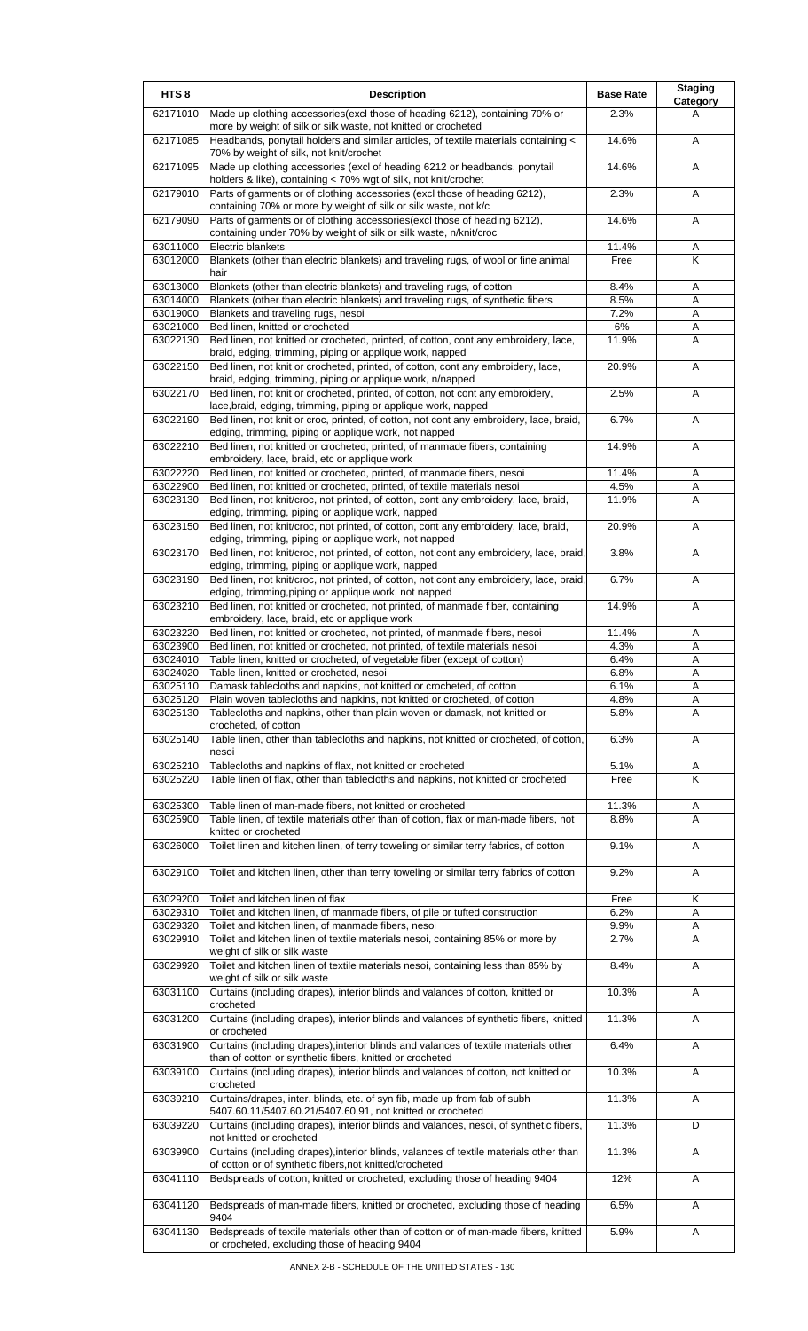| HTS 8 | Description | Base Rate | Staging Category |
|---|---|---|---|
| 62171010 | Made up clothing accessories(excl those of heading 6212), containing 70% or more by weight of silk or silk waste, not knitted or crocheted | 2.3% | A |
| 62171085 | Headbands, ponytail holders and similar articles, of textile materials containing < 70% by weight of silk, not knit/crochet | 14.6% | A |
| 62171095 | Made up clothing accessories (excl of heading 6212 or headbands, ponytail holders & like), containing < 70% wgt of silk, not knit/crochet | 14.6% | A |
| 62179010 | Parts of garments or of clothing accessories (excl those of heading 6212), containing 70% or more by weight of silk or silk waste, not k/c | 2.3% | A |
| 62179090 | Parts of garments or of clothing accessories(excl those of heading 6212), containing under 70% by weight of silk or silk waste, n/knit/croc | 14.6% | A |
| 63011000 | Electric blankets | 11.4% | A |
| 63012000 | Blankets (other than electric blankets) and traveling rugs, of wool or fine animal hair | Free | K |
| 63013000 | Blankets (other than electric blankets) and traveling rugs, of cotton | 8.4% | A |
| 63014000 | Blankets (other than electric blankets) and traveling rugs, of synthetic fibers | 8.5% | A |
| 63019000 | Blankets and traveling rugs, nesoi | 7.2% | A |
| 63021000 | Bed linen, knitted or crocheted | 6% | A |
| 63022130 | Bed linen, not knitted or crocheted, printed, of cotton, cont any embroidery, lace, braid, edging, trimming, piping or applique work, napped | 11.9% | A |
| 63022150 | Bed linen, not knit or crocheted, printed, of cotton, cont any embroidery, lace, braid, edging, trimming, piping or applique work, n/napped | 20.9% | A |
| 63022170 | Bed linen, not knit or crocheted, printed, of cotton, not cont any embroidery, lace,braid, edging, trimming, piping or applique work, napped | 2.5% | A |
| 63022190 | Bed linen, not knit or croc, printed, of cotton, not cont any embroidery, lace, braid, edging, trimming, piping or applique work, not napped | 6.7% | A |
| 63022210 | Bed linen, not knitted or crocheted, printed, of manmade fibers, containing embroidery, lace, braid, etc or applique work | 14.9% | A |
| 63022220 | Bed linen, not knitted or crocheted, printed, of manmade fibers, nesoi | 11.4% | A |
| 63022900 | Bed linen, not knitted or crocheted, printed, of textile materials nesoi | 4.5% | A |
| 63023130 | Bed linen, not knit/croc, not printed, of cotton, cont any embroidery, lace, braid, edging, trimming, piping or applique work, napped | 11.9% | A |
| 63023150 | Bed linen, not knit/croc, not printed, of cotton, cont any embroidery, lace, braid, edging, trimming, piping or applique work, not napped | 20.9% | A |
| 63023170 | Bed linen, not knit/croc, not printed, of cotton, not cont any embroidery, lace, braid, edging, trimming, piping or applique work, napped | 3.8% | A |
| 63023190 | Bed linen, not knit/croc, not printed, of cotton, not cont any embroidery, lace, braid, edging, trimming,piping,or applique work, not napped | 6.7% | A |
| 63023210 | Bed linen, not knitted or crocheted, not printed, of manmade fiber, containing embroidery, lace, braid, etc or applique work | 14.9% | A |
| 63023220 | Bed linen, not knitted or crocheted, not printed, of manmade fibers, nesoi | 11.4% | A |
| 63023900 | Bed linen, not knitted or crocheted, not printed, of textile materials nesoi | 4.3% | A |
| 63024010 | Table linen, knitted or crocheted, of vegetable fiber (except of cotton) | 6.4% | A |
| 63024020 | Table linen, knitted or crocheted, nesoi | 6.8% | A |
| 63025110 | Damask tablecloths and napkins, not knitted or crocheted, of cotton | 6.1% | A |
| 63025120 | Plain woven tablecloths and napkins, not knitted or crocheted, of cotton | 4.8% | A |
| 63025130 | Tablecloths and napkins, other than plain woven or damask, not knitted or crocheted, of cotton | 5.8% | A |
| 63025140 | Table linen, other than tablecloths and napkins, not knitted or crocheted, of cotton, nesoi | 6.3% | A |
| 63025210 | Tablecloths and napkins of flax, not knitted or crocheted | 5.1% | A |
| 63025220 | Table linen of flax, other than tablecloths and napkins, not knitted or crocheted | Free | K |
| 63025300 | Table linen of man-made fibers, not knitted or crocheted | 11.3% | A |
| 63025900 | Table linen, of textile materials other than of cotton, flax or man-made fibers, not knitted or crocheted | 8.8% | A |
| 63026000 | Toilet linen and kitchen linen, of terry toweling or similar terry fabrics, of cotton | 9.1% | A |
| 63029100 | Toilet and kitchen linen, other than terry toweling or similar terry fabrics of cotton | 9.2% | A |
| 63029200 | Toilet and kitchen linen of flax | Free | K |
| 63029310 | Toilet and kitchen linen, of manmade fibers, of pile or tufted construction | 6.2% | A |
| 63029320 | Toilet and kitchen linen, of manmade fibers, nesoi | 9.9% | A |
| 63029910 | Toilet and kitchen linen of textile materials nesoi, containing 85% or more by weight of silk or silk waste | 2.7% | A |
| 63029920 | Toilet and kitchen linen of textile materials nesoi, containing less than 85% by weight of silk or silk waste | 8.4% | A |
| 63031100 | Curtains (including drapes), interior blinds and valances of cotton, knitted or crocheted | 10.3% | A |
| 63031200 | Curtains (including drapes), interior blinds and valances of synthetic fibers, knitted or crocheted | 11.3% | A |
| 63031900 | Curtains (including drapes),interior blinds and valances of textile materials other than of cotton or synthetic fibers, knitted or crocheted | 6.4% | A |
| 63039100 | Curtains (including drapes), interior blinds and valances of cotton, not knitted or crocheted | 10.3% | A |
| 63039210 | Curtains/drapes, inter. blinds, etc. of syn fib, made up from fab of subh 5407.60.11/5407.60.21/5407.60.91, not knitted or crocheted | 11.3% | A |
| 63039220 | Curtains (including drapes), interior blinds and valances, nesoi, of synthetic fibers, not knitted or crocheted | 11.3% | D |
| 63039900 | Curtains (including drapes),interior blinds, valances of textile materials other than of cotton or of synthetic fibers,not knitted/crocheted | 11.3% | A |
| 63041110 | Bedspreads of cotton, knitted or crocheted, excluding those of heading 9404 | 12% | A |
| 63041120 | Bedspreads of man-made fibers, knitted or crocheted, excluding those of heading 9404 | 6.5% | A |
| 63041130 | Bedspreads of textile materials other than of cotton or of man-made fibers, knitted or crocheted, excluding those of heading 9404 | 5.9% | A |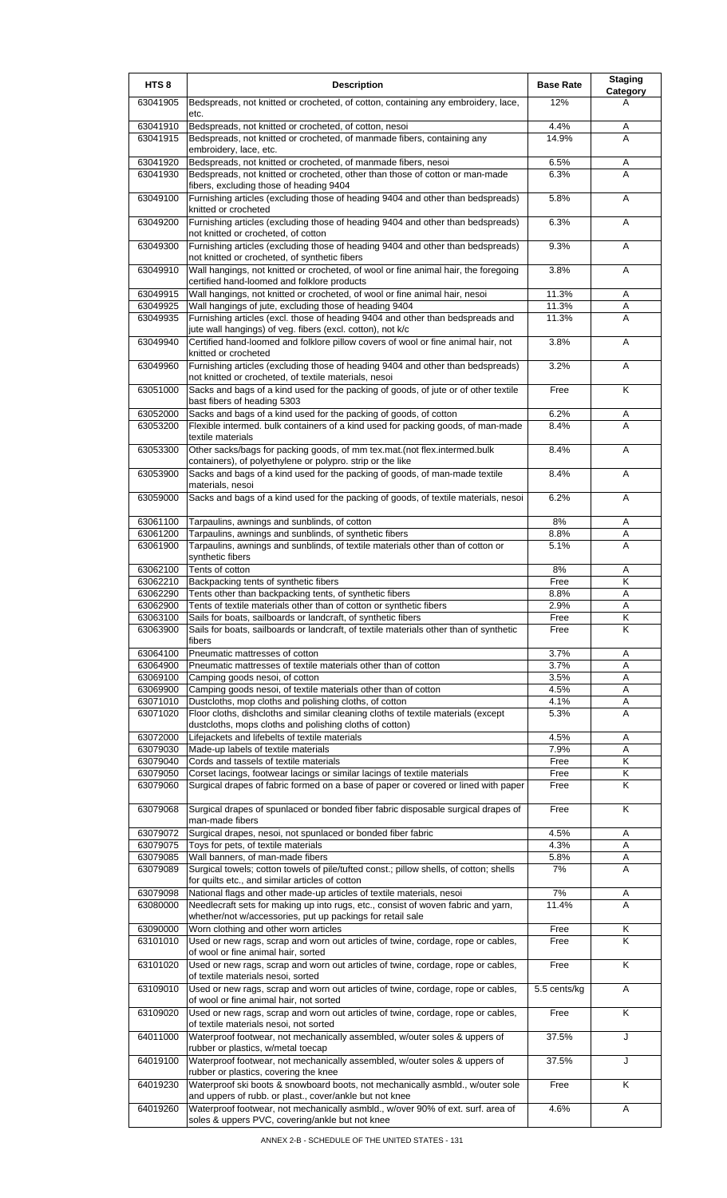| HTS 8 | Description | Base Rate | Staging Category |
|---|---|---|---|
| 63041905 | Bedspreads, not knitted or crocheted, of cotton, containing any embroidery, lace, etc. | 12% | A |
| 63041910 | Bedspreads, not knitted or crocheted, of cotton, nesoi | 4.4% | A |
| 63041915 | Bedspreads, not knitted or crocheted, of manmade fibers, containing any embroidery, lace, etc. | 14.9% | A |
| 63041920 | Bedspreads, not knitted or crocheted, of manmade fibers, nesoi | 6.5% | A |
| 63041930 | Bedspreads, not knitted or crocheted, other than those of cotton or man-made fibers, excluding those of heading 9404 | 6.3% | A |
| 63049100 | Furnishing articles (excluding those of heading 9404 and other than bedspreads) knitted or crocheted | 5.8% | A |
| 63049200 | Furnishing articles (excluding those of heading 9404 and other than bedspreads) not knitted or crocheted, of cotton | 6.3% | A |
| 63049300 | Furnishing articles (excluding those of heading 9404 and other than bedspreads) not knitted or crocheted, of synthetic fibers | 9.3% | A |
| 63049910 | Wall hangings, not knitted or crocheted, of wool or fine animal hair, the foregoing certified hand-loomed and folklore products | 3.8% | A |
| 63049915 | Wall hangings, not knitted or crocheted, of wool or fine animal hair, nesoi | 11.3% | A |
| 63049925 | Wall hangings of jute, excluding those of heading 9404 | 11.3% | A |
| 63049935 | Furnishing articles (excl. those of heading 9404 and other than bedspreads and jute wall hangings) of veg. fibers (excl. cotton), not k/c | 11.3% | A |
| 63049940 | Certified hand-loomed and folklore pillow covers of wool or fine animal hair, not knitted or crocheted | 3.8% | A |
| 63049960 | Furnishing articles (excluding those of heading 9404 and other than bedspreads) not knitted or crocheted, of textile materials, nesoi | 3.2% | A |
| 63051000 | Sacks and bags of a kind used for the packing of goods, of jute or of other textile bast fibers of heading 5303 | Free | K |
| 63052000 | Sacks and bags of a kind used for the packing of goods, of cotton | 6.2% | A |
| 63053200 | Flexible intermed. bulk containers of a kind used for packing goods, of man-made textile materials | 8.4% | A |
| 63053300 | Other sacks/bags for packing goods, of mm tex.mat.(not flex.intermed.bulk containers), of polyethylene or polypro. strip or the like | 8.4% | A |
| 63053900 | Sacks and bags of a kind used for the packing of goods, of man-made textile materials, nesoi | 8.4% | A |
| 63059000 | Sacks and bags of a kind used for the packing of goods, of textile materials, nesoi | 6.2% | A |
| 63061100 | Tarpaulins, awnings and sunblinds, of cotton | 8% | A |
| 63061200 | Tarpaulins, awnings and sunblinds, of synthetic fibers | 8.8% | A |
| 63061900 | Tarpaulins, awnings and sunblinds, of textile materials other than of cotton or synthetic fibers | 5.1% | A |
| 63062100 | Tents of cotton | 8% | A |
| 63062210 | Backpacking tents of synthetic fibers | Free | K |
| 63062290 | Tents other than backpacking tents, of synthetic fibers | 8.8% | A |
| 63062900 | Tents of textile materials other than of cotton or synthetic fibers | 2.9% | A |
| 63063100 | Sails for boats, sailboards or landcraft, of synthetic fibers | Free | K |
| 63063900 | Sails for boats, sailboards or landcraft, of textile materials other than of synthetic fibers | Free | K |
| 63064100 | Pneumatic mattresses of cotton | 3.7% | A |
| 63064900 | Pneumatic mattresses of textile materials other than of cotton | 3.7% | A |
| 63069100 | Camping goods nesoi, of cotton | 3.5% | A |
| 63069900 | Camping goods nesoi, of textile materials other than of cotton | 4.5% | A |
| 63071010 | Dustcloths, mop cloths and polishing cloths, of cotton | 4.1% | A |
| 63071020 | Floor cloths, dishcloths and similar cleaning cloths of textile materials (except dustcloths, mops cloths and polishing cloths of cotton) | 5.3% | A |
| 63072000 | Lifejackets and lifebelts of textile materials | 4.5% | A |
| 63079030 | Made-up labels of textile materials | 7.9% | A |
| 63079040 | Cords and tassels of textile materials | Free | K |
| 63079050 | Corset lacings, footwear lacings or similar lacings of textile materials | Free | K |
| 63079060 | Surgical drapes of fabric formed on a base of paper or covered or lined with paper | Free | K |
| 63079068 | Surgical drapes of spunlaced or bonded fiber fabric disposable surgical drapes of man-made fibers | Free | K |
| 63079072 | Surgical drapes, nesoi, not spunlaced or bonded fiber fabric | 4.5% | A |
| 63079075 | Toys for pets, of textile materials | 4.3% | A |
| 63079085 | Wall banners, of man-made fibers | 5.8% | A |
| 63079089 | Surgical towels; cotton towels of pile/tufted const.; pillow shells, of cotton; shells for quilts etc., and similar articles of cotton | 7% | A |
| 63079098 | National flags and other made-up articles of textile materials, nesoi | 7% | A |
| 63080000 | Needlecraft sets for making up into rugs, etc., consist of woven fabric and yarn, whether/not w/accessories, put up packings for retail sale | 11.4% | A |
| 63090000 | Worn clothing and other worn articles | Free | K |
| 63101010 | Used or new rags, scrap and worn out articles of twine, cordage, rope or cables, of wool or fine animal hair, sorted | Free | K |
| 63101020 | Used or new rags, scrap and worn out articles of twine, cordage, rope or cables, of textile materials nesoi, sorted | Free | K |
| 63109010 | Used or new rags, scrap and worn out articles of twine, cordage, rope or cables, of wool or fine animal hair, not sorted | 5.5 cents/kg | A |
| 63109020 | Used or new rags, scrap and worn out articles of twine, cordage, rope or cables, of textile materials nesoi, not sorted | Free | K |
| 64011000 | Waterproof footwear, not mechanically assembled, w/outer soles & uppers of rubber or plastics, w/metal toecap | 37.5% | J |
| 64019100 | Waterproof footwear, not mechanically assembled, w/outer soles & uppers of rubber or plastics, covering the knee | 37.5% | J |
| 64019230 | Waterproof ski boots & snowboard boots, not mechanically asmbld., w/outer sole and uppers of rubb. or plast., cover/ankle but not knee | Free | K |
| 64019260 | Waterproof footwear, not mechanically asmbld., w/over 90% of ext. surf. area of soles & uppers PVC, covering/ankle but not knee | 4.6% | A |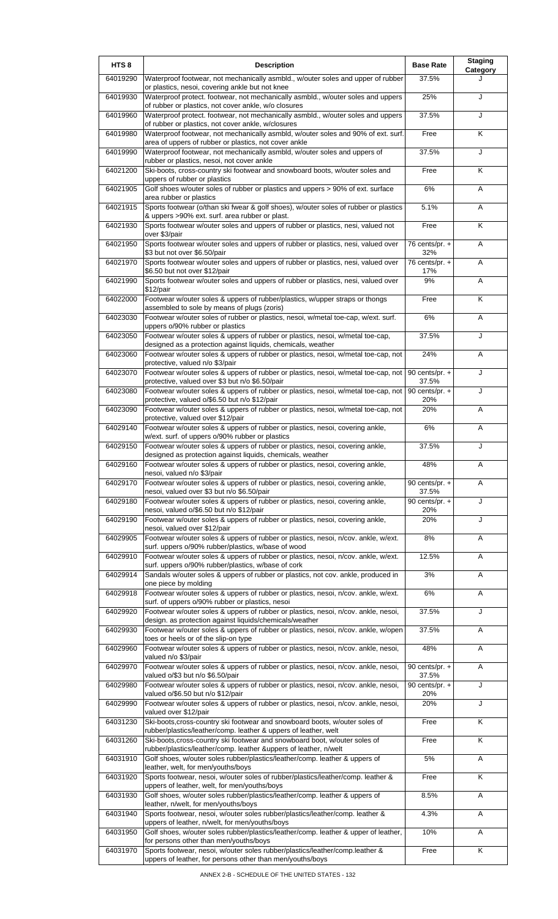| HTS 8 | Description | Base Rate | Staging Category |
|---|---|---|---|
| 64019290 | Waterproof footwear, not mechanically asmbld., w/outer soles and upper of rubber or plastics, nesoi, covering ankle but not knee | 37.5% | J |
| 64019930 | Waterproof protect. footwear, not mechanically asmbld., w/outer soles and uppers of rubber or plastics, not cover ankle, w/o closures | 25% | J |
| 64019960 | Waterproof protect. footwear, not mechanically asmbld., w/outer soles and uppers of rubber or plastics, not cover ankle, w/closures | 37.5% | J |
| 64019980 | Waterproof footwear, not mechanically asmbld, w/outer soles and 90% of ext. surf. area of uppers of rubber or plastics, not cover ankle | Free | K |
| 64019990 | Waterproof footwear, not mechanically asmbld, w/outer soles and uppers of rubber or plastics, nesoi, not cover ankle | 37.5% | J |
| 64021200 | Ski-boots, cross-country ski footwear and snowboard boots, w/outer soles and uppers of rubber or plastics | Free | K |
| 64021905 | Golf shoes w/outer soles of rubber or plastics and uppers > 90% of ext. surface area rubber or plastics | 6% | A |
| 64021915 | Sports footwear (o/than ski fwear & golf shoes), w/outer soles of rubber or plastics & uppers >90% ext. surf. area rubber or plast. | 5.1% | A |
| 64021930 | Sports footwear w/outer soles and uppers of rubber or plastics, nesi, valued not over $3/pair | Free | K |
| 64021950 | Sports footwear w/outer soles and uppers of rubber or plastics, nesi, valued over $3 but not over $6.50/pair | 76 cents/pr. + 32% | A |
| 64021970 | Sports footwear w/outer soles and uppers of rubber or plastics, nesi, valued over $6.50 but not over $12/pair | 76 cents/pr. + 17% | A |
| 64021990 | Sports footwear w/outer soles and uppers of rubber or plastics, nesi, valued over $12/pair | 9% | A |
| 64022000 | Footwear w/outer soles & uppers of rubber/plastics, w/upper straps or thongs assembled to sole by means of plugs (zoris) | Free | K |
| 64023030 | Footwear w/outer soles of rubber or plastics, nesoi, w/metal toe-cap, w/ext. surf. uppers o/90% rubber or plastics | 6% | A |
| 64023050 | Footwear w/outer soles & uppers of rubber or plastics, nesoi, w/metal toe-cap, designed as a protection against liquids, chemicals, weather | 37.5% | J |
| 64023060 | Footwear w/outer soles & uppers of rubber or plastics, nesoi, w/metal toe-cap, not protective, valued n/o $3/pair | 24% | A |
| 64023070 | Footwear w/outer soles & uppers of rubber or plastics, nesoi, w/metal toe-cap, not protective, valued over $3 but n/o $6.50/pair | 90 cents/pr. + 37.5% | J |
| 64023080 | Footwear w/outer soles & uppers of rubber or plastics, nesoi, w/metal toe-cap, not protective, valued o/$6.50 but n/o $12/pair | 90 cents/pr. + 20% | J |
| 64023090 | Footwear w/outer soles & uppers of rubber or plastics, nesoi, w/metal toe-cap, not protective, valued over $12/pair | 20% | A |
| 64029140 | Footwear w/outer soles & uppers of rubber or plastics, nesoi, covering ankle, w/ext. surf. of uppers o/90% rubber or plastics | 6% | A |
| 64029150 | Footwear w/outer soles & uppers of rubber or plastics, nesoi, covering ankle, designed as protection against liquids, chemicals, weather | 37.5% | J |
| 64029160 | Footwear w/outer soles & uppers of rubber or plastics, nesoi, covering ankle, nesoi, valued n/o $3/pair | 48% | A |
| 64029170 | Footwear w/outer soles & uppers of rubber or plastics, nesoi, covering ankle, nesoi, valued over $3 but n/o $6.50/pair | 90 cents/pr. + 37.5% | A |
| 64029180 | Footwear w/outer soles & uppers of rubber or plastics, nesoi, covering ankle, nesoi, valued o/$6.50 but n/o $12/pair | 90 cents/pr. + 20% | J |
| 64029190 | Footwear w/outer soles & uppers of rubber or plastics, nesoi, covering ankle, nesoi, valued over $12/pair | 20% | J |
| 64029905 | Footwear w/outer soles & uppers of rubber or plastics, nesoi, n/cov. ankle, w/ext. surf. uppers o/90% rubber/plastics, w/base of wood | 8% | A |
| 64029910 | Footwear w/outer soles & uppers of rubber or plastics, nesoi, n/cov. ankle, w/ext. surf. uppers o/90% rubber/plastics, w/base of cork | 12.5% | A |
| 64029914 | Sandals w/outer soles & uppers of rubber or plastics, not cov. ankle, produced in one piece by molding | 3% | A |
| 64029918 | Footwear w/outer soles & uppers of rubber or plastics, nesoi, n/cov. ankle, w/ext. surf. of uppers o/90% rubber or plastics, nesoi | 6% | A |
| 64029920 | Footwear w/outer soles & uppers of rubber or plastics, nesoi, n/cov. ankle, nesoi, design. as protection against liquids/chemicals/weather | 37.5% | J |
| 64029930 | Footwear w/outer soles & uppers of rubber or plastics, nesoi, n/cov. ankle, w/open toes or heels or of the slip-on type | 37.5% | A |
| 64029960 | Footwear w/outer soles & uppers of rubber or plastics, nesoi, n/cov. ankle, nesoi, valued n/o $3/pair | 48% | A |
| 64029970 | Footwear w/outer soles & uppers of rubber or plastics, nesoi, n/cov. ankle, nesoi, valued o/$3 but n/o $6.50/pair | 90 cents/pr. + 37.5% | A |
| 64029980 | Footwear w/outer soles & uppers of rubber or plastics, nesoi, n/cov. ankle, nesoi, valued o/$6.50 but n/o $12/pair | 90 cents/pr. + 20% | J |
| 64029990 | Footwear w/outer soles & uppers of rubber or plastics, nesoi, n/cov. ankle, nesoi, valued over $12/pair | 20% | J |
| 64031230 | Ski-boots,cross-country ski footwear and snowboard boots, w/outer soles of rubber/plastics/leather/comp. leather & uppers of leather, welt | Free | K |
| 64031260 | Ski-boots,cross-country ski footwear and snowboard boot, w/outer soles of rubber/plastics/leather/comp. leather &uppers of leather, n/welt | Free | K |
| 64031910 | Golf shoes, w/outer soles rubber/plastics/leather/comp. leather & uppers of leather, welt, for men/youths/boys | 5% | A |
| 64031920 | Sports footwear, nesoi, w/outer soles of rubber/plastics/leather/comp. leather & uppers of leather, welt, for men/youths/boys | Free | K |
| 64031930 | Golf shoes, w/outer soles rubber/plastics/leather/comp. leather & uppers of leather, n/welt, for men/youths/boys | 8.5% | A |
| 64031940 | Sports footwear, nesoi, w/outer soles rubber/plastics/leather/comp. leather & uppers of leather, n/welt, for men/youths/boys | 4.3% | A |
| 64031950 | Golf shoes, w/outer soles rubber/plastics/leather/comp. leather & upper of leather, for persons other than men/youths/boys | 10% | A |
| 64031970 | Sports footwear, nesoi, w/outer soles rubber/plastics/leather/comp.leather & uppers of leather, for persons other than men/youths/boys | Free | K |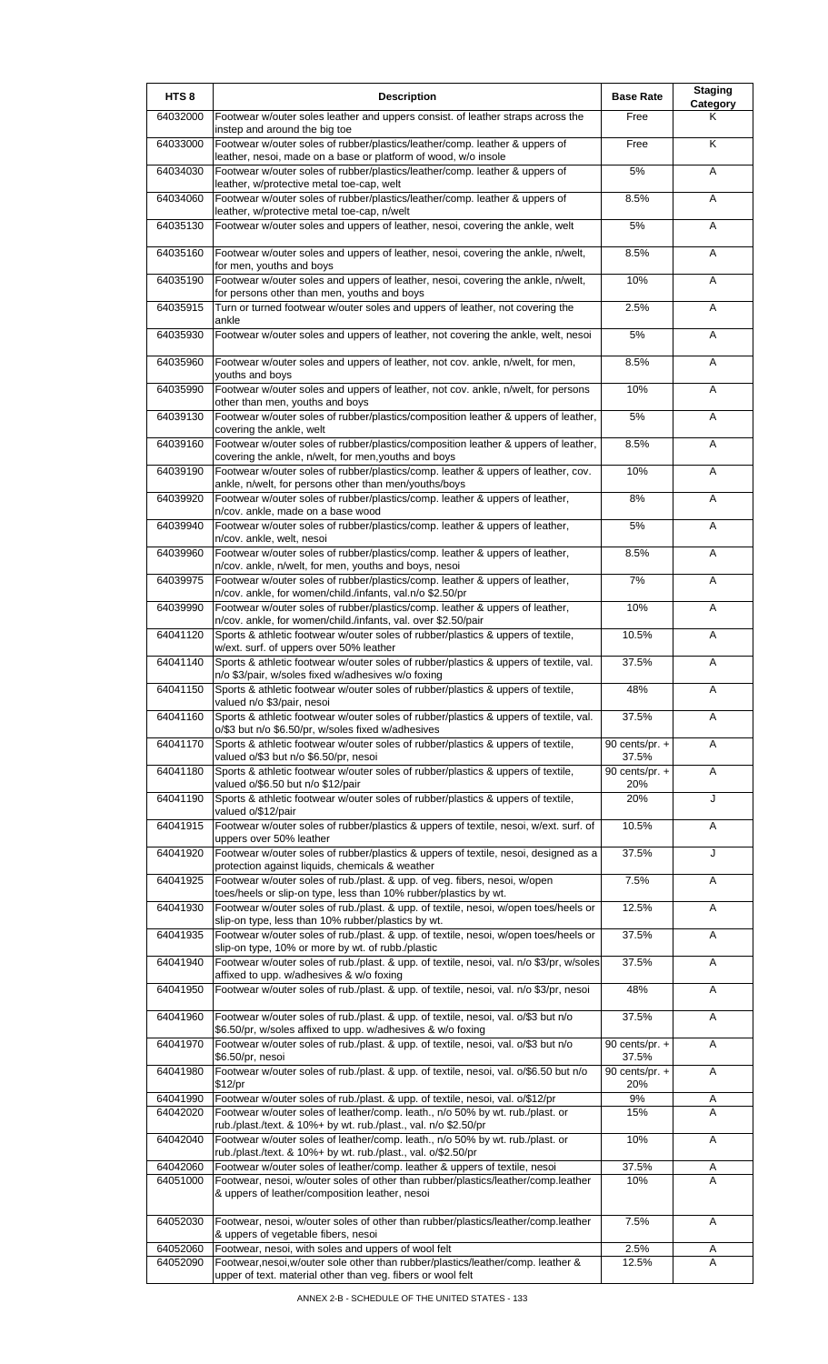| HTS 8 | Description | Base Rate | Staging Category |
|---|---|---|---|
| 64032000 | Footwear w/outer soles leather and uppers consist. of leather straps across the instep and around the big toe | Free | K |
| 64033000 | Footwear w/outer soles of rubber/plastics/leather/comp. leather & uppers of leather, nesoi, made on a base or platform of wood, w/o insole | Free | K |
| 64034030 | Footwear w/outer soles of rubber/plastics/leather/comp. leather & uppers of leather, w/protective metal toe-cap, welt | 5% | A |
| 64034060 | Footwear w/outer soles of rubber/plastics/leather/comp. leather & uppers of leather, w/protective metal toe-cap, n/welt | 8.5% | A |
| 64035130 | Footwear w/outer soles and uppers of leather, nesoi, covering the ankle, welt | 5% | A |
| 64035160 | Footwear w/outer soles and uppers of leather, nesoi, covering the ankle, n/welt, for men, youths and boys | 8.5% | A |
| 64035190 | Footwear w/outer soles and uppers of leather, nesoi, covering the ankle, n/welt, for persons other than men, youths and boys | 10% | A |
| 64035915 | Turn or turned footwear w/outer soles and uppers of leather, not covering the ankle | 2.5% | A |
| 64035930 | Footwear w/outer soles and uppers of leather, not covering the ankle, welt, nesoi | 5% | A |
| 64035960 | Footwear w/outer soles and uppers of leather, not cov. ankle, n/welt, for men, youths and boys | 8.5% | A |
| 64035990 | Footwear w/outer soles and uppers of leather, not cov. ankle, n/welt, for persons other than men, youths and boys | 10% | A |
| 64039130 | Footwear w/outer soles of rubber/plastics/composition leather & uppers of leather, covering the ankle, welt | 5% | A |
| 64039160 | Footwear w/outer soles of rubber/plastics/composition leather & uppers of leather, covering the ankle, n/welt, for men,youths and boys | 8.5% | A |
| 64039190 | Footwear w/outer soles of rubber/plastics/comp. leather & uppers of leather, cov. ankle, n/welt, for persons other than men/youths/boys | 10% | A |
| 64039920 | Footwear w/outer soles of rubber/plastics/comp. leather & uppers of leather, n/cov. ankle, made on a base wood | 8% | A |
| 64039940 | Footwear w/outer soles of rubber/plastics/comp. leather & uppers of leather, n/cov. ankle, welt, nesoi | 5% | A |
| 64039960 | Footwear w/outer soles of rubber/plastics/comp. leather & uppers of leather, n/cov. ankle, n/welt, for men, youths and boys, nesoi | 8.5% | A |
| 64039975 | Footwear w/outer soles of rubber/plastics/comp. leather & uppers of leather, n/cov. ankle, for women/child./infants, val.n/o $2.50/pr | 7% | A |
| 64039990 | Footwear w/outer soles of rubber/plastics/comp. leather & uppers of leather, n/cov. ankle, for women/child./infants, val. over $2.50/pair | 10% | A |
| 64041120 | Sports & athletic footwear w/outer soles of rubber/plastics & uppers of textile, w/ext. surf. of uppers over 50% leather | 10.5% | A |
| 64041140 | Sports & athletic footwear w/outer soles of rubber/plastics & uppers of textile, val. n/o $3/pair, w/soles fixed w/adhesives w/o foxing | 37.5% | A |
| 64041150 | Sports & athletic footwear w/outer soles of rubber/plastics & uppers of textile, valued n/o $3/pair, nesoi | 48% | A |
| 64041160 | Sports & athletic footwear w/outer soles of rubber/plastics & uppers of textile, val. o/$3 but n/o $6.50/pr, w/soles fixed w/adhesives | 37.5% | A |
| 64041170 | Sports & athletic footwear w/outer soles of rubber/plastics & uppers of textile, valued o/$3 but n/o $6.50/pr, nesoi | 90 cents/pr. + 37.5% | A |
| 64041180 | Sports & athletic footwear w/outer soles of rubber/plastics & uppers of textile, valued o/$6.50 but n/o $12/pair | 90 cents/pr. + 20% | A |
| 64041190 | Sports & athletic footwear w/outer soles of rubber/plastics & uppers of textile, valued o/$12/pair | 20% | J |
| 64041915 | Footwear w/outer soles of rubber/plastics & uppers of textile, nesoi, w/ext. surf. of uppers over 50% leather | 10.5% | A |
| 64041920 | Footwear w/outer soles of rubber/plastics & uppers of textile, nesoi, designed as a protection against liquids, chemicals & weather | 37.5% | J |
| 64041925 | Footwear w/outer soles of rub./plast. & upp. of veg. fibers, nesoi, w/open toes/heels or slip-on type, less than 10% rubber/plastics by wt. | 7.5% | A |
| 64041930 | Footwear w/outer soles of rub./plast. & upp. of textile, nesoi, w/open toes/heels or slip-on type, less than 10% rubber/plastics by wt. | 12.5% | A |
| 64041935 | Footwear w/outer soles of rub./plast. & upp. of textile, nesoi, w/open toes/heels or slip-on type, 10% or more by wt. of rubb./plastic | 37.5% | A |
| 64041940 | Footwear w/outer soles of rub./plast. & upp. of textile, nesoi, val. n/o $3/pr, w/soles affixed to upp. w/adhesives & w/o foxing | 37.5% | A |
| 64041950 | Footwear w/outer soles of rub./plast. & upp. of textile, nesoi, val. n/o $3/pr, nesoi | 48% | A |
| 64041960 | Footwear w/outer soles of rub./plast. & upp. of textile, nesoi, val. o/$3 but n/o $6.50/pr, w/soles affixed to upp. w/adhesives & w/o foxing | 37.5% | A |
| 64041970 | Footwear w/outer soles of rub./plast. & upp. of textile, nesoi, val. o/$3 but n/o $6.50/pr, nesoi | 90 cents/pr. + 37.5% | A |
| 64041980 | Footwear w/outer soles of rub./plast. & upp. of textile, nesoi, val. o/$6.50 but n/o $12/pr | 90 cents/pr. + 20% | A |
| 64041990 | Footwear w/outer soles of rub./plast. & upp. of textile, nesoi, val. o/$12/pr | 9% | A |
| 64042020 | Footwear w/outer soles of leather/comp. leath., n/o 50% by wt. rub./plast. or rub./plast./text. & 10%+ by wt. rub./plast., val. n/o $2.50/pr | 15% | A |
| 64042040 | Footwear w/outer soles of leather/comp. leath., n/o 50% by wt. rub./plast. or rub./plast./text. & 10%+ by wt. rub./plast., val. o/$2.50/pr | 10% | A |
| 64042060 | Footwear w/outer soles of leather/comp. leather & uppers of textile, nesoi | 37.5% | A |
| 64051000 | Footwear, nesoi, w/outer soles of other than rubber/plastics/leather/comp.leather & uppers of leather/composition leather, nesoi | 10% | A |
| 64052030 | Footwear, nesoi, w/outer soles of other than rubber/plastics/leather/comp.leather & uppers of vegetable fibers, nesoi | 7.5% | A |
| 64052060 | Footwear, nesoi, with soles and uppers of wool felt | 2.5% | A |
| 64052090 | Footwear,nesoi,w/outer sole other than rubber/plastics/leather/comp. leather & upper of text. material other than veg. fibers or wool felt | 12.5% | A |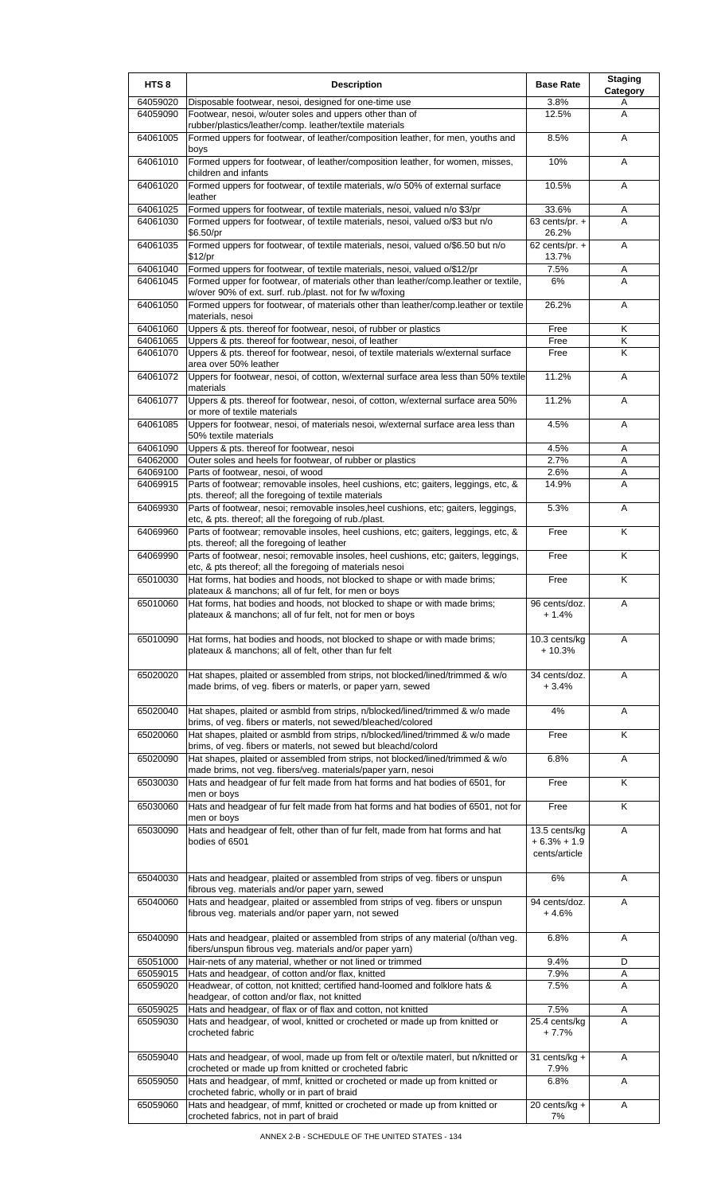| HTS 8 | Description | Base Rate | Staging Category |
|---|---|---|---|
| 64059020 | Disposable footwear, nesoi, designed for one-time use | 3.8% | A |
| 64059090 | Footwear, nesoi, w/outer soles and uppers other than of rubber/plastics/leather/comp. leather/textile materials | 12.5% | A |
| 64061005 | Formed uppers for footwear, of leather/composition leather, for men, youths and boys | 8.5% | A |
| 64061010 | Formed uppers for footwear, of leather/composition leather, for women, misses, children and infants | 10% | A |
| 64061020 | Formed uppers for footwear, of textile materials, w/o 50% of external surface leather | 10.5% | A |
| 64061025 | Formed uppers for footwear, of textile materials, nesoi, valued n/o $3/pr | 33.6% | A |
| 64061030 | Formed uppers for footwear, of textile materials, nesoi, valued o/$3 but n/o $6.50/pr | 63 cents/pr. + 26.2% | A |
| 64061035 | Formed uppers for footwear, of textile materials, nesoi, valued o/$6.50 but n/o $12/pr | 62 cents/pr. + 13.7% | A |
| 64061040 | Formed uppers for footwear, of textile materials, nesoi, valued o/$12/pr | 7.5% | A |
| 64061045 | Formed upper for footwear, of materials other than leather/comp.leather or textile, w/over 90% of ext. surf. rub./plast. not for fw w/foxing | 6% | A |
| 64061050 | Formed uppers for footwear, of materials other than leather/comp.leather or textile materials, nesoi | 26.2% | A |
| 64061060 | Uppers & pts. thereof for footwear, nesoi, of rubber or plastics | Free | K |
| 64061065 | Uppers & pts. thereof for footwear, nesoi, of leather | Free | K |
| 64061070 | Uppers & pts. thereof for footwear, nesoi, of textile materials w/external surface area over 50% leather | Free | K |
| 64061072 | Uppers for footwear, nesoi, of cotton, w/external surface area less than 50% textile materials | 11.2% | A |
| 64061077 | Uppers & pts. thereof for footwear, nesoi, of cotton, w/external surface area 50% or more of textile materials | 11.2% | A |
| 64061085 | Uppers for footwear, nesoi, of materials nesoi, w/external surface area less than 50% textile materials | 4.5% | A |
| 64061090 | Uppers & pts. thereof for footwear, nesoi | 4.5% | A |
| 64062000 | Outer soles and heels for footwear, of rubber or plastics | 2.7% | A |
| 64069100 | Parts of footwear, nesoi, of wood | 2.6% | A |
| 64069915 | Parts of footwear; removable insoles, heel cushions, etc; gaiters, leggings, etc, & pts. thereof; all the foregoing of textile materials | 14.9% | A |
| 64069930 | Parts of footwear, nesoi; removable insoles,heel cushions, etc; gaiters, leggings, etc, & pts. thereof; all the foregoing of rub./plast. | 5.3% | A |
| 64069960 | Parts of footwear; removable insoles, heel cushions, etc; gaiters, leggings, etc, & pts. thereof; all the foregoing of leather | Free | K |
| 64069990 | Parts of footwear, nesoi; removable insoles, heel cushions, etc; gaiters, leggings, etc, & pts thereof; all the foregoing of materials nesoi | Free | K |
| 65010030 | Hat forms, hat bodies and hoods, not blocked to shape or with made brims; plateaux & manchons; all of fur felt, for men or boys | Free | K |
| 65010060 | Hat forms, hat bodies and hoods, not blocked to shape or with made brims; plateaux & manchons; all of fur felt, not for men or boys | 96 cents/doz. + 1.4% | A |
| 65010090 | Hat forms, hat bodies and hoods, not blocked to shape or with made brims; plateaux & manchons; all of felt, other than fur felt | 10.3 cents/kg + 10.3% | A |
| 65020020 | Hat shapes, plaited or assembled from strips, not blocked/lined/trimmed & w/o made brims, of veg. fibers or materls, or paper yarn, sewed | 34 cents/doz. + 3.4% | A |
| 65020040 | Hat shapes, plaited or asmbld from strips, n/blocked/lined/trimmed & w/o made brims, of veg. fibers or materls, not sewed/bleached/colored | 4% | A |
| 65020060 | Hat shapes, plaited or asmbld from strips, n/blocked/lined/trimmed & w/o made brims, of veg. fibers or materls, not sewed but bleachd/colord | Free | K |
| 65020090 | Hat shapes, plaited or assembled from strips, not blocked/lined/trimmed & w/o made brims, not veg. fibers/veg. materials/paper yarn, nesoi | 6.8% | A |
| 65030030 | Hats and headgear of fur felt made from hat forms and hat bodies of 6501, for men or boys | Free | K |
| 65030060 | Hats and headgear of fur felt made from hat forms and hat bodies of 6501, not for men or boys | Free | K |
| 65030090 | Hats and headgear of felt, other than of fur felt, made from hat forms and hat bodies of 6501 | 13.5 cents/kg + 6.3% + 1.9 cents/article | A |
| 65040030 | Hats and headgear, plaited or assembled from strips of veg. fibers or unspun fibrous veg. materials and/or paper yarn, sewed | 6% | A |
| 65040060 | Hats and headgear, plaited or assembled from strips of veg. fibers or unspun fibrous veg. materials and/or paper yarn, not sewed | 94 cents/doz. + 4.6% | A |
| 65040090 | Hats and headgear, plaited or assembled from strips of any material (o/than veg. fibers/unspun fibrous veg. materials and/or paper yarn) | 6.8% | A |
| 65051000 | Hair-nets of any material, whether or not lined or trimmed | 9.4% | D |
| 65059015 | Hats and headgear, of cotton and/or flax, knitted | 7.9% | A |
| 65059020 | Headwear, of cotton, not knitted; certified hand-loomed and folklore hats & headgear, of cotton and/or flax, not knitted | 7.5% | A |
| 65059025 | Hats and headgear, of flax or of flax and cotton, not knitted | 7.5% | A |
| 65059030 | Hats and headgear, of wool, knitted or crocheted or made up from knitted or crocheted fabric | 25.4 cents/kg + 7.7% | A |
| 65059040 | Hats and headgear, of wool, made up from felt or o/textile materl, but n/knitted or crocheted or made up from knitted or crocheted fabric | 31 cents/kg + 7.9% | A |
| 65059050 | Hats and headgear, of mmf, knitted or crocheted or made up from knitted or crocheted fabric, wholly or in part of braid | 6.8% | A |
| 65059060 | Hats and headgear, of mmf, knitted or crocheted or made up from knitted or crocheted fabrics, not in part of braid | 20 cents/kg + 7% | A |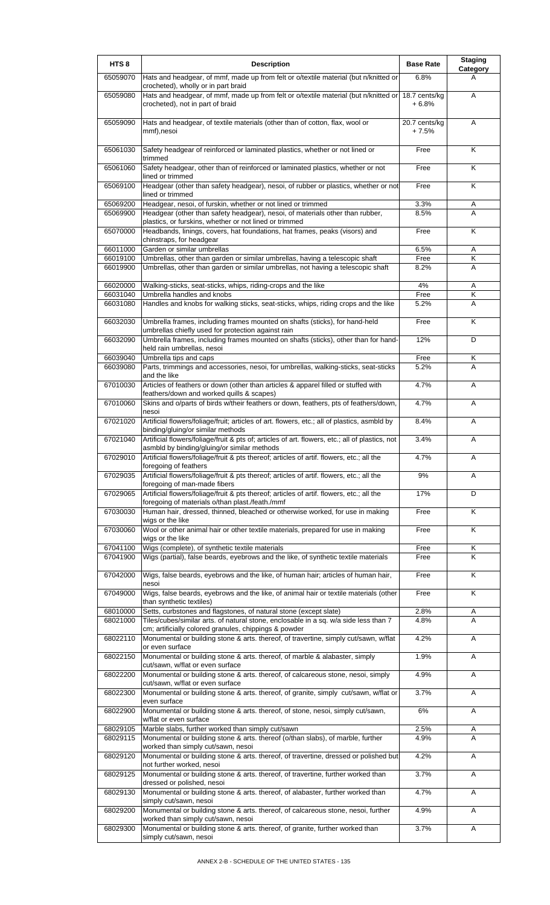| HTS 8 | Description | Base Rate | Staging Category |
| --- | --- | --- | --- |
| 65059070 | Hats and headgear, of mmf, made up from felt or o/textile material (but n/knitted or crocheted), wholly or in part braid | 6.8% | A |
| 65059080 | Hats and headgear, of mmf, made up from felt or o/textile material (but n/knitted or crocheted), not in part of braid | 18.7 cents/kg + 6.8% | A |
| 65059090 | Hats and headgear, of textile materials (other than of cotton, flax, wool or mmf),nesoi | 20.7 cents/kg + 7.5% | A |
| 65061030 | Safety headgear of reinforced or laminated plastics, whether or not lined or trimmed | Free | K |
| 65061060 | Safety headgear, other than of reinforced or laminated plastics, whether or not lined or trimmed | Free | K |
| 65069100 | Headgear (other than safety headgear), nesoi, of rubber or plastics, whether or not lined or trimmed | Free | K |
| 65069200 | Headgear, nesoi, of furskin, whether or not lined or trimmed | 3.3% | A |
| 65069900 | Headgear (other than safety headgear), nesoi, of materials other than rubber, plastics, or furskins, whether or not lined or trimmed | 8.5% | A |
| 65070000 | Headbands, linings, covers, hat foundations, hat frames, peaks (visors) and chinstraps, for headgear | Free | K |
| 66011000 | Garden or similar umbrellas | 6.5% | A |
| 66019100 | Umbrellas, other than garden or similar umbrellas, having a telescopic shaft | Free | K |
| 66019900 | Umbrellas, other than garden or similar umbrellas, not having a telescopic shaft | 8.2% | A |
| 66020000 | Walking-sticks, seat-sticks, whips, riding-crops and the like | 4% | A |
| 66031040 | Umbrella handles and knobs | Free | K |
| 66031080 | Handles and knobs for walking sticks, seat-sticks, whips, riding crops and the like | 5.2% | A |
| 66032030 | Umbrella frames, including frames mounted on shafts (sticks), for hand-held umbrellas chiefly used for protection against rain | Free | K |
| 66032090 | Umbrella frames, including frames mounted on shafts (sticks), other than for hand-held rain umbrellas, nesoi | 12% | D |
| 66039040 | Umbrella tips and caps | Free | K |
| 66039080 | Parts, trimmings and accessories, nesoi, for umbrellas, walking-sticks, seat-sticks and the like | 5.2% | A |
| 67010030 | Articles of feathers or down (other than articles & apparel filled or stuffed with feathers/down and worked quills & scapes) | 4.7% | A |
| 67010060 | Skins and o/parts of birds w/their feathers or down, feathers, pts of feathers/down, nesoi | 4.7% | A |
| 67021020 | Artificial flowers/foliage/fruit; articles of art. flowers, etc.; all of plastics, asmbld by binding/gluing/or similar methods | 8.4% | A |
| 67021040 | Artificial flowers/foliage/fruit & pts of; articles of art. flowers, etc.; all of plastics, not asmbld by binding/gluing/or similar methods | 3.4% | A |
| 67029010 | Artificial flowers/foliage/fruit & pts thereof; articles of artif. flowers, etc.; all the foregoing of feathers | 4.7% | A |
| 67029035 | Artificial flowers/foliage/fruit & pts thereof; articles of artif. flowers, etc.; all the foregoing of man-made fibers | 9% | A |
| 67029065 | Artificial flowers/foliage/fruit & pts thereof; articles of artif. flowers, etc.; all the foregoing of materials o/than plast./feath./mmf | 17% | D |
| 67030030 | Human hair, dressed, thinned, bleached or otherwise worked, for use in making wigs or the like | Free | K |
| 67030060 | Wool or other animal hair or other textile materials, prepared for use in making wigs or the like | Free | K |
| 67041100 | Wigs (complete), of synthetic textile materials | Free | K |
| 67041900 | Wigs (partial), false beards, eyebrows and the like, of synthetic textile materials | Free | K |
| 67042000 | Wigs, false beards, eyebrows and the like, of human hair; articles of human hair, nesoi | Free | K |
| 67049000 | Wigs, false beards, eyebrows and the like, of animal hair or textile materials (other than synthetic textiles) | Free | K |
| 68010000 | Setts, curbstones and flagstones, of natural stone (except slate) | 2.8% | A |
| 68021000 | Tiles/cubes/similar arts. of natural stone, enclosable in a sq. w/a side less than 7 cm; artificially colored granules, chippings & powder | 4.8% | A |
| 68022110 | Monumental or building stone & arts. thereof, of travertine, simply cut/sawn, w/flat or even surface | 4.2% | A |
| 68022150 | Monumental or building stone & arts. thereof, of marble & alabaster, simply cut/sawn, w/flat or even surface | 1.9% | A |
| 68022200 | Monumental or building stone & arts. thereof, of calcareous stone, nesoi, simply cut/sawn, w/flat or even surface | 4.9% | A |
| 68022300 | Monumental or building stone & arts. thereof, of granite, simply cut/sawn, w/flat or even surface | 3.7% | A |
| 68022900 | Monumental or building stone & arts. thereof, of stone, nesoi, simply cut/sawn, w/flat or even surface | 6% | A |
| 68029105 | Marble slabs, further worked than simply cut/sawn | 2.5% | A |
| 68029115 | Monumental or building stone & arts. thereof (o/than slabs), of marble, further worked than simply cut/sawn, nesoi | 4.9% | A |
| 68029120 | Monumental or building stone & arts. thereof, of travertine, dressed or polished but not further worked, nesoi | 4.2% | A |
| 68029125 | Monumental or building stone & arts. thereof, of travertine, further worked than dressed or polished, nesoi | 3.7% | A |
| 68029130 | Monumental or building stone & arts. thereof, of alabaster, further worked than simply cut/sawn, nesoi | 4.7% | A |
| 68029200 | Monumental or building stone & arts. thereof, of calcareous stone, nesoi, further worked than simply cut/sawn, nesoi | 4.9% | A |
| 68029300 | Monumental or building stone & arts. thereof, of granite, further worked than simply cut/sawn, nesoi | 3.7% | A |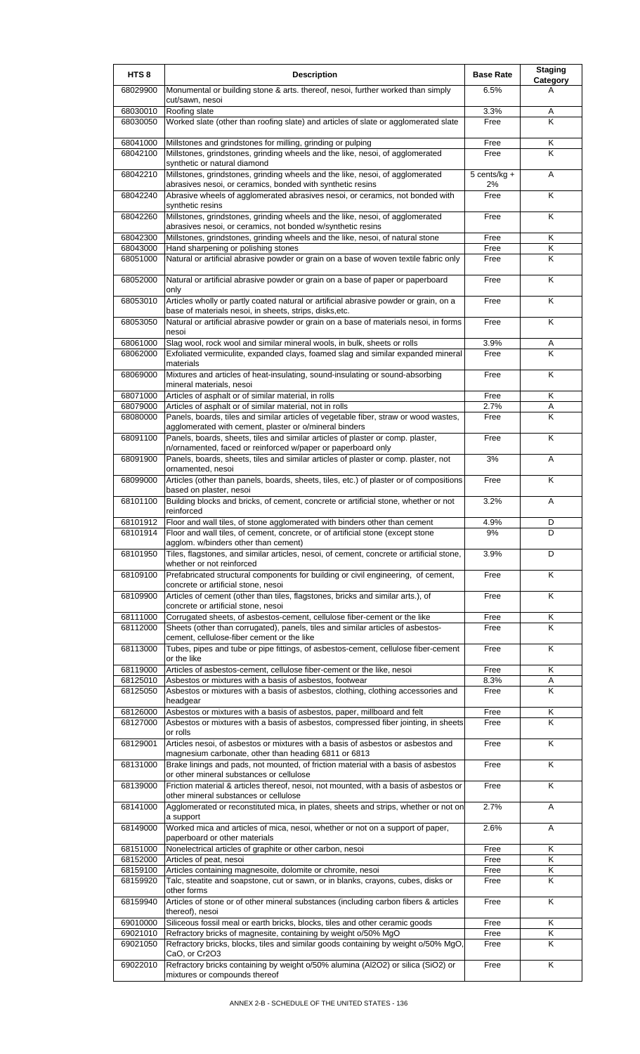| HTS 8 | Description | Base Rate | Staging Category |
|---|---|---|---|
| 68029900 | Monumental or building stone & arts. thereof, nesoi, further worked than simply cut/sawn, nesoi | 6.5% | A |
| 68030010 | Roofing slate | 3.3% | A |
| 68030050 | Worked slate (other than roofing slate) and articles of slate or agglomerated slate | Free | K |
| 68041000 | Millstones and grindstones for milling, grinding or pulping | Free | K |
| 68042100 | Millstones, grindstones, grinding wheels and the like, nesoi, of agglomerated synthetic or natural diamond | Free | K |
| 68042210 | Millstones, grindstones, grinding wheels and the like, nesoi, of agglomerated abrasives nesoi, or ceramics, bonded with synthetic resins | 5 cents/kg + 2% | A |
| 68042240 | Abrasive wheels of agglomerated abrasives nesoi, or ceramics, not bonded with synthetic resins | Free | K |
| 68042260 | Millstones, grindstones, grinding wheels and the like, nesoi, of agglomerated abrasives nesoi, or ceramics, not bonded w/synthetic resins | Free | K |
| 68042300 | Millstones, grindstones, grinding wheels and the like, nesoi, of natural stone | Free | K |
| 68043000 | Hand sharpening or polishing stones | Free | K |
| 68051000 | Natural or artificial abrasive powder or grain on a base of woven textile fabric only | Free | K |
| 68052000 | Natural or artificial abrasive powder or grain on a base of paper or paperboard only | Free | K |
| 68053010 | Articles wholly or partly coated natural or artificial abrasive powder or grain, on a base of materials nesoi, in sheets, strips, disks,etc. | Free | K |
| 68053050 | Natural or artificial abrasive powder or grain on a base of materials nesoi, in forms nesoi | Free | K |
| 68061000 | Slag wool, rock wool and similar mineral wools, in bulk, sheets or rolls | 3.9% | A |
| 68062000 | Exfoliated vermiculite, expanded clays, foamed slag and similar expanded mineral materials | Free | K |
| 68069000 | Mixtures and articles of heat-insulating, sound-insulating or sound-absorbing mineral materials, nesoi | Free | K |
| 68071000 | Articles of asphalt or of similar material, in rolls | Free | K |
| 68079000 | Articles of asphalt or of similar material, not in rolls | 2.7% | A |
| 68080000 | Panels, boards, tiles and similar articles of vegetable fiber, straw or wood wastes, agglomerated with cement, plaster or o/mineral binders | Free | K |
| 68091100 | Panels, boards, sheets, tiles and similar articles of plaster or comp. plaster, n/ornamented, faced or reinforced w/paper or paperboard only | Free | K |
| 68091900 | Panels, boards, sheets, tiles and similar articles of plaster or comp. plaster, not ornamented, nesoi | 3% | A |
| 68099000 | Articles (other than panels, boards, sheets, tiles, etc.) of plaster or of compositions based on plaster, nesoi | Free | K |
| 68101100 | Building blocks and bricks, of cement, concrete or artificial stone, whether or not reinforced | 3.2% | A |
| 68101912 | Floor and wall tiles, of stone agglomerated with binders other than cement | 4.9% | D |
| 68101914 | Floor and wall tiles, of cement, concrete, or of artificial stone (except stone agglom. w/binders other than cement) | 9% | D |
| 68101950 | Tiles, flagstones, and similar articles, nesoi, of cement, concrete or artificial stone, whether or not reinforced | 3.9% | D |
| 68109100 | Prefabricated structural components for building or civil engineering, of cement, concrete or artificial stone, nesoi | Free | K |
| 68109900 | Articles of cement (other than tiles, flagstones, bricks and similar arts.), of concrete or artificial stone, nesoi | Free | K |
| 68111000 | Corrugated sheets, of asbestos-cement, cellulose fiber-cement or the like | Free | K |
| 68112000 | Sheets (other than corrugated), panels, tiles and similar articles of asbestos-cement, cellulose-fiber cement or the like | Free | K |
| 68113000 | Tubes, pipes and tube or pipe fittings, of asbestos-cement, cellulose fiber-cement or the like | Free | K |
| 68119000 | Articles of asbestos-cement, cellulose fiber-cement or the like, nesoi | Free | K |
| 68125010 | Asbestos or mixtures with a basis of asbestos, footwear | 8.3% | A |
| 68125050 | Asbestos or mixtures with a basis of asbestos, clothing, clothing accessories and headgear | Free | K |
| 68126000 | Asbestos or mixtures with a basis of asbestos, paper, millboard and felt | Free | K |
| 68127000 | Asbestos or mixtures with a basis of asbestos, compressed fiber jointing, in sheets or rolls | Free | K |
| 68129001 | Articles nesoi, of asbestos or mixtures with a basis of asbestos or asbestos and magnesium carbonate, other than heading 6811 or 6813 | Free | K |
| 68131000 | Brake linings and pads, not mounted, of friction material with a basis of asbestos or other mineral substances or cellulose | Free | K |
| 68139000 | Friction material & articles thereof, nesoi, not mounted, with a basis of asbestos or other mineral substances or cellulose | Free | K |
| 68141000 | Agglomerated or reconstituted mica, in plates, sheets and strips, whether or not on a support | 2.7% | A |
| 68149000 | Worked mica and articles of mica, nesoi, whether or not on a support of paper, paperboard or other materials | 2.6% | A |
| 68151000 | Nonelectrical articles of graphite or other carbon, nesoi | Free | K |
| 68152000 | Articles of peat, nesoi | Free | K |
| 68159100 | Articles containing magnesoite, dolomite or chromite, nesoi | Free | K |
| 68159920 | Talc, steatite and soapstone, cut or sawn, or in blanks, crayons, cubes, disks or other forms | Free | K |
| 68159940 | Articles of stone or of other mineral substances (including carbon fibers & articles thereof), nesoi | Free | K |
| 69010000 | Siliceous fossil meal or earth bricks, blocks, tiles and other ceramic goods | Free | K |
| 69021010 | Refractory bricks of magnesite, containing by weight o/50% MgO | Free | K |
| 69021050 | Refractory bricks, blocks, tiles and similar goods containing by weight o/50% MgO, CaO, or Cr2O3 | Free | K |
| 69022010 | Refractory bricks containing by weight o/50% alumina (Al2O2) or silica (SiO2) or mixtures or compounds thereof | Free | K |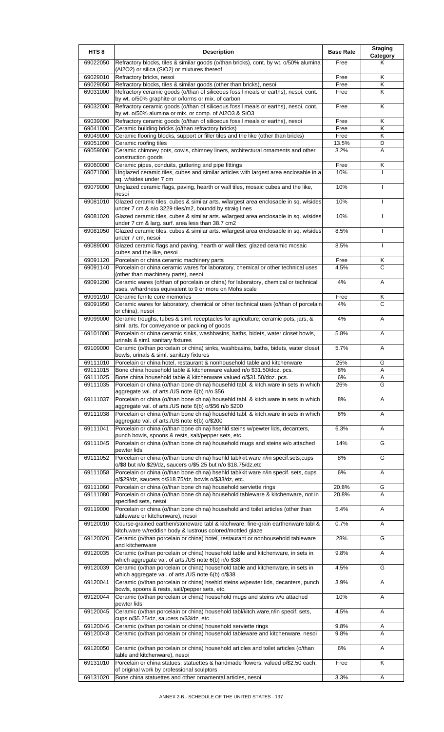| HTS 8 | Description | Base Rate | Staging Category |
|---|---|---|---|
| 69022050 | Refractory blocks, tiles & similar goods (o/than bricks), cont. by wt. o/50% alumina (Al2O2) or silica (SiO2) or mixtures thereof | Free | K |
| 69029010 | Refractory bricks, nesoi | Free | K |
| 69029050 | Refractory blocks, tiles & similar goods (other than bricks), nesoi | Free | K |
| 69031000 | Refractory ceramic goods (o/than of siliceous fossil meals or earths), nesoi, cont. by wt. o/50% graphite or o/forms or mix. of carbon | Free | K |
| 69032000 | Refractory ceramic goods (o/than of siliceous fossil meals or earths), nesoi, cont. by wt. o/50% alumina or mix. or comp. of Al2O3 & SiO3 | Free | K |
| 69039000 | Refractory ceramic goods (o/than of siliceous fossil meals or earths), nesoi | Free | K |
| 69041000 | Ceramic building bricks (o/than refractory bricks) | Free | K |
| 69049000 | Ceramic flooring blocks, support or filler tiles and the like (other than bricks) | Free | K |
| 69051000 | Ceramic roofing tiles | 13.5% | D |
| 69059000 | Ceramic chimney pots, cowls, chimney liners, architectural ornaments and other construction goods | 3.2% | A |
| 69060000 | Ceramic pipes, conduits, guttering and pipe fittings | Free | K |
| 69071000 | Unglazed ceramic tiles, cubes and similar articles with largest area enclosable in a sq. w/sides under 7 cm | 10% | I |
| 69079000 | Unglazed ceramic flags, paving, hearth or wall tiles, mosaic cubes and the like, nesoi | 10% | I |
| 69081010 | Glazed ceramic tiles, cubes & similar arts. w/largest area enclosable in sq. w/sides under 7 cm & n/o 3229 tiles/m2, boundd by straig lines | 10% | I |
| 69081020 | Glazed ceramic tiles, cubes & similar arts. w/largest area enclosable in sq. w/sides under 7 cm & larg. surf. area less than 38.7 cm2 | 10% | I |
| 69081050 | Glazed ceramic tiles, cubes & similar arts. w/largest area enclosable in sq. w/sides under 7 cm, nesoi | 8.5% | I |
| 69089000 | Glazed ceramic flags and paving, hearth or wall tiles; glazed ceramic mosaic cubes and the like, nesoi | 8.5% | I |
| 69091120 | Porcelain or china ceramic machinery parts | Free | K |
| 69091140 | Porcelain or china ceramic wares for laboratory, chemical or other technical uses (other than machinery parts), nesoi | 4.5% | C |
| 69091200 | Ceramic wares (o/than of porcelain or china) for laboratory, chemical or technical uses, w/hardness equivalent to 9 or more on Mohs scale | 4% | A |
| 69091910 | Ceramic ferrite core memories | Free | K |
| 69091950 | Ceramic wares for laboratory, chemical or other technical uses (o/than of porcelain or china), nesoi | 4% | C |
| 69099000 | Ceramic troughs, tubes & siml. receptacles for agriculture; ceramic pots, jars, & siml. arts. for conveyance or packing of goods | 4% | A |
| 69101000 | Porcelain or china ceramic sinks, washbasins, baths, bidets, water closet bowls, urinals & siml. sanitary fixtures | 5.8% | A |
| 69109000 | Ceramic (o/than porcelain or china) sinks, washbasins, baths, bidets, water closet bowls, urinals & siml. sanitary fixtures | 5.7% | A |
| 69111010 | Porcelain or china hotel, restaurant & nonhousehold table and kitchenware | 25% | G |
| 69111015 | Bone china household table & kitchenware valued n/o $31.50/doz. pcs. | 8% | A |
| 69111025 | Bone china household table & kitchenware valued o/$31.50/doz. pcs. | 6% | A |
| 69111035 | Porcelain or china (o/than bone china) househld tabl. & kitch.ware in sets in which aggregate val. of arts./US note 6(b) n/o $56 | 26% | G |
| 69111037 | Porcelain or china (o/than bone china) househld tabl. & kitch.ware in sets in which aggregate val. of arts./US note 6(b) o/$56 n/o $200 | 8% | A |
| 69111038 | Porcelain or china (o/than bone china) househld tabl. & kitch.ware in sets in which aggregate val. of arts./US note 6(b) o/$200 | 6% | A |
| 69111041 | Porcelain or china (o/than bone china) hsehld steins w/pewter lids, decanters, punch bowls, spoons & rests, salt/pepper sets, etc. | 6.3% | A |
| 69111045 | Porcelain or china (o/than bone china) household mugs and steins w/o attached pewter lids | 14% | G |
| 69111052 | Porcelain or china (o/than bone china) hsehld tabl/kit.ware n/in specif.sets,cups o/$8 but n/o $29/dz, saucers o/$5.25 but n/o $18.75/dz,etc | 8% | G |
| 69111058 | Porcelain or china (o/than bone china) hsehld tabl/kit ware n/in specif. sets, cups o/$29/dz, saucers o/$18.75/dz, bowls o/$33/dz, etc. | 6% | A |
| 69111060 | Porcelain or china (o/than bone china) household serviette rings | 20.8% | G |
| 69111080 | Porcelain or china (o/than bone china) household tableware & kitchenware, not in specified sets, nesoi | 20.8% | A |
| 69119000 | Porcelain or china (o/than bone china) household and toilet articles (other than tableware or kitchenware), nesoi | 5.4% | A |
| 69120010 | Course-grained earthen/stoneware tabl & kitchware; fine-grain earthenware tabl & kitch.ware w/reddish body & lustrous colored/mottled glaze | 0.7% | A |
| 69120020 | Ceramic (o/than porcelain or china) hotel, restaurant or nonhousehold tableware and kitchenware | 28% | G |
| 69120035 | Ceramic (o/than porcelain or china) household table and kitchenware, in sets in which aggregate val. of arts./US note 6(b) n/o $38 | 9.8% | A |
| 69120039 | Ceramic (o/than porcelain or china) household table and kitchenware, in sets in which aggregate val. of arts./US note 6(b) o/$38 | 4.5% | G |
| 69120041 | Ceramic (o/than porcelain or china) hsehld steins w/pewter lids, decanters, punch bowls, spoons & rests, salt/pepper sets, etc. | 3.9% | A |
| 69120044 | Ceramic (o/than porcelain or china) household mugs and steins w/o attached pewter lids | 10% | A |
| 69120045 | Ceramic (o/than porcelain or china) household tabl/kitch.ware,n/in specif. sets, cups o/$5.25/dz, saucers o/$3/dz, etc. | 4.5% | A |
| 69120046 | Ceramic (o/than porcelain or china) household serviette rings | 9.8% | A |
| 69120048 | Ceramic (o/than porcelain or china) household tableware and kitchenware, nesoi | 9.8% | A |
| 69120050 | Ceramic (o/than porcelain or china) household articles and toilet articles (o/than table and kitchenware), nesoi | 6% | A |
| 69131010 | Porcelain or china statues, statuettes & handmade flowers, valued o/$2.50 each, of original work by professional sculptors | Free | K |
| 69131020 | Bone china statuettes and other ornamental articles, nesoi | 3.3% | A |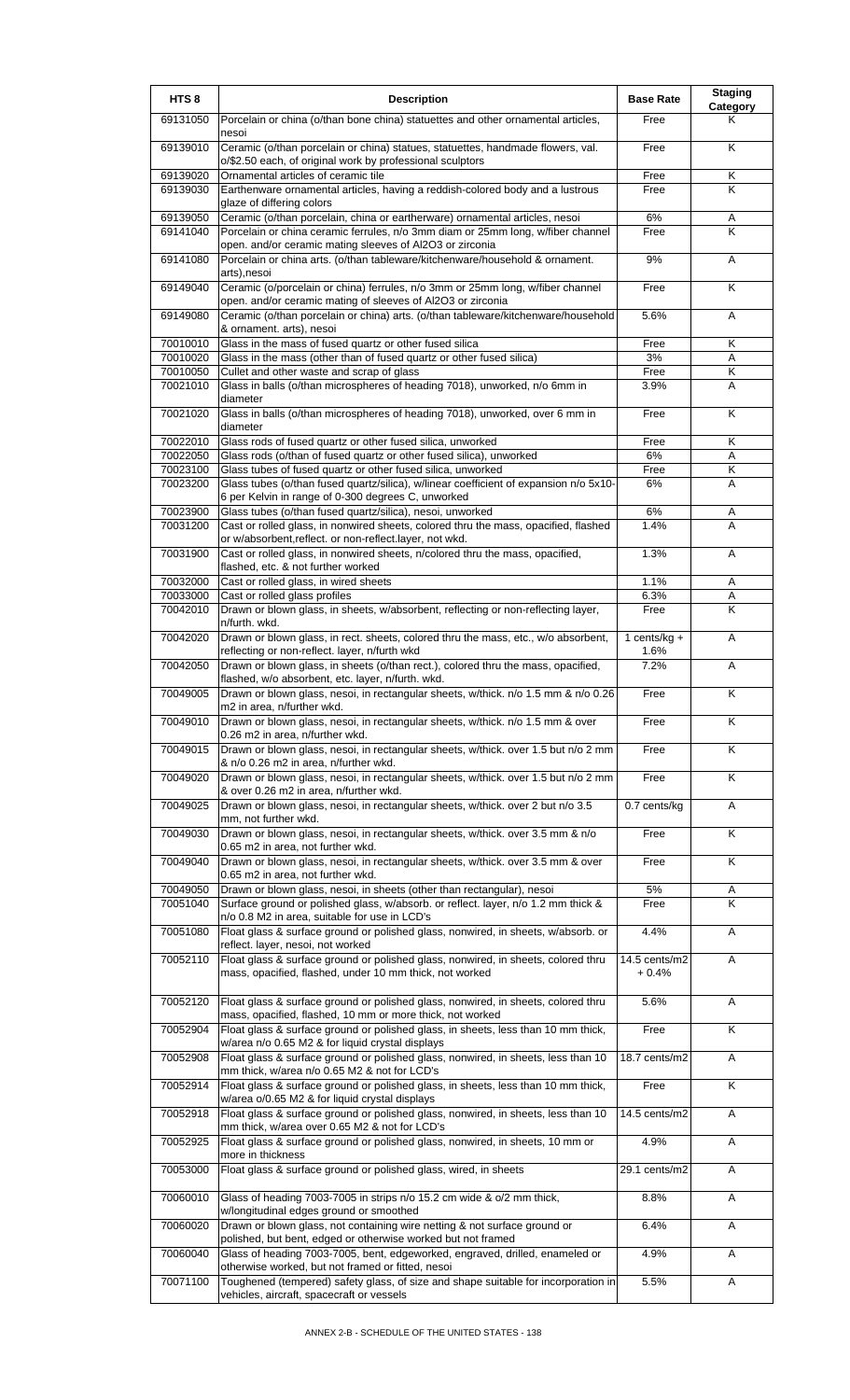| HTS 8 | Description | Base Rate | Staging Category |
|---|---|---|---|
| 69131050 | Porcelain or china (o/than bone china) statuettes and other ornamental articles, nesoi | Free | K |
| 69139010 | Ceramic (o/than porcelain or china) statues, statuettes, handmade flowers, val. o/$2.50 each, of original work by professional sculptors | Free | K |
| 69139020 | Ornamental articles of ceramic tile | Free | K |
| 69139030 | Earthenware ornamental articles, having a reddish-colored body and a lustrous glaze of differing colors | Free | K |
| 69139050 | Ceramic (o/than porcelain, china or eartherware) ornamental articles, nesoi | 6% | A |
| 69141040 | Porcelain or china ceramic ferrules, n/o 3mm diam or 25mm long, w/fiber channel open. and/or ceramic mating sleeves of Al2O3 or zirconia | Free | K |
| 69141080 | Porcelain or china arts. (o/than tableware/kitchenware/household & ornament. arts),nesoi | 9% | A |
| 69149040 | Ceramic (o/porcelain or china) ferrules, n/o 3mm or 25mm long, w/fiber channel open. and/or ceramic mating of sleeves of Al2O3 or zirconia | Free | K |
| 69149080 | Ceramic (o/than porcelain or china) arts. (o/than tableware/kitchenware/household & ornament. arts), nesoi | 5.6% | A |
| 70010010 | Glass in the mass of fused quartz or other fused silica | Free | K |
| 70010020 | Glass in the mass (other than of fused quartz or other fused silica) | 3% | A |
| 70010050 | Cullet and other waste and scrap of glass | Free | K |
| 70021010 | Glass in balls (o/than microspheres of heading 7018), unworked, n/o 6mm in diameter | 3.9% | A |
| 70021020 | Glass in balls (o/than microspheres of heading 7018), unworked, over 6 mm in diameter | Free | K |
| 70022010 | Glass rods of fused quartz or other fused silica, unworked | Free | K |
| 70022050 | Glass rods (o/than of fused quartz or other fused silica), unworked | 6% | A |
| 70023100 | Glass tubes of fused quartz or other fused silica, unworked | Free | K |
| 70023200 | Glass tubes (o/than fused quartz/silica), w/linear coefficient of expansion n/o 5x10-6 per Kelvin in range of 0-300 degrees C, unworked | 6% | A |
| 70023900 | Glass tubes (o/than fused quartz/silica), nesoi, unworked | 6% | A |
| 70031200 | Cast or rolled glass, in nonwired sheets, colored thru the mass, opacified, flashed or w/absorbent,reflect. or non-reflect.layer, not wkd. | 1.4% | A |
| 70031900 | Cast or rolled glass, in nonwired sheets, n/colored thru the mass, opacified, flashed, etc. & not further worked | 1.3% | A |
| 70032000 | Cast or rolled glass, in wired sheets | 1.1% | A |
| 70033000 | Cast or rolled glass profiles | 6.3% | A |
| 70042010 | Drawn or blown glass, in sheets, w/absorbent, reflecting or non-reflecting layer, n/furth. wkd. | Free | K |
| 70042020 | Drawn or blown glass, in rect. sheets, colored thru the mass, etc., w/o absorbent, reflecting or non-reflect. layer, n/furth wkd | 1 cents/kg + 1.6% | A |
| 70042050 | Drawn or blown glass, in sheets (o/than rect.), colored thru the mass, opacified, flashed, w/o absorbent, etc. layer, n/furth. wkd. | 7.2% | A |
| 70049005 | Drawn or blown glass, nesoi, in rectangular sheets, w/thick. n/o 1.5 mm & n/o 0.26 m2 in area, n/further wkd. | Free | K |
| 70049010 | Drawn or blown glass, nesoi, in rectangular sheets, w/thick. n/o 1.5 mm & over 0.26 m2 in area, n/further wkd. | Free | K |
| 70049015 | Drawn or blown glass, nesoi, in rectangular sheets, w/thick. over 1.5 but n/o 2 mm & n/o 0.26 m2 in area, n/further wkd. | Free | K |
| 70049020 | Drawn or blown glass, nesoi, in rectangular sheets, w/thick. over 1.5 but n/o 2 mm & over 0.26 m2 in area, n/further wkd. | Free | K |
| 70049025 | Drawn or blown glass, nesoi, in rectangular sheets, w/thick. over 2 but n/o 3.5 mm, not further wkd. | 0.7 cents/kg | A |
| 70049030 | Drawn or blown glass, nesoi, in rectangular sheets, w/thick. over 3.5 mm & n/o 0.65 m2 in area, not further wkd. | Free | K |
| 70049040 | Drawn or blown glass, nesoi, in rectangular sheets, w/thick. over 3.5 mm & over 0.65 m2 in area, not further wkd. | Free | K |
| 70049050 | Drawn or blown glass, nesoi, in sheets (other than rectangular), nesoi | 5% | A |
| 70051040 | Surface ground or polished glass, w/absorb. or reflect. layer, n/o 1.2 mm thick & n/o 0.8 M2 in area, suitable for use in LCD's | Free | K |
| 70051080 | Float glass & surface ground or polished glass, nonwired, in sheets, w/absorb. or reflect. layer, nesoi, not worked | 4.4% | A |
| 70052110 | Float glass & surface ground or polished glass, nonwired, in sheets, colored thru mass, opacified, flashed, under 10 mm thick, not worked | 14.5 cents/m2 + 0.4% | A |
| 70052120 | Float glass & surface ground or polished glass, nonwired, in sheets, colored thru mass, opacified, flashed, 10 mm or more thick, not worked | 5.6% | A |
| 70052904 | Float glass & surface ground or polished glass, in sheets, less than 10 mm thick, w/area n/o 0.65 M2 & for liquid crystal displays | Free | K |
| 70052908 | Float glass & surface ground or polished glass, nonwired, in sheets, less than 10 mm thick, w/area n/o 0.65 M2 & not for LCD's | 18.7 cents/m2 | A |
| 70052914 | Float glass & surface ground or polished glass, in sheets, less than 10 mm thick, w/area o/0.65 M2 & for liquid crystal displays | Free | K |
| 70052918 | Float glass & surface ground or polished glass, nonwired, in sheets, less than 10 mm thick, w/area over 0.65 M2 & not for LCD's | 14.5 cents/m2 | A |
| 70052925 | Float glass & surface ground or polished glass, nonwired, in sheets, 10 mm or more in thickness | 4.9% | A |
| 70053000 | Float glass & surface ground or polished glass, wired, in sheets | 29.1 cents/m2 | A |
| 70060010 | Glass of heading 7003-7005 in strips n/o 15.2 cm wide & o/2 mm thick, w/longitudinal edges ground or smoothed | 8.8% | A |
| 70060020 | Drawn or blown glass, not containing wire netting & not surface ground or polished, but bent, edged or otherwise worked but not framed | 6.4% | A |
| 70060040 | Glass of heading 7003-7005, bent, edgeworked, engraved, drilled, enameled or otherwise worked, but not framed or fitted, nesoi | 4.9% | A |
| 70071100 | Toughened (tempered) safety glass, of size and shape suitable for incorporation in vehicles, aircraft, spacecraft or vessels | 5.5% | A |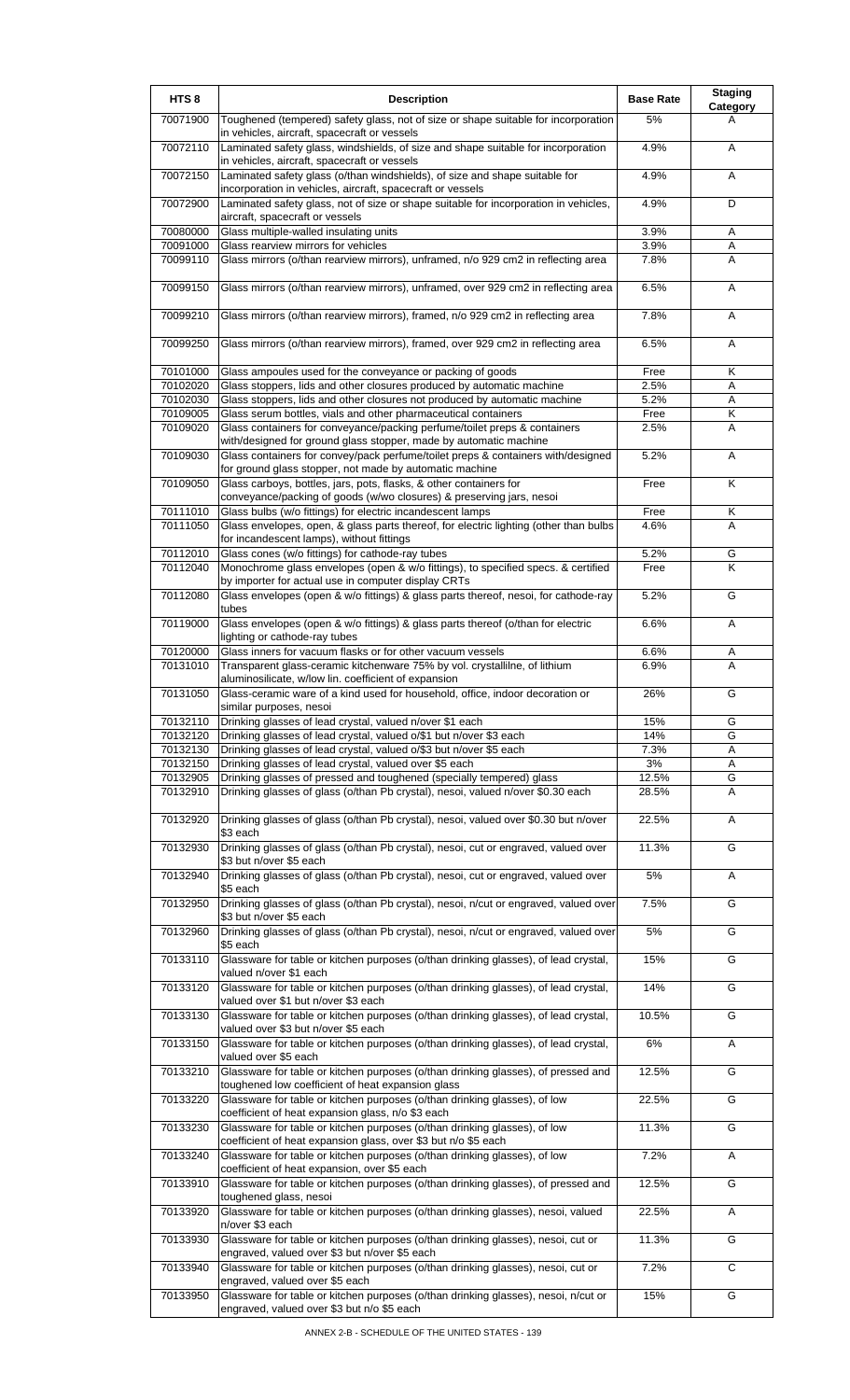| HTS 8 | Description | Base Rate | Staging Category |
|---|---|---|---|
| 70071900 | Toughened (tempered) safety glass, not of size or shape suitable for incorporation in vehicles, aircraft, spacecraft or vessels | 5% | A |
| 70072110 | Laminated safety glass, windshields, of size and shape suitable for incorporation in vehicles, aircraft, spacecraft or vessels | 4.9% | A |
| 70072150 | Laminated safety glass (o/than windshields), of size and shape suitable for incorporation in vehicles, aircraft, spacecraft or vessels | 4.9% | A |
| 70072900 | Laminated safety glass, not of size or shape suitable for incorporation in vehicles, aircraft, spacecraft or vessels | 4.9% | D |
| 70080000 | Glass multiple-walled insulating units | 3.9% | A |
| 70091000 | Glass rearview mirrors for vehicles | 3.9% | A |
| 70099110 | Glass mirrors (o/than rearview mirrors), unframed, n/o 929 cm2 in reflecting area | 7.8% | A |
| 70099150 | Glass mirrors (o/than rearview mirrors), unframed, over 929 cm2 in reflecting area | 6.5% | A |
| 70099210 | Glass mirrors (o/than rearview mirrors), framed, n/o 929 cm2 in reflecting area | 7.8% | A |
| 70099250 | Glass mirrors (o/than rearview mirrors), framed, over 929 cm2 in reflecting area | 6.5% | A |
| 70101000 | Glass ampoules used for the conveyance or packing of goods | Free | K |
| 70102020 | Glass stoppers, lids and other closures produced by automatic machine | 2.5% | A |
| 70102030 | Glass stoppers, lids and other closures not produced by automatic machine | 5.2% | A |
| 70109005 | Glass serum bottles, vials and other pharmaceutical containers | Free | K |
| 70109020 | Glass containers for conveyance/packing perfume/toilet preps & containers with/designed for ground glass stopper, made by automatic machine | 2.5% | A |
| 70109030 | Glass containers for convey/pack perfume/toilet preps & containers with/designed for ground glass stopper, not made by automatic machine | 5.2% | A |
| 70109050 | Glass carboys, bottles, jars, pots, flasks, & other containers for conveyance/packing of goods (w/wo closures) & preserving jars, nesoi | Free | K |
| 70111010 | Glass bulbs (w/o fittings) for electric incandescent lamps | Free | K |
| 70111050 | Glass envelopes, open, & glass parts thereof, for electric lighting (other than bulbs for incandescent lamps), without fittings | 4.6% | A |
| 70112010 | Glass cones (w/o fittings) for cathode-ray tubes | 5.2% | G |
| 70112040 | Monochrome glass envelopes (open & w/o fittings), to specified specs. & certified by importer for actual use in computer display CRTs | Free | K |
| 70112080 | Glass envelopes (open & w/o fittings) & glass parts thereof, nesoi, for cathode-ray tubes | 5.2% | G |
| 70119000 | Glass envelopes (open & w/o fittings) & glass parts thereof (o/than for electric lighting or cathode-ray tubes | 6.6% | A |
| 70120000 | Glass inners for vacuum flasks or for other vacuum vessels | 6.6% | A |
| 70131010 | Transparent glass-ceramic kitchenware 75% by vol. crystallilne, of lithium aluminosilicate, w/low lin. coefficient of expansion | 6.9% | A |
| 70131050 | Glass-ceramic ware of a kind used for household, office, indoor decoration or similar purposes, nesoi | 26% | G |
| 70132110 | Drinking glasses of lead crystal, valued n/over $1 each | 15% | G |
| 70132120 | Drinking glasses of lead crystal, valued o/$1 but n/over $3 each | 14% | G |
| 70132130 | Drinking glasses of lead crystal, valued o/$3 but n/over $5 each | 7.3% | A |
| 70132150 | Drinking glasses of lead crystal, valued over $5 each | 3% | A |
| 70132905 | Drinking glasses of pressed and toughened (specially tempered) glass | 12.5% | G |
| 70132910 | Drinking glasses of glass (o/than Pb crystal), nesoi, valued n/over $0.30 each | 28.5% | A |
| 70132920 | Drinking glasses of glass (o/than Pb crystal), nesoi, valued over $0.30 but n/over $3 each | 22.5% | A |
| 70132930 | Drinking glasses of glass (o/than Pb crystal), nesoi, cut or engraved, valued over $3 but n/over $5 each | 11.3% | G |
| 70132940 | Drinking glasses of glass (o/than Pb crystal), nesoi, cut or engraved, valued over $5 each | 5% | A |
| 70132950 | Drinking glasses of glass (o/than Pb crystal), nesoi, n/cut or engraved, valued over $3 but n/over $5 each | 7.5% | G |
| 70132960 | Drinking glasses of glass (o/than Pb crystal), nesoi, n/cut or engraved, valued over $5 each | 5% | G |
| 70133110 | Glassware for table or kitchen purposes (o/than drinking glasses), of lead crystal, valued n/over $1 each | 15% | G |
| 70133120 | Glassware for table or kitchen purposes (o/than drinking glasses), of lead crystal, valued over $1 but n/over $3 each | 14% | G |
| 70133130 | Glassware for table or kitchen purposes (o/than drinking glasses), of lead crystal, valued over $3 but n/over $5 each | 10.5% | G |
| 70133150 | Glassware for table or kitchen purposes (o/than drinking glasses), of lead crystal, valued over $5 each | 6% | A |
| 70133210 | Glassware for table or kitchen purposes (o/than drinking glasses), of pressed and toughened low coefficient of heat expansion glass | 12.5% | G |
| 70133220 | Glassware for table or kitchen purposes (o/than drinking glasses), of low coefficient of heat expansion glass, n/o $3 each | 22.5% | G |
| 70133230 | Glassware for table or kitchen purposes (o/than drinking glasses), of low coefficient of heat expansion glass, over $3 but n/o $5 each | 11.3% | G |
| 70133240 | Glassware for table or kitchen purposes (o/than drinking glasses), of low coefficient of heat expansion, over $5 each | 7.2% | A |
| 70133910 | Glassware for table or kitchen purposes (o/than drinking glasses), of pressed and toughened glass, nesoi | 12.5% | G |
| 70133920 | Glassware for table or kitchen purposes (o/than drinking glasses), nesoi, valued n/over $3 each | 22.5% | A |
| 70133930 | Glassware for table or kitchen purposes (o/than drinking glasses), nesoi, cut or engraved, valued over $3 but n/over $5 each | 11.3% | G |
| 70133940 | Glassware for table or kitchen purposes (o/than drinking glasses), nesoi, cut or engraved, valued over $5 each | 7.2% | C |
| 70133950 | Glassware for table or kitchen purposes (o/than drinking glasses), nesoi, n/cut or engraved, valued over $3 but n/o $5 each | 15% | G |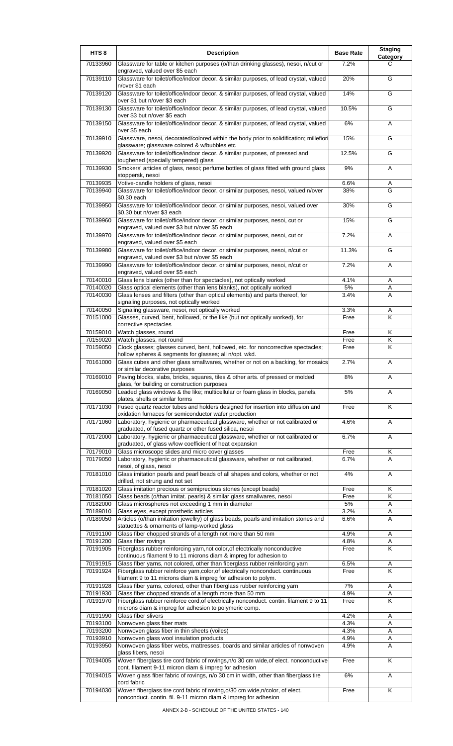| HTS 8 | Description | Base Rate | Staging Category |
|---|---|---|---|
| 70133960 | Glassware for table or kitchen purposes (o/than drinking glasses), nesoi, n/cut or engraved, valued over $5 each | 7.2% | C |
| 70139110 | Glassware for toilet/office/indoor decor. & similar purposes, of lead crystal, valued n/over $1 each | 20% | G |
| 70139120 | Glassware for toilet/office/indoor decor. & similar purposes, of lead crystal, valued over $1 but n/over $3 each | 14% | G |
| 70139130 | Glassware for toilet/office/indoor decor. & similar purposes, of lead crystal, valued over $3 but n/over $5 each | 10.5% | G |
| 70139150 | Glassware for toilet/office/indoor decor. & similar purposes, of lead crystal, valued over $5 each | 6% | A |
| 70139910 | Glassware, nesoi, decorated/colored within the body prior to solidification; millefiori glassware; glassware colored & w/bubbles etc | 15% | G |
| 70139920 | Glassware for toilet/office/indoor decor. & similar purposes, of pressed and toughened (specially tempered) glass | 12.5% | G |
| 70139930 | Smokers' articles of glass, nesoi; perfume bottles of glass fitted with ground glass stoppersk, nesoi | 9% | A |
| 70139935 | Votive-candle holders of glass, nesoi | 6.6% | A |
| 70139940 | Glassware for toilet/office/indoor decor. or similar purposes, nesoi, valued n/over $0.30 each | 38% | G |
| 70139950 | Glassware for toilet/office/indoor decor. or similar purposes, nesoi, valued over $0.30 but n/over $3 each | 30% | G |
| 70139960 | Glassware for toilet/office/indoor decor. or similar purposes, nesoi, cut or engraved, valued over $3 but n/over $5 each | 15% | G |
| 70139970 | Glassware for toilet/office/indoor decor. or similar purposes, nesoi, cut or engraved, valued over $5 each | 7.2% | A |
| 70139980 | Glassware for toilet/office/indoor decor. or similar purposes, nesoi, n/cut or engraved, valued over $3 but n/over $5 each | 11.3% | G |
| 70139990 | Glassware for toilet/office/indoor decor. or similar purposes, nesoi, n/cut or engraved, valued over $5 each | 7.2% | A |
| 70140010 | Glass lens blanks (other than for spectacles), not optically worked | 4.1% | A |
| 70140020 | Glass optical elements (other than lens blanks), not optically worked | 5% | A |
| 70140030 | Glass lenses and filters (other than optical elements) and parts thereof, for signaling purposes, not optically worked | 3.4% | A |
| 70140050 | Signaling glassware, nesoi, not optically worked | 3.3% | A |
| 70151000 | Glasses, curved, bent, hollowed, or the like (but not optically worked), for corrective spectacles | Free | K |
| 70159010 | Watch glasses, round | Free | K |
| 70159020 | Watch glasses, not round | Free | K |
| 70159050 | Clock glasses; glasses curved, bent, hollowed, etc. for noncorrective spectacles; hollow spheres & segments for glasses; all n/opt. wkd. | Free | K |
| 70161000 | Glass cubes and other glass smallwares, whether or not on a backing, for mosaics or similar decorative purposes | 2.7% | A |
| 70169010 | Paving blocks, slabs, bricks, squares, tiles & other arts. of pressed or molded glass, for building or construction purposes | 8% | A |
| 70169050 | Leaded glass windows & the like; multicellular or foam glass in blocks, panels, plates, shells or similar forms | 5% | A |
| 70171030 | Fused quartz reactor tubes and holders designed for insertion into diffusion and oxidation furnaces for semiconductor wafer production | Free | K |
| 70171060 | Laboratory, hygienic or pharmaceutical glassware, whether or not calibrated or graduated, of fused quartz or other fused silica, nesoi | 4.6% | A |
| 70172000 | Laboratory, hygienic or pharmaceutical glassware, whether or not calibrated or graduated, of glass w/low coefficient of heat expansion | 6.7% | A |
| 70179010 | Glass microscope slides and micro cover glasses | Free | K |
| 70179050 | Laboratory, hygienic or pharmaceutical glassware, whether or not calibrated, nesoi, of glass, nesoi | 6.7% | A |
| 70181010 | Glass imitation pearls and pearl beads of all shapes and colors, whether or not drilled, not strung and not set | 4% | A |
| 70181020 | Glass imitation precious or semiprecious stones (except beads) | Free | K |
| 70181050 | Glass beads (o/than imitat. pearls) & similar glass smallwares, nesoi | Free | K |
| 70182000 | Glass microspheres not exceeding 1 mm in diameter | 5% | A |
| 70189010 | Glass eyes, except prosthetic articles | 3.2% | A |
| 70189050 | Articles (o/than imitation jewellry) of glass beads, pearls and imitation stones and statuettes & ornaments of lamp-worked glass | 6.6% | A |
| 70191100 | Glass fiber chopped strands of a length not more than 50 mm | 4.9% | A |
| 70191200 | Glass fiber rovings | 4.8% | A |
| 70191905 | Fiberglass rubber reinforcing yarn,not color,of electrically nonconductive continuous filament 9 to 11 microns diam & impreg for adhesion to | Free | K |
| 70191915 | Glass fiber yarns, not colored, other than fiberglass rubber reinforcing yarn | 6.5% | A |
| 70191924 | Fiberglass rubber reinforce yarn,color,of electrically nonconduct. continuous filament 9 to 11 microns diam & impreg for adhesion to polym. | Free | K |
| 70191928 | Glass fiber yarns, colored, other than fiberglass rubber reinforcing yarn | 7% | A |
| 70191930 | Glass fiber chopped strands of a length more than 50 mm | 4.9% | A |
| 70191970 | Fiberglass rubber reinforce cord,of electrically nonconduct. contin. filament 9 to 11 microns diam & impreg for adhesion to polymeric comp. | Free | K |
| 70191990 | Glass fiber slivers | 4.2% | A |
| 70193100 | Nonwoven glass fiber mats | 4.3% | A |
| 70193200 | Nonwoven glass fiber in thin sheets (voiles) | 4.3% | A |
| 70193910 | Nonwoven glass wool insulation products | 4.9% | A |
| 70193950 | Nonwoven glass fiber webs, mattresses, boards and similar articles of nonwoven glass fibers, nesoi | 4.9% | A |
| 70194005 | Woven fiberglass tire cord fabric of rovings,n/o 30 cm wide,of elect. nonconductive cont. filament 9-11 micron diam & impreg for adhesion | Free | K |
| 70194015 | Woven glass fiber fabric of rovings, n/o 30 cm in width, other than fiberglass tire cord fabric | 6% | A |
| 70194030 | Woven fiberglass tire cord fabric of roving,o/30 cm wide,n/color, of elect. nonconduct. contin. fil. 9-11 micron diam & impreg for adhesion | Free | K |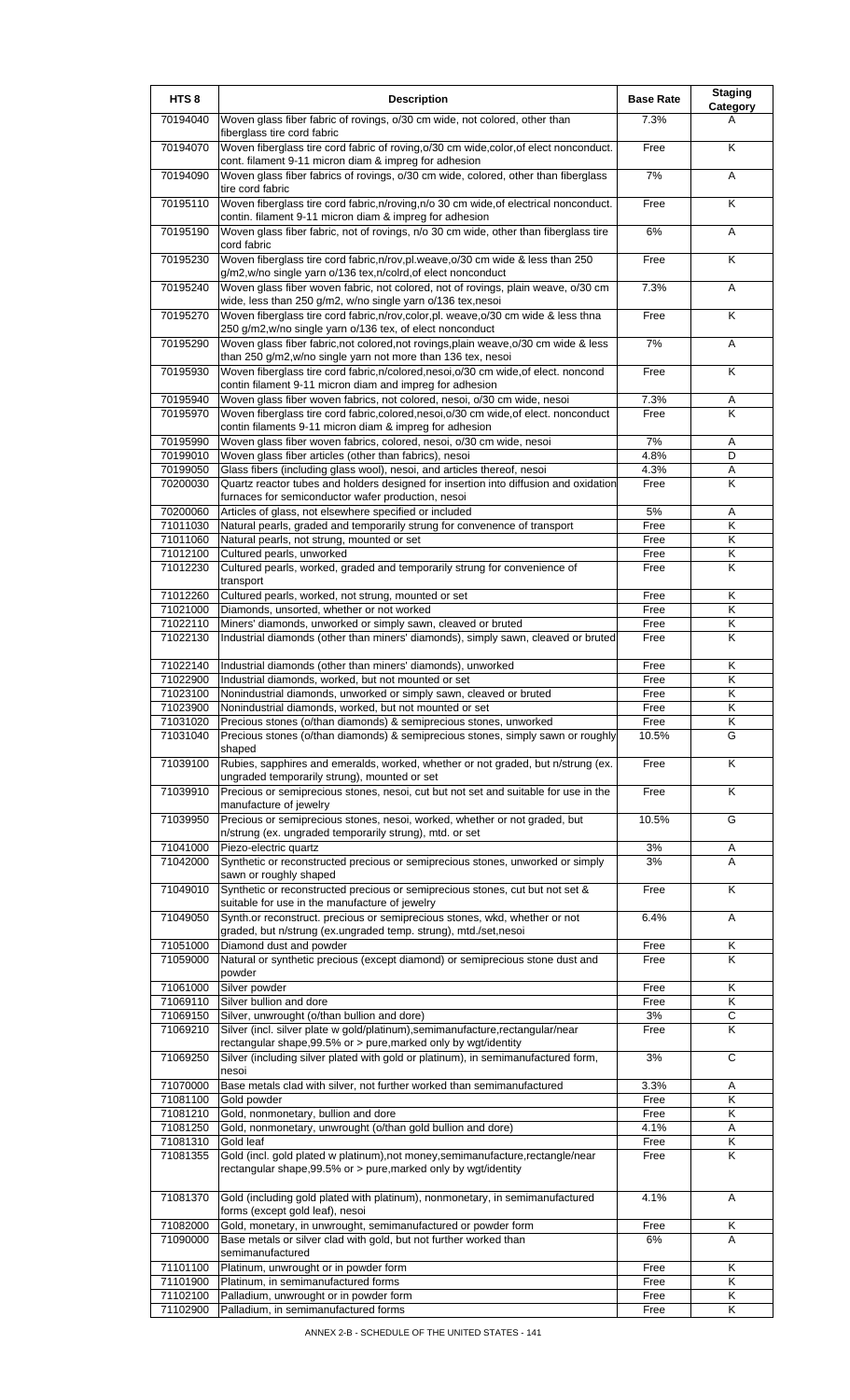| HTS 8 | Description | Base Rate | Staging Category |
|---|---|---|---|
| 70194040 | Woven glass fiber fabric of rovings, o/30 cm wide, not colored, other than fiberglass tire cord fabric | 7.3% | A |
| 70194070 | Woven fiberglass tire cord fabric of roving,o/30 cm wide,color,of elect nonconduct. cont. filament 9-11 micron diam & impreg for adhesion | Free | K |
| 70194090 | Woven glass fiber fabrics of rovings, o/30 cm wide, colored, other than fiberglass tire cord fabric | 7% | A |
| 70195110 | Woven fiberglass tire cord fabric,n/roving,n/o 30 cm wide,of electrical nonconduct. contin. filament 9-11 micron diam & impreg for adhesion | Free | K |
| 70195190 | Woven glass fiber fabric, not of rovings, n/o 30 cm wide, other than fiberglass tire cord fabric | 6% | A |
| 70195230 | Woven fiberglass tire cord fabric,n/rov,pl.weave,o/30 cm wide & less than 250 g/m2,w/no single yarn o/136 tex,n/colrd,of elect nonconduct | Free | K |
| 70195240 | Woven glass fiber woven fabric, not colored, not of rovings, plain weave, o/30 cm wide, less than 250 g/m2, w/no single yarn o/136 tex,nesoi | 7.3% | A |
| 70195270 | Woven fiberglass tire cord fabric,n/rov,color,pl. weave,o/30 cm wide & less thna 250 g/m2,w/no single yarn o/136 tex, of elect nonconduct | Free | K |
| 70195290 | Woven glass fiber fabric,not colored,not rovings,plain weave,o/30 cm wide & less than 250 g/m2,w/no single yarn not more than 136 tex, nesoi | 7% | A |
| 70195930 | Woven fiberglass tire cord fabric,n/colored,nesoi,o/30 cm wide,of elect. noncond contin filament 9-11 micron diam and impreg for adhesion | Free | K |
| 70195940 | Woven glass fiber woven fabrics, not colored, nesoi, o/30 cm wide, nesoi | 7.3% | A |
| 70195970 | Woven fiberglass tire cord fabric,colored,nesoi,o/30 cm wide,of elect. nonconduct contin filaments 9-11 micron diam & impreg for adhesion | Free | K |
| 70195990 | Woven glass fiber woven fabrics, colored, nesoi, o/30 cm wide, nesoi | 7% | A |
| 70199010 | Woven glass fiber articles (other than fabrics), nesoi | 4.8% | D |
| 70199050 | Glass fibers (including glass wool), nesoi, and articles thereof, nesoi | 4.3% | A |
| 70200030 | Quartz reactor tubes and holders designed for insertion into diffusion and oxidation furnaces for semiconductor wafer production, nesoi | Free | K |
| 70200060 | Articles of glass, not elsewhere specified or included | 5% | A |
| 71011030 | Natural pearls, graded and temporarily strung for convenence of transport | Free | K |
| 71011060 | Natural pearls, not strung, mounted or set | Free | K |
| 71012100 | Cultured pearls, unworked | Free | K |
| 71012230 | Cultured pearls, worked, graded and temporarily strung for convenience of transport | Free | K |
| 71012260 | Cultured pearls, worked, not strung, mounted or set | Free | K |
| 71021000 | Diamonds, unsorted, whether or not worked | Free | K |
| 71022110 | Miners' diamonds, unworked or simply sawn, cleaved or bruted | Free | K |
| 71022130 | Industrial diamonds (other than miners' diamonds), simply sawn, cleaved or bruted | Free | K |
| 71022140 | Industrial diamonds (other than miners' diamonds), unworked | Free | K |
| 71022900 | Industrial diamonds, worked, but not mounted or set | Free | K |
| 71023100 | Nonindustrial diamonds, unworked or simply sawn, cleaved or bruted | Free | K |
| 71023900 | Nonindustrial diamonds, worked, but not mounted or set | Free | K |
| 71031020 | Precious stones (o/than diamonds) & semiprecious stones, unworked | Free | K |
| 71031040 | Precious stones (o/than diamonds) & semiprecious stones, simply sawn or roughly shaped | 10.5% | G |
| 71039100 | Rubies, sapphires and emeralds, worked, whether or not graded, but n/strung (ex. ungraded temporarily strung), mounted or set | Free | K |
| 71039910 | Precious or semiprecious stones, nesoi, cut but not set and suitable for use in the manufacture of jewelry | Free | K |
| 71039950 | Precious or semiprecious stones, nesoi, worked, whether or not graded, but n/strung (ex. ungraded temporarily strung), mtd. or set | 10.5% | G |
| 71041000 | Piezo-electric quartz | 3% | A |
| 71042000 | Synthetic or reconstructed precious or semiprecious stones, unworked or simply sawn or roughly shaped | 3% | A |
| 71049010 | Synthetic or reconstructed precious or semiprecious stones, cut but not set & suitable for use in the manufacture of jewelry | Free | K |
| 71049050 | Synth.or reconstruct. precious or semiprecious stones, wkd, whether or not graded, but n/strung (ex.ungraded temp. strung), mtd./set,nesoi | 6.4% | A |
| 71051000 | Diamond dust and powder | Free | K |
| 71059000 | Natural or synthetic precious (except diamond) or semiprecious stone dust and powder | Free | K |
| 71061000 | Silver powder | Free | K |
| 71069110 | Silver bullion and dore | Free | K |
| 71069150 | Silver, unwrought (o/than bullion and dore) | 3% | C |
| 71069210 | Silver (incl. silver plate w gold/platinum),semimanufacture,rectangular/near rectangular shape,99.5% or > pure,marked only by wgt/identity | Free | K |
| 71069250 | Silver (including silver plated with gold or platinum), in semimanufactured form, nesoi | 3% | C |
| 71070000 | Base metals clad with silver, not further worked than semimanufactured | 3.3% | A |
| 71081100 | Gold powder | Free | K |
| 71081210 | Gold, nonmonetary, bullion and dore | Free | K |
| 71081250 | Gold, nonmonetary, unwrought (o/than gold bullion and dore) | 4.1% | A |
| 71081310 | Gold leaf | Free | K |
| 71081355 | Gold (incl. gold plated w platinum),not money,semimanufacture,rectangle/near rectangular shape,99.5% or > pure,marked only by wgt/identity | Free | K |
| 71081370 | Gold (including gold plated with platinum), nonmonetary, in semimanufactured forms (except gold leaf), nesoi | 4.1% | A |
| 71082000 | Gold, monetary, in unwrought, semimanufactured or powder form | Free | K |
| 71090000 | Base metals or silver clad with gold, but not further worked than semimanufactured | 6% | A |
| 71101100 | Platinum, unwrought or in powder form | Free | K |
| 71101900 | Platinum, in semimanufactured forms | Free | K |
| 71102100 | Palladium, unwrought or in powder form | Free | K |
| 71102900 | Palladium, in semimanufactured forms | Free | K |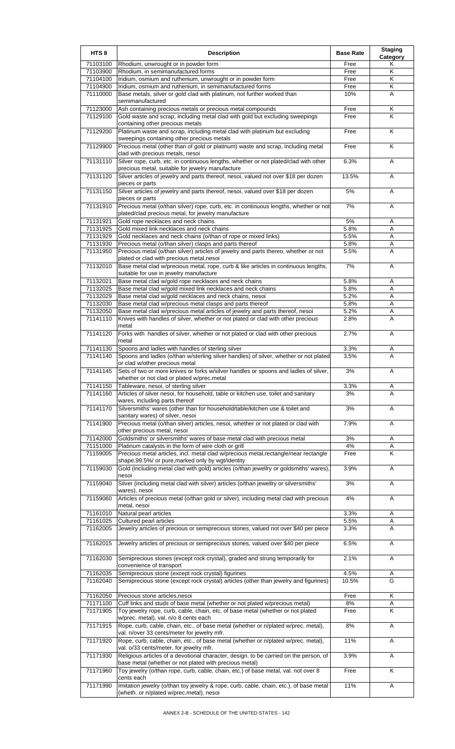| HTS 8 | Description | Base Rate | Staging Category |
|---|---|---|---|
| 71103100 | Rhodium, unwrought or in powder form | Free | K |
| 71103900 | Rhodium, in semimanufactured forms | Free | K |
| 71104100 | Iridium, osmium and ruthenium, unwrought or in powder form | Free | K |
| 71104900 | Iridium, osmium and ruthenium, in semimanufactured forms | Free | K |
| 71110000 | Base metals, silver or gold clad with platinum, not further worked than semimanufactured | 10% | A |
| 71123000 | Ash containing precious metals or precious metal compounds | Free | K |
| 71129100 | Gold waste and scrap, including metal clad with gold but excluding sweepings containing other precious metals | Free | K |
| 71129200 | Platinum waste and scrap, including metal clad with platinum but excluding sweepings containing other precious metals | Free | K |
| 71129900 | Precious metal (other than of gold or platinum) waste and scrap, including metal clad with precious metals, nesoi | Free | K |
| 71131110 | Silver rope, curb, etc. in continuous lengths, whether or not plated/clad with other precious metal, suitable for jewelry manufacture | 6.3% | A |
| 71131120 | Silver articles of jewelry and parts thereof, nesoi, valued not over $18 per dozen pieces or parts | 13.5% | A |
| 71131150 | Silver articles of jewelry and parts thereof, nesoi, valued over $18 per dozen pieces or parts | 5% | A |
| 71131910 | Precious metal (o/than silver) rope, curb, etc. in continuous lengths, whether or not plated/clad precious metal, for jewelry manufacture | 7% | A |
| 71131921 | Gold rope necklaces and neck chains | 5% | A |
| 71131925 | Gold mixed link necklaces and neck chains | 5.8% | A |
| 71131929 | Gold necklaces and neck chains (o/than of rope or mixed links) | 5.5% | A |
| 71131930 | Precious metal (o/than silver) clasps and parts thereof | 5.8% | A |
| 71131950 | Precious metal (o/than silver) articles of jewelry and parts thereo, whether or not plated or clad with precious metal,nesoi | 5.5% | A |
| 71132010 | Base metal clad w/precious metal, rope, curb & like articles in continuous lengths, suitable for use in jewelry manufacture | 7% | A |
| 71132021 | Base metal clad w/gold rope necklaces and neck chains | 5.8% | A |
| 71132025 | Base metal clad w/gold mixed link necklaces and neck chains | 5.8% | A |
| 71132029 | Base metal clad w/gold necklaces and neck chains, nesoi | 5.2% | A |
| 71132030 | Base metal clad w/precious metal clasps and parts thereof | 5.8% | A |
| 71132050 | Base metal clad w/precious metal articles of jewelry and parts thereof, nesoi | 5.2% | A |
| 71141110 | Knives with handles of silver, whether or not plated or clad with other precious metal | 2.8% | A |
| 71141120 | Forks with handles of silver, whether or not plated or clad with other precious metal | 2.7% | A |
| 71141130 | Spoons and ladles with handles of sterling silver | 3.3% | A |
| 71141140 | Spoons and ladles (o/than w/sterling silver handles) of silver, whether or not plated or clad w/other precious metal | 3.5% | A |
| 71141145 | Sets of two or more knives or forks w/silver handles or spoons and ladles of silver, whether or not clad or plated w/prec.metal | 3% | A |
| 71141150 | Tableware, nesoi, of sterling silver | 3.3% | A |
| 71141160 | Articles of silver nesoi, for household, table or kitchen use, toilet and sanitary wares, including parts thereof | 3% | A |
| 71141170 | Silversmiths' wares (other than for household/table/kitchen use & toilet and sanitary wares) of silver, nesoi | 3% | A |
| 71141900 | Precious metal (o/than silver) articles, nesoi, whether or not plated or clad with other precious metal, nesoi | 7.9% | A |
| 71142000 | Goldsmiths' or silversmiths' wares of base metal clad with precious metal | 3% | A |
| 71151000 | Platinum catalysts in the form of wire cloth or grill | 4% | A |
| 71159005 | Precious metal articles, incl. metal clad w/precious metal,rectangle/near rectangle shape,99.5%/ or pure,marked only by wgt/identity | Free | K |
| 71159030 | Gold (including metal clad with gold) articles (o/than jewellry or goldsmiths' wares), nesoi | 3.9% | A |
| 71159040 | Silver (including metal clad with silver) articles (o/than jewellry or silversmiths' wares), nesoi | 3% | A |
| 71159060 | Articles of precious metal (o/than gold or silver), including metal clad with precious metal, nesoi | 4% | A |
| 71161010 | Natural pearl articles | 3.3% | A |
| 71161025 | Cultured pearl articles | 5.5% | A |
| 71162005 | Jewelry articles of precious or semiprecious stones, valued not over $40 per piece | 3.3% | A |
| 71162015 | Jewelry articles of precious or semiprecious stones, valued over $40 per piece | 6.5% | A |
| 71162030 | Semiprecious stones (except rock crystal), graded and strung temporarily for convenience of transport | 2.1% | A |
| 71162035 | Semiprecious stone (except rock crystal) figurines | 4.5% | A |
| 71162040 | Semiprecious stone (except rock crystal) articles (other than jewelry and figurines) | 10.5% | G |
| 71162050 | Precious stone articles,nesoi | Free | K |
| 71171100 | Cuff links and studs of base metal (whether or not plated w/precious metal) | 8% | A |
| 71171905 | Toy jewelry rope, curb, cable, chain, etc, of base metal (whether or not plated w/prec. metal), val. n/o 8 cents each | Free | K |
| 71171915 | Rope, curb, cable, chain, etc., of base metal (whether or n/plated w/prec. metal), val. n/over 33 cents/meter for jewelry mfr. | 8% | A |
| 71171920 | Rope, curb, cable, chain, etc., of base metal (whether or n/plated w/prec. metal), val. o/33 cents/meter, for jewelry mfr. | 11% | A |
| 71171930 | Religious articles of a devotional character, design. to be carried on the person, of base metal (whether or not plated with precious metal) | 3.9% | A |
| 71171960 | Toy jewelry (o/than rope, curb, cable, chain, etc.) of base metal, val. not over 8 cents each | Free | K |
| 71171990 | Imitation jewelry (o/than toy jewelry & rope, curb, cable, chain, etc.), of base metal (wheth. or n/plated w/prec.metal), nesoi | 11% | A |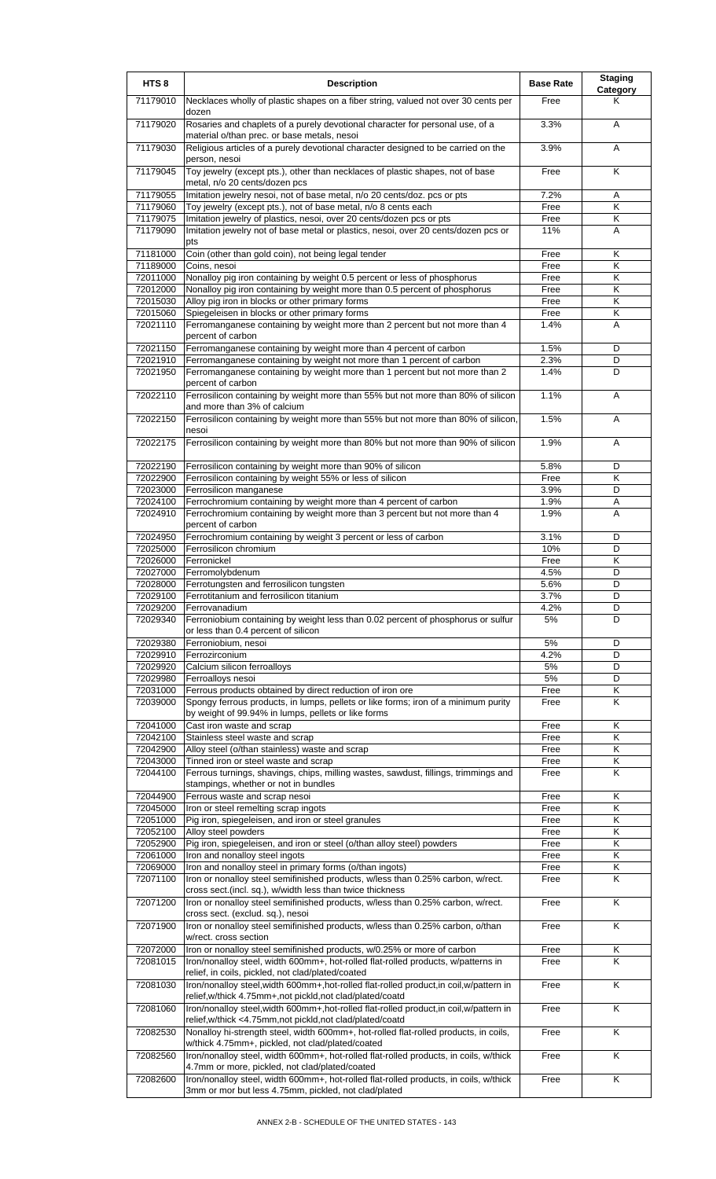| HTS 8 | Description | Base Rate | Staging Category |
|---|---|---|---|
| 71179010 | Necklaces wholly of plastic shapes on a fiber string, valued not over 30 cents per dozen | Free | K |
| 71179020 | Rosaries and chaplets of a purely devotional character for personal use, of a material o/than prec. or base metals, nesoi | 3.3% | A |
| 71179030 | Religious articles of a purely devotional character designed to be carried on the person, nesoi | 3.9% | A |
| 71179045 | Toy jewelry (except pts.), other than necklaces of plastic shapes, not of base metal, n/o 20 cents/dozen pcs | Free | K |
| 71179055 | Imitation jewelry nesoi, not of base metal, n/o 20 cents/doz. pcs or pts | 7.2% | A |
| 71179060 | Toy jewelry (except pts.), not of base metal, n/o 8 cents each | Free | K |
| 71179075 | Imitation jewelry of plastics, nesoi, over 20 cents/dozen pcs or pts | Free | K |
| 71179090 | Imitation jewelry not of base metal or plastics, nesoi, over 20 cents/dozen pcs or pts | 11% | A |
| 71181000 | Coin (other than gold coin), not being legal tender | Free | K |
| 71189000 | Coins, nesoi | Free | K |
| 72011000 | Nonalloy pig iron containing by weight 0.5 percent or less of phosphorus | Free | K |
| 72012000 | Nonalloy pig iron containing by weight more than 0.5 percent of phosphorus | Free | K |
| 72015030 | Alloy pig iron in blocks or other primary forms | Free | K |
| 72015060 | Spiegeleisen in blocks or other primary forms | Free | K |
| 72021110 | Ferromanganese containing by weight more than 2 percent but not more than 4 percent of carbon | 1.4% | A |
| 72021150 | Ferromanganese containing by weight more than 4 percent of carbon | 1.5% | D |
| 72021910 | Ferromanganese containing by weight not more than 1 percent of carbon | 2.3% | D |
| 72021950 | Ferromanganese containing by weight more than 1 percent but not more than 2 percent of carbon | 1.4% | D |
| 72022110 | Ferrosilicon containing by weight more than 55% but not more than 80% of silicon and more than 3% of calcium | 1.1% | A |
| 72022150 | Ferrosilicon containing by weight more than 55% but not more than 80% of silicon, nesoi | 1.5% | A |
| 72022175 | Ferrosilicon containing by weight more than 80% but not more than 90% of silicon | 1.9% | A |
| 72022190 | Ferrosilicon containing by weight more than 90% of silicon | 5.8% | D |
| 72022900 | Ferrosilicon containing by weight 55% or less of silicon | Free | K |
| 72023000 | Ferrosilicon manganese | 3.9% | D |
| 72024100 | Ferrochromium containing by weight more than 4 percent of carbon | 1.9% | A |
| 72024910 | Ferrochromium containing by weight more than 3 percent but not more than 4 percent of carbon | 1.9% | A |
| 72024950 | Ferrochromium containing by weight 3 percent or less of carbon | 3.1% | D |
| 72025000 | Ferrosilicon chromium | 10% | D |
| 72026000 | Ferronickel | Free | K |
| 72027000 | Ferromolybdenum | 4.5% | D |
| 72028000 | Ferrotungsten and ferrosilicon tungsten | 5.6% | D |
| 72029100 | Ferrotitanium and ferrosilicon titanium | 3.7% | D |
| 72029200 | Ferrovanadium | 4.2% | D |
| 72029340 | Ferroniobium containing by weight less than 0.02 percent of phosphorus or sulfur or less than 0.4 percent of silicon | 5% | D |
| 72029380 | Ferroniobium, nesoi | 5% | D |
| 72029910 | Ferrozirconium | 4.2% | D |
| 72029920 | Calcium silicon ferroalloys | 5% | D |
| 72029980 | Ferroalloys nesoi | 5% | D |
| 72031000 | Ferrous products obtained by direct reduction of iron ore | Free | K |
| 72039000 | Spongy ferrous products, in lumps, pellets or like forms; iron of a minimum purity by weight of 99.94% in lumps, pellets or like forms | Free | K |
| 72041000 | Cast iron waste and scrap | Free | K |
| 72042100 | Stainless steel waste and scrap | Free | K |
| 72042900 | Alloy steel (o/than stainless) waste and scrap | Free | K |
| 72043000 | Tinned iron or steel waste and scrap | Free | K |
| 72044100 | Ferrous turnings, shavings, chips, milling wastes, sawdust, fillings, trimmings and stampings, whether or not in bundles | Free | K |
| 72044900 | Ferrous waste and scrap nesoi | Free | K |
| 72045000 | Iron or steel remelting scrap ingots | Free | K |
| 72051000 | Pig iron, spiegeleisen, and iron or steel granules | Free | K |
| 72052100 | Alloy steel powders | Free | K |
| 72052900 | Pig iron, spiegeleisen, and iron or steel (o/than alloy steel) powders | Free | K |
| 72061000 | Iron and nonalloy steel ingots | Free | K |
| 72069000 | Iron and nonalloy steel in primary forms (o/than ingots) | Free | K |
| 72071100 | Iron or nonalloy steel semifinished products, w/less than 0.25% carbon, w/rect. cross sect.(incl. sq.), w/width less than twice thickness | Free | K |
| 72071200 | Iron or nonalloy steel semifinished products, w/less than 0.25% carbon, w/rect. cross sect. (exclud. sq.), nesoi | Free | K |
| 72071900 | Iron or nonalloy steel semifinished products, w/less than 0.25% carbon, o/than w/rect. cross section | Free | K |
| 72072000 | Iron or nonalloy steel semifinished products, w/0.25% or more of carbon | Free | K |
| 72081015 | Iron/nonalloy steel, width 600mm+, hot-rolled flat-rolled products, w/patterns in relief, in coils, pickled, not clad/plated/coated | Free | K |
| 72081030 | Iron/nonalloy steel,width 600mm+,hot-rolled flat-rolled product,in coil,w/pattern in relief,w/thick 4.75mm+,not pickld,not clad/plated/coatd | Free | K |
| 72081060 | Iron/nonalloy steel,width 600mm+,hot-rolled flat-rolled product,in coil,w/pattern in relief,w/thick <4.75mm,not pickld,not clad/plated/coatd | Free | K |
| 72082530 | Nonalloy hi-strength steel, width 600mm+, hot-rolled flat-rolled products, in coils, w/thick 4.75mm+, pickled, not clad/plated/coated | Free | K |
| 72082560 | Iron/nonalloy steel, width 600mm+, hot-rolled flat-rolled products, in coils, w/thick 4.7mm or more, pickled, not clad/plated/coated | Free | K |
| 72082600 | Iron/nonalloy steel, width 600mm+, hot-rolled flat-rolled products, in coils, w/thick 3mm or mor but less 4.75mm, pickled, not clad/plated | Free | K |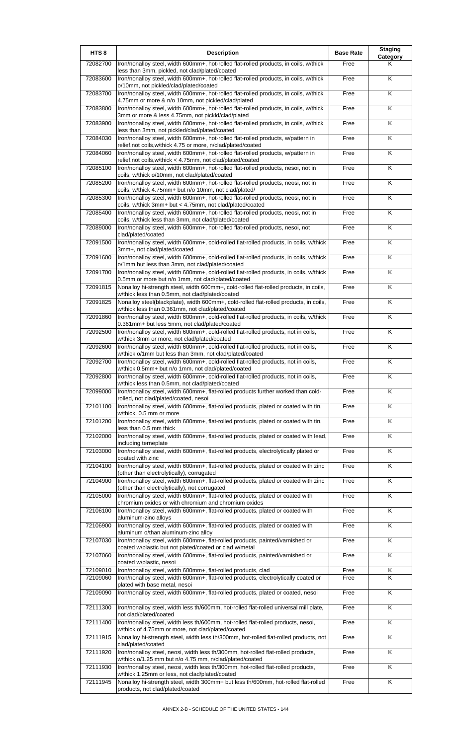| HTS 8 | Description | Base Rate | Staging Category |
|---|---|---|---|
| 72082700 | Iron/nonalloy steel, width 600mm+, hot-rolled flat-rolled products, in coils, w/thick less than 3mm, pickled, not clad/plated/coated | Free | K |
| 72083600 | Iron/nonalloy steel, width 600mm+, hot-rolled flat-rolled products, in coils, w/thick o/10mm, not pickled/clad/plated/coated | Free | K |
| 72083700 | Iron/nonalloy steel, width 600mm+, hot-rolled flat-rolled products, in coils, w/thick 4.75mm or more & n/o 10mm, not pickled/clad/plated | Free | K |
| 72083800 | Iron/nonalloy steel, width 600mm+, hot-rolled flat-rolled products, in coils, w/thick 3mm or more & less 4.75mm, not pickld/clad/plated | Free | K |
| 72083900 | Iron/nonalloy steel, width 600mm+, hot-rolled flat-rolled products, in coils, w/thick less than 3mm, not pickled/clad/plated/coated | Free | K |
| 72084030 | Iron/nonalloy steel, width 600mm+, hot-rolled flat-rolled products, w/pattern in relief,not coils,w/thick 4.75 or more, n/clad/plated/coated | Free | K |
| 72084060 | Iron/nonalloy steel, width 600mm+, hot-rolled flat-rolled products, w/pattern in relief,not coils,w/thick < 4.75mm, not clad/plated/coated | Free | K |
| 72085100 | Iron/nonalloy steel, width 600mm+, hot-rolled flat-rolled products, nesoi, not in coils, w/thick o/10mm, not clad/plated/coated | Free | K |
| 72085200 | Iron/nonalloy steel, width 600mm+, hot-rolled flat-rolled products, neosi, not in coils, w/thick 4.75mm+ but n/o 10mm, not clad/plated/ | Free | K |
| 72085300 | Iron/nonalloy steel, width 600mm+, hot-rolled flat-rolled products, neosi, not in coils, w/thick 3mm+ but < 4.75mm, not clad/plated/coated | Free | K |
| 72085400 | Iron/nonalloy steel, width 600mm+, hot-rolled flat-rolled products, neosi, not in coils, w/thick less than 3mm, not clad/plated/coated | Free | K |
| 72089000 | Iron/nonalloy steel, width 600mm+, hot-rolled flat-rolled products, nesoi, not clad/plated/coated | Free | K |
| 72091500 | Iron/nonalloy steel, width 600mm+, cold-rolled flat-rolled products, in coils, w/thick 3mm+, not clad/plated/coated | Free | K |
| 72091600 | Iron/nonalloy steel, width 600mm+, cold-rolled flat-rolled products, in coils, w/thick o/1mm but less than 3mm, not clad/plated/coated | Free | K |
| 72091700 | Iron/nonalloy steel, width 600mm+, cold-rolled flat-rolled products, in coils, w/thick 0.5mm or more but n/o 1mm, not clad/plated/coated | Free | K |
| 72091815 | Nonalloy hi-strength steel, width 600mm+, cold-rolled flat-rolled products, in coils, w/thick less than 0.5mm, not clad/plated/coated | Free | K |
| 72091825 | Nonalloy steel(blackplate), width 600mm+, cold-rolled flat-rolled products, in coils, w/thick less than 0.361mm, not clad/plated/coated | Free | K |
| 72091860 | Iron/nonalloy steel, width 600mm+, cold-rolled flat-rolled products, in coils, w/thick 0.361mm+ but less 5mm, not clad/plated/coated | Free | K |
| 72092500 | Iron/nonalloy steel, width 600mm+, cold-rolled flat-rolled products, not in coils, w/thick 3mm or more, not clad/plated/coated | Free | K |
| 72092600 | Iron/nonalloy steel, width 600mm+, cold-rolled flat-rolled products, not in coils, w/thick o/1mm but less than 3mm, not clad/plated/coated | Free | K |
| 72092700 | Iron/nonalloy steel, width 600mm+, cold-rolled flat-rolled products, not in coils, w/thick 0.5mm+ but n/o 1mm, not clad/plated/coated | Free | K |
| 72092800 | Iron/nonalloy steel, width 600mm+, cold-rolled flat-rolled products, not in coils, w/thick less than 0.5mm, not clad/plated/coated | Free | K |
| 72099000 | Iron/nonalloy steel, width 600mm+, flat-rolled products further worked than cold-rolled, not clad/plated/coated, nesoi | Free | K |
| 72101100 | Iron/nonalloy steel, width 600mm+, flat-rolled products, plated or coated with tin, w/thick. 0.5 mm or more | Free | K |
| 72101200 | Iron/nonalloy steel, width 600mm+, flat-rolled products, plated or coated with tin, less than 0.5 mm thick | Free | K |
| 72102000 | Iron/nonalloy steel, width 600mm+, flat-rolled products, plated or coated with lead, including terneplate | Free | K |
| 72103000 | Iron/nonalloy steel, width 600mm+, flat-rolled products, electrolytically plated or coated with zinc | Free | K |
| 72104100 | Iron/nonalloy steel, width 600mm+, flat-rolled products, plated or coated with zinc (other than electrolytically), corrugated | Free | K |
| 72104900 | Iron/nonalloy steel, width 600mm+, flat-rolled products, plated or coated with zinc (other than electrolytically), not corrugated | Free | K |
| 72105000 | Iron/nonalloy steel, width 600mm+, flat-rolled products, plated or coated with chromium oxides or with chromium and chromium oxides | Free | K |
| 72106100 | Iron/nonalloy steel, width 600mm+, flat-rolled products, plated or coated with aluminum-zinc alloys | Free | K |
| 72106900 | Iron/nonalloy steel, width 600mm+, flat-rolled products, plated or coated with aluminum o/than aluminum-zinc alloy | Free | K |
| 72107030 | Iron/nonalloy steel, width 600mm+, flat-rolled products, painted/varnished or coated w/plastic but not plated/coated or clad w/metal | Free | K |
| 72107060 | Iron/nonalloy steel, width 600mm+, flat-rolled products, painted/varnished or coated w/plastic, nesoi | Free | K |
| 72109010 | Iron/nonalloy steel, width 600mm+, flat-rolled products, clad | Free | K |
| 72109060 | Iron/nonalloy steel, width 600mm+, flat-rolled products, electrolytically coated or plated with base metal, nesoi | Free | K |
| 72109090 | Iron/nonalloy steel, width 600mm+, flat-rolled products, plated or coated, nesoi | Free | K |
| 72111300 | Iron/nonalloy steel, width less th/600mm, hot-rolled flat-rolled universal mill plate, not clad/plated/coated | Free | K |
| 72111400 | Iron/nonalloy steel, width less th/600mm, hot-rolled flat-rolled products, nesoi, w/thick of 4.75mm or more, not clad/plated/coated | Free | K |
| 72111915 | Nonalloy hi-strength steel, width less th/300mm, hot-rolled flat-rolled products, not clad/plated/coated | Free | K |
| 72111920 | Iron/nonalloy steel, neosi, width less th/300mm, hot-rolled flat-rolled products, w/thick o/1.25 mm but n/o 4.75 mm, n/clad/plated/coated | Free | K |
| 72111930 | Iron/nonalloy steel, neosi, width less th/300mm, hot-rolled flat-rolled products, w/thick 1.25mm or less, not clad/plated/coated | Free | K |
| 72111945 | Nonalloy hi-strength steel, width 300mm+ but less th/600mm, hot-rolled flat-rolled products, not clad/plated/coated | Free | K |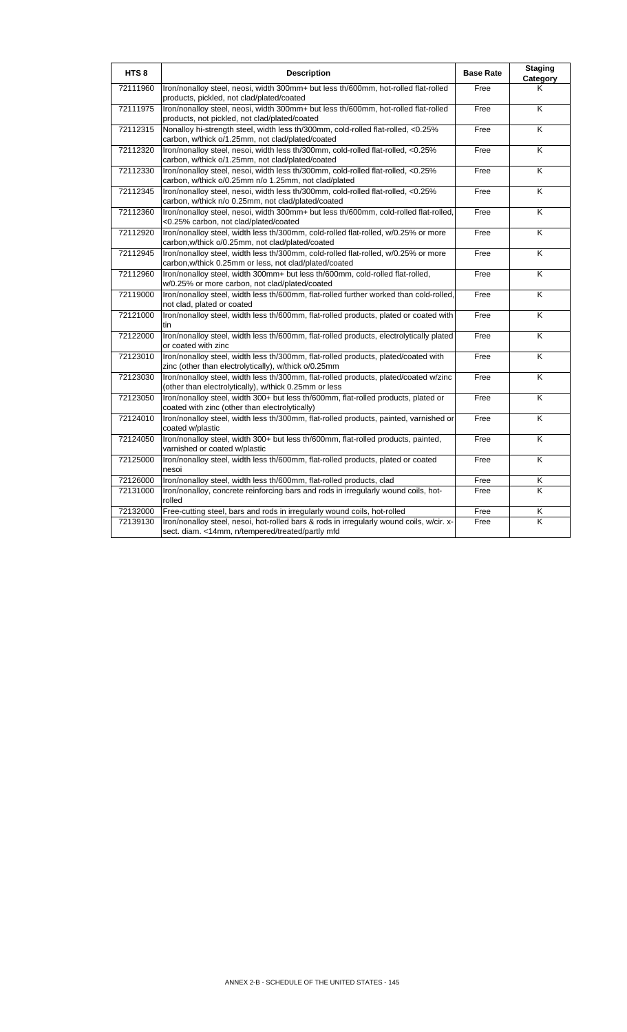| HTS 8 | Description | Base Rate | Staging Category |
|---|---|---|---|
| 72111960 | Iron/nonalloy steel, neosi, width 300mm+ but less th/600mm, hot-rolled flat-rolled products, pickled, not clad/plated/coated | Free | K |
| 72111975 | Iron/nonalloy steel, neosi, width 300mm+ but less th/600mm, hot-rolled flat-rolled products, not pickled, not clad/plated/coated | Free | K |
| 72112315 | Nonalloy hi-strength steel, width less th/300mm, cold-rolled flat-rolled, <0.25% carbon, w/thick o/1.25mm, not clad/plated/coated | Free | K |
| 72112320 | Iron/nonalloy steel, nesoi, width less th/300mm, cold-rolled flat-rolled, <0.25% carbon, w/thick o/1.25mm, not clad/plated/coated | Free | K |
| 72112330 | Iron/nonalloy steel, nesoi, width less th/300mm, cold-rolled flat-rolled, <0.25% carbon, w/thick o/0.25mm n/o 1.25mm, not clad/plated | Free | K |
| 72112345 | Iron/nonalloy steel, nesoi, width less th/300mm, cold-rolled flat-rolled, <0.25% carbon, w/thick n/o 0.25mm, not clad/plated/coated | Free | K |
| 72112360 | Iron/nonalloy steel, nesoi, width 300mm+ but less th/600mm, cold-rolled flat-rolled, <0.25% carbon, not clad/plated/coated | Free | K |
| 72112920 | Iron/nonalloy steel, width less th/300mm, cold-rolled flat-rolled, w/0.25% or more carbon,w/thick o/0.25mm, not clad/plated/coated | Free | K |
| 72112945 | Iron/nonalloy steel, width less th/300mm, cold-rolled flat-rolled, w/0.25% or more carbon,w/thick 0.25mm or less, not clad/plated/coated | Free | K |
| 72112960 | Iron/nonalloy steel, width 300mm+ but less th/600mm, cold-rolled flat-rolled, w/0.25% or more carbon, not clad/plated/coated | Free | K |
| 72119000 | Iron/nonalloy steel, width less th/600mm, flat-rolled further worked than cold-rolled, not clad, plated or coated | Free | K |
| 72121000 | Iron/nonalloy steel, width less th/600mm, flat-rolled products, plated or coated with tin | Free | K |
| 72122000 | Iron/nonalloy steel, width less th/600mm, flat-rolled products, electrolytically plated or coated with zinc | Free | K |
| 72123010 | Iron/nonalloy steel, width less th/300mm, flat-rolled products, plated/coated with zinc (other than electrolytically), w/thick o/0.25mm | Free | K |
| 72123030 | Iron/nonalloy steel, width less th/300mm, flat-rolled products, plated/coated w/zinc (other than electrolytically), w/thick 0.25mm or less | Free | K |
| 72123050 | Iron/nonalloy steel, width 300+ but less th/600mm, flat-rolled products, plated or coated with zinc (other than electrolytically) | Free | K |
| 72124010 | Iron/nonalloy steel, width less th/300mm, flat-rolled products, painted, varnished or coated w/plastic | Free | K |
| 72124050 | Iron/nonalloy steel, width 300+ but less th/600mm, flat-rolled products, painted, varnished or coated w/plastic | Free | K |
| 72125000 | Iron/nonalloy steel, width less th/600mm, flat-rolled products, plated or coated nesoi | Free | K |
| 72126000 | Iron/nonalloy steel, width less th/600mm, flat-rolled products, clad | Free | K |
| 72131000 | Iron/nonalloy, concrete reinforcing bars and rods in irregularly wound coils, hot-rolled | Free | K |
| 72132000 | Free-cutting steel, bars and rods in irregularly wound coils, hot-rolled | Free | K |
| 72139130 | Iron/nonalloy steel, nesoi, hot-rolled bars & rods in irregularly wound coils, w/cir. x-sect. diam. <14mm, n/tempered/treated/partly mfd | Free | K |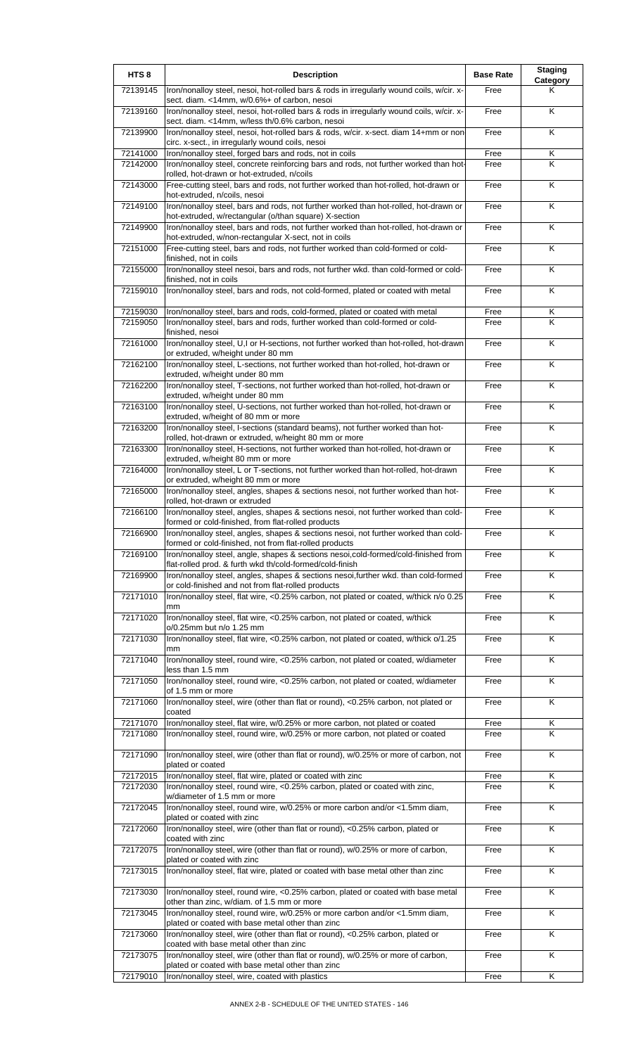| HTS 8 | Description | Base Rate | Staging Category |
|---|---|---|---|
| 72139145 | Iron/nonalloy steel, nesoi, hot-rolled bars & rods in irregularly wound coils, w/cir. x-sect. diam. <14mm, w/0.6%+ of carbon, nesoi | Free | K |
| 72139160 | Iron/nonalloy steel, nesoi, hot-rolled bars & rods in irregularly wound coils, w/cir. x-sect. diam. <14mm, w/less th/0.6% carbon, nesoi | Free | K |
| 72139900 | Iron/nonalloy steel, nesoi, hot-rolled bars & rods, w/cir. x-sect. diam 14+mm or non circ. x-sect., in irregularly wound coils, nesoi | Free | K |
| 72141000 | Iron/nonalloy steel, forged bars and rods, not in coils | Free | K |
| 72142000 | Iron/nonalloy steel, concrete reinforcing bars and rods, not further worked than hot-rolled, hot-drawn or hot-extruded, n/coils | Free | K |
| 72143000 | Free-cutting steel, bars and rods, not further worked than hot-rolled, hot-drawn or hot-extruded, n/coils, nesoi | Free | K |
| 72149100 | Iron/nonalloy steel, bars and rods, not further worked than hot-rolled, hot-drawn or hot-extruded, w/rectangular (o/than square) X-section | Free | K |
| 72149900 | Iron/nonalloy steel, bars and rods, not further worked than hot-rolled, hot-drawn or hot-extruded, w/non-rectangular X-sect, not in coils | Free | K |
| 72151000 | Free-cutting steel, bars and rods, not further worked than cold-formed or cold-finished, not in coils | Free | K |
| 72155000 | Iron/nonalloy steel nesoi, bars and rods, not further wkd. than cold-formed or cold-finished, not in coils | Free | K |
| 72159010 | Iron/nonalloy steel, bars and rods, not cold-formed, plated or coated with metal | Free | K |
| 72159030 | Iron/nonalloy steel, bars and rods, cold-formed, plated or coated with metal | Free | K |
| 72159050 | Iron/nonalloy steel, bars and rods, further worked than cold-formed or cold-finished, nesoi | Free | K |
| 72161000 | Iron/nonalloy steel, U,I or H-sections, not further worked than hot-rolled, hot-drawn or extruded, w/height under 80 mm | Free | K |
| 72162100 | Iron/nonalloy steel, L-sections, not further worked than hot-rolled, hot-drawn or extruded, w/height under 80 mm | Free | K |
| 72162200 | Iron/nonalloy steel, T-sections, not further worked than hot-rolled, hot-drawn or extruded, w/height under 80 mm | Free | K |
| 72163100 | Iron/nonalloy steel, U-sections, not further worked than hot-rolled, hot-drawn or extruded, w/height of 80 mm or more | Free | K |
| 72163200 | Iron/nonalloy steel, I-sections (standard beams), not further worked than hot-rolled, hot-drawn or extruded, w/height 80 mm or more | Free | K |
| 72163300 | Iron/nonalloy steel, H-sections, not further worked than hot-rolled, hot-drawn or extruded, w/height 80 mm or more | Free | K |
| 72164000 | Iron/nonalloy steel, L or T-sections, not further worked than hot-rolled, hot-drawn or extruded, w/height 80 mm or more | Free | K |
| 72165000 | Iron/nonalloy steel, angles, shapes & sections nesoi, not further worked than hot-rolled, hot-drawn or extruded | Free | K |
| 72166100 | Iron/nonalloy steel, angles, shapes & sections nesoi, not further worked than cold-formed or cold-finished, from flat-rolled products | Free | K |
| 72166900 | Iron/nonalloy steel, angles, shapes & sections nesoi, not further worked than cold-formed or cold-finished, not from flat-rolled products | Free | K |
| 72169100 | Iron/nonalloy steel, angle, shapes & sections nesoi,cold-formed/cold-finished from flat-rolled prod. & furth wkd th/cold-formed/cold-finish | Free | K |
| 72169900 | Iron/nonalloy steel, angles, shapes & sections nesoi,further wkd. than cold-formed or cold-finished and not from flat-rolled products | Free | K |
| 72171010 | Iron/nonalloy steel, flat wire, <0.25% carbon, not plated or coated, w/thick n/o 0.25 mm | Free | K |
| 72171020 | Iron/nonalloy steel, flat wire, <0.25% carbon, not plated or coated, w/thick o/0.25mm but n/o 1.25 mm | Free | K |
| 72171030 | Iron/nonalloy steel, flat wire, <0.25% carbon, not plated or coated, w/thick o/1.25 mm | Free | K |
| 72171040 | Iron/nonalloy steel, round wire, <0.25% carbon, not plated or coated, w/diameter less than 1.5 mm | Free | K |
| 72171050 | Iron/nonalloy steel, round wire, <0.25% carbon, not plated or coated, w/diameter of 1.5 mm or more | Free | K |
| 72171060 | Iron/nonalloy steel, wire (other than flat or round), <0.25% carbon, not plated or coated | Free | K |
| 72171070 | Iron/nonalloy steel, flat wire, w/0.25% or more carbon, not plated or coated | Free | K |
| 72171080 | Iron/nonalloy steel, round wire, w/0.25% or more carbon, not plated or coated | Free | K |
| 72171090 | Iron/nonalloy steel, wire (other than flat or round), w/0.25% or more of carbon, not plated or coated | Free | K |
| 72172015 | Iron/nonalloy steel, flat wire, plated or coated with zinc | Free | K |
| 72172030 | Iron/nonalloy steel, round wire, <0.25% carbon, plated or coated with zinc, w/diameter of 1.5 mm or more | Free | K |
| 72172045 | Iron/nonalloy steel, round wire, w/0.25% or more carbon and/or <1.5mm diam, plated or coated with zinc | Free | K |
| 72172060 | Iron/nonalloy steel, wire (other than flat or round), <0.25% carbon, plated or coated with zinc | Free | K |
| 72172075 | Iron/nonalloy steel, wire (other than flat or round), w/0.25% or more of carbon, plated or coated with zinc | Free | K |
| 72173015 | Iron/nonalloy steel, flat wire, plated or coated with base metal other than zinc | Free | K |
| 72173030 | Iron/nonalloy steel, round wire, <0.25% carbon, plated or coated with base metal other than zinc, w/diam. of 1.5 mm or more | Free | K |
| 72173045 | Iron/nonalloy steel, round wire, w/0.25% or more carbon and/or <1.5mm diam, plated or coated with base metal other than zinc | Free | K |
| 72173060 | Iron/nonalloy steel, wire (other than flat or round), <0.25% carbon, plated or coated with base metal other than zinc | Free | K |
| 72173075 | Iron/nonalloy steel, wire (other than flat or round), w/0.25% or more of carbon, plated or coated with base metal other than zinc | Free | K |
| 72179010 | Iron/nonalloy steel, wire, coated with plastics | Free | K |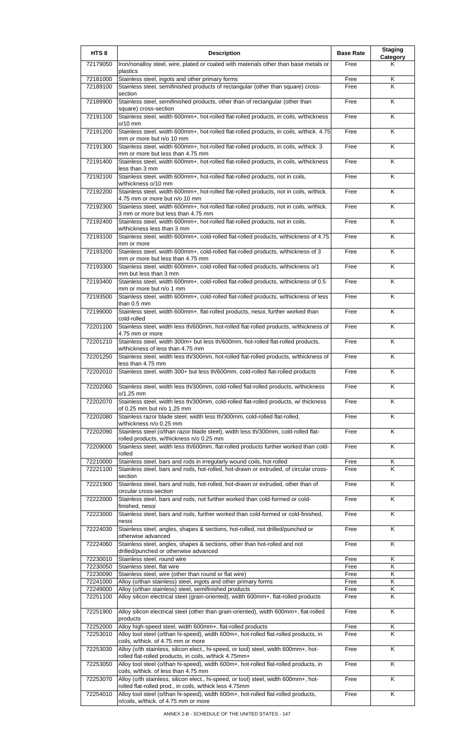| HTS 8 | Description | Base Rate | Staging Category |
|---|---|---|---|
| 72179050 | Iron/nonalloy steel, wire, plated or coated with materials other than base metals or plastics | Free | K |
| 72181000 | Stainless steel, ingots and other primary forms | Free | K |
| 72189100 | Stainless steel, semifinished products of rectangular (other than square) cross-section | Free | K |
| 72189900 | Stainless steel, semifinished products, other than of rectangular (other than square) cross-section | Free | K |
| 72191100 | Stainless steel, width 600mm+, hot-rolled flat-rolled products, in coils, w/thickness o/10 mm | Free | K |
| 72191200 | Stainless steel, width 600mm+, hot-rolled flat-rolled products, in coils, w/thick. 4.75 mm or more but n/o 10 mm | Free | K |
| 72191300 | Stainless steel, width 600mm+, hot-rolled flat-rolled products, in coils, w/thick. 3 mm or more but less than 4.75 mm | Free | K |
| 72191400 | Stainless steel, width 600mm+, hot-rolled flat-rolled products, in coils, w/thickness less than 3 mm | Free | K |
| 72192100 | Stainless steel, width 600mm+, hot-rolled flat-rolled products, not in coils, w/thickness o/10 mm | Free | K |
| 72192200 | Stainless steel, width 600mm+, hot-rolled flat-rolled products, not in coils, w/thick. 4.75 mm or more but n/o 10 mm | Free | K |
| 72192300 | Stainless steel, width 600mm+, hot-rolled flat-rolled products, not in coils, w/thick. 3 mm or more but less than 4.75 mm | Free | K |
| 72192400 | Stainless steel, width 600mm+, hot-rolled flat-rolled products, not in coils, w/thickness less than 3 mm | Free | K |
| 72193100 | Stainless steel, width 600mm+, cold-rolled flat-rolled products, w/thickness of 4.75 mm or more | Free | K |
| 72193200 | Stainless steel, width 600mm+, cold-rolled flat-rolled products, w/thickness of 3 mm or more but less than 4.75 mm | Free | K |
| 72193300 | Stainless steel, width 600mm+, cold-rolled flat-rolled products, w/thickness o/1 mm but less than 3 mm | Free | K |
| 72193400 | Stainless steel, width 600mm+, cold-rolled flat-rolled products, w/thickness of 0.5 mm or more but n/o 1 mm | Free | K |
| 72193500 | Stainless steel, width 600mm+, cold-rolled flat-rolled products, w/thickness of less than 0.5 mm | Free | K |
| 72199000 | Stainless steel, width 600mm+, flat-rolled products, nesoi, further worked than cold-rolled | Free | K |
| 72201100 | Stainless steel, width less th/600mm, hot-rolled flat-rolled products, w/thickness of 4.75 mm or more | Free | K |
| 72201210 | Stainless steel, width 300mm+ but less th/600mm, hot-rolled flat-rolled products, w/thickness of less than 4.75 mm | Free | K |
| 72201250 | Stainless steel, width less th/300mm, hot-rolled flat-rolled products, w/thickness of less than 4.75 mm | Free | K |
| 72202010 | Stainless steel, width 300+ but less th/600mm, cold-rolled flat-rolled products | Free | K |
| 72202060 | Stainless steel, width less th/300mm, cold-rolled flat-rolled products, w/thickness o/1.25 mm | Free | K |
| 72202070 | Stainless steel, width less th/300mm, cold-rolled flat-rolled products, w/ thickness of 0.25 mm but n/o 1.25 mm | Free | K |
| 72202080 | Stainless razor blade steel, width less th/300mm, cold-rolled flat-rolled, w/thickness n/o 0.25 mm | Free | K |
| 72202090 | Stainless steel (o/than razor blade steel), width less th/300mm, cold-rolled flat-rolled products, w/thickness n/o 0.25 mm | Free | K |
| 72209000 | Stainless steel, width less th/600mm, flat-rolled products further worked than cold-rolled | Free | K |
| 72210000 | Stainless steel, bars and rods in irregularly wound coils, hot-rolled | Free | K |
| 72221100 | Stainless steel, bars and rods, hot-rolled, hot-drawn or extruded, of circular cross-section | Free | K |
| 72221900 | Stainless steel, bars and rods, hot-rolled, hot-drawn or extruded, other than of circular cross-section | Free | K |
| 72222000 | Stainless steel, bars and rods, not further worked than cold-formed or cold-finished, nesoi | Free | K |
| 72223000 | Stainless steel, bars and rods, further worked than cold-formed or cold-finished, nesoi | Free | K |
| 72224030 | Stainless steel, angles, shapes & sections, hot-rolled, not drilled/punched or otherwise advanced | Free | K |
| 72224060 | Stainless steel, angles, shapes & sections, other than hot-rolled and not drilled/punched or otherwise advanced | Free | K |
| 72230010 | Stainless steel, round wire | Free | K |
| 72230050 | Stainless steel, flat wire | Free | K |
| 72230090 | Stainless steel, wire (other than round or flat wire) | Free | K |
| 72241000 | Alloy (o/than stainless) steel, ingots and other primary forms | Free | K |
| 72249000 | Alloy (o/than stainless) steel, semifinished products | Free | K |
| 72251100 | Alloy silicon electrical steel (grain-oriented), width 600mm+, flat-rolled products | Free | K |
| 72251900 | Alloy silicon electrical steel (other than grain-oriented), width 600mm+, flat-rolled products | Free | K |
| 72252000 | Alloy high-speed steel, width 600mm+, flat-rolled products | Free | K |
| 72253010 | Alloy tool steel (o/than hi-speed), width 600m+, hot-rolled flat-rolled products, in coils, w/thick. of 4.75 mm or more | Free | K |
| 72253030 | Alloy (o/th stainless, silicon elect., hi-speed, or tool) steel, width 600mm+, hot-rolled flat-rolled products, in coils, w/thick 4.75mm+ | Free | K |
| 72253050 | Alloy tool steel (o/than hi-speed), width 600m+, hot-rolled flat-rolled products, in coils, w/thick. of less than 4.75 mm | Free | K |
| 72253070 | Alloy (o/th stainless, silicon elect., hi-speed, or tool) steel, width 600mm+, hot-rolled flat-rolled prod., in coils, w/thick less 4.75mm | Free | K |
| 72254010 | Alloy tool steel (o/than hi-speed), width 600m+, hot-rolled flat-rolled products, n/coils, w/thick. of 4.75 mm or more | Free | K |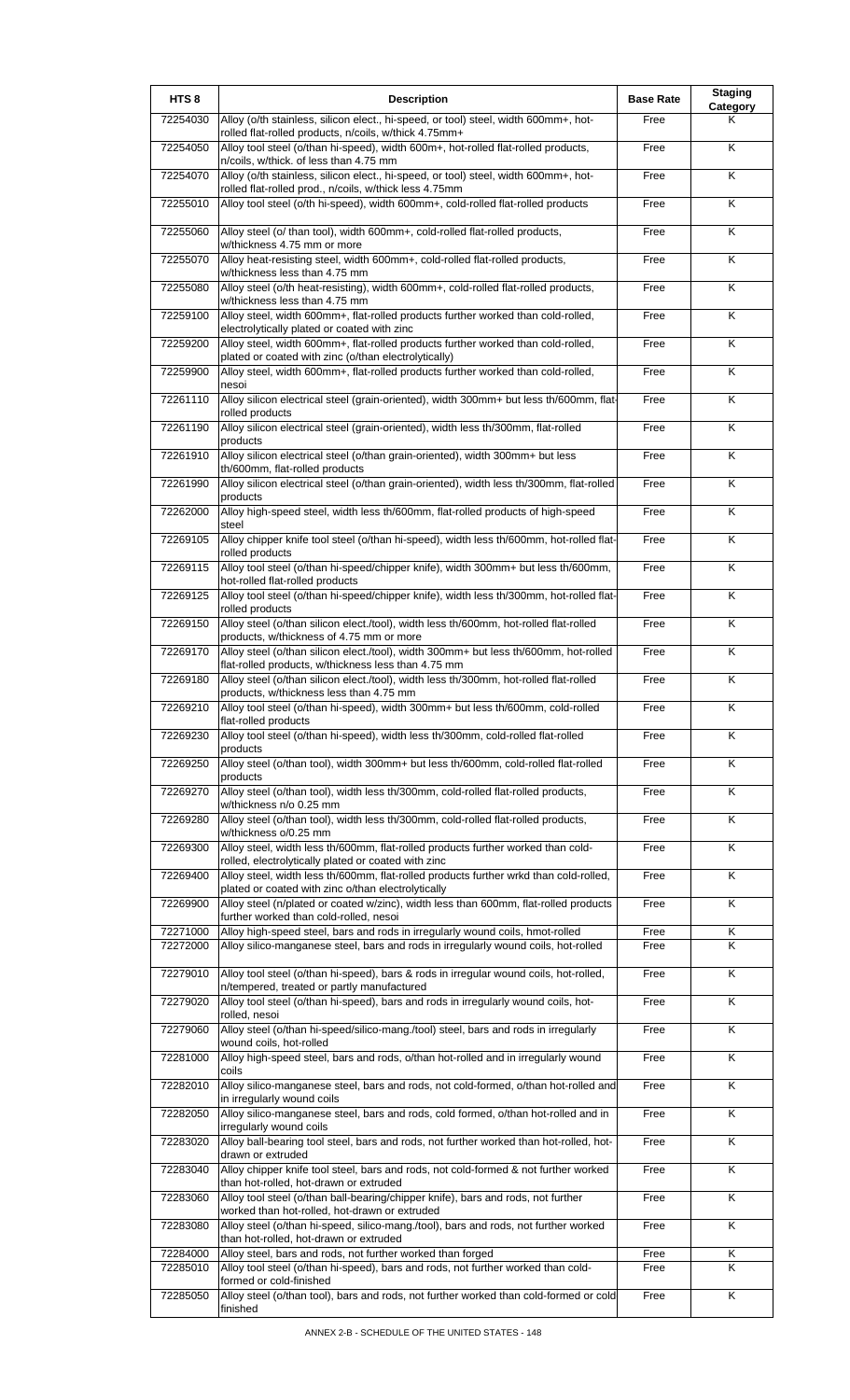| HTS 8 | Description | Base Rate | Staging Category |
|---|---|---|---|
| 72254030 | Alloy (o/th stainless, silicon elect., hi-speed, or tool) steel, width 600mm+, hot-rolled flat-rolled products, n/coils, w/thick 4.75mm+ | Free | K |
| 72254050 | Alloy tool steel (o/than hi-speed), width 600m+, hot-rolled flat-rolled products, n/coils, w/thick. of less than 4.75 mm | Free | K |
| 72254070 | Alloy (o/th stainless, silicon elect., hi-speed, or tool) steel, width 600mm+, hot-rolled flat-rolled prod., n/coils, w/thick less 4.75mm | Free | K |
| 72255010 | Alloy tool steel (o/th hi-speed), width 600mm+, cold-rolled flat-rolled products | Free | K |
| 72255060 | Alloy steel (o/ than tool), width 600mm+, cold-rolled flat-rolled products, w/thickness 4.75 mm or more | Free | K |
| 72255070 | Alloy heat-resisting steel, width 600mm+, cold-rolled flat-rolled products, w/thickness less than 4.75 mm | Free | K |
| 72255080 | Alloy steel (o/th heat-resisting), width 600mm+, cold-rolled flat-rolled products, w/thickness less than 4.75 mm | Free | K |
| 72259100 | Alloy steel, width 600mm+, flat-rolled products further worked than cold-rolled, electrolytically plated or coated with zinc | Free | K |
| 72259200 | Alloy steel, width 600mm+, flat-rolled products further worked than cold-rolled, plated or coated with zinc (o/than electrolytically) | Free | K |
| 72259900 | Alloy steel, width 600mm+, flat-rolled products further worked than cold-rolled, nesoi | Free | K |
| 72261110 | Alloy silicon electrical steel (grain-oriented), width 300mm+ but less th/600mm, flat-rolled products | Free | K |
| 72261190 | Alloy silicon electrical steel (grain-oriented), width less th/300mm, flat-rolled products | Free | K |
| 72261910 | Alloy silicon electrical steel (o/than grain-oriented), width 300mm+ but less th/600mm, flat-rolled products | Free | K |
| 72261990 | Alloy silicon electrical steel (o/than grain-oriented), width less th/300mm, flat-rolled products | Free | K |
| 72262000 | Alloy high-speed steel, width less th/600mm, flat-rolled products of high-speed steel | Free | K |
| 72269105 | Alloy chipper knife tool steel (o/than hi-speed), width less th/600mm, hot-rolled flat-rolled products | Free | K |
| 72269115 | Alloy tool steel (o/than hi-speed/chipper knife), width 300mm+ but less th/600mm, hot-rolled flat-rolled products | Free | K |
| 72269125 | Alloy tool steel (o/than hi-speed/chipper knife), width less th/300mm, hot-rolled flat-rolled products | Free | K |
| 72269150 | Alloy steel (o/than silicon elect./tool), width less th/600mm, hot-rolled flat-rolled products, w/thickness of 4.75 mm or more | Free | K |
| 72269170 | Alloy steel (o/than silicon elect./tool), width 300mm+ but less th/600mm, hot-rolled flat-rolled products, w/thickness less than 4.75 mm | Free | K |
| 72269180 | Alloy steel (o/than silicon elect./tool), width less th/300mm, hot-rolled flat-rolled products, w/thickness less than 4.75 mm | Free | K |
| 72269210 | Alloy tool steel (o/than hi-speed), width 300mm+ but less th/600mm, cold-rolled flat-rolled products | Free | K |
| 72269230 | Alloy tool steel (o/than hi-speed), width less th/300mm, cold-rolled flat-rolled products | Free | K |
| 72269250 | Alloy steel (o/than tool), width 300mm+ but less th/600mm, cold-rolled flat-rolled products | Free | K |
| 72269270 | Alloy steel (o/than tool), width less th/300mm, cold-rolled flat-rolled products, w/thickness n/o 0.25 mm | Free | K |
| 72269280 | Alloy steel (o/than tool), width less th/300mm, cold-rolled flat-rolled products, w/thickness o/0.25 mm | Free | K |
| 72269300 | Alloy steel, width less th/600mm, flat-rolled products further worked than cold-rolled, electrolytically plated or coated with zinc | Free | K |
| 72269400 | Alloy steel, width less th/600mm, flat-rolled products further wrkd than cold-rolled, plated or coated with zinc o/than electrolytically | Free | K |
| 72269900 | Alloy steel (n/plated or coated w/zinc), width less than 600mm, flat-rolled products further worked than cold-rolled, nesoi | Free | K |
| 72271000 | Alloy high-speed steel, bars and rods in irregularly wound coils, hmot-rolled | Free | K |
| 72272000 | Alloy silico-manganese steel, bars and rods in irregularly wound coils, hot-rolled | Free | K |
| 72279010 | Alloy tool steel (o/than hi-speed), bars & rods in irregular wound coils, hot-rolled, n/tempered, treated or partly manufactured | Free | K |
| 72279020 | Alloy tool steel (o/than hi-speed), bars and rods in irregularly wound coils, hot-rolled, nesoi | Free | K |
| 72279060 | Alloy steel (o/than hi-speed/silico-mang./tool) steel, bars and rods in irregularly wound coils, hot-rolled | Free | K |
| 72281000 | Alloy high-speed steel, bars and rods, o/than hot-rolled and in irregularly wound coils | Free | K |
| 72282010 | Alloy silico-manganese steel, bars and rods, not cold-formed, o/than hot-rolled and in irregularly wound coils | Free | K |
| 72282050 | Alloy silico-manganese steel, bars and rods, cold formed, o/than hot-rolled and in irregularly wound coils | Free | K |
| 72283020 | Alloy ball-bearing tool steel, bars and rods, not further worked than hot-rolled, hot-drawn or extruded | Free | K |
| 72283040 | Alloy chipper knife tool steel, bars and rods, not cold-formed & not further worked than hot-rolled, hot-drawn or extruded | Free | K |
| 72283060 | Alloy tool steel (o/than ball-bearing/chipper knife), bars and rods, not further worked than hot-rolled, hot-drawn or extruded | Free | K |
| 72283080 | Alloy steel (o/than hi-speed, silico-mang./tool), bars and rods, not further worked than hot-rolled, hot-drawn or extruded | Free | K |
| 72284000 | Alloy steel, bars and rods, not further worked than forged | Free | K |
| 72285010 | Alloy tool steel (o/than hi-speed), bars and rods, not further worked than cold-formed or cold-finished | Free | K |
| 72285050 | Alloy steel (o/than tool), bars and rods, not further worked than cold-formed or cold finished | Free | K |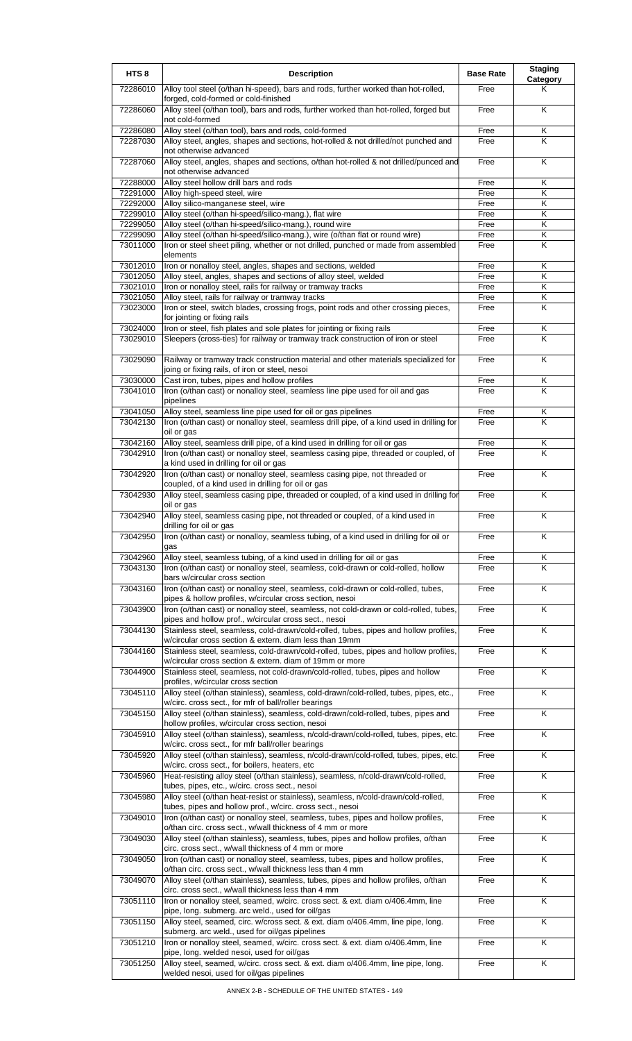| HTS 8 | Description | Base Rate | Staging Category |
|---|---|---|---|
| 72286010 | Alloy tool steel (o/than hi-speed), bars and rods, further worked than hot-rolled, forged, cold-formed or cold-finished | Free | K |
| 72286060 | Alloy steel (o/than tool), bars and rods, further worked than hot-rolled, forged but not cold-formed | Free | K |
| 72286080 | Alloy steel (o/than tool), bars and rods, cold-formed | Free | K |
| 72287030 | Alloy steel, angles, shapes and sections, hot-rolled & not drilled/not punched and not otherwise advanced | Free | K |
| 72287060 | Alloy steel, angles, shapes and sections, o/than hot-rolled & not drilled/punced and not otherwise advanced | Free | K |
| 72288000 | Alloy steel hollow drill bars and rods | Free | K |
| 72291000 | Alloy high-speed steel, wire | Free | K |
| 72292000 | Alloy silico-manganese steel, wire | Free | K |
| 72299010 | Alloy steel (o/than hi-speed/silico-mang.), flat wire | Free | K |
| 72299050 | Alloy steel (o/than hi-speed/silico-mang.), round wire | Free | K |
| 72299090 | Alloy steel (o/than hi-speed/silico-mang.), wire (o/than flat or round wire) | Free | K |
| 73011000 | Iron or steel sheet piling, whether or not drilled, punched or made from assembled elements | Free | K |
| 73012010 | Iron or nonalloy steel, angles, shapes and sections, welded | Free | K |
| 73012050 | Alloy steel, angles, shapes and sections of alloy steel, welded | Free | K |
| 73021010 | Iron or nonalloy steel, rails for railway or tramway tracks | Free | K |
| 73021050 | Alloy steel, rails for railway or tramway tracks | Free | K |
| 73023000 | Iron or steel, switch blades, crossing frogs, point rods and other crossing pieces, for jointing or fixing rails | Free | K |
| 73024000 | Iron or steel, fish plates and sole plates for jointing or fixing rails | Free | K |
| 73029010 | Sleepers (cross-ties) for railway or tramway track construction of iron or steel | Free | K |
| 73029090 | Railway or tramway track construction material and other materials specialized for joing or fixing rails, of iron or steel, nesoi | Free | K |
| 73030000 | Cast iron, tubes, pipes and hollow profiles | Free | K |
| 73041010 | Iron (o/than cast) or nonalloy steel, seamless line pipe used for oil and gas pipelines | Free | K |
| 73041050 | Alloy steel, seamless line pipe used for oil or gas pipelines | Free | K |
| 73042130 | Iron (o/than cast) or nonalloy steel, seamless drill pipe, of a kind used in drilling for oil or gas | Free | K |
| 73042160 | Alloy steel, seamless drill pipe, of a kind used in drilling for oil or gas | Free | K |
| 73042910 | Iron (o/than cast) or nonalloy steel, seamless casing pipe, threaded or coupled, of a kind used in drilling for oil or gas | Free | K |
| 73042920 | Iron (o/than cast) or nonalloy steel, seamless casing pipe, not threaded or coupled, of a kind used in drilling for oil or gas | Free | K |
| 73042930 | Alloy steel, seamless casing pipe, threaded or coupled, of a kind used in drilling for oil or gas | Free | K |
| 73042940 | Alloy steel, seamless casing pipe, not threaded or coupled, of a kind used in drilling for oil or gas | Free | K |
| 73042950 | Iron (o/than cast) or nonalloy, seamless tubing, of a kind used in drilling for oil or gas | Free | K |
| 73042960 | Alloy steel, seamless tubing, of a kind used in drilling for oil or gas | Free | K |
| 73043130 | Iron (o/than cast) or nonalloy steel, seamless, cold-drawn or cold-rolled, hollow bars w/circular cross section | Free | K |
| 73043160 | Iron (o/than cast) or nonalloy steel, seamless, cold-drawn or cold-rolled, tubes, pipes & hollow profiles, w/circular cross section, nesoi | Free | K |
| 73043900 | Iron (o/than cast) or nonalloy steel, seamless, not cold-drawn or cold-rolled, tubes, pipes and hollow prof., w/circular cross sect., nesoi | Free | K |
| 73044130 | Stainless steel, seamless, cold-drawn/cold-rolled, tubes, pipes and hollow profiles, w/circular cross section & extern. diam less than 19mm | Free | K |
| 73044160 | Stainless steel, seamless, cold-drawn/cold-rolled, tubes, pipes and hollow profiles, w/circular cross section & extern. diam of 19mm or more | Free | K |
| 73044900 | Stainless steel, seamless, not cold-drawn/cold-rolled, tubes, pipes and hollow profiles, w/circular cross section | Free | K |
| 73045110 | Alloy steel (o/than stainless), seamless, cold-drawn/cold-rolled, tubes, pipes, etc., w/circ. cross sect., for mfr of ball/roller bearings | Free | K |
| 73045150 | Alloy steel (o/than stainless), seamless, cold-drawn/cold-rolled, tubes, pipes and hollow profiles, w/circular cross section, nesoi | Free | K |
| 73045910 | Alloy steel (o/than stainless), seamless, n/cold-drawn/cold-rolled, tubes, pipes, etc. w/circ. cross sect., for mfr ball/roller bearings | Free | K |
| 73045920 | Alloy steel (o/than stainless), seamless, n/cold-drawn/cold-rolled, tubes, pipes, etc. w/circ. cross sect., for boilers, heaters, etc | Free | K |
| 73045960 | Heat-resisting alloy steel (o/than stainless), seamless, n/cold-drawn/cold-rolled, tubes, pipes, etc., w/circ. cross sect., nesoi | Free | K |
| 73045980 | Alloy steel (o/than heat-resist or stainless), seamless, n/cold-drawn/cold-rolled, tubes, pipes and hollow prof., w/circ. cross sect., nesoi | Free | K |
| 73049010 | Iron (o/than cast) or nonalloy steel, seamless, tubes, pipes and hollow profiles, o/than circ. cross sect., w/wall thickness of 4 mm or more | Free | K |
| 73049030 | Alloy steel (o/than stainless), seamless, tubes, pipes and hollow profiles, o/than circ. cross sect., w/wall thickness of 4 mm or more | Free | K |
| 73049050 | Iron (o/than cast) or nonalloy steel, seamless, tubes, pipes and hollow profiles, o/than circ. cross sect., w/wall thickness less than 4 mm | Free | K |
| 73049070 | Alloy steel (o/than stainless), seamless, tubes, pipes and hollow profiles, o/than circ. cross sect., w/wall thickness less than 4 mm | Free | K |
| 73051110 | Iron or nonalloy steel, seamed, w/circ. cross sect. & ext. diam o/406.4mm, line pipe, long. submerg. arc weld., used for oil/gas | Free | K |
| 73051150 | Alloy steel, seamed, circ. w/cross sect. & ext. diam o/406.4mm, line pipe, long. submerg. arc weld., used for oil/gas pipelines | Free | K |
| 73051210 | Iron or nonalloy steel, seamed, w/circ. cross sect. & ext. diam o/406.4mm, line pipe, long. welded nesoi, used for oil/gas | Free | K |
| 73051250 | Alloy steel, seamed, w/circ. cross sect. & ext. diam o/406.4mm, line pipe, long. welded nesoi, used for oil/gas pipelines | Free | K |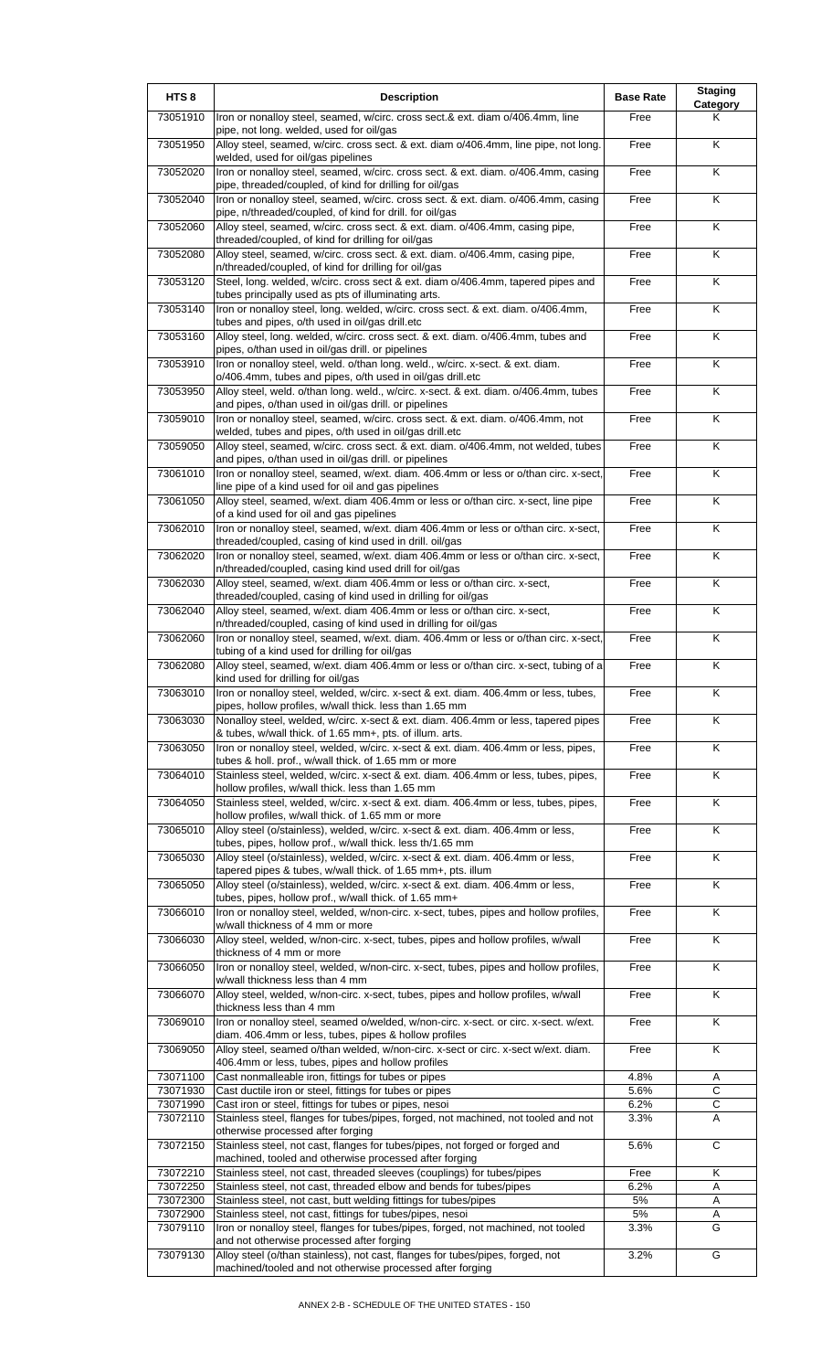| HTS 8 | Description | Base Rate | Staging Category |
|---|---|---|---|
| 73051910 | Iron or nonalloy steel, seamed, w/circ. cross sect.& ext. diam o/406.4mm, line pipe, not long. welded, used for oil/gas | Free | K |
| 73051950 | Alloy steel, seamed, w/circ. cross sect. & ext. diam o/406.4mm, line pipe, not long. welded, used for oil/gas pipelines | Free | K |
| 73052020 | Iron or nonalloy steel, seamed, w/circ. cross sect. & ext. diam. o/406.4mm, casing pipe, threaded/coupled, of kind for drilling for oil/gas | Free | K |
| 73052040 | Iron or nonalloy steel, seamed, w/circ. cross sect. & ext. diam. o/406.4mm, casing pipe, n/threaded/coupled, of kind for drill. for oil/gas | Free | K |
| 73052060 | Alloy steel, seamed, w/circ. cross sect. & ext. diam. o/406.4mm, casing pipe, threaded/coupled, of kind for drilling for oil/gas | Free | K |
| 73052080 | Alloy steel, seamed, w/circ. cross sect. & ext. diam. o/406.4mm, casing pipe, n/threaded/coupled, of kind for drilling for oil/gas | Free | K |
| 73053120 | Steel, long. welded, w/circ. cross sect & ext. diam o/406.4mm, tapered pipes and tubes principally used as pts of illuminating arts. | Free | K |
| 73053140 | Iron or nonalloy steel, long. welded, w/circ. cross sect. & ext. diam. o/406.4mm, tubes and pipes, o/th used in oil/gas drill.etc | Free | K |
| 73053160 | Alloy steel, long. welded, w/circ. cross sect. & ext. diam. o/406.4mm, tubes and pipes, o/than used in oil/gas drill. or pipelines | Free | K |
| 73053910 | Iron or nonalloy steel, weld. o/than long. weld., w/circ. x-sect. & ext. diam. o/406.4mm, tubes and pipes, o/th used in oil/gas drill.etc | Free | K |
| 73053950 | Alloy steel, weld. o/than long. weld., w/circ. x-sect. & ext. diam. o/406.4mm, tubes and pipes, o/than used in oil/gas drill. or pipelines | Free | K |
| 73059010 | Iron or nonalloy steel, seamed, w/circ. cross sect. & ext. diam. o/406.4mm, not welded, tubes and pipes, o/th used in oil/gas drill.etc | Free | K |
| 73059050 | Alloy steel, seamed, w/circ. cross sect. & ext. diam. o/406.4mm, not welded, tubes and pipes, o/than used in oil/gas drill. or pipelines | Free | K |
| 73061010 | Iron or nonalloy steel, seamed, w/ext. diam. 406.4mm or less or o/than circ. x-sect, line pipe of a kind used for oil and gas pipelines | Free | K |
| 73061050 | Alloy steel, seamed, w/ext. diam 406.4mm or less or o/than circ. x-sect, line pipe of a kind used for oil and gas pipelines | Free | K |
| 73062010 | Iron or nonalloy steel, seamed, w/ext. diam 406.4mm or less or o/than circ. x-sect, threaded/coupled, casing of kind used in drill. oil/gas | Free | K |
| 73062020 | Iron or nonalloy steel, seamed, w/ext. diam 406.4mm or less or o/than circ. x-sect, n/threaded/coupled, casing kind used drill for oil/gas | Free | K |
| 73062030 | Alloy steel, seamed, w/ext. diam 406.4mm or less or o/than circ. x-sect, threaded/coupled, casing of kind used in drilling for oil/gas | Free | K |
| 73062040 | Alloy steel, seamed, w/ext. diam 406.4mm or less or o/than circ. x-sect, n/threaded/coupled, casing of kind used in drilling for oil/gas | Free | K |
| 73062060 | Iron or nonalloy steel, seamed, w/ext. diam. 406.4mm or less or o/than circ. x-sect, tubing of a kind used for drilling for oil/gas | Free | K |
| 73062080 | Alloy steel, seamed, w/ext. diam 406.4mm or less or o/than circ. x-sect, tubing of a kind used for drilling for oil/gas | Free | K |
| 73063010 | Iron or nonalloy steel, welded, w/circ. x-sect & ext. diam. 406.4mm or less, tubes, pipes, hollow profiles, w/wall thick. less than 1.65 mm | Free | K |
| 73063030 | Nonalloy steel, welded, w/circ. x-sect & ext. diam. 406.4mm or less, tapered pipes & tubes, w/wall thick. of 1.65 mm+, pts. of illum. arts. | Free | K |
| 73063050 | Iron or nonalloy steel, welded, w/circ. x-sect & ext. diam. 406.4mm or less, pipes, tubes & holl. prof., w/wall thick. of 1.65 mm or more | Free | K |
| 73064010 | Stainless steel, welded, w/circ. x-sect & ext. diam. 406.4mm or less, tubes, pipes, hollow profiles, w/wall thick. less than 1.65 mm | Free | K |
| 73064050 | Stainless steel, welded, w/circ. x-sect & ext. diam. 406.4mm or less, tubes, pipes, hollow profiles, w/wall thick. of 1.65 mm or more | Free | K |
| 73065010 | Alloy steel (o/stainless), welded, w/circ. x-sect & ext. diam. 406.4mm or less, tubes, pipes, hollow prof., w/wall thick. less th/1.65 mm | Free | K |
| 73065030 | Alloy steel (o/stainless), welded, w/circ. x-sect & ext. diam. 406.4mm or less, tapered pipes & tubes, w/wall thick. of 1.65 mm+, pts. illum | Free | K |
| 73065050 | Alloy steel (o/stainless), welded, w/circ. x-sect & ext. diam. 406.4mm or less, tubes, pipes, hollow prof., w/wall thick. of 1.65 mm+ | Free | K |
| 73066010 | Iron or nonalloy steel, welded, w/non-circ. x-sect, tubes, pipes and hollow profiles, w/wall thickness of 4 mm or more | Free | K |
| 73066030 | Alloy steel, welded, w/non-circ. x-sect, tubes, pipes and hollow profiles, w/wall thickness of 4 mm or more | Free | K |
| 73066050 | Iron or nonalloy steel, welded, w/non-circ. x-sect, tubes, pipes and hollow profiles, w/wall thickness less than 4 mm | Free | K |
| 73066070 | Alloy steel, welded, w/non-circ. x-sect, tubes, pipes and hollow profiles, w/wall thickness less than 4 mm | Free | K |
| 73069010 | Iron or nonalloy steel, seamed o/welded, w/non-circ. x-sect. or circ. x-sect. w/ext. diam. 406.4mm or less, tubes, pipes & hollow profiles | Free | K |
| 73069050 | Alloy steel, seamed o/than welded, w/non-circ. x-sect or circ. x-sect w/ext. diam. 406.4mm or less, tubes, pipes and hollow profiles | Free | K |
| 73071100 | Cast nonmalleable iron, fittings for tubes or pipes | 4.8% | A |
| 73071930 | Cast ductile iron or steel, fittings for tubes or pipes | 5.6% | C |
| 73071990 | Cast iron or steel, fittings for tubes or pipes, nesoi | 6.2% | C |
| 73072110 | Stainless steel, flanges for tubes/pipes, forged, not machined, not tooled and not otherwise processed after forging | 3.3% | A |
| 73072150 | Stainless steel, not cast, flanges for tubes/pipes, not forged or forged and machined, tooled and otherwise processed after forging | 5.6% | C |
| 73072210 | Stainless steel, not cast, threaded sleeves (couplings) for tubes/pipes | Free | K |
| 73072250 | Stainless steel, not cast, threaded elbow and bends for tubes/pipes | 6.2% | A |
| 73072300 | Stainless steel, not cast, butt welding fittings for tubes/pipes | 5% | A |
| 73072900 | Stainless steel, not cast, fittings for tubes/pipes, nesoi | 5% | A |
| 73079110 | Iron or nonalloy steel, flanges for tubes/pipes, forged, not machined, not tooled and not otherwise processed after forging | 3.3% | G |
| 73079130 | Alloy steel (o/than stainless), not cast, flanges for tubes/pipes, forged, not machined/tooled and not otherwise processed after forging | 3.2% | G |

ANNEX 2-B - SCHEDULE OF THE UNITED STATES - 150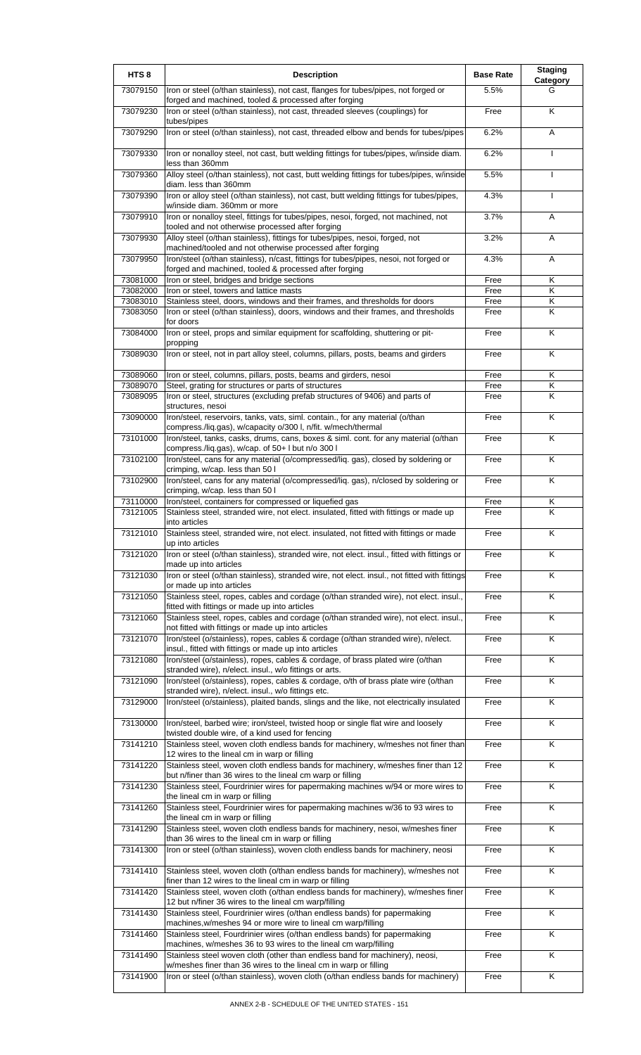| HTS 8 | Description | Base Rate | Staging Category |
|---|---|---|---|
| 73079150 | Iron or steel (o/than stainless), not cast, flanges for tubes/pipes, not forged or forged and machined, tooled & processed after forging | 5.5% | G |
| 73079230 | Iron or steel (o/than stainless), not cast, threaded sleeves (couplings) for tubes/pipes | Free | K |
| 73079290 | Iron or steel (o/than stainless), not cast, threaded elbow and bends for tubes/pipes | 6.2% | A |
| 73079330 | Iron or nonalloy steel, not cast, butt welding fittings for tubes/pipes, w/inside diam. less than 360mm | 6.2% | I |
| 73079360 | Alloy steel (o/than stainless), not cast, butt welding fittings for tubes/pipes, w/inside diam. less than 360mm | 5.5% | I |
| 73079390 | Iron or alloy steel (o/than stainless), not cast, butt welding fittings for tubes/pipes, w/inside diam. 360mm or more | 4.3% | I |
| 73079910 | Iron or nonalloy steel, fittings for tubes/pipes, nesoi, forged, not machined, not tooled and not otherwise processed after forging | 3.7% | A |
| 73079930 | Alloy steel (o/than stainless), fittings for tubes/pipes, nesoi, forged, not machined/tooled and not otherwise processed after forging | 3.2% | A |
| 73079950 | Iron/steel (o/than stainless), n/cast, fittings for tubes/pipes, nesoi, not forged or forged and machined, tooled & processed after forging | 4.3% | A |
| 73081000 | Iron or steel, bridges and bridge sections | Free | K |
| 73082000 | Iron or steel, towers and lattice masts | Free | K |
| 73083010 | Stainless steel, doors, windows and their frames, and thresholds for doors | Free | K |
| 73083050 | Iron or steel (o/than stainless), doors, windows and their frames, and thresholds for doors | Free | K |
| 73084000 | Iron or steel, props and similar equipment for scaffolding, shuttering or pit-propping | Free | K |
| 73089030 | Iron or steel, not in part alloy steel, columns, pillars, posts, beams and girders | Free | K |
| 73089060 | Iron or steel, columns, pillars, posts, beams and girders, nesoi | Free | K |
| 73089070 | Steel, grating for structures or parts of structures | Free | K |
| 73089095 | Iron or steel, structures (excluding prefab structures of 9406) and parts of structures, nesoi | Free | K |
| 73090000 | Iron/steel, reservoirs, tanks, vats, siml. contain., for any material (o/than compress./liq.gas), w/capacity o/300 l, n/fit. w/mech/thermal | Free | K |
| 73101000 | Iron/steel, tanks, casks, drums, cans, boxes & siml. cont. for any material (o/than compress./liq.gas), w/cap. of 50+ l but n/o 300 l | Free | K |
| 73102100 | Iron/steel, cans for any material (o/compressed/liq. gas), closed by soldering or crimping, w/cap. less than 50 l | Free | K |
| 73102900 | Iron/steel, cans for any material (o/compressed/liq. gas), n/closed by soldering or crimping, w/cap. less than 50 l | Free | K |
| 73110000 | Iron/steel, containers for compressed or liquefied gas | Free | K |
| 73121005 | Stainless steel, stranded wire, not elect. insulated, fitted with fittings or made up into articles | Free | K |
| 73121010 | Stainless steel, stranded wire, not elect. insulated, not fitted with fittings or made up into articles | Free | K |
| 73121020 | Iron or steel (o/than stainless), stranded wire, not elect. insul., fitted with fittings or made up into articles | Free | K |
| 73121030 | Iron or steel (o/than stainless), stranded wire, not elect. insul., not fitted with fittings or made up into articles | Free | K |
| 73121050 | Stainless steel, ropes, cables and cordage (o/than stranded wire), not elect. insul., fitted with fittings or made up into articles | Free | K |
| 73121060 | Stainless steel, ropes, cables and cordage (o/than stranded wire), not elect. insul., not fitted with fittings or made up into articles | Free | K |
| 73121070 | Iron/steel (o/stainless), ropes, cables & cordage (o/than stranded wire), n/elect. insul., fitted with fittings or made up into articles | Free | K |
| 73121080 | Iron/steel (o/stainless), ropes, cables & cordage, of brass plated wire (o/than stranded wire), n/elect. insul., w/o fittings or arts. | Free | K |
| 73121090 | Iron/steel (o/stainless), ropes, cables & cordage, o/th of brass plate wire (o/than stranded wire), n/elect. insul., w/o fittings etc. | Free | K |
| 73129000 | Iron/steel (o/stainless), plaited bands, slings and the like, not electrically insulated | Free | K |
| 73130000 | Iron/steel, barbed wire; iron/steel, twisted hoop or single flat wire and loosely twisted double wire, of a kind used for fencing | Free | K |
| 73141210 | Stainless steel, woven cloth endless bands for machinery, w/meshes not finer than 12 wires to the lineal cm in warp or filling | Free | K |
| 73141220 | Stainless steel, woven cloth endless bands for machinery, w/meshes finer than 12 but n/finer than 36 wires to the lineal cm warp or filling | Free | K |
| 73141230 | Stainless steel, Fourdrinier wires for papermaking machines w/94 or more wires to the lineal cm in warp or filling | Free | K |
| 73141260 | Stainless steel, Fourdrinier wires for papermaking machines w/36 to 93 wires to the lineal cm in warp or filling | Free | K |
| 73141290 | Stainless steel, woven cloth endless bands for machinery, nesoi, w/meshes finer than 36 wires to the lineal cm in warp or filling | Free | K |
| 73141300 | Iron or steel (o/than stainless), woven cloth endless bands for machinery, neosi | Free | K |
| 73141410 | Stainless steel, woven cloth (o/than endless bands for machinery), w/meshes not finer than 12 wires to the lineal cm in warp or filling | Free | K |
| 73141420 | Stainless steel, woven cloth (o/than endless bands for machinery), w/meshes finer 12 but n/finer 36 wires to the lineal cm warp/filling | Free | K |
| 73141430 | Stainless steel, Fourdrinier wires (o/than endless bands) for papermaking machines,w/meshes 94 or more wire to lineal cm warp/filling | Free | K |
| 73141460 | Stainless steel, Fourdrinier wires (o/than endless bands) for papermaking machines, w/meshes 36 to 93 wires to the lineal cm warp/filling | Free | K |
| 73141490 | Stainless steel woven cloth (other than endless band for machinery), neosi, w/meshes finer than 36 wires to the lineal cm in warp or filling | Free | K |
| 73141900 | Iron or steel (o/than stainless), woven cloth (o/than endless bands for machinery) | Free | K |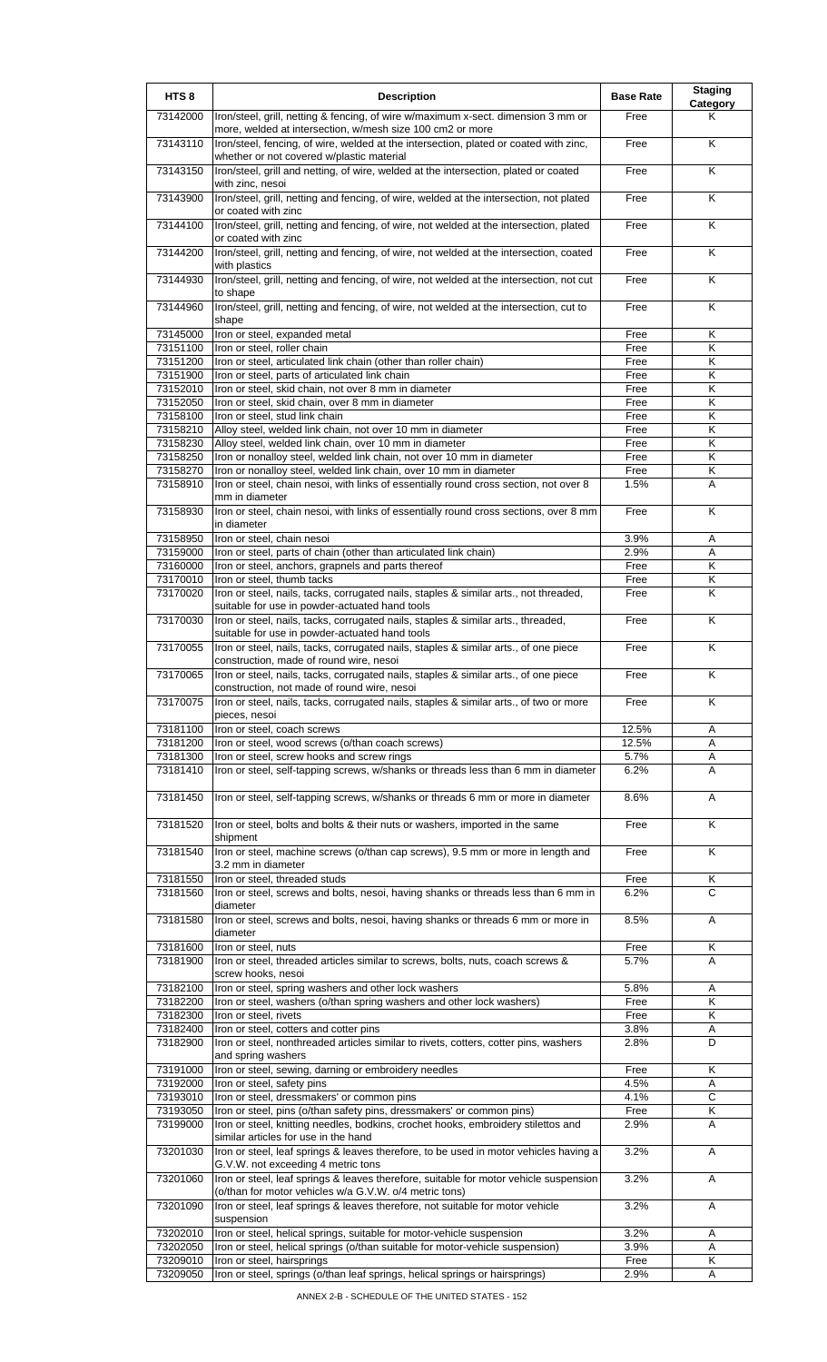| HTS 8 | Description | Base Rate | Staging Category |
|---|---|---|---|
| 73142000 | Iron/steel, grill, netting & fencing, of wire w/maximum x-sect. dimension 3 mm or more, welded at intersection, w/mesh size 100 cm2 or more | Free | K |
| 73143110 | Iron/steel, fencing, of wire, welded at the intersection, plated or coated with zinc, whether or not covered w/plastic material | Free | K |
| 73143150 | Iron/steel, grill and netting, of wire, welded at the intersection, plated or coated with zinc, nesoi | Free | K |
| 73143900 | Iron/steel, grill, netting and fencing, of wire, welded at the intersection, not plated or coated with zinc | Free | K |
| 73144100 | Iron/steel, grill, netting and fencing, of wire, not welded at the intersection, plated or coated with zinc | Free | K |
| 73144200 | Iron/steel, grill, netting and fencing, of wire, not welded at the intersection, coated with plastics | Free | K |
| 73144930 | Iron/steel, grill, netting and fencing, of wire, not welded at the intersection, not cut to shape | Free | K |
| 73144960 | Iron/steel, grill, netting and fencing, of wire, not welded at the intersection, cut to shape | Free | K |
| 73145000 | Iron or steel, expanded metal | Free | K |
| 73151100 | Iron or steel, roller chain | Free | K |
| 73151200 | Iron or steel, articulated link chain (other than roller chain) | Free | K |
| 73151900 | Iron or steel, parts of articulated link chain | Free | K |
| 73152010 | Iron or steel, skid chain, not over 8 mm in diameter | Free | K |
| 73152050 | Iron or steel, skid chain, over 8 mm in diameter | Free | K |
| 73158100 | Iron or steel, stud link chain | Free | K |
| 73158210 | Alloy steel, welded link chain, not over 10 mm in diameter | Free | K |
| 73158230 | Alloy steel, welded link chain, over 10 mm in diameter | Free | K |
| 73158250 | Iron or nonalloy steel, welded link chain, not over 10 mm in diameter | Free | K |
| 73158270 | Iron or nonalloy steel, welded link chain, over 10 mm in diameter | Free | K |
| 73158910 | Iron or steel, chain nesoi, with links of essentially round cross section, not over 8 mm in diameter | 1.5% | A |
| 73158930 | Iron or steel, chain nesoi, with links of essentially round cross sections, over 8 mm in diameter | Free | K |
| 73158950 | Iron or steel, chain nesoi | 3.9% | A |
| 73159000 | Iron or steel, parts of chain (other than articulated link chain) | 2.9% | A |
| 73160000 | Iron or steel, anchors, grapnels and parts thereof | Free | K |
| 73170010 | Iron or steel, thumb tacks | Free | K |
| 73170020 | Iron or steel, nails, tacks, corrugated nails, staples & similar arts., not threaded, suitable for use in powder-actuated hand tools | Free | K |
| 73170030 | Iron or steel, nails, tacks, corrugated nails, staples & similar arts., threaded, suitable for use in powder-actuated hand tools | Free | K |
| 73170055 | Iron or steel, nails, tacks, corrugated nails, staples & similar arts., of one piece construction, made of round wire, nesoi | Free | K |
| 73170065 | Iron or steel, nails, tacks, corrugated nails, staples & similar arts., of one piece construction, not made of round wire, nesoi | Free | K |
| 73170075 | Iron or steel, nails, tacks, corrugated nails, staples & similar arts., of two or more pieces, nesoi | Free | K |
| 73181100 | Iron or steel, coach screws | 12.5% | A |
| 73181200 | Iron or steel, wood screws (o/than coach screws) | 12.5% | A |
| 73181300 | Iron or steel, screw hooks and screw rings | 5.7% | A |
| 73181410 | Iron or steel, self-tapping screws, w/shanks or threads less than 6 mm in diameter | 6.2% | A |
| 73181450 | Iron or steel, self-tapping screws, w/shanks or threads 6 mm or more in diameter | 8.6% | A |
| 73181520 | Iron or steel, bolts and bolts & their nuts or washers, imported in the same shipment | Free | K |
| 73181540 | Iron or steel, machine screws (o/than cap screws), 9.5 mm or more in length and 3.2 mm in diameter | Free | K |
| 73181550 | Iron or steel, threaded studs | Free | K |
| 73181560 | Iron or steel, screws and bolts, nesoi, having shanks or threads less than 6 mm in diameter | 6.2% | C |
| 73181580 | Iron or steel, screws and bolts, nesoi, having shanks or threads 6 mm or more in diameter | 8.5% | A |
| 73181600 | Iron or steel, nuts | Free | K |
| 73181900 | Iron or steel, threaded articles similar to screws, bolts, nuts, coach screws & screw hooks, nesoi | 5.7% | A |
| 73182100 | Iron or steel, spring washers and other lock washers | 5.8% | A |
| 73182200 | Iron or steel, washers (o/than spring washers and other lock washers) | Free | K |
| 73182300 | Iron or steel, rivets | Free | K |
| 73182400 | Iron or steel, cotters and cotter pins | 3.8% | A |
| 73182900 | Iron or steel, nonthreaded articles similar to rivets, cotters, cotter pins, washers and spring washers | 2.8% | D |
| 73191000 | Iron or steel, sewing, darning or embroidery needles | Free | K |
| 73192000 | Iron or steel, safety pins | 4.5% | A |
| 73193010 | Iron or steel, dressmakers' or common pins | 4.1% | C |
| 73193050 | Iron or steel, pins (o/than safety pins, dressmakers' or common pins) | Free | K |
| 73199000 | Iron or steel, knitting needles, bodkins, crochet hooks, embroidery stilettos and similar articles for use in the hand | 2.9% | A |
| 73201030 | Iron or steel, leaf springs & leaves therefore, to be used in motor vehicles having a G.V.W. not exceeding 4 metric tons | 3.2% | A |
| 73201060 | Iron or steel, leaf springs & leaves therefore, suitable for motor vehicle suspension (o/than for motor vehicles w/a G.V.W. o/4 metric tons) | 3.2% | A |
| 73201090 | Iron or steel, leaf springs & leaves therefore, not suitable for motor vehicle suspension | 3.2% | A |
| 73202010 | Iron or steel, helical springs, suitable for motor-vehicle suspension | 3.2% | A |
| 73202050 | Iron or steel, helical springs (o/than suitable for motor-vehicle suspension) | 3.9% | A |
| 73209010 | Iron or steel, hairsprings | Free | K |
| 73209050 | Iron or steel, springs (o/than leaf springs, helical springs or hairsprings) | 2.9% | A |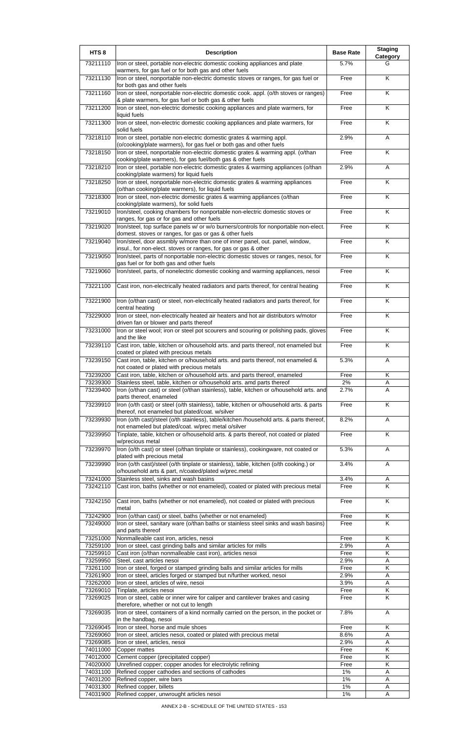| HTS 8 | Description | Base Rate | Staging Category |
|---|---|---|---|
| 73211110 | Iron or steel, portable non-electric domestic cooking appliances and plate warmers, for gas fuel or for both gas and other fuels | 5.7% | G |
| 73211130 | Iron or steel, nonportable non-electric domestic stoves or ranges, for gas fuel or for both gas and other fuels | Free | K |
| 73211160 | Iron or steel, nonportable non-electric domestic cook. appl. (o/th stoves or ranges) & plate warmers, for gas fuel or both gas & other fuels | Free | K |
| 73211200 | Iron or steel, non-electric domestic cooking appliances and plate warmers, for liquid fuels | Free | K |
| 73211300 | Iron or steel, non-electric domestic cooking appliances and plate warmers, for solid fuels | Free | K |
| 73218110 | Iron or steel, portable non-electric domestic grates & warming appl. (o/cooking/plate warmers), for gas fuel or both gas and other fuels | 2.9% | A |
| 73218150 | Iron or steel, nonportable non-electric domestic grates & warming appl. (o/than cooking/plate warmers), for gas fuel/both gas & other fuels | Free | K |
| 73218210 | Iron or steel, portable non-electric domestic grates & warming appliances (o/than cooking/plate warmers) for liquid fuels | 2.9% | A |
| 73218250 | Iron or steel, nonportable non-electric domestic grates & warming appliances (o/than cooking/plate warmers), for liquid fuels | Free | K |
| 73218300 | Iron or steel, non-electric domestic grates & warming appliances (o/than cooking/plate warmers), for solid fuels | Free | K |
| 73219010 | Iron/steel, cooking chambers for nonportable non-electric domestic stoves or ranges, for gas or for gas and other fuels | Free | K |
| 73219020 | Iron/steel, top surface panels w/ or w/o burners/controls for nonportable non-elect. domest. stoves or ranges, for gas or gas & other fuels | Free | K |
| 73219040 | Iron/steel, door assmbly w/more than one of inner panel, out. panel, window, insul., for non-elect. stoves or ranges, for gas or gas & other | Free | K |
| 73219050 | Iron/steel, parts of nonportable non-electric domestic stoves or ranges, nesoi, for gas fuel or for both gas and other fuels | Free | K |
| 73219060 | Iron/steel, parts, of nonelectric domestic cooking and warming appliances, nesoi | Free | K |
| 73221100 | Cast iron, non-electrically heated radiators and parts thereof, for central heating | Free | K |
| 73221900 | Iron (o/than cast) or steel, non-electrically heated radiators and parts thereof, for central heating | Free | K |
| 73229000 | Iron or steel, non-electrically heated air heaters and hot air distributors w/motor driven fan or blower and parts thereof | Free | K |
| 73231000 | Iron or steel wool; iron or steel pot scourers and scouring or polishing pads, gloves and the like | Free | K |
| 73239110 | Cast iron, table, kitchen or o/household arts. and parts thereof, not enameled but coated or plated with precious metals | Free | K |
| 73239150 | Cast iron, table, kitchen or o/household arts. and parts thereof, not enameled & not coated or plated with precious metals | 5.3% | A |
| 73239200 | Cast iron, table, kitchen or o/household arts. and parts thereof, enameled | Free | K |
| 73239300 | Stainless steel, table, kitchen or o/household arts. amd parts thereof | 2% | A |
| 73239400 | Iron (o/than cast) or steel (o/than stainless), table, kitchen or o/household arts. and parts thereof, enameled | 2.7% | A |
| 73239910 | Iron (o/th cast) or steel (o/th stainless), table, kitchen or o/household arts. & parts thereof, not enameled but plated/coat. w/silver | Free | K |
| 73239930 | Iron (o/th cast)/steel (o/th stainless), table/kitchen /household arts. & parts thereof, not enameled but plated/coat. w/prec metal o/silver | 8.2% | A |
| 73239950 | Tinplate, table, kitchen or o/household arts. & parts thereof, not coated or plated w/precious metal | Free | K |
| 73239970 | Iron (o/th cast) or steel (o/than tinplate or stainless), cookingware, not coated or plated with precious metal | 5.3% | A |
| 73239990 | Iron (o/th cast)/steel (o/th tinplate or stainless), table, kitchen (o/th cooking.) or o/household arts & part, n/coated/plated w/prec.metal | 3.4% | A |
| 73241000 | Stainless steel, sinks and wash basins | 3.4% | A |
| 73242110 | Cast iron, baths (whether or not enameled), coated or plated with precious metal | Free | K |
| 73242150 | Cast iron, baths (whether or not enameled), not coated or plated with precious metal | Free | K |
| 73242900 | Iron (o/than cast) or steel, baths (whether or not enameled) | Free | K |
| 73249000 | Iron or steel, sanitary ware (o/than baths or stainless steel sinks and wash basins) and parts thereof | Free | K |
| 73251000 | Nonmalleable cast iron, articles, nesoi | Free | K |
| 73259100 | Iron or steel, cast grinding balls and similar articles for mills | 2.9% | A |
| 73259910 | Cast iron (o/than nonmalleable cast iron), articles nesoi | Free | K |
| 73259950 | Steel, cast articles nesoi | 2.9% | A |
| 73261100 | Iron or steel, forged or stamped grinding balls and similar articles for mills | Free | K |
| 73261900 | Iron or steel, articles forged or stamped but n/further worked, nesoi | 2.9% | A |
| 73262000 | Iron or steel, articles of wire, nesoi | 3.9% | A |
| 73269010 | Tinplate, articles nesoi | Free | K |
| 73269025 | Iron or steel, cable or inner wire for caliper and cantilever brakes and casing therefore, whether or not cut to length | Free | K |
| 73269035 | Iron or steel, containers of a kind normally carried on the person, in the pocket or in the handbag, nesoi | 7.8% | A |
| 73269045 | Iron or steel, horse and mule shoes | Free | K |
| 73269060 | Iron or steel, articles nesoi, coated or plated with precious metal | 8.6% | A |
| 73269085 | Iron or steel, articles, nesoi | 2.9% | A |
| 74011000 | Copper mattes | Free | K |
| 74012000 | Cement copper (precipitated copper) | Free | K |
| 74020000 | Unrefined copper; copper anodes for electrolytic refining | Free | K |
| 74031100 | Refined copper cathodes and sections of cathodes | 1% | A |
| 74031200 | Refined copper, wire bars | 1% | A |
| 74031300 | Refined copper, billets | 1% | A |
| 74031900 | Refined copper, unwrought articles nesoi | 1% | A |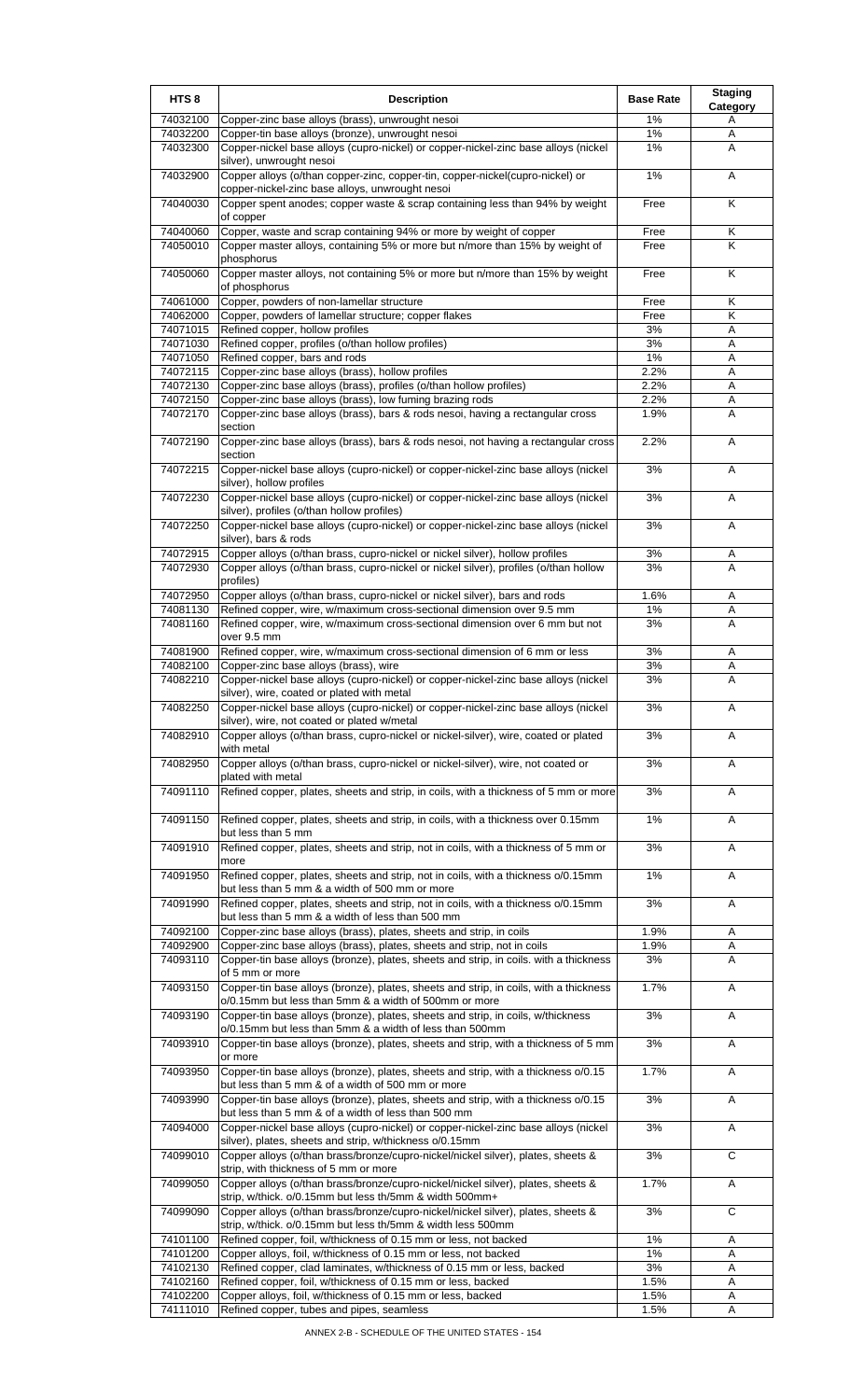| HTS 8 | Description | Base Rate | Staging Category |
|---|---|---|---|
| 74032100 | Copper-zinc base alloys (brass), unwrought nesoi | 1% | A |
| 74032200 | Copper-tin base alloys (bronze), unwrought nesoi | 1% | A |
| 74032300 | Copper-nickel base alloys (cupro-nickel) or copper-nickel-zinc base alloys (nickel silver), unwrought nesoi | 1% | A |
| 74032900 | Copper alloys (o/than copper-zinc, copper-tin, copper-nickel(cupro-nickel) or copper-nickel-zinc base alloys, unwrought nesoi | 1% | A |
| 74040030 | Copper spent anodes; copper waste & scrap containing less than 94% by weight of copper | Free | K |
| 74040060 | Copper, waste and scrap containing 94% or more by weight of copper | Free | K |
| 74050010 | Copper master alloys, containing 5% or more but n/more than 15% by weight of phosphorus | Free | K |
| 74050060 | Copper master alloys, not containing 5% or more but n/more than 15% by weight of phosphorus | Free | K |
| 74061000 | Copper, powders of non-lamellar structure | Free | K |
| 74062000 | Copper, powders of lamellar structure; copper flakes | Free | K |
| 74071015 | Refined copper, hollow profiles | 3% | A |
| 74071030 | Refined copper, profiles (o/than hollow profiles) | 3% | A |
| 74071050 | Refined copper, bars and rods | 1% | A |
| 74072115 | Copper-zinc base alloys (brass), hollow profiles | 2.2% | A |
| 74072130 | Copper-zinc base alloys (brass), profiles (o/than hollow profiles) | 2.2% | A |
| 74072150 | Copper-zinc base alloys (brass), low fuming brazing rods | 2.2% | A |
| 74072170 | Copper-zinc base alloys (brass), bars & rods nesoi, having a rectangular cross section | 1.9% | A |
| 74072190 | Copper-zinc base alloys (brass), bars & rods nesoi, not having a rectangular cross section | 2.2% | A |
| 74072215 | Copper-nickel base alloys (cupro-nickel) or copper-nickel-zinc base alloys (nickel silver), hollow profiles | 3% | A |
| 74072230 | Copper-nickel base alloys (cupro-nickel) or copper-nickel-zinc base alloys (nickel silver), profiles (o/than hollow profiles) | 3% | A |
| 74072250 | Copper-nickel base alloys (cupro-nickel) or copper-nickel-zinc base alloys (nickel silver), bars & rods | 3% | A |
| 74072915 | Copper alloys (o/than brass, cupro-nickel or nickel silver), hollow profiles | 3% | A |
| 74072930 | Copper alloys (o/than brass, cupro-nickel or nickel silver), profiles (o/than hollow profiles) | 3% | A |
| 74072950 | Copper alloys (o/than brass, cupro-nickel or nickel silver), bars and rods | 1.6% | A |
| 74081130 | Refined copper, wire, w/maximum cross-sectional dimension over 9.5 mm | 1% | A |
| 74081160 | Refined copper, wire, w/maximum cross-sectional dimension over 6 mm but not over 9.5 mm | 3% | A |
| 74081900 | Refined copper, wire, w/maximum cross-sectional dimension of 6 mm or less | 3% | A |
| 74082100 | Copper-zinc base alloys (brass), wire | 3% | A |
| 74082210 | Copper-nickel base alloys (cupro-nickel) or copper-nickel-zinc base alloys (nickel silver), wire, coated or plated with metal | 3% | A |
| 74082250 | Copper-nickel base alloys (cupro-nickel) or copper-nickel-zinc base alloys (nickel silver), wire, not coated or plated w/metal | 3% | A |
| 74082910 | Copper alloys (o/than brass, cupro-nickel or nickel-silver), wire, coated or plated with metal | 3% | A |
| 74082950 | Copper alloys (o/than brass, cupro-nickel or nickel-silver), wire, not coated or plated with metal | 3% | A |
| 74091110 | Refined copper, plates, sheets and strip, in coils, with a thickness of 5 mm or more | 3% | A |
| 74091150 | Refined copper, plates, sheets and strip, in coils, with a thickness over 0.15mm but less than 5 mm | 1% | A |
| 74091910 | Refined copper, plates, sheets and strip, not in coils, with a thickness of 5 mm or more | 3% | A |
| 74091950 | Refined copper, plates, sheets and strip, not in coils, with a thickness o/0.15mm but less than 5 mm & a width of 500 mm or more | 1% | A |
| 74091990 | Refined copper, plates, sheets and strip, not in coils, with a thickness o/0.15mm but less than 5 mm & a width of less than 500 mm | 3% | A |
| 74092100 | Copper-zinc base alloys (brass), plates, sheets and strip, in coils | 1.9% | A |
| 74092900 | Copper-zinc base alloys (brass), plates, sheets and strip, not in coils | 1.9% | A |
| 74093110 | Copper-tin base alloys (bronze), plates, sheets and strip, in coils. with a thickness of 5 mm or more | 3% | A |
| 74093150 | Copper-tin base alloys (bronze), plates, sheets and strip, in coils, with a thickness o/0.15mm but less than 5mm & a width of 500mm or more | 1.7% | A |
| 74093190 | Copper-tin base alloys (bronze), plates, sheets and strip, in coils, w/thickness o/0.15mm but less than 5mm & a width of less than 500mm | 3% | A |
| 74093910 | Copper-tin base alloys (bronze), plates, sheets and strip, with a thickness of 5 mm or more | 3% | A |
| 74093950 | Copper-tin base alloys (bronze), plates, sheets and strip, with a thickness o/0.15 but less than 5 mm & of a width of 500 mm or more | 1.7% | A |
| 74093990 | Copper-tin base alloys (bronze), plates, sheets and strip, with a thickness o/0.15 but less than 5 mm & of a width of less than 500 mm | 3% | A |
| 74094000 | Copper-nickel base alloys (cupro-nickel) or copper-nickel-zinc base alloys (nickel silver), plates, sheets and strip, w/thickness o/0.15mm | 3% | A |
| 74099010 | Copper alloys (o/than brass/bronze/cupro-nickel/nickel silver), plates, sheets & strip, with thickness of 5 mm or more | 3% | C |
| 74099050 | Copper alloys (o/than brass/bronze/cupro-nickel/nickel silver), plates, sheets & strip, w/thick. o/0.15mm but less th/5mm & width 500mm+ | 1.7% | A |
| 74099090 | Copper alloys (o/than brass/bronze/cupro-nickel/nickel silver), plates, sheets & strip, w/thick. o/0.15mm but less th/5mm & width less 500mm | 3% | C |
| 74101100 | Refined copper, foil, w/thickness of 0.15 mm or less, not backed | 1% | A |
| 74101200 | Copper alloys, foil, w/thickness of 0.15 mm or less, not backed | 1% | A |
| 74102130 | Refined copper, clad laminates, w/thickness of 0.15 mm or less, backed | 3% | A |
| 74102160 | Refined copper, foil, w/thickness of 0.15 mm or less, backed | 1.5% | A |
| 74102200 | Copper alloys, foil, w/thickness of 0.15 mm or less, backed | 1.5% | A |
| 74111010 | Refined copper, tubes and pipes, seamless | 1.5% | A |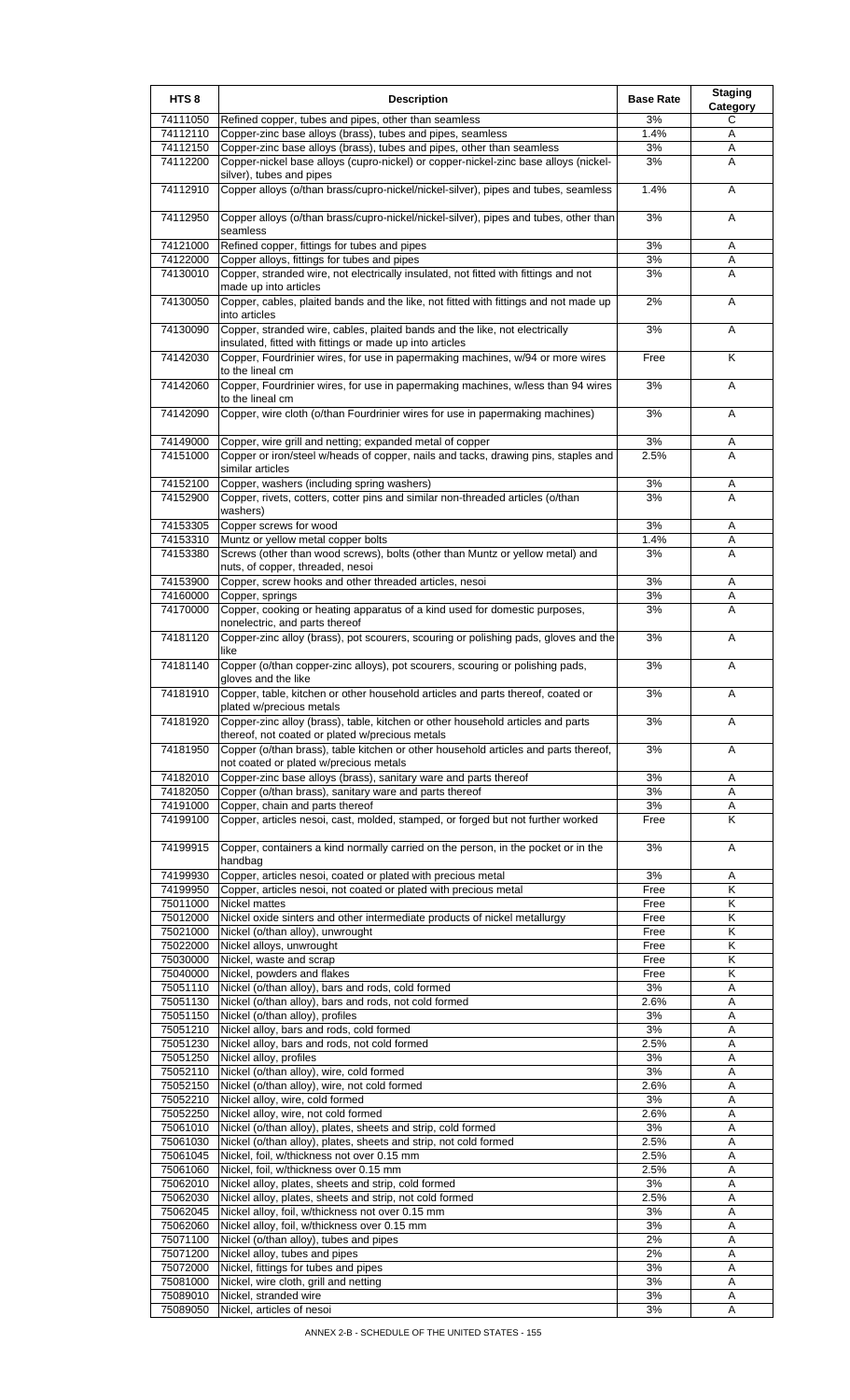| HTS 8 | Description | Base Rate | Staging Category |
|---|---|---|---|
| 74111050 | Refined copper, tubes and pipes, other than seamless | 3% | C |
| 74112110 | Copper-zinc base alloys (brass), tubes and pipes, seamless | 1.4% | A |
| 74112150 | Copper-zinc base alloys (brass), tubes and pipes, other than seamless | 3% | A |
| 74112200 | Copper-nickel base alloys (cupro-nickel) or copper-nickel-zinc base alloys (nickel-silver), tubes and pipes | 3% | A |
| 74112910 | Copper alloys (o/than brass/cupro-nickel/nickel-silver), pipes and tubes, seamless | 1.4% | A |
| 74112950 | Copper alloys (o/than brass/cupro-nickel/nickel-silver), pipes and tubes, other than seamless | 3% | A |
| 74121000 | Refined copper, fittings for tubes and pipes | 3% | A |
| 74122000 | Copper alloys, fittings for tubes and pipes | 3% | A |
| 74130010 | Copper, stranded wire, not electrically insulated, not fitted with fittings and not made up into articles | 3% | A |
| 74130050 | Copper, cables, plaited bands and the like, not fitted with fittings and not made up into articles | 2% | A |
| 74130090 | Copper, stranded wire, cables, plaited bands and the like, not electrically insulated, fitted with fittings or made up into articles | 3% | A |
| 74142030 | Copper, Fourdrinier wires, for use in papermaking machines, w/94 or more wires to the lineal cm | Free | K |
| 74142060 | Copper, Fourdrinier wires, for use in papermaking machines, w/less than 94 wires to the lineal cm | 3% | A |
| 74142090 | Copper, wire cloth (o/than Fourdrinier wires for use in papermaking machines) | 3% | A |
| 74149000 | Copper, wire grill and netting; expanded metal of copper | 3% | A |
| 74151000 | Copper or iron/steel w/heads of copper, nails and tacks, drawing pins, staples and similar articles | 2.5% | A |
| 74152100 | Copper, washers (including spring washers) | 3% | A |
| 74152900 | Copper, rivets, cotters, cotter pins and similar non-threaded articles (o/than washers) | 3% | A |
| 74153305 | Copper screws for wood | 3% | A |
| 74153310 | Muntz or yellow metal copper bolts | 1.4% | A |
| 74153380 | Screws (other than wood screws), bolts (other than Muntz or yellow metal) and nuts, of copper, threaded, nesoi | 3% | A |
| 74153900 | Copper, screw hooks and other threaded articles, nesoi | 3% | A |
| 74160000 | Copper, springs | 3% | A |
| 74170000 | Copper, cooking or heating apparatus of a kind used for domestic purposes, nonelectric, and parts thereof | 3% | A |
| 74181120 | Copper-zinc alloy (brass), pot scourers, scouring or polishing pads, gloves and the like | 3% | A |
| 74181140 | Copper (o/than copper-zinc alloys), pot scourers, scouring or polishing pads, gloves and the like | 3% | A |
| 74181910 | Copper, table, kitchen or other household articles and parts thereof, coated or plated w/precious metals | 3% | A |
| 74181920 | Copper-zinc alloy (brass), table, kitchen or other household articles and parts thereof, not coated or plated w/precious metals | 3% | A |
| 74181950 | Copper (o/than brass), table kitchen or other household articles and parts thereof, not coated or plated w/precious metals | 3% | A |
| 74182010 | Copper-zinc base alloys (brass), sanitary ware and parts thereof | 3% | A |
| 74182050 | Copper (o/than brass), sanitary ware and parts thereof | 3% | A |
| 74191000 | Copper, chain and parts thereof | 3% | A |
| 74199100 | Copper, articles nesoi, cast, molded, stamped, or forged but not further worked | Free | K |
| 74199915 | Copper, containers a kind normally carried on the person, in the pocket or in the handbag | 3% | A |
| 74199930 | Copper, articles nesoi, coated or plated with precious metal | 3% | A |
| 74199950 | Copper, articles nesoi, not coated or plated with precious metal | Free | K |
| 75011000 | Nickel mattes | Free | K |
| 75012000 | Nickel oxide sinters and other intermediate products of nickel metallurgy | Free | K |
| 75021000 | Nickel (o/than alloy), unwrought | Free | K |
| 75022000 | Nickel alloys, unwrought | Free | K |
| 75030000 | Nickel, waste and scrap | Free | K |
| 75040000 | Nickel, powders and flakes | Free | K |
| 75051110 | Nickel (o/than alloy), bars and rods, cold formed | 3% | A |
| 75051130 | Nickel (o/than alloy), bars and rods, not cold formed | 2.6% | A |
| 75051150 | Nickel (o/than alloy), profiles | 3% | A |
| 75051210 | Nickel alloy, bars and rods, cold formed | 3% | A |
| 75051230 | Nickel alloy, bars and rods, not cold formed | 2.5% | A |
| 75051250 | Nickel alloy, profiles | 3% | A |
| 75052110 | Nickel (o/than alloy), wire, cold formed | 3% | A |
| 75052150 | Nickel (o/than alloy), wire, not cold formed | 2.6% | A |
| 75052210 | Nickel alloy, wire, cold formed | 3% | A |
| 75052250 | Nickel alloy, wire, not cold formed | 2.6% | A |
| 75061010 | Nickel (o/than alloy), plates, sheets and strip, cold formed | 3% | A |
| 75061030 | Nickel (o/than alloy), plates, sheets and strip, not cold formed | 2.5% | A |
| 75061045 | Nickel, foil, w/thickness not over 0.15 mm | 2.5% | A |
| 75061060 | Nickel, foil, w/thickness over 0.15 mm | 2.5% | A |
| 75062010 | Nickel alloy, plates, sheets and strip, cold formed | 3% | A |
| 75062030 | Nickel alloy, plates, sheets and strip, not cold formed | 2.5% | A |
| 75062045 | Nickel alloy, foil, w/thickness not over 0.15 mm | 3% | A |
| 75062060 | Nickel alloy, foil, w/thickness over 0.15 mm | 3% | A |
| 75071100 | Nickel (o/than alloy), tubes and pipes | 2% | A |
| 75071200 | Nickel alloy, tubes and pipes | 2% | A |
| 75072000 | Nickel, fittings for tubes and pipes | 3% | A |
| 75081000 | Nickel, wire cloth, grill and netting | 3% | A |
| 75089010 | Nickel, stranded wire | 3% | A |
| 75089050 | Nickel, articles of nesoi | 3% | A |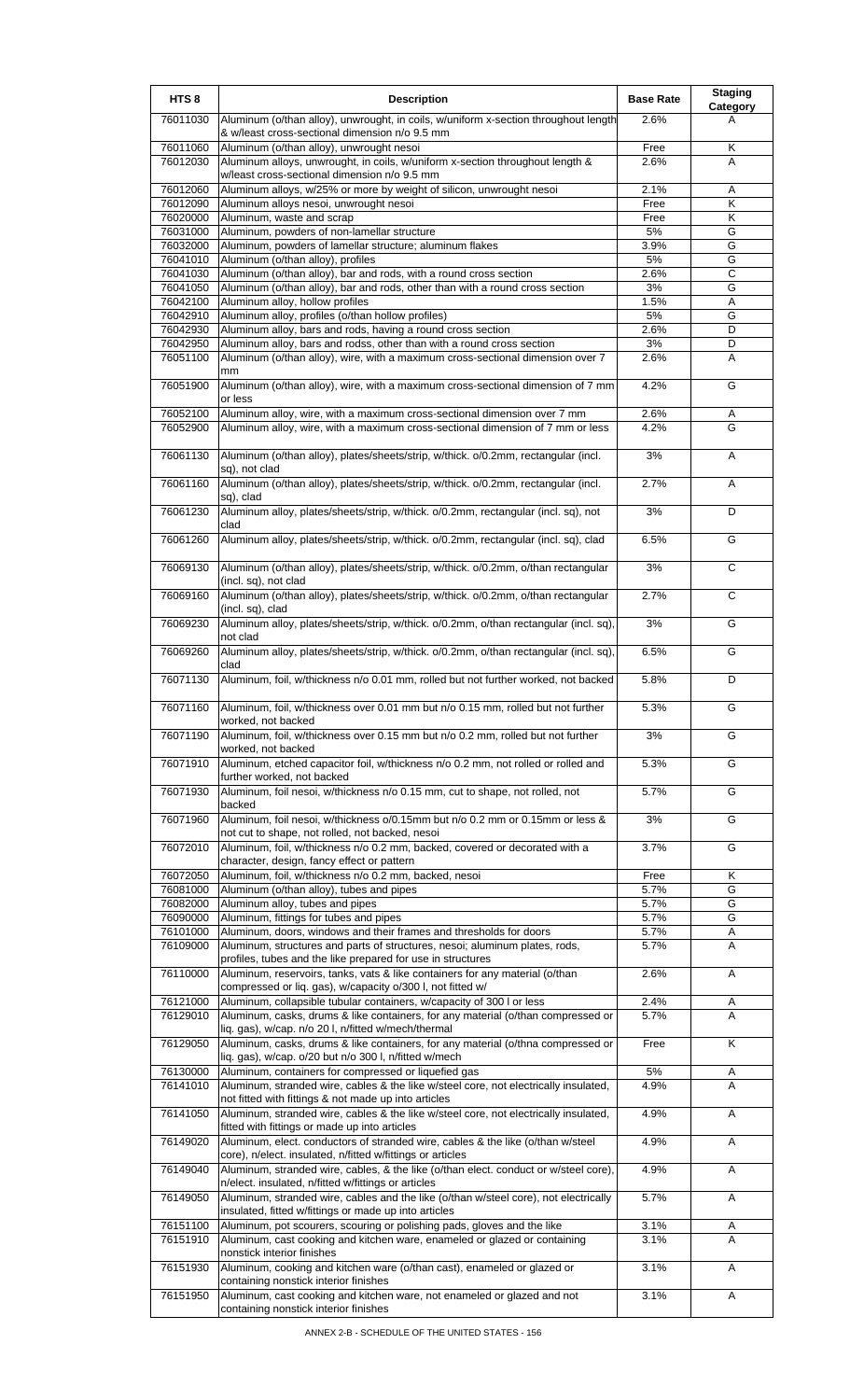| HTS 8 | Description | Base Rate | Staging Category |
|---|---|---|---|
| 76011030 | Aluminum (o/than alloy), unwrought, in coils, w/uniform x-section throughout length & w/least cross-sectional dimension n/o 9.5 mm | 2.6% | A |
| 76011060 | Aluminum (o/than alloy), unwrought nesoi | Free | K |
| 76012030 | Aluminum alloys, unwrought, in coils, w/uniform x-section throughout length & w/least cross-sectional dimension n/o 9.5 mm | 2.6% | A |
| 76012060 | Aluminum alloys, w/25% or more by weight of silicon, unwrought nesoi | 2.1% | A |
| 76012090 | Aluminum alloys nesoi, unwrought nesoi | Free | K |
| 76020000 | Aluminum, waste and scrap | Free | K |
| 76031000 | Aluminum, powders of non-lamellar structure | 5% | G |
| 76032000 | Aluminum, powders of lamellar structure; aluminum flakes | 3.9% | G |
| 76041010 | Aluminum (o/than alloy), profiles | 5% | G |
| 76041030 | Aluminum (o/than alloy), bar and rods, with a round cross section | 2.6% | C |
| 76041050 | Aluminum (o/than alloy), bar and rods, other than with a round cross section | 3% | G |
| 76042100 | Aluminum alloy, hollow profiles | 1.5% | A |
| 76042910 | Aluminum alloy, profiles (o/than hollow profiles) | 5% | G |
| 76042930 | Aluminum alloy, bars and rods, having a round cross section | 2.6% | D |
| 76042950 | Aluminum alloy, bars and rodss, other than with a round cross section | 3% | D |
| 76051100 | Aluminum (o/than alloy), wire, with a maximum cross-sectional dimension over 7 mm | 2.6% | A |
| 76051900 | Aluminum (o/than alloy), wire, with a maximum cross-sectional dimension of 7 mm or less | 4.2% | G |
| 76052100 | Aluminum alloy, wire, with a maximum cross-sectional dimension over 7 mm | 2.6% | A |
| 76052900 | Aluminum alloy, wire, with a maximum cross-sectional dimension of 7 mm or less | 4.2% | G |
| 76061130 | Aluminum (o/than alloy), plates/sheets/strip, w/thick. o/0.2mm, rectangular (incl. sq), not clad | 3% | A |
| 76061160 | Aluminum (o/than alloy), plates/sheets/strip, w/thick. o/0.2mm, rectangular (incl. sq), clad | 2.7% | A |
| 76061230 | Aluminum alloy, plates/sheets/strip, w/thick. o/0.2mm, rectangular (incl. sq), not clad | 3% | D |
| 76061260 | Aluminum alloy, plates/sheets/strip, w/thick. o/0.2mm, rectangular (incl. sq), clad | 6.5% | G |
| 76069130 | Aluminum (o/than alloy), plates/sheets/strip, w/thick. o/0.2mm, o/than rectangular (incl. sq), not clad | 3% | C |
| 76069160 | Aluminum (o/than alloy), plates/sheets/strip, w/thick. o/0.2mm, o/than rectangular (incl. sq), clad | 2.7% | C |
| 76069230 | Aluminum alloy, plates/sheets/strip, w/thick. o/0.2mm, o/than rectangular (incl. sq), not clad | 3% | G |
| 76069260 | Aluminum alloy, plates/sheets/strip, w/thick. o/0.2mm, o/than rectangular (incl. sq), clad | 6.5% | G |
| 76071130 | Aluminum, foil, w/thickness n/o 0.01 mm, rolled but not further worked, not backed | 5.8% | D |
| 76071160 | Aluminum, foil, w/thickness over 0.01 mm but n/o 0.15 mm, rolled but not further worked, not backed | 5.3% | G |
| 76071190 | Aluminum, foil, w/thickness over 0.15 mm but n/o 0.2 mm, rolled but not further worked, not backed | 3% | G |
| 76071910 | Aluminum, etched capacitor foil, w/thickness n/o 0.2 mm, not rolled or rolled and further worked, not backed | 5.3% | G |
| 76071930 | Aluminum, foil nesoi, w/thickness n/o 0.15 mm, cut to shape, not rolled, not backed | 5.7% | G |
| 76071960 | Aluminum, foil nesoi, w/thickness o/0.15mm but n/o 0.2 mm or 0.15mm or less & not cut to shape, not rolled, not backed, nesoi | 3% | G |
| 76072010 | Aluminum, foil, w/thickness n/o 0.2 mm, backed, covered or decorated with a character, design, fancy effect or pattern | 3.7% | G |
| 76072050 | Aluminum, foil, w/thickness n/o 0.2 mm, backed, nesoi | Free | K |
| 76081000 | Aluminum (o/than alloy), tubes and pipes | 5.7% | G |
| 76082000 | Aluminum alloy, tubes and pipes | 5.7% | G |
| 76090000 | Aluminum, fittings for tubes and pipes | 5.7% | G |
| 76101000 | Aluminum, doors, windows and their frames and thresholds for doors | 5.7% | A |
| 76109000 | Aluminum, structures and parts of structures, nesoi; aluminum plates, rods, profiles, tubes and the like prepared for use in structures | 5.7% | A |
| 76110000 | Aluminum, reservoirs, tanks, vats & like containers for any material (o/than compressed or liq. gas), w/capacity o/300 l, not fitted w/ | 2.6% | A |
| 76121000 | Aluminum, collapsible tubular containers, w/capacity of 300 l or less | 2.4% | A |
| 76129010 | Aluminum, casks, drums & like containers, for any material (o/than compressed or liq. gas), w/cap. n/o 20 l, n/fitted w/mech/thermal | 5.7% | A |
| 76129050 | Aluminum, casks, drums & like containers, for any material (o/thna compressed or liq. gas), w/cap. o/20 but n/o 300 l, n/fitted w/mech | Free | K |
| 76130000 | Aluminum, containers for compressed or liquefied gas | 5% | A |
| 76141010 | Aluminum, stranded wire, cables & the like w/steel core, not electrically insulated, not fitted with fittings & not made up into articles | 4.9% | A |
| 76141050 | Aluminum, stranded wire, cables & the like w/steel core, not electrically insulated, fitted with fittings or made up into articles | 4.9% | A |
| 76149020 | Aluminum, elect. conductors of stranded wire, cables & the like (o/than w/steel core), n/elect. insulated, n/fitted w/fittings or articles | 4.9% | A |
| 76149040 | Aluminum, stranded wire, cables, & the like (o/than elect. conduct or w/steel core), n/elect. insulated, n/fitted w/fittings or articles | 4.9% | A |
| 76149050 | Aluminum, stranded wire, cables and the like (o/than w/steel core), not electrically insulated, fitted w/fittings or made up into articles | 5.7% | A |
| 76151100 | Aluminum, pot scourers, scouring or polishing pads, gloves and the like | 3.1% | A |
| 76151910 | Aluminum, cast cooking and kitchen ware, enameled or glazed or containing nonstick interior finishes | 3.1% | A |
| 76151930 | Aluminum, cooking and kitchen ware (o/than cast), enameled or glazed or containing nonstick interior finishes | 3.1% | A |
| 76151950 | Aluminum, cast cooking and kitchen ware, not enameled or glazed and not containing nonstick interior finishes | 3.1% | A |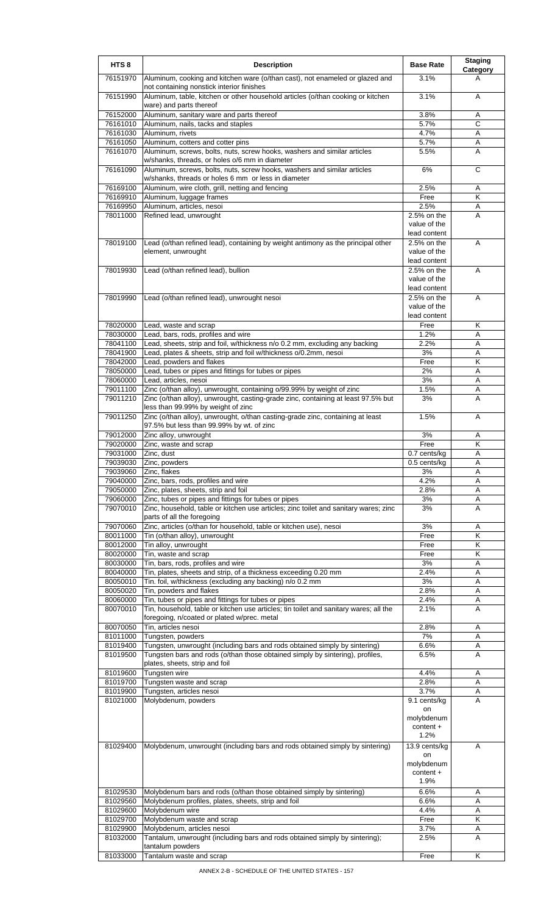| HTS 8 | Description | Base Rate | Staging Category |
|---|---|---|---|
| 76151970 | Aluminum, cooking and kitchen ware (o/than cast), not enameled or glazed and not containing nonstick interior finishes | 3.1% | A |
| 76151990 | Aluminum, table, kitchen or other household articles (o/than cooking or kitchen ware) and parts thereof | 3.1% | A |
| 76152000 | Aluminum, sanitary ware and parts thereof | 3.8% | A |
| 76161010 | Aluminum, nails, tacks and staples | 5.7% | C |
| 76161030 | Aluminum, rivets | 4.7% | A |
| 76161050 | Aluminum, cotters and cotter pins | 5.7% | A |
| 76161070 | Aluminum, screws, bolts, nuts, screw hooks, washers and similar articles w/shanks, threads, or holes o/6 mm in diameter | 5.5% | A |
| 76161090 | Aluminum, screws, bolts, nuts, screw hooks, washers and similar articles w/shanks, threads or holes 6 mm or less in diameter | 6% | C |
| 76169100 | Aluminum, wire cloth, grill, netting and fencing | 2.5% | A |
| 76169910 | Aluminum, luggage frames | Free | K |
| 76169950 | Aluminum, articles, nesoi | 2.5% | A |
| 78011000 | Refined lead, unwrought | 2.5% on the value of the lead content | A |
| 78019100 | Lead (o/than refined lead), containing by weight antimony as the principal other element, unwrought | 2.5% on the value of the lead content | A |
| 78019930 | Lead (o/than refined lead), bullion | 2.5% on the value of the lead content | A |
| 78019990 | Lead (o/than refined lead), unwrought nesoi | 2.5% on the value of the lead content | A |
| 78020000 | Lead, waste and scrap | Free | K |
| 78030000 | Lead, bars, rods, profiles and wire | 1.2% | A |
| 78041100 | Lead, sheets, strip and foil, w/thickness n/o 0.2 mm, excluding any backing | 2.2% | A |
| 78041900 | Lead, plates & sheets, strip and foil w/thickness o/0.2mm, nesoi | 3% | A |
| 78042000 | Lead, powders and flakes | Free | K |
| 78050000 | Lead, tubes or pipes and fittings for tubes or pipes | 2% | A |
| 78060000 | Lead, articles, nesoi | 3% | A |
| 79011100 | Zinc (o/than alloy), unwrought, containing o/99.99% by weight of zinc | 1.5% | A |
| 79011210 | Zinc (o/than alloy), unwrought, casting-grade zinc, containing at least 97.5% but less than 99.99% by weight of zinc | 3% | A |
| 79011250 | Zinc (o/than alloy), unwrought, o/than casting-grade zinc, containing at least 97.5% but less than 99.99% by wt. of zinc | 1.5% | A |
| 79012000 | Zinc alloy, unwrought | 3% | A |
| 79020000 | Zinc, waste and scrap | Free | K |
| 79031000 | Zinc, dust | 0.7 cents/kg | A |
| 79039030 | Zinc, powders | 0.5 cents/kg | A |
| 79039060 | Zinc, flakes | 3% | A |
| 79040000 | Zinc, bars, rods, profiles and wire | 4.2% | A |
| 79050000 | Zinc, plates, sheets, strip and foil | 2.8% | A |
| 79060000 | Zinc, tubes or pipes and fittings for tubes or pipes | 3% | A |
| 79070010 | Zinc, household, table or kitchen use articles; zinc toilet and sanitary wares; zinc parts of all the foregoing | 3% | A |
| 79070060 | Zinc, articles (o/than for household, table or kitchen use), nesoi | 3% | A |
| 80011000 | Tin (o/than alloy), unwrought | Free | K |
| 80012000 | Tin alloy, unwrought | Free | K |
| 80020000 | Tin, waste and scrap | Free | K |
| 80030000 | Tin, bars, rods, profiles and wire | 3% | A |
| 80040000 | Tin, plates, sheets and strip, of a thickness exceeding 0.20 mm | 2.4% | A |
| 80050010 | Tin. foil, w/thickness (excluding any backing) n/o 0.2 mm | 3% | A |
| 80050020 | Tin, powders and flakes | 2.8% | A |
| 80060000 | Tin, tubes or pipes and fittings for tubes or pipes | 2.4% | A |
| 80070010 | Tin, household, table or kitchen use articles; tin toilet and sanitary wares; all the foregoing, n/coated or plated w/prec. metal | 2.1% | A |
| 80070050 | Tin, articles nesoi | 2.8% | A |
| 81011000 | Tungsten, powders | 7% | A |
| 81019400 | Tungsten, unwrought (including bars and rods obtained simply by sintering) | 6.6% | A |
| 81019500 | Tungsten bars and rods (o/than those obtained simply by sintering), profiles, plates, sheets, strip and foil | 6.5% | A |
| 81019600 | Tungsten wire | 4.4% | A |
| 81019700 | Tungsten waste and scrap | 2.8% | A |
| 81019900 | Tungsten, articles nesoi | 3.7% | A |
| 81021000 | Molybdenum, powders | 9.1 cents/kg on molybdenum content + 1.2% | A |
| 81029400 | Molybdenum, unwrought (including bars and rods obtained simply by sintering) | 13.9 cents/kg on molybdenum content + 1.9% | A |
| 81029530 | Molybdenum bars and rods (o/than those obtained simply by sintering) | 6.6% | A |
| 81029560 | Molybdenum profiles, plates, sheets, strip and foil | 6.6% | A |
| 81029600 | Molybdenum wire | 4.4% | A |
| 81029700 | Molybdenum waste and scrap | Free | K |
| 81029900 | Molybdenum, articles nesoi | 3.7% | A |
| 81032000 | Tantalum, unwrought (including bars and rods obtained simply by sintering); tantalum powders | 2.5% | A |
| 81033000 | Tantalum waste and scrap | Free | K |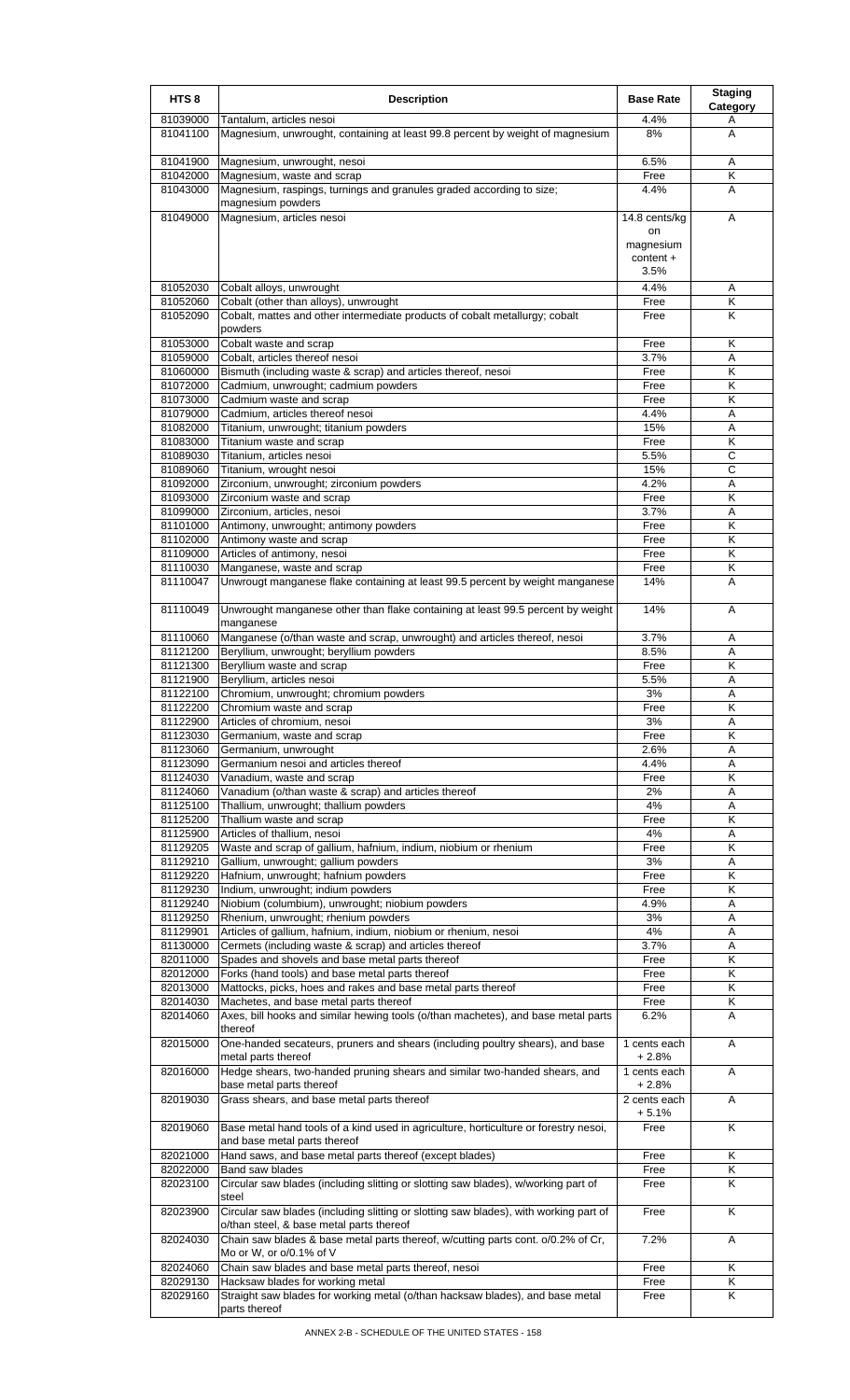| HTS 8 | Description | Base Rate | Staging Category |
|---|---|---|---|
| 81039000 | Tantalum, articles nesoi | 4.4% | A |
| 81041100 | Magnesium, unwrought, containing at least 99.8 percent by weight of magnesium | 8% | A |
| 81041900 | Magnesium, unwrought, nesoi | 6.5% | A |
| 81042000 | Magnesium, waste and scrap | Free | K |
| 81043000 | Magnesium, raspings, turnings and granules graded according to size; magnesium powders | 4.4% | A |
| 81049000 | Magnesium, articles nesoi | 14.8 cents/kg on magnesium content + 3.5% | A |
| 81052030 | Cobalt alloys, unwrought | 4.4% | A |
| 81052060 | Cobalt (other than alloys), unwrought | Free | K |
| 81052090 | Cobalt, mattes and other intermediate products of cobalt metallurgy; cobalt powders | Free | K |
| 81053000 | Cobalt waste and scrap | Free | K |
| 81059000 | Cobalt, articles thereof nesoi | 3.7% | A |
| 81060000 | Bismuth (including waste & scrap) and articles thereof, nesoi | Free | K |
| 81072000 | Cadmium, unwrought; cadmium powders | Free | K |
| 81073000 | Cadmium waste and scrap | Free | K |
| 81079000 | Cadmium, articles thereof nesoi | 4.4% | A |
| 81082000 | Titanium, unwrought; titanium powders | 15% | A |
| 81083000 | Titanium waste and scrap | Free | K |
| 81089030 | Titanium, articles nesoi | 5.5% | C |
| 81089060 | Titanium, wrought nesoi | 15% | C |
| 81092000 | Zirconium, unwrought; zirconium powders | 4.2% | A |
| 81093000 | Zirconium waste and scrap | Free | K |
| 81099000 | Zirconium, articles, nesoi | 3.7% | A |
| 81101000 | Antimony, unwrought; antimony powders | Free | K |
| 81102000 | Antimony waste and scrap | Free | K |
| 81109000 | Articles of antimony, nesoi | Free | K |
| 81110030 | Manganese, waste and scrap | Free | K |
| 81110047 | Unwrougt manganese flake containing at least 99.5 percent by weight manganese | 14% | A |
| 81110049 | Unwrought manganese other than flake containing at least 99.5 percent by weight manganese | 14% | A |
| 81110060 | Manganese (o/than waste and scrap, unwrought) and articles thereof, nesoi | 3.7% | A |
| 81121200 | Beryllium, unwrought; beryllium powders | 8.5% | A |
| 81121300 | Beryllium waste and scrap | Free | K |
| 81121900 | Beryllium, articles nesoi | 5.5% | A |
| 81122100 | Chromium, unwrought; chromium powders | 3% | A |
| 81122200 | Chromium waste and scrap | Free | K |
| 81122900 | Articles of chromium, nesoi | 3% | A |
| 81123030 | Germanium, waste and scrap | Free | K |
| 81123060 | Germanium, unwrought | 2.6% | A |
| 81123090 | Germanium nesoi and articles thereof | 4.4% | A |
| 81124030 | Vanadium, waste and scrap | Free | K |
| 81124060 | Vanadium (o/than waste & scrap) and articles thereof | 2% | A |
| 81125100 | Thallium, unwrought; thallium powders | 4% | A |
| 81125200 | Thallium waste and scrap | Free | K |
| 81125900 | Articles of thallium, nesoi | 4% | A |
| 81129205 | Waste and scrap of gallium, hafnium, indium, niobium or rhenium | Free | K |
| 81129210 | Gallium, unwrought; gallium powders | 3% | A |
| 81129220 | Hafnium, unwrought; hafnium powders | Free | K |
| 81129230 | Indium, unwrought; indium powders | Free | K |
| 81129240 | Niobium (columbium), unwrought; niobium powders | 4.9% | A |
| 81129250 | Rhenium, unwrought; rhenium powders | 3% | A |
| 81129901 | Articles of gallium, hafnium, indium, niobium or rhenium, nesoi | 4% | A |
| 81130000 | Cermets (including waste & scrap) and articles thereof | 3.7% | A |
| 82011000 | Spades and shovels and base metal parts thereof | Free | K |
| 82012000 | Forks (hand tools) and base metal parts thereof | Free | K |
| 82013000 | Mattocks, picks, hoes and rakes and base metal parts thereof | Free | K |
| 82014030 | Machetes, and base metal parts thereof | Free | K |
| 82014060 | Axes, bill hooks and similar hewing tools (o/than machetes), and base metal parts thereof | 6.2% | A |
| 82015000 | One-handed secateurs, pruners and shears (including poultry shears), and base metal parts thereof | 1 cents each + 2.8% | A |
| 82016000 | Hedge shears, two-handed pruning shears and similar two-handed shears, and base metal parts thereof | 1 cents each + 2.8% | A |
| 82019030 | Grass shears, and base metal parts thereof | 2 cents each + 5.1% | A |
| 82019060 | Base metal hand tools of a kind used in agriculture, horticulture or forestry nesoi, and base metal parts thereof | Free | K |
| 82021000 | Hand saws, and base metal parts thereof (except blades) | Free | K |
| 82022000 | Band saw blades | Free | K |
| 82023100 | Circular saw blades (including slitting or slotting saw blades), w/working part of steel | Free | K |
| 82023900 | Circular saw blades (including slitting or slotting saw blades), with working part of o/than steel, & base metal parts thereof | Free | K |
| 82024030 | Chain saw blades & base metal parts thereof, w/cutting parts cont. o/0.2% of Cr, Mo or W, or o/0.1% of V | 7.2% | A |
| 82024060 | Chain saw blades and base metal parts thereof, nesoi | Free | K |
| 82029130 | Hacksaw blades for working metal | Free | K |
| 82029160 | Straight saw blades for working metal (o/than hacksaw blades), and base metal parts thereof | Free | K |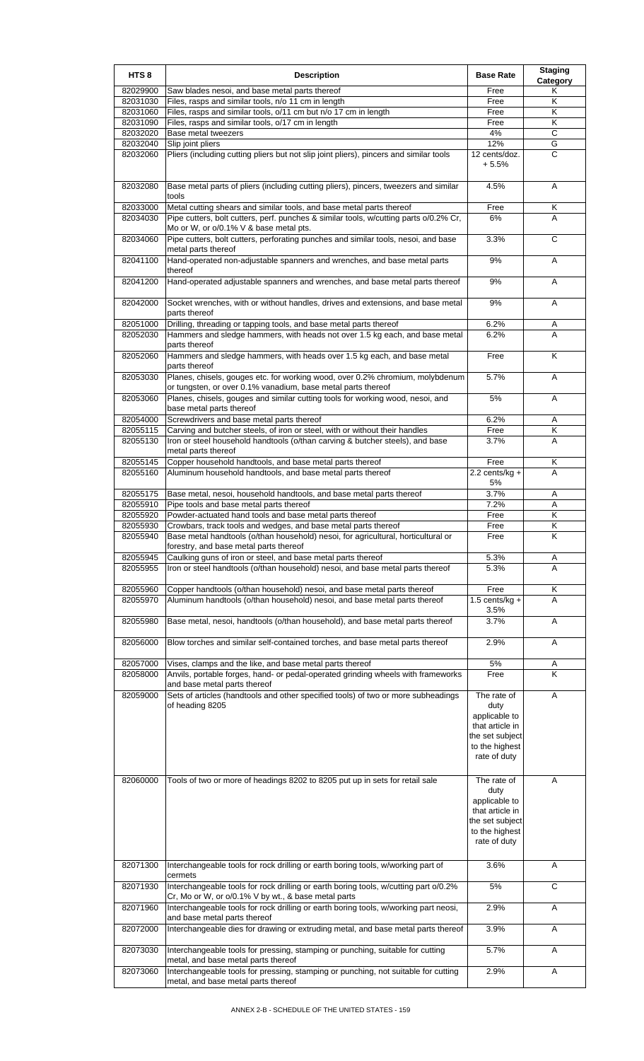| HTS 8 | Description | Base Rate | Staging Category |
|---|---|---|---|
| 82029900 | Saw blades nesoi, and base metal parts thereof | Free | K |
| 82031030 | Files, rasps and similar tools, n/o 11 cm in length | Free | K |
| 82031060 | Files, rasps and similar tools, o/11 cm but n/o 17 cm in length | Free | K |
| 82031090 | Files, rasps and similar tools, o/17 cm in length | Free | K |
| 82032020 | Base metal tweezers | 4% | C |
| 82032040 | Slip joint pliers | 12% | G |
| 82032060 | Pliers (including cutting pliers but not slip joint pliers), pincers and similar tools | 12 cents/doz. + 5.5% | C |
| 82032080 | Base metal parts of pliers (including cutting pliers), pincers, tweezers and similar tools | 4.5% | A |
| 82033000 | Metal cutting shears and similar tools, and base metal parts thereof | Free | K |
| 82034030 | Pipe cutters, bolt cutters, perf. punches & similar tools, w/cutting parts o/0.2% Cr, Mo or W, or o/0.1% V & base metal pts. | 6% | A |
| 82034060 | Pipe cutters, bolt cutters, perforating punches and similar tools, nesoi, and base metal parts thereof | 3.3% | C |
| 82041100 | Hand-operated non-adjustable spanners and wrenches, and base metal parts thereof | 9% | A |
| 82041200 | Hand-operated adjustable spanners and wrenches, and base metal parts thereof | 9% | A |
| 82042000 | Socket wrenches, with or without handles, drives and extensions, and base metal parts thereof | 9% | A |
| 82051000 | Drilling, threading or tapping tools, and base metal parts thereof | 6.2% | A |
| 82052030 | Hammers and sledge hammers, with heads not over 1.5 kg each, and base metal parts thereof | 6.2% | A |
| 82052060 | Hammers and sledge hammers, with heads over 1.5 kg each, and base metal parts thereof | Free | K |
| 82053030 | Planes, chisels, gouges etc. for working wood, over 0.2% chromium, molybdenum or tungsten, or over 0.1% vanadium, base metal parts thereof | 5.7% | A |
| 82053060 | Planes, chisels, gouges and similar cutting tools for working wood, nesoi, and base metal parts thereof | 5% | A |
| 82054000 | Screwdrivers and base metal parts thereof | 6.2% | A |
| 82055115 | Carving and butcher steels, of iron or steel, with or without their handles | Free | K |
| 82055130 | Iron or steel household handtools (o/than carving & butcher steels), and base metal parts thereof | 3.7% | A |
| 82055145 | Copper household handtools, and base metal parts thereof | Free | K |
| 82055160 | Aluminum household handtools, and base metal parts thereof | 2.2 cents/kg + 5% | A |
| 82055175 | Base metal, nesoi, household handtools, and base metal parts thereof | 3.7% | A |
| 82055910 | Pipe tools and base metal parts thereof | 7.2% | A |
| 82055920 | Powder-actuated hand tools and base metal parts thereof | Free | K |
| 82055930 | Crowbars, track tools and wedges, and base metal parts thereof | Free | K |
| 82055940 | Base metal handtools (o/than household) nesoi, for agricultural, horticultural or forestry, and base metal parts thereof | Free | K |
| 82055945 | Caulking guns of iron or steel, and base metal parts thereof | 5.3% | A |
| 82055955 | Iron or steel handtools (o/than household) nesoi, and base metal parts thereof | 5.3% | A |
| 82055960 | Copper handtools (o/than household) nesoi, and base metal parts thereof | Free | K |
| 82055970 | Aluminum handtools (o/than household) nesoi, and base metal parts thereof | 1.5 cents/kg + 3.5% | A |
| 82055980 | Base metal, nesoi, handtools (o/than household), and base metal parts thereof | 3.7% | A |
| 82056000 | Blow torches and similar self-contained torches, and base metal parts thereof | 2.9% | A |
| 82057000 | Vises, clamps and the like, and base metal parts thereof | 5% | A |
| 82058000 | Anvils, portable forges, hand- or pedal-operated grinding wheels with frameworks and base metal parts thereof | Free | K |
| 82059000 | Sets of articles (handtools and other specified tools) of two or more subheadings of heading 8205 | The rate of duty applicable to that article in the set subject to the highest rate of duty | A |
| 82060000 | Tools of two or more of headings 8202 to 8205 put up in sets for retail sale | The rate of duty applicable to that article in the set subject to the highest rate of duty | A |
| 82071300 | Interchangeable tools for rock drilling or earth boring tools, w/working part of cermets | 3.6% | A |
| 82071930 | Interchangeable tools for rock drilling or earth boring tools, w/cutting part o/0.2% Cr, Mo or W, or o/0.1% V by wt., & base metal parts | 5% | C |
| 82071960 | Interchangeable tools for rock drilling or earth boring tools, w/working part neosi, and base metal parts thereof | 2.9% | A |
| 82072000 | Interchangeable dies for drawing or extruding metal, and base metal parts thereof | 3.9% | A |
| 82073030 | Interchangeable tools for pressing, stamping or punching, suitable for cutting metal, and base metal parts thereof | 5.7% | A |
| 82073060 | Interchangeable tools for pressing, stamping or punching, not suitable for cutting metal, and base metal parts thereof | 2.9% | A |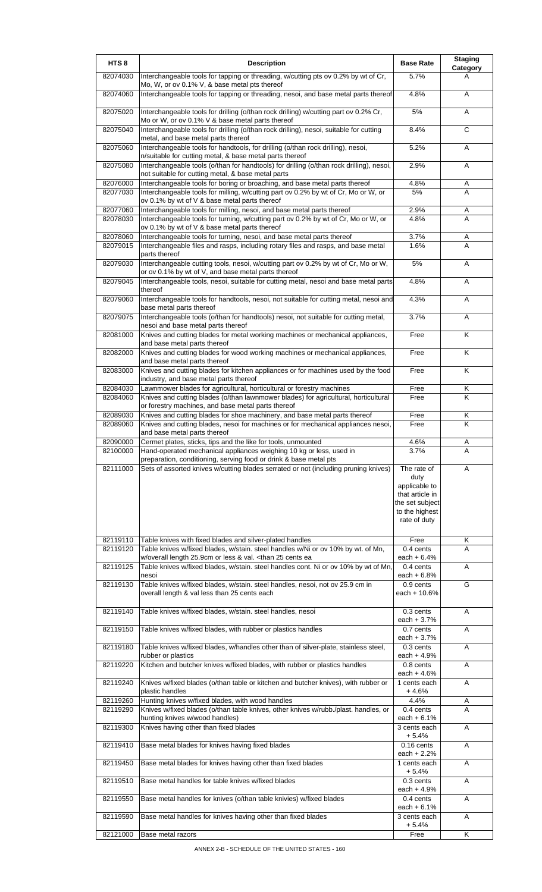| HTS 8 | Description | Base Rate | Staging Category |
|---|---|---|---|
| 82074030 | Interchangeable tools for tapping or threading, w/cutting pts ov 0.2% by wt of Cr, Mo, W, or ov 0.1% V, & base metal pts thereof | 5.7% | A |
| 82074060 | Interchangeable tools for tapping or threading, nesoi, and base metal parts thereof | 4.8% | A |
| 82075020 | Interchangeable tools for drilling (o/than rock drilling) w/cutting part ov 0.2% Cr, Mo or W, or ov 0.1% V & base metal parts thereof | 5% | A |
| 82075040 | Interchangeable tools for drilling (o/than rock drilling), nesoi, suitable for cutting metal, and base metal parts thereof | 8.4% | C |
| 82075060 | Interchangeable tools for handtools, for drilling (o/than rock drilling), nesoi, n/suitable for cutting metal, & base metal parts thereof | 5.2% | A |
| 82075080 | Interchangeable tools (o/than for handtools) for drilling (o/than rock drilling), nesoi, not suitable for cutting metal, & base metal parts | 2.9% | A |
| 82076000 | Interchangeable tools for boring or broaching, and base metal parts thereof | 4.8% | A |
| 82077030 | Interchangeable tools for milling, w/cutting part ov 0.2% by wt of Cr, Mo or W, or ov 0.1% by wt of V & base metal parts thereof | 5% | A |
| 82077060 | Interchangeable tools for milling, nesoi, and base metal parts thereof | 2.9% | A |
| 82078030 | Interchangeable tools for turning, w/cutting part ov 0.2% by wt of Cr, Mo or W, or ov 0.1% by wt of V & base metal parts thereof | 4.8% | A |
| 82078060 | Interchangeable tools for turning, nesoi, and base metal parts thereof | 3.7% | A |
| 82079015 | Interchangeable files and rasps, including rotary files and rasps, and base metal parts thereof | 1.6% | A |
| 82079030 | Interchangeable cutting tools, nesoi, w/cutting part ov 0.2% by wt of Cr, Mo or W, or ov 0.1% by wt of V, and base metal parts thereof | 5% | A |
| 82079045 | Interchangeable tools, nesoi, suitable for cutting metal, nesoi and base metal parts thereof | 4.8% | A |
| 82079060 | Interchangeable tools for handtools, nesoi, not suitable for cutting metal, nesoi and base metal parts thereof | 4.3% | A |
| 82079075 | Interchangeable tools (o/than for handtools) nesoi, not suitable for cutting metal, nesoi and base metal parts thereof | 3.7% | A |
| 82081000 | Knives and cutting blades for metal working machines or mechanical appliances, and base metal parts thereof | Free | K |
| 82082000 | Knives and cutting blades for wood working machines or mechanical appliances, and base metal parts thereof | Free | K |
| 82083000 | Knives and cutting blades for kitchen appliances or for machines used by the food industry, and base metal parts thereof | Free | K |
| 82084030 | Lawnmower blades for agricultural, horticultural or forestry machines | Free | K |
| 82084060 | Knives and cutting blades (o/than lawnmower blades) for agricultural, horticultural or forestry machines, and base metal parts thereof | Free | K |
| 82089030 | Knives and cutting blades for shoe machinery, and base metal parts thereof | Free | K |
| 82089060 | Knives and cutting blades, nesoi for machines or for mechanical appliances nesoi, and base metal parts thereof | Free | K |
| 82090000 | Cermet plates, sticks, tips and the like for tools, unmounted | 4.6% | A |
| 82100000 | Hand-operated mechanical appliances weighing 10 kg or less, used in preparation, conditioning, serving food or drink & base metal pts | 3.7% | A |
| 82111000 | Sets of assorted knives w/cutting blades serrated or not (including pruning knives) | The rate of duty applicable to that article in the set subject to the highest rate of duty | A |
| 82119110 | Table knives with fixed blades and silver-plated handles | Free | K |
| 82119120 | Table knives w/fixed blades, w/stain. steel handles w/Ni or ov 10% by wt. of Mn, w/overall length 25.9cm or less & val. <than 25 cents ea | 0.4 cents each + 6.4% | A |
| 82119125 | Table knives w/fixed blades, w/stain. steel handles cont. Ni or ov 10% by wt of Mn, nesoi | 0.4 cents each + 6.8% | A |
| 82119130 | Table knives w/fixed blades, w/stain. steel handles, nesoi, not ov 25.9 cm in overall length & val less than 25 cents each | 0.9 cents each + 10.6% | G |
| 82119140 | Table knives w/fixed blades, w/stain. steel handles, nesoi | 0.3 cents each + 3.7% | A |
| 82119150 | Table knives w/fixed blades, with rubber or plastics handles | 0.7 cents each + 3.7% | A |
| 82119180 | Table knives w/fixed blades, w/handles other than of silver-plate, stainless steel, rubber or plastics | 0.3 cents each + 4.9% | A |
| 82119220 | Kitchen and butcher knives w/fixed blades, with rubber or plastics handles | 0.8 cents each + 4.6% | A |
| 82119240 | Knives w/fixed blades (o/than table or kitchen and butcher knives), with rubber or plastic handles | 1 cents each + 4.6% | A |
| 82119260 | Hunting knives w/fixed blades, with wood handles | 4.4% | A |
| 82119290 | Knives w/fixed blades (o/than table knives, other knives w/rubb./plast. handles, or hunting knives w/wood handles) | 0.4 cents each + 6.1% | A |
| 82119300 | Knives having other than fixed blades | 3 cents each + 5.4% | A |
| 82119410 | Base metal blades for knives having fixed blades | 0.16 cents each + 2.2% | A |
| 82119450 | Base metal blades for knives having other than fixed blades | 1 cents each + 5.4% | A |
| 82119510 | Base metal handles for table knives w/fixed blades | 0.3 cents each + 4.9% | A |
| 82119550 | Base metal handles for knives (o/than table knivies) w/fixed blades | 0.4 cents each + 6.1% | A |
| 82119590 | Base metal handles for knives having other than fixed blades | 3 cents each + 5.4% | A |
| 82121000 | Base metal razors | Free | K |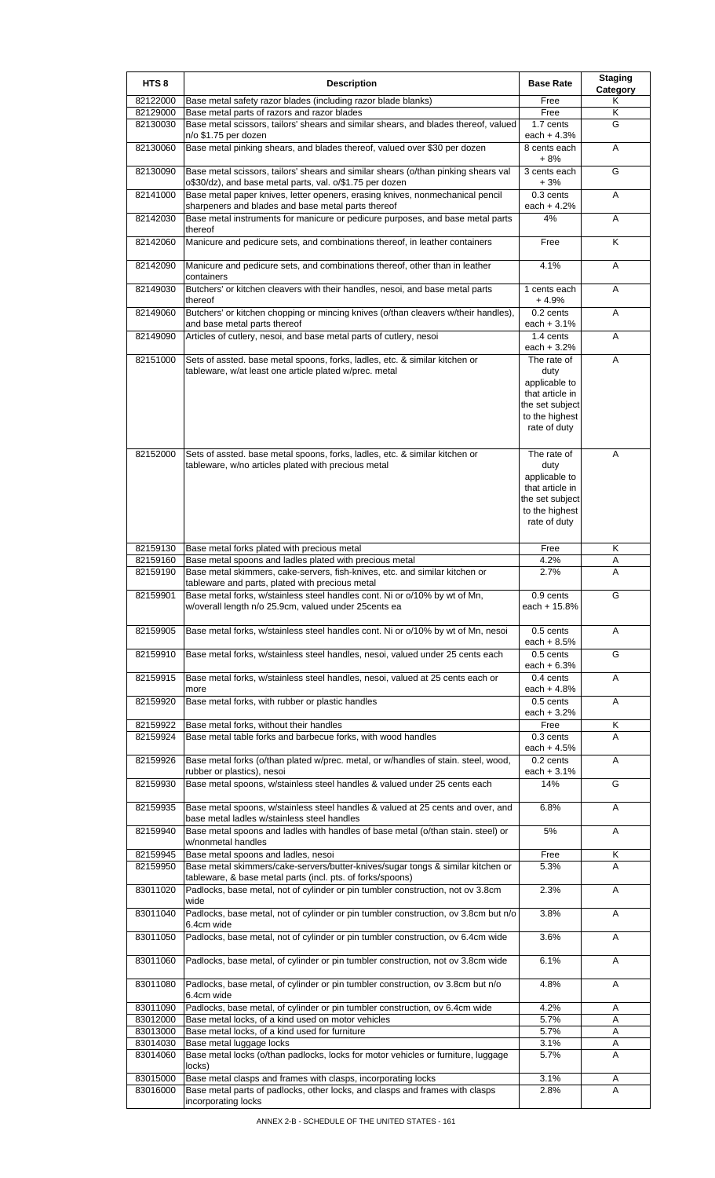| HTS 8 | Description | Base Rate | Staging Category |
|---|---|---|---|
| 82122000 | Base metal safety razor blades (including razor blade blanks) | Free | K |
| 82129000 | Base metal parts of razors and razor blades | Free | K |
| 82130030 | Base metal scissors, tailors' shears and similar shears, and blades thereof, valued n/o $1.75 per dozen | 1.7 cents each + 4.3% | G |
| 82130060 | Base metal pinking shears, and blades thereof, valued over $30 per dozen | 8 cents each + 8% | A |
| 82130090 | Base metal scissors, tailors' shears and similar shears (o/than pinking shears val o$30/dz), and base metal parts, val. o/$1.75 per dozen | 3 cents each + 3% | G |
| 82141000 | Base metal paper knives, letter openers, erasing knives, nonmechanical pencil sharpeners and blades and base metal parts thereof | 0.3 cents each + 4.2% | A |
| 82142030 | Base metal instruments for manicure or pedicure purposes, and base metal parts thereof | 4% | A |
| 82142060 | Manicure and pedicure sets, and combinations thereof, in leather containers | Free | K |
| 82142090 | Manicure and pedicure sets, and combinations thereof, other than in leather containers | 4.1% | A |
| 82149030 | Butchers' or kitchen cleavers with their handles, nesoi, and base metal parts thereof | 1 cents each + 4.9% | A |
| 82149060 | Butchers' or kitchen chopping or mincing knives (o/than cleavers w/their handles), and base metal parts thereof | 0.2 cents each + 3.1% | A |
| 82149090 | Articles of cutlery, nesoi, and base metal parts of cutlery, nesoi | 1.4 cents each + 3.2% | A |
| 82151000 | Sets of assted. base metal spoons, forks, ladles, etc. & similar kitchen or tableware, w/at least one article plated w/prec. metal | The rate of duty applicable to that article in the set subject to the highest rate of duty | A |
| 82152000 | Sets of assted. base metal spoons, forks, ladles, etc. & similar kitchen or tableware, w/no articles plated with precious metal | The rate of duty applicable to that article in the set subject to the highest rate of duty | A |
| 82159130 | Base metal forks plated with precious metal | Free | K |
| 82159160 | Base metal spoons and ladles plated with precious metal | 4.2% | A |
| 82159190 | Base metal skimmers, cake-servers, fish-knives, etc. and similar kitchen or tableware and parts, plated with precious metal | 2.7% | A |
| 82159901 | Base metal forks, w/stainless steel handles cont. Ni or o/10% by wt of Mn, w/overall length n/o 25.9cm, valued under 25cents ea | 0.9 cents each + 15.8% | G |
| 82159905 | Base metal forks, w/stainless steel handles cont. Ni or o/10% by wt of Mn, nesoi | 0.5 cents each + 8.5% | A |
| 82159910 | Base metal forks, w/stainless steel handles, nesoi, valued under 25 cents each | 0.5 cents each + 6.3% | G |
| 82159915 | Base metal forks, w/stainless steel handles, nesoi, valued at 25 cents each or more | 0.4 cents each + 4.8% | A |
| 82159920 | Base metal forks, with rubber or plastic handles | 0.5 cents each + 3.2% | A |
| 82159922 | Base metal forks, without their handles | Free | K |
| 82159924 | Base metal table forks and barbecue forks, with wood handles | 0.3 cents each + 4.5% | A |
| 82159926 | Base metal forks (o/than plated w/prec. metal, or w/handles of stain. steel, wood, rubber or plastics), nesoi | 0.2 cents each + 3.1% | A |
| 82159930 | Base metal spoons, w/stainless steel handles & valued under 25 cents each | 14% | G |
| 82159935 | Base metal spoons, w/stainless steel handles & valued at 25 cents and over, and base metal ladles w/stainless steel handles | 6.8% | A |
| 82159940 | Base metal spoons and ladles with handles of base metal (o/than stain. steel) or w/nonmetal handles | 5% | A |
| 82159945 | Base metal spoons and ladles, nesoi | Free | K |
| 82159950 | Base metal skimmers/cake-servers/butter-knives/sugar tongs & similar kitchen or tableware, & base metal parts (incl. pts. of forks/spoons) | 5.3% | A |
| 83011020 | Padlocks, base metal, not of cylinder or pin tumbler construction, not ov 3.8cm wide | 2.3% | A |
| 83011040 | Padlocks, base metal, not of cylinder or pin tumbler construction, ov 3.8cm but n/o 6.4cm wide | 3.8% | A |
| 83011050 | Padlocks, base metal, not of cylinder or pin tumbler construction, ov 6.4cm wide | 3.6% | A |
| 83011060 | Padlocks, base metal, of cylinder or pin tumbler construction, not ov 3.8cm wide | 6.1% | A |
| 83011080 | Padlocks, base metal, of cylinder or pin tumbler construction, ov 3.8cm but n/o 6.4cm wide | 4.8% | A |
| 83011090 | Padlocks, base metal, of cylinder or pin tumbler construction, ov 6.4cm wide | 4.2% | A |
| 83012000 | Base metal locks, of a kind used on motor vehicles | 5.7% | A |
| 83013000 | Base metal locks, of a kind used for furniture | 5.7% | A |
| 83014030 | Base metal luggage locks | 3.1% | A |
| 83014060 | Base metal locks (o/than padlocks, locks for motor vehicles or furniture, luggage locks) | 5.7% | A |
| 83015000 | Base metal clasps and frames with clasps, incorporating locks | 3.1% | A |
| 83016000 | Base metal parts of padlocks, other locks, and clasps and frames with clasps incorporating locks | 2.8% | A |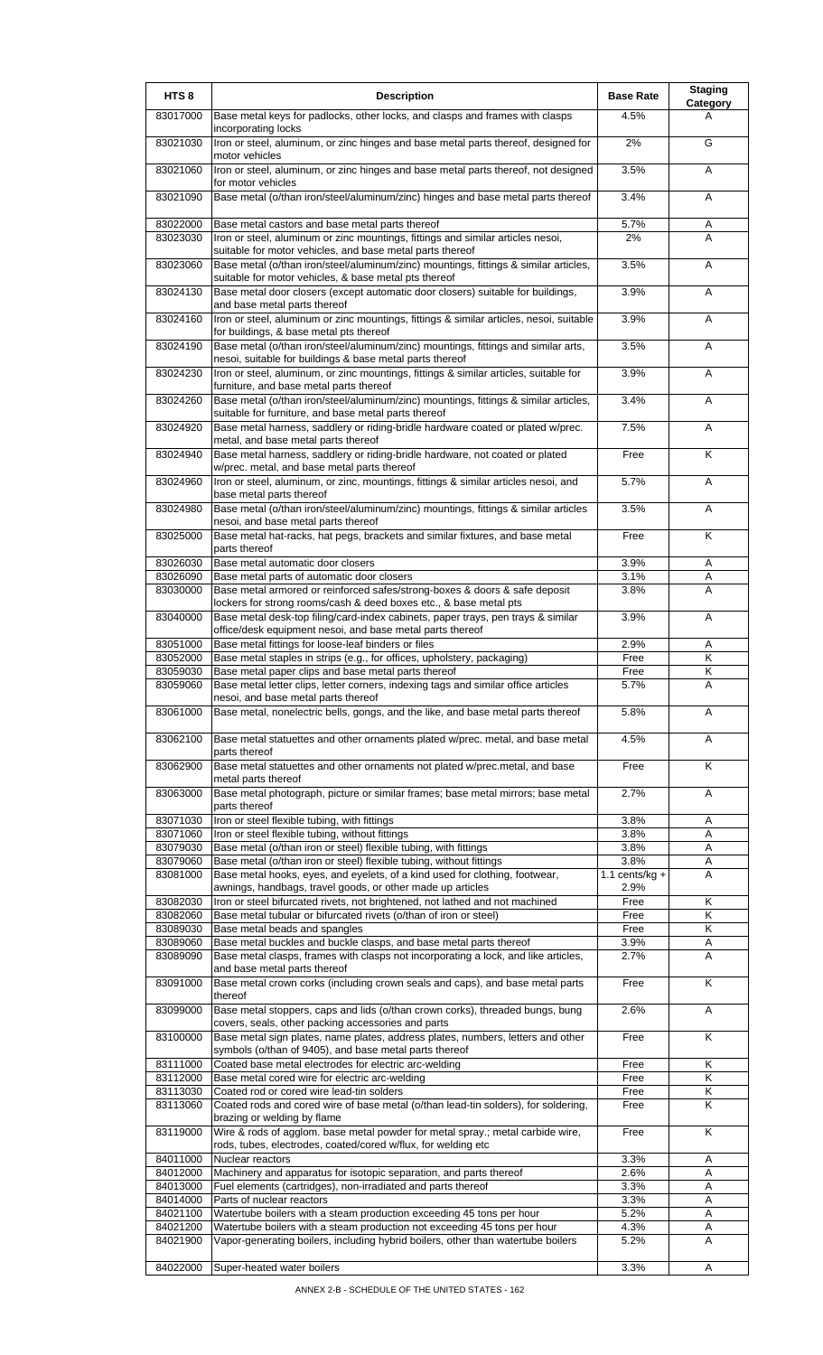| HTS 8 | Description | Base Rate | Staging Category |
|---|---|---|---|
| 83017000 | Base metal keys for padlocks, other locks, and clasps and frames with clasps incorporating locks | 4.5% | A |
| 83021030 | Iron or steel, aluminum, or zinc hinges and base metal parts thereof, designed for motor vehicles | 2% | G |
| 83021060 | Iron or steel, aluminum, or zinc hinges and base metal parts thereof, not designed for motor vehicles | 3.5% | A |
| 83021090 | Base metal (o/than iron/steel/aluminum/zinc) hinges and base metal parts thereof | 3.4% | A |
| 83022000 | Base metal castors and base metal parts thereof | 5.7% | A |
| 83023030 | Iron or steel, aluminum or zinc mountings, fittings and similar articles nesoi, suitable for motor vehicles, and base metal parts thereof | 2% | A |
| 83023060 | Base metal (o/than iron/steel/aluminum/zinc) mountings, fittings & similar articles, suitable for motor vehicles, & base metal pts thereof | 3.5% | A |
| 83024130 | Base metal door closers (except automatic door closers) suitable for buildings, and base metal parts thereof | 3.9% | A |
| 83024160 | Iron or steel, aluminum or zinc mountings, fittings & similar articles, nesoi, suitable for buildings, & base metal pts thereof | 3.9% | A |
| 83024190 | Base metal (o/than iron/steel/aluminum/zinc) mountings, fittings and similar arts, nesoi, suitable for buildings & base metal parts thereof | 3.5% | A |
| 83024230 | Iron or steel, aluminum, or zinc mountings, fittings & similar articles, suitable for furniture, and base metal parts thereof | 3.9% | A |
| 83024260 | Base metal (o/than iron/steel/aluminum/zinc) mountings, fittings & similar articles, suitable for furniture, and base metal parts thereof | 3.4% | A |
| 83024920 | Base metal harness, saddlery or riding-bridle hardware coated or plated w/prec. metal, and base metal parts thereof | 7.5% | A |
| 83024940 | Base metal harness, saddlery or riding-bridle hardware, not coated or plated w/prec. metal, and base metal parts thereof | Free | K |
| 83024960 | Iron or steel, aluminum, or zinc, mountings, fittings & similar articles nesoi, and base metal parts thereof | 5.7% | A |
| 83024980 | Base metal (o/than iron/steel/aluminum/zinc) mountings, fittings & similar articles nesoi, and base metal parts thereof | 3.5% | A |
| 83025000 | Base metal hat-racks, hat pegs, brackets and similar fixtures, and base metal parts thereof | Free | K |
| 83026030 | Base metal automatic door closers | 3.9% | A |
| 83026090 | Base metal parts of automatic door closers | 3.1% | A |
| 83030000 | Base metal armored or reinforced safes/strong-boxes & doors & safe deposit lockers for strong rooms/cash & deed boxes etc., & base metal pts | 3.8% | A |
| 83040000 | Base metal desk-top filing/card-index cabinets, paper trays, pen trays & similar office/desk equipment nesoi, and base metal parts thereof | 3.9% | A |
| 83051000 | Base metal fittings for loose-leaf binders or files | 2.9% | A |
| 83052000 | Base metal staples in strips (e.g., for offices, upholstery, packaging) | Free | K |
| 83059030 | Base metal paper clips and base metal parts thereof | Free | K |
| 83059060 | Base metal letter clips, letter corners, indexing tags and similar office articles nesoi, and base metal parts thereof | 5.7% | A |
| 83061000 | Base metal, nonelectric bells, gongs, and the like, and base metal parts thereof | 5.8% | A |
| 83062100 | Base metal statuettes and other ornaments plated w/prec. metal, and base metal parts thereof | 4.5% | A |
| 83062900 | Base metal statuettes and other ornaments not plated w/prec.metal, and base metal parts thereof | Free | K |
| 83063000 | Base metal photograph, picture or similar frames; base metal mirrors; base metal parts thereof | 2.7% | A |
| 83071030 | Iron or steel flexible tubing, with fittings | 3.8% | A |
| 83071060 | Iron or steel flexible tubing, without fittings | 3.8% | A |
| 83079030 | Base metal (o/than iron or steel) flexible tubing, with fittings | 3.8% | A |
| 83079060 | Base metal (o/than iron or steel) flexible tubing, without fittings | 3.8% | A |
| 83081000 | Base metal hooks, eyes, and eyelets, of a kind used for clothing, footwear, awnings, handbags, travel goods, or other made up articles | 1.1 cents/kg + 2.9% | A |
| 83082030 | Iron or steel bifurcated rivets, not brightened, not lathed and not machined | Free | K |
| 83082060 | Base metal tubular or bifurcated rivets (o/than of iron or steel) | Free | K |
| 83089030 | Base metal beads and spangles | Free | K |
| 83089060 | Base metal buckles and buckle clasps, and base metal parts thereof | 3.9% | A |
| 83089090 | Base metal clasps, frames with clasps not incorporating a lock, and like articles, and base metal parts thereof | 2.7% | A |
| 83091000 | Base metal crown corks (including crown seals and caps), and base metal parts thereof | Free | K |
| 83099000 | Base metal stoppers, caps and lids (o/than crown corks), threaded bungs, bung covers, seals, other packing accessories and parts | 2.6% | A |
| 83100000 | Base metal sign plates, name plates, address plates, numbers, letters and other symbols (o/than of 9405), and base metal parts thereof | Free | K |
| 83111000 | Coated base metal electrodes for electric arc-welding | Free | K |
| 83112000 | Base metal cored wire for electric arc-welding | Free | K |
| 83113030 | Coated rod or cored wire lead-tin solders | Free | K |
| 83113060 | Coated rods and cored wire of base metal (o/than lead-tin solders), for soldering, brazing or welding by flame | Free | K |
| 83119000 | Wire & rods of agglom. base metal powder for metal spray.; metal carbide wire, rods, tubes, electrodes, coated/cored w/flux, for welding etc | Free | K |
| 84011000 | Nuclear reactors | 3.3% | A |
| 84012000 | Machinery and apparatus for isotopic separation, and parts thereof | 2.6% | A |
| 84013000 | Fuel elements (cartridges), non-irradiated and parts thereof | 3.3% | A |
| 84014000 | Parts of nuclear reactors | 3.3% | A |
| 84021100 | Watertube boilers with a steam production exceeding 45 tons per hour | 5.2% | A |
| 84021200 | Watertube boilers with a steam production not exceeding 45 tons per hour | 4.3% | A |
| 84021900 | Vapor-generating boilers, including hybrid boilers, other than watertube boilers | 5.2% | A |
| 84022000 | Super-heated water boilers | 3.3% | A |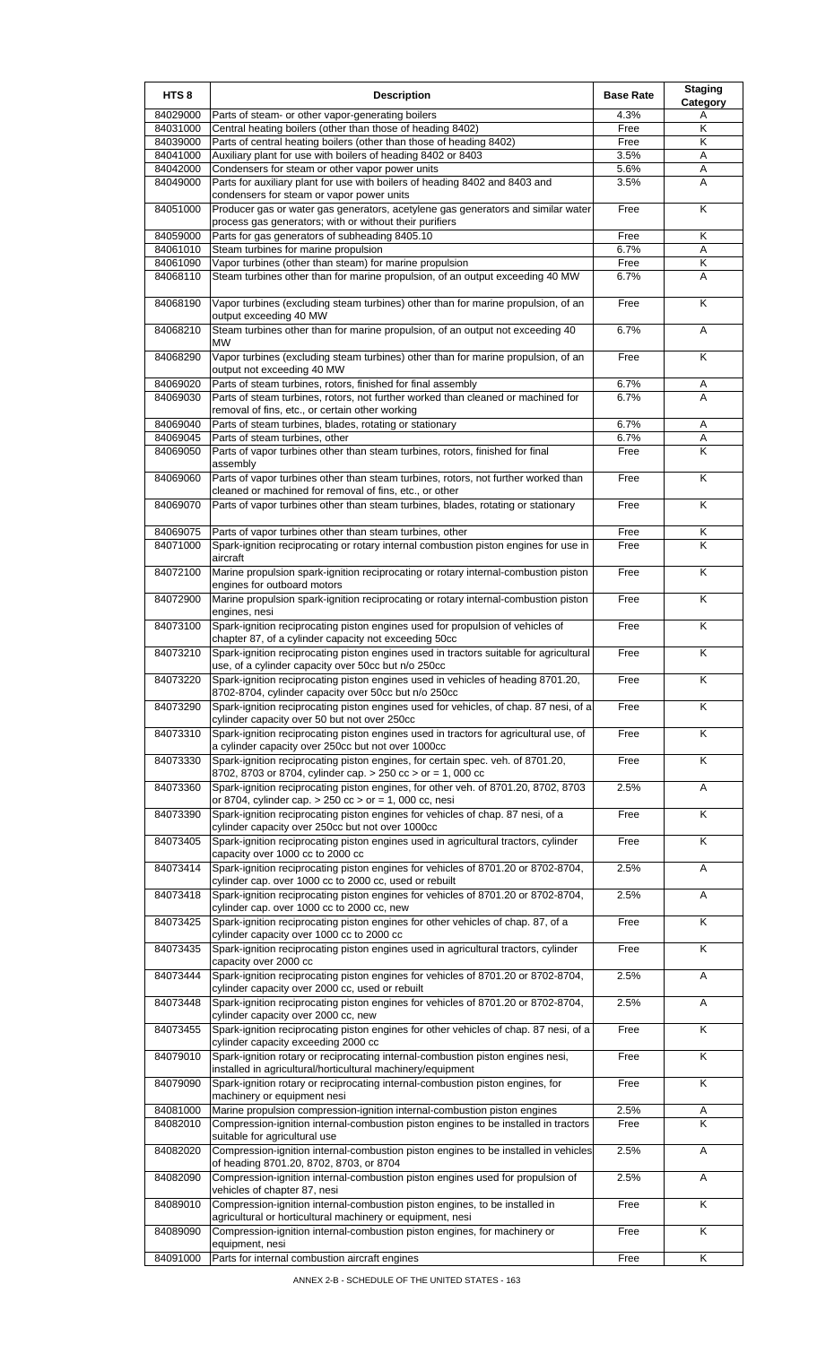| HTS 8 | Description | Base Rate | Staging Category |
| --- | --- | --- | --- |
| 84029000 | Parts of steam- or other vapor-generating boilers | 4.3% | A |
| 84031000 | Central heating boilers (other than those of heading 8402) | Free | K |
| 84039000 | Parts of central heating boilers (other than those of heading 8402) | Free | K |
| 84041000 | Auxiliary plant for use with boilers of heading 8402 or 8403 | 3.5% | A |
| 84042000 | Condensers for steam or other vapor power units | 5.6% | A |
| 84049000 | Parts for auxiliary plant for use with boilers of heading 8402 and 8403 and condensers for steam or vapor power units | 3.5% | A |
| 84051000 | Producer gas or water gas generators, acetylene gas generators and similar water process gas generators; with or without their purifiers | Free | K |
| 84059000 | Parts for gas generators of subheading 8405.10 | Free | K |
| 84061010 | Steam turbines for marine propulsion | 6.7% | A |
| 84061090 | Vapor turbines (other than steam) for marine propulsion | Free | K |
| 84068110 | Steam turbines other than for marine propulsion, of an output exceeding 40 MW | 6.7% | A |
| 84068190 | Vapor turbines (excluding steam turbines) other than for marine propulsion, of an output exceeding 40 MW | Free | K |
| 84068210 | Steam turbines other than for marine propulsion, of an output not exceeding 40 MW | 6.7% | A |
| 84068290 | Vapor turbines (excluding steam turbines) other than for marine propulsion, of an output not exceeding 40 MW | Free | K |
| 84069020 | Parts of steam turbines, rotors, finished for final assembly | 6.7% | A |
| 84069030 | Parts of steam turbines, rotors, not further worked than cleaned or machined for removal of fins, etc., or certain other working | 6.7% | A |
| 84069040 | Parts of steam turbines, blades, rotating or stationary | 6.7% | A |
| 84069045 | Parts of steam turbines, other | 6.7% | A |
| 84069050 | Parts of vapor turbines other than steam turbines, rotors, finished for final assembly | Free | K |
| 84069060 | Parts of vapor turbines other than steam turbines, rotors, not further worked than cleaned or machined for removal of fins, etc., or other | Free | K |
| 84069070 | Parts of vapor turbines other than steam turbines, blades, rotating or stationary | Free | K |
| 84069075 | Parts of vapor turbines other than steam turbines, other | Free | K |
| 84071000 | Spark-ignition reciprocating or rotary internal combustion piston engines for use in aircraft | Free | K |
| 84072100 | Marine propulsion spark-ignition reciprocating or rotary internal-combustion piston engines for outboard motors | Free | K |
| 84072900 | Marine propulsion spark-ignition reciprocating or rotary internal-combustion piston engines, nesi | Free | K |
| 84073100 | Spark-ignition reciprocating piston engines used for propulsion of vehicles of chapter 87, of a cylinder capacity not exceeding 50cc | Free | K |
| 84073210 | Spark-ignition reciprocating piston engines used in tractors suitable for agricultural use, of a cylinder capacity over 50cc but n/o 250cc | Free | K |
| 84073220 | Spark-ignition reciprocating piston engines used in vehicles of heading 8701.20, 8702-8704, cylinder capacity over 50cc but n/o 250cc | Free | K |
| 84073290 | Spark-ignition reciprocating piston engines used for vehicles, of chap. 87 nesi, of a cylinder capacity over 50 but not over 250cc | Free | K |
| 84073310 | Spark-ignition reciprocating piston engines used in tractors for agricultural use, of a cylinder capacity over 250cc but not over 1000cc | Free | K |
| 84073330 | Spark-ignition reciprocating piston engines, for certain spec. veh. of 8701.20, 8702, 8703 or 8704, cylinder cap. > 250 cc > or = 1, 000 cc | Free | K |
| 84073360 | Spark-ignition reciprocating piston engines, for other veh. of 8701.20, 8702, 8703 or 8704, cylinder cap. > 250 cc > or = 1, 000 cc, nesi | 2.5% | A |
| 84073390 | Spark-ignition reciprocating piston engines for vehicles of chap. 87 nesi, of a cylinder capacity over 250cc but not over 1000cc | Free | K |
| 84073405 | Spark-ignition reciprocating piston engines used in agricultural tractors, cylinder capacity over 1000 cc to 2000 cc | Free | K |
| 84073414 | Spark-ignition reciprocating piston engines for vehicles of 8701.20 or 8702-8704, cylinder cap. over 1000 cc to 2000 cc, used or rebuilt | 2.5% | A |
| 84073418 | Spark-ignition reciprocating piston engines for vehicles of 8701.20 or 8702-8704, cylinder cap. over 1000 cc to 2000 cc, new | 2.5% | A |
| 84073425 | Spark-ignition reciprocating piston engines for other vehicles of chap. 87, of a cylinder capacity over 1000 cc to 2000 cc | Free | K |
| 84073435 | Spark-ignition reciprocating piston engines used in agricultural tractors, cylinder capacity over 2000 cc | Free | K |
| 84073444 | Spark-ignition reciprocating piston engines for vehicles of 8701.20 or 8702-8704, cylinder capacity over 2000 cc, used or rebuilt | 2.5% | A |
| 84073448 | Spark-ignition reciprocating piston engines for vehicles of 8701.20 or 8702-8704, cylinder capacity over 2000 cc, new | 2.5% | A |
| 84073455 | Spark-ignition reciprocating piston engines for other vehicles of chap. 87 nesi, of a cylinder capacity exceeding 2000 cc | Free | K |
| 84079010 | Spark-ignition rotary or reciprocating internal-combustion piston engines nesi, installed in agricultural/horticultural machinery/equipment | Free | K |
| 84079090 | Spark-ignition rotary or reciprocating internal-combustion piston engines, for machinery or equipment nesi | Free | K |
| 84081000 | Marine propulsion compression-ignition internal-combustion piston engines | 2.5% | A |
| 84082010 | Compression-ignition internal-combustion piston engines to be installed in tractors suitable for agricultural use | Free | K |
| 84082020 | Compression-ignition internal-combustion piston engines to be installed in vehicles of heading 8701.20, 8702, 8703, or 8704 | 2.5% | A |
| 84082090 | Compression-ignition internal-combustion piston engines used for propulsion of vehicles of chapter 87, nesi | 2.5% | A |
| 84089010 | Compression-ignition internal-combustion piston engines, to be installed in agricultural or horticultural machinery or equipment, nesi | Free | K |
| 84089090 | Compression-ignition internal-combustion piston engines, for machinery or equipment, nesi | Free | K |
| 84091000 | Parts for internal combustion aircraft engines | Free | K |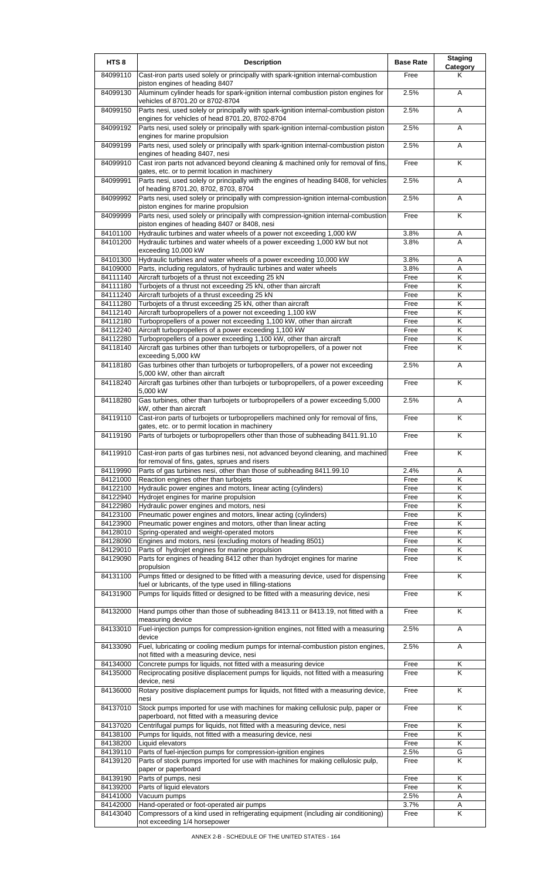| HTS 8 | Description | Base Rate | Staging Category |
|---|---|---|---|
| 84099110 | Cast-iron parts used solely or principally with spark-ignition internal-combustion piston engines of heading 8407 | Free | K |
| 84099130 | Aluminum cylinder heads for spark-ignition internal combustion piston engines for vehicles of 8701.20 or 8702-8704 | 2.5% | A |
| 84099150 | Parts nesi, used solely or principally with spark-ignition internal-combustion piston engines for vehicles of head 8701.20, 8702-8704 | 2.5% | A |
| 84099192 | Parts nesi, used solely or principally with spark-ignition internal-combustion piston engines for marine propulsion | 2.5% | A |
| 84099199 | Parts nesi, used solely or principally with spark-ignition internal-combustion piston engines of heading 8407, nesi | 2.5% | A |
| 84099910 | Cast iron parts not advanced beyond cleaning & machined only for removal of fins, gates, etc. or to permit location in machinery | Free | K |
| 84099991 | Parts nesi, used solely or principally with the engines of heading 8408, for vehicles of heading 8701.20, 8702, 8703, 8704 | 2.5% | A |
| 84099992 | Parts nesi, used solely or principally with compression-ignition internal-combustion piston engines for marine propulsion | 2.5% | A |
| 84099999 | Parts nesi, used solely or principally with compression-ignition internal-combustion piston engines of heading 8407 or 8408, nesi | Free | K |
| 84101100 | Hydraulic turbines and water wheels of a power not exceeding 1,000 kW | 3.8% | A |
| 84101200 | Hydraulic turbines and water wheels of a power exceeding 1,000 kW but not exceeding 10,000 kW | 3.8% | A |
| 84101300 | Hydraulic turbines and water wheels of a power exceeding 10,000 kW | 3.8% | A |
| 84109000 | Parts, including regulators, of hydraulic turbines and water wheels | 3.8% | A |
| 84111140 | Aircraft turbojets of a thrust not exceeding 25 kN | Free | K |
| 84111180 | Turbojets of a thrust not exceeding 25 kN, other than aircraft | Free | K |
| 84111240 | Aircraft turbojets of a thrust exceeding 25 kN | Free | K |
| 84111280 | Turbojets of a thrust exceeding 25 kN, other than aircraft | Free | K |
| 84112140 | Aircraft turbopropellers of a power not exceeding 1,100 kW | Free | K |
| 84112180 | Turbopropellers of a power not exceeding 1,100 kW, other than aircraft | Free | K |
| 84112240 | Aircraft turbopropellers of a power exceeding 1,100 kW | Free | K |
| 84112280 | Turbopropellers of a power exceeding 1,100 kW, other than aircraft | Free | K |
| 84118140 | Aircraft gas turbines other than turbojets or turbopropellers, of a power not exceeding 5,000 kW | Free | K |
| 84118180 | Gas turbines other than turbojets or turbopropellers, of a power not exceeding 5,000 kW, other than aircraft | 2.5% | A |
| 84118240 | Aircraft gas turbines other than turbojets or turbopropellers, of a power exceeding 5,000 kW | Free | K |
| 84118280 | Gas turbines, other than turbojets or turbopropellers of a power exceeding 5,000 kW, other than aircraft | 2.5% | A |
| 84119110 | Cast-iron parts of turbojets or turbopropellers machined only for removal of fins, gates, etc. or to permit location in machinery | Free | K |
| 84119190 | Parts of turbojets or turbopropellers other than those of subheading 8411.91.10 | Free | K |
| 84119910 | Cast-iron parts of gas turbines nesi, not advanced beyond cleaning, and machined for removal of fins, gates, sprues and risers | Free | K |
| 84119990 | Parts of gas turbines nesi, other than those of subheading 8411.99.10 | 2.4% | A |
| 84121000 | Reaction engines other than turbojets | Free | K |
| 84122100 | Hydraulic power engines and motors, linear acting (cylinders) | Free | K |
| 84122940 | Hydrojet engines for marine propulsion | Free | K |
| 84122980 | Hydraulic power engines and motors, nesi | Free | K |
| 84123100 | Pneumatic power engines and motors, linear acting (cylinders) | Free | K |
| 84123900 | Pneumatic power engines and motors, other than linear acting | Free | K |
| 84128010 | Spring-operated and weight-operated motors | Free | K |
| 84128090 | Engines and motors, nesi (excluding motors of heading 8501) | Free | K |
| 84129010 | Parts of hydrojet engines for marine propulsion | Free | K |
| 84129090 | Parts for engines of heading 8412 other than hydrojet engines for marine propulsion | Free | K |
| 84131100 | Pumps fitted or designed to be fitted with a measuring device, used for dispensing fuel or lubricants, of the type used in filling-stations | Free | K |
| 84131900 | Pumps for liquids fitted or designed to be fitted with a measuring device, nesi | Free | K |
| 84132000 | Hand pumps other than those of subheading 8413.11 or 8413.19, not fitted with a measuring device | Free | K |
| 84133010 | Fuel-injection pumps for compression-ignition engines, not fitted with a measuring device | 2.5% | A |
| 84133090 | Fuel, lubricating or cooling medium pumps for internal-combustion piston engines, not fitted with a measuring device, nesi | 2.5% | A |
| 84134000 | Concrete pumps for liquids, not fitted with a measuring device | Free | K |
| 84135000 | Reciprocating positive displacement pumps for liquids, not fitted with a measuring device, nesi | Free | K |
| 84136000 | Rotary positive displacement pumps for liquids, not fitted with a measuring device, nesi | Free | K |
| 84137010 | Stock pumps imported for use with machines for making cellulosic pulp, paper or paperboard, not fitted with a measuring device | Free | K |
| 84137020 | Centrifugal pumps for liquids, not fitted with a measuring device, nesi | Free | K |
| 84138100 | Pumps for liquids, not fitted with a measuring device, nesi | Free | K |
| 84138200 | Liquid elevators | Free | K |
| 84139110 | Parts of fuel-injection pumps for compression-ignition engines | 2.5% | G |
| 84139120 | Parts of stock pumps imported for use with machines for making cellulosic pulp, paper or paperboard | Free | K |
| 84139190 | Parts of pumps, nesi | Free | K |
| 84139200 | Parts of liquid elevators | Free | K |
| 84141000 | Vacuum pumps | 2.5% | A |
| 84142000 | Hand-operated or foot-operated air pumps | 3.7% | A |
| 84143040 | Compressors of a kind used in refrigerating equipment (including air conditioning) not exceeding 1/4 horsepower | Free | K |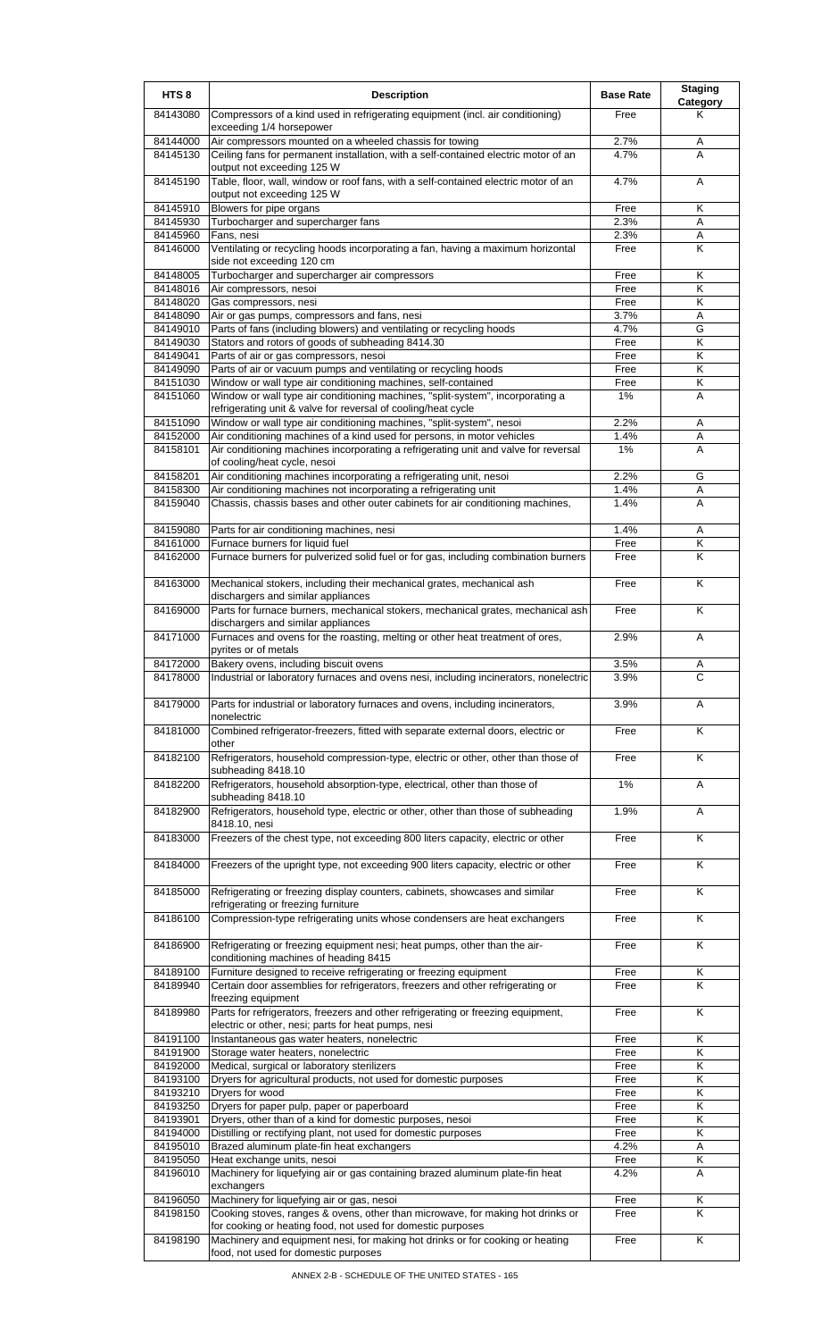| HTS 8 | Description | Base Rate | Staging Category |
|---|---|---|---|
| 84143080 | Compressors of a kind used in refrigerating equipment (incl. air conditioning) exceeding 1/4 horsepower | Free | K |
| 84144000 | Air compressors mounted on a wheeled chassis for towing | 2.7% | A |
| 84145130 | Ceiling fans for permanent installation, with a self-contained electric motor of an output not exceeding 125 W | 4.7% | A |
| 84145190 | Table, floor, wall, window or roof fans, with a self-contained electric motor of an output not exceeding 125 W | 4.7% | A |
| 84145910 | Blowers for pipe organs | Free | K |
| 84145930 | Turbocharger and supercharger fans | 2.3% | A |
| 84145960 | Fans, nesi | 2.3% | A |
| 84146000 | Ventilating or recycling hoods incorporating a fan, having a maximum horizontal side not exceeding 120 cm | Free | K |
| 84148005 | Turbocharger and supercharger air compressors | Free | K |
| 84148016 | Air compressors, nesoi | Free | K |
| 84148020 | Gas compressors, nesi | Free | K |
| 84148090 | Air or gas pumps, compressors and fans, nesi | 3.7% | A |
| 84149010 | Parts of fans (including blowers) and ventilating or recycling hoods | 4.7% | G |
| 84149030 | Stators and rotors of goods of subheading 8414.30 | Free | K |
| 84149041 | Parts of air or gas compressors, nesoi | Free | K |
| 84149090 | Parts of air or vacuum pumps and ventilating or recycling hoods | Free | K |
| 84151030 | Window or wall type air conditioning machines, self-contained | Free | K |
| 84151060 | Window or wall type air conditioning machines, "split-system", incorporating a refrigerating unit & valve for reversal of cooling/heat cycle | 1% | A |
| 84151090 | Window or wall type air conditioning machines, "split-system", nesoi | 2.2% | A |
| 84152000 | Air conditioning machines of a kind used for persons, in motor vehicles | 1.4% | A |
| 84158101 | Air conditioning machines incorporating a refrigerating unit and valve for reversal of cooling/heat cycle, nesoi | 1% | A |
| 84158201 | Air conditioning machines incorporating a refrigerating unit, nesoi | 2.2% | G |
| 84158300 | Air conditioning machines not incorporating a refrigerating unit | 1.4% | A |
| 84159040 | Chassis, chassis bases and other outer cabinets for air conditioning machines, | 1.4% | A |
| 84159080 | Parts for air conditioning machines, nesi | 1.4% | A |
| 84161000 | Furnace burners for liquid fuel | Free | K |
| 84162000 | Furnace burners for pulverized solid fuel or for gas, including combination burners | Free | K |
| 84163000 | Mechanical stokers, including their mechanical grates, mechanical ash dischargers and similar appliances | Free | K |
| 84169000 | Parts for furnace burners, mechanical stokers, mechanical grates, mechanical ash dischargers and similar appliances | Free | K |
| 84171000 | Furnaces and ovens for the roasting, melting or other heat treatment of ores, pyrites or of metals | 2.9% | A |
| 84172000 | Bakery ovens, including biscuit ovens | 3.5% | A |
| 84178000 | Industrial or laboratory furnaces and ovens nesi, including incinerators, nonelectric | 3.9% | C |
| 84179000 | Parts for industrial or laboratory furnaces and ovens, including incinerators, nonelectric | 3.9% | A |
| 84181000 | Combined refrigerator-freezers, fitted with separate external doors, electric or other | Free | K |
| 84182100 | Refrigerators, household compression-type, electric or other, other than those of subheading 8418.10 | Free | K |
| 84182200 | Refrigerators, household absorption-type, electrical, other than those of subheading 8418.10 | 1% | A |
| 84182900 | Refrigerators, household type, electric or other, other than those of subheading 8418.10, nesi | 1.9% | A |
| 84183000 | Freezers of the chest type, not exceeding 800 liters capacity, electric or other | Free | K |
| 84184000 | Freezers of the upright type, not exceeding 900 liters capacity, electric or other | Free | K |
| 84185000 | Refrigerating or freezing display counters, cabinets, showcases and similar refrigerating or freezing furniture | Free | K |
| 84186100 | Compression-type refrigerating units whose condensers are heat exchangers | Free | K |
| 84186900 | Refrigerating or freezing equipment nesi; heat pumps, other than the air-conditioning machines of heading 8415 | Free | K |
| 84189100 | Furniture designed to receive refrigerating or freezing equipment | Free | K |
| 84189940 | Certain door assemblies for refrigerators, freezers and other refrigerating or freezing equipment | Free | K |
| 84189980 | Parts for refrigerators, freezers and other refrigerating or freezing equipment, electric or other, nesi; parts for heat pumps, nesi | Free | K |
| 84191100 | Instantaneous gas water heaters, nonelectric | Free | K |
| 84191900 | Storage water heaters, nonelectric | Free | K |
| 84192000 | Medical, surgical or laboratory sterilizers | Free | K |
| 84193100 | Dryers for agricultural products, not used for domestic purposes | Free | K |
| 84193210 | Dryers for wood | Free | K |
| 84193250 | Dryers for paper pulp, paper or paperboard | Free | K |
| 84193901 | Dryers, other than of a kind for domestic purposes, nesoi | Free | K |
| 84194000 | Distilling or rectifying plant, not used for domestic purposes | Free | K |
| 84195010 | Brazed aluminum plate-fin heat exchangers | 4.2% | A |
| 84195050 | Heat exchange units, nesoi | Free | K |
| 84196010 | Machinery for liquefying air or gas containing brazed aluminum plate-fin heat exchangers | 4.2% | A |
| 84196050 | Machinery for liquefying air or gas, nesoi | Free | K |
| 84198150 | Cooking stoves, ranges & ovens, other than microwave, for making hot drinks or for cooking or heating food, not used for domestic purposes | Free | K |
| 84198190 | Machinery and equipment nesi, for making hot drinks or for cooking or heating food, not used for domestic purposes | Free | K |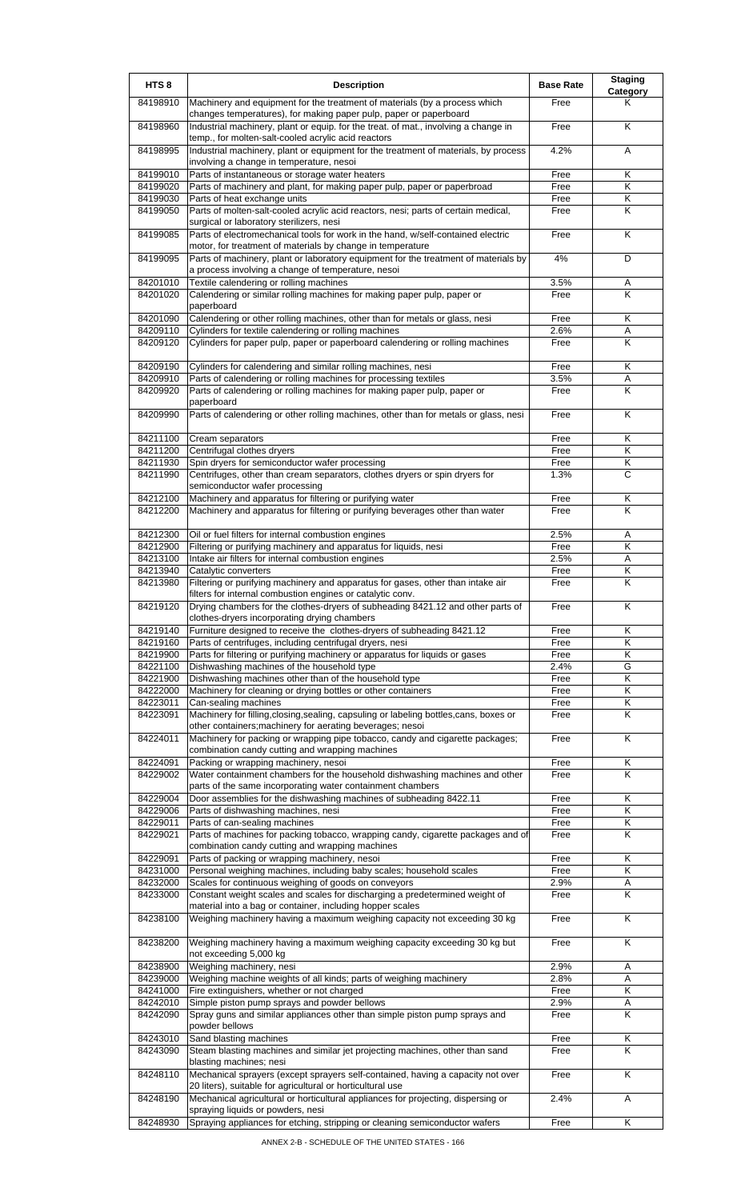| HTS 8 | Description | Base Rate | Staging Category |
|---|---|---|---|
| 84198910 | Machinery and equipment for the treatment of materials (by a process which changes temperatures), for making paper pulp, paper or paperboard | Free | K |
| 84198960 | Industrial machinery, plant or equip. for the treat. of mat., involving a change in temp., for molten-salt-cooled acrylic acid reactors | Free | K |
| 84198995 | Industrial machinery, plant or equipment for the treatment of materials, by process involving a change in temperature, nesoi | 4.2% | A |
| 84199010 | Parts of instantaneous or storage water heaters | Free | K |
| 84199020 | Parts of machinery and plant, for making paper pulp, paper or paperbroad | Free | K |
| 84199030 | Parts of heat exchange units | Free | K |
| 84199050 | Parts of molten-salt-cooled acrylic acid reactors, nesi; parts of certain medical, surgical or laboratory sterilizers, nesi | Free | K |
| 84199085 | Parts of electromechanical tools for work in the hand, w/self-contained electric motor, for treatment of materials by change in temperature | Free | K |
| 84199095 | Parts of machinery, plant or laboratory equipment for the treatment of materials by a process involving a change of temperature, nesoi | 4% | D |
| 84201010 | Textile calendering or rolling machines | 3.5% | A |
| 84201020 | Calendering or similar rolling machines for making paper pulp, paper or paperboard | Free | K |
| 84201090 | Calendering or other rolling machines, other than for metals or glass, nesi | Free | K |
| 84209110 | Cylinders for textile calendering or rolling machines | 2.6% | A |
| 84209120 | Cylinders for paper pulp, paper or paperboard calendering or rolling machines | Free | K |
| 84209190 | Cylinders for calendering and similar rolling machines, nesi | Free | K |
| 84209910 | Parts of calendering or rolling machines for processing textiles | 3.5% | A |
| 84209920 | Parts of calendering or rolling machines for making paper pulp, paper or paperboard | Free | K |
| 84209990 | Parts of calendering or other rolling machines, other than for metals or glass, nesi | Free | K |
| 84211100 | Cream separators | Free | K |
| 84211200 | Centrifugal clothes dryers | Free | K |
| 84211930 | Spin dryers for semiconductor wafer processing | Free | K |
| 84211990 | Centrifuges, other than cream separators, clothes dryers or spin dryers for semiconductor wafer processing | 1.3% | C |
| 84212100 | Machinery and apparatus for filtering or purifying water | Free | K |
| 84212200 | Machinery and apparatus for filtering or purifying beverages other than water | Free | K |
| 84212300 | Oil or fuel filters for internal combustion engines | 2.5% | A |
| 84212900 | Filtering or purifying machinery and apparatus for liquids, nesi | Free | K |
| 84213100 | Intake air filters for internal combustion engines | 2.5% | A |
| 84213940 | Catalytic converters | Free | K |
| 84213980 | Filtering or purifying machinery and apparatus for gases, other than intake air filters for internal combustion engines or catalytic conv. | Free | K |
| 84219120 | Drying chambers for the clothes-dryers of subheading 8421.12 and other parts of clothes-dryers incorporating drying chambers | Free | K |
| 84219140 | Furniture designed to receive the clothes-dryers of subheading 8421.12 | Free | K |
| 84219160 | Parts of centrifuges, including centrifugal dryers, nesi | Free | K |
| 84219900 | Parts for filtering or purifying machinery or apparatus for liquids or gases | Free | K |
| 84221100 | Dishwashing machines of the household type | 2.4% | G |
| 84221900 | Dishwashing machines other than of the household type | Free | K |
| 84222000 | Machinery for cleaning or drying bottles or other containers | Free | K |
| 84223011 | Can-sealing machines | Free | K |
| 84223091 | Machinery for filling,closing,sealing, capsuling or labeling bottles,cans, boxes or other containers;machinery for aerating beverages; nesoi | Free | K |
| 84224011 | Machinery for packing or wrapping pipe tobacco, candy and cigarette packages; combination candy cutting and wrapping machines | Free | K |
| 84224091 | Packing or wrapping machinery, nesoi | Free | K |
| 84229002 | Water containment chambers for the household dishwashing machines and other parts of the same incorporating water containment chambers | Free | K |
| 84229004 | Door assemblies for the dishwashing machines of subheading 8422.11 | Free | K |
| 84229006 | Parts of dishwashing machines, nesi | Free | K |
| 84229011 | Parts of can-sealing machines | Free | K |
| 84229021 | Parts of machines for packing tobacco, wrapping candy, cigarette packages and of combination candy cutting and wrapping machines | Free | K |
| 84229091 | Parts of packing or wrapping machinery, nesoi | Free | K |
| 84231000 | Personal weighing machines, including baby scales; household scales | Free | K |
| 84232000 | Scales for continuous weighing of goods on conveyors | 2.9% | A |
| 84233000 | Constant weight scales and scales for discharging a predetermined weight of material into a bag or container, including hopper scales | Free | K |
| 84238100 | Weighing machinery having a maximum weighing capacity not exceeding 30 kg | Free | K |
| 84238200 | Weighing machinery having a maximum weighing capacity exceeding 30 kg but not exceeding 5,000 kg | Free | K |
| 84238900 | Weighing machinery, nesi | 2.9% | A |
| 84239000 | Weighing machine weights of all kinds; parts of weighing machinery | 2.8% | A |
| 84241000 | Fire extinguishers, whether or not charged | Free | K |
| 84242010 | Simple piston pump sprays and powder bellows | 2.9% | A |
| 84242090 | Spray guns and similar appliances other than simple piston pump sprays and powder bellows | Free | K |
| 84243010 | Sand blasting machines | Free | K |
| 84243090 | Steam blasting machines and similar jet projecting machines, other than sand blasting machines; nesi | Free | K |
| 84248110 | Mechanical sprayers (except sprayers self-contained, having a capacity not over 20 liters), suitable for agricultural or horticultural use | Free | K |
| 84248190 | Mechanical agricultural or horticultural appliances for projecting, dispersing or spraying liquids or powders, nesi | 2.4% | A |
| 84248930 | Spraying appliances for etching, stripping or cleaning semiconductor wafers | Free | K |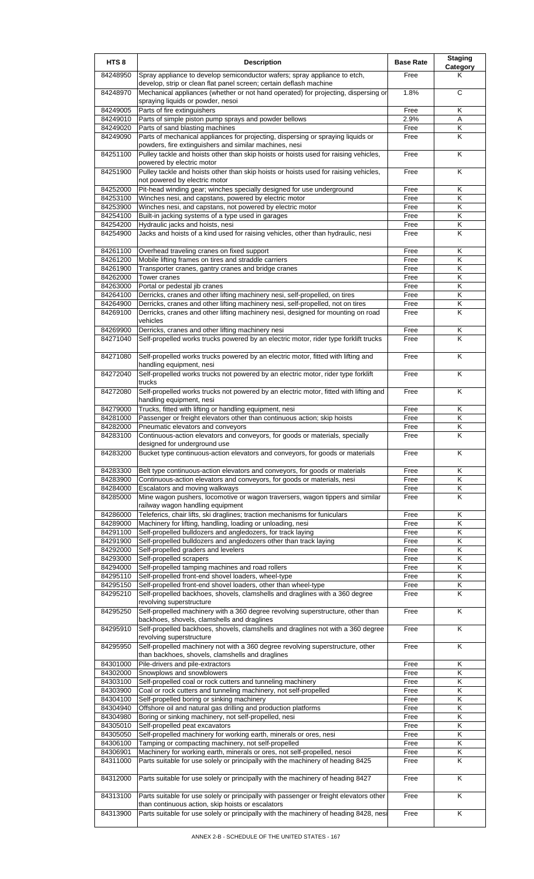| HTS 8 | Description | Base Rate | Staging Category |
|---|---|---|---|
| 84248950 | Spray appliance to develop semiconductor wafers; spray appliance to etch, develop, strip or clean flat panel screen; certain deflash machine | Free | K |
| 84248970 | Mechanical appliances (whether or not hand operated) for projecting, dispersing or spraying liquids or powder, nesoi | 1.8% | C |
| 84249005 | Parts of fire extinguishers | Free | K |
| 84249010 | Parts of simple piston pump sprays and powder bellows | 2.9% | A |
| 84249020 | Parts of sand blasting machines | Free | K |
| 84249090 | Parts of mechanical appliances for projecting, dispersing or spraying liquids or powders, fire extinguishers and similar machines, nesi | Free | K |
| 84251100 | Pulley tackle and hoists other than skip hoists or hoists used for raising vehicles, powered by electric motor | Free | K |
| 84251900 | Pulley tackle and hoists other than skip hoists or hoists used for raising vehicles, not powered by electric motor | Free | K |
| 84252000 | Pit-head winding gear; winches specially designed for use underground | Free | K |
| 84253100 | Winches nesi, and capstans, powered by electric motor | Free | K |
| 84253900 | Winches nesi, and capstans, not powered by electric motor | Free | K |
| 84254100 | Built-in jacking systems of a type used in garages | Free | K |
| 84254200 | Hydraulic jacks and hoists, nesi | Free | K |
| 84254900 | Jacks and hoists of a kind used for raising vehicles, other than hydraulic, nesi | Free | K |
| 84261100 | Overhead traveling cranes on fixed support | Free | K |
| 84261200 | Mobile lifting frames on tires and straddle carriers | Free | K |
| 84261900 | Transporter cranes, gantry cranes and bridge cranes | Free | K |
| 84262000 | Tower cranes | Free | K |
| 84263000 | Portal or pedestal jib cranes | Free | K |
| 84264100 | Derricks, cranes and other lifting machinery nesi, self-propelled, on tires | Free | K |
| 84264900 | Derricks, cranes and other lifting machinery nesi, self-propelled, not on tires | Free | K |
| 84269100 | Derricks, cranes and other lifting machinery nesi, designed for mounting on road vehicles | Free | K |
| 84269900 | Derricks, cranes and other lifting machinery nesi | Free | K |
| 84271040 | Self-propelled works trucks powered by an electric motor, rider type forklift trucks | Free | K |
| 84271080 | Self-propelled works trucks powered by an electric motor, fitted with lifting and handling equipment, nesi | Free | K |
| 84272040 | Self-propelled works trucks not powered by an electric motor, rider type forklift trucks | Free | K |
| 84272080 | Self-propelled works trucks not powered by an electric motor, fitted with lifting and handling equipment, nesi | Free | K |
| 84279000 | Trucks, fitted with lifting or handling equipment, nesi | Free | K |
| 84281000 | Passenger or freight elevators other than continuous action; skip hoists | Free | K |
| 84282000 | Pneumatic elevators and conveyors | Free | K |
| 84283100 | Continuous-action elevators and conveyors, for goods or materials, specially designed for underground use | Free | K |
| 84283200 | Bucket type continuous-action elevators and conveyors, for goods or materials | Free | K |
| 84283300 | Belt type continuous-action elevators and conveyors, for goods or materials | Free | K |
| 84283900 | Continuous-action elevators and conveyors, for goods or materials, nesi | Free | K |
| 84284000 | Escalators and moving walkways | Free | K |
| 84285000 | Mine wagon pushers, locomotive or wagon traversers, wagon tippers and similar railway wagon handling equipment | Free | K |
| 84286000 | Teleferics, chair lifts, ski draglines; traction mechanisms for funiculars | Free | K |
| 84289000 | Machinery for lifting, handling, loading or unloading, nesi | Free | K |
| 84291100 | Self-propelled bulldozers and angledozers, for track laying | Free | K |
| 84291900 | Self-propelled bulldozers and angledozers other than track laying | Free | K |
| 84292000 | Self-propelled graders and levelers | Free | K |
| 84293000 | Self-propelled scrapers | Free | K |
| 84294000 | Self-propelled tamping machines and road rollers | Free | K |
| 84295110 | Self-propelled front-end shovel loaders, wheel-type | Free | K |
| 84295150 | Self-propelled front-end shovel loaders, other than wheel-type | Free | K |
| 84295210 | Self-propelled backhoes, shovels, clamshells and draglines with a 360 degree revolving superstructure | Free | K |
| 84295250 | Self-propelled machinery with a 360 degree revolving superstructure, other than backhoes, shovels, clamshells and draglines | Free | K |
| 84295910 | Self-propelled backhoes, shovels, clamshells and draglines not with a 360 degree revolving superstructure | Free | K |
| 84295950 | Self-propelled machinery not with a 360 degree revolving superstructure, other than backhoes, shovels, clamshells and draglines | Free | K |
| 84301000 | Pile-drivers and pile-extractors | Free | K |
| 84302000 | Snowplows and snowblowers | Free | K |
| 84303100 | Self-propelled coal or rock cutters and tunneling machinery | Free | K |
| 84303900 | Coal or rock cutters and tunneling machinery, not self-propelled | Free | K |
| 84304100 | Self-propelled boring or sinking machinery | Free | K |
| 84304940 | Offshore oil and natural gas drilling and production platforms | Free | K |
| 84304980 | Boring or sinking machinery, not self-propelled, nesi | Free | K |
| 84305010 | Self-propelled peat excavators | Free | K |
| 84305050 | Self-propelled machinery for working earth, minerals or ores, nesi | Free | K |
| 84306100 | Tamping or compacting machinery, not self-propelled | Free | K |
| 84306901 | Machinery for working earth, minerals or ores, not self-propelled, nesoi | Free | K |
| 84311000 | Parts suitable for use solely or principally with the machinery of heading 8425 | Free | K |
| 84312000 | Parts suitable for use solely or principally with the machinery of heading 8427 | Free | K |
| 84313100 | Parts suitable for use solely or principally with passenger or freight elevators other than continuous action, skip hoists or escalators | Free | K |
| 84313900 | Parts suitable for use solely or principally with the machinery of heading 8428, nesi | Free | K |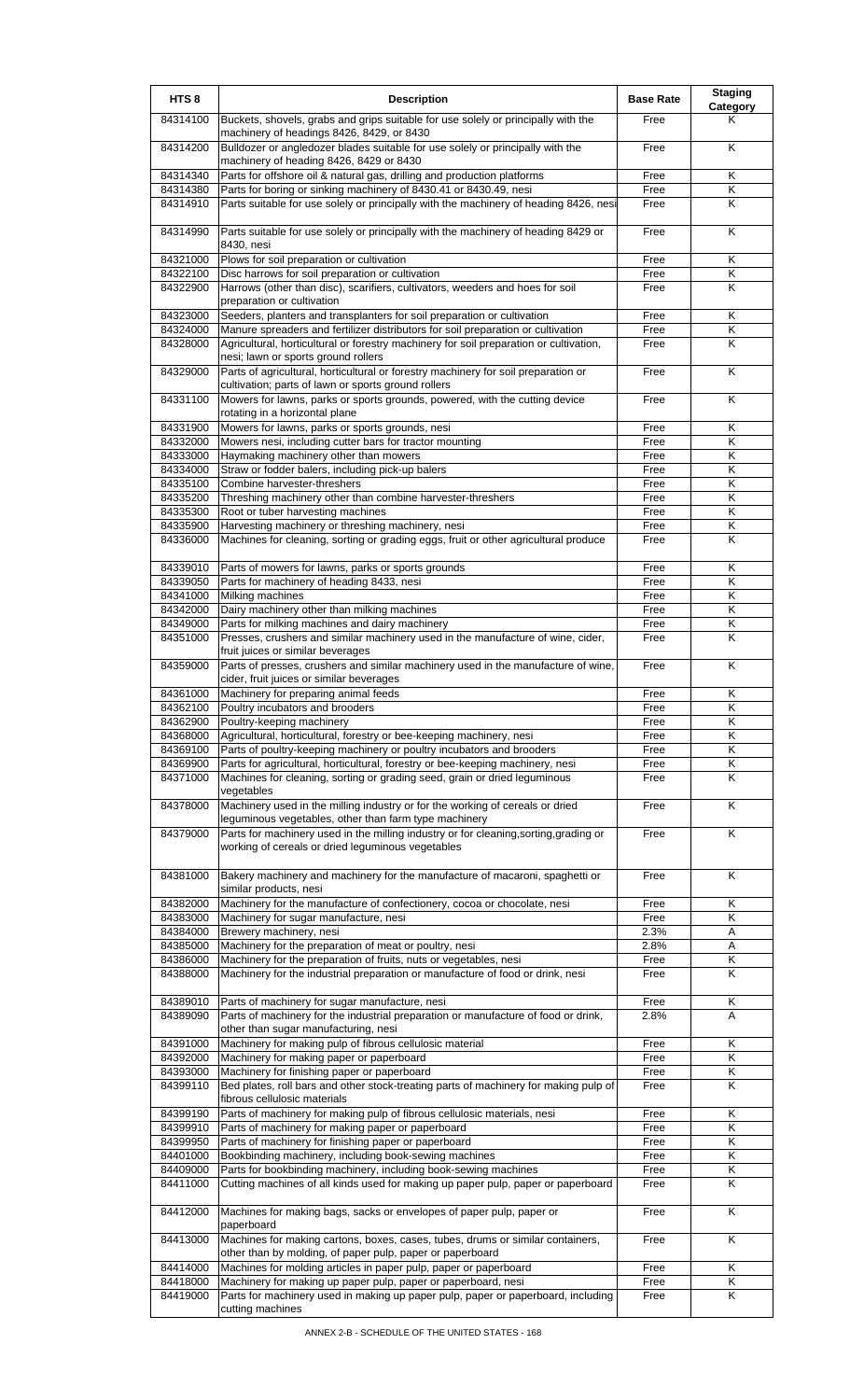| HTS 8 | Description | Base Rate | Staging Category |
|---|---|---|---|
| 84314100 | Buckets, shovels, grabs and grips suitable for use solely or principally with the machinery of headings 8426, 8429, or 8430 | Free | K |
| 84314200 | Bulldozer or angledozer blades suitable for use solely or principally with the machinery of heading 8426, 8429 or 8430 | Free | K |
| 84314340 | Parts for offshore oil & natural gas, drilling and production platforms | Free | K |
| 84314380 | Parts for boring or sinking machinery of 8430.41 or 8430.49, nesi | Free | K |
| 84314910 | Parts suitable for use solely or principally with the machinery of heading 8426, nesi | Free | K |
| 84314990 | Parts suitable for use solely or principally with the machinery of heading 8429 or 8430, nesi | Free | K |
| 84321000 | Plows for soil preparation or cultivation | Free | K |
| 84322100 | Disc harrows for soil preparation or cultivation | Free | K |
| 84322900 | Harrows (other than disc), scarifiers, cultivators, weeders and hoes for soil preparation or cultivation | Free | K |
| 84323000 | Seeders, planters and transplanters for soil preparation or cultivation | Free | K |
| 84324000 | Manure spreaders and fertilizer distributors for soil preparation or cultivation | Free | K |
| 84328000 | Agricultural, horticultural or forestry machinery for soil preparation or cultivation, nesi; lawn or sports ground rollers | Free | K |
| 84329000 | Parts of agricultural, horticultural or forestry machinery for soil preparation or cultivation; parts of lawn or sports ground rollers | Free | K |
| 84331100 | Mowers for lawns, parks or sports grounds, powered, with the cutting device rotating in a horizontal plane | Free | K |
| 84331900 | Mowers for lawns, parks or sports grounds, nesi | Free | K |
| 84332000 | Mowers nesi, including cutter bars for tractor mounting | Free | K |
| 84333000 | Haymaking machinery other than mowers | Free | K |
| 84334000 | Straw or fodder balers, including pick-up balers | Free | K |
| 84335100 | Combine harvester-threshers | Free | K |
| 84335200 | Threshing machinery other than combine harvester-threshers | Free | K |
| 84335300 | Root or tuber harvesting machines | Free | K |
| 84335900 | Harvesting machinery or threshing machinery, nesi | Free | K |
| 84336000 | Machines for cleaning, sorting or grading eggs, fruit or other agricultural produce | Free | K |
| 84339010 | Parts of mowers for lawns, parks or sports grounds | Free | K |
| 84339050 | Parts for machinery of heading 8433, nesi | Free | K |
| 84341000 | Milking machines | Free | K |
| 84342000 | Dairy machinery other than milking machines | Free | K |
| 84349000 | Parts for milking machines and dairy machinery | Free | K |
| 84351000 | Presses, crushers and similar machinery used in the manufacture of wine, cider, fruit juices or similar beverages | Free | K |
| 84359000 | Parts of presses, crushers and similar machinery used in the manufacture of wine, cider, fruit juices or similar beverages | Free | K |
| 84361000 | Machinery for preparing animal feeds | Free | K |
| 84362100 | Poultry incubators and brooders | Free | K |
| 84362900 | Poultry-keeping machinery | Free | K |
| 84368000 | Agricultural, horticultural, forestry or bee-keeping machinery, nesi | Free | K |
| 84369100 | Parts of poultry-keeping machinery or poultry incubators and brooders | Free | K |
| 84369900 | Parts for agricultural, horticultural, forestry or bee-keeping machinery, nesi | Free | K |
| 84371000 | Machines for cleaning, sorting or grading seed, grain or dried leguminous vegetables | Free | K |
| 84378000 | Machinery used in the milling industry or for the working of cereals or dried leguminous vegetables, other than farm type machinery | Free | K |
| 84379000 | Parts for machinery used in the milling industry or for cleaning,sorting,grading or working of cereals or dried leguminous vegetables | Free | K |
| 84381000 | Bakery machinery and machinery for the manufacture of macaroni, spaghetti or similar products, nesi | Free | K |
| 84382000 | Machinery for the manufacture of confectionery, cocoa or chocolate, nesi | Free | K |
| 84383000 | Machinery for sugar manufacture, nesi | Free | K |
| 84384000 | Brewery machinery, nesi | 2.3% | A |
| 84385000 | Machinery for the preparation of meat or poultry, nesi | 2.8% | A |
| 84386000 | Machinery for the preparation of fruits, nuts or vegetables, nesi | Free | K |
| 84388000 | Machinery for the industrial preparation or manufacture of food or drink, nesi | Free | K |
| 84389010 | Parts of machinery for sugar manufacture, nesi | Free | K |
| 84389090 | Parts of machinery for the industrial preparation or manufacture of food or drink, other than sugar manufacturing, nesi | 2.8% | A |
| 84391000 | Machinery for making pulp of fibrous cellulosic material | Free | K |
| 84392000 | Machinery for making paper or paperboard | Free | K |
| 84393000 | Machinery for finishing paper or paperboard | Free | K |
| 84399110 | Bed plates, roll bars and other stock-treating parts of machinery for making pulp of fibrous cellulosic materials | Free | K |
| 84399190 | Parts of machinery for making pulp of fibrous cellulosic materials, nesi | Free | K |
| 84399910 | Parts of machinery for making paper or paperboard | Free | K |
| 84399950 | Parts of machinery for finishing paper or paperboard | Free | K |
| 84401000 | Bookbinding machinery, including book-sewing machines | Free | K |
| 84409000 | Parts for bookbinding machinery, including book-sewing machines | Free | K |
| 84411000 | Cutting machines of all kinds used for making up paper pulp, paper or paperboard | Free | K |
| 84412000 | Machines for making bags, sacks or envelopes of paper pulp, paper or paperboard | Free | K |
| 84413000 | Machines for making cartons, boxes, cases, tubes, drums or similar containers, other than by molding, of paper pulp, paper or paperboard | Free | K |
| 84414000 | Machines for molding articles in paper pulp, paper or paperboard | Free | K |
| 84418000 | Machinery for making up paper pulp, paper or paperboard, nesi | Free | K |
| 84419000 | Parts for machinery used in making up paper pulp, paper or paperboard, including cutting machines | Free | K |

ANNEX 2-B - SCHEDULE OF THE UNITED STATES - 168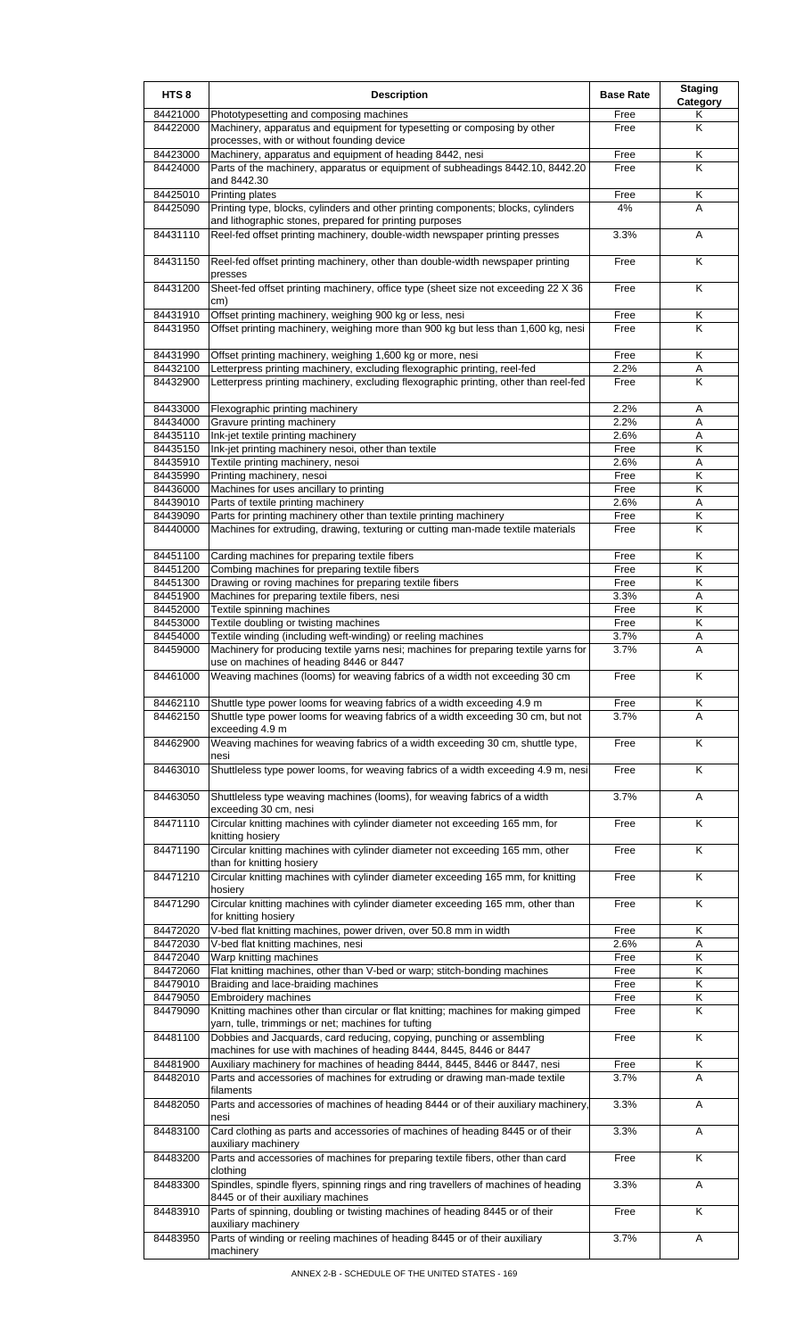| HTS 8 | Description | Base Rate | Staging Category |
|---|---|---|---|
| 84421000 | Phototypesetting and composing machines | Free | K |
| 84422000 | Machinery, apparatus and equipment for typesetting or composing by other processes, with or without founding device | Free | K |
| 84423000 | Machinery, apparatus and equipment of heading 8442, nesi | Free | K |
| 84424000 | Parts of the machinery, apparatus or equipment of subheadings 8442.10, 8442.20 and 8442.30 | Free | K |
| 84425010 | Printing plates | Free | K |
| 84425090 | Printing type, blocks, cylinders and other printing components; blocks, cylinders and lithographic stones, prepared for printing purposes | 4% | A |
| 84431110 | Reel-fed offset printing machinery, double-width newspaper printing presses | 3.3% | A |
| 84431150 | Reel-fed offset printing machinery, other than double-width newspaper printing presses | Free | K |
| 84431200 | Sheet-fed offset printing machinery, office type (sheet size not exceeding 22 X 36 cm) | Free | K |
| 84431910 | Offset printing machinery, weighing 900 kg or less, nesi | Free | K |
| 84431950 | Offset printing machinery, weighing more than 900 kg but less than 1,600 kg, nesi | Free | K |
| 84431990 | Offset printing machinery, weighing 1,600 kg or more, nesi | Free | K |
| 84432100 | Letterpress printing machinery, excluding flexographic printing, reel-fed | 2.2% | A |
| 84432900 | Letterpress printing machinery, excluding flexographic printing, other than reel-fed | Free | K |
| 84433000 | Flexographic printing machinery | 2.2% | A |
| 84434000 | Gravure printing machinery | 2.2% | A |
| 84435110 | Ink-jet textile printing machinery | 2.6% | A |
| 84435150 | Ink-jet printing machinery nesoi, other than textile | Free | K |
| 84435910 | Textile printing machinery, nesoi | 2.6% | A |
| 84435990 | Printing machinery, nesoi | Free | K |
| 84436000 | Machines for uses ancillary to printing | Free | K |
| 84439010 | Parts of textile printing machinery | 2.6% | A |
| 84439090 | Parts for printing machinery other than textile printing machinery | Free | K |
| 84440000 | Machines for extruding, drawing, texturing or cutting man-made textile materials | Free | K |
| 84451100 | Carding machines for preparing textile fibers | Free | K |
| 84451200 | Combing machines for preparing textile fibers | Free | K |
| 84451300 | Drawing or roving machines for preparing textile fibers | Free | K |
| 84451900 | Machines for preparing textile fibers, nesi | 3.3% | A |
| 84452000 | Textile spinning machines | Free | K |
| 84453000 | Textile doubling or twisting machines | Free | K |
| 84454000 | Textile winding (including weft-winding) or reeling machines | 3.7% | A |
| 84459000 | Machinery for producing textile yarns nesi; machines for preparing textile yarns for use on machines of heading 8446 or 8447 | 3.7% | A |
| 84461000 | Weaving machines (looms) for weaving fabrics of a width not exceeding 30 cm | Free | K |
| 84462110 | Shuttle type power looms for weaving fabrics of a width exceeding 4.9 m | Free | K |
| 84462150 | Shuttle type power looms for weaving fabrics of a width exceeding 30 cm, but not exceeding 4.9 m | 3.7% | A |
| 84462900 | Weaving machines for weaving fabrics of a width exceeding 30 cm, shuttle type, nesi | Free | K |
| 84463010 | Shuttleless type power looms, for weaving fabrics of a width exceeding 4.9 m, nesi | Free | K |
| 84463050 | Shuttleless type weaving machines (looms), for weaving fabrics of a width exceeding 30 cm, nesi | 3.7% | A |
| 84471110 | Circular knitting machines with cylinder diameter not exceeding 165 mm, for knitting hosiery | Free | K |
| 84471190 | Circular knitting machines with cylinder diameter not exceeding 165 mm, other than for knitting hosiery | Free | K |
| 84471210 | Circular knitting machines with cylinder diameter exceeding 165 mm, for knitting hosiery | Free | K |
| 84471290 | Circular knitting machines with cylinder diameter exceeding 165 mm, other than for knitting hosiery | Free | K |
| 84472020 | V-bed flat knitting machines, power driven, over 50.8 mm in width | Free | K |
| 84472030 | V-bed flat knitting machines, nesi | 2.6% | A |
| 84472040 | Warp knitting machines | Free | K |
| 84472060 | Flat knitting machines, other than V-bed or warp; stitch-bonding machines | Free | K |
| 84479010 | Braiding and lace-braiding machines | Free | K |
| 84479050 | Embroidery machines | Free | K |
| 84479090 | Knitting machines other than circular or flat knitting; machines for making gimped yarn, tulle, trimmings or net; machines for tufting | Free | K |
| 84481100 | Dobbies and Jacquards, card reducing, copying, punching or assembling machines for use with machines of heading 8444, 8445, 8446 or 8447 | Free | K |
| 84481900 | Auxiliary machinery for machines of heading 8444, 8445, 8446 or 8447, nesi | Free | K |
| 84482010 | Parts and accessories of machines for extruding or drawing man-made textile filaments | 3.7% | A |
| 84482050 | Parts and accessories of machines of heading 8444 or of their auxiliary machinery, nesi | 3.3% | A |
| 84483100 | Card clothing as parts and accessories of machines of heading 8445 or of their auxiliary machinery | 3.3% | A |
| 84483200 | Parts and accessories of machines for preparing textile fibers, other than card clothing | Free | K |
| 84483300 | Spindles, spindle flyers, spinning rings and ring travellers of machines of heading 8445 or of their auxiliary machines | 3.3% | A |
| 84483910 | Parts of spinning, doubling or twisting machines of heading 8445 or of their auxiliary machinery | Free | K |
| 84483950 | Parts of winding or reeling machines of heading 8445 or of their auxiliary machinery | 3.7% | A |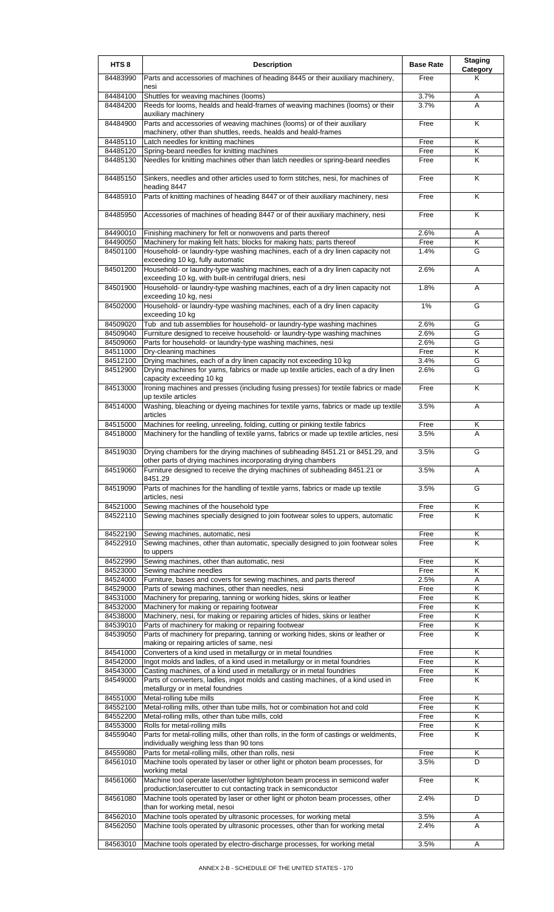| HTS 8 | Description | Base Rate | Staging Category |
|---|---|---|---|
| 84483990 | Parts and accessories of machines of heading 8445 or their auxiliary machinery, nesi | Free | K |
| 84484100 | Shuttles for weaving machines (looms) | 3.7% | A |
| 84484200 | Reeds for looms, healds and heald-frames of weaving machines (looms) or their auxiliary machinery | 3.7% | A |
| 84484900 | Parts and accessories of weaving machines (looms) or of their auxiliary machinery, other than shuttles, reeds, healds and heald-frames | Free | K |
| 84485110 | Latch needles for knitting machines | Free | K |
| 84485120 | Spring-beard needles for knitting machines | Free | K |
| 84485130 | Needles for knitting machines other than latch needles or spring-beard needles | Free | K |
| 84485150 | Sinkers, needles and other articles used to form stitches, nesi, for machines of heading 8447 | Free | K |
| 84485910 | Parts of knitting machines of heading 8447 or of their auxiliary machinery, nesi | Free | K |
| 84485950 | Accessories of machines of heading 8447 or of their auxiliary machinery, nesi | Free | K |
| 84490010 | Finishing machinery for felt or nonwovens and parts thereof | 2.6% | A |
| 84490050 | Machinery for making felt hats; blocks for making hats; parts thereof | Free | K |
| 84501100 | Household- or laundry-type washing machines, each of a dry linen capacity not exceeding 10 kg, fully automatic | 1.4% | G |
| 84501200 | Household- or laundry-type washing machines, each of a dry linen capacity not exceeding 10 kg, with built-in centrifugal driers, nesi | 2.6% | A |
| 84501900 | Household- or laundry-type washing machines, each of a dry linen capacity not exceeding 10 kg, nesi | 1.8% | A |
| 84502000 | Household- or laundry-type washing machines, each of a dry linen capacity exceeding 10 kg | 1% | G |
| 84509020 | Tub and tub assemblies for household- or laundry-type washing machines | 2.6% | G |
| 84509040 | Furniture designed to receive household- or laundry-type washing machines | 2.6% | G |
| 84509060 | Parts for household- or laundry-type washing machines, nesi | 2.6% | G |
| 84511000 | Dry-cleaning machines | Free | K |
| 84512100 | Drying machines, each of a dry linen capacity not exceeding 10 kg | 3.4% | G |
| 84512900 | Drying machines for yarns, fabrics or made up textile articles, each of a dry linen capacity exceeding 10 kg | 2.6% | G |
| 84513000 | Ironing machines and presses (including fusing presses) for textile fabrics or made up textile articles | Free | K |
| 84514000 | Washing, bleaching or dyeing machines for textile yarns, fabrics or made up textile articles | 3.5% | A |
| 84515000 | Machines for reeling, unreeling, folding, cutting or pinking textile fabrics | Free | K |
| 84518000 | Machinery for the handling of textile yarns, fabrics or made up textile articles, nesi | 3.5% | A |
| 84519030 | Drying chambers for the drying machines of subheading 8451.21 or 8451.29, and other parts of drying machines incorporating drying chambers | 3.5% | G |
| 84519060 | Furniture designed to receive the drying machines of subheading 8451.21 or 8451.29 | 3.5% | A |
| 84519090 | Parts of machines for the handling of textile yarns, fabrics or made up textile articles, nesi | 3.5% | G |
| 84521000 | Sewing machines of the household type | Free | K |
| 84522110 | Sewing machines specially designed to join footwear soles to uppers, automatic | Free | K |
| 84522190 | Sewing machines, automatic, nesi | Free | K |
| 84522910 | Sewing machines, other than automatic, specially designed to join footwear soles to uppers | Free | K |
| 84522990 | Sewing machines, other than automatic, nesi | Free | K |
| 84523000 | Sewing machine needles | Free | K |
| 84524000 | Furniture, bases and covers for sewing machines, and parts thereof | 2.5% | A |
| 84529000 | Parts of sewing machines, other than needles, nesi | Free | K |
| 84531000 | Machinery for preparing, tanning or working hides, skins or leather | Free | K |
| 84532000 | Machinery for making or repairing footwear | Free | K |
| 84538000 | Machinery, nesi, for making or repairing articles of hides, skins or leather | Free | K |
| 84539010 | Parts of machinery for making or repairing footwear | Free | K |
| 84539050 | Parts of machinery for preparing, tanning or working hides, skins or leather or making or repairing articles of same, nesi | Free | K |
| 84541000 | Converters of a kind used in metallurgy or in metal foundries | Free | K |
| 84542000 | Ingot molds and ladles, of a kind used in metallurgy or in metal foundries | Free | K |
| 84543000 | Casting machines, of a kind used in metallurgy or in metal foundries | Free | K |
| 84549000 | Parts of converters, ladles, ingot molds and casting machines, of a kind used in metallurgy or in metal foundries | Free | K |
| 84551000 | Metal-rolling tube mills | Free | K |
| 84552100 | Metal-rolling mills, other than tube mills, hot or combination hot and cold | Free | K |
| 84552200 | Metal-rolling mills, other than tube mills, cold | Free | K |
| 84553000 | Rolls for metal-rolling mills | Free | K |
| 84559040 | Parts for metal-rolling mills, other than rolls, in the form of castings or weldments, individually weighing less than 90 tons | Free | K |
| 84559080 | Parts for metal-rolling mills, other than rolls, nesi | Free | K |
| 84561010 | Machine tools operated by laser or other light or photon beam processes, for working metal | 3.5% | D |
| 84561060 | Machine tool operate laser/other light/photon beam process in semicond wafer production;lasercutter to cut contacting track in semiconductor | Free | K |
| 84561080 | Machine tools operated by laser or other light or photon beam processes, other than for working metal, nesoi | 2.4% | D |
| 84562010 | Machine tools operated by ultrasonic processes, for working metal | 3.5% | A |
| 84562050 | Machine tools operated by ultrasonic processes, other than for working metal | 2.4% | A |
| 84563010 | Machine tools operated by electro-discharge processes, for working metal | 3.5% | A |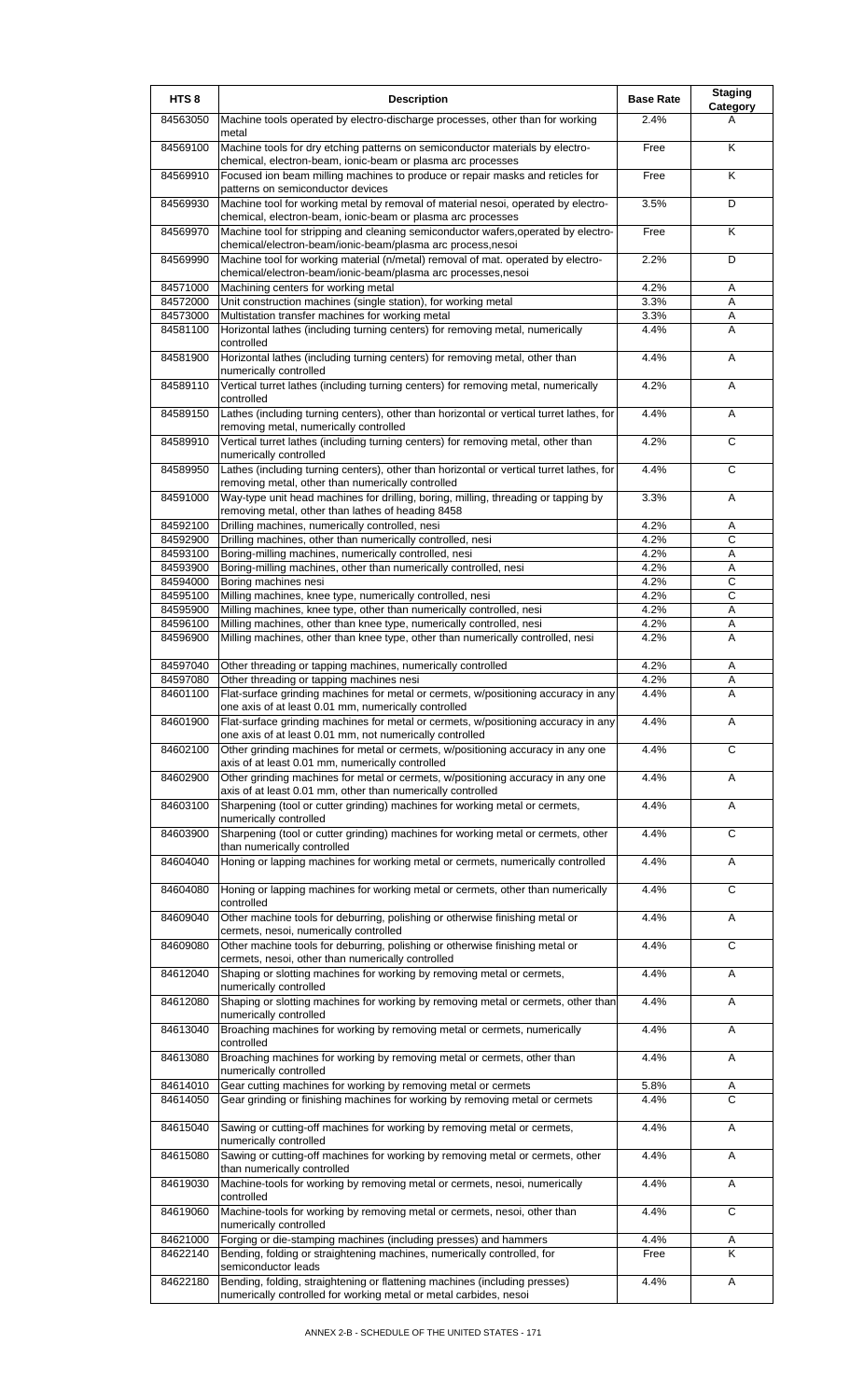| HTS 8 | Description | Base Rate | Staging Category |
| --- | --- | --- | --- |
| 84563050 | Machine tools operated by electro-discharge processes, other than for working metal | 2.4% | A |
| 84569100 | Machine tools for dry etching patterns on semiconductor materials by electro-chemical, electron-beam, ionic-beam or plasma arc processes | Free | K |
| 84569910 | Focused ion beam milling machines to produce or repair masks and reticles for patterns on semiconductor devices | Free | K |
| 84569930 | Machine tool for working metal by removal of material nesoi, operated by electro-chemical, electron-beam, ionic-beam or plasma arc processes | 3.5% | D |
| 84569970 | Machine tool for stripping and cleaning semiconductor wafers,operated by electro-chemical/electron-beam/ionic-beam/plasma arc process,nesoi | Free | K |
| 84569990 | Machine tool for working material (n/metal) removal of mat. operated by electro-chemical/electron-beam/ionic-beam/plasma arc processes,nesoi | 2.2% | D |
| 84571000 | Machining centers for working metal | 4.2% | A |
| 84572000 | Unit construction machines (single station), for working metal | 3.3% | A |
| 84573000 | Multistation transfer machines for working metal | 3.3% | A |
| 84581100 | Horizontal lathes (including turning centers) for removing metal, numerically controlled | 4.4% | A |
| 84581900 | Horizontal lathes (including turning centers) for removing metal, other than numerically controlled | 4.4% | A |
| 84589110 | Vertical turret lathes (including turning centers) for removing metal, numerically controlled | 4.2% | A |
| 84589150 | Lathes (including turning centers), other than horizontal or vertical turret lathes, for removing metal, numerically controlled | 4.4% | A |
| 84589910 | Vertical turret lathes (including turning centers) for removing metal, other than numerically controlled | 4.2% | C |
| 84589950 | Lathes (including turning centers), other than horizontal or vertical turret lathes, for removing metal, other than numerically controlled | 4.4% | C |
| 84591000 | Way-type unit head machines for drilling, boring, milling, threading or tapping by removing metal, other than lathes of heading 8458 | 3.3% | A |
| 84592100 | Drilling machines, numerically controlled, nesi | 4.2% | A |
| 84592900 | Drilling machines, other than numerically controlled, nesi | 4.2% | C |
| 84593100 | Boring-milling machines, numerically controlled, nesi | 4.2% | A |
| 84593900 | Boring-milling machines, other than numerically controlled, nesi | 4.2% | A |
| 84594000 | Boring machines nesi | 4.2% | C |
| 84595100 | Milling machines, knee type, numerically controlled, nesi | 4.2% | C |
| 84595900 | Milling machines, knee type, other than numerically controlled, nesi | 4.2% | A |
| 84596100 | Milling machines, other than knee type, numerically controlled, nesi | 4.2% | A |
| 84596900 | Milling machines, other than knee type, other than numerically controlled, nesi | 4.2% | A |
| 84597040 | Other threading or tapping machines, numerically controlled | 4.2% | A |
| 84597080 | Other threading or tapping machines nesi | 4.2% | A |
| 84601100 | Flat-surface grinding machines for metal or cermets, w/positioning accuracy in any one axis of at least 0.01 mm, numerically controlled | 4.4% | A |
| 84601900 | Flat-surface grinding machines for metal or cermets, w/positioning accuracy in any one axis of at least 0.01 mm, not numerically controlled | 4.4% | A |
| 84602100 | Other grinding machines for metal or cermets, w/positioning accuracy in any one axis of at least 0.01 mm, numerically controlled | 4.4% | C |
| 84602900 | Other grinding machines for metal or cermets, w/positioning accuracy in any one axis of at least 0.01 mm, other than numerically controlled | 4.4% | A |
| 84603100 | Sharpening (tool or cutter grinding) machines for working metal or cermets, numerically controlled | 4.4% | A |
| 84603900 | Sharpening (tool or cutter grinding) machines for working metal or cermets, other than numerically controlled | 4.4% | C |
| 84604040 | Honing or lapping machines for working metal or cermets, numerically controlled | 4.4% | A |
| 84604080 | Honing or lapping machines for working metal or cermets, other than numerically controlled | 4.4% | C |
| 84609040 | Other machine tools for deburring, polishing or otherwise finishing metal or cermets, nesoi, numerically controlled | 4.4% | A |
| 84609080 | Other machine tools for deburring, polishing or otherwise finishing metal or cermets, nesoi, other than numerically controlled | 4.4% | C |
| 84612040 | Shaping or slotting machines for working by removing metal or cermets, numerically controlled | 4.4% | A |
| 84612080 | Shaping or slotting machines for working by removing metal or cermets, other than numerically controlled | 4.4% | A |
| 84613040 | Broaching machines for working by removing metal or cermets, numerically controlled | 4.4% | A |
| 84613080 | Broaching machines for working by removing metal or cermets, other than numerically controlled | 4.4% | A |
| 84614010 | Gear cutting machines for working by removing metal or cermets | 5.8% | A |
| 84614050 | Gear grinding or finishing machines for working by removing metal or cermets | 4.4% | C |
| 84615040 | Sawing or cutting-off machines for working by removing metal or cermets, numerically controlled | 4.4% | A |
| 84615080 | Sawing or cutting-off machines for working by removing metal or cermets, other than numerically controlled | 4.4% | A |
| 84619030 | Machine-tools for working by removing metal or cermets, nesoi, numerically controlled | 4.4% | A |
| 84619060 | Machine-tools for working by removing metal or cermets, nesoi, other than numerically controlled | 4.4% | C |
| 84621000 | Forging or die-stamping machines (including presses) and hammers | 4.4% | A |
| 84622140 | Bending, folding or straightening machines, numerically controlled, for semiconductor leads | Free | K |
| 84622180 | Bending, folding, straightening or flattening machines (including presses) numerically controlled for working metal or metal carbides, nesoi | 4.4% | A |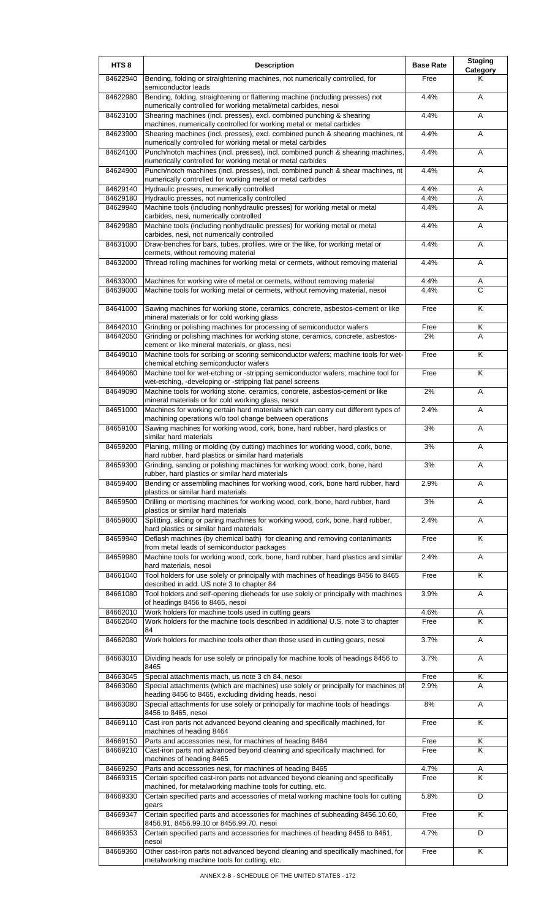| HTS 8 | Description | Base Rate | Staging Category |
|---|---|---|---|
| 84622940 | Bending, folding or straightening machines, not numerically controlled, for semiconductor leads | Free | K |
| 84622980 | Bending, folding, straightening or flattening machine (including presses) not numerically controlled for working metal/metal carbides, nesoi | 4.4% | A |
| 84623100 | Shearing machines (incl. presses), excl. combined punching & shearing machines, numerically controlled for working metal or metal carbides | 4.4% | A |
| 84623900 | Shearing machines (incl. presses), excl. combined punch & shearing machines, nt numerically controlled for working metal or metal carbides | 4.4% | A |
| 84624100 | Punch/notch machines (incl. presses), incl. combined punch & shearing machines, numerically controlled for working metal or metal carbides | 4.4% | A |
| 84624900 | Punch/notch machines (incl. presses), incl. combined punch & shear machines, nt numerically controlled for working metal or metal carbides | 4.4% | A |
| 84629140 | Hydraulic presses, numerically controlled | 4.4% | A |
| 84629180 | Hydraulic presses, not numerically controlled | 4.4% | A |
| 84629940 | Machine tools (including nonhydraulic presses) for working metal or metal carbides, nesi, numerically controlled | 4.4% | A |
| 84629980 | Machine tools (including nonhydraulic presses) for working metal or metal carbides, nesi, not numerically controlled | 4.4% | A |
| 84631000 | Draw-benches for bars, tubes, profiles, wire or the like, for working metal or cermets, without removing material | 4.4% | A |
| 84632000 | Thread rolling machines for working metal or cermets, without removing material | 4.4% | A |
| 84633000 | Machines for working wire of metal or cermets, without removing material | 4.4% | A |
| 84639000 | Machine tools for working metal or cermets, without removing material, nesoi | 4.4% | C |
| 84641000 | Sawing machines for working stone, ceramics, concrete, asbestos-cement or like mineral materials or for cold working glass | Free | K |
| 84642010 | Grinding or polishing machines for processing of semiconductor wafers | Free | K |
| 84642050 | Grinding or polishing machines for working stone, ceramics, concrete, asbestos-cement or like mineral materials, or glass, nesi | 2% | A |
| 84649010 | Machine tools for scribing or scoring semiconductor wafers; machine tools for wet-chemical etching semiconductor wafers | Free | K |
| 84649060 | Machine tool for wet-etching or -stripping semiconductor wafers; machine tool for wet-etching, -developing or -stripping flat panel screens | Free | K |
| 84649090 | Machine tools for working stone, ceramics, concrete, asbestos-cement or like mineral materials or for cold working glass, nesoi | 2% | A |
| 84651000 | Machines for working certain hard materials which can carry out different types of machining operations w/o tool change between operations | 2.4% | A |
| 84659100 | Sawing machines for working wood, cork, bone, hard rubber, hard plastics or similar hard materials | 3% | A |
| 84659200 | Planing, milling or molding (by cutting) machines for working wood, cork, bone, hard rubber, hard plastics or similar hard materials | 3% | A |
| 84659300 | Grinding, sanding or polishing machines for working wood, cork, bone, hard rubber, hard plastics or similar hard materials | 3% | A |
| 84659400 | Bending or assembling machines for working wood, cork, bone hard rubber, hard plastics or similar hard materials | 2.9% | A |
| 84659500 | Drilling or mortising machines for working wood, cork, bone, hard rubber, hard plastics or similar hard materials | 3% | A |
| 84659600 | Splitting, slicing or paring machines for working wood, cork, bone, hard rubber, hard plastics or similar hard materials | 2.4% | A |
| 84659940 | Deflash machines (by chemical bath) for cleaning and removing contanimants from metal leads of semiconductor packages | Free | K |
| 84659980 | Machine tools for working wood, cork, bone, hard rubber, hard plastics and similar hard materials, nesoi | 2.4% | A |
| 84661040 | Tool holders for use solely or principally with machines of headings 8456 to 8465 described in add. US note 3 to chapter 84 | Free | K |
| 84661080 | Tool holders and self-opening dieheads for use solely or principally with machines of headings 8456 to 8465, nesoi | 3.9% | A |
| 84662010 | Work holders for machine tools used in cutting gears | 4.6% | A |
| 84662040 | Work holders for the machine tools described in additional U.S. note 3 to chapter 84 | Free | K |
| 84662080 | Work holders for machine tools other than those used in cutting gears, nesoi | 3.7% | A |
| 84663010 | Dividing heads for use solely or principally for machine tools of headings 8456 to 8465 | 3.7% | A |
| 84663045 | Special attachments mach, us note 3 ch 84, nesoi | Free | K |
| 84663060 | Special attachments (which are machines) use solely or principally for machines of heading 8456 to 8465, excluding dividing heads, nesoi | 2.9% | A |
| 84663080 | Special attachments for use solely or principally for machine tools of headings 8456 to 8465, nesoi | 8% | A |
| 84669110 | Cast iron parts not advanced beyond cleaning and specifically machined, for machines of heading 8464 | Free | K |
| 84669150 | Parts and accessories nesi, for machines of heading 8464 | Free | K |
| 84669210 | Cast-iron parts not advanced beyond cleaning and specifically machined, for machines of heading 8465 | Free | K |
| 84669250 | Parts and accessories nesi, for machines of heading 8465 | 4.7% | A |
| 84669315 | Certain specified cast-iron parts not advanced beyond cleaning and specifically machined, for metalworking machine tools for cutting, etc. | Free | K |
| 84669330 | Certain specified parts and accessories of metal working machine tools for cutting gears | 5.8% | D |
| 84669347 | Certain specified parts and accessories for machines of subheading 8456.10.60, 8456.91, 8456.99.10 or 8456.99.70, nesoi | Free | K |
| 84669353 | Certain specified parts and accessories for machines of heading 8456 to 8461, nesoi | 4.7% | D |
| 84669360 | Other cast-iron parts not advanced beyond cleaning and specifically machined, for metalworking machine tools for cutting, etc. | Free | K |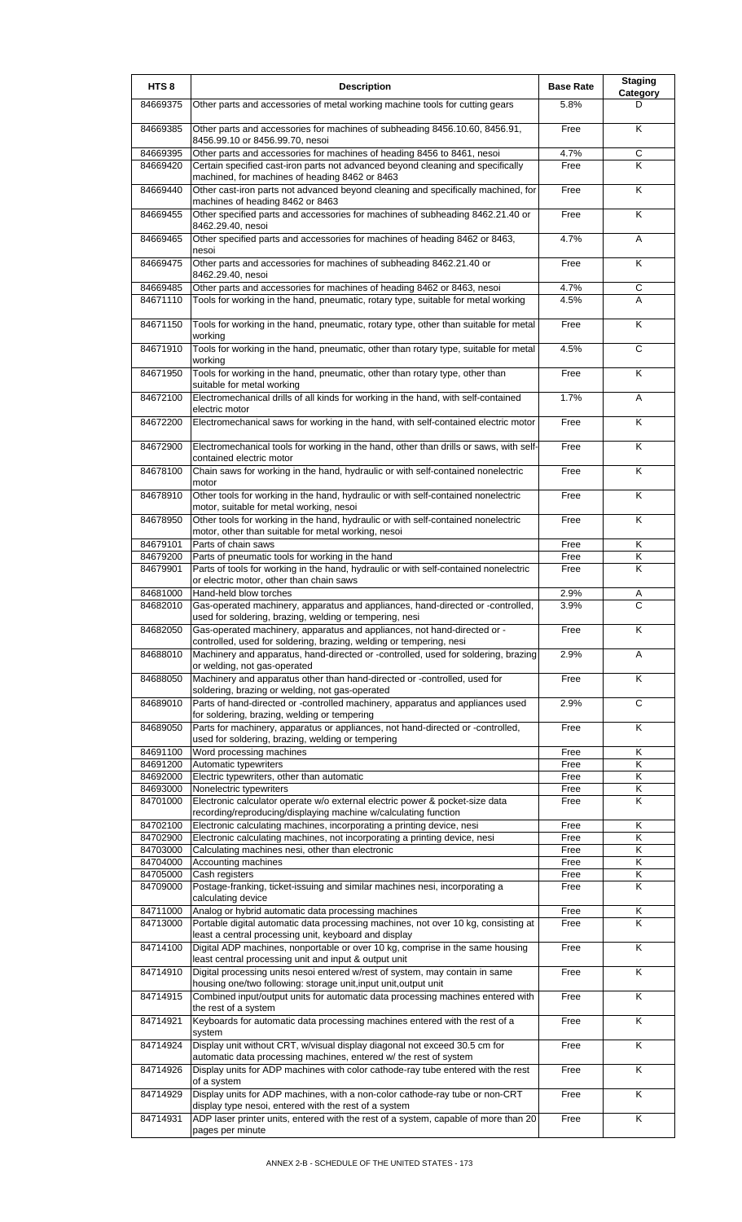| HTS 8 | Description | Base Rate | Staging Category |
|---|---|---|---|
| 84669375 | Other parts and accessories of metal working machine tools for cutting gears | 5.8% | D |
| 84669385 | Other parts and accessories for machines of subheading 8456.10.60, 8456.91, 8456.99.10 or 8456.99.70, nesoi | Free | K |
| 84669395 | Other parts and accessories for machines of heading 8456 to 8461, nesoi | 4.7% | C |
| 84669420 | Certain specified cast-iron parts not advanced beyond cleaning and specifically machined, for machines of heading 8462 or 8463 | Free | K |
| 84669440 | Other cast-iron parts not advanced beyond cleaning and specifically machined, for machines of heading 8462 or 8463 | Free | K |
| 84669455 | Other specified parts and accessories for machines of subheading 8462.21.40 or 8462.29.40, nesoi | Free | K |
| 84669465 | Other specified parts and accessories for machines of heading 8462 or 8463, nesoi | 4.7% | A |
| 84669475 | Other parts and accessories for machines of subheading 8462.21.40 or 8462.29.40, nesoi | Free | K |
| 84669485 | Other parts and accessories for machines of heading 8462 or 8463, nesoi | 4.7% | C |
| 84671110 | Tools for working in the hand, pneumatic, rotary type, suitable for metal working | 4.5% | A |
| 84671150 | Tools for working in the hand, pneumatic, rotary type, other than suitable for metal working | Free | K |
| 84671910 | Tools for working in the hand, pneumatic, other than rotary type, suitable for metal working | 4.5% | C |
| 84671950 | Tools for working in the hand, pneumatic, other than rotary type, other than suitable for metal working | Free | K |
| 84672100 | Electromechanical drills of all kinds for working in the hand, with self-contained electric motor | 1.7% | A |
| 84672200 | Electromechanical saws for working in the hand, with self-contained electric motor | Free | K |
| 84672900 | Electromechanical tools for working in the hand, other than drills or saws, with self-contained electric motor | Free | K |
| 84678100 | Chain saws for working in the hand, hydraulic or with self-contained nonelectric motor | Free | K |
| 84678910 | Other tools for working in the hand, hydraulic or with self-contained nonelectric motor, suitable for metal working, nesoi | Free | K |
| 84678950 | Other tools for working in the hand, hydraulic or with self-contained nonelectric motor, other than suitable for metal working, nesoi | Free | K |
| 84679101 | Parts of chain saws | Free | K |
| 84679200 | Parts of pneumatic tools for working in the hand | Free | K |
| 84679901 | Parts of tools for working in the hand, hydraulic or with self-contained nonelectric or electric motor, other than chain saws | Free | K |
| 84681000 | Hand-held blow torches | 2.9% | A |
| 84682010 | Gas-operated machinery, apparatus and appliances, hand-directed or -controlled, used for soldering, brazing, welding or tempering, nesi | 3.9% | C |
| 84682050 | Gas-operated machinery, apparatus and appliances, not hand-directed or -controlled, used for soldering, brazing, welding or tempering, nesi | Free | K |
| 84688010 | Machinery and apparatus, hand-directed or -controlled, used for soldering, brazing or welding, not gas-operated | 2.9% | A |
| 84688050 | Machinery and apparatus other than hand-directed or -controlled, used for soldering, brazing or welding, not gas-operated | Free | K |
| 84689010 | Parts of hand-directed or -controlled machinery, apparatus and appliances used for soldering, brazing, welding or tempering | 2.9% | C |
| 84689050 | Parts for machinery, apparatus or appliances, not hand-directed or -controlled, used for soldering, brazing, welding or tempering | Free | K |
| 84691100 | Word processing machines | Free | K |
| 84691200 | Automatic typewriters | Free | K |
| 84692000 | Electric typewriters, other than automatic | Free | K |
| 84693000 | Nonelectric typewriters | Free | K |
| 84701000 | Electronic calculator operate w/o external electric power & pocket-size data recording/reproducing/displaying machine w/calculating function | Free | K |
| 84702100 | Electronic calculating machines, incorporating a printing device, nesi | Free | K |
| 84702900 | Electronic calculating machines, not incorporating a printing device, nesi | Free | K |
| 84703000 | Calculating machines nesi, other than electronic | Free | K |
| 84704000 | Accounting machines | Free | K |
| 84705000 | Cash registers | Free | K |
| 84709000 | Postage-franking, ticket-issuing and similar machines nesi, incorporating a calculating device | Free | K |
| 84711000 | Analog or hybrid automatic data processing machines | Free | K |
| 84713000 | Portable digital automatic data processing machines, not over 10 kg, consisting at least a central processing unit, keyboard and display | Free | K |
| 84714100 | Digital ADP machines, nonportable or over 10 kg, comprise in the same housing least central processing unit and input & output unit | Free | K |
| 84714910 | Digital processing units nesoi entered w/rest of system, may contain in same housing one/two following: storage unit,input unit,output unit | Free | K |
| 84714915 | Combined input/output units for automatic data processing machines entered with the rest of a system | Free | K |
| 84714921 | Keyboards for automatic data processing machines entered with the rest of a system | Free | K |
| 84714924 | Display unit without CRT, w/visual display diagonal not exceed 30.5 cm for automatic data processing machines, entered w/ the rest of system | Free | K |
| 84714926 | Display units for ADP machines with color cathode-ray tube entered with the rest of a system | Free | K |
| 84714929 | Display units for ADP machines, with a non-color cathode-ray tube or non-CRT display type nesoi, entered with the rest of a system | Free | K |
| 84714931 | ADP laser printer units, entered with the rest of a system, capable of more than 20 pages per minute | Free | K |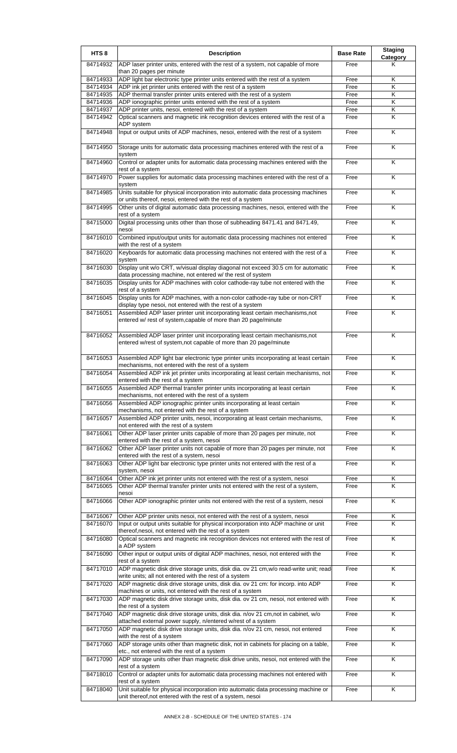| HTS 8 | Description | Base Rate | Staging Category |
|---|---|---|---|
| 84714932 | ADP laser printer units, entered with the rest of a system, not capable of more than 20 pages per minute | Free | K |
| 84714933 | ADP light bar electronic type printer units entered with the rest of a system | Free | K |
| 84714934 | ADP ink jet printer units entered with the rest of a system | Free | K |
| 84714935 | ADP thermal transfer printer units entered with the rest of a system | Free | K |
| 84714936 | ADP ionographic printer units entered with the rest of a system | Free | K |
| 84714937 | ADP printer units, nesoi, entered with the rest of a system | Free | K |
| 84714942 | Optical scanners and magnetic ink recognition devices entered with the rest of a ADP system | Free | K |
| 84714948 | Input or output units of ADP machines, nesoi, entered with the rest of a system | Free | K |
| 84714950 | Storage units for automatic data processing machines entered with the rest of a system | Free | K |
| 84714960 | Control or adapter units for automatic data processing machines entered with the rest of a system | Free | K |
| 84714970 | Power supplies for automatic data processing machines entered with the rest of a system | Free | K |
| 84714985 | Units suitable for physical incorporation into automatic data processing machines or units thereof, nesoi, entered with the rest of a system | Free | K |
| 84714995 | Other units of digital automatic data processing machines, nesoi, entered with the rest of a system | Free | K |
| 84715000 | Digital processing units other than those of subheading 8471.41 and 8471.49, nesoi | Free | K |
| 84716010 | Combined input/output units for automatic data processing machines not entered with the rest of a system | Free | K |
| 84716020 | Keyboards for automatic data processing machines not entered with the rest of a system | Free | K |
| 84716030 | Display unit w/o CRT, w/visual display diagonal not exceed 30.5 cm for automatic data processing machine, not entered w/ the rest of a system | Free | K |
| 84716035 | Display units for ADP machines with color cathode-ray tube not entered with the rest of a system | Free | K |
| 84716045 | Display units for ADP machines, with a non-color cathode-ray tube or non-CRT display type nesoi, not entered with the rest of a system | Free | K |
| 84716051 | Assembled ADP laser printer unit incorporating least certain mechanisms,not entered w/ rest of system,capable of more than 20 page/minute | Free | K |
| 84716052 | Assembled ADP laser printer unit incorporating least certain mechanisms,not entered w/rest of system,not capable of more than 20 page/minute | Free | K |
| 84716053 | Assembled ADP light bar electronic type printer units incorporating at least certain mechanisms, not entered with the rest of a system | Free | K |
| 84716054 | Assembled ADP ink jet printer units incorporating at least certain mechanisms, not entered with the rest of a system | Free | K |
| 84716055 | Assembled ADP thermal transfer printer units incorporating at least certain mechanisms, not entered with the rest of a system | Free | K |
| 84716056 | Assembled ADP ionographic printer units incorporating at least certain mechanisms, not entered with the rest of a system | Free | K |
| 84716057 | Assembled ADP printer units, nesoi, incorporating at least certain mechanisms, not entered with the rest of a system | Free | K |
| 84716061 | Other ADP laser printer units capable of more than 20 pages per minute, not entered with the rest of a system, nesoi | Free | K |
| 84716062 | Other ADP laser printer units not capable of more than 20 pages per minute, not entered with the rest of a system, nesoi | Free | K |
| 84716063 | Other ADP light bar electronic type printer units not entered with the rest of a system, nesoi | Free | K |
| 84716064 | Other ADP ink jet printer units not entered with the rest of a system, nesoi | Free | K |
| 84716065 | Other ADP thermal transfer printer units not entered with the rest of a system, nesoi | Free | K |
| 84716066 | Other ADP ionographic printer units not entered with the rest of a system, nesoi | Free | K |
| 84716067 | Other ADP printer units nesoi, not entered with the rest of a system, nesoi | Free | K |
| 84716070 | Input or output units suitable for physical incorporation into ADP machine or unit thereof,nesoi, not entered with the rest of a system | Free | K |
| 84716080 | Optical scanners and magnetic ink recognition devices not entered with the rest of a ADP system | Free | K |
| 84716090 | Other input or output units of digital ADP machines, nesoi, not entered with the rest of a system | Free | K |
| 84717010 | ADP magnetic disk drive storage units, disk dia. ov 21 cm,w/o read-write unit; read write units; all not entered with the rest of a system | Free | K |
| 84717020 | ADP magnetic disk drive storage units, disk dia. ov 21 cm: for incorp. into ADP machines or units, not entered with the rest of a system | Free | K |
| 84717030 | ADP magnetic disk drive storage units, disk dia. ov 21 cm, nesoi, not entered with the rest of a system | Free | K |
| 84717040 | ADP magnetic disk drive storage units, disk dia. n/ov 21 cm,not in cabinet, w/o attached external power supply, n/entered w/rest of a system | Free | K |
| 84717050 | ADP magnetic disk drive storage units, disk dia. n/ov 21 cm, nesoi, not entered with the rest of a system | Free | K |
| 84717060 | ADP storage units other than magnetic disk, not in cabinets for placing on a table, etc., not entered with the rest of a system | Free | K |
| 84717090 | ADP storage units other than magnetic disk drive units, nesoi, not entered with the rest of a system | Free | K |
| 84718010 | Control or adapter units for automatic data processing machines not entered with rest of a system | Free | K |
| 84718040 | Unit suitable for physical incorporation into automatic data processing machine or unit thereof,not entered with the rest of a system, nesoi | Free | K |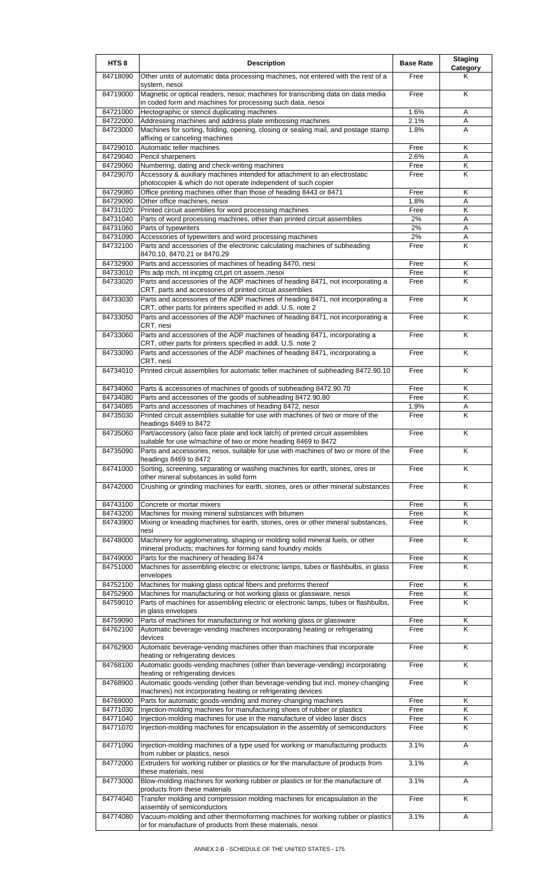| HTS 8 | Description | Base Rate | Staging Category |
|---|---|---|---|
| 84718090 | Other units of automatic data processing machines, not entered with the rest of a system, nesoi | Free | K |
| 84719000 | Magnetic or optical readers, nesoi; machines for transcribing data on data media in coded form and machines for processing such data, nesoi | Free | K |
| 84721000 | Hectographic or stencil duplicating machines | 1.6% | A |
| 84722000 | Addressing machines and address plate embossing machines | 2.1% | A |
| 84723000 | Machines for sorting, folding, opening, closing or sealing mail, and postage stamp affixing or canceling machines | 1.8% | A |
| 84729010 | Automatic teller machines | Free | K |
| 84729040 | Pencil sharpeners | 2.6% | A |
| 84729060 | Numbering, dating and check-writing machines | Free | K |
| 84729070 | Accessory & auxiliary machines intended for attachment to an electrostatic photocopier & which do not operate independent of such copier | Free | K |
| 84729080 | Office printing machines other than those of heading 8443 or 8471 | Free | K |
| 84729090 | Other office machines, nesoi | 1.8% | A |
| 84731020 | Printed circuit asemblies for word processing machines | Free | K |
| 84731040 | Parts of word processing machines, other than printed circuit assemblies | 2% | A |
| 84731060 | Parts of typewriters | 2% | A |
| 84731090 | Accessories of typewriters and word processing machines | 2% | A |
| 84732100 | Parts and accessories of the electronic calculating machines of subheading 8470.10, 8470.21 or 8470.29 | Free | K |
| 84732900 | Parts and accessories of machines of heading 8470, nesi | Free | K |
| 84733010 | Pts adp mch, nt incptng crt,prt crt assem.;nesoi | Free | K |
| 84733020 | Parts and accessories of the ADP machines of heading 8471, not incorporating a CRT, parts and accessories of printed circuit assemblies | Free | K |
| 84733030 | Parts and accessories of the ADP machines of heading 8471, not incorporating a CRT, other parts for printers specified in addl. U.S. note 2 | Free | K |
| 84733050 | Parts and accessories of the ADP machines of heading 8471, not incorporating a CRT, nesi | Free | K |
| 84733060 | Parts and accessories of the ADP machines of heading 8471, incorporating a CRT, other parts for printers specified in addl. U.S. note 2 | Free | K |
| 84733090 | Parts and accessories of the ADP machines of heading 8471, incorporating a CRT, nesi | Free | K |
| 84734010 | Printed circuit assemblies for automatic teller machines of subheading 8472.90.10 | Free | K |
| 84734060 | Parts & accessories of machines of goods of subheading 8472.90.70 | Free | K |
| 84734080 | Parts and accessories of the goods of subheading 8472.90.80 | Free | K |
| 84734085 | Parts and accessories of machines of heading 8472, nesoi | 1.9% | A |
| 84735030 | Printed circuit assemblies suitable for use with machines of two or more of the headings 8469 to 8472 | Free | K |
| 84735060 | Part/accessory (also face plate and lock latch) of printed circuit assemblies suitable for use w/machine of two or more heading 8469 to 8472 | Free | K |
| 84735090 | Parts and accessories, nesoi, suitable for use with machines of two or more of the headings 8469 to 8472 | Free | K |
| 84741000 | Sorting, screening, separating or washing machines for earth, stones, ores or other mineral substances in solid form | Free | K |
| 84742000 | Crushing or grinding machines for earth, stones, ores or other mineral substances | Free | K |
| 84743100 | Concrete or mortar mixers | Free | K |
| 84743200 | Machines for mixing mineral substances with bitumen | Free | K |
| 84743900 | Mixing or kneading machines for earth, stones, ores or other mineral substances, nesi | Free | K |
| 84748000 | Machinery for agglomerating, shaping or molding solid mineral fuels, or other mineral products; machines for forming sand foundry molds | Free | K |
| 84749000 | Parts for the machinery of heading 8474 | Free | K |
| 84751000 | Machines for assembling electric or electronic lamps, tubes or flashbulbs, in glass envelopes | Free | K |
| 84752100 | Machines for making glass optical fibers and preforms thereof | Free | K |
| 84752900 | Machines for manufacturing or hot working glass or glassware, nesoi | Free | K |
| 84759010 | Parts of machines for assembling electric or electronic lamps, tubes or flashbulbs, in glass envelopes | Free | K |
| 84759090 | Parts of machines for manufacturing or hot working glass or glassware | Free | K |
| 84762100 | Automatic beverage-vending machines incorporating heating or refrigerating devices | Free | K |
| 84762900 | Automatic beverage-vending machines other than machines that incorporate heating or refrigerating devices | Free | K |
| 84768100 | Automatic goods-vending machines (other than beverage-vending) incorporating heating or refrigerating devices | Free | K |
| 84768900 | Automatic goods-vending (other than beverage-vending but incl. money-changing machines) not incorporating heating or refrigerating devices | Free | K |
| 84769000 | Parts for automatic goods-vending and money-changing machines | Free | K |
| 84771030 | Injection-molding machines for manufacturing shoes of rubber or plastics | Free | K |
| 84771040 | Injection-molding machines for use in the manufacture of video laser discs | Free | K |
| 84771070 | Injection-molding machines for encapsulation in the assembly of semiconductors | Free | K |
| 84771090 | Injection-molding machines of a type used for working or manufacturing products from rubber or plastics, nesoi | 3.1% | A |
| 84772000 | Extruders for working rubber or plastics or for the manufacture of products from these materials, nesi | 3.1% | A |
| 84773000 | Blow-molding machines for working rubber or plastics or for the manufacture of products from these materials | 3.1% | A |
| 84774040 | Transfer molding and compression molding machines for encapsulation in the assembly of semiconductors | Free | K |
| 84774080 | Vacuum-molding and other thermoforming machines for working rubber or plastics or for manufacture of products from these materials, nesoi | 3.1% | A |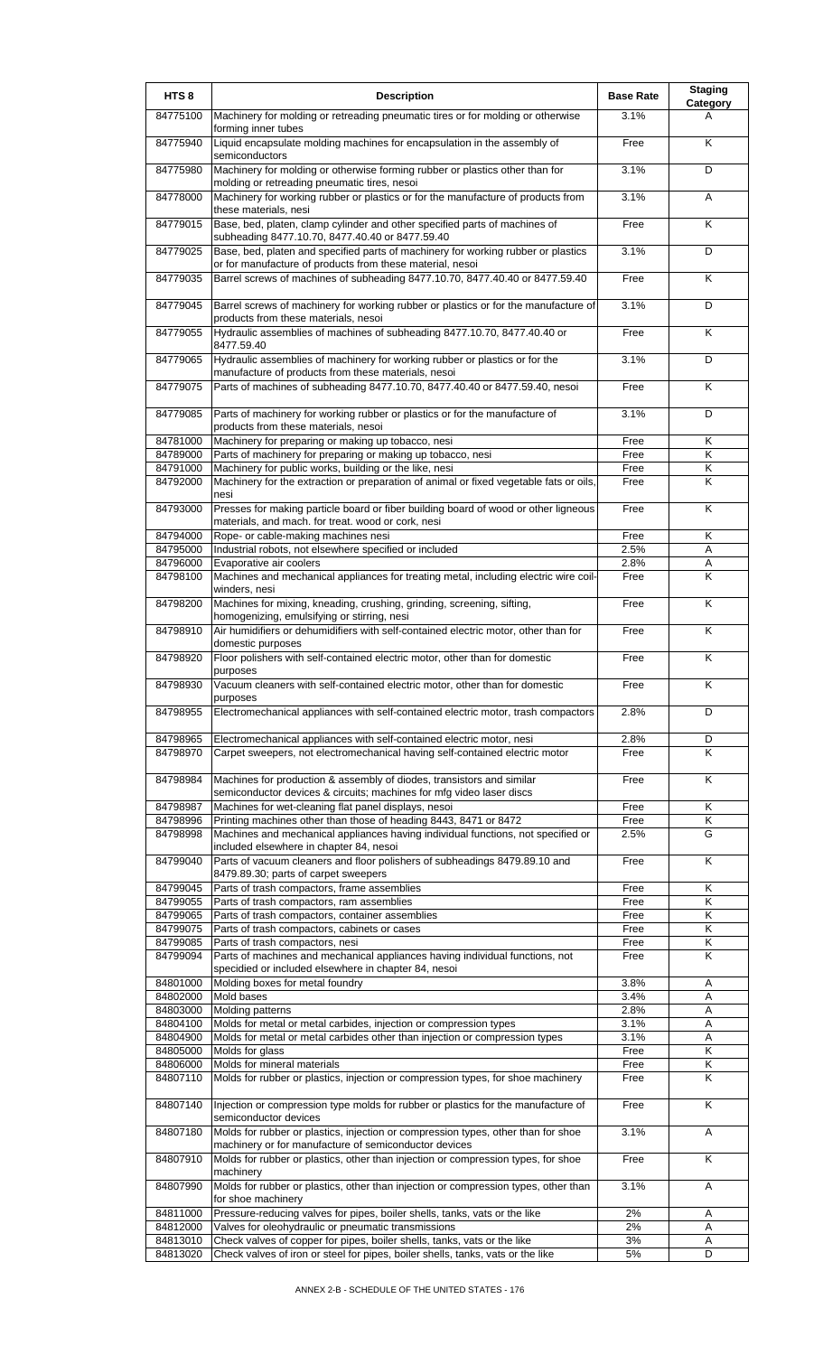| HTS 8 | Description | Base Rate | Staging Category |
|---|---|---|---|
| 84775100 | Machinery for molding or retreading pneumatic tires or for molding or otherwise forming inner tubes | 3.1% | A |
| 84775940 | Liquid encapsulate molding machines for encapsulation in the assembly of semiconductors | Free | K |
| 84775980 | Machinery for molding or otherwise forming rubber or plastics other than for molding or retreading pneumatic tires, nesoi | 3.1% | D |
| 84778000 | Machinery for working rubber or plastics or for the manufacture of products from these materials, nesi | 3.1% | A |
| 84779015 | Base, bed, platen, clamp cylinder and other specified parts of machines of subheading 8477.10.70, 8477.40.40 or 8477.59.40 | Free | K |
| 84779025 | Base, bed, platen and specified parts of machinery for working rubber or plastics or for manufacture of products from these material, nesoi | 3.1% | D |
| 84779035 | Barrel screws of machines of subheading 8477.10.70, 8477.40.40 or 8477.59.40 | Free | K |
| 84779045 | Barrel screws of machinery for working rubber or plastics or for the manufacture of products from these materials, nesoi | 3.1% | D |
| 84779055 | Hydraulic assemblies of machines of subheading 8477.10.70, 8477.40.40 or 8477.59.40 | Free | K |
| 84779065 | Hydraulic assemblies of machinery for working rubber or plastics or for the manufacture of products from these materials, nesoi | 3.1% | D |
| 84779075 | Parts of machines of subheading 8477.10.70, 8477.40.40 or 8477.59.40, nesoi | Free | K |
| 84779085 | Parts of machinery for working rubber or plastics or for the manufacture of products from these materials, nesoi | 3.1% | D |
| 84781000 | Machinery for preparing or making up tobacco, nesi | Free | K |
| 84789000 | Parts of machinery for preparing or making up tobacco, nesi | Free | K |
| 84791000 | Machinery for public works, building or the like, nesi | Free | K |
| 84792000 | Machinery for the extraction or preparation of animal or fixed vegetable fats or oils, nesi | Free | K |
| 84793000 | Presses for making particle board or fiber building board of wood or other ligneous materials, and mach. for treat. wood or cork, nesi | Free | K |
| 84794000 | Rope- or cable-making machines nesi | Free | K |
| 84795000 | Industrial robots, not elsewhere specified or included | 2.5% | A |
| 84796000 | Evaporative air coolers | 2.8% | A |
| 84798100 | Machines and mechanical appliances for treating metal, including electric wire coil-winders, nesi | Free | K |
| 84798200 | Machines for mixing, kneading, crushing, grinding, screening, sifting, homogenizing, emulsifying or stirring, nesi | Free | K |
| 84798910 | Air humidifiers or dehumidifiers with self-contained electric motor, other than for domestic purposes | Free | K |
| 84798920 | Floor polishers with self-contained electric motor, other than for domestic purposes | Free | K |
| 84798930 | Vacuum cleaners with self-contained electric motor, other than for domestic purposes | Free | K |
| 84798955 | Electromechanical appliances with self-contained electric motor, trash compactors | 2.8% | D |
| 84798965 | Electromechanical appliances with self-contained electric motor, nesi | 2.8% | D |
| 84798970 | Carpet sweepers, not electromechanical having self-contained electric motor | Free | K |
| 84798984 | Machines for production & assembly of diodes, transistors and similar semiconductor devices & circuits; machines for mfg video laser discs | Free | K |
| 84798987 | Machines for wet-cleaning flat panel displays, nesoi | Free | K |
| 84798996 | Printing machines other than those of heading 8443, 8471 or 8472 | Free | K |
| 84798998 | Machines and mechanical appliances having individual functions, not specified or included elsewhere in chapter 84, nesoi | 2.5% | G |
| 84799040 | Parts of vacuum cleaners and floor polishers of subheadings 8479.89.10 and 8479.89.30; parts of carpet sweepers | Free | K |
| 84799045 | Parts of trash compactors, frame assemblies | Free | K |
| 84799055 | Parts of trash compactors, ram assemblies | Free | K |
| 84799065 | Parts of trash compactors, container assemblies | Free | K |
| 84799075 | Parts of trash compactors, cabinets or cases | Free | K |
| 84799085 | Parts of trash compactors, nesi | Free | K |
| 84799094 | Parts of machines and mechanical appliances having individual functions, not specidied or included elsewhere in chapter 84, nesoi | Free | K |
| 84801000 | Molding boxes for metal foundry | 3.8% | A |
| 84802000 | Mold bases | 3.4% | A |
| 84803000 | Molding patterns | 2.8% | A |
| 84804100 | Molds for metal or metal carbides, injection or compression types | 3.1% | A |
| 84804900 | Molds for metal or metal carbides other than injection or compression types | 3.1% | A |
| 84805000 | Molds for glass | Free | K |
| 84806000 | Molds for mineral materials | Free | K |
| 84807110 | Molds for rubber or plastics, injection or compression types, for shoe machinery | Free | K |
| 84807140 | Injection or compression type molds for rubber or plastics for the manufacture of semiconductor devices | Free | K |
| 84807180 | Molds for rubber or plastics, injection or compression types, other than for shoe machinery or for manufacture of semiconductor devices | 3.1% | A |
| 84807910 | Molds for rubber or plastics, other than injection or compression types, for shoe machinery | Free | K |
| 84807990 | Molds for rubber or plastics, other than injection or compression types, other than for shoe machinery | 3.1% | A |
| 84811000 | Pressure-reducing valves for pipes, boiler shells, tanks, vats or the like | 2% | A |
| 84812000 | Valves for oleohydraulic or pneumatic transmissions | 2% | A |
| 84813010 | Check valves of copper for pipes, boiler shells, tanks, vats or the like | 3% | A |
| 84813020 | Check valves of iron or steel for pipes, boiler shells, tanks, vats or the like | 5% | D |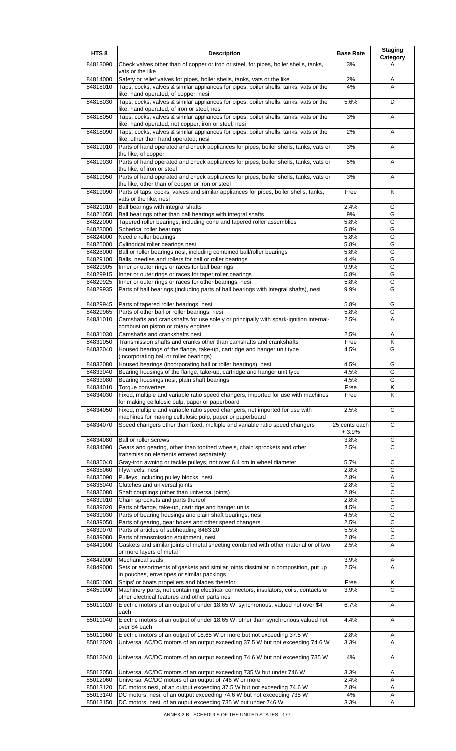| HTS 8 | Description | Base Rate | Staging Category |
|---|---|---|---|
| 84813090 | Check valves other than of copper or iron or steel, for pipes, boiler shells, tanks, vats or the like | 3% | A |
| 84814000 | Safety or relief valves for pipes, boiler shells, tanks, vats or the like | 2% | A |
| 84818010 | Taps, cocks, valves & similar appliances for pipes, boiler shells, tanks, vats or the like, hand operated, of copper, nesi | 4% | A |
| 84818030 | Taps, cocks, valves & similar appliances for pipes, boiler shells, tanks, vats or the like, hand operated, of iron or steel, nesi | 5.6% | D |
| 84818050 | Taps, cocks, valves & similar appliances for pipes, boiler shells, tanks, vats or the like, hand operated, not copper, iron or steel, nesi | 3% | A |
| 84818090 | Taps, cocks, valves & similar appliances for pipes, boiler shells, tanks, vats or the like, other than hand operated, nesi | 2% | A |
| 84819010 | Parts of hand operated and check appliances for pipes, boiler shells, tanks, vats or the like, of copper | 3% | A |
| 84819030 | Parts of hand operated and check appliances for pipes, boiler shells, tanks, vats or the like, of iron or steel | 5% | A |
| 84819050 | Parts of hand operated and check appliances for pipes, boiler shells, tanks, vats or the like, other than of copper or iron or steel | 3% | A |
| 84819090 | Parts of taps, cocks, valves and similar appliances for pipes, boiler shells, tanks, vats or the like, nesi | Free | K |
| 84821010 | Ball bearings with integral shafts | 2.4% | G |
| 84821050 | Ball bearings other than ball bearings with integral shafts | 9% | G |
| 84822000 | Tapered roller bearings, including cone and tapered roller assemblies | 5.8% | G |
| 84823000 | Spherical roller bearings | 5.8% | G |
| 84824000 | Needle roller bearings | 5.8% | G |
| 84825000 | Cylindrical roller bearings nesi | 5.8% | G |
| 84828000 | Ball or roller bearings nesi, including combined ball/roller bearings | 5.8% | G |
| 84829100 | Balls, needles and rollers for ball or roller bearings | 4.4% | G |
| 84829905 | Inner or outer rings or races for ball bearings | 9.9% | G |
| 84829915 | Inner or outer rings or races for taper roller bearings | 5.8% | G |
| 84829925 | Inner or outer rings or races for other bearings, nesi | 5.8% | G |
| 84829935 | Parts of ball bearings (including parts of ball bearings with integral shafts), nesi | 9.9% | G |
| 84829945 | Parts of tapered roller bearings, nesi | 5.8% | G |
| 84829965 | Parts of other ball or roller bearings, nesi | 5.8% | G |
| 84831010 | Camshafts and crankshafts for use solely or principally with spark-ignition internal-combustion piston or rotary engines | 2.5% | A |
| 84831030 | Camshafts and crankshafts nesi | 2.5% | A |
| 84831050 | Transmission shafts and cranks other than camshafts and crankshafts | Free | K |
| 84832040 | Housed bearings of the flange, take-up, cartridge and hanger unit type (incorporating ball or roller bearings) | 4.5% | G |
| 84832080 | Housed bearings (incorporating ball or roller bearings), nesi | 4.5% | G |
| 84833040 | Bearing housings of the flange, take-up, cartridge and hanger unit type | 4.5% | G |
| 84833080 | Bearing housings nesi; plain shaft bearings | 4.5% | G |
| 84834010 | Torque converters | Free | K |
| 84834030 | Fixed, multiple and variable ratio speed changers, imported for use with machines for making cellulosic pulp, paper or paperboard | Free | K |
| 84834050 | Fixed, multiple and variable ratio speed changers, not imported for use with machines for making cellulosic pulp, paper or paperboard | 2.5% | C |
| 84834070 | Speed changers other than fixed, multiple and variable ratio speed changers | 25 cents each + 3.9% | C |
| 84834080 | Ball or roller screws | 3.8% | C |
| 84834090 | Gears and gearing, other than toothed wheels, chain sprockets and other transmission elements entered separately | 2.5% | C |
| 84835040 | Gray-iron awning or tackle pulleys, not over 6.4 cm in wheel diameter | 5.7% | C |
| 84835060 | Flywheels, nesi | 2.8% | C |
| 84835090 | Pulleys, including pulley blocks, nesi | 2.8% | A |
| 84836040 | Clutches and universal joints | 2.8% | C |
| 84836080 | Shaft couplings (other than universal joints) | 2.8% | C |
| 84839010 | Chain sprockets and parts thereof | 2.8% | C |
| 84839020 | Parts of flange, take-up, cartridge and hanger units | 4.5% | C |
| 84839030 | Parts of bearing housings and plain shaft bearings, nesi | 4.5% | G |
| 84839050 | Parts of gearing, gear boxes and other speed changers | 2.5% | C |
| 84839070 | Parts of articles of subheading 8483.20 | 5.5% | C |
| 84839080 | Parts of transmission equipment, nesi | 2.8% | C |
| 84841000 | Gaskets and similar joints of metal sheeting combined with other material or of two or more layers of metal | 2.5% | A |
| 84842000 | Mechanical seals | 3.9% | A |
| 84849000 | Sets or assortments of gaskets and similar joints dissimilar in composition, put up in pouches, envelopes or similar packings | 2.5% | A |
| 84851000 | Ships' or boats propellers and blades therefor | Free | K |
| 84859000 | Machinery parts, not containing electrical connectors, insulators, coils, contacts or other electrical features and other parts nesi | 3.9% | C |
| 85011020 | Electric motors of an output of under 18.65 W, synchronous, valued not over $4 each | 6.7% | A |
| 85011040 | Electric motors of an output of under 18.65 W, other than synchronous valued not over $4 each | 4.4% | A |
| 85011060 | Electric motors of an output of 18.65 W or more but not exceeding 37.5 W | 2.8% | A |
| 85012020 | Universal AC/DC motors of an output exceeding 37.5 W but not exceeding 74.6 W | 3.3% | A |
| 85012040 | Universal AC/DC motors of an output exceeding 74.6 W but not exceeding 735 W | 4% | A |
| 85012050 | Universal AC/DC motors of an output exceeding 735 W but under 746 W | 3.3% | A |
| 85012060 | Universal AC/DC motors of an output of 746 W or more | 2.4% | A |
| 85013120 | DC motors nesi, of an output exceeding 37.5 W but not exceeding 74.6 W | 2.8% | A |
| 85013140 | DC motors, nesi, of an output exceeding 74.6 W but not exceeding 735 W | 4% | A |
| 85013150 | DC motors, nesi, of an output exceeding 735 W but under 746 W | 3.3% | A |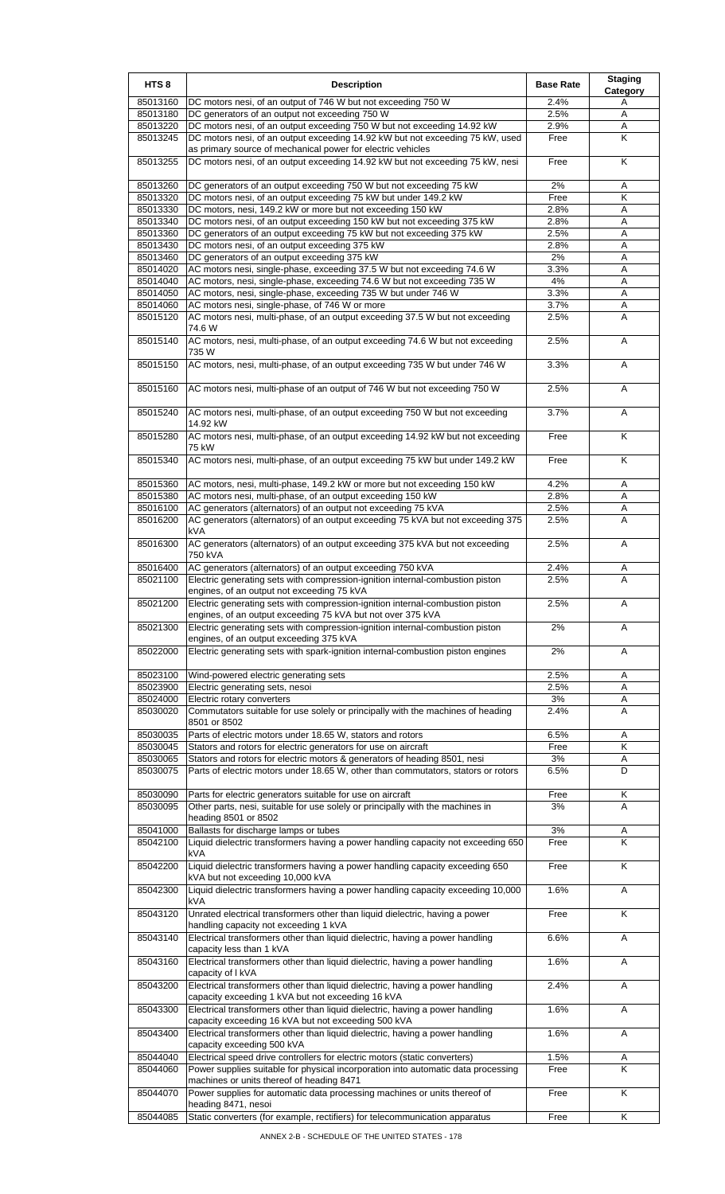| HTS 8 | Description | Base Rate | Staging Category |
|---|---|---|---|
| 85013160 | DC motors nesi, of an output of 746 W but not exceeding 750 W | 2.4% | A |
| 85013180 | DC generators of an output not exceeding 750 W | 2.5% | A |
| 85013220 | DC motors nesi, of an output exceeding 750 W but not exceeding 14.92 kW | 2.9% | A |
| 85013245 | DC motors nesi, of an output exceeding 14.92 kW but not exceeding 75 kW, used as primary source of mechanical power for electric vehicles | Free | K |
| 85013255 | DC motors nesi, of an output exceeding 14.92 kW but not exceeding 75 kW, nesi | Free | K |
| 85013260 | DC generators of an output exceeding 750 W but not exceeding 75 kW | 2% | A |
| 85013320 | DC motors nesi, of an output exceeding 75 kW but under 149.2 kW | Free | K |
| 85013330 | DC motors, nesi, 149.2 kW or more but not exceeding 150 kW | 2.8% | A |
| 85013340 | DC motors nesi, of an output exceeding 150 kW but not exceeding 375 kW | 2.8% | A |
| 85013360 | DC generators of an output exceeding 75 kW but not exceeding 375 kW | 2.5% | A |
| 85013430 | DC motors nesi, of an output exceeding 375 kW | 2.8% | A |
| 85013460 | DC generators of an output exceeding 375 kW | 2% | A |
| 85014020 | AC motors nesi, single-phase, exceeding 37.5 W but not exceeding 74.6 W | 3.3% | A |
| 85014040 | AC motors, nesi, single-phase, exceeding 74.6 W but not exceeding 735 W | 4% | A |
| 85014050 | AC motors, nesi, single-phase, exceeding 735 W but under 746 W | 3.3% | A |
| 85014060 | AC motors nesi, single-phase, of 746 W or more | 3.7% | A |
| 85015120 | AC motors nesi, multi-phase, of an output exceeding 37.5 W but not exceeding 74.6 W | 2.5% | A |
| 85015140 | AC motors, nesi, multi-phase, of an output exceeding 74.6 W but not exceeding 735 W | 2.5% | A |
| 85015150 | AC motors, nesi, multi-phase, of an output exceeding 735 W but under 746 W | 3.3% | A |
| 85015160 | AC motors nesi, multi-phase of an output of 746 W but not exceeding 750 W | 2.5% | A |
| 85015240 | AC motors nesi, multi-phase, of an output exceeding 750 W but not exceeding 14.92 kW | 3.7% | A |
| 85015280 | AC motors nesi, multi-phase, of an output exceeding 14.92 kW but not exceeding 75 kW | Free | K |
| 85015340 | AC motors nesi, multi-phase, of an output exceeding 75 kW but under 149.2 kW | Free | K |
| 85015360 | AC motors, nesi, multi-phase, 149.2 kW or more but not exceeding 150 kW | 4.2% | A |
| 85015380 | AC motors nesi, multi-phase, of an output exceeding 150 kW | 2.8% | A |
| 85016100 | AC generators (alternators) of an output not exceeding 75 kVA | 2.5% | A |
| 85016200 | AC generators (alternators) of an output exceeding 75 kVA but not exceeding 375 kVA | 2.5% | A |
| 85016300 | AC generators (alternators) of an output exceeding 375 kVA but not exceeding 750 kVA | 2.5% | A |
| 85016400 | AC generators (alternators) of an output exceeding 750 kVA | 2.4% | A |
| 85021100 | Electric generating sets with compression-ignition internal-combustion piston engines, of an output not exceeding 75 kVA | 2.5% | A |
| 85021200 | Electric generating sets with compression-ignition internal-combustion piston engines, of an output exceeding 75 kVA but not over 375 kVA | 2.5% | A |
| 85021300 | Electric generating sets with compression-ignition internal-combustion piston engines, of an output exceeding 375 kVA | 2% | A |
| 85022000 | Electric generating sets with spark-ignition internal-combustion piston engines | 2% | A |
| 85023100 | Wind-powered electric generating sets | 2.5% | A |
| 85023900 | Electric generating sets, nesoi | 2.5% | A |
| 85024000 | Electric rotary converters | 3% | A |
| 85030020 | Commutators suitable for use solely or principally with the machines of heading 8501 or 8502 | 2.4% | A |
| 85030035 | Parts of electric motors under 18.65 W, stators and rotors | 6.5% | A |
| 85030045 | Stators and rotors for electric generators for use on aircraft | Free | K |
| 85030065 | Stators and rotors for electric motors & generators of heading 8501, nesi | 3% | A |
| 85030075 | Parts of electric motors under 18.65 W, other than commutators, stators or rotors | 6.5% | D |
| 85030090 | Parts for electric generators suitable for use on aircraft | Free | K |
| 85030095 | Other parts, nesi, suitable for use solely or principally with the machines in heading 8501 or 8502 | 3% | A |
| 85041000 | Ballasts for discharge lamps or tubes | 3% | A |
| 85042100 | Liquid dielectric transformers having a power handling capacity not exceeding 650 kVA | Free | K |
| 85042200 | Liquid dielectric transformers having a power handling capacity exceeding 650 kVA but not exceeding 10,000 kVA | Free | K |
| 85042300 | Liquid dielectric transformers having a power handling capacity exceeding 10,000 kVA | 1.6% | A |
| 85043120 | Unrated electrical transformers other than liquid dielectric, having a power handling capacity not exceeding 1 kVA | Free | K |
| 85043140 | Electrical transformers other than liquid dielectric, having a power handling capacity less than 1 kVA | 6.6% | A |
| 85043160 | Electrical transformers other than liquid dielectric, having a power handling capacity of l kVA | 1.6% | A |
| 85043200 | Electrical transformers other than liquid dielectric, having a power handling capacity exceeding 1 kVA but not exceeding 16 kVA | 2.4% | A |
| 85043300 | Electrical transformers other than liquid dielectric, having a power handling capacity exceeding 16 kVA but not exceeding 500 kVA | 1.6% | A |
| 85043400 | Electrical transformers other than liquid dielectric, having a power handling capacity exceeding 500 kVA | 1.6% | A |
| 85044040 | Electrical speed drive controllers for electric motors (static converters) | 1.5% | A |
| 85044060 | Power supplies suitable for physical incorporation into automatic data processing machines or units thereof of heading 8471 | Free | K |
| 85044070 | Power supplies for automatic data processing machines or units thereof of heading 8471, nesoi | Free | K |
| 85044085 | Static converters (for example, rectifiers) for telecommunication apparatus | Free | K |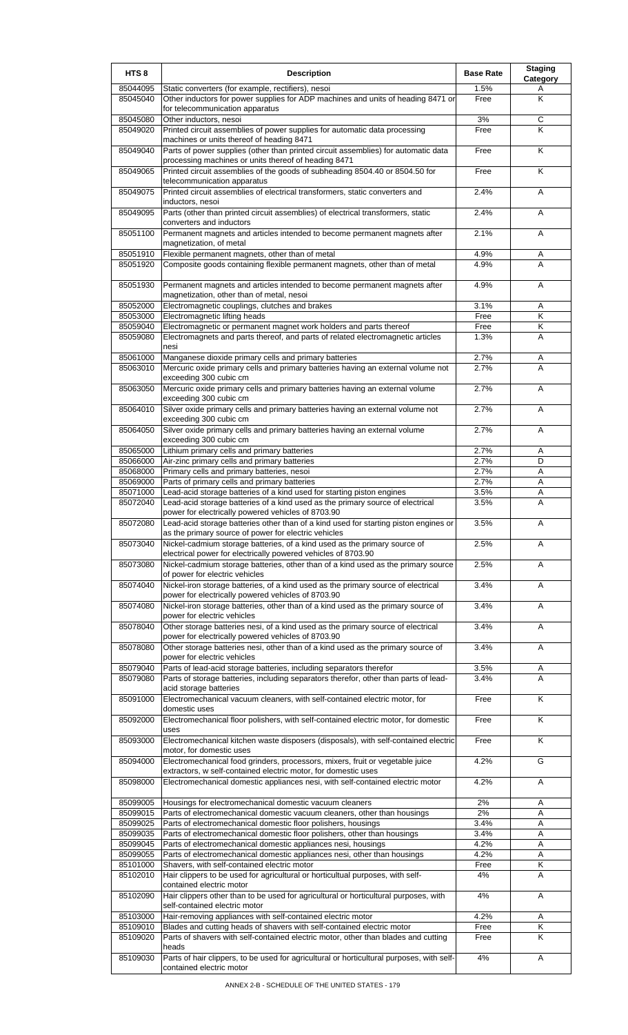| HTS 8 | Description | Base Rate | Staging Category |
|---|---|---|---|
| 85044095 | Static converters (for example, rectifiers), nesoi | 1.5% | A |
| 85045040 | Other inductors for power supplies for ADP machines and units of heading 8471 or for telecommunication apparatus | Free | K |
| 85045080 | Other inductors, nesoi | 3% | C |
| 85049020 | Printed circuit assemblies of power supplies for automatic data processing machines or units thereof of heading 8471 | Free | K |
| 85049040 | Parts of power supplies (other than printed circuit assemblies) for automatic data processing machines or units thereof of heading 8471 | Free | K |
| 85049065 | Printed circuit assemblies of the goods of subheading 8504.40 or 8504.50 for telecommunication apparatus | Free | K |
| 85049075 | Printed circuit assemblies of electrical transformers, static converters and inductors, nesoi | 2.4% | A |
| 85049095 | Parts (other than printed circuit assemblies) of electrical transformers, static converters and inductors | 2.4% | A |
| 85051100 | Permanent magnets and articles intended to become permanent magnets after magnetization, of metal | 2.1% | A |
| 85051910 | Flexible permanent magnets, other than of metal | 4.9% | A |
| 85051920 | Composite goods containing flexible permanent magnets, other than of metal | 4.9% | A |
| 85051930 | Permanent magnets and articles intended to become permanent magnets after magnetization, other than of metal, nesoi | 4.9% | A |
| 85052000 | Electromagnetic couplings, clutches and brakes | 3.1% | A |
| 85053000 | Electromagnetic lifting heads | Free | K |
| 85059040 | Electromagnetic or permanent magnet work holders and parts thereof | Free | K |
| 85059080 | Electromagnets and parts thereof, and parts of related electromagnetic articles nesi | 1.3% | A |
| 85061000 | Manganese dioxide primary cells and primary batteries | 2.7% | A |
| 85063010 | Mercuric oxide primary cells and primary batteries having an external volume not exceeding 300 cubic cm | 2.7% | A |
| 85063050 | Mercuric oxide primary cells and primary batteries having an external volume exceeding 300 cubic cm | 2.7% | A |
| 85064010 | Silver oxide primary cells and primary batteries having an external volume not exceeding 300 cubic cm | 2.7% | A |
| 85064050 | Silver oxide primary cells and primary batteries having an external volume exceeding 300 cubic cm | 2.7% | A |
| 85065000 | Lithium primary cells and primary batteries | 2.7% | A |
| 85066000 | Air-zinc primary cells and primary batteries | 2.7% | D |
| 85068000 | Primary cells and primary batteries, nesoi | 2.7% | A |
| 85069000 | Parts of primary cells and primary batteries | 2.7% | A |
| 85071000 | Lead-acid storage batteries of a kind used for starting piston engines | 3.5% | A |
| 85072040 | Lead-acid storage batteries of a kind used as the primary source of electrical power for electrically powered vehicles of 8703.90 | 3.5% | A |
| 85072080 | Lead-acid storage batteries other than of a kind used for starting piston engines or as the primary source of power for electric vehicles | 3.5% | A |
| 85073040 | Nickel-cadmium storage batteries, of a kind used as the primary source of electrical power for electrically powered vehicles of 8703.90 | 2.5% | A |
| 85073080 | Nickel-cadmium storage batteries, other than of a kind used as the primary source of power for electric vehicles | 2.5% | A |
| 85074040 | Nickel-iron storage batteries, of a kind used as the primary source of electrical power for electrically powered vehicles of 8703.90 | 3.4% | A |
| 85074080 | Nickel-iron storage batteries, other than of a kind used as the primary source of power for electric vehicles | 3.4% | A |
| 85078040 | Other storage batteries nesi, of a kind used as the primary source of electrical power for electrically powered vehicles of 8703.90 | 3.4% | A |
| 85078080 | Other storage batteries nesi, other than of a kind used as the primary source of power for electric vehicles | 3.4% | A |
| 85079040 | Parts of lead-acid storage batteries, including separators therefor | 3.5% | A |
| 85079080 | Parts of storage batteries, including separators therefor, other than parts of lead-acid storage batteries | 3.4% | A |
| 85091000 | Electromechanical vacuum cleaners, with self-contained electric motor, for domestic uses | Free | K |
| 85092000 | Electromechanical floor polishers, with self-contained electric motor, for domestic uses | Free | K |
| 85093000 | Electromechanical kitchen waste disposers (disposals), with self-contained electric motor, for domestic uses | Free | K |
| 85094000 | Electromechanical food grinders, processors, mixers, fruit or vegetable juice extractors, w self-contained electric motor, for domestic uses | 4.2% | G |
| 85098000 | Electromechanical domestic appliances nesi, with self-contained electric motor | 4.2% | A |
| 85099005 | Housings for electromechanical domestic vacuum cleaners | 2% | A |
| 85099015 | Parts of electromechanical domestic vacuum cleaners, other than housings | 2% | A |
| 85099025 | Parts of electromechanical domestic floor polishers, housings | 3.4% | A |
| 85099035 | Parts of electromechanical domestic floor polishers, other than housings | 3.4% | A |
| 85099045 | Parts of electromechanical domestic appliances nesi, housings | 4.2% | A |
| 85099055 | Parts of electromechanical domestic appliances nesi, other than housings | 4.2% | A |
| 85101000 | Shavers, with self-contained electric motor | Free | K |
| 85102010 | Hair clippers to be used for agricultural or horticultual purposes, with self-contained electric motor | 4% | A |
| 85102090 | Hair clippers other than to be used for agricultural or horticultural purposes, with self-contained electric motor | 4% | A |
| 85103000 | Hair-removing appliances with self-contained electric motor | 4.2% | A |
| 85109010 | Blades and cutting heads of shavers with self-contained electric motor | Free | K |
| 85109020 | Parts of shavers with self-contained electric motor, other than blades and cutting heads | Free | K |
| 85109030 | Parts of hair clippers, to be used for agricultural or horticultural purposes, with self-contained electric motor | 4% | A |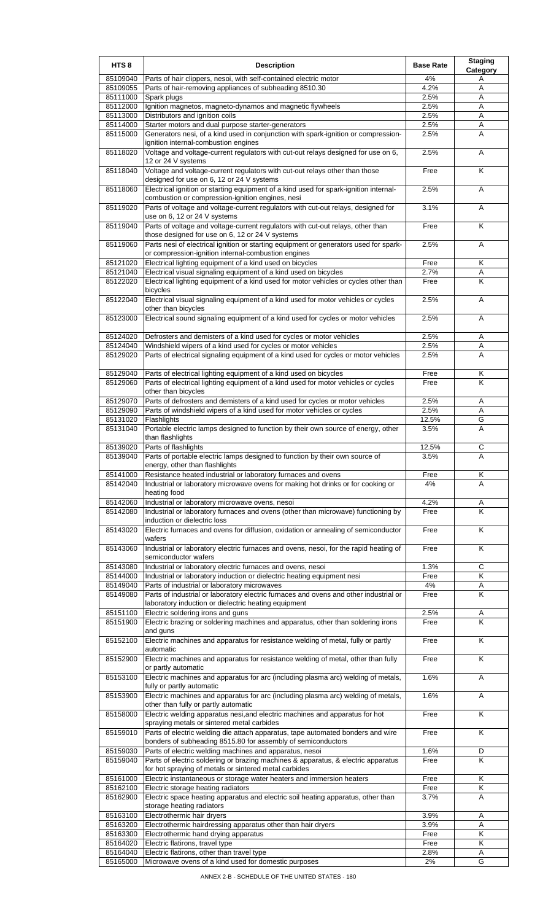| HTS 8 | Description | Base Rate | Staging Category |
| --- | --- | --- | --- |
| 85109040 | Parts of hair clippers, nesoi, with self-contained electric motor | 4% | A |
| 85109055 | Parts of hair-removing appliances of subheading 8510.30 | 4.2% | A |
| 85111000 | Spark plugs | 2.5% | A |
| 85112000 | Ignition magnetos, magneto-dynamos and magnetic flywheels | 2.5% | A |
| 85113000 | Distributors and ignition coils | 2.5% | A |
| 85114000 | Starter motors and dual purpose starter-generators | 2.5% | A |
| 85115000 | Generators nesi, of a kind used in conjunction with spark-ignition or compression-ignition internal-combustion engines | 2.5% | A |
| 85118020 | Voltage and voltage-current regulators with cut-out relays designed for use on 6, 12 or 24 V systems | 2.5% | A |
| 85118040 | Voltage and voltage-current regulators with cut-out relays other than those designed for use on 6, 12 or 24 V systems | Free | K |
| 85118060 | Electrical ignition or starting equipment of a kind used for spark-ignition internal-combustion or compression-ignition engines, nesi | 2.5% | A |
| 85119020 | Parts of voltage and voltage-current regulators with cut-out relays, designed for use on 6, 12 or 24 V systems | 3.1% | A |
| 85119040 | Parts of voltage and voltage-current regulators with cut-out relays, other than those designed for use on 6, 12 or 24 V systems | Free | K |
| 85119060 | Parts nesi of electrical ignition or starting equipment or generators used for spark- or compression-ignition internal-combustion engines | 2.5% | A |
| 85121020 | Electrical lighting equipment of a kind used on bicycles | Free | K |
| 85121040 | Electrical visual signaling equipment of a kind used on bicycles | 2.7% | A |
| 85122020 | Electrical lighting equipment of a kind used for motor vehicles or cycles other than bicycles | Free | K |
| 85122040 | Electrical visual signaling equipment of a kind used for motor vehicles or cycles other than bicycles | 2.5% | A |
| 85123000 | Electrical sound signaling equipment of a kind used for cycles or motor vehicles | 2.5% | A |
| 85124020 | Defrosters and demisters of a kind used for cycles or motor vehicles | 2.5% | A |
| 85124040 | Windshield wipers of a kind used for cycles or motor vehicles | 2.5% | A |
| 85129020 | Parts of electrical signaling equipment of a kind used for cycles or motor vehicles | 2.5% | A |
| 85129040 | Parts of electrical lighting equipment of a kind used on bicycles | Free | K |
| 85129060 | Parts of electrical lighting equipment of a kind used for motor vehicles or cycles other than bicycles | Free | K |
| 85129070 | Parts of defrosters and demisters of a kind used for cycles or motor vehicles | 2.5% | A |
| 85129090 | Parts of windshield wipers of a kind used for motor vehicles or cycles | 2.5% | A |
| 85131020 | Flashlights | 12.5% | G |
| 85131040 | Portable electric lamps designed to function by their own source of energy, other than flashlights | 3.5% | A |
| 85139020 | Parts of flashlights | 12.5% | C |
| 85139040 | Parts of portable electric lamps designed to function by their own source of energy, other than flashlights | 3.5% | A |
| 85141000 | Resistance heated industrial or laboratory furnaces and ovens | Free | K |
| 85142040 | Industrial or laboratory microwave ovens for making hot drinks or for cooking or heating food | 4% | A |
| 85142060 | Industrial or laboratory microwave ovens, nesoi | 4.2% | A |
| 85142080 | Industrial or laboratory furnaces and ovens (other than microwave) functioning by induction or dielectric loss | Free | K |
| 85143020 | Electric furnaces and ovens for diffusion, oxidation or annealing of semiconductor wafers | Free | K |
| 85143060 | Industrial or laboratory electric furnaces and ovens, nesoi, for the rapid heating of semiconductor wafers | Free | K |
| 85143080 | Industrial or laboratory electric furnaces and ovens, nesoi | 1.3% | C |
| 85144000 | Industrial or laboratory induction or dielectric heating equipment nesi | Free | K |
| 85149040 | Parts of industrial or laboratory microwaves | 4% | A |
| 85149080 | Parts of industrial or laboratory electric furnaces and ovens and other industrial or laboratory induction or dielectric heating equipment | Free | K |
| 85151100 | Electric soldering irons and guns | 2.5% | A |
| 85151900 | Electric brazing or soldering machines and apparatus, other than soldering irons and guns | Free | K |
| 85152100 | Electric machines and apparatus for resistance welding of metal, fully or partly automatic | Free | K |
| 85152900 | Electric machines and apparatus for resistance welding of metal, other than fully or partly automatic | Free | K |
| 85153100 | Electric machines and apparatus for arc (including plasma arc) welding of metals, fully or partly automatic | 1.6% | A |
| 85153900 | Electric machines and apparatus for arc (including plasma arc) welding of metals, other than fully or partly automatic | 1.6% | A |
| 85158000 | Electric welding apparatus nesi,and electric machines and apparatus for hot spraying metals or sintered metal carbides | Free | K |
| 85159010 | Parts of electric welding die attach apparatus, tape automated bonders and wire bonders of subheading 8515.80 for assembly of semiconductors | Free | K |
| 85159030 | Parts of electric welding machines and apparatus, nesoi | 1.6% | D |
| 85159040 | Parts of electric soldering or brazing machines & apparatus, & electric apparatus for hot spraying of metals or sintered metal carbides | Free | K |
| 85161000 | Electric instantaneous or storage water heaters and immersion heaters | Free | K |
| 85162100 | Electric storage heating radiators | Free | K |
| 85162900 | Electric space heating apparatus and electric soil heating apparatus, other than storage heating radiators | 3.7% | A |
| 85163100 | Electrothermic hair dryers | 3.9% | A |
| 85163200 | Electrothermic hairdressing apparatus other than hair dryers | 3.9% | A |
| 85163300 | Electrothermic hand drying apparatus | Free | K |
| 85164020 | Electric flatirons, travel type | Free | K |
| 85164040 | Electric flatirons, other than travel type | 2.8% | A |
| 85165000 | Microwave ovens of a kind used for domestic purposes | 2% | G |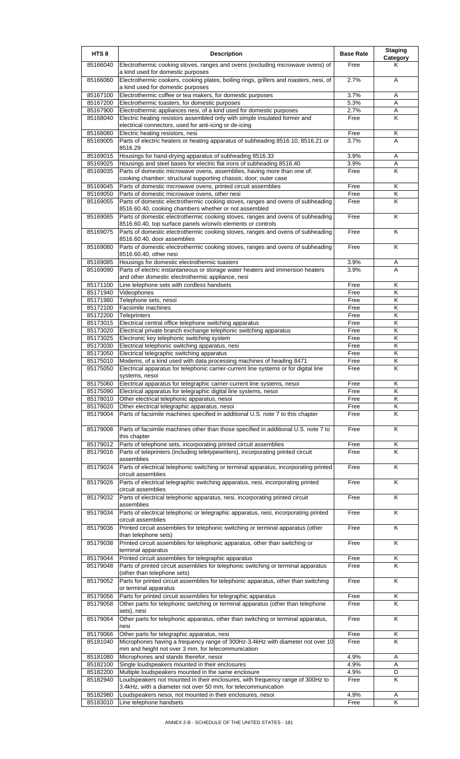| HTS 8 | Description | Base Rate | Staging Category |
|---|---|---|---|
| 85166040 | Electrothermic cooking stoves, ranges and ovens (excluding microwave ovens) of a kind used for domestic purposes | Free | K |
| 85166060 | Electrothermic cookers, cooking plates, boiling rings, grillers and roasters, nesi, of a kind used for domestic purposes | 2.7% | A |
| 85167100 | Electrothermic coffee or tea makers, for domestic purposes | 3.7% | A |
| 85167200 | Electrothermic toasters, for domestic purposes | 5.3% | A |
| 85167900 | Electrothermic appliances nesi, of a kind used for domestic purposes | 2.7% | A |
| 85168040 | Electric heating resistors assembled only with simple insulated former and electrical connectors, used for anti-icing or de-icing | Free | K |
| 85168080 | Electric heating resistors, nesi | Free | K |
| 85169005 | Parts of electric heaters or heating apparatus of subheading 8516.10, 8516.21 or 8516.29 | 3.7% | A |
| 85169015 | Housings for hand-drying apparatus of subheading 8516.33 | 3.9% | A |
| 85169025 | Housings and steel bases for electric flat irons of subheading 8516.40 | 3.9% | A |
| 85169035 | Parts of domestic microwave ovens, assemblies, having more than one of: cooking chamber; structural supporting chassis; door; outer case | Free | K |
| 85169045 | Parts of domestic microwave ovens, printed circuit assemblies | Free | K |
| 85169050 | Parts of domestic microwave ovens, other nesi | Free | K |
| 85169055 | Parts of domestic electrothermic cooking stoves, ranges and ovens of subheading 8516.60.40, cooking chambers whether or not assembled | Free | K |
| 85169065 | Parts of domestic electrothermic cooking stoves, ranges and ovens of subheading 8516.60.40, top surface panels w/orw/o elements or controls | Free | K |
| 85169075 | Parts of domestic electrothermic cooking stoves, ranges and ovens of subheading 8516.60.40, door assemblies | Free | K |
| 85169080 | Parts of domestic electrothermic cooking stoves, ranges and ovens of subheading 8516.60.40, other nesi | Free | K |
| 85169085 | Housings for domestic electrothermic toasters | 3.9% | A |
| 85169090 | Parts of electric instantaneous or storage water heaters and immersion heaters and other domestic electrothermic appliance, nesi | 3.9% | A |
| 85171100 | Line telephone sets with cordless handsets | Free | K |
| 85171940 | Videophones | Free | K |
| 85171980 | Telephone sets, nesoi | Free | K |
| 85172100 | Facsimile machines | Free | K |
| 85172200 | Teleprinters | Free | K |
| 85173015 | Electrical central office telephone switching apparatus | Free | K |
| 85173020 | Electrical private branch exchange telephonic switching apparatus | Free | K |
| 85173025 | Electronic key telephonic switching system | Free | K |
| 85173030 | Electrical telephonic switching apparatus, nesi | Free | K |
| 85173050 | Electrical telegraphic switching apparatus | Free | K |
| 85175010 | Modems, of a kind used with data processing machines of heading 8471 | Free | K |
| 85175050 | Electrical apparatus for telephonic carrier-current line systems or for digital line systems, nesoi | Free | K |
| 85175060 | Electrical apparatus for telegraphic carrier-current line systems, nesoi | Free | K |
| 85175090 | Electrical apparatus for telegraphic digital line systems, nesoi | Free | K |
| 85178010 | Other electrical telephonic apparatus, nesoi | Free | K |
| 85178020 | Other electrical telegraphic apparatus, nesoi | Free | K |
| 85179004 | Parts of facsimile machines specified in additional U.S. note 7 to this chapter | Free | K |
| 85179008 | Parts of facsimile machines other than those specified in additional U.S. note 7 to this chapter | Free | K |
| 85179012 | Parts of telephone sets, incorporating printed circuit assemblies | Free | K |
| 85179016 | Parts of teleprinters (including teletypewriters), incorporating printed circuit assemblies | Free | K |
| 85179024 | Parts of electrical telephonic switching or terminal apparatus, incorporating printed circuit assemblies | Free | K |
| 85179026 | Parts of electrical telegraphic switching apparatus, nesi, incorporating printed circuit assemblies | Free | K |
| 85179032 | Parts of electrical telephonic apparatus, nesi, incorporating printed circuit assemblies | Free | K |
| 85179034 | Parts of electrical telephonic or telegraphic apparatus, nesi, incorporating printed circuit assemblies | Free | K |
| 85179036 | Printed circuit assemblies for telephonic switching or terminal apparatus (other than telephone sets) | Free | K |
| 85179038 | Printed circuit assemblies for telephonic apparatus, other than switching or terminal apparatus | Free | K |
| 85179044 | Printed circuit assemblies for telegraphic apparatus | Free | K |
| 85179048 | Parts of printed circuit assemblies for telephonic switching or terminal apparatus (other than telephone sets) | Free | K |
| 85179052 | Parts for printed circuit assemblies for telephonic apparatus, other than switching or terminal apparatus | Free | K |
| 85179056 | Parts for printed circuit assemblies for telegraphic apparatus | Free | K |
| 85179058 | Other parts for telephonic switching or terminal apparatus (other than telephone sets), nesi | Free | K |
| 85179064 | Other parts for telephonic apparatus, other than switching or terminal apparatus, nesi | Free | K |
| 85179066 | Other parts for telegraphic apparatus, nesi | Free | K |
| 85181040 | Microphones having a frequency range of 300Hz-3.4kHz with diameter not over 10 mm and height not over 3 mm, for telecommunication | Free | K |
| 85181080 | Microphones and stands therefor, nesoi | 4.9% | A |
| 85182100 | Single loudspeakers mounted in their enclosures | 4.9% | A |
| 85182200 | Multiple loudspeakers mounted in the same enclosure | 4.9% | D |
| 85182940 | Loudspeakers not mounted in their enclosures, with frequency range of 300Hz to 3.4kHz, with a diameter not over 50 mm, for telecommunication | Free | K |
| 85182980 | Loudspeakers nesoi, not mounted in their enclosures, nesoi | 4.9% | A |
| 85183010 | Line telephone handsets | Free | K |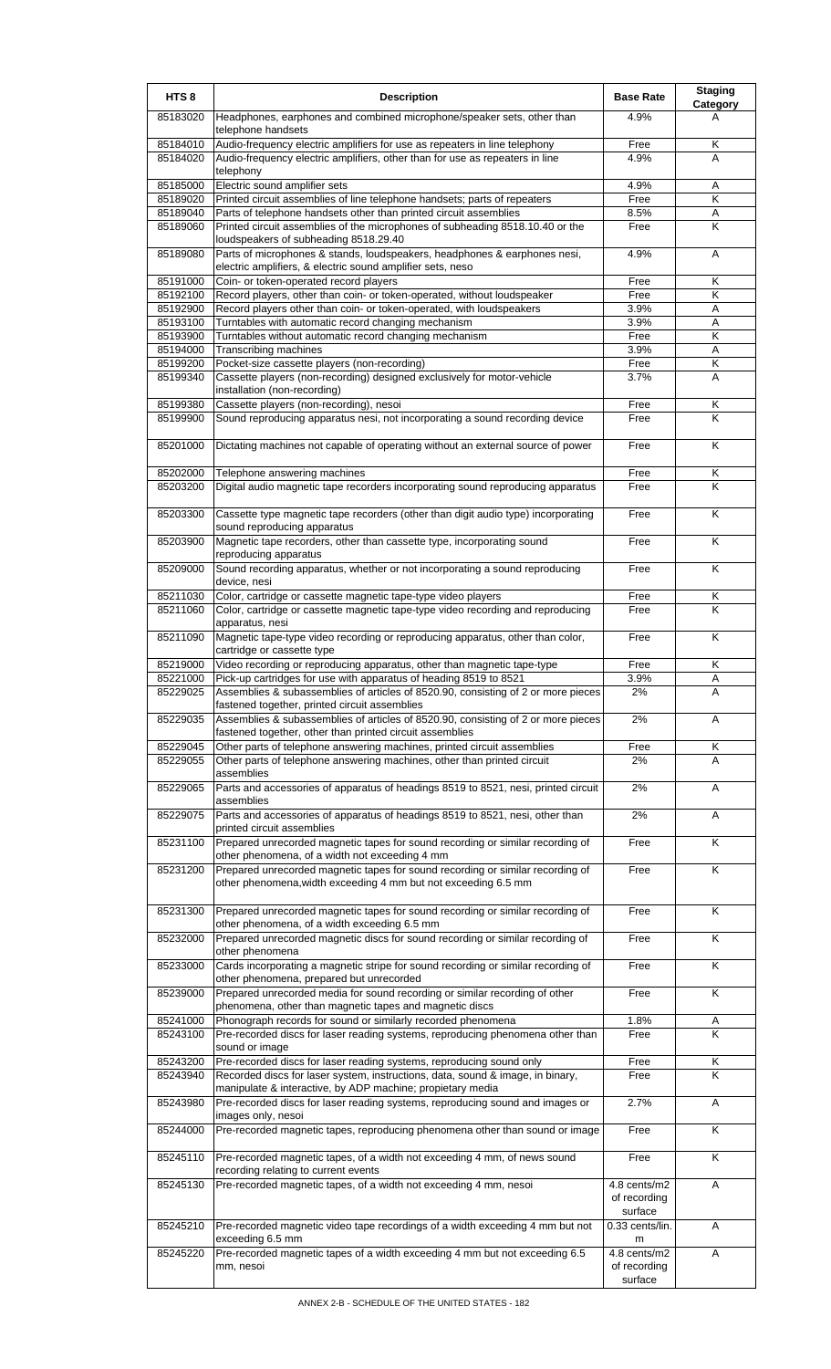| HTS 8 | Description | Base Rate | Staging Category |
|---|---|---|---|
| 85183020 | Headphones, earphones and combined microphone/speaker sets, other than telephone handsets | 4.9% | A |
| 85184010 | Audio-frequency electric amplifiers for use as repeaters in line telephony | Free | K |
| 85184020 | Audio-frequency electric amplifiers, other than for use as repeaters in line telephony | 4.9% | A |
| 85185000 | Electric sound amplifier sets | 4.9% | A |
| 85189020 | Printed circuit assemblies of line telephone handsets; parts of repeaters | Free | K |
| 85189040 | Parts of telephone handsets other than printed circuit assemblies | 8.5% | A |
| 85189060 | Printed circuit assemblies of the microphones of subheading 8518.10.40 or the loudspeakers of subheading 8518.29.40 | Free | K |
| 85189080 | Parts of microphones & stands, loudspeakers, headphones & earphones nesi, electric amplifiers, & electric sound amplifier sets, neso | 4.9% | A |
| 85191000 | Coin- or token-operated record players | Free | K |
| 85192100 | Record players, other than coin- or token-operated, without loudspeaker | Free | K |
| 85192900 | Record players other than coin- or token-operated, with loudspeakers | 3.9% | A |
| 85193100 | Turntables with automatic record changing mechanism | 3.9% | A |
| 85193900 | Turntables without automatic record changing mechanism | Free | K |
| 85194000 | Transcribing machines | 3.9% | A |
| 85199200 | Pocket-size cassette players (non-recording) | Free | K |
| 85199340 | Cassette players (non-recording) designed exclusively for motor-vehicle installation (non-recording) | 3.7% | A |
| 85199380 | Cassette players (non-recording), nesoi | Free | K |
| 85199900 | Sound reproducing apparatus nesi, not incorporating a sound recording device | Free | K |
| 85201000 | Dictating machines not capable of operating without an external source of power | Free | K |
| 85202000 | Telephone answering machines | Free | K |
| 85203200 | Digital audio magnetic tape recorders incorporating sound reproducing apparatus | Free | K |
| 85203300 | Cassette type magnetic tape recorders (other than digit audio type) incorporating sound reproducing apparatus | Free | K |
| 85203900 | Magnetic tape recorders, other than cassette type, incorporating sound reproducing apparatus | Free | K |
| 85209000 | Sound recording apparatus, whether or not incorporating a sound reproducing device, nesi | Free | K |
| 85211030 | Color, cartridge or cassette magnetic tape-type video players | Free | K |
| 85211060 | Color, cartridge or cassette magnetic tape-type video recording and reproducing apparatus, nesi | Free | K |
| 85211090 | Magnetic tape-type video recording or reproducing apparatus, other than color, cartridge or cassette type | Free | K |
| 85219000 | Video recording or reproducing apparatus, other than magnetic tape-type | Free | K |
| 85221000 | Pick-up cartridges for use with apparatus of heading 8519 to 8521 | 3.9% | A |
| 85229025 | Assemblies & subassemblies of articles of 8520.90, consisting of 2 or more pieces fastened together, printed circuit assemblies | 2% | A |
| 85229035 | Assemblies & subassemblies of articles of 8520.90, consisting of 2 or more pieces fastened together, other than printed circuit assemblies | 2% | A |
| 85229045 | Other parts of telephone answering machines, printed circuit assemblies | Free | K |
| 85229055 | Other parts of telephone answering machines, other than printed circuit assemblies | 2% | A |
| 85229065 | Parts and accessories of apparatus of headings 8519 to 8521, nesi, printed circuit assemblies | 2% | A |
| 85229075 | Parts and accessories of apparatus of headings 8519 to 8521, nesi, other than printed circuit assemblies | 2% | A |
| 85231100 | Prepared unrecorded magnetic tapes for sound recording or similar recording of other phenomena, of a width not exceeding 4 mm | Free | K |
| 85231200 | Prepared unrecorded magnetic tapes for sound recording or similar recording of other phenomena,width exceeding 4 mm but not exceeding 6.5 mm | Free | K |
| 85231300 | Prepared unrecorded magnetic tapes for sound recording or similar recording of other phenomena, of a width exceeding 6.5 mm | Free | K |
| 85232000 | Prepared unrecorded magnetic discs for sound recording or similar recording of other phenomena | Free | K |
| 85233000 | Cards incorporating a magnetic stripe for sound recording or similar recording of other phenomena, prepared but unrecorded | Free | K |
| 85239000 | Prepared unrecorded media for sound recording or similar recording of other phenomena, other than magnetic tapes and magnetic discs | Free | K |
| 85241000 | Phonograph records for sound or similarly recorded phenomena | 1.8% | A |
| 85243100 | Pre-recorded discs for laser reading systems, reproducing phenomena other than sound or image | Free | K |
| 85243200 | Pre-recorded discs for laser reading systems, reproducing sound only | Free | K |
| 85243940 | Recorded discs for laser system, instructions, data, sound & image, in binary, manipulate & interactive, by ADP machine; propietary media | Free | K |
| 85243980 | Pre-recorded discs for laser reading systems, reproducing sound and images or images only, nesoi | 2.7% | A |
| 85244000 | Pre-recorded magnetic tapes, reproducing phenomena other than sound or image | Free | K |
| 85245110 | Pre-recorded magnetic tapes, of a width not exceeding 4 mm, of news sound recording relating to current events | Free | K |
| 85245130 | Pre-recorded magnetic tapes, of a width not exceeding 4 mm, nesoi | 4.8 cents/m2 of recording surface | A |
| 85245210 | Pre-recorded magnetic video tape recordings of a width exceeding 4 mm but not exceeding 6.5 mm | 0.33 cents/lin. m | A |
| 85245220 | Pre-recorded magnetic tapes of a width exceeding 4 mm but not exceeding 6.5 mm, nesoi | 4.8 cents/m2 of recording surface | A |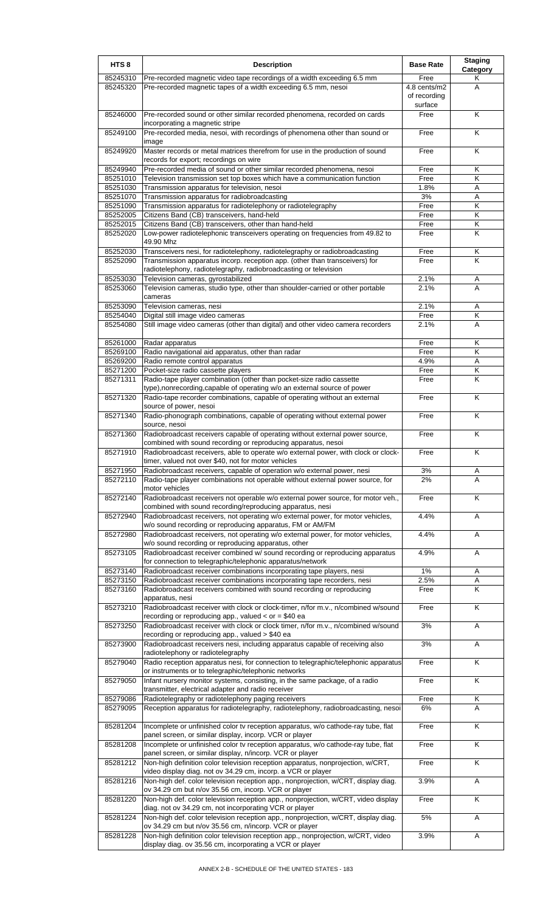| HTS 8 | Description | Base Rate | Staging Category |
|---|---|---|---|
| 85245310 | Pre-recorded magnetic video tape recordings of a width exceeding 6.5 mm | Free | K |
| 85245320 | Pre-recorded magnetic tapes of a width exceeding 6.5 mm, nesoi | 4.8 cents/m2 of recording surface | A |
| 85246000 | Pre-recorded sound or other similar recorded phenomena, recorded on cards incorporating a magnetic stripe | Free | K |
| 85249100 | Pre-recorded media, nesoi, with recordings of phenomena other than sound or image | Free | K |
| 85249920 | Master records or metal matrices therefrom for use in the production of sound records for export; recordings on wire | Free | K |
| 85249940 | Pre-recorded media of sound or other similar recorded phenomena, nesoi | Free | K |
| 85251010 | Television transmission set top boxes which have a communication function | Free | K |
| 85251030 | Transmission apparatus for television, nesoi | 1.8% | A |
| 85251070 | Transmission apparatus for radiobroadcasting | 3% | A |
| 85251090 | Transmission apparatus for radiotelephony or radiotelegraphy | Free | K |
| 85252005 | Citizens Band (CB) transceivers, hand-held | Free | K |
| 85252015 | Citizens Band (CB) transceivers, other than hand-held | Free | K |
| 85252020 | Low-power radiotelephonic transceivers operating on frequencies from 49.82 to 49.90 Mhz | Free | K |
| 85252030 | Transceivers nesi, for radiotelephony, radiotelegraphy or radiobroadcasting | Free | K |
| 85252090 | Transmission apparatus incorp. reception app. (other than transceivers) for radiotelephony, radiotelegraphy, radiobroadcasting or television | Free | K |
| 85253030 | Television cameras, gyrostabilized | 2.1% | A |
| 85253060 | Television cameras, studio type, other than shoulder-carried or other portable cameras | 2.1% | A |
| 85253090 | Television cameras, nesi | 2.1% | A |
| 85254040 | Digital still image video cameras | Free | K |
| 85254080 | Still image video cameras (other than digital) and other video camera recorders | 2.1% | A |
| 85261000 | Radar apparatus | Free | K |
| 85269100 | Radio navigational aid apparatus, other than radar | Free | K |
| 85269200 | Radio remote control apparatus | 4.9% | A |
| 85271200 | Pocket-size radio cassette players | Free | K |
| 85271311 | Radio-tape player combination (other than pocket-size radio cassette type),nonrecording,capable of operating w/o an external source of power | Free | K |
| 85271320 | Radio-tape recorder combinations, capable of operating without an external source of power, nesoi | Free | K |
| 85271340 | Radio-phonograph combinations, capable of operating without external power source, nesoi | Free | K |
| 85271360 | Radiobroadcast receivers capable of operating without external power source, combined with sound recording or reproducing apparatus, nesoi | Free | K |
| 85271910 | Radiobroadcast receivers, able to operate w/o external power, with clock or clock-timer, valued not over $40, not for motor vehicles | Free | K |
| 85271950 | Radiobroadcast receivers, capable of operation w/o external power, nesi | 3% | A |
| 85272110 | Radio-tape player combinations not operable without external power source, for motor vehicles | 2% | A |
| 85272140 | Radiobroadcast receivers not operable w/o external power source, for motor veh., combined with sound recording/reproducing apparatus, nesi | Free | K |
| 85272940 | Radiobroadcast receivers, not operating w/o external power, for motor vehicles, w/o sound recording or reproducing apparatus, FM or AM/FM | 4.4% | A |
| 85272980 | Radiobroadcast receivers, not operating w/o external power, for motor vehicles, w/o sound recording or reproducing apparatus, other | 4.4% | A |
| 85273105 | Radiobroadcast receiver combined w/ sound recording or reproducing apparatus for connection to telegraphic/telephonic apparatus/network | 4.9% | A |
| 85273140 | Radiobroadcast receiver combinations incorporating tape players, nesi | 1% | A |
| 85273150 | Radiobroadcast receiver combinations incorporating tape recorders, nesi | 2.5% | A |
| 85273160 | Radiobroadcast receivers combined with sound recording or reproducing apparatus, nesi | Free | K |
| 85273210 | Radiobroadcast receiver with clock or clock-timer, n/for m.v., n/combined w/sound recording or reproducing app., valued < or = $40 ea | Free | K |
| 85273250 | Radiobroadcast receiver with clock or clock timer, n/for m.v., n/combined w/sound recording or reproducing app., valued > $40 ea | 3% | A |
| 85273900 | Radiobroadcast receivers nesi, including apparatus capable of receiving also radiotelephony or radiotelegraphy | 3% | A |
| 85279040 | Radio reception apparatus nesi, for connection to telegraphic/telephonic apparatus or instruments or to telegraphic/telephonic networks | Free | K |
| 85279050 | Infant nursery monitor systems, consisting, in the same package, of a radio transmitter, electrical adapter and radio receiver | Free | K |
| 85279086 | Radiotelegraphy or radiotelephony paging receivers | Free | K |
| 85279095 | Reception apparatus for radiotelegraphy, radiotelephony, radiobroadcasting, nesoi | 6% | A |
| 85281204 | Incomplete or unfinished color tv reception apparatus, w/o cathode-ray tube, flat panel screen, or similar display, incorp. VCR or player | Free | K |
| 85281208 | Incomplete or unfinished color tv reception apparatus, w/o cathode-ray tube, flat panel screen, or similar display, n/incorp. VCR or player | Free | K |
| 85281212 | Non-high definition color television reception apparatus, nonprojection, w/CRT, video display diag. not ov 34.29 cm, incorp. a VCR or player | Free | K |
| 85281216 | Non-high def. color television reception app., nonprojection, w/CRT, display diag. ov 34.29 cm but n/ov 35.56 cm, incorp. VCR or player | 3.9% | A |
| 85281220 | Non-high def. color television reception app., nonprojection, w/CRT, video display diag. not ov 34.29 cm, not incorporating VCR or player | Free | K |
| 85281224 | Non-high def. color television reception app., nonprojection, w/CRT, display diag. ov 34.29 cm but n/ov 35.56 cm, n/incorp. VCR or player | 5% | A |
| 85281228 | Non-high definition color television reception app., nonprojection, w/CRT, video display diag. ov 35.56 cm, incorporating a VCR or player | 3.9% | A |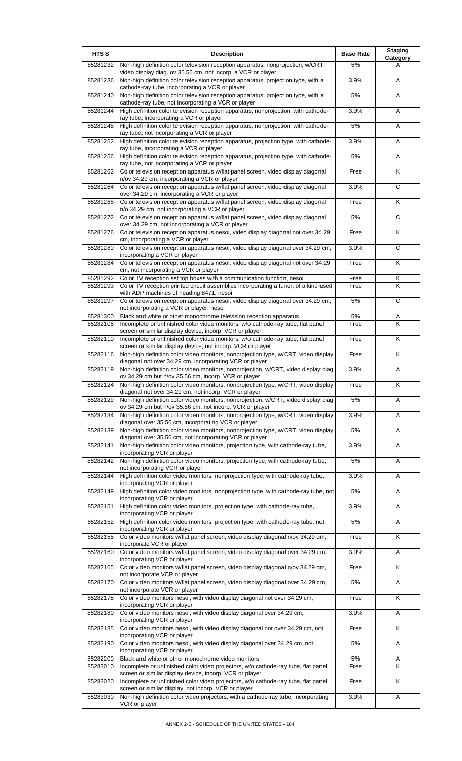| HTS 8 | Description | Base Rate | Staging Category |
|---|---|---|---|
| 85281232 | Non-high definition color television reception apparatus, nonprojection, w/CRT, video display diag. ov 35.56 cm, not incorp. a VCR or player | 5% | A |
| 85281236 | Non-high definition color television reception apparatus, projection type, with a cathode-ray tube, incorporating a VCR or player | 3.9% | A |
| 85281240 | Non-high definition color television reception apparatus, projection type, with a cathode-ray tube, not incorporating a VCR or player | 5% | A |
| 85281244 | High definition color television reception apparatus, nonprojection, with cathode-ray tube, incorporating a VCR or player | 3.9% | A |
| 85281248 | High definition color television reception apparatus, nonprojection, with cathode-ray tube, not incorporating a VCR or player | 5% | A |
| 85281252 | High definition color television reception apparatus, projection type, with cathode-ray tube, incorporating a VCR or player | 3.9% | A |
| 85281256 | High definition color television reception apparatus, projection type, with cathode-ray tube, not incorporating a VCR or player | 5% | A |
| 85281262 | Color television reception apparatus w/flat panel screen, video display diagonal n/ov 34.29 cm, incorporating a VCR or player | Free | K |
| 85281264 | Color television reception apparatus w/flat panel screen, video display diagonal over 34.29 cm, incorporating a VCR or player | 3.9% | C |
| 85281268 | Color television reception apparatus w/flat panel screen, video display diagonal n/o 34.29 cm, not incorporating a VCR or player | Free | K |
| 85281272 | Color television reception apparatus w/flat panel screen, video display diagonal over 34.29 cm, not incorporating a VCR or player | 5% | C |
| 85281276 | Color television reception apparatus nesoi, video display diagonal not over 34.29 cm, incorporating a VCR or player | Free | K |
| 85281280 | Color television reception apparatus nesoi, video display diagonal over 34.29 cm, incorporating a VCR or player | 3.9% | C |
| 85281284 | Color television reception apparatus nesoi, video display diagonal not over 34.29 cm, not incorporating a VCR or player | Free | K |
| 85281292 | Color TV reception set top boxes with a communication function, nesoi | Free | K |
| 85281293 | Color TV reception printed circuit assemblies incorporating a tuner, of a kind used with ADP machines of heading 8471, nesoi | Free | K |
| 85281297 | Color television reception apparatus nesoi, video display diagonal over 34.29 cm, not incorporating a VCR or player, nesoi | 5% | C |
| 85281300 | Black and white or other monochrome television reception apparatus | 5% | A |
| 85282105 | Incomplete or unfinished color video monitors, w/o cathode-ray tube, flat panel screen or similar display device, incorp. VCR or player | Free | K |
| 85282110 | Incomplete or unfinished color video monitors, w/o cathode-ray tube, flat panel screen or similar display device, not incorp. VCR or player | Free | K |
| 85282116 | Non-high definition color video monitors, nonprojection type, w/CRT, video display diagonal not over 34.29 cm, incorporating VCR or player | Free | K |
| 85282119 | Non-high definition color video monitors, nonprojection, w/CRT, video display diag. ov 34.29 cm but n/ov 35.56 cm, incorp. VCR or player | 3.9% | A |
| 85282124 | Non-high definition color video monitors, nonprojection type, w/CRT, video display diagonal not over 34.29 cm, not incorp. VCR or player | Free | K |
| 85282129 | Non-high definition color video monitors, nonprojection, w/CRT, video display diag. ov 34.29 cm but n/ov 35.56 cm, not incorp. VCR or player | 5% | A |
| 85282134 | Non-high definition color video monitors, nonprojection type, w/CRT, video display diagonal over 35.56 cm, incorporating VCR or player | 3.9% | A |
| 85282139 | Non-high definition color video monitors, nonprojection type, w/CRT, video display diagonal over 35.56 cm, not incorporating VCR or player | 5% | A |
| 85282141 | Non-high definition color video monitors, projection type, with cathode-ray tube, incorporating VCR or player | 3.9% | A |
| 85282142 | Non-high definition color video monitors, projection type, with cathode-ray tube, not incorporating VCR or player | 5% | A |
| 85282144 | High definition color video monitors, nonprojection type, with cathode-ray tube, incorporating VCR or player | 3.9% | A |
| 85282149 | High definition color video monitors, nonprojection type, with cathode-ray tube, not incorporating VCR or player | 5% | A |
| 85282151 | High definition color video monitors, projection type, with cathode-ray tube, incorporating VCR or player | 3.9% | A |
| 85282152 | High definition color video monitors, projection type, with cathode-ray tube, not incorporating VCR or player | 5% | A |
| 85282155 | Color video monitors w/flat panel screen, video display diagonal n/ov 34.29 cm, incorporate VCR or player | Free | K |
| 85282160 | Color video monitors w/flat panel screen, video display diagonal over 34.29 cm, incorporating VCR or player | 3.9% | A |
| 85282165 | Color video monitors w/flat panel screen, video display diagonal n/ov 34.29 cm, not incorporate VCR or player | Free | K |
| 85282170 | Color video monitors w/flat panel screen, video display diagonal over 34.29 cm, not incorporate VCR or player | 5% | A |
| 85282175 | Color video monitors nesoi, with video display diagonal not over 34.29 cm, incorporating VCR or player | Free | K |
| 85282180 | Color video monitors nesoi, with video display diagonal over 34.29 cm, incorporating VCR or player | 3.9% | A |
| 85282185 | Color video monitors nesoi, with video display diagonal not over 34.29 cm, not incorporating VCR or player | Free | K |
| 85282190 | Color video monitors nesoi, with video display diagonal over 34.29 cm, not incorporating VCR or player | 5% | A |
| 85282200 | Black and white or other monochrome video monitors | 5% | A |
| 85283010 | Incomplete or unfinished color video projectors, w/o cathode-ray tube, flat panel screen or similar display device, incorp. VCR or player | Free | K |
| 85283020 | Incomplete or unfinished color video projectors, w/o cathode-ray tube, flat panel screen or similar display, not incorp. VCR or player | Free | K |
| 85283030 | Non-high definition color video projectors, with a cathode-ray tube, incorporating VCR or player | 3.9% | A |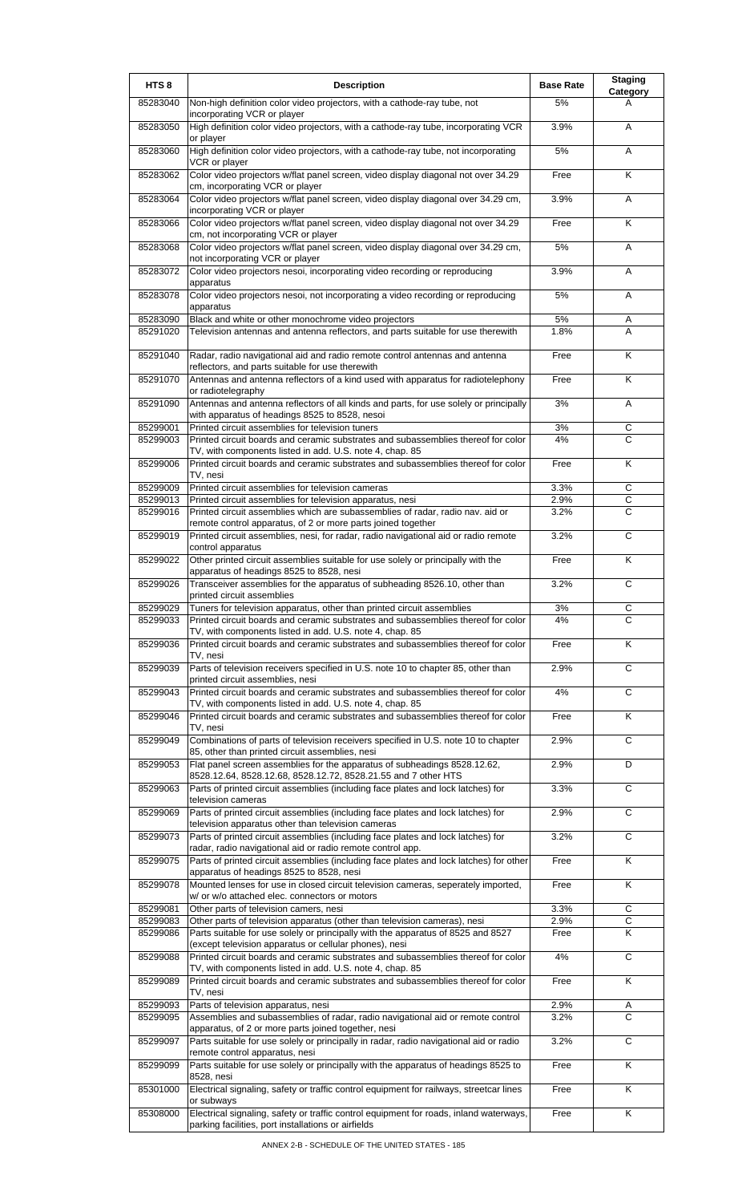| HTS 8 | Description | Base Rate | Staging Category |
| --- | --- | --- | --- |
| 85283040 | Non-high definition color video projectors, with a cathode-ray tube, not incorporating VCR or player | 5% | A |
| 85283050 | High definition color video projectors, with a cathode-ray tube, incorporating VCR or player | 3.9% | A |
| 85283060 | High definition color video projectors, with a cathode-ray tube, not incorporating VCR or player | 5% | A |
| 85283062 | Color video projectors w/flat panel screen, video display diagonal not over 34.29 cm, incorporating VCR or player | Free | K |
| 85283064 | Color video projectors w/flat panel screen, video display diagonal over 34.29 cm, incorporating VCR or player | 3.9% | A |
| 85283066 | Color video projectors w/flat panel screen, video display diagonal not over 34.29 cm, not incorporating VCR or player | Free | K |
| 85283068 | Color video projectors w/flat panel screen, video display diagonal over 34.29 cm, not incorporating VCR or player | 5% | A |
| 85283072 | Color video projectors nesoi, incorporating video recording or reproducing apparatus | 3.9% | A |
| 85283078 | Color video projectors nesoi, not incorporating a video recording or reproducing apparatus | 5% | A |
| 85283090 | Black and white or other monochrome video projectors | 5% | A |
| 85291020 | Television antennas and antenna reflectors, and parts suitable for use therewith | 1.8% | A |
| 85291040 | Radar, radio navigational aid and radio remote control antennas and antenna reflectors, and parts suitable for use therewith | Free | K |
| 85291070 | Antennas and antenna reflectors of a kind used with apparatus for radiotelephony or radiotelegraphy | Free | K |
| 85291090 | Antennas and antenna reflectors of all kinds and parts, for use solely or principally with apparatus of headings 8525 to 8528, nesoi | 3% | A |
| 85299001 | Printed circuit assemblies for television tuners | 3% | C |
| 85299003 | Printed circuit boards and ceramic substrates and subassemblies thereof for color TV, with components listed in add. U.S. note 4, chap. 85 | 4% | C |
| 85299006 | Printed circuit boards and ceramic substrates and subassemblies thereof for color TV, nesi | Free | K |
| 85299009 | Printed circuit assemblies for television cameras | 3.3% | C |
| 85299013 | Printed circuit assemblies for television apparatus, nesi | 2.9% | C |
| 85299016 | Printed circuit assemblies which are subassemblies of radar, radio nav. aid or remote control apparatus, of 2 or more parts joined together | 3.2% | C |
| 85299019 | Printed circuit assemblies, nesi, for radar, radio navigational aid or radio remote control apparatus | 3.2% | C |
| 85299022 | Other printed circuit assemblies suitable for use solely or principally with the apparatus of headings 8525 to 8528, nesi | Free | K |
| 85299026 | Transceiver assemblies for the apparatus of subheading 8526.10, other than printed circuit assemblies | 3.2% | C |
| 85299029 | Tuners for television apparatus, other than printed circuit assemblies | 3% | C |
| 85299033 | Printed circuit boards and ceramic substrates and subassemblies thereof for color TV, with components listed in add. U.S. note 4, chap. 85 | 4% | C |
| 85299036 | Printed circuit boards and ceramic substrates and subassemblies thereof for color TV, nesi | Free | K |
| 85299039 | Parts of television receivers specified in U.S. note 10 to chapter 85, other than printed circuit assemblies, nesi | 2.9% | C |
| 85299043 | Printed circuit boards and ceramic substrates and subassemblies thereof for color TV, with components listed in add. U.S. note 4, chap. 85 | 4% | C |
| 85299046 | Printed circuit boards and ceramic substrates and subassemblies thereof for color TV, nesi | Free | K |
| 85299049 | Combinations of parts of television receivers specified in U.S. note 10 to chapter 85, other than printed circuit assemblies, nesi | 2.9% | C |
| 85299053 | Flat panel screen assemblies for the apparatus of subheadings 8528.12.62, 8528.12.64, 8528.12.68, 8528.12.72, 8528.21.55 and 7 other HTS | 2.9% | D |
| 85299063 | Parts of printed circuit assemblies (including face plates and lock latches) for television cameras | 3.3% | C |
| 85299069 | Parts of printed circuit assemblies (including face plates and lock latches) for television apparatus other than television cameras | 2.9% | C |
| 85299073 | Parts of printed circuit assemblies (including face plates and lock latches) for radar, radio navigational aid or radio remote control app. | 3.2% | C |
| 85299075 | Parts of printed circuit assemblies (including face plates and lock latches) for other apparatus of headings 8525 to 8528, nesi | Free | K |
| 85299078 | Mounted lenses for use in closed circuit television cameras, seperately imported, w/ or w/o attached elec. connectors or motors | Free | K |
| 85299081 | Other parts of television camers, nesi | 3.3% | C |
| 85299083 | Other parts of television apparatus (other than television cameras), nesi | 2.9% | C |
| 85299086 | Parts suitable for use solely or principally with the apparatus of 8525 and 8527 (except television apparatus or cellular phones), nesi | Free | K |
| 85299088 | Printed circuit boards and ceramic substrates and subassemblies thereof for color TV, with components listed in add. U.S. note 4, chap. 85 | 4% | C |
| 85299089 | Printed circuit boards and ceramic substrates and subassemblies thereof for color TV, nesi | Free | K |
| 85299093 | Parts of television apparatus, nesi | 2.9% | A |
| 85299095 | Assemblies and subassemblies of radar, radio navigational aid or remote control apparatus, of 2 or more parts joined together, nesi | 3.2% | C |
| 85299097 | Parts suitable for use solely or principally in radar, radio navigational aid or radio remote control apparatus, nesi | 3.2% | C |
| 85299099 | Parts suitable for use solely or principally with the apparatus of headings 8525 to 8528, nesi | Free | K |
| 85301000 | Electrical signaling, safety or traffic control equipment for railways, streetcar lines or subways | Free | K |
| 85308000 | Electrical signaling, safety or traffic control equipment for roads, inland waterways, parking facilities, port installations or airfields | Free | K |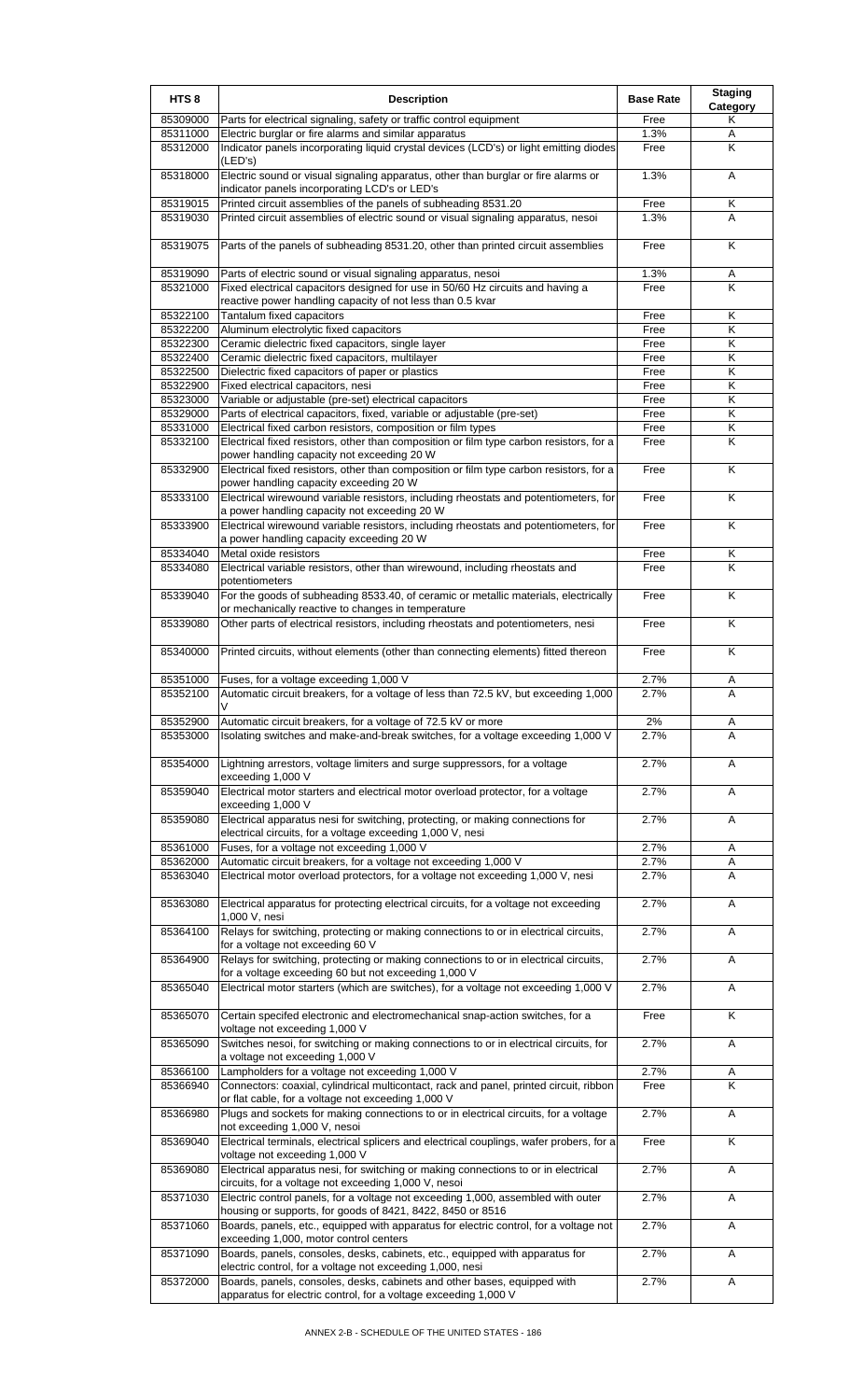| HTS 8 | Description | Base Rate | Staging Category |
|---|---|---|---|
| 85309000 | Parts for electrical signaling, safety or traffic control equipment | Free | K |
| 85311000 | Electric burglar or fire alarms and similar apparatus | 1.3% | A |
| 85312000 | Indicator panels incorporating liquid crystal devices (LCD's) or light emitting diodes (LED's) | Free | K |
| 85318000 | Electric sound or visual signaling apparatus, other than burglar or fire alarms or indicator panels incorporating LCD's or LED's | 1.3% | A |
| 85319015 | Printed circuit assemblies of the panels of subheading 8531.20 | Free | K |
| 85319030 | Printed circuit assemblies of electric sound or visual signaling apparatus, nesoi | 1.3% | A |
| 85319075 | Parts of the panels of subheading 8531.20, other than printed circuit assemblies | Free | K |
| 85319090 | Parts of electric sound or visual signaling apparatus, nesoi | 1.3% | A |
| 85321000 | Fixed electrical capacitors designed for use in 50/60 Hz circuits and having a reactive power handling capacity of not less than 0.5 kvar | Free | K |
| 85322100 | Tantalum fixed capacitors | Free | K |
| 85322200 | Aluminum electrolytic fixed capacitors | Free | K |
| 85322300 | Ceramic dielectric fixed capacitors, single layer | Free | K |
| 85322400 | Ceramic dielectric fixed capacitors, multilayer | Free | K |
| 85322500 | Dielectric fixed capacitors of paper or plastics | Free | K |
| 85322900 | Fixed electrical capacitors, nesi | Free | K |
| 85323000 | Variable or adjustable (pre-set) electrical capacitors | Free | K |
| 85329000 | Parts of electrical capacitors, fixed, variable or adjustable (pre-set) | Free | K |
| 85331000 | Electrical fixed carbon resistors, composition or film types | Free | K |
| 85332100 | Electrical fixed resistors, other than composition or film type carbon resistors, for a power handling capacity not exceeding 20 W | Free | K |
| 85332900 | Electrical fixed resistors, other than composition or film type carbon resistors, for a power handling capacity exceeding 20 W | Free | K |
| 85333100 | Electrical wirewound variable resistors, including rheostats and potentiometers, for a power handling capacity not exceeding 20 W | Free | K |
| 85333900 | Electrical wirewound variable resistors, including rheostats and potentiometers, for a power handling capacity exceeding 20 W | Free | K |
| 85334040 | Metal oxide resistors | Free | K |
| 85334080 | Electrical variable resistors, other than wirewound, including rheostats and potentiometers | Free | K |
| 85339040 | For the goods of subheading 8533.40, of ceramic or metallic materials, electrically or mechanically reactive to changes in temperature | Free | K |
| 85339080 | Other parts of electrical resistors, including rheostats and potentiometers, nesi | Free | K |
| 85340000 | Printed circuits, without elements (other than connecting elements) fitted thereon | Free | K |
| 85351000 | Fuses, for a voltage exceeding 1,000 V | 2.7% | A |
| 85352100 | Automatic circuit breakers, for a voltage of less than 72.5 kV, but exceeding 1,000 V | 2.7% | A |
| 85352900 | Automatic circuit breakers, for a voltage of 72.5 kV or more | 2% | A |
| 85353000 | Isolating switches and make-and-break switches, for a voltage exceeding 1,000 V | 2.7% | A |
| 85354000 | Lightning arrestors, voltage limiters and surge suppressors, for a voltage exceeding 1,000 V | 2.7% | A |
| 85359040 | Electrical motor starters and electrical motor overload protector, for a voltage exceeding 1,000 V | 2.7% | A |
| 85359080 | Electrical apparatus nesi for switching, protecting, or making connections for electrical circuits, for a voltage exceeding 1,000 V, nesi | 2.7% | A |
| 85361000 | Fuses, for a voltage not exceeding 1,000 V | 2.7% | A |
| 85362000 | Automatic circuit breakers, for a voltage not exceeding 1,000 V | 2.7% | A |
| 85363040 | Electrical motor overload protectors, for a voltage not exceeding 1,000 V, nesi | 2.7% | A |
| 85363080 | Electrical apparatus for protecting electrical circuits, for a voltage not exceeding 1,000 V, nesi | 2.7% | A |
| 85364100 | Relays for switching, protecting or making connections to or in electrical circuits, for a voltage not exceeding 60 V | 2.7% | A |
| 85364900 | Relays for switching, protecting or making connections to or in electrical circuits, for a voltage exceeding 60 but not exceeding 1,000 V | 2.7% | A |
| 85365040 | Electrical motor starters (which are switches), for a voltage not exceeding 1,000 V | 2.7% | A |
| 85365070 | Certain specifed electronic and electromechanical snap-action switches, for a voltage not exceeding 1,000 V | Free | K |
| 85365090 | Switches nesoi, for switching or making connections to or in electrical circuits, for a voltage not exceeding 1,000 V | 2.7% | A |
| 85366100 | Lampholders for a voltage not exceeding 1,000 V | 2.7% | A |
| 85366940 | Connectors: coaxial, cylindrical multicontact, rack and panel, printed circuit, ribbon or flat cable, for a voltage not exceeding 1,000 V | Free | K |
| 85366980 | Plugs and sockets for making connections to or in electrical circuits, for a voltage not exceeding 1,000 V, nesoi | 2.7% | A |
| 85369040 | Electrical terminals, electrical splicers and electrical couplings, wafer probers, for a voltage not exceeding 1,000 V | Free | K |
| 85369080 | Electrical apparatus nesi, for switching or making connections to or in electrical circuits, for a voltage not exceeding 1,000 V, nesoi | 2.7% | A |
| 85371030 | Electric control panels, for a voltage not exceeding 1,000, assembled with outer housing or supports, for goods of 8421, 8422, 8450 or 8516 | 2.7% | A |
| 85371060 | Boards, panels, etc., equipped with apparatus for electric control, for a voltage not exceeding 1,000, motor control centers | 2.7% | A |
| 85371090 | Boards, panels, consoles, desks, cabinets, etc., equipped with apparatus for electric control, for a voltage not exceeding 1,000, nesi | 2.7% | A |
| 85372000 | Boards, panels, consoles, desks, cabinets and other bases, equipped with apparatus for electric control, for a voltage exceeding 1,000 V | 2.7% | A |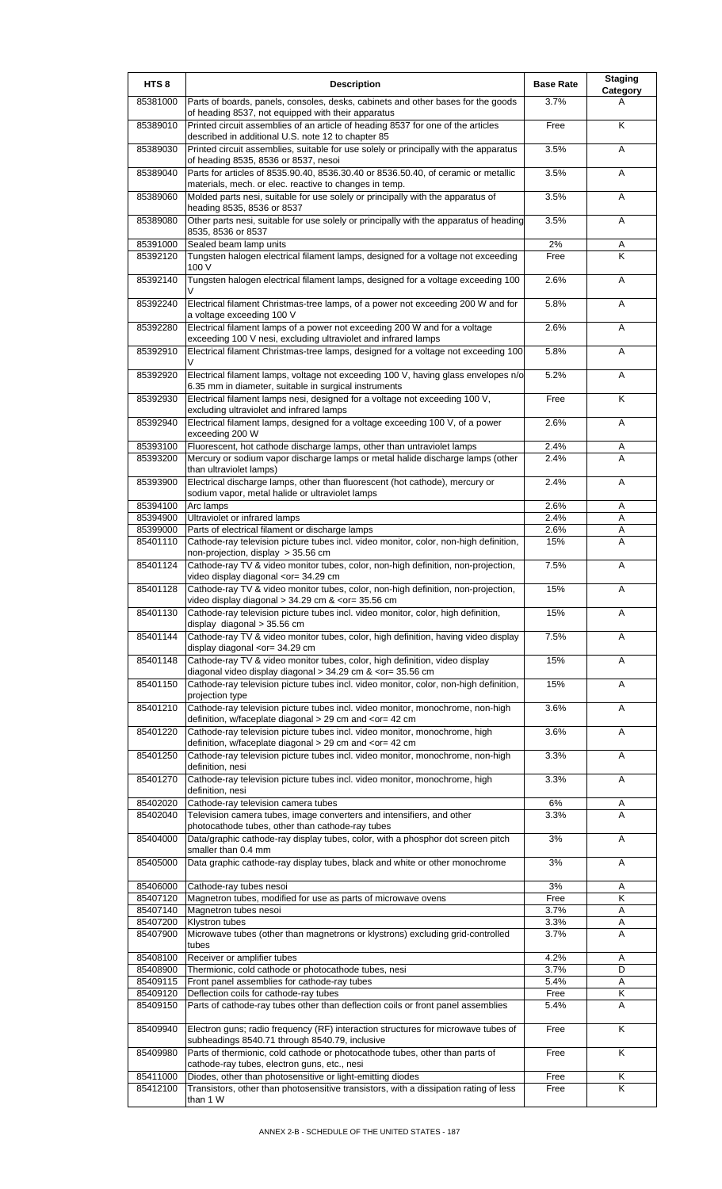| HTS 8 | Description | Base Rate | Staging Category |
|---|---|---|---|
| 85381000 | Parts of boards, panels, consoles, desks, cabinets and other bases for the goods of heading 8537, not equipped with their apparatus | 3.7% | A |
| 85389010 | Printed circuit assemblies of an article of heading 8537 for one of the articles described in additional U.S. note 12 to chapter 85 | Free | K |
| 85389030 | Printed circuit assemblies, suitable for use solely or principally with the apparatus of heading 8535, 8536 or 8537, nesoi | 3.5% | A |
| 85389040 | Parts for articles of 8535.90.40, 8536.30.40 or 8536.50.40, of ceramic or metallic materials, mech. or elec. reactive to changes in temp. | 3.5% | A |
| 85389060 | Molded parts nesi, suitable for use solely or principally with the apparatus of heading 8535, 8536 or 8537 | 3.5% | A |
| 85389080 | Other parts nesi, suitable for use solely or principally with the apparatus of heading 8535, 8536 or 8537 | 3.5% | A |
| 85391000 | Sealed beam lamp units | 2% | A |
| 85392120 | Tungsten halogen electrical filament lamps, designed for a voltage not exceeding 100 V | Free | K |
| 85392140 | Tungsten halogen electrical filament lamps, designed for a voltage exceeding 100 V | 2.6% | A |
| 85392240 | Electrical filament Christmas-tree lamps, of a power not exceeding 200 W and for a voltage exceeding 100 V | 5.8% | A |
| 85392280 | Electrical filament lamps of a power not exceeding 200 W and for a voltage exceeding 100 V nesi, excluding ultraviolet and infrared lamps | 2.6% | A |
| 85392910 | Electrical filament Christmas-tree lamps, designed for a voltage not exceeding 100 V | 5.8% | A |
| 85392920 | Electrical filament lamps, voltage not exceeding 100 V, having glass envelopes n/o 6.35 mm in diameter, suitable in surgical instruments | 5.2% | A |
| 85392930 | Electrical filament lamps nesi, designed for a voltage not exceeding 100 V, excluding ultraviolet and infrared lamps | Free | K |
| 85392940 | Electrical filament lamps, designed for a voltage exceeding 100 V, of a power exceeding 200 W | 2.6% | A |
| 85393100 | Fluorescent, hot cathode discharge lamps, other than untraviolet lamps | 2.4% | A |
| 85393200 | Mercury or sodium vapor discharge lamps or metal halide discharge lamps (other than ultraviolet lamps) | 2.4% | A |
| 85393900 | Electrical discharge lamps, other than fluorescent (hot cathode), mercury or sodium vapor, metal halide or ultraviolet lamps | 2.4% | A |
| 85394100 | Arc lamps | 2.6% | A |
| 85394900 | Ultraviolet or infrared lamps | 2.4% | A |
| 85399000 | Parts of electrical filament or discharge lamps | 2.6% | A |
| 85401110 | Cathode-ray television picture tubes incl. video monitor, color, non-high definition, non-projection, display > 35.56 cm | 15% | A |
| 85401124 | Cathode-ray TV & video monitor tubes, color, non-high definition, non-projection, video display diagonal <or= 34.29 cm | 7.5% | A |
| 85401128 | Cathode-ray TV & video monitor tubes, color, non-high definition, non-projection, video display diagonal > 34.29 cm & <or= 35.56 cm | 15% | A |
| 85401130 | Cathode-ray television picture tubes incl. video monitor, color, high definition, display diagonal > 35.56 cm | 15% | A |
| 85401144 | Cathode-ray TV & video monitor tubes, color, high definition, having video display display diagonal <or= 34.29 cm | 7.5% | A |
| 85401148 | Cathode-ray TV & video monitor tubes, color, high definition, video display diagonal video display diagonal > 34.29 cm & <or= 35.56 cm | 15% | A |
| 85401150 | Cathode-ray television picture tubes incl. video monitor, color, non-high definition, projection type | 15% | A |
| 85401210 | Cathode-ray television picture tubes incl. video monitor, monochrome, non-high definition, w/faceplate diagonal > 29 cm and <or= 42 cm | 3.6% | A |
| 85401220 | Cathode-ray television picture tubes incl. video monitor, monochrome, high definition, w/faceplate diagonal > 29 cm and <or= 42 cm | 3.6% | A |
| 85401250 | Cathode-ray television picture tubes incl. video monitor, monochrome, non-high definition, nesi | 3.3% | A |
| 85401270 | Cathode-ray television picture tubes incl. video monitor, monochrome, high definition, nesi | 3.3% | A |
| 85402020 | Cathode-ray television camera tubes | 6% | A |
| 85402040 | Television camera tubes, image converters and intensifiers, and other photocathode tubes, other than cathode-ray tubes | 3.3% | A |
| 85404000 | Data/graphic cathode-ray display tubes, color, with a phosphor dot screen pitch smaller than 0.4 mm | 3% | A |
| 85405000 | Data graphic cathode-ray display tubes, black and white or other monochrome | 3% | A |
| 85406000 | Cathode-ray tubes nesoi | 3% | A |
| 85407120 | Magnetron tubes, modified for use as parts of microwave ovens | Free | K |
| 85407140 | Magnetron tubes nesoi | 3.7% | A |
| 85407200 | Klystron tubes | 3.3% | A |
| 85407900 | Microwave tubes (other than magnetrons or klystrons) excluding grid-controlled tubes | 3.7% | A |
| 85408100 | Receiver or amplifier tubes | 4.2% | A |
| 85408900 | Thermionic, cold cathode or photocathode tubes, nesi | 3.7% | D |
| 85409115 | Front panel assemblies for cathode-ray tubes | 5.4% | A |
| 85409120 | Deflection coils for cathode-ray tubes | Free | K |
| 85409150 | Parts of cathode-ray tubes other than deflection coils or front panel assemblies | 5.4% | A |
| 85409940 | Electron guns; radio frequency (RF) interaction structures for microwave tubes of subheadings 8540.71 through 8540.79, inclusive | Free | K |
| 85409980 | Parts of thermionic, cold cathode or photocathode tubes, other than parts of cathode-ray tubes, electron guns, etc., nesi | Free | K |
| 85411000 | Diodes, other than photosensitive or light-emitting diodes | Free | K |
| 85412100 | Transistors, other than photosensitive transistors, with a dissipation rating of less than 1 W | Free | K |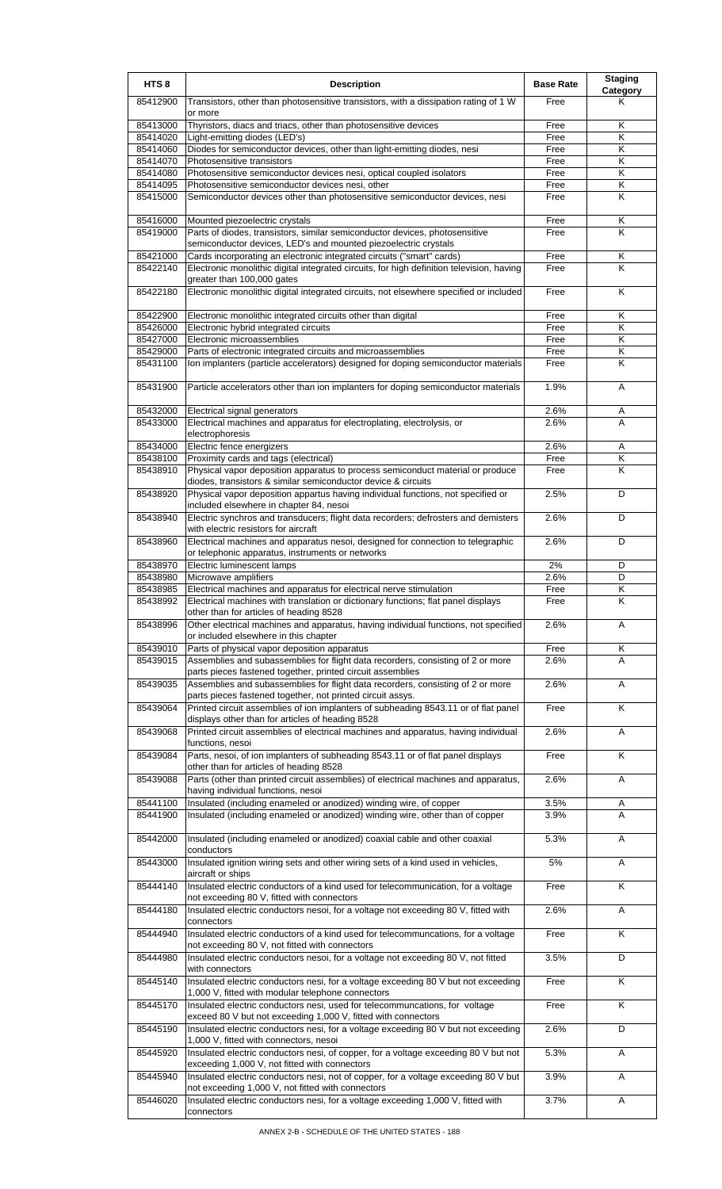| HTS 8 | Description | Base Rate | Staging Category |
|---|---|---|---|
| 85412900 | Transistors, other than photosensitive transistors, with a dissipation rating of 1 W or more | Free | K |
| 85413000 | Thyristors, diacs and triacs, other than photosensitive devices | Free | K |
| 85414020 | Light-emitting diodes (LED's) | Free | K |
| 85414060 | Diodes for semiconductor devices, other than light-emitting diodes, nesi | Free | K |
| 85414070 | Photosensitive transistors | Free | K |
| 85414080 | Photosensitive semiconductor devices nesi, optical coupled isolators | Free | K |
| 85414095 | Photosensitive semiconductor devices nesi, other | Free | K |
| 85415000 | Semiconductor devices other than photosensitive semiconductor devices, nesi | Free | K |
| 85416000 | Mounted piezoelectric crystals | Free | K |
| 85419000 | Parts of diodes, transistors, similar semiconductor devices, photosensitive semiconductor devices, LED's and mounted piezoelectric crystals | Free | K |
| 85421000 | Cards incorporating an electronic integrated circuits ("smart" cards) | Free | K |
| 85422140 | Electronic monolithic digital integrated circuits, for high definition television, having greater than 100,000 gates | Free | K |
| 85422180 | Electronic monolithic digital integrated circuits, not elsewhere specified or included | Free | K |
| 85422900 | Electronic monolithic integrated circuits other than digital | Free | K |
| 85426000 | Electronic hybrid integrated circuits | Free | K |
| 85427000 | Electronic microassemblies | Free | K |
| 85429000 | Parts of electronic integrated circuits and microassemblies | Free | K |
| 85431100 | Ion implanters (particle accelerators) designed for doping semiconductor materials | Free | K |
| 85431900 | Particle accelerators other than ion implanters for doping semiconductor materials | 1.9% | A |
| 85432000 | Electrical signal generators | 2.6% | A |
| 85433000 | Electrical machines and apparatus for electroplating, electrolysis, or electrophoresis | 2.6% | A |
| 85434000 | Electric fence energizers | 2.6% | A |
| 85438100 | Proximity cards and tags (electrical) | Free | K |
| 85438910 | Physical vapor deposition apparatus to process semiconduct material or produce diodes, transistors & similar semiconductor device & circuits | Free | K |
| 85438920 | Physical vapor deposition appartus having individual functions, not specified or included elsewhere in chapter 84, nesoi | 2.5% | D |
| 85438940 | Electric synchros and transducers; flight data recorders; defrosters and demisters with electric resistors for aircraft | 2.6% | D |
| 85438960 | Electrical machines and apparatus nesoi, designed for connection to telegraphic or telephonic apparatus, instruments or networks | 2.6% | D |
| 85438970 | Electric luminescent lamps | 2% | D |
| 85438980 | Microwave amplifiers | 2.6% | D |
| 85438985 | Electrical machines and apparatus for electrical nerve stimulation | Free | K |
| 85438992 | Electrical machines with translation or dictionary functions; flat panel displays other than for articles of heading 8528 | Free | K |
| 85438996 | Other electrical machines and apparatus, having individual functions, not specified or included elsewhere in this chapter | 2.6% | A |
| 85439010 | Parts of physical vapor deposition apparatus | Free | K |
| 85439015 | Assemblies and subassemblies for flight data recorders, consisting of 2 or more parts pieces fastened together, printed circuit assemblies | 2.6% | A |
| 85439035 | Assemblies and subassemblies for flight data recorders, consisting of 2 or more parts pieces fastened together, not printed circuit assys. | 2.6% | A |
| 85439064 | Printed circuit assemblies of ion implanters of subheading 8543.11 or of flat panel displays other than for articles of heading 8528 | Free | K |
| 85439068 | Printed circuit assemblies of electrical machines and apparatus, having individual functions, nesoi | 2.6% | A |
| 85439084 | Parts, nesoi, of ion implanters of subheading 8543.11 or of flat panel displays other than for articles of heading 8528 | Free | K |
| 85439088 | Parts (other than printed circuit assemblies) of electrical machines and apparatus, having individual functions, nesoi | 2.6% | A |
| 85441100 | Insulated (including enameled or anodized) winding wire, of copper | 3.5% | A |
| 85441900 | Insulated (including enameled or anodized) winding wire, other than of copper | 3.9% | A |
| 85442000 | Insulated (including enameled or anodized) coaxial cable and other coaxial conductors | 5.3% | A |
| 85443000 | Insulated ignition wiring sets and other wiring sets of a kind used in vehicles, aircraft or ships | 5% | A |
| 85444140 | Insulated electric conductors of a kind used for telecommunication, for a voltage not exceeding 80 V, fitted with connectors | Free | K |
| 85444180 | Insulated electric conductors nesoi, for a voltage not exceeding 80 V, fitted with connectors | 2.6% | A |
| 85444940 | Insulated electric conductors of a kind used for telecommuncations, for a voltage not exceeding 80 V, not fitted with connectors | Free | K |
| 85444980 | Insulated electric conductors nesoi, for a voltage not exceeding 80 V, not fitted with connectors | 3.5% | D |
| 85445140 | Insulated electric conductors nesi, for a voltage exceeding 80 V but not exceeding 1,000 V, fitted with modular telephone connectors | Free | K |
| 85445170 | Insulated electric conductors nesi, used for telecommuncations, for voltage exceed 80 V but not exceeding 1,000 V, fitted with connectors | Free | K |
| 85445190 | Insulated electric conductors nesi, for a voltage exceeding 80 V but not exceeding 1,000 V, fitted with connectors, nesoi | 2.6% | D |
| 85445920 | Insulated electric conductors nesi, of copper, for a voltage exceeding 80 V but not exceeding 1,000 V, not fitted with connectors | 5.3% | A |
| 85445940 | Insulated electric conductors nesi, not of copper, for a voltage exceeding 80 V but not exceeding 1,000 V, not fitted with connectors | 3.9% | A |
| 85446020 | Insulated electric conductors nesi, for a voltage exceeding 1,000 V, fitted with connectors | 3.7% | A |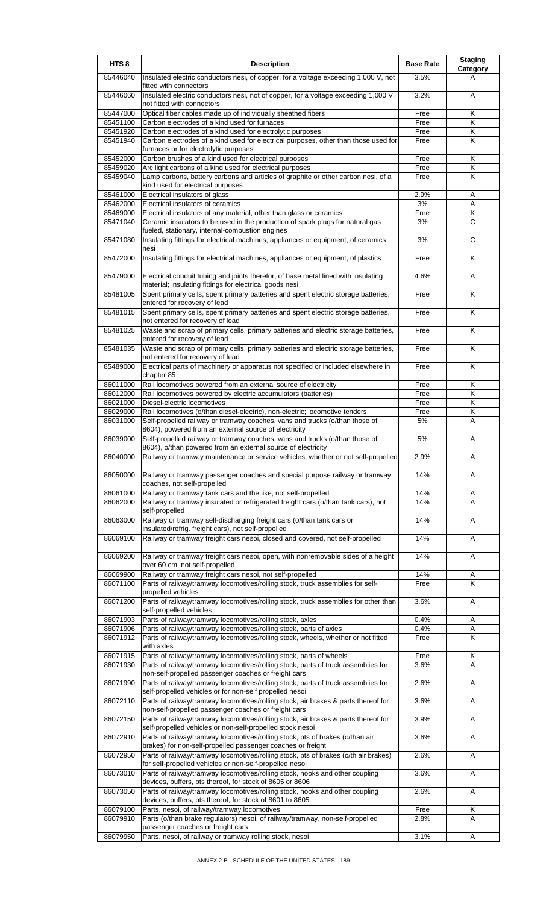| HTS 8 | Description | Base Rate | Staging Category |
|---|---|---|---|
| 85446040 | Insulated electric conductors nesi, of copper, for a voltage exceeding 1,000 V, not fitted with connectors | 3.5% | A |
| 85446060 | Insulated electric conductors nesi, not of copper, for a voltage exceeding 1,000 V, not fitted with connectors | 3.2% | A |
| 85447000 | Optical fiber cables made up of individually sheathed fibers | Free | K |
| 85451100 | Carbon electrodes of a kind used for furnaces | Free | K |
| 85451920 | Carbon electrodes of a kind used for electrolytic purposes | Free | K |
| 85451940 | Carbon electrodes of a kind used for electrical purposes, other than those used for furnaces or for electrolytic purposes | Free | K |
| 85452000 | Carbon brushes of a kind used for electrical purposes | Free | K |
| 85459020 | Arc light carbons of a kind used for electrical purposes | Free | K |
| 85459040 | Lamp carbons, battery carbons and articles of graphite or other carbon nesi, of a kind used for electrical purposes | Free | K |
| 85461000 | Electrical insulators of glass | 2.9% | A |
| 85462000 | Electrical insulators of ceramics | 3% | A |
| 85469000 | Electrical insulators of any material, other than glass or ceramics | Free | K |
| 85471040 | Ceramic insulators to be used in the production of spark plugs for natural gas fueled, stationary, internal-combustion engines | 3% | C |
| 85471080 | Insulating fittings for electrical machines, appliances or equipment, of ceramics nesi | 3% | C |
| 85472000 | Insulating fittings for electrical machines, appliances or equipment, of plastics | Free | K |
| 85479000 | Electrical conduit tubing and joints therefor, of base metal lined with insulating material; insulating fittings for electrical goods nesi | 4.6% | A |
| 85481005 | Spent primary cells, spent primary batteries and spent electric storage batteries, entered for recovery of lead | Free | K |
| 85481015 | Spent primary cells, spent primary batteries and spent electric storage batteries, not entered for recovery of lead | Free | K |
| 85481025 | Waste and scrap of primary cells, primary batteries and electric storage batteries, entered for recovery of lead | Free | K |
| 85481035 | Waste and scrap of primary cells, primary batteries and electric storage batteries, not entered for recovery of lead | Free | K |
| 85489000 | Electrical parts of machinery or apparatus not specified or included elsewhere in chapter 85 | Free | K |
| 86011000 | Rail locomotives powered from an external source of electricity | Free | K |
| 86012000 | Rail locomotives powered by electric accumulators (batteries) | Free | K |
| 86021000 | Diesel-electric locomotives | Free | K |
| 86029000 | Rail locomotives (o/than diesel-electric), non-electric; locomotive tenders | Free | K |
| 86031000 | Self-propelled railway or tramway coaches, vans and trucks (o/than those of 8604), powered from an external source of electricity | 5% | A |
| 86039000 | Self-propelled railway or tramway coaches, vans and trucks (o/than those of 8604), o/than powered from an external source of electricity | 5% | A |
| 86040000 | Railway or tramway maintenance or service vehicles, whether or not self-propelled | 2.9% | A |
| 86050000 | Railway or tramway passenger coaches and special purpose railway or tramway coaches, not self-propelled | 14% | A |
| 86061000 | Railway or tramway tank cars and the like, not self-propelled | 14% | A |
| 86062000 | Railway or tramway insulated or refrigerated freight cars (o/than tank cars), not self-propelled | 14% | A |
| 86063000 | Railway or tramway self-discharging freight cars (o/than tank cars or insulated/refrig. freight cars), not self-propelled | 14% | A |
| 86069100 | Railway or tramway freight cars nesoi, closed and covered, not self-propelled | 14% | A |
| 86069200 | Railway or tramway freight cars nesoi, open, with nonremovable sides of a height over 60 cm, not self-propelled | 14% | A |
| 86069900 | Railway or tramway freight cars nesoi, not self-propelled | 14% | A |
| 86071100 | Parts of railway/tramway locomotives/rolling stock, truck assemblies for self-propelled vehicles | Free | K |
| 86071200 | Parts of railway/tramway locomotives/rolling stock, truck assemblies for other than self-propelled vehicles | 3.6% | A |
| 86071903 | Parts of railway/tramway locomotives/rolling stock, axles | 0.4% | A |
| 86071906 | Parts of railway/tramway locomotives/rolling stock, parts of axles | 0.4% | A |
| 86071912 | Parts of railway/tramway locomotives/rolling stock, wheels, whether or not fitted with axles | Free | K |
| 86071915 | Parts of railway/tramway locomotives/rolling stock, parts of wheels | Free | K |
| 86071930 | Parts of railway/tramway locomotives/rolling stock, parts of truck assemblies for non-self-propelled passenger coaches or freight cars | 3.6% | A |
| 86071990 | Parts of railway/tramway locomotives/rolling stock, parts of truck assemblies for self-propelled vehicles or for non-self propelled nesoi | 2.6% | A |
| 86072110 | Parts of railway/tramway locomotives/rolling stock, air brakes & parts thereof for non-self-propelled passenger coaches or freight cars | 3.6% | A |
| 86072150 | Parts of railway/tramway locomotives/rolling stock, air brakes & parts thereof for self-propelled vehicles or non-self-propelled stock nesoi | 3.9% | A |
| 86072910 | Parts of railway/tramway locomotives/rolling stock, pts of brakes (o/than air brakes) for non-self-propelled passenger coaches or freight | 3.6% | A |
| 86072950 | Parts of railway/tramway locomotives/rolling stock, pts of brakes (o/th air brakes) for self-propelled vehicles or non-self-propelled nesoi | 2.6% | A |
| 86073010 | Parts of railway/tramway locomotives/rolling stock, hooks and other coupling devices, buffers, pts thereof, for stock of 8605 or 8606 | 3.6% | A |
| 86073050 | Parts of railway/tramway locomotives/rolling stock, hooks and other coupling devices, buffers, pts thereof, for stock of 8601 to 8605 | 2.6% | A |
| 86079100 | Parts, nesoi, of railway/tramway locomotives | Free | K |
| 86079910 | Parts (o/than brake regulators) nesoi, of railway/tramway, non-self-propelled passenger coaches or freight cars | 2.8% | A |
| 86079950 | Parts, nesoi, of railway or tramway rolling stock, nesoi | 3.1% | A |

ANNEX 2-B - SCHEDULE OF THE UNITED STATES - 189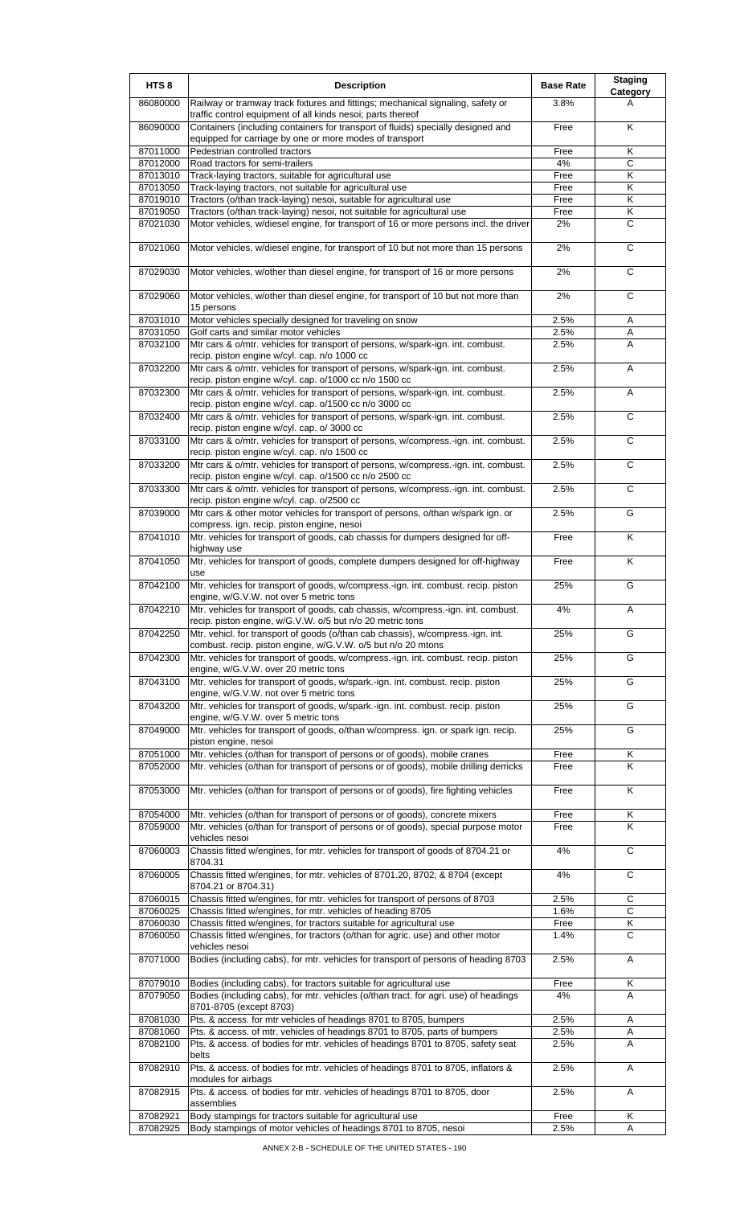| HTS 8 | Description | Base Rate | Staging Category |
|---|---|---|---|
| 86080000 | Railway or tramway track fixtures and fittings; mechanical signaling, safety or traffic control equipment of all kinds nesoi; parts thereof | 3.8% | A |
| 86090000 | Containers (including containers for transport of fluids) specially designed and equipped for carriage by one or more modes of transport | Free | K |
| 87011000 | Pedestrian controlled tractors | Free | K |
| 87012000 | Road tractors for semi-trailers | 4% | C |
| 87013010 | Track-laying tractors, suitable for agricultural use | Free | K |
| 87013050 | Track-laying tractors, not suitable for agricultural use | Free | K |
| 87019010 | Tractors (o/than track-laying) nesoi, suitable for agricultural use | Free | K |
| 87019050 | Tractors (o/than track-laying) nesoi, not suitable for agricultural use | Free | K |
| 87021030 | Motor vehicles, w/diesel engine, for transport of 16 or more persons incl. the driver | 2% | C |
| 87021060 | Motor vehicles, w/diesel engine, for transport of 10 but not more than 15 persons | 2% | C |
| 87029030 | Motor vehicles, w/other than diesel engine, for transport of 16 or more persons | 2% | C |
| 87029060 | Motor vehicles, w/other than diesel engine, for transport of 10 but not more than 15 persons | 2% | C |
| 87031010 | Motor vehicles specially designed for traveling on snow | 2.5% | A |
| 87031050 | Golf carts and similar motor vehicles | 2.5% | A |
| 87032100 | Mtr cars & o/mtr. vehicles for transport of persons, w/spark-ign. int. combust. recip. piston engine w/cyl. cap. n/o 1000 cc | 2.5% | A |
| 87032200 | Mtr cars & o/mtr. vehicles for transport of persons, w/spark-ign. int. combust. recip. piston engine w/cyl. cap. o/1000 cc n/o 1500 cc | 2.5% | A |
| 87032300 | Mtr cars & o/mtr. vehicles for transport of persons, w/spark-ign. int. combust. recip. piston engine w/cyl. cap. o/1500 cc n/o 3000 cc | 2.5% | A |
| 87032400 | Mtr cars & o/mtr. vehicles for transport of persons, w/spark-ign. int. combust. recip. piston engine w/cyl. cap. o/ 3000 cc | 2.5% | C |
| 87033100 | Mtr cars & o/mtr. vehicles for transport of persons, w/compress.-ign. int. combust. recip. piston engine w/cyl. cap. n/o 1500 cc | 2.5% | C |
| 87033200 | Mtr cars & o/mtr. vehicles for transport of persons, w/compress.-ign. int. combust. recip. piston engine w/cyl. cap. o/1500 cc n/o 2500 cc | 2.5% | C |
| 87033300 | Mtr cars & o/mtr. vehicles for transport of persons, w/compress.-ign. int. combust. recip. piston engine w/cyl. cap. o/2500 cc | 2.5% | C |
| 87039000 | Mtr cars & other motor vehicles for transport of persons, o/than w/spark ign. or compress. ign. recip. piston engine, nesoi | 2.5% | G |
| 87041010 | Mtr. vehicles for transport of goods, cab chassis for dumpers designed for off-highway use | Free | K |
| 87041050 | Mtr. vehicles for transport of goods, complete dumpers designed for off-highway use | Free | K |
| 87042100 | Mtr. vehicles for transport of goods, w/compress.-ign. int. combust. recip. piston engine, w/G.V.W. not over 5 metric tons | 25% | G |
| 87042210 | Mtr. vehicles for transport of goods, cab chassis, w/compress.-ign. int. combust. recip. piston engine, w/G.V.W. o/5 but n/o 20 metric tons | 4% | A |
| 87042250 | Mtr. vehicl. for transport of goods (o/than cab chassis), w/compress.-ign. int. combust. recip. piston engine, w/G.V.W. o/5 but n/o 20 mtons | 25% | G |
| 87042300 | Mtr. vehicles for transport of goods, w/compress.-ign. int. combust. recip. piston engine, w/G.V.W. over 20 metric tons | 25% | G |
| 87043100 | Mtr. vehicles for transport of goods, w/spark.-ign. int. combust. recip. piston engine, w/G.V.W. not over 5 metric tons | 25% | G |
| 87043200 | Mtr. vehicles for transport of goods, w/spark.-ign. int. combust. recip. piston engine, w/G.V.W. over 5 metric tons | 25% | G |
| 87049000 | Mtr. vehicles for transport of goods, o/than w/compress. ign. or spark ign. recip. piston engine, nesoi | 25% | G |
| 87051000 | Mtr. vehicles (o/than for transport of persons or of goods), mobile cranes | Free | K |
| 87052000 | Mtr. vehicles (o/than for transport of persons or of goods), mobile drilling derricks | Free | K |
| 87053000 | Mtr. vehicles (o/than for transport of persons or of goods), fire fighting vehicles | Free | K |
| 87054000 | Mtr. vehicles (o/than for transport of persons or of goods), concrete mixers | Free | K |
| 87059000 | Mtr. vehicles (o/than for transport of persons or of goods), special purpose motor vehicles nesoi | Free | K |
| 87060003 | Chassis fitted w/engines, for mtr. vehicles for transport of goods of 8704.21 or 8704.31 | 4% | C |
| 87060005 | Chassis fitted w/engines, for mtr. vehicles of 8701.20, 8702, & 8704 (except 8704.21 or 8704.31) | 4% | C |
| 87060015 | Chassis fitted w/engines, for mtr. vehicles for transport of persons of 8703 | 2.5% | C |
| 87060025 | Chassis fitted w/engines, for mtr. vehicles of heading 8705 | 1.6% | C |
| 87060030 | Chassis fitted w/engines, for tractors suitable for agricultural use | Free | K |
| 87060050 | Chassis fitted w/engines, for tractors (o/than for agric. use) and other motor vehicles nesoi | 1.4% | C |
| 87071000 | Bodies (including cabs), for mtr. vehicles for transport of persons of heading 8703 | 2.5% | A |
| 87079010 | Bodies (including cabs), for tractors suitable for agricultural use | Free | K |
| 87079050 | Bodies (including cabs), for mtr. vehicles (o/than tract. for agri. use) of headings 8701-8705 (except 8703) | 4% | A |
| 87081030 | Pts. & access. for mtr vehicles of headings 8701 to 8705, bumpers | 2.5% | A |
| 87081060 | Pts. & access. of mtr. vehicles of headings 8701 to 8705, parts of bumpers | 2.5% | A |
| 87082100 | Pts. & access. of bodies for mtr. vehicles of headings 8701 to 8705, safety seat belts | 2.5% | A |
| 87082910 | Pts. & access. of bodies for mtr. vehicles of headings 8701 to 8705, inflators & modules for airbags | 2.5% | A |
| 87082915 | Pts. & access. of bodies for mtr. vehicles of headings 8701 to 8705, door assemblies | 2.5% | A |
| 87082921 | Body stampings for tractors suitable for agricultural use | Free | K |
| 87082925 | Body stampings of motor vehicles of headings 8701 to 8705, nesoi | 2.5% | A |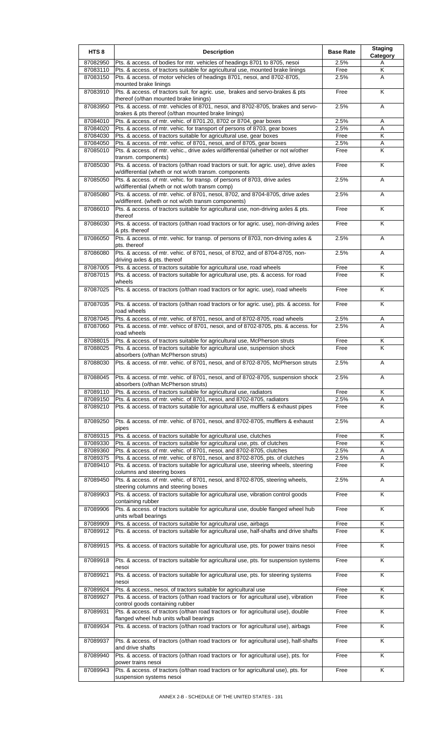| HTS 8 | Description | Base Rate | Staging Category |
|---|---|---|---|
| 87082950 | Pts. & access. of bodies for mtr. vehicles of headings 8701 to 8705, nesoi | 2.5% | A |
| 87083110 | Pts. & access. of tractors suitable for agricultural use, mounted brake linings | Free | K |
| 87083150 | Pts. & access. of motor vehicles of headings 8701, nesoi, and 8702-8705, mounted brake linings | 2.5% | A |
| 87083910 | Pts. & access. of tractors suit. for agric. use, brakes and servo-brakes & pts thereof (o/than mounted brake linings) | Free | K |
| 87083950 | Pts. & access. of mtr. vehicles of 8701, nesoi, and 8702-8705, brakes and servo-brakes & pts thereof (o/than mounted brake linings) | 2.5% | A |
| 87084010 | Pts. & access. of mtr. vehic. of 8701.20, 8702 or 8704, gear boxes | 2.5% | A |
| 87084020 | Pts. & access. of mtr. vehic. for transport of persons of 8703, gear boxes | 2.5% | A |
| 87084030 | Pts. & access. of tractors suitable for agricultural use, gear boxes | Free | K |
| 87084050 | Pts. & access. of mtr. vehic. of 8701, nesoi, and of 8705, gear boxes | 2.5% | A |
| 87085010 | Pts. & access. of mtr. vehic., drive axles w/differential (whether or not w/other transm. components) | Free | K |
| 87085030 | Pts. & access. of tractors (o/than road tractors or suit. for agric. use), drive axles w/differential (wheth or not w/oth transm. components | Free | K |
| 87085050 | Pts. & access. of mtr. vehic. for transp. of persons of 8703, drive axles w/differential (wheth or not w/oth transm comp) | 2.5% | A |
| 87085080 | Pts. & access. of mtr. vehic. of 8701, nesoi, 8702, and 8704-8705, drive axles w/different. (wheth or not w/oth transm components) | 2.5% | A |
| 87086010 | Pts. & access. of tractors suitable for agricultural use, non-driving axles & pts. thereof | Free | K |
| 87086030 | Pts. & access. of tractors (o/than road tractors or for agric. use), non-driving axles & pts. thereof | Free | K |
| 87086050 | Pts. & access. of mtr. vehic. for transp. of persons of 8703, non-driving axles & pts. thereof | 2.5% | A |
| 87086080 | Pts. & access. of mtr. vehic. of 8701, nesoi, of 8702, and of 8704-8705, non-driving axles & pts. thereof | 2.5% | A |
| 87087005 | Pts. & access. of tractors suitable for agricultural use, road wheels | Free | K |
| 87087015 | Pts. & access. of tractors suitable for agricultural use, pts. & access. for road wheels | Free | K |
| 87087025 | Pts. & access. of tractors (o/than road tractors or for agric. use), road wheels | Free | K |
| 87087035 | Pts. & access. of tractors (o/than road tractors or for agric. use), pts. & access. for road wheels | Free | K |
| 87087045 | Pts. & access. of mtr. vehic. of 8701, nesoi, and of 8702-8705, road wheels | 2.5% | A |
| 87087060 | Pts. & access. of mtr. vehicc of 8701, nesoi, and of 8702-8705, pts. & access. for road wheels | 2.5% | A |
| 87088015 | Pts. & access. of tractors suitable for agricultural use, McPherson struts | Free | K |
| 87088025 | Pts. & access. of tractors suitable for agricultural use, suspension shock absorbers (o/than McPherson struts) | Free | K |
| 87088030 | Pts. & access. of mtr. vehic. of 8701, nesoi, and of 8702-8705, McPherson struts | 2.5% | A |
| 87088045 | Pts. & access. of mtr. vehic. of 8701, nesoi, and of 8702-8705, suspension shock absorbers (o/than McPherson struts) | 2.5% | A |
| 87089110 | Pts. & access. of tractors suitable for agricultural use, radiators | Free | K |
| 87089150 | Pts. & access. of mtr. vehic. of 8701, nesoi, and 8702-8705, radiators | 2.5% | A |
| 87089210 | Pts. & access. of tractors suitable for agricultural use, mufflers & exhaust pipes | Free | K |
| 87089250 | Pts. & access. of mtr. vehic. of 8701, nesoi, and 8702-8705, mufflers & exhaust pipes | 2.5% | A |
| 87089315 | Pts. & access. of tractors suitable for agricultural use, clutches | Free | K |
| 87089330 | Pts. & access. of tractors suitable for agricultural use, pts. of clutches | Free | K |
| 87089360 | Pts. & access. of mtr. vehic. of 8701, nesoi, and 8702-8705, clutches | 2.5% | A |
| 87089375 | Pts. & access. of mtr. vehic. of 8701, nesoi, and 8702-8705, pts. of clutches | 2.5% | A |
| 87089410 | Pts. & access. of tractors suitable for agricultural use, steering wheels, steering columns and steering boxes | Free | K |
| 87089450 | Pts. & access. of mtr. vehic. of 8701, nesoi, and 8702-8705, steering wheels, steering columns and steering boxes | 2.5% | A |
| 87089903 | Pts. & access. of tractors suitable for agricultural use, vibration control goods containing rubber | Free | K |
| 87089906 | Pts. & access. of tractors suitable for agricultural use, double flanged wheel hub units w/ball bearings | Free | K |
| 87089909 | Pts. & access. of tractors suitable for agricultural use, airbags | Free | K |
| 87089912 | Pts. & access. of tractors suitable for agricultural use, half-shafts and drive shafts | Free | K |
| 87089915 | Pts. & access. of tractors suitable for agricultural use, pts. for power trains nesoi | Free | K |
| 87089918 | Pts. & access. of tractors suitable for agricultural use, pts. for suspension systems nesoi | Free | K |
| 87089921 | Pts. & access. of tractors suitable for agricultural use, pts. for steering systems nesoi | Free | K |
| 87089924 | Pts. & access., nesoi, of tractors suitable for agricultural use | Free | K |
| 87089927 | Pts. & access. of tractors (o/than road tractors or for agricultural use), vibration control goods containing rubber | Free | K |
| 87089931 | Pts. & access. of tractors (o/than road tractors or for agricultural use), double flanged wheel hub units w/ball bearings | Free | K |
| 87089934 | Pts. & access. of tractors (o/than road tractors or for agricultural use), airbags | Free | K |
| 87089937 | Pts. & access. of tractors (o/than road tractors or for agricultural use), half-shafts and drive shafts | Free | K |
| 87089940 | Pts. & access. of tractors (o/than road tractors or for agricultural use), pts. for power trains nesoi | Free | K |
| 87089943 | Pts. & access. of tractors (o/than road tractors or for agricultural use), pts. for suspension systems nesoi | Free | K |

ANNEX 2-B - SCHEDULE OF THE UNITED STATES - 191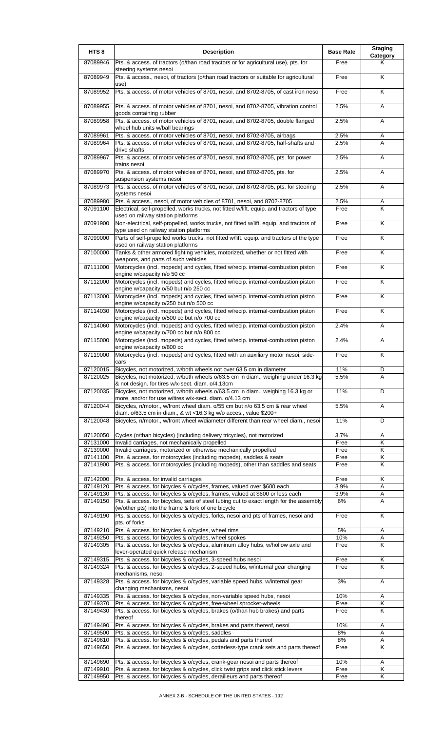| HTS 8 | Description | Base Rate | Staging Category |
|---|---|---|---|
| 87089946 | Pts. & access. of tractors (o/than road tractors or for agricultural use), pts. for steering systems nesoi | Free | K |
| 87089949 | Pts. & access., nesoi, of tractors (o/than road tractors or suitable for agricultural use) | Free | K |
| 87089952 | Pts. & access. of motor vehicles of 8701, nesoi, and 8702-8705, of cast iron nesoi | Free | K |
| 87089955 | Pts. & access. of motor vehicles of 8701, nesoi, and 8702-8705, vibration control goods containing rubber | 2.5% | A |
| 87089958 | Pts. & access. of motor vehicles of 8701, nesoi, and 8702-8705, double flanged wheel hub units w/ball bearings | 2.5% | A |
| 87089961 | Pts. & access. of motor vehicles of 8701, nesoi, and 8702-8705, airbags | 2.5% | A |
| 87089964 | Pts. & access. of motor vehicles of 8701, nesoi, and 8702-8705, half-shafts and drive shafts | 2.5% | A |
| 87089967 | Pts. & access. of motor vehicles of 8701, nesoi, and 8702-8705, pts. for power trains nesoi | 2.5% | A |
| 87089970 | Pts. & access. of motor vehicles of 8701, nesoi, and 8702-8705, pts. for suspension systems nesoi | 2.5% | A |
| 87089973 | Pts. & access. of motor vehicles of 8701, nesoi, and 8702-8705, pts. for steering systems nesoi | 2.5% | A |
| 87089980 | Pts. & access., nesoi, of motor vehicles of 8701, nesoi, and 8702-8705 | 2.5% | A |
| 87091100 | Electrical, self-propelled, works trucks, not fitted w/lift. equip. and tractors of type used on railway station platforms | Free | K |
| 87091900 | Non-electrical, self-propelled, works trucks, not fitted w/lift. equip. and tractors of type used on railway station platforms | Free | K |
| 87099000 | Parts of self-propelled works trucks, not fitted w/lift. equip. and tractors of the type used on railway station platforms | Free | K |
| 87100000 | Tanks & other armored fighting vehicles, motorized, whether or not fitted with weapons, and parts of such vehicles | Free | K |
| 87111000 | Motorcycles (incl. mopeds) and cycles, fitted w/recip. internal-combustion piston engine w/capacity n/o 50 cc | Free | K |
| 87112000 | Motorcycles (incl. mopeds) and cycles, fitted w/recip. internal-combustion piston engine w/capacity o/50 but n/o 250 cc | Free | K |
| 87113000 | Motorcycles (incl. mopeds) and cycles, fitted w/recip. internal-combustion piston engine w/capacity o/250 but n/o 500 cc | Free | K |
| 87114030 | Motorcycles (incl. mopeds) and cycles, fitted w/recip. internal-combustion piston engine w/capacity o/500 cc but n/o 700 cc | Free | K |
| 87114060 | Motorcycles (incl. mopeds) and cycles, fitted w/recip. internal-combustion piston engine w/capacity o/700 cc but n/o 800 cc | 2.4% | A |
| 87115000 | Motorcycles (incl. mopeds) and cycles, fitted w/recip. internal-combustion piston engine w/capacity o/800 cc | 2.4% | A |
| 87119000 | Motorcycles (incl. mopeds) and cycles, fitted with an auxiliary motor nesoi; side-cars | Free | K |
| 87120015 | Bicycles, not motorized, w/both wheels not over 63.5 cm in diameter | 11% | D |
| 87120025 | Bicycles, not motorized, w/both wheels o/63.5 cm in diam., weighing under 16.3 kg & not design. for tires w/x-sect. diam. o/4.13cm | 5.5% | A |
| 87120035 | Bicycles, not motorized, w/both wheels o/63.5 cm in diam., weighing 16.3 kg or more, and/or for use w/tires w/x-sect. diam. o/4.13 cm | 11% | D |
| 87120044 | Bicycles, n/motor., w/front wheel diam. o/55 cm but n/o 63.5 cm & rear wheel diam. o/63.5 cm in diam., & wt <16.3 kg w/o acces., value $200+ | 5.5% | A |
| 87120048 | Bicycles, n/motor., w/front wheel w/diameter different than rear wheel diam., nesoi | 11% | D |
| 87120050 | Cycles (o/than bicycles) (including delivery tricycles), not motorized | 3.7% | A |
| 87131000 | Invalid carriages, not mechanically propelled | Free | K |
| 87139000 | Invalid carriages, motorized or otherwise mechanically propelled | Free | K |
| 87141100 | Pts. & access. for motorcycles (including mopeds), saddles & seats | Free | K |
| 87141900 | Pts. & access. for motorcycles (including mopeds), other than saddles and seats | Free | K |
| 87142000 | Pts. & access. for invalid carriages | Free | K |
| 87149120 | Pts. & access. for bicycles & o/cycles, frames, valued over $600 each | 3.9% | A |
| 87149130 | Pts. & access. for bicycles & o/cycles, frames, valued at $600 or less each | 3.9% | A |
| 87149150 | Pts. & access. for bicycles, sets of steel tubing cut to exact length for the assembly (w/other pts) into the frame & fork of one bicycle | 6% | A |
| 87149190 | Pts. & access. for bicycles & o/cycles, forks, nesoi and pts of frames, nesoi and pts. of forks | Free | K |
| 87149210 | Pts. & access. for bicycles & o/cycles, wheel rims | 5% | A |
| 87149250 | Pts. & access. for bicycles & o/cycles, wheel spokes | 10% | A |
| 87149305 | Pts. & access. for bicycles & o/cycles, aluminum alloy hubs, w/hollow axle and lever-operated quick release mechanism | Free | K |
| 87149315 | Pts. & access. for bicycles & o/cycles, 3-speed hubs nesoi | Free | K |
| 87149324 | Pts. & access. for bicycles & o/cycles, 2-speed hubs, w/internal gear changing mechanisms, nesoi | Free | K |
| 87149328 | Pts. & access. for bicycles & o/cycles, variable speed hubs, w/internal gear changing mechanisms, nesoi | 3% | A |
| 87149335 | Pts. & access. for bicycles & o/cycles, non-variable speed hubs, nesoi | 10% | A |
| 87149370 | Pts. & access. for bicycles & o/cycles, free-wheel sprocket-wheels | Free | K |
| 87149430 | Pts. & access. for bicycles & o/cycles, brakes (o/than hub brakes) and parts thereof | Free | K |
| 87149490 | Pts. & access. for bicycles & o/cycles, brakes and parts thereof, nesoi | 10% | A |
| 87149500 | Pts. & access. for bicycles & o/cycles, saddles | 8% | A |
| 87149610 | Pts. & access. for bicycles & o/cycles, pedals and parts thereof | 8% | A |
| 87149650 | Pts. & access. for bicycles & o/cycles, cotterless-type crank sets and parts thereof | Free | K |
| 87149690 | Pts. & access. for bicycles & o/cycles, crank-gear nesoi and parts thereof | 10% | A |
| 87149910 | Pts. & access. for bicycles & o/cycles, click twist grips and click stick levers | Free | K |
| 87149950 | Pts. & access. for bicycles & o/cycles, derailleurs and parts thereof | Free | K |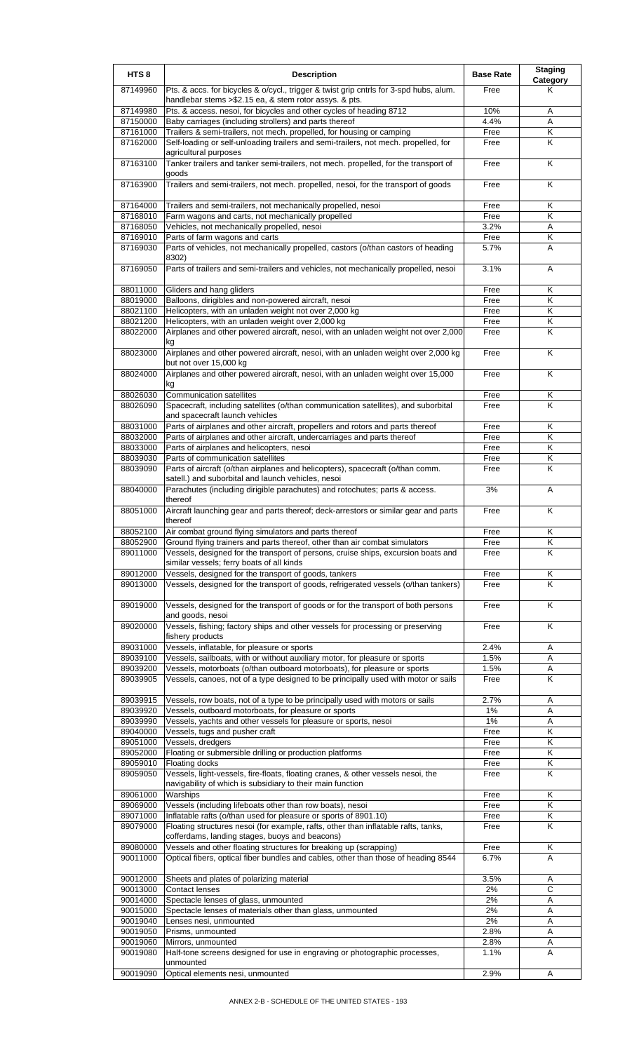| HTS 8 | Description | Base Rate | Staging Category |
|---|---|---|---|
| 87149960 | Pts. & accs. for bicycles & o/cycl., trigger & twist grip cntrls for 3-spd hubs, alum. handlebar stems >$2.15 ea, & stem rotor assys. & pts. | Free | K |
| 87149980 | Pts. & access. nesoi, for bicycles and other cycles of heading 8712 | 10% | A |
| 87150000 | Baby carriages (including strollers) and parts thereof | 4.4% | A |
| 87161000 | Trailers & semi-trailers, not mech. propelled, for housing or camping | Free | K |
| 87162000 | Self-loading or self-unloading trailers and semi-trailers, not mech. propelled, for agricultural purposes | Free | K |
| 87163100 | Tanker trailers and tanker semi-trailers, not mech. propelled, for the transport of goods | Free | K |
| 87163900 | Trailers and semi-trailers, not mech. propelled, nesoi, for the transport of goods | Free | K |
| 87164000 | Trailers and semi-trailers, not mechanically propelled, nesoi | Free | K |
| 87168010 | Farm wagons and carts, not mechanically propelled | Free | K |
| 87168050 | Vehicles, not mechanically propelled, nesoi | 3.2% | A |
| 87169010 | Parts of farm wagons and carts | Free | K |
| 87169030 | Parts of vehicles, not mechanically propelled, castors (o/than castors of heading 8302) | 5.7% | A |
| 87169050 | Parts of trailers and semi-trailers and vehicles, not mechanically propelled, nesoi | 3.1% | A |
| 88011000 | Gliders and hang gliders | Free | K |
| 88019000 | Balloons, dirigibles and non-powered aircraft, nesoi | Free | K |
| 88021100 | Helicopters, with an unladen weight not over 2,000 kg | Free | K |
| 88021200 | Helicopters, with an unladen weight over 2,000 kg | Free | K |
| 88022000 | Airplanes and other powered aircraft, nesoi, with an unladen weight not over 2,000 kg | Free | K |
| 88023000 | Airplanes and other powered aircraft, nesoi, with an unladen weight over 2,000 kg but not over 15,000 kg | Free | K |
| 88024000 | Airplanes and other powered aircraft, nesoi, with an unladen weight over 15,000 kg | Free | K |
| 88026030 | Communication satellites | Free | K |
| 88026090 | Spacecraft, including satellites (o/than communication satellites), and suborbital and spacecraft launch vehicles | Free | K |
| 88031000 | Parts of airplanes and other aircraft, propellers and rotors and parts thereof | Free | K |
| 88032000 | Parts of airplanes and other aircraft, undercarriages and parts thereof | Free | K |
| 88033000 | Parts of airplanes and helicopters, nesoi | Free | K |
| 88039030 | Parts of communication satellites | Free | K |
| 88039090 | Parts of aircraft (o/than airplanes and helicopters), spacecraft (o/than comm. satell.) and suborbital and launch vehicles, nesoi | Free | K |
| 88040000 | Parachutes (including dirigible parachutes) and rotochutes; parts & access. thereof | 3% | A |
| 88051000 | Aircraft launching gear and parts thereof; deck-arrestors or similar gear and parts thereof | Free | K |
| 88052100 | Air combat ground flying simulators and parts thereof | Free | K |
| 88052900 | Ground flying trainers and parts thereof, other than air combat simulators | Free | K |
| 89011000 | Vessels, designed for the transport of persons, cruise ships, excursion boats and similar vessels; ferry boats of all kinds | Free | K |
| 89012000 | Vessels, designed for the transport of goods, tankers | Free | K |
| 89013000 | Vessels, designed for the transport of goods, refrigerated vessels (o/than tankers) | Free | K |
| 89019000 | Vessels, designed for the transport of goods or for the transport of both persons and goods, nesoi | Free | K |
| 89020000 | Vessels, fishing; factory ships and other vessels for processing or preserving fishery products | Free | K |
| 89031000 | Vessels, inflatable, for pleasure or sports | 2.4% | A |
| 89039100 | Vessels, sailboats, with or without auxiliary motor, for pleasure or sports | 1.5% | A |
| 89039200 | Vessels, motorboats (o/than outboard motorboats), for pleasure or sports | 1.5% | A |
| 89039905 | Vessels, canoes, not of a type designed to be principally used with motor or sails | Free | K |
| 89039915 | Vessels, row boats, not of a type to be principally used with motors or sails | 2.7% | A |
| 89039920 | Vessels, outboard motorboats, for pleasure or sports | 1% | A |
| 89039990 | Vessels, yachts and other vessels for pleasure or sports, nesoi | 1% | A |
| 89040000 | Vessels, tugs and pusher craft | Free | K |
| 89051000 | Vessels, dredgers | Free | K |
| 89052000 | Floating or submersible drilling or production platforms | Free | K |
| 89059010 | Floating docks | Free | K |
| 89059050 | Vessels, light-vessels, fire-floats, floating cranes, & other vessels nesoi, the navigability of which is subsidiary to their main function | Free | K |
| 89061000 | Warships | Free | K |
| 89069000 | Vessels (including lifeboats other than row boats), nesoi | Free | K |
| 89071000 | Inflatable rafts (o/than used for pleasure or sports of 8901.10) | Free | K |
| 89079000 | Floating structures nesoi (for example, rafts, other than inflatable rafts, tanks, cofferdams, landing stages, buoys and beacons) | Free | K |
| 89080000 | Vessels and other floating structures for breaking up (scrapping) | Free | K |
| 90011000 | Optical fibers, optical fiber bundles and cables, other than those of heading 8544 | 6.7% | A |
| 90012000 | Sheets and plates of polarizing material | 3.5% | A |
| 90013000 | Contact lenses | 2% | C |
| 90014000 | Spectacle lenses of glass, unmounted | 2% | A |
| 90015000 | Spectacle lenses of materials other than glass, unmounted | 2% | A |
| 90019040 | Lenses nesi, unmounted | 2% | A |
| 90019050 | Prisms, unmounted | 2.8% | A |
| 90019060 | Mirrors, unmounted | 2.8% | A |
| 90019080 | Half-tone screens designed for use in engraving or photographic processes, unmounted | 1.1% | A |
| 90019090 | Optical elements nesi, unmounted | 2.9% | A |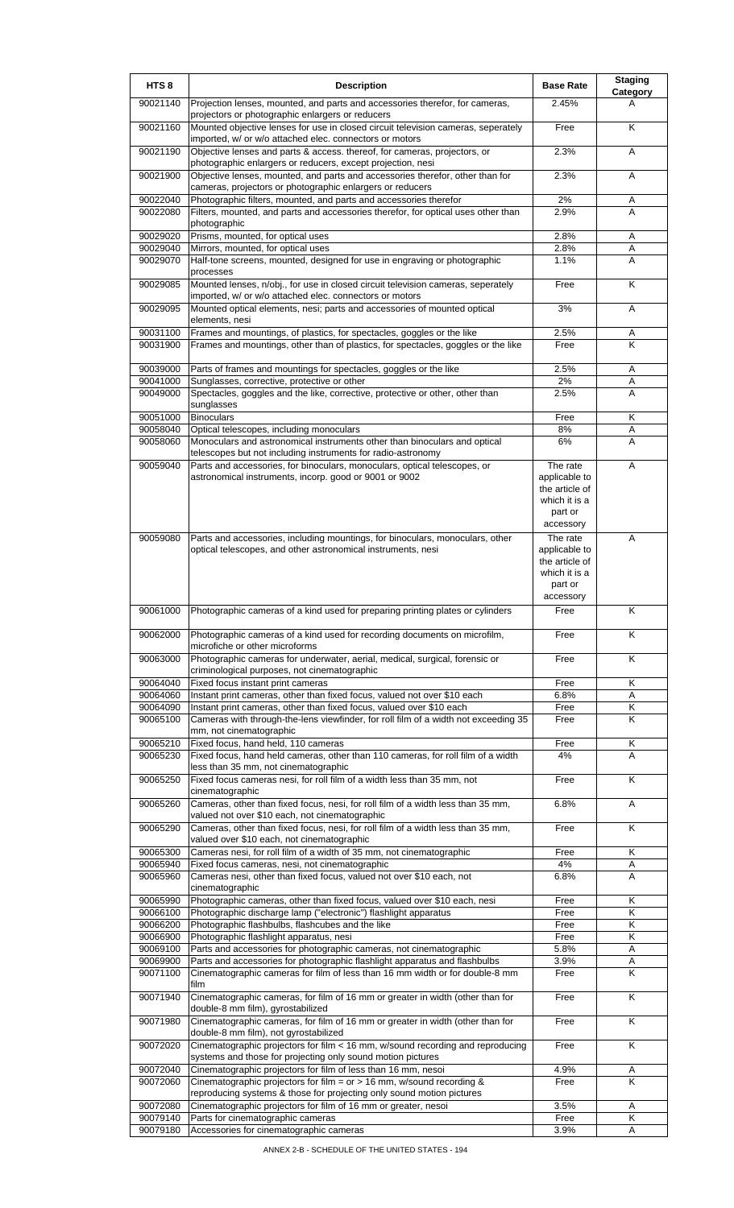| HTS 8 | Description | Base Rate | Staging Category |
|---|---|---|---|
| 90021140 | Projection lenses, mounted, and parts and accessories therefor, for cameras, projectors or photographic enlargers or reducers | 2.45% | A |
| 90021160 | Mounted objective lenses for use in closed circuit television cameras, seperately imported, w/ or w/o attached elec. connectors or motors | Free | K |
| 90021190 | Objective lenses and parts & access. thereof, for cameras, projectors, or photographic enlargers or reducers, except projection, nesi | 2.3% | A |
| 90021900 | Objective lenses, mounted, and parts and accessories therefor, other than for cameras, projectors or photographic enlargers or reducers | 2.3% | A |
| 90022040 | Photographic filters, mounted, and parts and accessories therefor | 2% | A |
| 90022080 | Filters, mounted, and parts and accessories therefor, for optical uses other than photographic | 2.9% | A |
| 90029020 | Prisms, mounted, for optical uses | 2.8% | A |
| 90029040 | Mirrors, mounted, for optical uses | 2.8% | A |
| 90029070 | Half-tone screens, mounted, designed for use in engraving or photographic processes | 1.1% | A |
| 90029085 | Mounted lenses, n/obj., for use in closed circuit television cameras, seperately imported, w/ or w/o attached elec. connectors or motors | Free | K |
| 90029095 | Mounted optical elements, nesi; parts and accessories of mounted optical elements, nesi | 3% | A |
| 90031100 | Frames and mountings, of plastics, for spectacles, goggles or the like | 2.5% | A |
| 90031900 | Frames and mountings, other than of plastics, for spectacles, goggles or the like | Free | K |
| 90039000 | Parts of frames and mountings for spectacles, goggles or the like | 2.5% | A |
| 90041000 | Sunglasses, corrective, protective or other | 2% | A |
| 90049000 | Spectacles, goggles and the like, corrective, protective or other, other than sunglasses | 2.5% | A |
| 90051000 | Binoculars | Free | K |
| 90058040 | Optical telescopes, including monoculars | 8% | A |
| 90058060 | Monoculars and astronomical instruments other than binoculars and optical telescopes but not including instruments for radio-astronomy | 6% | A |
| 90059040 | Parts and accessories, for binoculars, monoculars, optical telescopes, or astronomical instruments, incorp. good or 9001 or 9002 | The rate applicable to the article of which it is a part or accessory | A |
| 90059080 | Parts and accessories, including mountings, for binoculars, monoculars, other optical telescopes, and other astronomical instruments, nesi | The rate applicable to the article of which it is a part or accessory | A |
| 90061000 | Photographic cameras of a kind used for preparing printing plates or cylinders | Free | K |
| 90062000 | Photographic cameras of a kind used for recording documents on microfilm, microfiche or other microforms | Free | K |
| 90063000 | Photographic cameras for underwater, aerial, medical, surgical, forensic or criminological purposes, not cinematographic | Free | K |
| 90064040 | Fixed focus instant print cameras | Free | K |
| 90064060 | Instant print cameras, other than fixed focus, valued not over $10 each | 6.8% | A |
| 90064090 | Instant print cameras, other than fixed focus, valued over $10 each | Free | K |
| 90065100 | Cameras with through-the-lens viewfinder, for roll film of a width not exceeding 35 mm, not cinematographic | Free | K |
| 90065210 | Fixed focus, hand held, 110 cameras | Free | K |
| 90065230 | Fixed focus, hand held cameras, other than 110 cameras, for roll film of a width less than 35 mm, not cinematographic | 4% | A |
| 90065250 | Fixed focus cameras nesi, for roll film of a width less than 35 mm, not cinematographic | Free | K |
| 90065260 | Cameras, other than fixed focus, nesi, for roll film of a width less than 35 mm, valued not over $10 each, not cinematographic | 6.8% | A |
| 90065290 | Cameras, other than fixed focus, nesi, for roll film of a width less than 35 mm, valued over $10 each, not cinematographic | Free | K |
| 90065300 | Cameras nesi, for roll film of a width of 35 mm, not cinematographic | Free | K |
| 90065940 | Fixed focus cameras, nesi, not cinematographic | 4% | A |
| 90065960 | Cameras nesi, other than fixed focus, valued not over $10 each, not cinematographic | 6.8% | A |
| 90065990 | Photographic cameras, other than fixed focus, valued over $10 each, nesi | Free | K |
| 90066100 | Photographic discharge lamp ("electronic") flashlight apparatus | Free | K |
| 90066200 | Photographic flashbulbs, flashcubes and the like | Free | K |
| 90066900 | Photographic flashlight apparatus, nesi | Free | K |
| 90069100 | Parts and accessories for photographic cameras, not cinematographic | 5.8% | A |
| 90069900 | Parts and accessories for photographic flashlight apparatus and flashbulbs | 3.9% | A |
| 90071100 | Cinematographic cameras for film of less than 16 mm width or for double-8 mm film | Free | K |
| 90071940 | Cinematographic cameras, for film of 16 mm or greater in width (other than for double-8 mm film), gyrostabilized | Free | K |
| 90071980 | Cinematographic cameras, for film of 16 mm or greater in width (other than for double-8 mm film), not gyrostabilized | Free | K |
| 90072020 | Cinematographic projectors for film < 16 mm, w/sound recording and reproducing systems and those for projecting only sound motion pictures | Free | K |
| 90072040 | Cinematographic projectors for film of less than 16 mm, nesoi | 4.9% | A |
| 90072060 | Cinematographic projectors for film = or > 16 mm, w/sound recording & reproducing systems & those for projecting only sound motion pictures | Free | K |
| 90072080 | Cinematographic projectors for film of 16 mm or greater, nesoi | 3.5% | A |
| 90079140 | Parts for cinematographic cameras | Free | K |
| 90079180 | Accessories for cinematographic cameras | 3.9% | A |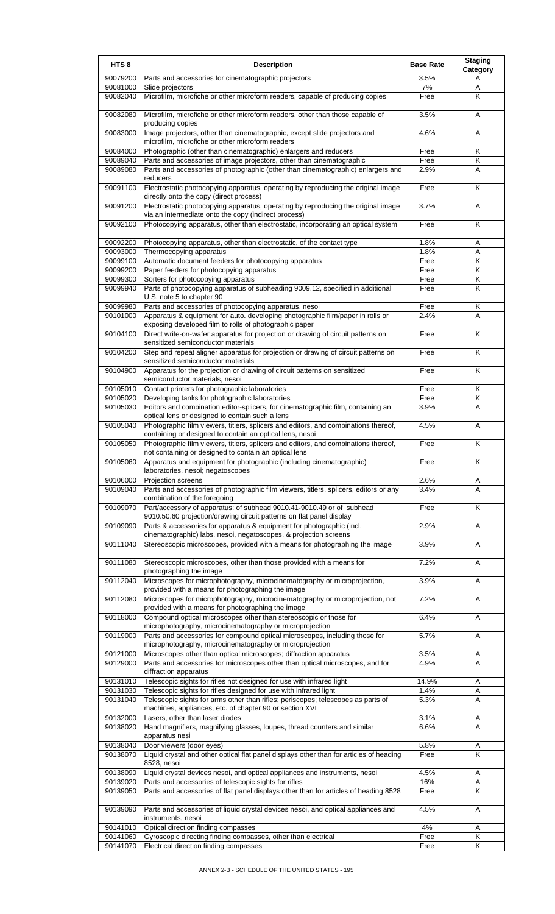| HTS 8 | Description | Base Rate | Staging Category |
|---|---|---|---|
| 90079200 | Parts and accessories for cinematographic projectors | 3.5% | A |
| 90081000 | Slide projectors | 7% | A |
| 90082040 | Microfilm, microfiche or other microform readers, capable of producing copies | Free | K |
| 90082080 | Microfilm, microfiche or other microform readers, other than those capable of producing copies | 3.5% | A |
| 90083000 | Image projectors, other than cinematographic, except slide projectors and microfilm, microfiche or other microform readers | 4.6% | A |
| 90084000 | Photographic (other than cinematographic) enlargers and reducers | Free | K |
| 90089040 | Parts and accessories of image projectors, other than cinematographic | Free | K |
| 90089080 | Parts and accessories of photographic (other than cinematographic) enlargers and reducers | 2.9% | A |
| 90091100 | Electrostatic photocopying apparatus, operating by reproducing the original image directly onto the copy (direct process) | Free | K |
| 90091200 | Electrostatic photocopying apparatus, operating by reproducing the original image via an intermediate onto the copy (indirect process) | 3.7% | A |
| 90092100 | Photocopying apparatus, other than electrostatic, incorporating an optical system | Free | K |
| 90092200 | Photocopying apparatus, other than electrostatic, of the contact type | 1.8% | A |
| 90093000 | Thermocopying apparatus | 1.8% | A |
| 90099100 | Automatic document feeders for photocopying apparatus | Free | K |
| 90099200 | Paper feeders for photocopying apparatus | Free | K |
| 90099300 | Sorters for photocopying apparatus | Free | K |
| 90099940 | Parts of photocopying apparatus of subheading 9009.12, specified in additional U.S. note 5 to chapter 90 | Free | K |
| 90099980 | Parts and accessories of photocopying apparatus, nesoi | Free | K |
| 90101000 | Apparatus & equipment for auto. developing photographic film/paper in rolls or exposing developed film to rolls of photographic paper | 2.4% | A |
| 90104100 | Direct write-on-wafer apparatus for projection or drawing of circuit patterns on sensitized semiconductor materials | Free | K |
| 90104200 | Step and repeat aligner apparatus for projection or drawing of circuit patterns on sensitized semiconductor materials | Free | K |
| 90104900 | Apparatus for the projection or drawing of circuit patterns on sensitized semiconductor materials, nesoi | Free | K |
| 90105010 | Contact printers for photographic laboratories | Free | K |
| 90105020 | Developing tanks for photographic laboratories | Free | K |
| 90105030 | Editors and combination editor-splicers, for cinematographic film, containing an optical lens or designed to contain such a lens | 3.9% | A |
| 90105040 | Photographic film viewers, titlers, splicers and editors, and combinations thereof, containing or designed to contain an optical lens, nesoi | 4.5% | A |
| 90105050 | Photographic film viewers, titlers, splicers and editors, and combinations thereof, not containing or designed to contain an optical lens | Free | K |
| 90105060 | Apparatus and equipment for photographic (including cinematographic) laboratories, nesoi; negatoscopes | Free | K |
| 90106000 | Projection screens | 2.6% | A |
| 90109040 | Parts and accessories of photographic film viewers, titlers, splicers, editors or any combination of the foregoing | 3.4% | A |
| 90109070 | Part/accessory of apparatus: of subhead 9010.41-9010.49 or of subhead 9010.50.60 projection/drawing circuit patterns on flat panel display | Free | K |
| 90109090 | Parts & accessories for apparatus & equipment for photographic (incl. cinematographic) labs, nesoi, negatoscopes, & projection screens | 2.9% | A |
| 90111040 | Stereoscopic microscopes, provided with a means for photographing the image | 3.9% | A |
| 90111080 | Stereoscopic microscopes, other than those provided with a means for photographing the image | 7.2% | A |
| 90112040 | Microscopes for microphotography, microcinematography or microprojection, provided with a means for photographing the image | 3.9% | A |
| 90112080 | Microscopes for microphotography, microcinematography or microprojection, not provided with a means for photographing the image | 7.2% | A |
| 90118000 | Compound optical microscopes other than stereoscopic or those for microphotography, microcinematography or microprojection | 6.4% | A |
| 90119000 | Parts and accessories for compound optical microscopes, including those for microphotography, microcinematography or microprojection | 5.7% | A |
| 90121000 | Microscopes other than optical microscopes; diffraction apparatus | 3.5% | A |
| 90129000 | Parts and accessories for microscopes other than optical microscopes, and for diffraction apparatus | 4.9% | A |
| 90131010 | Telescopic sights for rifles not designed for use with infrared light | 14.9% | A |
| 90131030 | Telescopic sights for rifles designed for use with infrared light | 1.4% | A |
| 90131040 | Telescopic sights for arms other than rifles; periscopes; telescopes as parts of machines, appliances, etc. of chapter 90 or section XVI | 5.3% | A |
| 90132000 | Lasers, other than laser diodes | 3.1% | A |
| 90138020 | Hand magnifiers, magnifying glasses, loupes, thread counters and similar apparatus nesi | 6.6% | A |
| 90138040 | Door viewers (door eyes) | 5.8% | A |
| 90138070 | Liquid crystal and other optical flat panel displays other than for articles of heading 8528, nesoi | Free | K |
| 90138090 | Liquid crystal devices nesoi, and optical appliances and instruments, nesoi | 4.5% | A |
| 90139020 | Parts and accessories of telescopic sights for rifles | 16% | A |
| 90139050 | Parts and accessories of flat panel displays other than for articles of heading 8528 | Free | K |
| 90139090 | Parts and accessories of liquid crystal devices nesoi, and optical appliances and instruments, nesoi | 4.5% | A |
| 90141010 | Optical direction finding compasses | 4% | A |
| 90141060 | Gyroscopic directing finding compasses, other than electrical | Free | K |
| 90141070 | Electrical direction finding compasses | Free | K |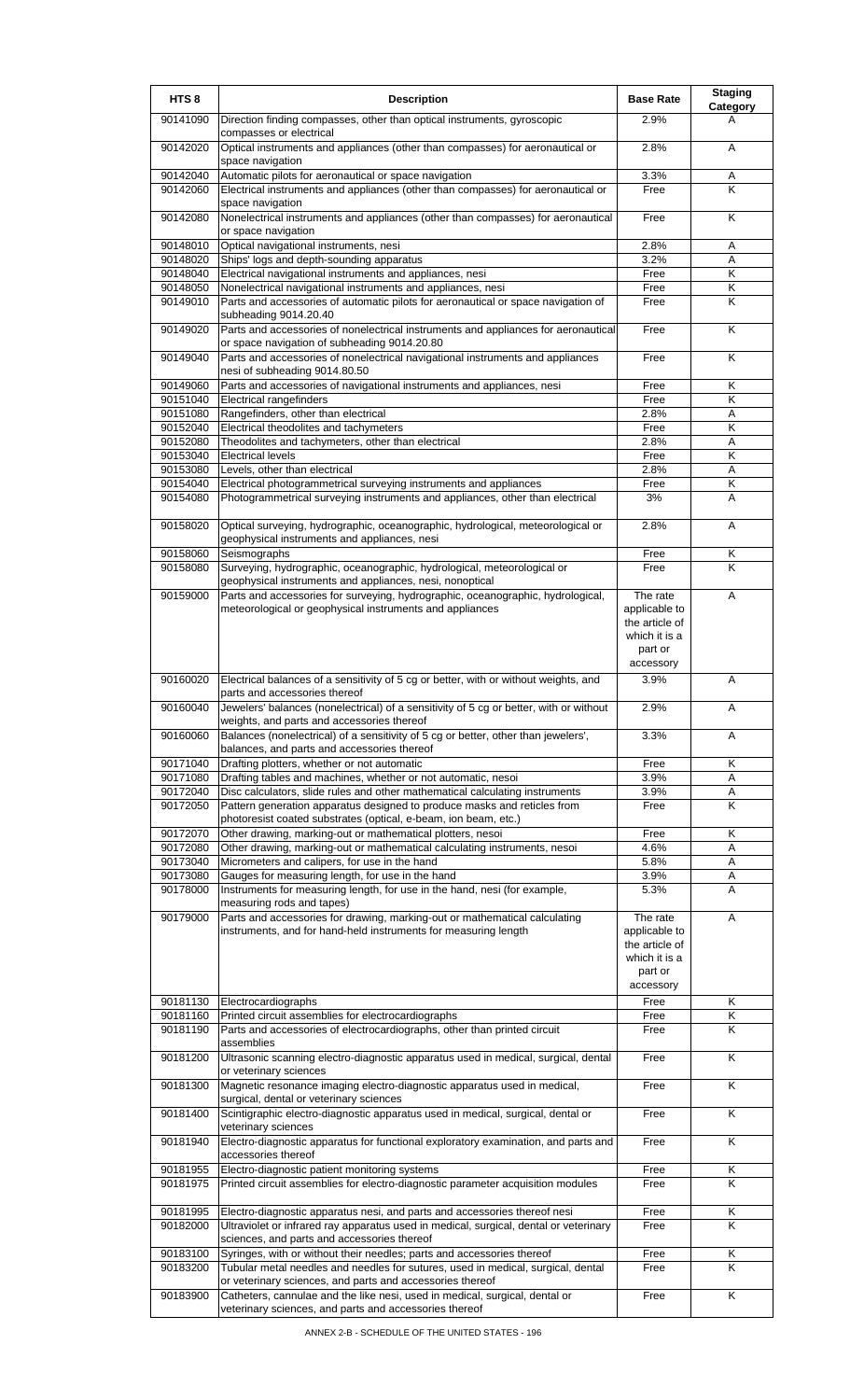| HTS 8 | Description | Base Rate | Staging Category |
|---|---|---|---|
| 90141090 | Direction finding compasses, other than optical instruments, gyroscopic compasses or electrical | 2.9% | A |
| 90142020 | Optical instruments and appliances (other than compasses) for aeronautical or space navigation | 2.8% | A |
| 90142040 | Automatic pilots for aeronautical or space navigation | 3.3% | A |
| 90142060 | Electrical instruments and appliances (other than compasses) for aeronautical or space navigation | Free | K |
| 90142080 | Nonelectrical instruments and appliances (other than compasses) for aeronautical or space navigation | Free | K |
| 90148010 | Optical navigational instruments, nesi | 2.8% | A |
| 90148020 | Ships' logs and depth-sounding apparatus | 3.2% | A |
| 90148040 | Electrical navigational instruments and appliances, nesi | Free | K |
| 90148050 | Nonelectrical navigational instruments and appliances, nesi | Free | K |
| 90149010 | Parts and accessories of automatic pilots for aeronautical or space navigation of subheading 9014.20.40 | Free | K |
| 90149020 | Parts and accessories of nonelectrical instruments and appliances for aeronautical or space navigation of subheading 9014.20.80 | Free | K |
| 90149040 | Parts and accessories of nonelectrical navigational instruments and appliances nesi of subheading 9014.80.50 | Free | K |
| 90149060 | Parts and accessories of navigational instruments and appliances, nesi | Free | K |
| 90151040 | Electrical rangefinders | Free | K |
| 90151080 | Rangefinders, other than electrical | 2.8% | A |
| 90152040 | Electrical theodolites and tachymeters | Free | K |
| 90152080 | Theodolites and tachymeters, other than electrical | 2.8% | A |
| 90153040 | Electrical levels | Free | K |
| 90153080 | Levels, other than electrical | 2.8% | A |
| 90154040 | Electrical photogrammetrical surveying instruments and appliances | Free | K |
| 90154080 | Photogrammetrical surveying instruments and appliances, other than electrical | 3% | A |
| 90158020 | Optical surveying, hydrographic, oceanographic, hydrological, meteorological or geophysical instruments and appliances, nesi | 2.8% | A |
| 90158060 | Seismographs | Free | K |
| 90158080 | Surveying, hydrographic, oceanographic, hydrological, meteorological or geophysical instruments and appliances, nesi, nonoptical | Free | K |
| 90159000 | Parts and accessories for surveying, hydrographic, oceanographic, hydrological, meteorological or geophysical instruments and appliances | The rate applicable to the article of which it is a part or accessory | A |
| 90160020 | Electrical balances of a sensitivity of 5 cg or better, with or without weights, and parts and accessories thereof | 3.9% | A |
| 90160040 | Jewelers' balances (nonelectrical) of a sensitivity of 5 cg or better, with or without weights, and parts and accessories thereof | 2.9% | A |
| 90160060 | Balances (nonelectrical) of a sensitivity of 5 cg or better, other than jewelers', balances, and parts and accessories thereof | 3.3% | A |
| 90171040 | Drafting plotters, whether or not automatic | Free | K |
| 90171080 | Drafting tables and machines, whether or not automatic, nesoi | 3.9% | A |
| 90172040 | Disc calculators, slide rules and other mathematical calculating instruments | 3.9% | A |
| 90172050 | Pattern generation apparatus designed to produce masks and reticles from photoresist coated substrates (optical, e-beam, ion beam, etc.) | Free | K |
| 90172070 | Other drawing, marking-out or mathematical plotters, nesoi | Free | K |
| 90172080 | Other drawing, marking-out or mathematical calculating instruments, nesoi | 4.6% | A |
| 90173040 | Micrometers and calipers, for use in the hand | 5.8% | A |
| 90173080 | Gauges for measuring length, for use in the hand | 3.9% | A |
| 90178000 | Instruments for measuring length, for use in the hand, nesi (for example, measuring rods and tapes) | 5.3% | A |
| 90179000 | Parts and accessories for drawing, marking-out or mathematical calculating instruments, and for hand-held instruments for measuring length | The rate applicable to the article of which it is a part or accessory | A |
| 90181130 | Electrocardiographs | Free | K |
| 90181160 | Printed circuit assemblies for electrocardiographs | Free | K |
| 90181190 | Parts and accessories of electrocardiographs, other than printed circuit assemblies | Free | K |
| 90181200 | Ultrasonic scanning electro-diagnostic apparatus used in medical, surgical, dental or veterinary sciences | Free | K |
| 90181300 | Magnetic resonance imaging electro-diagnostic apparatus used in medical, surgical, dental or veterinary sciences | Free | K |
| 90181400 | Scintigraphic electro-diagnostic apparatus used in medical, surgical, dental or veterinary sciences | Free | K |
| 90181940 | Electro-diagnostic apparatus for functional exploratory examination, and parts and accessories thereof | Free | K |
| 90181955 | Electro-diagnostic patient monitoring systems | Free | K |
| 90181975 | Printed circuit assemblies for electro-diagnostic parameter acquisition modules | Free | K |
| 90181995 | Electro-diagnostic apparatus nesi, and parts and accessories thereof nesi | Free | K |
| 90182000 | Ultraviolet or infrared ray apparatus used in medical, surgical, dental or veterinary sciences, and parts and accessories thereof | Free | K |
| 90183100 | Syringes, with or without their needles; parts and accessories thereof | Free | K |
| 90183200 | Tubular metal needles and needles for sutures, used in medical, surgical, dental or veterinary sciences, and parts and accessories thereof | Free | K |
| 90183900 | Catheters, cannulae and the like nesi, used in medical, surgical, dental or veterinary sciences, and parts and accessories thereof | Free | K |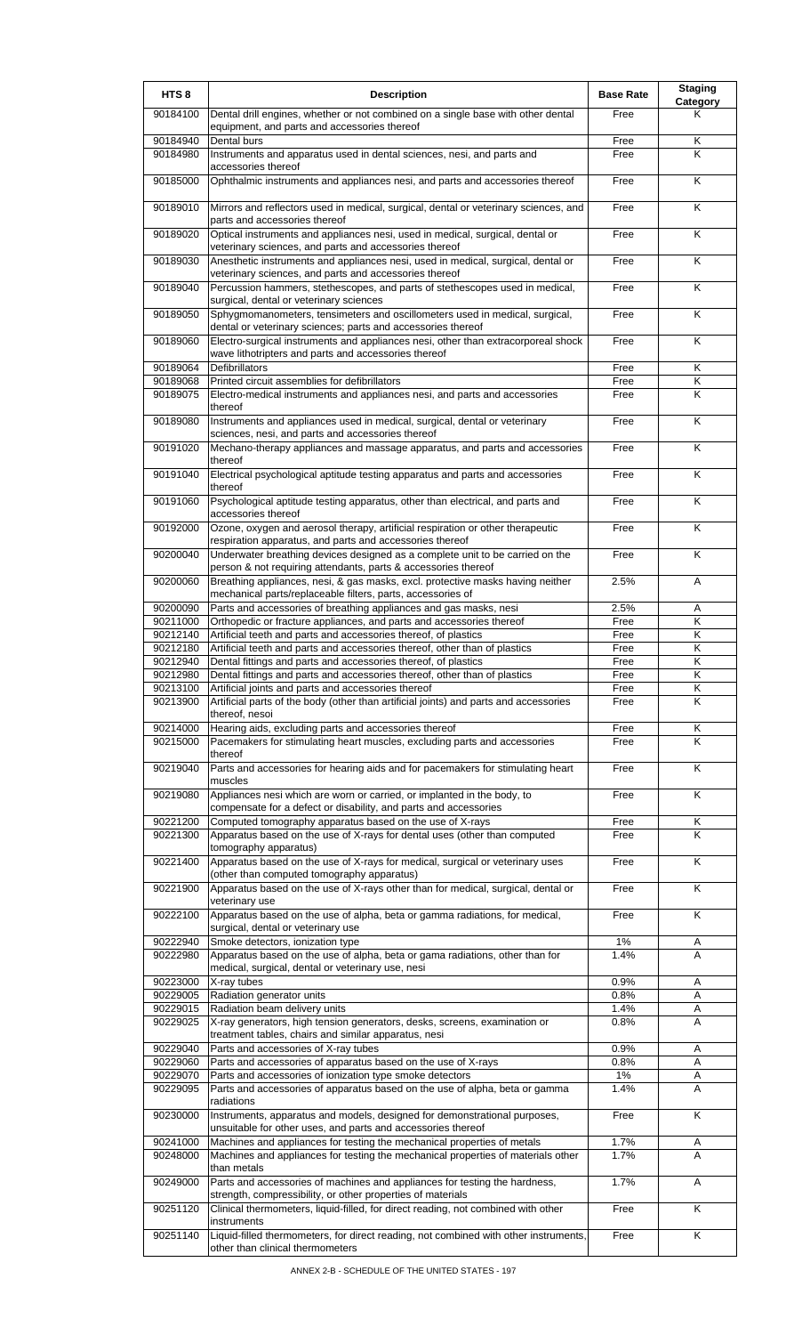| HTS 8 | Description | Base Rate | Staging Category |
|---|---|---|---|
| 90184100 | Dental drill engines, whether or not combined on a single base with other dental equipment, and parts and accessories thereof | Free | K |
| 90184940 | Dental burs | Free | K |
| 90184980 | Instruments and apparatus used in dental sciences, nesi, and parts and accessories thereof | Free | K |
| 90185000 | Ophthalmic instruments and appliances nesi, and parts and accessories thereof | Free | K |
| 90189010 | Mirrors and reflectors used in medical, surgical, dental or veterinary sciences, and parts and accessories thereof | Free | K |
| 90189020 | Optical instruments and appliances nesi, used in medical, surgical, dental or veterinary sciences, and parts and accessories thereof | Free | K |
| 90189030 | Anesthetic instruments and appliances nesi, used in medical, surgical, dental or veterinary sciences, and parts and accessories thereof | Free | K |
| 90189040 | Percussion hammers, stethescopes, and parts of stethescopes used in medical, surgical, dental or veterinary sciences | Free | K |
| 90189050 | Sphygmomanometers, tensimeters and oscillometers used in medical, surgical, dental or veterinary sciences; parts and accessories thereof | Free | K |
| 90189060 | Electro-surgical instruments and appliances nesi, other than extracorporeal shock wave lithotripters and parts and accessories thereof | Free | K |
| 90189064 | Defibrillators | Free | K |
| 90189068 | Printed circuit assemblies for defibrillators | Free | K |
| 90189075 | Electro-medical instruments and appliances nesi, and parts and accessories thereof | Free | K |
| 90189080 | Instruments and appliances used in medical, surgical, dental or veterinary sciences, nesi, and parts and accessories thereof | Free | K |
| 90191020 | Mechano-therapy appliances and massage apparatus, and parts and accessories thereof | Free | K |
| 90191040 | Electrical psychological aptitude testing apparatus and parts and accessories thereof | Free | K |
| 90191060 | Psychological aptitude testing apparatus, other than electrical, and parts and accessories thereof | Free | K |
| 90192000 | Ozone, oxygen and aerosol therapy, artificial respiration or other therapeutic respiration apparatus, and parts and accessories thereof | Free | K |
| 90200040 | Underwater breathing devices designed as a complete unit to be carried on the person & not requiring attendants, parts & accessories thereof | Free | K |
| 90200060 | Breathing appliances, nesi, & gas masks, excl. protective masks having neither mechanical parts/replaceable filters, parts, accessories of | 2.5% | A |
| 90200090 | Parts and accessories of breathing appliances and gas masks, nesi | 2.5% | A |
| 90211000 | Orthopedic or fracture appliances, and parts and accessories thereof | Free | K |
| 90212140 | Artificial teeth and parts and accessories thereof, of plastics | Free | K |
| 90212180 | Artificial teeth and parts and accessories thereof, other than of plastics | Free | K |
| 90212940 | Dental fittings and parts and accessories thereof, of plastics | Free | K |
| 90212980 | Dental fittings and parts and accessories thereof, other than of plastics | Free | K |
| 90213100 | Artificial joints and parts and accessories thereof | Free | K |
| 90213900 | Artificial parts of the body (other than artificial joints) and parts and accessories thereof, nesoi | Free | K |
| 90214000 | Hearing aids, excluding parts and accessories thereof | Free | K |
| 90215000 | Pacemakers for stimulating heart muscles, excluding parts and accessories thereof | Free | K |
| 90219040 | Parts and accessories for hearing aids and for pacemakers for stimulating heart muscles | Free | K |
| 90219080 | Appliances nesi which are worn or carried, or implanted in the body, to compensate for a defect or disability, and parts and accessories | Free | K |
| 90221200 | Computed tomography apparatus based on the use of X-rays | Free | K |
| 90221300 | Apparatus based on the use of X-rays for dental uses (other than computed tomography apparatus) | Free | K |
| 90221400 | Apparatus based on the use of X-rays for medical, surgical or veterinary uses (other than computed tomography apparatus) | Free | K |
| 90221900 | Apparatus based on the use of X-rays other than for medical, surgical, dental or veterinary use | Free | K |
| 90222100 | Apparatus based on the use of alpha, beta or gamma radiations, for medical, surgical, dental or veterinary use | Free | K |
| 90222940 | Smoke detectors, ionization type | 1% | A |
| 90222980 | Apparatus based on the use of alpha, beta or gama radiations, other than for medical, surgical, dental or veterinary use, nesi | 1.4% | A |
| 90223000 | X-ray tubes | 0.9% | A |
| 90229005 | Radiation generator units | 0.8% | A |
| 90229015 | Radiation beam delivery units | 1.4% | A |
| 90229025 | X-ray generators, high tension generators, desks, screens, examination or treatment tables, chairs and similar apparatus, nesi | 0.8% | A |
| 90229040 | Parts and accessories of X-ray tubes | 0.9% | A |
| 90229060 | Parts and accessories of apparatus based on the use of X-rays | 0.8% | A |
| 90229070 | Parts and accessories of ionization type smoke detectors | 1% | A |
| 90229095 | Parts and accessories of apparatus based on the use of alpha, beta or gamma radiations | 1.4% | A |
| 90230000 | Instruments, apparatus and models, designed for demonstrational purposes, unsuitable for other uses, and parts and accessories thereof | Free | K |
| 90241000 | Machines and appliances for testing the mechanical properties of metals | 1.7% | A |
| 90248000 | Machines and appliances for testing the mechanical properties of materials other than metals | 1.7% | A |
| 90249000 | Parts and accessories of machines and appliances for testing the hardness, strength, compressibility, or other properties of materials | 1.7% | A |
| 90251120 | Clinical thermometers, liquid-filled, for direct reading, not combined with other instruments | Free | K |
| 90251140 | Liquid-filled thermometers, for direct reading, not combined with other instruments, other than clinical thermometers | Free | K |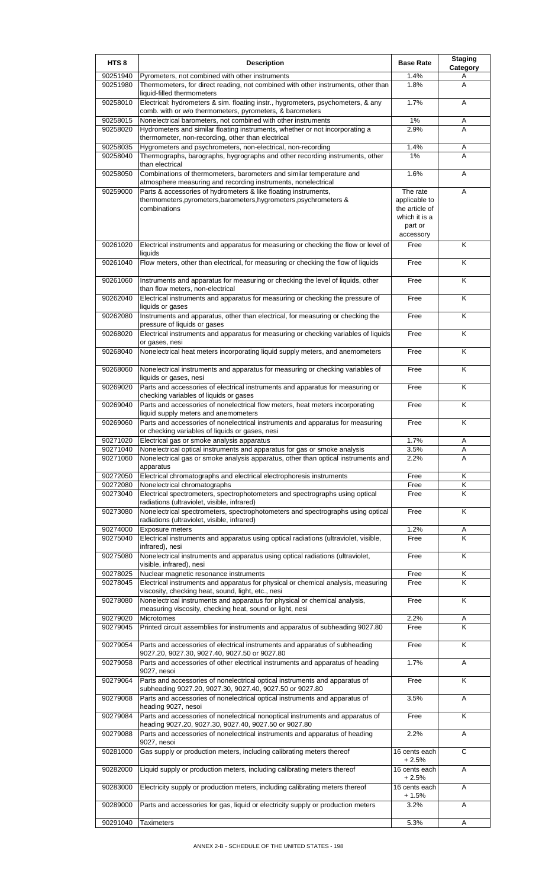| HTS 8 | Description | Base Rate | Staging Category |
|---|---|---|---|
| 90251940 | Pyrometers, not combined with other instruments | 1.4% | A |
| 90251980 | Thermometers, for direct reading, not combined with other instruments, other than liquid-filled thermometers | 1.8% | A |
| 90258010 | Electrical: hydrometers & sim. floating instr., hygrometers, psychometers, & any comb. with or w/o thermometers, pyrometers, & barometers | 1.7% | A |
| 90258015 | Nonelectrical barometers, not combined with other instruments | 1% | A |
| 90258020 | Hydrometers and similar floating instruments, whether or not incorporating a thermometer, non-recording, other than electrical | 2.9% | A |
| 90258035 | Hygrometers and psychrometers, non-electrical, non-recording | 1.4% | A |
| 90258040 | Thermographs, barographs, hygrographs and other recording instruments, other than electrical | 1% | A |
| 90258050 | Combinations of thermometers, barometers and similar temperature and atmosphere measuring and recording instruments, nonelectrical | 1.6% | A |
| 90259000 | Parts & accessories of hydrometers & like floating instruments, thermometers,pyrometers,barometers,hygrometers,psychrometers & combinations | The rate applicable to the article of which it is a part or accessory | A |
| 90261020 | Electrical instruments and apparatus for measuring or checking the flow or level of liquids | Free | K |
| 90261040 | Flow meters, other than electrical, for measuring or checking the flow of liquids | Free | K |
| 90261060 | Instruments and apparatus for measuring or checking the level of liquids, other than flow meters, non-electrical | Free | K |
| 90262040 | Electrical instruments and apparatus for measuring or checking the pressure of liquids or gases | Free | K |
| 90262080 | Instruments and apparatus, other than electrical, for measuring or checking the pressure of liquids or gases | Free | K |
| 90268020 | Electrical instruments and apparatus for measuring or checking variables of liquids or gases, nesi | Free | K |
| 90268040 | Nonelectrical heat meters incorporating liquid supply meters, and anemometers | Free | K |
| 90268060 | Nonelectrical instruments and apparatus for measuring or checking variables of liquids or gases, nesi | Free | K |
| 90269020 | Parts and accessories of electrical instruments and apparatus for measuring or checking variables of liquids or gases | Free | K |
| 90269040 | Parts and accessories of nonelectrical flow meters, heat meters incorporating liquid supply meters and anemometers | Free | K |
| 90269060 | Parts and accessories of nonelectrical instruments and apparatus for measuring or checking variables of liquids or gases, nesi | Free | K |
| 90271020 | Electrical gas or smoke analysis apparatus | 1.7% | A |
| 90271040 | Nonelectrical optical instruments and apparatus for gas or smoke analysis | 3.5% | A |
| 90271060 | Nonelectrical gas or smoke analysis apparatus, other than optical instruments and apparatus | 2.2% | A |
| 90272050 | Electrical chromatographs and electrical electrophoresis instruments | Free | K |
| 90272080 | Nonelectrical chromatographs | Free | K |
| 90273040 | Electrical spectrometers, spectrophotometers and spectrographs using optical radiations (ultraviolet, visible, infrared) | Free | K |
| 90273080 | Nonelectrical spectrometers, spectrophotometers and spectrographs using optical radiations (ultraviolet, visible, infrared) | Free | K |
| 90274000 | Exposure meters | 1.2% | A |
| 90275040 | Electrical instruments and apparatus using optical radiations (ultraviolet, visible, infrared), nesi | Free | K |
| 90275080 | Nonelectrical instruments and apparatus using optical radiations (ultraviolet, visible, infrared), nesi | Free | K |
| 90278025 | Nuclear magnetic resonance instruments | Free | K |
| 90278045 | Electrical instruments and apparatus for physical or chemical analysis, measuring viscosity, checking heat, sound, light, etc., nesi | Free | K |
| 90278080 | Nonelectrical instruments and apparatus for physical or chemical analysis, measuring viscosity, checking heat, sound or light, nesi | Free | K |
| 90279020 | Microtomes | 2.2% | A |
| 90279045 | Printed circuit assemblies for instruments and apparatus of subheading 9027.80 | Free | K |
| 90279054 | Parts and accessories of electrical instruments and apparatus of subheading 9027.20, 9027.30, 9027.40, 9027.50 or 9027.80 | Free | K |
| 90279058 | Parts and accessories of other electrical instruments and apparatus of heading 9027, nesoi | 1.7% | A |
| 90279064 | Parts and accessories of nonelectrical optical instruments and apparatus of subheading 9027.20, 9027.30, 9027.40, 9027.50 or 9027.80 | Free | K |
| 90279068 | Parts and accessories of nonelectrical optical instruments and apparatus of heading 9027, nesoi | 3.5% | A |
| 90279084 | Parts and accessories of nonelectrical nonoptical instruments and apparatus of heading 9027.20, 9027.30, 9027.40, 9027.50 or 9027.80 | Free | K |
| 90279088 | Parts and accessories of nonelectrical instruments and apparatus of heading 9027, nesoi | 2.2% | A |
| 90281000 | Gas supply or production meters, including calibrating meters thereof | 16 cents each + 2.5% | C |
| 90282000 | Liquid supply or production meters, including calibrating meters thereof | 16 cents each + 2.5% | A |
| 90283000 | Electricity supply or production meters, including calibrating meters thereof | 16 cents each + 1.5% | A |
| 90289000 | Parts and accessories for gas, liquid or electricity supply or production meters | 3.2% | A |
| 90291040 | Taximeters | 5.3% | A |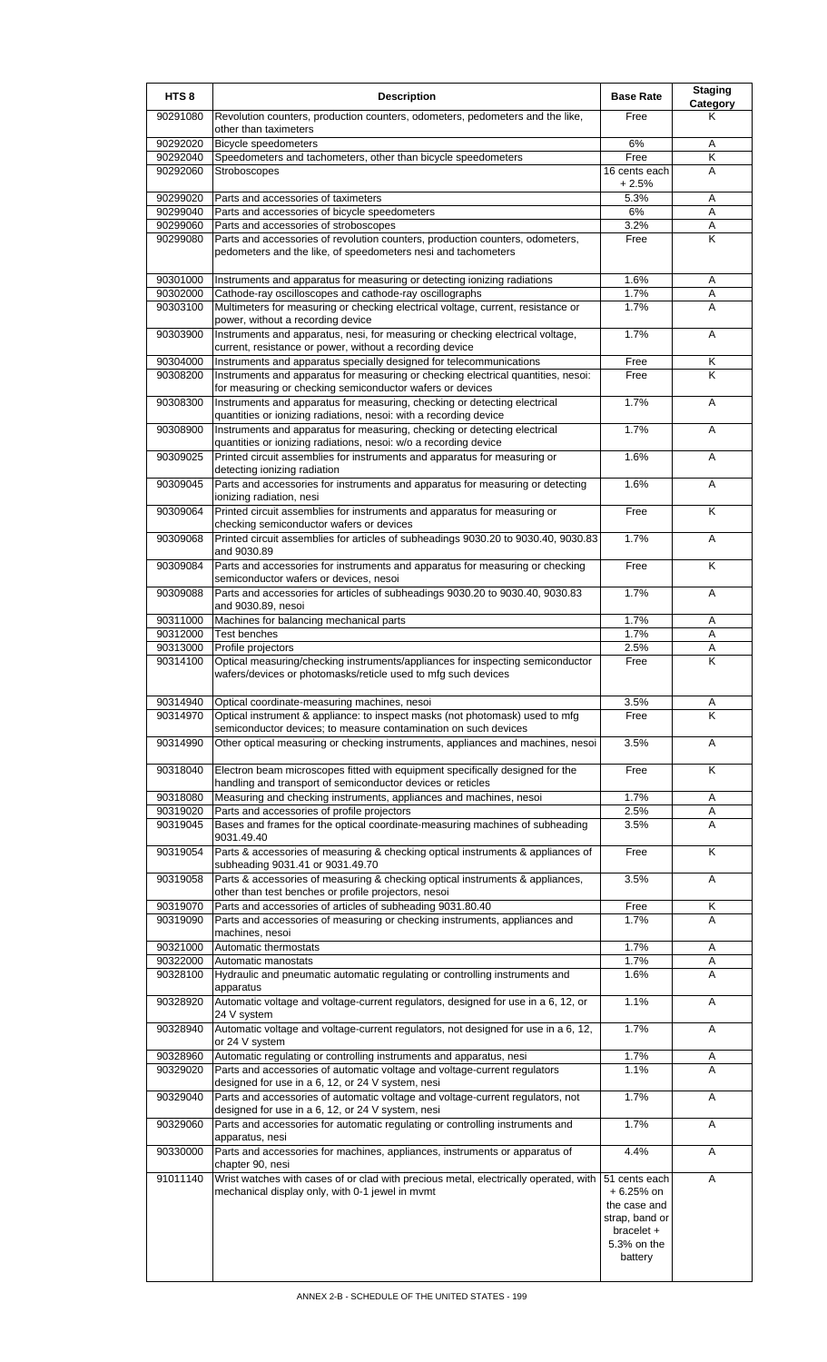| HTS 8 | Description | Base Rate | Staging Category |
|---|---|---|---|
| 90291080 | Revolution counters, production counters, odometers, pedometers and the like, other than taximeters | Free | K |
| 90292020 | Bicycle speedometers | 6% | A |
| 90292040 | Speedometers and tachometers, other than bicycle speedometers | Free | K |
| 90292060 | Stroboscopes | 16 cents each + 2.5% | A |
| 90299020 | Parts and accessories of taximeters | 5.3% | A |
| 90299040 | Parts and accessories of bicycle speedometers | 6% | A |
| 90299060 | Parts and accessories of stroboscopes | 3.2% | A |
| 90299080 | Parts and accessories of revolution counters, production counters, odometers, pedometers and the like, of speedometers nesi and tachometers | Free | K |
| 90301000 | Instruments and apparatus for measuring or detecting ionizing radiations | 1.6% | A |
| 90302000 | Cathode-ray oscilloscopes and cathode-ray oscillographs | 1.7% | A |
| 90303100 | Multimeters for measuring or checking electrical voltage, current, resistance or power, without a recording device | 1.7% | A |
| 90303900 | Instruments and apparatus, nesi, for measuring or checking electrical voltage, current, resistance or power, without a recording device | 1.7% | A |
| 90304000 | Instruments and apparatus specially designed for telecommunications | Free | K |
| 90308200 | Instruments and apparatus for measuring or checking electrical quantities, nesoi: for measuring or checking semiconductor wafers or devices | Free | K |
| 90308300 | Instruments and apparatus for measuring, checking or detecting electrical quantities or ionizing radiations, nesoi: with a recording device | 1.7% | A |
| 90308900 | Instruments and apparatus for measuring, checking or detecting electrical quantities or ionizing radiations, nesoi: w/o a recording device | 1.7% | A |
| 90309025 | Printed circuit assemblies for instruments and apparatus for measuring or detecting ionizing radiation | 1.6% | A |
| 90309045 | Parts and accessories for instruments and apparatus for measuring or detecting ionizing radiation, nesi | 1.6% | A |
| 90309064 | Printed circuit assemblies for instruments and apparatus for measuring or checking semiconductor wafers or devices | Free | K |
| 90309068 | Printed circuit assemblies for articles of subheadings 9030.20 to 9030.40, 9030.83 and 9030.89 | 1.7% | A |
| 90309084 | Parts and accessories for instruments and apparatus for measuring or checking semiconductor wafers or devices, nesoi | Free | K |
| 90309088 | Parts and accessories for articles of subheadings 9030.20 to 9030.40, 9030.83 and 9030.89, nesoi | 1.7% | A |
| 90311000 | Machines for balancing mechanical parts | 1.7% | A |
| 90312000 | Test benches | 1.7% | A |
| 90313000 | Profile projectors | 2.5% | A |
| 90314100 | Optical measuring/checking instruments/appliances for inspecting semiconductor wafers/devices or photomasks/reticle used to mfg such devices | Free | K |
| 90314940 | Optical coordinate-measuring machines, nesoi | 3.5% | A |
| 90314970 | Optical instrument & appliance: to inspect masks (not photomask) used to mfg semiconductor devices; to measure contamination on such devices | Free | K |
| 90314990 | Other optical measuring or checking instruments, appliances and machines, nesoi | 3.5% | A |
| 90318040 | Electron beam microscopes fitted with equipment specifically designed for the handling and transport of semiconductor devices or reticles | Free | K |
| 90318080 | Measuring and checking instruments, appliances and machines, nesoi | 1.7% | A |
| 90319020 | Parts and accessories of profile projectors | 2.5% | A |
| 90319045 | Bases and frames for the optical coordinate-measuring machines of subheading 9031.49.40 | 3.5% | A |
| 90319054 | Parts & accessories of measuring & checking optical instruments & appliances of subheading 9031.41 or 9031.49.70 | Free | K |
| 90319058 | Parts & accessories of measuring & checking optical instruments & appliances, other than test benches or profile projectors, nesoi | 3.5% | A |
| 90319070 | Parts and accessories of articles of subheading 9031.80.40 | Free | K |
| 90319090 | Parts and accessories of measuring or checking instruments, appliances and machines, nesoi | 1.7% | A |
| 90321000 | Automatic thermostats | 1.7% | A |
| 90322000 | Automatic manostats | 1.7% | A |
| 90328100 | Hydraulic and pneumatic automatic regulating or controlling instruments and apparatus | 1.6% | A |
| 90328920 | Automatic voltage and voltage-current regulators, designed for use in a 6, 12, or 24 V system | 1.1% | A |
| 90328940 | Automatic voltage and voltage-current regulators, not designed for use in a 6, 12, or 24 V system | 1.7% | A |
| 90328960 | Automatic regulating or controlling instruments and apparatus, nesi | 1.7% | A |
| 90329020 | Parts and accessories of automatic voltage and voltage-current regulators designed for use in a 6, 12, or 24 V system, nesi | 1.1% | A |
| 90329040 | Parts and accessories of automatic voltage and voltage-current regulators, not designed for use in a 6, 12, or 24 V system, nesi | 1.7% | A |
| 90329060 | Parts and accessories for automatic regulating or controlling instruments and apparatus, nesi | 1.7% | A |
| 90330000 | Parts and accessories for machines, appliances, instruments or apparatus of chapter 90, nesi | 4.4% | A |
| 91011140 | Wrist watches with cases of or clad with precious metal, electrically operated, with mechanical display only, with 0-1 jewel in mvmt | 51 cents each + 6.25% on the case and strap, band or bracelet + 5.3% on the battery | A |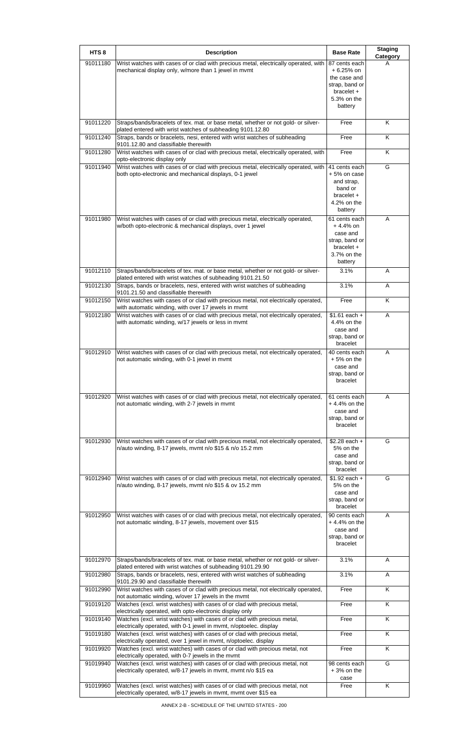| HTS 8 | Description | Base Rate | Staging Category |
|---|---|---|---|
| 91011180 | Wrist watches with cases of or clad with precious metal, electrically operated, with mechanical display only, w/more than 1 jewel in mvmt | 87 cents each + 6.25% on the case and strap, band or bracelet + 5.3% on the battery | A |
| 91011220 | Straps/bands/bracelets of tex. mat. or base metal, whether or not gold- or silver-plated entered with wrist watches of subheading 9101.12.80 | Free | K |
| 91011240 | Straps, bands or bracelets, nesi, entered with wrist watches of subheading 9101.12.80 and classifiable therewith | Free | K |
| 91011280 | Wrist watches with cases of or clad with precious metal, electrically operated, with opto-electronic display only | Free | K |
| 91011940 | Wrist watches with cases of or clad with precious metal, electrically operated, with both opto-electronic and mechanical displays, 0-1 jewel | 41 cents each + 5% on case and strap, band or bracelet + 4.2% on the battery | G |
| 91011980 | Wrist watches with cases of or clad with precious metal, electrically operated, w/both opto-electronic & mechanical displays, over 1 jewel | 61 cents each + 4.4% on case and strap, band or bracelet + 3.7% on the battery | A |
| 91012110 | Straps/bands/bracelets of tex. mat. or base metal, whether or not gold- or silver-plated entered with wrist watches of subheading 9101.21.50 | 3.1% | A |
| 91012130 | Straps, bands or bracelets, nesi, entered with wrist watches of subheading 9101.21.50 and classifiable therewith | 3.1% | A |
| 91012150 | Wrist watches with cases of or clad with precious metal, not electrically operated, with automatic winding, with over 17 jewels in mvmt | Free | K |
| 91012180 | Wrist watches with cases of or clad with precious metal, not electrically operated, with automatic winding, w/17 jewels or less in mvmt | $1.61 each + 4.4% on the case and strap, band or bracelet | A |
| 91012910 | Wrist watches with cases of or clad with precious metal, not electrically operated, not automatic winding, with 0-1 jewel in mvmt | 40 cents each + 5% on the case and strap, band or bracelet | A |
| 91012920 | Wrist watches with cases of or clad with precious metal, not electrically operated, not automatic winding, with 2-7 jewels in mvmt | 61 cents each + 4.4% on the case and strap, band or bracelet | A |
| 91012930 | Wrist watches with cases of or clad with precious metal, not electrically operated, n/auto winding, 8-17 jewels, mvmt n/o $15 & n/o 15.2 mm | $2.28 each + 5% on the case and strap, band or bracelet | G |
| 91012940 | Wrist watches with cases of or clad with precious metal, not electrically operated, n/auto winding, 8-17 jewels, mvmt n/o $15 & ov 15.2 mm | $1.92 each + 5% on the case and strap, band or bracelet | G |
| 91012950 | Wrist watches with cases of or clad with precious metal, not electrically operated, not automatic winding, 8-17 jewels, movement over $15 | 90 cents each + 4.4% on the case and strap, band or bracelet | A |
| 91012970 | Straps/bands/bracelets of tex. mat. or base metal, whether or not gold- or silver-plated entered with wrist watches of subheading 9101.29.90 | 3.1% | A |
| 91012980 | Straps, bands or bracelets, nesi, entered with wrist watches of subheading 9101.29.90 and classifiable therewith | 3.1% | A |
| 91012990 | Wrist watches with cases of or clad with precious metal, not electrically operated, not automatic winding, w/over 17 jewels in the mvmt | Free | K |
| 91019120 | Watches (excl. wrist watches) with cases of or clad with precious metal, electrically operated, with opto-electronic display only | Free | K |
| 91019140 | Watches (excl. wrist watches) with cases of or clad with precious metal, electrically operated, with 0-1 jewel in mvmt, n/optoelec. display | Free | K |
| 91019180 | Watches (excl. wrist watches) with cases of or clad with precious metal, electrically operated, over 1 jewel in mvmt, n/optoelec. display | Free | K |
| 91019920 | Watches (excl. wrist watches) with cases of or clad with precious metal, not electrically operated, with 0-7 jewels in the mvmt | Free | K |
| 91019940 | Watches (excl. wrist watches) with cases of or clad with precious metal, not electrically operated, w/8-17 jewels in mvmt, mvmt n/o $15 ea | 98 cents each + 3% on the case | G |
| 91019960 | Watches (excl. wrist watches) with cases of or clad with precious metal, not electrically operated, w/8-17 jewels in mvmt, mvmt over $15 ea | Free | K |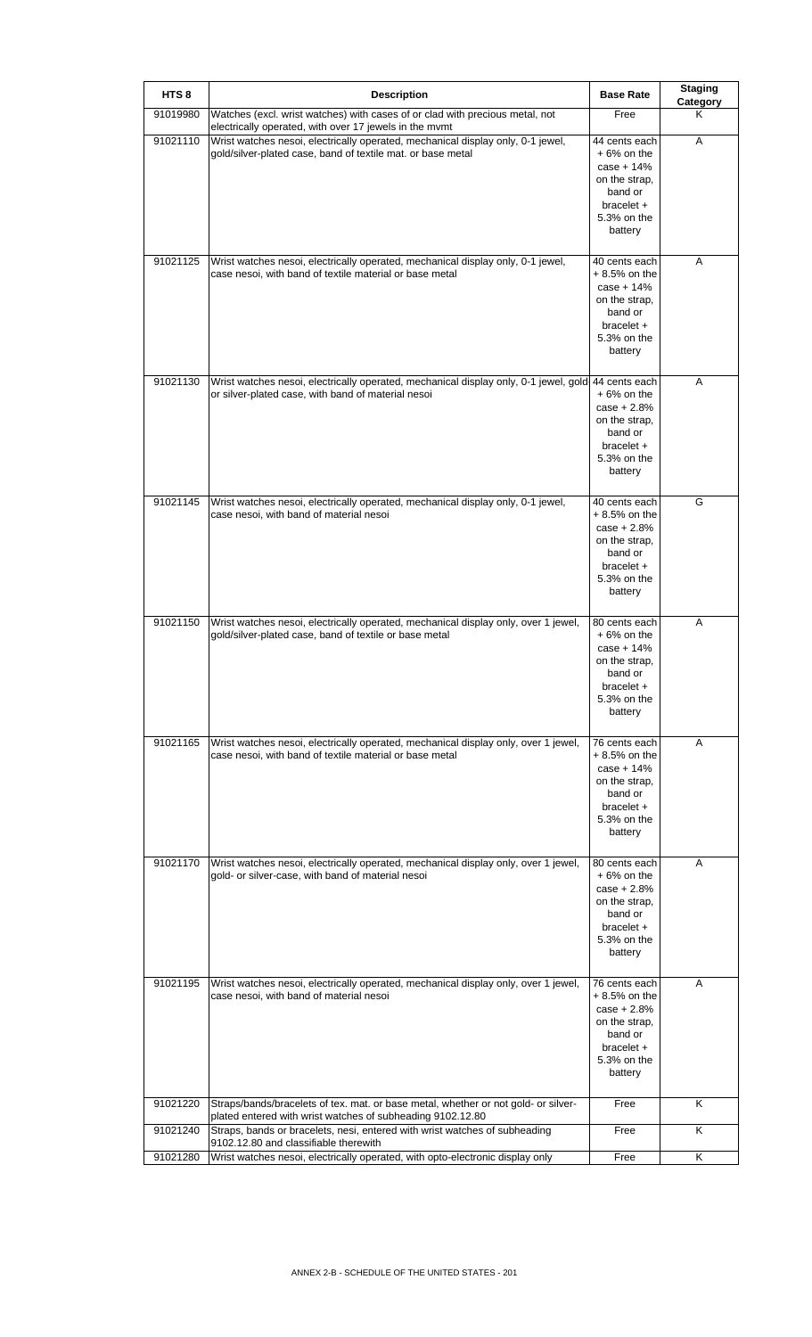| HTS 8 | Description | Base Rate | Staging Category |
|---|---|---|---|
| 91019980 | Watches (excl. wrist watches) with cases of or clad with precious metal, not electrically operated, with over 17 jewels in the mvmt | Free | K |
| 91021110 | Wrist watches nesoi, electrically operated, mechanical display only, 0-1 jewel, gold/silver-plated case, band of textile mat. or base metal | 44 cents each + 6% on the case + 14% on the strap, band or bracelet + 5.3% on the battery | A |
| 91021125 | Wrist watches nesoi, electrically operated, mechanical display only, 0-1 jewel, case nesoi, with band of textile material or base metal | 40 cents each + 8.5% on the case + 14% on the strap, band or bracelet + 5.3% on the battery | A |
| 91021130 | Wrist watches nesoi, electrically operated, mechanical display only, 0-1 jewel, gold or silver-plated case, with band of material nesoi | 44 cents each + 6% on the case + 2.8% on the strap, band or bracelet + 5.3% on the battery | A |
| 91021145 | Wrist watches nesoi, electrically operated, mechanical display only, 0-1 jewel, case nesoi, with band of material nesoi | 40 cents each + 8.5% on the case + 2.8% on the strap, band or bracelet + 5.3% on the battery | G |
| 91021150 | Wrist watches nesoi, electrically operated, mechanical display only, over 1 jewel, gold/silver-plated case, band of textile or base metal | 80 cents each + 6% on the case + 14% on the strap, band or bracelet + 5.3% on the battery | A |
| 91021165 | Wrist watches nesoi, electrically operated, mechanical display only, over 1 jewel, case nesoi, with band of textile material or base metal | 76 cents each + 8.5% on the case + 14% on the strap, band or bracelet + 5.3% on the battery | A |
| 91021170 | Wrist watches nesoi, electrically operated, mechanical display only, over 1 jewel, gold- or silver-case, with band of material nesoi | 80 cents each + 6% on the case + 2.8% on the strap, band or bracelet + 5.3% on the battery | A |
| 91021195 | Wrist watches nesoi, electrically operated, mechanical display only, over 1 jewel, case nesoi, with band of material nesoi | 76 cents each + 8.5% on the case + 2.8% on the strap, band or bracelet + 5.3% on the battery | A |
| 91021220 | Straps/bands/bracelets of tex. mat. or base metal, whether or not gold- or silver-plated entered with wrist watches of subheading 9102.12.80 | Free | K |
| 91021240 | Straps, bands or bracelets, nesi, entered with wrist watches of subheading 9102.12.80 and classifiable therewith | Free | K |
| 91021280 | Wrist watches nesoi, electrically operated, with opto-electronic display only | Free | K |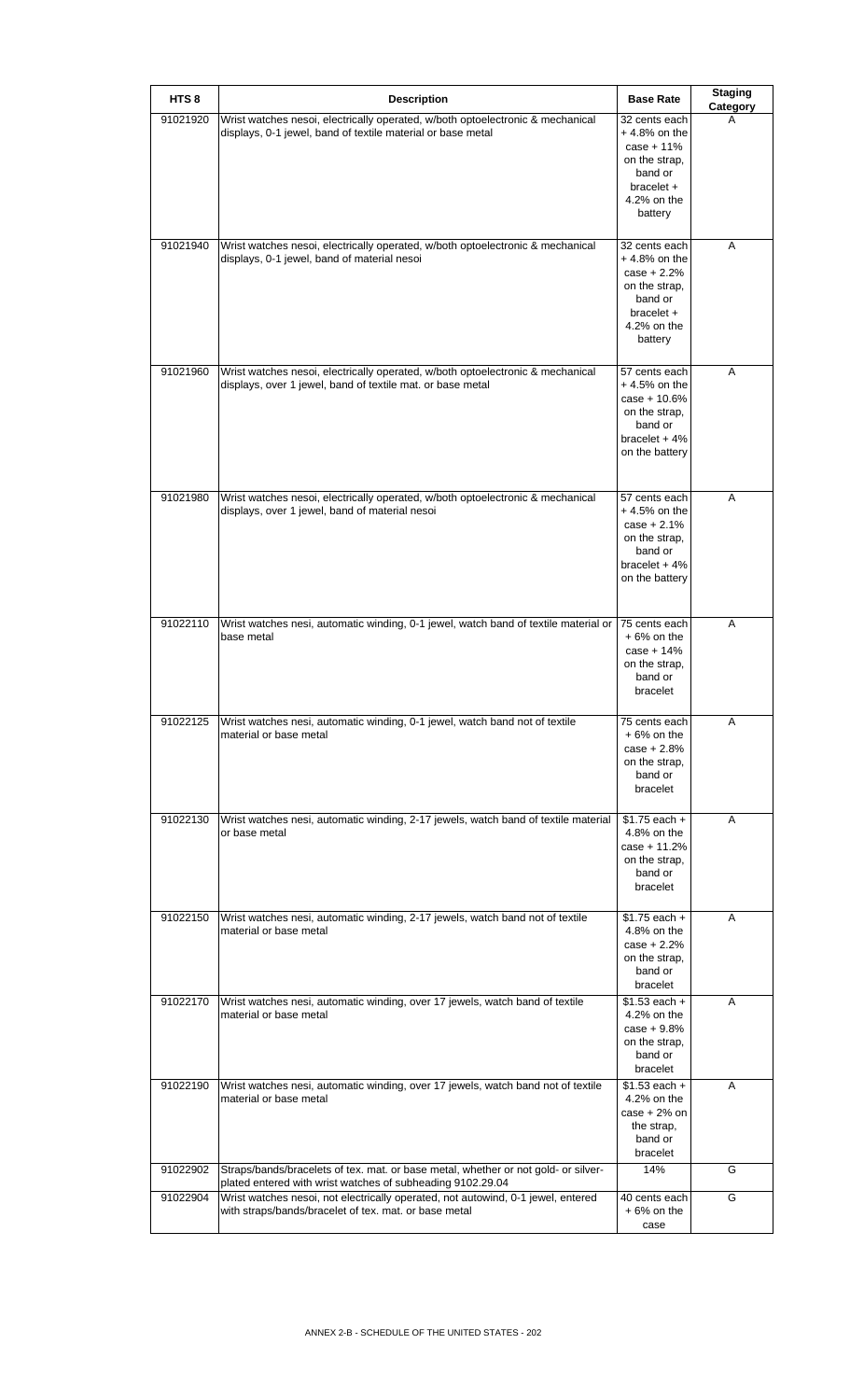| HTS 8 | Description | Base Rate | Staging Category |
|---|---|---|---|
| 91021920 | Wrist watches nesoi, electrically operated, w/both optoelectronic & mechanical displays, 0-1 jewel, band of textile material or base metal | 32 cents each + 4.8% on the case + 11% on the strap, band or bracelet + 4.2% on the battery | A |
| 91021940 | Wrist watches nesoi, electrically operated, w/both optoelectronic & mechanical displays, 0-1 jewel, band of material nesoi | 32 cents each + 4.8% on the case + 2.2% on the strap, band or bracelet + 4.2% on the battery | A |
| 91021960 | Wrist watches nesoi, electrically operated, w/both optoelectronic & mechanical displays, over 1 jewel, band of textile mat. or base metal | 57 cents each + 4.5% on the case + 10.6% on the strap, band or bracelet + 4% on the battery | A |
| 91021980 | Wrist watches nesoi, electrically operated, w/both optoelectronic & mechanical displays, over 1 jewel, band of material nesoi | 57 cents each + 4.5% on the case + 2.1% on the strap, band or bracelet + 4% on the battery | A |
| 91022110 | Wrist watches nesi, automatic winding, 0-1 jewel, watch band of textile material or base metal | 75 cents each + 6% on the case + 14% on the strap, band or bracelet | A |
| 91022125 | Wrist watches nesi, automatic winding, 0-1 jewel, watch band not of textile material or base metal | 75 cents each + 6% on the case + 2.8% on the strap, band or bracelet | A |
| 91022130 | Wrist watches nesi, automatic winding, 2-17 jewels, watch band of textile material or base metal | $1.75 each + 4.8% on the case + 11.2% on the strap, band or bracelet | A |
| 91022150 | Wrist watches nesi, automatic winding, 2-17 jewels, watch band not of textile material or base metal | $1.75 each + 4.8% on the case + 2.2% on the strap, band or bracelet | A |
| 91022170 | Wrist watches nesi, automatic winding, over 17 jewels, watch band of textile material or base metal | $1.53 each + 4.2% on the case + 9.8% on the strap, band or bracelet | A |
| 91022190 | Wrist watches nesi, automatic winding, over 17 jewels, watch band not of textile material or base metal | $1.53 each + 4.2% on the case + 2% on the strap, band or bracelet | A |
| 91022902 | Straps/bands/bracelets of tex. mat. or base metal, whether or not gold- or silver-plated entered with wrist watches of subheading 9102.29.04 | 14% | G |
| 91022904 | Wrist watches nesoi, not electrically operated, not autowind, 0-1 jewel, entered with straps/bands/bracelet of tex. mat. or base metal | 40 cents each + 6% on the case | G |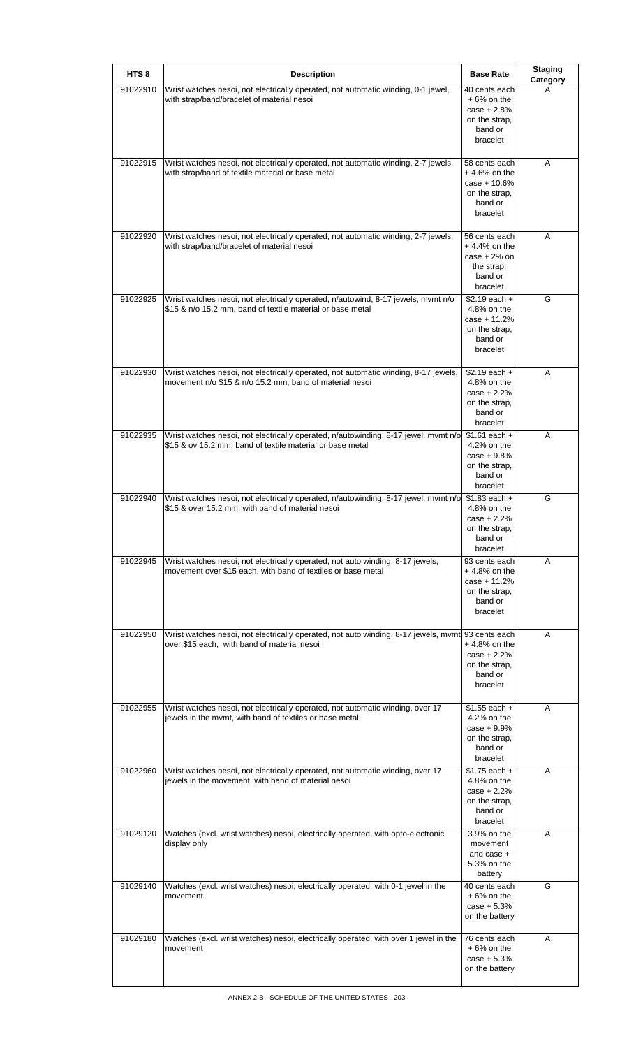| HTS 8 | Description | Base Rate | Staging Category |
|---|---|---|---|
| 91022910 | Wrist watches nesoi, not electrically operated, not automatic winding, 0-1 jewel, with strap/band/bracelet of material nesoi | 40 cents each + 6% on the case + 2.8% on the strap, band or bracelet | A |
| 91022915 | Wrist watches nesoi, not electrically operated, not automatic winding, 2-7 jewels, with strap/band of textile material or base metal | 58 cents each + 4.6% on the case + 10.6% on the strap, band or bracelet | A |
| 91022920 | Wrist watches nesoi, not electrically operated, not automatic winding, 2-7 jewels, with strap/band/bracelet of material nesoi | 56 cents each + 4.4% on the case + 2% on the strap, band or bracelet | A |
| 91022925 | Wrist watches nesoi, not electrically operated, n/autowind, 8-17 jewels, mvmt n/o $15 & n/o 15.2 mm, band of textile material or base metal | $2.19 each + 4.8% on the case + 11.2% on the strap, band or bracelet | G |
| 91022930 | Wrist watches nesoi, not electrically operated, not automatic winding, 8-17 jewels, movement n/o $15 & n/o 15.2 mm, band of material nesoi | $2.19 each + 4.8% on the case + 2.2% on the strap, band or bracelet | A |
| 91022935 | Wrist watches nesoi, not electrically operated, n/autowinding, 8-17 jewel, mvmt n/o $15 & ov 15.2 mm, band of textile material or base metal | $1.61 each + 4.2% on the case + 9.8% on the strap, band or bracelet | A |
| 91022940 | Wrist watches nesoi, not electrically operated, n/autowinding, 8-17 jewel, mvmt n/o $15 & over 15.2 mm, with band of material nesoi | $1.83 each + 4.8% on the case + 2.2% on the strap, band or bracelet | G |
| 91022945 | Wrist watches nesoi, not electrically operated, not auto winding, 8-17 jewels, movement over $15 each, with band of textiles or base metal | 93 cents each + 4.8% on the case + 11.2% on the strap, band or bracelet | A |
| 91022950 | Wrist watches nesoi, not electrically operated, not auto winding, 8-17 jewels, mvmt over $15 each, with band of material nesoi | 93 cents each + 4.8% on the case + 2.2% on the strap, band or bracelet | A |
| 91022955 | Wrist watches nesoi, not electrically operated, not automatic winding, over 17 jewels in the mvmt, with band of textiles or base metal | $1.55 each + 4.2% on the case + 9.9% on the strap, band or bracelet | A |
| 91022960 | Wrist watches nesoi, not electrically operated, not automatic winding, over 17 jewels in the movement, with band of material nesoi | $1.75 each + 4.8% on the case + 2.2% on the strap, band or bracelet | A |
| 91029120 | Watches (excl. wrist watches) nesoi, electrically operated, with opto-electronic display only | 3.9% on the movement and case + 5.3% on the battery | A |
| 91029140 | Watches (excl. wrist watches) nesoi, electrically operated, with 0-1 jewel in the movement | 40 cents each + 6% on the case + 5.3% on the battery | G |
| 91029180 | Watches (excl. wrist watches) nesoi, electrically operated, with over 1 jewel in the movement | 76 cents each + 6% on the case + 5.3% on the battery | A |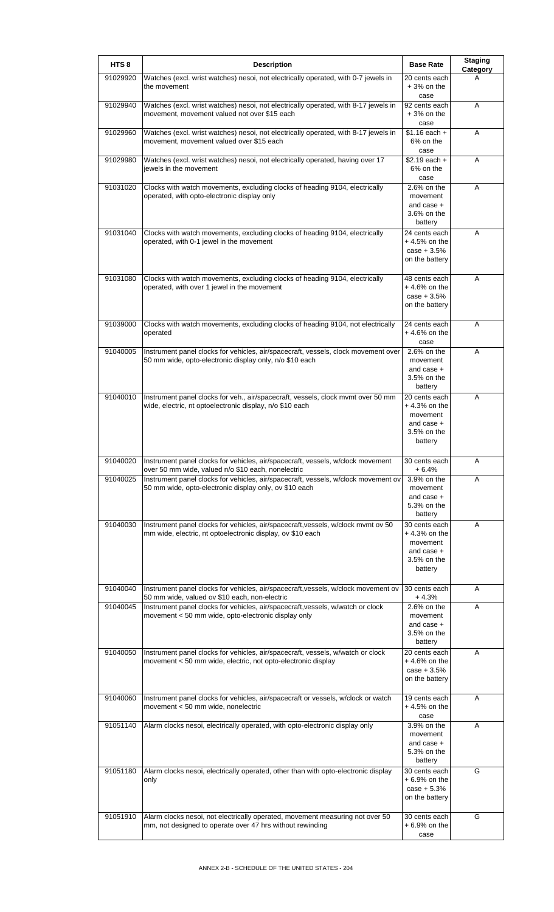| HTS 8 | Description | Base Rate | Staging Category |
|---|---|---|---|
| 91029920 | Watches (excl. wrist watches) nesoi, not electrically operated, with 0-7 jewels in the movement | 20 cents each + 3% on the case | A |
| 91029940 | Watches (excl. wrist watches) nesoi, not electrically operated, with 8-17 jewels in movement, movement valued not over $15 each | 92 cents each + 3% on the case | A |
| 91029960 | Watches (excl. wrist watches) nesoi, not electrically operated, with 8-17 jewels in movement, movement valued over $15 each | $1.16 each + 6% on the case | A |
| 91029980 | Watches (excl. wrist watches) nesoi, not electrically operated, having over 17 jewels in the movement | $2.19 each + 6% on the case | A |
| 91031020 | Clocks with watch movements, excluding clocks of heading 9104, electrically operated, with opto-electronic display only | 2.6% on the movement and case + 3.6% on the battery | A |
| 91031040 | Clocks with watch movements, excluding clocks of heading 9104, electrically operated, with 0-1 jewel in the movement | 24 cents each + 4.5% on the case + 3.5% on the battery | A |
| 91031080 | Clocks with watch movements, excluding clocks of heading 9104, electrically operated, with over 1 jewel in the movement | 48 cents each + 4.6% on the case + 3.5% on the battery | A |
| 91039000 | Clocks with watch movements, excluding clocks of heading 9104, not electrically operated | 24 cents each + 4.6% on the case | A |
| 91040005 | Instrument panel clocks for vehicles, air/spacecraft, vessels, clock movement over 50 mm wide, opto-electronic display only, n/o $10 each | 2.6% on the movement and case + 3.5% on the battery | A |
| 91040010 | Instrument panel clocks for veh., air/spacecraft, vessels, clock mvmt over 50 mm wide, electric, nt optoelectronic display, n/o $10 each | 20 cents each + 4.3% on the movement and case + 3.5% on the battery | A |
| 91040020 | Instrument panel clocks for vehicles, air/spacecraft, vessels, w/clock movement over 50 mm wide, valued n/o $10 each, nonelectric | 30 cents each + 6.4% | A |
| 91040025 | Instrument panel clocks for vehicles, air/spacecraft, vessels, w/clock movement ov 50 mm wide, opto-electronic display only, ov $10 each | 3.9% on the movement and case + 5.3% on the battery | A |
| 91040030 | Instrument panel clocks for vehicles, air/spacecraft,vessels, w/clock mvmt ov 50 mm wide, electric, nt optoelectronic display, ov $10 each | 30 cents each + 4.3% on the movement and case + 3.5% on the battery | A |
| 91040040 | Instrument panel clocks for vehicles, air/spacecraft,vessels, w/clock movement ov 50 mm wide, valued ov $10 each, non-electric | 30 cents each + 4.3% | A |
| 91040045 | Instrument panel clocks for vehicles, air/spacecraft,vessels, w/watch or clock movement < 50 mm wide, opto-electronic display only | 2.6% on the movement and case + 3.5% on the battery | A |
| 91040050 | Instrument panel clocks for vehicles, air/spacecraft, vessels, w/watch or clock movement < 50 mm wide, electric, not opto-electronic display | 20 cents each + 4.6% on the case + 3.5% on the battery | A |
| 91040060 | Instrument panel clocks for vehicles, air/spacecraft or vessels, w/clock or watch movement < 50 mm wide, nonelectric | 19 cents each + 4.5% on the case | A |
| 91051140 | Alarm clocks nesoi, electrically operated, with opto-electronic display only | 3.9% on the movement and case + 5.3% on the battery | A |
| 91051180 | Alarm clocks nesoi, electrically operated, other than with opto-electronic display only | 30 cents each + 6.9% on the case + 5.3% on the battery | G |
| 91051910 | Alarm clocks nesoi, not electrically operated, movement measuring not over 50 mm, not designed to operate over 47 hrs without rewinding | 30 cents each + 6.9% on the case | G |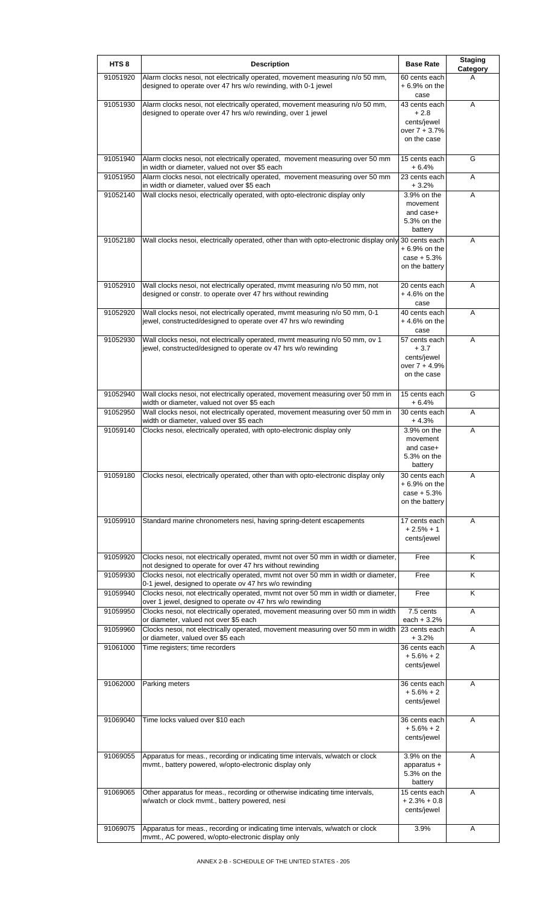| HTS 8 | Description | Base Rate | Staging Category |
|---|---|---|---|
| 91051920 | Alarm clocks nesoi, not electrically operated, movement measuring n/o 50 mm, designed to operate over 47 hrs w/o rewinding, with 0-1 jewel | 60 cents each + 6.9% on the case | A |
| 91051930 | Alarm clocks nesoi, not electrically operated, movement measuring n/o 50 mm, designed to operate over 47 hrs w/o rewinding, over 1 jewel | 43 cents each + 2.8 cents/jewel over 7 + 3.7% on the case | A |
| 91051940 | Alarm clocks nesoi, not electrically operated, movement measuring over 50 mm in width or diameter, valued not over $5 each | 15 cents each + 6.4% | G |
| 91051950 | Alarm clocks nesoi, not electrically operated, movement measuring over 50 mm in width or diameter, valued over $5 each | 23 cents each + 3.2% | A |
| 91052140 | Wall clocks nesoi, electrically operated, with opto-electronic display only | 3.9% on the movement and case+ 5.3% on the battery | A |
| 91052180 | Wall clocks nesoi, electrically operated, other than with opto-electronic display only | 30 cents each + 6.9% on the case + 5.3% on the battery | A |
| 91052910 | Wall clocks nesoi, not electrically operated, mvmt measuring n/o 50 mm, not designed or constr. to operate over 47 hrs without rewinding | 20 cents each + 4.6% on the case | A |
| 91052920 | Wall clocks nesoi, not electrically operated, mvmt measuring n/o 50 mm, 0-1 jewel, constructed/designed to operate over 47 hrs w/o rewinding | 40 cents each + 4.6% on the case | A |
| 91052930 | Wall clocks nesoi, not electrically operated, mvmt measuring n/o 50 mm, ov 1 jewel, constructed/designed to operate ov 47 hrs w/o rewinding | 57 cents each + 3.7 cents/jewel over 7 + 4.9% on the case | A |
| 91052940 | Wall clocks nesoi, not electrically operated, movement measuring over 50 mm in width or diameter, valued not over $5 each | 15 cents each + 6.4% | G |
| 91052950 | Wall clocks nesoi, not electrically operated, movement measuring over 50 mm in width or diameter, valued over $5 each | 30 cents each + 4.3% | A |
| 91059140 | Clocks nesoi, electrically operated, with opto-electronic display only | 3.9% on the movement and case+ 5.3% on the battery | A |
| 91059180 | Clocks nesoi, electrically operated, other than with opto-electronic display only | 30 cents each + 6.9% on the case + 5.3% on the battery | A |
| 91059910 | Standard marine chronometers nesi, having spring-detent escapements | 17 cents each + 2.5% + 1 cents/jewel | A |
| 91059920 | Clocks nesoi, not electrically operated, mvmt not over 50 mm in width or diameter, not designed to operate for over 47 hrs without rewinding | Free | K |
| 91059930 | Clocks nesoi, not electrically operated, mvmt not over 50 mm in width or diameter, 0-1 jewel, designed to operate ov 47 hrs w/o rewinding | Free | K |
| 91059940 | Clocks nesoi, not electrically operated, mvmt not over 50 mm in width or diameter, over 1 jewel, designed to operate ov 47 hrs w/o rewinding | Free | K |
| 91059950 | Clocks nesoi, not electrically operated, movement measuring over 50 mm in width or diameter, valued not over $5 each | 7.5 cents each + 3.2% | A |
| 91059960 | Clocks nesoi, not electrically operated, movement measuring over 50 mm in width or diameter, valued over $5 each | 23 cents each + 3.2% | A |
| 91061000 | Time registers; time recorders | 36 cents each + 5.6% + 2 cents/jewel | A |
| 91062000 | Parking meters | 36 cents each + 5.6% + 2 cents/jewel | A |
| 91069040 | Time locks valued over $10 each | 36 cents each + 5.6% + 2 cents/jewel | A |
| 91069055 | Apparatus for meas., recording or indicating time intervals, w/watch or clock mvmt., battery powered, w/opto-electronic display only | 3.9% on the apparatus + 5.3% on the battery | A |
| 91069065 | Other apparatus for meas., recording or otherwise indicating time intervals, w/watch or clock mvmt., battery powered, nesi | 15 cents each + 2.3% + 0.8 cents/jewel | A |
| 91069075 | Apparatus for meas., recording or indicating time intervals, w/watch or clock mvmt., AC powered, w/opto-electronic display only | 3.9% | A |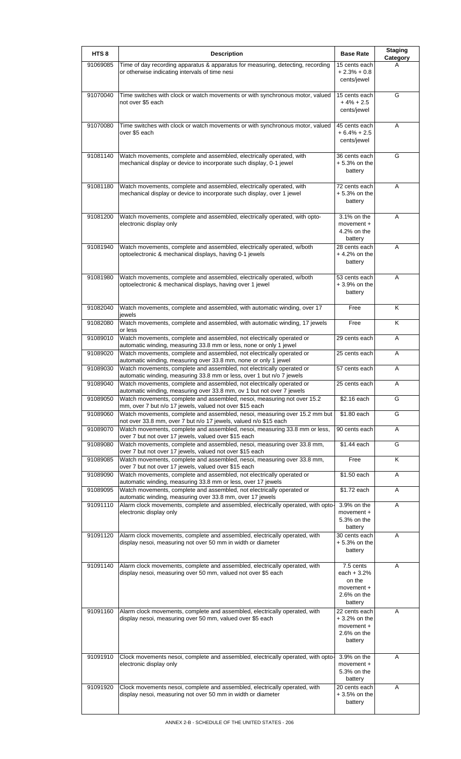| HTS 8 | Description | Base Rate | Staging Category |
|---|---|---|---|
| 91069085 | Time of day recording apparatus & apparatus for measuring, detecting, recording or otherwise indicating intervals of time nesi | 15 cents each + 2.3% + 0.8 cents/jewel | A |
| 91070040 | Time switches with clock or watch movements or with synchronous motor, valued not over $5 each | 15 cents each + 4% + 2.5 cents/jewel | G |
| 91070080 | Time switches with clock or watch movements or with synchronous motor, valued over $5 each | 45 cents each + 6.4% + 2.5 cents/jewel | A |
| 91081140 | Watch movements, complete and assembled, electrically operated, with mechanical display or device to incorporate such display, 0-1 jewel | 36 cents each + 5.3% on the battery | G |
| 91081180 | Watch movements, complete and assembled, electrically operated, with mechanical display or device to incorporate such display, over 1 jewel | 72 cents each + 5.3% on the battery | A |
| 91081200 | Watch movements, complete and assembled, electrically operated, with opto-electronic display only | 3.1% on the movement + 4.2% on the battery | A |
| 91081940 | Watch movements, complete and assembled, electrically operated, w/both optoelectronic & mechanical displays, having 0-1 jewels | 28 cents each + 4.2% on the battery | A |
| 91081980 | Watch movements, complete and assembled, electrically operated, w/both optoelectronic & mechanical displays, having over 1 jewel | 53 cents each + 3.9% on the battery | A |
| 91082040 | Watch movements, complete and assembled, with automatic winding, over 17 jewels | Free | K |
| 91082080 | Watch movements, complete and assembled, with automatic winding, 17 jewels or less | Free | K |
| 91089010 | Watch movements, complete and assembled, not electrically operated or automatic winding, measuring 33.8 mm or less, none or only 1 jewel | 29 cents each | A |
| 91089020 | Watch movements, complete and assembled, not electrically operated or automatic winding, measuring over 33.8 mm, none or only 1 jewel | 25 cents each | A |
| 91089030 | Watch movements, complete and assembled, not electrically operated or automatic winding, measuring 33.8 mm or less, over 1 but n/o 7 jewels | 57 cents each | A |
| 91089040 | Watch movements, complete and assembled, not electrically operated or automatic winding, measuring over 33.8 mm, ov 1 but not over 7 jewels | 25 cents each | A |
| 91089050 | Watch movements, complete and assembled, nesoi, measuring not over 15.2 mm, over 7 but n/o 17 jewels, valued not over $15 each | $2.16 each | G |
| 91089060 | Watch movements, complete and assembled, nesoi, measuring over 15.2 mm but not over 33.8 mm, over 7 but n/o 17 jewels, valued n/o $15 each | $1.80 each | G |
| 91089070 | Watch movements, complete and assembled, nesoi, measuring 33.8 mm or less, over 7 but not over 17 jewels, valued over $15 each | 90 cents each | A |
| 91089080 | Watch movements, complete and assembled, nesoi, measuring over 33.8 mm, over 7 but not over 17 jewels, valued not over $15 each | $1.44 each | G |
| 91089085 | Watch movements, complete and assembled, nesoi, measuring over 33.8 mm, over 7 but not over 17 jewels, valued over $15 each | Free | K |
| 91089090 | Watch movements, complete and assembled, not electrically operated or automatic winding, measuring 33.8 mm or less, over 17 jewels | $1.50 each | A |
| 91089095 | Watch movements, complete and assembled, not electrically operated or automatic winding, measuring over 33.8 mm, over 17 jewels | $1.72 each | A |
| 91091110 | Alarm clock movements, complete and assembled, electrically operated, with opto-electronic display only | 3.9% on the movement + 5.3% on the battery | A |
| 91091120 | Alarm clock movements, complete and assembled, electrically operated, with display nesoi, measuring not over 50 mm in width or diameter | 30 cents each + 5.3% on the battery | A |
| 91091140 | Alarm clock movements, complete and assembled, electrically operated, with display nesoi, measuring over 50 mm, valued not over $5 each | 7.5 cents each + 3.2% on the movement + 2.6% on the battery | A |
| 91091160 | Alarm clock movements, complete and assembled, electrically operated, with display nesoi, measuring over 50 mm, valued over $5 each | 22 cents each + 3.2% on the movement + 2.6% on the battery | A |
| 91091910 | Clock movements nesoi, complete and assembled, electrically operated, with opto-electronic display only | 3.9% on the movement + 5.3% on the battery | A |
| 91091920 | Clock movements nesoi, complete and assembled, electrically operated, with display nesoi, measuring not over 50 mm in width or diameter | 20 cents each + 3.5% on the battery | A |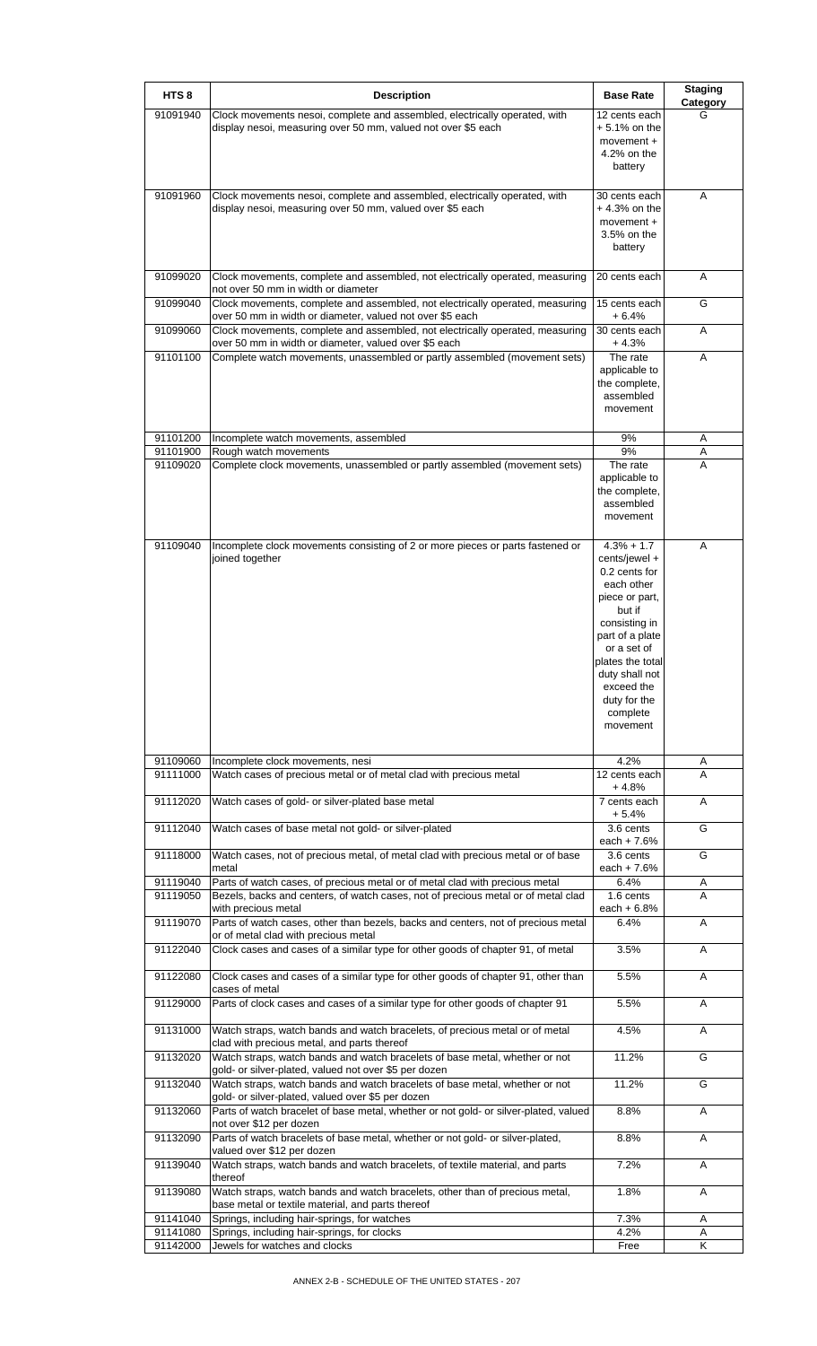| HTS 8 | Description | Base Rate | Staging Category |
|---|---|---|---|
| 91091940 | Clock movements nesoi, complete and assembled, electrically operated, with display nesoi, measuring over 50 mm, valued not over $5 each | 12 cents each + 5.1% on the movement + 4.2% on the battery | G |
| 91091960 | Clock movements nesoi, complete and assembled, electrically operated, with display nesoi, measuring over 50 mm, valued over $5 each | 30 cents each + 4.3% on the movement + 3.5% on the battery | A |
| 91099020 | Clock movements, complete and assembled, not electrically operated, measuring not over 50 mm in width or diameter | 20 cents each | A |
| 91099040 | Clock movements, complete and assembled, not electrically operated, measuring over 50 mm in width or diameter, valued not over $5 each | 15 cents each + 6.4% | G |
| 91099060 | Clock movements, complete and assembled, not electrically operated, measuring over 50 mm in width or diameter, valued over $5 each | 30 cents each + 4.3% | A |
| 91101100 | Complete watch movements, unassembled or partly assembled (movement sets) | The rate applicable to the complete, assembled movement | A |
| 91101200 | Incomplete watch movements, assembled | 9% | A |
| 91101900 | Rough watch movements | 9% | A |
| 91109020 | Complete clock movements, unassembled or partly assembled (movement sets) | The rate applicable to the complete, assembled movement | A |
| 91109040 | Incomplete clock movements consisting of 2 or more pieces or parts fastened or joined together | 4.3% + 1.7 cents/jewel + 0.2 cents for each other piece or part, but if consisting in part of a plate or a set of plates the total duty shall not exceed the duty for the complete movement | A |
| 91109060 | Incomplete clock movements, nesi | 4.2% | A |
| 91111000 | Watch cases of precious metal or of metal clad with precious metal | 12 cents each + 4.8% | A |
| 91112020 | Watch cases of gold- or silver-plated base metal | 7 cents each + 5.4% | A |
| 91112040 | Watch cases of base metal not gold- or silver-plated | 3.6 cents each + 7.6% | G |
| 91118000 | Watch cases, not of precious metal, of metal clad with precious metal or of base metal | 3.6 cents each + 7.6% | G |
| 91119040 | Parts of watch cases, of precious metal or of metal clad with precious metal | 6.4% | A |
| 91119050 | Bezels, backs and centers, of watch cases, not of precious metal or of metal clad with precious metal | 1.6 cents each + 6.8% | A |
| 91119070 | Parts of watch cases, other than bezels, backs and centers, not of precious metal or of metal clad with precious metal | 6.4% | A |
| 91122040 | Clock cases and cases of a similar type for other goods of chapter 91, of metal | 3.5% | A |
| 91122080 | Clock cases and cases of a similar type for other goods of chapter 91, other than cases of metal | 5.5% | A |
| 91129000 | Parts of clock cases and cases of a similar type for other goods of chapter 91 | 5.5% | A |
| 91131000 | Watch straps, watch bands and watch bracelets, of precious metal or of metal clad with precious metal, and parts thereof | 4.5% | A |
| 91132020 | Watch straps, watch bands and watch bracelets of base metal, whether or not gold- or silver-plated, valued not over $5 per dozen | 11.2% | G |
| 91132040 | Watch straps, watch bands and watch bracelets of base metal, whether or not gold- or silver-plated, valued over $5 per dozen | 11.2% | G |
| 91132060 | Parts of watch bracelet of base metal, whether or not gold- or silver-plated, valued not over $12 per dozen | 8.8% | A |
| 91132090 | Parts of watch bracelets of base metal, whether or not gold- or silver-plated, valued over $12 per dozen | 8.8% | A |
| 91139040 | Watch straps, watch bands and watch bracelets, of textile material, and parts thereof | 7.2% | A |
| 91139080 | Watch straps, watch bands and watch bracelets, other than of precious metal, base metal or textile material, and parts thereof | 1.8% | A |
| 91141040 | Springs, including hair-springs, for watches | 7.3% | A |
| 91141080 | Springs, including hair-springs, for clocks | 4.2% | A |
| 91142000 | Jewels for watches and clocks | Free | K |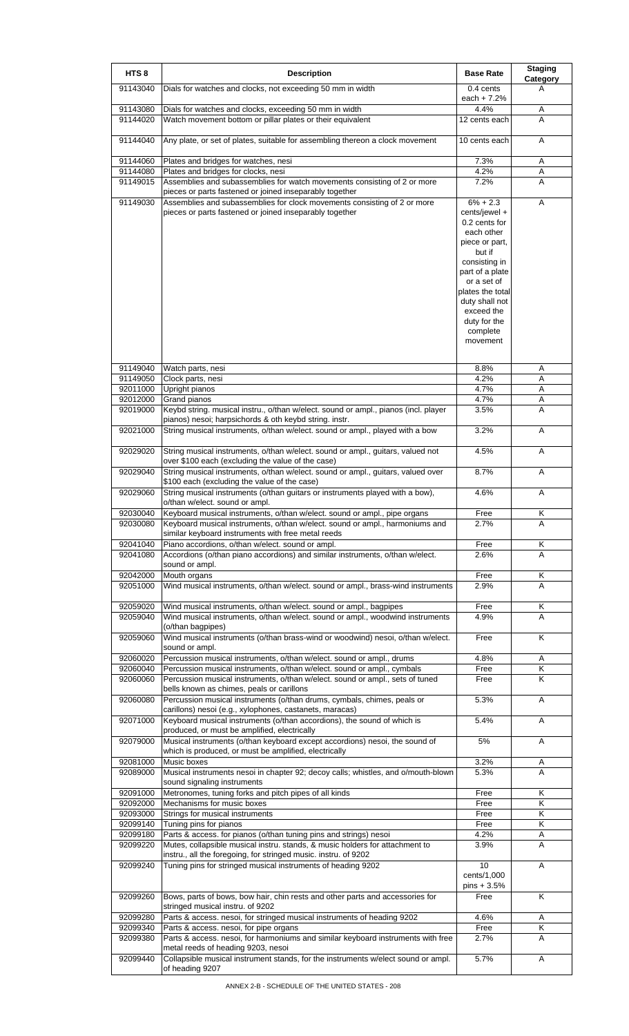| HTS 8 | Description | Base Rate | Staging Category |
|---|---|---|---|
| 91143040 | Dials for watches and clocks, not exceeding 50 mm in width | 0.4 cents each + 7.2% | A |
| 91143080 | Dials for watches and clocks, exceeding 50 mm in width | 4.4% | A |
| 91144020 | Watch movement bottom or pillar plates or their equivalent | 12 cents each | A |
| 91144040 | Any plate, or set of plates, suitable for assembling thereon a clock movement | 10 cents each | A |
| 91144060 | Plates and bridges for watches, nesi | 7.3% | A |
| 91144080 | Plates and bridges for clocks, nesi | 4.2% | A |
| 91149015 | Assemblies and subassemblies for watch movements consisting of 2 or more pieces or parts fastened or joined inseparably together | 7.2% | A |
| 91149030 | Assemblies and subassemblies for clock movements consisting of 2 or more pieces or parts fastened or joined inseparably together | 6% + 2.3 cents/jewel + 0.2 cents for each other piece or part, but if consisting in part of a plate or a set of plates the total duty shall not exceed the duty for the complete movement | A |
| 91149040 | Watch parts, nesi | 8.8% | A |
| 91149050 | Clock parts, nesi | 4.2% | A |
| 92011000 | Upright pianos | 4.7% | A |
| 92012000 | Grand pianos | 4.7% | A |
| 92019000 | Keybd string. musical instru., o/than w/elect. sound or ampl., pianos (incl. player pianos) nesoi; harpsichords & oth keybd string. instr. | 3.5% | A |
| 92021000 | String musical instruments, o/than w/elect. sound or ampl., played with a bow | 3.2% | A |
| 92029020 | String musical instruments, o/than w/elect. sound or ampl., guitars, valued not over $100 each (excluding the value of the case) | 4.5% | A |
| 92029040 | String musical instruments, o/than w/elect. sound or ampl., guitars, valued over $100 each (excluding the value of the case) | 8.7% | A |
| 92029060 | String musical instruments (o/than guitars or instruments played with a bow), o/than w/elect. sound or ampl. | 4.6% | A |
| 92030040 | Keyboard musical instruments, o/than w/elect. sound or ampl., pipe organs | Free | K |
| 92030080 | Keyboard musical instruments, o/than w/elect. sound or ampl., harmoniums and similar keyboard instruments with free metal reeds | 2.7% | A |
| 92041040 | Piano accordions, o/than w/elect. sound or ampl. | Free | K |
| 92041080 | Accordions (o/than piano accordions) and similar instruments, o/than w/elect. sound or ampl. | 2.6% | A |
| 92042000 | Mouth organs | Free | K |
| 92051000 | Wind musical instruments, o/than w/elect. sound or ampl., brass-wind instruments | 2.9% | A |
| 92059020 | Wind musical instruments, o/than w/elect. sound or ampl., bagpipes | Free | K |
| 92059040 | Wind musical instruments, o/than w/elect. sound or ampl., woodwind instruments (o/than bagpipes) | 4.9% | A |
| 92059060 | Wind musical instruments (o/than brass-wind or woodwind) nesoi, o/than w/elect. sound or ampl. | Free | K |
| 92060020 | Percussion musical instruments, o/than w/elect. sound or ampl., drums | 4.8% | A |
| 92060040 | Percussion musical instruments, o/than w/elect. sound or ampl., cymbals | Free | K |
| 92060060 | Percussion musical instruments, o/than w/elect. sound or ampl., sets of tuned bells known as chimes, peals or carillons | Free | K |
| 92060080 | Percussion musical instruments (o/than drums, cymbals, chimes, peals or carillons) nesoi (e.g., xylophones, castanets, maracas) | 5.3% | A |
| 92071000 | Keyboard musical instruments (o/than accordions), the sound of which is produced, or must be amplified, electrically | 5.4% | A |
| 92079000 | Musical instruments (o/than keyboard except accordions) nesoi, the sound of which is produced, or must be amplified, electrically | 5% | A |
| 92081000 | Music boxes | 3.2% | A |
| 92089000 | Musical instruments nesoi in chapter 92; decoy calls; whistles, and o/mouth-blown sound signaling instruments | 5.3% | A |
| 92091000 | Metronomes, tuning forks and pitch pipes of all kinds | Free | K |
| 92092000 | Mechanisms for music boxes | Free | K |
| 92093000 | Strings for musical instruments | Free | K |
| 92099140 | Tuning pins for pianos | Free | K |
| 92099180 | Parts & access. for pianos (o/than tuning pins and strings) nesoi | 4.2% | A |
| 92099220 | Mutes, collapsible musical instru. stands, & music holders for attachment to instru., all the foregoing, for stringed music. instru. of 9202 | 3.9% | A |
| 92099240 | Tuning pins for stringed musical instruments of heading 9202 | 10 cents/1,000 pins + 3.5% | A |
| 92099260 | Bows, parts of bows, bow hair, chin rests and other parts and accessories for stringed musical instru. of 9202 | Free | K |
| 92099280 | Parts & access. nesoi, for stringed musical instruments of heading 9202 | 4.6% | A |
| 92099340 | Parts & access. nesoi, for pipe organs | Free | K |
| 92099380 | Parts & access. nesoi, for harmoniums and similar keyboard instruments with free metal reeds of heading 9203, nesoi | 2.7% | A |
| 92099440 | Collapsible musical instrument stands, for the instruments w/elect sound or ampl. of heading 9207 | 5.7% | A |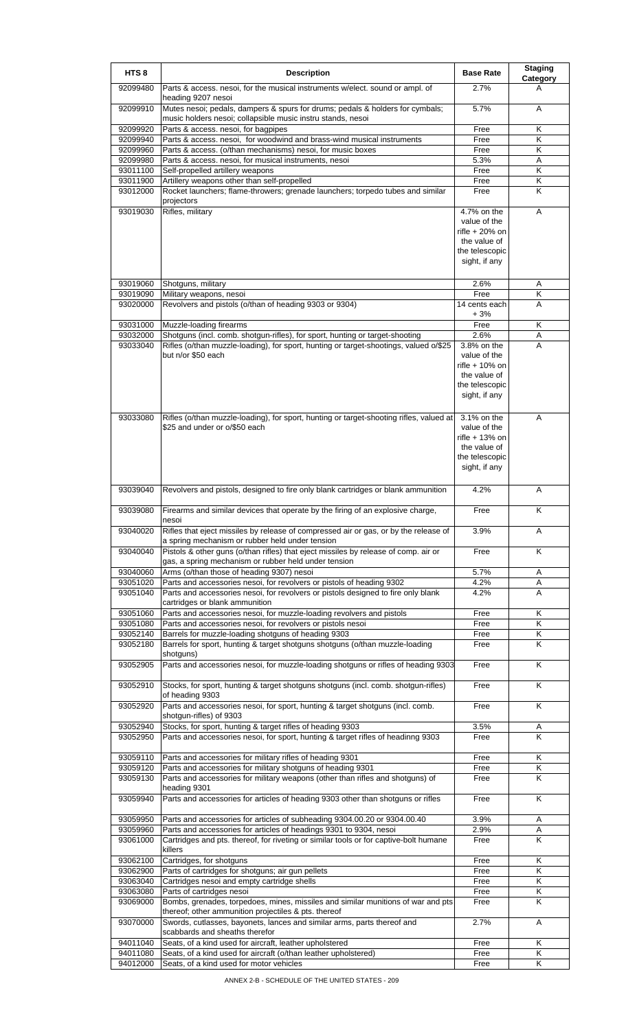| HTS 8 | Description | Base Rate | Staging Category |
|---|---|---|---|
| 92099480 | Parts & access. nesoi, for the musical instruments w/elect. sound or ampl. of heading 9207 nesoi | 2.7% | A |
| 92099910 | Mutes nesoi; pedals, dampers & spurs for drums; pedals & holders for cymbals; music holders nesoi; collapsible music instru stands, nesoi | 5.7% | A |
| 92099920 | Parts & access. nesoi, for bagpipes | Free | K |
| 92099940 | Parts & access. nesoi, for woodwind and brass-wind musical instruments | Free | K |
| 92099960 | Parts & access. (o/than mechanisms) nesoi, for music boxes | Free | K |
| 92099980 | Parts & access. nesoi, for musical instruments, nesoi | 5.3% | A |
| 93011100 | Self-propelled artillery weapons | Free | K |
| 93011900 | Artillery weapons other than self-propelled | Free | K |
| 93012000 | Rocket launchers; flame-throwers; grenade launchers; torpedo tubes and similar projectors | Free | K |
| 93019030 | Rifles, military | 4.7% on the value of the rifle + 20% on the value of the telescopic sight, if any | A |
| 93019060 | Shotguns, military | 2.6% | A |
| 93019090 | Military weapons, nesoi | Free | K |
| 93020000 | Revolvers and pistols (o/than of heading 9303 or 9304) | 14 cents each + 3% | A |
| 93031000 | Muzzle-loading firearms | Free | K |
| 93032000 | Shotguns (incl. comb. shotgun-rifles), for sport, hunting or target-shooting | 2.6% | A |
| 93033040 | Rifles (o/than muzzle-loading), for sport, hunting or target-shootings, valued o/$25 but n/or $50 each | 3.8% on the value of the rifle + 10% on the value of the telescopic sight, if any | A |
| 93033080 | Rifles (o/than muzzle-loading), for sport, hunting or target-shooting rifles, valued at $25 and under or o/$50 each | 3.1% on the value of the rifle + 13% on the value of the telescopic sight, if any | A |
| 93039040 | Revolvers and pistols, designed to fire only blank cartridges or blank ammunition | 4.2% | A |
| 93039080 | Firearms and similar devices that operate by the firing of an explosive charge, nesoi | Free | K |
| 93040020 | Rifles that eject missiles by release of compressed air or gas, or by the release of a spring mechanism or rubber held under tension | 3.9% | A |
| 93040040 | Pistols & other guns (o/than rifles) that eject missiles by release of comp. air or gas, a spring mechanism or rubber held under tension | Free | K |
| 93040060 | Arms (o/than those of heading 9307) nesoi | 5.7% | A |
| 93051020 | Parts and accessories nesoi, for revolvers or pistols of heading 9302 | 4.2% | A |
| 93051040 | Parts and accessories nesoi, for revolvers or pistols designed to fire only blank cartridges or blank ammunition | 4.2% | A |
| 93051060 | Parts and accessories nesoi, for muzzle-loading revolvers and pistols | Free | K |
| 93051080 | Parts and accessories nesoi, for revolvers or pistols nesoi | Free | K |
| 93052140 | Barrels for muzzle-loading shotguns of heading 9303 | Free | K |
| 93052180 | Barrels for sport, hunting & target shotguns shotguns (o/than muzzle-loading shotguns) | Free | K |
| 93052905 | Parts and accessories nesoi, for muzzle-loading shotguns or rifles of heading 9303 | Free | K |
| 93052910 | Stocks, for sport, hunting & target shotguns shotguns (incl. comb. shotgun-rifles) of heading 9303 | Free | K |
| 93052920 | Parts and accessories nesoi, for sport, hunting & target shotguns (incl. comb. shotgun-rifles) of 9303 | Free | K |
| 93052940 | Stocks, for sport, hunting & target rifles of heading 9303 | 3.5% | A |
| 93052950 | Parts and accessories nesoi, for sport, hunting & target rifles of headinng 9303 | Free | K |
| 93059110 | Parts and accessories for military rifles of heading 9301 | Free | K |
| 93059120 | Parts and accessories for military shotguns of heading 9301 | Free | K |
| 93059130 | Parts and accessories for military weapons (other than rifles and shotguns) of heading 9301 | Free | K |
| 93059940 | Parts and accessories for articles of heading 9303 other than shotguns or rifles | Free | K |
| 93059950 | Parts and accessories for articles of subheading 9304.00.20 or 9304.00.40 | 3.9% | A |
| 93059960 | Parts and accessories for articles of headings 9301 to 9304, nesoi | 2.9% | A |
| 93061000 | Cartridges and pts. thereof, for riveting or similar tools or for captive-bolt humane killers | Free | K |
| 93062100 | Cartridges, for shotguns | Free | K |
| 93062900 | Parts of cartridges for shotguns; air gun pellets | Free | K |
| 93063040 | Cartridges nesoi and empty cartridge shells | Free | K |
| 93063080 | Parts of cartridges nesoi | Free | K |
| 93069000 | Bombs, grenades, torpedoes, mines, missiles and similar munitions of war and pts thereof; other ammunition projectiles & pts. thereof | Free | K |
| 93070000 | Swords, cutlasses, bayonets, lances and similar arms, parts thereof and scabbards and sheaths therefor | 2.7% | A |
| 94011040 | Seats, of a kind used for aircraft, leather upholstered | Free | K |
| 94011080 | Seats, of a kind used for aircraft (o/than leather upholstered) | Free | K |
| 94012000 | Seats, of a kind used for motor vehicles | Free | K |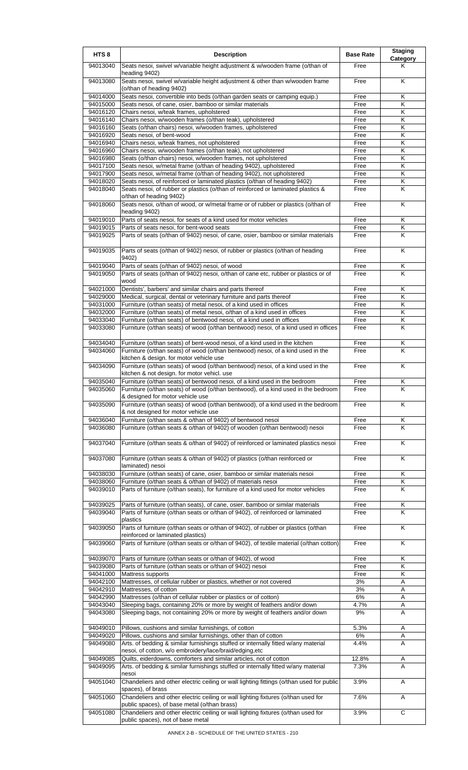| HTS 8 | Description | Base Rate | Staging Category |
|---|---|---|---|
| 94013040 | Seats nesoi, swivel w/variable height adjustment & w/wooden frame (o/than of heading 9402) | Free | K |
| 94013080 | Seats nesoi, swivel w/variable height adjustment & other than w/wooden frame (o/than of heading 9402) | Free | K |
| 94014000 | Seats nesoi, convertible into beds (o/than garden seats or camping equip.) | Free | K |
| 94015000 | Seats nesoi, of cane, osier, bamboo or similar materials | Free | K |
| 94016120 | Chairs nesoi, w/teak frames, upholstered | Free | K |
| 94016140 | Chairs nesoi, w/wooden frames (o/than teak), upholstered | Free | K |
| 94016160 | Seats (o/than chairs) nesoi, w/wooden frames, upholstered | Free | K |
| 94016920 | Seats nesoi, of bent-wood | Free | K |
| 94016940 | Chairs nesoi, w/teak frames, not upholstered | Free | K |
| 94016960 | Chairs nesoi, w/wooden frames (o/than teak), not upholstered | Free | K |
| 94016980 | Seats (o/than chairs) nesoi, w/wooden frames, not upholstered | Free | K |
| 94017100 | Seats nesoi, w/metal frame (o/than of heading 9402), upholstered | Free | K |
| 94017900 | Seats nesoi, w/metal frame (o/than of heading 9402), not upholstered | Free | K |
| 94018020 | Seats nesoi, of reinforced or laminated plastics (o/than of heading 9402) | Free | K |
| 94018040 | Seats nesoi, of rubber or plastics (o/than of reinforced or laminated plastics & o/than of heading 9402) | Free | K |
| 94018060 | Seats nesoi, o/than of wood, or w/metal frame or of rubber or plastics (o/than of heading 9402) | Free | K |
| 94019010 | Parts of seats nesoi, for seats of a kind used for motor vehicles | Free | K |
| 94019015 | Parts of seats nesoi, for bent-wood seats | Free | K |
| 94019025 | Parts of seats (o/than of 9402) nesoi, of cane, osier, bamboo or similar materials | Free | K |
| 94019035 | Parts of seats (o/than of 9402) nesoi, of rubber or plastics (o/than of heading 9402) | Free | K |
| 94019040 | Parts of seats (o/than of 9402) nesoi, of wood | Free | K |
| 94019050 | Parts of seats (o/than of 9402) nesoi, o/than of cane etc, rubber or plastics or of wood | Free | K |
| 94021000 | Dentists', barbers' and similar chairs and parts thereof | Free | K |
| 94029000 | Medical, surgical, dental or veterinary furniture and parts thereof | Free | K |
| 94031000 | Furniture (o/than seats) of metal nesoi, of a kind used in offices | Free | K |
| 94032000 | Furniture (o/than seats) of metal nesoi, o/than of a kind used in offices | Free | K |
| 94033040 | Furniture (o/than seats) of bentwood nesoi, of a kind used in offices | Free | K |
| 94033080 | Furniture (o/than seats) of wood (o/than bentwood) nesoi, of a kind used in offices | Free | K |
| 94034040 | Furniture (o/than seats) of bent-wood nesoi, of a kind used in the kitchen | Free | K |
| 94034060 | Furniture (o/than seats) of wood (o/than bentwood) nesoi, of a kind used in the kitchen & design. for motor vehicle use | Free | K |
| 94034090 | Furniture (o/than seats) of wood (o/than bentwood) nesoi, of a kind used in the kitchen & not design. for motor vehicl. use | Free | K |
| 94035040 | Furniture (o/than seats) of bentwood nesoi, of a kind used in the bedroom | Free | K |
| 94035060 | Furniture (o/than seats) of wood (o/than bentwood), of a kind used in the bedroom & designed for motor vehicle use | Free | K |
| 94035090 | Furniture (o/than seats) of wood (o/than bentwood), of a kind used in the bedroom & not designed for motor vehicle use | Free | K |
| 94036040 | Furniture (o/than seats & o/than of 9402) of bentwood nesoi | Free | K |
| 94036080 | Furniture (o/than seats & o/than of 9402) of wooden (o/than bentwood) nesoi | Free | K |
| 94037040 | Furniture (o/than seats & o/than of 9402) of reinforced or laminated plastics nesoi | Free | K |
| 94037080 | Furniture (o/than seats & o/than of 9402) of plastics (o/than reinforced or laminated) nesoi | Free | K |
| 94038030 | Furniture (o/than seats) of cane, osier, bamboo or similar materials nesoi | Free | K |
| 94038060 | Furniture (o/than seats & o/than of 9402) of materials nesoi | Free | K |
| 94039010 | Parts of furniture (o/than seats), for furniture of a kind used for motor vehicles | Free | K |
| 94039025 | Parts of furniture (o/than seats), of cane, osier, bamboo or similar materials | Free | K |
| 94039040 | Parts of furniture (o/than seats or o/than of 9402), of reinforced or laminated plastics | Free | K |
| 94039050 | Parts of furniture (o/than seats or o/than of 9402), of rubber or plastics (o/than reinforced or laminated plastics) | Free | K |
| 94039060 | Parts of furniture (o/than seats or o/than of 9402), of textile material (o/than cotton) | Free | K |
| 94039070 | Parts of furniture (o/than seats or o/than of 9402), of wood | Free | K |
| 94039080 | Parts of furniture (o/than seats or o/than of 9402) nesoi | Free | K |
| 94041000 | Mattress supports | Free | K |
| 94042100 | Mattresses, of cellular rubber or plastics, whether or not covered | 3% | A |
| 94042910 | Mattresses, of cotton | 3% | A |
| 94042990 | Mattresses (o/than of cellular rubber or plastics or of cotton) | 6% | A |
| 94043040 | Sleeping bags, containing 20% or more by weight of feathers and/or down | 4.7% | A |
| 94043080 | Sleeping bags, not containing 20% or more by weight of feathers and/or down | 9% | A |
| 94049010 | Pillows, cushions and similar furnishings, of cotton | 5.3% | A |
| 94049020 | Pillows, cushions and similar furnishings, other than of cotton | 6% | A |
| 94049080 | Arts. of bedding & similar furnishings stuffed or internally fitted w/any material nesoi, of cotton, w/o embroidery/lace/braid/edging,etc | 4.4% | A |
| 94049085 | Quilts, eiderdowns, comforters and similar articles, not of cotton | 12.8% | A |
| 94049095 | Arts. of bedding & similar furnishings stuffed or internally fitted w/any material nesoi | 7.3% | A |
| 94051040 | Chandeliers and other electric ceiling or wall lighting fittings (o/than used for public spaces), of brass | 3.9% | A |
| 94051060 | Chandeliers and other electric ceiling or wall lighting fixtures (o/than used for public spaces), of base metal (o/than brass) | 7.6% | A |
| 94051080 | Chandeliers and other electric ceiling or wall lighting fixtures (o/than used for public spaces), not of base metal | 3.9% | C |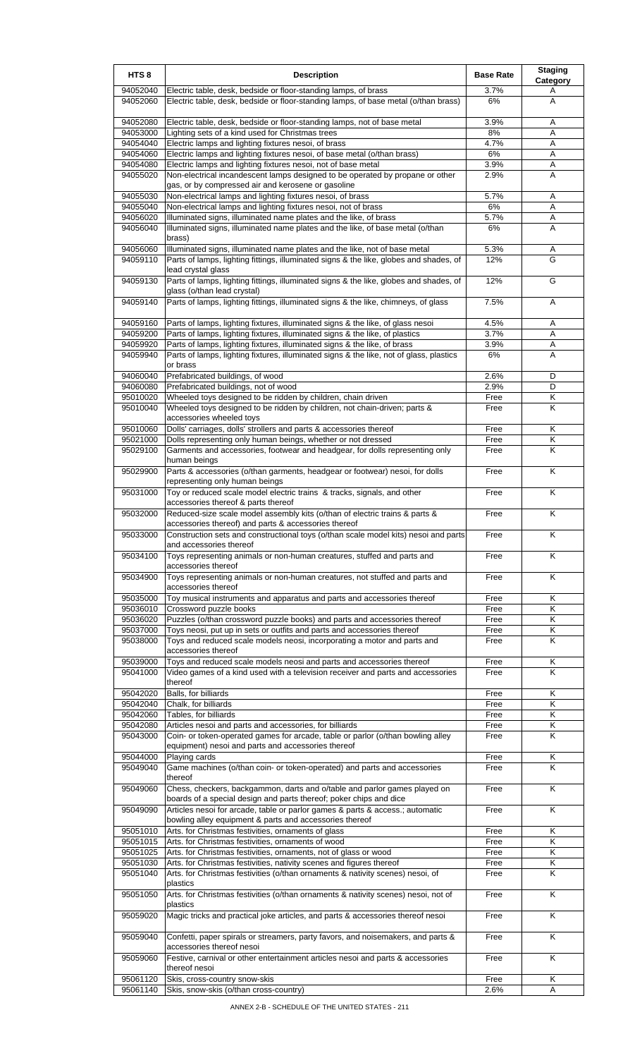| HTS 8 | Description | Base Rate | Staging Category |
|---|---|---|---|
| 94052040 | Electric table, desk, bedside or floor-standing lamps, of brass | 3.7% | A |
| 94052060 | Electric table, desk, bedside or floor-standing lamps, of base metal (o/than brass) | 6% | A |
| 94052080 | Electric table, desk, bedside or floor-standing lamps, not of base metal | 3.9% | A |
| 94053000 | Lighting sets of a kind used for Christmas trees | 8% | A |
| 94054040 | Electric lamps and lighting fixtures nesoi, of brass | 4.7% | A |
| 94054060 | Electric lamps and lighting fixtures nesoi, of base metal (o/than brass) | 6% | A |
| 94054080 | Electric lamps and lighting fixtures nesoi, not of base metal | 3.9% | A |
| 94055020 | Non-electrical incandescent lamps designed to be operated by propane or other gas, or by compressed air and kerosene or gasoline | 2.9% | A |
| 94055030 | Non-electrical lamps and lighting fixtures nesoi, of brass | 5.7% | A |
| 94055040 | Non-electrical lamps and lighting fixtures nesoi, not of brass | 6% | A |
| 94056020 | Illuminated signs, illuminated name plates and the like, of brass | 5.7% | A |
| 94056040 | Illuminated signs, illuminated name plates and the like, of base metal (o/than brass) | 6% | A |
| 94056060 | Illuminated signs, illuminated name plates and the like, not of base metal | 5.3% | A |
| 94059110 | Parts of lamps, lighting fittings, illuminated signs & the like, globes and shades, of lead crystal glass | 12% | G |
| 94059130 | Parts of lamps, lighting fittings, illuminated signs & the like, globes and shades, of glass (o/than lead crystal) | 12% | G |
| 94059140 | Parts of lamps, lighting fittings, illuminated signs & the like, chimneys, of glass | 7.5% | A |
| 94059160 | Parts of lamps, lighting fixtures, illuminated signs & the like, of glass nesoi | 4.5% | A |
| 94059200 | Parts of lamps, lighting fixtures, illuminated signs & the like, of plastics | 3.7% | A |
| 94059920 | Parts of lamps, lighting fixtures, illuminated signs & the like, of brass | 3.9% | A |
| 94059940 | Parts of lamps, lighting fixtures, illuminated signs & the like, not of glass, plastics or brass | 6% | A |
| 94060040 | Prefabricated buildings, of wood | 2.6% | D |
| 94060080 | Prefabricated buildings, not of wood | 2.9% | D |
| 95010020 | Wheeled toys designed to be ridden by children, chain driven | Free | K |
| 95010040 | Wheeled toys designed to be ridden by children, not chain-driven; parts & accessories wheeled toys | Free | K |
| 95010060 | Dolls' carriages, dolls' strollers and parts & accessories thereof | Free | K |
| 95021000 | Dolls representing only human beings, whether or not dressed | Free | K |
| 95029100 | Garments and accessories, footwear and headgear, for dolls representing only human beings | Free | K |
| 95029900 | Parts & accessories (o/than garments, headgear or footwear) nesoi, for dolls representing only human beings | Free | K |
| 95031000 | Toy or reduced scale model electric trains & tracks, signals, and other accessories thereof & parts thereof | Free | K |
| 95032000 | Reduced-size scale model assembly kits (o/than of electric trains & parts & accessories thereof) and parts & accessories thereof | Free | K |
| 95033000 | Construction sets and constructional toys (o/than scale model kits) nesoi and parts and accessories thereof | Free | K |
| 95034100 | Toys representing animals or non-human creatures, stuffed and parts and accessories thereof | Free | K |
| 95034900 | Toys representing animals or non-human creatures, not stuffed and parts and accessories thereof | Free | K |
| 95035000 | Toy musical instruments and apparatus and parts and accessories thereof | Free | K |
| 95036010 | Crossword puzzle books | Free | K |
| 95036020 | Puzzles (o/than crossword puzzle books) and parts and accessories thereof | Free | K |
| 95037000 | Toys neosi, put up in sets or outfits and parts and accessories thereof | Free | K |
| 95038000 | Toys and reduced scale models nesoi, incorporating a motor and parts and accessories thereof | Free | K |
| 95039000 | Toys and reduced scale models neosi and parts and accessories thereof | Free | K |
| 95041000 | Video games of a kind used with a television receiver and parts and accessories thereof | Free | K |
| 95042020 | Balls, for billiards | Free | K |
| 95042040 | Chalk, for billiards | Free | K |
| 95042060 | Tables, for billiards | Free | K |
| 95042080 | Articles nesoi and parts and accessories, for billiards | Free | K |
| 95043000 | Coin- or token-operated games for arcade, table or parlor (o/than bowling alley equipment) nesoi and parts and accessories thereof | Free | K |
| 95044000 | Playing cards | Free | K |
| 95049040 | Game machines (o/than coin- or token-operated) and parts and accessories thereof | Free | K |
| 95049060 | Chess, checkers, backgammon, darts and o/table and parlor games played on boards of a special design and parts thereof; poker chips and dice | Free | K |
| 95049090 | Articles nesoi for arcade, table or parlor games & parts & access.; automatic bowling alley equipment & parts and accessories thereof | Free | K |
| 95051010 | Arts. for Christmas festivities, ornaments of glass | Free | K |
| 95051015 | Arts. for Christmas festivities, ornaments of wood | Free | K |
| 95051025 | Arts. for Christmas festivities, ornaments, not of glass or wood | Free | K |
| 95051030 | Arts. for Christmas festivities, nativity scenes and figures thereof | Free | K |
| 95051040 | Arts. for Christmas festivities (o/than ornaments & nativity scenes) nesoi, of plastics | Free | K |
| 95051050 | Arts. for Christmas festivities (o/than ornaments & nativity scenes) nesoi, not of plastics | Free | K |
| 95059020 | Magic tricks and practical joke articles, and parts & accessories thereof nesoi | Free | K |
| 95059040 | Confetti, paper spirals or streamers, party favors, and noisemakers, and parts & accessories thereof nesoi | Free | K |
| 95059060 | Festive, carnival or other entertainment articles nesoi and parts & accessories thereof nesoi | Free | K |
| 95061120 | Skis, cross-country snow-skis | Free | K |
| 95061140 | Skis, snow-skis (o/than cross-country) | 2.6% | A |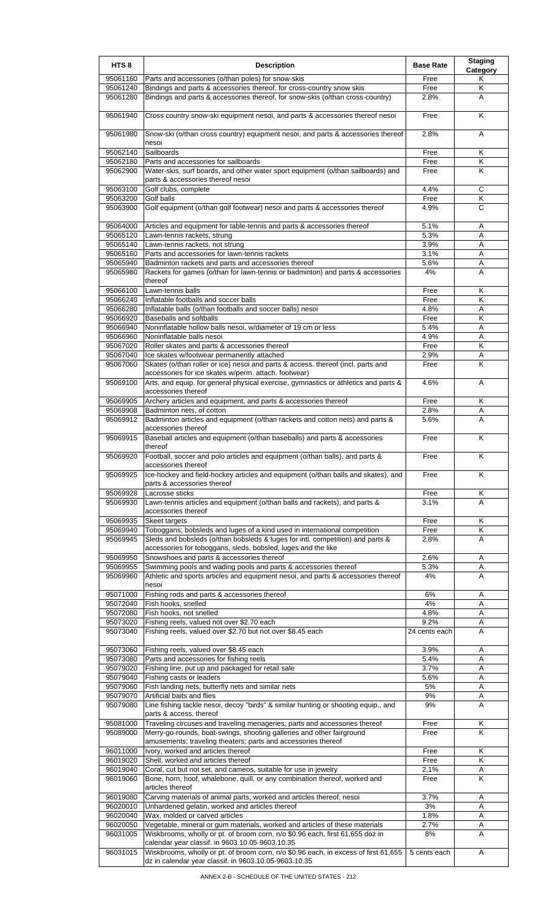| HTS 8 | Description | Base Rate | Staging Category |
|---|---|---|---|
| 95061160 | Parts and accessories (o/than poles) for snow-skis | Free | K |
| 95061240 | Bindings and parts & accessories thereof, for cross-country snow skis | Free | K |
| 95061280 | Bindings and parts & accessories thereof, for snow-skis (o/than cross-country) | 2.8% | A |
| 95061940 | Cross country snow-ski equipment nesoi, and parts & accessories thereof nesoi | Free | K |
| 95061980 | Snow-ski (o/than cross country) equipment nesoi, and parts & accessories thereof nesoi | 2.8% | A |
| 95062140 | Sailboards | Free | K |
| 95062180 | Parts and accessories for sailboards | Free | K |
| 95062900 | Water-skis, surf boards, and other water sport equipment (o/than sailboards) and parts & accessories thereof nesoi | Free | K |
| 95063100 | Golf clubs, complete | 4.4% | C |
| 95063200 | Golf balls | Free | K |
| 95063900 | Golf equipment (o/than golf footwear) nesoi and parts & accessories thereof | 4.9% | C |
| 95064000 | Articles and equipment for table-tennis and parts & accessories thereof | 5.1% | A |
| 95065120 | Lawn-tennis rackets, strung | 5.3% | A |
| 95065140 | Lawn-tennis rackets, not strung | 3.9% | A |
| 95065160 | Parts and accessories for lawn-tennis rackets | 3.1% | A |
| 95065940 | Badminton rackets and parts and accessories thereof | 5.6% | A |
| 95065980 | Rackets for games (o/than for lawn-tennis or badminton) and parts & accessories thereof | 4% | A |
| 95066100 | Lawn-tennis balls | Free | K |
| 95066240 | Inflatable footballs and soccer balls | Free | K |
| 95066280 | Inflatable balls (o/than footballs and soccer balls) nesoi | 4.8% | A |
| 95066920 | Baseballs and softballs | Free | K |
| 95066940 | Noninflatable hollow balls nesoi, w/diameter of 19 cm or less | 5.4% | A |
| 95066960 | Noninflatable balls nesoi | 4.9% | A |
| 95067020 | Roller skates and parts & accessories thereof | Free | K |
| 95067040 | Ice skates w/footwear permanently attached | 2.9% | A |
| 95067060 | Skates (o/than roller or ice) nesoi and parts & access. thereof (incl. parts and accessories for ice skates w/perm. attach. footwear) | Free | K |
| 95069100 | Arts. and equip. for general physical exercise, gymnastics or athletics and parts & accessories thereof | 4.6% | A |
| 95069905 | Archery articles and equipment, and parts & accessories thereof | Free | K |
| 95069908 | Badminton nets, of cotton | 2.8% | A |
| 95069912 | Badminton articles and equipment (o/than rackets and cotton nets) and parts & accessories thereof | 5.6% | A |
| 95069915 | Baseball articles and equipment (o/than baseballs) and parts & accessories thereof | Free | K |
| 95069920 | Football, soccer and polo articles and equipment (o/than balls), and parts & accessories thereof | Free | K |
| 95069925 | Ice-hockey and field-hockey articles and equipment (o/than balls and skates), and parts & accessories thereof | Free | K |
| 95069928 | Lacrosse sticks | Free | K |
| 95069930 | Lawn-tennis articles and equipment (o/than balls and rackets), and parts & accessories thereof | 3.1% | A |
| 95069935 | Skeet targets | Free | K |
| 95069940 | Toboggans; bobsleds and luges of a kind used in international competition | Free | K |
| 95069945 | Sleds and bobsleds (o/than bobsleds & luges for intl. competition) and parts & accessories for toboggans, sleds, bobsled, luges and the like | 2.8% | A |
| 95069950 | Snowshoes and parts & accessories thereof | 2.6% | A |
| 95069955 | Swimming pools and wading pools and parts & accessories thereof | 5.3% | A |
| 95069960 | Athletic and sports articles and equipment nesoi, and parts & accessories thereof nesoi | 4% | A |
| 95071000 | Fishing rods and parts & accessories thereof | 6% | A |
| 95072040 | Fish hooks, snelled | 4% | A |
| 95072080 | Fish hooks, not snelled | 4.8% | A |
| 95073020 | Fishing reels, valued not over $2.70 each | 9.2% | A |
| 95073040 | Fishing reels, valued over $2.70 but not over $8.45 each | 24 cents each | A |
| 95073060 | Fishing reels, valued over $8.45 each | 3.9% | A |
| 95073080 | Parts and accessories for fishing reels | 5.4% | A |
| 95079020 | Fishing line, put up and packaged for retail sale | 3.7% | A |
| 95079040 | Fishing casts or leaders | 5.6% | A |
| 95079060 | Fish landing nets, butterfly nets and similar nets | 5% | A |
| 95079070 | Artificial baits and flies | 9% | A |
| 95079080 | Line fishing tackle nesoi, decoy "birds" & similar hunting or shooting equip., and parts & access. thereof | 9% | A |
| 95081000 | Traveling circuses and traveling menageries; parts and accessories thereof | Free | K |
| 95089000 | Merry-go-rounds, boat-swings, shooting galleries and other fairground amusements; traveling theaters; parts and accessories thereof | Free | K |
| 96011000 | Ivory, worked and articles thereof | Free | K |
| 96019020 | Shell, worked and articles thereof | Free | K |
| 96019040 | Coral, cut but not set, and cameos, suitable for use in jewelry | 2.1% | A |
| 96019060 | Bone, horn, hoof, whalebone, quill, or any combination thereof, worked and articles thereof | Free | K |
| 96019080 | Carving materials of animal parts, worked and articles thereof, nesoi | 3.7% | A |
| 96020010 | Unhardened gelatin, worked and articles thereof | 3% | A |
| 96020040 | Wax, molded or carved articles | 1.8% | A |
| 96020050 | Vegetable, mineral or gum materials, worked and articles of these materials | 2.7% | A |
| 96031005 | Wiskbrooms, wholly or pt. of broom corn, n/o $0.96 each, first 61,655 doz in calendar year classif. in 9603.10.05-9603.10.35 | 8% | A |
| 96031015 | Wiskbrooms, wholly or pt. of broom corn, n/o $0.96 each, in excess of first 61,655 dz in calendar year classif. in 9603.10.05-9603.10.35 | 5 cents each | A |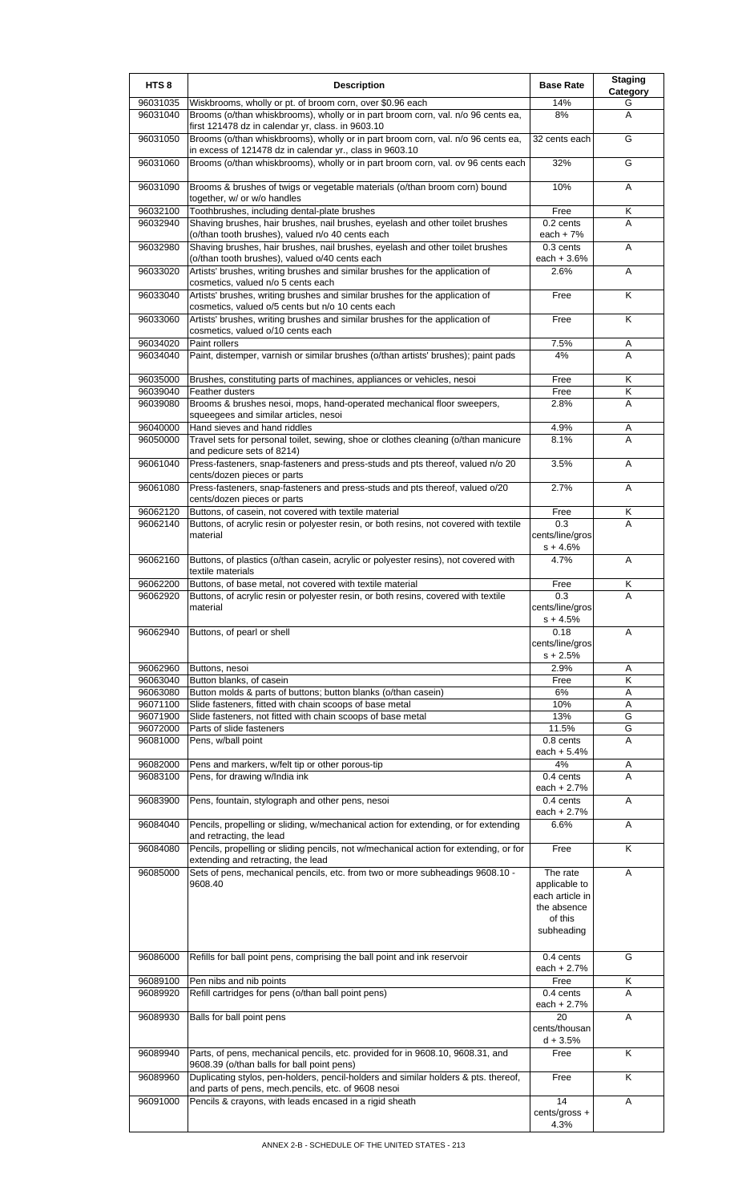| HTS 8 | Description | Base Rate | Staging Category |
|---|---|---|---|
| 96031035 | Wiskbrooms, wholly or pt. of broom corn, over $0.96 each | 14% | G |
| 96031040 | Brooms (o/than whiskbrooms), wholly or in part broom corn, val. n/o 96 cents ea, first 121478 dz in calendar yr, class. in 9603.10 | 8% | A |
| 96031050 | Brooms (o/than whiskbrooms), wholly or in part broom corn, val. n/o 96 cents ea, in excess of 121478 dz in calendar yr., class in 9603.10 | 32 cents each | G |
| 96031060 | Brooms (o/than whiskbrooms), wholly or in part broom corn, val. ov 96 cents each | 32% | G |
| 96031090 | Brooms & brushes of twigs or vegetable materials (o/than broom corn) bound together, w/ or w/o handles | 10% | A |
| 96032100 | Toothbrushes, including dental-plate brushes | Free | K |
| 96032940 | Shaving brushes, hair brushes, nail brushes, eyelash and other toilet brushes (o/than tooth brushes), valued n/o 40 cents each | 0.2 cents each + 7% | A |
| 96032980 | Shaving brushes, hair brushes, nail brushes, eyelash and other toilet brushes (o/than tooth brushes), valued o/40 cents each | 0.3 cents each + 3.6% | A |
| 96033020 | Artists' brushes, writing brushes and similar brushes for the application of cosmetics, valued n/o 5 cents each | 2.6% | A |
| 96033040 | Artists' brushes, writing brushes and similar brushes for the application of cosmetics, valued o/5 cents but n/o 10 cents each | Free | K |
| 96033060 | Artists' brushes, writing brushes and similar brushes for the application of cosmetics, valued o/10 cents each | Free | K |
| 96034020 | Paint rollers | 7.5% | A |
| 96034040 | Paint, distemper, varnish or similar brushes (o/than artists' brushes); paint pads | 4% | A |
| 96035000 | Brushes, constituting parts of machines, appliances or vehicles, nesoi | Free | K |
| 96039040 | Feather dusters | Free | K |
| 96039080 | Brooms & brushes nesoi, mops, hand-operated mechanical floor sweepers, squeegees and similar articles, nesoi | 2.8% | A |
| 96040000 | Hand sieves and hand riddles | 4.9% | A |
| 96050000 | Travel sets for personal toilet, sewing, shoe or clothes cleaning (o/than manicure and pedicure sets of 8214) | 8.1% | A |
| 96061040 | Press-fasteners, snap-fasteners and press-studs and pts thereof, valued n/o 20 cents/dozen pieces or parts | 3.5% | A |
| 96061080 | Press-fasteners, snap-fasteners and press-studs and pts thereof, valued o/20 cents/dozen pieces or parts | 2.7% | A |
| 96062120 | Buttons, of casein, not covered with textile material | Free | K |
| 96062140 | Buttons, of acrylic resin or polyester resin, or both resins, not covered with textile material | 0.3 cents/line/gross + 4.6% | A |
| 96062160 | Buttons, of plastics (o/than casein, acrylic or polyester resins), not covered with textile materials | 4.7% | A |
| 96062200 | Buttons, of base metal, not covered with textile material | Free | K |
| 96062920 | Buttons, of acrylic resin or polyester resin, or both resins, covered with textile material | 0.3 cents/line/gross + 4.5% | A |
| 96062940 | Buttons, of pearl or shell | 0.18 cents/line/gross + 2.5% | A |
| 96062960 | Buttons, nesoi | 2.9% | A |
| 96063040 | Button blanks, of casein | Free | K |
| 96063080 | Button molds & parts of buttons; button blanks (o/than casein) | 6% | A |
| 96071100 | Slide fasteners, fitted with chain scoops of base metal | 10% | A |
| 96071900 | Slide fasteners, not fitted with chain scoops of base metal | 13% | G |
| 96072000 | Parts of slide fasteners | 11.5% | G |
| 96081000 | Pens, w/ball point | 0.8 cents each + 5.4% | A |
| 96082000 | Pens and markers, w/felt tip or other porous-tip | 4% | A |
| 96083100 | Pens, for drawing w/India ink | 0.4 cents each + 2.7% | A |
| 96083900 | Pens, fountain, stylograph and other pens, nesoi | 0.4 cents each + 2.7% | A |
| 96084040 | Pencils, propelling or sliding, w/mechanical action for extending, or for extending and retracting, the lead | 6.6% | A |
| 96084080 | Pencils, propelling or sliding pencils, not w/mechanical action for extending, or for extending and retracting, the lead | Free | K |
| 96085000 | Sets of pens, mechanical pencils, etc. from two or more subheadings 9608.10 - 9608.40 | The rate applicable to each article in the absence of this subheading | A |
| 96086000 | Refills for ball point pens, comprising the ball point and ink reservoir | 0.4 cents each + 2.7% | G |
| 96089100 | Pen nibs and nib points | Free | K |
| 96089920 | Refill cartridges for pens (o/than ball point pens) | 0.4 cents each + 2.7% | A |
| 96089930 | Balls for ball point pens | 20 cents/thousand + 3.5% | A |
| 96089940 | Parts, of pens, mechanical pencils, etc. provided for in 9608.10, 9608.31, and 9608.39 (o/than balls for ball point pens) | Free | K |
| 96089960 | Duplicating stylos, pen-holders, pencil-holders and similar holders & pts. thereof, and parts of pens, mech.pencils, etc. of 9608 nesoi | Free | K |
| 96091000 | Pencils & crayons, with leads encased in a rigid sheath | 14 cents/gross + 4.3% | A |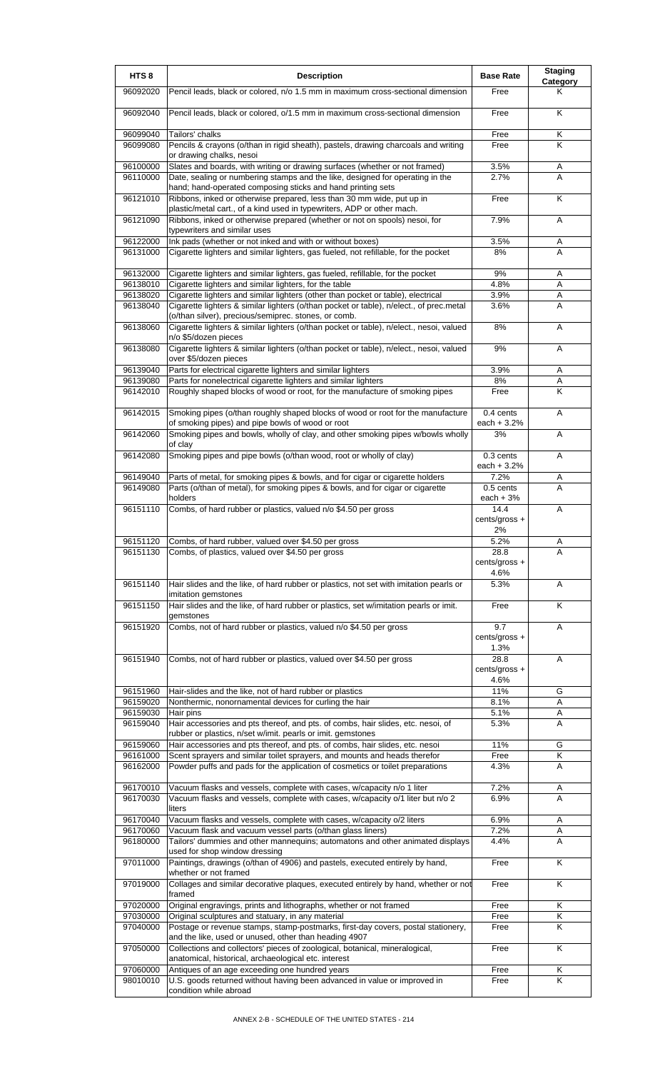| HTS 8 | Description | Base Rate | Staging Category |
|---|---|---|---|
| 96092020 | Pencil leads, black or colored, n/o 1.5 mm in maximum cross-sectional dimension | Free | K |
| 96092040 | Pencil leads, black or colored, o/1.5 mm in maximum cross-sectional dimension | Free | K |
| 96099040 | Tailors' chalks | Free | K |
| 96099080 | Pencils & crayons (o/than in rigid sheath), pastels, drawing charcoals and writing or drawing chalks, nesoi | Free | K |
| 96100000 | Slates and boards, with writing or drawing surfaces (whether or not framed) | 3.5% | A |
| 96110000 | Date, sealing or numbering stamps and the like, designed for operating in the hand; hand-operated composing sticks and hand printing sets | 2.7% | A |
| 96121010 | Ribbons, inked or otherwise prepared, less than 30 mm wide, put up in plastic/metal cart., of a kind used in typewriters, ADP or other mach. | Free | K |
| 96121090 | Ribbons, inked or otherwise prepared (whether or not on spools) nesoi, for typewriters and similar uses | 7.9% | A |
| 96122000 | Ink pads (whether or not inked and with or without boxes) | 3.5% | A |
| 96131000 | Cigarette lighters and similar lighters, gas fueled, not refillable, for the pocket | 8% | A |
| 96132000 | Cigarette lighters and similar lighters, gas fueled, refillable, for the pocket | 9% | A |
| 96138010 | Cigarette lighters and similar lighters, for the table | 4.8% | A |
| 96138020 | Cigarette lighters and similar lighters (other than pocket or table), electrical | 3.9% | A |
| 96138040 | Cigarette lighters & similar lighters (o/than pocket or table), n/elect., of prec.metal (o/than silver), precious/semiprec. stones, or comb. | 3.6% | A |
| 96138060 | Cigarette lighters & similar lighters (o/than pocket or table), n/elect., nesoi, valued n/o $5/dozen pieces | 8% | A |
| 96138080 | Cigarette lighters & similar lighters (o/than pocket or table), n/elect., nesoi, valued over $5/dozen pieces | 9% | A |
| 96139040 | Parts for electrical cigarette lighters and similar lighters | 3.9% | A |
| 96139080 | Parts for nonelectrical cigarette lighters and similar lighters | 8% | A |
| 96142010 | Roughly shaped blocks of wood or root, for the manufacture of smoking pipes | Free | K |
| 96142015 | Smoking pipes (o/than roughly shaped blocks of wood or root for the manufacture of smoking pipes) and pipe bowls of wood or root | 0.4 cents each + 3.2% | A |
| 96142060 | Smoking pipes and bowls, wholly of clay, and other smoking pipes w/bowls wholly of clay | 3% | A |
| 96142080 | Smoking pipes and pipe bowls (o/than wood, root or wholly of clay) | 0.3 cents each + 3.2% | A |
| 96149040 | Parts of metal, for smoking pipes & bowls, and for cigar or cigarette holders | 7.2% | A |
| 96149080 | Parts (o/than of metal), for smoking pipes & bowls, and for cigar or cigarette holders | 0.5 cents each + 3% | A |
| 96151110 | Combs, of hard rubber or plastics, valued n/o $4.50 per gross | 14.4 cents/gross + 2% | A |
| 96151120 | Combs, of hard rubber, valued over $4.50 per gross | 5.2% | A |
| 96151130 | Combs, of plastics, valued over $4.50 per gross | 28.8 cents/gross + 4.6% | A |
| 96151140 | Hair slides and the like, of hard rubber or plastics, not set with imitation pearls or imitation gemstones | 5.3% | A |
| 96151150 | Hair slides and the like, of hard rubber or plastics, set w/imitation pearls or imit. gemstones | Free | K |
| 96151920 | Combs, not of hard rubber or plastics, valued n/o $4.50 per gross | 9.7 cents/gross + 1.3% | A |
| 96151940 | Combs, not of hard rubber or plastics, valued over $4.50 per gross | 28.8 cents/gross + 4.6% | A |
| 96151960 | Hair-slides and the like, not of hard rubber or plastics | 11% | G |
| 96159020 | Nonthermic, nonornamental devices for curling the hair | 8.1% | A |
| 96159030 | Hair pins | 5.1% | A |
| 96159040 | Hair accessories and pts thereof, and pts. of combs, hair slides, etc. nesoi, of rubber or plastics, n/set w/imit. pearls or imit. gemstones | 5.3% | A |
| 96159060 | Hair accessories and pts thereof, and pts. of combs, hair slides, etc. nesoi | 11% | G |
| 96161000 | Scent sprayers and similar toilet sprayers, and mounts and heads therefor | Free | K |
| 96162000 | Powder puffs and pads for the application of cosmetics or toilet preparations | 4.3% | A |
| 96170010 | Vacuum flasks and vessels, complete with cases, w/capacity n/o 1 liter | 7.2% | A |
| 96170030 | Vacuum flasks and vessels, complete with cases, w/capacity o/1 liter but n/o 2 liters | 6.9% | A |
| 96170040 | Vacuum flasks and vessels, complete with cases, w/capacity o/2 liters | 6.9% | A |
| 96170060 | Vacuum flask and vacuum vessel parts (o/than glass liners) | 7.2% | A |
| 96180000 | Tailors' dummies and other mannequins; automatons and other animated displays used for shop window dressing | 4.4% | A |
| 97011000 | Paintings, drawings (o/than of 4906) and pastels, executed entirely by hand, whether or not framed | Free | K |
| 97019000 | Collages and similar decorative plaques, executed entirely by hand, whether or not framed | Free | K |
| 97020000 | Original engravings, prints and lithographs, whether or not framed | Free | K |
| 97030000 | Original sculptures and statuary, in any material | Free | K |
| 97040000 | Postage or revenue stamps, stamp-postmarks, first-day covers, postal stationery, and the like, used or unused, other than heading 4907 | Free | K |
| 97050000 | Collections and collectors' pieces of zoological, botanical, mineralogical, anatomical, historical, archaeological etc. interest | Free | K |
| 97060000 | Antiques of an age exceeding one hundred years | Free | K |
| 98010010 | U.S. goods returned without having been advanced in value or improved in condition while abroad | Free | K |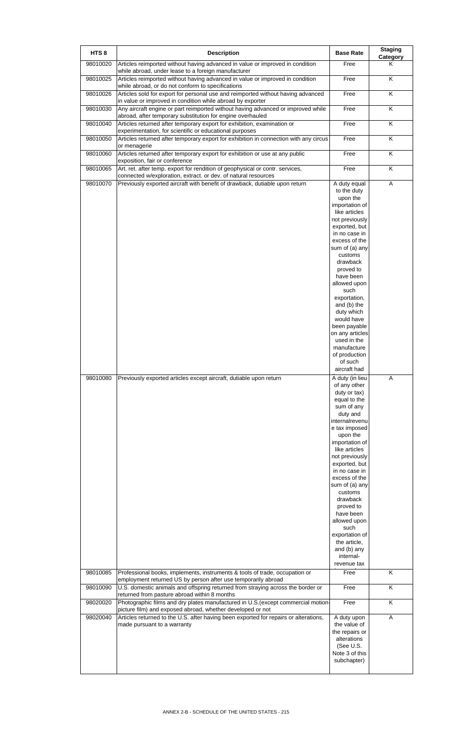| HTS 8 | Description | Base Rate | Staging Category |
|---|---|---|---|
| 98010020 | Articles reimported without having advanced in value or improved in condition while abroad, under lease to a foreign manufacturer | Free | K |
| 98010025 | Articles reimported without having advanced in value or improved in condition while abroad, or do not conform to specifications | Free | K |
| 98010026 | Articles sold for export for personal use and reimported without having advanced in value or improved in condition while abroad by exporter | Free | K |
| 98010030 | Any aircraft engine or part reimported without having advanced or improved while abroad, after temporary substitution for engine overhauled | Free | K |
| 98010040 | Articles returned after temporary export for exhibition, examination or experimentation, for scientific or educational purposes | Free | K |
| 98010050 | Articles returned after temporary export for exhibition in connection with any circus or menagerie | Free | K |
| 98010060 | Articles returned after temporary export for exhibition or use at any public exposition, fair or conference | Free | K |
| 98010065 | Art. ret. after temp. export for rendition of geophysical or contr. services, connected w/exploration, extract. or dev. of natural resources | Free | K |
| 98010070 | Previously exported aircraft with benefit of drawback, dutiable upon return | A duty equal to the duty upon the importation of like articles not previously exported, but in no case in excess of the sum of (a) any customs drawback proved to have been allowed upon such exportation, and (b) the duty which would have been payable on any articles used in the manufacture of production of such aircraft had | A |
| 98010080 | Previously exported articles except aircraft, dutiable upon return | A duty (in lieu of any other duty or tax) equal to the sum of any duty and internalrevenue tax imposed upon the importation of like articles not previously exported, but in no case in excess of the sum of (a) any customs drawback proved to have been allowed upon such exportation of the article, and (b) any internal-revenue tax | A |
| 98010085 | Professional books, implements, instruments & tools of trade, occupation or employment returned US by person after use temporarily abroad | Free | K |
| 98010090 | U.S. domestic animals and offspring returned from straying across the border or returned from pasture abroad within 8 months | Free | K |
| 98020020 | Photographic films and dry plates manufactured in U.S.(except commercial motion-picture film) and exposed abroad, whether developed or not | Free | K |
| 98020040 | Articles returned to the U.S. after having been exported for repairs or alterations, made pursuant to a warranty | A duty upon the value of the repairs or alterations (See U.S. Note 3 of this subchapter) | A |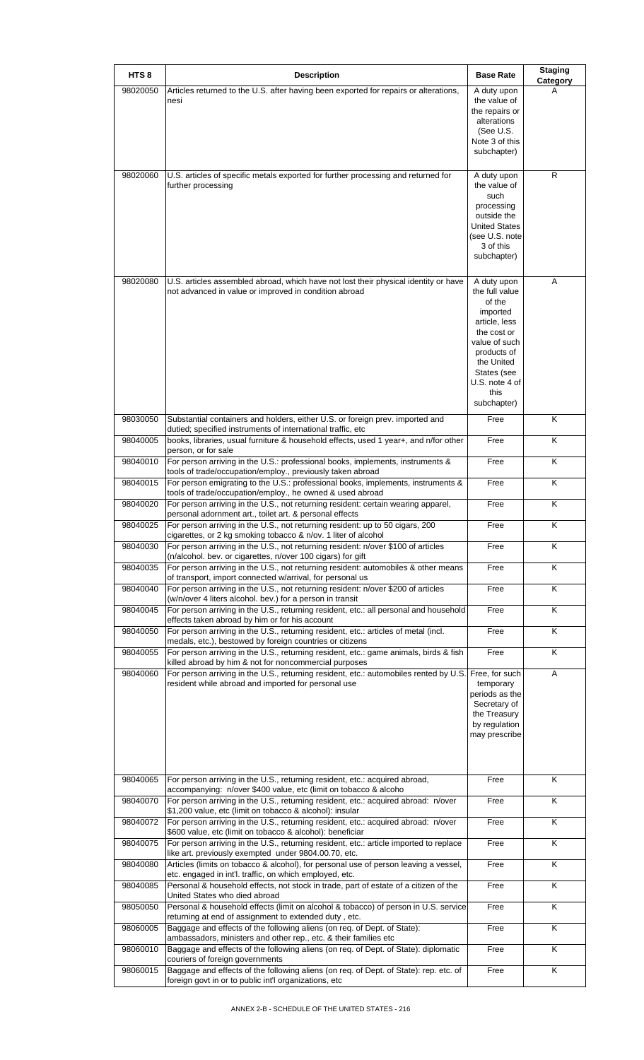| HTS 8 | Description | Base Rate | Staging Category |
|---|---|---|---|
| 98020050 | Articles returned to the U.S. after having been exported for repairs or alterations, nesi | A duty upon the value of the repairs or alterations (See U.S. Note 3 of this subchapter) | A |
| 98020060 | U.S. articles of specific metals exported for further processing and returned for further processing | A duty upon the value of such processing outside the United States (see U.S. note 3 of this subchapter) | R |
| 98020080 | U.S. articles assembled abroad, which have not lost their physical identity or have not advanced in value or improved in condition abroad | A duty upon the full value of the imported article, less the cost or value of such products of the United States (see U.S. note 4 of this subchapter) | A |
| 98030050 | Substantial containers and holders, either U.S. or foreign prev. imported and dutied; specified instruments of international traffic, etc | Free | K |
| 98040005 | books, libraries, usual furniture & household effects, used 1 year+, and n/for other person, or for sale | Free | K |
| 98040010 | For person arriving in the U.S.: professional books, implements, instruments & tools of trade/occupation/employ., previously taken abroad | Free | K |
| 98040015 | For person emigrating to the U.S.: professional books, implements, instruments & tools of trade/occupation/employ., he owned & used abroad | Free | K |
| 98040020 | For person arriving in the U.S., not returning resident: certain wearing apparel, personal adornment art., toilet art. & personal effects | Free | K |
| 98040025 | For person arriving in the U.S., not returning resident: up to 50 cigars, 200 cigarettes, or 2 kg smoking tobacco & n/ov. 1 liter of alcohol | Free | K |
| 98040030 | For person arriving in the U.S., not returning resident: n/over $100 of articles (n/alcohol. bev. or cigarettes, n/over 100 cigars) for gift | Free | K |
| 98040035 | For person arriving in the U.S., not returning resident: automobiles & other means of transport, import connected w/arrival, for personal us | Free | K |
| 98040040 | For person arriving in the U.S., not returning resident: n/over $200 of articles (w/n/over 4 liters alcohol. bev.) for a person in transit | Free | K |
| 98040045 | For person arriving in the U.S., returning resident, etc.: all personal and household effects taken abroad by him or for his account | Free | K |
| 98040050 | For person arriving in the U.S., returning resident, etc.: articles of metal (incl. medals, etc.), bestowed by foreign countries or citizens | Free | K |
| 98040055 | For person arriving in the U.S., returning resident, etc.: game animals, birds & fish killed abroad by him & not for noncommercial purposes | Free | K |
| 98040060 | For person arriving in the U.S., returning resident, etc.: automobiles rented by U.S. resident while abroad and imported for personal use | Free, for such temporary periods as the Secretary of the Treasury by regulation may prescribe | A |
| 98040065 | For person arriving in the U.S., returning resident, etc.: acquired abroad, accompanying: n/over $400 value, etc (limit on tobacco & alcoho | Free | K |
| 98040070 | For person arriving in the U.S., returning resident, etc.: acquired abroad: n/over $1,200 value, etc (limit on tobacco & alcohol): insular | Free | K |
| 98040072 | For person arriving in the U.S., returning resident, etc.: acquired abroad: n/over $600 value, etc (limit on tobacco & alcohol): beneficiar | Free | K |
| 98040075 | For person arriving in the U.S., returning resident, etc.: article imported to replace like art. previously exempted under 9804.00.70, etc. | Free | K |
| 98040080 | Articles (limits on tobacco & alcohol), for personal use of person leaving a vessel, etc. engaged in int'l. traffic, on which employed, etc. | Free | K |
| 98040085 | Personal & household effects, not stock in trade, part of estate of a citizen of the United States who died abroad | Free | K |
| 98050050 | Personal & household effects (limit on alcohol & tobacco) of person in U.S. service returning at end of assignment to extended duty , etc. | Free | K |
| 98060005 | Baggage and effects of the following aliens (on req. of Dept. of State): ambassadors, ministers and other rep., etc. & their families etc | Free | K |
| 98060010 | Baggage and effects of the following aliens (on req. of Dept. of State): diplomatic couriers of foreign governments | Free | K |
| 98060015 | Baggage and effects of the following aliens (on req. of Dept. of State): rep. etc. of foreign govt in or to public int'l organizations, etc | Free | K |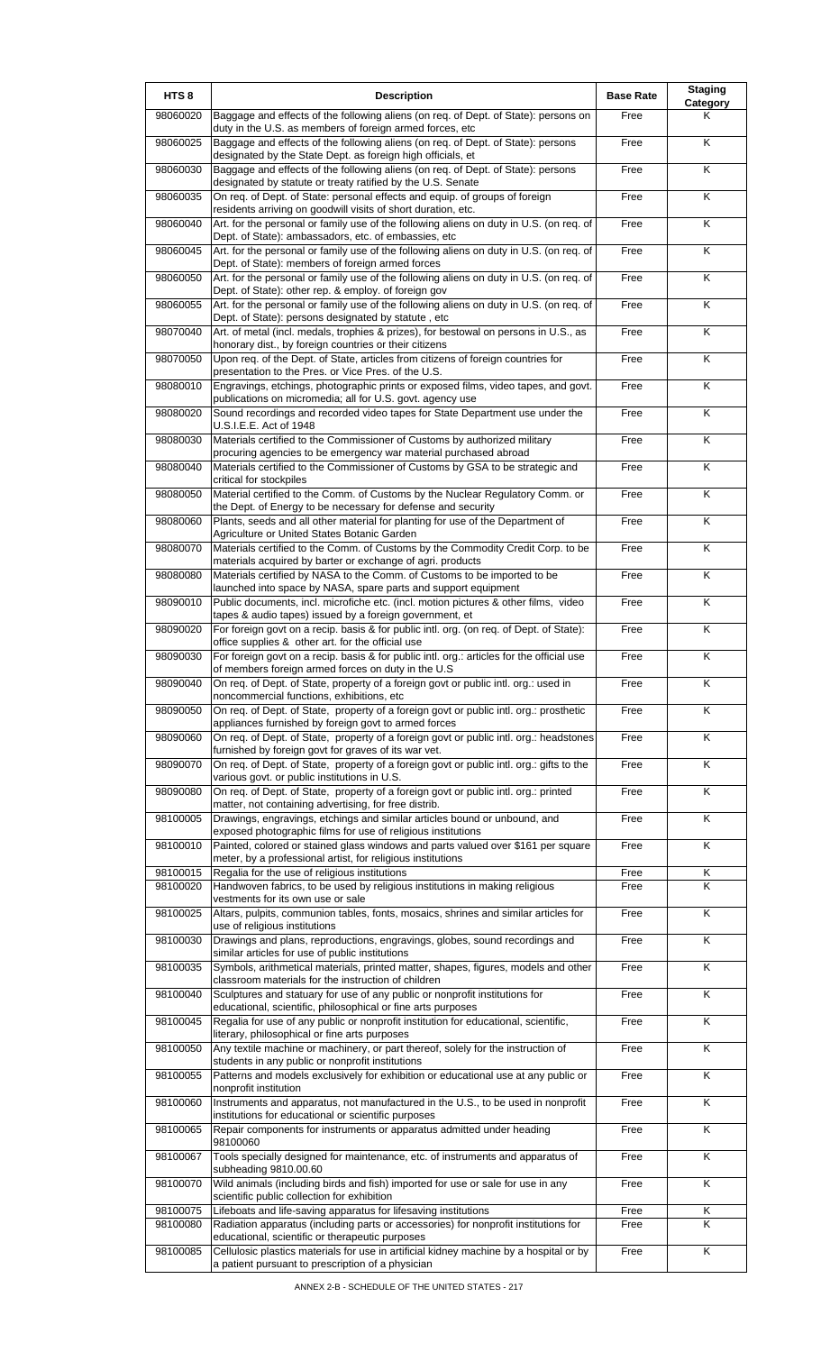| HTS 8 | Description | Base Rate | Staging Category |
|---|---|---|---|
| 98060020 | Baggage and effects of the following aliens (on req. of Dept. of State): persons on duty in the U.S. as members of foreign armed forces, etc | Free | K |
| 98060025 | Baggage and effects of the following aliens (on req. of Dept. of State): persons designated by the State Dept. as foreign high officials, et | Free | K |
| 98060030 | Baggage and effects of the following aliens (on req. of Dept. of State): persons designated by statute or treaty ratified by the U.S. Senate | Free | K |
| 98060035 | On req. of Dept. of State: personal effects and equip. of groups of foreign residents arriving on goodwill visits of short duration, etc. | Free | K |
| 98060040 | Art. for the personal or family use of the following aliens on duty in U.S. (on req. of Dept. of State): ambassadors, etc. of embassies, etc | Free | K |
| 98060045 | Art. for the personal or family use of the following aliens on duty in U.S. (on req. of Dept. of State): members of foreign armed forces | Free | K |
| 98060050 | Art. for the personal or family use of the following aliens on duty in U.S. (on req. of Dept. of State): other rep. & employ. of foreign gov | Free | K |
| 98060055 | Art. for the personal or family use of the following aliens on duty in U.S. (on req. of Dept. of State): persons designated by statute , etc | Free | K |
| 98070040 | Art. of metal (incl. medals, trophies & prizes), for bestowal on persons in U.S., as honorary dist., by foreign countries or their citizens | Free | K |
| 98070050 | Upon req. of the Dept. of State, articles from citizens of foreign countries for presentation to the Pres. or Vice Pres. of the U.S. | Free | K |
| 98080010 | Engravings, etchings, photographic prints or exposed films, video tapes, and govt. publications on micromedia; all for U.S. govt. agency use | Free | K |
| 98080020 | Sound recordings and recorded video tapes for State Department use under the U.S.I.E.E. Act of 1948 | Free | K |
| 98080030 | Materials certified to the Commissioner of Customs by authorized military procuring agencies to be emergency war material purchased abroad | Free | K |
| 98080040 | Materials certified to the Commissioner of Customs by GSA to be strategic and critical for stockpiles | Free | K |
| 98080050 | Material certified to the Comm. of Customs by the Nuclear Regulatory Comm. or the Dept. of Energy to be necessary for defense and security | Free | K |
| 98080060 | Plants, seeds and all other material for planting for use of the Department of Agriculture or United States Botanic Garden | Free | K |
| 98080070 | Materials certified to the Comm. of Customs by the Commodity Credit Corp. to be materials acquired by barter or exchange of agri. products | Free | K |
| 98080080 | Materials certified by NASA to the Comm. of Customs to be imported to be launched into space by NASA, spare parts and support equipment | Free | K |
| 98090010 | Public documents, incl. microfiche etc. (incl. motion pictures & other films, video tapes & audio tapes) issued by a foreign government, et | Free | K |
| 98090020 | For foreign govt on a recip. basis & for public intl. org. (on req. of Dept. of State): office supplies & other art. for the official use | Free | K |
| 98090030 | For foreign govt on a recip. basis & for public intl. org.: articles for the official use of members foreign armed forces on duty in the U.S | Free | K |
| 98090040 | On req. of Dept. of State, property of a foreign govt or public intl. org.: used in noncommercial functions, exhibitions, etc | Free | K |
| 98090050 | On req. of Dept. of State, property of a foreign govt or public intl. org.: prosthetic appliances furnished by foreign govt to armed forces | Free | K |
| 98090060 | On req. of Dept. of State, property of a foreign govt or public intl. org.: headstones furnished by foreign govt for graves of its war vet. | Free | K |
| 98090070 | On req. of Dept. of State, property of a foreign govt or public intl. org.: gifts to the various govt. or public institutions in U.S. | Free | K |
| 98090080 | On req. of Dept. of State, property of a foreign govt or public intl. org.: printed matter, not containing advertising, for free distrib. | Free | K |
| 98100005 | Drawings, engravings, etchings and similar articles bound or unbound, and exposed photographic films for use of religious institutions | Free | K |
| 98100010 | Painted, colored or stained glass windows and parts valued over $161 per square meter, by a professional artist, for religious institutions | Free | K |
| 98100015 | Regalia for the use of religious institutions | Free | K |
| 98100020 | Handwoven fabrics, to be used by religious institutions in making religious vestments for its own use or sale | Free | K |
| 98100025 | Altars, pulpits, communion tables, fonts, mosaics, shrines and similar articles for use of religious institutions | Free | K |
| 98100030 | Drawings and plans, reproductions, engravings, globes, sound recordings and similar articles for use of public institutions | Free | K |
| 98100035 | Symbols, arithmetical materials, printed matter, shapes, figures, models and other classroom materials for the instruction of children | Free | K |
| 98100040 | Sculptures and statuary for use of any public or nonprofit institutions for educational, scientific, philosophical or fine arts purposes | Free | K |
| 98100045 | Regalia for use of any public or nonprofit institution for educational, scientific, literary, philosophical or fine arts purposes | Free | K |
| 98100050 | Any textile machine or machinery, or part thereof, solely for the instruction of students in any public or nonprofit institutions | Free | K |
| 98100055 | Patterns and models exclusively for exhibition or educational use at any public or nonprofit institution | Free | K |
| 98100060 | Instruments and apparatus, not manufactured in the U.S., to be used in nonprofit institutions for educational or scientific purposes | Free | K |
| 98100065 | Repair components for instruments or apparatus admitted under heading 98100060 | Free | K |
| 98100067 | Tools specially designed for maintenance, etc. of instruments and apparatus of subheading 9810.00.60 | Free | K |
| 98100070 | Wild animals (including birds and fish) imported for use or sale for use in any scientific public collection for exhibition | Free | K |
| 98100075 | Lifeboats and life-saving apparatus for lifesaving institutions | Free | K |
| 98100080 | Radiation apparatus (including parts or accessories) for nonprofit institutions for educational, scientific or therapeutic purposes | Free | K |
| 98100085 | Cellulosic plastics materials for use in artificial kidney machine by a hospital or by a patient pursuant to prescription of a physician | Free | K |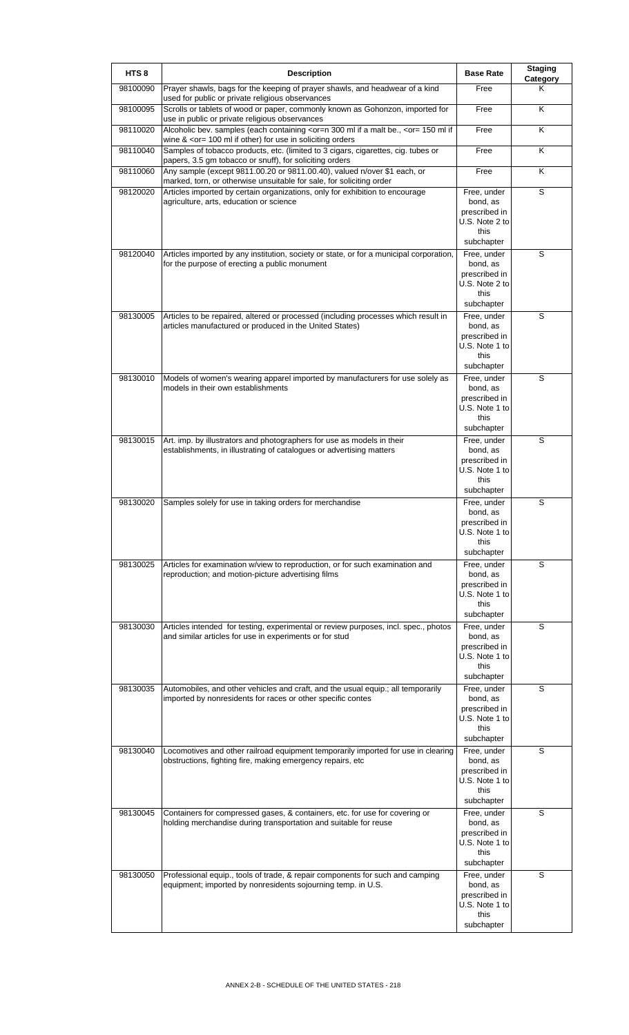| HTS 8 | Description | Base Rate | Staging Category |
|---|---|---|---|
| 98100090 | Prayer shawls, bags for the keeping of prayer shawls, and headwear of a kind used for public or private religious observances | Free | K |
| 98100095 | Scrolls or tablets of wood or paper, commonly known as Gohonzon, imported for use in public or private religious observances | Free | K |
| 98110020 | Alcoholic bev. samples (each containing <or=n 300 ml if a malt be., <or= 150 ml if wine & <or= 100 ml if other) for use in soliciting orders | Free | K |
| 98110040 | Samples of tobacco products, etc. (limited to 3 cigars, cigarettes, cig. tubes or papers, 3.5 gm tobacco or snuff), for soliciting orders | Free | K |
| 98110060 | Any sample (except 9811.00.20 or 9811.00.40), valued n/over $1 each, or marked, torn, or otherwise unsuitable for sale, for soliciting order | Free | K |
| 98120020 | Articles imported by certain organizations, only for exhibition to encourage agriculture, arts, education or science | Free, under bond, as prescribed in U.S. Note 2 to this subchapter | S |
| 98120040 | Articles imported by any institution, society or state, or for a municipal corporation, for the purpose of erecting a public monument | Free, under bond, as prescribed in U.S. Note 2 to this subchapter | S |
| 98130005 | Articles to be repaired, altered or processed (including processes which result in articles manufactured or produced in the United States) | Free, under bond, as prescribed in U.S. Note 1 to this subchapter | S |
| 98130010 | Models of women's wearing apparel imported by manufacturers for use solely as models in their own establishments | Free, under bond, as prescribed in U.S. Note 1 to this subchapter | S |
| 98130015 | Art. imp. by illustrators and photographers for use as models in their establishments, in illustrating of catalogues or advertising matters | Free, under bond, as prescribed in U.S. Note 1 to this subchapter | S |
| 98130020 | Samples solely for use in taking orders for merchandise | Free, under bond, as prescribed in U.S. Note 1 to this subchapter | S |
| 98130025 | Articles for examination w/view to reproduction, or for such examination and reproduction; and motion-picture advertising films | Free, under bond, as prescribed in U.S. Note 1 to this subchapter | S |
| 98130030 | Articles intended for testing, experimental or review purposes, incl. spec., photos and similar articles for use in experiments or for stud | Free, under bond, as prescribed in U.S. Note 1 to this subchapter | S |
| 98130035 | Automobiles, and other vehicles and craft, and the usual equip.; all temporarily imported by nonresidents for races or other specific contes | Free, under bond, as prescribed in U.S. Note 1 to this subchapter | S |
| 98130040 | Locomotives and other railroad equipment temporarily imported for use in clearing obstructions, fighting fire, making emergency repairs, etc | Free, under bond, as prescribed in U.S. Note 1 to this subchapter | S |
| 98130045 | Containers for compressed gases, & containers, etc. for use for covering or holding merchandise during transportation and suitable for reuse | Free, under bond, as prescribed in U.S. Note 1 to this subchapter | S |
| 98130050 | Professional equip., tools of trade, & repair components for such and camping equipment; imported by nonresidents sojourning temp. in U.S. | Free, under bond, as prescribed in U.S. Note 1 to this subchapter | S |

ANNEX 2-B - SCHEDULE OF THE UNITED STATES - 218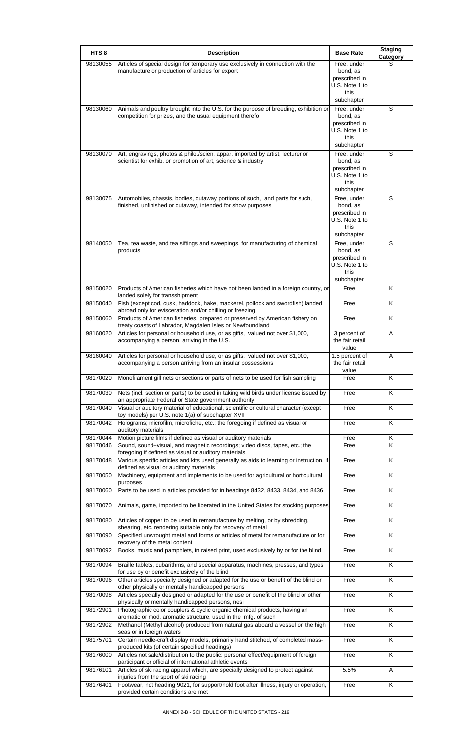| HTS 8 | Description | Base Rate | Staging Category |
|---|---|---|---|
| 98130055 | Articles of special design for temporary use exclusively in connection with the manufacture or production of articles for export | Free, under bond, as prescribed in U.S. Note 1 to this subchapter | S |
| 98130060 | Animals and poultry brought into the U.S. for the purpose of breeding, exhibition or competition for prizes, and the usual equipment therefo | Free, under bond, as prescribed in U.S. Note 1 to this subchapter | S |
| 98130070 | Art, engravings, photos & philo./scien. appar. imported by artist, lecturer or scientist for exhib. or promotion of art, science & industry | Free, under bond, as prescribed in U.S. Note 1 to this subchapter | S |
| 98130075 | Automobiles, chassis, bodies, cutaway portions of such, and parts for such, finished, unfinished or cutaway, intended for show purposes | Free, under bond, as prescribed in U.S. Note 1 to this subchapter | S |
| 98140050 | Tea, tea waste, and tea siftings and sweepings, for manufacturing of chemical products | Free, under bond, as prescribed in U.S. Note 1 to this subchapter | S |
| 98150020 | Products of American fisheries which have not been landed in a foreign country, or landed solely for transshipment | Free | K |
| 98150040 | Fish (except cod, cusk, haddock, hake, mackerel, pollock and swordfish) landed abroad only for evisceration and/or chilling or freezing | Free | K |
| 98150060 | Products of American fisheries, prepared or preserved by American fishery on treaty coasts of Labrador, Magdalen Isles or Newfoundland | Free | K |
| 98160020 | Articles for personal or household use, or as gifts, valued not over $1,000, accompanying a person, arriving in the U.S. | 3 percent of the fair retail value | A |
| 98160040 | Articles for personal or household use, or as gifts, valued not over $1,000, accompanying a person arriving from an insular possessions | 1.5 percent of the fair retail value | A |
| 98170020 | Monofilament gill nets or sections or parts of nets to be used for fish sampling | Free | K |
| 98170030 | Nets (incl. section or parts) to be used in taking wild birds under license issued by an appropriate Federal or State government authority | Free | K |
| 98170040 | Visual or auditory material of educational, scientific or cultural character (except toy models) per U.S. note 1(a) of subchapter XVII | Free | K |
| 98170042 | Holograms; microfilm, microfiche, etc.; the foregoing if defined as visual or auditory materials | Free | K |
| 98170044 | Motion picture films if defined as visual or auditory materials | Free | K |
| 98170046 | Sound, sound+visual, and magnetic recordings; video discs, tapes, etc.; the foregoing if defined as visual or auditory materials | Free | K |
| 98170048 | Various specific articles and kits used generally as aids to learning or instruction, if defined as visual or auditory materials | Free | K |
| 98170050 | Machinery, equipment and implements to be used for agricultural or horticultural purposes | Free | K |
| 98170060 | Parts to be used in articles provided for in headings 8432, 8433, 8434, and 8436 | Free | K |
| 98170070 | Animals, game, imported to be liberated in the United States for stocking purposes | Free | K |
| 98170080 | Articles of copper to be used in remanufacture by melting, or by shredding, shearing, etc. rendering suitable only for recovery of metal | Free | K |
| 98170090 | Specified unwrought metal and forms or articles of metal for remanufacture or for recovery of the metal content | Free | K |
| 98170092 | Books, music and pamphlets, in raised print, used exclusively by or for the blind | Free | K |
| 98170094 | Braille tablets, cubarithms, and special apparatus, machines, presses, and types for use by or benefit exclusively of the blind | Free | K |
| 98170096 | Other articles specially designed or adapted for the use or benefit of the blind or other physically or mentally handicapped persons | Free | K |
| 98170098 | Articles specially designed or adapted for the use or benefit of the blind or other physically or mentally handicapped persons, nesi | Free | K |
| 98172901 | Photographic color couplers & cyclic organic chemical products, having an aromatic or mod. aromatic structure, used in the mfg. of such | Free | K |
| 98172902 | Methanol (Methyl alcohol) produced from natural gas aboard a vessel on the high seas or in foreign waters | Free | K |
| 98175701 | Certain needle-craft display models, primarily hand stitched, of completed mass-produced kits (of certain specified headings) | Free | K |
| 98176000 | Articles not sale/distribution to the public: personal effect/equipment of foreign participant or official of international athletic events | Free | K |
| 98176101 | Articles of ski racing apparel which, are specially designed to protect against injuries from the sport of ski racing | 5.5% | A |
| 98176401 | Footwear, not heading 9021, for support/hold foot after illness, injury or operation, provided certain conditions are met | Free | K |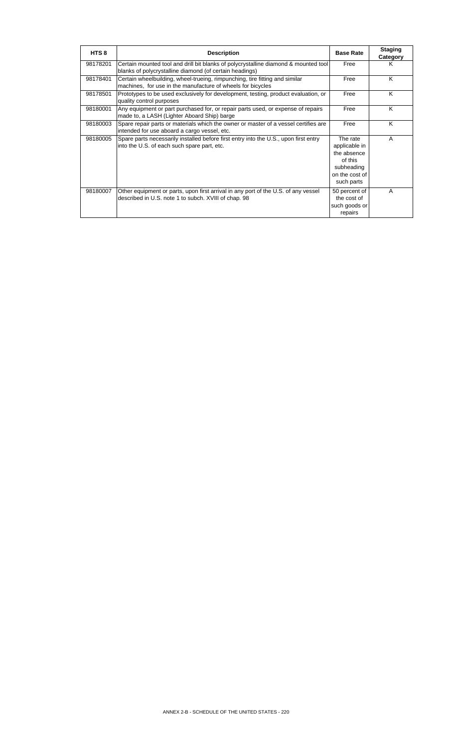| HTS 8 | Description | Base Rate | Staging Category |
|---|---|---|---|
| 98178201 | Certain mounted tool and drill bit blanks of polycrystalline diamond & mounted tool blanks of polycrystalline diamond (of certain headings) | Free | K |
| 98178401 | Certain wheelbuilding, wheel-trueing, rimpunching, tire fitting and similar machines, for use in the manufacture of wheels for bicycles | Free | K |
| 98178501 | Prototypes to be used exclusively for development, testing, product evaluation, or quality control purposes | Free | K |
| 98180001 | Any equipment or part purchased for, or repair parts used, or expense of repairs made to, a LASH (Lighter Aboard Ship) barge | Free | K |
| 98180003 | Spare repair parts or materials which the owner or master of a vessel certifies are intended for use aboard a cargo vessel, etc. | Free | K |
| 98180005 | Spare parts necessarily installed before first entry into the U.S., upon first entry into the U.S. of each such spare part, etc. | The rate applicable in the absence of this subheading on the cost of such parts | A |
| 98180007 | Other equipment or parts, upon first arrival in any port of the U.S. of any vessel described in U.S. note 1 to subch. XVIII of chap. 98 | 50 percent of the cost of such goods or repairs | A |